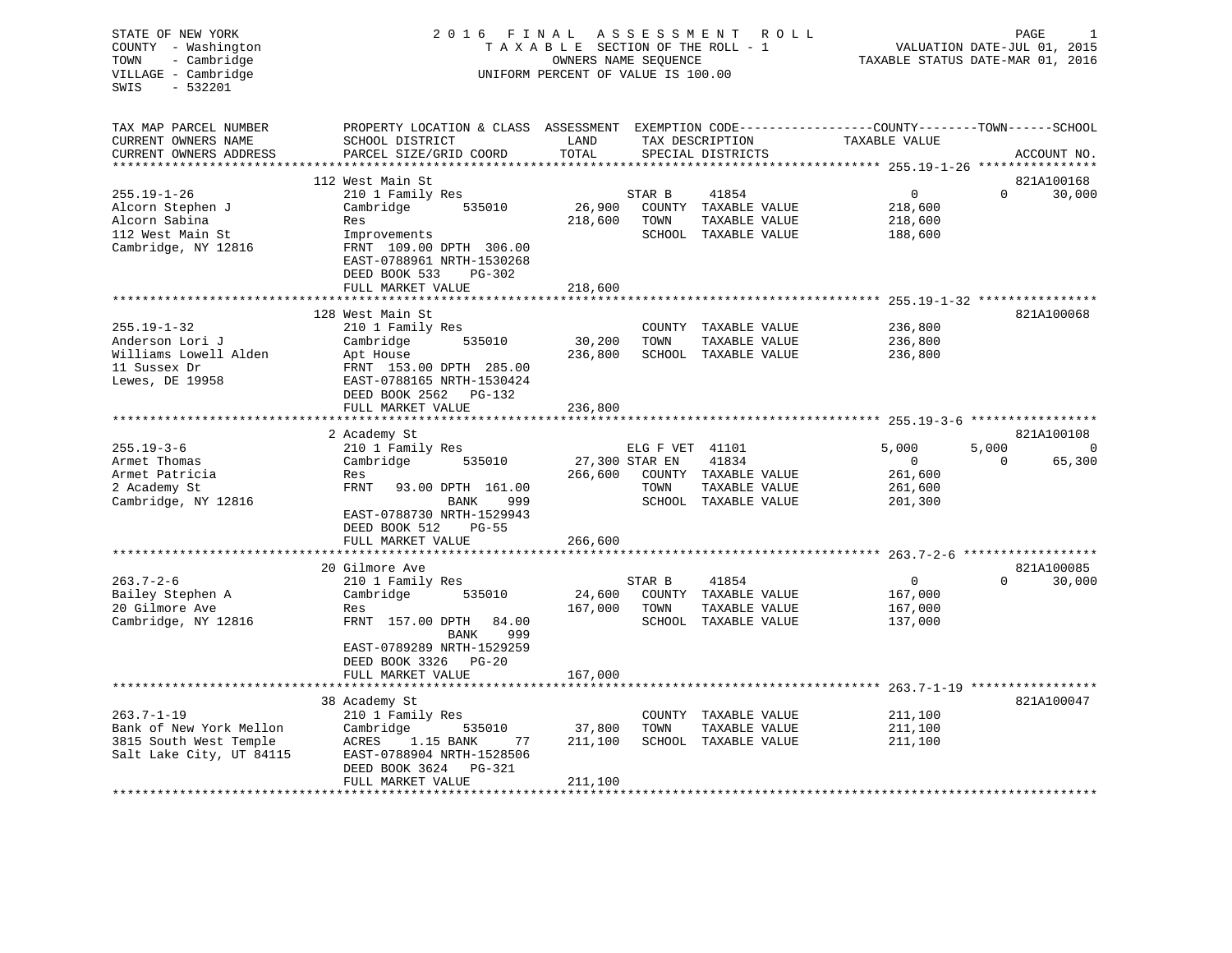STATE OF NEW YORK
COUNTY - Washington
TOWN - Cambridge
VILLAGE - Cambridge
SWIS - 532201

# 2016 FINAL ASSESSMENT ROLL

TAXABLE SECTION OF THE ROLL - 1
OWNERS NAME SEQUENCE
UNIFORM PERCENT OF VALUE IS 100.00

VALUATION DATE-JUL 01, 2015
TAXABLE STATUS DATE-MAR 01, 2016

```
TAX MAP PARCEL NUMBER          PROPERTY LOCATION & CLASS  ASSESSMENT  EXEMPTION CODE-----------------COUNTY--------TOWN------SCHOOL
CURRENT OWNERS NAME            SCHOOL DISTRICT              LAND      TAX DESCRIPTION            TAXABLE VALUE
CURRENT OWNERS ADDRESS         PARCEL SIZE/GRID COORD       TOTAL     SPECIAL DISTRICTS                                  ACCOUNT NO.
******************************************************************************************************* 255.19-1-26 ****************
                               112 West Main St                                                                         821A100168
255.19-1-26                    210 1 Family Res                       STAR B     41854                  0         0      30,000
Alcorn Stephen J               Cambridge       535010       26,900    COUNTY  TAXABLE VALUE       218,600
Alcorn Sabina                  Res                         218,600    TOWN    TAXABLE VALUE       218,600
112 West Main St               Improvements                           SCHOOL  TAXABLE VALUE       188,600
Cambridge, NY 12816            FRNT 109.00 DPTH 306.00
                               EAST-0788961 NRTH-1530268
                               DEED BOOK 533    PG-302
                               FULL MARKET VALUE           218,600
******************************************************************************************************* 255.19-1-32 ****************
                               128 West Main St                                                                         821A100068
255.19-1-32                    210 1 Family Res                       COUNTY  TAXABLE VALUE       236,800
Anderson Lori J                Cambridge       535010       30,200    TOWN    TAXABLE VALUE       236,800
Williams Lowell Alden          Apt House                   236,800    SCHOOL  TAXABLE VALUE       236,800
11 Sussex Dr                   FRNT 153.00 DPTH 285.00
Lewes, DE 19958                EAST-0788165 NRTH-1530424
                               DEED BOOK 2562   PG-132
                               FULL MARKET VALUE           236,800
******************************************************************************************************* 255.19-3-6 *****************
                               2 Academy St                                                                             821A100108
255.19-3-6                     210 1 Family Res                       ELG F VET  41101              5,000     5,000           0
Armet Thomas                   Cambridge       535010       27,300 STAR EN    41834                     0         0      65,300
Armet Patricia                 Res                         266,600    COUNTY  TAXABLE VALUE       261,600
2 Academy St                   FRNT  93.00 DPTH 161.00                TOWN    TAXABLE VALUE       261,600
Cambridge, NY 12816                    BANK     999                   SCHOOL  TAXABLE VALUE       201,300
                               EAST-0788730 NRTH-1529943
                               DEED BOOK 512    PG-55
                               FULL MARKET VALUE           266,600
******************************************************************************************************* 263.7-2-6 ******************
                               20 Gilmore Ave                                                                           821A100085
263.7-2-6                      210 1 Family Res                       STAR B     41854                  0         0      30,000
Bailey Stephen A               Cambridge       535010       24,600    COUNTY  TAXABLE VALUE       167,000
20 Gilmore Ave                 Res                         167,000    TOWN    TAXABLE VALUE       167,000
Cambridge, NY 12816            FRNT 157.00 DPTH  84.00                SCHOOL  TAXABLE VALUE       137,000
                                       BANK     999
                               EAST-0789289 NRTH-1529259
                               DEED BOOK 3326   PG-20
                               FULL MARKET VALUE           167,000
******************************************************************************************************* 263.7-1-19 *****************
                               38 Academy St                                                                            821A100047
263.7-1-19                     210 1 Family Res                       COUNTY  TAXABLE VALUE       211,100
Bank of New York Mellon        Cambridge       535010       37,800    TOWN    TAXABLE VALUE       211,100
3815 South West Temple         ACRES    1.15 BANK     77   211,100    SCHOOL  TAXABLE VALUE       211,100
Salt Lake City, UT 84115       EAST-0788904 NRTH-1528506
                               DEED BOOK 3624   PG-321
                               FULL MARKET VALUE           211,100
************************************************************************************************************************************
```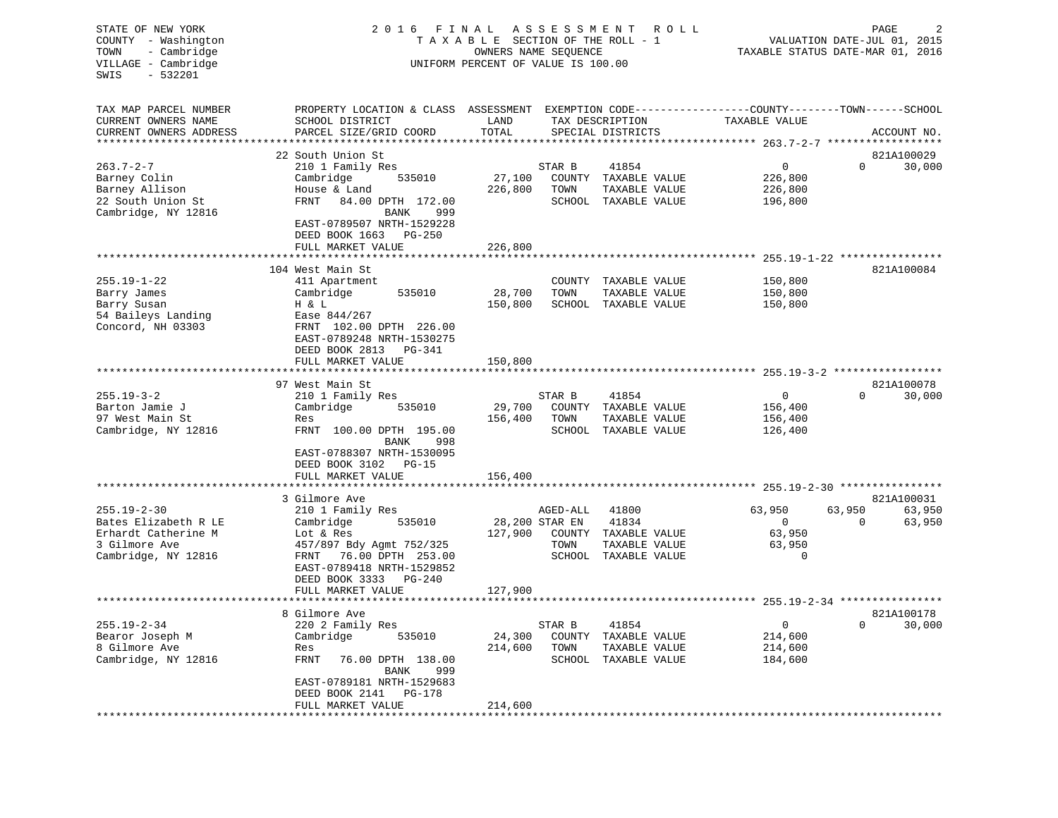STATE OF NEW YORK
COUNTY - Washington
TOWN - Cambridge
VILLAGE - Cambridge
SWIS - 532201

# 2016 FINAL ASSESSMENT ROLL

TAXABLE SECTION OF THE ROLL - 1
OWNERS NAME SEQUENCE
UNIFORM PERCENT OF VALUE IS 100.00

VALUATION DATE-JUL 01, 2015
TAXABLE STATUS DATE-MAR 01, 2016

| TAX MAP PARCEL NUMBER / CURRENT OWNERS NAME / CURRENT OWNERS ADDRESS | PROPERTY LOCATION & CLASS / SCHOOL DISTRICT / PARCEL SIZE/GRID COORD | ASSESSMENT LAND | TOTAL | EXEMPTION CODE / TAX DESCRIPTION / SPECIAL DISTRICTS | | COUNTY TAXABLE VALUE | TOWN | SCHOOL | ACCOUNT NO. |
|---|---|---|---|---|---|---|---|---|---|
| 263.7-2-7 | 22 South Union St | | | | | | | | 821A100029 |
| Barney Colin | 210 1 Family Res | | | STAR B | 41854 | 0 | 0 | 30,000 | |
| Barney Allison | Cambridge 535010 | 27,100 | | COUNTY | TAXABLE VALUE | 226,800 | | | |
| 22 South Union St | House & Land | | 226,800 | TOWN | TAXABLE VALUE | 226,800 | | | |
| Cambridge, NY 12816 | FRNT 84.00 DPTH 172.00 BANK 999 | | | SCHOOL | TAXABLE VALUE | 196,800 | | | |
| | EAST-0789507 NRTH-1529228 | | | | | | | | |
| | DEED BOOK 1663 PG-250 | | | | | | | | |
| | FULL MARKET VALUE | | 226,800 | | | | | | |
| 255.19-1-22 | 104 West Main St | | | | | | | | 821A100084 |
| Barry James | 411 Apartment | | | COUNTY | TAXABLE VALUE | 150,800 | | | |
| Barry Susan | Cambridge 535010 | 28,700 | | TOWN | TAXABLE VALUE | 150,800 | | | |
| 54 Baileys Landing | H & L | | 150,800 | SCHOOL | TAXABLE VALUE | 150,800 | | | |
| Concord, NH 03303 | Ease 844/267 | | | | | | | | |
| | FRNT 102.00 DPTH 226.00 | | | | | | | | |
| | EAST-0789248 NRTH-1530275 | | | | | | | | |
| | DEED BOOK 2813 PG-341 | | | | | | | | |
| | FULL MARKET VALUE | | 150,800 | | | | | | |
| 255.19-3-2 | 97 West Main St | | | | | | | | 821A100078 |
| Barton Jamie J | 210 1 Family Res | | | STAR B | 41854 | 0 | 0 | 30,000 | |
| 97 West Main St | Cambridge 535010 | 29,700 | | COUNTY | TAXABLE VALUE | 156,400 | | | |
| Cambridge, NY 12816 | Res | | 156,400 | TOWN | TAXABLE VALUE | 156,400 | | | |
| | FRNT 100.00 DPTH 195.00 BANK 998 | | | SCHOOL | TAXABLE VALUE | 126,400 | | | |
| | EAST-0788307 NRTH-1530095 | | | | | | | | |
| | DEED BOOK 3102 PG-15 | | | | | | | | |
| | FULL MARKET VALUE | | 156,400 | | | | | | |
| 255.19-2-30 | 3 Gilmore Ave | | | | | | | | 821A100031 |
| Bates Elizabeth R LE | 210 1 Family Res | | | AGED-ALL | 41800 | 63,950 | 63,950 | 63,950 | |
| Erhardt Catherine M | Cambridge 535010 | 28,200 | | STAR EN | 41834 | 0 | 0 | 63,950 | |
| 3 Gilmore Ave | Lot & Res | | 127,900 | COUNTY | TAXABLE VALUE | 63,950 | | | |
| Cambridge, NY 12816 | 457/897 Bdy Agmt 752/325 | | | TOWN | TAXABLE VALUE | 63,950 | | | |
| | FRNT 76.00 DPTH 253.00 | | | SCHOOL | TAXABLE VALUE | 0 | | | |
| | EAST-0789418 NRTH-1529852 | | | | | | | | |
| | DEED BOOK 3333 PG-240 | | | | | | | | |
| | FULL MARKET VALUE | | 127,900 | | | | | | |
| 255.19-2-34 | 8 Gilmore Ave | | | | | | | | 821A100178 |
| Bearor Joseph M | 220 2 Family Res | | | STAR B | 41854 | 0 | 0 | 30,000 | |
| 8 Gilmore Ave | Cambridge 535010 | 24,300 | | COUNTY | TAXABLE VALUE | 214,600 | | | |
| Cambridge, NY 12816 | Res | | 214,600 | TOWN | TAXABLE VALUE | 214,600 | | | |
| | FRNT 76.00 DPTH 138.00 BANK 999 | | | SCHOOL | TAXABLE VALUE | 184,600 | | | |
| | EAST-0789181 NRTH-1529683 | | | | | | | | |
| | DEED BOOK 2141 PG-178 | | | | | | | | |
| | FULL MARKET VALUE | | 214,600 | | | | | | |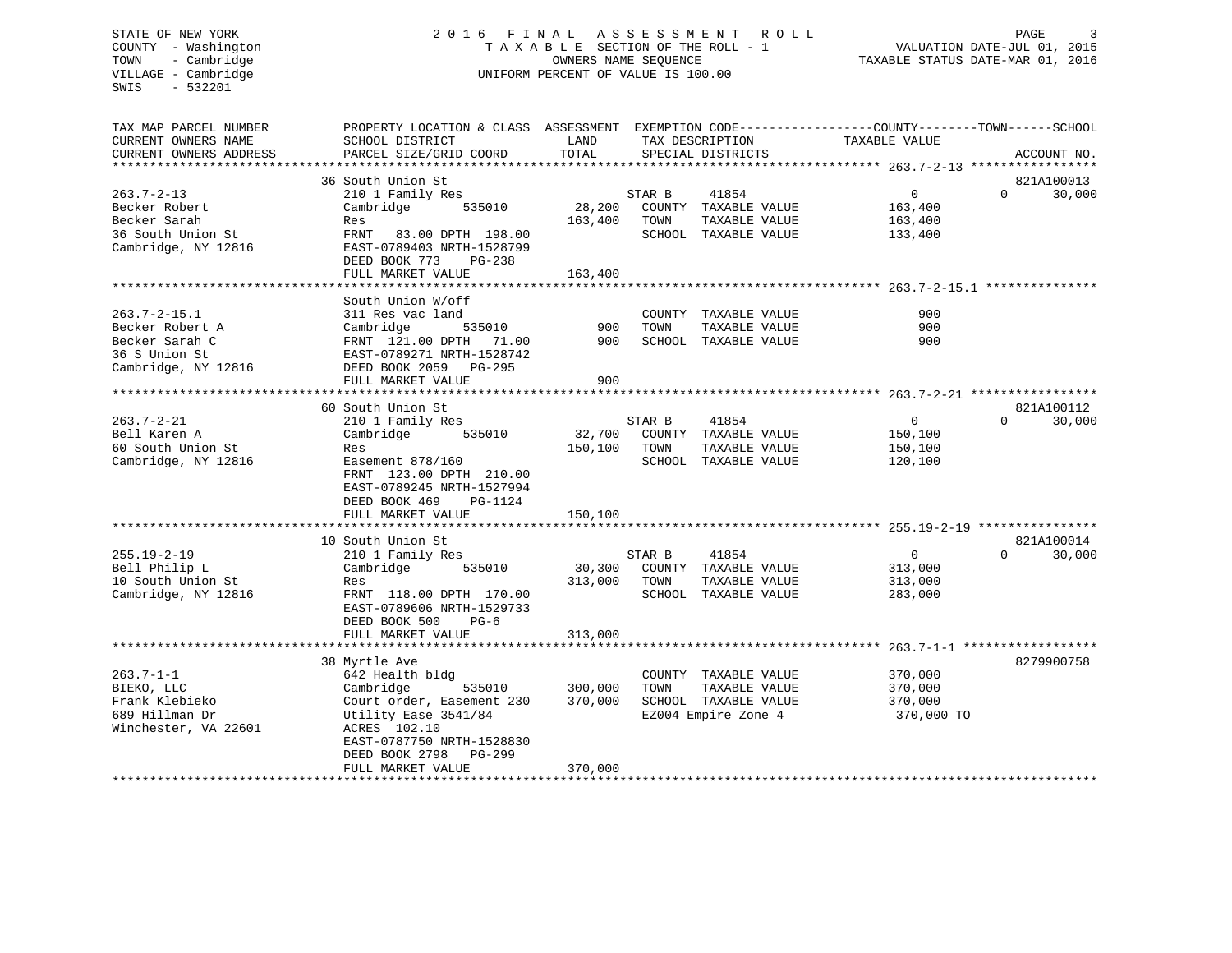STATE OF NEW YORK
COUNTY - Washington
TOWN - Cambridge
VILLAGE - Cambridge
SWIS - 532201

2016 FINAL ASSESSMENT ROLL
TAXABLE SECTION OF THE ROLL - 1
OWNERS NAME SEQUENCE
UNIFORM PERCENT OF VALUE IS 100.00

VALUATION DATE-JUL 01, 2015
TAXABLE STATUS DATE-MAR 01, 2016

| TAX MAP PARCEL NUMBER / CURRENT OWNERS NAME / CURRENT OWNERS ADDRESS | PROPERTY LOCATION & CLASS / SCHOOL DISTRICT / PARCEL SIZE/GRID COORD | ASSESSMENT LAND / TOTAL | EXEMPTION CODE / TAX DESCRIPTION / SPECIAL DISTRICTS | COUNTY TAXABLE VALUE | TOWN | SCHOOL | ACCOUNT NO. |
|---|---|---|---|---|---|---|---|
| **263.7-2-13** | 36 South Union St | | | | | | 821A100013 |
| 263.7-2-13 | 210 1 Family Res | | STAR B 41854 | 0 | 0 | 30,000 | |
| Becker Robert | Cambridge 535010 | 28,200 | COUNTY TAXABLE VALUE | 163,400 | | | |
| Becker Sarah | Res | 163,400 | TOWN TAXABLE VALUE | 163,400 | | | |
| 36 South Union St | FRNT 83.00 DPTH 198.00 | | SCHOOL TAXABLE VALUE | 133,400 | | | |
| Cambridge, NY 12816 | EAST-0789403 NRTH-1528799 | | | | | | |
| | DEED BOOK 773 PG-238 | | | | | | |
| | FULL MARKET VALUE | 163,400 | | | | | |
| **263.7-2-15.1** | South Union W/off | | | | | | |
| 263.7-2-15.1 | 311 Res vac land | | COUNTY TAXABLE VALUE | 900 | | | |
| Becker Robert A | Cambridge 535010 | 900 | TOWN TAXABLE VALUE | 900 | | | |
| Becker Sarah C | FRNT 121.00 DPTH 71.00 | 900 | SCHOOL TAXABLE VALUE | 900 | | | |
| 36 S Union St | EAST-0789271 NRTH-1528742 | | | | | | |
| Cambridge, NY 12816 | DEED BOOK 2059 PG-295 | | | | | | |
| | FULL MARKET VALUE | 900 | | | | | |
| **263.7-2-21** | 60 South Union St | | | | | | 821A100112 |
| 263.7-2-21 | 210 1 Family Res | | STAR B 41854 | 0 | 0 | 30,000 | |
| Bell Karen A | Cambridge 535010 | 32,700 | COUNTY TAXABLE VALUE | 150,100 | | | |
| 60 South Union St | Res | 150,100 | TOWN TAXABLE VALUE | 150,100 | | | |
| Cambridge, NY 12816 | Easement 878/160 | | SCHOOL TAXABLE VALUE | 120,100 | | | |
| | FRNT 123.00 DPTH 210.00 | | | | | | |
| | EAST-0789245 NRTH-1527994 | | | | | | |
| | DEED BOOK 469 PG-1124 | | | | | | |
| | FULL MARKET VALUE | 150,100 | | | | | |
| **255.19-2-19** | 10 South Union St | | | | | | 821A100014 |
| 255.19-2-19 | 210 1 Family Res | | STAR B 41854 | 0 | 0 | 30,000 | |
| Bell Philip L | Cambridge 535010 | 30,300 | COUNTY TAXABLE VALUE | 313,000 | | | |
| 10 South Union St | Res | 313,000 | TOWN TAXABLE VALUE | 313,000 | | | |
| Cambridge, NY 12816 | FRNT 118.00 DPTH 170.00 | | SCHOOL TAXABLE VALUE | 283,000 | | | |
| | EAST-0789606 NRTH-1529733 | | | | | | |
| | DEED BOOK 500 PG-6 | | | | | | |
| | FULL MARKET VALUE | 313,000 | | | | | |
| **263.7-1-1** | 38 Myrtle Ave | | | | | | 8279900758 |
| 263.7-1-1 | 642 Health bldg | | COUNTY TAXABLE VALUE | 370,000 | | | |
| BIEKO, LLC | Cambridge 535010 | 300,000 | TOWN TAXABLE VALUE | 370,000 | | | |
| Frank Klebieko | Court order, Easement 230 | 370,000 | SCHOOL TAXABLE VALUE | 370,000 | | | |
| 689 Hillman Dr | Utility Ease 3541/84 | | EZ004 Empire Zone 4 | 370,000 TO | | | |
| Winchester, VA 22601 | ACRES 102.10 | | | | | | |
| | EAST-0787750 NRTH-1528830 | | | | | | |
| | DEED BOOK 2798 PG-299 | | | | | | |
| | FULL MARKET VALUE | 370,000 | | | | | |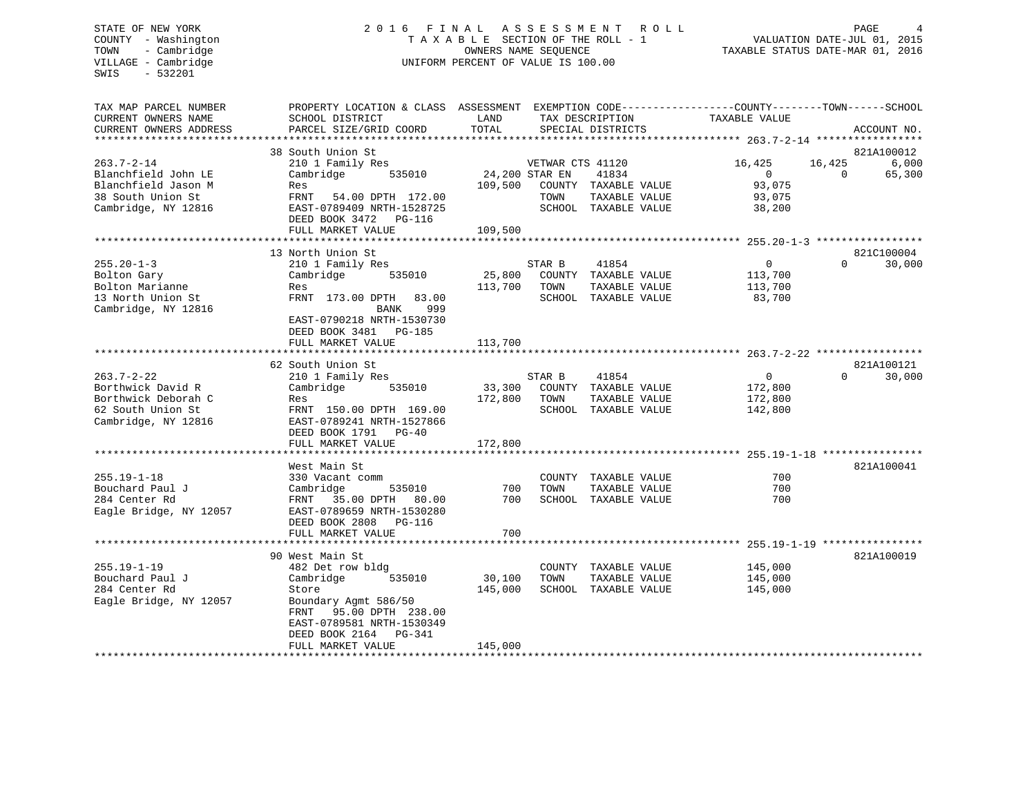STATE OF NEW YORK
COUNTY - Washington
TOWN - Cambridge
VILLAGE - Cambridge
SWIS - 532201

# 2016 FINAL ASSESSMENT ROLL

TAXABLE SECTION OF THE ROLL - 1
OWNERS NAME SEQUENCE
UNIFORM PERCENT OF VALUE IS 100.00

VALUATION DATE-JUL 01, 2015
TAXABLE STATUS DATE-MAR 01, 2016

```
TAX MAP PARCEL NUMBER          PROPERTY LOCATION & CLASS  ASSESSMENT  EXEMPTION CODE------------------COUNTY--------TOWN------SCHOOL
CURRENT OWNERS NAME            SCHOOL DISTRICT              LAND      TAX DESCRIPTION            TAXABLE VALUE
CURRENT OWNERS ADDRESS         PARCEL SIZE/GRID COORD       TOTAL     SPECIAL DISTRICTS                                   ACCOUNT NO.
******************************************************************************************************* 263.7-2-14 *****************
                               38 South Union St                                                                          821A100012
263.7-2-14                     210 1 Family Res                  VETWAR CTS 41120              16,425      16,425       6,000
Blanchfield John LE            Cambridge        535010      24,200 STAR EN    41834                  0           0      65,300
Blanchfield Jason M            Res                         109,500   COUNTY  TAXABLE VALUE        93,075
38 South Union St              FRNT   54.00 DPTH 172.00              TOWN    TAXABLE VALUE        93,075
Cambridge, NY 12816            EAST-0789409 NRTH-1528725             SCHOOL  TAXABLE VALUE        38,200
                               DEED BOOK 3472   PG-116
                               FULL MARKET VALUE           109,500
******************************************************************************************************* 255.20-1-3 *****************
                               13 North Union St                                                                          821C100004
255.20-1-3                     210 1 Family Res                  STAR B     41854                    0           0      30,000
Bolton Gary                    Cambridge        535010      25,800   COUNTY  TAXABLE VALUE       113,700
Bolton Marianne                Res                         113,700   TOWN    TAXABLE VALUE       113,700
13 North Union St              FRNT  173.00 DPTH  83.00              SCHOOL  TAXABLE VALUE        83,700
Cambridge, NY 12816                             BANK    999
                               EAST-0790218 NRTH-1530730
                               DEED BOOK 3481   PG-185
                               FULL MARKET VALUE           113,700
******************************************************************************************************* 263.7-2-22 *****************
                               62 South Union St                                                                          821A100121
263.7-2-22                     210 1 Family Res                  STAR B     41854                    0           0      30,000
Borthwick David R              Cambridge        535010      33,300   COUNTY  TAXABLE VALUE       172,800
Borthwick Deborah C            Res                         172,800   TOWN    TAXABLE VALUE       172,800
62 South Union St              FRNT  150.00 DPTH 169.00              SCHOOL  TAXABLE VALUE       142,800
Cambridge, NY 12816            EAST-0789241 NRTH-1527866
                               DEED BOOK 1791   PG-40
                               FULL MARKET VALUE           172,800
******************************************************************************************************* 255.19-1-18 ****************
                               West Main St                                                                               821A100041
255.19-1-18                    330 Vacant comm                       COUNTY  TAXABLE VALUE           700
Bouchard Paul J                Cambridge        535010         700   TOWN    TAXABLE VALUE           700
284 Center Rd                  FRNT   35.00 DPTH  80.00        700   SCHOOL  TAXABLE VALUE           700
Eagle Bridge, NY 12057         EAST-0789659 NRTH-1530280
                               DEED BOOK 2808   PG-116
                               FULL MARKET VALUE               700
******************************************************************************************************* 255.19-1-19 ****************
                               90 West Main St                                                                            821A100019
255.19-1-19                    482 Det row bldg                      COUNTY  TAXABLE VALUE       145,000
Bouchard Paul J                Cambridge        535010      30,100   TOWN    TAXABLE VALUE       145,000
284 Center Rd                  Store                       145,000   SCHOOL  TAXABLE VALUE       145,000
Eagle Bridge, NY 12057         Boundary Agmt 586/50
                               FRNT   95.00 DPTH 238.00
                               EAST-0789581 NRTH-1530349
                               DEED BOOK 2164   PG-341
                               FULL MARKET VALUE           145,000
************************************************************************************************************************************
```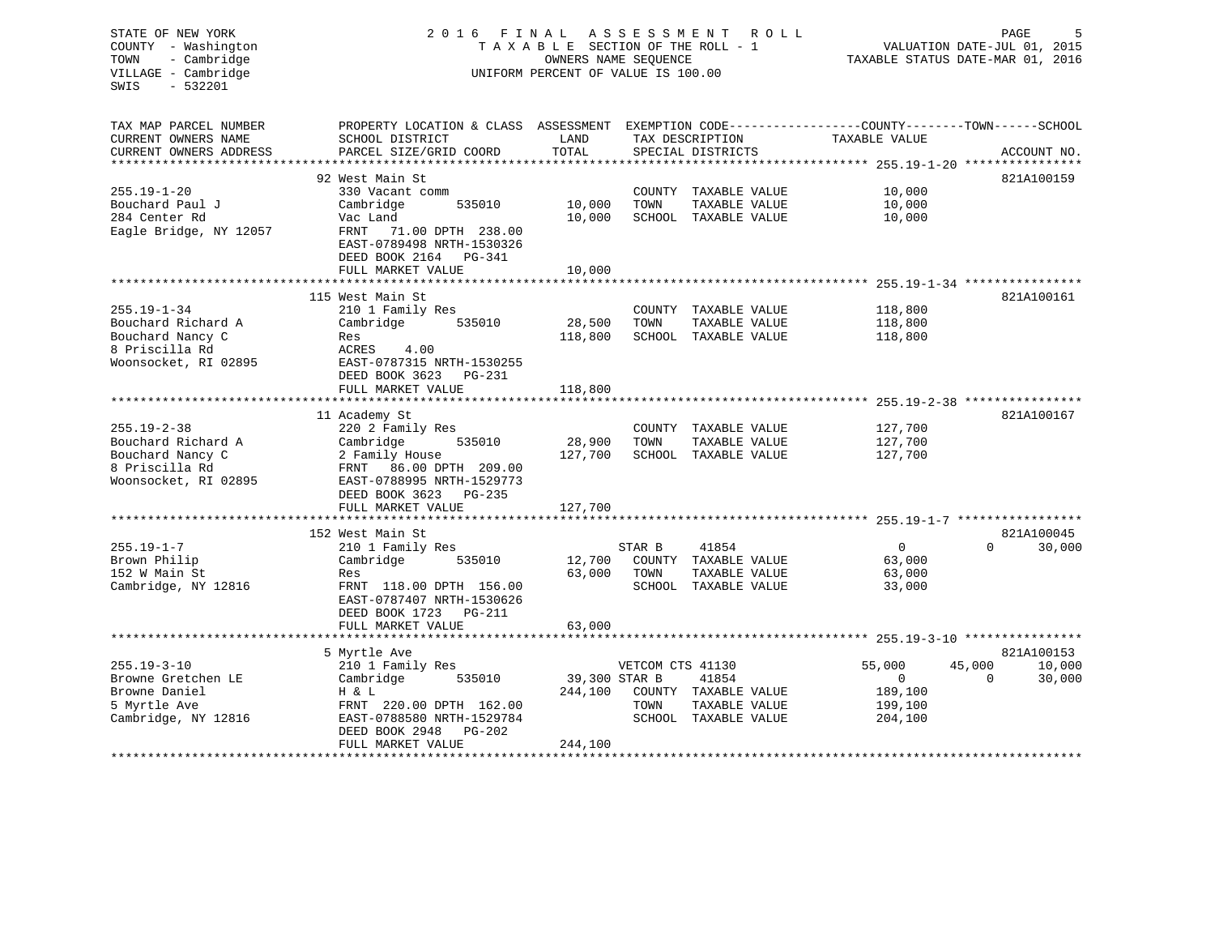STATE OF NEW YORK
COUNTY - Washington
TOWN - Cambridge
VILLAGE - Cambridge
SWIS - 532201

2016 FINAL ASSESSMENT ROLL
TAXABLE SECTION OF THE ROLL - 1
OWNERS NAME SEQUENCE
UNIFORM PERCENT OF VALUE IS 100.00

VALUATION DATE-JUL 01, 2015
TAXABLE STATUS DATE-MAR 01, 2016

```
TAX MAP PARCEL NUMBER        PROPERTY LOCATION & CLASS  ASSESSMENT  EXEMPTION CODE-----------------COUNTY--------TOWN------SCHOOL
CURRENT OWNERS NAME          SCHOOL DISTRICT               LAND       TAX DESCRIPTION              TAXABLE VALUE
CURRENT OWNERS ADDRESS       PARCEL SIZE/GRID COORD        TOTAL      SPECIAL DISTRICTS                                    ACCOUNT NO.
******************************************************************************************************* 255.19-1-20 ****************
                             92 West Main St                                                                              821A100159
255.19-1-20                  330 Vacant comm                          COUNTY  TAXABLE VALUE          10,000
Bouchard Paul J              Cambridge        535010      10,000      TOWN    TAXABLE VALUE          10,000
284 Center Rd                Vac Land                     10,000      SCHOOL  TAXABLE VALUE          10,000
Eagle Bridge, NY 12057       FRNT   71.00 DPTH 238.00
                             EAST-0789498 NRTH-1530326
                             DEED BOOK 2164   PG-341
                             FULL MARKET VALUE            10,000
******************************************************************************************************* 255.19-1-34 ****************
                             115 West Main St                                                                             821A100161
255.19-1-34                  210 1 Family Res                         COUNTY  TAXABLE VALUE         118,800
Bouchard Richard A           Cambridge        535010      28,500      TOWN    TAXABLE VALUE         118,800
Bouchard Nancy C             Res                         118,800      SCHOOL  TAXABLE VALUE         118,800
8 Priscilla Rd               ACRES    4.00
Woonsocket, RI 02895         EAST-0787315 NRTH-1530255
                             DEED BOOK 3623   PG-231
                             FULL MARKET VALUE           118,800
******************************************************************************************************* 255.19-2-38 ****************
                             11 Academy St                                                                                821A100167
255.19-2-38                  220 2 Family Res                         COUNTY  TAXABLE VALUE         127,700
Bouchard Richard A           Cambridge        535010      28,900      TOWN    TAXABLE VALUE         127,700
Bouchard Nancy C             2 Family House              127,700      SCHOOL  TAXABLE VALUE         127,700
8 Priscilla Rd               FRNT   86.00 DPTH 209.00
Woonsocket, RI 02895         EAST-0788995 NRTH-1529773
                             DEED BOOK 3623   PG-235
                             FULL MARKET VALUE           127,700
******************************************************************************************************* 255.19-1-7 *****************
                             152 West Main St                                                                             821A100045
255.19-1-7                   210 1 Family Res                         STAR B       41854                0          0       30,000
Brown Philip                 Cambridge        535010      12,700      COUNTY  TAXABLE VALUE          63,000
152 W Main St                Res                          63,000      TOWN    TAXABLE VALUE          63,000
Cambridge, NY 12816          FRNT  118.00 DPTH 156.00                 SCHOOL  TAXABLE VALUE          33,000
                             EAST-0787407 NRTH-1530626
                             DEED BOOK 1723   PG-211
                             FULL MARKET VALUE            63,000
******************************************************************************************************* 255.19-3-10 ****************
                             5 Myrtle Ave                                                                                 821A100153
255.19-3-10                  210 1 Family Res                         VETCOM CTS 41130             55,000     45,000       10,000
Browne Gretchen LE           Cambridge        535010      39,300 STAR B       41854                     0          0       30,000
Browne Daniel                H & L                       244,100      COUNTY  TAXABLE VALUE         189,100
5 Myrtle Ave                 FRNT  220.00 DPTH 162.00                 TOWN    TAXABLE VALUE         199,100
Cambridge, NY 12816          EAST-0788580 NRTH-1529784                SCHOOL  TAXABLE VALUE         204,100
                             DEED BOOK 2948   PG-202
                             FULL MARKET VALUE           244,100
************************************************************************************************************************************
```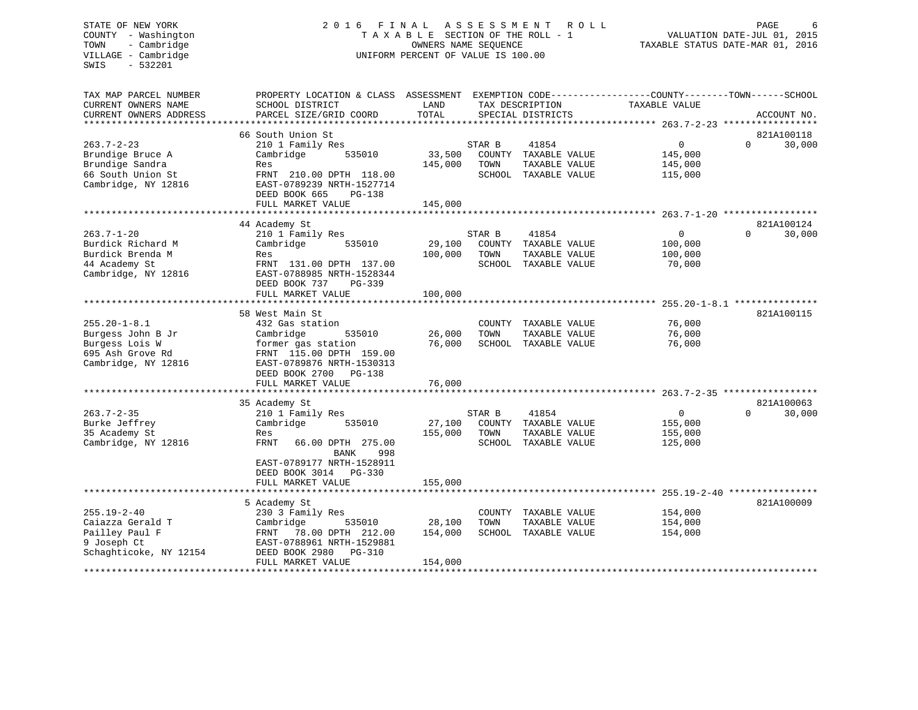STATE OF NEW YORK
COUNTY - Washington
TOWN - Cambridge
VILLAGE - Cambridge
SWIS - 532201

2016 FINAL ASSESSMENT ROLL
TAXABLE SECTION OF THE ROLL - 1
OWNERS NAME SEQUENCE
UNIFORM PERCENT OF VALUE IS 100.00

VALUATION DATE-JUL 01, 2015
TAXABLE STATUS DATE-MAR 01, 2016

| TAX MAP PARCEL NUMBER / CURRENT OWNERS NAME / CURRENT OWNERS ADDRESS | PROPERTY LOCATION & CLASS / SCHOOL DISTRICT / PARCEL SIZE/GRID COORD | ASSESSMENT LAND / TOTAL | EXEMPTION CODE / TAX DESCRIPTION / SPECIAL DISTRICTS | COUNTY TAXABLE VALUE | TOWN | SCHOOL / ACCOUNT NO. |
|---|---|---|---|---|---|---|
| **263.7-2-23** | 66 South Union St | | | | | 821A100118 |
| 263.7-2-23 | 210 1 Family Res | | STAR B 41854 | 0 | 0 | 30,000 |
| Brundige Bruce A | Cambridge 535010 | 33,500 | COUNTY TAXABLE VALUE | 145,000 | | |
| Brundige Sandra | Res | 145,000 | TOWN TAXABLE VALUE | 145,000 | | |
| 66 South Union St | FRNT 210.00 DPTH 118.00 | | SCHOOL TAXABLE VALUE | 115,000 | | |
| Cambridge, NY 12816 | EAST-0789239 NRTH-1527714 | | | | | |
| | DEED BOOK 665 PG-138 | | | | | |
| | FULL MARKET VALUE | 145,000 | | | | |
| **263.7-1-20** | 44 Academy St | | | | | 821A100124 |
| 263.7-1-20 | 210 1 Family Res | | STAR B 41854 | 0 | 0 | 30,000 |
| Burdick Richard M | Cambridge 535010 | 29,100 | COUNTY TAXABLE VALUE | 100,000 | | |
| Burdick Brenda M | Res | 100,000 | TOWN TAXABLE VALUE | 100,000 | | |
| 44 Academy St | FRNT 131.00 DPTH 137.00 | | SCHOOL TAXABLE VALUE | 70,000 | | |
| Cambridge, NY 12816 | EAST-0788985 NRTH-1528344 | | | | | |
| | DEED BOOK 737 PG-339 | | | | | |
| | FULL MARKET VALUE | 100,000 | | | | |
| **255.20-1-8.1** | 58 West Main St | | | | | 821A100115 |
| 255.20-1-8.1 | 432 Gas station | | COUNTY TAXABLE VALUE | 76,000 | | |
| Burgess John B Jr | Cambridge 535010 | 26,000 | TOWN TAXABLE VALUE | 76,000 | | |
| Burgess Lois W | former gas station | 76,000 | SCHOOL TAXABLE VALUE | 76,000 | | |
| 695 Ash Grove Rd | FRNT 115.00 DPTH 159.00 | | | | | |
| Cambridge, NY 12816 | EAST-0789876 NRTH-1530313 | | | | | |
| | DEED BOOK 2700 PG-138 | | | | | |
| | FULL MARKET VALUE | 76,000 | | | | |
| **263.7-2-35** | 35 Academy St | | | | | 821A100063 |
| 263.7-2-35 | 210 1 Family Res | | STAR B 41854 | 0 | 0 | 30,000 |
| Burke Jeffrey | Cambridge 535010 | 27,100 | COUNTY TAXABLE VALUE | 155,000 | | |
| 35 Academy St | Res | 155,000 | TOWN TAXABLE VALUE | 155,000 | | |
| Cambridge, NY 12816 | FRNT 66.00 DPTH 275.00 | | SCHOOL TAXABLE VALUE | 125,000 | | |
| | BANK 998 | | | | | |
| | EAST-0789177 NRTH-1528911 | | | | | |
| | DEED BOOK 3014 PG-330 | | | | | |
| | FULL MARKET VALUE | 155,000 | | | | |
| **255.19-2-40** | 5 Academy St | | | | | 821A100009 |
| 255.19-2-40 | 230 3 Family Res | | COUNTY TAXABLE VALUE | 154,000 | | |
| Caiazza Gerald T | Cambridge 535010 | 28,100 | TOWN TAXABLE VALUE | 154,000 | | |
| Pailley Paul F | FRNT 78.00 DPTH 212.00 | 154,000 | SCHOOL TAXABLE VALUE | 154,000 | | |
| 9 Joseph Ct | EAST-0788961 NRTH-1529881 | | | | | |
| Schaghticoke, NY 12154 | DEED BOOK 2980 PG-310 | | | | | |
| | FULL MARKET VALUE | 154,000 | | | | |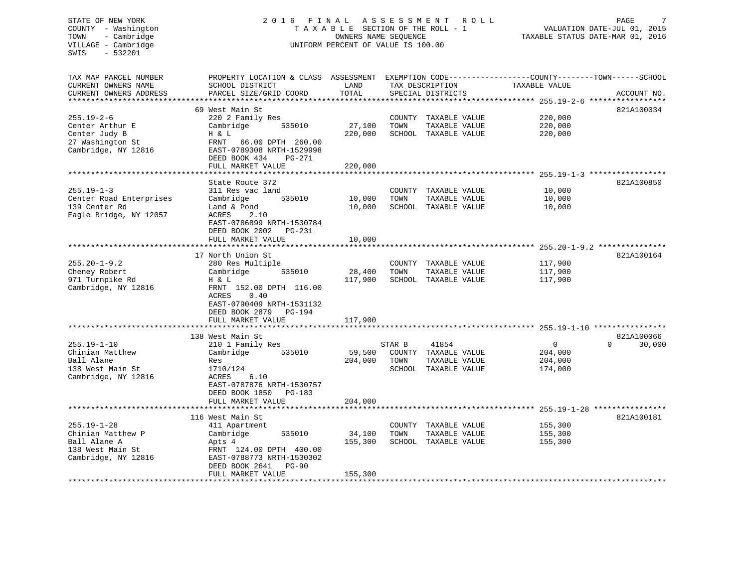STATE OF NEW YORK
COUNTY - Washington
TOWN - Cambridge
VILLAGE - Cambridge
SWIS - 532201

2016 FINAL ASSESSMENT ROLL
TAXABLE SECTION OF THE ROLL - 1
OWNERS NAME SEQUENCE
UNIFORM PERCENT OF VALUE IS 100.00

VALUATION DATE-JUL 01, 2015
TAXABLE STATUS DATE-MAR 01, 2016

| TAX MAP PARCEL NUMBER / CURRENT OWNERS NAME / CURRENT OWNERS ADDRESS | PROPERTY LOCATION & CLASS / SCHOOL DISTRICT / PARCEL SIZE/GRID COORD | ASSESSMENT LAND | TOTAL | EXEMPTION CODE / TAX DESCRIPTION / SPECIAL DISTRICTS | COUNTY TAXABLE VALUE | TOWN | SCHOOL | ACCOUNT NO. |
|---|---|---|---|---|---|---|---|---|
| 255.19-2-6 | 69 West Main St | | | | | | | 821A100034 |
| Center Arthur E | 220 2 Family Res | | | COUNTY TAXABLE VALUE | 220,000 | | | |
| Center Judy B | Cambridge 535010 | 27,100 | | TOWN TAXABLE VALUE | 220,000 | | | |
| 27 Washington St | H & L | | 220,000 | SCHOOL TAXABLE VALUE | 220,000 | | | |
| Cambridge, NY 12816 | FRNT 66.00 DPTH 260.00 | | | | | | | |
| | EAST-0789308 NRTH-1529998 | | | | | | | |
| | DEED BOOK 434 PG-271 | | | | | | | |
| | FULL MARKET VALUE | | 220,000 | | | | | |
| 255.19-1-3 | State Route 372 | | | | | | | 821A100850 |
| Center Road Enterprises | 311 Res vac land | | | COUNTY TAXABLE VALUE | 10,000 | | | |
| 139 Center Rd | Cambridge 535010 | 10,000 | | TOWN TAXABLE VALUE | 10,000 | | | |
| Eagle Bridge, NY 12057 | Land & Pond | | 10,000 | SCHOOL TAXABLE VALUE | 10,000 | | | |
| | ACRES 2.10 | | | | | | | |
| | EAST-0786899 NRTH-1530784 | | | | | | | |
| | DEED BOOK 2002 PG-231 | | | | | | | |
| | FULL MARKET VALUE | | 10,000 | | | | | |
| 255.20-1-9.2 | 17 North Union St | | | | | | | 821A100164 |
| Cheney Robert | 280 Res Multiple | | | COUNTY TAXABLE VALUE | 117,900 | | | |
| 971 Turnpike Rd | Cambridge 535010 | 28,400 | | TOWN TAXABLE VALUE | 117,900 | | | |
| Cambridge, NY 12816 | H & L | | 117,900 | SCHOOL TAXABLE VALUE | 117,900 | | | |
| | FRNT 152.00 DPTH 116.00 | | | | | | | |
| | ACRES 0.40 | | | | | | | |
| | EAST-0790409 NRTH-1531132 | | | | | | | |
| | DEED BOOK 2879 PG-194 | | | | | | | |
| | FULL MARKET VALUE | | 117,900 | | | | | |
| 255.19-1-10 | 138 West Main St | | | | | | | 821A100066 |
| Chinian Matthew | 210 1 Family Res | | | STAR B 41854 | 0 | 0 | 30,000 | |
| Ball Alane | Cambridge 535010 | 59,500 | | COUNTY TAXABLE VALUE | 204,000 | | | |
| 138 West Main St | Res | | 204,000 | TOWN TAXABLE VALUE | 204,000 | | | |
| Cambridge, NY 12816 | 1710/124 | | | SCHOOL TAXABLE VALUE | 174,000 | | | |
| | ACRES 6.10 | | | | | | | |
| | EAST-0787876 NRTH-1530757 | | | | | | | |
| | DEED BOOK 1850 PG-183 | | | | | | | |
| | FULL MARKET VALUE | | 204,000 | | | | | |
| 255.19-1-28 | 116 West Main St | | | | | | | 821A100181 |
| Chinian Matthew P | 411 Apartment | | | COUNTY TAXABLE VALUE | 155,300 | | | |
| Ball Alane A | Cambridge 535010 | 34,100 | | TOWN TAXABLE VALUE | 155,300 | | | |
| 138 West Main St | Apts 4 | | 155,300 | SCHOOL TAXABLE VALUE | 155,300 | | | |
| Cambridge, NY 12816 | FRNT 124.00 DPTH 400.00 | | | | | | | |
| | EAST-0788773 NRTH-1530302 | | | | | | | |
| | DEED BOOK 2641 PG-90 | | | | | | | |
| | FULL MARKET VALUE | | 155,300 | | | | | |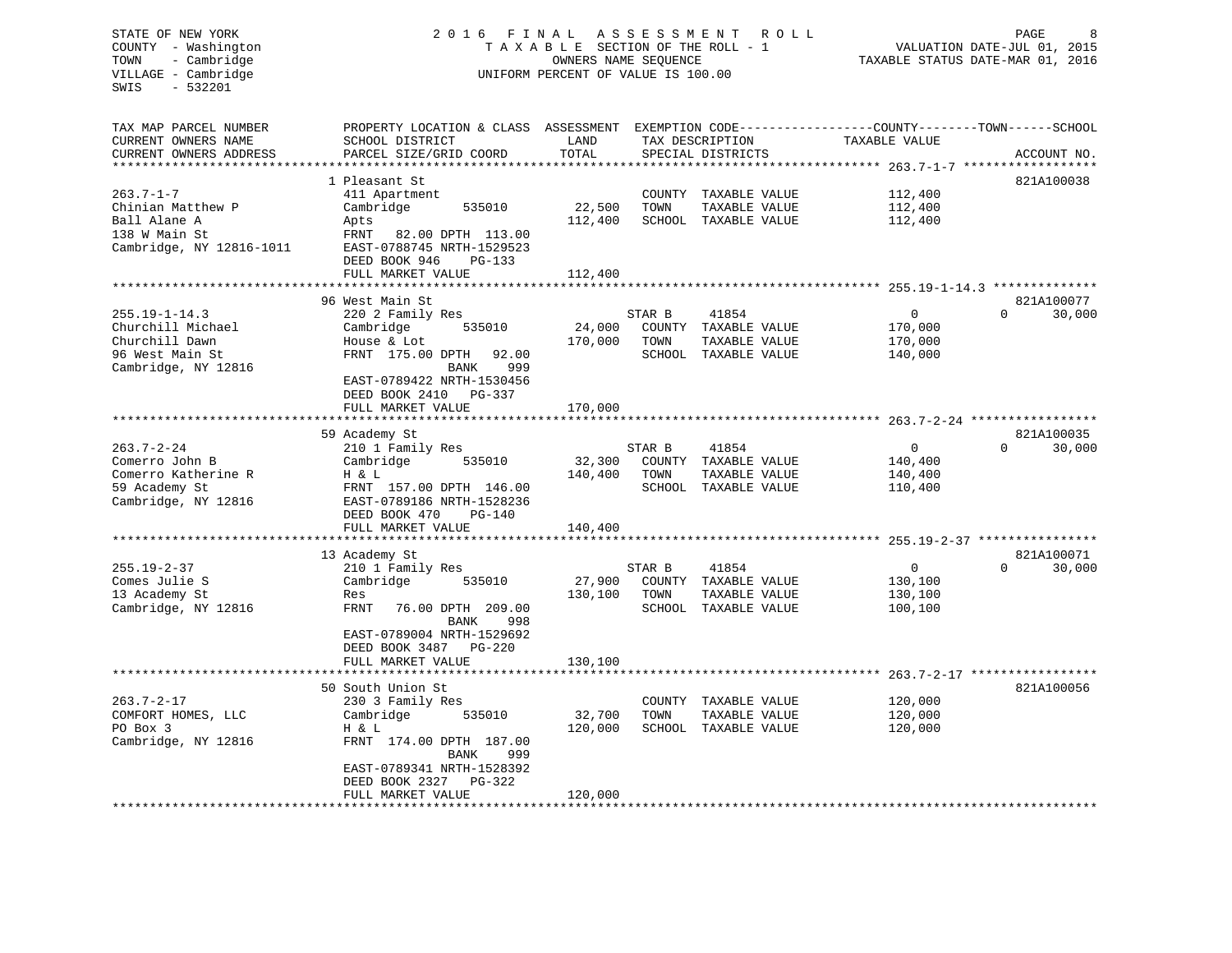STATE OF NEW YORK
COUNTY - Washington
TOWN - Cambridge
VILLAGE - Cambridge
SWIS - 532201

# 2016 FINAL ASSESSMENT ROLL

TAXABLE SECTION OF THE ROLL - 1
OWNERS NAME SEQUENCE
UNIFORM PERCENT OF VALUE IS 100.00

VALUATION DATE-JUL 01, 2015
TAXABLE STATUS DATE-MAR 01, 2016

| TAX MAP PARCEL NUMBER / CURRENT OWNERS NAME / CURRENT OWNERS ADDRESS | PROPERTY LOCATION & CLASS / SCHOOL DISTRICT / PARCEL SIZE/GRID COORD | ASSESSMENT LAND | TOTAL | EXEMPTION CODE / TAX DESCRIPTION / SPECIAL DISTRICTS | | COUNTY TAXABLE VALUE | TOWN | SCHOOL | ACCOUNT NO. |
|---|---|---|---|---|---|---|---|---|---|
| 263.7-1-7 | 1 Pleasant St | | | | | | | | 821A100038 |
| | 411 Apartment | | | COUNTY | TAXABLE VALUE | 112,400 | | | |
| Chinian Matthew P | Cambridge 535010 | 22,500 | | TOWN | TAXABLE VALUE | 112,400 | | | |
| Ball Alane A | Apts | | 112,400 | SCHOOL | TAXABLE VALUE | 112,400 | | | |
| 138 W Main St | FRNT 82.00 DPTH 113.00 | | | | | | | | |
| Cambridge, NY 12816-1011 | EAST-0788745 NRTH-1529523 | | | | | | | | |
| | DEED BOOK 946 PG-133 | | | | | | | | |
| | FULL MARKET VALUE | | 112,400 | | | | | | |
| 255.19-1-14.3 | 96 West Main St | | | | | | | | 821A100077 |
| | 220 2 Family Res | | | STAR B | 41854 | 0 | | 0 | 30,000 |
| Churchill Michael | Cambridge 535010 | 24,000 | | COUNTY | TAXABLE VALUE | 170,000 | | | |
| Churchill Dawn | House & Lot | | 170,000 | TOWN | TAXABLE VALUE | 170,000 | | | |
| 96 West Main St | FRNT 175.00 DPTH 92.00 | | | SCHOOL | TAXABLE VALUE | 140,000 | | | |
| Cambridge, NY 12816 | BANK 999 | | | | | | | | |
| | EAST-0789422 NRTH-1530456 | | | | | | | | |
| | DEED BOOK 2410 PG-337 | | | | | | | | |
| | FULL MARKET VALUE | | 170,000 | | | | | | |
| 263.7-2-24 | 59 Academy St | | | | | | | | 821A100035 |
| | 210 1 Family Res | | | STAR B | 41854 | 0 | | 0 | 30,000 |
| Comerro John B | Cambridge 535010 | 32,300 | | COUNTY | TAXABLE VALUE | 140,400 | | | |
| Comerro Katherine R | H & L | | 140,400 | TOWN | TAXABLE VALUE | 140,400 | | | |
| 59 Academy St | FRNT 157.00 DPTH 146.00 | | | SCHOOL | TAXABLE VALUE | 110,400 | | | |
| Cambridge, NY 12816 | EAST-0789186 NRTH-1528236 | | | | | | | | |
| | DEED BOOK 470 PG-140 | | | | | | | | |
| | FULL MARKET VALUE | | 140,400 | | | | | | |
| 255.19-2-37 | 13 Academy St | | | | | | | | 821A100071 |
| | 210 1 Family Res | | | STAR B | 41854 | 0 | | 0 | 30,000 |
| Comes Julie S | Cambridge 535010 | 27,900 | | COUNTY | TAXABLE VALUE | 130,100 | | | |
| 13 Academy St | Res | | 130,100 | TOWN | TAXABLE VALUE | 130,100 | | | |
| Cambridge, NY 12816 | FRNT 76.00 DPTH 209.00 | | | SCHOOL | TAXABLE VALUE | 100,100 | | | |
| | BANK 998 | | | | | | | | |
| | EAST-0789004 NRTH-1529692 | | | | | | | | |
| | DEED BOOK 3487 PG-220 | | | | | | | | |
| | FULL MARKET VALUE | | 130,100 | | | | | | |
| 263.7-2-17 | 50 South Union St | | | | | | | | 821A100056 |
| | 230 3 Family Res | | | COUNTY | TAXABLE VALUE | 120,000 | | | |
| COMFORT HOMES, LLC | Cambridge 535010 | 32,700 | | TOWN | TAXABLE VALUE | 120,000 | | | |
| PO Box 3 | H & L | | 120,000 | SCHOOL | TAXABLE VALUE | 120,000 | | | |
| Cambridge, NY 12816 | FRNT 174.00 DPTH 187.00 | | | | | | | | |
| | BANK 999 | | | | | | | | |
| | EAST-0789341 NRTH-1528392 | | | | | | | | |
| | DEED BOOK 2327 PG-322 | | | | | | | | |
| | FULL MARKET VALUE | | 120,000 | | | | | | |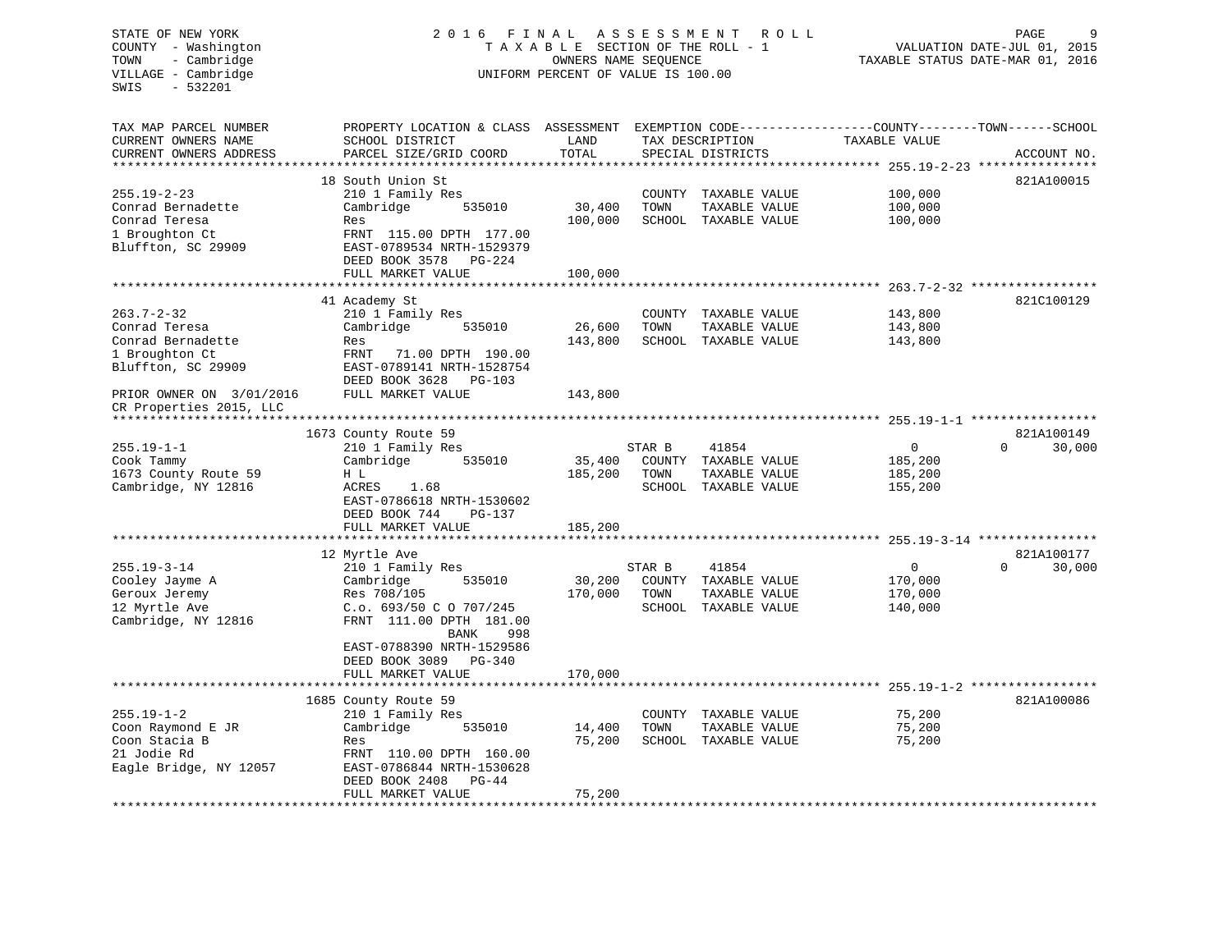STATE OF NEW YORK
COUNTY - Washington
TOWN - Cambridge
VILLAGE - Cambridge
SWIS - 532201

2016 FINAL ASSESSMENT ROLL
TAXABLE SECTION OF THE ROLL - 1
OWNERS NAME SEQUENCE
UNIFORM PERCENT OF VALUE IS 100.00

VALUATION DATE-JUL 01, 2015
TAXABLE STATUS DATE-MAR 01, 2016

| TAX MAP PARCEL NUMBER / CURRENT OWNERS NAME / CURRENT OWNERS ADDRESS | PROPERTY LOCATION & CLASS / SCHOOL DISTRICT / PARCEL SIZE/GRID COORD | ASSESSMENT LAND | TOTAL | EXEMPTION CODE / TAX DESCRIPTION / SPECIAL DISTRICTS | COUNTY / TOWN TAXABLE VALUE | SCHOOL | ACCOUNT NO. |
|---|---|---|---|---|---|---|---|
| **255.19-2-23** | 18 South Union St | | | | | | 821A100015 |
| 255.19-2-23 | 210 1 Family Res | | | COUNTY TAXABLE VALUE | 100,000 | | |
| Conrad Bernadette | Cambridge 535010 | 30,400 | | TOWN TAXABLE VALUE | 100,000 | | |
| Conrad Teresa | Res | | 100,000 | SCHOOL TAXABLE VALUE | 100,000 | | |
| 1 Broughton Ct | FRNT 115.00 DPTH 177.00 | | | | | | |
| Bluffton, SC 29909 | EAST-0789534 NRTH-1529379 | | | | | | |
| | DEED BOOK 3578 PG-224 | | | | | | |
| | FULL MARKET VALUE | | 100,000 | | | | |
| **263.7-2-32** | 41 Academy St | | | | | | 821C100129 |
| 263.7-2-32 | 210 1 Family Res | | | COUNTY TAXABLE VALUE | 143,800 | | |
| Conrad Teresa | Cambridge 535010 | 26,600 | | TOWN TAXABLE VALUE | 143,800 | | |
| Conrad Bernadette | Res | | 143,800 | SCHOOL TAXABLE VALUE | 143,800 | | |
| 1 Broughton Ct | FRNT 71.00 DPTH 190.00 | | | | | | |
| Bluffton, SC 29909 | EAST-0789141 NRTH-1528754 | | | | | | |
| | DEED BOOK 3628 PG-103 | | | | | | |
| PRIOR OWNER ON 3/01/2016 | FULL MARKET VALUE | | 143,800 | | | | |
| CR Properties 2015, LLC | | | | | | | |
| **255.19-1-1** | 1673 County Route 59 | | | | | | 821A100149 |
| 255.19-1-1 | 210 1 Family Res | | | STAR B 41854 | 0 | 0 | 30,000 |
| Cook Tammy | Cambridge 535010 | 35,400 | | COUNTY TAXABLE VALUE | 185,200 | | |
| 1673 County Route 59 | H L | | 185,200 | TOWN TAXABLE VALUE | 185,200 | | |
| Cambridge, NY 12816 | ACRES 1.68 | | | SCHOOL TAXABLE VALUE | 155,200 | | |
| | EAST-0786618 NRTH-1530602 | | | | | | |
| | DEED BOOK 744 PG-137 | | | | | | |
| | FULL MARKET VALUE | | 185,200 | | | | |
| **255.19-3-14** | 12 Myrtle Ave | | | | | | 821A100177 |
| 255.19-3-14 | 210 1 Family Res | | | STAR B 41854 | 0 | 0 | 30,000 |
| Cooley Jayme A | Cambridge 535010 | 30,200 | | COUNTY TAXABLE VALUE | 170,000 | | |
| Geroux Jeremy | Res 708/105 | | 170,000 | TOWN TAXABLE VALUE | 170,000 | | |
| 12 Myrtle Ave | C.o. 693/50 C O 707/245 | | | SCHOOL TAXABLE VALUE | 140,000 | | |
| Cambridge, NY 12816 | FRNT 111.00 DPTH 181.00 | | | | | | |
| | BANK 998 | | | | | | |
| | EAST-0788390 NRTH-1529586 | | | | | | |
| | DEED BOOK 3089 PG-340 | | | | | | |
| | FULL MARKET VALUE | | 170,000 | | | | |
| **255.19-1-2** | 1685 County Route 59 | | | | | | 821A100086 |
| 255.19-1-2 | 210 1 Family Res | | | COUNTY TAXABLE VALUE | 75,200 | | |
| Coon Raymond E JR | Cambridge 535010 | 14,400 | | TOWN TAXABLE VALUE | 75,200 | | |
| Coon Stacia B | Res | | 75,200 | SCHOOL TAXABLE VALUE | 75,200 | | |
| 21 Jodie Rd | FRNT 110.00 DPTH 160.00 | | | | | | |
| Eagle Bridge, NY 12057 | EAST-0786844 NRTH-1530628 | | | | | | |
| | DEED BOOK 2408 PG-44 | | | | | | |
| | FULL MARKET VALUE | | 75,200 | | | | |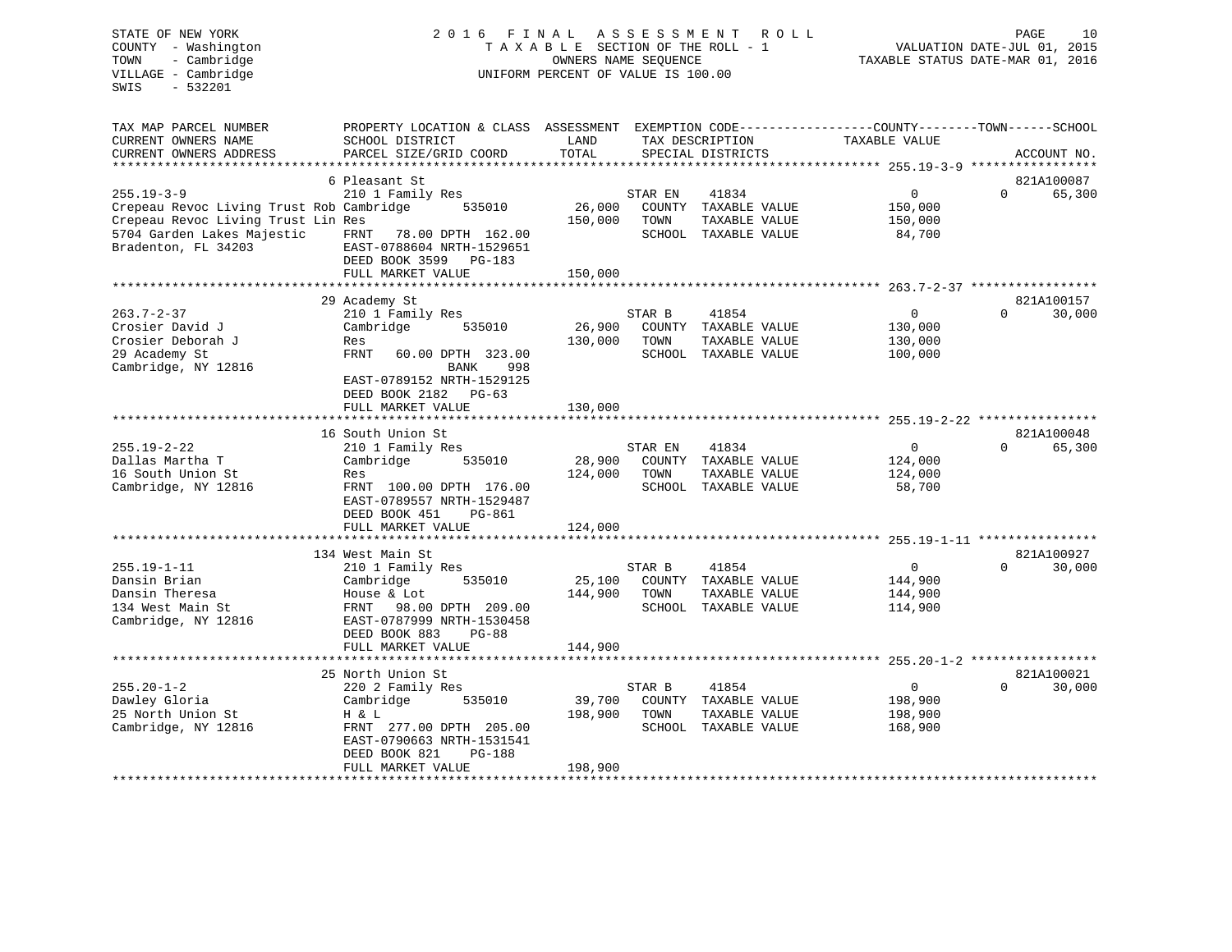STATE OF NEW YORK
COUNTY - Washington
TOWN - Cambridge
VILLAGE - Cambridge
SWIS - 532201

2016 FINAL ASSESSMENT ROLL
TAXABLE SECTION OF THE ROLL - 1
OWNERS NAME SEQUENCE
UNIFORM PERCENT OF VALUE IS 100.00

VALUATION DATE-JUL 01, 2015
TAXABLE STATUS DATE-MAR 01, 2016

| TAX MAP PARCEL NUMBER / CURRENT OWNERS NAME / CURRENT OWNERS ADDRESS | PROPERTY LOCATION & CLASS / SCHOOL DISTRICT / PARCEL SIZE/GRID COORD | ASSESSMENT LAND / TOTAL | EXEMPTION CODE / TAX DESCRIPTION / SPECIAL DISTRICTS | COUNTY / TOWN TAXABLE VALUE | SCHOOL / ACCOUNT NO. |
|---|---|---|---|---|---|
| 255.19-3-9 | 6 Pleasant St | | | | 821A100087 |
| | 210 1 Family Res | | STAR EN 41834 | 0 | 0 65,300 |
| Crepeau Revoc Living Trust Rob | Cambridge 535010 | 26,000 | COUNTY TAXABLE VALUE | 150,000 | |
| Crepeau Revoc Living Trust Lin | Res | 150,000 | TOWN TAXABLE VALUE | 150,000 | |
| 5704 Garden Lakes Majestic | FRNT 78.00 DPTH 162.00 | | SCHOOL TAXABLE VALUE | 84,700 | |
| Bradenton, FL 34203 | EAST-0788604 NRTH-1529651 | | | | |
| | DEED BOOK 3599 PG-183 | | | | |
| | FULL MARKET VALUE | 150,000 | | | |
| 263.7-2-37 | 29 Academy St | | | | 821A100157 |
| | 210 1 Family Res | | STAR B 41854 | 0 | 0 30,000 |
| Crosier David J | Cambridge 535010 | 26,900 | COUNTY TAXABLE VALUE | 130,000 | |
| Crosier Deborah J | Res | 130,000 | TOWN TAXABLE VALUE | 130,000 | |
| 29 Academy St | FRNT 60.00 DPTH 323.00 | | SCHOOL TAXABLE VALUE | 100,000 | |
| Cambridge, NY 12816 | BANK 998 | | | | |
| | EAST-0789152 NRTH-1529125 | | | | |
| | DEED BOOK 2182 PG-63 | | | | |
| | FULL MARKET VALUE | 130,000 | | | |
| 255.19-2-22 | 16 South Union St | | | | 821A100048 |
| | 210 1 Family Res | | STAR EN 41834 | 0 | 0 65,300 |
| Dallas Martha T | Cambridge 535010 | 28,900 | COUNTY TAXABLE VALUE | 124,000 | |
| 16 South Union St | Res | 124,000 | TOWN TAXABLE VALUE | 124,000 | |
| Cambridge, NY 12816 | FRNT 100.00 DPTH 176.00 | | SCHOOL TAXABLE VALUE | 58,700 | |
| | EAST-0789557 NRTH-1529487 | | | | |
| | DEED BOOK 451 PG-861 | | | | |
| | FULL MARKET VALUE | 124,000 | | | |
| 255.19-1-11 | 134 West Main St | | | | 821A100927 |
| | 210 1 Family Res | | STAR B 41854 | 0 | 0 30,000 |
| Dansin Brian | Cambridge 535010 | 25,100 | COUNTY TAXABLE VALUE | 144,900 | |
| Dansin Theresa | House & Lot | 144,900 | TOWN TAXABLE VALUE | 144,900 | |
| 134 West Main St | FRNT 98.00 DPTH 209.00 | | SCHOOL TAXABLE VALUE | 114,900 | |
| Cambridge, NY 12816 | EAST-0787999 NRTH-1530458 | | | | |
| | DEED BOOK 883 PG-88 | | | | |
| | FULL MARKET VALUE | 144,900 | | | |
| 255.20-1-2 | 25 North Union St | | | | 821A100021 |
| | 220 2 Family Res | | STAR B 41854 | 0 | 0 30,000 |
| Dawley Gloria | Cambridge 535010 | 39,700 | COUNTY TAXABLE VALUE | 198,900 | |
| 25 North Union St | H & L | 198,900 | TOWN TAXABLE VALUE | 198,900 | |
| Cambridge, NY 12816 | FRNT 277.00 DPTH 205.00 | | SCHOOL TAXABLE VALUE | 168,900 | |
| | EAST-0790663 NRTH-1531541 | | | | |
| | DEED BOOK 821 PG-188 | | | | |
| | FULL MARKET VALUE | 198,900 | | | |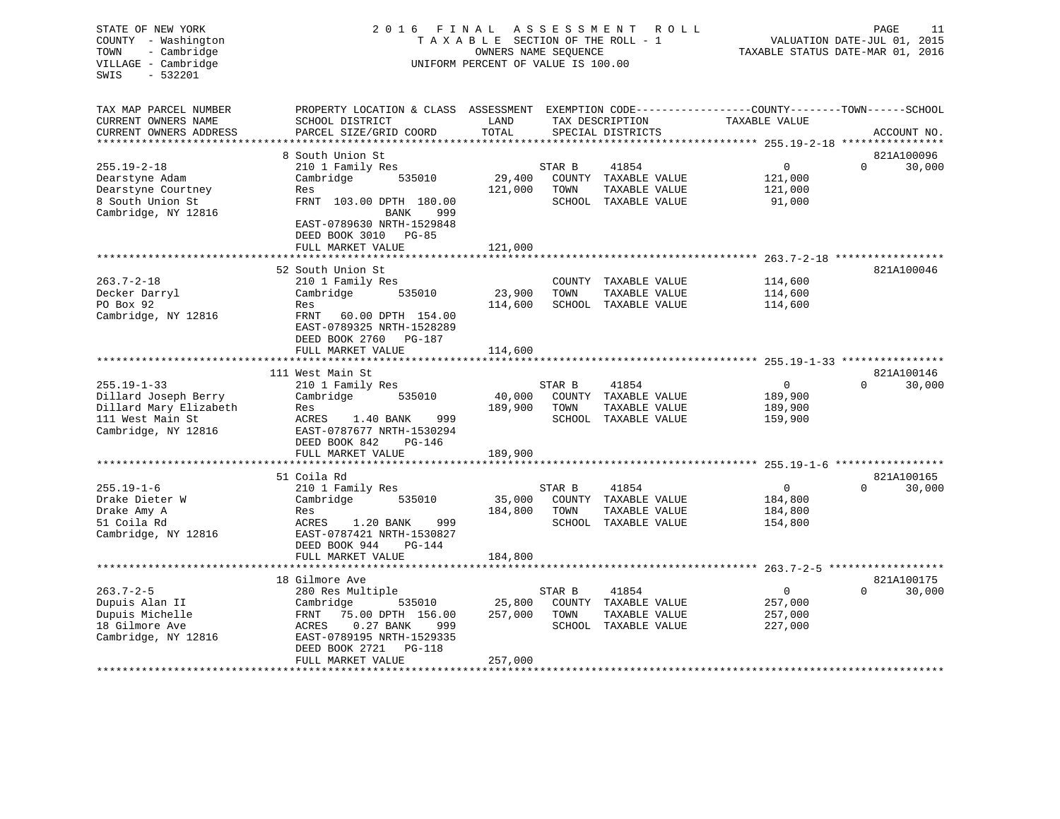STATE OF NEW YORK
COUNTY - Washington
TOWN - Cambridge
VILLAGE - Cambridge
SWIS - 532201

2016 FINAL ASSESSMENT ROLL
TAXABLE SECTION OF THE ROLL - 1
OWNERS NAME SEQUENCE
UNIFORM PERCENT OF VALUE IS 100.00

VALUATION DATE-JUL 01, 2015
TAXABLE STATUS DATE-MAR 01, 2016

| TAX MAP PARCEL NUMBER / CURRENT OWNERS NAME / CURRENT OWNERS ADDRESS | PROPERTY LOCATION & CLASS / SCHOOL DISTRICT / PARCEL SIZE/GRID COORD | ASSESSMENT LAND / TOTAL | EXEMPTION CODE / TAX DESCRIPTION / SPECIAL DISTRICTS | COUNTY / TOWN / SCHOOL TAXABLE VALUE | ACCOUNT NO. |
|---|---|---|---|---|---|
| 255.19-2-18 | 8 South Union St | | | | 821A100096 |
| Dearstyne Adam | 210 1 Family Res | | STAR B 41854 | 0 | 0 30,000 |
| Dearstyne Courtney | Cambridge 535010 | 29,400 | COUNTY TAXABLE VALUE | 121,000 | |
| 8 South Union St | Res | 121,000 | TOWN TAXABLE VALUE | 121,000 | |
| Cambridge, NY 12816 | FRNT 103.00 DPTH 180.00 | | SCHOOL TAXABLE VALUE | 91,000 | |
| | BANK 999 | | | | |
| | EAST-0789630 NRTH-1529848 | | | | |
| | DEED BOOK 3010 PG-85 | | | | |
| | FULL MARKET VALUE | 121,000 | | | |
| 263.7-2-18 | 52 South Union St | | | | 821A100046 |
| Decker Darryl | 210 1 Family Res | | COUNTY TAXABLE VALUE | 114,600 | |
| PO Box 92 | Cambridge 535010 | 23,900 | TOWN TAXABLE VALUE | 114,600 | |
| Cambridge, NY 12816 | Res | 114,600 | SCHOOL TAXABLE VALUE | 114,600 | |
| | FRNT 60.00 DPTH 154.00 | | | | |
| | EAST-0789325 NRTH-1528289 | | | | |
| | DEED BOOK 2760 PG-187 | | | | |
| | FULL MARKET VALUE | 114,600 | | | |
| 255.19-1-33 | 111 West Main St | | | | 821A100146 |
| Dillard Joseph Berry | 210 1 Family Res | | STAR B 41854 | 0 | 0 30,000 |
| Dillard Mary Elizabeth | Cambridge 535010 | 40,000 | COUNTY TAXABLE VALUE | 189,900 | |
| 111 West Main St | Res | 189,900 | TOWN TAXABLE VALUE | 189,900 | |
| Cambridge, NY 12816 | ACRES 1.40 BANK 999 | | SCHOOL TAXABLE VALUE | 159,900 | |
| | EAST-0787677 NRTH-1530294 | | | | |
| | DEED BOOK 842 PG-146 | | | | |
| | FULL MARKET VALUE | 189,900 | | | |
| 255.19-1-6 | 51 Coila Rd | | | | 821A100165 |
| Drake Dieter W | 210 1 Family Res | | STAR B 41854 | 0 | 0 30,000 |
| Drake Amy A | Cambridge 535010 | 35,000 | COUNTY TAXABLE VALUE | 184,800 | |
| 51 Coila Rd | Res | 184,800 | TOWN TAXABLE VALUE | 184,800 | |
| Cambridge, NY 12816 | ACRES 1.20 BANK 999 | | SCHOOL TAXABLE VALUE | 154,800 | |
| | EAST-0787421 NRTH-1530827 | | | | |
| | DEED BOOK 944 PG-144 | | | | |
| | FULL MARKET VALUE | 184,800 | | | |
| 263.7-2-5 | 18 Gilmore Ave | | | | 821A100175 |
| Dupuis Alan II | 280 Res Multiple | | STAR B 41854 | 0 | 0 30,000 |
| Dupuis Michelle | Cambridge 535010 | 25,800 | COUNTY TAXABLE VALUE | 257,000 | |
| 18 Gilmore Ave | FRNT 75.00 DPTH 156.00 | 257,000 | TOWN TAXABLE VALUE | 257,000 | |
| Cambridge, NY 12816 | ACRES 0.27 BANK 999 | | SCHOOL TAXABLE VALUE | 227,000 | |
| | EAST-0789195 NRTH-1529335 | | | | |
| | DEED BOOK 2721 PG-118 | | | | |
| | FULL MARKET VALUE | 257,000 | | | |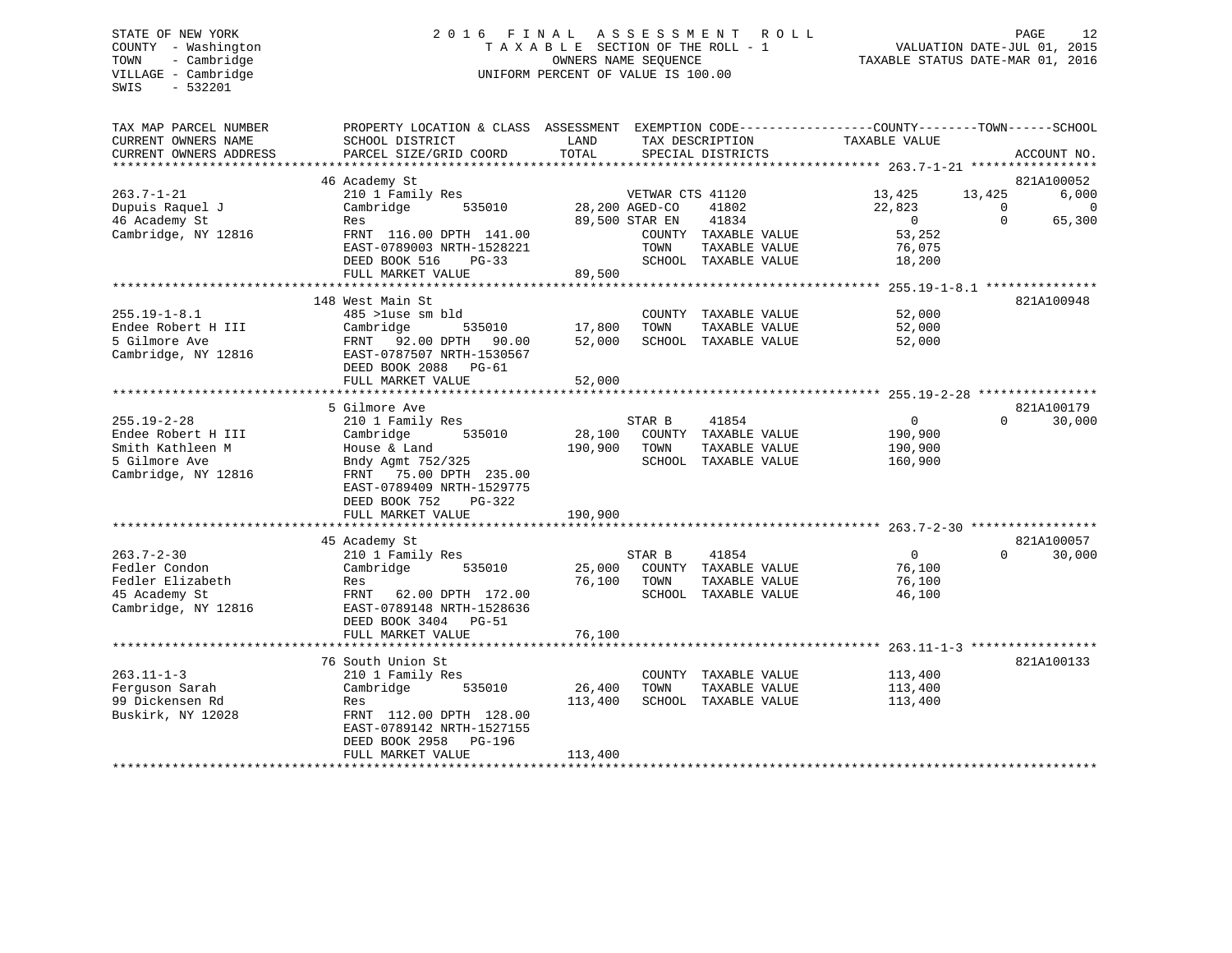STATE OF NEW YORK
COUNTY - Washington
TOWN - Cambridge
VILLAGE - Cambridge
SWIS - 532201

2016 FINAL ASSESSMENT ROLL
TAXABLE SECTION OF THE ROLL - 1
OWNERS NAME SEQUENCE
UNIFORM PERCENT OF VALUE IS 100.00

VALUATION DATE-JUL 01, 2015
TAXABLE STATUS DATE-MAR 01, 2016

| TAX MAP PARCEL NUMBER / CURRENT OWNERS NAME / CURRENT OWNERS ADDRESS | PROPERTY LOCATION & CLASS / SCHOOL DISTRICT / PARCEL SIZE/GRID COORD | ASSESSMENT LAND / TOTAL | EXEMPTION CODE / TAX DESCRIPTION / SPECIAL DISTRICTS | COUNTY TAXABLE VALUE | TOWN | SCHOOL / ACCOUNT NO. |
|---|---|---|---|---|---|---|
| **263.7-1-21** | 46 Academy St | | | | | 821A100052 |
| 263.7-1-21 | 210 1 Family Res | | VETWAR CTS 41120 | 13,425 | 13,425 | 6,000 |
| Dupuis Raquel J | Cambridge 535010 | 28,200 | AGED-CO 41802 | 22,823 | 0 | 0 |
| 46 Academy St | Res | 89,500 | STAR EN 41834 | 0 | 0 | 65,300 |
| Cambridge, NY 12816 | FRNT 116.00 DPTH 141.00 | | COUNTY TAXABLE VALUE | 53,252 | | |
| | EAST-0789003 NRTH-1528221 | | TOWN TAXABLE VALUE | 76,075 | | |
| | DEED BOOK 516 PG-33 | | SCHOOL TAXABLE VALUE | 18,200 | | |
| | FULL MARKET VALUE | 89,500 | | | | |
| **255.19-1-8.1** | 148 West Main St | | | | | 821A100948 |
| 255.19-1-8.1 | 485 >1use sm bld | | COUNTY TAXABLE VALUE | 52,000 | | |
| Endee Robert H III | Cambridge 535010 | 17,800 | TOWN TAXABLE VALUE | 52,000 | | |
| 5 Gilmore Ave | FRNT 92.00 DPTH 90.00 | 52,000 | SCHOOL TAXABLE VALUE | 52,000 | | |
| Cambridge, NY 12816 | EAST-0787507 NRTH-1530567 | | | | | |
| | DEED BOOK 2088 PG-61 | | | | | |
| | FULL MARKET VALUE | 52,000 | | | | |
| **255.19-2-28** | 5 Gilmore Ave | | | | | 821A100179 |
| 255.19-2-28 | 210 1 Family Res | | STAR B 41854 | 0 | 0 | 30,000 |
| Endee Robert H III | Cambridge 535010 | 28,100 | COUNTY TAXABLE VALUE | 190,900 | | |
| Smith Kathleen M | House & Land | 190,900 | TOWN TAXABLE VALUE | 190,900 | | |
| 5 Gilmore Ave | Bndy Agmt 752/325 | | SCHOOL TAXABLE VALUE | 160,900 | | |
| Cambridge, NY 12816 | FRNT 75.00 DPTH 235.00 | | | | | |
| | EAST-0789409 NRTH-1529775 | | | | | |
| | DEED BOOK 752 PG-322 | | | | | |
| | FULL MARKET VALUE | 190,900 | | | | |
| **263.7-2-30** | 45 Academy St | | | | | 821A100057 |
| 263.7-2-30 | 210 1 Family Res | | STAR B 41854 | 0 | 0 | 30,000 |
| Fedler Condon | Cambridge 535010 | 25,000 | COUNTY TAXABLE VALUE | 76,100 | | |
| Fedler Elizabeth | Res | 76,100 | TOWN TAXABLE VALUE | 76,100 | | |
| 45 Academy St | FRNT 62.00 DPTH 172.00 | | SCHOOL TAXABLE VALUE | 46,100 | | |
| Cambridge, NY 12816 | EAST-0789148 NRTH-1528636 | | | | | |
| | DEED BOOK 3404 PG-51 | | | | | |
| | FULL MARKET VALUE | 76,100 | | | | |
| **263.11-1-3** | 76 South Union St | | | | | 821A100133 |
| 263.11-1-3 | 210 1 Family Res | | COUNTY TAXABLE VALUE | 113,400 | | |
| Ferguson Sarah | Cambridge 535010 | 26,400 | TOWN TAXABLE VALUE | 113,400 | | |
| 99 Dickensen Rd | Res | 113,400 | SCHOOL TAXABLE VALUE | 113,400 | | |
| Buskirk, NY 12028 | FRNT 112.00 DPTH 128.00 | | | | | |
| | EAST-0789142 NRTH-1527155 | | | | | |
| | DEED BOOK 2958 PG-196 | | | | | |
| | FULL MARKET VALUE | 113,400 | | | | |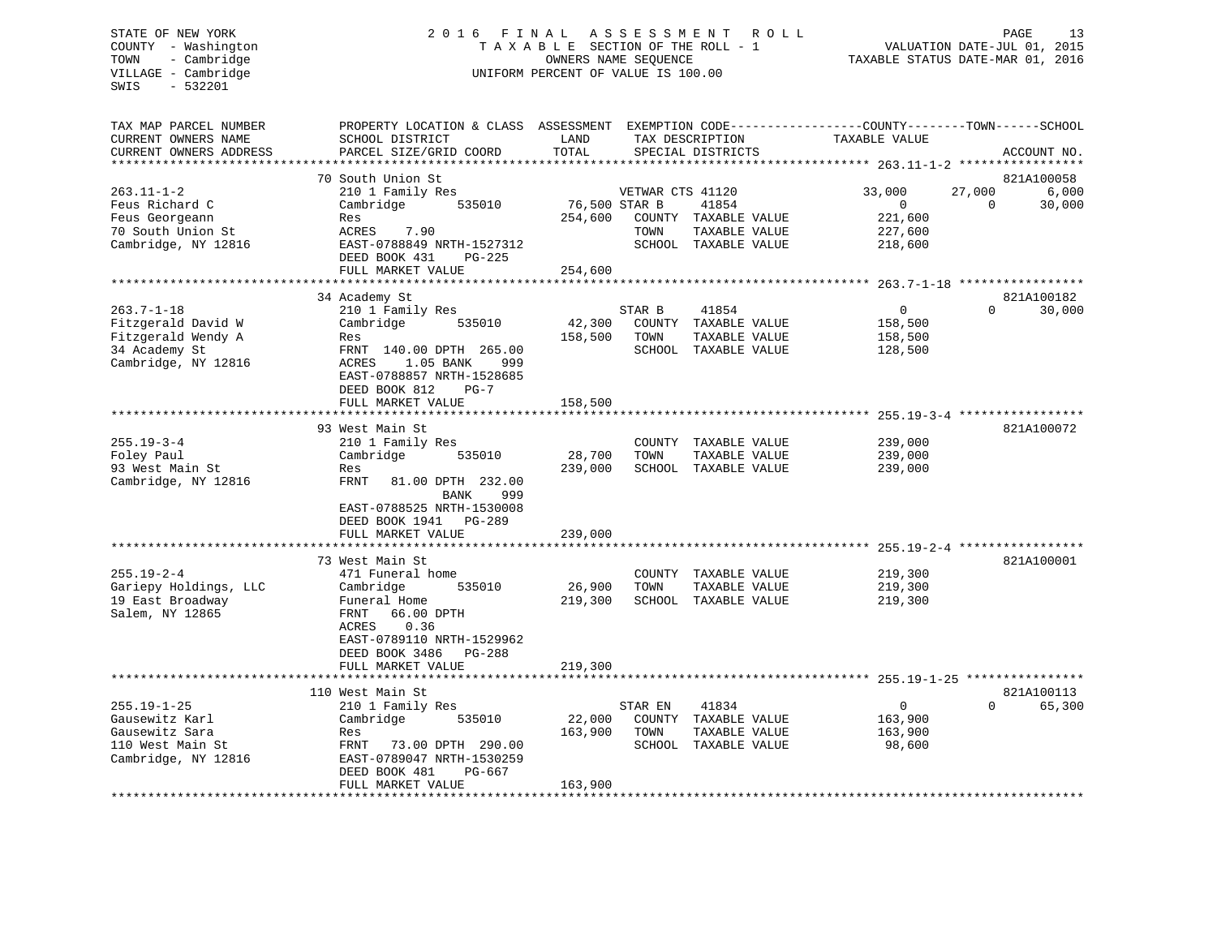STATE OF NEW YORK
COUNTY - Washington
TOWN - Cambridge
VILLAGE - Cambridge
SWIS - 532201

2016 FINAL ASSESSMENT ROLL
TAXABLE SECTION OF THE ROLL - 1
OWNERS NAME SEQUENCE
UNIFORM PERCENT OF VALUE IS 100.00

VALUATION DATE-JUL 01, 2015
TAXABLE STATUS DATE-MAR 01, 2016

| TAX MAP PARCEL NUMBER / CURRENT OWNERS NAME / CURRENT OWNERS ADDRESS | PROPERTY LOCATION & CLASS / SCHOOL DISTRICT / PARCEL SIZE/GRID COORD | ASSESSMENT LAND | TOTAL | EXEMPTION CODE / TAX DESCRIPTION / SPECIAL DISTRICTS | COUNTY TAXABLE VALUE | TOWN | SCHOOL | ACCOUNT NO. |
|---|---|---|---|---|---|---|---|---|
| 263.11-1-2 | 70 South Union St | | | | | | | 821A100058 |
| Feus Richard C | 210 1 Family Res | | | VETWAR CTS 41120 | 33,000 | 27,000 | 6,000 | |
| Feus Georgeann | Cambridge 535010 | 76,500 | | STAR B 41854 | 0 | 0 | 30,000 | |
| 70 South Union St | Res | | 254,600 | COUNTY TAXABLE VALUE | 221,600 | | | |
| Cambridge, NY 12816 | ACRES 7.90 | | | TOWN TAXABLE VALUE | 227,600 | | | |
| | EAST-0788849 NRTH-1527312 | | | SCHOOL TAXABLE VALUE | 218,600 | | | |
| | DEED BOOK 431 PG-225 | | | | | | | |
| | FULL MARKET VALUE | | 254,600 | | | | | |
| 263.7-1-18 | 34 Academy St | | | | | | | 821A100182 |
| Fitzgerald David W | 210 1 Family Res | | | STAR B 41854 | 0 | 0 | 30,000 | |
| Fitzgerald Wendy A | Cambridge 535010 | 42,300 | | COUNTY TAXABLE VALUE | 158,500 | | | |
| 34 Academy St | Res | | 158,500 | TOWN TAXABLE VALUE | 158,500 | | | |
| Cambridge, NY 12816 | FRNT 140.00 DPTH 265.00 | | | SCHOOL TAXABLE VALUE | 128,500 | | | |
| | ACRES 1.05 BANK 999 | | | | | | | |
| | EAST-0788857 NRTH-1528685 | | | | | | | |
| | DEED BOOK 812 PG-7 | | | | | | | |
| | FULL MARKET VALUE | | 158,500 | | | | | |
| 255.19-3-4 | 93 West Main St | | | | | | | 821A100072 |
| Foley Paul | 210 1 Family Res | | | COUNTY TAXABLE VALUE | 239,000 | | | |
| 93 West Main St | Cambridge 535010 | 28,700 | | TOWN TAXABLE VALUE | 239,000 | | | |
| Cambridge, NY 12816 | Res | | 239,000 | SCHOOL TAXABLE VALUE | 239,000 | | | |
| | FRNT 81.00 DPTH 232.00 | | | | | | | |
| | BANK 999 | | | | | | | |
| | EAST-0788525 NRTH-1530008 | | | | | | | |
| | DEED BOOK 1941 PG-289 | | | | | | | |
| | FULL MARKET VALUE | | 239,000 | | | | | |
| 255.19-2-4 | 73 West Main St | | | | | | | 821A100001 |
| Gariepy Holdings, LLC | 471 Funeral home | | | COUNTY TAXABLE VALUE | 219,300 | | | |
| 19 East Broadway | Cambridge 535010 | 26,900 | | TOWN TAXABLE VALUE | 219,300 | | | |
| Salem, NY 12865 | Funeral Home | | 219,300 | SCHOOL TAXABLE VALUE | 219,300 | | | |
| | FRNT 66.00 DPTH | | | | | | | |
| | ACRES 0.36 | | | | | | | |
| | EAST-0789110 NRTH-1529962 | | | | | | | |
| | DEED BOOK 3486 PG-288 | | | | | | | |
| | FULL MARKET VALUE | | 219,300 | | | | | |
| 255.19-1-25 | 110 West Main St | | | | | | | 821A100113 |
| Gausewitz Karl | 210 1 Family Res | | | STAR EN 41834 | 0 | 0 | 65,300 | |
| Gausewitz Sara | Cambridge 535010 | 22,000 | | COUNTY TAXABLE VALUE | 163,900 | | | |
| 110 West Main St | Res | | 163,900 | TOWN TAXABLE VALUE | 163,900 | | | |
| Cambridge, NY 12816 | FRNT 73.00 DPTH 290.00 | | | SCHOOL TAXABLE VALUE | 98,600 | | | |
| | EAST-0789047 NRTH-1530259 | | | | | | | |
| | DEED BOOK 481 PG-667 | | | | | | | |
| | FULL MARKET VALUE | | 163,900 | | | | | |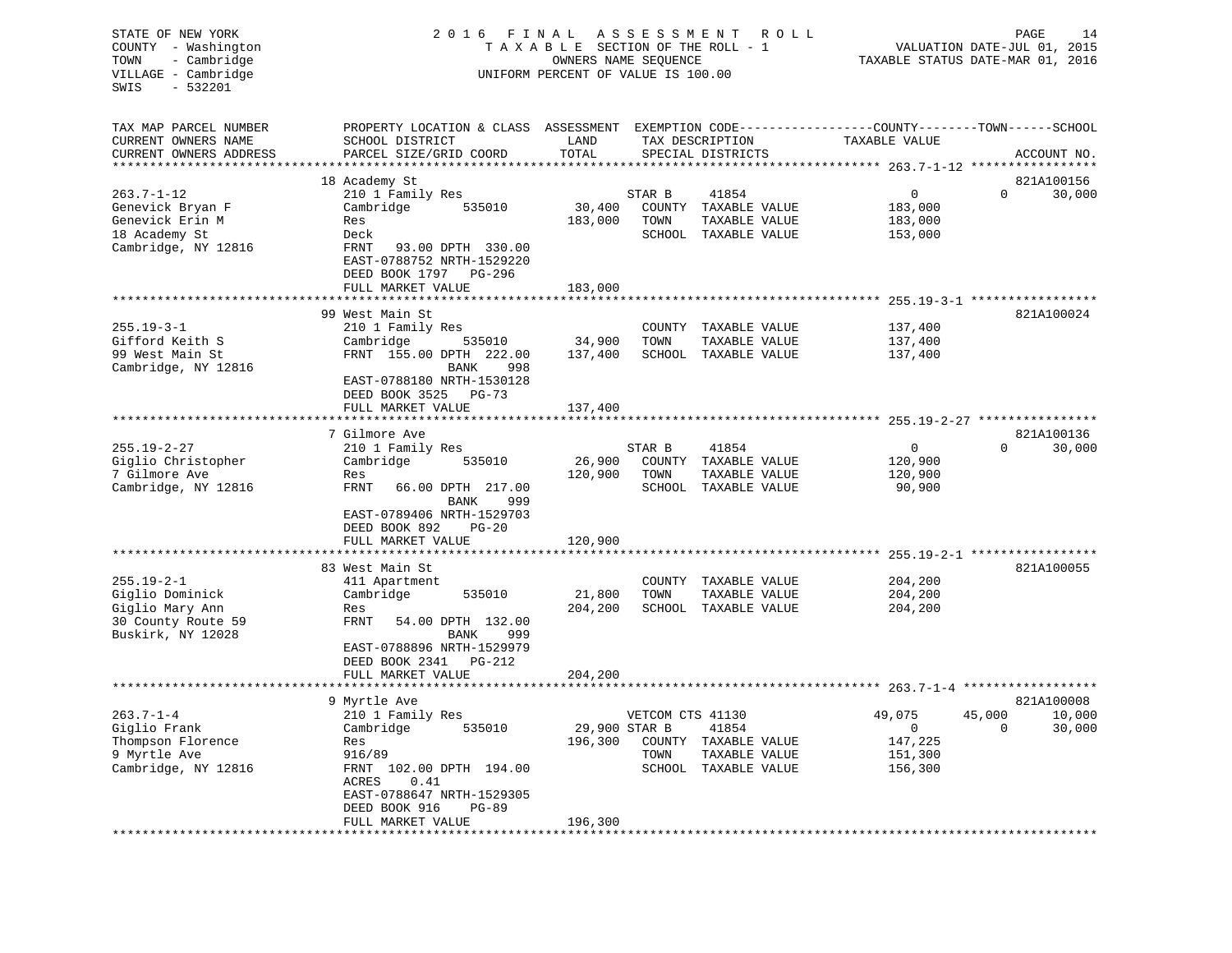STATE OF NEW YORK
COUNTY - Washington
TOWN - Cambridge
VILLAGE - Cambridge
SWIS - 532201

2016 FINAL ASSESSMENT ROLL
TAXABLE SECTION OF THE ROLL - 1
OWNERS NAME SEQUENCE
UNIFORM PERCENT OF VALUE IS 100.00

VALUATION DATE-JUL 01, 2015
TAXABLE STATUS DATE-MAR 01, 2016

| TAX MAP PARCEL NUMBER / CURRENT OWNERS NAME / CURRENT OWNERS ADDRESS | PROPERTY LOCATION & CLASS / SCHOOL DISTRICT / PARCEL SIZE/GRID COORD | ASSESSMENT LAND | TOTAL | EXEMPTION CODE / TAX DESCRIPTION / SPECIAL DISTRICTS | COUNTY TAXABLE VALUE | TOWN | SCHOOL | ACCOUNT NO. |
|---|---|---|---|---|---|---|---|---|
| 263.7-1-12 | 18 Academy St | | | | | | | 821A100156 |
| 263.7-1-12 | 210 1 Family Res | | | STAR B 41854 | 0 | 0 | 30,000 | |
| Genevick Bryan F | Cambridge 535010 | 30,400 | | COUNTY TAXABLE VALUE | 183,000 | | | |
| Genevick Erin M | Res | | 183,000 | TOWN TAXABLE VALUE | 183,000 | | | |
| 18 Academy St | Deck | | | SCHOOL TAXABLE VALUE | 153,000 | | | |
| Cambridge, NY 12816 | FRNT 93.00 DPTH 330.00 | | | | | | | |
| | EAST-0788752 NRTH-1529220 | | | | | | | |
| | DEED BOOK 1797 PG-296 | | | | | | | |
| | FULL MARKET VALUE | | 183,000 | | | | | |
| 255.19-3-1 | 99 West Main St | | | | | | | 821A100024 |
| 255.19-3-1 | 210 1 Family Res | | | COUNTY TAXABLE VALUE | 137,400 | | | |
| Gifford Keith S | Cambridge 535010 | 34,900 | | TOWN TAXABLE VALUE | 137,400 | | | |
| 99 West Main St | FRNT 155.00 DPTH 222.00 | | 137,400 | SCHOOL TAXABLE VALUE | 137,400 | | | |
| Cambridge, NY 12816 | BANK 998 | | | | | | | |
| | EAST-0788180 NRTH-1530128 | | | | | | | |
| | DEED BOOK 3525 PG-73 | | | | | | | |
| | FULL MARKET VALUE | | 137,400 | | | | | |
| 255.19-2-27 | 7 Gilmore Ave | | | | | | | 821A100136 |
| 255.19-2-27 | 210 1 Family Res | | | STAR B 41854 | 0 | 0 | 30,000 | |
| Giglio Christopher | Cambridge 535010 | 26,900 | | COUNTY TAXABLE VALUE | 120,900 | | | |
| 7 Gilmore Ave | Res | | 120,900 | TOWN TAXABLE VALUE | 120,900 | | | |
| Cambridge, NY 12816 | FRNT 66.00 DPTH 217.00 | | | SCHOOL TAXABLE VALUE | 90,900 | | | |
| | BANK 999 | | | | | | | |
| | EAST-0789406 NRTH-1529703 | | | | | | | |
| | DEED BOOK 892 PG-20 | | | | | | | |
| | FULL MARKET VALUE | | 120,900 | | | | | |
| 255.19-2-1 | 83 West Main St | | | | | | | 821A100055 |
| 255.19-2-1 | 411 Apartment | | | COUNTY TAXABLE VALUE | 204,200 | | | |
| Giglio Dominick | Cambridge 535010 | 21,800 | | TOWN TAXABLE VALUE | 204,200 | | | |
| Giglio Mary Ann | Res | | 204,200 | SCHOOL TAXABLE VALUE | 204,200 | | | |
| 30 County Route 59 | FRNT 54.00 DPTH 132.00 | | | | | | | |
| Buskirk, NY 12028 | BANK 999 | | | | | | | |
| | EAST-0788896 NRTH-1529979 | | | | | | | |
| | DEED BOOK 2341 PG-212 | | | | | | | |
| | FULL MARKET VALUE | | 204,200 | | | | | |
| 263.7-1-4 | 9 Myrtle Ave | | | | | | | 821A100008 |
| 263.7-1-4 | 210 1 Family Res | | | VETCOM CTS 41130 | 49,075 | 45,000 | 10,000 | |
| Giglio Frank | Cambridge 535010 | 29,900 | | STAR B 41854 | 0 | 0 | 30,000 | |
| Thompson Florence | Res | | 196,300 | COUNTY TAXABLE VALUE | 147,225 | | | |
| 9 Myrtle Ave | 916/89 | | | TOWN TAXABLE VALUE | 151,300 | | | |
| Cambridge, NY 12816 | FRNT 102.00 DPTH 194.00 | | | SCHOOL TAXABLE VALUE | 156,300 | | | |
| | ACRES 0.41 | | | | | | | |
| | EAST-0788647 NRTH-1529305 | | | | | | | |
| | DEED BOOK 916 PG-89 | | | | | | | |
| | FULL MARKET VALUE | | 196,300 | | | | | |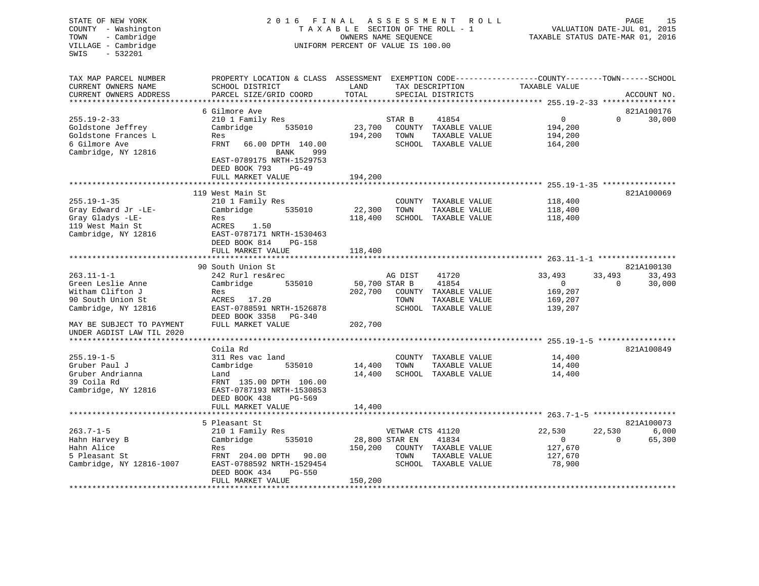STATE OF NEW YORK
COUNTY - Washington
TOWN - Cambridge
VILLAGE - Cambridge
SWIS - 532201

2 0 1 6 F I N A L A S S E S S M E N T R O L L
T A X A B L E SECTION OF THE ROLL - 1
OWNERS NAME SEQUENCE
UNIFORM PERCENT OF VALUE IS 100.00

VALUATION DATE-JUL 01, 2015
TAXABLE STATUS DATE-MAR 01, 2016

```
TAX MAP PARCEL NUMBER          PROPERTY LOCATION & CLASS  ASSESSMENT  EXEMPTION CODE------------------COUNTY--------TOWN------SCHOOL
CURRENT OWNERS NAME            SCHOOL DISTRICT              LAND      TAX DESCRIPTION             TAXABLE VALUE
CURRENT OWNERS ADDRESS         PARCEL SIZE/GRID COORD       TOTAL     SPECIAL DISTRICTS                                      ACCOUNT NO.
*********************************************************************************************** 255.19-2-33 ****************
                               6 Gilmore Ave                                                                             821A100176
255.19-2-33                    210 1 Family Res                       STAR B      41854                0           0       30,000
Goldstone Jeffrey              Cambridge       535010       23,700    COUNTY  TAXABLE VALUE          194,200
Goldstone Frances L            Res                         194,200    TOWN    TAXABLE VALUE          194,200
6 Gilmore Ave                  FRNT   66.00 DPTH  140.00              SCHOOL  TAXABLE VALUE          164,200
Cambridge, NY 12816                           BANK     999
                               EAST-0789175 NRTH-1529753
                               DEED BOOK 793     PG-49
                               FULL MARKET VALUE           194,200
*********************************************************************************************** 255.19-1-35 ****************
                               119 West Main St                                                                          821A100069
255.19-1-35                    210 1 Family Res                       COUNTY  TAXABLE VALUE          118,400
Gray Edward Jr -LE-            Cambridge       535010       22,300    TOWN    TAXABLE VALUE          118,400
Gray Gladys -LE-               Res                         118,400    SCHOOL  TAXABLE VALUE          118,400
119 West Main St               ACRES    1.50
Cambridge, NY 12816            EAST-0787171 NRTH-1530463
                               DEED BOOK 814     PG-158
                               FULL MARKET VALUE           118,400
*********************************************************************************************** 263.11-1-1 *****************
                               90 South Union St                                                                         821A100130
263.11-1-1                     242 Rurl res&rec                       AG DIST     41720           33,493      33,493       33,493
Green Leslie Anne              Cambridge       535010       50,700 STAR B      41854                0           0       30,000
Witham Clifton J               Res                         202,700    COUNTY  TAXABLE VALUE          169,207
90 South Union St              ACRES   17.20                          TOWN    TAXABLE VALUE          169,207
Cambridge, NY 12816            EAST-0788591 NRTH-1526878              SCHOOL  TAXABLE VALUE          139,207
                               DEED BOOK 3358    PG-340
MAY BE SUBJECT TO PAYMENT      FULL MARKET VALUE           202,700
UNDER AGDIST LAW TIL 2020
*********************************************************************************************** 255.19-1-5 *****************
                               Coila Rd                                                                                  821A100849
255.19-1-5                     311 Res vac land                       COUNTY  TAXABLE VALUE           14,400
Gruber Paul J                  Cambridge       535010       14,400    TOWN    TAXABLE VALUE           14,400
Gruber Andrianna               Land                         14,400    SCHOOL  TAXABLE VALUE           14,400
39 Coila Rd                    FRNT  135.00 DPTH  106.00
Cambridge, NY 12816            EAST-0787193 NRTH-1530853
                               DEED BOOK 438     PG-569
                               FULL MARKET VALUE            14,400
*********************************************************************************************** 263.7-1-5 ******************
                               5 Pleasant St                                                                             821A100073
263.7-1-5                      210 1 Family Res                       VETWAR CTS 41120            22,530      22,530        6,000
Hahn Harvey B                  Cambridge       535010       28,800 STAR EN     41834                0           0       65,300
Hahn Alice                     Res                         150,200    COUNTY  TAXABLE VALUE          127,670
5 Pleasant St                  FRNT  204.00 DPTH   90.00              TOWN    TAXABLE VALUE          127,670
Cambridge, NY 12816-1007       EAST-0788592 NRTH-1529454              SCHOOL  TAXABLE VALUE           78,900
                               DEED BOOK 434     PG-550
                               FULL MARKET VALUE           150,200
******************************************************************************************************************************
```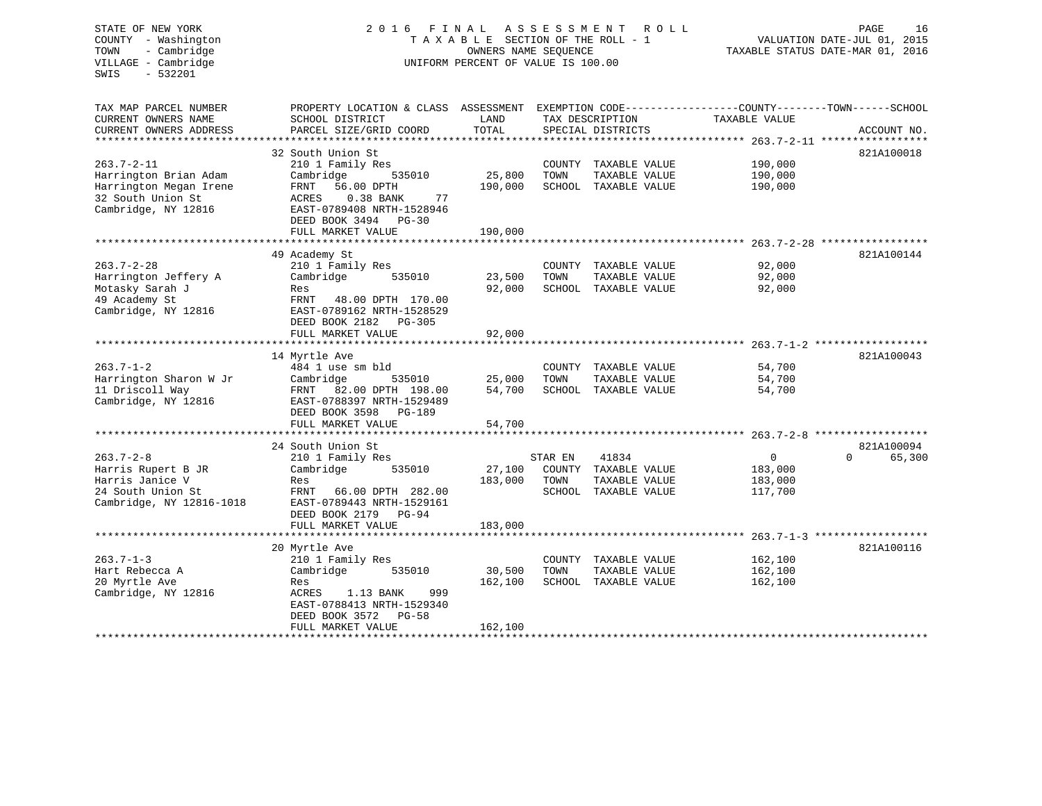STATE OF NEW YORK
COUNTY - Washington
TOWN - Cambridge
VILLAGE - Cambridge
SWIS - 532201

# 2016 FINAL ASSESSMENT ROLL

TAXABLE SECTION OF THE ROLL - 1
OWNERS NAME SEQUENCE
UNIFORM PERCENT OF VALUE IS 100.00

VALUATION DATE-JUL 01, 2015
TAXABLE STATUS DATE-MAR 01, 2016

| TAX MAP PARCEL NUMBER / CURRENT OWNERS NAME / CURRENT OWNERS ADDRESS | PROPERTY LOCATION & CLASS / SCHOOL DISTRICT / PARCEL SIZE/GRID COORD | ASSESSMENT LAND | TOTAL | EXEMPTION CODE / TAX DESCRIPTION / SPECIAL DISTRICTS | COUNTY TAXABLE VALUE | TOWN | SCHOOL | ACCOUNT NO. |
|---|---|---|---|---|---|---|---|---|
| **263.7-2-11** | 32 South Union St | | | | | | | 821A100018 |
| 263.7-2-11 | 210 1 Family Res | | | COUNTY TAXABLE VALUE | 190,000 | | | |
| Harrington Brian Adam | Cambridge 535010 | 25,800 | | TOWN TAXABLE VALUE | 190,000 | | | |
| Harrington Megan Irene | FRNT 56.00 DPTH | | 190,000 | SCHOOL TAXABLE VALUE | 190,000 | | | |
| 32 South Union St | ACRES 0.38 BANK 77 | | | | | | | |
| Cambridge, NY 12816 | EAST-0789408 NRTH-1528946 | | | | | | | |
| | DEED BOOK 3494 PG-30 | | | | | | | |
| | FULL MARKET VALUE | | 190,000 | | | | | |
| **263.7-2-28** | 49 Academy St | | | | | | | 821A100144 |
| 263.7-2-28 | 210 1 Family Res | | | COUNTY TAXABLE VALUE | 92,000 | | | |
| Harrington Jeffery A | Cambridge 535010 | 23,500 | | TOWN TAXABLE VALUE | 92,000 | | | |
| Motasky Sarah J | Res | | 92,000 | SCHOOL TAXABLE VALUE | 92,000 | | | |
| 49 Academy St | FRNT 48.00 DPTH 170.00 | | | | | | | |
| Cambridge, NY 12816 | EAST-0789162 NRTH-1528529 | | | | | | | |
| | DEED BOOK 2182 PG-305 | | | | | | | |
| | FULL MARKET VALUE | | 92,000 | | | | | |
| **263.7-1-2** | 14 Myrtle Ave | | | | | | | 821A100043 |
| 263.7-1-2 | 484 1 use sm bld | | | COUNTY TAXABLE VALUE | 54,700 | | | |
| Harrington Sharon W Jr | Cambridge 535010 | 25,000 | | TOWN TAXABLE VALUE | 54,700 | | | |
| 11 Driscoll Way | FRNT 82.00 DPTH 198.00 | | 54,700 | SCHOOL TAXABLE VALUE | 54,700 | | | |
| Cambridge, NY 12816 | EAST-0788397 NRTH-1529489 | | | | | | | |
| | DEED BOOK 3598 PG-189 | | | | | | | |
| | FULL MARKET VALUE | | 54,700 | | | | | |
| **263.7-2-8** | 24 South Union St | | | | | | | 821A100094 |
| 263.7-2-8 | 210 1 Family Res | | | STAR EN 41834 | 0 | | 0 | 65,300 |
| Harris Rupert B JR | Cambridge 535010 | 27,100 | | COUNTY TAXABLE VALUE | 183,000 | | | |
| Harris Janice V | Res | | 183,000 | TOWN TAXABLE VALUE | 183,000 | | | |
| 24 South Union St | FRNT 66.00 DPTH 282.00 | | | SCHOOL TAXABLE VALUE | 117,700 | | | |
| Cambridge, NY 12816-1018 | EAST-0789443 NRTH-1529161 | | | | | | | |
| | DEED BOOK 2179 PG-94 | | | | | | | |
| | FULL MARKET VALUE | | 183,000 | | | | | |
| **263.7-1-3** | 20 Myrtle Ave | | | | | | | 821A100116 |
| 263.7-1-3 | 210 1 Family Res | | | COUNTY TAXABLE VALUE | 162,100 | | | |
| Hart Rebecca A | Cambridge 535010 | 30,500 | | TOWN TAXABLE VALUE | 162,100 | | | |
| 20 Myrtle Ave | Res | | 162,100 | SCHOOL TAXABLE VALUE | 162,100 | | | |
| Cambridge, NY 12816 | ACRES 1.13 BANK 999 | | | | | | | |
| | EAST-0788413 NRTH-1529340 | | | | | | | |
| | DEED BOOK 3572 PG-58 | | | | | | | |
| | FULL MARKET VALUE | | 162,100 | | | | | |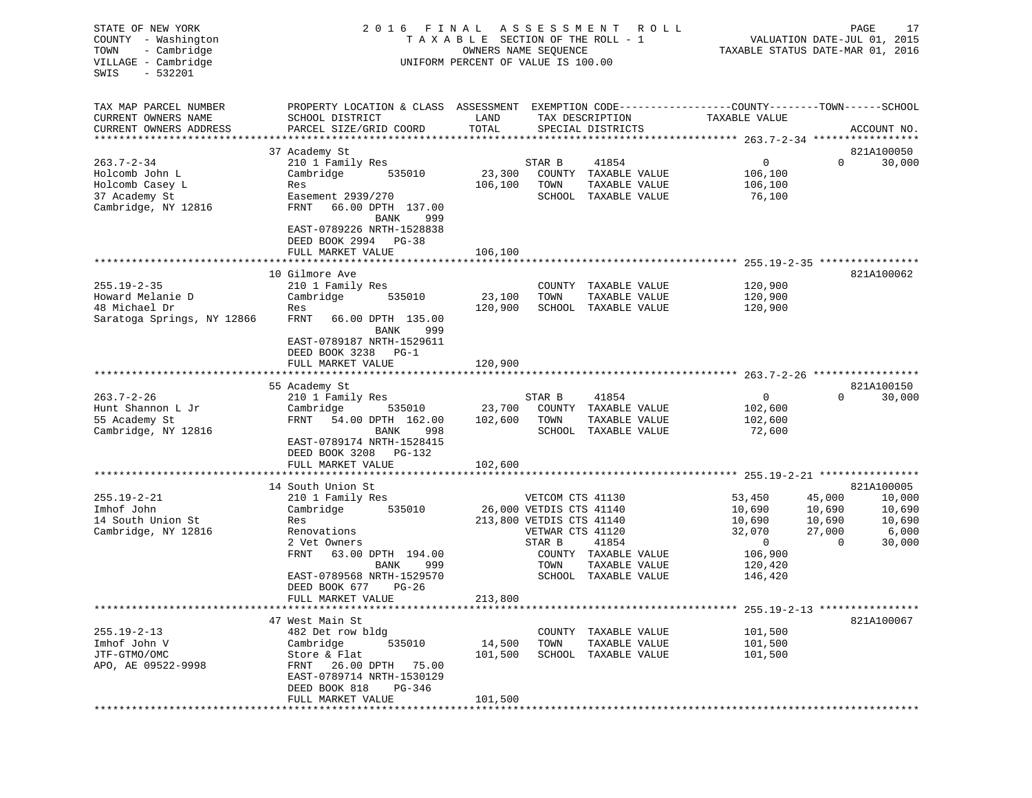STATE OF NEW YORK
COUNTY - Washington
TOWN - Cambridge
VILLAGE - Cambridge
SWIS - 532201

2016 FINAL ASSESSMENT ROLL
TAXABLE SECTION OF THE ROLL - 1
OWNERS NAME SEQUENCE
UNIFORM PERCENT OF VALUE IS 100.00

VALUATION DATE-JUL 01, 2015
TAXABLE STATUS DATE-MAR 01, 2016

```
TAX MAP PARCEL NUMBER          PROPERTY LOCATION & CLASS  ASSESSMENT  EXEMPTION CODE------------------COUNTY--------TOWN------SCHOOL
CURRENT OWNERS NAME            SCHOOL DISTRICT               LAND      TAX DESCRIPTION              TAXABLE VALUE
CURRENT OWNERS ADDRESS         PARCEL SIZE/GRID COORD        TOTAL     SPECIAL DISTRICTS                                      ACCOUNT NO.
******************************************************************************************************* 263.7-2-34 *****************
                               37 Academy St                                                                              821A100050
263.7-2-34                     210 1 Family Res                        STAR B     41854                   0             0     30,000
Holcomb John L                 Cambridge        535010       23,300    COUNTY  TAXABLE VALUE          106,100
Holcomb Casey L                Res                          106,100    TOWN    TAXABLE VALUE          106,100
37 Academy St                  Easement 2939/270                       SCHOOL  TAXABLE VALUE           76,100
Cambridge, NY 12816            FRNT   66.00 DPTH 137.00
                                             BANK     999
                               EAST-0789226 NRTH-1528838
                               DEED BOOK 2994    PG-38
                               FULL MARKET VALUE            106,100
******************************************************************************************************* 255.19-2-35 ****************
                               10 Gilmore Ave                                                                             821A100062
255.19-2-35                    210 1 Family Res                        COUNTY  TAXABLE VALUE          120,900
Howard Melanie D               Cambridge        535010       23,100    TOWN    TAXABLE VALUE          120,900
48 Michael Dr                  Res                          120,900    SCHOOL  TAXABLE VALUE          120,900
Saratoga Springs, NY 12866     FRNT   66.00 DPTH 135.00
                                             BANK     999
                               EAST-0789187 NRTH-1529611
                               DEED BOOK 3238    PG-1
                               FULL MARKET VALUE            120,900
******************************************************************************************************* 263.7-2-26 *****************
                               55 Academy St                                                                              821A100150
263.7-2-26                     210 1 Family Res                        STAR B     41854                   0             0     30,000
Hunt Shannon L Jr              Cambridge        535010       23,700    COUNTY  TAXABLE VALUE          102,600
55 Academy St                  FRNT   54.00 DPTH 162.00     102,600    TOWN    TAXABLE VALUE          102,600
Cambridge, NY 12816                          BANK     998              SCHOOL  TAXABLE VALUE           72,600
                               EAST-0789174 NRTH-1528415
                               DEED BOOK 3208    PG-132
                               FULL MARKET VALUE            102,600
******************************************************************************************************* 255.19-2-21 ****************
                               14 South Union St                                                                          821A100005
255.19-2-21                    210 1 Family Res                        VETCOM CTS 41130              53,450        45,000     10,000
Imhof John                     Cambridge        535010       26,000 VETDIS CTS 41140              10,690        10,690     10,690
14 South Union St              Res                          213,800 VETDIS CTS 41140              10,690        10,690     10,690
Cambridge, NY 12816            Renovations                             VETWAR CTS 41120              32,070        27,000      6,000
                               2 Vet Owners                            STAR B     41854                   0             0     30,000
                               FRNT   63.00 DPTH 194.00                COUNTY  TAXABLE VALUE          106,900
                                             BANK     999              TOWN    TAXABLE VALUE          120,420
                               EAST-0789568 NRTH-1529570               SCHOOL  TAXABLE VALUE          146,420
                               DEED BOOK 677     PG-26
                               FULL MARKET VALUE            213,800
******************************************************************************************************* 255.19-2-13 ****************
                               47 West Main St                                                                            821A100067
255.19-2-13                    482 Det row bldg                        COUNTY  TAXABLE VALUE          101,500
Imhof John V                   Cambridge        535010       14,500    TOWN    TAXABLE VALUE          101,500
JTF-GTMO/OMC                   Store & Flat                 101,500    SCHOOL  TAXABLE VALUE          101,500
APO, AE 09522-9998             FRNT   26.00 DPTH  75.00
                               EAST-0789714 NRTH-1530129
                               DEED BOOK 818     PG-346
                               FULL MARKET VALUE            101,500
************************************************************************************************************************************
```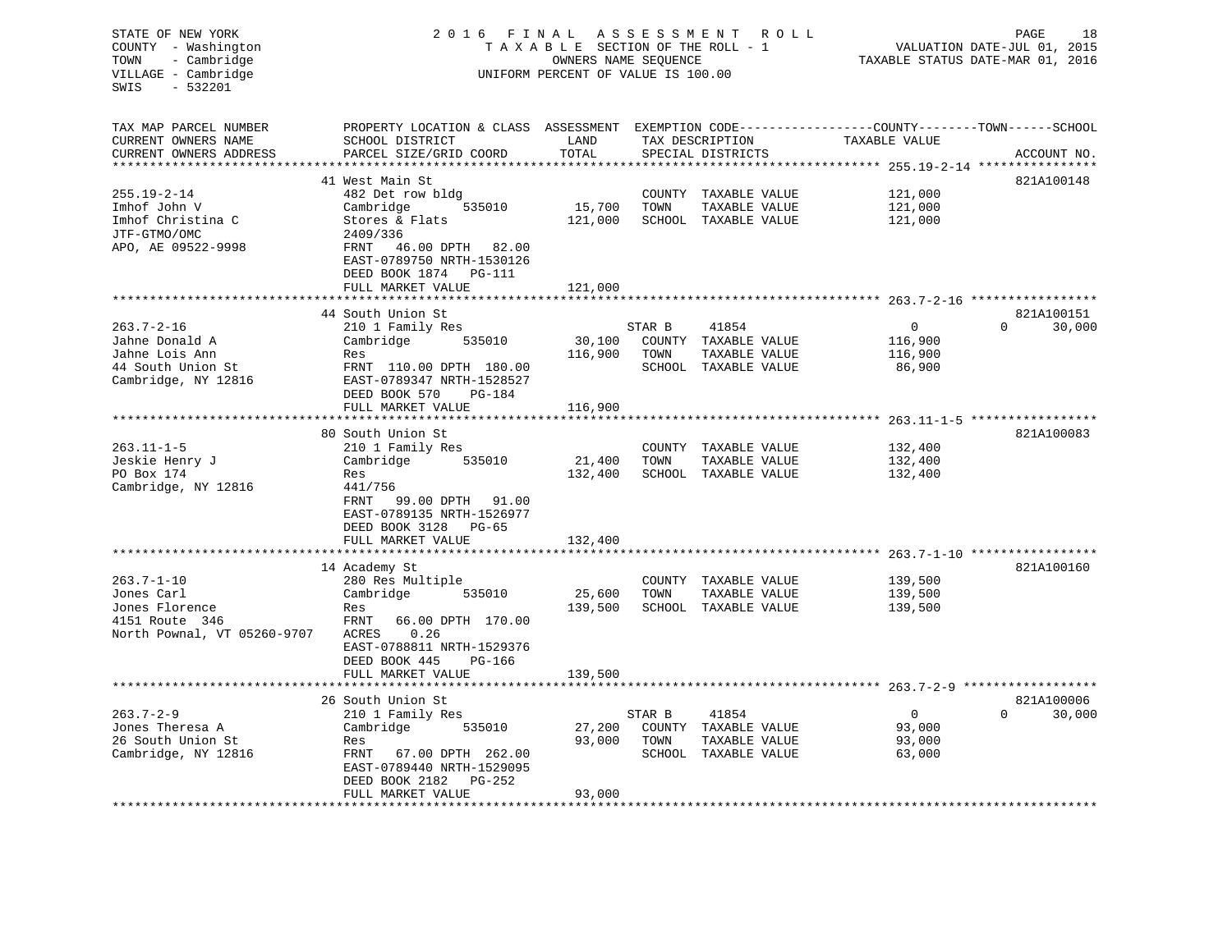STATE OF NEW YORK
COUNTY - Washington
TOWN - Cambridge
VILLAGE - Cambridge
SWIS - 532201

2016 FINAL ASSESSMENT ROLL
TAXABLE SECTION OF THE ROLL - 1
OWNERS NAME SEQUENCE
UNIFORM PERCENT OF VALUE IS 100.00

VALUATION DATE-JUL 01, 2015
TAXABLE STATUS DATE-MAR 01, 2016

| TAX MAP PARCEL NUMBER / CURRENT OWNERS NAME / CURRENT OWNERS ADDRESS | PROPERTY LOCATION & CLASS / SCHOOL DISTRICT / PARCEL SIZE/GRID COORD | ASSESSMENT LAND | TOTAL | EXEMPTION CODE / TAX DESCRIPTION / SPECIAL DISTRICTS | COUNTY / TOWN TAXABLE VALUE | SCHOOL | ACCOUNT NO. |
|---|---|---|---|---|---|---|---|
| **255.19-2-14** | 41 West Main St | | | | | | 821A100148 |
| 255.19-2-14 | 482 Det row bldg | | | COUNTY TAXABLE VALUE | 121,000 | | |
| Imhof John V | Cambridge 535010 | 15,700 | | TOWN TAXABLE VALUE | 121,000 | | |
| Imhof Christina C | Stores & Flats | | 121,000 | SCHOOL TAXABLE VALUE | 121,000 | | |
| JTF-GTMO/OMC | 2409/336 | | | | | | |
| APO, AE 09522-9998 | FRNT 46.00 DPTH 82.00 | | | | | | |
| | EAST-0789750 NRTH-1530126 | | | | | | |
| | DEED BOOK 1874 PG-111 | | | | | | |
| | FULL MARKET VALUE | | 121,000 | | | | |
| **263.7-2-16** | 44 South Union St | | | | | | 821A100151 |
| 263.7-2-16 | 210 1 Family Res | | | STAR B 41854 | 0 | 0 | 30,000 |
| Jahne Donald A | Cambridge 535010 | 30,100 | | COUNTY TAXABLE VALUE | 116,900 | | |
| Jahne Lois Ann | Res | | 116,900 | TOWN TAXABLE VALUE | 116,900 | | |
| 44 South Union St | FRNT 110.00 DPTH 180.00 | | | SCHOOL TAXABLE VALUE | 86,900 | | |
| Cambridge, NY 12816 | EAST-0789347 NRTH-1528527 | | | | | | |
| | DEED BOOK 570 PG-184 | | | | | | |
| | FULL MARKET VALUE | | 116,900 | | | | |
| **263.11-1-5** | 80 South Union St | | | | | | 821A100083 |
| 263.11-1-5 | 210 1 Family Res | | | COUNTY TAXABLE VALUE | 132,400 | | |
| Jeskie Henry J | Cambridge 535010 | 21,400 | | TOWN TAXABLE VALUE | 132,400 | | |
| PO Box 174 | Res | | 132,400 | SCHOOL TAXABLE VALUE | 132,400 | | |
| Cambridge, NY 12816 | 441/756 | | | | | | |
| | FRNT 99.00 DPTH 91.00 | | | | | | |
| | EAST-0789135 NRTH-1526977 | | | | | | |
| | DEED BOOK 3128 PG-65 | | | | | | |
| | FULL MARKET VALUE | | 132,400 | | | | |
| **263.7-1-10** | 14 Academy St | | | | | | 821A100160 |
| 263.7-1-10 | 280 Res Multiple | | | COUNTY TAXABLE VALUE | 139,500 | | |
| Jones Carl | Cambridge 535010 | 25,600 | | TOWN TAXABLE VALUE | 139,500 | | |
| Jones Florence | Res | | 139,500 | SCHOOL TAXABLE VALUE | 139,500 | | |
| 4151 Route 346 | FRNT 66.00 DPTH 170.00 | | | | | | |
| North Pownal, VT 05260-9707 | ACRES 0.26 | | | | | | |
| | EAST-0788811 NRTH-1529376 | | | | | | |
| | DEED BOOK 445 PG-166 | | | | | | |
| | FULL MARKET VALUE | | 139,500 | | | | |
| **263.7-2-9** | 26 South Union St | | | | | | 821A100006 |
| 263.7-2-9 | 210 1 Family Res | | | STAR B 41854 | 0 | 0 | 30,000 |
| Jones Theresa A | Cambridge 535010 | 27,200 | | COUNTY TAXABLE VALUE | 93,000 | | |
| 26 South Union St | Res | | 93,000 | TOWN TAXABLE VALUE | 93,000 | | |
| Cambridge, NY 12816 | FRNT 67.00 DPTH 262.00 | | | SCHOOL TAXABLE VALUE | 63,000 | | |
| | EAST-0789440 NRTH-1529095 | | | | | | |
| | DEED BOOK 2182 PG-252 | | | | | | |
| | FULL MARKET VALUE | | 93,000 | | | | |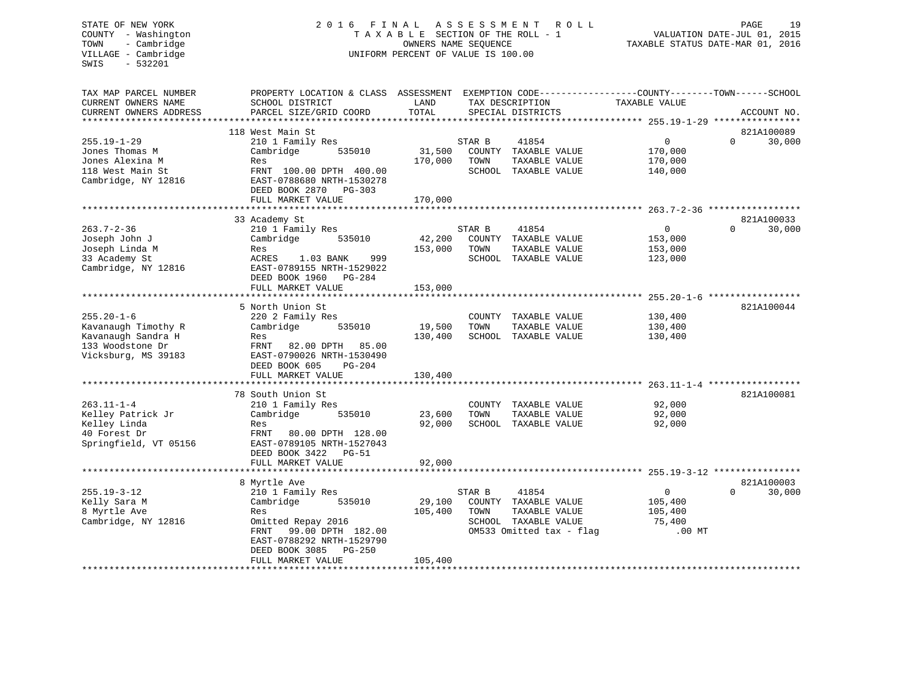STATE OF NEW YORK
COUNTY - Washington
TOWN - Cambridge
VILLAGE - Cambridge
SWIS - 532201

2016 FINAL ASSESSMENT ROLL
TAXABLE SECTION OF THE ROLL - 1
OWNERS NAME SEQUENCE
UNIFORM PERCENT OF VALUE IS 100.00

VALUATION DATE-JUL 01, 2015
TAXABLE STATUS DATE-MAR 01, 2016

| TAX MAP PARCEL NUMBER / CURRENT OWNERS NAME / CURRENT OWNERS ADDRESS | PROPERTY LOCATION & CLASS / SCHOOL DISTRICT / PARCEL SIZE/GRID COORD | ASSESSMENT LAND / TOTAL | EXEMPTION CODE / TAX DESCRIPTION / SPECIAL DISTRICTS | COUNTY / TOWN / SCHOOL TAXABLE VALUE | ACCOUNT NO. |
|---|---|---|---|---|---|
| 255.19-1-29 | 118 West Main St | | | | 821A100089 |
| | 210 1 Family Res | | STAR B 41854 | 0 / 0 | 30,000 |
| Jones Thomas M | Cambridge 535010 | 31,500 | COUNTY TAXABLE VALUE | 170,000 | |
| Jones Alexina M | Res | 170,000 | TOWN TAXABLE VALUE | 170,000 | |
| 118 West Main St | FRNT 100.00 DPTH 400.00 | | SCHOOL TAXABLE VALUE | 140,000 | |
| Cambridge, NY 12816 | EAST-0788680 NRTH-1530278 | | | | |
| | DEED BOOK 2870 PG-303 | | | | |
| | FULL MARKET VALUE | 170,000 | | | |
| 263.7-2-36 | 33 Academy St | | | | 821A100033 |
| | 210 1 Family Res | | STAR B 41854 | 0 / 0 | 30,000 |
| Joseph John J | Cambridge 535010 | 42,200 | COUNTY TAXABLE VALUE | 153,000 | |
| Joseph Linda M | Res | 153,000 | TOWN TAXABLE VALUE | 153,000 | |
| 33 Academy St | ACRES 1.03 BANK 999 | | SCHOOL TAXABLE VALUE | 123,000 | |
| Cambridge, NY 12816 | EAST-0789155 NRTH-1529022 | | | | |
| | DEED BOOK 1960 PG-284 | | | | |
| | FULL MARKET VALUE | 153,000 | | | |
| 255.20-1-6 | 5 North Union St | | | | 821A100044 |
| | 220 2 Family Res | | COUNTY TAXABLE VALUE | 130,400 | |
| Kavanaugh Timothy R | Cambridge 535010 | 19,500 | TOWN TAXABLE VALUE | 130,400 | |
| Kavanaugh Sandra H | Res | 130,400 | SCHOOL TAXABLE VALUE | 130,400 | |
| 133 Woodstone Dr | FRNT 82.00 DPTH 85.00 | | | | |
| Vicksburg, MS 39183 | EAST-0790026 NRTH-1530490 | | | | |
| | DEED BOOK 605 PG-204 | | | | |
| | FULL MARKET VALUE | 130,400 | | | |
| 263.11-1-4 | 78 South Union St | | | | 821A100081 |
| | 210 1 Family Res | | COUNTY TAXABLE VALUE | 92,000 | |
| Kelley Patrick Jr | Cambridge 535010 | 23,600 | TOWN TAXABLE VALUE | 92,000 | |
| Kelley Linda | Res | 92,000 | SCHOOL TAXABLE VALUE | 92,000 | |
| 40 Forest Dr | FRNT 80.00 DPTH 128.00 | | | | |
| Springfield, VT 05156 | EAST-0789105 NRTH-1527043 | | | | |
| | DEED BOOK 3422 PG-51 | | | | |
| | FULL MARKET VALUE | 92,000 | | | |
| 255.19-3-12 | 8 Myrtle Ave | | | | 821A100003 |
| | 210 1 Family Res | | STAR B 41854 | 0 / 0 | 30,000 |
| Kelly Sara M | Cambridge 535010 | 29,100 | COUNTY TAXABLE VALUE | 105,400 | |
| 8 Myrtle Ave | Res | 105,400 | TOWN TAXABLE VALUE | 105,400 | |
| Cambridge, NY 12816 | Omitted Repay 2016 | | SCHOOL TAXABLE VALUE | 75,400 | |
| | FRNT 99.00 DPTH 182.00 | | OM533 Omitted tax - flag | .00 MT | |
| | EAST-0788292 NRTH-1529790 | | | | |
| | DEED BOOK 3085 PG-250 | | | | |
| | FULL MARKET VALUE | 105,400 | | | |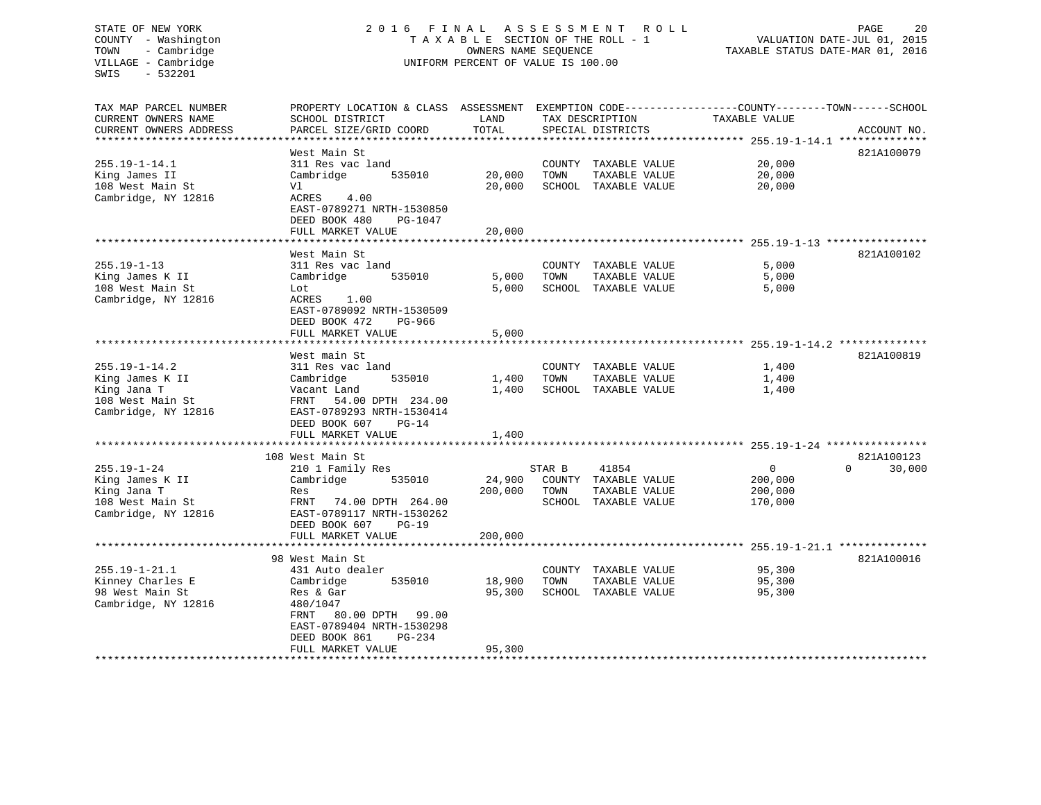STATE OF NEW YORK
COUNTY - Washington
TOWN - Cambridge
VILLAGE - Cambridge
SWIS - 532201

# 2016 FINAL ASSESSMENT ROLL

TAXABLE SECTION OF THE ROLL - 1
OWNERS NAME SEQUENCE
UNIFORM PERCENT OF VALUE IS 100.00

VALUATION DATE-JUL 01, 2015
TAXABLE STATUS DATE-MAR 01, 2016

| TAX MAP PARCEL NUMBER / CURRENT OWNERS NAME / CURRENT OWNERS ADDRESS | PROPERTY LOCATION & CLASS / SCHOOL DISTRICT / PARCEL SIZE/GRID COORD | ASSESSMENT LAND | TOTAL | EXEMPTION CODE / TAX DESCRIPTION / SPECIAL DISTRICTS | COUNTY / TOWN TAXABLE VALUE | SCHOOL | ACCOUNT NO. |
|---|---|---|---|---|---|---|---|
| **255.19-1-14.1** | West Main St | | | | | | 821A100079 |
| King James II | 311 Res vac land | | | COUNTY TAXABLE VALUE | 20,000 | | |
| 108 West Main St | Cambridge 535010 | 20,000 | | TOWN TAXABLE VALUE | 20,000 | | |
| Cambridge, NY 12816 | Vl | | 20,000 | SCHOOL TAXABLE VALUE | | 20,000 | |
| | ACRES 4.00 | | | | | | |
| | EAST-0789271 NRTH-1530850 | | | | | | |
| | DEED BOOK 480 PG-1047 | | | | | | |
| | FULL MARKET VALUE | | 20,000 | | | | |
| **255.19-1-13** | West Main St | | | | | | 821A100102 |
| King James K II | 311 Res vac land | | | COUNTY TAXABLE VALUE | 5,000 | | |
| 108 West Main St | Cambridge 535010 | 5,000 | | TOWN TAXABLE VALUE | 5,000 | | |
| Cambridge, NY 12816 | Lot | | 5,000 | SCHOOL TAXABLE VALUE | | 5,000 | |
| | ACRES 1.00 | | | | | | |
| | EAST-0789092 NRTH-1530509 | | | | | | |
| | DEED BOOK 472 PG-966 | | | | | | |
| | FULL MARKET VALUE | | 5,000 | | | | |
| **255.19-1-14.2** | West main St | | | | | | 821A100819 |
| King James K II | 311 Res vac land | | | COUNTY TAXABLE VALUE | 1,400 | | |
| King Jana T | Cambridge 535010 | 1,400 | | TOWN TAXABLE VALUE | 1,400 | | |
| 108 West Main St | Vacant Land | | 1,400 | SCHOOL TAXABLE VALUE | | 1,400 | |
| Cambridge, NY 12816 | FRNT 54.00 DPTH 234.00 | | | | | | |
| | EAST-0789293 NRTH-1530414 | | | | | | |
| | DEED BOOK 607 PG-14 | | | | | | |
| | FULL MARKET VALUE | | 1,400 | | | | |
| **255.19-1-24** | 108 West Main St | | | | | | 821A100123 |
| King James K II | 210 1 Family Res | | | STAR B 41854 | 0 / 0 | 30,000 | |
| King Jana T | Cambridge 535010 | 24,900 | | COUNTY TAXABLE VALUE | 200,000 | | |
| 108 West Main St | Res | | 200,000 | TOWN TAXABLE VALUE | 200,000 | | |
| Cambridge, NY 12816 | FRNT 74.00 DPTH 264.00 | | | SCHOOL TAXABLE VALUE | | 170,000 | |
| | EAST-0789117 NRTH-1530262 | | | | | | |
| | DEED BOOK 607 PG-19 | | | | | | |
| | FULL MARKET VALUE | | 200,000 | | | | |
| **255.19-1-21.1** | 98 West Main St | | | | | | 821A100016 |
| Kinney Charles E | 431 Auto dealer | | | COUNTY TAXABLE VALUE | 95,300 | | |
| 98 West Main St | Cambridge 535010 | 18,900 | | TOWN TAXABLE VALUE | 95,300 | | |
| Cambridge, NY 12816 | Res & Gar | | 95,300 | SCHOOL TAXABLE VALUE | | 95,300 | |
| | 480/1047 | | | | | | |
| | FRNT 80.00 DPTH 99.00 | | | | | | |
| | EAST-0789404 NRTH-1530298 | | | | | | |
| | DEED BOOK 861 PG-234 | | | | | | |
| | FULL MARKET VALUE | | 95,300 | | | | |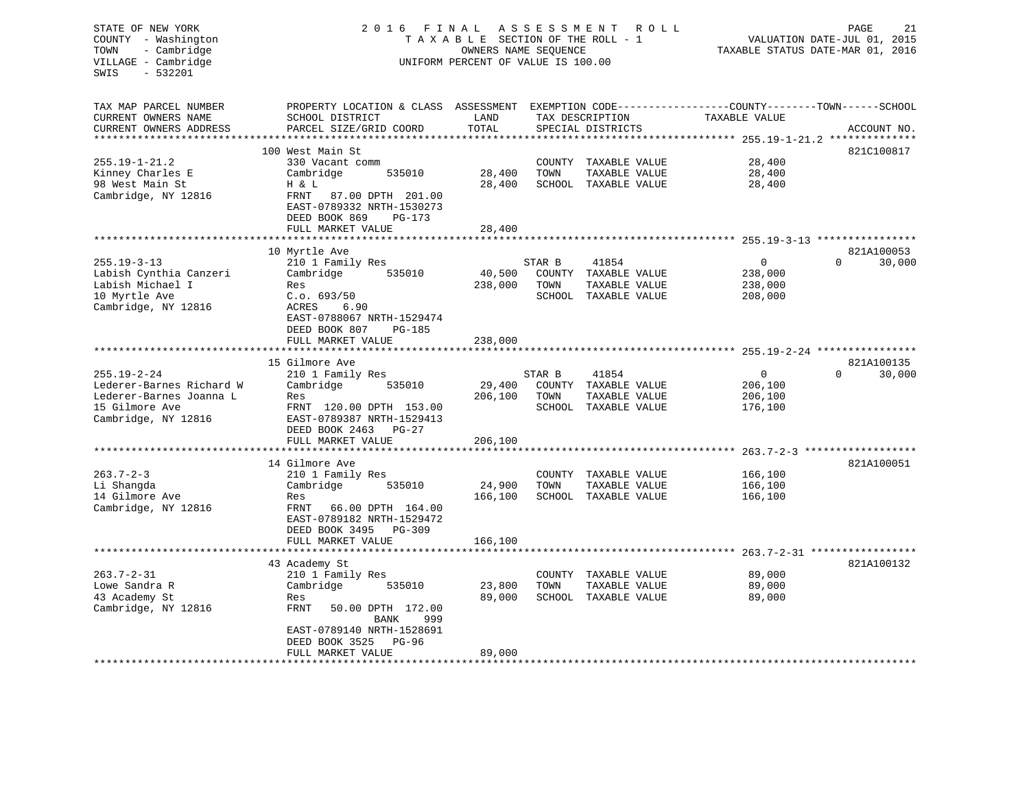STATE OF NEW YORK
COUNTY - Washington
TOWN - Cambridge
VILLAGE - Cambridge
SWIS - 532201

2016 FINAL ASSESSMENT ROLL
TAXABLE SECTION OF THE ROLL - 1
OWNERS NAME SEQUENCE
UNIFORM PERCENT OF VALUE IS 100.00

VALUATION DATE-JUL 01, 2015
TAXABLE STATUS DATE-MAR 01, 2016

| TAX MAP PARCEL NUMBER / CURRENT OWNERS NAME / CURRENT OWNERS ADDRESS | PROPERTY LOCATION & CLASS / SCHOOL DISTRICT / PARCEL SIZE/GRID COORD | ASSESSMENT LAND | TOTAL | EXEMPTION CODE / TAX DESCRIPTION / SPECIAL DISTRICTS | COUNTY TAXABLE VALUE | TOWN | SCHOOL | ACCOUNT NO. |
|---|---|---|---|---|---|---|---|---|
| **255.19-1-21.2** | 100 West Main St | | | | | | | 821C100817 |
| Kinney Charles E | 330 Vacant comm | | | COUNTY TAXABLE VALUE | 28,400 | | | |
| 98 West Main St | Cambridge 535010 | 28,400 | | TOWN TAXABLE VALUE | 28,400 | | | |
| Cambridge, NY 12816 | H & L | | 28,400 | SCHOOL TAXABLE VALUE | 28,400 | | | |
| | FRNT 87.00 DPTH 201.00 | | | | | | | |
| | EAST-0789332 NRTH-1530273 | | | | | | | |
| | DEED BOOK 869 PG-173 | | | | | | | |
| | FULL MARKET VALUE | | 28,400 | | | | | |
| **255.19-3-13** | 10 Myrtle Ave | | | | | | | 821A100053 |
| Labish Cynthia Canzeri | 210 1 Family Res | | | STAR B 41854 | 0 | 0 | 30,000 | |
| Labish Michael I | Cambridge 535010 | 40,500 | | COUNTY TAXABLE VALUE | 238,000 | | | |
| 10 Myrtle Ave | Res | | 238,000 | TOWN TAXABLE VALUE | 238,000 | | | |
| Cambridge, NY 12816 | C.o. 693/50 | | | SCHOOL TAXABLE VALUE | 208,000 | | | |
| | ACRES 6.90 | | | | | | | |
| | EAST-0788067 NRTH-1529474 | | | | | | | |
| | DEED BOOK 807 PG-185 | | | | | | | |
| | FULL MARKET VALUE | | 238,000 | | | | | |
| **255.19-2-24** | 15 Gilmore Ave | | | | | | | 821A100135 |
| Lederer-Barnes Richard W | 210 1 Family Res | | | STAR B 41854 | 0 | 0 | 30,000 | |
| Lederer-Barnes Joanna L | Cambridge 535010 | 29,400 | | COUNTY TAXABLE VALUE | 206,100 | | | |
| 15 Gilmore Ave | Res | | 206,100 | TOWN TAXABLE VALUE | 206,100 | | | |
| Cambridge, NY 12816 | FRNT 120.00 DPTH 153.00 | | | SCHOOL TAXABLE VALUE | 176,100 | | | |
| | EAST-0789387 NRTH-1529413 | | | | | | | |
| | DEED BOOK 2463 PG-27 | | | | | | | |
| | FULL MARKET VALUE | | 206,100 | | | | | |
| **263.7-2-3** | 14 Gilmore Ave | | | | | | | 821A100051 |
| Li Shangda | 210 1 Family Res | | | COUNTY TAXABLE VALUE | 166,100 | | | |
| 14 Gilmore Ave | Cambridge 535010 | 24,900 | | TOWN TAXABLE VALUE | 166,100 | | | |
| Cambridge, NY 12816 | Res | | 166,100 | SCHOOL TAXABLE VALUE | 166,100 | | | |
| | FRNT 66.00 DPTH 164.00 | | | | | | | |
| | EAST-0789182 NRTH-1529472 | | | | | | | |
| | DEED BOOK 3495 PG-309 | | | | | | | |
| | FULL MARKET VALUE | | 166,100 | | | | | |
| **263.7-2-31** | 43 Academy St | | | | | | | 821A100132 |
| Lowe Sandra R | 210 1 Family Res | | | COUNTY TAXABLE VALUE | 89,000 | | | |
| 43 Academy St | Cambridge 535010 | 23,800 | | TOWN TAXABLE VALUE | 89,000 | | | |
| Cambridge, NY 12816 | Res | | 89,000 | SCHOOL TAXABLE VALUE | 89,000 | | | |
| | FRNT 50.00 DPTH 172.00 | | | | | | | |
| | BANK 999 | | | | | | | |
| | EAST-0789140 NRTH-1528691 | | | | | | | |
| | DEED BOOK 3525 PG-96 | | | | | | | |
| | FULL MARKET VALUE | | 89,000 | | | | | |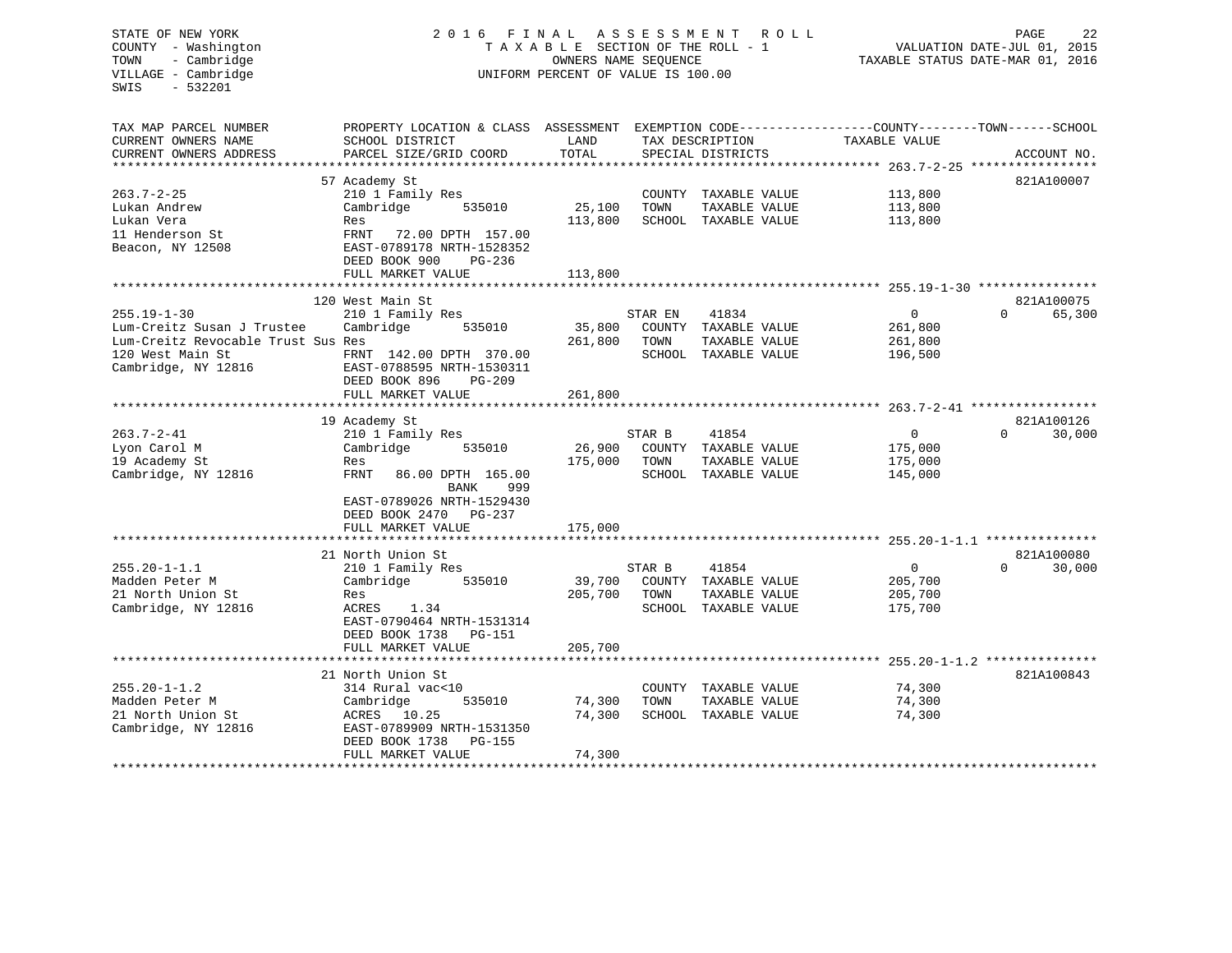STATE OF NEW YORK
COUNTY - Washington
TOWN - Cambridge
VILLAGE - Cambridge
SWIS - 532201

2016 FINAL ASSESSMENT ROLL
TAXABLE SECTION OF THE ROLL - 1
OWNERS NAME SEQUENCE
UNIFORM PERCENT OF VALUE IS 100.00

VALUATION DATE-JUL 01, 2015
TAXABLE STATUS DATE-MAR 01, 2016

| TAX MAP PARCEL NUMBER / CURRENT OWNERS NAME / CURRENT OWNERS ADDRESS | PROPERTY LOCATION & CLASS / SCHOOL DISTRICT / PARCEL SIZE/GRID COORD | ASSESSMENT LAND | TOTAL | EXEMPTION CODE / TAX DESCRIPTION / SPECIAL DISTRICTS | | COUNTY TAXABLE VALUE | TOWN | SCHOOL | ACCOUNT NO. |
|---|---|---|---|---|---|---|---|---|---|
| **263.7-2-25** | 57 Academy St | | | | | | | | 821A100007 |
| 263.7-2-25 | 210 1 Family Res | | | COUNTY | TAXABLE VALUE | 113,800 | | | |
| Lukan Andrew | Cambridge 535010 | 25,100 | | TOWN | TAXABLE VALUE | 113,800 | | | |
| Lukan Vera | Res | | 113,800 | SCHOOL | TAXABLE VALUE | 113,800 | | | |
| 11 Henderson St | FRNT 72.00 DPTH 157.00 | | | | | | | | |
| Beacon, NY 12508 | EAST-0789178 NRTH-1528352 | | | | | | | | |
| | DEED BOOK 900 PG-236 | | | | | | | | |
| | FULL MARKET VALUE | | 113,800 | | | | | | |
| **255.19-1-30** | 120 West Main St | | | | | | | | 821A100075 |
| 255.19-1-30 | 210 1 Family Res | | | STAR EN | 41834 | 0 | 0 | 65,300 | |
| Lum-Creitz Susan J Trustee | Cambridge 535010 | 35,800 | | COUNTY | TAXABLE VALUE | 261,800 | | | |
| Lum-Creitz Revocable Trust Sus | Res | | 261,800 | TOWN | TAXABLE VALUE | 261,800 | | | |
| 120 West Main St | FRNT 142.00 DPTH 370.00 | | | SCHOOL | TAXABLE VALUE | 196,500 | | | |
| Cambridge, NY 12816 | EAST-0788595 NRTH-1530311 | | | | | | | | |
| | DEED BOOK 896 PG-209 | | | | | | | | |
| | FULL MARKET VALUE | | 261,800 | | | | | | |
| **263.7-2-41** | 19 Academy St | | | | | | | | 821A100126 |
| 263.7-2-41 | 210 1 Family Res | | | STAR B | 41854 | 0 | 0 | 30,000 | |
| Lyon Carol M | Cambridge 535010 | 26,900 | | COUNTY | TAXABLE VALUE | 175,000 | | | |
| 19 Academy St | Res | | 175,000 | TOWN | TAXABLE VALUE | 175,000 | | | |
| Cambridge, NY 12816 | FRNT 86.00 DPTH 165.00 | | | SCHOOL | TAXABLE VALUE | 145,000 | | | |
| | BANK 999 | | | | | | | | |
| | EAST-0789026 NRTH-1529430 | | | | | | | | |
| | DEED BOOK 2470 PG-237 | | | | | | | | |
| | FULL MARKET VALUE | | 175,000 | | | | | | |
| **255.20-1-1.1** | 21 North Union St | | | | | | | | 821A100080 |
| 255.20-1-1.1 | 210 1 Family Res | | | STAR B | 41854 | 0 | 0 | 30,000 | |
| Madden Peter M | Cambridge 535010 | 39,700 | | COUNTY | TAXABLE VALUE | 205,700 | | | |
| 21 North Union St | Res | | 205,700 | TOWN | TAXABLE VALUE | 205,700 | | | |
| Cambridge, NY 12816 | ACRES 1.34 | | | SCHOOL | TAXABLE VALUE | 175,700 | | | |
| | EAST-0790464 NRTH-1531314 | | | | | | | | |
| | DEED BOOK 1738 PG-151 | | | | | | | | |
| | FULL MARKET VALUE | | 205,700 | | | | | | |
| **255.20-1-1.2** | 21 North Union St | | | | | | | | 821A100843 |
| 255.20-1-1.2 | 314 Rural vac<10 | | | COUNTY | TAXABLE VALUE | 74,300 | | | |
| Madden Peter M | Cambridge 535010 | 74,300 | | TOWN | TAXABLE VALUE | 74,300 | | | |
| 21 North Union St | ACRES 10.25 | | 74,300 | SCHOOL | TAXABLE VALUE | 74,300 | | | |
| Cambridge, NY 12816 | EAST-0789909 NRTH-1531350 | | | | | | | | |
| | DEED BOOK 1738 PG-155 | | | | | | | | |
| | FULL MARKET VALUE | | 74,300 | | | | | | |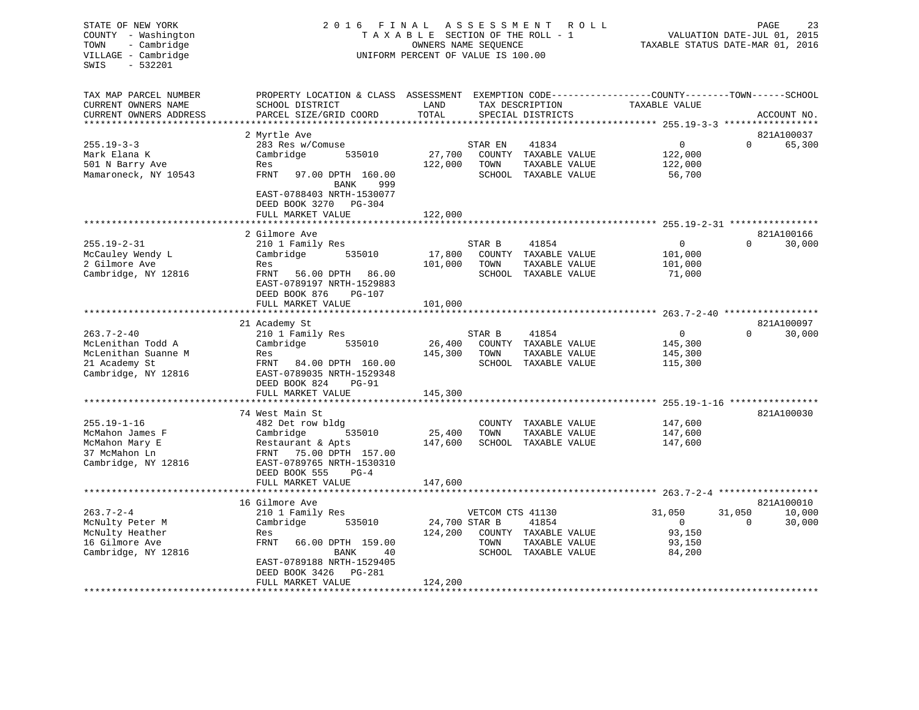STATE OF NEW YORK
COUNTY - Washington
TOWN - Cambridge
VILLAGE - Cambridge
SWIS - 532201

2016 FINAL ASSESSMENT ROLL
TAXABLE SECTION OF THE ROLL - 1
OWNERS NAME SEQUENCE
UNIFORM PERCENT OF VALUE IS 100.00

VALUATION DATE-JUL 01, 2015
TAXABLE STATUS DATE-MAR 01, 2016

```
TAX MAP PARCEL NUMBER          PROPERTY LOCATION & CLASS  ASSESSMENT  EXEMPTION CODE------------------COUNTY--------TOWN------SCHOOL
CURRENT OWNERS NAME            SCHOOL DISTRICT              LAND      TAX DESCRIPTION            TAXABLE VALUE
CURRENT OWNERS ADDRESS         PARCEL SIZE/GRID COORD       TOTAL     SPECIAL DISTRICTS                                    ACCOUNT NO.
******************************************************************************************************* 255.19-3-3 *****************
                               2 Myrtle Ave                                                                                 821A100037
255.19-3-3                     283 Res w/Comuse                       STAR EN     41834                    0           0       65,300
Mark Elana K                   Cambridge        535010       27,700    COUNTY  TAXABLE VALUE          122,000
501 N Barry Ave                Res                          122,000    TOWN    TAXABLE VALUE          122,000
Mamaroneck, NY 10543           FRNT   97.00 DPTH 160.00                SCHOOL  TAXABLE VALUE           56,700
                                           BANK    999
                               EAST-0788403 NRTH-1530077
                               DEED BOOK 3270   PG-304
                               FULL MARKET VALUE            122,000
******************************************************************************************************* 255.19-2-31 ****************
                               2 Gilmore Ave                                                                                821A100166
255.19-2-31                    210 1 Family Res                       STAR B      41854                    0           0       30,000
McCauley Wendy L               Cambridge        535010       17,800    COUNTY  TAXABLE VALUE          101,000
2 Gilmore Ave                  Res                          101,000    TOWN    TAXABLE VALUE          101,000
Cambridge, NY 12816            FRNT   56.00 DPTH  86.00                SCHOOL  TAXABLE VALUE           71,000
                               EAST-0789197 NRTH-1529883
                               DEED BOOK 876    PG-107
                               FULL MARKET VALUE            101,000
******************************************************************************************************* 263.7-2-40 *****************
                               21 Academy St                                                                                821A100097
263.7-2-40                     210 1 Family Res                       STAR B      41854                    0           0       30,000
McLenithan Todd A              Cambridge        535010       26,400    COUNTY  TAXABLE VALUE          145,300
McLenithan Suanne M            Res                          145,300    TOWN    TAXABLE VALUE          145,300
21 Academy St                  FRNT   84.00 DPTH 160.00                SCHOOL  TAXABLE VALUE          115,300
Cambridge, NY 12816            EAST-0789035 NRTH-1529348
                               DEED BOOK 824    PG-91
                               FULL MARKET VALUE            145,300
******************************************************************************************************* 255.19-1-16 ****************
                               74 West Main St                                                                              821A100030
255.19-1-16                    482 Det row bldg                        COUNTY  TAXABLE VALUE          147,600
McMahon James F                Cambridge        535010       25,400    TOWN    TAXABLE VALUE          147,600
McMahon Mary E                 Restaurant & Apts            147,600    SCHOOL  TAXABLE VALUE          147,600
37 McMahon Ln                  FRNT   75.00 DPTH 157.00
Cambridge, NY 12816            EAST-0789765 NRTH-1530310
                               DEED BOOK 555    PG-4
                               FULL MARKET VALUE            147,600
******************************************************************************************************* 263.7-2-4 ******************
                               16 Gilmore Ave                                                                               821A100010
263.7-2-4                      210 1 Family Res                       VETCOM CTS 41130                31,050      31,050       10,000
McNulty Peter M                Cambridge        535010       24,700 STAR B      41854                    0           0       30,000
McNulty Heather                Res                          124,200    COUNTY  TAXABLE VALUE           93,150
16 Gilmore Ave                 FRNT   66.00 DPTH 159.00                TOWN    TAXABLE VALUE           93,150
Cambridge, NY 12816                        BANK     40                 SCHOOL  TAXABLE VALUE           84,200
                               EAST-0789188 NRTH-1529405
                               DEED BOOK 3426   PG-281
                               FULL MARKET VALUE            124,200
************************************************************************************************************************************
```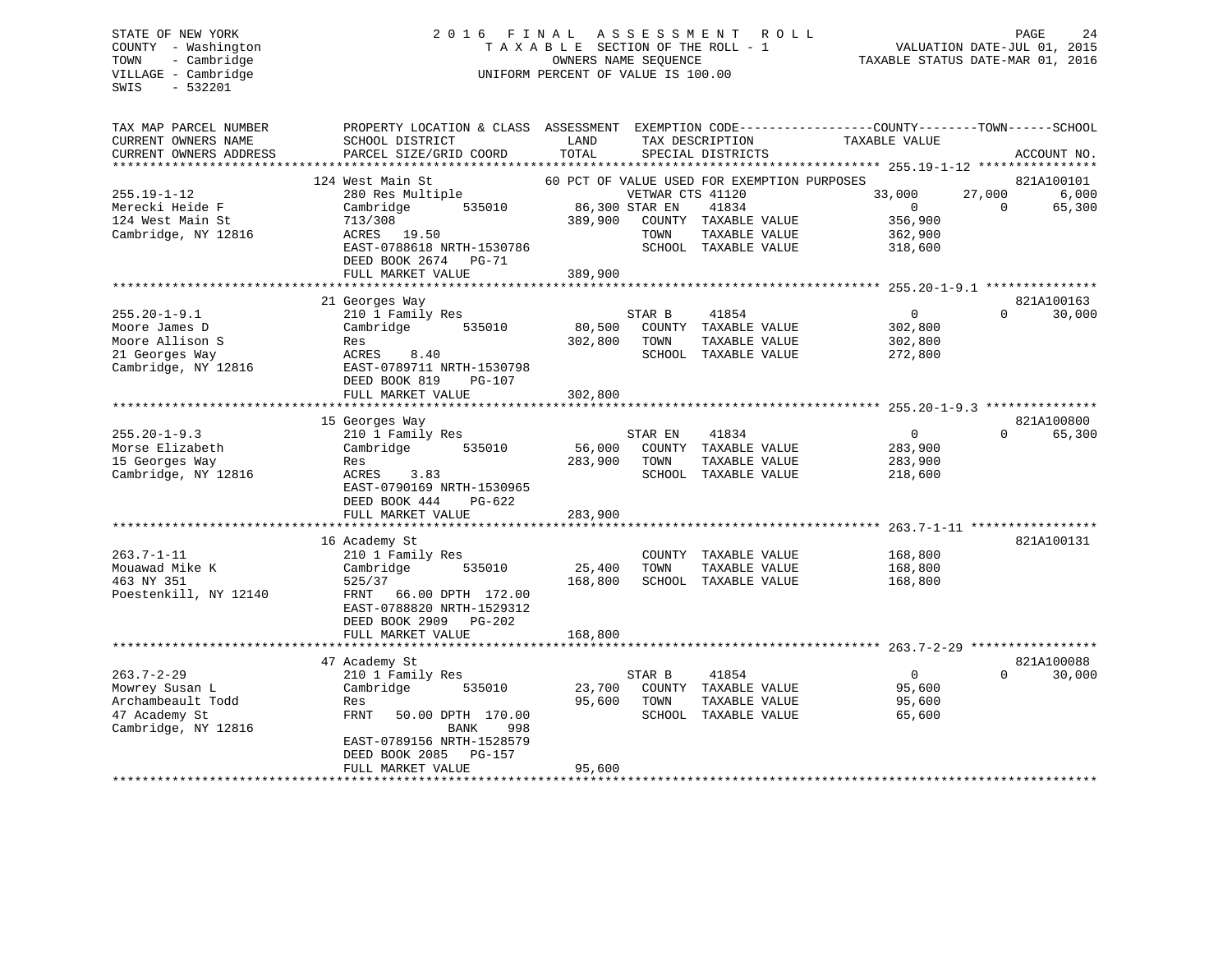STATE OF NEW YORK
COUNTY - Washington
TOWN - Cambridge
VILLAGE - Cambridge
SWIS - 532201

2 0 1 6 F I N A L A S S E S S M E N T R O L L
T A X A B L E SECTION OF THE ROLL - 1
OWNERS NAME SEQUENCE
UNIFORM PERCENT OF VALUE IS 100.00

VALUATION DATE-JUL 01, 2015
TAXABLE STATUS DATE-MAR 01, 2016

```
TAX MAP PARCEL NUMBER          PROPERTY LOCATION & CLASS  ASSESSMENT  EXEMPTION CODE------------------COUNTY--------TOWN------SCHOOL
CURRENT OWNERS NAME            SCHOOL DISTRICT               LAND      TAX DESCRIPTION             TAXABLE VALUE
CURRENT OWNERS ADDRESS         PARCEL SIZE/GRID COORD        TOTAL     SPECIAL DISTRICTS                                    ACCOUNT NO.
******************************************************************************************************* 255.19-1-12 ****************
                               124 West Main St              60 PCT OF VALUE USED FOR EXEMPTION PURPOSES                   821A100101
255.19-1-12                    280 Res Multiple                   VETWAR CTS 41120              33,000      27,000       6,000
Merecki Heide F                Cambridge        535010       86,300 STAR EN    41834                  0           0      65,300
124 West Main St               713/308                      389,900    COUNTY  TAXABLE VALUE        356,900
Cambridge, NY 12816            ACRES   19.50                           TOWN    TAXABLE VALUE        362,900
                               EAST-0788618 NRTH-1530786               SCHOOL  TAXABLE VALUE        318,600
                               DEED BOOK 2674   PG-71
                               FULL MARKET VALUE            389,900
******************************************************************************************************* 255.20-1-9.1 ***************
                               21 Georges Way                                                                        821A100163
255.20-1-9.1                   210 1 Family Res                    STAR B     41854                  0           0      30,000
Moore James D                  Cambridge        535010       80,500    COUNTY  TAXABLE VALUE        302,800
Moore Allison S                Res                          302,800    TOWN    TAXABLE VALUE        302,800
21 Georges Way                 ACRES    8.40                           SCHOOL  TAXABLE VALUE        272,800
Cambridge, NY 12816            EAST-0789711 NRTH-1530798
                               DEED BOOK 819    PG-107
                               FULL MARKET VALUE            302,800
******************************************************************************************************* 255.20-1-9.3 ***************
                               15 Georges Way                                                                        821A100800
255.20-1-9.3                   210 1 Family Res                    STAR EN    41834                  0           0      65,300
Morse Elizabeth                Cambridge        535010       56,000    COUNTY  TAXABLE VALUE        283,900
15 Georges Way                 Res                          283,900    TOWN    TAXABLE VALUE        283,900
Cambridge, NY 12816            ACRES    3.83                           SCHOOL  TAXABLE VALUE        218,600
                               EAST-0790169 NRTH-1530965
                               DEED BOOK 444    PG-622
                               FULL MARKET VALUE            283,900
******************************************************************************************************* 263.7-1-11 *****************
                               16 Academy St                                                                         821A100131
263.7-1-11                     210 1 Family Res                        COUNTY  TAXABLE VALUE        168,800
Mouawad Mike K                 Cambridge        535010       25,400    TOWN    TAXABLE VALUE        168,800
463 NY 351                     525/37                       168,800    SCHOOL  TAXABLE VALUE        168,800
Poestenkill, NY 12140          FRNT   66.00 DPTH 172.00
                               EAST-0788820 NRTH-1529312
                               DEED BOOK 2909   PG-202
                               FULL MARKET VALUE            168,800
******************************************************************************************************* 263.7-2-29 *****************
                               47 Academy St                                                                         821A100088
263.7-2-29                     210 1 Family Res                    STAR B     41854                  0           0      30,000
Mowrey Susan L                 Cambridge        535010       23,700    COUNTY  TAXABLE VALUE         95,600
Archambeault Todd              Res                           95,600    TOWN    TAXABLE VALUE         95,600
47 Academy St                  FRNT   50.00 DPTH 170.00                SCHOOL  TAXABLE VALUE         65,600
Cambridge, NY 12816                      BANK     998
                               EAST-0789156 NRTH-1528579
                               DEED BOOK 2085   PG-157
                               FULL MARKET VALUE             95,600
************************************************************************************************************************************
```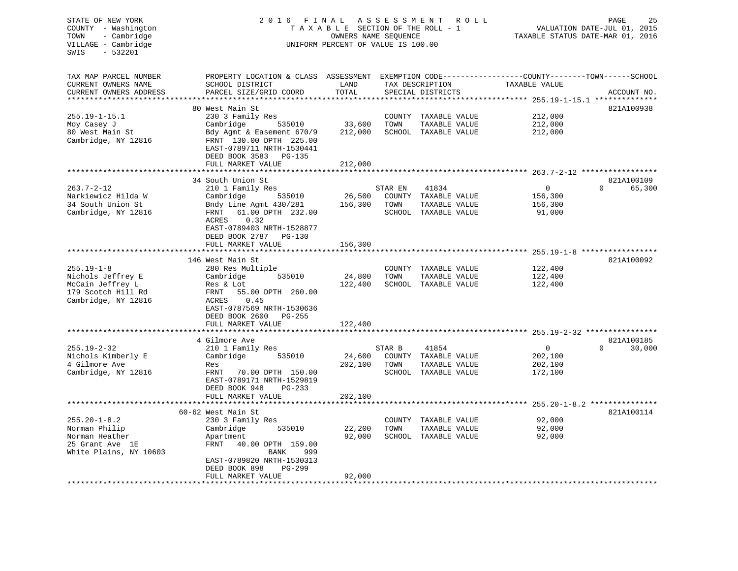STATE OF NEW YORK — 2016 FINAL ASSESSMENT ROLL — TAXABLE SECTION OF THE ROLL - 1 — OWNERS NAME SEQUENCE — UNIFORM PERCENT OF VALUE IS 100.00

COUNTY - Washington
TOWN - Cambridge
VILLAGE - Cambridge
SWIS - 532201

VALUATION DATE-JUL 01, 2015
TAXABLE STATUS DATE-MAR 01, 2016

| TAX MAP PARCEL NUMBER / CURRENT OWNERS NAME / CURRENT OWNERS ADDRESS | PROPERTY LOCATION & CLASS / SCHOOL DISTRICT / PARCEL SIZE/GRID COORD | ASSESSMENT LAND | TOTAL | EXEMPTION CODE / TAX DESCRIPTION / SPECIAL DISTRICTS | COUNTY TAXABLE VALUE | TOWN | SCHOOL | ACCOUNT NO. |
|---|---|---|---|---|---|---|---|---|
| 255.19-1-15.1 | 80 West Main St | | | | | | | 821A100938 |
| Moy Casey J | 230 3 Family Res | | | COUNTY TAXABLE VALUE | 212,000 | | | |
| 80 West Main St | Cambridge 535010 | 33,600 | | TOWN TAXABLE VALUE | 212,000 | | | |
| Cambridge, NY 12816 | Bdy Agmt & Easement 670/9 | | 212,000 | SCHOOL TAXABLE VALUE | 212,000 | | | |
| | FRNT 130.00 DPTH 225.00 | | | | | | | |
| | EAST-0789711 NRTH-1530441 | | | | | | | |
| | DEED BOOK 3583 PG-135 | | | | | | | |
| | FULL MARKET VALUE | | 212,000 | | | | | |
| 263.7-2-12 | 34 South Union St | | | | | | | 821A100109 |
| Narkiewicz Hilda W | 210 1 Family Res | | | STAR EN 41834 | 0 | 0 | 65,300 | |
| 34 South Union St | Cambridge 535010 | 26,500 | | COUNTY TAXABLE VALUE | 156,300 | | | |
| Cambridge, NY 12816 | Bndy Line Agmt 430/281 | | 156,300 | TOWN TAXABLE VALUE | 156,300 | | | |
| | FRNT 61.00 DPTH 232.00 | | | SCHOOL TAXABLE VALUE | 91,000 | | | |
| | ACRES 0.32 | | | | | | | |
| | EAST-0789403 NRTH-1528877 | | | | | | | |
| | DEED BOOK 2787 PG-130 | | | | | | | |
| | FULL MARKET VALUE | | 156,300 | | | | | |
| 255.19-1-8 | 146 West Main St | | | | | | | 821A100092 |
| Nichols Jeffrey E | 280 Res Multiple | | | COUNTY TAXABLE VALUE | 122,400 | | | |
| McCain Jeffrey L | Cambridge 535010 | 24,800 | | TOWN TAXABLE VALUE | 122,400 | | | |
| 179 Scotch Hill Rd | Res & Lot | | 122,400 | SCHOOL TAXABLE VALUE | 122,400 | | | |
| Cambridge, NY 12816 | FRNT 55.00 DPTH 260.00 | | | | | | | |
| | ACRES 0.45 | | | | | | | |
| | EAST-0787569 NRTH-1530636 | | | | | | | |
| | DEED BOOK 2600 PG-255 | | | | | | | |
| | FULL MARKET VALUE | | 122,400 | | | | | |
| 255.19-2-32 | 4 Gilmore Ave | | | | | | | 821A100185 |
| Nichols Kimberly E | 210 1 Family Res | | | STAR B 41854 | 0 | 0 | 30,000 | |
| 4 Gilmore Ave | Cambridge 535010 | 24,600 | | COUNTY TAXABLE VALUE | 202,100 | | | |
| Cambridge, NY 12816 | Res | | 202,100 | TOWN TAXABLE VALUE | 202,100 | | | |
| | FRNT 70.00 DPTH 150.00 | | | SCHOOL TAXABLE VALUE | 172,100 | | | |
| | EAST-0789171 NRTH-1529819 | | | | | | | |
| | DEED BOOK 948 PG-233 | | | | | | | |
| | FULL MARKET VALUE | | 202,100 | | | | | |
| 255.20-1-8.2 | 60-62 West Main St | | | | | | | 821A100114 |
| Norman Philip | 230 3 Family Res | | | COUNTY TAXABLE VALUE | 92,000 | | | |
| Norman Heather | Cambridge 535010 | 22,200 | | TOWN TAXABLE VALUE | 92,000 | | | |
| 25 Grant Ave 1E | Apartment | | 92,000 | SCHOOL TAXABLE VALUE | 92,000 | | | |
| White Plains, NY 10603 | FRNT 40.00 DPTH 159.00 | | | | | | | |
| | BANK 999 | | | | | | | |
| | EAST-0789820 NRTH-1530313 | | | | | | | |
| | DEED BOOK 898 PG-299 | | | | | | | |
| | FULL MARKET VALUE | | 92,000 | | | | | |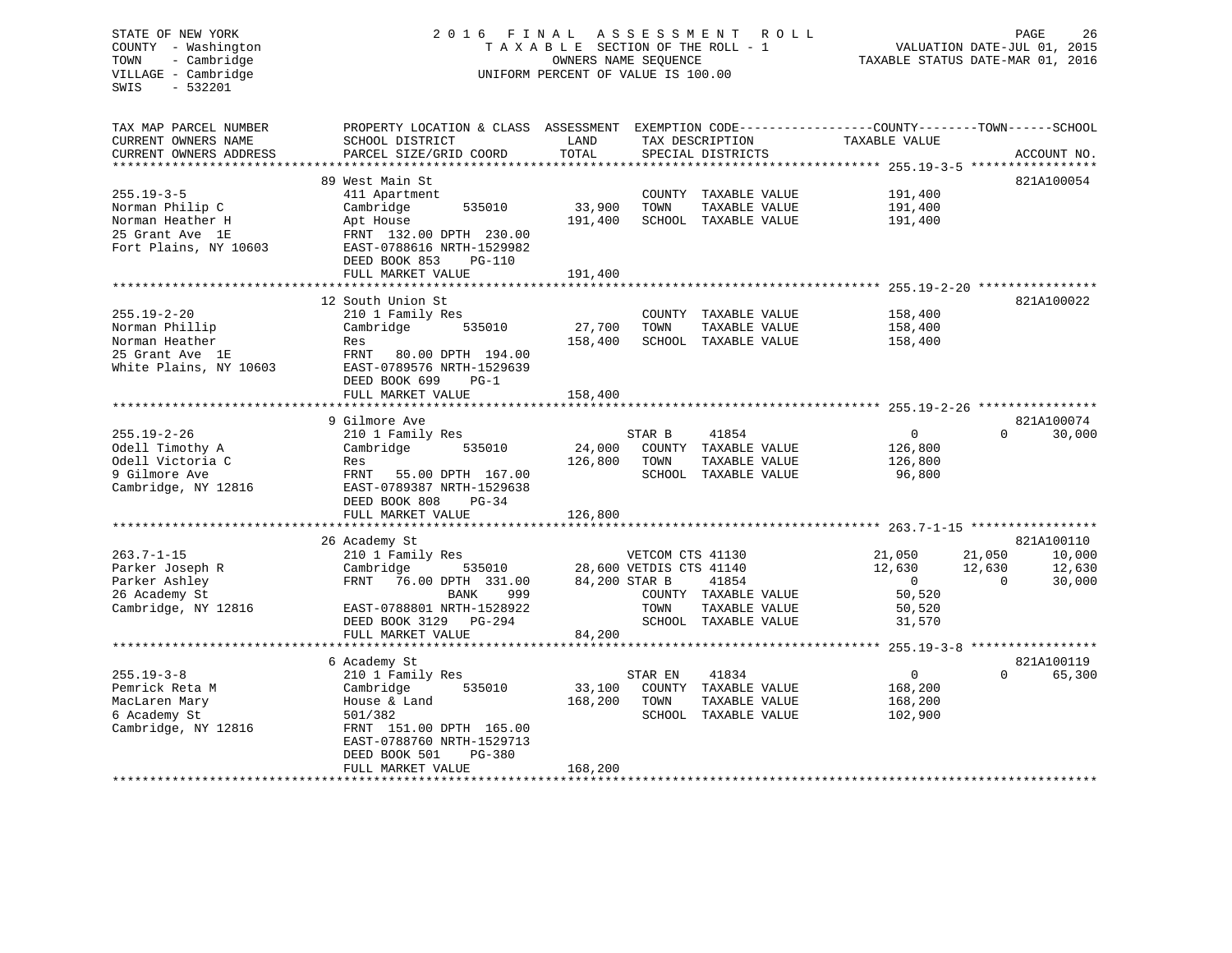STATE OF NEW YORK
COUNTY - Washington
TOWN - Cambridge
VILLAGE - Cambridge
SWIS - 532201

2016 FINAL ASSESSMENT ROLL
TAXABLE SECTION OF THE ROLL - 1
OWNERS NAME SEQUENCE
UNIFORM PERCENT OF VALUE IS 100.00

VALUATION DATE-JUL 01, 2015
TAXABLE STATUS DATE-MAR 01, 2016

| TAX MAP PARCEL NUMBER / CURRENT OWNERS NAME / CURRENT OWNERS ADDRESS | PROPERTY LOCATION & CLASS / SCHOOL DISTRICT / PARCEL SIZE/GRID COORD | ASSESSMENT LAND / TOTAL | EXEMPTION CODE / TAX DESCRIPTION / SPECIAL DISTRICTS | COUNTY TAXABLE VALUE | TOWN | SCHOOL | ACCOUNT NO. |
|---|---|---|---|---|---|---|---|
| **255.19-3-5** | 89 West Main St | | | | | | 821A100054 |
| 255.19-3-5 | 411 Apartment | | COUNTY TAXABLE VALUE | 191,400 | | | |
| Norman Philip C | Cambridge 535010 | 33,900 | TOWN TAXABLE VALUE | 191,400 | | | |
| Norman Heather H | Apt House | 191,400 | SCHOOL TAXABLE VALUE | 191,400 | | | |
| 25 Grant Ave 1E | FRNT 132.00 DPTH 230.00 | | | | | | |
| Fort Plains, NY 10603 | EAST-0788616 NRTH-1529982 | | | | | | |
| | DEED BOOK 853 PG-110 | | | | | | |
| | FULL MARKET VALUE | 191,400 | | | | | |
| **255.19-2-20** | 12 South Union St | | | | | | 821A100022 |
| 255.19-2-20 | 210 1 Family Res | | COUNTY TAXABLE VALUE | 158,400 | | | |
| Norman Phillip | Cambridge 535010 | 27,700 | TOWN TAXABLE VALUE | 158,400 | | | |
| Norman Heather | Res | 158,400 | SCHOOL TAXABLE VALUE | 158,400 | | | |
| 25 Grant Ave 1E | FRNT 80.00 DPTH 194.00 | | | | | | |
| White Plains, NY 10603 | EAST-0789576 NRTH-1529639 | | | | | | |
| | DEED BOOK 699 PG-1 | | | | | | |
| | FULL MARKET VALUE | 158,400 | | | | | |
| **255.19-2-26** | 9 Gilmore Ave | | | | | | 821A100074 |
| 255.19-2-26 | 210 1 Family Res | | STAR B 41854 | 0 | 0 | 30,000 | |
| Odell Timothy A | Cambridge 535010 | 24,000 | COUNTY TAXABLE VALUE | 126,800 | | | |
| Odell Victoria C | Res | 126,800 | TOWN TAXABLE VALUE | 126,800 | | | |
| 9 Gilmore Ave | FRNT 55.00 DPTH 167.00 | | SCHOOL TAXABLE VALUE | 96,800 | | | |
| Cambridge, NY 12816 | EAST-0789387 NRTH-1529638 | | | | | | |
| | DEED BOOK 808 PG-34 | | | | | | |
| | FULL MARKET VALUE | 126,800 | | | | | |
| **263.7-1-15** | 26 Academy St | | | | | | 821A100110 |
| 263.7-1-15 | 210 1 Family Res | | VETCOM CTS 41130 | 21,050 | 21,050 | 10,000 | |
| Parker Joseph R | Cambridge 535010 | 28,600 | VETDIS CTS 41140 | 12,630 | 12,630 | 12,630 | |
| Parker Ashley | FRNT 76.00 DPTH 331.00 | 84,200 | STAR B 41854 | 0 | 0 | 30,000 | |
| 26 Academy St | BANK 999 | | COUNTY TAXABLE VALUE | 50,520 | | | |
| Cambridge, NY 12816 | EAST-0788801 NRTH-1528922 | | TOWN TAXABLE VALUE | 50,520 | | | |
| | DEED BOOK 3129 PG-294 | | SCHOOL TAXABLE VALUE | 31,570 | | | |
| | FULL MARKET VALUE | 84,200 | | | | | |
| **255.19-3-8** | 6 Academy St | | | | | | 821A100119 |
| 255.19-3-8 | 210 1 Family Res | | STAR EN 41834 | 0 | 0 | 65,300 | |
| Pemrick Reta M | Cambridge 535010 | 33,100 | COUNTY TAXABLE VALUE | 168,200 | | | |
| MacLaren Mary | House & Land | 168,200 | TOWN TAXABLE VALUE | 168,200 | | | |
| 6 Academy St | 501/382 | | SCHOOL TAXABLE VALUE | 102,900 | | | |
| Cambridge, NY 12816 | FRNT 151.00 DPTH 165.00 | | | | | | |
| | EAST-0788760 NRTH-1529713 | | | | | | |
| | DEED BOOK 501 PG-380 | | | | | | |
| | FULL MARKET VALUE | 168,200 | | | | | |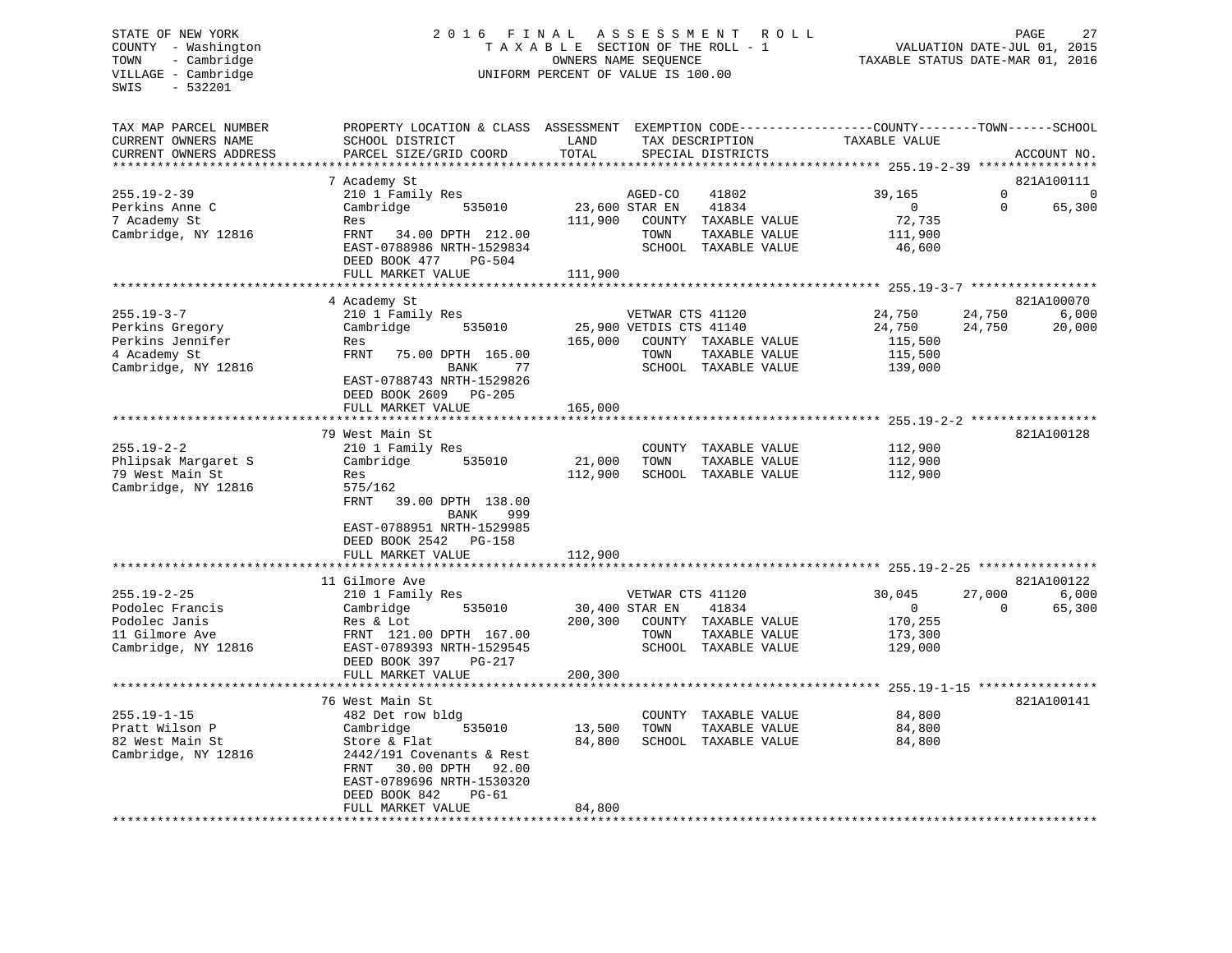STATE OF NEW YORK
COUNTY - Washington
TOWN - Cambridge
VILLAGE - Cambridge
SWIS - 532201

# 2016 FINAL ASSESSMENT ROLL

TAXABLE SECTION OF THE ROLL - 1
OWNERS NAME SEQUENCE
UNIFORM PERCENT OF VALUE IS 100.00

VALUATION DATE-JUL 01, 2015
TAXABLE STATUS DATE-MAR 01, 2016

| TAX MAP PARCEL NUMBER / CURRENT OWNERS NAME / CURRENT OWNERS ADDRESS | PROPERTY LOCATION & CLASS / SCHOOL DISTRICT / PARCEL SIZE/GRID COORD | ASSESSMENT LAND | TOTAL | EXEMPTION CODE / TAX DESCRIPTION / SPECIAL DISTRICTS | COUNTY TAXABLE VALUE | TOWN | SCHOOL | ACCOUNT NO. |
|---|---|---|---|---|---|---|---|---|
| **255.19-2-39** | 7 Academy St | | | | | | | 821A100111 |
| 255.19-2-39 | 210 1 Family Res | | | AGED-CO 41802 | 39,165 | 0 | 0 | |
| Perkins Anne C | Cambridge 535010 | 23,600 | | STAR EN 41834 | 0 | 0 | 65,300 | |
| 7 Academy St | Res | | 111,900 | COUNTY TAXABLE VALUE | 72,735 | | | |
| Cambridge, NY 12816 | FRNT 34.00 DPTH 212.00 | | | TOWN TAXABLE VALUE | 111,900 | | | |
| | EAST-0788986 NRTH-1529834 | | | SCHOOL TAXABLE VALUE | 46,600 | | | |
| | DEED BOOK 477 PG-504 | | | | | | | |
| | FULL MARKET VALUE | | 111,900 | | | | | |
| **255.19-3-7** | 4 Academy St | | | | | | | 821A100070 |
| 255.19-3-7 | 210 1 Family Res | | | VETWAR CTS 41120 | 24,750 | 24,750 | 6,000 | |
| Perkins Gregory | Cambridge 535010 | 25,900 | | VETDIS CTS 41140 | 24,750 | 24,750 | 20,000 | |
| Perkins Jennifer | Res | | 165,000 | COUNTY TAXABLE VALUE | 115,500 | | | |
| 4 Academy St | FRNT 75.00 DPTH 165.00 | | | TOWN TAXABLE VALUE | 115,500 | | | |
| Cambridge, NY 12816 | BANK 77 | | | SCHOOL TAXABLE VALUE | 139,000 | | | |
| | EAST-0788743 NRTH-1529826 | | | | | | | |
| | DEED BOOK 2609 PG-205 | | | | | | | |
| | FULL MARKET VALUE | | 165,000 | | | | | |
| **255.19-2-2** | 79 West Main St | | | | | | | 821A100128 |
| 255.19-2-2 | 210 1 Family Res | | | COUNTY TAXABLE VALUE | 112,900 | | | |
| Phlipsak Margaret S | Cambridge 535010 | 21,000 | | TOWN TAXABLE VALUE | 112,900 | | | |
| 79 West Main St | Res | | 112,900 | SCHOOL TAXABLE VALUE | 112,900 | | | |
| Cambridge, NY 12816 | 575/162 | | | | | | | |
| | FRNT 39.00 DPTH 138.00 | | | | | | | |
| | BANK 999 | | | | | | | |
| | EAST-0788951 NRTH-1529985 | | | | | | | |
| | DEED BOOK 2542 PG-158 | | | | | | | |
| | FULL MARKET VALUE | | 112,900 | | | | | |
| **255.19-2-25** | 11 Gilmore Ave | | | | | | | 821A100122 |
| 255.19-2-25 | 210 1 Family Res | | | VETWAR CTS 41120 | 30,045 | 27,000 | 6,000 | |
| Podolec Francis | Cambridge 535010 | 30,400 | | STAR EN 41834 | 0 | 0 | 65,300 | |
| Podolec Janis | Res & Lot | | 200,300 | COUNTY TAXABLE VALUE | 170,255 | | | |
| 11 Gilmore Ave | FRNT 121.00 DPTH 167.00 | | | TOWN TAXABLE VALUE | 173,300 | | | |
| Cambridge, NY 12816 | EAST-0789393 NRTH-1529545 | | | SCHOOL TAXABLE VALUE | 129,000 | | | |
| | DEED BOOK 397 PG-217 | | | | | | | |
| | FULL MARKET VALUE | | 200,300 | | | | | |
| **255.19-1-15** | 76 West Main St | | | | | | | 821A100141 |
| 255.19-1-15 | 482 Det row bldg | | | COUNTY TAXABLE VALUE | 84,800 | | | |
| Pratt Wilson P | Cambridge 535010 | 13,500 | | TOWN TAXABLE VALUE | 84,800 | | | |
| 82 West Main St | Store & Flat | | 84,800 | SCHOOL TAXABLE VALUE | 84,800 | | | |
| Cambridge, NY 12816 | 2442/191 Covenants & Rest | | | | | | | |
| | FRNT 30.00 DPTH 92.00 | | | | | | | |
| | EAST-0789696 NRTH-1530320 | | | | | | | |
| | DEED BOOK 842 PG-61 | | | | | | | |
| | FULL MARKET VALUE | | 84,800 | | | | | |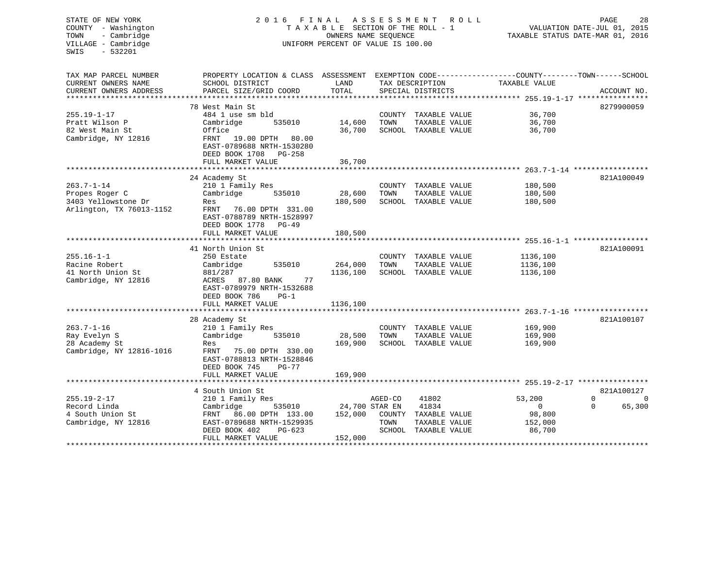STATE OF NEW YORK
COUNTY - Washington
TOWN - Cambridge
VILLAGE - Cambridge
SWIS - 532201

2016 FINAL ASSESSMENT ROLL
TAXABLE SECTION OF THE ROLL - 1
OWNERS NAME SEQUENCE
UNIFORM PERCENT OF VALUE IS 100.00

VALUATION DATE-JUL 01, 2015
TAXABLE STATUS DATE-MAR 01, 2016

| TAX MAP PARCEL NUMBER / CURRENT OWNERS NAME / CURRENT OWNERS ADDRESS | PROPERTY LOCATION & CLASS / SCHOOL DISTRICT / PARCEL SIZE/GRID COORD | ASSESSMENT LAND / TOTAL | EXEMPTION CODE / TAX DESCRIPTION / SPECIAL DISTRICTS | COUNTY / TOWN TAXABLE VALUE | SCHOOL | ACCOUNT NO. |
|---|---|---|---|---|---|---|
| **255.19-1-17** | 78 West Main St | | | | | 8279900059 |
| 255.19-1-17 | 484 1 use sm bld | | COUNTY TAXABLE VALUE | 36,700 | | |
| Pratt Wilson P | Cambridge 535010 | 14,600 | TOWN TAXABLE VALUE | 36,700 | | |
| 82 West Main St | Office | 36,700 | SCHOOL TAXABLE VALUE | 36,700 | | |
| Cambridge, NY 12816 | FRNT 19.00 DPTH 80.00 | | | | | |
| | EAST-0789688 NRTH-1530280 | | | | | |
| | DEED BOOK 1708 PG-258 | | | | | |
| | FULL MARKET VALUE | 36,700 | | | | |
| **263.7-1-14** | 24 Academy St | | | | | 821A100049 |
| 263.7-1-14 | 210 1 Family Res | | COUNTY TAXABLE VALUE | 180,500 | | |
| Propes Roger C | Cambridge 535010 | 28,600 | TOWN TAXABLE VALUE | 180,500 | | |
| 3403 Yellowstone Dr | Res | 180,500 | SCHOOL TAXABLE VALUE | 180,500 | | |
| Arlington, TX 76013-1152 | FRNT 76.00 DPTH 331.00 | | | | | |
| | EAST-0788789 NRTH-1528997 | | | | | |
| | DEED BOOK 1778 PG-49 | | | | | |
| | FULL MARKET VALUE | 180,500 | | | | |
| **255.16-1-1** | 41 North Union St | | | | | 821A100091 |
| 255.16-1-1 | 250 Estate | | COUNTY TAXABLE VALUE | 1136,100 | | |
| Racine Robert | Cambridge 535010 | 264,000 | TOWN TAXABLE VALUE | 1136,100 | | |
| 41 North Union St | 881/287 | 1136,100 | SCHOOL TAXABLE VALUE | 1136,100 | | |
| Cambridge, NY 12816 | ACRES 87.80 BANK 77 | | | | | |
| | EAST-0789979 NRTH-1532688 | | | | | |
| | DEED BOOK 786 PG-1 | | | | | |
| | FULL MARKET VALUE | 1136,100 | | | | |
| **263.7-1-16** | 28 Academy St | | | | | 821A100107 |
| 263.7-1-16 | 210 1 Family Res | | COUNTY TAXABLE VALUE | 169,900 | | |
| Ray Evelyn S | Cambridge 535010 | 28,500 | TOWN TAXABLE VALUE | 169,900 | | |
| 28 Academy St | Res | 169,900 | SCHOOL TAXABLE VALUE | 169,900 | | |
| Cambridge, NY 12816-1016 | FRNT 75.00 DPTH 330.00 | | | | | |
| | EAST-0788813 NRTH-1528846 | | | | | |
| | DEED BOOK 745 PG-77 | | | | | |
| | FULL MARKET VALUE | 169,900 | | | | |
| **255.19-2-17** | 4 South Union St | | | | | 821A100127 |
| 255.19-2-17 | 210 1 Family Res | | AGED-CO 41802 | 53,200 | 0 | 0 |
| Record Linda | Cambridge 535010 | 24,700 | STAR EN 41834 | 0 | 0 | 65,300 |
| 4 South Union St | FRNT 86.00 DPTH 133.00 | 152,000 | COUNTY TAXABLE VALUE | 98,800 | | |
| Cambridge, NY 12816 | EAST-0789688 NRTH-1529935 | | TOWN TAXABLE VALUE | 152,000 | | |
| | DEED BOOK 402 PG-623 | | SCHOOL TAXABLE VALUE | 86,700 | | |
| | FULL MARKET VALUE | 152,000 | | | | |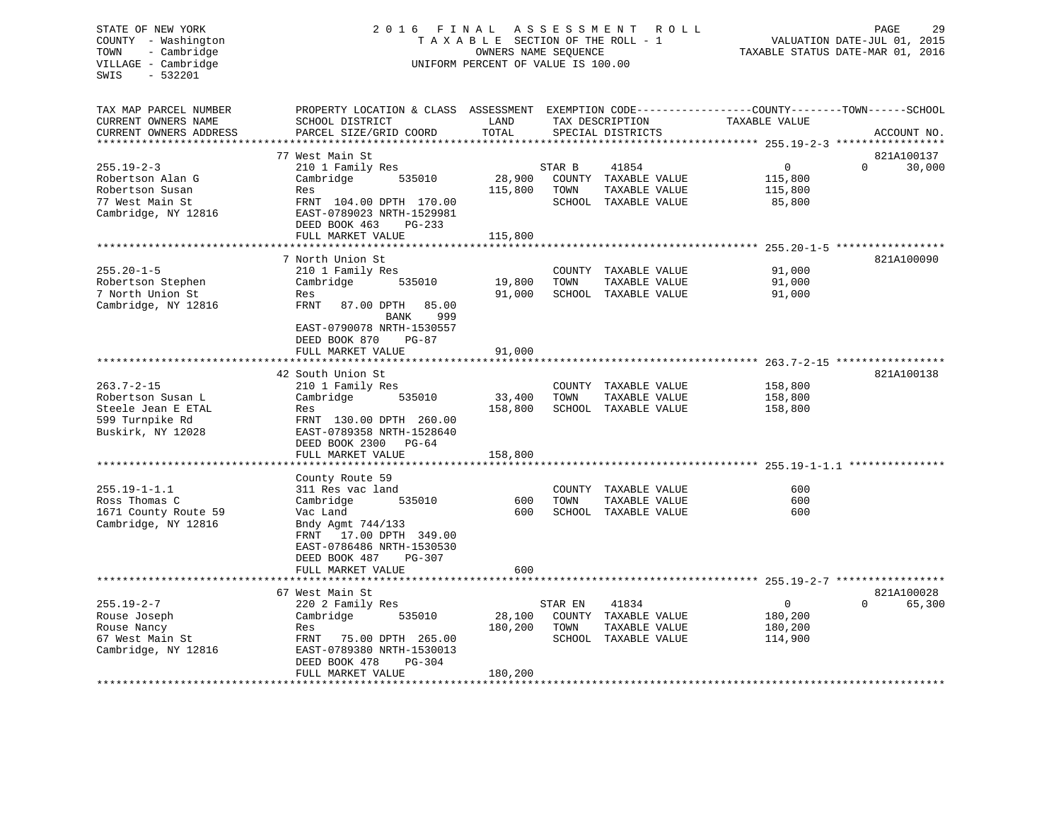STATE OF NEW YORK
COUNTY - Washington
TOWN - Cambridge
VILLAGE - Cambridge
SWIS - 532201

2016 FINAL ASSESSMENT ROLL
TAXABLE SECTION OF THE ROLL - 1
OWNERS NAME SEQUENCE
UNIFORM PERCENT OF VALUE IS 100.00

VALUATION DATE-JUL 01, 2015
TAXABLE STATUS DATE-MAR 01, 2016

```
TAX MAP PARCEL NUMBER          PROPERTY LOCATION & CLASS  ASSESSMENT  EXEMPTION CODE-----------------COUNTY--------TOWN------SCHOOL
CURRENT OWNERS NAME            SCHOOL DISTRICT               LAND      TAX DESCRIPTION             TAXABLE VALUE
CURRENT OWNERS ADDRESS         PARCEL SIZE/GRID COORD        TOTAL     SPECIAL DISTRICTS                                    ACCOUNT NO.
******************************************************************************************************* 255.19-2-3 *****************
                               77 West Main St                                                                        821A100137
255.19-2-3                     210 1 Family Res                   STAR B      41854                  0           0      30,000
Robertson Alan G               Cambridge        535010      28,900   COUNTY  TAXABLE VALUE          115,800
Robertson Susan                Res                         115,800   TOWN    TAXABLE VALUE          115,800
77 West Main St                FRNT 104.00 DPTH 170.00               SCHOOL  TAXABLE VALUE           85,800
Cambridge, NY 12816            EAST-0789023 NRTH-1529981
                               DEED BOOK 463    PG-233
                               FULL MARKET VALUE           115,800
******************************************************************************************************* 255.20-1-5 *****************
                               7 North Union St                                                                       821A100090
255.20-1-5                     210 1 Family Res                      COUNTY  TAXABLE VALUE           91,000
Robertson Stephen              Cambridge        535010      19,800   TOWN    TAXABLE VALUE           91,000
7 North Union St               Res                          91,000   SCHOOL  TAXABLE VALUE           91,000
Cambridge, NY 12816            FRNT   87.00 DPTH   85.00
                                              BANK     999
                               EAST-0790078 NRTH-1530557
                               DEED BOOK 870    PG-87
                               FULL MARKET VALUE            91,000
******************************************************************************************************* 263.7-2-15 *****************
                               42 South Union St                                                                      821A100138
263.7-2-15                     210 1 Family Res                      COUNTY  TAXABLE VALUE          158,800
Robertson Susan L              Cambridge        535010      33,400   TOWN    TAXABLE VALUE          158,800
Steele Jean E ETAL             Res                         158,800   SCHOOL  TAXABLE VALUE          158,800
599 Turnpike Rd                FRNT 130.00 DPTH 260.00
Buskirk, NY 12028              EAST-0789358 NRTH-1528640
                               DEED BOOK 2300   PG-64
                               FULL MARKET VALUE           158,800
******************************************************************************************************* 255.19-1-1.1 ***************
                               County Route 59
255.19-1-1.1                   311 Res vac land                      COUNTY  TAXABLE VALUE              600
Ross Thomas C                  Cambridge        535010         600   TOWN    TAXABLE VALUE              600
1671 County Route 59           Vac Land                        600   SCHOOL  TAXABLE VALUE              600
Cambridge, NY 12816            Bndy Agmt 744/133
                               FRNT   17.00 DPTH 349.00
                               EAST-0786486 NRTH-1530530
                               DEED BOOK 487    PG-307
                               FULL MARKET VALUE               600
******************************************************************************************************* 255.19-2-7 *****************
                               67 West Main St                                                                        821A100028
255.19-2-7                     220 2 Family Res                   STAR EN     41834                  0           0      65,300
Rouse Joseph                   Cambridge        535010      28,100   COUNTY  TAXABLE VALUE          180,200
Rouse Nancy                    Res                         180,200   TOWN    TAXABLE VALUE          180,200
67 West Main St                FRNT   75.00 DPTH 265.00              SCHOOL  TAXABLE VALUE          114,900
Cambridge, NY 12816            EAST-0789380 NRTH-1530013
                               DEED BOOK 478    PG-304
                               FULL MARKET VALUE           180,200
************************************************************************************************************************************
```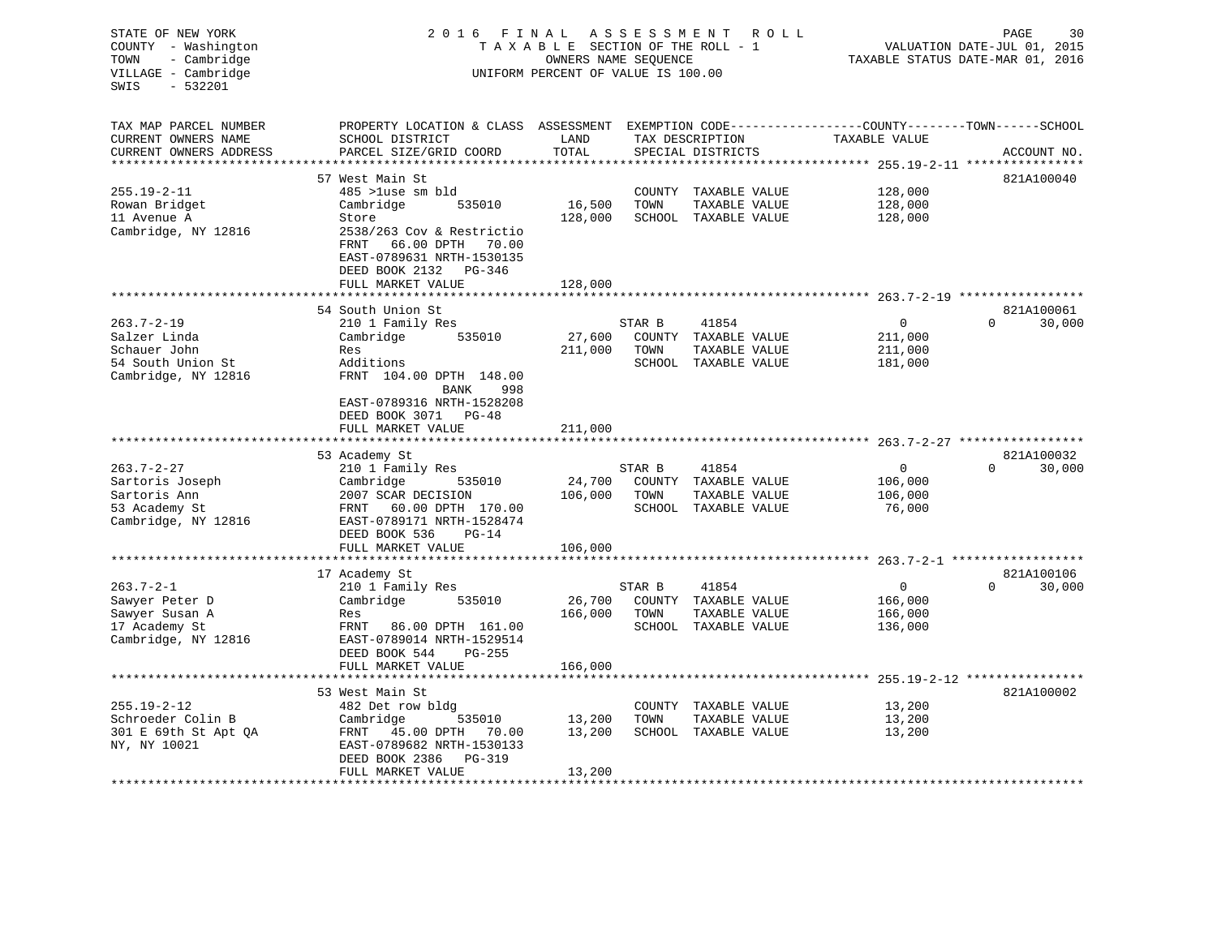STATE OF NEW YORK
COUNTY - Washington
TOWN - Cambridge
VILLAGE - Cambridge
SWIS - 532201

2016 FINAL ASSESSMENT ROLL
TAXABLE SECTION OF THE ROLL - 1
OWNERS NAME SEQUENCE
UNIFORM PERCENT OF VALUE IS 100.00

VALUATION DATE-JUL 01, 2015
TAXABLE STATUS DATE-MAR 01, 2016

| TAX MAP PARCEL NUMBER / CURRENT OWNERS NAME / CURRENT OWNERS ADDRESS | PROPERTY LOCATION & CLASS / SCHOOL DISTRICT / PARCEL SIZE/GRID COORD | ASSESSMENT LAND | TOTAL | EXEMPTION CODE / TAX DESCRIPTION / SPECIAL DISTRICTS | COUNTY / TOWN TAXABLE VALUE | SCHOOL | ACCOUNT NO. |
|---|---|---|---|---|---|---|---|
| | 57 West Main St | | | | | | 821A100040 |
| 255.19-2-11 | 485 >1use sm bld | | | COUNTY TAXABLE VALUE | 128,000 | | |
| Rowan Bridget | Cambridge 535010 | 16,500 | | TOWN TAXABLE VALUE | 128,000 | | |
| 11 Avenue A | Store | | 128,000 | SCHOOL TAXABLE VALUE | 128,000 | | |
| Cambridge, NY 12816 | 2538/263 Cov & Restrictio | | | | | | |
| | FRNT 66.00 DPTH 70.00 | | | | | | |
| | EAST-0789631 NRTH-1530135 | | | | | | |
| | DEED BOOK 2132 PG-346 | | | | | | |
| | FULL MARKET VALUE | | 128,000 | | | | |
| | 54 South Union St | | | | | | 821A100061 |
| 263.7-2-19 | 210 1 Family Res | | | STAR B 41854 | 0 | 0 | 30,000 |
| Salzer Linda | Cambridge 535010 | 27,600 | | COUNTY TAXABLE VALUE | 211,000 | | |
| Schauer John | Res | | 211,000 | TOWN TAXABLE VALUE | 211,000 | | |
| 54 South Union St | Additions | | | SCHOOL TAXABLE VALUE | 181,000 | | |
| Cambridge, NY 12816 | FRNT 104.00 DPTH 148.00 | | | | | | |
| | BANK 998 | | | | | | |
| | EAST-0789316 NRTH-1528208 | | | | | | |
| | DEED BOOK 3071 PG-48 | | | | | | |
| | FULL MARKET VALUE | | 211,000 | | | | |
| | 53 Academy St | | | | | | 821A100032 |
| 263.7-2-27 | 210 1 Family Res | | | STAR B 41854 | 0 | 0 | 30,000 |
| Sartoris Joseph | Cambridge 535010 | 24,700 | | COUNTY TAXABLE VALUE | 106,000 | | |
| Sartoris Ann | 2007 SCAR DECISION | | 106,000 | TOWN TAXABLE VALUE | 106,000 | | |
| 53 Academy St | FRNT 60.00 DPTH 170.00 | | | SCHOOL TAXABLE VALUE | 76,000 | | |
| Cambridge, NY 12816 | EAST-0789171 NRTH-1528474 | | | | | | |
| | DEED BOOK 536 PG-14 | | | | | | |
| | FULL MARKET VALUE | | 106,000 | | | | |
| | 17 Academy St | | | | | | 821A100106 |
| 263.7-2-1 | 210 1 Family Res | | | STAR B 41854 | 0 | 0 | 30,000 |
| Sawyer Peter D | Cambridge 535010 | 26,700 | | COUNTY TAXABLE VALUE | 166,000 | | |
| Sawyer Susan A | Res | | 166,000 | TOWN TAXABLE VALUE | 166,000 | | |
| 17 Academy St | FRNT 86.00 DPTH 161.00 | | | SCHOOL TAXABLE VALUE | 136,000 | | |
| Cambridge, NY 12816 | EAST-0789014 NRTH-1529514 | | | | | | |
| | DEED BOOK 544 PG-255 | | | | | | |
| | FULL MARKET VALUE | | 166,000 | | | | |
| | 53 West Main St | | | | | | 821A100002 |
| 255.19-2-12 | 482 Det row bldg | | | COUNTY TAXABLE VALUE | 13,200 | | |
| Schroeder Colin B | Cambridge 535010 | 13,200 | | TOWN TAXABLE VALUE | 13,200 | | |
| 301 E 69th St Apt QA | FRNT 45.00 DPTH 70.00 | | 13,200 | SCHOOL TAXABLE VALUE | 13,200 | | |
| NY, NY 10021 | EAST-0789682 NRTH-1530133 | | | | | | |
| | DEED BOOK 2386 PG-319 | | | | | | |
| | FULL MARKET VALUE | | 13,200 | | | | |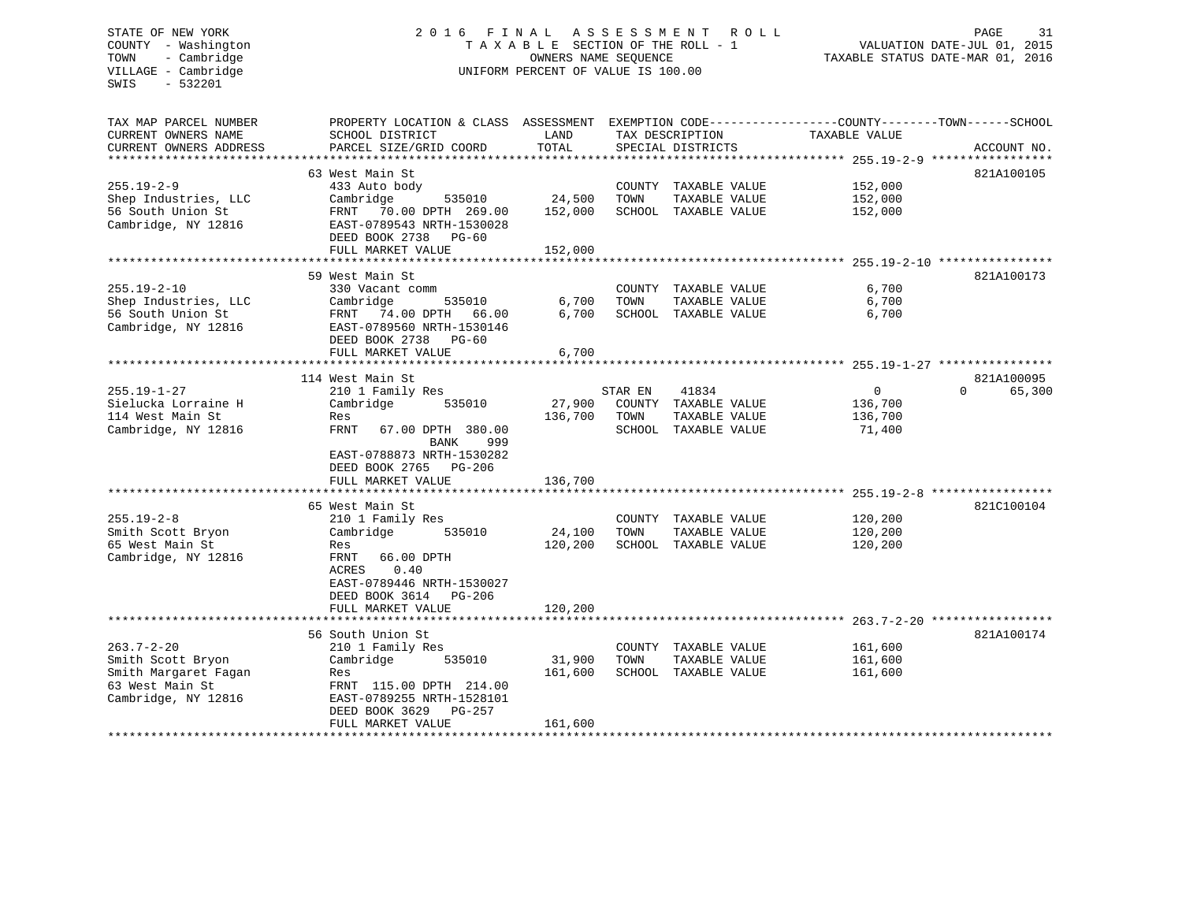STATE OF NEW YORK
COUNTY - Washington
TOWN - Cambridge
VILLAGE - Cambridge
SWIS - 532201

2016 FINAL ASSESSMENT ROLL
TAXABLE SECTION OF THE ROLL - 1
OWNERS NAME SEQUENCE
UNIFORM PERCENT OF VALUE IS 100.00

VALUATION DATE-JUL 01, 2015
TAXABLE STATUS DATE-MAR 01, 2016

| TAX MAP PARCEL NUMBER / CURRENT OWNERS NAME / CURRENT OWNERS ADDRESS | PROPERTY LOCATION & CLASS / SCHOOL DISTRICT / PARCEL SIZE/GRID COORD | ASSESSMENT LAND | TOTAL | EXEMPTION CODE / TAX DESCRIPTION / SPECIAL DISTRICTS | COUNTY TAXABLE VALUE | TOWN | SCHOOL | ACCOUNT NO. |
|---|---|---|---|---|---|---|---|---|
| **255.19-2-9** | 63 West Main St | | | | | | | 821A100105 |
| 255.19-2-9 | 433 Auto body | | | COUNTY TAXABLE VALUE | 152,000 | | | |
| Shep Industries, LLC | Cambridge 535010 | 24,500 | | TOWN TAXABLE VALUE | 152,000 | | | |
| 56 South Union St | FRNT 70.00 DPTH 269.00 | | 152,000 | SCHOOL TAXABLE VALUE | 152,000 | | | |
| Cambridge, NY 12816 | EAST-0789543 NRTH-1530028 | | | | | | | |
| | DEED BOOK 2738 PG-60 | | | | | | | |
| | FULL MARKET VALUE | | 152,000 | | | | | |
| **255.19-2-10** | 59 West Main St | | | | | | | 821A100173 |
| 255.19-2-10 | 330 Vacant comm | | | COUNTY TAXABLE VALUE | 6,700 | | | |
| Shep Industries, LLC | Cambridge 535010 | 6,700 | | TOWN TAXABLE VALUE | 6,700 | | | |
| 56 South Union St | FRNT 74.00 DPTH 66.00 | | 6,700 | SCHOOL TAXABLE VALUE | 6,700 | | | |
| Cambridge, NY 12816 | EAST-0789560 NRTH-1530146 | | | | | | | |
| | DEED BOOK 2738 PG-60 | | | | | | | |
| | FULL MARKET VALUE | | 6,700 | | | | | |
| **255.19-1-27** | 114 West Main St | | | | | | | 821A100095 |
| 255.19-1-27 | 210 1 Family Res | | | STAR EN 41834 | 0 | 0 | 65,300 | |
| Sielucka Lorraine H | Cambridge 535010 | 27,900 | | COUNTY TAXABLE VALUE | 136,700 | | | |
| 114 West Main St | Res | | 136,700 | TOWN TAXABLE VALUE | 136,700 | | | |
| Cambridge, NY 12816 | FRNT 67.00 DPTH 380.00 | | | SCHOOL TAXABLE VALUE | 71,400 | | | |
| | BANK 999 | | | | | | | |
| | EAST-0788873 NRTH-1530282 | | | | | | | |
| | DEED BOOK 2765 PG-206 | | | | | | | |
| | FULL MARKET VALUE | | 136,700 | | | | | |
| **255.19-2-8** | 65 West Main St | | | | | | | 821C100104 |
| 255.19-2-8 | 210 1 Family Res | | | COUNTY TAXABLE VALUE | 120,200 | | | |
| Smith Scott Bryon | Cambridge 535010 | 24,100 | | TOWN TAXABLE VALUE | 120,200 | | | |
| 65 West Main St | Res | | 120,200 | SCHOOL TAXABLE VALUE | 120,200 | | | |
| Cambridge, NY 12816 | FRNT 66.00 DPTH | | | | | | | |
| | ACRES 0.40 | | | | | | | |
| | EAST-0789446 NRTH-1530027 | | | | | | | |
| | DEED BOOK 3614 PG-206 | | | | | | | |
| | FULL MARKET VALUE | | 120,200 | | | | | |
| **263.7-2-20** | 56 South Union St | | | | | | | 821A100174 |
| 263.7-2-20 | 210 1 Family Res | | | COUNTY TAXABLE VALUE | 161,600 | | | |
| Smith Scott Bryon | Cambridge 535010 | 31,900 | | TOWN TAXABLE VALUE | 161,600 | | | |
| Smith Margaret Fagan | Res | | 161,600 | SCHOOL TAXABLE VALUE | 161,600 | | | |
| 63 West Main St | FRNT 115.00 DPTH 214.00 | | | | | | | |
| Cambridge, NY 12816 | EAST-0789255 NRTH-1528101 | | | | | | | |
| | DEED BOOK 3629 PG-257 | | | | | | | |
| | FULL MARKET VALUE | | 161,600 | | | | | |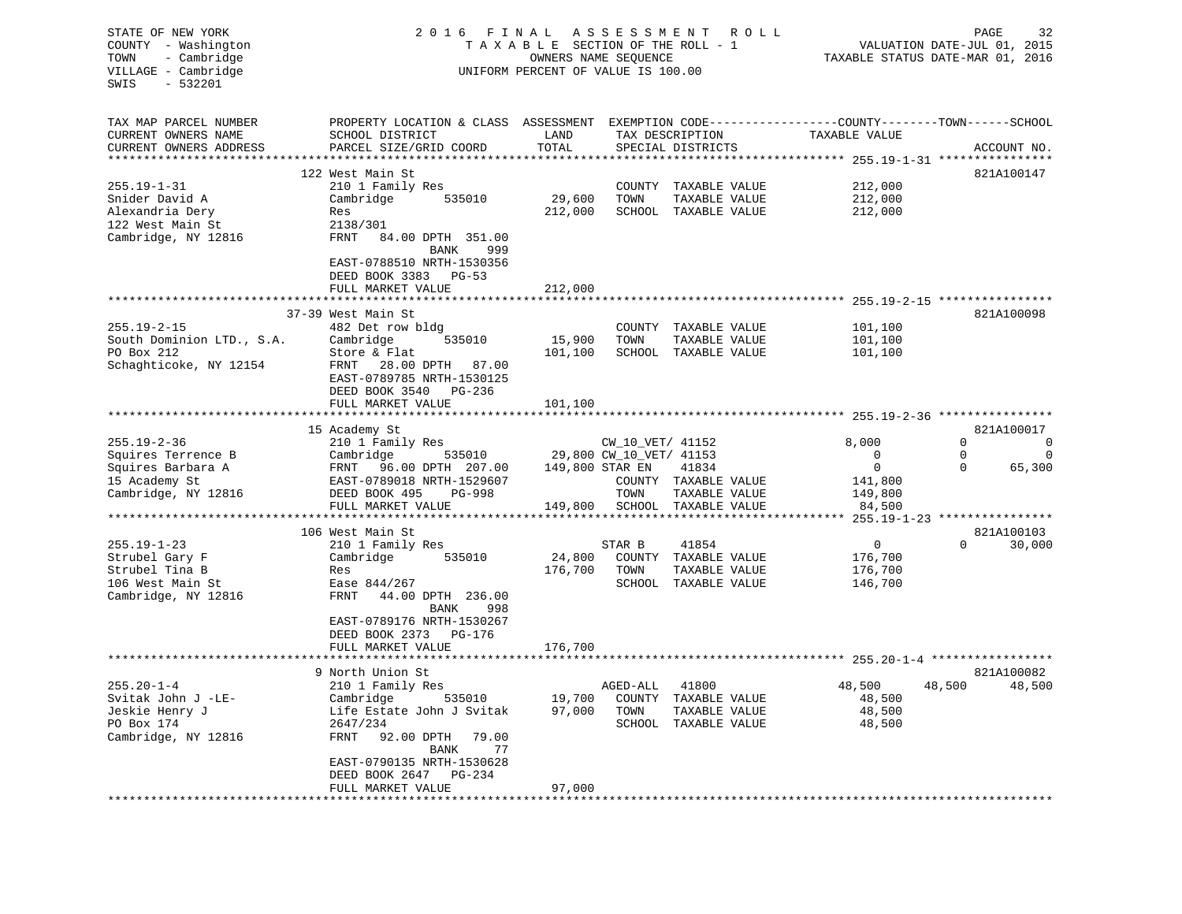STATE OF NEW YORK
COUNTY - Washington
TOWN - Cambridge
VILLAGE - Cambridge
SWIS - 532201

2016 FINAL ASSESSMENT ROLL
TAXABLE SECTION OF THE ROLL - 1
OWNERS NAME SEQUENCE
UNIFORM PERCENT OF VALUE IS 100.00

VALUATION DATE-JUL 01, 2015
TAXABLE STATUS DATE-MAR 01, 2016

| TAX MAP PARCEL NUMBER / CURRENT OWNERS NAME / CURRENT OWNERS ADDRESS | PROPERTY LOCATION & CLASS / SCHOOL DISTRICT / PARCEL SIZE/GRID COORD | ASSESSMENT LAND | TOTAL | EXEMPTION CODE / TAX DESCRIPTION / SPECIAL DISTRICTS | COUNTY TAXABLE VALUE | TOWN | SCHOOL | ACCOUNT NO. |
|---|---|---|---|---|---|---|---|---|
| | 122 West Main St | | | | | | | 821A100147 |
| 255.19-1-31 | 210 1 Family Res | | | COUNTY TAXABLE VALUE | 212,000 | | | |
| Snider David A | Cambridge 535010 | 29,600 | | TOWN TAXABLE VALUE | 212,000 | | | |
| Alexandria Dery | Res | | 212,000 | SCHOOL TAXABLE VALUE | 212,000 | | | |
| 122 West Main St | 2138/301 | | | | | | | |
| Cambridge, NY 12816 | FRNT 84.00 DPTH 351.00 | | | | | | | |
| | BANK 999 | | | | | | | |
| | EAST-0788510 NRTH-1530356 | | | | | | | |
| | DEED BOOK 3383 PG-53 | | | | | | | |
| | FULL MARKET VALUE | | 212,000 | | | | | |
| | 37-39 West Main St | | | | | | | 821A100098 |
| 255.19-2-15 | 482 Det row bldg | | | COUNTY TAXABLE VALUE | 101,100 | | | |
| South Dominion LTD., S.A. | Cambridge 535010 | 15,900 | | TOWN TAXABLE VALUE | 101,100 | | | |
| PO Box 212 | Store & Flat | | 101,100 | SCHOOL TAXABLE VALUE | 101,100 | | | |
| Schaghticoke, NY 12154 | FRNT 28.00 DPTH 87.00 | | | | | | | |
| | EAST-0789785 NRTH-1530125 | | | | | | | |
| | DEED BOOK 3540 PG-236 | | | | | | | |
| | FULL MARKET VALUE | | 101,100 | | | | | |
| | 15 Academy St | | | | | | | 821A100017 |
| 255.19-2-36 | 210 1 Family Res | | | CW_10_VET/ 41152 | 8,000 | 0 | 0 | |
| Squires Terrence B | Cambridge 535010 | 29,800 | | CW_10_VET/ 41153 | 0 | 0 | 0 | |
| Squires Barbara A | FRNT 96.00 DPTH 207.00 | | 149,800 | STAR EN 41834 | 0 | 0 | 65,300 | |
| 15 Academy St | EAST-0789018 NRTH-1529607 | | | COUNTY TAXABLE VALUE | 141,800 | | | |
| Cambridge, NY 12816 | DEED BOOK 495 PG-998 | | | TOWN TAXABLE VALUE | 149,800 | | | |
| | FULL MARKET VALUE | | 149,800 | SCHOOL TAXABLE VALUE | 84,500 | | | |
| | 106 West Main St | | | | | | | 821A100103 |
| 255.19-1-23 | 210 1 Family Res | | | STAR B 41854 | 0 | 0 | 30,000 | |
| Strubel Gary F | Cambridge 535010 | 24,800 | | COUNTY TAXABLE VALUE | 176,700 | | | |
| Strubel Tina B | Res | | 176,700 | TOWN TAXABLE VALUE | 176,700 | | | |
| 106 West Main St | Ease 844/267 | | | SCHOOL TAXABLE VALUE | 146,700 | | | |
| Cambridge, NY 12816 | FRNT 44.00 DPTH 236.00 | | | | | | | |
| | BANK 998 | | | | | | | |
| | EAST-0789176 NRTH-1530267 | | | | | | | |
| | DEED BOOK 2373 PG-176 | | | | | | | |
| | FULL MARKET VALUE | | 176,700 | | | | | |
| | 9 North Union St | | | | | | | 821A100082 |
| 255.20-1-4 | 210 1 Family Res | | | AGED-ALL 41800 | 48,500 | 48,500 | 48,500 | |
| Svitak John J -LE- | Cambridge 535010 | 19,700 | | COUNTY TAXABLE VALUE | 48,500 | | | |
| Jeskie Henry J | Life Estate John J Svitak | | 97,000 | TOWN TAXABLE VALUE | 48,500 | | | |
| PO Box 174 | 2647/234 | | | SCHOOL TAXABLE VALUE | 48,500 | | | |
| Cambridge, NY 12816 | FRNT 92.00 DPTH 79.00 | | | | | | | |
| | BANK 77 | | | | | | | |
| | EAST-0790135 NRTH-1530628 | | | | | | | |
| | DEED BOOK 2647 PG-234 | | | | | | | |
| | FULL MARKET VALUE | | 97,000 | | | | | |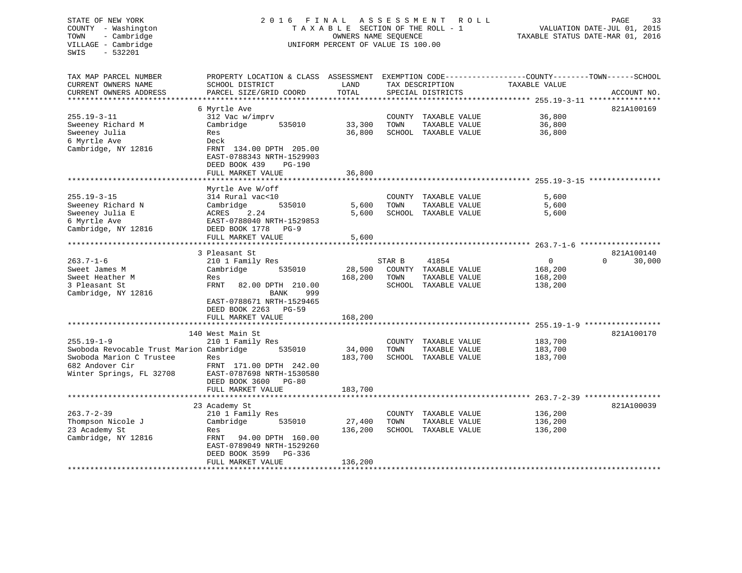STATE OF NEW YORK
COUNTY - Washington
TOWN - Cambridge
VILLAGE - Cambridge
SWIS - 532201

2016 FINAL ASSESSMENT ROLL
TAXABLE SECTION OF THE ROLL - 1
OWNERS NAME SEQUENCE
UNIFORM PERCENT OF VALUE IS 100.00

VALUATION DATE-JUL 01, 2015
TAXABLE STATUS DATE-MAR 01, 2016

| TAX MAP PARCEL NUMBER / CURRENT OWNERS NAME / CURRENT OWNERS ADDRESS | PROPERTY LOCATION & CLASS / SCHOOL DISTRICT / PARCEL SIZE/GRID COORD | ASSESSMENT LAND | TOTAL | EXEMPTION CODE / TAX DESCRIPTION / SPECIAL DISTRICTS | COUNTY TAXABLE VALUE | TOWN | SCHOOL | ACCOUNT NO. |
|---|---|---|---|---|---|---|---|---|
| **255.19-3-11** | 6 Myrtle Ave | | | | | | | 821A100169 |
| 255.19-3-11 | 312 Vac w/imprv | | | COUNTY TAXABLE VALUE | 36,800 | | | |
| Sweeney Richard M | Cambridge 535010 | 33,300 | | TOWN TAXABLE VALUE | 36,800 | | | |
| Sweeney Julia | Res | | 36,800 | SCHOOL TAXABLE VALUE | 36,800 | | | |
| 6 Myrtle Ave | Deck | | | | | | | |
| Cambridge, NY 12816 | FRNT 134.00 DPTH 205.00 | | | | | | | |
| | EAST-0788343 NRTH-1529903 | | | | | | | |
| | DEED BOOK 439 PG-190 | | | | | | | |
| | FULL MARKET VALUE | | 36,800 | | | | | |
| **255.19-3-15** | Myrtle Ave W/off | | | | | | | |
| 255.19-3-15 | 314 Rural vac<10 | | | COUNTY TAXABLE VALUE | 5,600 | | | |
| Sweeney Richard N | Cambridge 535010 | 5,600 | | TOWN TAXABLE VALUE | 5,600 | | | |
| Sweeney Julia E | ACRES 2.24 | | 5,600 | SCHOOL TAXABLE VALUE | 5,600 | | | |
| 6 Myrtle Ave | EAST-0788040 NRTH-1529853 | | | | | | | |
| Cambridge, NY 12816 | DEED BOOK 1778 PG-9 | | | | | | | |
| | FULL MARKET VALUE | | 5,600 | | | | | |
| **263.7-1-6** | 3 Pleasant St | | | | | | | 821A100140 |
| 263.7-1-6 | 210 1 Family Res | | | STAR B 41854 | 0 | 0 | 30,000 | |
| Sweet James M | Cambridge 535010 | 28,500 | | COUNTY TAXABLE VALUE | 168,200 | | | |
| Sweet Heather M | Res | | 168,200 | TOWN TAXABLE VALUE | 168,200 | | | |
| 3 Pleasant St | FRNT 82.00 DPTH 210.00 | | | SCHOOL TAXABLE VALUE | 138,200 | | | |
| Cambridge, NY 12816 | BANK 999 | | | | | | | |
| | EAST-0788671 NRTH-1529465 | | | | | | | |
| | DEED BOOK 2263 PG-59 | | | | | | | |
| | FULL MARKET VALUE | | 168,200 | | | | | |
| **255.19-1-9** | 140 West Main St | | | | | | | 821A100170 |
| 255.19-1-9 | 210 1 Family Res | | | COUNTY TAXABLE VALUE | 183,700 | | | |
| Swoboda Revocable Trust Marion | Cambridge 535010 | 34,000 | | TOWN TAXABLE VALUE | 183,700 | | | |
| Swoboda Marion C Trustee | Res | | 183,700 | SCHOOL TAXABLE VALUE | 183,700 | | | |
| 682 Andover Cir | FRNT 171.00 DPTH 242.00 | | | | | | | |
| Winter Springs, FL 32708 | EAST-0787698 NRTH-1530580 | | | | | | | |
| | DEED BOOK 3600 PG-80 | | | | | | | |
| | FULL MARKET VALUE | | 183,700 | | | | | |
| **263.7-2-39** | 23 Academy St | | | | | | | 821A100039 |
| 263.7-2-39 | 210 1 Family Res | | | COUNTY TAXABLE VALUE | 136,200 | | | |
| Thompson Nicole J | Cambridge 535010 | 27,400 | | TOWN TAXABLE VALUE | 136,200 | | | |
| 23 Academy St | Res | | 136,200 | SCHOOL TAXABLE VALUE | 136,200 | | | |
| Cambridge, NY 12816 | FRNT 94.00 DPTH 160.00 | | | | | | | |
| | EAST-0789049 NRTH-1529260 | | | | | | | |
| | DEED BOOK 3599 PG-336 | | | | | | | |
| | FULL MARKET VALUE | | 136,200 | | | | | |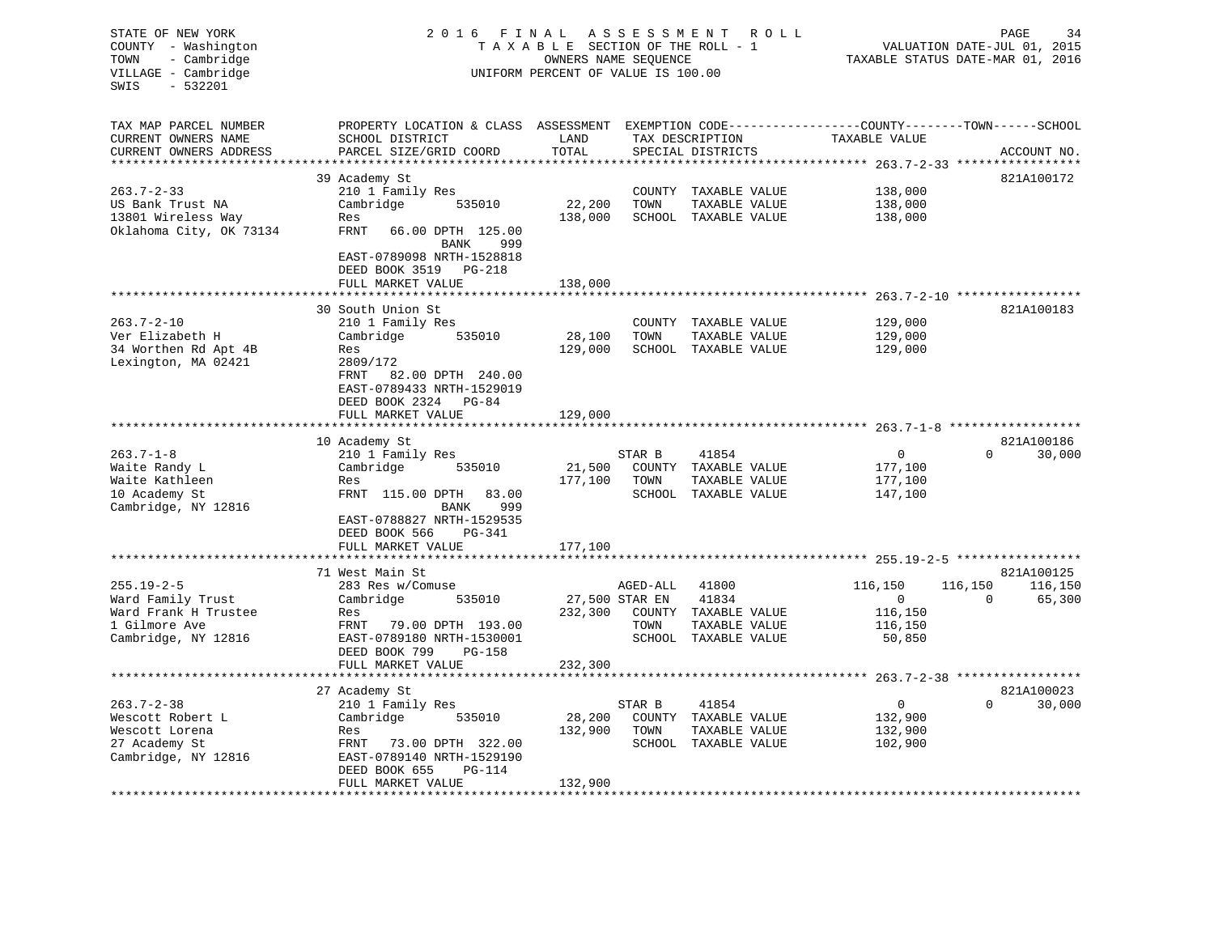STATE OF NEW YORK
COUNTY - Washington
TOWN - Cambridge
VILLAGE - Cambridge
SWIS - 532201

2016 FINAL ASSESSMENT ROLL
TAXABLE SECTION OF THE ROLL - 1
OWNERS NAME SEQUENCE
UNIFORM PERCENT OF VALUE IS 100.00

VALUATION DATE-JUL 01, 2015
TAXABLE STATUS DATE-MAR 01, 2016

| TAX MAP PARCEL NUMBER / CURRENT OWNERS NAME / CURRENT OWNERS ADDRESS | PROPERTY LOCATION & CLASS / SCHOOL DISTRICT / PARCEL SIZE/GRID COORD | ASSESSMENT LAND | ASSESSMENT TOTAL | EXEMPTION CODE / TAX DESCRIPTION / SPECIAL DISTRICTS | COUNTY TAXABLE VALUE | TOWN | SCHOOL | ACCOUNT NO. |
|---|---|---|---|---|---|---|---|---|
| **263.7-2-33** | 39 Academy St | | | | | | | 821A100172 |
| US Bank Trust NA | 210 1 Family Res | | | COUNTY TAXABLE VALUE | 138,000 | | | |
| 13801 Wireless Way | Cambridge 535010 | 22,200 | | TOWN TAXABLE VALUE | 138,000 | | | |
| Oklahoma City, OK 73134 | Res | | 138,000 | SCHOOL TAXABLE VALUE | 138,000 | | | |
| | FRNT 66.00 DPTH 125.00 BANK 999 | | | | | | | |
| | EAST-0789098 NRTH-1528818 | | | | | | | |
| | DEED BOOK 3519 PG-218 | | | | | | | |
| | FULL MARKET VALUE | | 138,000 | | | | | |
| **263.7-2-10** | 30 South Union St | | | | | | | 821A100183 |
| Ver Elizabeth H | 210 1 Family Res | | | COUNTY TAXABLE VALUE | 129,000 | | | |
| 34 Worthen Rd Apt 4B | Cambridge 535010 | 28,100 | | TOWN TAXABLE VALUE | 129,000 | | | |
| Lexington, MA 02421 | Res | | 129,000 | SCHOOL TAXABLE VALUE | 129,000 | | | |
| | 2809/172 | | | | | | | |
| | FRNT 82.00 DPTH 240.00 | | | | | | | |
| | EAST-0789433 NRTH-1529019 | | | | | | | |
| | DEED BOOK 2324 PG-84 | | | | | | | |
| | FULL MARKET VALUE | | 129,000 | | | | | |
| **263.7-1-8** | 10 Academy St | | | | | | | 821A100186 |
| Waite Randy L | 210 1 Family Res | | | STAR B 41854 | 0 | 0 | 30,000 | |
| Waite Kathleen | Cambridge 535010 | 21,500 | | COUNTY TAXABLE VALUE | 177,100 | | | |
| 10 Academy St | Res | | 177,100 | TOWN TAXABLE VALUE | 177,100 | | | |
| Cambridge, NY 12816 | FRNT 115.00 DPTH 83.00 BANK 999 | | | SCHOOL TAXABLE VALUE | 147,100 | | | |
| | EAST-0788827 NRTH-1529535 | | | | | | | |
| | DEED BOOK 566 PG-341 | | | | | | | |
| | FULL MARKET VALUE | | 177,100 | | | | | |
| **255.19-2-5** | 71 West Main St | | | | | | | 821A100125 |
| Ward Family Trust | 283 Res w/Comuse | | | AGED-ALL 41800 | 116,150 | 116,150 | 116,150 | |
| Ward Frank H Trustee | Cambridge 535010 | 27,500 | | STAR EN 41834 | 0 | 0 | 65,300 | |
| 1 Gilmore Ave | Res | | 232,300 | COUNTY TAXABLE VALUE | 116,150 | | | |
| Cambridge, NY 12816 | FRNT 79.00 DPTH 193.00 | | | TOWN TAXABLE VALUE | 116,150 | | | |
| | EAST-0789180 NRTH-1530001 | | | SCHOOL TAXABLE VALUE | 50,850 | | | |
| | DEED BOOK 799 PG-158 | | | | | | | |
| | FULL MARKET VALUE | | 232,300 | | | | | |
| **263.7-2-38** | 27 Academy St | | | | | | | 821A100023 |
| Wescott Robert L | 210 1 Family Res | | | STAR B 41854 | 0 | 0 | 30,000 | |
| Wescott Lorena | Cambridge 535010 | 28,200 | | COUNTY TAXABLE VALUE | 132,900 | | | |
| 27 Academy St | Res | | 132,900 | TOWN TAXABLE VALUE | 132,900 | | | |
| Cambridge, NY 12816 | FRNT 73.00 DPTH 322.00 | | | SCHOOL TAXABLE VALUE | 102,900 | | | |
| | EAST-0789140 NRTH-1529190 | | | | | | | |
| | DEED BOOK 655 PG-114 | | | | | | | |
| | FULL MARKET VALUE | | 132,900 | | | | | |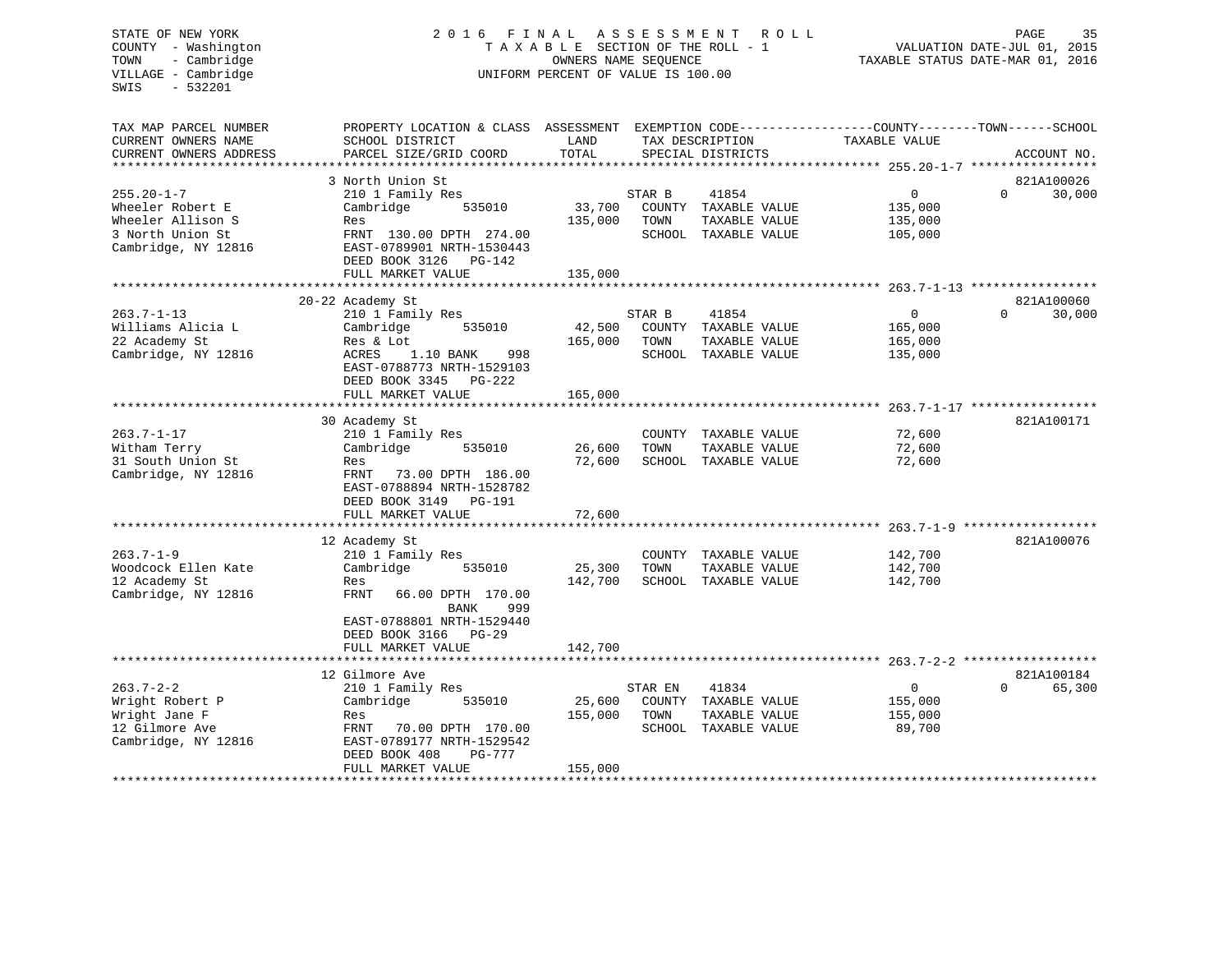STATE OF NEW YORK
COUNTY - Washington
TOWN - Cambridge
VILLAGE - Cambridge
SWIS - 532201

2016 FINAL ASSESSMENT ROLL
TAXABLE SECTION OF THE ROLL - 1
OWNERS NAME SEQUENCE
UNIFORM PERCENT OF VALUE IS 100.00

VALUATION DATE-JUL 01, 2015
TAXABLE STATUS DATE-MAR 01, 2016

| TAX MAP PARCEL NUMBER / CURRENT OWNERS NAME / CURRENT OWNERS ADDRESS | PROPERTY LOCATION & CLASS / SCHOOL DISTRICT / PARCEL SIZE/GRID COORD | ASSESSMENT LAND | TOTAL | EXEMPTION CODE / TAX DESCRIPTION / SPECIAL DISTRICTS | COUNTY/TOWN TAXABLE VALUE | SCHOOL | ACCOUNT NO. |
|---|---|---|---|---|---|---|---|
| 255.20-1-7 | 3 North Union St | | | | | | 821A100026 |
| | 210 1 Family Res | | | STAR B 41854 | 0 | 0 | 30,000 |
| Wheeler Robert E | Cambridge 535010 | 33,700 | | COUNTY TAXABLE VALUE | 135,000 | | |
| Wheeler Allison S | Res | | 135,000 | TOWN TAXABLE VALUE | 135,000 | | |
| 3 North Union St | FRNT 130.00 DPTH 274.00 | | | SCHOOL TAXABLE VALUE | 105,000 | | |
| Cambridge, NY 12816 | EAST-0789901 NRTH-1530443 | | | | | | |
| | DEED BOOK 3126 PG-142 | | | | | | |
| | FULL MARKET VALUE | | 135,000 | | | | |
| 263.7-1-13 | 20-22 Academy St | | | | | | 821A100060 |
| | 210 1 Family Res | | | STAR B 41854 | 0 | 0 | 30,000 |
| Williams Alicia L | Cambridge 535010 | 42,500 | | COUNTY TAXABLE VALUE | 165,000 | | |
| 22 Academy St | Res & Lot | | 165,000 | TOWN TAXABLE VALUE | 165,000 | | |
| Cambridge, NY 12816 | ACRES 1.10 BANK 998 | | | SCHOOL TAXABLE VALUE | 135,000 | | |
| | EAST-0788773 NRTH-1529103 | | | | | | |
| | DEED BOOK 3345 PG-222 | | | | | | |
| | FULL MARKET VALUE | | 165,000 | | | | |
| 263.7-1-17 | 30 Academy St | | | | | | 821A100171 |
| | 210 1 Family Res | | | COUNTY TAXABLE VALUE | 72,600 | | |
| Witham Terry | Cambridge 535010 | 26,600 | | TOWN TAXABLE VALUE | 72,600 | | |
| 31 South Union St | Res | | 72,600 | SCHOOL TAXABLE VALUE | 72,600 | | |
| Cambridge, NY 12816 | FRNT 73.00 DPTH 186.00 | | | | | | |
| | EAST-0788894 NRTH-1528782 | | | | | | |
| | DEED BOOK 3149 PG-191 | | | | | | |
| | FULL MARKET VALUE | | 72,600 | | | | |
| 263.7-1-9 | 12 Academy St | | | | | | 821A100076 |
| | 210 1 Family Res | | | COUNTY TAXABLE VALUE | 142,700 | | |
| Woodcock Ellen Kate | Cambridge 535010 | 25,300 | | TOWN TAXABLE VALUE | 142,700 | | |
| 12 Academy St | Res | | 142,700 | SCHOOL TAXABLE VALUE | 142,700 | | |
| Cambridge, NY 12816 | FRNT 66.00 DPTH 170.00 | | | | | | |
| | BANK 999 | | | | | | |
| | EAST-0788801 NRTH-1529440 | | | | | | |
| | DEED BOOK 3166 PG-29 | | | | | | |
| | FULL MARKET VALUE | | 142,700 | | | | |
| 263.7-2-2 | 12 Gilmore Ave | | | | | | 821A100184 |
| | 210 1 Family Res | | | STAR EN 41834 | 0 | 0 | 65,300 |
| Wright Robert P | Cambridge 535010 | 25,600 | | COUNTY TAXABLE VALUE | 155,000 | | |
| Wright Jane F | Res | | 155,000 | TOWN TAXABLE VALUE | 155,000 | | |
| 12 Gilmore Ave | FRNT 70.00 DPTH 170.00 | | | SCHOOL TAXABLE VALUE | 89,700 | | |
| Cambridge, NY 12816 | EAST-0789177 NRTH-1529542 | | | | | | |
| | DEED BOOK 408 PG-777 | | | | | | |
| | FULL MARKET VALUE | | 155,000 | | | | |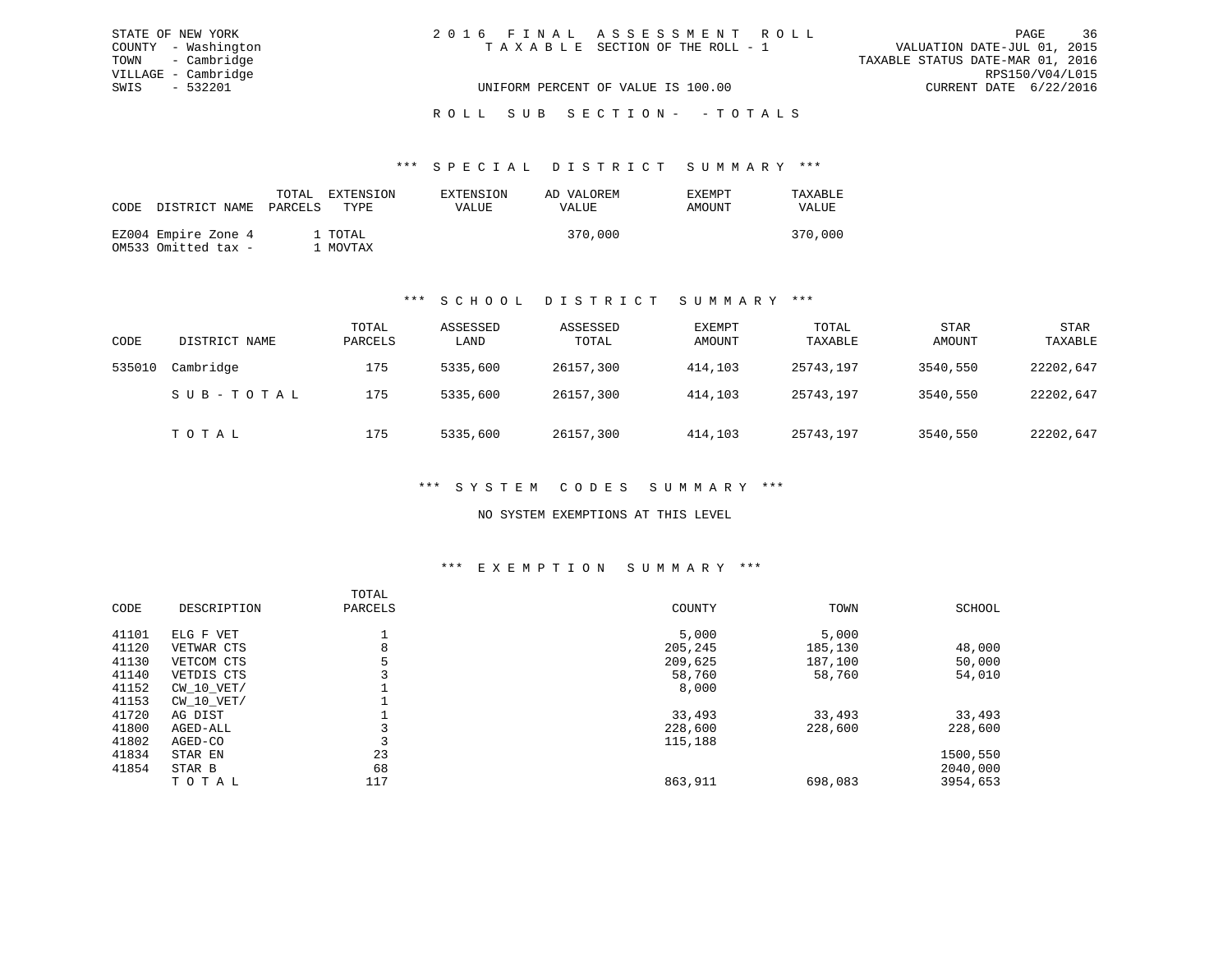STATE OF NEW YORK
COUNTY - Washington
TOWN - Cambridge
VILLAGE - Cambridge
SWIS - 532201

2016 FINAL ASSESSMENT ROLL
TAXABLE SECTION OF THE ROLL - 1
UNIFORM PERCENT OF VALUE IS 100.00

VALUATION DATE-JUL 01, 2015
TAXABLE STATUS DATE-MAR 01, 2016
RPS150/V04/L015
CURRENT DATE 6/22/2016

ROLL SUB SECTION- - TOTALS

### *** SPECIAL DISTRICT SUMMARY ***

| CODE | DISTRICT NAME | TOTAL PARCELS | EXTENSION TYPE | EXTENSION VALUE | AD VALOREM VALUE | EXEMPT AMOUNT | TAXABLE VALUE |
|---|---|---|---|---|---|---|---|
| EZ004 | Empire Zone 4 | 1 | TOTAL | | 370,000 | | 370,000 |
| OM533 | Omitted tax - | 1 | MOVTAX | | | | |

### *** SCHOOL DISTRICT SUMMARY ***

| CODE | DISTRICT NAME | TOTAL PARCELS | ASSESSED LAND | ASSESSED TOTAL | EXEMPT AMOUNT | TOTAL TAXABLE | STAR AMOUNT | STAR TAXABLE |
|---|---|---|---|---|---|---|---|---|
| 535010 | Cambridge | 175 | 5335,600 | 26157,300 | 414,103 | 25743,197 | 3540,550 | 22202,647 |
| | SUB-TOTAL | 175 | 5335,600 | 26157,300 | 414,103 | 25743,197 | 3540,550 | 22202,647 |
| | TOTAL | 175 | 5335,600 | 26157,300 | 414,103 | 25743,197 | 3540,550 | 22202,647 |

### *** SYSTEM CODES SUMMARY ***

NO SYSTEM EXEMPTIONS AT THIS LEVEL

### *** EXEMPTION SUMMARY ***

| CODE | DESCRIPTION | TOTAL PARCELS | COUNTY | TOWN | SCHOOL |
|---|---|---|---|---|---|
| 41101 | ELG F VET | 1 | 5,000 | 5,000 | |
| 41120 | VETWAR CTS | 8 | 205,245 | 185,130 | 48,000 |
| 41130 | VETCOM CTS | 5 | 209,625 | 187,100 | 50,000 |
| 41140 | VETDIS CTS | 3 | 58,760 | 58,760 | 54,010 |
| 41152 | CW_10_VET/ | 1 | 8,000 | | |
| 41153 | CW_10_VET/ | 1 | | | |
| 41720 | AG DIST | 1 | 33,493 | 33,493 | 33,493 |
| 41800 | AGED-ALL | 3 | 228,600 | 228,600 | 228,600 |
| 41802 | AGED-CO | 3 | 115,188 | | |
| 41834 | STAR EN | 23 | | | 1500,550 |
| 41854 | STAR B | 68 | | | 2040,000 |
| | TOTAL | 117 | 863,911 | 698,083 | 3954,653 |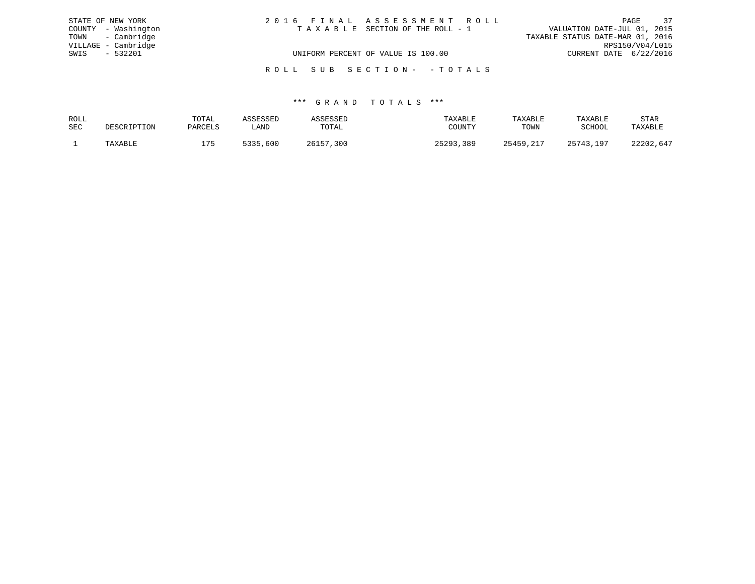STATE OF NEW YORK
COUNTY - Washington
TOWN - Cambridge
VILLAGE - Cambridge
SWIS - 532201

2 0 1 6 F I N A L A S S E S S M E N T R O L L
T A X A B L E SECTION OF THE ROLL - 1

VALUATION DATE-JUL 01, 2015
TAXABLE STATUS DATE-MAR 01, 2016
RPS150/V04/L015
CURRENT DATE 6/22/2016

UNIFORM PERCENT OF VALUE IS 100.00

R O L L S U B S E C T I O N - - T O T A L S

*** G R A N D T O T A L S ***

| ROLL SEC | DESCRIPTION | TOTAL PARCELS | ASSESSED LAND | ASSESSED TOTAL | TAXABLE COUNTY | TAXABLE TOWN | TAXABLE SCHOOL | STAR TAXABLE |
|---|---|---|---|---|---|---|---|---|
| 1 | TAXABLE | 175 | 5335,600 | 26157,300 | 25293,389 | 25459,217 | 25743,197 | 22202,647 |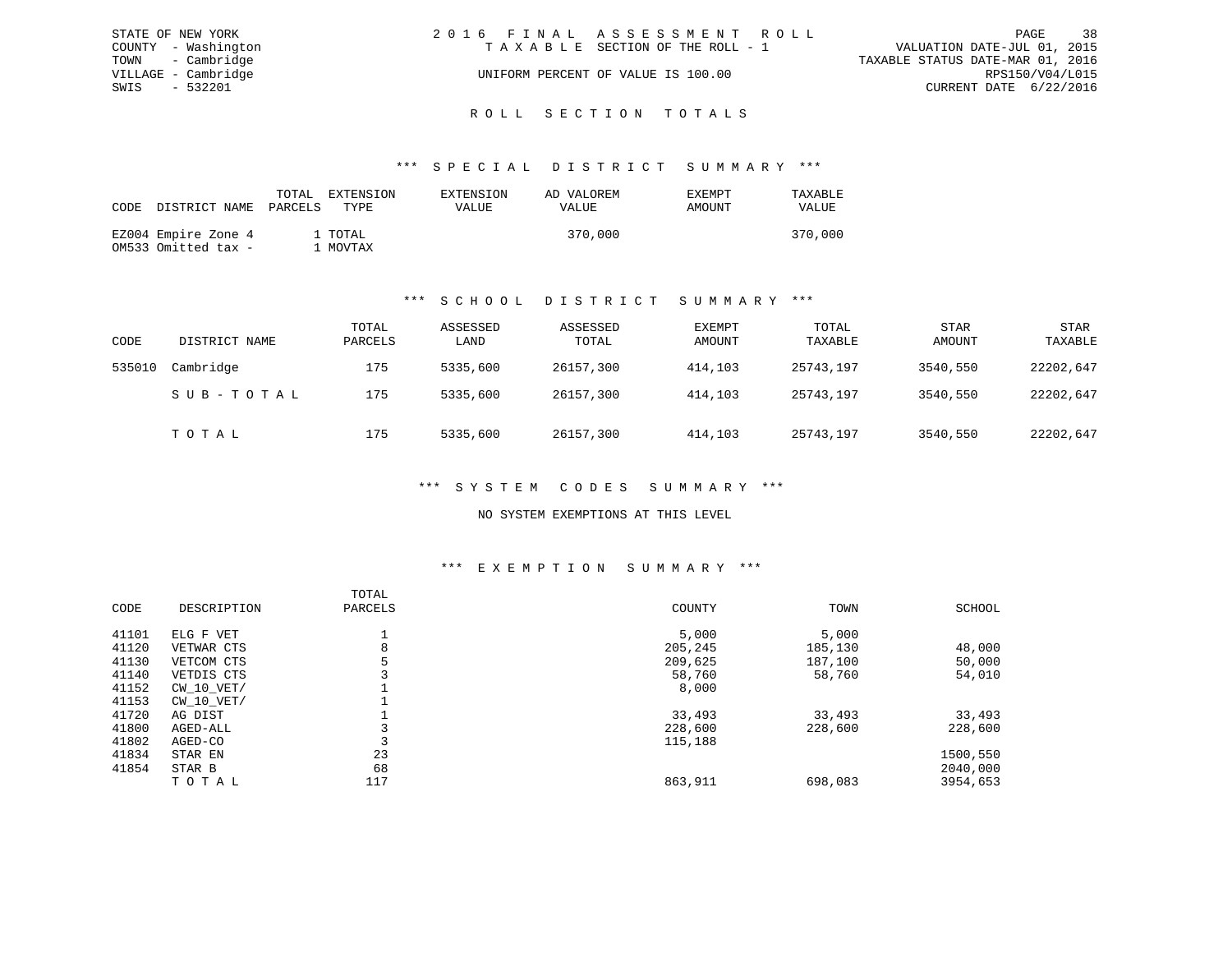STATE OF NEW YORK
COUNTY - Washington
TOWN - Cambridge
VILLAGE - Cambridge
SWIS - 532201

2 0 1 6 F I N A L A S S E S S M E N T R O L L
T A X A B L E SECTION OF THE ROLL - 1
UNIFORM PERCENT OF VALUE IS 100.00

VALUATION DATE-JUL 01, 2015
TAXABLE STATUS DATE-MAR 01, 2016
RPS150/V04/L015
CURRENT DATE 6/22/2016

## R O L L S E C T I O N T O T A L S

### *** S P E C I A L D I S T R I C T S U M M A R Y ***

| CODE | DISTRICT NAME | TOTAL PARCELS | EXTENSION TYPE | EXTENSION VALUE | AD VALOREM VALUE | EXEMPT AMOUNT | TAXABLE VALUE |
|---|---|---|---|---|---|---|---|
| EZ004 | Empire Zone 4 | 1 | TOTAL | | 370,000 | | 370,000 |
| OM533 | Omitted tax - | 1 | MOVTAX | | | | |

### *** S C H O O L D I S T R I C T S U M M A R Y ***

| CODE | DISTRICT NAME | TOTAL PARCELS | ASSESSED LAND | ASSESSED TOTAL | EXEMPT AMOUNT | TOTAL TAXABLE | STAR AMOUNT | STAR TAXABLE |
|---|---|---|---|---|---|---|---|---|
| 535010 | Cambridge | 175 | 5335,600 | 26157,300 | 414,103 | 25743,197 | 3540,550 | 22202,647 |
| | S U B - T O T A L | 175 | 5335,600 | 26157,300 | 414,103 | 25743,197 | 3540,550 | 22202,647 |
| | T O T A L | 175 | 5335,600 | 26157,300 | 414,103 | 25743,197 | 3540,550 | 22202,647 |

### *** S Y S T E M C O D E S S U M M A R Y ***

NO SYSTEM EXEMPTIONS AT THIS LEVEL

### *** E X E M P T I O N S U M M A R Y ***

| CODE | DESCRIPTION | TOTAL PARCELS | COUNTY | TOWN | SCHOOL |
|---|---|---|---|---|---|
| 41101 | ELG F VET | 1 | 5,000 | 5,000 | |
| 41120 | VETWAR CTS | 8 | 205,245 | 185,130 | 48,000 |
| 41130 | VETCOM CTS | 5 | 209,625 | 187,100 | 50,000 |
| 41140 | VETDIS CTS | 3 | 58,760 | 58,760 | 54,010 |
| 41152 | CW_10_VET/ | 1 | 8,000 | | |
| 41153 | CW_10_VET/ | 1 | | | |
| 41720 | AG DIST | 1 | 33,493 | 33,493 | 33,493 |
| 41800 | AGED-ALL | 3 | 228,600 | 228,600 | 228,600 |
| 41802 | AGED-CO | 3 | 115,188 | | |
| 41834 | STAR EN | 23 | | | 1500,550 |
| 41854 | STAR B | 68 | | | 2040,000 |
| | T O T A L | 117 | 863,911 | 698,083 | 3954,653 |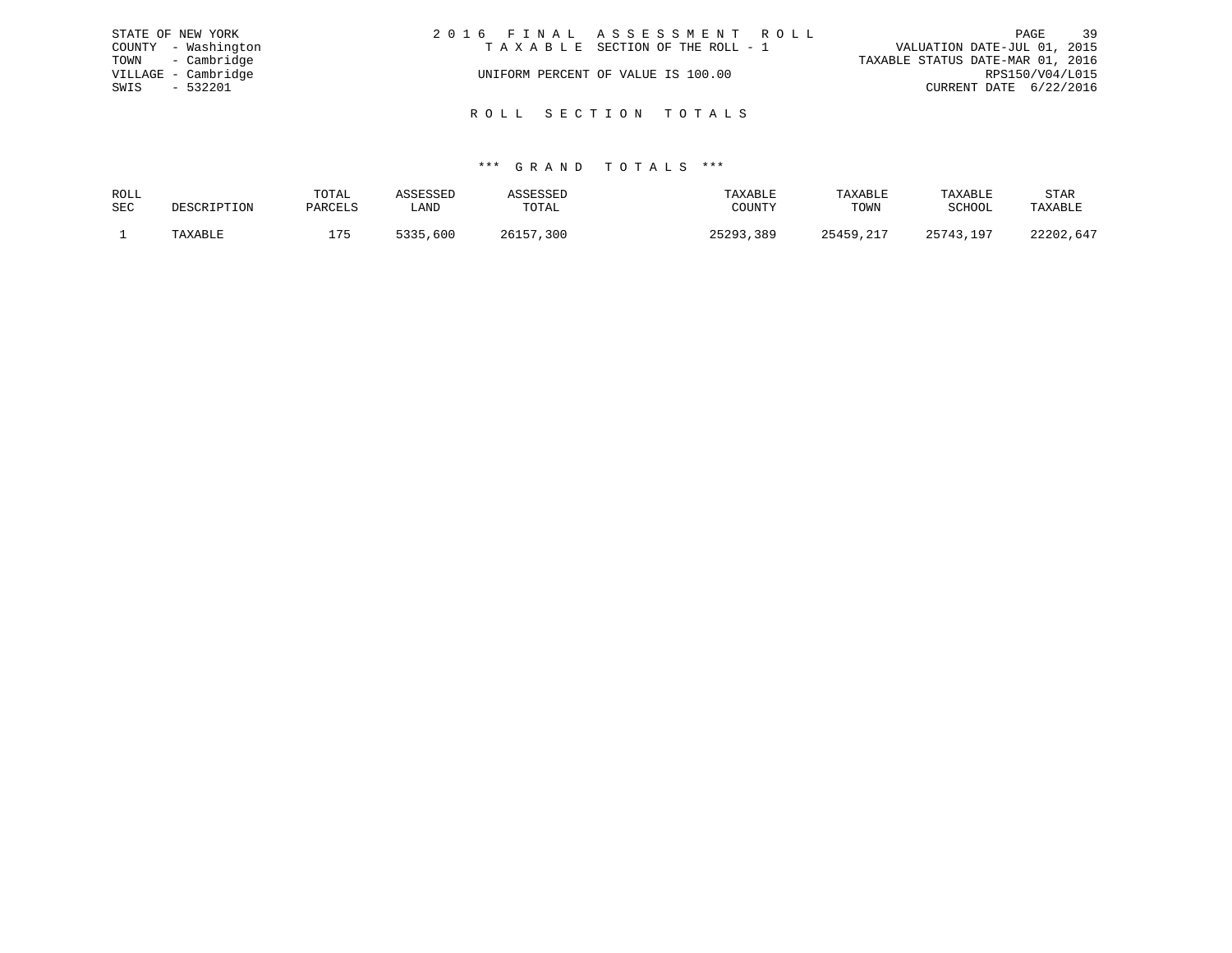STATE OF NEW YORK
COUNTY - Washington
TOWN - Cambridge
VILLAGE - Cambridge
SWIS - 532201

# 2016 FINAL ASSESSMENT ROLL

TAXABLE SECTION OF THE ROLL - 1

UNIFORM PERCENT OF VALUE IS 100.00

VALUATION DATE-JUL 01, 2015
TAXABLE STATUS DATE-MAR 01, 2016
RPS150/V04/L015
CURRENT DATE 6/22/2016

## ROLL SECTION TOTALS

### *** GRAND TOTALS ***

| ROLL SEC | DESCRIPTION | TOTAL PARCELS | ASSESSED LAND | ASSESSED TOTAL | TAXABLE COUNTY | TAXABLE TOWN | TAXABLE SCHOOL | STAR TAXABLE |
|---|---|---|---|---|---|---|---|---|
| 1 | TAXABLE | 175 | 5335,600 | 26157,300 | 25293,389 | 25459,217 | 25743,197 | 22202,647 |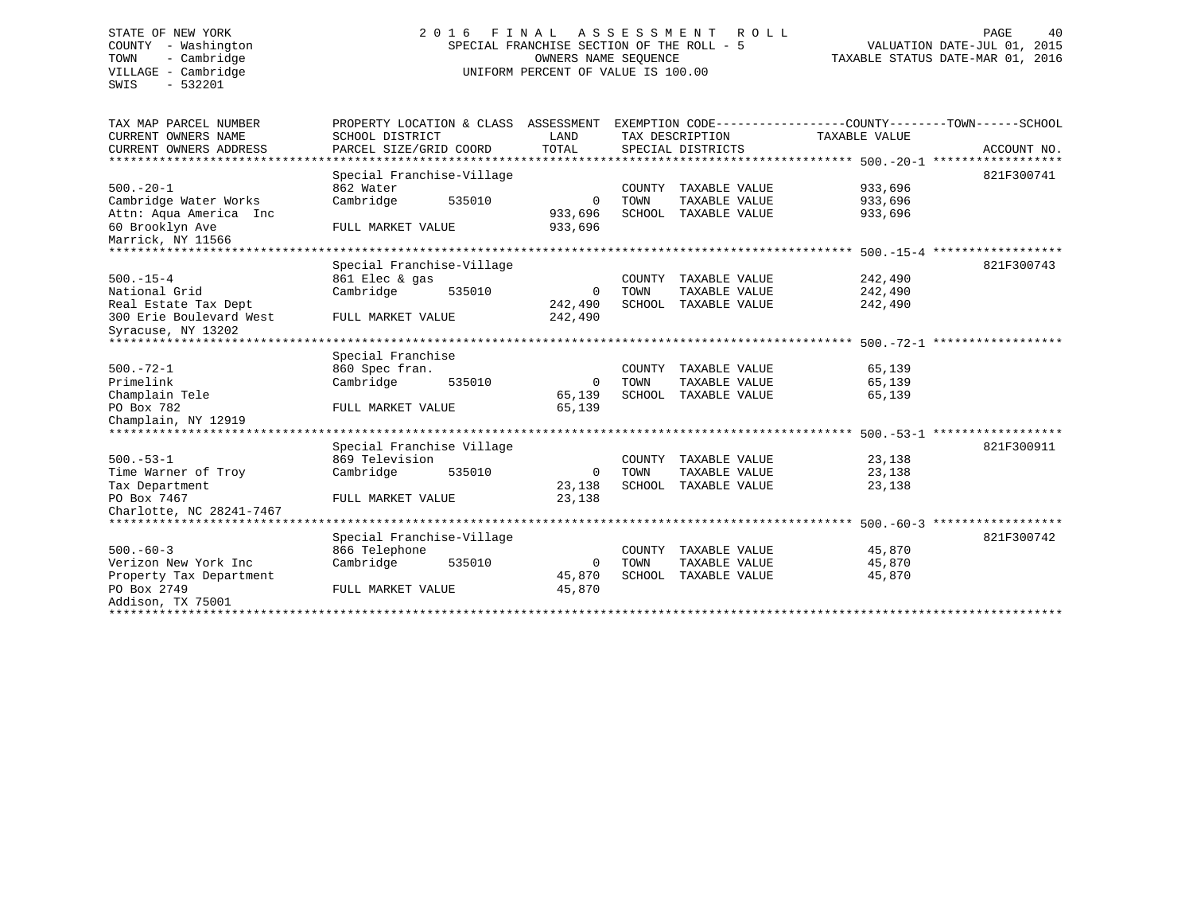STATE OF NEW YORK
COUNTY - Washington
TOWN - Cambridge
VILLAGE - Cambridge
SWIS - 532201

# 2016 FINAL ASSESSMENT ROLL

SPECIAL FRANCHISE SECTION OF THE ROLL - 5
OWNERS NAME SEQUENCE
UNIFORM PERCENT OF VALUE IS 100.00

VALUATION DATE-JUL 01, 2015
TAXABLE STATUS DATE-MAR 01, 2016

| TAX MAP PARCEL NUMBER / CURRENT OWNERS NAME / CURRENT OWNERS ADDRESS | PROPERTY LOCATION & CLASS / SCHOOL DISTRICT / PARCEL SIZE/GRID COORD | ASSESSMENT LAND / TOTAL | EXEMPTION CODE / TAX DESCRIPTION / SPECIAL DISTRICTS | COUNTY / TOWN / SCHOOL TAXABLE VALUE | ACCOUNT NO. |
|---|---|---|---|---|---|
| | Special Franchise-Village | | | | 821F300741 |
| 500.-20-1 | 862 Water | | COUNTY TAXABLE VALUE | 933,696 | |
| Cambridge Water Works | Cambridge 535010 | 0 | TOWN TAXABLE VALUE | 933,696 | |
| Attn: Aqua America Inc | | 933,696 | SCHOOL TAXABLE VALUE | 933,696 | |
| 60 Brooklyn Ave | FULL MARKET VALUE | 933,696 | | | |
| Marrick, NY 11566 | | | | | |
| | Special Franchise-Village | | | | 821F300743 |
| 500.-15-4 | 861 Elec & gas | | COUNTY TAXABLE VALUE | 242,490 | |
| National Grid | Cambridge 535010 | 0 | TOWN TAXABLE VALUE | 242,490 | |
| Real Estate Tax Dept | | 242,490 | SCHOOL TAXABLE VALUE | 242,490 | |
| 300 Erie Boulevard West | FULL MARKET VALUE | 242,490 | | | |
| Syracuse, NY 13202 | | | | | |
| | Special Franchise | | | | |
| 500.-72-1 | 860 Spec fran. | | COUNTY TAXABLE VALUE | 65,139 | |
| Primelink | Cambridge 535010 | 0 | TOWN TAXABLE VALUE | 65,139 | |
| Champlain Tele | | 65,139 | SCHOOL TAXABLE VALUE | 65,139 | |
| PO Box 782 | FULL MARKET VALUE | 65,139 | | | |
| Champlain, NY 12919 | | | | | |
| | Special Franchise Village | | | | 821F300911 |
| 500.-53-1 | 869 Television | | COUNTY TAXABLE VALUE | 23,138 | |
| Time Warner of Troy | Cambridge 535010 | 0 | TOWN TAXABLE VALUE | 23,138 | |
| Tax Department | | 23,138 | SCHOOL TAXABLE VALUE | 23,138 | |
| PO Box 7467 | FULL MARKET VALUE | 23,138 | | | |
| Charlotte, NC 28241-7467 | | | | | |
| | Special Franchise-Village | | | | 821F300742 |
| 500.-60-3 | 866 Telephone | | COUNTY TAXABLE VALUE | 45,870 | |
| Verizon New York Inc | Cambridge 535010 | 0 | TOWN TAXABLE VALUE | 45,870 | |
| Property Tax Department | | 45,870 | SCHOOL TAXABLE VALUE | 45,870 | |
| PO Box 2749 | FULL MARKET VALUE | 45,870 | | | |
| Addison, TX 75001 | | | | | |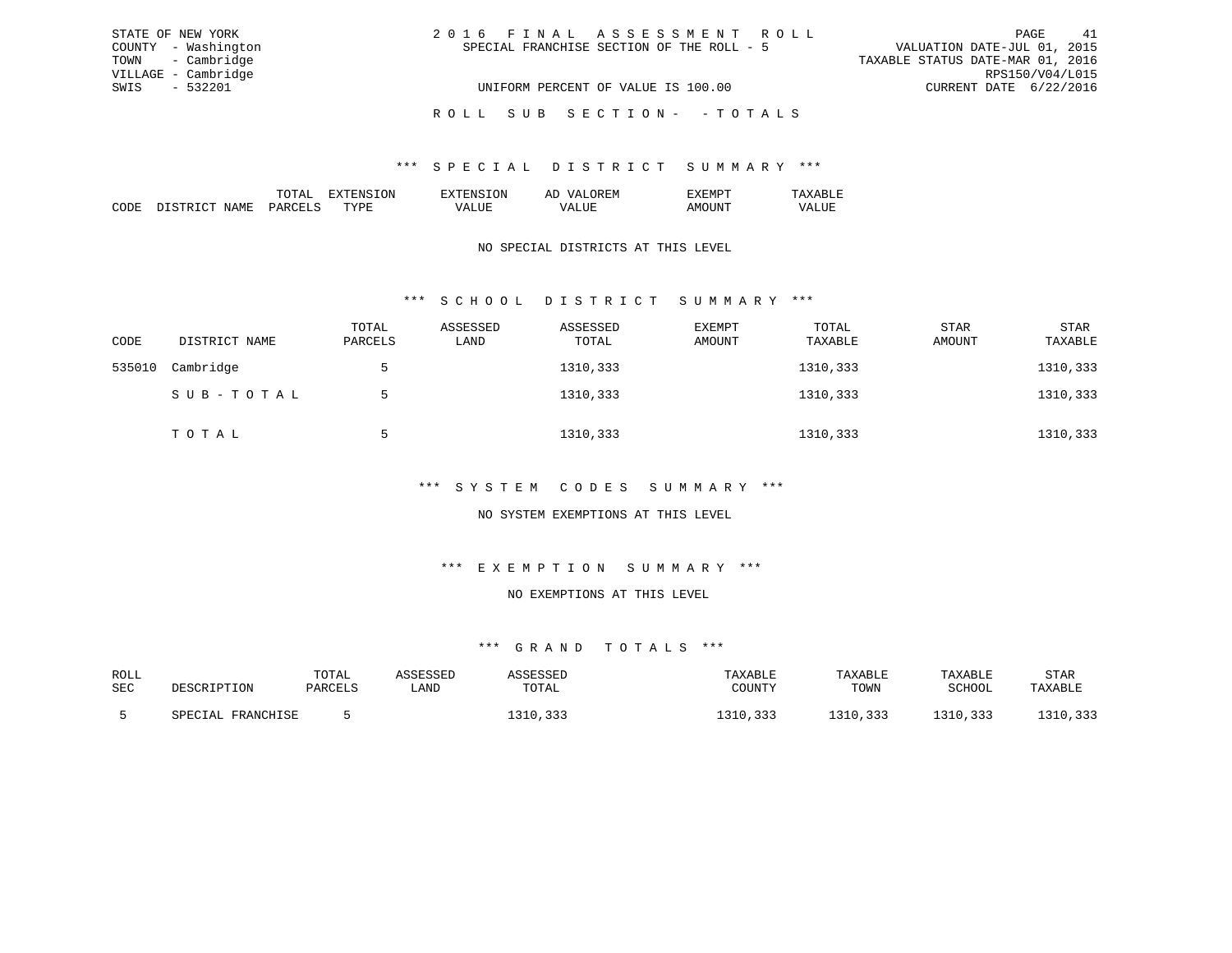STATE OF NEW YORK
COUNTY - Washington
TOWN - Cambridge
VILLAGE - Cambridge
SWIS - 532201

2016 FINAL ASSESSMENT ROLL
SPECIAL FRANCHISE SECTION OF THE ROLL - 5
UNIFORM PERCENT OF VALUE IS 100.00

VALUATION DATE-JUL 01, 2015
TAXABLE STATUS DATE-MAR 01, 2016
RPS150/V04/L015
CURRENT DATE 6/22/2016

## ROLL SUB SECTION- - TOTALS

### *** SPECIAL DISTRICT SUMMARY ***

| CODE | DISTRICT NAME | TOTAL PARCELS | EXTENSION TYPE | EXTENSION VALUE | AD VALOREM VALUE | EXEMPT AMOUNT | TAXABLE VALUE |
|---|---|---|---|---|---|---|---|

NO SPECIAL DISTRICTS AT THIS LEVEL

### *** SCHOOL DISTRICT SUMMARY ***

| CODE | DISTRICT NAME | TOTAL PARCELS | ASSESSED LAND | ASSESSED TOTAL | EXEMPT AMOUNT | TOTAL TAXABLE | STAR AMOUNT | STAR TAXABLE |
|---|---|---|---|---|---|---|---|---|
| 535010 | Cambridge | 5 | | 1310,333 | | 1310,333 | | 1310,333 |
| | SUB-TOTAL | 5 | | 1310,333 | | 1310,333 | | 1310,333 |
| | TOTAL | 5 | | 1310,333 | | 1310,333 | | 1310,333 |

### *** SYSTEM CODES SUMMARY ***

NO SYSTEM EXEMPTIONS AT THIS LEVEL

### *** EXEMPTION SUMMARY ***

NO EXEMPTIONS AT THIS LEVEL

### *** GRAND TOTALS ***

| ROLL SEC | DESCRIPTION | TOTAL PARCELS | ASSESSED LAND | ASSESSED TOTAL | TAXABLE COUNTY | TAXABLE TOWN | TAXABLE SCHOOL | STAR TAXABLE |
|---|---|---|---|---|---|---|---|---|
| 5 | SPECIAL FRANCHISE | 5 | | 1310,333 | 1310,333 | 1310,333 | 1310,333 | 1310,333 |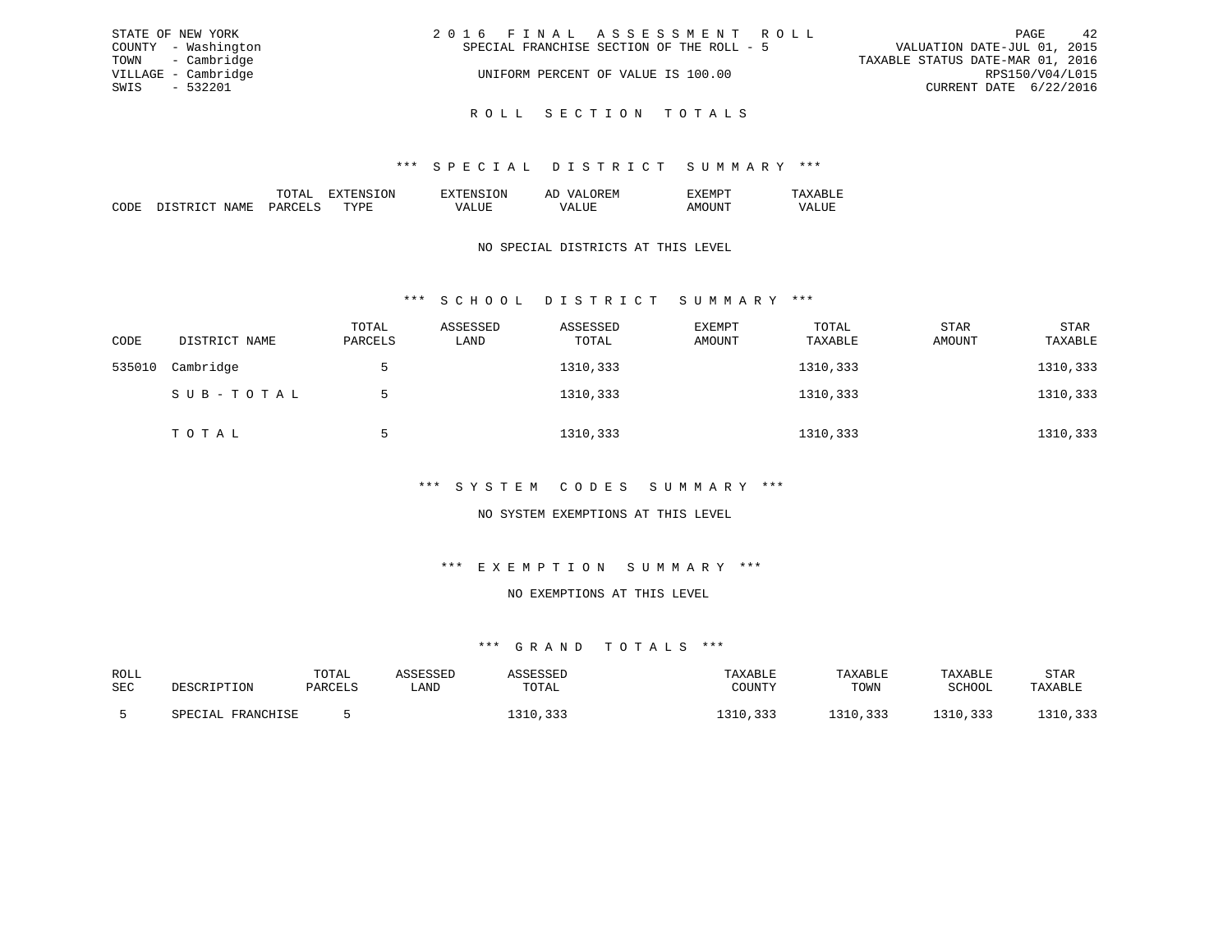STATE OF NEW YORK
COUNTY - Washington
TOWN - Cambridge
VILLAGE - Cambridge
SWIS - 532201

2016 FINAL ASSESSMENT ROLL
SPECIAL FRANCHISE SECTION OF THE ROLL - 5
UNIFORM PERCENT OF VALUE IS 100.00

VALUATION DATE-JUL 01, 2015
TAXABLE STATUS DATE-MAR 01, 2016
RPS150/V04/L015
CURRENT DATE 6/22/2016

## ROLL SECTION TOTALS

### *** SPECIAL DISTRICT SUMMARY ***

| CODE | DISTRICT NAME | TOTAL PARCELS | EXTENSION TYPE | EXTENSION VALUE | AD VALOREM VALUE | EXEMPT AMOUNT | TAXABLE VALUE |
|---|---|---|---|---|---|---|---|

NO SPECIAL DISTRICTS AT THIS LEVEL

### *** SCHOOL DISTRICT SUMMARY ***

| CODE | DISTRICT NAME | TOTAL PARCELS | ASSESSED LAND | ASSESSED TOTAL | EXEMPT AMOUNT | TOTAL TAXABLE | STAR AMOUNT | STAR TAXABLE |
|---|---|---|---|---|---|---|---|---|
| 535010 | Cambridge | 5 | | 1310,333 | | 1310,333 | | 1310,333 |
| | SUB-TOTAL | 5 | | 1310,333 | | 1310,333 | | 1310,333 |
| | TOTAL | 5 | | 1310,333 | | 1310,333 | | 1310,333 |

### *** SYSTEM CODES SUMMARY ***

NO SYSTEM EXEMPTIONS AT THIS LEVEL

### *** EXEMPTION SUMMARY ***

NO EXEMPTIONS AT THIS LEVEL

### *** GRAND TOTALS ***

| ROLL SEC | DESCRIPTION | TOTAL PARCELS | ASSESSED LAND | ASSESSED TOTAL | TAXABLE COUNTY | TAXABLE TOWN | TAXABLE SCHOOL | STAR TAXABLE |
|---|---|---|---|---|---|---|---|---|
| 5 | SPECIAL FRANCHISE | 5 | | 1310,333 | 1310,333 | 1310,333 | 1310,333 | 1310,333 |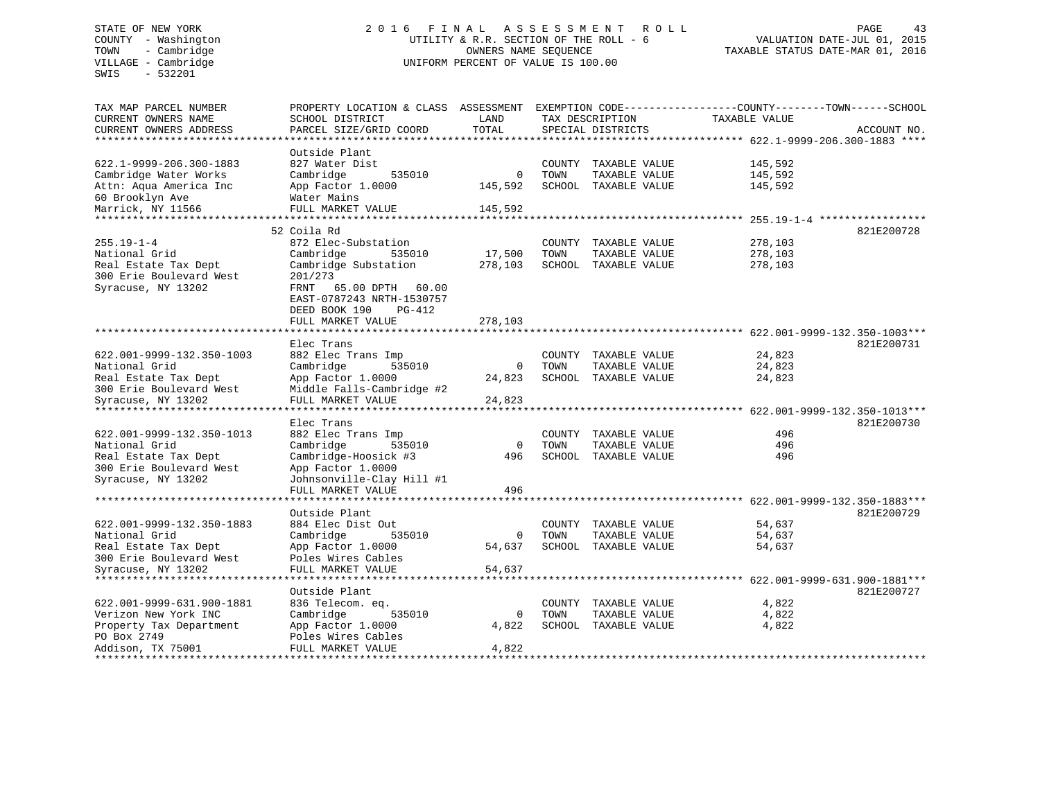STATE OF NEW YORK
COUNTY - Washington
TOWN - Cambridge
VILLAGE - Cambridge
SWIS - 532201

2016 FINAL ASSESSMENT ROLL
UTILITY & R.R. SECTION OF THE ROLL - 6
OWNERS NAME SEQUENCE
UNIFORM PERCENT OF VALUE IS 100.00

VALUATION DATE-JUL 01, 2015
TAXABLE STATUS DATE-MAR 01, 2016

| TAX MAP PARCEL NUMBER / CURRENT OWNERS NAME / CURRENT OWNERS ADDRESS | PROPERTY LOCATION & CLASS / SCHOOL DISTRICT / PARCEL SIZE/GRID COORD | ASSESSMENT LAND | TOTAL | EXEMPTION CODE / TAX DESCRIPTION / SPECIAL DISTRICTS | TAXABLE VALUE | ACCOUNT NO. |
|---|---|---|---|---|---|---|
| 622.1-9999-206.300-1883 | Outside Plant | | | | | |
| 622.1-9999-206.300-1883 | 827 Water Dist | | | COUNTY TAXABLE VALUE | 145,592 | |
| Cambridge Water Works | Cambridge 535010 | 0 | | TOWN TAXABLE VALUE | 145,592 | |
| Attn: Aqua America Inc | App Factor 1.0000 | | 145,592 | SCHOOL TAXABLE VALUE | 145,592 | |
| 60 Brooklyn Ave | Water Mains | | | | | |
| Marrick, NY 11566 | FULL MARKET VALUE | | 145,592 | | | |
| 255.19-1-4 | 52 Coila Rd | | | | | 821E200728 |
| 255.19-1-4 | 872 Elec-Substation | | | COUNTY TAXABLE VALUE | 278,103 | |
| National Grid | Cambridge 535010 | 17,500 | | TOWN TAXABLE VALUE | 278,103 | |
| Real Estate Tax Dept | Cambridge Substation | | 278,103 | SCHOOL TAXABLE VALUE | 278,103 | |
| 300 Erie Boulevard West | 201/273 | | | | | |
| Syracuse, NY 13202 | FRNT 65.00 DPTH 60.00 | | | | | |
| | EAST-0787243 NRTH-1530757 | | | | | |
| | DEED BOOK 190 PG-412 | | | | | |
| | FULL MARKET VALUE | | 278,103 | | | |
| 622.001-9999-132.350-1003 | Elec Trans | | | | | 821E200731 |
| 622.001-9999-132.350-1003 | 882 Elec Trans Imp | | | COUNTY TAXABLE VALUE | 24,823 | |
| National Grid | Cambridge 535010 | 0 | | TOWN TAXABLE VALUE | 24,823 | |
| Real Estate Tax Dept | App Factor 1.0000 | | 24,823 | SCHOOL TAXABLE VALUE | 24,823 | |
| 300 Erie Boulevard West | Middle Falls-Cambridge #2 | | | | | |
| Syracuse, NY 13202 | FULL MARKET VALUE | | 24,823 | | | |
| 622.001-9999-132.350-1013 | Elec Trans | | | | | 821E200730 |
| 622.001-9999-132.350-1013 | 882 Elec Trans Imp | | | COUNTY TAXABLE VALUE | 496 | |
| National Grid | Cambridge 535010 | 0 | | TOWN TAXABLE VALUE | 496 | |
| Real Estate Tax Dept | Cambridge-Hoosick #3 | | 496 | SCHOOL TAXABLE VALUE | 496 | |
| 300 Erie Boulevard West | App Factor 1.0000 | | | | | |
| Syracuse, NY 13202 | Johnsonville-Clay Hill #1 | | | | | |
| | FULL MARKET VALUE | | 496 | | | |
| 622.001-9999-132.350-1883 | Outside Plant | | | | | 821E200729 |
| 622.001-9999-132.350-1883 | 884 Elec Dist Out | | | COUNTY TAXABLE VALUE | 54,637 | |
| National Grid | Cambridge 535010 | 0 | | TOWN TAXABLE VALUE | 54,637 | |
| Real Estate Tax Dept | App Factor 1.0000 | | 54,637 | SCHOOL TAXABLE VALUE | 54,637 | |
| 300 Erie Boulevard West | Poles Wires Cables | | | | | |
| Syracuse, NY 13202 | FULL MARKET VALUE | | 54,637 | | | |
| 622.001-9999-631.900-1881 | Outside Plant | | | | | 821E200727 |
| 622.001-9999-631.900-1881 | 836 Telecom. eq. | | | COUNTY TAXABLE VALUE | 4,822 | |
| Verizon New York INC | Cambridge 535010 | 0 | | TOWN TAXABLE VALUE | 4,822 | |
| Property Tax Department | App Factor 1.0000 | | 4,822 | SCHOOL TAXABLE VALUE | 4,822 | |
| PO Box 2749 | Poles Wires Cables | | | | | |
| Addison, TX 75001 | FULL MARKET VALUE | | 4,822 | | | |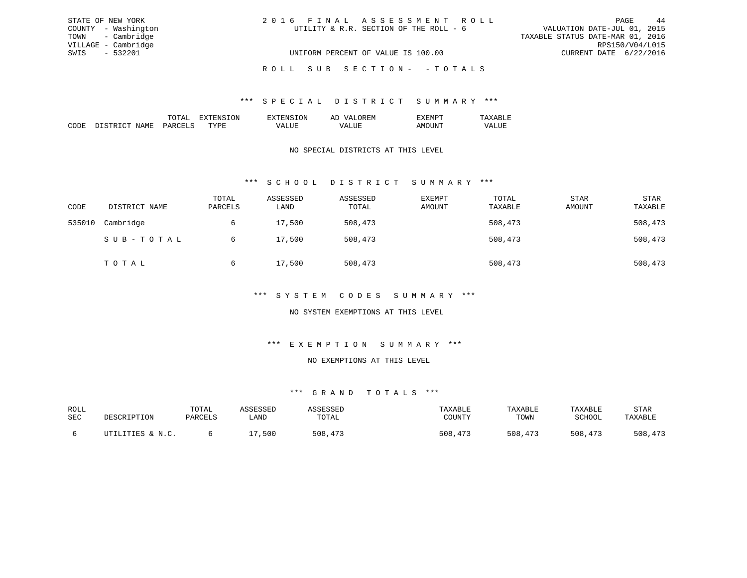STATE OF NEW YORK
COUNTY - Washington
TOWN - Cambridge
VILLAGE - Cambridge
SWIS - 532201

2 0 1 6 F I N A L A S S E S S M E N T R O L L
UTILITY & R.R. SECTION OF THE ROLL - 6
UNIFORM PERCENT OF VALUE IS 100.00

VALUATION DATE-JUL 01, 2015
TAXABLE STATUS DATE-MAR 01, 2016
RPS150/V04/L015
CURRENT DATE 6/22/2016

R O L L S U B S E C T I O N - - T O T A L S

### *** S P E C I A L D I S T R I C T S U M M A R Y ***

| CODE | DISTRICT NAME | TOTAL PARCELS | EXTENSION TYPE | EXTENSION VALUE | AD VALOREM VALUE | EXEMPT AMOUNT | TAXABLE VALUE |
|---|---|---|---|---|---|---|---|

NO SPECIAL DISTRICTS AT THIS LEVEL

### *** S C H O O L D I S T R I C T S U M M A R Y ***

| CODE | DISTRICT NAME | TOTAL PARCELS | ASSESSED LAND | ASSESSED TOTAL | EXEMPT AMOUNT | TOTAL TAXABLE | STAR AMOUNT | STAR TAXABLE |
|---|---|---|---|---|---|---|---|---|
| 535010 | Cambridge | 6 | 17,500 | 508,473 | | 508,473 | | 508,473 |
| | S U B - T O T A L | 6 | 17,500 | 508,473 | | 508,473 | | 508,473 |
| | T O T A L | 6 | 17,500 | 508,473 | | 508,473 | | 508,473 |

### *** S Y S T E M C O D E S S U M M A R Y ***

NO SYSTEM EXEMPTIONS AT THIS LEVEL

### *** E X E M P T I O N S U M M A R Y ***

NO EXEMPTIONS AT THIS LEVEL

### *** G R A N D T O T A L S ***

| ROLL SEC | DESCRIPTION | TOTAL PARCELS | ASSESSED LAND | ASSESSED TOTAL | TAXABLE COUNTY | TAXABLE TOWN | TAXABLE SCHOOL | STAR TAXABLE |
|---|---|---|---|---|---|---|---|---|
| 6 | UTILITIES & N.C. | 6 | 17,500 | 508,473 | 508,473 | 508,473 | 508,473 | 508,473 |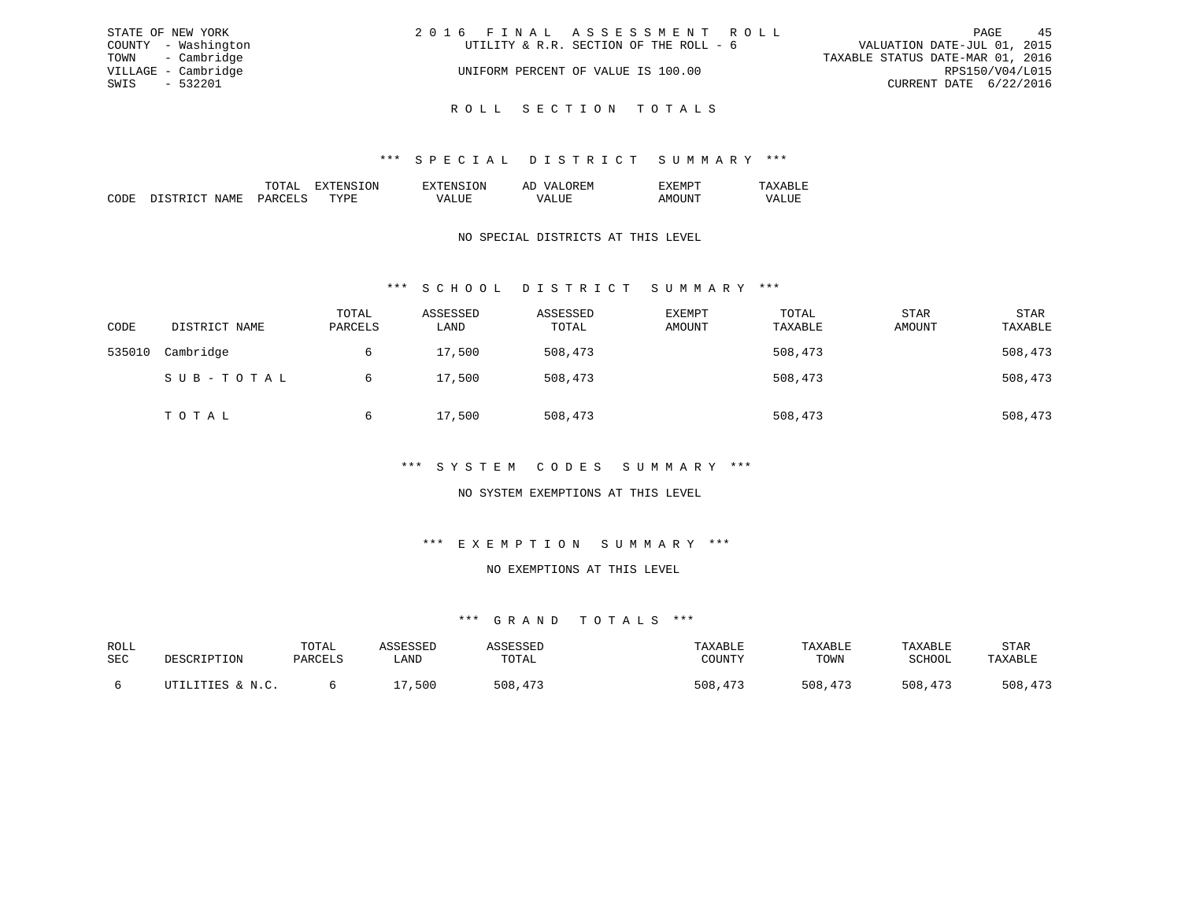STATE OF NEW YORK
COUNTY - Washington
TOWN - Cambridge
VILLAGE - Cambridge
SWIS - 532201

2 0 1 6 F I N A L A S S E S S M E N T R O L L
UTILITY & R.R. SECTION OF THE ROLL - 6
UNIFORM PERCENT OF VALUE IS 100.00

VALUATION DATE-JUL 01, 2015
TAXABLE STATUS DATE-MAR 01, 2016
RPS150/V04/L015
CURRENT DATE 6/22/2016

## R O L L S E C T I O N T O T A L S

### *** S P E C I A L D I S T R I C T S U M M A R Y ***

| CODE | DISTRICT NAME | TOTAL PARCELS | EXTENSION TYPE | EXTENSION VALUE | AD VALOREM VALUE | EXEMPT AMOUNT | TAXABLE VALUE |
|---|---|---|---|---|---|---|---|

NO SPECIAL DISTRICTS AT THIS LEVEL

### *** S C H O O L D I S T R I C T S U M M A R Y ***

| CODE | DISTRICT NAME | TOTAL PARCELS | ASSESSED LAND | ASSESSED TOTAL | EXEMPT AMOUNT | TOTAL TAXABLE | STAR AMOUNT | STAR TAXABLE |
|---|---|---|---|---|---|---|---|---|
| 535010 | Cambridge | 6 | 17,500 | 508,473 | | 508,473 | | 508,473 |
| | S U B - T O T A L | 6 | 17,500 | 508,473 | | 508,473 | | 508,473 |
| | T O T A L | 6 | 17,500 | 508,473 | | 508,473 | | 508,473 |

### *** S Y S T E M C O D E S S U M M A R Y ***

NO SYSTEM EXEMPTIONS AT THIS LEVEL

### *** E X E M P T I O N S U M M A R Y ***

NO EXEMPTIONS AT THIS LEVEL

### *** G R A N D T O T A L S ***

| ROLL SEC | DESCRIPTION | TOTAL PARCELS | ASSESSED LAND | ASSESSED TOTAL | TAXABLE COUNTY | TAXABLE TOWN | TAXABLE SCHOOL | STAR TAXABLE |
|---|---|---|---|---|---|---|---|---|
| 6 | UTILITIES & N.C. | 6 | 17,500 | 508,473 | 508,473 | 508,473 | 508,473 | 508,473 |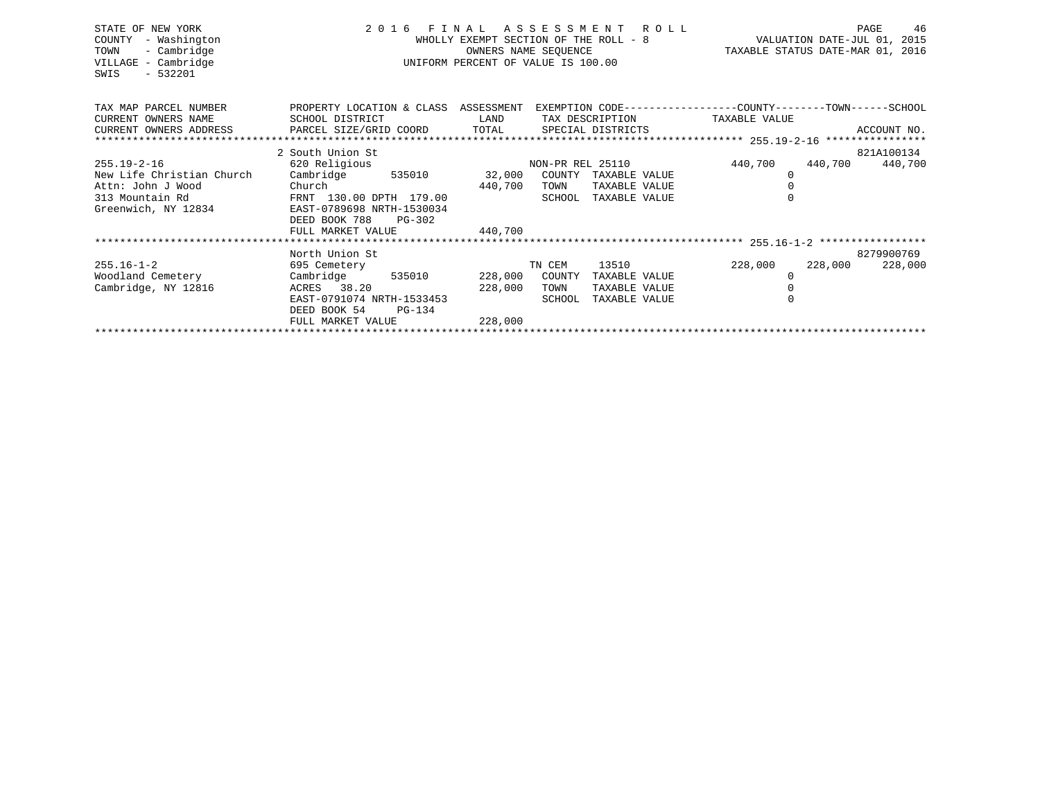STATE OF NEW YORK
COUNTY - Washington
TOWN - Cambridge
VILLAGE - Cambridge
SWIS - 532201

2016 FINAL ASSESSMENT ROLL
WHOLLY EXEMPT SECTION OF THE ROLL - 8
OWNERS NAME SEQUENCE
UNIFORM PERCENT OF VALUE IS 100.00

VALUATION DATE-JUL 01, 2015
TAXABLE STATUS DATE-MAR 01, 2016

| TAX MAP PARCEL NUMBER / CURRENT OWNERS NAME / CURRENT OWNERS ADDRESS | PROPERTY LOCATION & CLASS / SCHOOL DISTRICT / PARCEL SIZE/GRID COORD | ASSESSMENT LAND / TOTAL | EXEMPTION CODE / TAX DESCRIPTION / SPECIAL DISTRICTS | COUNTY TAXABLE VALUE | TOWN | SCHOOL / ACCOUNT NO. |
|---|---|---|---|---|---|---|
| 255.19-2-16 | 2 South Union St | | | | | 821A100134 |
| | 620 Religious | | NON-PR REL 25110 | 440,700 | 440,700 | 440,700 |
| New Life Christian Church | Cambridge 535010 | 32,000 | COUNTY TAXABLE VALUE | 0 | | |
| Attn: John J Wood | Church | 440,700 | TOWN TAXABLE VALUE | 0 | | |
| 313 Mountain Rd | FRNT 130.00 DPTH 179.00 | | SCHOOL TAXABLE VALUE | 0 | | |
| Greenwich, NY 12834 | EAST-0789698 NRTH-1530034 | | | | | |
| | DEED BOOK 788 PG-302 | | | | | |
| | FULL MARKET VALUE | 440,700 | | | | |
| 255.16-1-2 | North Union St | | | | | 8279900769 |
| | 695 Cemetery | | TN CEM 13510 | 228,000 | 228,000 | 228,000 |
| Woodland Cemetery | Cambridge 535010 | 228,000 | COUNTY TAXABLE VALUE | 0 | | |
| Cambridge, NY 12816 | ACRES 38.20 | 228,000 | TOWN TAXABLE VALUE | 0 | | |
| | EAST-0791074 NRTH-1533453 | | SCHOOL TAXABLE VALUE | 0 | | |
| | DEED BOOK 54 PG-134 | | | | | |
| | FULL MARKET VALUE | 228,000 | | | | |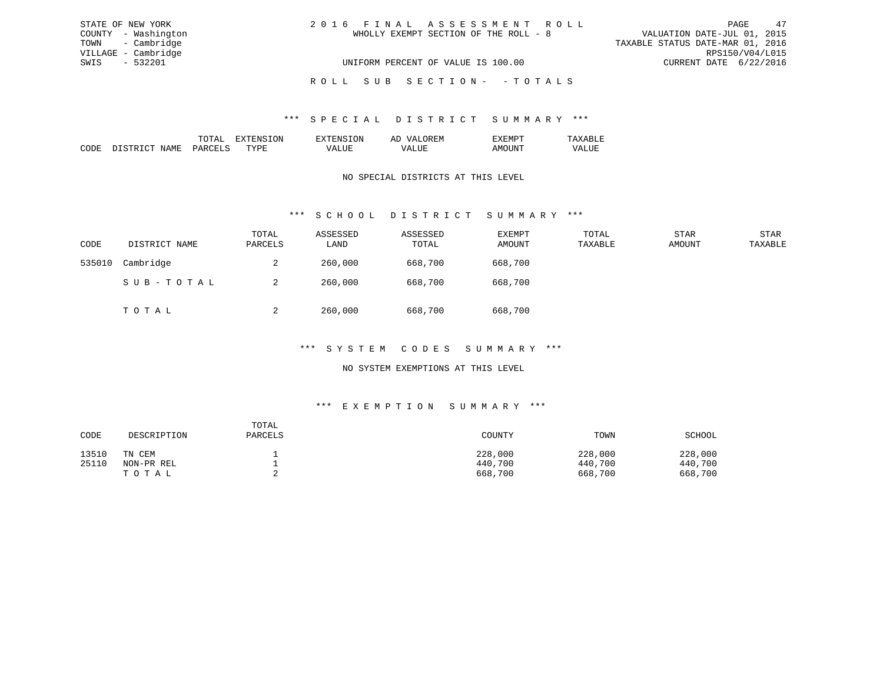STATE OF NEW YORK
COUNTY - Washington
TOWN - Cambridge
VILLAGE - Cambridge
SWIS - 532201

2016 FINAL ASSESSMENT ROLL
WHOLLY EXEMPT SECTION OF THE ROLL - 8
UNIFORM PERCENT OF VALUE IS 100.00

VALUATION DATE-JUL 01, 2015
TAXABLE STATUS DATE-MAR 01, 2016
RPS150/V04/L015
CURRENT DATE 6/22/2016

ROLL SUB SECTION- - TOTALS

## *** SPECIAL DISTRICT SUMMARY ***

| CODE | DISTRICT NAME | TOTAL PARCELS | EXTENSION TYPE | EXTENSION VALUE | AD VALOREM VALUE | EXEMPT AMOUNT | TAXABLE VALUE |
|---|---|---|---|---|---|---|---|

NO SPECIAL DISTRICTS AT THIS LEVEL

## *** SCHOOL DISTRICT SUMMARY ***

| CODE | DISTRICT NAME | TOTAL PARCELS | ASSESSED LAND | ASSESSED TOTAL | EXEMPT AMOUNT | TOTAL TAXABLE | STAR AMOUNT | STAR TAXABLE |
|---|---|---|---|---|---|---|---|---|
| 535010 | Cambridge | 2 | 260,000 | 668,700 | 668,700 | | | |
| | SUB-TOTAL | 2 | 260,000 | 668,700 | 668,700 | | | |
| | TOTAL | 2 | 260,000 | 668,700 | 668,700 | | | |

## *** SYSTEM CODES SUMMARY ***

NO SYSTEM EXEMPTIONS AT THIS LEVEL

## *** EXEMPTION SUMMARY ***

| CODE | DESCRIPTION | TOTAL PARCELS | COUNTY | TOWN | SCHOOL |
|---|---|---|---|---|---|
| 13510 | TN CEM | 1 | 228,000 | 228,000 | 228,000 |
| 25110 | NON-PR REL | 1 | 440,700 | 440,700 | 440,700 |
| | TOTAL | 2 | 668,700 | 668,700 | 668,700 |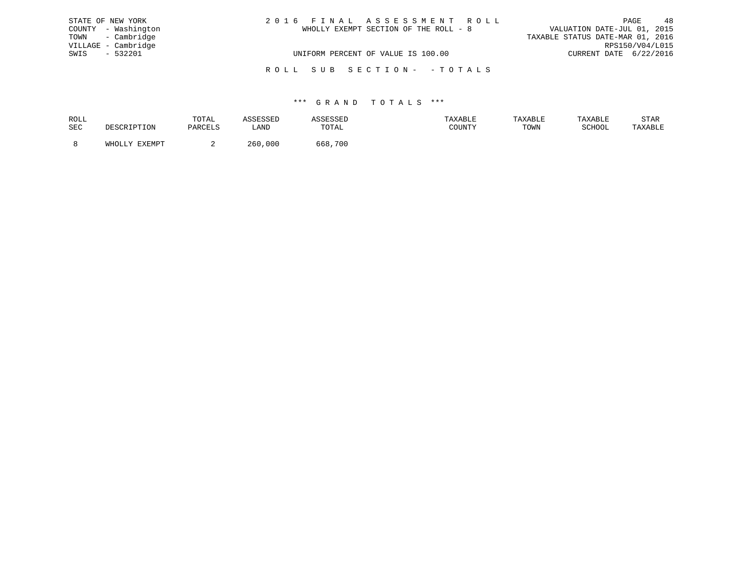STATE OF NEW YORK
COUNTY - Washington
TOWN - Cambridge
VILLAGE - Cambridge
SWIS - 532201

2 0 1 6 F I N A L A S S E S S M E N T R O L L
WHOLLY EXEMPT SECTION OF THE ROLL - 8

VALUATION DATE-JUL 01, 2015
TAXABLE STATUS DATE-MAR 01, 2016
RPS150/V04/L015
CURRENT DATE 6/22/2016

UNIFORM PERCENT OF VALUE IS 100.00

R O L L S U B S E C T I O N - - T O T A L S

*** G R A N D T O T A L S ***

| ROLL SEC | DESCRIPTION | TOTAL PARCELS | ASSESSED LAND | ASSESSED TOTAL | TAXABLE COUNTY | TAXABLE TOWN | TAXABLE SCHOOL | STAR TAXABLE |
|---|---|---|---|---|---|---|---|---|
| 8 | WHOLLY EXEMPT | 2 | 260,000 | 668,700 | | | | |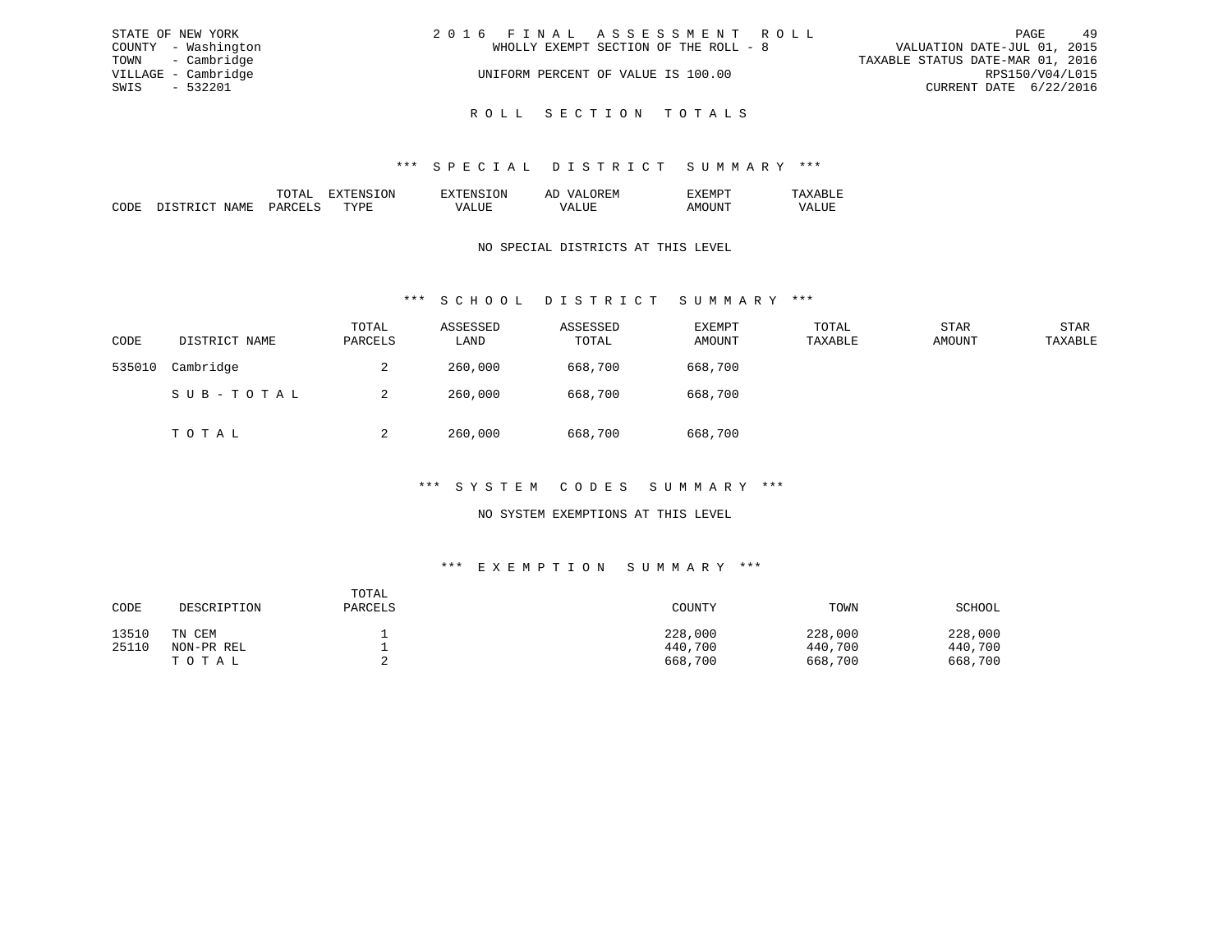STATE OF NEW YORK
COUNTY - Washington
TOWN - Cambridge
VILLAGE - Cambridge
SWIS - 532201

2 0 1 6 F I N A L A S S E S S M E N T R O L L
WHOLLY EXEMPT SECTION OF THE ROLL - 8
UNIFORM PERCENT OF VALUE IS 100.00

VALUATION DATE-JUL 01, 2015
TAXABLE STATUS DATE-MAR 01, 2016
RPS150/V04/L015
CURRENT DATE 6/22/2016

## R O L L S E C T I O N T O T A L S

### *** S P E C I A L D I S T R I C T S U M M A R Y ***

| CODE | DISTRICT NAME | TOTAL PARCELS | EXTENSION TYPE | EXTENSION VALUE | AD VALOREM VALUE | EXEMPT AMOUNT | TAXABLE VALUE |
|---|---|---|---|---|---|---|---|

NO SPECIAL DISTRICTS AT THIS LEVEL

### *** S C H O O L D I S T R I C T S U M M A R Y ***

| CODE | DISTRICT NAME | TOTAL PARCELS | ASSESSED LAND | ASSESSED TOTAL | EXEMPT AMOUNT | TOTAL TAXABLE | STAR AMOUNT | STAR TAXABLE |
|---|---|---|---|---|---|---|---|---|
| 535010 | Cambridge | 2 | 260,000 | 668,700 | 668,700 | | | |
| | S U B - T O T A L | 2 | 260,000 | 668,700 | 668,700 | | | |
| | T O T A L | 2 | 260,000 | 668,700 | 668,700 | | | |

### *** S Y S T E M C O D E S S U M M A R Y ***

NO SYSTEM EXEMPTIONS AT THIS LEVEL

### *** E X E M P T I O N S U M M A R Y ***

| CODE | DESCRIPTION | TOTAL PARCELS | COUNTY | TOWN | SCHOOL |
|---|---|---|---|---|---|
| 13510 | TN CEM | 1 | 228,000 | 228,000 | 228,000 |
| 25110 | NON-PR REL | 1 | 440,700 | 440,700 | 440,700 |
| | T O T A L | 2 | 668,700 | 668,700 | 668,700 |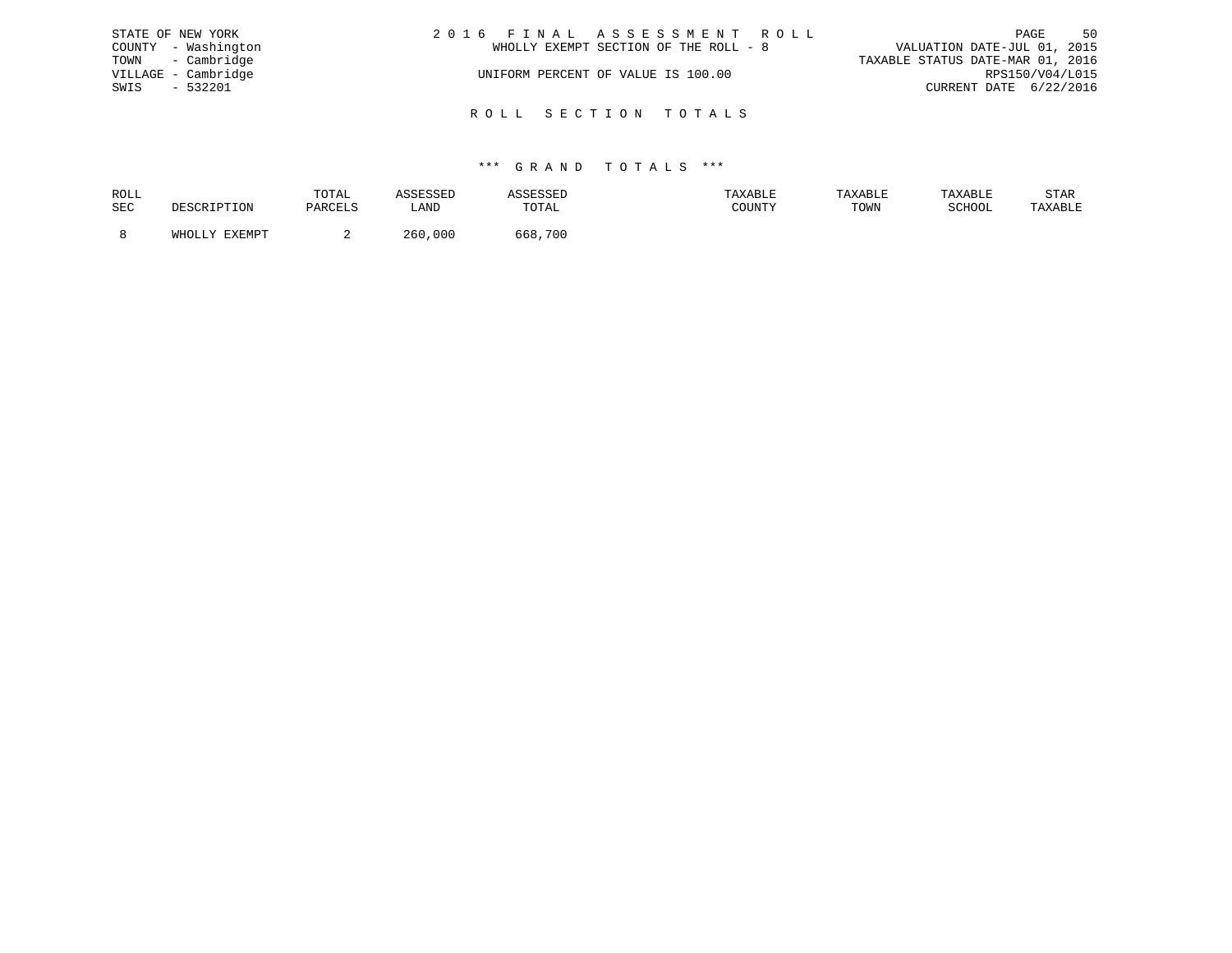STATE OF NEW YORK
COUNTY - Washington
TOWN - Cambridge
VILLAGE - Cambridge
SWIS - 532201

# 2016 FINAL ASSESSMENT ROLL

WHOLLY EXEMPT SECTION OF THE ROLL - 8

UNIFORM PERCENT OF VALUE IS 100.00

VALUATION DATE-JUL 01, 2015
TAXABLE STATUS DATE-MAR 01, 2016
RPS150/V04/L015
CURRENT DATE 6/22/2016

## ROLL SECTION TOTALS

### *** GRAND TOTALS ***

| ROLL SEC | DESCRIPTION | TOTAL PARCELS | ASSESSED LAND | ASSESSED TOTAL | TAXABLE COUNTY | TAXABLE TOWN | TAXABLE SCHOOL | STAR TAXABLE |
|---|---|---|---|---|---|---|---|---|
| 8 | WHOLLY EXEMPT | 2 | 260,000 | 668,700 | | | | |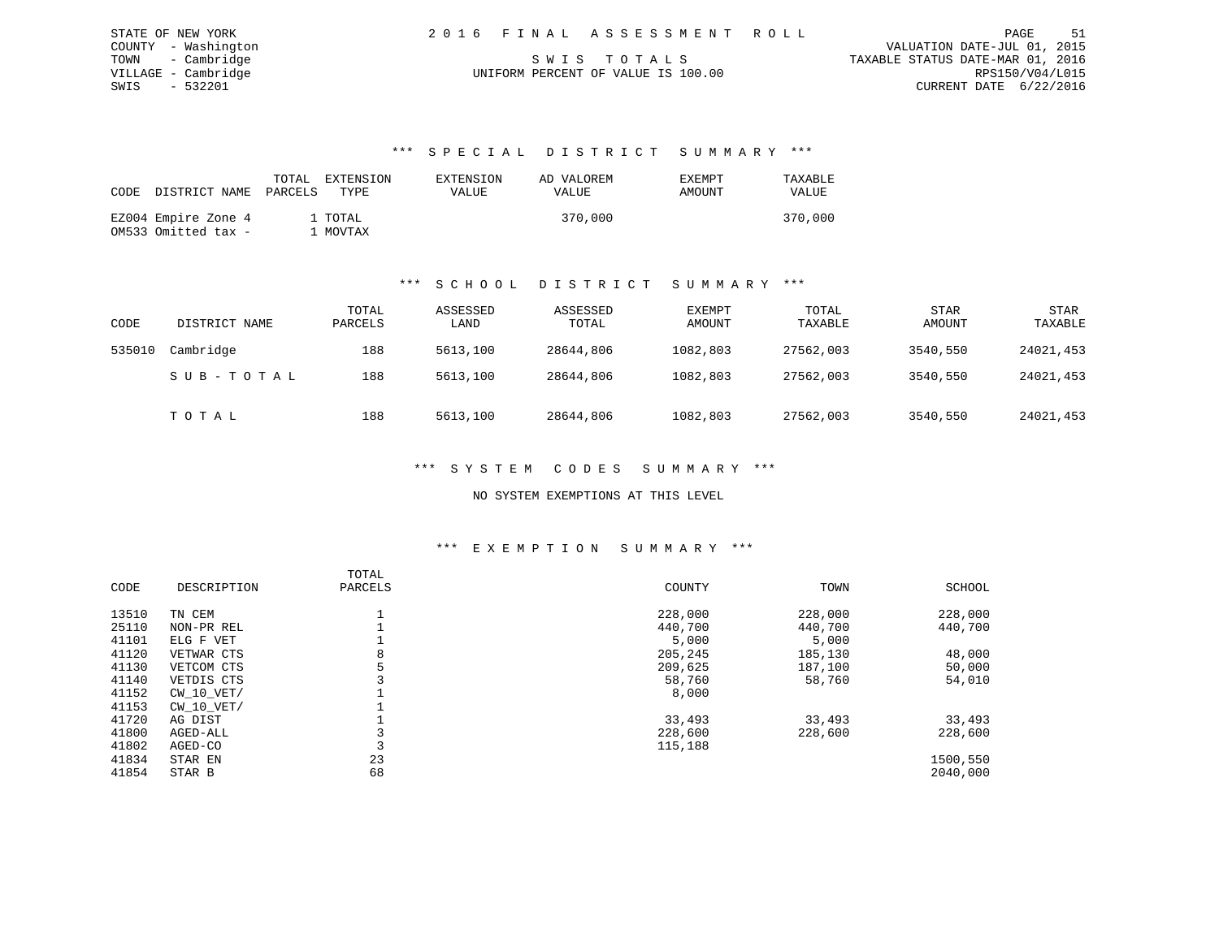STATE OF NEW YORK
COUNTY - Washington
TOWN - Cambridge
VILLAGE - Cambridge
SWIS - 532201

2 0 1 6 F I N A L A S S E S S M E N T R O L L

S W I S T O T A L S
UNIFORM PERCENT OF VALUE IS 100.00

VALUATION DATE-JUL 01, 2015
TAXABLE STATUS DATE-MAR 01, 2016
RPS150/V04/L015
CURRENT DATE 6/22/2016

## *** S P E C I A L D I S T R I C T S U M M A R Y ***

| CODE | DISTRICT NAME | TOTAL PARCELS | EXTENSION TYPE | EXTENSION VALUE | AD VALOREM VALUE | EXEMPT AMOUNT | TAXABLE VALUE |
|---|---|---|---|---|---|---|---|
| EZ004 | Empire Zone 4 | 1 | TOTAL | | 370,000 | | 370,000 |
| OM533 | Omitted tax - | 1 | MOVTAX | | | | |

## *** S C H O O L D I S T R I C T S U M M A R Y ***

| CODE | DISTRICT NAME | TOTAL PARCELS | ASSESSED LAND | ASSESSED TOTAL | EXEMPT AMOUNT | TOTAL TAXABLE | STAR AMOUNT | STAR TAXABLE |
|---|---|---|---|---|---|---|---|---|
| 535010 | Cambridge | 188 | 5613,100 | 28644,806 | 1082,803 | 27562,003 | 3540,550 | 24021,453 |
| | S U B - T O T A L | 188 | 5613,100 | 28644,806 | 1082,803 | 27562,003 | 3540,550 | 24021,453 |
| | T O T A L | 188 | 5613,100 | 28644,806 | 1082,803 | 27562,003 | 3540,550 | 24021,453 |

## *** S Y S T E M C O D E S S U M M A R Y ***

NO SYSTEM EXEMPTIONS AT THIS LEVEL

## *** E X E M P T I O N S U M M A R Y ***

| CODE | DESCRIPTION | TOTAL PARCELS | COUNTY | TOWN | SCHOOL |
|---|---|---|---|---|---|
| 13510 | TN CEM | 1 | 228,000 | 228,000 | 228,000 |
| 25110 | NON-PR REL | 1 | 440,700 | 440,700 | 440,700 |
| 41101 | ELG F VET | 1 | 5,000 | 5,000 | |
| 41120 | VETWAR CTS | 8 | 205,245 | 185,130 | 48,000 |
| 41130 | VETCOM CTS | 5 | 209,625 | 187,100 | 50,000 |
| 41140 | VETDIS CTS | 3 | 58,760 | 58,760 | 54,010 |
| 41152 | CW_10_VET/ | 1 | 8,000 | | |
| 41153 | CW_10_VET/ | 1 | | | |
| 41720 | AG DIST | 1 | 33,493 | 33,493 | 33,493 |
| 41800 | AGED-ALL | 3 | 228,600 | 228,600 | 228,600 |
| 41802 | AGED-CO | 3 | 115,188 | | |
| 41834 | STAR EN | 23 | | | 1500,550 |
| 41854 | STAR B | 68 | | | 2040,000 |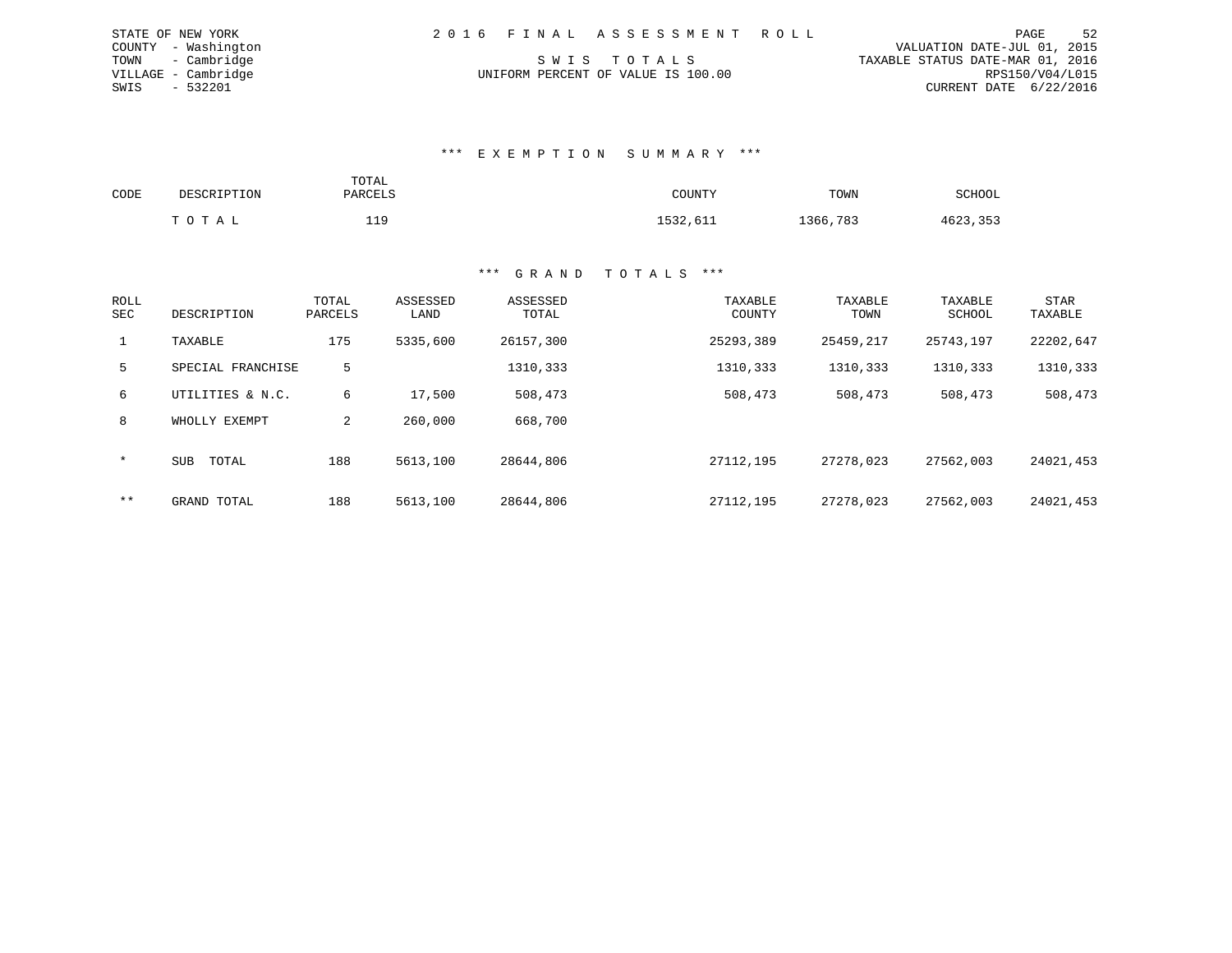STATE OF NEW YORK
COUNTY - Washington
TOWN - Cambridge
VILLAGE - Cambridge
SWIS - 532201

2 0 1 6 F I N A L A S S E S S M E N T R O L L

S W I S T O T A L S

UNIFORM PERCENT OF VALUE IS 100.00

VALUATION DATE-JUL 01, 2015
TAXABLE STATUS DATE-MAR 01, 2016
RPS150/V04/L015
CURRENT DATE 6/22/2016

### *** E X E M P T I O N S U M M A R Y ***

| CODE | DESCRIPTION | TOTAL PARCELS | COUNTY | TOWN | SCHOOL |
|---|---|---|---|---|---|
| | T O T A L | 119 | 1532,611 | 1366,783 | 4623,353 |

### *** G R A N D T O T A L S ***

| ROLL SEC | DESCRIPTION | TOTAL PARCELS | ASSESSED LAND | ASSESSED TOTAL | TAXABLE COUNTY | TAXABLE TOWN | TAXABLE SCHOOL | STAR TAXABLE |
|---|---|---|---|---|---|---|---|---|
| 1 | TAXABLE | 175 | 5335,600 | 26157,300 | 25293,389 | 25459,217 | 25743,197 | 22202,647 |
| 5 | SPECIAL FRANCHISE | 5 | | 1310,333 | 1310,333 | 1310,333 | 1310,333 | 1310,333 |
| 6 | UTILITIES & N.C. | 6 | 17,500 | 508,473 | 508,473 | 508,473 | 508,473 | 508,473 |
| 8 | WHOLLY EXEMPT | 2 | 260,000 | 668,700 | | | | |
| * | SUB TOTAL | 188 | 5613,100 | 28644,806 | 27112,195 | 27278,023 | 27562,003 | 24021,453 |
| ** | GRAND TOTAL | 188 | 5613,100 | 28644,806 | 27112,195 | 27278,023 | 27562,003 | 24021,453 |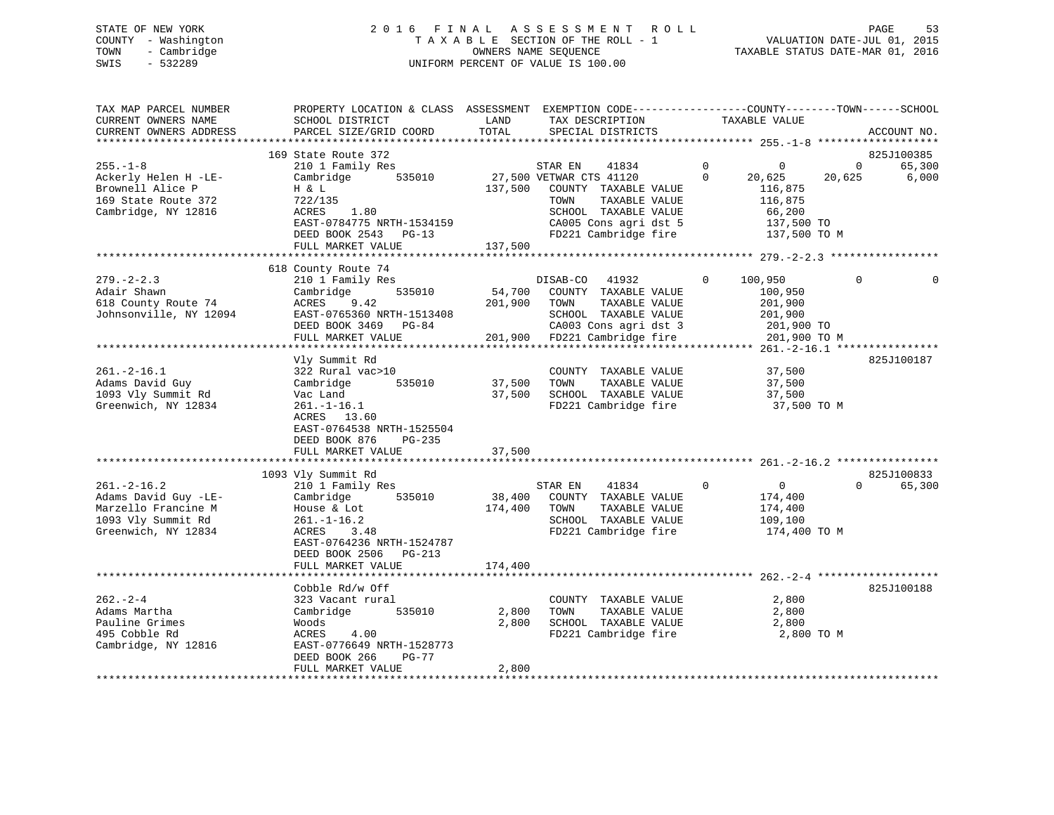STATE OF NEW YORK
COUNTY - Washington
TOWN - Cambridge
SWIS - 532289

2016 FINAL ASSESSMENT ROLL
TAXABLE SECTION OF THE ROLL - 1
OWNERS NAME SEQUENCE
UNIFORM PERCENT OF VALUE IS 100.00

VALUATION DATE-JUL 01, 2015
TAXABLE STATUS DATE-MAR 01, 2016

```
TAX MAP PARCEL NUMBER          PROPERTY LOCATION & CLASS  ASSESSMENT  EXEMPTION CODE------------------COUNTY--------TOWN------SCHOOL
CURRENT OWNERS NAME            SCHOOL DISTRICT             LAND       TAX DESCRIPTION             TAXABLE VALUE
CURRENT OWNERS ADDRESS         PARCEL SIZE/GRID COORD      TOTAL      SPECIAL DISTRICTS                                     ACCOUNT NO.
********************************************************************************************** 255.-1-8 *******************
                    169 State Route 372                                                                                 825J100385
255.-1-8                       210 1 Family Res                    STAR EN     41834          0           0           0       65,300
Ackerly Helen H -LE-           Cambridge        535010      27,500 VETWAR CTS 41120           0      20,625      20,625        6,000
Brownell Alice P               H & L                       137,500    COUNTY  TAXABLE VALUE          116,875
169 State Route 372            722/135                                TOWN    TAXABLE VALUE          116,875
Cambridge, NY 12816            ACRES    1.80                          SCHOOL  TAXABLE VALUE           66,200
                               EAST-0784775 NRTH-1534159              CA005 Cons agri dst 5          137,500 TO
                               DEED BOOK 2543   PG-13                 FD221 Cambridge fire           137,500 TO M
                               FULL MARKET VALUE           137,500
********************************************************************************************** 279.-2-2.3 *****************
                    618 County Route 74
279.-2-2.3                     210 1 Family Res                    DISAB-CO    41932          0     100,950           0            0
Adair Shawn                    Cambridge        535010      54,700    COUNTY  TAXABLE VALUE          100,950
618 County Route 74            ACRES    9.42               201,900    TOWN    TAXABLE VALUE          201,900
Johnsonville, NY 12094         EAST-0765360 NRTH-1513408              SCHOOL  TAXABLE VALUE          201,900
                               DEED BOOK 3469   PG-84                 CA003 Cons agri dst 3          201,900 TO
                               FULL MARKET VALUE           201,900    FD221 Cambridge fire           201,900 TO M
********************************************************************************************** 261.-2-16.1 ****************
                               Vly Summit Rd                                                                            825J100187
261.-2-16.1                    322 Rural vac>10                       COUNTY  TAXABLE VALUE           37,500
Adams David Guy                Cambridge        535010      37,500    TOWN    TAXABLE VALUE           37,500
1093 Vly Summit Rd             Vac Land                     37,500    SCHOOL  TAXABLE VALUE           37,500
Greenwich, NY 12834            261.-1-16.1                            FD221 Cambridge fire            37,500 TO M
                               ACRES   13.60
                               EAST-0764538 NRTH-1525504
                               DEED BOOK 876    PG-235
                               FULL MARKET VALUE            37,500
********************************************************************************************** 261.-2-16.2 ****************
                    1093 Vly Summit Rd                                                                                  825J100833
261.-2-16.2                    210 1 Family Res                    STAR EN     41834          0           0           0       65,300
Adams David Guy -LE-           Cambridge        535010      38,400    COUNTY  TAXABLE VALUE          174,400
Marzello Francine M            House & Lot                 174,400    TOWN    TAXABLE VALUE          174,400
1093 Vly Summit Rd             261.-1-16.2                            SCHOOL  TAXABLE VALUE          109,100
Greenwich, NY 12834            ACRES    3.48                          FD221 Cambridge fire           174,400 TO M
                               EAST-0764236 NRTH-1524787
                               DEED BOOK 2506   PG-213
                               FULL MARKET VALUE           174,400
********************************************************************************************** 262.-2-4 *******************
                               Cobble Rd/w Off                                                                          825J100188
262.-2-4                       323 Vacant rural                       COUNTY  TAXABLE VALUE            2,800
Adams Martha                   Cambridge        535010       2,800    TOWN    TAXABLE VALUE            2,800
Pauline Grimes                 Woods                         2,800    SCHOOL  TAXABLE VALUE            2,800
495 Cobble Rd                  ACRES    4.00                          FD221 Cambridge fire             2,800 TO M
Cambridge, NY 12816            EAST-0776649 NRTH-1528773
                               DEED BOOK 266    PG-77
                               FULL MARKET VALUE             2,800
******************************************************************************************************************************
```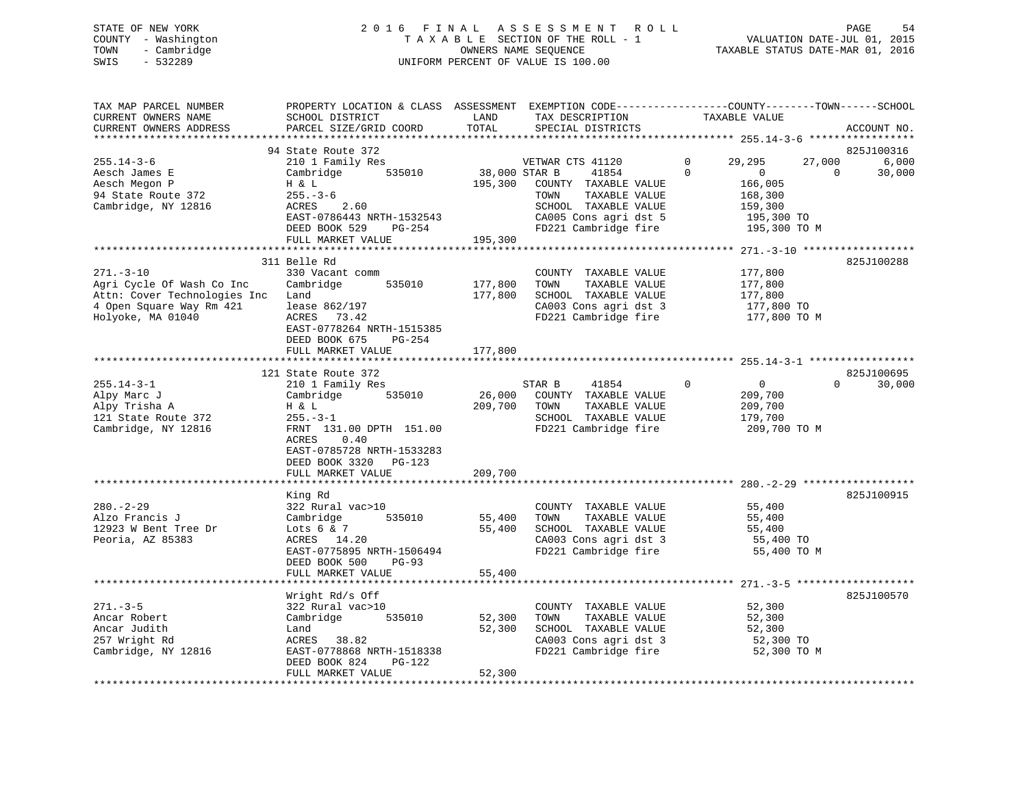STATE OF NEW YORK
COUNTY - Washington
TOWN - Cambridge
SWIS - 532289

# 2016 FINAL ASSESSMENT ROLL
TAXABLE SECTION OF THE ROLL - 1
OWNERS NAME SEQUENCE
UNIFORM PERCENT OF VALUE IS 100.00

VALUATION DATE-JUL 01, 2015
TAXABLE STATUS DATE-MAR 01, 2016

| TAX MAP PARCEL NUMBER / CURRENT OWNERS NAME / CURRENT OWNERS ADDRESS | PROPERTY LOCATION & CLASS / SCHOOL DISTRICT / PARCEL SIZE/GRID COORD | ASSESSMENT LAND | TOTAL | EXEMPTION CODE / TAX DESCRIPTION / SPECIAL DISTRICTS | COUNTY TAXABLE VALUE | TOWN | SCHOOL | ACCOUNT NO. |
|---|---|---|---|---|---|---|---|---|
| 255.14-3-6 | 94 State Route 372 | | | | | | | 825J100316 |
| Aesch James E | 210 1 Family Res | | | VETWAR CTS 41120 0 | 29,295 | 27,000 | 6,000 | |
| Aesch Megon P | Cambridge 535010 | 38,000 | | STAR B 41854 0 | 0 | 0 | 30,000 | |
| 94 State Route 372 | H & L | | 195,300 | COUNTY TAXABLE VALUE | 166,005 | | | |
| Cambridge, NY 12816 | 255.-3-6 | | | TOWN TAXABLE VALUE | 168,300 | | | |
| | ACRES 2.60 | | | SCHOOL TAXABLE VALUE | 159,300 | | | |
| | EAST-0786443 NRTH-1532543 | | | CA005 Cons agri dst 5 | 195,300 TO | | | |
| | DEED BOOK 529 PG-254 | | | FD221 Cambridge fire | 195,300 TO M | | | |
| | FULL MARKET VALUE | | 195,300 | | | | | |
| 271.-3-10 | 311 Belle Rd | | | | | | | 825J100288 |
| Agri Cycle Of Wash Co Inc | 330 Vacant comm | | | COUNTY TAXABLE VALUE | 177,800 | | | |
| Attn: Cover Technologies Inc | Cambridge 535010 | 177,800 | | TOWN TAXABLE VALUE | 177,800 | | | |
| 4 Open Square Way Rm 421 | Land | | 177,800 | SCHOOL TAXABLE VALUE | 177,800 | | | |
| Holyoke, MA 01040 | lease 862/197 | | | CA003 Cons agri dst 3 | 177,800 TO | | | |
| | ACRES 73.42 | | | FD221 Cambridge fire | 177,800 TO M | | | |
| | EAST-0778264 NRTH-1515385 | | | | | | | |
| | DEED BOOK 675 PG-254 | | | | | | | |
| | FULL MARKET VALUE | | 177,800 | | | | | |
| 255.14-3-1 | 121 State Route 372 | | | | | | | 825J100695 |
| Alpy Marc J | 210 1 Family Res | | | STAR B 41854 0 | 0 | 0 | 30,000 | |
| Alpy Trisha A | Cambridge 535010 | 26,000 | | COUNTY TAXABLE VALUE | 209,700 | | | |
| 121 State Route 372 | H & L | | 209,700 | TOWN TAXABLE VALUE | 209,700 | | | |
| Cambridge, NY 12816 | 255.-3-1 | | | SCHOOL TAXABLE VALUE | 179,700 | | | |
| | FRNT 131.00 DPTH 151.00 | | | FD221 Cambridge fire | 209,700 TO M | | | |
| | ACRES 0.40 | | | | | | | |
| | EAST-0785728 NRTH-1533283 | | | | | | | |
| | DEED BOOK 3320 PG-123 | | | | | | | |
| | FULL MARKET VALUE | | 209,700 | | | | | |
| 280.-2-29 | King Rd | | | | | | | 825J100915 |
| Alzo Francis J | 322 Rural vac>10 | | | COUNTY TAXABLE VALUE | 55,400 | | | |
| 12923 W Bent Tree Dr | Cambridge 535010 | 55,400 | | TOWN TAXABLE VALUE | 55,400 | | | |
| Peoria, AZ 85383 | Lots 6 & 7 | | 55,400 | SCHOOL TAXABLE VALUE | 55,400 | | | |
| | ACRES 14.20 | | | CA003 Cons agri dst 3 | 55,400 TO | | | |
| | EAST-0775895 NRTH-1506494 | | | FD221 Cambridge fire | 55,400 TO M | | | |
| | DEED BOOK 500 PG-93 | | | | | | | |
| | FULL MARKET VALUE | | 55,400 | | | | | |
| 271.-3-5 | Wright Rd/s Off | | | | | | | 825J100570 |
| Ancar Robert | 322 Rural vac>10 | | | COUNTY TAXABLE VALUE | 52,300 | | | |
| Ancar Judith | Cambridge 535010 | 52,300 | | TOWN TAXABLE VALUE | 52,300 | | | |
| 257 Wright Rd | Land | | 52,300 | SCHOOL TAXABLE VALUE | 52,300 | | | |
| Cambridge, NY 12816 | ACRES 38.82 | | | CA003 Cons agri dst 3 | 52,300 TO | | | |
| | EAST-0778868 NRTH-1518338 | | | FD221 Cambridge fire | 52,300 TO M | | | |
| | DEED BOOK 824 PG-122 | | | | | | | |
| | FULL MARKET VALUE | | 52,300 | | | | | |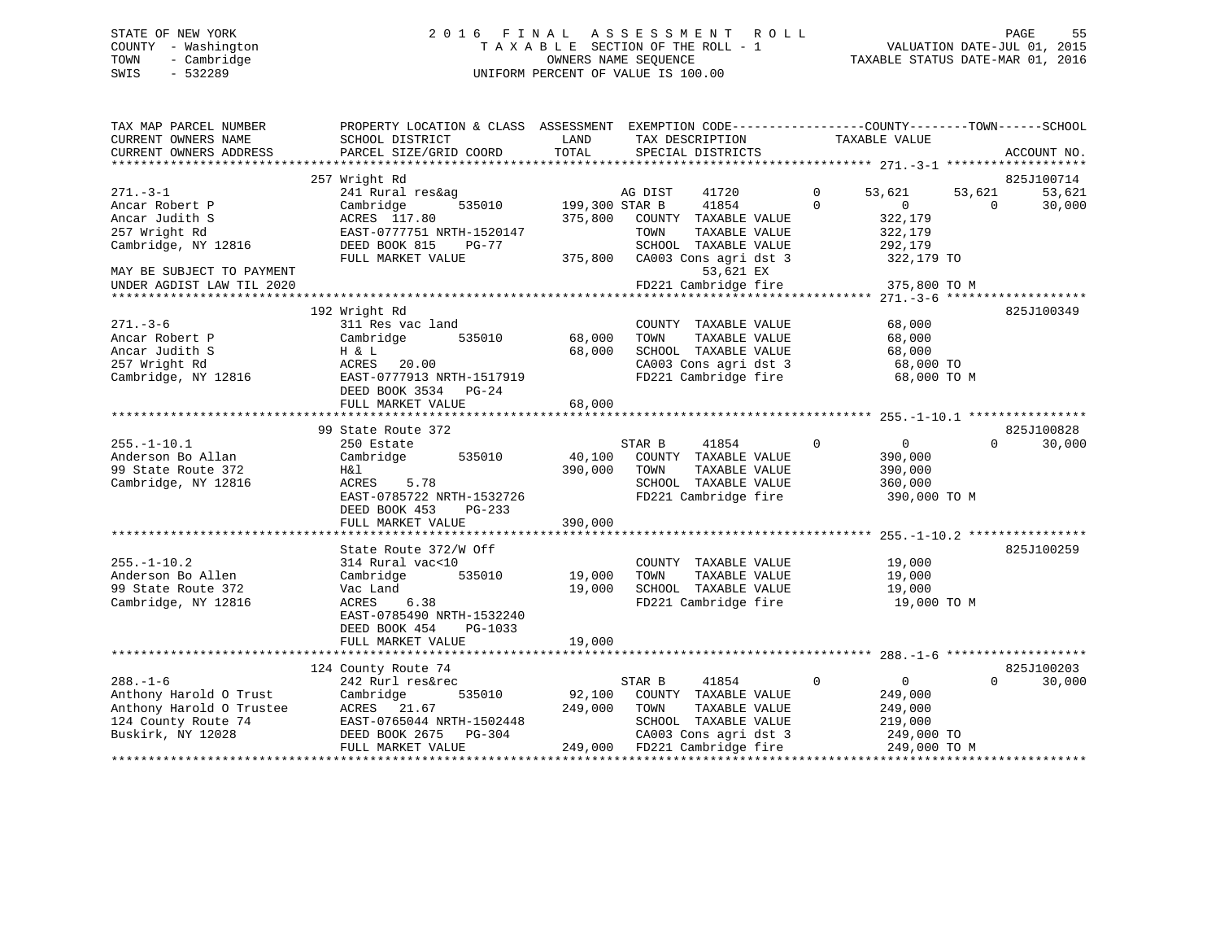STATE OF NEW YORK
COUNTY - Washington
TOWN - Cambridge
SWIS - 532289

# 2016 FINAL ASSESSMENT ROLL

TAXABLE SECTION OF THE ROLL - 1
OWNERS NAME SEQUENCE
UNIFORM PERCENT OF VALUE IS 100.00

VALUATION DATE-JUL 01, 2015
TAXABLE STATUS DATE-MAR 01, 2016

```
TAX MAP PARCEL NUMBER          PROPERTY LOCATION & CLASS  ASSESSMENT  EXEMPTION CODE-----------------COUNTY--------TOWN------SCHOOL
CURRENT OWNERS NAME            SCHOOL DISTRICT               LAND      TAX DESCRIPTION            TAXABLE VALUE
CURRENT OWNERS ADDRESS         PARCEL SIZE/GRID COORD        TOTAL     SPECIAL DISTRICTS                                    ACCOUNT NO.
******************************************************************************************************* 271.-3-1 *******************
                               257 Wright Rd                                                                               825J100714
271.-3-1                       241 Rural res&ag                    AG DIST     41720          0      53,621     53,621      53,621
Ancar Robert P                 Cambridge         535010   199,300 STAR B       41854          0           0          0      30,000
Ancar Judith S                 ACRES  117.80               375,800   COUNTY  TAXABLE VALUE           322,179
257 Wright Rd                  EAST-0777751 NRTH-1520147              TOWN    TAXABLE VALUE           322,179
Cambridge, NY 12816            DEED BOOK 815    PG-77                 SCHOOL  TAXABLE VALUE           292,179
                               FULL MARKET VALUE           375,800   CA003 Cons agri dst 3            322,179 TO
MAY BE SUBJECT TO PAYMENT                                                     53,621 EX
UNDER AGDIST LAW TIL 2020                                             FD221 Cambridge fire             375,800 TO M
******************************************************************************************************* 271.-3-6 *******************
                               192 Wright Rd                                                                               825J100349
271.-3-6                       311 Res vac land                       COUNTY  TAXABLE VALUE            68,000
Ancar Robert P                 Cambridge         535010    68,000    TOWN    TAXABLE VALUE            68,000
Ancar Judith S                 H & L                        68,000    SCHOOL  TAXABLE VALUE            68,000
257 Wright Rd                  ACRES   20.00                          CA003 Cons agri dst 3             68,000 TO
Cambridge, NY 12816            EAST-0777913 NRTH-1517919              FD221 Cambridge fire              68,000 TO M
                               DEED BOOK 3534   PG-24
                               FULL MARKET VALUE            68,000
******************************************************************************************************* 255.-1-10.1 ****************
                               99 State Route 372                                                                          825J100828
255.-1-10.1                    250 Estate                             STAR B      41854          0           0          0      30,000
Anderson Bo Allan              Cambridge         535010    40,100    COUNTY  TAXABLE VALUE           390,000
99 State Route 372             H&l                         390,000    TOWN    TAXABLE VALUE           390,000
Cambridge, NY 12816            ACRES    5.78                          SCHOOL  TAXABLE VALUE           360,000
                               EAST-0785722 NRTH-1532726              FD221 Cambridge fire             390,000 TO M
                               DEED BOOK 453    PG-233
                               FULL MARKET VALUE           390,000
******************************************************************************************************* 255.-1-10.2 ****************
                               State Route 372/W Off                                                                       825J100259
255.-1-10.2                    314 Rural vac<10                       COUNTY  TAXABLE VALUE            19,000
Anderson Bo Allen              Cambridge         535010    19,000    TOWN    TAXABLE VALUE            19,000
99 State Route 372             Vac Land                     19,000    SCHOOL  TAXABLE VALUE            19,000
Cambridge, NY 12816            ACRES    6.38                          FD221 Cambridge fire              19,000 TO M
                               EAST-0785490 NRTH-1532240
                               DEED BOOK 454    PG-1033
                               FULL MARKET VALUE            19,000
******************************************************************************************************* 288.-1-6 *******************
                               124 County Route 74                                                                         825J100203
288.-1-6                       242 Rurl res&rec                       STAR B      41854          0           0          0      30,000
Anthony Harold O Trust         Cambridge         535010    92,100    COUNTY  TAXABLE VALUE           249,000
Anthony Harold O Trustee       ACRES   21.67               249,000    TOWN    TAXABLE VALUE           249,000
124 County Route 74            EAST-0765044 NRTH-1502448              SCHOOL  TAXABLE VALUE           219,000
Buskirk, NY 12028              DEED BOOK 2675   PG-304                CA003 Cons agri dst 3            249,000 TO
                               FULL MARKET VALUE           249,000   FD221 Cambridge fire             249,000 TO M
************************************************************************************************************************************
```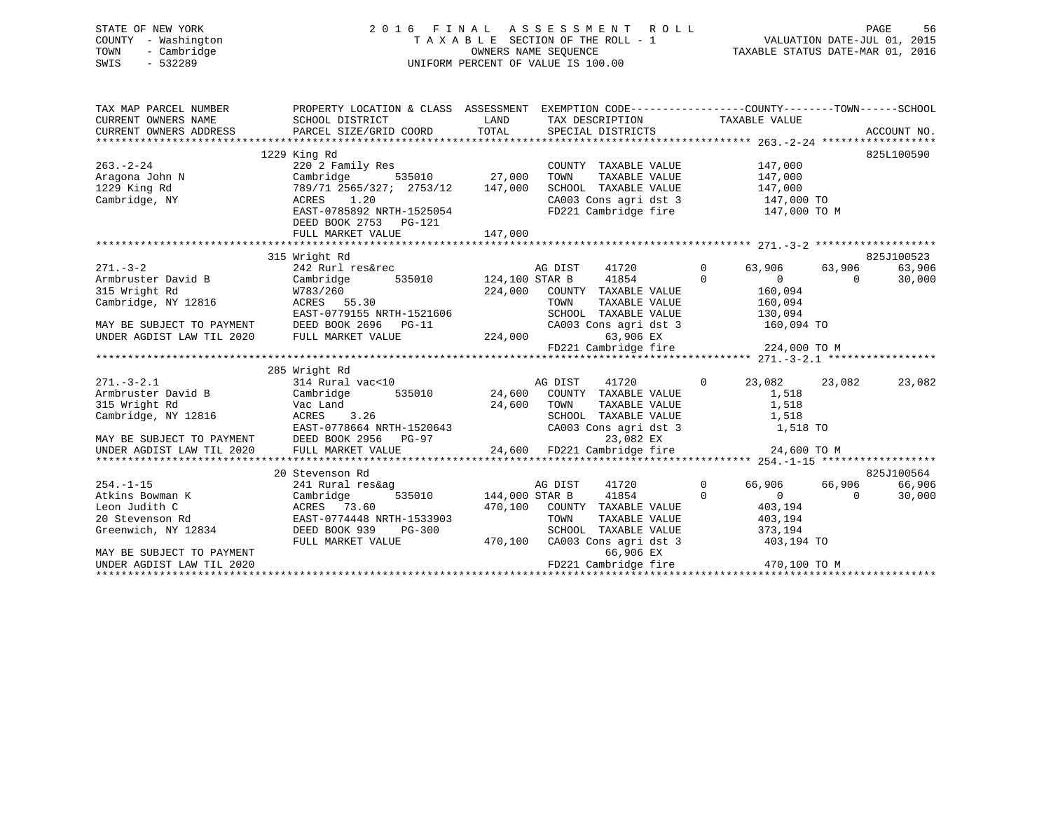STATE OF NEW YORK
COUNTY - Washington
TOWN - Cambridge
SWIS - 532289

2016 FINAL ASSESSMENT ROLL
TAXABLE SECTION OF THE ROLL - 1
OWNERS NAME SEQUENCE
UNIFORM PERCENT OF VALUE IS 100.00

VALUATION DATE-JUL 01, 2015
TAXABLE STATUS DATE-MAR 01, 2016

```
TAX MAP PARCEL NUMBER          PROPERTY LOCATION & CLASS  ASSESSMENT  EXEMPTION CODE------------------COUNTY--------TOWN------SCHOOL
CURRENT OWNERS NAME            SCHOOL DISTRICT             LAND       TAX DESCRIPTION            TAXABLE VALUE
CURRENT OWNERS ADDRESS         PARCEL SIZE/GRID COORD      TOTAL      SPECIAL DISTRICTS                                      ACCOUNT NO.
******************************************************************************************************* 263.-2-24 ******************
                               1229 King Rd                                                                                825L100590
263.-2-24                      220 2 Family Res                       COUNTY  TAXABLE VALUE          147,000
Aragona John N                 Cambridge      535010       27,000     TOWN    TAXABLE VALUE          147,000
1229 King Rd                   789/71 2565/327;  2753/12   147,000    SCHOOL  TAXABLE VALUE          147,000
Cambridge, NY                  ACRES    1.20                          CA003 Cons agri dst 3           147,000 TO
                               EAST-0785892 NRTH-1525054              FD221 Cambridge fire            147,000 TO M
                               DEED BOOK 2753   PG-121
                               FULL MARKET VALUE           147,000
******************************************************************************************************* 271.-3-2 *******************
                               315 Wright Rd                                                                               825J100523
271.-3-2                       242 Rurl res&rec                       AG DIST    41720         0      63,906     63,906     63,906
Armbruster David B             Cambridge      535010      124,100 STAR B     41854         0           0          0     30,000
315 Wright Rd                  W783/260                    224,000    COUNTY  TAXABLE VALUE          160,094
Cambridge, NY 12816            ACRES   55.30                          TOWN    TAXABLE VALUE          160,094
                               EAST-0779155 NRTH-1521606              SCHOOL  TAXABLE VALUE          130,094
MAY BE SUBJECT TO PAYMENT      DEED BOOK 2696   PG-11                 CA003 Cons agri dst 3           160,094 TO
UNDER AGDIST LAW TIL 2020      FULL MARKET VALUE           224,000          63,906 EX
                                                                      FD221 Cambridge fire            224,000 TO M
******************************************************************************************************* 271.-3-2.1 *****************
                               285 Wright Rd
271.-3-2.1                     314 Rural vac<10                       AG DIST    41720         0      23,082     23,082     23,082
Armbruster David B             Cambridge      535010       24,600     COUNTY  TAXABLE VALUE            1,518
315 Wright Rd                  Vac Land                     24,600    TOWN    TAXABLE VALUE            1,518
Cambridge, NY 12816            ACRES    3.26                          SCHOOL  TAXABLE VALUE            1,518
                               EAST-0778664 NRTH-1520643              CA003 Cons agri dst 3             1,518 TO
MAY BE SUBJECT TO PAYMENT      DEED BOOK 2956   PG-97                       23,082 EX
UNDER AGDIST LAW TIL 2020      FULL MARKET VALUE            24,600    FD221 Cambridge fire             24,600 TO M
******************************************************************************************************* 254.-1-15 ******************
                               20 Stevenson Rd                                                                             825J100564
254.-1-15                      241 Rural res&ag                       AG DIST    41720         0      66,906     66,906     66,906
Atkins Bowman K                Cambridge      535010      144,000 STAR B     41854         0           0          0     30,000
Leon Judith C                  ACRES   73.60               470,100    COUNTY  TAXABLE VALUE          403,194
20 Stevenson Rd                EAST-0774448 NRTH-1533903              TOWN    TAXABLE VALUE          403,194
Greenwich, NY 12834            DEED BOOK 939    PG-300                SCHOOL  TAXABLE VALUE          373,194
                               FULL MARKET VALUE           470,100    CA003 Cons agri dst 3           403,194 TO
MAY BE SUBJECT TO PAYMENT                                                   66,906 EX
UNDER AGDIST LAW TIL 2020                                             FD221 Cambridge fire            470,100 TO M
************************************************************************************************************************************
```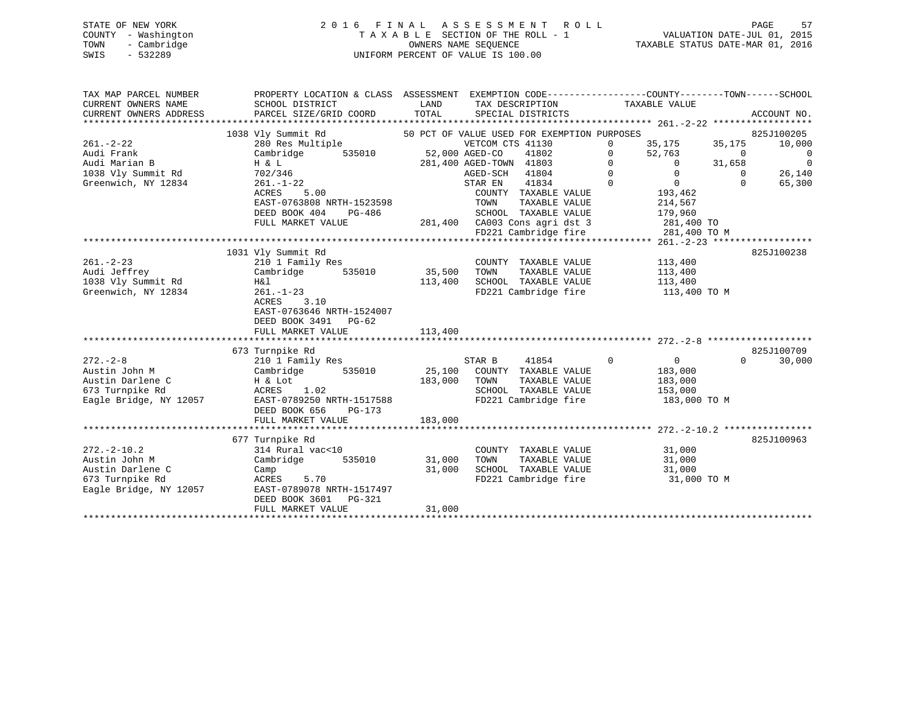STATE OF NEW YORK
COUNTY - Washington
TOWN - Cambridge
SWIS - 532289

2016 FINAL ASSESSMENT ROLL
TAXABLE SECTION OF THE ROLL - 1
OWNERS NAME SEQUENCE
UNIFORM PERCENT OF VALUE IS 100.00

VALUATION DATE-JUL 01, 2015
TAXABLE STATUS DATE-MAR 01, 2016

```
TAX MAP PARCEL NUMBER          PROPERTY LOCATION & CLASS  ASSESSMENT  EXEMPTION CODE-----------------COUNTY--------TOWN------SCHOOL
CURRENT OWNERS NAME            SCHOOL DISTRICT               LAND      TAX DESCRIPTION              TAXABLE VALUE
CURRENT OWNERS ADDRESS         PARCEL SIZE/GRID COORD        TOTAL     SPECIAL DISTRICTS                                         ACCOUNT NO.
******************************************************************************************************* 261.-2-22 ******************
                               1038 Vly Summit Rd             50 PCT OF VALUE USED FOR EXEMPTION PURPOSES                        825J100205
261.-2-22                      280 Res Multiple                        VETCOM CTS 41130        0     35,175     35,175     10,000
Audi Frank                     Cambridge      535010        52,000 AGED-CO    41802        0     52,763          0          0
Audi Marian B                  H & L                       281,400 AGED-TOWN  41803        0          0     31,658          0
1038 Vly Summit Rd             702/346                                AGED-SCH   41804        0          0          0     26,140
Greenwich, NY 12834            261.-1-22                              STAR EN    41834        0          0          0     65,300
                               ACRES     5.00                          COUNTY  TAXABLE VALUE           193,462
                               EAST-0763808 NRTH-1523598               TOWN    TAXABLE VALUE           214,567
                               DEED BOOK 404    PG-486                 SCHOOL  TAXABLE VALUE           179,960
                               FULL MARKET VALUE           281,400     CA003 Cons agri dst 3            281,400 TO
                                                                       FD221 Cambridge fire             281,400 TO M
******************************************************************************************************* 261.-2-23 ******************
                               1031 Vly Summit Rd                                                                        825J100238
261.-2-23                      210 1 Family Res                        COUNTY  TAXABLE VALUE           113,400
Audi Jeffrey                   Cambridge      535010        35,500     TOWN    TAXABLE VALUE           113,400
1038 Vly Summit Rd             H&l                         113,400     SCHOOL  TAXABLE VALUE           113,400
Greenwich, NY 12834            261.-1-23                               FD221 Cambridge fire             113,400 TO M
                               ACRES     3.10
                               EAST-0763646 NRTH-1524007
                               DEED BOOK 3491   PG-62
                               FULL MARKET VALUE           113,400
******************************************************************************************************* 272.-2-8 *******************
                               673 Turnpike Rd                                                                           825J100709
272.-2-8                       210 1 Family Res                        STAR B     41854        0          0          0     30,000
Austin John M                  Cambridge      535010        25,100     COUNTY  TAXABLE VALUE           183,000
Austin Darlene C               H & Lot                     183,000     TOWN    TAXABLE VALUE           183,000
673 Turnpike Rd                ACRES     1.02                          SCHOOL  TAXABLE VALUE           153,000
Eagle Bridge, NY 12057         EAST-0789250 NRTH-1517588               FD221 Cambridge fire             183,000 TO M
                               DEED BOOK 656    PG-173
                               FULL MARKET VALUE           183,000
******************************************************************************************************* 272.-2-10.2 ****************
                               677 Turnpike Rd                                                                           825J100963
272.-2-10.2                    314 Rural vac<10                        COUNTY  TAXABLE VALUE            31,000
Austin John M                  Cambridge      535010        31,000     TOWN    TAXABLE VALUE            31,000
Austin Darlene C               Camp                         31,000     SCHOOL  TAXABLE VALUE            31,000
673 Turnpike Rd                ACRES     5.70                          FD221 Cambridge fire              31,000 TO M
Eagle Bridge, NY 12057         EAST-0789078 NRTH-1517497
                               DEED BOOK 3601   PG-321
                               FULL MARKET VALUE            31,000
************************************************************************************************************************************
```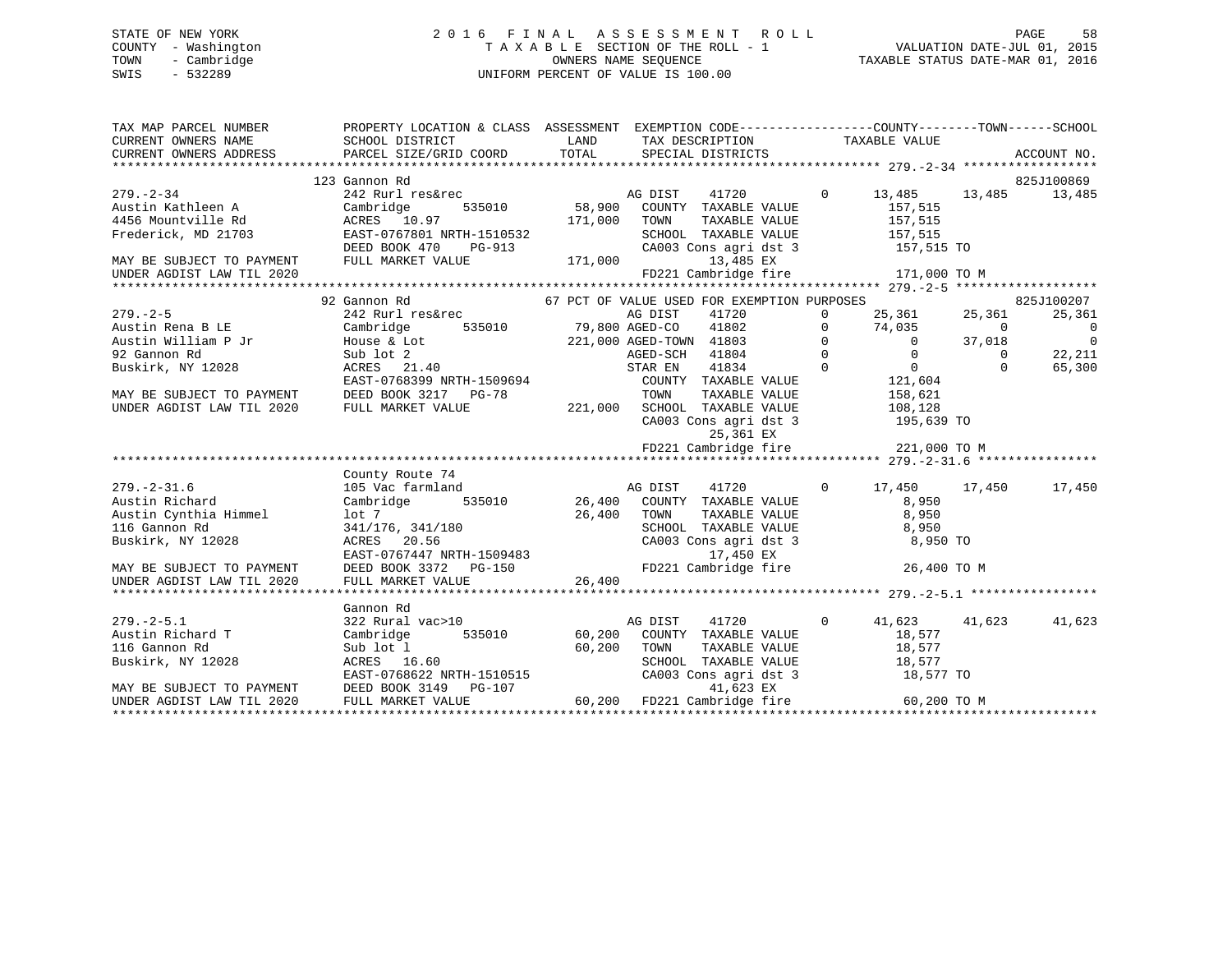STATE OF NEW YORK
COUNTY - Washington
TOWN - Cambridge
SWIS - 532289

2016 FINAL ASSESSMENT ROLL
TAXABLE SECTION OF THE ROLL - 1
OWNERS NAME SEQUENCE
UNIFORM PERCENT OF VALUE IS 100.00

VALUATION DATE-JUL 01, 2015
TAXABLE STATUS DATE-MAR 01, 2016

```
TAX MAP PARCEL NUMBER          PROPERTY LOCATION & CLASS  ASSESSMENT  EXEMPTION CODE------------------COUNTY--------TOWN------SCHOOL
CURRENT OWNERS NAME            SCHOOL DISTRICT              LAND      TAX DESCRIPTION              TAXABLE VALUE
CURRENT OWNERS ADDRESS         PARCEL SIZE/GRID COORD      TOTAL      SPECIAL DISTRICTS                                     ACCOUNT NO.
******************************************************************************************************** 279.-2-34 ******************
                               123 Gannon Rd                                                                                825J100869
279.-2-34                      242 Rurl res&rec                       AG DIST     41720        0        13,485      13,485      13,485
Austin Kathleen A              Cambridge        535010       58,900    COUNTY  TAXABLE VALUE           157,515
4456 Mountville Rd             ACRES   10.97                171,000    TOWN    TAXABLE VALUE           157,515
Frederick, MD 21703            EAST-0767801 NRTH-1510532               SCHOOL  TAXABLE VALUE           157,515
                               DEED BOOK 470    PG-913                 CA003 Cons agri dst 3            157,515 TO
MAY BE SUBJECT TO PAYMENT      FULL MARKET VALUE            171,000          13,485 EX
UNDER AGDIST LAW TIL 2020                                              FD221 Cambridge fire             171,000 TO M
******************************************************************************************************** 279.-2-5 *******************
                               92 Gannon Rd               67 PCT OF VALUE USED FOR EXEMPTION PURPOSES                       825J100207
279.-2-5                       242 Rurl res&rec                       AG DIST     41720        0        25,361      25,361      25,361
Austin Rena B LE               Cambridge        535010       79,800 AGED-CO    41802        0        74,035           0           0
Austin William P Jr            House & Lot                 221,000 AGED-TOWN  41803        0             0      37,018           0
92 Gannon Rd                   Sub lot 2                              AGED-SCH   41804        0             0           0      22,211
Buskirk, NY 12028              ACRES   21.40                          STAR EN    41834        0             0           0      65,300
                               EAST-0768399 NRTH-1509694               COUNTY  TAXABLE VALUE           121,604
MAY BE SUBJECT TO PAYMENT      DEED BOOK 3217   PG-78                  TOWN    TAXABLE VALUE           158,621
UNDER AGDIST LAW TIL 2020      FULL MARKET VALUE            221,000    SCHOOL  TAXABLE VALUE           108,128
                                                                       CA003 Cons agri dst 3            195,639 TO
                                                                             25,361 EX
                                                                       FD221 Cambridge fire             221,000 TO M
******************************************************************************************************** 279.-2-31.6 ****************
                               County Route 74
279.-2-31.6                    105 Vac farmland                       AG DIST     41720        0        17,450      17,450      17,450
Austin Richard                 Cambridge        535010       26,400    COUNTY  TAXABLE VALUE             8,950
Austin Cynthia Himmel          lot 7                         26,400    TOWN    TAXABLE VALUE             8,950
116 Gannon Rd                  341/176, 341/180                        SCHOOL  TAXABLE VALUE             8,950
Buskirk, NY 12028              ACRES   20.56                           CA003 Cons agri dst 3              8,950 TO
                               EAST-0767447 NRTH-1509483                     17,450 EX
MAY BE SUBJECT TO PAYMENT      DEED BOOK 3372   PG-150                 FD221 Cambridge fire              26,400 TO M
UNDER AGDIST LAW TIL 2020      FULL MARKET VALUE             26,400
******************************************************************************************************** 279.-2-5.1 *****************
                               Gannon Rd
279.-2-5.1                     322 Rural vac>10                       AG DIST     41720        0        41,623      41,623      41,623
Austin Richard T               Cambridge        535010       60,200    COUNTY  TAXABLE VALUE            18,577
116 Gannon Rd                  Sub lot 1                     60,200    TOWN    TAXABLE VALUE            18,577
Buskirk, NY 12028              ACRES   16.60                           SCHOOL  TAXABLE VALUE            18,577
                               EAST-0768622 NRTH-1510515               CA003 Cons agri dst 3             18,577 TO
MAY BE SUBJECT TO PAYMENT      DEED BOOK 3149   PG-107                       41,623 EX
UNDER AGDIST LAW TIL 2020      FULL MARKET VALUE             60,200    FD221 Cambridge fire              60,200 TO M
**************************************************************************************************************************************
```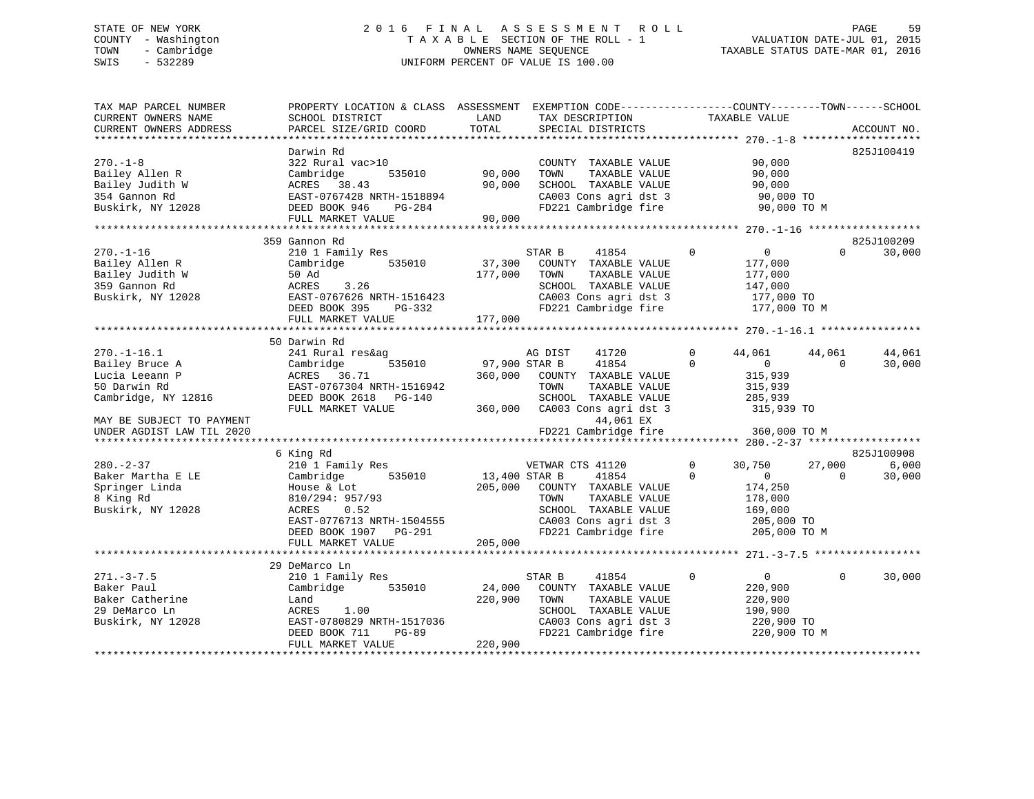STATE OF NEW YORK
COUNTY - Washington
TOWN - Cambridge
SWIS - 532289

2016 FINAL ASSESSMENT ROLL
TAXABLE SECTION OF THE ROLL - 1
OWNERS NAME SEQUENCE
UNIFORM PERCENT OF VALUE IS 100.00

VALUATION DATE-JUL 01, 2015
TAXABLE STATUS DATE-MAR 01, 2016

```
TAX MAP PARCEL NUMBER     PROPERTY LOCATION & CLASS  ASSESSMENT  EXEMPTION CODE-----------------COUNTY--------TOWN------SCHOOL
CURRENT OWNERS NAME       SCHOOL DISTRICT               LAND      TAX DESCRIPTION            TAXABLE VALUE
CURRENT OWNERS ADDRESS    PARCEL SIZE/GRID COORD        TOTAL     SPECIAL DISTRICTS                                    ACCOUNT NO.
******************************************************************************************** 270.-1-8 *******************
                          Darwin Rd                                                                                825J100419
270.-1-8                  322 Rural vac>10                        COUNTY  TAXABLE VALUE          90,000
Bailey Allen R            Cambridge       535010        90,000    TOWN    TAXABLE VALUE          90,000
Bailey Judith W           ACRES  38.43                  90,000    SCHOOL  TAXABLE VALUE          90,000
354 Gannon Rd             EAST-0767428 NRTH-1518894               CA003 Cons agri dst 3           90,000 TO
Buskirk, NY 12028         DEED BOOK 946    PG-284                 FD221 Cambridge fire            90,000 TO M
                          FULL MARKET VALUE             90,000
******************************************************************************************** 270.-1-16 ******************
                       359 Gannon Rd                                                                               825J100209
270.-1-16                 210 1 Family Res                        STAR B     41854         0          0          0     30,000
Bailey Allen R            Cambridge       535010        37,300    COUNTY  TAXABLE VALUE         177,000
Bailey Judith W           50 Ad                        177,000    TOWN    TAXABLE VALUE         177,000
359 Gannon Rd             ACRES   3.26                            SCHOOL  TAXABLE VALUE         147,000
Buskirk, NY 12028         EAST-0767626 NRTH-1516423               CA003 Cons agri dst 3          177,000 TO
                          DEED BOOK 395    PG-332                 FD221 Cambridge fire           177,000 TO M
                          FULL MARKET VALUE            177,000
******************************************************************************************** 270.-1-16.1 ****************
                        50 Darwin Rd
270.-1-16.1               241 Rural res&ag                        AG DIST    41720         0     44,061     44,061     44,061
Bailey Bruce A            Cambridge       535010        97,900 STAR B     41854         0          0          0     30,000
Lucia Leeann P            ACRES  36.71                 360,000    COUNTY  TAXABLE VALUE         315,939
50 Darwin Rd              EAST-0767304 NRTH-1516942               TOWN    TAXABLE VALUE         315,939
Cambridge, NY 12816       DEED BOOK 2618   PG-140                 SCHOOL  TAXABLE VALUE         285,939
                          FULL MARKET VALUE            360,000    CA003 Cons agri dst 3          315,939 TO
MAY BE SUBJECT TO PAYMENT                                              44,061 EX
UNDER AGDIST LAW TIL 2020                                         FD221 Cambridge fire           360,000 TO M
******************************************************************************************** 280.-2-37 ******************
                         6 King Rd                                                                                 825J100908
280.-2-37                 210 1 Family Res                        VETWAR CTS 41120         0     30,750     27,000      6,000
Baker Martha E LE         Cambridge       535010        13,400 STAR B     41854         0          0          0     30,000
Springer Linda            House & Lot                  205,000    COUNTY  TAXABLE VALUE         174,250
8 King Rd                 810/294: 957/93                         TOWN    TAXABLE VALUE         178,000
Buskirk, NY 12028         ACRES   0.52                            SCHOOL  TAXABLE VALUE         169,000
                          EAST-0776713 NRTH-1504555               CA003 Cons agri dst 3          205,000 TO
                          DEED BOOK 1907   PG-291                 FD221 Cambridge fire           205,000 TO M
                          FULL MARKET VALUE            205,000
******************************************************************************************** 271.-3-7.5 *****************
                        29 DeMarco Ln
271.-3-7.5                210 1 Family Res                        STAR B     41854         0          0          0     30,000
Baker Paul                Cambridge       535010        24,000    COUNTY  TAXABLE VALUE         220,900
Baker Catherine           Land                         220,900    TOWN    TAXABLE VALUE         220,900
29 DeMarco Ln             ACRES   1.00                            SCHOOL  TAXABLE VALUE         190,900
Buskirk, NY 12028         EAST-0780829 NRTH-1517036               CA003 Cons agri dst 3          220,900 TO
                          DEED BOOK 711    PG-89                  FD221 Cambridge fire           220,900 TO M
                          FULL MARKET VALUE            220,900
**************************************************************************************************************************
```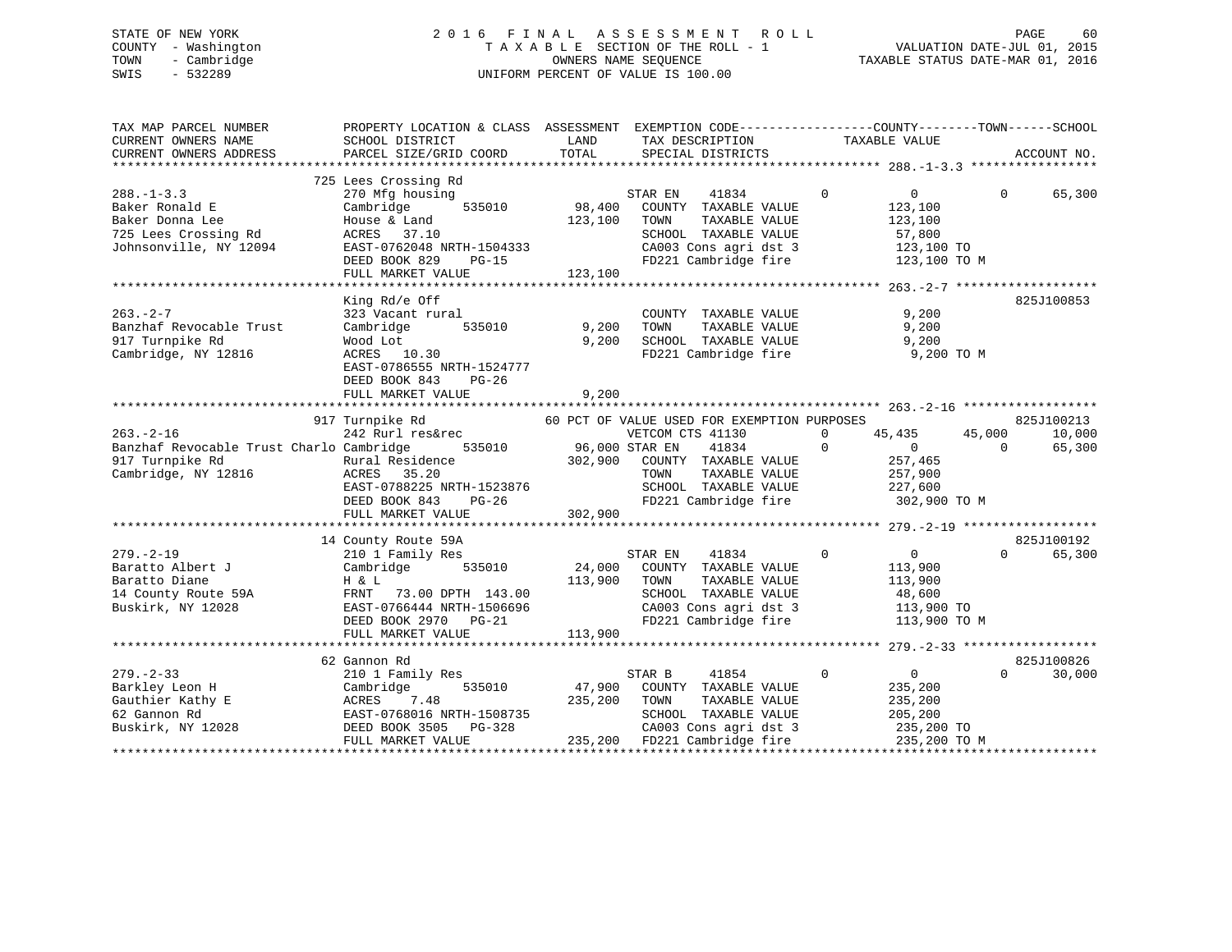STATE OF NEW YORK
COUNTY - Washington
TOWN - Cambridge
SWIS - 532289

2 0 1 6 F I N A L A S S E S S M E N T R O L L
T A X A B L E SECTION OF THE ROLL - 1
OWNERS NAME SEQUENCE
UNIFORM PERCENT OF VALUE IS 100.00

VALUATION DATE-JUL 01, 2015
TAXABLE STATUS DATE-MAR 01, 2016

```
TAX MAP PARCEL NUMBER          PROPERTY LOCATION & CLASS  ASSESSMENT  EXEMPTION CODE------------------COUNTY--------TOWN------SCHOOL
CURRENT OWNERS NAME            SCHOOL DISTRICT               LAND      TAX DESCRIPTION            TAXABLE VALUE
CURRENT OWNERS ADDRESS         PARCEL SIZE/GRID COORD        TOTAL     SPECIAL DISTRICTS                                  ACCOUNT NO.
******************************************************************************************************* 288.-1-3.3 *****************
                               725 Lees Crossing Rd
288.-1-3.3                     270 Mfg housing                         STAR EN    41834          0           0            0      65,300
Baker Ronald E                 Cambridge        535010      98,400    COUNTY  TAXABLE VALUE          123,100
Baker Donna Lee                House & Land                123,100    TOWN    TAXABLE VALUE          123,100
725 Lees Crossing Rd           ACRES   37.10                           SCHOOL  TAXABLE VALUE           57,800
Johnsonville, NY 12094         EAST-0762048 NRTH-1504333               CA003 Cons agri dst 3          123,100 TO
                               DEED BOOK 829     PG-15                 FD221 Cambridge fire           123,100 TO M
                               FULL MARKET VALUE           123,100
******************************************************************************************************* 263.-2-7 *******************
                               King Rd/e Off                                                                         825J100853
263.-2-7                       323 Vacant rural                        COUNTY  TAXABLE VALUE            9,200
Banzhaf Revocable Trust        Cambridge        535010       9,200    TOWN    TAXABLE VALUE            9,200
917 Turnpike Rd                Wood Lot                      9,200    SCHOOL  TAXABLE VALUE            9,200
Cambridge, NY 12816            ACRES   10.30                           FD221 Cambridge fire             9,200 TO M
                               EAST-0786555 NRTH-1524777
                               DEED BOOK 843     PG-26
                               FULL MARKET VALUE             9,200
******************************************************************************************************* 263.-2-16 ******************
                               917 Turnpike Rd              60 PCT OF VALUE USED FOR EXEMPTION PURPOSES                      825J100213
263.-2-16                      242 Rurl res&rec                        VETCOM CTS 41130          0      45,435       45,000      10,000
Banzhaf Revocable Trust Charlo Cambridge        535010      96,000 STAR EN    41834          0           0            0      65,300
917 Turnpike Rd                Rural Residence             302,900    COUNTY  TAXABLE VALUE          257,465
Cambridge, NY 12816            ACRES   35.20                           TOWN    TAXABLE VALUE          257,900
                               EAST-0788225 NRTH-1523876               SCHOOL  TAXABLE VALUE          227,600
                               DEED BOOK 843     PG-26                 FD221 Cambridge fire           302,900 TO M
                               FULL MARKET VALUE           302,900
******************************************************************************************************* 279.-2-19 ******************
                               14 County Route 59A                                                                   825J100192
279.-2-19                      210 1 Family Res                        STAR EN    41834          0           0            0      65,300
Baratto Albert J               Cambridge        535010      24,000    COUNTY  TAXABLE VALUE          113,900
Baratto Diane                  H & L                       113,900    TOWN    TAXABLE VALUE          113,900
14 County Route 59A            FRNT   73.00 DPTH 143.00                SCHOOL  TAXABLE VALUE           48,600
Buskirk, NY 12028              EAST-0766444 NRTH-1506696               CA003 Cons agri dst 3          113,900 TO
                               DEED BOOK 2970    PG-21                 FD221 Cambridge fire           113,900 TO M
                               FULL MARKET VALUE           113,900
******************************************************************************************************* 279.-2-33 ******************
                               62 Gannon Rd                                                                          825J100826
279.-2-33                      210 1 Family Res                        STAR B     41854          0           0            0      30,000
Barkley Leon H                 Cambridge        535010      47,900    COUNTY  TAXABLE VALUE          235,200
Gauthier Kathy E               ACRES    7.48               235,200    TOWN    TAXABLE VALUE          235,200
62 Gannon Rd                   EAST-0768016 NRTH-1508735               SCHOOL  TAXABLE VALUE          205,200
Buskirk, NY 12028              DEED BOOK 3505    PG-328                CA003 Cons agri dst 3          235,200 TO
                               FULL MARKET VALUE           235,200    FD221 Cambridge fire           235,200 TO M
************************************************************************************************************************************
```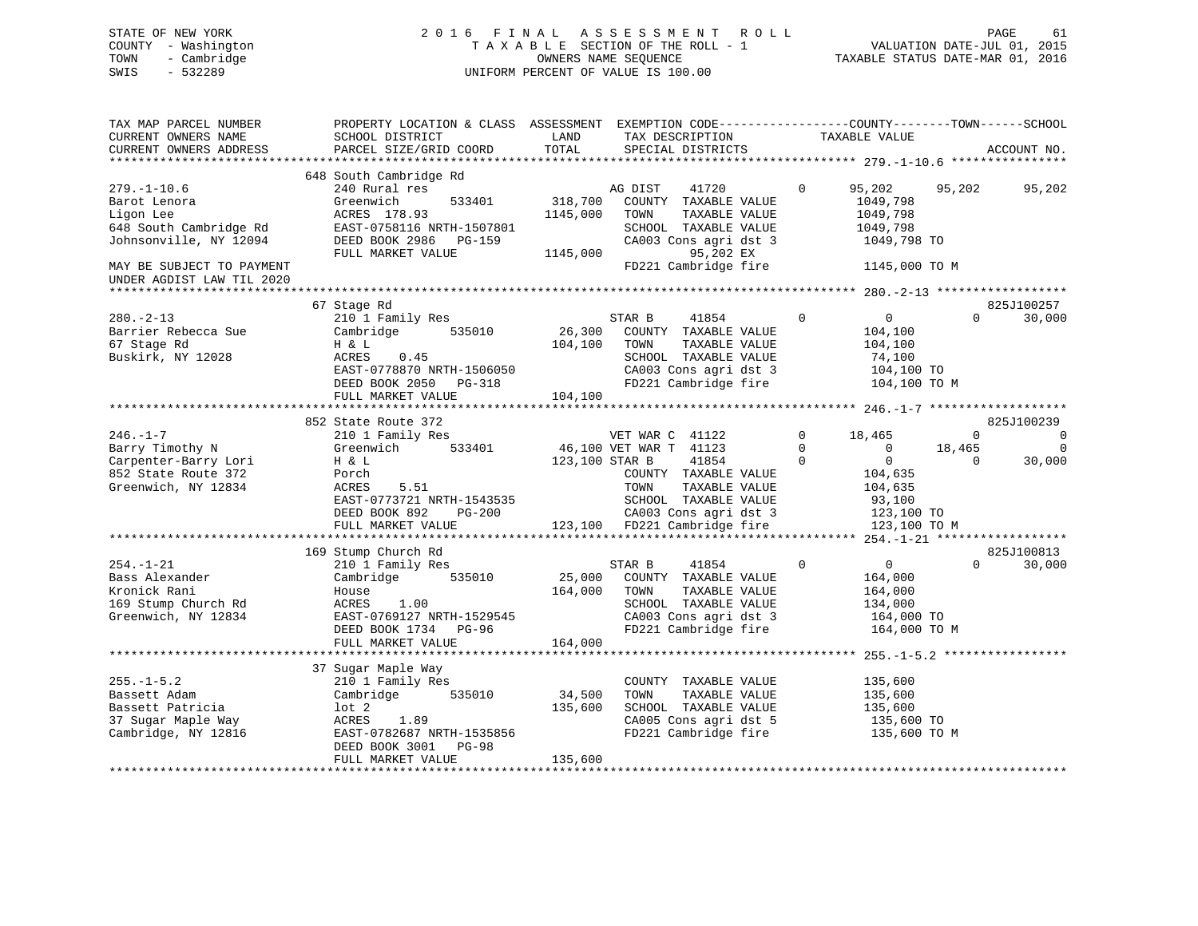STATE OF NEW YORK
COUNTY - Washington
TOWN - Cambridge
SWIS - 532289

2016 FINAL ASSESSMENT ROLL
TAXABLE SECTION OF THE ROLL - 1
OWNERS NAME SEQUENCE
UNIFORM PERCENT OF VALUE IS 100.00

VALUATION DATE-JUL 01, 2015
TAXABLE STATUS DATE-MAR 01, 2016

| TAX MAP PARCEL NUMBER / CURRENT OWNERS NAME / CURRENT OWNERS ADDRESS | PROPERTY LOCATION & CLASS / SCHOOL DISTRICT / PARCEL SIZE/GRID COORD | ASSESSMENT LAND | TOTAL | EXEMPTION CODE / TAX DESCRIPTION / SPECIAL DISTRICTS | COUNTY TAXABLE VALUE | TOWN | SCHOOL | ACCOUNT NO. |
|---|---|---|---|---|---|---|---|---|
| **279.-1-10.6** | 648 South Cambridge Rd | | | | | | | |
| 279.-1-10.6 | 240 Rural res | | | AG DIST 41720 0 | 95,202 | 95,202 | 95,202 | |
| Barot Lenora | Greenwich 533401 | 318,700 | | COUNTY TAXABLE VALUE | 1049,798 | | | |
| Ligon Lee | ACRES 178.93 | | 1145,000 | TOWN TAXABLE VALUE | 1049,798 | | | |
| 648 South Cambridge Rd | EAST-0758116 NRTH-1507801 | | | SCHOOL TAXABLE VALUE | 1049,798 | | | |
| Johnsonville, NY 12094 | DEED BOOK 2986 PG-159 | | | CA003 Cons agri dst 3 | 1049,798 TO | | | |
| | FULL MARKET VALUE | | 1145,000 | 95,202 EX | | | | |
| MAY BE SUBJECT TO PAYMENT UNDER AGDIST LAW TIL 2020 | | | | FD221 Cambridge fire | 1145,000 TO M | | | |
| **280.-2-13** | 67 Stage Rd | | | | | | | 825J100257 |
| 280.-2-13 | 210 1 Family Res | | | STAR B 41854 0 | 0 | 0 | 30,000 | |
| Barrier Rebecca Sue | Cambridge 535010 | 26,300 | | COUNTY TAXABLE VALUE | 104,100 | | | |
| 67 Stage Rd | H & L | | 104,100 | TOWN TAXABLE VALUE | 104,100 | | | |
| Buskirk, NY 12028 | ACRES 0.45 | | | SCHOOL TAXABLE VALUE | 74,100 | | | |
| | EAST-0778870 NRTH-1506050 | | | CA003 Cons agri dst 3 | 104,100 TO | | | |
| | DEED BOOK 2050 PG-318 | | | FD221 Cambridge fire | 104,100 TO M | | | |
| | FULL MARKET VALUE | | 104,100 | | | | | |
| **246.-1-7** | 852 State Route 372 | | | | | | | 825J100239 |
| 246.-1-7 | 210 1 Family Res | | | VET WAR C 41122 0 | 18,465 | 0 | 0 | |
| Barry Timothy N | Greenwich 533401 | 46,100 | | VET WAR T 41123 0 | 0 | 18,465 | 0 | |
| Carpenter-Barry Lori | H & L | | 123,100 | STAR B 41854 0 | 0 | 0 | 30,000 | |
| 852 State Route 372 | Porch | | | COUNTY TAXABLE VALUE | 104,635 | | | |
| Greenwich, NY 12834 | ACRES 5.51 | | | TOWN TAXABLE VALUE | 104,635 | | | |
| | EAST-0773721 NRTH-1543535 | | | SCHOOL TAXABLE VALUE | 93,100 | | | |
| | DEED BOOK 892 PG-200 | | | CA003 Cons agri dst 3 | 123,100 TO | | | |
| | FULL MARKET VALUE | | 123,100 | FD221 Cambridge fire | 123,100 TO M | | | |
| **254.-1-21** | 169 Stump Church Rd | | | | | | | 825J100813 |
| 254.-1-21 | 210 1 Family Res | | | STAR B 41854 0 | 0 | 0 | 30,000 | |
| Bass Alexander | Cambridge 535010 | 25,000 | | COUNTY TAXABLE VALUE | 164,000 | | | |
| Kronick Rani | House | | 164,000 | TOWN TAXABLE VALUE | 164,000 | | | |
| 169 Stump Church Rd | ACRES 1.00 | | | SCHOOL TAXABLE VALUE | 134,000 | | | |
| Greenwich, NY 12834 | EAST-0769127 NRTH-1529545 | | | CA003 Cons agri dst 3 | 164,000 TO | | | |
| | DEED BOOK 1734 PG-96 | | | FD221 Cambridge fire | 164,000 TO M | | | |
| | FULL MARKET VALUE | | 164,000 | | | | | |
| **255.-1-5.2** | 37 Sugar Maple Way | | | | | | | |
| 255.-1-5.2 | 210 1 Family Res | | | COUNTY TAXABLE VALUE | 135,600 | | | |
| Bassett Adam | Cambridge 535010 | 34,500 | | TOWN TAXABLE VALUE | 135,600 | | | |
| Bassett Patricia | lot 2 | | 135,600 | SCHOOL TAXABLE VALUE | 135,600 | | | |
| 37 Sugar Maple Way | ACRES 1.89 | | | CA005 Cons agri dst 5 | 135,600 TO | | | |
| Cambridge, NY 12816 | EAST-0782687 NRTH-1535856 | | | FD221 Cambridge fire | 135,600 TO M | | | |
| | DEED BOOK 3001 PG-98 | | | | | | | |
| | FULL MARKET VALUE | | 135,600 | | | | | |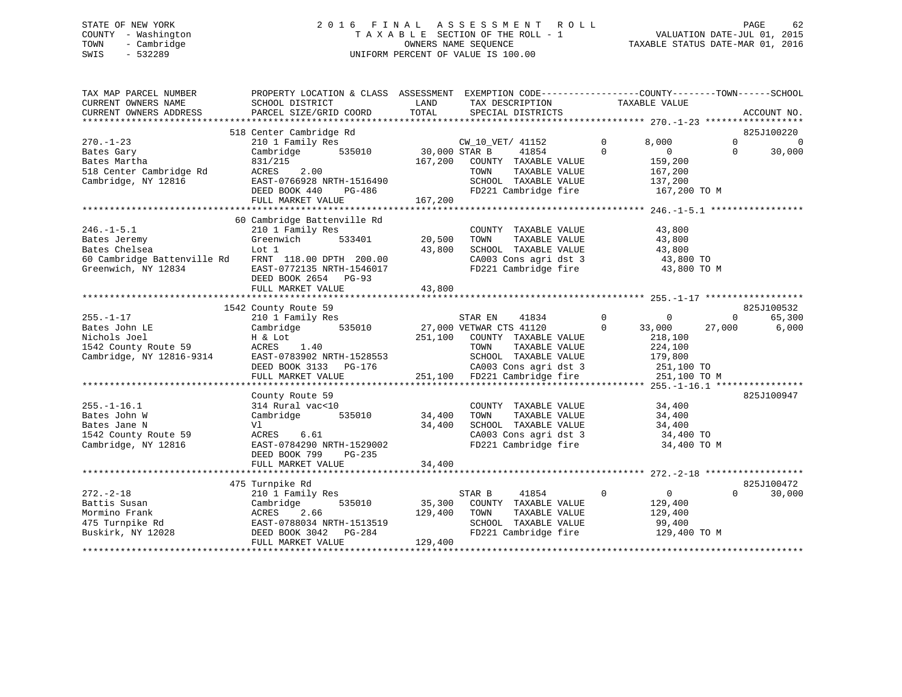STATE OF NEW YORK
COUNTY - Washington
TOWN - Cambridge
SWIS - 532289

2 0 1 6 F I N A L A S S E S S M E N T R O L L
T A X A B L E SECTION OF THE ROLL - 1
OWNERS NAME SEQUENCE
UNIFORM PERCENT OF VALUE IS 100.00

VALUATION DATE-JUL 01, 2015
TAXABLE STATUS DATE-MAR 01, 2016

```
TAX MAP PARCEL NUMBER          PROPERTY LOCATION & CLASS  ASSESSMENT  EXEMPTION CODE-----------------COUNTY--------TOWN------SCHOOL
CURRENT OWNERS NAME            SCHOOL DISTRICT              LAND       TAX DESCRIPTION              TAXABLE VALUE
CURRENT OWNERS ADDRESS         PARCEL SIZE/GRID COORD       TOTAL      SPECIAL DISTRICTS                                      ACCOUNT NO.
******************************************************************************************************* 270.-1-23 ******************
                               518 Center Cambridge Rd                                                                    825J100220
270.-1-23                      210 1 Family Res                        CW_10_VET/ 41152         0       8,000            0            0
Bates Gary                     Cambridge        535010      30,000 STAR B      41854             0           0            0       30,000
Bates Martha                   831/215                     167,200    COUNTY  TAXABLE VALUE           159,200
518 Center Cambridge Rd        ACRES     2.00                          TOWN    TAXABLE VALUE           167,200
Cambridge, NY 12816            EAST-0766928 NRTH-1516490               SCHOOL  TAXABLE VALUE           137,200
                               DEED BOOK 440    PG-486                 FD221 Cambridge fire             167,200 TO M
                               FULL MARKET VALUE           167,200
******************************************************************************************************* 246.-1-5.1 *****************
                               60 Cambridge Battenville Rd
246.-1-5.1                     210 1 Family Res                        COUNTY  TAXABLE VALUE            43,800
Bates Jeremy                   Greenwich        533401      20,500    TOWN    TAXABLE VALUE            43,800
Bates Chelsea                  Lot 1                        43,800    SCHOOL  TAXABLE VALUE            43,800
60 Cambridge Battenville Rd    FRNT 118.00 DPTH 200.00                 CA003 Cons agri dst 3             43,800 TO
Greenwich, NY 12834            EAST-0772135 NRTH-1546017               FD221 Cambridge fire              43,800 TO M
                               DEED BOOK 2654   PG-93
                               FULL MARKET VALUE            43,800
******************************************************************************************************* 255.-1-17 ******************
                               1542 County Route 59                                                                       825J100532
255.-1-17                      210 1 Family Res                        STAR EN     41834             0           0            0       65,300
Bates John LE                  Cambridge        535010      27,000 VETWAR CTS 41120              0      33,000       27,000        6,000
Nichols Joel                   H & Lot                     251,100    COUNTY  TAXABLE VALUE           218,100
1542 County Route 59           ACRES     1.40                          TOWN    TAXABLE VALUE           224,100
Cambridge, NY 12816-9314       EAST-0783902 NRTH-1528553               SCHOOL  TAXABLE VALUE           179,800
                               DEED BOOK 3133   PG-176                 CA003 Cons agri dst 3            251,100 TO
                               FULL MARKET VALUE           251,100    FD221 Cambridge fire             251,100 TO M
******************************************************************************************************* 255.-1-16.1 ****************
                               County Route 59                                                                            825J100947
255.-1-16.1                    314 Rural vac<10                        COUNTY  TAXABLE VALUE            34,400
Bates John W                   Cambridge        535010      34,400    TOWN    TAXABLE VALUE            34,400
Bates Jane N                   Vl                           34,400    SCHOOL  TAXABLE VALUE            34,400
1542 County Route 59           ACRES     6.61                          CA003 Cons agri dst 3             34,400 TO
Cambridge, NY 12816            EAST-0784290 NRTH-1529002               FD221 Cambridge fire              34,400 TO M
                               DEED BOOK 799    PG-235
                               FULL MARKET VALUE            34,400
******************************************************************************************************* 272.-2-18 ******************
                               475 Turnpike Rd                                                                            825J100472
272.-2-18                      210 1 Family Res                        STAR B      41854             0           0            0       30,000
Battis Susan                   Cambridge        535010      35,300    COUNTY  TAXABLE VALUE           129,400
Mormino Frank                  ACRES     2.66              129,400    TOWN    TAXABLE VALUE           129,400
475 Turnpike Rd                EAST-0788034 NRTH-1513519               SCHOOL  TAXABLE VALUE            99,400
Buskirk, NY 12028              DEED BOOK 3042   PG-284                 FD221 Cambridge fire             129,400 TO M
                               FULL MARKET VALUE           129,400
************************************************************************************************************************************
```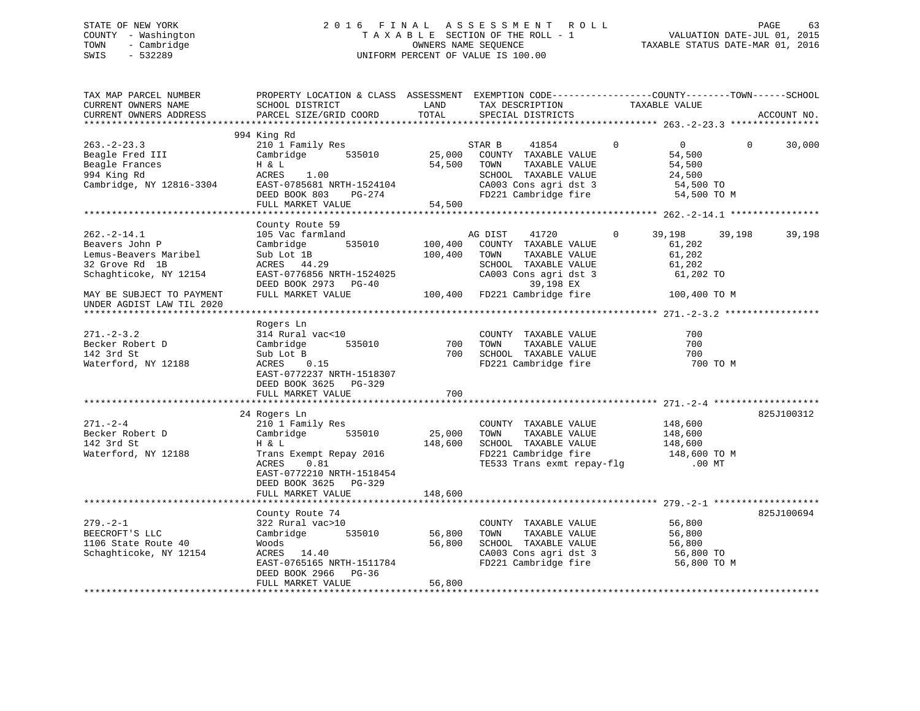STATE OF NEW YORK
COUNTY - Washington
TOWN - Cambridge
SWIS - 532289

2016 FINAL ASSESSMENT ROLL
TAXABLE SECTION OF THE ROLL - 1
OWNERS NAME SEQUENCE
UNIFORM PERCENT OF VALUE IS 100.00

VALUATION DATE-JUL 01, 2015
TAXABLE STATUS DATE-MAR 01, 2016

```
TAX MAP PARCEL NUMBER          PROPERTY LOCATION & CLASS  ASSESSMENT  EXEMPTION CODE-----------------COUNTY--------TOWN------SCHOOL
CURRENT OWNERS NAME            SCHOOL DISTRICT               LAND      TAX DESCRIPTION            TAXABLE VALUE
CURRENT OWNERS ADDRESS         PARCEL SIZE/GRID COORD       TOTAL      SPECIAL DISTRICTS                                  ACCOUNT NO.
******************************************************************************************************* 263.-2-23.3 ****************
                               994 King Rd
263.-2-23.3                    210 1 Family Res                   STAR B     41854          0           0            0      30,000
Beagle Fred III                Cambridge       535010      25,000    COUNTY  TAXABLE VALUE              54,500
Beagle Frances                 H & L                       54,500    TOWN    TAXABLE VALUE              54,500
994 King Rd                    ACRES    1.00                         SCHOOL  TAXABLE VALUE              24,500
Cambridge, NY 12816-3304       EAST-0785681 NRTH-1524104             CA003 Cons agri dst 3               54,500 TO
                               DEED BOOK 803    PG-274               FD221 Cambridge fire                54,500 TO M
                               FULL MARKET VALUE           54,500
******************************************************************************************************* 262.-2-14.1 ****************
                               County Route 59
262.-2-14.1                    105 Vac farmland                   AG DIST    41720          0      39,198       39,198      39,198
Beavers John P                 Cambridge       535010     100,400    COUNTY  TAXABLE VALUE              61,202
Lemus-Beavers Maribel          Sub Lot 1B                 100,400    TOWN    TAXABLE VALUE              61,202
32 Grove Rd  1B                ACRES   44.29                         SCHOOL  TAXABLE VALUE              61,202
Schaghticoke, NY 12154         EAST-0776856 NRTH-1524025             CA003 Cons agri dst 3               61,202 TO
                               DEED BOOK 2973   PG-40                      39,198 EX
MAY BE SUBJECT TO PAYMENT      FULL MARKET VALUE          100,400    FD221 Cambridge fire               100,400 TO M
UNDER AGDIST LAW TIL 2020
******************************************************************************************************* 271.-2-3.2 *****************
                               Rogers Ln
271.-2-3.2                     314 Rural vac<10                      COUNTY  TAXABLE VALUE                 700
Becker Robert D                Cambridge       535010         700    TOWN    TAXABLE VALUE                 700
142 3rd St                     Sub Lot B                      700    SCHOOL  TAXABLE VALUE                 700
Waterford, NY 12188            ACRES    0.15                         FD221 Cambridge fire                   700 TO M
                               EAST-0772237 NRTH-1518307
                               DEED BOOK 3625   PG-329
                               FULL MARKET VALUE              700
******************************************************************************************************* 271.-2-4 *******************
                               24 Rogers Ln                                                                             825J100312
271.-2-4                       210 1 Family Res                      COUNTY  TAXABLE VALUE             148,600
Becker Robert D                Cambridge       535010      25,000    TOWN    TAXABLE VALUE             148,600
142 3rd St                     H & L                      148,600    SCHOOL  TAXABLE VALUE             148,600
Waterford, NY 12188            Trans Exempt Repay 2016               FD221 Cambridge fire               148,600 TO M
                               ACRES    0.81                         TE533 Trans exmt repay-flg            .00 MT
                               EAST-0772210 NRTH-1518454
                               DEED BOOK 3625   PG-329
                               FULL MARKET VALUE          148,600
******************************************************************************************************* 279.-2-1 *******************
                               County Route 74                                                                          825J100694
279.-2-1                       322 Rural vac>10                      COUNTY  TAXABLE VALUE              56,800
BEECROFT'S LLC                 Cambridge       535010      56,800    TOWN    TAXABLE VALUE              56,800
1106 State Route 40            Woods                       56,800    SCHOOL  TAXABLE VALUE              56,800
Schaghticoke, NY 12154         ACRES   14.40                         CA003 Cons agri dst 3               56,800 TO
                               EAST-0765165 NRTH-1511784             FD221 Cambridge fire                56,800 TO M
                               DEED BOOK 2966   PG-36
                               FULL MARKET VALUE           56,800
************************************************************************************************************************************
```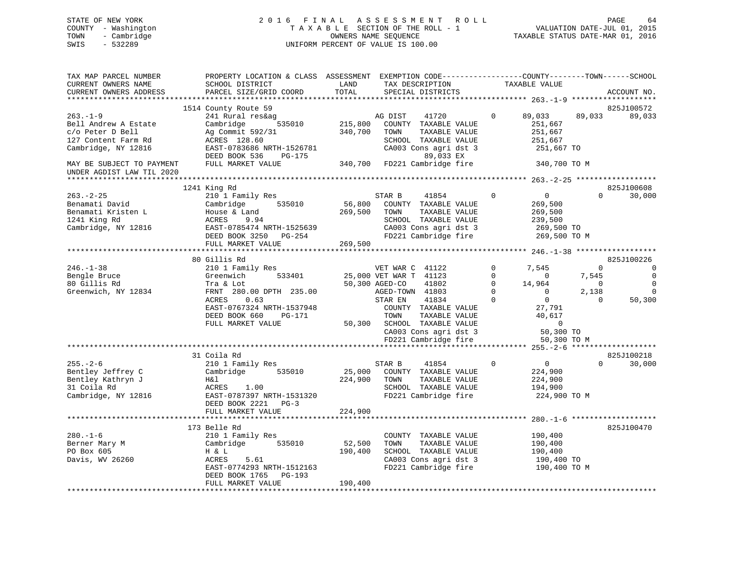STATE OF NEW YORK — 2016 FINAL ASSESSMENT ROLL
COUNTY - Washington — TAXABLE SECTION OF THE ROLL - 1 — VALUATION DATE-JUL 01, 2015
TOWN - Cambridge — OWNERS NAME SEQUENCE — TAXABLE STATUS DATE-MAR 01, 2016
SWIS - 532289 — UNIFORM PERCENT OF VALUE IS 100.00

```
TAX MAP PARCEL NUMBER          PROPERTY LOCATION & CLASS  ASSESSMENT  EXEMPTION CODE------------------COUNTY--------TOWN------SCHOOL
CURRENT OWNERS NAME            SCHOOL DISTRICT             LAND       TAX DESCRIPTION             TAXABLE VALUE
CURRENT OWNERS ADDRESS         PARCEL SIZE/GRID COORD      TOTAL      SPECIAL DISTRICTS                                         ACCOUNT NO.
*********************************************************************************************** 263.-1-9 *******************
                          1514 County Route 59                                                                            825J100572
263.-1-9                       241 Rural res&ag                       AG DIST     41720        0      89,033     89,033     89,033
Bell Andrew A Estate           Cambridge       535010    215,800     COUNTY  TAXABLE VALUE           251,667
c/o Peter D Bell               Ag Commit 592/31          340,700     TOWN    TAXABLE VALUE           251,667
127 Content Farm Rd            ACRES  128.60                         SCHOOL  TAXABLE VALUE           251,667
Cambridge, NY 12816            EAST-0783686 NRTH-1526781             CA003 Cons agri dst 3            251,667 TO
                               DEED BOOK 536    PG-175                         89,033 EX
MAY BE SUBJECT TO PAYMENT      FULL MARKET VALUE         340,700     FD221 Cambridge fire             340,700 TO M
UNDER AGDIST LAW TIL 2020
*********************************************************************************************** 263.-2-25 ******************
                          1241 King Rd                                                                                    825J100608
263.-2-25                      210 1 Family Res                       STAR B      41854        0           0          0     30,000
Benamati David                 Cambridge       535010     56,800     COUNTY  TAXABLE VALUE           269,500
Benamati Kristen L             House & Land              269,500     TOWN    TAXABLE VALUE           269,500
1241 King Rd                   ACRES    9.94                         SCHOOL  TAXABLE VALUE           239,500
Cambridge, NY 12816            EAST-0785474 NRTH-1525639             CA003 Cons agri dst 3            269,500 TO
                               DEED BOOK 3250   PG-254               FD221 Cambridge fire             269,500 TO M
                               FULL MARKET VALUE         269,500
*********************************************************************************************** 246.-1-38 ******************
                          80 Gillis Rd                                                                                    825J100226
246.-1-38                      210 1 Family Res                       VET WAR C   41122        0       7,545          0          0
Bengle Bruce                   Greenwich       533401     25,000 VET WAR T   41123        0           0      7,545          0
80 Gillis Rd                   Tra & Lot                  50,300 AGED-CO     41802        0      14,964          0          0
Greenwich, NY 12834            FRNT 280.00 DPTH 235.00               AGED-TOWN   41803        0           0      2,138          0
                               ACRES    0.63                         STAR EN     41834        0           0          0     50,300
                               EAST-0767324 NRTH-1537948             COUNTY  TAXABLE VALUE            27,791
                               DEED BOOK 660    PG-171               TOWN    TAXABLE VALUE            40,617
                               FULL MARKET VALUE          50,300     SCHOOL  TAXABLE VALUE                 0
                                                                     CA003 Cons agri dst 3             50,300 TO
                                                                     FD221 Cambridge fire              50,300 TO M
*********************************************************************************************** 255.-2-6 *******************
                          31 Coila Rd                                                                                     825J100218
255.-2-6                       210 1 Family Res                       STAR B      41854        0           0          0     30,000
Bentley Jeffrey C              Cambridge       535010     25,000     COUNTY  TAXABLE VALUE           224,900
Bentley Kathryn J              H&l                       224,900     TOWN    TAXABLE VALUE           224,900
31 Coila Rd                    ACRES    1.00                         SCHOOL  TAXABLE VALUE           194,900
Cambridge, NY 12816            EAST-0787397 NRTH-1531320             FD221 Cambridge fire             224,900 TO M
                               DEED BOOK 2221   PG-3
                               FULL MARKET VALUE         224,900
*********************************************************************************************** 280.-1-6 *******************
                          173 Belle Rd                                                                                    825J100470
280.-1-6                       210 1 Family Res                       COUNTY  TAXABLE VALUE           190,400
Berner Mary M                  Cambridge       535010     52,500     TOWN    TAXABLE VALUE           190,400
PO Box 605                     H & L                     190,400     SCHOOL  TAXABLE VALUE           190,400
Davis, WV 26260                ACRES    5.61                         CA003 Cons agri dst 3            190,400 TO
                               EAST-0774293 NRTH-1512163             FD221 Cambridge fire             190,400 TO M
                               DEED BOOK 1765   PG-193
                               FULL MARKET VALUE         190,400
******************************************************************************************************************************
```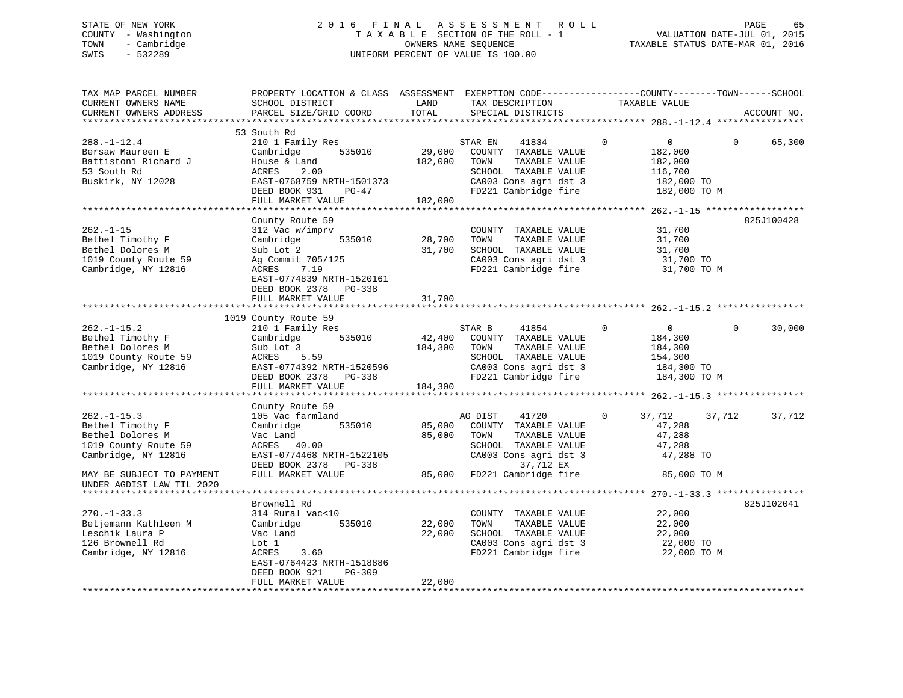STATE OF NEW YORK
COUNTY - Washington
TOWN - Cambridge
SWIS - 532289

2016 FINAL ASSESSMENT ROLL
TAXABLE SECTION OF THE ROLL - 1
OWNERS NAME SEQUENCE
UNIFORM PERCENT OF VALUE IS 100.00

VALUATION DATE-JUL 01, 2015
TAXABLE STATUS DATE-MAR 01, 2016

```
TAX MAP PARCEL NUMBER          PROPERTY LOCATION & CLASS  ASSESSMENT  EXEMPTION CODE-----------------COUNTY--------TOWN------SCHOOL
CURRENT OWNERS NAME            SCHOOL DISTRICT              LAND       TAX DESCRIPTION            TAXABLE VALUE
CURRENT OWNERS ADDRESS         PARCEL SIZE/GRID COORD       TOTAL      SPECIAL DISTRICTS                                   ACCOUNT NO.
******************************************************************************************************* 288.-1-12.4 ****************
                               53 South Rd
288.-1-12.4                    210 1 Family Res                        STAR EN    41834          0          0             0      65,300
Bersaw Maureen E               Cambridge        535010      29,000     COUNTY  TAXABLE VALUE           182,000
Battistoni Richard J           House & Land                182,000     TOWN    TAXABLE VALUE           182,000
53 South Rd                    ACRES     2.00                          SCHOOL  TAXABLE VALUE           116,700
Buskirk, NY 12028              EAST-0768759 NRTH-1501373               CA003 Cons agri dst 3            182,000 TO
                               DEED BOOK 931     PG-47                 FD221 Cambridge fire             182,000 TO M
                               FULL MARKET VALUE           182,000
******************************************************************************************************* 262.-1-15 ******************
                               County Route 59                                                                         825J100428
262.-1-15                      312 Vac w/imprv                         COUNTY  TAXABLE VALUE            31,700
Bethel Timothy F               Cambridge        535010      28,700     TOWN    TAXABLE VALUE            31,700
Bethel Dolores M               Sub Lot 2                    31,700     SCHOOL  TAXABLE VALUE            31,700
1019 County Route 59           Ag Commit 705/125                       CA003 Cons agri dst 3             31,700 TO
Cambridge, NY 12816            ACRES     7.19                          FD221 Cambridge fire              31,700 TO M
                               EAST-0774839 NRTH-1520161
                               DEED BOOK 2378    PG-338
                               FULL MARKET VALUE            31,700
******************************************************************************************************* 262.-1-15.2 ****************
                               1019 County Route 59
262.-1-15.2                    210 1 Family Res                        STAR B     41854          0          0             0      30,000
Bethel Timothy F               Cambridge        535010      42,400     COUNTY  TAXABLE VALUE           184,300
Bethel Dolores M               Sub Lot 3                   184,300     TOWN    TAXABLE VALUE           184,300
1019 County Route 59           ACRES     5.59                          SCHOOL  TAXABLE VALUE           154,300
Cambridge, NY 12816            EAST-0774392 NRTH-1520596               CA003 Cons agri dst 3            184,300 TO
                               DEED BOOK 2378    PG-338                FD221 Cambridge fire             184,300 TO M
                               FULL MARKET VALUE           184,300
******************************************************************************************************* 262.-1-15.3 ****************
                               County Route 59
262.-1-15.3                    105 Vac farmland                        AG DIST    41720          0     37,712        37,712      37,712
Bethel Timothy F               Cambridge        535010      85,000     COUNTY  TAXABLE VALUE            47,288
Bethel Dolores M               Vac Land                     85,000     TOWN    TAXABLE VALUE            47,288
1019 County Route 59           ACRES    40.00                          SCHOOL  TAXABLE VALUE            47,288
Cambridge, NY 12816            EAST-0774468 NRTH-1522105               CA003 Cons agri dst 3             47,288 TO
                               DEED BOOK 2378    PG-338                      37,712 EX
MAY BE SUBJECT TO PAYMENT      FULL MARKET VALUE            85,000     FD221 Cambridge fire              85,000 TO M
UNDER AGDIST LAW TIL 2020
******************************************************************************************************* 270.-1-33.3 ****************
                               Brownell Rd                                                                             825J102041
270.-1-33.3                    314 Rural vac<10                        COUNTY  TAXABLE VALUE            22,000
Betjemann Kathleen M           Cambridge        535010      22,000     TOWN    TAXABLE VALUE            22,000
Leschik Laura P                Vac Land                     22,000     SCHOOL  TAXABLE VALUE            22,000
126 Brownell Rd                Lot 1                                   CA003 Cons agri dst 3             22,000 TO
Cambridge, NY 12816            ACRES     3.60                          FD221 Cambridge fire              22,000 TO M
                               EAST-0764423 NRTH-1518886
                               DEED BOOK 921     PG-309
                               FULL MARKET VALUE            22,000
************************************************************************************************************************************
```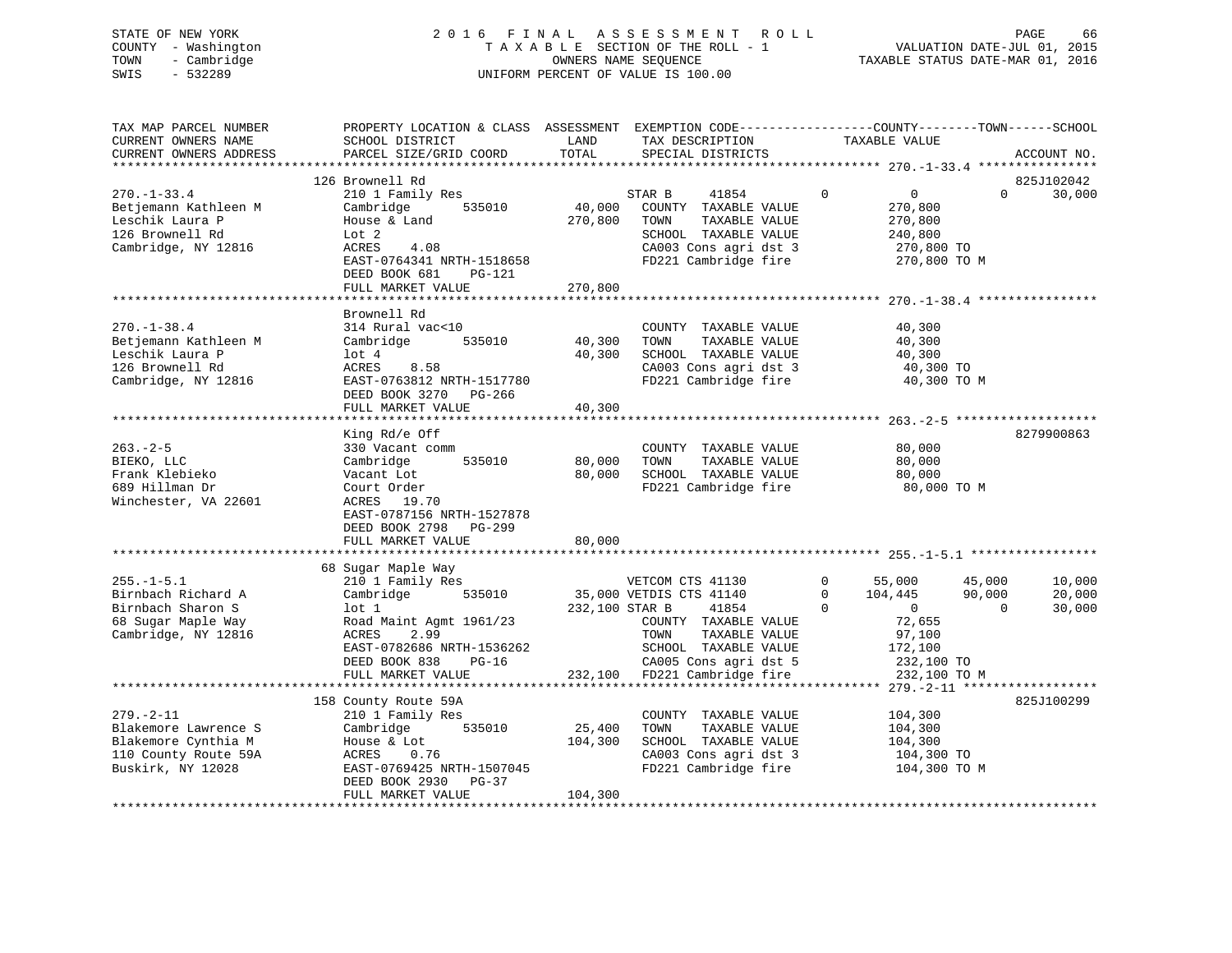STATE OF NEW YORK
COUNTY - Washington
TOWN - Cambridge
SWIS - 532289

2016 FINAL ASSESSMENT ROLL
TAXABLE SECTION OF THE ROLL - 1
OWNERS NAME SEQUENCE
UNIFORM PERCENT OF VALUE IS 100.00

VALUATION DATE-JUL 01, 2015
TAXABLE STATUS DATE-MAR 01, 2016

```
TAX MAP PARCEL NUMBER      PROPERTY LOCATION & CLASS  ASSESSMENT  EXEMPTION CODE------------------COUNTY--------TOWN------SCHOOL
CURRENT OWNERS NAME        SCHOOL DISTRICT               LAND      TAX DESCRIPTION             TAXABLE VALUE
CURRENT OWNERS ADDRESS     PARCEL SIZE/GRID COORD        TOTAL     SPECIAL DISTRICTS                                      ACCOUNT NO.
******************************************************************************************* 270.-1-33.4 ****************
                           126 Brownell Rd                                                                          825J102042
270.-1-33.4                210 1 Family Res                      STAR B     41854          0          0          0     30,000
Betjemann Kathleen M       Cambridge        535010      40,000   COUNTY  TAXABLE VALUE             270,800
Leschik Laura P            House & Land                270,800   TOWN    TAXABLE VALUE             270,800
126 Brownell Rd            Lot 2                                 SCHOOL  TAXABLE VALUE             240,800
Cambridge, NY 12816        ACRES    4.08                         CA003 Cons agri dst 3             270,800 TO
                           EAST-0764341 NRTH-1518658             FD221 Cambridge fire              270,800 TO M
                           DEED BOOK 681    PG-121
                           FULL MARKET VALUE           270,800
******************************************************************************************* 270.-1-38.4 ****************
                           Brownell Rd
270.-1-38.4                314 Rural vac<10                      COUNTY  TAXABLE VALUE              40,300
Betjemann Kathleen M       Cambridge        535010      40,300   TOWN    TAXABLE VALUE              40,300
Leschik Laura P            lot 4                        40,300   SCHOOL  TAXABLE VALUE              40,300
126 Brownell Rd            ACRES    8.58                         CA003 Cons agri dst 3              40,300 TO
Cambridge, NY 12816        EAST-0763812 NRTH-1517780             FD221 Cambridge fire               40,300 TO M
                           DEED BOOK 3270   PG-266
                           FULL MARKET VALUE            40,300
******************************************************************************************* 263.-2-5 *******************
                           King Rd/e Off                                                                            8279900863
263.-2-5                   330 Vacant comm                       COUNTY  TAXABLE VALUE              80,000
BIEKO, LLC                 Cambridge        535010      80,000   TOWN    TAXABLE VALUE              80,000
Frank Klebieko             Vacant Lot                   80,000   SCHOOL  TAXABLE VALUE              80,000
689 Hillman Dr             Court Order                           FD221 Cambridge fire               80,000 TO M
Winchester, VA 22601       ACRES   19.70
                           EAST-0787156 NRTH-1527878
                           DEED BOOK 2798   PG-299
                           FULL MARKET VALUE            80,000
******************************************************************************************* 255.-1-5.1 *****************
                           68 Sugar Maple Way
255.-1-5.1                 210 1 Family Res                      VETCOM CTS 41130          0     55,000     45,000     10,000
Birnbach Richard A         Cambridge        535010      35,000   VETDIS CTS 41140          0    104,445     90,000     20,000
Birnbach Sharon S          lot 1                       232,100   STAR B     41854          0          0          0     30,000
68 Sugar Maple Way         Road Maint Agmt 1961/23               COUNTY  TAXABLE VALUE              72,655
Cambridge, NY 12816        ACRES    2.99                         TOWN    TAXABLE VALUE              97,100
                           EAST-0782686 NRTH-1536262             SCHOOL  TAXABLE VALUE             172,100
                           DEED BOOK 838    PG-16                CA005 Cons agri dst 5             232,100 TO
                           FULL MARKET VALUE           232,100   FD221 Cambridge fire              232,100 TO M
******************************************************************************************* 279.-2-11 ******************
                           158 County Route 59A                                                                     825J100299
279.-2-11                  210 1 Family Res                      COUNTY  TAXABLE VALUE             104,300
Blakemore Lawrence S       Cambridge        535010      25,400   TOWN    TAXABLE VALUE             104,300
Blakemore Cynthia M        House & Lot                 104,300   SCHOOL  TAXABLE VALUE             104,300
110 County Route 59A       ACRES    0.76                         CA003 Cons agri dst 3             104,300 TO
Buskirk, NY 12028          EAST-0769425 NRTH-1507045             FD221 Cambridge fire              104,300 TO M
                           DEED BOOK 2930   PG-37
                           FULL MARKET VALUE           104,300
************************************************************************************************************************
```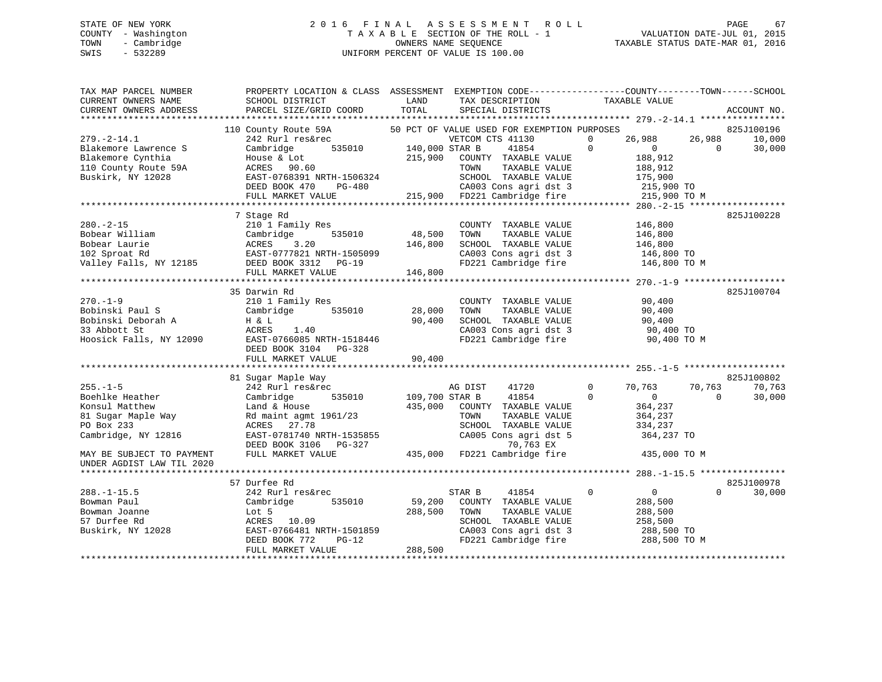STATE OF NEW YORK
COUNTY - Washington
TOWN - Cambridge
SWIS - 532289

2016 FINAL ASSESSMENT ROLL
TAXABLE SECTION OF THE ROLL - 1
OWNERS NAME SEQUENCE
UNIFORM PERCENT OF VALUE IS 100.00

VALUATION DATE-JUL 01, 2015
TAXABLE STATUS DATE-MAR 01, 2016

```
TAX MAP PARCEL NUMBER          PROPERTY LOCATION & CLASS  ASSESSMENT  EXEMPTION CODE-----------------COUNTY--------TOWN------SCHOOL
CURRENT OWNERS NAME            SCHOOL DISTRICT               LAND      TAX DESCRIPTION            TAXABLE VALUE
CURRENT OWNERS ADDRESS         PARCEL SIZE/GRID COORD        TOTAL     SPECIAL DISTRICTS                                 ACCOUNT NO.
******************************************************************************************************* 279.-2-14.1 ****************
                    110 County Route 59A         50 PCT OF VALUE USED FOR EXEMPTION PURPOSES                       825J100196
279.-2-14.1                    242 Rurl res&rec                   VETCOM CTS 41130        0     26,988      26,988      10,000
Blakemore Lawrence S           Cambridge       535010   140,000 STAR B      41854         0          0           0      30,000
Blakemore Cynthia              House & Lot               215,900   COUNTY  TAXABLE VALUE          188,912
110 County Route 59A           ACRES   90.60                       TOWN    TAXABLE VALUE          188,912
Buskirk, NY 12028              EAST-0768391 NRTH-1506324           SCHOOL  TAXABLE VALUE          175,900
                               DEED BOOK 470    PG-480             CA003 Cons agri dst 3           215,900 TO
                               FULL MARKET VALUE         215,900   FD221 Cambridge fire            215,900 TO M
******************************************************************************************************* 280.-2-15 ******************
                    7 Stage Rd                                                                                     825J100228
280.-2-15                      210 1 Family Res                    COUNTY  TAXABLE VALUE          146,800
Bobear William                 Cambridge       535010    48,500    TOWN    TAXABLE VALUE          146,800
Bobear Laurie                  ACRES    3.20             146,800   SCHOOL  TAXABLE VALUE          146,800
102 Sproat Rd                  EAST-0777821 NRTH-1505099           CA003 Cons agri dst 3           146,800 TO
Valley Falls, NY 12185         DEED BOOK 3312   PG-19              FD221 Cambridge fire            146,800 TO M
                               FULL MARKET VALUE         146,800
******************************************************************************************************* 270.-1-9 *******************
                    35 Darwin Rd                                                                                   825J100704
270.-1-9                       210 1 Family Res                    COUNTY  TAXABLE VALUE           90,400
Bobinski Paul S                Cambridge       535010    28,000    TOWN    TAXABLE VALUE           90,400
Bobinski Deborah A             H & L                      90,400   SCHOOL  TAXABLE VALUE           90,400
33 Abbott St                   ACRES    1.40                       CA003 Cons agri dst 3            90,400 TO
Hoosick Falls, NY 12090        EAST-0766085 NRTH-1518446           FD221 Cambridge fire             90,400 TO M
                               DEED BOOK 3104   PG-328
                               FULL MARKET VALUE          90,400
******************************************************************************************************* 255.-1-5 *******************
                    81 Sugar Maple Way                                                                             825J100802
255.-1-5                       242 Rurl res&rec                    AG DIST     41720          0     70,763      70,763      70,763
Boehlke Heather                Cambridge       535010   109,700 STAR B      41854         0          0           0      30,000
Konsul Matthew                 Land & House              435,000   COUNTY  TAXABLE VALUE          364,237
81 Sugar Maple Way             Rd maint agmt 1961/23               TOWN    TAXABLE VALUE          364,237
PO Box 233                     ACRES   27.78                       SCHOOL  TAXABLE VALUE          334,237
Cambridge, NY 12816            EAST-0781740 NRTH-1535855           CA005 Cons agri dst 5           364,237 TO
                               DEED BOOK 3106   PG-327                         70,763 EX
MAY BE SUBJECT TO PAYMENT      FULL MARKET VALUE         435,000   FD221 Cambridge fire            435,000 TO M
UNDER AGDIST LAW TIL 2020
******************************************************************************************************* 288.-1-15.5 ****************
                    57 Durfee Rd                                                                                   825J100978
288.-1-15.5                    242 Rurl res&rec                    STAR B      41854          0          0           0      30,000
Bowman Paul                    Cambridge       535010    59,200    COUNTY  TAXABLE VALUE          288,500
Bowman Joanne                  Lot 5                     288,500   TOWN    TAXABLE VALUE          288,500
57 Durfee Rd                   ACRES   10.09                       SCHOOL  TAXABLE VALUE          258,500
Buskirk, NY 12028              EAST-0766481 NRTH-1501859           CA003 Cons agri dst 3           288,500 TO
                               DEED BOOK 772    PG-12              FD221 Cambridge fire            288,500 TO M
                               FULL MARKET VALUE         288,500
************************************************************************************************************************************
```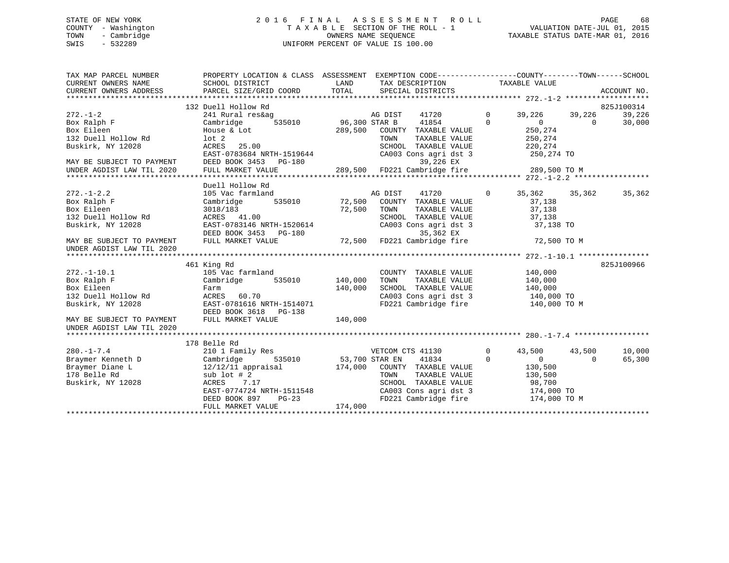STATE OF NEW YORK
COUNTY - Washington
TOWN - Cambridge
SWIS - 532289

2016 FINAL ASSESSMENT ROLL
TAXABLE SECTION OF THE ROLL - 1
OWNERS NAME SEQUENCE
UNIFORM PERCENT OF VALUE IS 100.00

VALUATION DATE-JUL 01, 2015
TAXABLE STATUS DATE-MAR 01, 2016

```
TAX MAP PARCEL NUMBER          PROPERTY LOCATION & CLASS  ASSESSMENT  EXEMPTION CODE------------------COUNTY--------TOWN------SCHOOL
CURRENT OWNERS NAME            SCHOOL DISTRICT               LAND      TAX DESCRIPTION            TAXABLE VALUE
CURRENT OWNERS ADDRESS         PARCEL SIZE/GRID COORD        TOTAL     SPECIAL DISTRICTS                                    ACCOUNT NO.
************************************************************************************************ 272.-1-2 *******************
                               132 Duell Hollow Rd                                                                          825J100314
272.-1-2                       241 Rural res&ag                        AG DIST     41720         0      39,226     39,226     39,226
Box Ralph F                    Cambridge      535010         96,300 STAR B      41854         0           0          0     30,000
Box Eileen                     House & Lot                   289,500   COUNTY  TAXABLE VALUE            250,274
132 Duell Hollow Rd            lot 2                                   TOWN    TAXABLE VALUE            250,274
Buskirk, NY 12028              ACRES   25.00                           SCHOOL  TAXABLE VALUE            220,274
                               EAST-0783684 NRTH-1519644               CA003 Cons agri dst 3             250,274 TO
MAY BE SUBJECT TO PAYMENT      DEED BOOK 3453   PG-180                      39,226 EX
UNDER AGDIST LAW TIL 2020      FULL MARKET VALUE             289,500   FD221 Cambridge fire              289,500 TO M
************************************************************************************************ 272.-1-2.2 *****************
                               Duell Hollow Rd
272.-1-2.2                     105 Vac farmland                        AG DIST     41720         0      35,362     35,362     35,362
Box Ralph F                    Cambridge      535010          72,500   COUNTY  TAXABLE VALUE             37,138
Box Eileen                     3018/183                       72,500   TOWN    TAXABLE VALUE             37,138
132 Duell Hollow Rd            ACRES   41.00                           SCHOOL  TAXABLE VALUE             37,138
Buskirk, NY 12028              EAST-0783146 NRTH-1520614               CA003 Cons agri dst 3              37,138 TO
                               DEED BOOK 3453   PG-180                      35,362 EX
MAY BE SUBJECT TO PAYMENT      FULL MARKET VALUE              72,500   FD221 Cambridge fire               72,500 TO M
UNDER AGDIST LAW TIL 2020
************************************************************************************************ 272.-1-10.1 ****************
                               461 King Rd                                                                                  825J100966
272.-1-10.1                    105 Vac farmland                        COUNTY  TAXABLE VALUE            140,000
Box Ralph F                    Cambridge      535010         140,000   TOWN    TAXABLE VALUE            140,000
Box Eileen                     Farm                          140,000   SCHOOL  TAXABLE VALUE            140,000
132 Duell Hollow Rd            ACRES   60.70                           CA003 Cons agri dst 3             140,000 TO
Buskirk, NY 12028              EAST-0781616 NRTH-1514071               FD221 Cambridge fire              140,000 TO M
                               DEED BOOK 3618   PG-138
MAY BE SUBJECT TO PAYMENT      FULL MARKET VALUE             140,000
UNDER AGDIST LAW TIL 2020
************************************************************************************************ 280.-1-7.4 *****************
                               178 Belle Rd
280.-1-7.4                     210 1 Family Res                        VETCOM CTS 41130          0      43,500     43,500     10,000
Braymer Kenneth D              Cambridge      535010         53,700 STAR EN     41834         0           0          0     65,300
Braymer Diane L                12/12/11 appraisal            174,000   COUNTY  TAXABLE VALUE            130,500
178 Belle Rd                   sub lot # 2                             TOWN    TAXABLE VALUE            130,500
Buskirk, NY 12028              ACRES    7.17                           SCHOOL  TAXABLE VALUE             98,700
                               EAST-0774724 NRTH-1511548               CA003 Cons agri dst 3             174,000 TO
                               DEED BOOK 897    PG-23                  FD221 Cambridge fire              174,000 TO M
                               FULL MARKET VALUE             174,000
********************************************************************************************************************************
```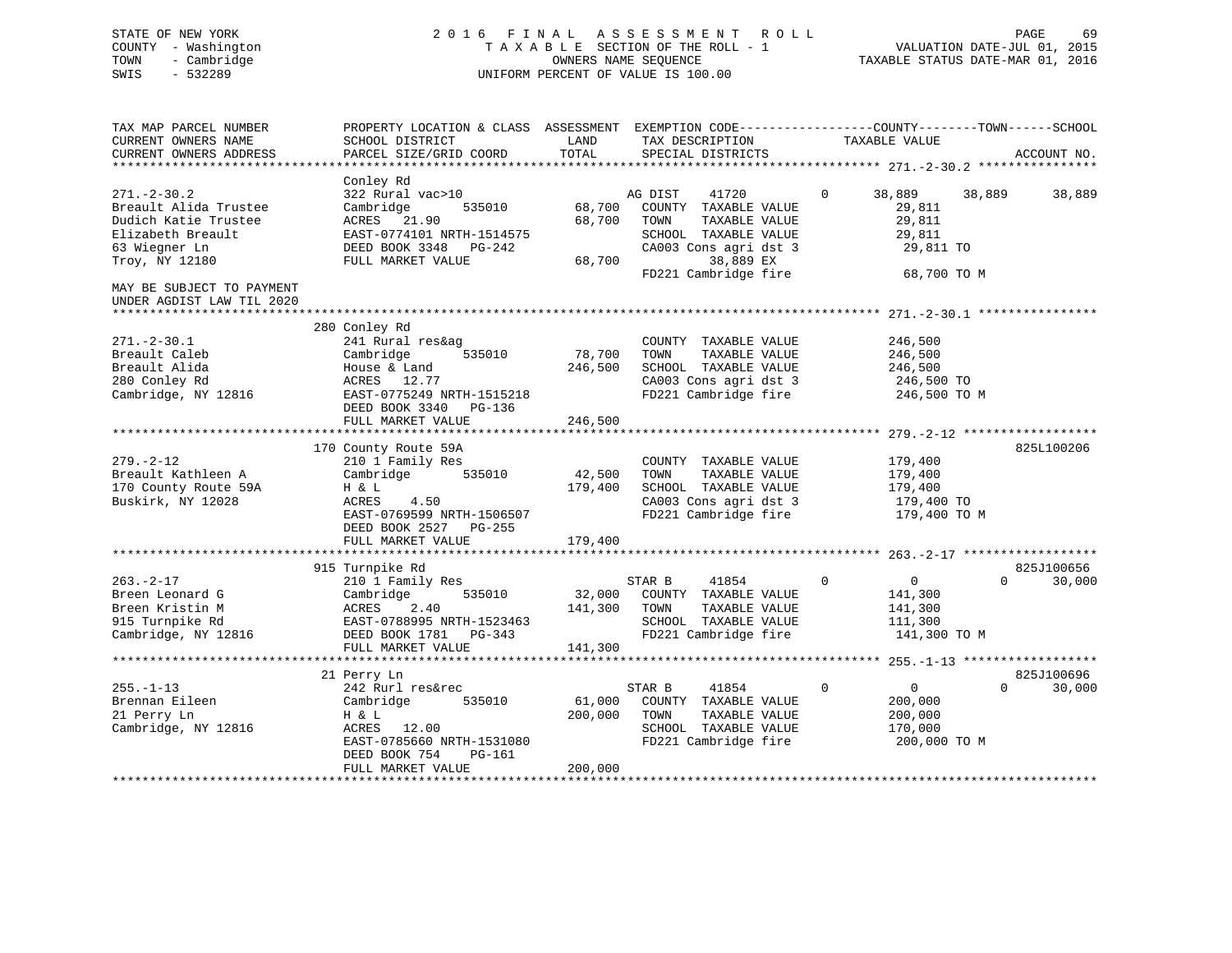STATE OF NEW YORK
COUNTY - Washington
TOWN - Cambridge
SWIS - 532289

# 2016 FINAL ASSESSMENT ROLL

TAXABLE SECTION OF THE ROLL - 1
OWNERS NAME SEQUENCE
UNIFORM PERCENT OF VALUE IS 100.00

VALUATION DATE-JUL 01, 2015
TAXABLE STATUS DATE-MAR 01, 2016

```
TAX MAP PARCEL NUMBER          PROPERTY LOCATION & CLASS  ASSESSMENT  EXEMPTION CODE-----------------COUNTY--------TOWN------SCHOOL
CURRENT OWNERS NAME            SCHOOL DISTRICT              LAND      TAX DESCRIPTION              TAXABLE VALUE
CURRENT OWNERS ADDRESS         PARCEL SIZE/GRID COORD       TOTAL     SPECIAL DISTRICTS                                       ACCOUNT NO.
******************************************************************************************************* 271.-2-30.2 ****************
                               Conley Rd
271.-2-30.2                    322 Rural vac>10                      AG DIST     41720         0     38,889      38,889      38,889
Breault Alida Trustee          Cambridge       535010       68,700    COUNTY  TAXABLE VALUE            29,811
Dudich Katie Trustee           ACRES   21.90                68,700    TOWN    TAXABLE VALUE            29,811
Elizabeth Breault              EAST-0774101 NRTH-1514575              SCHOOL  TAXABLE VALUE            29,811
63 Wiegner Ln                  DEED BOOK 3348   PG-242                CA003 Cons agri dst 3             29,811 TO
Troy, NY 12180                 FULL MARKET VALUE            68,700           38,889 EX
                                                                      FD221 Cambridge fire              68,700 TO M
MAY BE SUBJECT TO PAYMENT
UNDER AGDIST LAW TIL 2020
******************************************************************************************************* 271.-2-30.1 ****************
                               280 Conley Rd
271.-2-30.1                    241 Rural res&ag                       COUNTY  TAXABLE VALUE           246,500
Breault Caleb                  Cambridge       535010       78,700    TOWN    TAXABLE VALUE           246,500
Breault Alida                  House & Land                246,500    SCHOOL  TAXABLE VALUE           246,500
280 Conley Rd                  ACRES   12.77                          CA003 Cons agri dst 3            246,500 TO
Cambridge, NY 12816            EAST-0775249 NRTH-1515218              FD221 Cambridge fire             246,500 TO M
                               DEED BOOK 3340   PG-136
                               FULL MARKET VALUE           246,500
******************************************************************************************************* 279.-2-12 ******************
                               170 County Route 59A                                                                    825L100206
279.-2-12                      210 1 Family Res                       COUNTY  TAXABLE VALUE           179,400
Breault Kathleen A             Cambridge       535010       42,500    TOWN    TAXABLE VALUE           179,400
170 County Route 59A           H & L                       179,400    SCHOOL  TAXABLE VALUE           179,400
Buskirk, NY 12028              ACRES    4.50                          CA003 Cons agri dst 3            179,400 TO
                               EAST-0769599 NRTH-1506507              FD221 Cambridge fire             179,400 TO M
                               DEED BOOK 2527   PG-255
                               FULL MARKET VALUE           179,400
******************************************************************************************************* 263.-2-17 ******************
                               915 Turnpike Rd                                                                         825J100656
263.-2-17                      210 1 Family Res                      STAR B      41854         0          0           0      30,000
Breen Leonard G                Cambridge       535010       32,000    COUNTY  TAXABLE VALUE           141,300
Breen Kristin M                ACRES    2.40               141,300    TOWN    TAXABLE VALUE           141,300
915 Turnpike Rd                EAST-0788995 NRTH-1523463              SCHOOL  TAXABLE VALUE           111,300
Cambridge, NY 12816            DEED BOOK 1781   PG-343                FD221 Cambridge fire             141,300 TO M
                               FULL MARKET VALUE           141,300
******************************************************************************************************* 255.-1-13 ******************
                               21 Perry Ln                                                                             825J100696
255.-1-13                      242 Rurl res&rec                      STAR B      41854         0          0           0      30,000
Brennan Eileen                 Cambridge       535010       61,000    COUNTY  TAXABLE VALUE           200,000
21 Perry Ln                    H & L                       200,000    TOWN    TAXABLE VALUE           200,000
Cambridge, NY 12816            ACRES   12.00                          SCHOOL  TAXABLE VALUE           170,000
                               EAST-0785660 NRTH-1531080              FD221 Cambridge fire             200,000 TO M
                               DEED BOOK 754    PG-161
                               FULL MARKET VALUE           200,000
************************************************************************************************************************************
```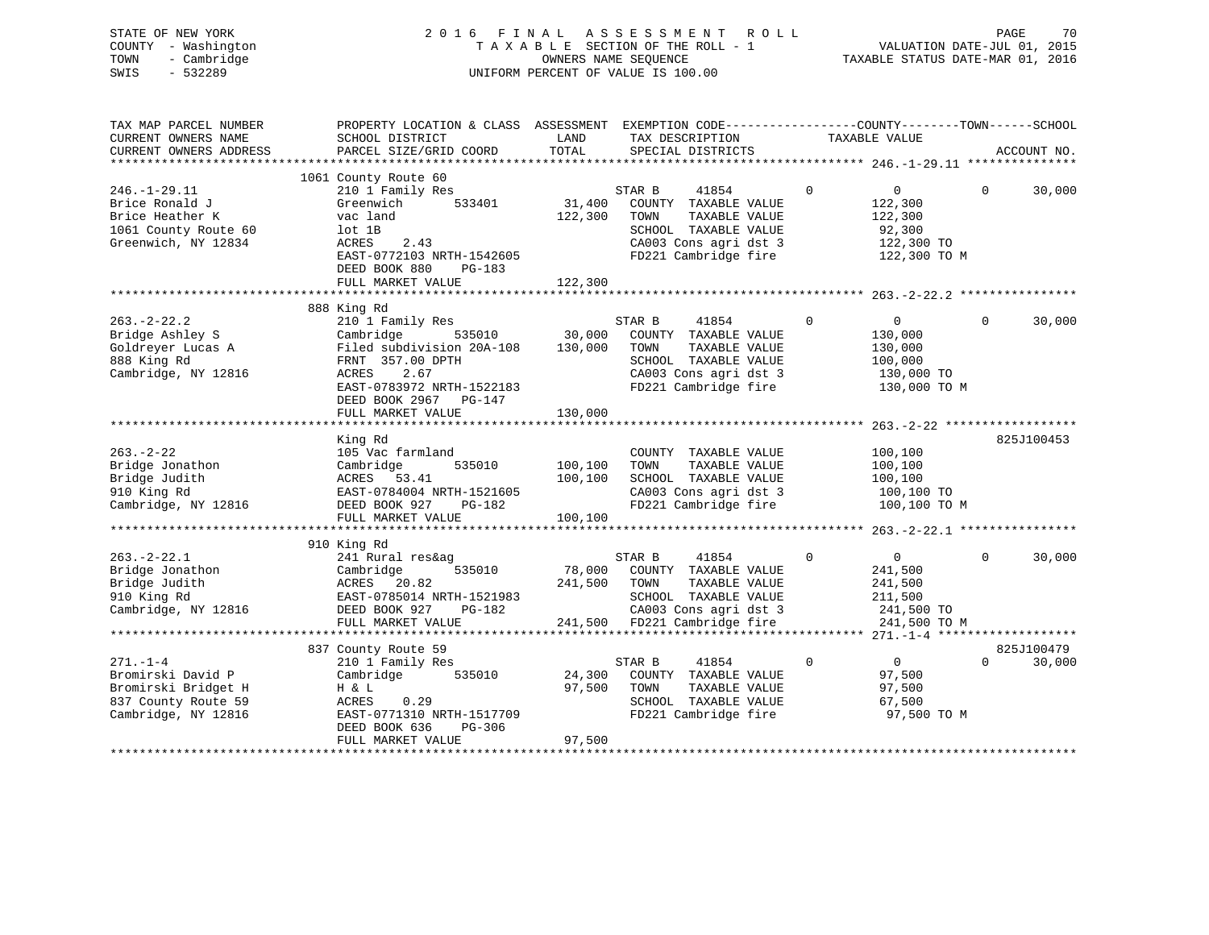STATE OF NEW YORK
COUNTY - Washington
TOWN - Cambridge
SWIS - 532289

# 2016 FINAL ASSESSMENT ROLL

TAXABLE SECTION OF THE ROLL - 1
OWNERS NAME SEQUENCE
UNIFORM PERCENT OF VALUE IS 100.00

VALUATION DATE-JUL 01, 2015
TAXABLE STATUS DATE-MAR 01, 2016

```
TAX MAP PARCEL NUMBER          PROPERTY LOCATION & CLASS  ASSESSMENT  EXEMPTION CODE-----------------COUNTY--------TOWN------SCHOOL
CURRENT OWNERS NAME            SCHOOL DISTRICT              LAND      TAX DESCRIPTION              TAXABLE VALUE
CURRENT OWNERS ADDRESS         PARCEL SIZE/GRID COORD       TOTAL     SPECIAL DISTRICTS                                      ACCOUNT NO.
******************************************************************************************************* 246.-1-29.11 ***************
                               1061 County Route 60
246.-1-29.11                   210 1 Family Res                        STAR B     41854          0            0          0      30,000
Brice Ronald J                 Greenwich        533401      31,400     COUNTY  TAXABLE VALUE          122,300
Brice Heather K                vac land                     122,300    TOWN    TAXABLE VALUE          122,300
1061 County Route 60           lot 1B                                  SCHOOL  TAXABLE VALUE           92,300
Greenwich, NY 12834            ACRES    2.43                           CA003 Cons agri dst 3          122,300 TO
                               EAST-0772103 NRTH-1542605               FD221 Cambridge fire           122,300 TO M
                               DEED BOOK 880     PG-183
                               FULL MARKET VALUE            122,300
******************************************************************************************************* 263.-2-22.2 ****************
                               888 King Rd
263.-2-22.2                    210 1 Family Res                        STAR B     41854          0            0          0      30,000
Bridge Ashley S                Cambridge        535010      30,000     COUNTY  TAXABLE VALUE          130,000
Goldreyer Lucas A              Filed subdivision 20A-108    130,000    TOWN    TAXABLE VALUE          130,000
888 King Rd                    FRNT 357.00 DPTH                        SCHOOL  TAXABLE VALUE          100,000
Cambridge, NY 12816            ACRES    2.67                           CA003 Cons agri dst 3          130,000 TO
                               EAST-0783972 NRTH-1522183               FD221 Cambridge fire           130,000 TO M
                               DEED BOOK 2967    PG-147
                               FULL MARKET VALUE            130,000
******************************************************************************************************* 263.-2-22 ******************
                               King Rd                                                                                825J100453
263.-2-22                      105 Vac farmland                        COUNTY  TAXABLE VALUE          100,100
Bridge Jonathon                Cambridge        535010     100,100     TOWN    TAXABLE VALUE          100,100
Bridge Judith                  ACRES   53.41                100,100    SCHOOL  TAXABLE VALUE          100,100
910 King Rd                    EAST-0784004 NRTH-1521605               CA003 Cons agri dst 3          100,100 TO
Cambridge, NY 12816            DEED BOOK 927     PG-182                FD221 Cambridge fire           100,100 TO M
                               FULL MARKET VALUE            100,100
******************************************************************************************************* 263.-2-22.1 ****************
                               910 King Rd
263.-2-22.1                    241 Rural res&ag                        STAR B     41854          0            0          0      30,000
Bridge Jonathon                Cambridge        535010      78,000     COUNTY  TAXABLE VALUE          241,500
Bridge Judith                  ACRES   20.82                241,500    TOWN    TAXABLE VALUE          241,500
910 King Rd                    EAST-0785014 NRTH-1521983               SCHOOL  TAXABLE VALUE          211,500
Cambridge, NY 12816            DEED BOOK 927     PG-182                CA003 Cons agri dst 3          241,500 TO
                               FULL MARKET VALUE            241,500    FD221 Cambridge fire           241,500 TO M
******************************************************************************************************* 271.-1-4 *******************
                               837 County Route 59                                                                    825J100479
271.-1-4                       210 1 Family Res                        STAR B     41854          0            0          0      30,000
Bromirski David P              Cambridge        535010      24,300     COUNTY  TAXABLE VALUE           97,500
Bromirski Bridget H            H & L                         97,500    TOWN    TAXABLE VALUE           97,500
837 County Route 59            ACRES    0.29                           SCHOOL  TAXABLE VALUE           67,500
Cambridge, NY 12816            EAST-0771310 NRTH-1517709               FD221 Cambridge fire            97,500 TO M
                               DEED BOOK 636     PG-306
                               FULL MARKET VALUE             97,500
************************************************************************************************************************************
```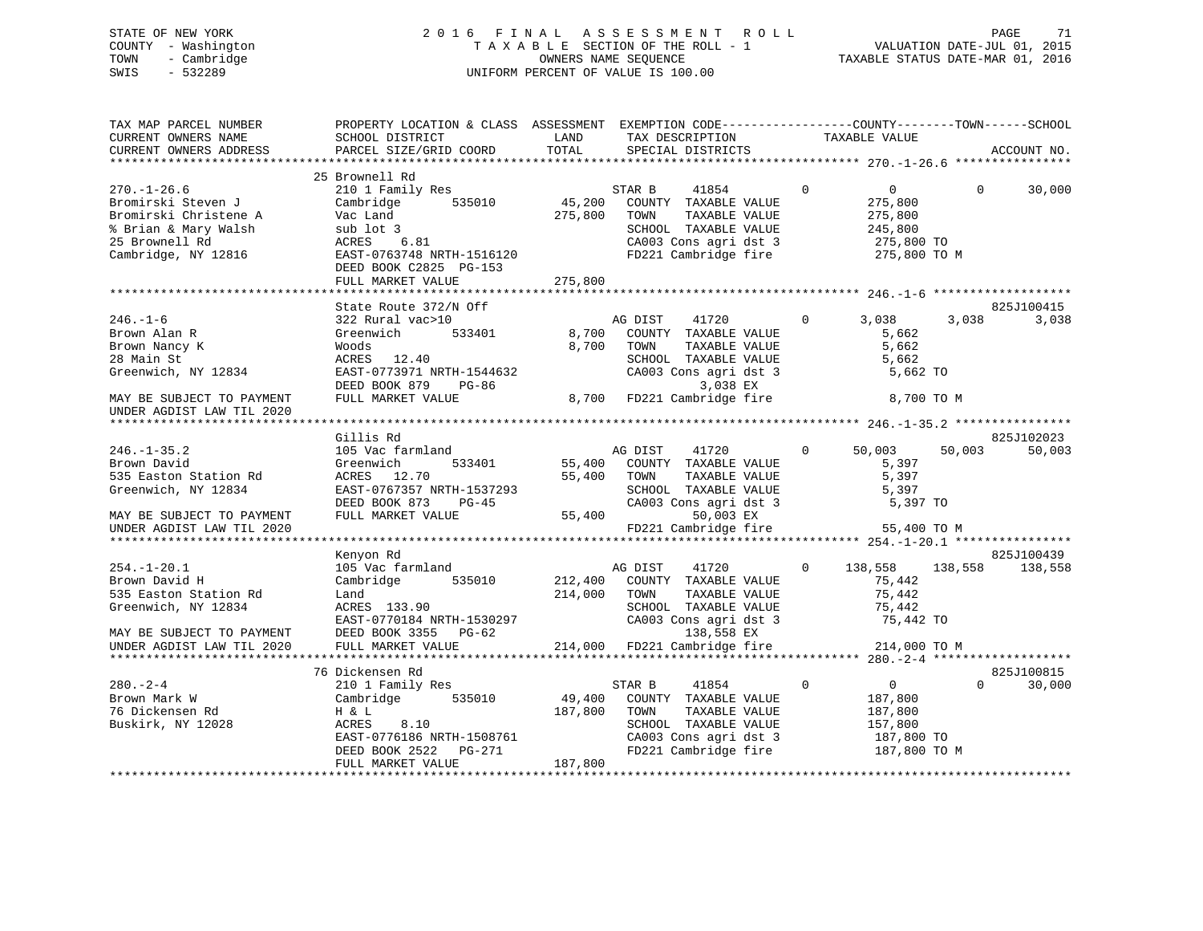STATE OF NEW YORK — 2016 FINAL ASSESSMENT ROLL
COUNTY - Washington — TAXABLE SECTION OF THE ROLL - 1 — VALUATION DATE-JUL 01, 2015
TOWN - Cambridge — OWNERS NAME SEQUENCE — TAXABLE STATUS DATE-MAR 01, 2016
SWIS - 532289 — UNIFORM PERCENT OF VALUE IS 100.00

| TAX MAP PARCEL NUMBER / CURRENT OWNERS NAME / CURRENT OWNERS ADDRESS | PROPERTY LOCATION & CLASS / SCHOOL DISTRICT / PARCEL SIZE/GRID COORD | ASSESSMENT LAND / TOTAL | EXEMPTION CODE / TAX DESCRIPTION / SPECIAL DISTRICTS | COUNTY | TOWN | SCHOOL | ACCOUNT NO. |
|---|---|---|---|---|---|---|---|
| 270.-1-26.6 | 25 Brownell Rd | | | | | | |
| Bromirski Steven J | 210 1 Family Res | | STAR B 41854 0 | 0 | 0 | 30,000 | |
| Bromirski Christene A | Cambridge 535010 | 45,200 | COUNTY TAXABLE VALUE | 275,800 | | | |
| % Brian & Mary Walsh | Vac Land | 275,800 | TOWN TAXABLE VALUE | | 275,800 | | |
| 25 Brownell Rd | sub lot 3 | | SCHOOL TAXABLE VALUE | | | 245,800 | |
| Cambridge, NY 12816 | ACRES 6.81 | | CA003 Cons agri dst 3 | 275,800 TO | | | |
| | EAST-0763748 NRTH-1516120 | | FD221 Cambridge fire | 275,800 TO M | | | |
| | DEED BOOK C2825 PG-153 | | | | | | |
| | FULL MARKET VALUE | 275,800 | | | | | |
| 246.-1-6 | State Route 372/N Off | | | | | | 825J100415 |
| Brown Alan R | 322 Rural vac>10 | | AG DIST 41720 0 | 3,038 | 3,038 | 3,038 | |
| Brown Nancy K | Greenwich 533401 | 8,700 | COUNTY TAXABLE VALUE | 5,662 | | | |
| 28 Main St | Woods | 8,700 | TOWN TAXABLE VALUE | | 5,662 | | |
| Greenwich, NY 12834 | ACRES 12.40 | | SCHOOL TAXABLE VALUE | | | 5,662 | |
| | EAST-0773971 NRTH-1544632 | | CA003 Cons agri dst 3 | 5,662 TO | | | |
| | DEED BOOK 879 PG-86 | | 3,038 EX | | | | |
| MAY BE SUBJECT TO PAYMENT UNDER AGDIST LAW TIL 2020 | FULL MARKET VALUE | 8,700 | FD221 Cambridge fire | 8,700 TO M | | | |
| 246.-1-35.2 | Gillis Rd | | | | | | 825J102023 |
| Brown David | 105 Vac farmland | | AG DIST 41720 0 | 50,003 | 50,003 | 50,003 | |
| 535 Easton Station Rd | Greenwich 533401 | 55,400 | COUNTY TAXABLE VALUE | 5,397 | | | |
| Greenwich, NY 12834 | ACRES 12.70 | 55,400 | TOWN TAXABLE VALUE | | 5,397 | | |
| | EAST-0767357 NRTH-1537293 | | SCHOOL TAXABLE VALUE | | | 5,397 | |
| | DEED BOOK 873 PG-45 | | CA003 Cons agri dst 3 | 5,397 TO | | | |
| MAY BE SUBJECT TO PAYMENT | FULL MARKET VALUE | 55,400 | 50,003 EX | | | | |
| UNDER AGDIST LAW TIL 2020 | | | FD221 Cambridge fire | 55,400 TO M | | | |
| 254.-1-20.1 | Kenyon Rd | | | | | | 825J100439 |
| Brown David H | 105 Vac farmland | | AG DIST 41720 0 | 138,558 | 138,558 | 138,558 | |
| 535 Easton Station Rd | Cambridge 535010 | 212,400 | COUNTY TAXABLE VALUE | 75,442 | | | |
| Greenwich, NY 12834 | Land | 214,000 | TOWN TAXABLE VALUE | | 75,442 | | |
| | ACRES 133.90 | | SCHOOL TAXABLE VALUE | | | 75,442 | |
| | EAST-0770184 NRTH-1530297 | | CA003 Cons agri dst 3 | 75,442 TO | | | |
| MAY BE SUBJECT TO PAYMENT | DEED BOOK 3355 PG-62 | | 138,558 EX | | | | |
| UNDER AGDIST LAW TIL 2020 | FULL MARKET VALUE | 214,000 | FD221 Cambridge fire | 214,000 TO M | | | |
| 280.-2-4 | 76 Dickensen Rd | | | | | | 825J100815 |
| Brown Mark W | 210 1 Family Res | | STAR B 41854 0 | 0 | 0 | 30,000 | |
| 76 Dickensen Rd | Cambridge 535010 | 49,400 | COUNTY TAXABLE VALUE | 187,800 | | | |
| Buskirk, NY 12028 | H & L | 187,800 | TOWN TAXABLE VALUE | | 187,800 | | |
| | ACRES 8.10 | | SCHOOL TAXABLE VALUE | | | 157,800 | |
| | EAST-0776186 NRTH-1508761 | | CA003 Cons agri dst 3 | 187,800 TO | | | |
| | DEED BOOK 2522 PG-271 | | FD221 Cambridge fire | 187,800 TO M | | | |
| | FULL MARKET VALUE | 187,800 | | | | | |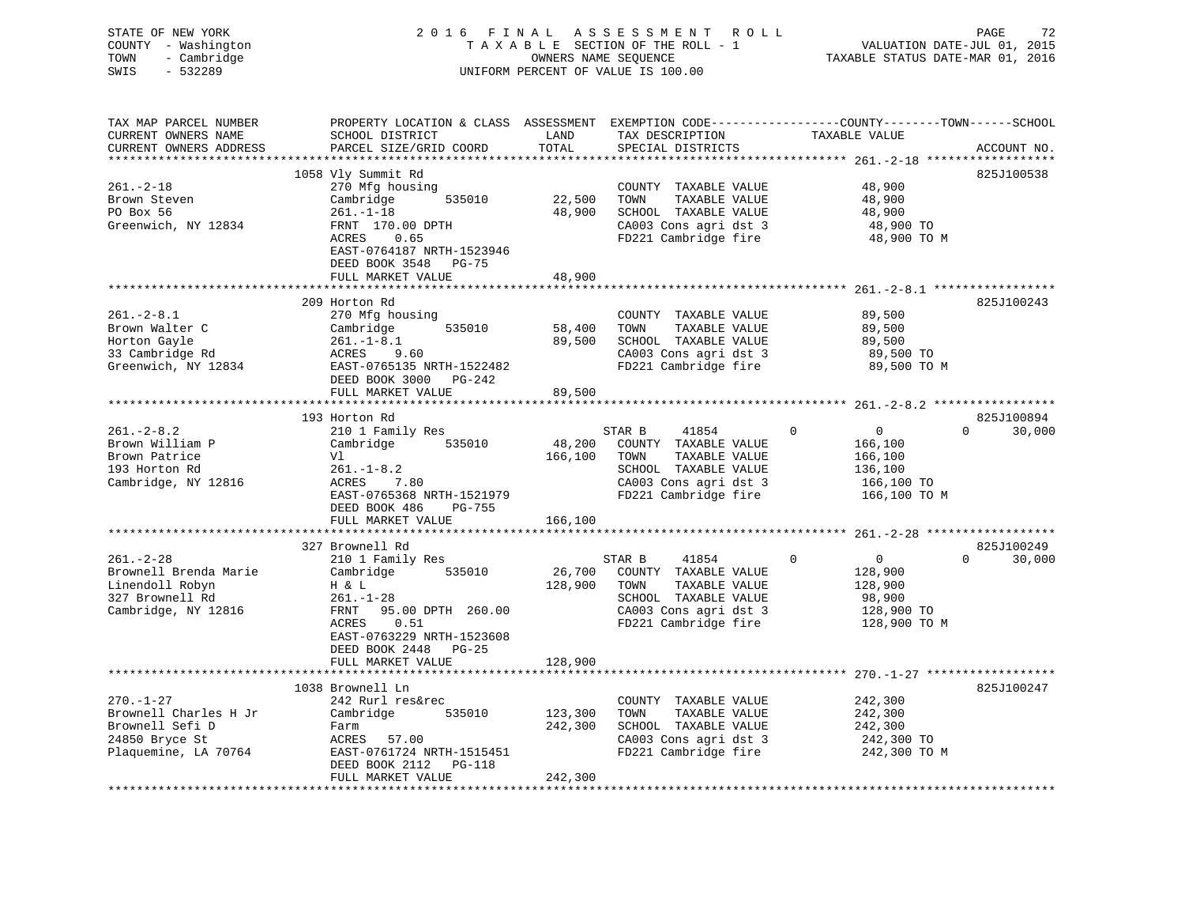STATE OF NEW YORK
COUNTY - Washington
TOWN - Cambridge
SWIS - 532289

2016 FINAL ASSESSMENT ROLL
TAXABLE SECTION OF THE ROLL - 1
OWNERS NAME SEQUENCE
UNIFORM PERCENT OF VALUE IS 100.00

VALUATION DATE-JUL 01, 2015
TAXABLE STATUS DATE-MAR 01, 2016

| TAX MAP PARCEL NUMBER / CURRENT OWNERS NAME / CURRENT OWNERS ADDRESS | PROPERTY LOCATION & CLASS / SCHOOL DISTRICT / PARCEL SIZE/GRID COORD | ASSESSMENT LAND / TOTAL | EXEMPTION CODE / TAX DESCRIPTION / SPECIAL DISTRICTS | COUNTY | TOWN | SCHOOL TAXABLE VALUE | ACCOUNT NO. |
|---|---|---|---|---|---|---|---|
| **261.-2-18** | 1058 Vly Summit Rd | | | | | | 825J100538 |
| 261.-2-18 | 270 Mfg housing | | COUNTY TAXABLE VALUE | 48,900 | | | |
| Brown Steven | Cambridge 535010 | 22,500 | TOWN TAXABLE VALUE | 48,900 | | | |
| PO Box 56 | 261.-1-18 | 48,900 | SCHOOL TAXABLE VALUE | 48,900 | | | |
| Greenwich, NY 12834 | FRNT 170.00 DPTH | | CA003 Cons agri dst 3 | 48,900 TO | | | |
| | ACRES 0.65 | | FD221 Cambridge fire | 48,900 TO M | | | |
| | EAST-0764187 NRTH-1523946 | | | | | | |
| | DEED BOOK 3548 PG-75 | | | | | | |
| | FULL MARKET VALUE | 48,900 | | | | | |
| **261.-2-8.1** | 209 Horton Rd | | | | | | 825J100243 |
| 261.-2-8.1 | 270 Mfg housing | | COUNTY TAXABLE VALUE | 89,500 | | | |
| Brown Walter C | Cambridge 535010 | 58,400 | TOWN TAXABLE VALUE | 89,500 | | | |
| Horton Gayle | 261.-1-8.1 | 89,500 | SCHOOL TAXABLE VALUE | 89,500 | | | |
| 33 Cambridge Rd | ACRES 9.60 | | CA003 Cons agri dst 3 | 89,500 TO | | | |
| Greenwich, NY 12834 | EAST-0765135 NRTH-1522482 | | FD221 Cambridge fire | 89,500 TO M | | | |
| | DEED BOOK 3000 PG-242 | | | | | | |
| | FULL MARKET VALUE | 89,500 | | | | | |
| **261.-2-8.2** | 193 Horton Rd | | | | | | 825J100894 |
| 261.-2-8.2 | 210 1 Family Res | | STAR B 41854 | 0 | 0 | 30,000 | |
| Brown William P | Cambridge 535010 | 48,200 | COUNTY TAXABLE VALUE | 166,100 | | | |
| Brown Patrice | Vl | 166,100 | TOWN TAXABLE VALUE | 166,100 | | | |
| 193 Horton Rd | 261.-1-8.2 | | SCHOOL TAXABLE VALUE | 136,100 | | | |
| Cambridge, NY 12816 | ACRES 7.80 | | CA003 Cons agri dst 3 | 166,100 TO | | | |
| | EAST-0765368 NRTH-1521979 | | FD221 Cambridge fire | 166,100 TO M | | | |
| | DEED BOOK 486 PG-755 | | | | | | |
| | FULL MARKET VALUE | 166,100 | | | | | |
| **261.-2-28** | 327 Brownell Rd | | | | | | 825J100249 |
| 261.-2-28 | 210 1 Family Res | | STAR B 41854 | 0 | 0 | 30,000 | |
| Brownell Brenda Marie | Cambridge 535010 | 26,700 | COUNTY TAXABLE VALUE | 128,900 | | | |
| Linendoll Robyn | H & L | 128,900 | TOWN TAXABLE VALUE | 128,900 | | | |
| 327 Brownell Rd | 261.-1-28 | | SCHOOL TAXABLE VALUE | 98,900 | | | |
| Cambridge, NY 12816 | FRNT 95.00 DPTH 260.00 | | CA003 Cons agri dst 3 | 128,900 TO | | | |
| | ACRES 0.51 | | FD221 Cambridge fire | 128,900 TO M | | | |
| | EAST-0763229 NRTH-1523608 | | | | | | |
| | DEED BOOK 2448 PG-25 | | | | | | |
| | FULL MARKET VALUE | 128,900 | | | | | |
| **270.-1-27** | 1038 Brownell Ln | | | | | | 825J100247 |
| 270.-1-27 | 242 Rurl res&rec | | COUNTY TAXABLE VALUE | 242,300 | | | |
| Brownell Charles H Jr | Cambridge 535010 | 123,300 | TOWN TAXABLE VALUE | 242,300 | | | |
| Brownell Sefi D | Farm | 242,300 | SCHOOL TAXABLE VALUE | 242,300 | | | |
| 24850 Bryce St | ACRES 57.00 | | CA003 Cons agri dst 3 | 242,300 TO | | | |
| Plaquemine, LA 70764 | EAST-0761724 NRTH-1515451 | | FD221 Cambridge fire | 242,300 TO M | | | |
| | DEED BOOK 2112 PG-118 | | | | | | |
| | FULL MARKET VALUE | 242,300 | | | | | |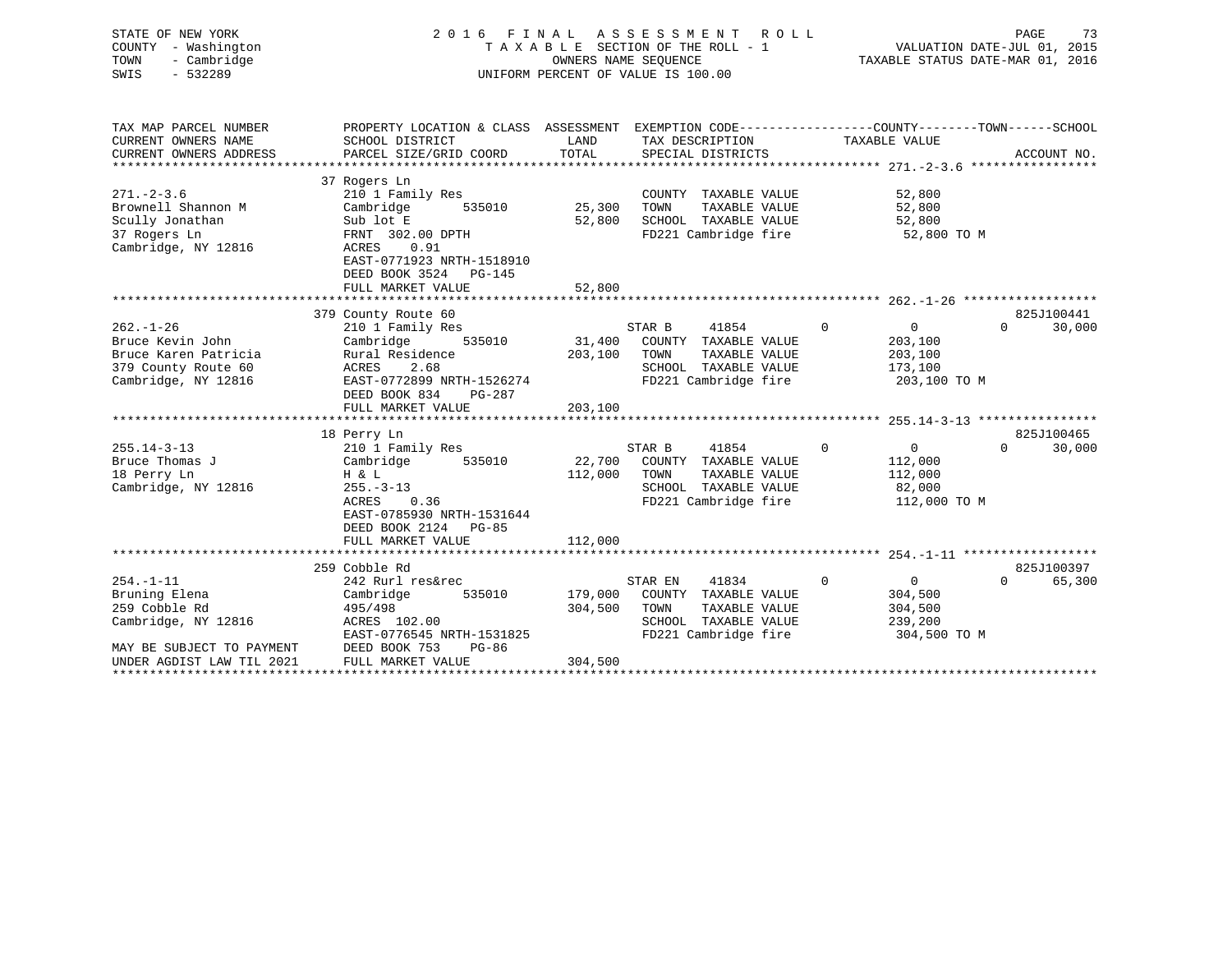STATE OF NEW YORK
COUNTY - Washington
TOWN - Cambridge
SWIS - 532289

2016 FINAL ASSESSMENT ROLL
TAXABLE SECTION OF THE ROLL - 1
OWNERS NAME SEQUENCE
UNIFORM PERCENT OF VALUE IS 100.00

VALUATION DATE-JUL 01, 2015
TAXABLE STATUS DATE-MAR 01, 2016

| TAX MAP PARCEL NUMBER<br>CURRENT OWNERS NAME<br>CURRENT OWNERS ADDRESS | PROPERTY LOCATION & CLASS<br>SCHOOL DISTRICT<br>PARCEL SIZE/GRID COORD | ASSESSMENT<br>LAND<br>TOTAL | EXEMPTION CODE<br>TAX DESCRIPTION<br>SPECIAL DISTRICTS | COUNTY | TOWN | SCHOOL<br>TAXABLE VALUE<br>ACCOUNT NO. |
|---|---|---|---|---|---|---|
| **271.-2-3.6** | 37 Rogers Ln | | | | | |
| 271.-2-3.6 | 210 1 Family Res | | COUNTY TAXABLE VALUE | 52,800 | | |
| Brownell Shannon M | Cambridge 535010 | 25,300 | TOWN TAXABLE VALUE | | 52,800 | |
| Scully Jonathan | Sub lot E | 52,800 | SCHOOL TAXABLE VALUE | | | 52,800 |
| 37 Rogers Ln | FRNT 302.00 DPTH | | FD221 Cambridge fire | 52,800 TO M | | |
| Cambridge, NY 12816 | ACRES 0.91 | | | | | |
| | EAST-0771923 NRTH-1518910 | | | | | |
| | DEED BOOK 3524 PG-145 | | | | | |
| | FULL MARKET VALUE | 52,800 | | | | |
| **262.-1-26** | 379 County Route 60 | | | | | 825J100441 |
| 262.-1-26 | 210 1 Family Res | | STAR B 41854 | 0 | 0 | 30,000 |
| Bruce Kevin John | Cambridge 535010 | 31,400 | COUNTY TAXABLE VALUE | 203,100 | | |
| Bruce Karen Patricia | Rural Residence | 203,100 | TOWN TAXABLE VALUE | | 203,100 | |
| 379 County Route 60 | ACRES 2.68 | | SCHOOL TAXABLE VALUE | | | 173,100 |
| Cambridge, NY 12816 | EAST-0772899 NRTH-1526274 | | FD221 Cambridge fire | 203,100 TO M | | |
| | DEED BOOK 834 PG-287 | | | | | |
| | FULL MARKET VALUE | 203,100 | | | | |
| **255.14-3-13** | 18 Perry Ln | | | | | 825J100465 |
| 255.14-3-13 | 210 1 Family Res | | STAR B 41854 | 0 | 0 | 30,000 |
| Bruce Thomas J | Cambridge 535010 | 22,700 | COUNTY TAXABLE VALUE | 112,000 | | |
| 18 Perry Ln | H & L | 112,000 | TOWN TAXABLE VALUE | | 112,000 | |
| Cambridge, NY 12816 | 255.-3-13 | | SCHOOL TAXABLE VALUE | | | 82,000 |
| | ACRES 0.36 | | FD221 Cambridge fire | 112,000 TO M | | |
| | EAST-0785930 NRTH-1531644 | | | | | |
| | DEED BOOK 2124 PG-85 | | | | | |
| | FULL MARKET VALUE | 112,000 | | | | |
| **254.-1-11** | 259 Cobble Rd | | | | | 825J100397 |
| 254.-1-11 | 242 Rurl res&rec | | STAR EN 41834 | 0 | 0 | 65,300 |
| Bruning Elena | Cambridge 535010 | 179,000 | COUNTY TAXABLE VALUE | 304,500 | | |
| 259 Cobble Rd | 495/498 | 304,500 | TOWN TAXABLE VALUE | | 304,500 | |
| Cambridge, NY 12816 | ACRES 102.00 | | SCHOOL TAXABLE VALUE | | | 239,200 |
| | EAST-0776545 NRTH-1531825 | | FD221 Cambridge fire | 304,500 TO M | | |
| MAY BE SUBJECT TO PAYMENT | DEED BOOK 753 PG-86 | | | | | |
| UNDER AGDIST LAW TIL 2021 | FULL MARKET VALUE | 304,500 | | | | |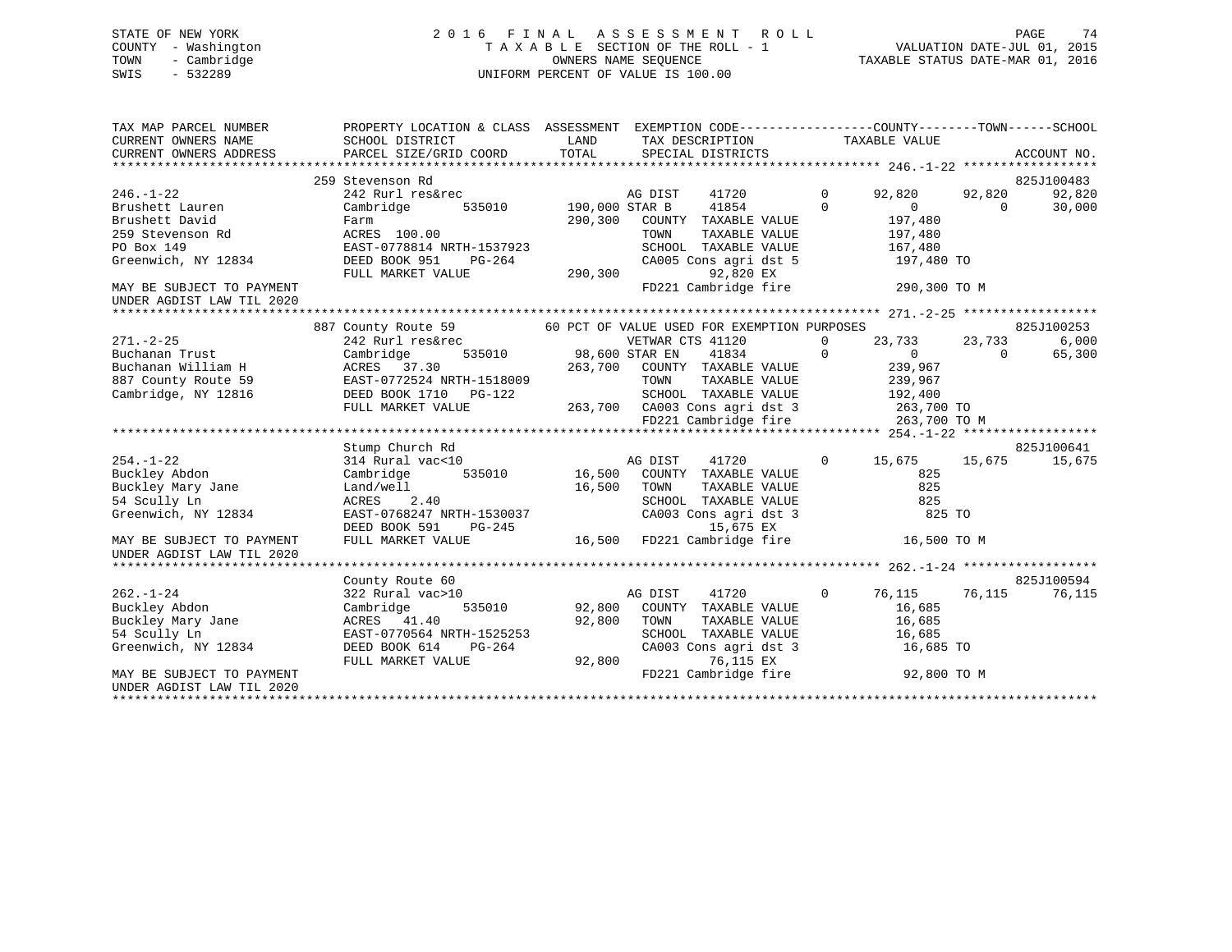STATE OF NEW YORK
COUNTY - Washington
TOWN - Cambridge
SWIS - 532289

2016 FINAL ASSESSMENT ROLL
TAXABLE SECTION OF THE ROLL - 1
OWNERS NAME SEQUENCE
UNIFORM PERCENT OF VALUE IS 100.00

VALUATION DATE-JUL 01, 2015
TAXABLE STATUS DATE-MAR 01, 2016

```
TAX MAP PARCEL NUMBER          PROPERTY LOCATION & CLASS  ASSESSMENT  EXEMPTION CODE------------------COUNTY--------TOWN------SCHOOL
CURRENT OWNERS NAME            SCHOOL DISTRICT              LAND      TAX DESCRIPTION              TAXABLE VALUE
CURRENT OWNERS ADDRESS         PARCEL SIZE/GRID COORD       TOTAL     SPECIAL DISTRICTS                                    ACCOUNT NO.
******************************************************************************************************* 246.-1-22 ******************
                    259 Stevenson Rd                                                                                 825J100483
246.-1-22                      242 Rurl res&rec                  AG DIST    41720         0      92,820     92,820     92,820
Brushett Lauren                Cambridge      535010        190,000 STAR B     41854         0           0          0     30,000
Brushett David                 Farm                         290,300   COUNTY  TAXABLE VALUE          197,480
259 Stevenson Rd               ACRES 100.00                           TOWN    TAXABLE VALUE          197,480
PO Box 149                     EAST-0778814 NRTH-1537923              SCHOOL  TAXABLE VALUE          167,480
Greenwich, NY 12834            DEED BOOK 951    PG-264                CA005 Cons agri dst 5           197,480 TO
                               FULL MARKET VALUE            290,300         92,820 EX
MAY BE SUBJECT TO PAYMENT                                             FD221 Cambridge fire            290,300 TO M
UNDER AGDIST LAW TIL 2020
******************************************************************************************************* 271.-2-25 ******************
                    887 County Route 59         60 PCT OF VALUE USED FOR EXEMPTION PURPOSES                          825J100253
271.-2-25                      242 Rurl res&rec                  VETWAR CTS 41120         0      23,733     23,733      6,000
Buchanan Trust                 Cambridge      535010         98,600 STAR EN    41834         0           0          0     65,300
Buchanan William H             ACRES  37.30                 263,700   COUNTY  TAXABLE VALUE          239,967
887 County Route 59            EAST-0772524 NRTH-1518009              TOWN    TAXABLE VALUE          239,967
Cambridge, NY 12816            DEED BOOK 1710   PG-122                SCHOOL  TAXABLE VALUE          192,400
                               FULL MARKET VALUE            263,700   CA003 Cons agri dst 3           263,700 TO
                                                                      FD221 Cambridge fire            263,700 TO M
******************************************************************************************************* 254.-1-22 ******************
                    Stump Church Rd                                                                                  825J100641
254.-1-22                      314 Rural vac<10                  AG DIST    41720         0      15,675     15,675     15,675
Buckley Abdon                  Cambridge      535010         16,500   COUNTY  TAXABLE VALUE              825
Buckley Mary Jane              Land/well                     16,500   TOWN    TAXABLE VALUE              825
54 Scully Ln                   ACRES   2.40                           SCHOOL  TAXABLE VALUE              825
Greenwich, NY 12834            EAST-0768247 NRTH-1530037              CA003 Cons agri dst 3               825 TO
                               DEED BOOK 591    PG-245                      15,675 EX
MAY BE SUBJECT TO PAYMENT      FULL MARKET VALUE             16,500   FD221 Cambridge fire             16,500 TO M
UNDER AGDIST LAW TIL 2020
******************************************************************************************************* 262.-1-24 ******************
                    County Route 60                                                                                  825J100594
262.-1-24                      322 Rural vac>10                  AG DIST    41720         0      76,115     76,115     76,115
Buckley Abdon                  Cambridge      535010         92,800   COUNTY  TAXABLE VALUE           16,685
Buckley Mary Jane              ACRES  41.40                  92,800   TOWN    TAXABLE VALUE           16,685
54 Scully Ln                   EAST-0770564 NRTH-1525253              SCHOOL  TAXABLE VALUE           16,685
Greenwich, NY 12834            DEED BOOK 614    PG-264                CA003 Cons agri dst 3            16,685 TO
                               FULL MARKET VALUE             92,800         76,115 EX
MAY BE SUBJECT TO PAYMENT                                             FD221 Cambridge fire             92,800 TO M
UNDER AGDIST LAW TIL 2020
************************************************************************************************************************************
```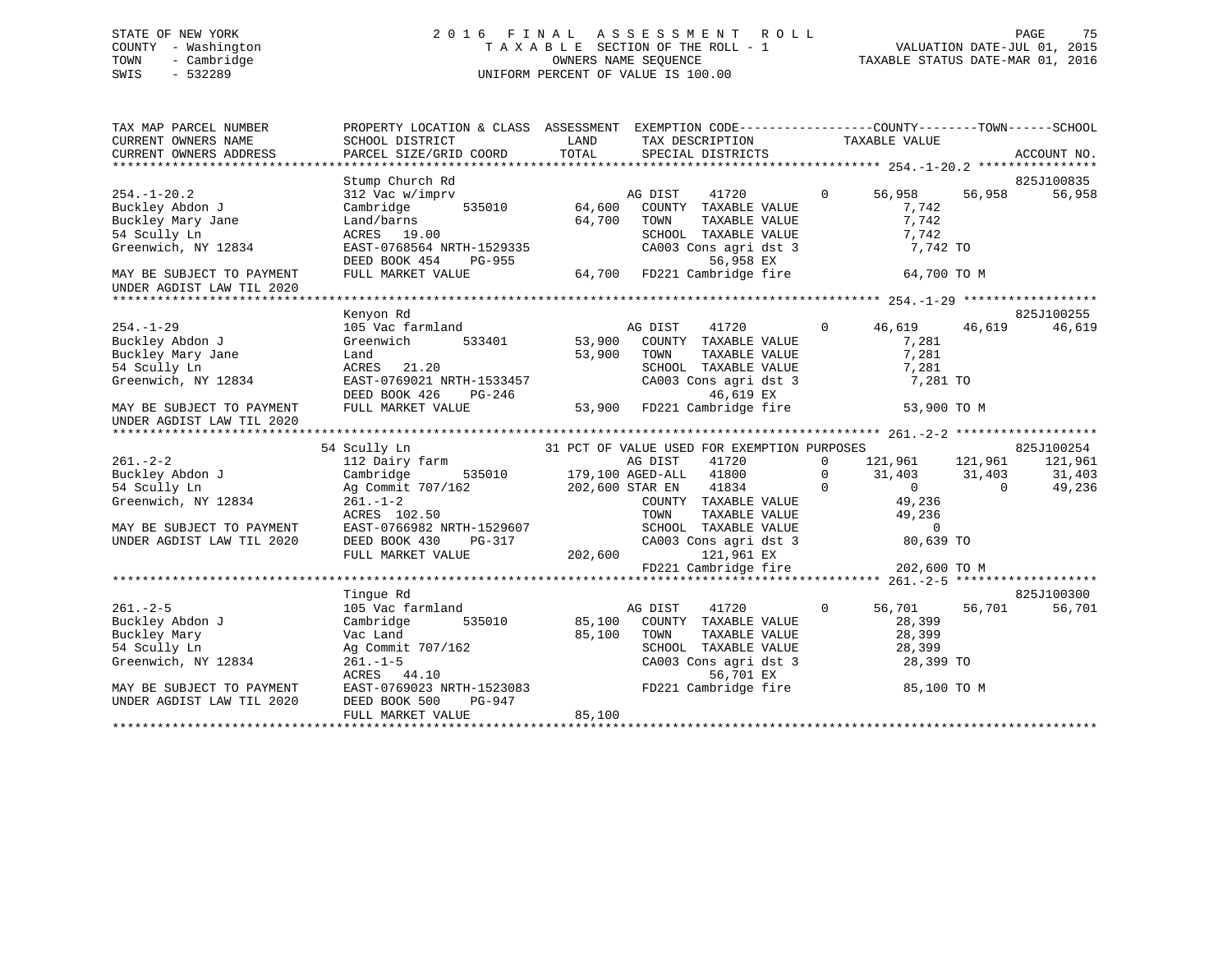STATE OF NEW YORK
COUNTY - Washington
TOWN - Cambridge
SWIS - 532289

2 0 1 6 F I N A L A S S E S S M E N T R O L L
T A X A B L E SECTION OF THE ROLL - 1
OWNERS NAME SEQUENCE
UNIFORM PERCENT OF VALUE IS 100.00

VALUATION DATE-JUL 01, 2015
TAXABLE STATUS DATE-MAR 01, 2016

```
TAX MAP PARCEL NUMBER          PROPERTY LOCATION & CLASS  ASSESSMENT  EXEMPTION CODE------------------COUNTY--------TOWN------SCHOOL
CURRENT OWNERS NAME            SCHOOL DISTRICT               LAND      TAX DESCRIPTION              TAXABLE VALUE
CURRENT OWNERS ADDRESS         PARCEL SIZE/GRID COORD        TOTAL     SPECIAL DISTRICTS                                        ACCOUNT NO.
******************************************************************************************************* 254.-1-20.2 ****************
                               Stump Church Rd                                                                              825J100835
254.-1-20.2                    312 Vac w/imprv                         AG DIST     41720         0      56,958      56,958      56,958
Buckley Abdon J                Cambridge       535010         64,600   COUNTY  TAXABLE VALUE               7,742
Buckley Mary Jane              Land/barns                     64,700   TOWN    TAXABLE VALUE               7,742
54 Scully Ln                   ACRES   19.00                           SCHOOL  TAXABLE VALUE               7,742
Greenwich, NY 12834            EAST-0768564 NRTH-1529335               CA003 Cons agri dst 3               7,742 TO
                               DEED BOOK 454     PG-955                      56,958 EX
MAY BE SUBJECT TO PAYMENT      FULL MARKET VALUE              64,700   FD221 Cambridge fire               64,700 TO M
UNDER AGDIST LAW TIL 2020
******************************************************************************************************* 254.-1-29 ******************
                               Kenyon Rd                                                                                    825J100255
254.-1-29                      105 Vac farmland                        AG DIST     41720         0      46,619      46,619      46,619
Buckley Abdon J                Greenwich       533401         53,900   COUNTY  TAXABLE VALUE               7,281
Buckley Mary Jane              Land                           53,900   TOWN    TAXABLE VALUE               7,281
54 Scully Ln                   ACRES   21.20                           SCHOOL  TAXABLE VALUE               7,281
Greenwich, NY 12834            EAST-0769021 NRTH-1533457               CA003 Cons agri dst 3               7,281 TO
                               DEED BOOK 426     PG-246                      46,619 EX
MAY BE SUBJECT TO PAYMENT      FULL MARKET VALUE              53,900   FD221 Cambridge fire               53,900 TO M
UNDER AGDIST LAW TIL 2020
******************************************************************************************************* 261.-2-2 *******************
                               54 Scully Ln                  31 PCT OF VALUE USED FOR EXEMPTION PURPOSES                    825J100254
261.-2-2                       112 Dairy farm                          AG DIST     41720         0     121,961     121,961     121,961
Buckley Abdon J                Cambridge       535010        179,100 AGED-ALL     41800         0      31,403      31,403      31,403
54 Scully Ln                   Ag Commit 707/162             202,600 STAR EN      41834         0           0           0      49,236
Greenwich, NY 12834            261.-1-2                                COUNTY  TAXABLE VALUE              49,236
                               ACRES  102.50                           TOWN    TAXABLE VALUE              49,236
MAY BE SUBJECT TO PAYMENT      EAST-0766982 NRTH-1529607               SCHOOL  TAXABLE VALUE                   0
UNDER AGDIST LAW TIL 2020      DEED BOOK 430     PG-317                CA003 Cons agri dst 3              80,639 TO
                               FULL MARKET VALUE             202,600        121,961 EX
                                                                       FD221 Cambridge fire              202,600 TO M
******************************************************************************************************* 261.-2-5 *******************
                               Tingue Rd                                                                                    825J100300
261.-2-5                       105 Vac farmland                        AG DIST     41720         0      56,701      56,701      56,701
Buckley Abdon J                Cambridge       535010         85,100   COUNTY  TAXABLE VALUE              28,399
Buckley Mary                   Vac Land                       85,100   TOWN    TAXABLE VALUE              28,399
54 Scully Ln                   Ag Commit 707/162                       SCHOOL  TAXABLE VALUE              28,399
Greenwich, NY 12834            261.-1-5                                CA003 Cons agri dst 3              28,399 TO
                               ACRES   44.10                                 56,701 EX
MAY BE SUBJECT TO PAYMENT      EAST-0769023 NRTH-1523083               FD221 Cambridge fire               85,100 TO M
UNDER AGDIST LAW TIL 2020      DEED BOOK 500     PG-947
                               FULL MARKET VALUE              85,100
************************************************************************************************************************************
```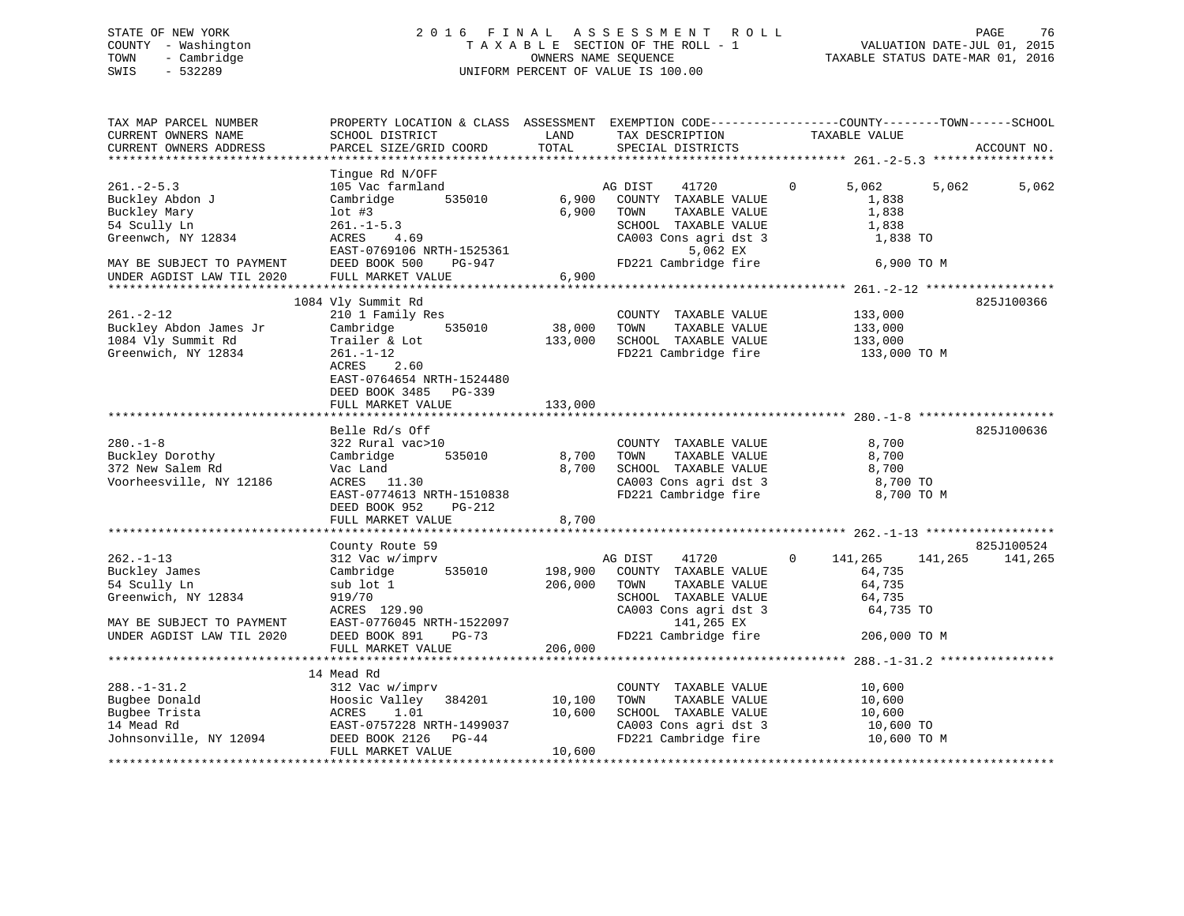STATE OF NEW YORK                    2016 FINAL ASSESSMENT ROLL
COUNTY - Washington                  TAXABLE SECTION OF THE ROLL - 1                VALUATION DATE-JUL 01, 2015
TOWN - Cambridge                     OWNERS NAME SEQUENCE                           TAXABLE STATUS DATE-MAR 01, 2016
SWIS - 532289                        UNIFORM PERCENT OF VALUE IS 100.00

```
TAX MAP PARCEL NUMBER          PROPERTY LOCATION & CLASS  ASSESSMENT  EXEMPTION CODE-----------------COUNTY--------TOWN------SCHOOL
CURRENT OWNERS NAME            SCHOOL DISTRICT              LAND      TAX DESCRIPTION              TAXABLE VALUE
CURRENT OWNERS ADDRESS         PARCEL SIZE/GRID COORD       TOTAL     SPECIAL DISTRICTS                                  ACCOUNT NO.
******************************************************************************************************* 261.-2-5.3 *****************
                               Tingue Rd N/OFF
261.-2-5.3                     105 Vac farmland                       AG DIST    41720         0       5,062      5,062      5,062
Buckley Abdon J                Cambridge       535010        6,900    COUNTY  TAXABLE VALUE             1,838
Buckley Mary                   lot #3                        6,900    TOWN    TAXABLE VALUE             1,838
54 Scully Ln                   261.-1-5.3                             SCHOOL  TAXABLE VALUE             1,838
Greenwch, NY 12834             ACRES    4.69                          CA003 Cons agri dst 3             1,838 TO
                               EAST-0769106 NRTH-1525361                   5,062 EX
MAY BE SUBJECT TO PAYMENT      DEED BOOK 500    PG-947                FD221 Cambridge fire              6,900 TO M
UNDER AGDIST LAW TIL 2020      FULL MARKET VALUE             6,900
******************************************************************************************************* 261.-2-12 ******************
                          1084 Vly Summit Rd                                                                         825J100366
261.-2-12                      210 1 Family Res                       COUNTY  TAXABLE VALUE           133,000
Buckley Abdon James Jr         Cambridge       535010       38,000    TOWN    TAXABLE VALUE           133,000
1084 Vly Summit Rd             Trailer & Lot               133,000    SCHOOL  TAXABLE VALUE           133,000
Greenwich, NY 12834            261.-1-12                              FD221 Cambridge fire            133,000 TO M
                               ACRES    2.60
                               EAST-0764654 NRTH-1524480
                               DEED BOOK 3485   PG-339
                               FULL MARKET VALUE           133,000
******************************************************************************************************* 280.-1-8 *******************
                               Belle Rd/s Off                                                                        825J100636
280.-1-8                       322 Rural vac>10                       COUNTY  TAXABLE VALUE             8,700
Buckley Dorothy                Cambridge       535010        8,700    TOWN    TAXABLE VALUE             8,700
372 New Salem Rd               Vac Land                      8,700    SCHOOL  TAXABLE VALUE             8,700
Voorheesville, NY 12186        ACRES   11.30                          CA003 Cons agri dst 3             8,700 TO
                               EAST-0774613 NRTH-1510838              FD221 Cambridge fire              8,700 TO M
                               DEED BOOK 952    PG-212
                               FULL MARKET VALUE             8,700
******************************************************************************************************* 262.-1-13 ******************
                               County Route 59                                                                       825J100524
262.-1-13                      312 Vac w/imprv                        AG DIST    41720         0     141,265    141,265    141,265
Buckley James                  Cambridge       535010      198,900    COUNTY  TAXABLE VALUE            64,735
54 Scully Ln                   sub lot 1                   206,000    TOWN    TAXABLE VALUE            64,735
Greenwich, NY 12834            919/70                                 SCHOOL  TAXABLE VALUE            64,735
                               ACRES  129.90                          CA003 Cons agri dst 3            64,735 TO
MAY BE SUBJECT TO PAYMENT      EAST-0776045 NRTH-1522097                 141,265 EX
UNDER AGDIST LAW TIL 2020      DEED BOOK 891    PG-73                 FD221 Cambridge fire            206,000 TO M
                               FULL MARKET VALUE           206,000
******************************************************************************************************* 288.-1-31.2 ****************
                               14 Mead Rd
288.-1-31.2                    312 Vac w/imprv                        COUNTY  TAXABLE VALUE            10,600
Bugbee Donald                  Hoosic Valley   384201       10,100    TOWN    TAXABLE VALUE            10,600
Bugbee Trista                  ACRES    1.01                10,600    SCHOOL  TAXABLE VALUE            10,600
14 Mead Rd                     EAST-0757228 NRTH-1499037              CA003 Cons agri dst 3            10,600 TO
Johnsonville, NY 12094         DEED BOOK 2126   PG-44                 FD221 Cambridge fire             10,600 TO M
                               FULL MARKET VALUE            10,600
************************************************************************************************************************************
```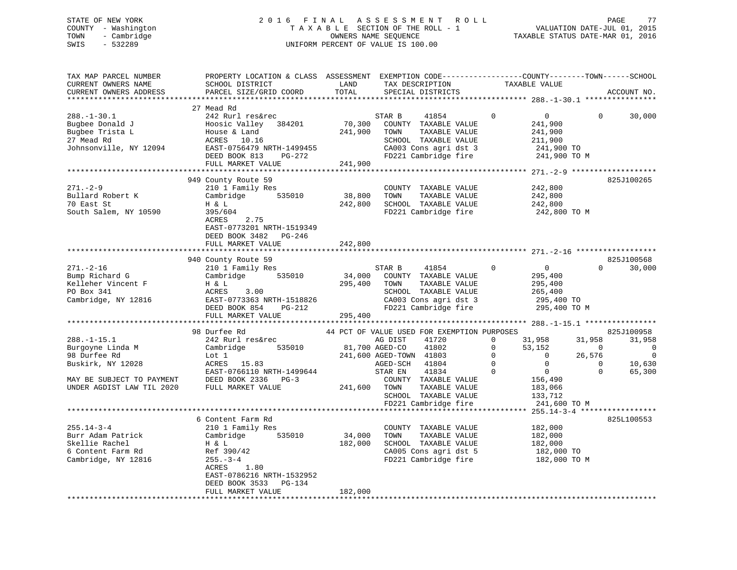STATE OF NEW YORK — 2016 FINAL ASSESSMENT ROLL
COUNTY - Washington — TAXABLE SECTION OF THE ROLL - 1 — VALUATION DATE-JUL 01, 2015
TOWN - Cambridge — OWNERS NAME SEQUENCE — TAXABLE STATUS DATE-MAR 01, 2016
SWIS - 532289 — UNIFORM PERCENT OF VALUE IS 100.00

```
TAX MAP PARCEL NUMBER          PROPERTY LOCATION & CLASS  ASSESSMENT  EXEMPTION CODE------------------COUNTY--------TOWN------SCHOOL
CURRENT OWNERS NAME            SCHOOL DISTRICT               LAND      TAX DESCRIPTION            TAXABLE VALUE
CURRENT OWNERS ADDRESS         PARCEL SIZE/GRID COORD        TOTAL     SPECIAL DISTRICTS                                       ACCOUNT NO.
******************************************************************************************************* 288.-1-30.1 ****************
                               27 Mead Rd
288.-1-30.1                    242 Rurl res&rec                        STAR B     41854         0           0            0      30,000
Bugbee Donald J                Hoosic Valley   384201       70,300     COUNTY  TAXABLE VALUE             241,900
Bugbee Trista L                House & Land                241,900     TOWN    TAXABLE VALUE             241,900
27 Mead Rd                     ACRES   10.16                           SCHOOL  TAXABLE VALUE             211,900
Johnsonville, NY 12094         EAST-0756479 NRTH-1499455               CA003 Cons agri dst 3              241,900 TO
                               DEED BOOK 813    PG-272                 FD221 Cambridge fire               241,900 TO M
                               FULL MARKET VALUE           241,900
******************************************************************************************************* 271.-2-9 *******************
                               949 County Route 59                                                                         825J100265
271.-2-9                       210 1 Family Res                        COUNTY  TAXABLE VALUE             242,800
Bullard Robert K               Cambridge       535010       38,800     TOWN    TAXABLE VALUE             242,800
70 East St                     H & L                       242,800     SCHOOL  TAXABLE VALUE             242,800
South Salem, NY 10590          395/604                                 FD221 Cambridge fire               242,800 TO M
                               ACRES    2.75
                               EAST-0773201 NRTH-1519349
                               DEED BOOK 3482   PG-246
                               FULL MARKET VALUE           242,800
******************************************************************************************************* 271.-2-16 ******************
                               940 County Route 59                                                                         825J100568
271.-2-16                      210 1 Family Res                        STAR B     41854         0           0            0      30,000
Bump Richard G                 Cambridge       535010       34,000     COUNTY  TAXABLE VALUE             295,400
Kelleher Vincent F             H & L                       295,400     TOWN    TAXABLE VALUE             295,400
PO Box 341                     ACRES    3.00                           SCHOOL  TAXABLE VALUE             265,400
Cambridge, NY 12816            EAST-0773363 NRTH-1518826               CA003 Cons agri dst 3              295,400 TO
                               DEED BOOK 854    PG-212                 FD221 Cambridge fire               295,400 TO M
                               FULL MARKET VALUE           295,400
******************************************************************************************************* 288.-1-15.1 ****************
                               98 Durfee Rd                44 PCT OF VALUE USED FOR EXEMPTION PURPOSES                     825J100958
288.-1-15.1                    242 Rurl res&rec                        AG DIST    41720         0      31,958       31,958      31,958
Burgoyne Linda M               Cambridge       535010       81,700 AGED-CO    41802         0      53,152            0           0
98 Durfee Rd                   Lot 1                       241,600 AGED-TOWN  41803         0           0       26,576           0
Buskirk, NY 12028              ACRES   15.83                           AGED-SCH   41804         0           0            0      10,630
                               EAST-0766110 NRTH-1499644               STAR EN    41834         0           0            0      65,300
MAY BE SUBJECT TO PAYMENT      DEED BOOK 2336   PG-3                   COUNTY  TAXABLE VALUE             156,490
UNDER AGDIST LAW TIL 2020      FULL MARKET VALUE           241,600     TOWN    TAXABLE VALUE             183,066
                                                                       SCHOOL  TAXABLE VALUE             133,712
                                                                       FD221 Cambridge fire               241,600 TO M
******************************************************************************************************* 255.14-3-4 *****************
                               6 Content Farm Rd                                                                           825L100553
255.14-3-4                     210 1 Family Res                        COUNTY  TAXABLE VALUE             182,000
Burr Adam Patrick              Cambridge       535010       34,000     TOWN    TAXABLE VALUE             182,000
Skellie Rachel                 H & L                       182,000     SCHOOL  TAXABLE VALUE             182,000
6 Content Farm Rd              Ref 390/42                              CA005 Cons agri dst 5              182,000 TO
Cambridge, NY 12816            255.-3-4                                FD221 Cambridge fire               182,000 TO M
                               ACRES    1.80
                               EAST-0786216 NRTH-1532952
                               DEED BOOK 3533   PG-134
                               FULL MARKET VALUE           182,000
************************************************************************************************************************************
```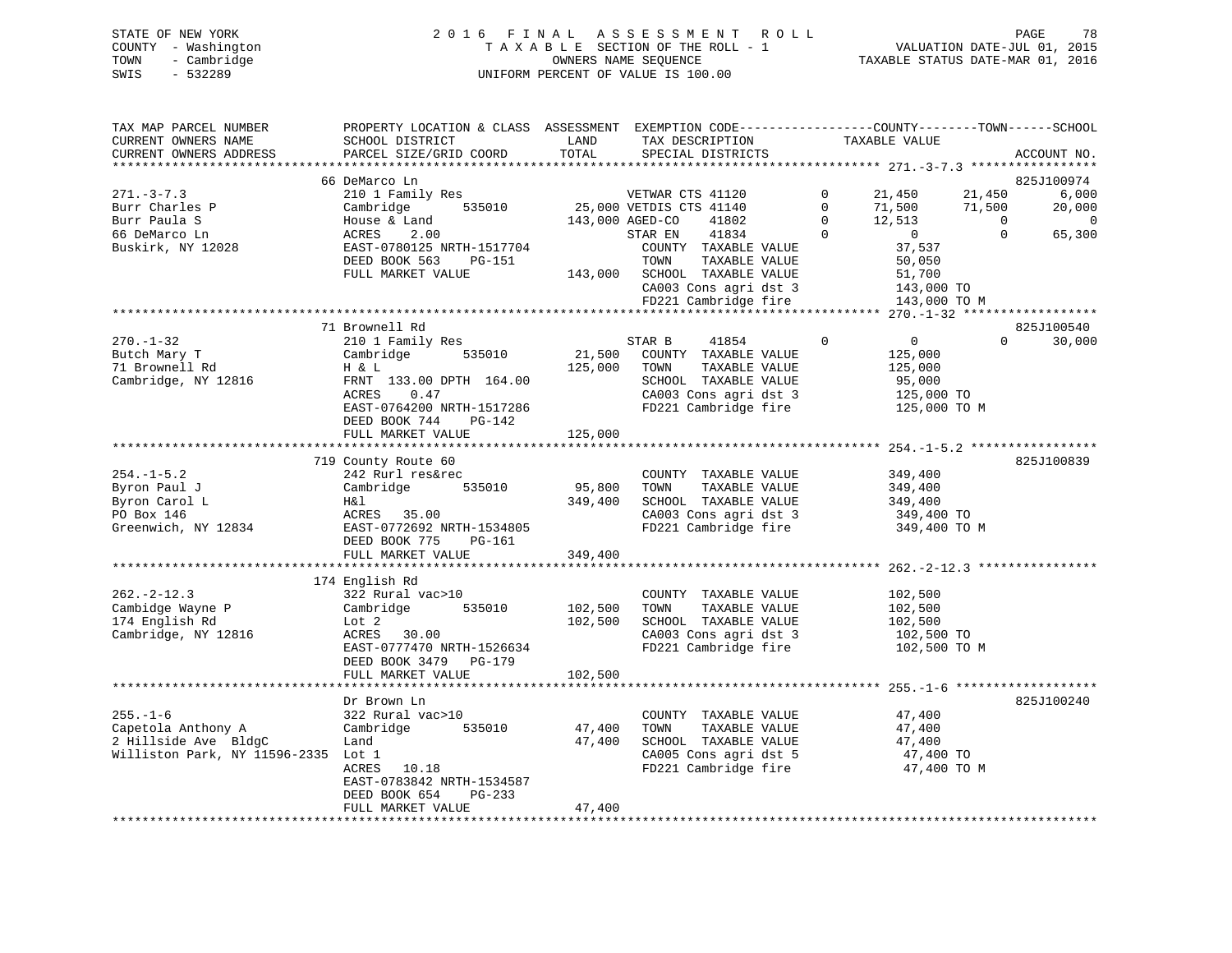STATE OF NEW YORK
COUNTY - Washington
TOWN - Cambridge
SWIS - 532289

2016 FINAL ASSESSMENT ROLL
TAXABLE SECTION OF THE ROLL - 1
OWNERS NAME SEQUENCE
UNIFORM PERCENT OF VALUE IS 100.00

VALUATION DATE-JUL 01, 2015
TAXABLE STATUS DATE-MAR 01, 2016

```
TAX MAP PARCEL NUMBER          PROPERTY LOCATION & CLASS  ASSESSMENT  EXEMPTION CODE-----------------COUNTY--------TOWN------SCHOOL
CURRENT OWNERS NAME            SCHOOL DISTRICT             LAND        TAX DESCRIPTION              TAXABLE VALUE
CURRENT OWNERS ADDRESS         PARCEL SIZE/GRID COORD      TOTAL       SPECIAL DISTRICTS                                       ACCOUNT NO.
******************************************************************************************************* 271.-3-7.3 *****************
                               66 DeMarco Ln                                                                                825J100974
271.-3-7.3                     210 1 Family Res                         VETWAR CTS 41120        0      21,450     21,450       6,000
Burr Charles P                 Cambridge      535010      25,000 VETDIS CTS 41140        0      71,500     71,500      20,000
Burr Paula S                   House & Land               143,000 AGED-CO     41802        0      12,513          0           0
66 DeMarco Ln                  ACRES     2.00                          STAR EN     41834        0           0          0      65,300
Buskirk, NY 12028              EAST-0780125 NRTH-1517704               COUNTY  TAXABLE VALUE           37,537
                               DEED BOOK 563    PG-151                 TOWN    TAXABLE VALUE           50,050
                               FULL MARKET VALUE          143,000      SCHOOL  TAXABLE VALUE           51,700
                                                                       CA003 Cons agri dst 3          143,000 TO
                                                                       FD221 Cambridge fire           143,000 TO M
******************************************************************************************************* 270.-1-32 ******************
                               71 Brownell Rd                                                                               825J100540
270.-1-32                      210 1 Family Res                        STAR B      41854        0           0          0      30,000
Butch Mary T                   Cambridge      535010      21,500      COUNTY  TAXABLE VALUE          125,000
71 Brownell Rd                 H & L                      125,000      TOWN    TAXABLE VALUE          125,000
Cambridge, NY 12816            FRNT  133.00 DPTH 164.00                SCHOOL  TAXABLE VALUE           95,000
                               ACRES     0.47                          CA003 Cons agri dst 3          125,000 TO
                               EAST-0764200 NRTH-1517286               FD221 Cambridge fire           125,000 TO M
                               DEED BOOK 744    PG-142
                               FULL MARKET VALUE          125,000
******************************************************************************************************* 254.-1-5.2 *****************
                               719 County Route 60                                                                          825J100839
254.-1-5.2                     242 Rurl res&rec                        COUNTY  TAXABLE VALUE          349,400
Byron Paul J                   Cambridge      535010      95,800      TOWN    TAXABLE VALUE          349,400
Byron Carol L                  H&l                        349,400      SCHOOL  TAXABLE VALUE          349,400
PO Box 146                     ACRES    35.00                          CA003 Cons agri dst 3          349,400 TO
Greenwich, NY 12834            EAST-0772692 NRTH-1534805               FD221 Cambridge fire           349,400 TO M
                               DEED BOOK 775    PG-161
                               FULL MARKET VALUE          349,400
******************************************************************************************************* 262.-2-12.3 ****************
                               174 English Rd
262.-2-12.3                    322 Rural vac>10                        COUNTY  TAXABLE VALUE          102,500
Cambidge Wayne P               Cambridge      535010     102,500      TOWN    TAXABLE VALUE          102,500
174 English Rd                 Lot 2                      102,500      SCHOOL  TAXABLE VALUE          102,500
Cambridge, NY 12816            ACRES    30.00                          CA003 Cons agri dst 3          102,500 TO
                               EAST-0777470 NRTH-1526634               FD221 Cambridge fire           102,500 TO M
                               DEED BOOK 3479   PG-179
                               FULL MARKET VALUE          102,500
******************************************************************************************************* 255.-1-6 *******************
                               Dr Brown Ln                                                                                  825J100240
255.-1-6                       322 Rural vac>10                        COUNTY  TAXABLE VALUE           47,400
Capetola Anthony A             Cambridge      535010      47,400      TOWN    TAXABLE VALUE           47,400
2 Hillside Ave  BldgC          Land                        47,400      SCHOOL  TAXABLE VALUE           47,400
Williston Park, NY 11596-2335  Lot 1                                   CA005 Cons agri dst 5           47,400 TO
                               ACRES    10.18                          FD221 Cambridge fire            47,400 TO M
                               EAST-0783842 NRTH-1534587
                               DEED BOOK 654    PG-233
                               FULL MARKET VALUE           47,400
************************************************************************************************************************************
```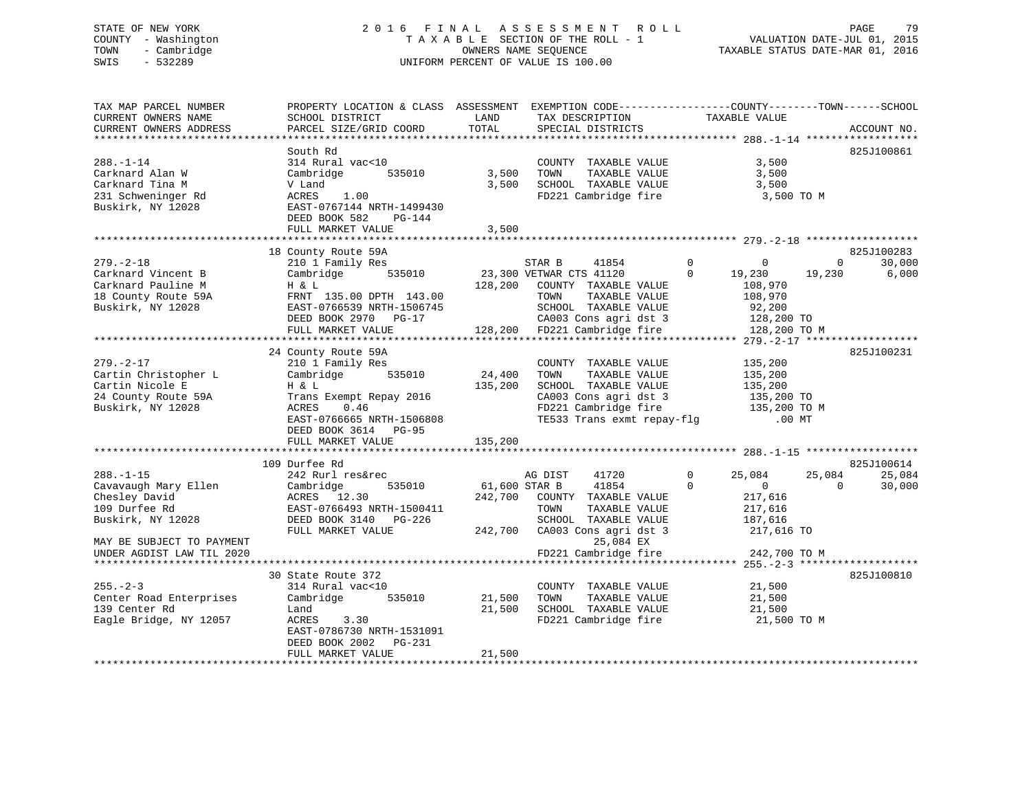STATE OF NEW YORK
COUNTY - Washington
TOWN - Cambridge
SWIS - 532289

2016 FINAL ASSESSMENT ROLL
TAXABLE SECTION OF THE ROLL - 1
OWNERS NAME SEQUENCE
UNIFORM PERCENT OF VALUE IS 100.00

VALUATION DATE-JUL 01, 2015
TAXABLE STATUS DATE-MAR 01, 2016

```
TAX MAP PARCEL NUMBER          PROPERTY LOCATION & CLASS  ASSESSMENT  EXEMPTION CODE-----------------COUNTY--------TOWN------SCHOOL
CURRENT OWNERS NAME            SCHOOL DISTRICT              LAND      TAX DESCRIPTION            TAXABLE VALUE
CURRENT OWNERS ADDRESS         PARCEL SIZE/GRID COORD       TOTAL     SPECIAL DISTRICTS                                     ACCOUNT NO.
****************************************************************************************************** 288.-1-14 ******************
                               South Rd                                                                                 825J100861
288.-1-14                      314 Rural vac<10                        COUNTY  TAXABLE VALUE             3,500
Carknard Alan W                Cambridge      535010        3,500      TOWN    TAXABLE VALUE             3,500
Carknard Tina M                V Land                       3,500      SCHOOL  TAXABLE VALUE             3,500
231 Schweninger Rd             ACRES    1.00                           FD221 Cambridge fire               3,500 TO M
Buskirk, NY 12028              EAST-0767144 NRTH-1499430
                               DEED BOOK 582    PG-144
                               FULL MARKET VALUE            3,500
****************************************************************************************************** 279.-2-18 ******************
                               18 County Route 59A                                                                      825J100283
279.-2-18                      210 1 Family Res                     STAR B      41854          0           0            0    30,000
Carknard Vincent B             Cambridge      535010       23,300 VETWAR CTS 41120           0      19,230       19,230     6,000
Carknard Pauline M             H & L                      128,200   COUNTY  TAXABLE VALUE           108,970
18 County Route 59A            FRNT 135.00 DPTH 143.00              TOWN    TAXABLE VALUE           108,970
Buskirk, NY 12028              EAST-0766539 NRTH-1506745            SCHOOL  TAXABLE VALUE            92,200
                               DEED BOOK 2970   PG-17               CA003 Cons agri dst 3           128,200 TO
                               FULL MARKET VALUE          128,200   FD221 Cambridge fire            128,200 TO M
****************************************************************************************************** 279.-2-17 ******************
                               24 County Route 59A                                                                      825J100231
279.-2-17                      210 1 Family Res                        COUNTY  TAXABLE VALUE           135,200
Cartin Christopher L           Cambridge      535010       24,400      TOWN    TAXABLE VALUE           135,200
Cartin Nicole E                H & L                      135,200      SCHOOL  TAXABLE VALUE           135,200
24 County Route 59A            Trans Exempt Repay 2016                 CA003 Cons agri dst 3           135,200 TO
Buskirk, NY 12028              ACRES    0.46                           FD221 Cambridge fire            135,200 TO M
                               EAST-0766665 NRTH-1506808               TE533 Trans exmt repay-flg          .00 MT
                               DEED BOOK 3614   PG-95
                               FULL MARKET VALUE          135,200
****************************************************************************************************** 288.-1-15 ******************
                               109 Durfee Rd                                                                            825J100614
288.-1-15                      242 Rurl res&rec                      AG DIST     41720          0      25,084       25,084    25,084
Cavavaugh Mary Ellen           Cambridge      535010       61,600 STAR B      41854          0           0            0    30,000
Chesley David                  ACRES   12.30              242,700   COUNTY  TAXABLE VALUE           217,616
109 Durfee Rd                  EAST-0766493 NRTH-1500411            TOWN    TAXABLE VALUE           217,616
Buskirk, NY 12028              DEED BOOK 3140   PG-226              SCHOOL  TAXABLE VALUE           187,616
                               FULL MARKET VALUE          242,700   CA003 Cons agri dst 3           217,616 TO
MAY BE SUBJECT TO PAYMENT                                                   25,084 EX
UNDER AGDIST LAW TIL 2020                                           FD221 Cambridge fire            242,700 TO M
****************************************************************************************************** 255.-2-3 *******************
                               30 State Route 372                                                                       825J100810
255.-2-3                       314 Rural vac<10                        COUNTY  TAXABLE VALUE            21,500
Center Road Enterprises        Cambridge      535010       21,500      TOWN    TAXABLE VALUE            21,500
139 Center Rd                  Land                        21,500      SCHOOL  TAXABLE VALUE            21,500
Eagle Bridge, NY 12057         ACRES    3.30                           FD221 Cambridge fire             21,500 TO M
                               EAST-0786730 NRTH-1531091
                               DEED BOOK 2002   PG-231
                               FULL MARKET VALUE           21,500
************************************************************************************************************************************
```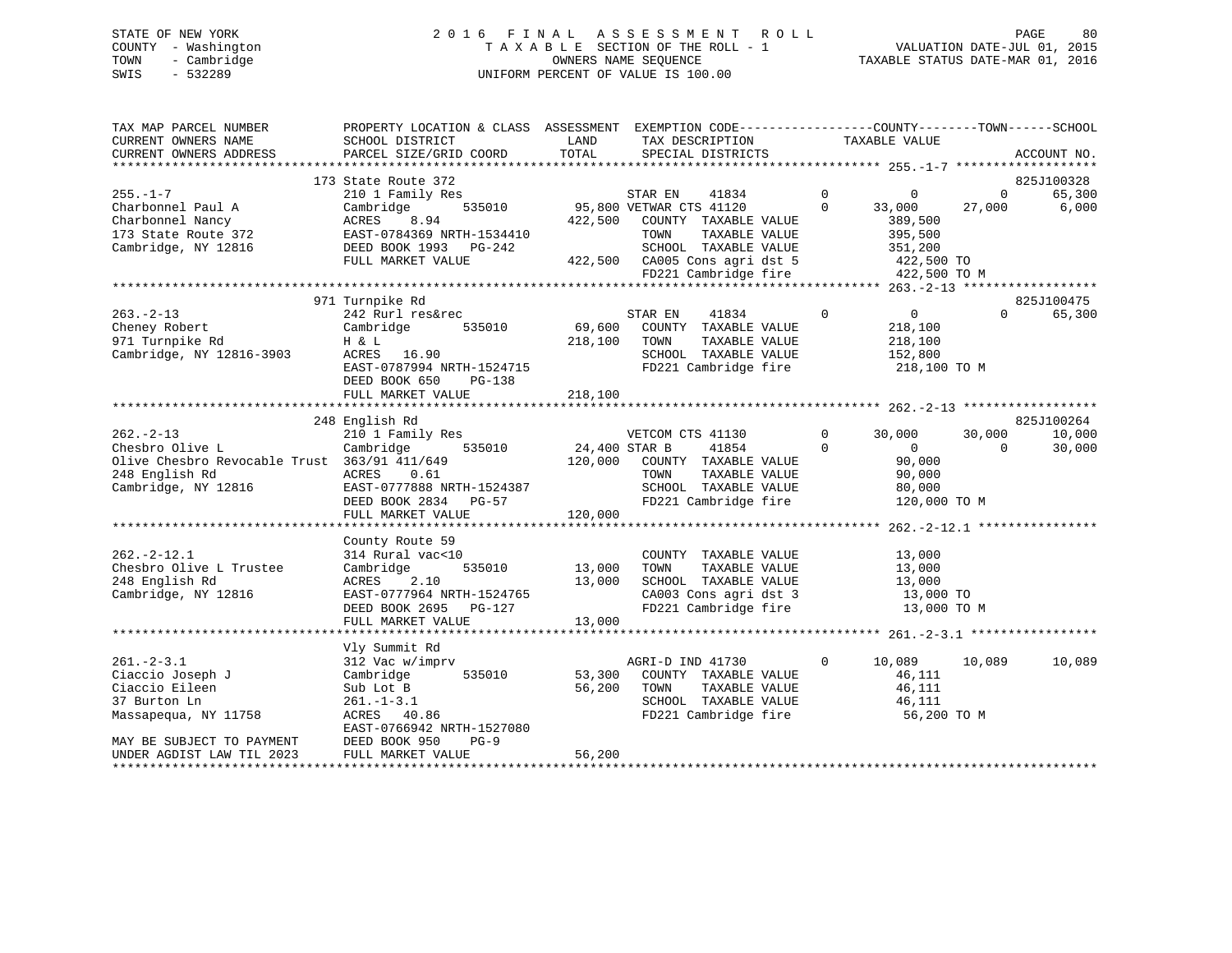STATE OF NEW YORK
COUNTY - Washington
TOWN - Cambridge
SWIS - 532289

2016 FINAL ASSESSMENT ROLL
TAXABLE SECTION OF THE ROLL - 1
OWNERS NAME SEQUENCE
UNIFORM PERCENT OF VALUE IS 100.00

VALUATION DATE-JUL 01, 2015
TAXABLE STATUS DATE-MAR 01, 2016

| TAX MAP PARCEL NUMBER / CURRENT OWNERS NAME / CURRENT OWNERS ADDRESS | PROPERTY LOCATION & CLASS / SCHOOL DISTRICT / PARCEL SIZE/GRID COORD | ASSESSMENT LAND / TOTAL | EXEMPTION CODE / TAX DESCRIPTION / SPECIAL DISTRICTS | | COUNTY TAXABLE VALUE | TOWN | SCHOOL | ACCOUNT NO. |
|---|---|---|---|---|---|---|---|---|
| **255.-1-7** | 173 State Route 372 | | | | | | | 825J100328 |
| Charbonnel Paul A | 210 1 Family Res | | STAR EN 41834 | 0 | 0 | 0 | 65,300 | |
| Charbonnel Nancy | Cambridge 535010 | 95,800 | VETWAR CTS 41120 | 0 | 33,000 | 27,000 | 6,000 | |
| 173 State Route 372 | ACRES 8.94 | 422,500 | COUNTY TAXABLE VALUE | | 389,500 | | | |
| Cambridge, NY 12816 | EAST-0784369 NRTH-1534410 | | TOWN TAXABLE VALUE | | 395,500 | | | |
| | DEED BOOK 1993 PG-242 | | SCHOOL TAXABLE VALUE | | 351,200 | | | |
| | FULL MARKET VALUE | 422,500 | CA005 Cons agri dst 5 | | 422,500 TO | | | |
| | | | FD221 Cambridge fire | | 422,500 TO M | | | |
| **263.-2-13** | 971 Turnpike Rd | | | | | | | 825J100475 |
| Cheney Robert | 242 Rurl res&rec | | STAR EN 41834 | 0 | 0 | 0 | 65,300 | |
| 971 Turnpike Rd | Cambridge 535010 | 69,600 | COUNTY TAXABLE VALUE | | 218,100 | | | |
| Cambridge, NY 12816-3903 | H & L | 218,100 | TOWN TAXABLE VALUE | | 218,100 | | | |
| | ACRES 16.90 | | SCHOOL TAXABLE VALUE | | 152,800 | | | |
| | EAST-0787994 NRTH-1524715 | | FD221 Cambridge fire | | 218,100 TO M | | | |
| | DEED BOOK 650 PG-138 | | | | | | | |
| | FULL MARKET VALUE | 218,100 | | | | | | |
| **262.-2-13** | 248 English Rd | | | | | | | 825J100264 |
| Chesbro Olive L | 210 1 Family Res | | VETCOM CTS 41130 | 0 | 30,000 | 30,000 | 10,000 | |
| Olive Chesbro Revocable Trust | Cambridge 535010 | 24,400 | STAR B 41854 | 0 | 0 | 0 | 30,000 | |
| 248 English Rd | 363/91 411/649 | 120,000 | COUNTY TAXABLE VALUE | | 90,000 | | | |
| Cambridge, NY 12816 | ACRES 0.61 | | TOWN TAXABLE VALUE | | 90,000 | | | |
| | EAST-0777888 NRTH-1524387 | | SCHOOL TAXABLE VALUE | | 80,000 | | | |
| | DEED BOOK 2834 PG-57 | | FD221 Cambridge fire | | 120,000 TO M | | | |
| | FULL MARKET VALUE | 120,000 | | | | | | |
| **262.-2-12.1** | County Route 59 | | | | | | | |
| Chesbro Olive L Trustee | 314 Rural vac<10 | | COUNTY TAXABLE VALUE | | 13,000 | | | |
| 248 English Rd | Cambridge 535010 | 13,000 | TOWN TAXABLE VALUE | | 13,000 | | | |
| Cambridge, NY 12816 | ACRES 2.10 | 13,000 | SCHOOL TAXABLE VALUE | | 13,000 | | | |
| | EAST-0777964 NRTH-1524765 | | CA003 Cons agri dst 3 | | 13,000 TO | | | |
| | DEED BOOK 2695 PG-127 | | FD221 Cambridge fire | | 13,000 TO M | | | |
| | FULL MARKET VALUE | 13,000 | | | | | | |
| **261.-2-3.1** | Vly Summit Rd | | | | | | | |
| Ciaccio Joseph J | 312 Vac w/imprv | | AGRI-D IND 41730 | 0 | 10,089 | 10,089 | 10,089 | |
| Ciaccio Eileen | Cambridge 535010 | 53,300 | COUNTY TAXABLE VALUE | | 46,111 | | | |
| 37 Burton Ln | Sub Lot B | 56,200 | TOWN TAXABLE VALUE | | 46,111 | | | |
| Massapequa, NY 11758 | 261.-1-3.1 | | SCHOOL TAXABLE VALUE | | 46,111 | | | |
| | ACRES 40.86 | | FD221 Cambridge fire | | 56,200 TO M | | | |
| | EAST-0766942 NRTH-1527080 | | | | | | | |
| MAY BE SUBJECT TO PAYMENT | DEED BOOK 950 PG-9 | | | | | | | |
| UNDER AGDIST LAW TIL 2023 | FULL MARKET VALUE | 56,200 | | | | | | |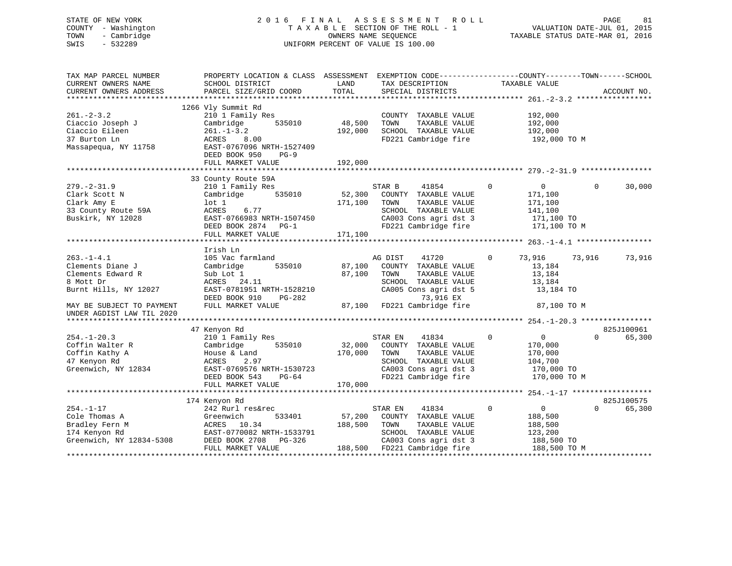STATE OF NEW YORK
COUNTY - Washington
TOWN - Cambridge
SWIS - 532289

2016 FINAL ASSESSMENT ROLL
TAXABLE SECTION OF THE ROLL - 1
OWNERS NAME SEQUENCE
UNIFORM PERCENT OF VALUE IS 100.00

VALUATION DATE-JUL 01, 2015
TAXABLE STATUS DATE-MAR 01, 2016

```
TAX MAP PARCEL NUMBER          PROPERTY LOCATION & CLASS  ASSESSMENT  EXEMPTION CODE------------------COUNTY--------TOWN------SCHOOL
CURRENT OWNERS NAME            SCHOOL DISTRICT               LAND      TAX DESCRIPTION             TAXABLE VALUE
CURRENT OWNERS ADDRESS         PARCEL SIZE/GRID COORD        TOTAL     SPECIAL DISTRICTS                                    ACCOUNT NO.
****************************************************************************************************** 261.-2-3.2 *****************
                               1266 Vly Summit Rd
261.-2-3.2                     210 1 Family Res                        COUNTY  TAXABLE VALUE          192,000
Ciaccio Joseph J               Cambridge        535010       48,500    TOWN    TAXABLE VALUE          192,000
Ciaccio Eileen                 261.-1-3.2                   192,000    SCHOOL  TAXABLE VALUE          192,000
37 Burton Ln                   ACRES    8.00                           FD221 Cambridge fire            192,000 TO M
Massapequa, NY 11758           EAST-0767096 NRTH-1527409
                               DEED BOOK 950    PG-9
                               FULL MARKET VALUE            192,000
****************************************************************************************************** 279.-2-31.9 ****************
                               33 County Route 59A
279.-2-31.9                    210 1 Family Res                        STAR B      41854       0             0            0     30,000
Clark Scott N                  Cambridge        535010       52,300    COUNTY  TAXABLE VALUE          171,100
Clark Amy E                    lot 1                        171,100    TOWN    TAXABLE VALUE          171,100
33 County Route 59A            ACRES    6.77                           SCHOOL  TAXABLE VALUE          141,100
Buskirk, NY 12028              EAST-0766983 NRTH-1507450               CA003 Cons agri dst 3           171,100 TO
                               DEED BOOK 2874   PG-1                   FD221 Cambridge fire            171,100 TO M
                               FULL MARKET VALUE            171,100
****************************************************************************************************** 263.-1-4.1 *****************
                               Irish Ln
263.-1-4.1                     105 Vac farmland                        AG DIST     41720       0        73,916       73,916     73,916
Clements Diane J               Cambridge        535010       87,100    COUNTY  TAXABLE VALUE           13,184
Clements Edward R              Sub Lot 1                     87,100    TOWN    TAXABLE VALUE           13,184
8 Mott Dr                      ACRES   24.11                           SCHOOL  TAXABLE VALUE           13,184
Burnt Hills, NY 12027          EAST-0781951 NRTH-1528210               CA005 Cons agri dst 5            13,184 TO
                               DEED BOOK 910    PG-282                          73,916 EX
MAY BE SUBJECT TO PAYMENT      FULL MARKET VALUE             87,100    FD221 Cambridge fire             87,100 TO M
UNDER AGDIST LAW TIL 2020
****************************************************************************************************** 254.-1-20.3 ****************
                               47 Kenyon Rd                                                                            825J100961
254.-1-20.3                    210 1 Family Res                        STAR EN     41834       0             0            0     65,300
Coffin Walter R                Cambridge        535010       32,000    COUNTY  TAXABLE VALUE          170,000
Coffin Kathy A                 House & Land                 170,000    TOWN    TAXABLE VALUE          170,000
47 Kenyon Rd                   ACRES    2.97                           SCHOOL  TAXABLE VALUE          104,700
Greenwich, NY 12834            EAST-0769576 NRTH-1530723               CA003 Cons agri dst 3           170,000 TO
                               DEED BOOK 543    PG-64                  FD221 Cambridge fire            170,000 TO M
                               FULL MARKET VALUE            170,000
****************************************************************************************************** 254.-1-17 ******************
                               174 Kenyon Rd                                                                           825J100575
254.-1-17                      242 Rurl res&rec                        STAR EN     41834       0             0            0     65,300
Cole Thomas A                  Greenwich        533401       57,200    COUNTY  TAXABLE VALUE          188,500
Bradley Fern M                 ACRES   10.34                188,500    TOWN    TAXABLE VALUE          188,500
174 Kenyon Rd                  EAST-0770082 NRTH-1533791               SCHOOL  TAXABLE VALUE          123,200
Greenwich, NY 12834-5308       DEED BOOK 2708   PG-326                 CA003 Cons agri dst 3           188,500 TO
                               FULL MARKET VALUE            188,500    FD221 Cambridge fire            188,500 TO M
************************************************************************************************************************************
```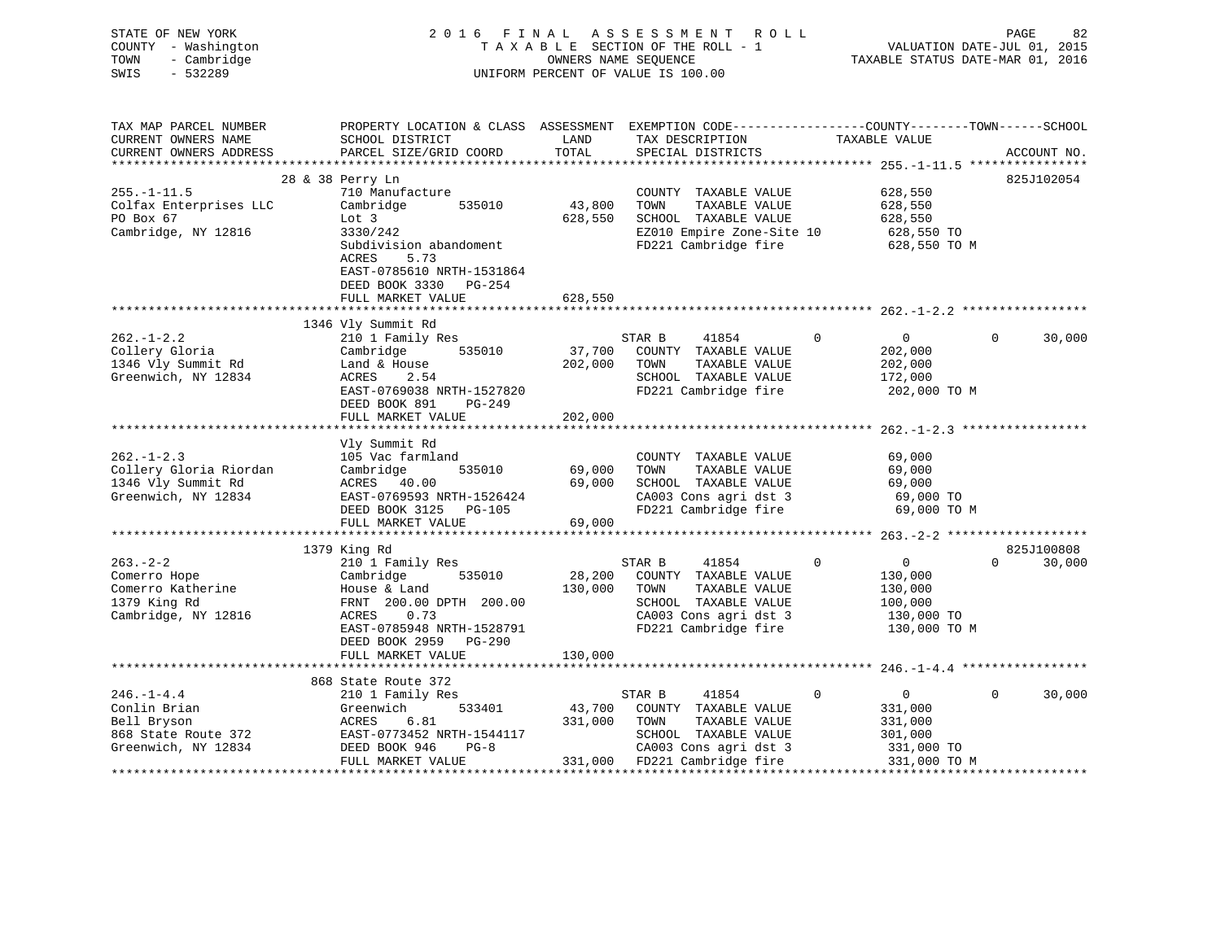STATE OF NEW YORK
COUNTY - Washington
TOWN - Cambridge
SWIS - 532289

2016 FINAL ASSESSMENT ROLL
TAXABLE SECTION OF THE ROLL - 1
OWNERS NAME SEQUENCE
UNIFORM PERCENT OF VALUE IS 100.00

VALUATION DATE-JUL 01, 2015
TAXABLE STATUS DATE-MAR 01, 2016

```
TAX MAP PARCEL NUMBER          PROPERTY LOCATION & CLASS  ASSESSMENT  EXEMPTION CODE------------------COUNTY--------TOWN------SCHOOL
CURRENT OWNERS NAME            SCHOOL DISTRICT               LAND      TAX DESCRIPTION              TAXABLE VALUE
CURRENT OWNERS ADDRESS         PARCEL SIZE/GRID COORD        TOTAL     SPECIAL DISTRICTS                                    ACCOUNT NO.
******************************************************************************************************* 255.-1-11.5 ****************
                     28 & 38 Perry Ln                                                                                      825J102054
255.-1-11.5                    710 Manufacture                         COUNTY  TAXABLE VALUE             628,550
Colfax Enterprises LLC         Cambridge        535010       43,800    TOWN    TAXABLE VALUE             628,550
PO Box 67                      Lot 3                        628,550    SCHOOL  TAXABLE VALUE             628,550
Cambridge, NY 12816            3330/242                                EZ010 Empire Zone-Site 10         628,550 TO
                               Subdivision abandoment                  FD221 Cambridge fire              628,550 TO M
                               ACRES    5.73
                               EAST-0785610 NRTH-1531864
                               DEED BOOK 3330   PG-254
                               FULL MARKET VALUE            628,550
******************************************************************************************************* 262.-1-2.2 *****************
                     1346 Vly Summit Rd
262.-1-2.2                     210 1 Family Res                        STAR B     41854          0             0         0      30,000
Collery Gloria                 Cambridge        535010       37,700    COUNTY  TAXABLE VALUE             202,000
1346 Vly Summit Rd             Land & House                 202,000    TOWN    TAXABLE VALUE             202,000
Greenwich, NY 12834            ACRES    2.54                           SCHOOL  TAXABLE VALUE             172,000
                               EAST-0769038 NRTH-1527820               FD221 Cambridge fire              202,000 TO M
                               DEED BOOK 891    PG-249
                               FULL MARKET VALUE            202,000
******************************************************************************************************* 262.-1-2.3 *****************
                     Vly Summit Rd
262.-1-2.3                     105 Vac farmland                        COUNTY  TAXABLE VALUE              69,000
Collery Gloria Riordan         Cambridge        535010       69,000    TOWN    TAXABLE VALUE              69,000
1346 Vly Summit Rd             ACRES   40.00                 69,000    SCHOOL  TAXABLE VALUE              69,000
Greenwich, NY 12834            EAST-0769593 NRTH-1526424               CA003 Cons agri dst 3              69,000 TO
                               DEED BOOK 3125   PG-105                 FD221 Cambridge fire               69,000 TO M
                               FULL MARKET VALUE             69,000
******************************************************************************************************* 263.-2-2 *******************
                     1379 King Rd                                                                                          825J100808
263.-2-2                       210 1 Family Res                        STAR B     41854          0             0         0      30,000
Comerro Hope                   Cambridge        535010       28,200    COUNTY  TAXABLE VALUE             130,000
Comerro Katherine              House & Land                 130,000    TOWN    TAXABLE VALUE             130,000
1379 King Rd                   FRNT  200.00 DPTH  200.00               SCHOOL  TAXABLE VALUE             100,000
Cambridge, NY 12816            ACRES    0.73                           CA003 Cons agri dst 3             130,000 TO
                               EAST-0785948 NRTH-1528791               FD221 Cambridge fire              130,000 TO M
                               DEED BOOK 2959   PG-290
                               FULL MARKET VALUE            130,000
******************************************************************************************************* 246.-1-4.4 *****************
                     868 State Route 372
246.-1-4.4                     210 1 Family Res                        STAR B     41854          0             0         0      30,000
Conlin Brian                   Greenwich        533401       43,700    COUNTY  TAXABLE VALUE             331,000
Bell Bryson                    ACRES    6.81                331,000    TOWN    TAXABLE VALUE             331,000
868 State Route 372            EAST-0773452 NRTH-1544117               SCHOOL  TAXABLE VALUE             301,000
Greenwich, NY 12834            DEED BOOK 946    PG-8                   CA003 Cons agri dst 3             331,000 TO
                               FULL MARKET VALUE            331,000    FD221 Cambridge fire              331,000 TO M
************************************************************************************************************************************
```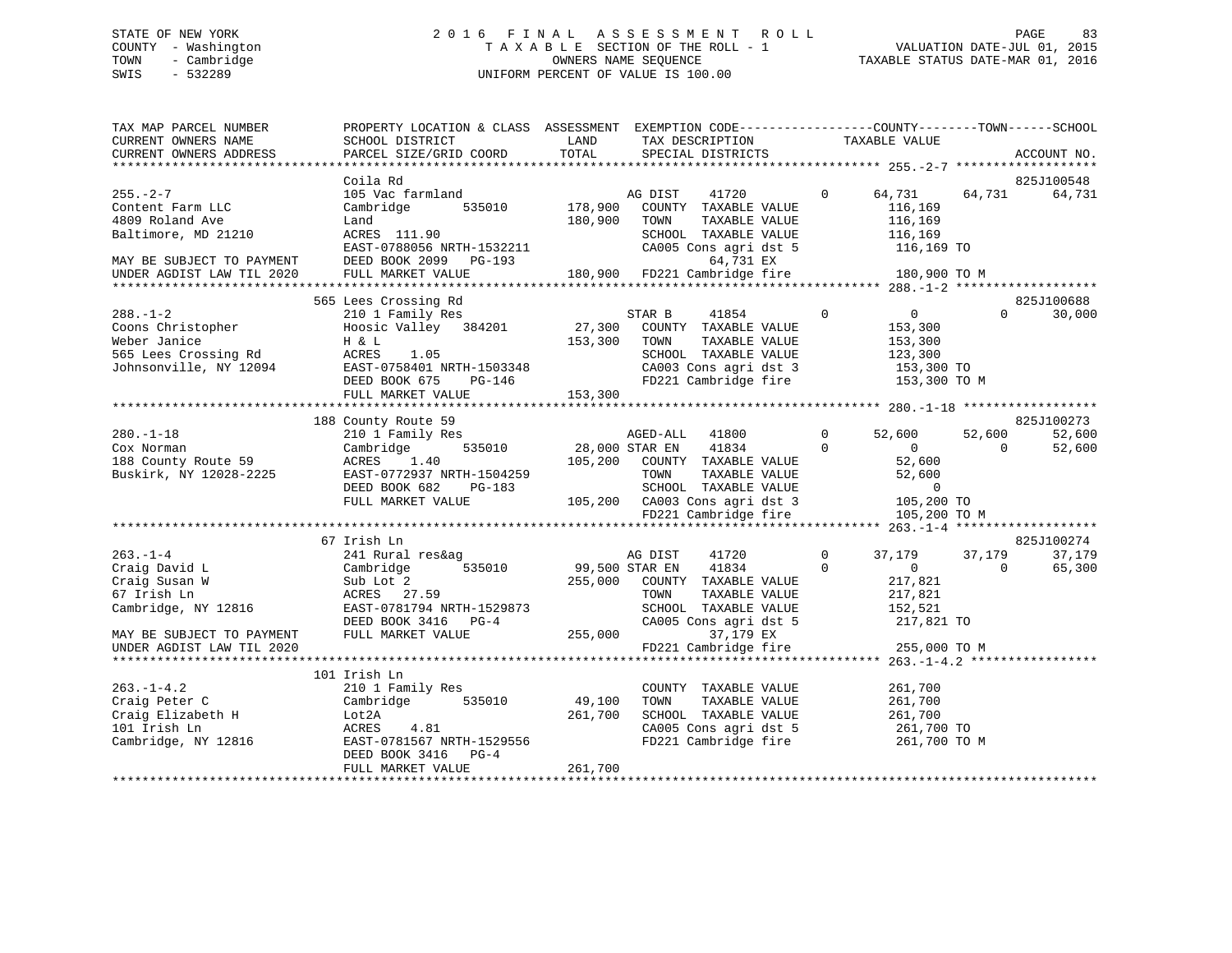STATE OF NEW YORK
COUNTY - Washington
TOWN - Cambridge
SWIS - 532289

2016 FINAL ASSESSMENT ROLL
TAXABLE SECTION OF THE ROLL - 1
OWNERS NAME SEQUENCE
UNIFORM PERCENT OF VALUE IS 100.00

VALUATION DATE-JUL 01, 2015
TAXABLE STATUS DATE-MAR 01, 2016

```
TAX MAP PARCEL NUMBER          PROPERTY LOCATION & CLASS  ASSESSMENT  EXEMPTION CODE------------------COUNTY--------TOWN------SCHOOL
CURRENT OWNERS NAME            SCHOOL DISTRICT               LAND      TAX DESCRIPTION              TAXABLE VALUE
CURRENT OWNERS ADDRESS         PARCEL SIZE/GRID COORD        TOTAL     SPECIAL DISTRICTS                                       ACCOUNT NO.
******************************************************************************************************* 255.-2-7 *******************
                               Coila Rd                                                                                 825J100548
255.-2-7                       105 Vac farmland                     AG DIST    41720          0     64,731     64,731     64,731
Content Farm LLC               Cambridge      535010      178,900   COUNTY  TAXABLE VALUE          116,169
4809 Roland Ave                Land                       180,900   TOWN    TAXABLE VALUE          116,169
Baltimore, MD 21210            ACRES 111.90                         SCHOOL  TAXABLE VALUE          116,169
                               EAST-0788056 NRTH-1532211            CA005 Cons agri dst 5          116,169 TO
MAY BE SUBJECT TO PAYMENT      DEED BOOK 2099   PG-193                   64,731 EX
UNDER AGDIST LAW TIL 2020      FULL MARKET VALUE          180,900   FD221 Cambridge fire           180,900 TO M
******************************************************************************************************* 288.-1-2 *******************
                               565 Lees Crossing Rd                                                                     825J100688
288.-1-2                       210 1 Family Res                     STAR B     41854          0          0          0     30,000
Coons Christopher              Hoosic Valley  384201       27,300   COUNTY  TAXABLE VALUE          153,300
Weber Janice                   H & L                      153,300   TOWN    TAXABLE VALUE          153,300
565 Lees Crossing Rd           ACRES    1.05                        SCHOOL  TAXABLE VALUE          123,300
Johnsonville, NY 12094         EAST-0758401 NRTH-1503348            CA003 Cons agri dst 3          153,300 TO
                               DEED BOOK 675    PG-146              FD221 Cambridge fire           153,300 TO M
                               FULL MARKET VALUE          153,300
******************************************************************************************************* 280.-1-18 ******************
                               188 County Route 59                                                                      825J100273
280.-1-18                      210 1 Family Res                     AGED-ALL   41800          0     52,600     52,600     52,600
Cox Norman                     Cambridge      535010       28,000 STAR EN    41834          0          0          0     52,600
188 County Route 59            ACRES    1.40              105,200   COUNTY  TAXABLE VALUE           52,600
Buskirk, NY 12028-2225         EAST-0772937 NRTH-1504259            TOWN    TAXABLE VALUE           52,600
                               DEED BOOK 682    PG-183              SCHOOL  TAXABLE VALUE                0
                               FULL MARKET VALUE          105,200   CA003 Cons agri dst 3          105,200 TO
                                                                    FD221 Cambridge fire           105,200 TO M
******************************************************************************************************* 263.-1-4 *******************
                               67 Irish Ln                                                                              825J100274
263.-1-4                       241 Rural res&ag                     AG DIST    41720          0     37,179     37,179     37,179
Craig David L                  Cambridge      535010       99,500 STAR EN    41834          0          0          0     65,300
Craig Susan W                  Sub Lot 2                  255,000   COUNTY  TAXABLE VALUE          217,821
67 Irish Ln                    ACRES   27.59                        TOWN    TAXABLE VALUE          217,821
Cambridge, NY 12816            EAST-0781794 NRTH-1529873            SCHOOL  TAXABLE VALUE          152,521
                               DEED BOOK 3416   PG-4                CA005 Cons agri dst 5          217,821 TO
MAY BE SUBJECT TO PAYMENT      FULL MARKET VALUE          255,000        37,179 EX
UNDER AGDIST LAW TIL 2020                                           FD221 Cambridge fire           255,000 TO M
******************************************************************************************************* 263.-1-4.2 *****************
                               101 Irish Ln
263.-1-4.2                     210 1 Family Res                     COUNTY  TAXABLE VALUE          261,700
Craig Peter C                  Cambridge      535010       49,100   TOWN    TAXABLE VALUE          261,700
Craig Elizabeth H              Lot2A                      261,700   SCHOOL  TAXABLE VALUE          261,700
101 Irish Ln                   ACRES    4.81                        CA005 Cons agri dst 5          261,700 TO
Cambridge, NY 12816            EAST-0781567 NRTH-1529556            FD221 Cambridge fire           261,700 TO M
                               DEED BOOK 3416   PG-4
                               FULL MARKET VALUE          261,700
************************************************************************************************************************************
```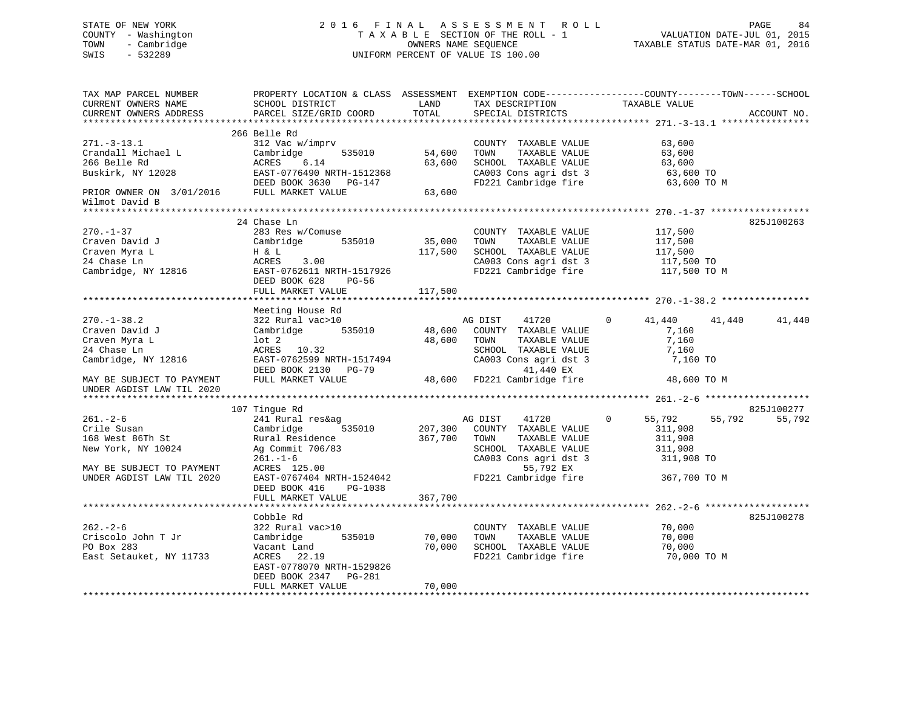STATE OF NEW YORK
COUNTY - Washington
TOWN - Cambridge
SWIS - 532289

2016 FINAL ASSESSMENT ROLL
TAXABLE SECTION OF THE ROLL - 1
OWNERS NAME SEQUENCE
UNIFORM PERCENT OF VALUE IS 100.00

VALUATION DATE-JUL 01, 2015
TAXABLE STATUS DATE-MAR 01, 2016

| TAX MAP PARCEL NUMBER / CURRENT OWNERS NAME / CURRENT OWNERS ADDRESS | PROPERTY LOCATION & CLASS / SCHOOL DISTRICT / PARCEL SIZE/GRID COORD | ASSESSMENT LAND | TOTAL | EXEMPTION CODE / TAX DESCRIPTION / SPECIAL DISTRICTS | COUNTY TAXABLE VALUE | TOWN | SCHOOL | ACCOUNT NO. |
|---|---|---|---|---|---|---|---|---|
| **271.-3-13.1** | 266 Belle Rd | | | | | | | |
| 271.-3-13.1 | 312 Vac w/imprv | | | COUNTY TAXABLE VALUE | 63,600 | | | |
| Crandall Michael L | Cambridge 535010 | 54,600 | | TOWN TAXABLE VALUE | 63,600 | | | |
| 266 Belle Rd | ACRES 6.14 | | 63,600 | SCHOOL TAXABLE VALUE | 63,600 | | | |
| Buskirk, NY 12028 | EAST-0776490 NRTH-1512368 | | | CA003 Cons agri dst 3 | 63,600 TO | | | |
| | DEED BOOK 3630 PG-147 | | | FD221 Cambridge fire | 63,600 TO M | | | |
| PRIOR OWNER ON 3/01/2016 | FULL MARKET VALUE | | 63,600 | | | | | |
| Wilmot David B | | | | | | | | |
| **270.-1-37** | 24 Chase Ln | | | | | | | 825J100263 |
| 270.-1-37 | 283 Res w/Comuse | | | COUNTY TAXABLE VALUE | 117,500 | | | |
| Craven David J | Cambridge 535010 | 35,000 | | TOWN TAXABLE VALUE | 117,500 | | | |
| Craven Myra L | H & L | | 117,500 | SCHOOL TAXABLE VALUE | 117,500 | | | |
| 24 Chase Ln | ACRES 3.00 | | | CA003 Cons agri dst 3 | 117,500 TO | | | |
| Cambridge, NY 12816 | EAST-0762611 NRTH-1517926 | | | FD221 Cambridge fire | 117,500 TO M | | | |
| | DEED BOOK 628 PG-56 | | | | | | | |
| | FULL MARKET VALUE | | 117,500 | | | | | |
| **270.-1-38.2** | Meeting House Rd | | | | | | | |
| 270.-1-38.2 | 322 Rural vac>10 | | | AG DIST 41720 0 | 41,440 | 41,440 | 41,440 | |
| Craven David J | Cambridge 535010 | 48,600 | | COUNTY TAXABLE VALUE | 7,160 | | | |
| Craven Myra L | lot 2 | | 48,600 | TOWN TAXABLE VALUE | 7,160 | | | |
| 24 Chase Ln | ACRES 10.32 | | | SCHOOL TAXABLE VALUE | 7,160 | | | |
| Cambridge, NY 12816 | EAST-0762599 NRTH-1517494 | | | CA003 Cons agri dst 3 | 7,160 TO | | | |
| | DEED BOOK 2130 PG-79 | | | 41,440 EX | | | | |
| MAY BE SUBJECT TO PAYMENT | FULL MARKET VALUE | | 48,600 | FD221 Cambridge fire | 48,600 TO M | | | |
| UNDER AGDIST LAW TIL 2020 | | | | | | | | |
| **261.-2-6** | 107 Tingue Rd | | | | | | | 825J100277 |
| 261.-2-6 | 241 Rural res&ag | | | AG DIST 41720 0 | 55,792 | 55,792 | 55,792 | |
| Crile Susan | Cambridge 535010 | 207,300 | | COUNTY TAXABLE VALUE | 311,908 | | | |
| 168 West 86Th St | Rural Residence | | 367,700 | TOWN TAXABLE VALUE | 311,908 | | | |
| New York, NY 10024 | Ag Commit 706/83 | | | SCHOOL TAXABLE VALUE | 311,908 | | | |
| | 261.-1-6 | | | CA003 Cons agri dst 3 | 311,908 TO | | | |
| MAY BE SUBJECT TO PAYMENT | ACRES 125.00 | | | 55,792 EX | | | | |
| UNDER AGDIST LAW TIL 2020 | EAST-0767404 NRTH-1524042 | | | FD221 Cambridge fire | 367,700 TO M | | | |
| | DEED BOOK 416 PG-1038 | | | | | | | |
| | FULL MARKET VALUE | | 367,700 | | | | | |
| **262.-2-6** | Cobble Rd | | | | | | | 825J100278 |
| 262.-2-6 | 322 Rural vac>10 | | | COUNTY TAXABLE VALUE | 70,000 | | | |
| Criscolo John T Jr | Cambridge 535010 | 70,000 | | TOWN TAXABLE VALUE | 70,000 | | | |
| PO Box 283 | Vacant Land | | 70,000 | SCHOOL TAXABLE VALUE | 70,000 | | | |
| East Setauket, NY 11733 | ACRES 22.19 | | | FD221 Cambridge fire | 70,000 TO M | | | |
| | EAST-0778070 NRTH-1529826 | | | | | | | |
| | DEED BOOK 2347 PG-281 | | | | | | | |
| | FULL MARKET VALUE | | 70,000 | | | | | |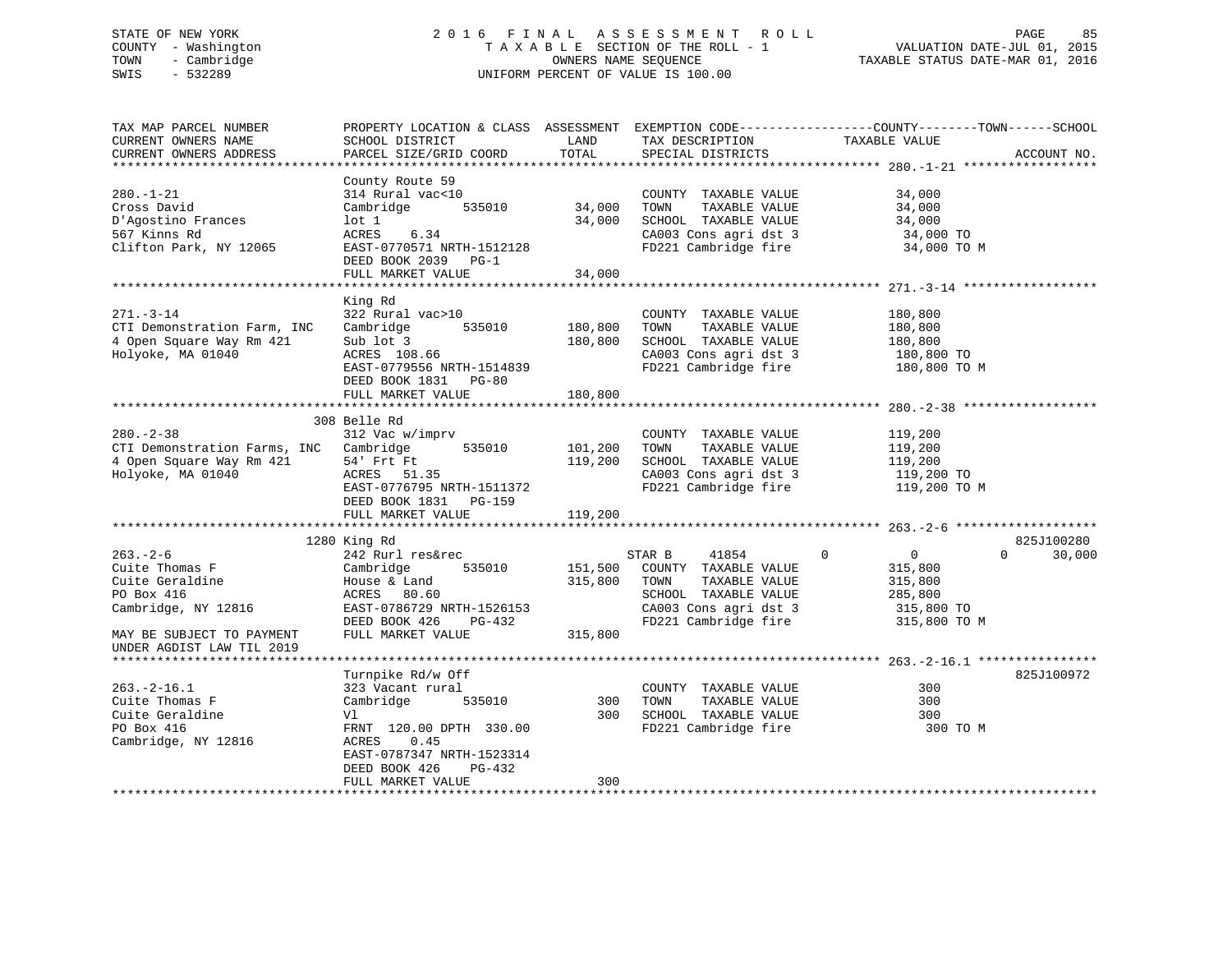STATE OF NEW YORK
COUNTY - Washington
TOWN - Cambridge
SWIS - 532289

2016 FINAL ASSESSMENT ROLL
TAXABLE SECTION OF THE ROLL - 1
OWNERS NAME SEQUENCE
UNIFORM PERCENT OF VALUE IS 100.00

VALUATION DATE-JUL 01, 2015
TAXABLE STATUS DATE-MAR 01, 2016

```
TAX MAP PARCEL NUMBER          PROPERTY LOCATION & CLASS  ASSESSMENT  EXEMPTION CODE------------------COUNTY--------TOWN------SCHOOL
CURRENT OWNERS NAME            SCHOOL DISTRICT               LAND      TAX DESCRIPTION            TAXABLE VALUE
CURRENT OWNERS ADDRESS         PARCEL SIZE/GRID COORD        TOTAL     SPECIAL DISTRICTS                                    ACCOUNT NO.
******************************************************************************************************* 280.-1-21 ******************
                               County Route 59
280.-1-21                      314 Rural vac<10                        COUNTY  TAXABLE VALUE             34,000
Cross David                    Cambridge        535010       34,000    TOWN    TAXABLE VALUE             34,000
D'Agostino Frances             lot 1                         34,000    SCHOOL  TAXABLE VALUE             34,000
567 Kinns Rd                   ACRES    6.34                           CA003 Cons agri dst 3              34,000 TO
Clifton Park, NY 12065         EAST-0770571 NRTH-1512128               FD221 Cambridge fire               34,000 TO M
                               DEED BOOK 2039   PG-1
                               FULL MARKET VALUE             34,000
******************************************************************************************************* 271.-3-14 ******************
                               King Rd
271.-3-14                      322 Rural vac>10                        COUNTY  TAXABLE VALUE            180,800
CTI Demonstration Farm, INC    Cambridge        535010      180,800    TOWN    TAXABLE VALUE            180,800
4 Open Square Way Rm 421       Sub lot 3                    180,800    SCHOOL  TAXABLE VALUE            180,800
Holyoke, MA 01040              ACRES  108.66                           CA003 Cons agri dst 3             180,800 TO
                               EAST-0779556 NRTH-1514839               FD221 Cambridge fire              180,800 TO M
                               DEED BOOK 1831   PG-80
                               FULL MARKET VALUE            180,800
******************************************************************************************************* 280.-2-38 ******************
                           308 Belle Rd
280.-2-38                      312 Vac w/imprv                         COUNTY  TAXABLE VALUE            119,200
CTI Demonstration Farms, INC   Cambridge        535010      101,200    TOWN    TAXABLE VALUE            119,200
4 Open Square Way Rm 421       54' Frt Ft                   119,200    SCHOOL  TAXABLE VALUE            119,200
Holyoke, MA 01040              ACRES   51.35                           CA003 Cons agri dst 3             119,200 TO
                               EAST-0776795 NRTH-1511372               FD221 Cambridge fire              119,200 TO M
                               DEED BOOK 1831   PG-159
                               FULL MARKET VALUE            119,200
******************************************************************************************************* 263.-2-6 *******************
                          1280 King Rd                                                                              825J100280
263.-2-6                       242 Rurl res&rec                        STAR B     41854         0            0          0     30,000
Cuite Thomas F                 Cambridge        535010      151,500    COUNTY  TAXABLE VALUE            315,800
Cuite Geraldine                House & Land                 315,800    TOWN    TAXABLE VALUE            315,800
PO Box 416                     ACRES   80.60                           SCHOOL  TAXABLE VALUE            285,800
Cambridge, NY 12816            EAST-0786729 NRTH-1526153               CA003 Cons agri dst 3             315,800 TO
                               DEED BOOK 426    PG-432                 FD221 Cambridge fire              315,800 TO M
MAY BE SUBJECT TO PAYMENT      FULL MARKET VALUE            315,800
UNDER AGDIST LAW TIL 2019
******************************************************************************************************* 263.-2-16.1 ****************
                               Turnpike Rd/w Off                                                                    825J100972
263.-2-16.1                    323 Vacant rural                        COUNTY  TAXABLE VALUE                300
Cuite Thomas F                 Cambridge        535010          300    TOWN    TAXABLE VALUE                300
Cuite Geraldine                Vl                               300    SCHOOL  TAXABLE VALUE                300
PO Box 416                     FRNT 120.00 DPTH 330.00                 FD221 Cambridge fire                  300 TO M
Cambridge, NY 12816            ACRES    0.45
                               EAST-0787347 NRTH-1523314
                               DEED BOOK 426    PG-432
                               FULL MARKET VALUE                300
************************************************************************************************************************************
```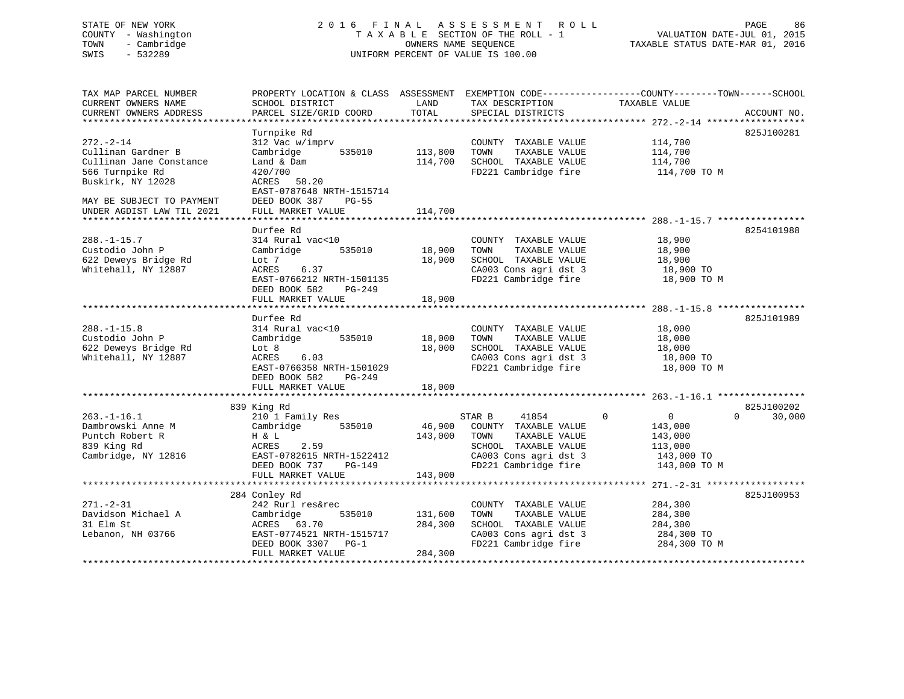STATE OF NEW YORK
COUNTY - Washington
TOWN - Cambridge
SWIS - 532289

2016 FINAL ASSESSMENT ROLL
TAXABLE SECTION OF THE ROLL - 1
OWNERS NAME SEQUENCE
UNIFORM PERCENT OF VALUE IS 100.00

VALUATION DATE-JUL 01, 2015
TAXABLE STATUS DATE-MAR 01, 2016

| TAX MAP PARCEL NUMBER / CURRENT OWNERS NAME / CURRENT OWNERS ADDRESS | PROPERTY LOCATION & CLASS / SCHOOL DISTRICT / PARCEL SIZE/GRID COORD | ASSESSMENT LAND | TOTAL | EXEMPTION CODE / TAX DESCRIPTION / SPECIAL DISTRICTS | COUNTY / TOWN / SCHOOL TAXABLE VALUE | ACCOUNT NO. |
|---|---|---|---|---|---|---|
| **272.-2-14** | Turnpike Rd | | | | | 825J100281 |
| Cullinan Gardner B | 312 Vac w/imprv | | | COUNTY TAXABLE VALUE | 114,700 | |
| Cullinan Jane Constance | Cambridge 535010 | 113,800 | | TOWN TAXABLE VALUE | 114,700 | |
| 566 Turnpike Rd | Land & Dam | | 114,700 | SCHOOL TAXABLE VALUE | 114,700 | |
| Buskirk, NY 12028 | 420/700 | | | FD221 Cambridge fire | 114,700 TO M | |
| | ACRES 58.20 | | | | | |
| | EAST-0787648 NRTH-1515714 | | | | | |
| MAY BE SUBJECT TO PAYMENT | DEED BOOK 387 PG-55 | | | | | |
| UNDER AGDIST LAW TIL 2021 | FULL MARKET VALUE | | 114,700 | | | |
| **288.-1-15.7** | Durfee Rd | | | | | 8254101988 |
| Custodio John P | 314 Rural vac<10 | | | COUNTY TAXABLE VALUE | 18,900 | |
| 622 Deweys Bridge Rd | Cambridge 535010 | 18,900 | | TOWN TAXABLE VALUE | 18,900 | |
| Whitehall, NY 12887 | Lot 7 | | 18,900 | SCHOOL TAXABLE VALUE | 18,900 | |
| | ACRES 6.37 | | | CA003 Cons agri dst 3 | 18,900 TO | |
| | EAST-0766212 NRTH-1501135 | | | FD221 Cambridge fire | 18,900 TO M | |
| | DEED BOOK 582 PG-249 | | | | | |
| | FULL MARKET VALUE | | 18,900 | | | |
| **288.-1-15.8** | Durfee Rd | | | | | 825J101989 |
| Custodio John P | 314 Rural vac<10 | | | COUNTY TAXABLE VALUE | 18,000 | |
| 622 Deweys Bridge Rd | Cambridge 535010 | 18,000 | | TOWN TAXABLE VALUE | 18,000 | |
| Whitehall, NY 12887 | Lot 8 | | 18,000 | SCHOOL TAXABLE VALUE | 18,000 | |
| | ACRES 6.03 | | | CA003 Cons agri dst 3 | 18,000 TO | |
| | EAST-0766358 NRTH-1501029 | | | FD221 Cambridge fire | 18,000 TO M | |
| | DEED BOOK 582 PG-249 | | | | | |
| | FULL MARKET VALUE | | 18,000 | | | |
| **263.-1-16.1** | 839 King Rd | | | | | 825J100202 |
| Dambrowski Anne M | 210 1 Family Res | | | STAR B 41854 | 0 0 0 30,000 | |
| Puntch Robert R | Cambridge 535010 | 46,900 | | COUNTY TAXABLE VALUE | 143,000 | |
| 839 King Rd | H & L | | 143,000 | TOWN TAXABLE VALUE | 143,000 | |
| Cambridge, NY 12816 | ACRES 2.59 | | | SCHOOL TAXABLE VALUE | 113,000 | |
| | EAST-0782615 NRTH-1522412 | | | CA003 Cons agri dst 3 | 143,000 TO | |
| | DEED BOOK 737 PG-149 | | | FD221 Cambridge fire | 143,000 TO M | |
| | FULL MARKET VALUE | | 143,000 | | | |
| **271.-2-31** | 284 Conley Rd | | | | | 825J100953 |
| Davidson Michael A | 242 Rurl res&rec | | | COUNTY TAXABLE VALUE | 284,300 | |
| 31 Elm St | Cambridge 535010 | 131,600 | | TOWN TAXABLE VALUE | 284,300 | |
| Lebanon, NH 03766 | ACRES 63.70 | | 284,300 | SCHOOL TAXABLE VALUE | 284,300 | |
| | EAST-0774521 NRTH-1515717 | | | CA003 Cons agri dst 3 | 284,300 TO | |
| | DEED BOOK 3307 PG-1 | | | FD221 Cambridge fire | 284,300 TO M | |
| | FULL MARKET VALUE | | 284,300 | | | |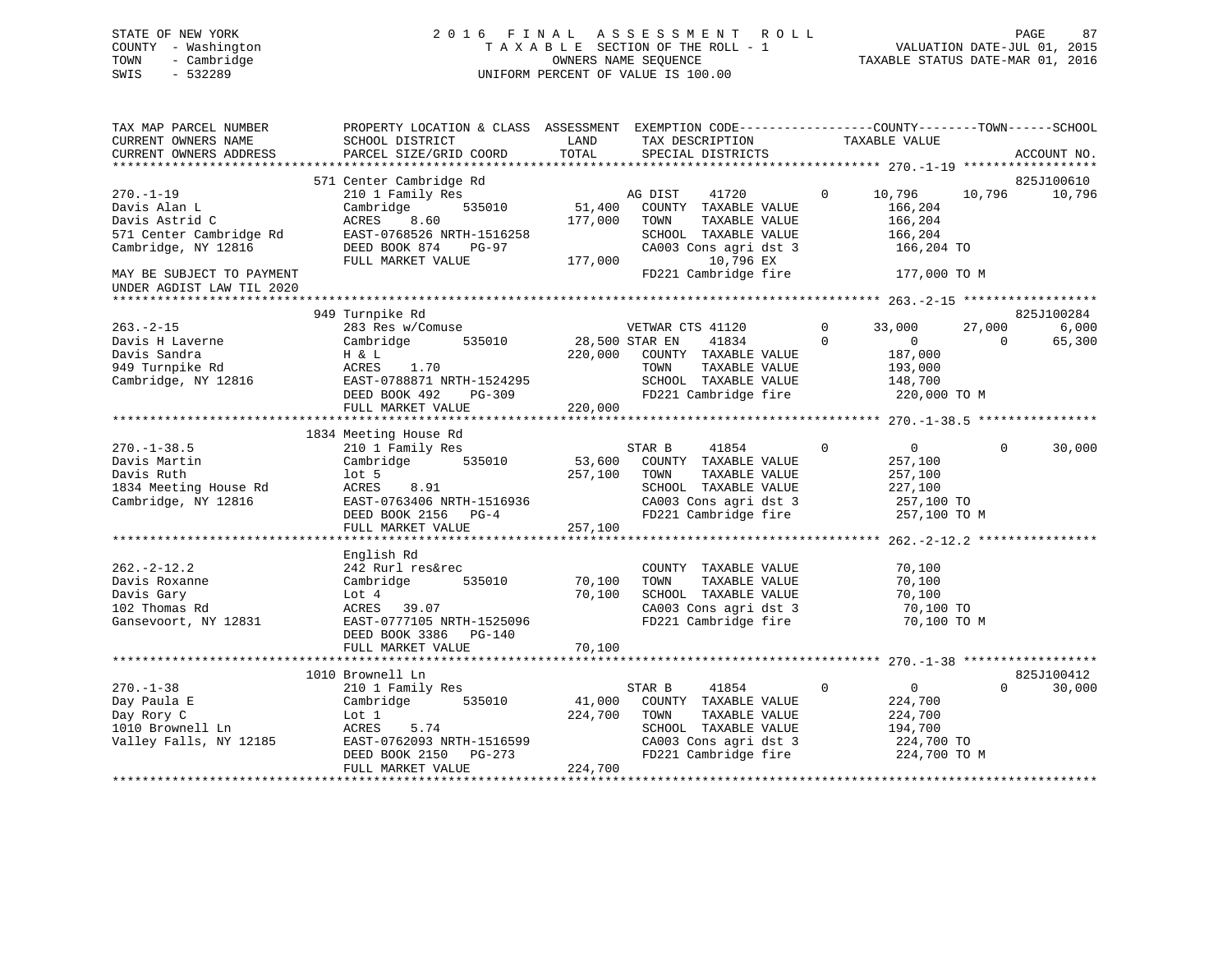STATE OF NEW YORK
COUNTY - Washington
TOWN - Cambridge
SWIS - 532289

2016 FINAL ASSESSMENT ROLL
TAXABLE SECTION OF THE ROLL - 1
OWNERS NAME SEQUENCE
UNIFORM PERCENT OF VALUE IS 100.00

VALUATION DATE-JUL 01, 2015
TAXABLE STATUS DATE-MAR 01, 2016

```
TAX MAP PARCEL NUMBER          PROPERTY LOCATION & CLASS  ASSESSMENT  EXEMPTION CODE------------------COUNTY--------TOWN------SCHOOL
CURRENT OWNERS NAME            SCHOOL DISTRICT               LAND      TAX DESCRIPTION            TAXABLE VALUE
CURRENT OWNERS ADDRESS         PARCEL SIZE/GRID COORD        TOTAL     SPECIAL DISTRICTS                                        ACCOUNT NO.
******************************************************************************************************* 270.-1-19 ******************
                               571 Center Cambridge Rd                                                                         825J100610
270.-1-19                      210 1 Family Res                     AG DIST    41720          0     10,796      10,796      10,796
Davis Alan L                   Cambridge        535010     51,400   COUNTY  TAXABLE VALUE            166,204
Davis Astrid C                 ACRES    8.60               177,000  TOWN    TAXABLE VALUE            166,204
571 Center Cambridge Rd        EAST-0768526 NRTH-1516258            SCHOOL  TAXABLE VALUE            166,204
Cambridge, NY 12816            DEED BOOK 874    PG-97               CA003 Cons agri dst 3             166,204 TO
                               FULL MARKET VALUE          177,000            10,796 EX
MAY BE SUBJECT TO PAYMENT                                           FD221 Cambridge fire              177,000 TO M
UNDER AGDIST LAW TIL 2020
******************************************************************************************************* 263.-2-15 ******************
                               949 Turnpike Rd                                                                                 825J100284
263.-2-15                      283 Res w/Comuse                     VETWAR CTS 41120          0     33,000      27,000       6,000
Davis H Laverne                Cambridge        535010     28,500 STAR EN    41834          0          0           0      65,300
Davis Sandra                   H & L                       220,000  COUNTY  TAXABLE VALUE            187,000
949 Turnpike Rd                ACRES    1.70                        TOWN    TAXABLE VALUE            193,000
Cambridge, NY 12816            EAST-0788871 NRTH-1524295            SCHOOL  TAXABLE VALUE            148,700
                               DEED BOOK 492    PG-309              FD221 Cambridge fire              220,000 TO M
                               FULL MARKET VALUE          220,000
******************************************************************************************************* 270.-1-38.5 ****************
                               1834 Meeting House Rd
270.-1-38.5                    210 1 Family Res                     STAR B     41854          0          0           0      30,000
Davis Martin                   Cambridge        535010     53,600   COUNTY  TAXABLE VALUE            257,100
Davis Ruth                     lot 5                       257,100  TOWN    TAXABLE VALUE            257,100
1834 Meeting House Rd          ACRES    8.91                        SCHOOL  TAXABLE VALUE            227,100
Cambridge, NY 12816            EAST-0763406 NRTH-1516936            CA003 Cons agri dst 3             257,100 TO
                               DEED BOOK 2156   PG-4                FD221 Cambridge fire              257,100 TO M
                               FULL MARKET VALUE          257,100
******************************************************************************************************* 262.-2-12.2 ****************
                               English Rd
262.-2-12.2                    242 Rurl res&rec                     COUNTY  TAXABLE VALUE             70,100
Davis Roxanne                  Cambridge        535010     70,100   TOWN    TAXABLE VALUE             70,100
Davis Gary                     Lot 4                        70,100  SCHOOL  TAXABLE VALUE             70,100
102 Thomas Rd                  ACRES   39.07                        CA003 Cons agri dst 3              70,100 TO
Gansevoort, NY 12831           EAST-0777105 NRTH-1525096            FD221 Cambridge fire               70,100 TO M
                               DEED BOOK 3386   PG-140
                               FULL MARKET VALUE           70,100
******************************************************************************************************* 270.-1-38 ******************
                               1010 Brownell Ln                                                                                825J100412
270.-1-38                      210 1 Family Res                     STAR B     41854          0          0           0      30,000
Day Paula E                    Cambridge        535010     41,000   COUNTY  TAXABLE VALUE            224,700
Day Rory C                     Lot 1                       224,700  TOWN    TAXABLE VALUE            224,700
1010 Brownell Ln               ACRES    5.74                        SCHOOL  TAXABLE VALUE            194,700
Valley Falls, NY 12185         EAST-0762093 NRTH-1516599            CA003 Cons agri dst 3             224,700 TO
                               DEED BOOK 2150   PG-273              FD221 Cambridge fire              224,700 TO M
                               FULL MARKET VALUE          224,700
************************************************************************************************************************************
```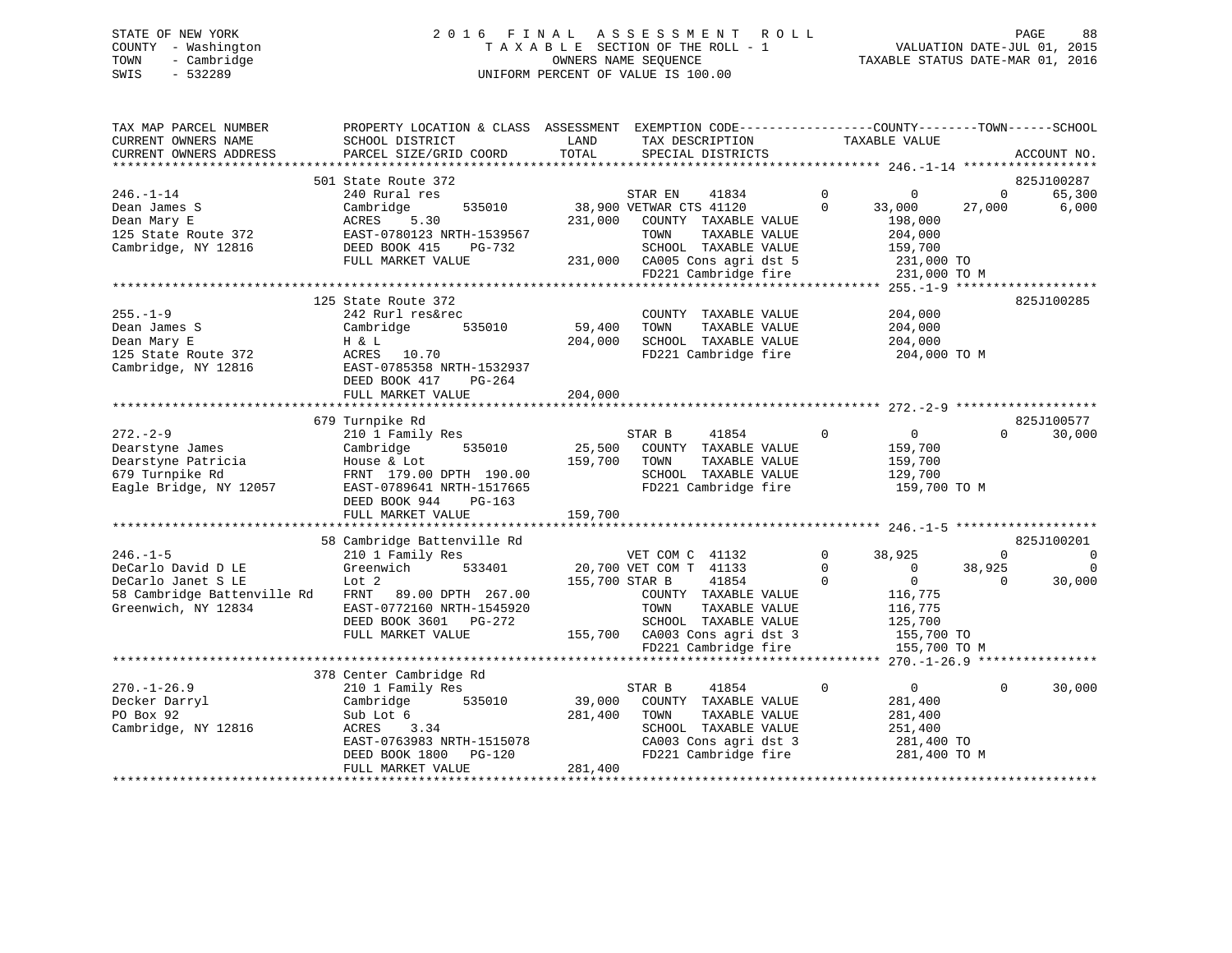STATE OF NEW YORK
COUNTY - Washington
TOWN - Cambridge
SWIS - 532289

2 0 1 6 F I N A L A S S E S S M E N T R O L L
T A X A B L E SECTION OF THE ROLL - 1
OWNERS NAME SEQUENCE
UNIFORM PERCENT OF VALUE IS 100.00

VALUATION DATE-JUL 01, 2015
TAXABLE STATUS DATE-MAR 01, 2016

```
TAX MAP PARCEL NUMBER          PROPERTY LOCATION & CLASS  ASSESSMENT  EXEMPTION CODE------------------COUNTY--------TOWN------SCHOOL
CURRENT OWNERS NAME            SCHOOL DISTRICT               LAND      TAX DESCRIPTION            TAXABLE VALUE
CURRENT OWNERS ADDRESS         PARCEL SIZE/GRID COORD        TOTAL     SPECIAL DISTRICTS                                        ACCOUNT NO.
******************************************************************************************************* 246.-1-14 ******************
                               501 State Route 372                                                                           825J100287
246.-1-14                      240 Rural res                        STAR EN     41834        0          0            0        65,300
Dean James S                   Cambridge         535010      38,900 VETWAR CTS 41120         0     33,000       27,000         6,000
Dean Mary E                    ACRES    5.30                231,000   COUNTY  TAXABLE VALUE           198,000
125 State Route 372            EAST-0780123 NRTH-1539567              TOWN    TAXABLE VALUE           204,000
Cambridge, NY 12816            DEED BOOK 415    PG-732                SCHOOL  TAXABLE VALUE           159,700
                               FULL MARKET VALUE            231,000   CA005 Cons agri dst 5            231,000 TO
                                                                      FD221 Cambridge fire             231,000 TO M
******************************************************************************************************* 255.-1-9 *******************
                               125 State Route 372                                                                           825J100285
255.-1-9                       242 Rurl res&rec                       COUNTY  TAXABLE VALUE           204,000
Dean James S                   Cambridge         535010      59,400   TOWN    TAXABLE VALUE           204,000
Dean Mary E                    H & L                        204,000   SCHOOL  TAXABLE VALUE           204,000
125 State Route 372            ACRES   10.70                          FD221 Cambridge fire             204,000 TO M
Cambridge, NY 12816            EAST-0785358 NRTH-1532937
                               DEED BOOK 417    PG-264
                               FULL MARKET VALUE            204,000
******************************************************************************************************* 272.-2-9 *******************
                               679 Turnpike Rd                                                                               825J100577
272.-2-9                       210 1 Family Res                       STAR B      41854        0          0            0        30,000
Dearstyne James                Cambridge         535010      25,500   COUNTY  TAXABLE VALUE           159,700
Dearstyne Patricia             House & Lot                  159,700   TOWN    TAXABLE VALUE           159,700
679 Turnpike Rd                FRNT  179.00 DPTH  190.00              SCHOOL  TAXABLE VALUE           129,700
Eagle Bridge, NY 12057         EAST-0789641 NRTH-1517665              FD221 Cambridge fire             159,700 TO M
                               DEED BOOK 944    PG-163
                               FULL MARKET VALUE            159,700
******************************************************************************************************* 246.-1-5 *******************
                               58 Cambridge Battenville Rd                                                                   825J100201
246.-1-5                       210 1 Family Res                     VET COM C   41132        0     38,925            0             0
DeCarlo David D LE             Greenwich         533401      20,700 VET COM T   41133        0          0       38,925             0
DeCarlo Janet S LE             Lot 2                        155,700 STAR B      41854        0          0            0        30,000
58 Cambridge Battenville Rd    FRNT   89.00 DPTH  267.00              COUNTY  TAXABLE VALUE           116,775
Greenwich, NY 12834            EAST-0772160 NRTH-1545920              TOWN    TAXABLE VALUE           116,775
                               DEED BOOK 3601   PG-272                SCHOOL  TAXABLE VALUE           125,700
                               FULL MARKET VALUE            155,700   CA003 Cons agri dst 3            155,700 TO
                                                                      FD221 Cambridge fire             155,700 TO M
******************************************************************************************************* 270.-1-26.9 ****************
                               378 Center Cambridge Rd
270.-1-26.9                    210 1 Family Res                       STAR B      41854        0          0            0        30,000
Decker Darryl                  Cambridge         535010      39,000   COUNTY  TAXABLE VALUE           281,400
PO Box 92                      Sub Lot 6                    281,400   TOWN    TAXABLE VALUE           281,400
Cambridge, NY 12816            ACRES    3.34                          SCHOOL  TAXABLE VALUE           251,400
                               EAST-0763983 NRTH-1515078              CA003 Cons agri dst 3            281,400 TO
                               DEED BOOK 1800   PG-120                FD221 Cambridge fire             281,400 TO M
                               FULL MARKET VALUE            281,400
************************************************************************************************************************************
```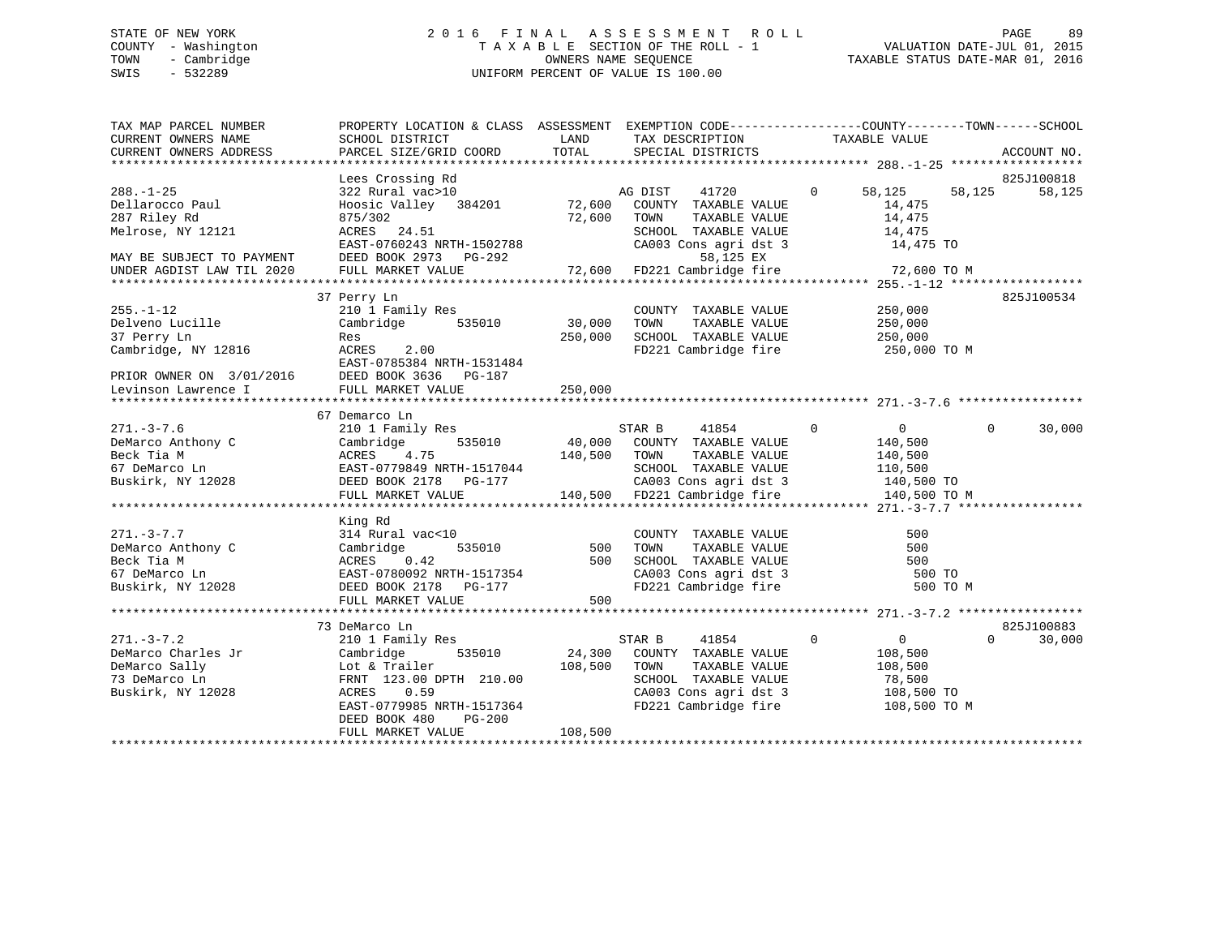STATE OF NEW YORK
COUNTY - Washington
TOWN - Cambridge
SWIS - 532289

2016 FINAL ASSESSMENT ROLL
TAXABLE SECTION OF THE ROLL - 1
OWNERS NAME SEQUENCE
UNIFORM PERCENT OF VALUE IS 100.00

VALUATION DATE-JUL 01, 2015
TAXABLE STATUS DATE-MAR 01, 2016

```
TAX MAP PARCEL NUMBER          PROPERTY LOCATION & CLASS  ASSESSMENT  EXEMPTION CODE-----------------COUNTY--------TOWN------SCHOOL
CURRENT OWNERS NAME            SCHOOL DISTRICT               LAND      TAX DESCRIPTION            TAXABLE VALUE
CURRENT OWNERS ADDRESS         PARCEL SIZE/GRID COORD       TOTAL      SPECIAL DISTRICTS                                  ACCOUNT NO.
******************************************************************************************************* 288.-1-25 ******************
                               Lees Crossing Rd                                                                           825J100818
288.-1-25                      322 Rural vac>10                        AG DIST    41720         0      58,125     58,125     58,125
Dellarocco Paul                Hoosic Valley   384201       72,600     COUNTY  TAXABLE VALUE            14,475
287 Riley Rd                   875/302                      72,600     TOWN    TAXABLE VALUE            14,475
Melrose, NY 12121              ACRES   24.51                           SCHOOL  TAXABLE VALUE            14,475
                               EAST-0760243 NRTH-1502788               CA003 Cons agri dst 3             14,475 TO
MAY BE SUBJECT TO PAYMENT      DEED BOOK 2973   PG-292                        58,125 EX
UNDER AGDIST LAW TIL 2020      FULL MARKET VALUE            72,600     FD221 Cambridge fire              72,600 TO M
******************************************************************************************************* 255.-1-12 ******************
                               37 Perry Ln                                                                                825J100534
255.-1-12                      210 1 Family Res                        COUNTY  TAXABLE VALUE           250,000
Delveno Lucille                Cambridge        535010      30,000     TOWN    TAXABLE VALUE           250,000
37 Perry Ln                    Res                         250,000     SCHOOL  TAXABLE VALUE           250,000
Cambridge, NY 12816            ACRES    2.00                           FD221 Cambridge fire             250,000 TO M
                               EAST-0785384 NRTH-1531484
PRIOR OWNER ON 3/01/2016       DEED BOOK 3636   PG-187
Levinson Lawrence I            FULL MARKET VALUE           250,000
******************************************************************************************************* 271.-3-7.6 *****************
                               67 Demarco Ln
271.-3-7.6                     210 1 Family Res                        STAR B     41854         0           0          0     30,000
DeMarco Anthony C              Cambridge        535010      40,000     COUNTY  TAXABLE VALUE           140,500
Beck Tia M                     ACRES    4.75               140,500     TOWN    TAXABLE VALUE           140,500
67 DeMarco Ln                  EAST-0779849 NRTH-1517044               SCHOOL  TAXABLE VALUE           110,500
Buskirk, NY 12028              DEED BOOK 2178   PG-177                 CA003 Cons agri dst 3            140,500 TO
                               FULL MARKET VALUE           140,500     FD221 Cambridge fire             140,500 TO M
******************************************************************************************************* 271.-3-7.7 *****************
                               King Rd
271.-3-7.7                     314 Rural vac<10                        COUNTY  TAXABLE VALUE               500
DeMarco Anthony C              Cambridge        535010         500     TOWN    TAXABLE VALUE               500
Beck Tia M                     ACRES    0.42                   500     SCHOOL  TAXABLE VALUE               500
67 DeMarco Ln                  EAST-0780092 NRTH-1517354               CA003 Cons agri dst 3                500 TO
Buskirk, NY 12028              DEED BOOK 2178   PG-177                 FD221 Cambridge fire                 500 TO M
                               FULL MARKET VALUE               500
******************************************************************************************************* 271.-3-7.2 *****************
                               73 DeMarco Ln                                                                              825J100883
271.-3-7.2                     210 1 Family Res                        STAR B     41854         0           0          0     30,000
DeMarco Charles Jr             Cambridge        535010      24,300     COUNTY  TAXABLE VALUE           108,500
DeMarco Sally                  Lot & Trailer               108,500     TOWN    TAXABLE VALUE           108,500
73 DeMarco Ln                  FRNT 123.00 DPTH 210.00                 SCHOOL  TAXABLE VALUE            78,500
Buskirk, NY 12028              ACRES    0.59                           CA003 Cons agri dst 3            108,500 TO
                               EAST-0779985 NRTH-1517364               FD221 Cambridge fire             108,500 TO M
                               DEED BOOK 480    PG-200
                               FULL MARKET VALUE           108,500
************************************************************************************************************************************
```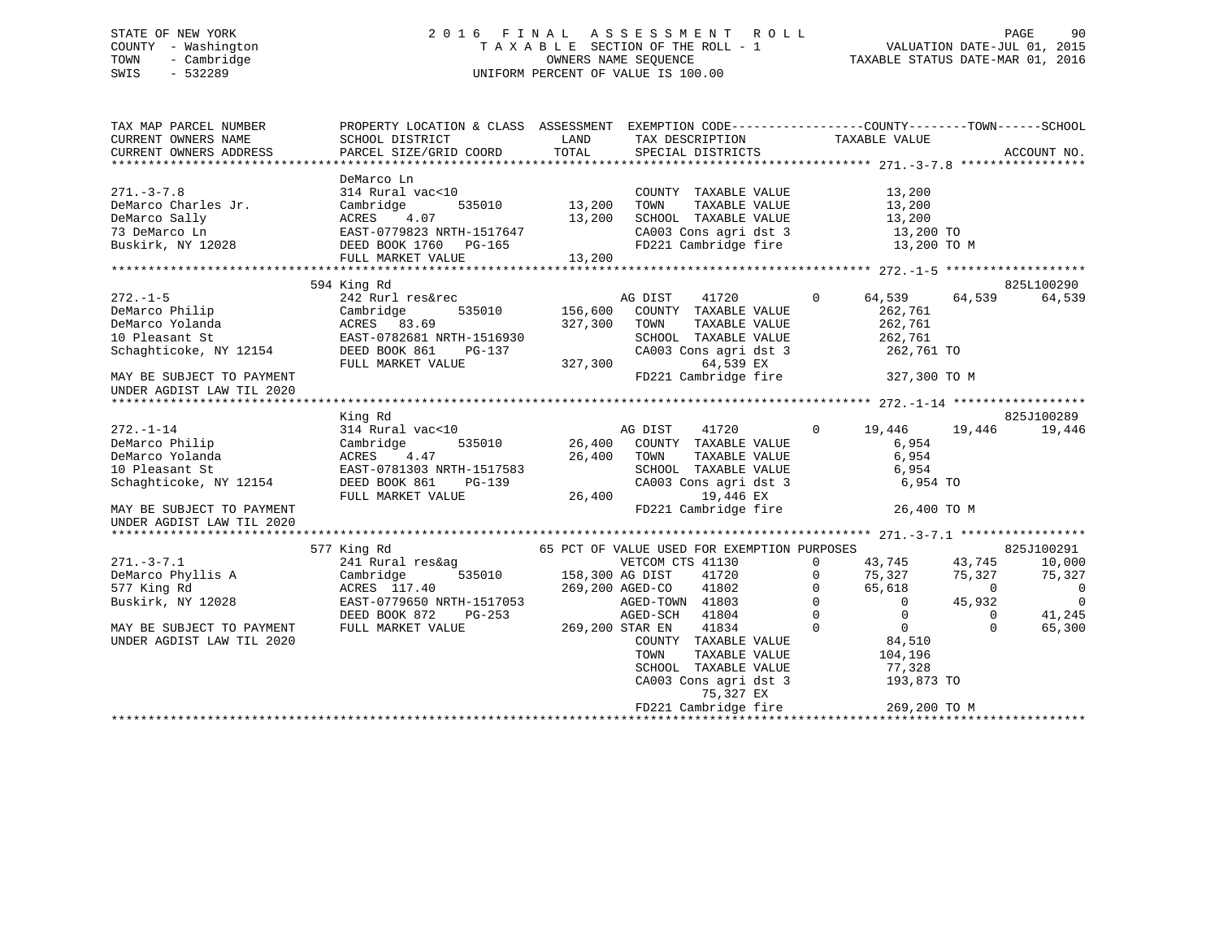STATE OF NEW YORK
COUNTY - Washington
TOWN - Cambridge
SWIS - 532289

2016 FINAL ASSESSMENT ROLL
TAXABLE SECTION OF THE ROLL - 1
OWNERS NAME SEQUENCE
UNIFORM PERCENT OF VALUE IS 100.00

VALUATION DATE-JUL 01, 2015
TAXABLE STATUS DATE-MAR 01, 2016

```
TAX MAP PARCEL NUMBER          PROPERTY LOCATION & CLASS  ASSESSMENT  EXEMPTION CODE-----------------COUNTY--------TOWN------SCHOOL
CURRENT OWNERS NAME            SCHOOL DISTRICT              LAND       TAX DESCRIPTION            TAXABLE VALUE
CURRENT OWNERS ADDRESS         PARCEL SIZE/GRID COORD       TOTAL      SPECIAL DISTRICTS                                  ACCOUNT NO.
******************************************************************************************************* 271.-3-7.8 *****************
                               DeMarco Ln
271.-3-7.8                     314 Rural vac<10                        COUNTY  TAXABLE VALUE          13,200
DeMarco Charles Jr.            Cambridge      535010        13,200     TOWN    TAXABLE VALUE          13,200
DeMarco Sally                  ACRES    4.07                13,200     SCHOOL  TAXABLE VALUE          13,200
73 DeMarco Ln                  EAST-0779823 NRTH-1517647               CA003 Cons agri dst 3           13,200 TO
Buskirk, NY 12028              DEED BOOK 1760   PG-165                 FD221 Cambridge fire            13,200 TO M
                               FULL MARKET VALUE            13,200
******************************************************************************************************* 272.-1-5 *******************
                               594 King Rd                                                                            825L100290
272.-1-5                       242 Rurl res&rec                        AG DIST     41720         0      64,539     64,539     64,539
DeMarco Philip                 Cambridge      535010       156,600     COUNTY  TAXABLE VALUE         262,761
DeMarco Yolanda                ACRES   83.69               327,300     TOWN    TAXABLE VALUE         262,761
10 Pleasant St                 EAST-0782681 NRTH-1516930               SCHOOL  TAXABLE VALUE         262,761
Schaghticoke, NY 12154         DEED BOOK 861    PG-137                 CA003 Cons agri dst 3          262,761 TO
                               FULL MARKET VALUE           327,300              64,539 EX
MAY BE SUBJECT TO PAYMENT                                              FD221 Cambridge fire           327,300 TO M
UNDER AGDIST LAW TIL 2020
******************************************************************************************************* 272.-1-14 ******************
                               King Rd                                                                                825J100289
272.-1-14                      314 Rural vac<10                        AG DIST     41720         0      19,446     19,446     19,446
DeMarco Philip                 Cambridge      535010        26,400     COUNTY  TAXABLE VALUE           6,954
DeMarco Yolanda                ACRES    4.47                26,400     TOWN    TAXABLE VALUE           6,954
10 Pleasant St                 EAST-0781303 NRTH-1517583               SCHOOL  TAXABLE VALUE           6,954
Schaghticoke, NY 12154         DEED BOOK 861    PG-139                 CA003 Cons agri dst 3            6,954 TO
                               FULL MARKET VALUE            26,400              19,446 EX
MAY BE SUBJECT TO PAYMENT                                              FD221 Cambridge fire            26,400 TO M
UNDER AGDIST LAW TIL 2020
******************************************************************************************************* 271.-3-7.1 *****************
                               577 King Rd                    65 PCT OF VALUE USED FOR EXEMPTION PURPOSES                825J100291
271.-3-7.1                     241 Rural res&ag                        VETCOM CTS 41130          0      43,745     43,745     10,000
DeMarco Phyllis A              Cambridge      535010       158,300 AG DIST     41720             0      75,327     75,327     75,327
577 King Rd                    ACRES  117.40               269,200 AGED-CO     41802             0      65,618          0          0
Buskirk, NY 12028              EAST-0779650 NRTH-1517053               AGED-TOWN  41803          0           0     45,932          0
                               DEED BOOK 872    PG-253                 AGED-SCH   41804          0           0          0     41,245
MAY BE SUBJECT TO PAYMENT      FULL MARKET VALUE           269,200 STAR EN     41834             0           0          0     65,300
UNDER AGDIST LAW TIL 2020                                              COUNTY  TAXABLE VALUE          84,510
                                                                       TOWN    TAXABLE VALUE         104,196
                                                                       SCHOOL  TAXABLE VALUE          77,328
                                                                       CA003 Cons agri dst 3          193,873 TO
                                                                                75,327 EX
                                                                       FD221 Cambridge fire           269,200 TO M
************************************************************************************************************************************
```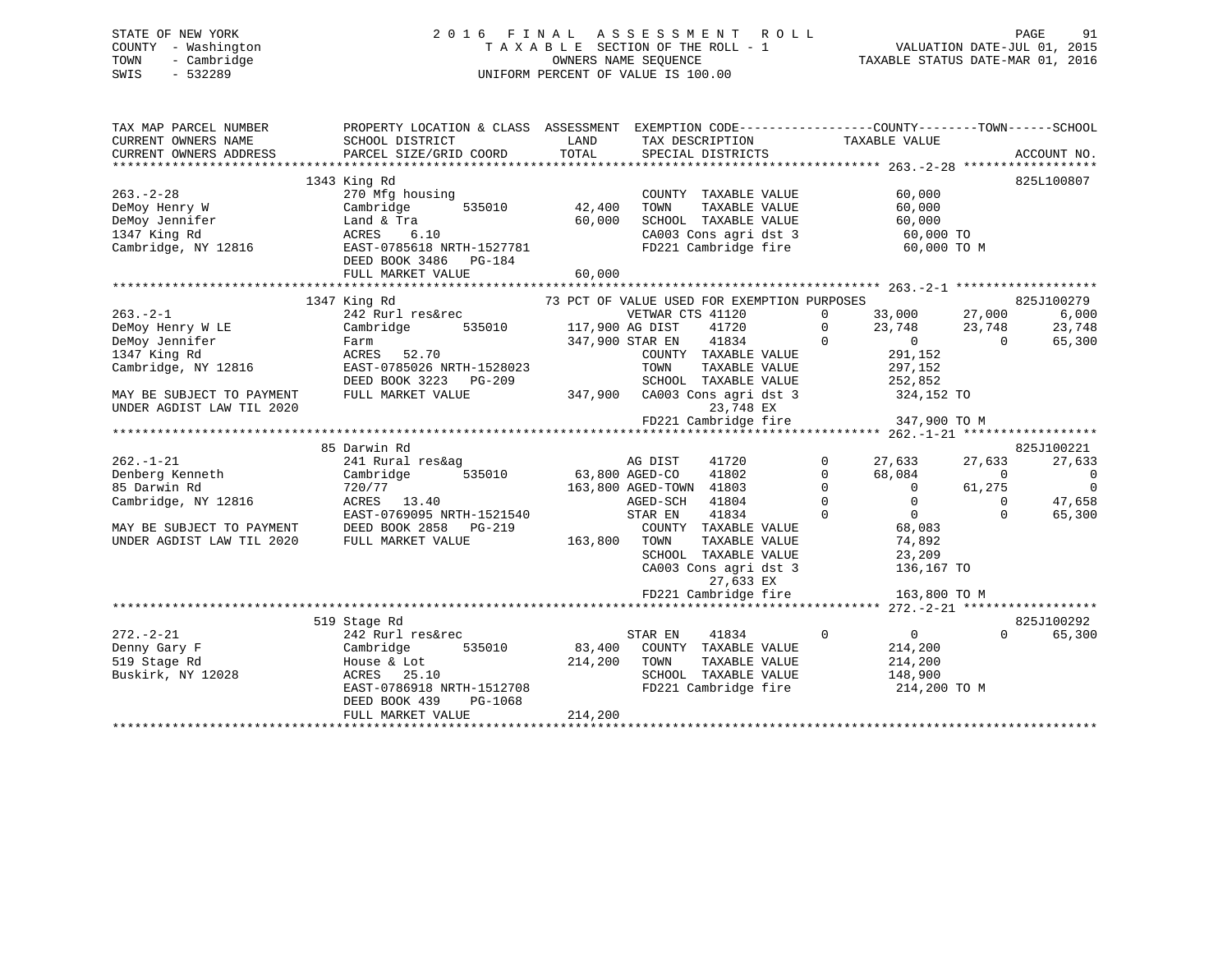STATE OF NEW YORK
COUNTY - Washington
TOWN - Cambridge
SWIS - 532289

2016 FINAL ASSESSMENT ROLL
TAXABLE SECTION OF THE ROLL - 1
OWNERS NAME SEQUENCE
UNIFORM PERCENT OF VALUE IS 100.00

VALUATION DATE-JUL 01, 2015
TAXABLE STATUS DATE-MAR 01, 2016

```
TAX MAP PARCEL NUMBER          PROPERTY LOCATION & CLASS  ASSESSMENT  EXEMPTION CODE-----------------COUNTY--------TOWN------SCHOOL
CURRENT OWNERS NAME            SCHOOL DISTRICT                LAND      TAX DESCRIPTION              TAXABLE VALUE
CURRENT OWNERS ADDRESS         PARCEL SIZE/GRID COORD         TOTAL     SPECIAL DISTRICTS                                   ACCOUNT NO.
******************************************************************************************************* 263.-2-28 *****************
                               1343 King Rd                                                                                 825L100807
263.-2-28                      270 Mfg housing                          COUNTY  TAXABLE VALUE          60,000
DeMoy Henry W                  Cambridge        535010      42,400      TOWN    TAXABLE VALUE          60,000
DeMoy Jennifer                 Land & Tra                   60,000      SCHOOL  TAXABLE VALUE          60,000
1347 King Rd                   ACRES    6.10                            CA003 Cons agri dst 3           60,000 TO
Cambridge, NY 12816            EAST-0785618 NRTH-1527781                FD221 Cambridge fire            60,000 TO M
                               DEED BOOK 3486   PG-184
                               FULL MARKET VALUE            60,000
******************************************************************************************************* 263.-2-1 ******************
                               1347 King Rd                 73 PCT OF VALUE USED FOR EXEMPTION PURPOSES                      825J100279
263.-2-1                       242 Rurl res&rec                         VETWAR CTS 41120        0     33,000     27,000      6,000
DeMoy Henry W LE               Cambridge        535010      117,900 AG DIST     41720        0     23,748     23,748     23,748
DeMoy Jennifer                 Farm                         347,900 STAR EN     41834        0          0          0     65,300
1347 King Rd                   ACRES   52.70                            COUNTY  TAXABLE VALUE         291,152
Cambridge, NY 12816            EAST-0785026 NRTH-1528023                TOWN    TAXABLE VALUE         297,152
                               DEED BOOK 3223   PG-209                  SCHOOL  TAXABLE VALUE         252,852
MAY BE SUBJECT TO PAYMENT      FULL MARKET VALUE           347,900      CA003 Cons agri dst 3          324,152 TO
UNDER AGDIST LAW TIL 2020                                                          23,748 EX
                                                                        FD221 Cambridge fire           347,900 TO M
******************************************************************************************************* 262.-1-21 *****************
                               85 Darwin Rd                                                                                 825J100221
262.-1-21                      241 Rural res&ag                         AG DIST     41720        0     27,633     27,633     27,633
Denberg Kenneth                Cambridge        535010       63,800 AGED-CO     41802        0     68,084          0          0
85 Darwin Rd                   720/77                       163,800 AGED-TOWN   41803        0          0     61,275          0
Cambridge, NY 12816            ACRES   13.40                            AGED-SCH    41804        0          0          0     47,658
                               EAST-0769095 NRTH-1521540                STAR EN     41834        0          0          0     65,300
MAY BE SUBJECT TO PAYMENT      DEED BOOK 2858   PG-219                  COUNTY  TAXABLE VALUE          68,083
UNDER AGDIST LAW TIL 2020      FULL MARKET VALUE           163,800      TOWN    TAXABLE VALUE          74,892
                                                                        SCHOOL  TAXABLE VALUE          23,209
                                                                        CA003 Cons agri dst 3          136,167 TO
                                                                                   27,633 EX
                                                                        FD221 Cambridge fire           163,800 TO M
******************************************************************************************************* 272.-2-21 *****************
                               519 Stage Rd                                                                                 825J100292
272.-2-21                      242 Rurl res&rec                         STAR EN     41834        0          0          0     65,300
Denny Gary F                   Cambridge        535010       83,400     COUNTY  TAXABLE VALUE         214,200
519 Stage Rd                   House & Lot                  214,200     TOWN    TAXABLE VALUE         214,200
Buskirk, NY 12028              ACRES   25.10                            SCHOOL  TAXABLE VALUE         148,900
                               EAST-0786918 NRTH-1512708                FD221 Cambridge fire           214,200 TO M
                               DEED BOOK 439    PG-1068
                               FULL MARKET VALUE           214,200
************************************************************************************************************************************
```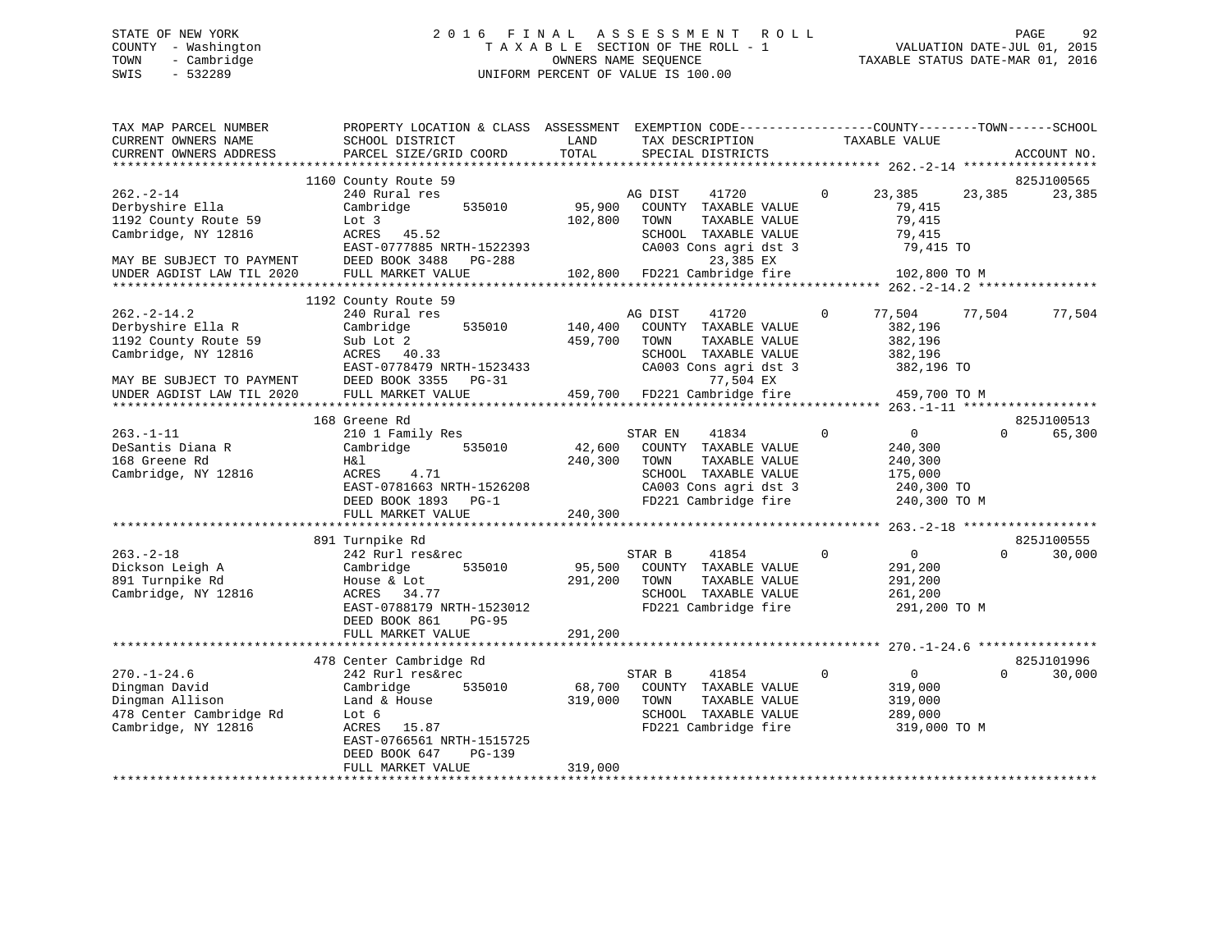STATE OF NEW YORK
COUNTY - Washington
TOWN - Cambridge
SWIS - 532289

2016 FINAL ASSESSMENT ROLL
TAXABLE SECTION OF THE ROLL - 1
OWNERS NAME SEQUENCE
UNIFORM PERCENT OF VALUE IS 100.00

VALUATION DATE-JUL 01, 2015
TAXABLE STATUS DATE-MAR 01, 2016

```
TAX MAP PARCEL NUMBER          PROPERTY LOCATION & CLASS  ASSESSMENT  EXEMPTION CODE------------------COUNTY--------TOWN------SCHOOL
CURRENT OWNERS NAME            SCHOOL DISTRICT              LAND      TAX DESCRIPTION            TAXABLE VALUE
CURRENT OWNERS ADDRESS         PARCEL SIZE/GRID COORD       TOTAL     SPECIAL DISTRICTS                                       ACCOUNT NO.
****************************************************************************************************** 262.-2-14 ******************
                    1160 County Route 59                                                                                 825J100565
262.-2-14                      240 Rural res                           AG DIST     41720          0      23,385     23,385     23,385
Derbyshire Ella                Cambridge       535010       95,900     COUNTY  TAXABLE VALUE              79,415
1192 County Route 59           Lot 3                       102,800     TOWN    TAXABLE VALUE              79,415
Cambridge, NY 12816            ACRES   45.52                           SCHOOL  TAXABLE VALUE              79,415
                               EAST-0777885 NRTH-1522393               CA003 Cons agri dst 3               79,415 TO
MAY BE SUBJECT TO PAYMENT      DEED BOOK 3488   PG-288                          23,385 EX
UNDER AGDIST LAW TIL 2020      FULL MARKET VALUE           102,800     FD221 Cambridge fire               102,800 TO M
****************************************************************************************************** 262.-2-14.2 ****************
                    1192 County Route 59
262.-2-14.2                    240 Rural res                           AG DIST     41720          0      77,504     77,504     77,504
Derbyshire Ella R              Cambridge       535010      140,400     COUNTY  TAXABLE VALUE             382,196
1192 County Route 59           Sub Lot 2                   459,700     TOWN    TAXABLE VALUE             382,196
Cambridge, NY 12816            ACRES   40.33                           SCHOOL  TAXABLE VALUE             382,196
                               EAST-0778479 NRTH-1523433               CA003 Cons agri dst 3              382,196 TO
MAY BE SUBJECT TO PAYMENT      DEED BOOK 3355   PG-31                           77,504 EX
UNDER AGDIST LAW TIL 2020      FULL MARKET VALUE           459,700     FD221 Cambridge fire               459,700 TO M
****************************************************************************************************** 263.-1-11 ******************
                    168 Greene Rd                                                                                        825J100513
263.-1-11                      210 1 Family Res                        STAR EN     41834          0           0          0     65,300
DeSantis Diana R               Cambridge       535010       42,600     COUNTY  TAXABLE VALUE             240,300
168 Greene Rd                  H&l                         240,300     TOWN    TAXABLE VALUE             240,300
Cambridge, NY 12816            ACRES    4.71                           SCHOOL  TAXABLE VALUE             175,000
                               EAST-0781663 NRTH-1526208               CA003 Cons agri dst 3              240,300 TO
                               DEED BOOK 1893   PG-1                   FD221 Cambridge fire               240,300 TO M
                               FULL MARKET VALUE           240,300
****************************************************************************************************** 263.-2-18 ******************
                    891 Turnpike Rd                                                                                      825J100555
263.-2-18                      242 Rurl res&rec                        STAR B      41854          0           0          0     30,000
Dickson Leigh A                Cambridge       535010       95,500     COUNTY  TAXABLE VALUE             291,200
891 Turnpike Rd                House & Lot                 291,200     TOWN    TAXABLE VALUE             291,200
Cambridge, NY 12816            ACRES   34.77                           SCHOOL  TAXABLE VALUE             261,200
                               EAST-0788179 NRTH-1523012               FD221 Cambridge fire               291,200 TO M
                               DEED BOOK 861    PG-95
                               FULL MARKET VALUE           291,200
****************************************************************************************************** 270.-1-24.6 ****************
                    478 Center Cambridge Rd                                                                              825J101996
270.-1-24.6                    242 Rurl res&rec                        STAR B      41854          0           0          0     30,000
Dingman David                  Cambridge       535010       68,700     COUNTY  TAXABLE VALUE             319,000
Dingman Allison                Land & House                319,000     TOWN    TAXABLE VALUE             319,000
478 Center Cambridge Rd        Lot 6                                   SCHOOL  TAXABLE VALUE             289,000
Cambridge, NY 12816            ACRES   15.87                           FD221 Cambridge fire               319,000 TO M
                               EAST-0766561 NRTH-1515725
                               DEED BOOK 647    PG-139
                               FULL MARKET VALUE           319,000
************************************************************************************************************************************
```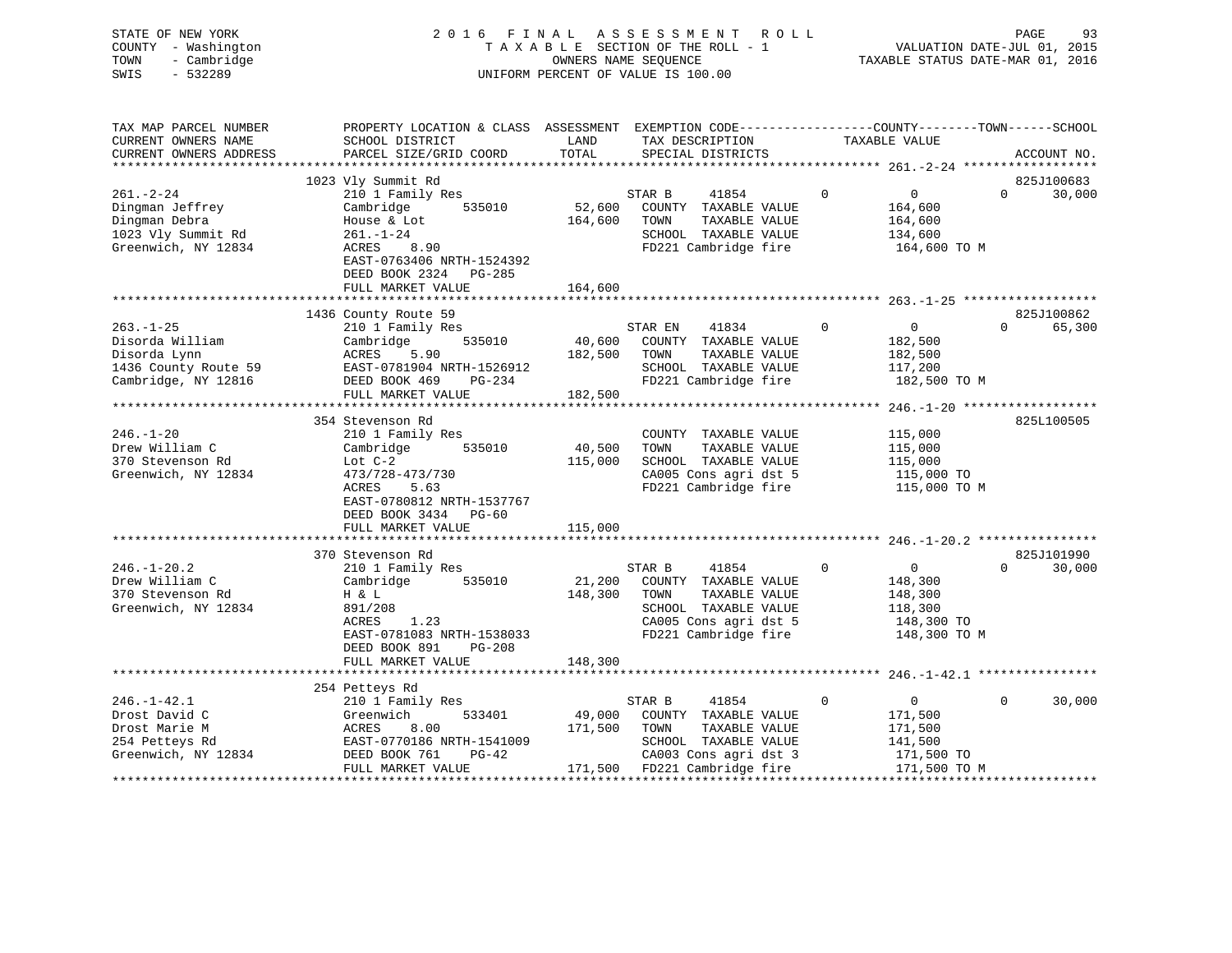STATE OF NEW YORK
COUNTY - Washington
TOWN - Cambridge
SWIS - 532289

2016 FINAL ASSESSMENT ROLL
TAXABLE SECTION OF THE ROLL - 1
OWNERS NAME SEQUENCE
UNIFORM PERCENT OF VALUE IS 100.00

VALUATION DATE-JUL 01, 2015
TAXABLE STATUS DATE-MAR 01, 2016

```
TAX MAP PARCEL NUMBER          PROPERTY LOCATION & CLASS  ASSESSMENT  EXEMPTION CODE-----------------COUNTY--------TOWN------SCHOOL
CURRENT OWNERS NAME            SCHOOL DISTRICT              LAND      TAX DESCRIPTION            TAXABLE VALUE
CURRENT OWNERS ADDRESS         PARCEL SIZE/GRID COORD       TOTAL     SPECIAL DISTRICTS                                   ACCOUNT NO.
******************************************************************************************************* 261.-2-24 ******************
                               1023 Vly Summit Rd                                                                    825J100683
261.-2-24                      210 1 Family Res                       STAR B     41854         0            0          0      30,000
Dingman Jeffrey                Cambridge       535010       52,600    COUNTY  TAXABLE VALUE            164,600
Dingman Debra                  House & Lot                 164,600    TOWN    TAXABLE VALUE            164,600
1023 Vly Summit Rd             261.-1-24                              SCHOOL  TAXABLE VALUE            134,600
Greenwich, NY 12834            ACRES     8.90                         FD221 Cambridge fire              164,600 TO M
                               EAST-0763406 NRTH-1524392
                               DEED BOOK 2324   PG-285
                               FULL MARKET VALUE           164,600
******************************************************************************************************* 263.-1-25 ******************
                               1436 County Route 59                                                                  825J100862
263.-1-25                      210 1 Family Res                       STAR EN    41834         0            0          0      65,300
Disorda William                Cambridge       535010       40,600    COUNTY  TAXABLE VALUE            182,500
Disorda Lynn                   ACRES     5.90              182,500    TOWN    TAXABLE VALUE            182,500
1436 County Route 59           EAST-0781904 NRTH-1526912              SCHOOL  TAXABLE VALUE            117,200
Cambridge, NY 12816            DEED BOOK 469    PG-234                FD221 Cambridge fire              182,500 TO M
                               FULL MARKET VALUE           182,500
******************************************************************************************************* 246.-1-20 ******************
                               354 Stevenson Rd                                                                      825L100505
246.-1-20                      210 1 Family Res                       COUNTY  TAXABLE VALUE            115,000
Drew William C                 Cambridge       535010       40,500    TOWN    TAXABLE VALUE            115,000
370 Stevenson Rd               Lot C-2                     115,000    SCHOOL  TAXABLE VALUE            115,000
Greenwich, NY 12834            473/728-473/730                        CA005 Cons agri dst 5             115,000 TO
                               ACRES     5.63                         FD221 Cambridge fire              115,000 TO M
                               EAST-0780812 NRTH-1537767
                               DEED BOOK 3434   PG-60
                               FULL MARKET VALUE           115,000
******************************************************************************************************* 246.-1-20.2 ****************
                               370 Stevenson Rd                                                                      825J101990
246.-1-20.2                    210 1 Family Res                       STAR B     41854         0            0          0      30,000
Drew William C                 Cambridge       535010       21,200    COUNTY  TAXABLE VALUE            148,300
370 Stevenson Rd               H & L                       148,300    TOWN    TAXABLE VALUE            148,300
Greenwich, NY 12834            891/208                                SCHOOL  TAXABLE VALUE            118,300
                               ACRES     1.23                         CA005 Cons agri dst 5             148,300 TO
                               EAST-0781083 NRTH-1538033              FD221 Cambridge fire              148,300 TO M
                               DEED BOOK 891    PG-208
                               FULL MARKET VALUE           148,300
******************************************************************************************************* 246.-1-42.1 ****************
                               254 Petteys Rd
246.-1-42.1                    210 1 Family Res                       STAR B     41854         0            0          0      30,000
Drost David C                  Greenwich       533401       49,000    COUNTY  TAXABLE VALUE            171,500
Drost Marie M                  ACRES     8.00              171,500    TOWN    TAXABLE VALUE            171,500
254 Petteys Rd                 EAST-0770186 NRTH-1541009              SCHOOL  TAXABLE VALUE            141,500
Greenwich, NY 12834            DEED BOOK 761    PG-42                 CA003 Cons agri dst 3             171,500 TO
                               FULL MARKET VALUE           171,500    FD221 Cambridge fire              171,500 TO M
************************************************************************************************************************************
```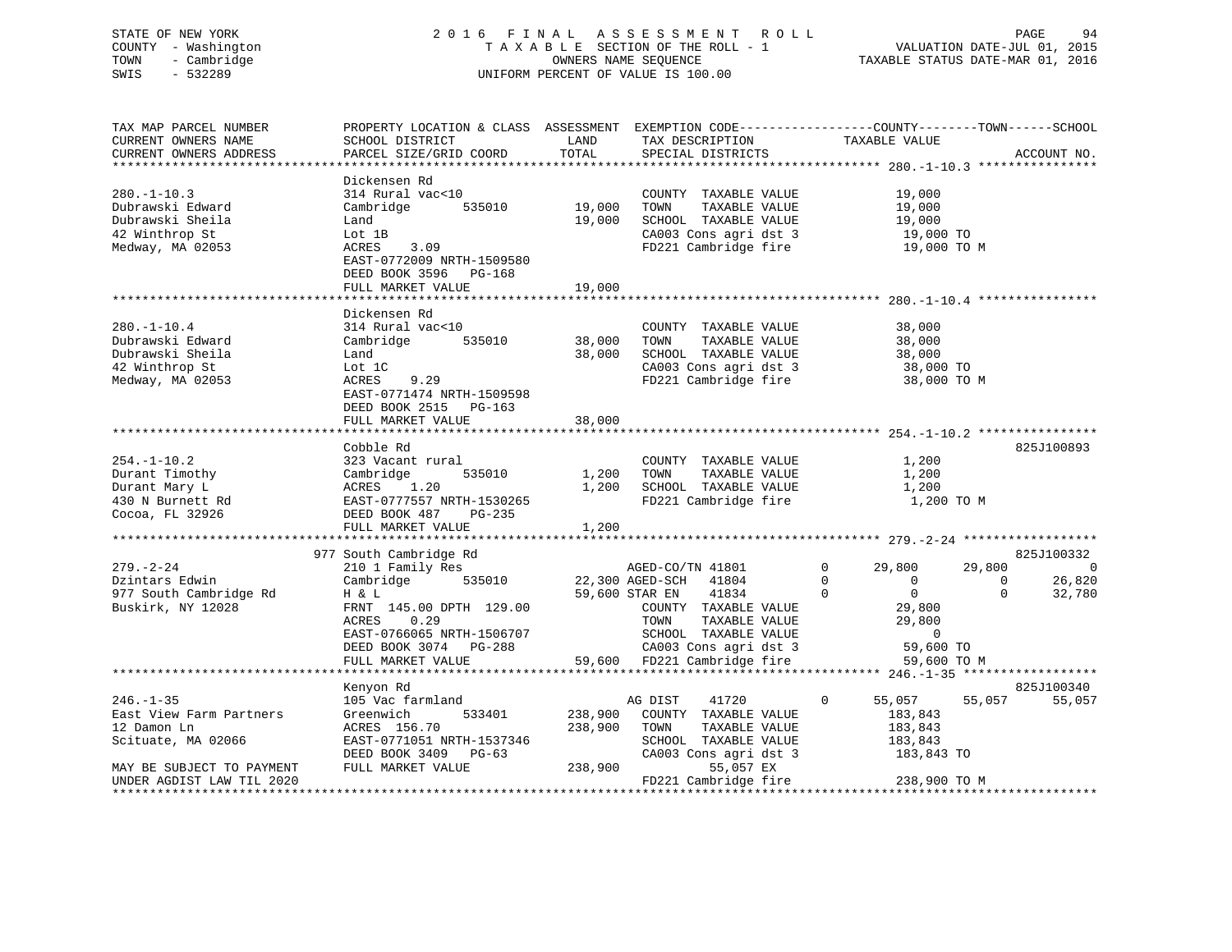STATE OF NEW YORK
COUNTY - Washington
TOWN - Cambridge
SWIS - 532289

2016 FINAL ASSESSMENT ROLL
TAXABLE SECTION OF THE ROLL - 1
OWNERS NAME SEQUENCE
UNIFORM PERCENT OF VALUE IS 100.00

VALUATION DATE-JUL 01, 2015
TAXABLE STATUS DATE-MAR 01, 2016

```
TAX MAP PARCEL NUMBER          PROPERTY LOCATION & CLASS  ASSESSMENT  EXEMPTION CODE------------------COUNTY--------TOWN------SCHOOL
CURRENT OWNERS NAME            SCHOOL DISTRICT               LAND      TAX DESCRIPTION             TAXABLE VALUE
CURRENT OWNERS ADDRESS         PARCEL SIZE/GRID COORD        TOTAL     SPECIAL DISTRICTS                                        ACCOUNT NO.
*********************************************************************************************************** 280.-1-10.3 ****************
                               Dickensen Rd
280.-1-10.3                    314 Rural vac<10                         COUNTY  TAXABLE VALUE             19,000
Dubrawski Edward               Cambridge      535010        19,000      TOWN    TAXABLE VALUE             19,000
Dubrawski Sheila               Land                         19,000      SCHOOL  TAXABLE VALUE             19,000
42 Winthrop St                 Lot 1B                                   CA003 Cons agri dst 3             19,000 TO
Medway, MA 02053               ACRES    3.09                            FD221 Cambridge fire              19,000 TO M
                               EAST-0772009 NRTH-1509580
                               DEED BOOK 3596   PG-168
                               FULL MARKET VALUE            19,000
*********************************************************************************************************** 280.-1-10.4 ****************
                               Dickensen Rd
280.-1-10.4                    314 Rural vac<10                         COUNTY  TAXABLE VALUE             38,000
Dubrawski Edward               Cambridge      535010        38,000      TOWN    TAXABLE VALUE             38,000
Dubrawski Sheila               Land                         38,000      SCHOOL  TAXABLE VALUE             38,000
42 Winthrop St                 Lot 1C                                   CA003 Cons agri dst 3             38,000 TO
Medway, MA 02053               ACRES    9.29                            FD221 Cambridge fire              38,000 TO M
                               EAST-0771474 NRTH-1509598
                               DEED BOOK 2515   PG-163
                               FULL MARKET VALUE            38,000
*********************************************************************************************************** 254.-1-10.2 ****************
                               Cobble Rd                                                                                    825J100893
254.-1-10.2                    323 Vacant rural                         COUNTY  TAXABLE VALUE              1,200
Durant Timothy                 Cambridge      535010         1,200      TOWN    TAXABLE VALUE              1,200
Durant Mary L                  ACRES    1.20                 1,200      SCHOOL  TAXABLE VALUE              1,200
430 N Burnett Rd               EAST-0777557 NRTH-1530265                FD221 Cambridge fire               1,200 TO M
Cocoa, FL 32926                DEED BOOK 487    PG-235
                               FULL MARKET VALUE             1,200
*********************************************************************************************************** 279.-2-24 ******************
                           977 South Cambridge Rd                                                                           825J100332
279.-2-24                      210 1 Family Res                     AGED-CO/TN 41801          0      29,800      29,800            0
Dzintars Edwin                 Cambridge      535010        22,300 AGED-SCH   41804           0           0           0       26,820
977 South Cambridge Rd         H & L                        59,600 STAR EN    41834           0           0           0       32,780
Buskirk, NY 12028              FRNT 145.00 DPTH 129.00                  COUNTY  TAXABLE VALUE             29,800
                               ACRES    0.29                            TOWN    TAXABLE VALUE             29,800
                               EAST-0766065 NRTH-1506707                SCHOOL  TAXABLE VALUE                  0
                               DEED BOOK 3074   PG-288                  CA003 Cons agri dst 3             59,600 TO
                               FULL MARKET VALUE            59,600      FD221 Cambridge fire              59,600 TO M
*********************************************************************************************************** 246.-1-35 ******************
                               Kenyon Rd                                                                                    825J100340
246.-1-35                      105 Vac farmland                         AG DIST    41720          0      55,057      55,057       55,057
East View Farm Partners        Greenwich      533401       238,900      COUNTY  TAXABLE VALUE            183,843
12 Damon Ln                    ACRES  156.70               238,900      TOWN    TAXABLE VALUE            183,843
Scituate, MA 02066             EAST-0771051 NRTH-1537346                SCHOOL  TAXABLE VALUE            183,843
                               DEED BOOK 3409   PG-63                   CA003 Cons agri dst 3            183,843 TO
MAY BE SUBJECT TO PAYMENT      FULL MARKET VALUE           238,900               55,057 EX
UNDER AGDIST LAW TIL 2020                                               FD221 Cambridge fire             238,900 TO M
****************************************************************************************************************************************
```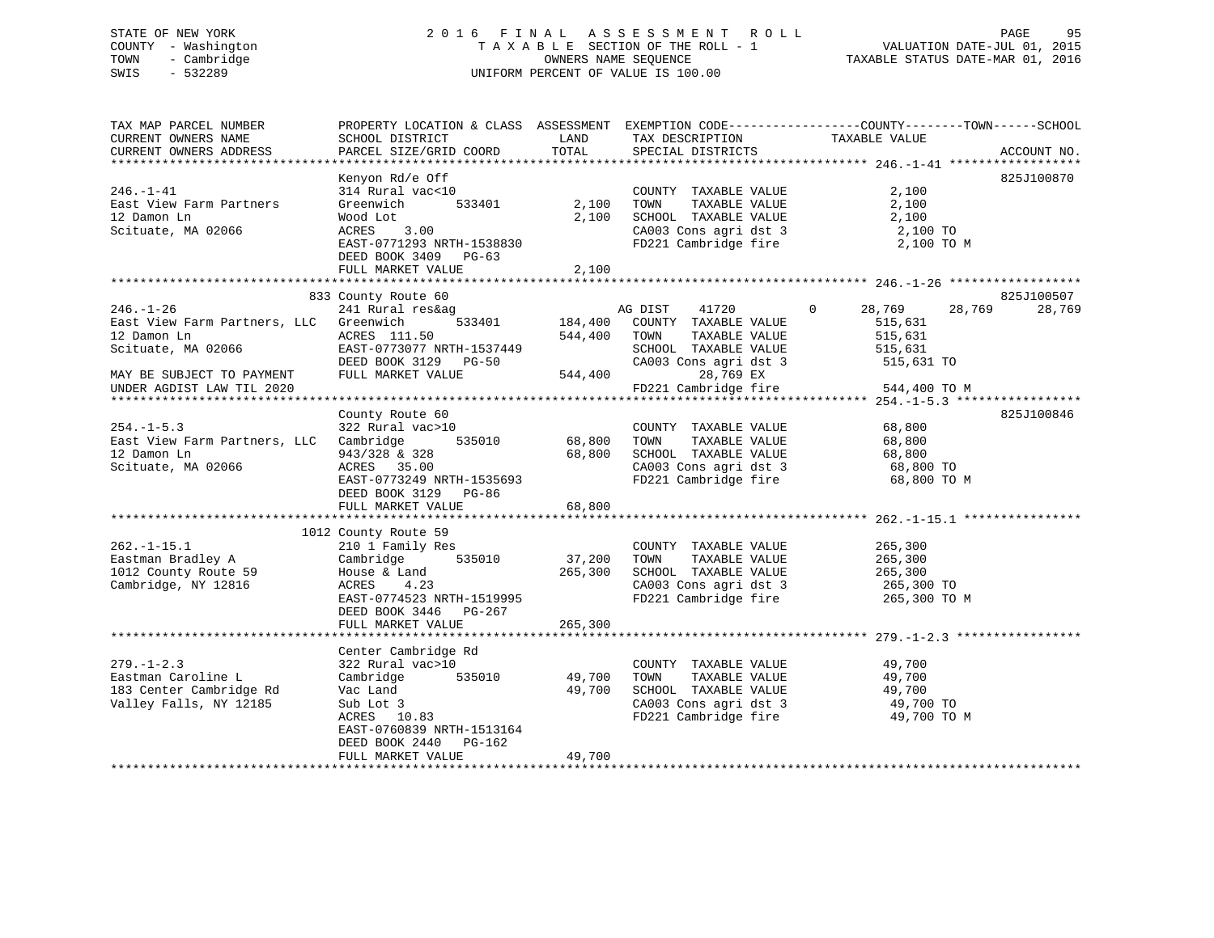STATE OF NEW YORK
COUNTY - Washington
TOWN - Cambridge
SWIS - 532289

2016 FINAL ASSESSMENT ROLL
TAXABLE SECTION OF THE ROLL - 1
OWNERS NAME SEQUENCE
UNIFORM PERCENT OF VALUE IS 100.00

VALUATION DATE-JUL 01, 2015
TAXABLE STATUS DATE-MAR 01, 2016

| TAX MAP PARCEL NUMBER / CURRENT OWNERS NAME / CURRENT OWNERS ADDRESS | PROPERTY LOCATION & CLASS / SCHOOL DISTRICT / PARCEL SIZE/GRID COORD | ASSESSMENT LAND | TOTAL | EXEMPTION CODE / TAX DESCRIPTION / SPECIAL DISTRICTS | COUNTY | TOWN | SCHOOL / TAXABLE VALUE | ACCOUNT NO. |
|---|---|---|---|---|---|---|---|---|
| **246.-1-41** | Kenyon Rd/e Off | | | | | | | 825J100870 |
| | 314 Rural vac<10 | | | COUNTY TAXABLE VALUE | 2,100 | | | |
| East View Farm Partners | Greenwich 533401 | 2,100 | | TOWN TAXABLE VALUE | | 2,100 | | |
| 12 Damon Ln | Wood Lot | | 2,100 | SCHOOL TAXABLE VALUE | | | 2,100 | |
| Scituate, MA 02066 | ACRES 3.00 | | | CA003 Cons agri dst 3 | 2,100 TO | | | |
| | EAST-0771293 NRTH-1538830 | | | FD221 Cambridge fire | 2,100 TO M | | | |
| | DEED BOOK 3409 PG-63 | | | | | | | |
| | FULL MARKET VALUE | | 2,100 | | | | | |
| **246.-1-26** | 833 County Route 60 | | | | | | | 825J100507 |
| | 241 Rural res&ag | | | AG DIST 41720 0 | 28,769 | 28,769 | 28,769 | |
| East View Farm Partners, LLC | Greenwich 533401 | 184,400 | | COUNTY TAXABLE VALUE | 515,631 | | | |
| 12 Damon Ln | ACRES 111.50 | | 544,400 | TOWN TAXABLE VALUE | | 515,631 | | |
| Scituate, MA 02066 | EAST-0773077 NRTH-1537449 | | | SCHOOL TAXABLE VALUE | | | 515,631 | |
| | DEED BOOK 3129 PG-50 | | | CA003 Cons agri dst 3 | 515,631 TO | | | |
| MAY BE SUBJECT TO PAYMENT | FULL MARKET VALUE | | 544,400 | 28,769 EX | | | | |
| UNDER AGDIST LAW TIL 2020 | | | | FD221 Cambridge fire | 544,400 TO M | | | |
| **254.-1-5.3** | County Route 60 | | | | | | | 825J100846 |
| | 322 Rural vac>10 | | | COUNTY TAXABLE VALUE | 68,800 | | | |
| East View Farm Partners, LLC | Cambridge 535010 | 68,800 | | TOWN TAXABLE VALUE | | 68,800 | | |
| 12 Damon Ln | 943/328 & 328 | | 68,800 | SCHOOL TAXABLE VALUE | | | 68,800 | |
| Scituate, MA 02066 | ACRES 35.00 | | | CA003 Cons agri dst 3 | 68,800 TO | | | |
| | EAST-0773249 NRTH-1535693 | | | FD221 Cambridge fire | 68,800 TO M | | | |
| | DEED BOOK 3129 PG-86 | | | | | | | |
| | FULL MARKET VALUE | | 68,800 | | | | | |
| **262.-1-15.1** | 1012 County Route 59 | | | | | | | |
| | 210 1 Family Res | | | COUNTY TAXABLE VALUE | 265,300 | | | |
| Eastman Bradley A | Cambridge 535010 | 37,200 | | TOWN TAXABLE VALUE | | 265,300 | | |
| 1012 County Route 59 | House & Land | | 265,300 | SCHOOL TAXABLE VALUE | | | 265,300 | |
| Cambridge, NY 12816 | ACRES 4.23 | | | CA003 Cons agri dst 3 | 265,300 TO | | | |
| | EAST-0774523 NRTH-1519995 | | | FD221 Cambridge fire | 265,300 TO M | | | |
| | DEED BOOK 3446 PG-267 | | | | | | | |
| | FULL MARKET VALUE | | 265,300 | | | | | |
| **279.-1-2.3** | Center Cambridge Rd | | | | | | | |
| | 322 Rural vac>10 | | | COUNTY TAXABLE VALUE | 49,700 | | | |
| Eastman Caroline L | Cambridge 535010 | 49,700 | | TOWN TAXABLE VALUE | | 49,700 | | |
| 183 Center Cambridge Rd | Vac Land | | 49,700 | SCHOOL TAXABLE VALUE | | | 49,700 | |
| Valley Falls, NY 12185 | Sub Lot 3 | | | CA003 Cons agri dst 3 | 49,700 TO | | | |
| | ACRES 10.83 | | | FD221 Cambridge fire | 49,700 TO M | | | |
| | EAST-0760839 NRTH-1513164 | | | | | | | |
| | DEED BOOK 2440 PG-162 | | | | | | | |
| | FULL MARKET VALUE | | 49,700 | | | | | |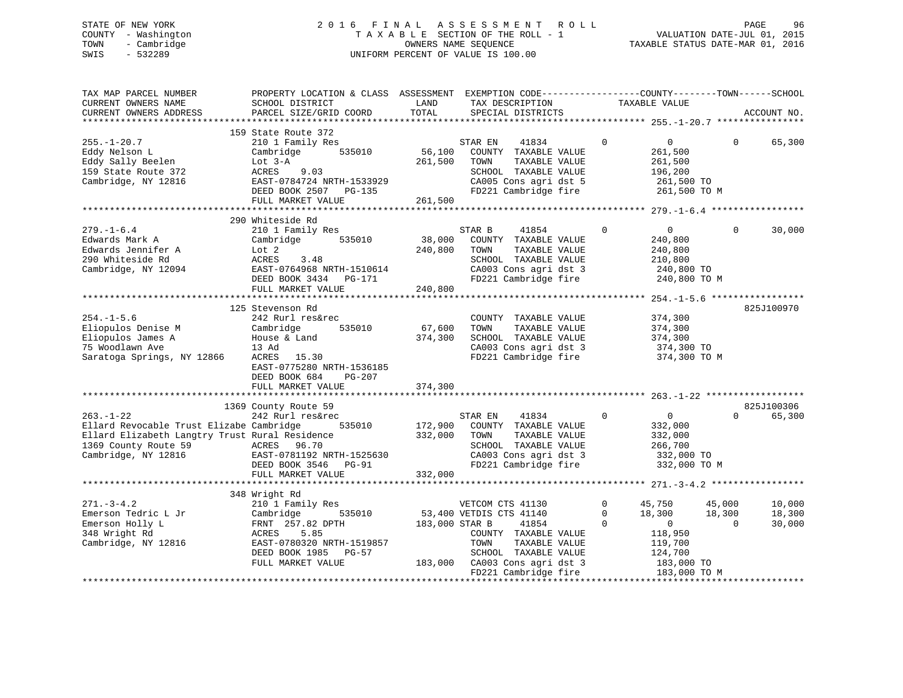STATE OF NEW YORK
COUNTY - Washington
TOWN - Cambridge
SWIS - 532289

2 0 1 6 F I N A L A S S E S S M E N T R O L L
T A X A B L E SECTION OF THE ROLL - 1
OWNERS NAME SEQUENCE
UNIFORM PERCENT OF VALUE IS 100.00

VALUATION DATE-JUL 01, 2015
TAXABLE STATUS DATE-MAR 01, 2016

```
TAX MAP PARCEL NUMBER          PROPERTY LOCATION & CLASS  ASSESSMENT  EXEMPTION CODE------------------COUNTY--------TOWN------SCHOOL
CURRENT OWNERS NAME            SCHOOL DISTRICT               LAND      TAX DESCRIPTION            TAXABLE VALUE
CURRENT OWNERS ADDRESS         PARCEL SIZE/GRID COORD        TOTAL     SPECIAL DISTRICTS                                    ACCOUNT NO.
******************************************************************************************************* 255.-1-20.7 ****************
                    159 State Route 372
255.-1-20.7                    210 1 Family Res                    STAR EN      41834         0            0            0      65,300
Eddy Nelson L                  Cambridge       535010      56,100   COUNTY  TAXABLE VALUE            261,500
Eddy Sally Beelen              Lot 3-A                    261,500   TOWN    TAXABLE VALUE            261,500
159 State Route 372            ACRES     9.03                       SCHOOL  TAXABLE VALUE            196,200
Cambridge, NY 12816            EAST-0784724 NRTH-1533929            CA005 Cons agri dst 5            261,500 TO
                               DEED BOOK 2507   PG-135              FD221 Cambridge fire             261,500 TO M
                               FULL MARKET VALUE          261,500
******************************************************************************************************* 279.-1-6.4 *****************
                    290 Whiteside Rd
279.-1-6.4                     210 1 Family Res                    STAR B       41854         0            0            0      30,000
Edwards Mark A                 Cambridge       535010      38,000   COUNTY  TAXABLE VALUE            240,800
Edwards Jennifer A             Lot 2                      240,800   TOWN    TAXABLE VALUE            240,800
290 Whiteside Rd               ACRES     3.48                       SCHOOL  TAXABLE VALUE            210,800
Cambridge, NY 12094            EAST-0764968 NRTH-1510614            CA003 Cons agri dst 3            240,800 TO
                               DEED BOOK 3434   PG-171              FD221 Cambridge fire             240,800 TO M
                               FULL MARKET VALUE          240,800
******************************************************************************************************* 254.-1-5.6 *****************
                    125 Stevenson Rd                                                                                  825J100970
254.-1-5.6                     242 Rurl res&rec                     COUNTY  TAXABLE VALUE            374,300
Eliopulos Denise M             Cambridge       535010      67,600   TOWN    TAXABLE VALUE            374,300
Eliopulos James A              House & Land               374,300   SCHOOL  TAXABLE VALUE            374,300
75 Woodlawn Ave                13 Ad                                CA003 Cons agri dst 3            374,300 TO
Saratoga Springs, NY 12866     ACRES    15.30                       FD221 Cambridge fire             374,300 TO M
                               EAST-0775280 NRTH-1536185
                               DEED BOOK 684    PG-207
                               FULL MARKET VALUE          374,300
******************************************************************************************************* 263.-1-22 ******************
                    1369 County Route 59                                                                              825J100306
263.-1-22                      242 Rurl res&rec                    STAR EN      41834         0            0            0      65,300
Ellard Revocable Trust Elizabe Cambridge       535010     172,900   COUNTY  TAXABLE VALUE            332,000
Ellard Elizabeth Langtry Trust Rural Residence            332,000   TOWN    TAXABLE VALUE            332,000
1369 County Route 59           ACRES    96.70                       SCHOOL  TAXABLE VALUE            266,700
Cambridge, NY 12816            EAST-0781192 NRTH-1525630            CA003 Cons agri dst 3            332,000 TO
                               DEED BOOK 3546   PG-91               FD221 Cambridge fire             332,000 TO M
                               FULL MARKET VALUE          332,000
******************************************************************************************************* 271.-3-4.2 *****************
                    348 Wright Rd
271.-3-4.2                     210 1 Family Res                    VETCOM CTS 41130           0       45,750       45,000      10,000
Emerson Tedric L Jr            Cambridge       535010      53,400 VETDIS CTS 41140           0       18,300       18,300      18,300
Emerson Holly L                FRNT 257.82 DPTH           183,000 STAR B       41854         0            0            0      30,000
348 Wright Rd                  ACRES     5.85                       COUNTY  TAXABLE VALUE            118,950
Cambridge, NY 12816            EAST-0780320 NRTH-1519857            TOWN    TAXABLE VALUE            119,700
                               DEED BOOK 1985   PG-57               SCHOOL  TAXABLE VALUE            124,700
                               FULL MARKET VALUE          183,000   CA003 Cons agri dst 3            183,000 TO
                                                                    FD221 Cambridge fire             183,000 TO M
************************************************************************************************************************************
```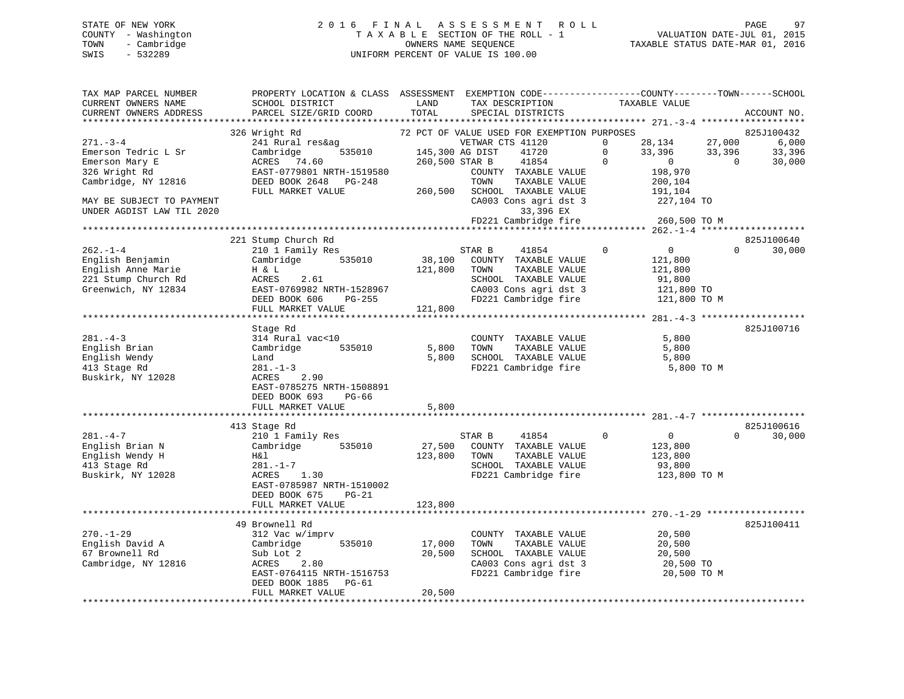STATE OF NEW YORK
COUNTY - Washington
TOWN - Cambridge
SWIS - 532289

2016 FINAL ASSESSMENT ROLL
TAXABLE SECTION OF THE ROLL - 1
OWNERS NAME SEQUENCE
UNIFORM PERCENT OF VALUE IS 100.00

VALUATION DATE-JUL 01, 2015
TAXABLE STATUS DATE-MAR 01, 2016

```
TAX MAP PARCEL NUMBER          PROPERTY LOCATION & CLASS  ASSESSMENT  EXEMPTION CODE------------------COUNTY--------TOWN------SCHOOL
CURRENT OWNERS NAME            SCHOOL DISTRICT               LAND      TAX DESCRIPTION              TAXABLE VALUE
CURRENT OWNERS ADDRESS         PARCEL SIZE/GRID COORD       TOTAL      SPECIAL DISTRICTS                                        ACCOUNT NO.
********************************************************************************************** 271.-3-4 *******************
                               326 Wright Rd                     72 PCT OF VALUE USED FOR EXEMPTION PURPOSES                    825J100432
271.-3-4                       241 Rural res&ag                     VETWAR CTS 41120           0     28,134     27,000       6,000
Emerson Tedric L Sr            Cambridge        535010      145,300 AG DIST     41720          0     33,396     33,396      33,396
Emerson Mary E                 ACRES  74.60                 260,500 STAR B      41854          0          0          0      30,000
326 Wright Rd                  EAST-0779801 NRTH-1519580               COUNTY  TAXABLE VALUE           198,970
Cambridge, NY 12816            DEED BOOK 2648   PG-248                 TOWN    TAXABLE VALUE           200,104
                               FULL MARKET VALUE            260,500    SCHOOL  TAXABLE VALUE           191,104
MAY BE SUBJECT TO PAYMENT                                              CA003 Cons agri dst 3           227,104 TO
UNDER AGDIST LAW TIL 2020                                                   33,396 EX
                                                                       FD221 Cambridge fire            260,500 TO M
********************************************************************************************** 262.-1-4 *******************
                               221 Stump Church Rd                                                                        825J100640
262.-1-4                       210 1 Family Res                        STAR B      41854       0          0          0      30,000
English Benjamin               Cambridge        535010       38,100    COUNTY  TAXABLE VALUE           121,800
English Anne Marie             H & L                        121,800    TOWN    TAXABLE VALUE           121,800
221 Stump Church Rd            ACRES    2.61                           SCHOOL  TAXABLE VALUE            91,800
Greenwich, NY 12834            EAST-0769982 NRTH-1528967               CA003 Cons agri dst 3           121,800 TO
                               DEED BOOK 606    PG-255                 FD221 Cambridge fire            121,800 TO M
                               FULL MARKET VALUE            121,800
********************************************************************************************** 281.-4-3 *******************
                               Stage Rd                                                                                   825J100716
281.-4-3                       314 Rural vac<10                        COUNTY  TAXABLE VALUE             5,800
English Brian                  Cambridge        535010        5,800    TOWN    TAXABLE VALUE             5,800
English Wendy                  Land                           5,800    SCHOOL  TAXABLE VALUE             5,800
413 Stage Rd                   281.-1-3                                FD221 Cambridge fire              5,800 TO M
Buskirk, NY 12028              ACRES    2.90
                               EAST-0785275 NRTH-1508891
                               DEED BOOK 693    PG-66
                               FULL MARKET VALUE              5,800
********************************************************************************************** 281.-4-7 *******************
                               413 Stage Rd                                                                               825J100616
281.-4-7                       210 1 Family Res                        STAR B      41854       0          0          0      30,000
English Brian N                Cambridge        535010       27,500    COUNTY  TAXABLE VALUE           123,800
English Wendy H                H&l                          123,800    TOWN    TAXABLE VALUE           123,800
413 Stage Rd                   281.-1-7                                SCHOOL  TAXABLE VALUE            93,800
Buskirk, NY 12028              ACRES    1.30                           FD221 Cambridge fire            123,800 TO M
                               EAST-0785987 NRTH-1510002
                               DEED BOOK 675    PG-21
                               FULL MARKET VALUE            123,800
********************************************************************************************** 270.-1-29 ******************
                               49 Brownell Rd                                                                             825J100411
270.-1-29                      312 Vac w/imprv                         COUNTY  TAXABLE VALUE            20,500
English David A                Cambridge        535010       17,000    TOWN    TAXABLE VALUE            20,500
67 Brownell Rd                 Sub Lot 2                     20,500    SCHOOL  TAXABLE VALUE            20,500
Cambridge, NY 12816            ACRES    2.80                           CA003 Cons agri dst 3            20,500 TO
                               EAST-0764115 NRTH-1516753               FD221 Cambridge fire             20,500 TO M
                               DEED BOOK 1885   PG-61
                               FULL MARKET VALUE             20,500
******************************************************************************************************************************
```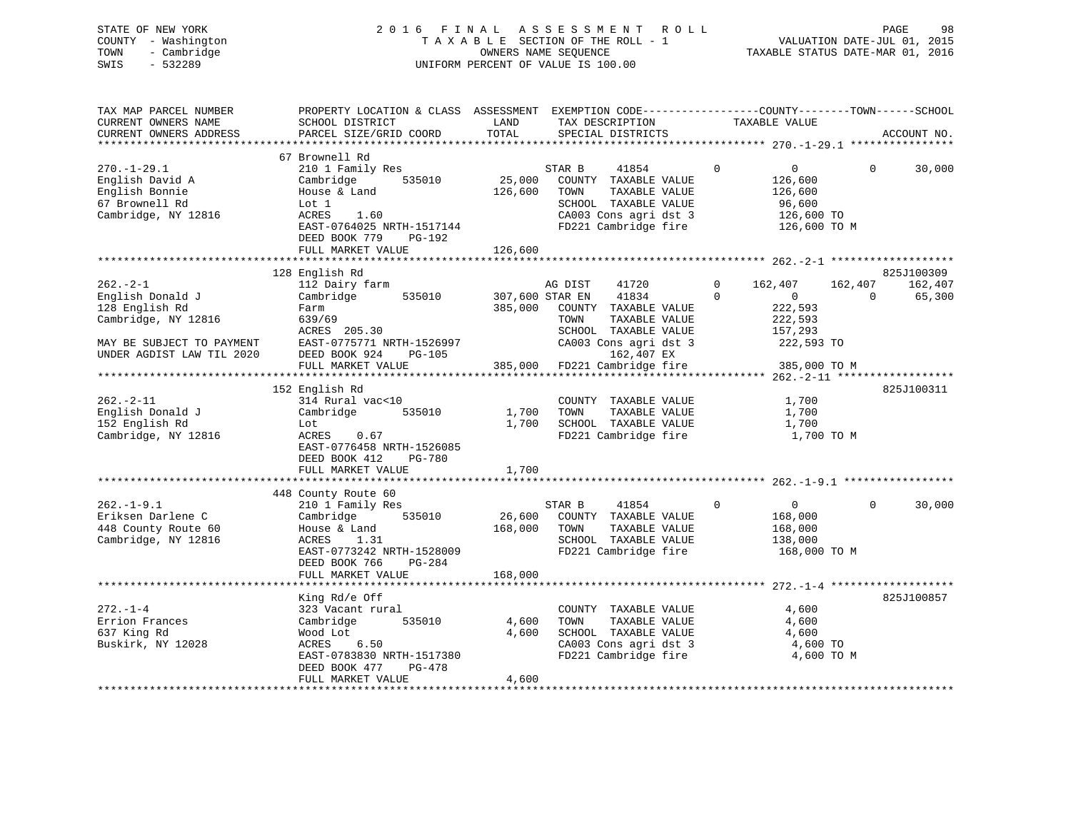STATE OF NEW YORK
COUNTY - Washington
TOWN - Cambridge
SWIS - 532289

2016 FINAL ASSESSMENT ROLL
TAXABLE SECTION OF THE ROLL - 1
OWNERS NAME SEQUENCE
UNIFORM PERCENT OF VALUE IS 100.00

VALUATION DATE-JUL 01, 2015
TAXABLE STATUS DATE-MAR 01, 2016

```
TAX MAP PARCEL NUMBER         PROPERTY LOCATION & CLASS  ASSESSMENT  EXEMPTION CODE-----------------COUNTY--------TOWN------SCHOOL
CURRENT OWNERS NAME           SCHOOL DISTRICT               LAND      TAX DESCRIPTION            TAXABLE VALUE
CURRENT OWNERS ADDRESS        PARCEL SIZE/GRID COORD        TOTAL     SPECIAL DISTRICTS                                    ACCOUNT NO.
******************************************************************************************************* 270.-1-29.1 ****************
                              67 Brownell Rd
270.-1-29.1                   210 1 Family Res                    STAR B     41854        0          0           0      30,000
English David A               Cambridge        535010      25,000   COUNTY  TAXABLE VALUE          126,600
English Bonnie                House & Land                126,600   TOWN    TAXABLE VALUE          126,600
67 Brownell Rd                Lot 1                                 SCHOOL  TAXABLE VALUE           96,600
Cambridge, NY 12816           ACRES    1.60                         CA003 Cons agri dst 3          126,600 TO
                              EAST-0764025 NRTH-1517144             FD221 Cambridge fire           126,600 TO M
                              DEED BOOK 779    PG-192
                              FULL MARKET VALUE           126,600
******************************************************************************************************* 262.-2-1 *******************
                              128 English Rd                                                                        825J100309
262.-2-1                      112 Dairy farm                      AG DIST    41720        0    162,407    162,407    162,407
English Donald J              Cambridge        535010     307,600 STAR EN    41834        0          0           0      65,300
128 English Rd                Farm                        385,000   COUNTY  TAXABLE VALUE          222,593
Cambridge, NY 12816           639/69                                TOWN    TAXABLE VALUE          222,593
                              ACRES  205.30                         SCHOOL  TAXABLE VALUE          157,293
MAY BE SUBJECT TO PAYMENT     EAST-0775771 NRTH-1526997             CA003 Cons agri dst 3          222,593 TO
UNDER AGDIST LAW TIL 2020     DEED BOOK 924    PG-105                      162,407 EX
                              FULL MARKET VALUE           385,000   FD221 Cambridge fire           385,000 TO M
******************************************************************************************************* 262.-2-11 ******************
                              152 English Rd                                                                        825J100311
262.-2-11                     314 Rural vac<10                      COUNTY  TAXABLE VALUE            1,700
English Donald J              Cambridge        535010       1,700   TOWN    TAXABLE VALUE            1,700
152 English Rd                Lot                           1,700   SCHOOL  TAXABLE VALUE            1,700
Cambridge, NY 12816           ACRES    0.67                         FD221 Cambridge fire             1,700 TO M
                              EAST-0776458 NRTH-1526085
                              DEED BOOK 412    PG-780
                              FULL MARKET VALUE             1,700
******************************************************************************************************* 262.-1-9.1 *****************
                              448 County Route 60
262.-1-9.1                    210 1 Family Res                    STAR B     41854        0          0           0      30,000
Eriksen Darlene C             Cambridge        535010      26,600   COUNTY  TAXABLE VALUE          168,000
448 County Route 60           House & Land                168,000   TOWN    TAXABLE VALUE          168,000
Cambridge, NY 12816           ACRES    1.31                         SCHOOL  TAXABLE VALUE          138,000
                              EAST-0773242 NRTH-1528009             FD221 Cambridge fire           168,000 TO M
                              DEED BOOK 766    PG-284
                              FULL MARKET VALUE           168,000
******************************************************************************************************* 272.-1-4 *******************
                              King Rd/e Off                                                                         825J100857
272.-1-4                      323 Vacant rural                      COUNTY  TAXABLE VALUE            4,600
Errion Frances                Cambridge        535010       4,600   TOWN    TAXABLE VALUE            4,600
637 King Rd                   Wood Lot                      4,600   SCHOOL  TAXABLE VALUE            4,600
Buskirk, NY 12028             ACRES    6.50                         CA003 Cons agri dst 3            4,600 TO
                              EAST-0783830 NRTH-1517380             FD221 Cambridge fire             4,600 TO M
                              DEED BOOK 477    PG-478
                              FULL MARKET VALUE             4,600
************************************************************************************************************************************
```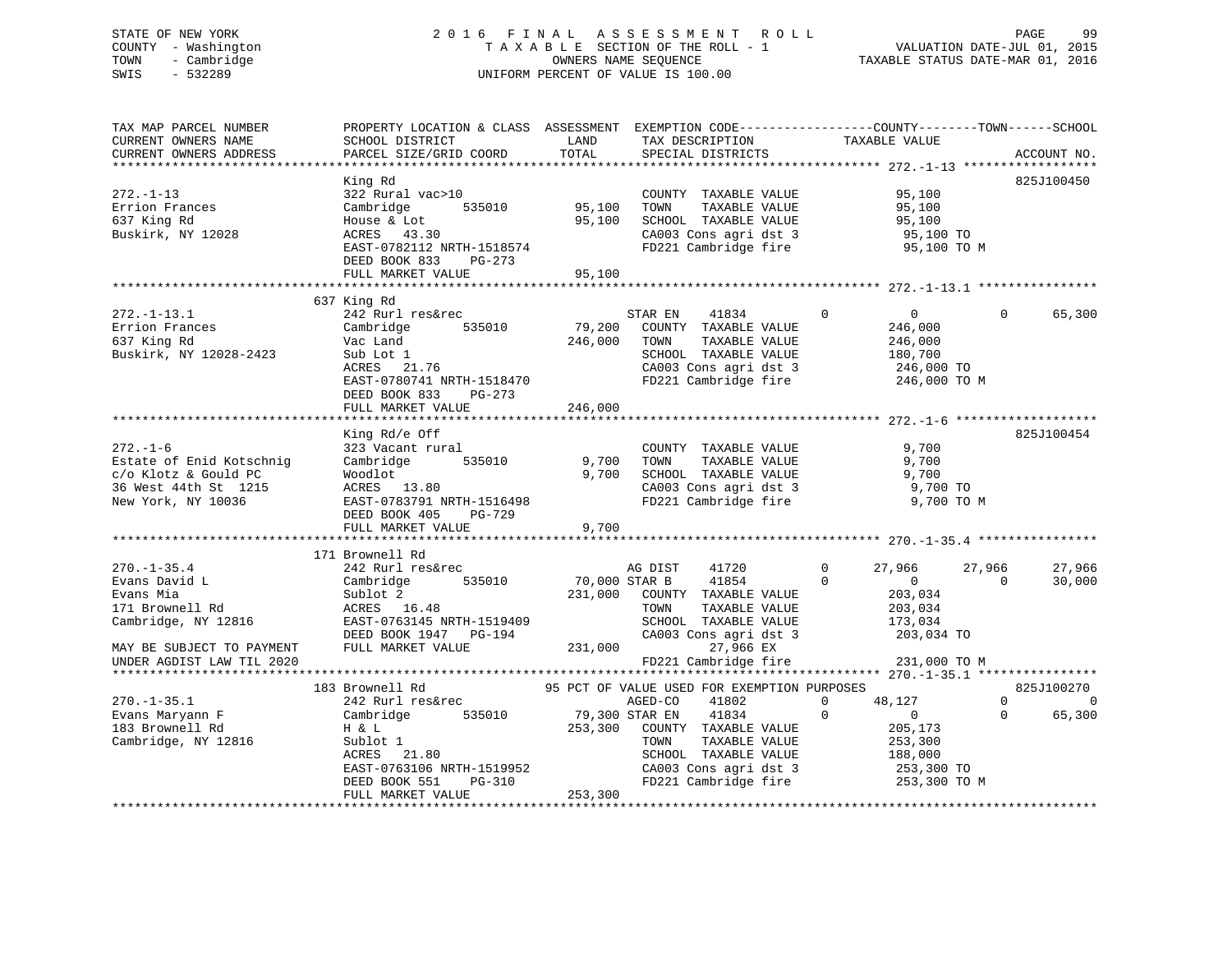STATE OF NEW YORK
COUNTY - Washington
TOWN - Cambridge
SWIS - 532289

2016 FINAL ASSESSMENT ROLL
TAXABLE SECTION OF THE ROLL - 1
OWNERS NAME SEQUENCE
UNIFORM PERCENT OF VALUE IS 100.00

VALUATION DATE-JUL 01, 2015
TAXABLE STATUS DATE-MAR 01, 2016

```
TAX MAP PARCEL NUMBER          PROPERTY LOCATION & CLASS  ASSESSMENT  EXEMPTION CODE------------------COUNTY--------TOWN------SCHOOL
CURRENT OWNERS NAME            SCHOOL DISTRICT              LAND      TAX DESCRIPTION             TAXABLE VALUE
CURRENT OWNERS ADDRESS         PARCEL SIZE/GRID COORD      TOTAL      SPECIAL DISTRICTS                                    ACCOUNT NO.
******************************************************************************************************* 272.-1-13 ******************
                               King Rd                                                                                  825J100450
272.-1-13                      322 Rural vac>10                       COUNTY  TAXABLE VALUE              95,100
Errion Frances                 Cambridge       535010      95,100     TOWN    TAXABLE VALUE              95,100
637 King Rd                    House & Lot                 95,100     SCHOOL  TAXABLE VALUE              95,100
Buskirk, NY 12028              ACRES   43.30                          CA003 Cons agri dst 3               95,100 TO
                               EAST-0782112 NRTH-1518574              FD221 Cambridge fire                95,100 TO M
                               DEED BOOK 833    PG-273
                               FULL MARKET VALUE           95,100
******************************************************************************************************* 272.-1-13.1 ****************
                               637 King Rd
272.-1-13.1                    242 Rurl res&rec                       STAR EN    41834        0            0            0     65,300
Errion Frances                 Cambridge       535010      79,200     COUNTY  TAXABLE VALUE             246,000
637 King Rd                    Vac Land                   246,000     TOWN    TAXABLE VALUE             246,000
Buskirk, NY 12028-2423         Sub Lot 1                              SCHOOL  TAXABLE VALUE             180,700
                               ACRES   21.76                          CA003 Cons agri dst 3              246,000 TO
                               EAST-0780741 NRTH-1518470              FD221 Cambridge fire               246,000 TO M
                               DEED BOOK 833    PG-273
                               FULL MARKET VALUE          246,000
******************************************************************************************************* 272.-1-6 *******************
                               King Rd/e Off                                                                            825J100454
272.-1-6                       323 Vacant rural                       COUNTY  TAXABLE VALUE               9,700
Estate of Enid Kotschnig       Cambridge       535010       9,700     TOWN    TAXABLE VALUE               9,700
c/o Klotz & Gould PC           Woodlot                      9,700     SCHOOL  TAXABLE VALUE               9,700
36 West 44th St  1215          ACRES   13.80                          CA003 Cons agri dst 3                9,700 TO
New York, NY 10036             EAST-0783791 NRTH-1516498              FD221 Cambridge fire                 9,700 TO M
                               DEED BOOK 405    PG-729
                               FULL MARKET VALUE            9,700
******************************************************************************************************* 270.-1-35.4 ****************
                               171 Brownell Rd
270.-1-35.4                    242 Rurl res&rec                       AG DIST    41720        0       27,966       27,966     27,966
Evans David L                  Cambridge       535010      70,000 STAR B     41854        0            0            0     30,000
Evans Mia                      Sublot 2                   231,000     COUNTY  TAXABLE VALUE             203,034
171 Brownell Rd                ACRES   16.48                          TOWN    TAXABLE VALUE             203,034
Cambridge, NY 12816            EAST-0763145 NRTH-1519409              SCHOOL  TAXABLE VALUE             173,034
                               DEED BOOK 1947   PG-194                CA003 Cons agri dst 3              203,034 TO
MAY BE SUBJECT TO PAYMENT      FULL MARKET VALUE          231,000              27,966 EX
UNDER AGDIST LAW TIL 2020                                             FD221 Cambridge fire               231,000 TO M
******************************************************************************************************* 270.-1-35.1 ****************
                               183 Brownell Rd            95 PCT OF VALUE USED FOR EXEMPTION PURPOSES                   825J100270
270.-1-35.1                    242 Rurl res&rec                       AGED-CO    41802        0       48,127            0          0
Evans Maryann F                Cambridge       535010      79,300 STAR EN    41834        0            0            0     65,300
183 Brownell Rd                H & L                      253,300     COUNTY  TAXABLE VALUE             205,173
Cambridge, NY 12816            Sublot 1                               TOWN    TAXABLE VALUE             253,300
                               ACRES   21.80                          SCHOOL  TAXABLE VALUE             188,000
                               EAST-0763106 NRTH-1519952              CA003 Cons agri dst 3              253,300 TO
                               DEED BOOK 551    PG-310                FD221 Cambridge fire               253,300 TO M
                               FULL MARKET VALUE          253,300
************************************************************************************************************************************
```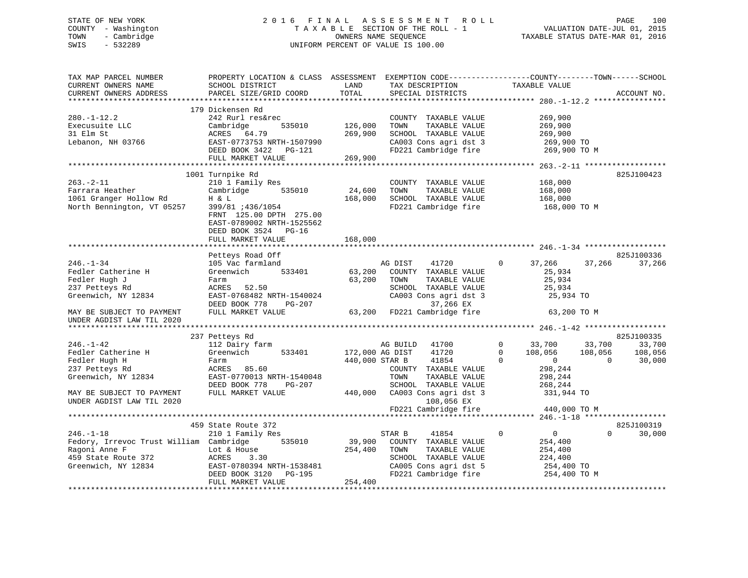STATE OF NEW YORK
COUNTY - Washington
TOWN - Cambridge
SWIS - 532289

2 0 1 6 F I N A L A S S E S S M E N T R O L L
T A X A B L E SECTION OF THE ROLL - 1
OWNERS NAME SEQUENCE
UNIFORM PERCENT OF VALUE IS 100.00

VALUATION DATE-JUL 01, 2015
TAXABLE STATUS DATE-MAR 01, 2016

```
TAX MAP PARCEL NUMBER          PROPERTY LOCATION & CLASS  ASSESSMENT  EXEMPTION CODE------------------COUNTY--------TOWN------SCHOOL
CURRENT OWNERS NAME            SCHOOL DISTRICT               LAND      TAX DESCRIPTION            TAXABLE VALUE
CURRENT OWNERS ADDRESS         PARCEL SIZE/GRID COORD        TOTAL     SPECIAL DISTRICTS                                        ACCOUNT NO.
******************************************************************************************************* 280.-1-12.2 ****************
                           179 Dickensen Rd
280.-1-12.2                    242 Rurl res&rec                        COUNTY  TAXABLE VALUE          269,900
Execusuite LLC                 Cambridge        535010      126,000   TOWN    TAXABLE VALUE          269,900
31 Elm St                      ACRES   64.79                 269,900   SCHOOL  TAXABLE VALUE          269,900
Lebanon, NH 03766              EAST-0773753 NRTH-1507990               CA003 Cons agri dst 3          269,900 TO
                               DEED BOOK 3422   PG-121                 FD221 Cambridge fire           269,900 TO M
                               FULL MARKET VALUE             269,900
******************************************************************************************************* 263.-2-11 ******************
                          1001 Turnpike Rd                                                                               825J100423
263.-2-11                      210 1 Family Res                        COUNTY  TAXABLE VALUE          168,000
Farrara Heather                Cambridge        535010       24,600   TOWN    TAXABLE VALUE          168,000
1061 Granger Hollow Rd         H & L                         168,000   SCHOOL  TAXABLE VALUE          168,000
North Bennington, VT 05257     399/81 ;436/1054                        FD221 Cambridge fire           168,000 TO M
                               FRNT 125.00 DPTH 275.00
                               EAST-0789002 NRTH-1525562
                               DEED BOOK 3524   PG-16
                               FULL MARKET VALUE             168,000
******************************************************************************************************* 246.-1-34 ******************
                               Petteys Road Off                                                                          825J100336
246.-1-34                      105 Vac farmland                        AG DIST    41720         0       37,266     37,266     37,266
Fedler Catherine H             Greenwich        533401       63,200   COUNTY  TAXABLE VALUE           25,934
Fedler Hugh J                  Farm                           63,200   TOWN    TAXABLE VALUE           25,934
237 Petteys Rd                 ACRES   52.50                           SCHOOL  TAXABLE VALUE           25,934
Greenwich, NY 12834            EAST-0768482 NRTH-1540024               CA003 Cons agri dst 3           25,934 TO
                               DEED BOOK 778    PG-207                        37,266 EX
MAY BE SUBJECT TO PAYMENT      FULL MARKET VALUE              63,200   FD221 Cambridge fire            63,200 TO M
UNDER AGDIST LAW TIL 2020
******************************************************************************************************* 246.-1-42 ******************
                           237 Petteys Rd                                                                                825J100335
246.-1-42                      112 Dairy farm                          AG BUILD   41700         0       33,700     33,700     33,700
Fedler Catherine H             Greenwich        533401      172,000 AG DIST    41720         0      108,056    108,056    108,056
Fedler Hugh H                  Farm                          440,000 STAR B     41854         0            0          0     30,000
237 Petteys Rd                 ACRES   85.60                           COUNTY  TAXABLE VALUE          298,244
Greenwich, NY 12834            EAST-0770013 NRTH-1540048               TOWN    TAXABLE VALUE          298,244
                               DEED BOOK 778    PG-207                 SCHOOL  TAXABLE VALUE          268,244
MAY BE SUBJECT TO PAYMENT      FULL MARKET VALUE             440,000   CA003 Cons agri dst 3          331,944 TO
UNDER AGDIST LAW TIL 2020                                                     108,056 EX
                                                                       FD221 Cambridge fire           440,000 TO M
******************************************************************************************************* 246.-1-18 ******************
                           459 State Route 372                                                                           825J100319
246.-1-18                      210 1 Family Res                        STAR B     41854         0            0          0     30,000
Fedory, Irrevoc Trust William  Cambridge        535010       39,900   COUNTY  TAXABLE VALUE          254,400
Ragoni Anne F                  Lot & House                   254,400   TOWN    TAXABLE VALUE          254,400
459 State Route 372            ACRES    3.30                           SCHOOL  TAXABLE VALUE          224,400
Greenwich, NY 12834            EAST-0780394 NRTH-1538481               CA005 Cons agri dst 5          254,400 TO
                               DEED BOOK 3120   PG-195                 FD221 Cambridge fire           254,400 TO M
                               FULL MARKET VALUE             254,400
************************************************************************************************************************************
```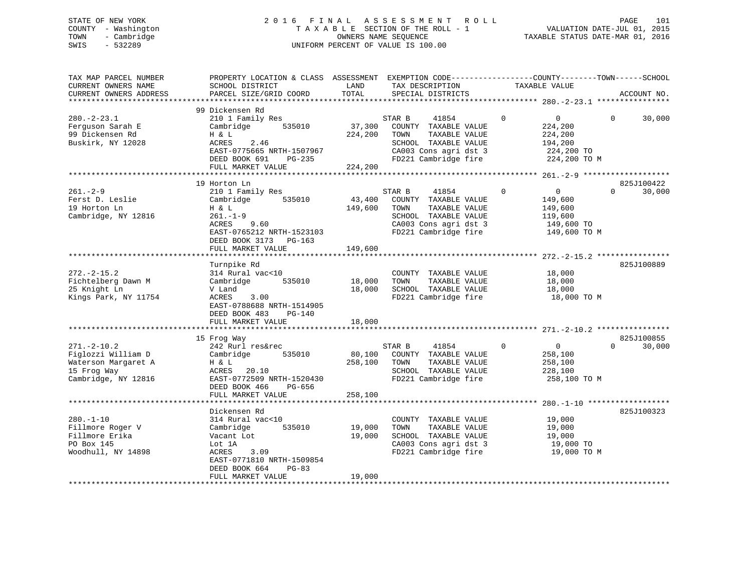STATE OF NEW YORK
COUNTY - Washington
TOWN - Cambridge
SWIS - 532289

2016 FINAL ASSESSMENT ROLL
TAXABLE SECTION OF THE ROLL - 1
OWNERS NAME SEQUENCE
UNIFORM PERCENT OF VALUE IS 100.00

VALUATION DATE-JUL 01, 2015
TAXABLE STATUS DATE-MAR 01, 2016

| TAX MAP PARCEL NUMBER / CURRENT OWNERS NAME / CURRENT OWNERS ADDRESS | PROPERTY LOCATION & CLASS / SCHOOL DISTRICT / PARCEL SIZE/GRID COORD | ASSESSMENT LAND / TOTAL | EXEMPTION CODE / TAX DESCRIPTION / SPECIAL DISTRICTS | COUNTY | TOWN | SCHOOL TAXABLE VALUE | ACCOUNT NO. |
|---|---|---|---|---|---|---|---|
| **280.-2-23.1** | 99 Dickensen Rd | | | | | | |
| 280.-2-23.1 | 210 1 Family Res | | STAR B 41854 | 0 | 0 | 30,000 | |
| Ferguson Sarah E | Cambridge 535010 | 37,300 | COUNTY TAXABLE VALUE | 224,200 | | | |
| 99 Dickensen Rd | H & L | 224,200 | TOWN TAXABLE VALUE | | 224,200 | | |
| Buskirk, NY 12028 | ACRES 2.46 | | SCHOOL TAXABLE VALUE | | | 194,200 | |
| | EAST-0775665 NRTH-1507967 | | CA003 Cons agri dst 3 | 224,200 TO | | | |
| | DEED BOOK 691 PG-235 | | FD221 Cambridge fire | 224,200 TO M | | | |
| | FULL MARKET VALUE | 224,200 | | | | | |
| **261.-2-9** | 19 Horton Ln | | | | | | 825J100422 |
| 261.-2-9 | 210 1 Family Res | | STAR B 41854 | 0 | 0 | 30,000 | |
| Ferst D. Leslie | Cambridge 535010 | 43,400 | COUNTY TAXABLE VALUE | 149,600 | | | |
| 19 Horton Ln | H & L | 149,600 | TOWN TAXABLE VALUE | | 149,600 | | |
| Cambridge, NY 12816 | 261.-1-9 | | SCHOOL TAXABLE VALUE | | | 119,600 | |
| | ACRES 9.60 | | CA003 Cons agri dst 3 | 149,600 TO | | | |
| | EAST-0765212 NRTH-1523103 | | FD221 Cambridge fire | 149,600 TO M | | | |
| | DEED BOOK 3173 PG-163 | | | | | | |
| | FULL MARKET VALUE | 149,600 | | | | | |
| **272.-2-15.2** | Turnpike Rd | | | | | | 825J100889 |
| 272.-2-15.2 | 314 Rural vac<10 | | COUNTY TAXABLE VALUE | 18,000 | | | |
| Fichtelberg Dawn M | Cambridge 535010 | 18,000 | TOWN TAXABLE VALUE | | 18,000 | | |
| 25 Knight Ln | V Land | 18,000 | SCHOOL TAXABLE VALUE | | | 18,000 | |
| Kings Park, NY 11754 | ACRES 3.00 | | FD221 Cambridge fire | 18,000 TO M | | | |
| | EAST-0788688 NRTH-1514905 | | | | | | |
| | DEED BOOK 483 PG-140 | | | | | | |
| | FULL MARKET VALUE | 18,000 | | | | | |
| **271.-2-10.2** | 15 Frog Way | | | | | | 825J100855 |
| 271.-2-10.2 | 242 Rurl res&rec | | STAR B 41854 | 0 | 0 | 30,000 | |
| Figlozzi William D | Cambridge 535010 | 80,100 | COUNTY TAXABLE VALUE | 258,100 | | | |
| Waterson Margaret A | H & L | 258,100 | TOWN TAXABLE VALUE | | 258,100 | | |
| 15 Frog Way | ACRES 20.10 | | SCHOOL TAXABLE VALUE | | | 228,100 | |
| Cambridge, NY 12816 | EAST-0772509 NRTH-1520430 | | FD221 Cambridge fire | 258,100 TO M | | | |
| | DEED BOOK 466 PG-656 | | | | | | |
| | FULL MARKET VALUE | 258,100 | | | | | |
| **280.-1-10** | Dickensen Rd | | | | | | 825J100323 |
| 280.-1-10 | 314 Rural vac<10 | | COUNTY TAXABLE VALUE | 19,000 | | | |
| Fillmore Roger V | Cambridge 535010 | 19,000 | TOWN TAXABLE VALUE | | 19,000 | | |
| Fillmore Erika | Vacant Lot | 19,000 | SCHOOL TAXABLE VALUE | | | 19,000 | |
| PO Box 145 | Lot 1A | | CA003 Cons agri dst 3 | 19,000 TO | | | |
| Woodhull, NY 14898 | ACRES 3.09 | | FD221 Cambridge fire | 19,000 TO M | | | |
| | EAST-0771810 NRTH-1509854 | | | | | | |
| | DEED BOOK 664 PG-83 | | | | | | |
| | FULL MARKET VALUE | 19,000 | | | | | |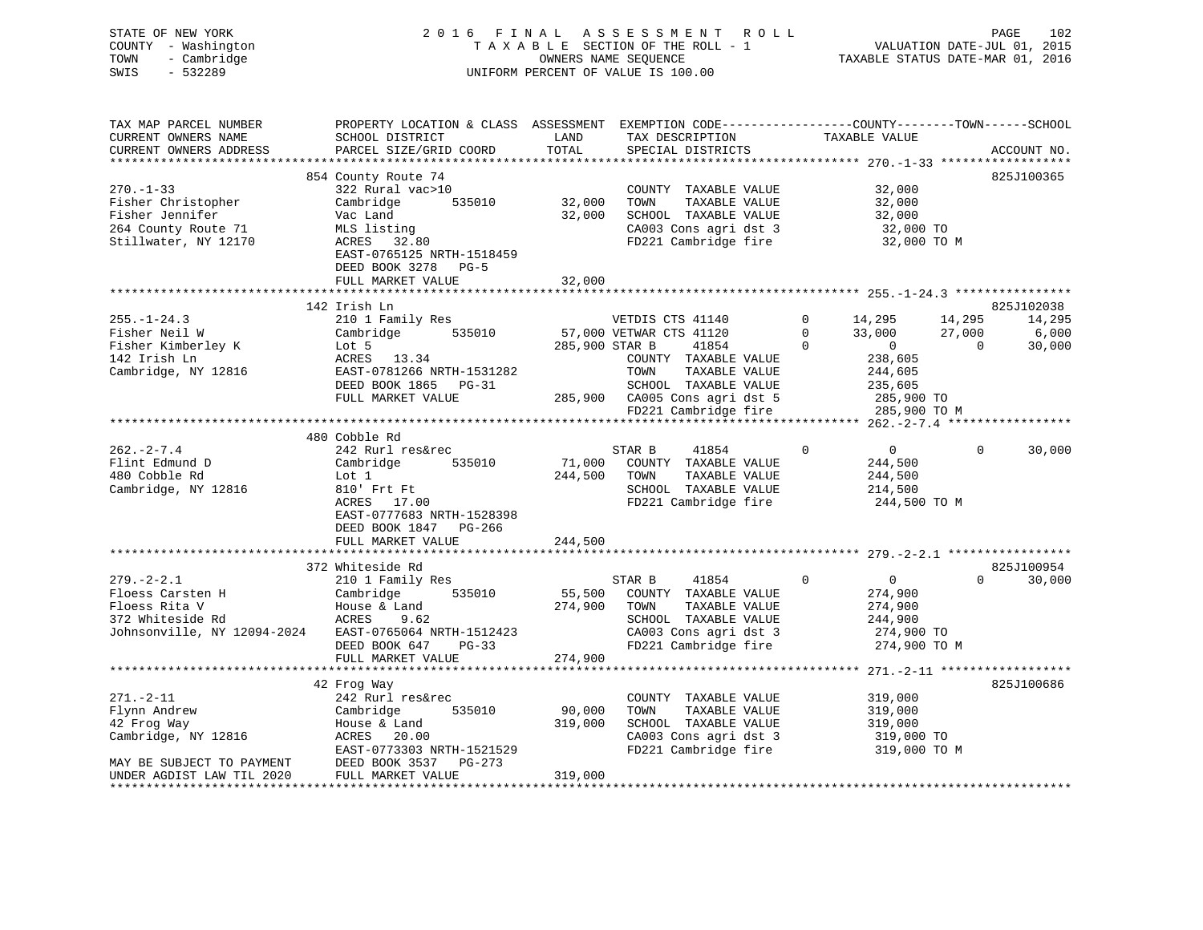STATE OF NEW YORK
COUNTY - Washington
TOWN - Cambridge
SWIS - 532289

2016 FINAL ASSESSMENT ROLL
TAXABLE SECTION OF THE ROLL - 1
OWNERS NAME SEQUENCE
UNIFORM PERCENT OF VALUE IS 100.00

VALUATION DATE-JUL 01, 2015
TAXABLE STATUS DATE-MAR 01, 2016

```
TAX MAP PARCEL NUMBER          PROPERTY LOCATION & CLASS  ASSESSMENT  EXEMPTION CODE------------------COUNTY--------TOWN------SCHOOL
CURRENT OWNERS NAME            SCHOOL DISTRICT               LAND      TAX DESCRIPTION              TAXABLE VALUE
CURRENT OWNERS ADDRESS         PARCEL SIZE/GRID COORD       TOTAL      SPECIAL DISTRICTS                                    ACCOUNT NO.
******************************************************************************************************* 270.-1-33 ******************
                               854 County Route 74                                                                        825J100365
270.-1-33                      322 Rural vac>10                        COUNTY  TAXABLE VALUE             32,000
Fisher Christopher             Cambridge        535010       32,000    TOWN    TAXABLE VALUE             32,000
Fisher Jennifer                Vac Land                      32,000    SCHOOL  TAXABLE VALUE             32,000
264 County Route 71            MLS listing                             CA003 Cons agri dst 3              32,000 TO
Stillwater, NY 12170           ACRES  32.80                            FD221 Cambridge fire               32,000 TO M
                               EAST-0765125 NRTH-1518459
                               DEED BOOK 3278   PG-5
                               FULL MARKET VALUE             32,000
******************************************************************************************************* 255.-1-24.3 ****************
                               142 Irish Ln                                                                               825J102038
255.-1-24.3                    210 1 Family Res                  VETDIS CTS 41140         0      14,295      14,295       14,295
Fisher Neil W                  Cambridge        535010       57,000 VETWAR CTS 41120      0      33,000      27,000        6,000
Fisher Kimberley K             Lot 5                        285,900 STAR B      41854     0           0           0       30,000
142 Irish Ln                   ACRES  13.34                            COUNTY  TAXABLE VALUE            238,605
Cambridge, NY 12816            EAST-0781266 NRTH-1531282               TOWN    TAXABLE VALUE            244,605
                               DEED BOOK 1865   PG-31                  SCHOOL  TAXABLE VALUE            235,605
                               FULL MARKET VALUE            285,900    CA005 Cons agri dst 5             285,900 TO
                                                                       FD221 Cambridge fire              285,900 TO M
******************************************************************************************************* 262.-2-7.4 *****************
                               480 Cobble Rd
262.-2-7.4                     242 Rurl res&rec                  STAR B      41854        0           0           0       30,000
Flint Edmund D                 Cambridge        535010       71,000    COUNTY  TAXABLE VALUE            244,500
480 Cobble Rd                  Lot 1                        244,500    TOWN    TAXABLE VALUE            244,500
Cambridge, NY 12816            810' Frt Ft                             SCHOOL  TAXABLE VALUE            214,500
                               ACRES  17.00                            FD221 Cambridge fire              244,500 TO M
                               EAST-0777683 NRTH-1528398
                               DEED BOOK 1847   PG-266
                               FULL MARKET VALUE            244,500
******************************************************************************************************* 279.-2-2.1 *****************
                               372 Whiteside Rd                                                                           825J100954
279.-2-2.1                     210 1 Family Res                  STAR B      41854        0           0           0       30,000
Floess Carsten H               Cambridge        535010       55,500    COUNTY  TAXABLE VALUE            274,900
Floess Rita V                  House & Land                 274,900    TOWN    TAXABLE VALUE            274,900
372 Whiteside Rd               ACRES   9.62                            SCHOOL  TAXABLE VALUE            244,900
Johnsonville, NY 12094-2024    EAST-0765064 NRTH-1512423               CA003 Cons agri dst 3             274,900 TO
                               DEED BOOK 647    PG-33                  FD221 Cambridge fire              274,900 TO M
                               FULL MARKET VALUE            274,900
******************************************************************************************************* 271.-2-11 ******************
                               42 Frog Way                                                                                825J100686
271.-2-11                      242 Rurl res&rec                        COUNTY  TAXABLE VALUE            319,000
Flynn Andrew                   Cambridge        535010       90,000    TOWN    TAXABLE VALUE            319,000
42 Frog Way                    House & Land                 319,000    SCHOOL  TAXABLE VALUE            319,000
Cambridge, NY 12816            ACRES  20.00                            CA003 Cons agri dst 3             319,000 TO
                               EAST-0773303 NRTH-1521529               FD221 Cambridge fire              319,000 TO M
MAY BE SUBJECT TO PAYMENT      DEED BOOK 3537   PG-273
UNDER AGDIST LAW TIL 2020      FULL MARKET VALUE            319,000
************************************************************************************************************************************
```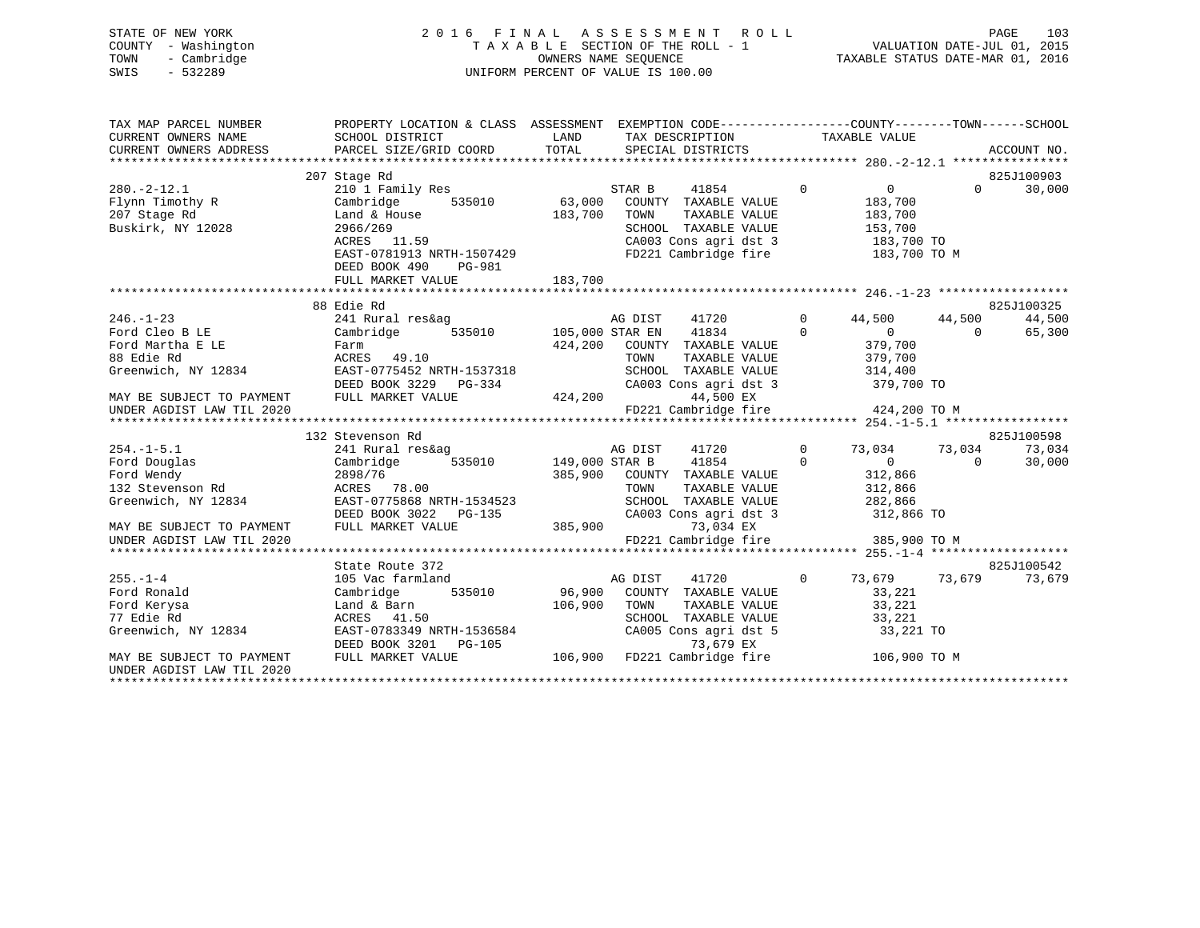STATE OF NEW YORK
COUNTY - Washington
TOWN - Cambridge
SWIS - 532289

# 2016 FINAL ASSESSMENT ROLL

TAXABLE SECTION OF THE ROLL - 1
OWNERS NAME SEQUENCE
UNIFORM PERCENT OF VALUE IS 100.00

VALUATION DATE-JUL 01, 2015
TAXABLE STATUS DATE-MAR 01, 2016

```
TAX MAP PARCEL NUMBER          PROPERTY LOCATION & CLASS  ASSESSMENT  EXEMPTION CODE------------------COUNTY--------TOWN------SCHOOL
CURRENT OWNERS NAME            SCHOOL DISTRICT              LAND       TAX DESCRIPTION             TAXABLE VALUE
CURRENT OWNERS ADDRESS         PARCEL SIZE/GRID COORD       TOTAL      SPECIAL DISTRICTS                                      ACCOUNT NO.
******************************************************************************************************* 280.-2-12.1 ****************
                               207 Stage Rd                                                                                825J100903
280.-2-12.1                    210 1 Family Res                      STAR B      41854          0           0           0     30,000
Flynn Timothy R                Cambridge      535010       63,000    COUNTY  TAXABLE VALUE            183,700
207 Stage Rd                   Land & House               183,700    TOWN    TAXABLE VALUE            183,700
Buskirk, NY 12028              2966/269                              SCHOOL  TAXABLE VALUE            153,700
                               ACRES   11.59                         CA003 Cons agri dst 3             183,700 TO
                               EAST-0781913 NRTH-1507429             FD221 Cambridge fire              183,700 TO M
                               DEED BOOK 490    PG-981
                               FULL MARKET VALUE          183,700
******************************************************************************************************* 246.-1-23 ******************
                               88 Edie Rd                                                                                  825J100325
246.-1-23                      241 Rural res&ag                      AG DIST     41720          0      44,500      44,500     44,500
Ford Cleo B LE                 Cambridge      535010      105,000 STAR EN     41834          0           0           0     65,300
Ford Martha E LE               Farm                       424,200    COUNTY  TAXABLE VALUE            379,700
88 Edie Rd                     ACRES   49.10                         TOWN    TAXABLE VALUE            379,700
Greenwich, NY 12834            EAST-0775452 NRTH-1537318             SCHOOL  TAXABLE VALUE            314,400
                               DEED BOOK 3229   PG-334               CA003 Cons agri dst 3             379,700 TO
MAY BE SUBJECT TO PAYMENT      FULL MARKET VALUE          424,200           44,500 EX
UNDER AGDIST LAW TIL 2020                                            FD221 Cambridge fire              424,200 TO M
******************************************************************************************************* 254.-1-5.1 *****************
                               132 Stevenson Rd                                                                            825J100598
254.-1-5.1                     241 Rural res&ag                      AG DIST     41720          0      73,034      73,034     73,034
Ford Douglas                   Cambridge      535010      149,000 STAR B      41854          0           0           0     30,000
Ford Wendy                     2898/76                    385,900    COUNTY  TAXABLE VALUE            312,866
132 Stevenson Rd               ACRES   78.00                         TOWN    TAXABLE VALUE            312,866
Greenwich, NY 12834            EAST-0775868 NRTH-1534523             SCHOOL  TAXABLE VALUE            282,866
                               DEED BOOK 3022   PG-135               CA003 Cons agri dst 3             312,866 TO
MAY BE SUBJECT TO PAYMENT      FULL MARKET VALUE          385,900           73,034 EX
UNDER AGDIST LAW TIL 2020                                            FD221 Cambridge fire              385,900 TO M
******************************************************************************************************* 255.-1-4 *******************
                               State Route 372                                                                             825J100542
255.-1-4                       105 Vac farmland                      AG DIST     41720          0      73,679      73,679     73,679
Ford Ronald                    Cambridge      535010       96,900    COUNTY  TAXABLE VALUE             33,221
Ford Kerysa                    Land & Barn                106,900    TOWN    TAXABLE VALUE             33,221
77 Edie Rd                     ACRES   41.50                         SCHOOL  TAXABLE VALUE             33,221
Greenwich, NY 12834            EAST-0783349 NRTH-1536584             CA005 Cons agri dst 5              33,221 TO
                               DEED BOOK 3201   PG-105                      73,679 EX
MAY BE SUBJECT TO PAYMENT      FULL MARKET VALUE          106,900    FD221 Cambridge fire              106,900 TO M
UNDER AGDIST LAW TIL 2020
************************************************************************************************************************************
```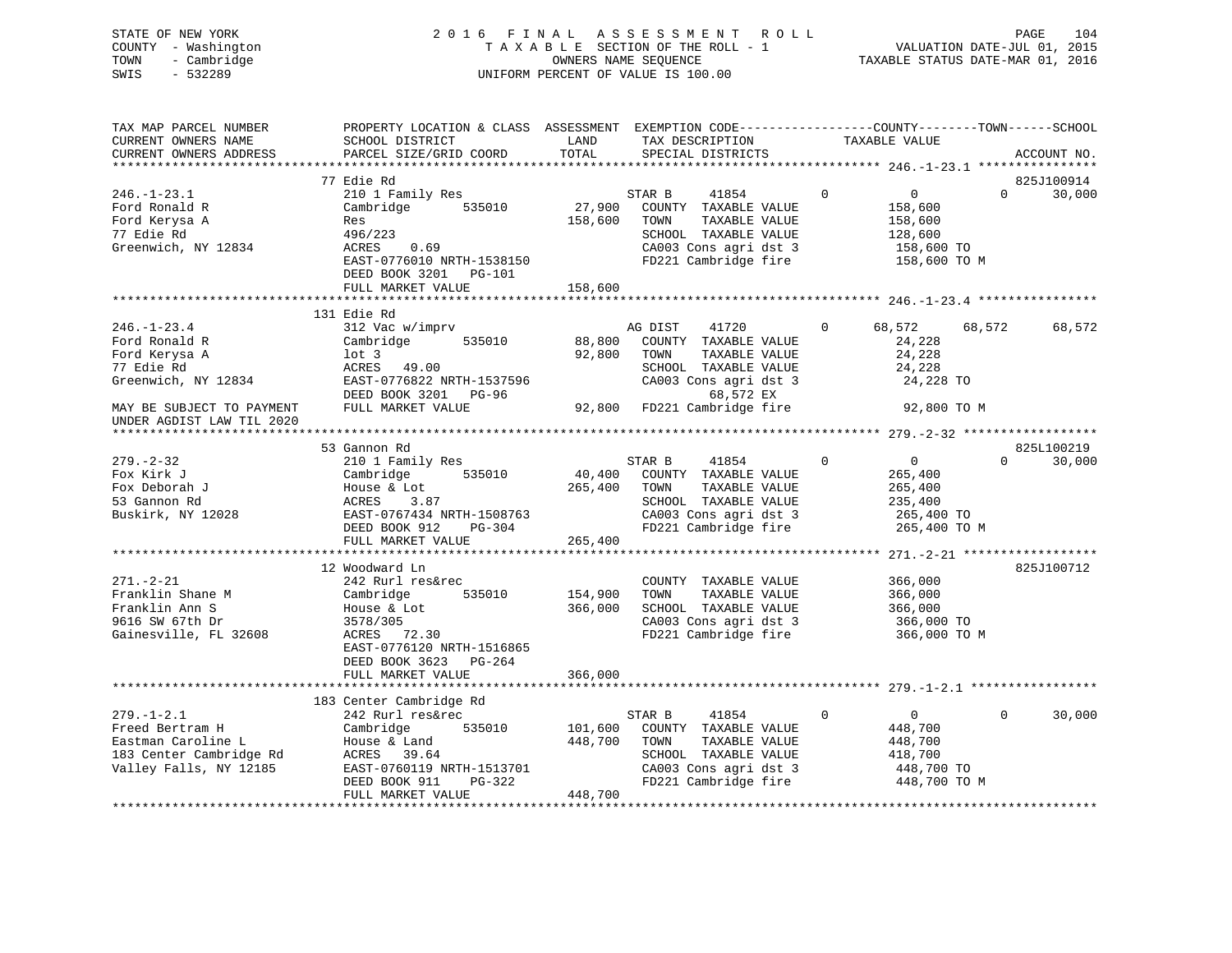STATE OF NEW YORK
COUNTY - Washington
TOWN - Cambridge
SWIS - 532289

2 0 1 6 F I N A L A S S E S S M E N T R O L L
T A X A B L E SECTION OF THE ROLL - 1
OWNERS NAME SEQUENCE
UNIFORM PERCENT OF VALUE IS 100.00

VALUATION DATE-JUL 01, 2015
TAXABLE STATUS DATE-MAR 01, 2016

```
TAX MAP PARCEL NUMBER          PROPERTY LOCATION & CLASS  ASSESSMENT  EXEMPTION CODE------------------COUNTY--------TOWN------SCHOOL
CURRENT OWNERS NAME            SCHOOL DISTRICT               LAND      TAX DESCRIPTION            TAXABLE VALUE
CURRENT OWNERS ADDRESS         PARCEL SIZE/GRID COORD        TOTAL     SPECIAL DISTRICTS                                    ACCOUNT NO.
******************************************************************************************************* 246.-1-23.1 ****************
                               77 Edie Rd                                                                                   825J100914
246.-1-23.1                    210 1 Family Res                        STAR B     41854          0          0          0     30,000
Ford Ronald R                  Cambridge       535010         27,900   COUNTY  TAXABLE VALUE           158,600
Ford Kerysa A                  Res                           158,600   TOWN    TAXABLE VALUE           158,600
77 Edie Rd                     496/223                                 SCHOOL  TAXABLE VALUE           128,600
Greenwich, NY 12834            ACRES    0.69                           CA003 Cons agri dst 3            158,600 TO
                               EAST-0776010 NRTH-1538150               FD221 Cambridge fire             158,600 TO M
                               DEED BOOK 3201   PG-101
                               FULL MARKET VALUE             158,600
******************************************************************************************************* 246.-1-23.4 ****************
                               131 Edie Rd
246.-1-23.4                    312 Vac w/imprv                         AG DIST    41720          0     68,572     68,572     68,572
Ford Ronald R                  Cambridge       535010         88,800   COUNTY  TAXABLE VALUE            24,228
Ford Kerysa A                  lot 3                          92,800   TOWN    TAXABLE VALUE            24,228
77 Edie Rd                     ACRES   49.00                           SCHOOL  TAXABLE VALUE            24,228
Greenwich, NY 12834            EAST-0776822 NRTH-1537596               CA003 Cons agri dst 3             24,228 TO
                               DEED BOOK 3201   PG-96                          68,572 EX
MAY BE SUBJECT TO PAYMENT      FULL MARKET VALUE              92,800   FD221 Cambridge fire              92,800 TO M
UNDER AGDIST LAW TIL 2020
******************************************************************************************************* 279.-2-32 ******************
                               53 Gannon Rd                                                                                 825L100219
279.-2-32                      210 1 Family Res                        STAR B     41854          0          0          0     30,000
Fox Kirk J                     Cambridge       535010         40,400   COUNTY  TAXABLE VALUE           265,400
Fox Deborah J                  House & Lot                   265,400   TOWN    TAXABLE VALUE           265,400
53 Gannon Rd                   ACRES    3.87                           SCHOOL  TAXABLE VALUE           235,400
Buskirk, NY 12028              EAST-0767434 NRTH-1508763               CA003 Cons agri dst 3            265,400 TO
                               DEED BOOK 912    PG-304                 FD221 Cambridge fire             265,400 TO M
                               FULL MARKET VALUE             265,400
******************************************************************************************************* 271.-2-21 ******************
                               12 Woodward Ln                                                                               825J100712
271.-2-21                      242 Rurl res&rec                        COUNTY  TAXABLE VALUE           366,000
Franklin Shane M               Cambridge       535010        154,900   TOWN    TAXABLE VALUE           366,000
Franklin Ann S                 House & Lot                   366,000   SCHOOL  TAXABLE VALUE           366,000
9616 SW 67th Dr                3578/305                                CA003 Cons agri dst 3            366,000 TO
Gainesville, FL 32608          ACRES   72.30                           FD221 Cambridge fire             366,000 TO M
                               EAST-0776120 NRTH-1516865
                               DEED BOOK 3623   PG-264
                               FULL MARKET VALUE             366,000
******************************************************************************************************* 279.-1-2.1 *****************
                               183 Center Cambridge Rd
279.-1-2.1                     242 Rurl res&rec                        STAR B     41854          0          0          0     30,000
Freed Bertram H                Cambridge       535010        101,600   COUNTY  TAXABLE VALUE           448,700
Eastman Caroline L             House & Land                  448,700   TOWN    TAXABLE VALUE           448,700
183 Center Cambridge Rd        ACRES   39.64                           SCHOOL  TAXABLE VALUE           418,700
Valley Falls, NY 12185         EAST-0760119 NRTH-1513701               CA003 Cons agri dst 3            448,700 TO
                               DEED BOOK 911    PG-322                 FD221 Cambridge fire             448,700 TO M
                               FULL MARKET VALUE             448,700
************************************************************************************************************************************
```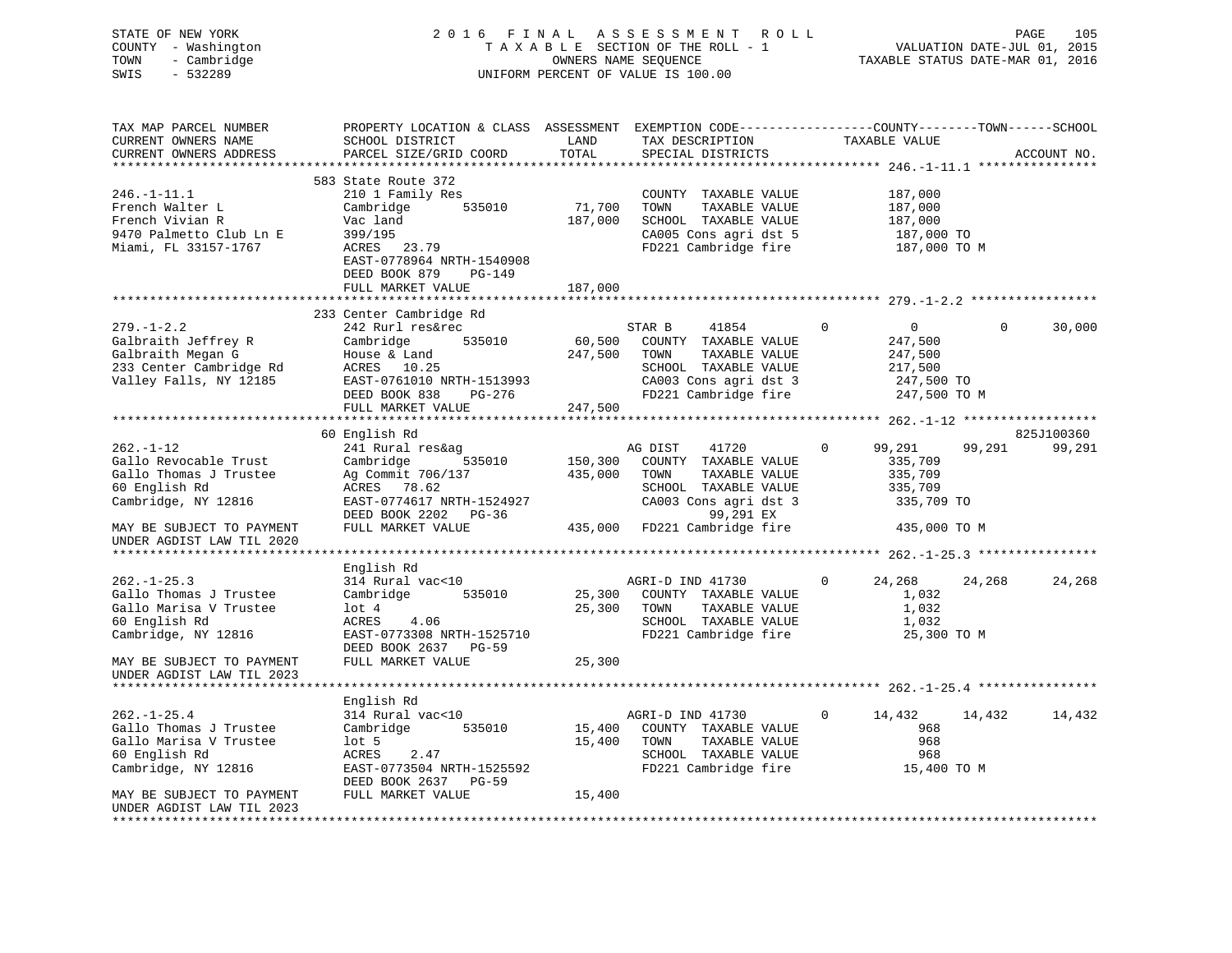STATE OF NEW YORK
COUNTY - Washington
TOWN - Cambridge
SWIS - 532289

2016 FINAL ASSESSMENT ROLL
TAXABLE SECTION OF THE ROLL - 1
OWNERS NAME SEQUENCE
UNIFORM PERCENT OF VALUE IS 100.00

VALUATION DATE-JUL 01, 2015
TAXABLE STATUS DATE-MAR 01, 2016

```
TAX MAP PARCEL NUMBER          PROPERTY LOCATION & CLASS  ASSESSMENT  EXEMPTION CODE------------------COUNTY--------TOWN------SCHOOL
CURRENT OWNERS NAME            SCHOOL DISTRICT               LAND      TAX DESCRIPTION              TAXABLE VALUE
CURRENT OWNERS ADDRESS         PARCEL SIZE/GRID COORD       TOTAL      SPECIAL DISTRICTS                                      ACCOUNT NO.
******************************************************************************************************* 246.-1-11.1 ****************
                               583 State Route 372
246.-1-11.1                    210 1 Family Res                        COUNTY  TAXABLE VALUE           187,000
French Walter L                Cambridge       535010      71,700      TOWN    TAXABLE VALUE           187,000
French Vivian R                Vac land                   187,000      SCHOOL  TAXABLE VALUE           187,000
9470 Palmetto Club Ln E        399/195                                 CA005 Cons agri dst 5            187,000 TO
Miami, FL 33157-1767           ACRES   23.79                           FD221 Cambridge fire             187,000 TO M
                               EAST-0778964 NRTH-1540908
                               DEED BOOK 879    PG-149
                               FULL MARKET VALUE          187,000
******************************************************************************************************* 279.-1-2.2 *****************
                               233 Center Cambridge Rd
279.-1-2.2                     242 Rurl res&rec                        STAR B     41854          0          0            0        30,000
Galbraith Jeffrey R            Cambridge       535010      60,500      COUNTY  TAXABLE VALUE           247,500
Galbraith Megan G              House & Land               247,500      TOWN    TAXABLE VALUE           247,500
233 Center Cambridge Rd        ACRES   10.25                           SCHOOL  TAXABLE VALUE           217,500
Valley Falls, NY 12185         EAST-0761010 NRTH-1513993               CA003 Cons agri dst 3            247,500 TO
                               DEED BOOK 838    PG-276                 FD221 Cambridge fire             247,500 TO M
                               FULL MARKET VALUE          247,500
******************************************************************************************************* 262.-1-12 ******************
                               60 English Rd                                                                            825J100360
262.-1-12                      241 Rural res&ag                        AG DIST    41720          0     99,291       99,291       99,291
Gallo Revocable Trust          Cambridge       535010     150,300      COUNTY  TAXABLE VALUE           335,709
Gallo Thomas J Trustee         Ag Commit 706/137          435,000      TOWN    TAXABLE VALUE           335,709
60 English Rd                  ACRES   78.62                           SCHOOL  TAXABLE VALUE           335,709
Cambridge, NY 12816            EAST-0774617 NRTH-1524927               CA003 Cons agri dst 3            335,709 TO
                               DEED BOOK 2202   PG-36                         99,291 EX
MAY BE SUBJECT TO PAYMENT      FULL MARKET VALUE          435,000      FD221 Cambridge fire             435,000 TO M
UNDER AGDIST LAW TIL 2020
******************************************************************************************************* 262.-1-25.3 ****************
                               English Rd
262.-1-25.3                    314 Rural vac<10                        AGRI-D IND 41730          0     24,268       24,268       24,268
Gallo Thomas J Trustee         Cambridge       535010      25,300      COUNTY  TAXABLE VALUE             1,032
Gallo Marisa V Trustee         lot 4                       25,300      TOWN    TAXABLE VALUE             1,032
60 English Rd                  ACRES    4.06                           SCHOOL  TAXABLE VALUE             1,032
Cambridge, NY 12816            EAST-0773308 NRTH-1525710               FD221 Cambridge fire              25,300 TO M
                               DEED BOOK 2637   PG-59
MAY BE SUBJECT TO PAYMENT      FULL MARKET VALUE           25,300
UNDER AGDIST LAW TIL 2023
******************************************************************************************************* 262.-1-25.4 ****************
                               English Rd
262.-1-25.4                    314 Rural vac<10                        AGRI-D IND 41730          0     14,432       14,432       14,432
Gallo Thomas J Trustee         Cambridge       535010      15,400      COUNTY  TAXABLE VALUE               968
Gallo Marisa V Trustee         lot 5                       15,400      TOWN    TAXABLE VALUE               968
60 English Rd                  ACRES    2.47                           SCHOOL  TAXABLE VALUE               968
Cambridge, NY 12816            EAST-0773504 NRTH-1525592               FD221 Cambridge fire              15,400 TO M
                               DEED BOOK 2637   PG-59
MAY BE SUBJECT TO PAYMENT      FULL MARKET VALUE           15,400
UNDER AGDIST LAW TIL 2023
************************************************************************************************************************************
```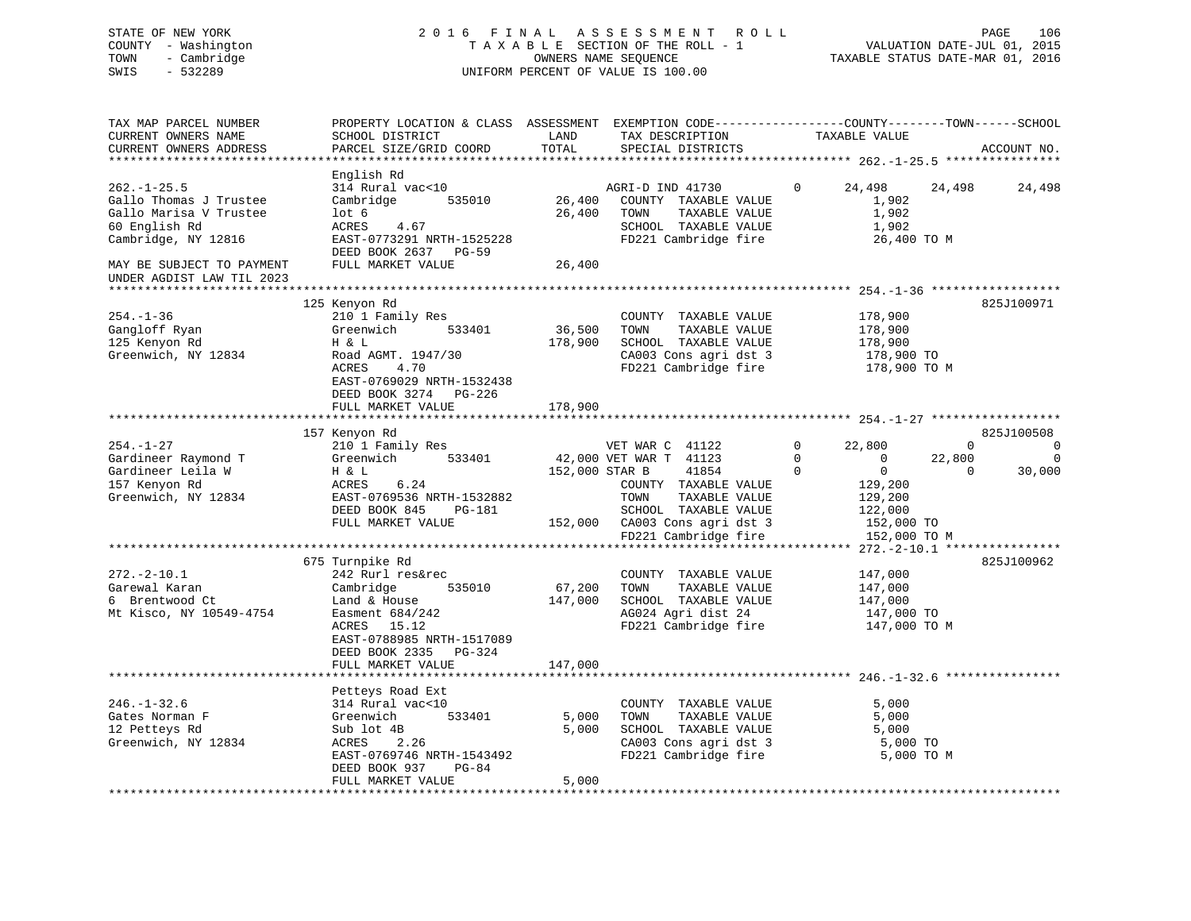STATE OF NEW YORK
COUNTY - Washington
TOWN - Cambridge
SWIS - 532289

2016 FINAL ASSESSMENT ROLL
TAXABLE SECTION OF THE ROLL - 1
OWNERS NAME SEQUENCE
UNIFORM PERCENT OF VALUE IS 100.00

VALUATION DATE-JUL 01, 2015
TAXABLE STATUS DATE-MAR 01, 2016

```
TAX MAP PARCEL NUMBER          PROPERTY LOCATION & CLASS  ASSESSMENT  EXEMPTION CODE------------------COUNTY--------TOWN------SCHOOL
CURRENT OWNERS NAME            SCHOOL DISTRICT               LAND      TAX DESCRIPTION              TAXABLE VALUE
CURRENT OWNERS ADDRESS         PARCEL SIZE/GRID COORD        TOTAL     SPECIAL DISTRICTS                                        ACCOUNT NO.
******************************************************************************************************* 262.-1-25.5 ****************
                               English Rd
262.-1-25.5                    314 Rural vac<10                        AGRI-D IND 41730         0       24,498      24,498      24,498
Gallo Thomas J Trustee         Cambridge         535010       26,400   COUNTY  TAXABLE VALUE              1,902
Gallo Marisa V Trustee         lot 6                          26,400   TOWN    TAXABLE VALUE              1,902
60 English Rd                  ACRES     4.67                          SCHOOL  TAXABLE VALUE              1,902
Cambridge, NY 12816            EAST-0773291 NRTH-1525228               FD221 Cambridge fire              26,400 TO M
                               DEED BOOK 2637   PG-59
MAY BE SUBJECT TO PAYMENT      FULL MARKET VALUE              26,400
UNDER AGDIST LAW TIL 2023
******************************************************************************************************* 254.-1-36 ******************
                               125 Kenyon Rd                                                                                 825J100971
254.-1-36                      210 1 Family Res                        COUNTY  TAXABLE VALUE            178,900
Gangloff Ryan                  Greenwich         533401       36,500   TOWN    TAXABLE VALUE            178,900
125 Kenyon Rd                  H & L                         178,900   SCHOOL  TAXABLE VALUE            178,900
Greenwich, NY 12834            Road AGMT. 1947/30                      CA003 Cons agri dst 3            178,900 TO
                               ACRES     4.70                          FD221 Cambridge fire             178,900 TO M
                               EAST-0769029 NRTH-1532438
                               DEED BOOK 3274   PG-226
                               FULL MARKET VALUE             178,900
******************************************************************************************************* 254.-1-27 ******************
                               157 Kenyon Rd                                                                                 825J100508
254.-1-27                      210 1 Family Res                        VET WAR C  41122         0       22,800           0           0
Gardineer Raymond T            Greenwich         533401       42,000 VET WAR T  41123         0            0      22,800           0
Gardineer Leila W              H & L                         152,000 STAR B     41854         0            0           0      30,000
157 Kenyon Rd                  ACRES     6.24                          COUNTY  TAXABLE VALUE            129,200
Greenwich, NY 12834            EAST-0769536 NRTH-1532882               TOWN    TAXABLE VALUE            129,200
                               DEED BOOK 845    PG-181                 SCHOOL  TAXABLE VALUE            122,000
                               FULL MARKET VALUE             152,000   CA003 Cons agri dst 3            152,000 TO
                                                                       FD221 Cambridge fire             152,000 TO M
******************************************************************************************************* 272.-2-10.1 ****************
                               675 Turnpike Rd                                                                               825J100962
272.-2-10.1                    242 Rurl res&rec                        COUNTY  TAXABLE VALUE            147,000
Garewal Karan                  Cambridge         535010       67,200   TOWN    TAXABLE VALUE            147,000
6 Brentwood Ct                 Land & House                  147,000   SCHOOL  TAXABLE VALUE            147,000
Mt Kisco, NY 10549-4754        Easment 684/242                         AG024 Agri dist 24               147,000 TO
                               ACRES    15.12                          FD221 Cambridge fire             147,000 TO M
                               EAST-0788985 NRTH-1517089
                               DEED BOOK 2335   PG-324
                               FULL MARKET VALUE             147,000
******************************************************************************************************* 246.-1-32.6 ****************
                               Petteys Road Ext
246.-1-32.6                    314 Rural vac<10                        COUNTY  TAXABLE VALUE              5,000
Gates Norman F                 Greenwich         533401        5,000   TOWN    TAXABLE VALUE              5,000
12 Petteys Rd                  Sub lot 4B                      5,000   SCHOOL  TAXABLE VALUE              5,000
Greenwich, NY 12834            ACRES     2.26                          CA003 Cons agri dst 3              5,000 TO
                               EAST-0769746 NRTH-1543492               FD221 Cambridge fire               5,000 TO M
                               DEED BOOK 937    PG-84
                               FULL MARKET VALUE               5,000
************************************************************************************************************************************
```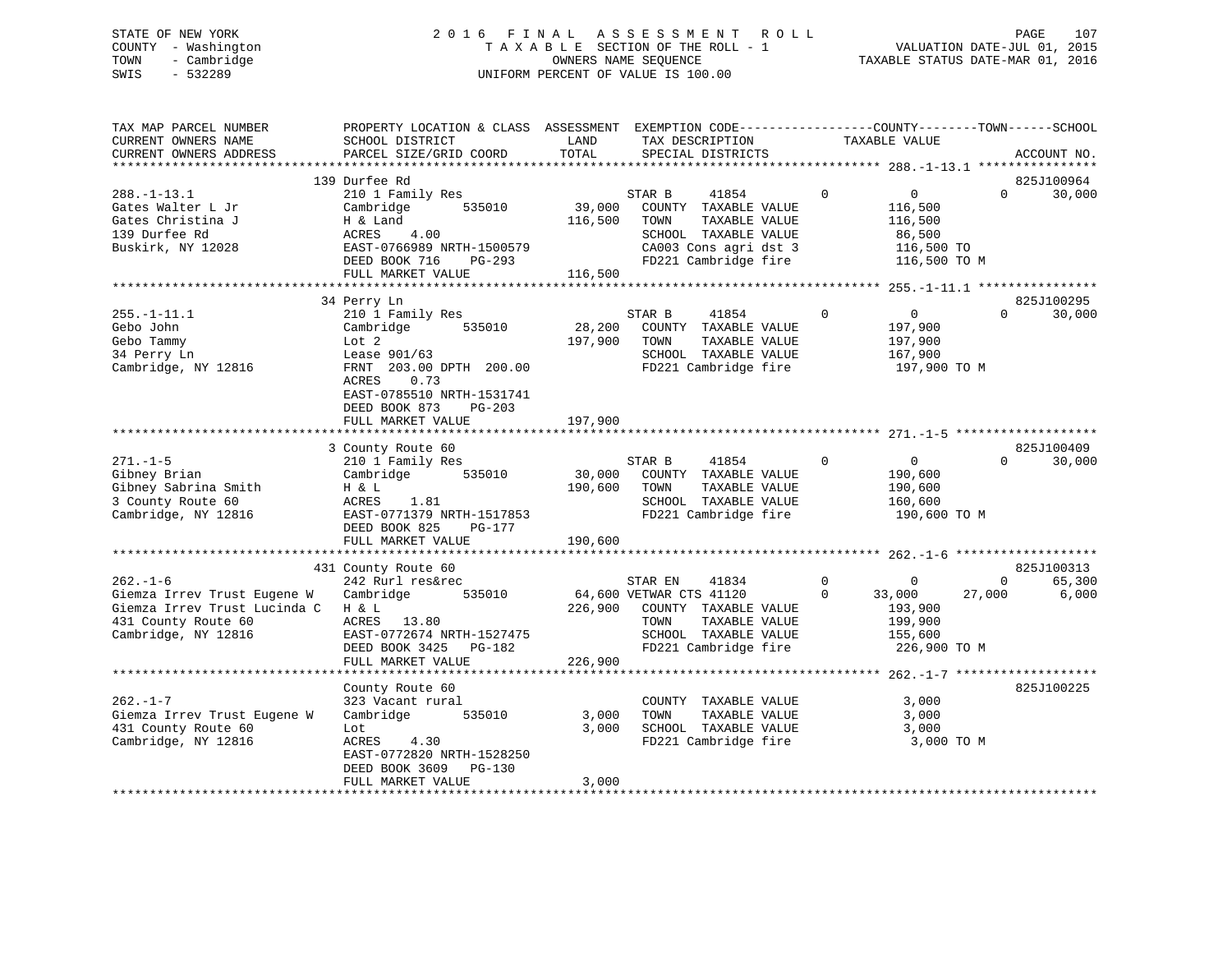STATE OF NEW YORK
COUNTY - Washington
TOWN - Cambridge
SWIS - 532289

2016 FINAL ASSESSMENT ROLL
TAXABLE SECTION OF THE ROLL - 1
OWNERS NAME SEQUENCE
UNIFORM PERCENT OF VALUE IS 100.00

VALUATION DATE-JUL 01, 2015
TAXABLE STATUS DATE-MAR 01, 2016

```
TAX MAP PARCEL NUMBER          PROPERTY LOCATION & CLASS  ASSESSMENT  EXEMPTION CODE-----------------COUNTY--------TOWN------SCHOOL
CURRENT OWNERS NAME            SCHOOL DISTRICT              LAND      TAX DESCRIPTION            TAXABLE VALUE
CURRENT OWNERS ADDRESS         PARCEL SIZE/GRID COORD       TOTAL     SPECIAL DISTRICTS                                   ACCOUNT NO.
******************************************************************************************************* 288.-1-13.1 ****************
                               139 Durfee Rd                                                                          825J100964
288.-1-13.1                    210 1 Family Res                        STAR B      41854          0          0          0     30,000
Gates Walter L Jr              Cambridge       535010       39,000     COUNTY  TAXABLE VALUE            116,500
Gates Christina J              H & Land                    116,500     TOWN    TAXABLE VALUE            116,500
139 Durfee Rd                  ACRES    4.00                           SCHOOL  TAXABLE VALUE             86,500
Buskirk, NY 12028              EAST-0766989 NRTH-1500579               CA003 Cons agri dst 3            116,500 TO
                               DEED BOOK 716    PG-293                 FD221 Cambridge fire             116,500 TO M
                               FULL MARKET VALUE           116,500
******************************************************************************************************* 255.-1-11.1 ****************
                               34 Perry Ln                                                                            825J100295
255.-1-11.1                    210 1 Family Res                        STAR B      41854          0          0          0     30,000
Gebo John                      Cambridge       535010       28,200     COUNTY  TAXABLE VALUE            197,900
Gebo Tammy                     Lot 2                       197,900     TOWN    TAXABLE VALUE            197,900
34 Perry Ln                    Lease 901/63                            SCHOOL  TAXABLE VALUE            167,900
Cambridge, NY 12816            FRNT 203.00 DPTH 200.00                 FD221 Cambridge fire             197,900 TO M
                               ACRES    0.73
                               EAST-0785510 NRTH-1531741
                               DEED BOOK 873    PG-203
                               FULL MARKET VALUE           197,900
******************************************************************************************************* 271.-1-5 *******************
                               3 County Route 60                                                                      825J100409
271.-1-5                       210 1 Family Res                        STAR B      41854          0          0          0     30,000
Gibney Brian                   Cambridge       535010       30,000     COUNTY  TAXABLE VALUE            190,600
Gibney Sabrina Smith           H & L                       190,600     TOWN    TAXABLE VALUE            190,600
3 County Route 60              ACRES    1.81                           SCHOOL  TAXABLE VALUE            160,600
Cambridge, NY 12816            EAST-0771379 NRTH-1517853               FD221 Cambridge fire             190,600 TO M
                               DEED BOOK 825    PG-177
                               FULL MARKET VALUE           190,600
******************************************************************************************************* 262.-1-6 *******************
                               431 County Route 60                                                                    825J100313
262.-1-6                       242 Rurl res&rec                        STAR EN     41834          0          0          0     65,300
Giemza Irrev Trust Eugene W    Cambridge       535010       64,600 VETWAR CTS 41120           0     33,000     27,000      6,000
Giemza Irrev Trust Lucinda C   H & L                       226,900     COUNTY  TAXABLE VALUE            193,900
431 County Route 60            ACRES   13.80                           TOWN    TAXABLE VALUE            199,900
Cambridge, NY 12816            EAST-0772674 NRTH-1527475               SCHOOL  TAXABLE VALUE            155,600
                               DEED BOOK 3425   PG-182                 FD221 Cambridge fire             226,900 TO M
                               FULL MARKET VALUE           226,900
******************************************************************************************************* 262.-1-7 *******************
                               County Route 60                                                                        825J100225
262.-1-7                       323 Vacant rural                        COUNTY  TAXABLE VALUE              3,000
Giemza Irrev Trust Eugene W    Cambridge       535010        3,000     TOWN    TAXABLE VALUE              3,000
431 County Route 60            Lot                           3,000     SCHOOL  TAXABLE VALUE              3,000
Cambridge, NY 12816            ACRES    4.30                           FD221 Cambridge fire               3,000 TO M
                               EAST-0772820 NRTH-1528250
                               DEED BOOK 3609   PG-130
                               FULL MARKET VALUE             3,000
************************************************************************************************************************************
```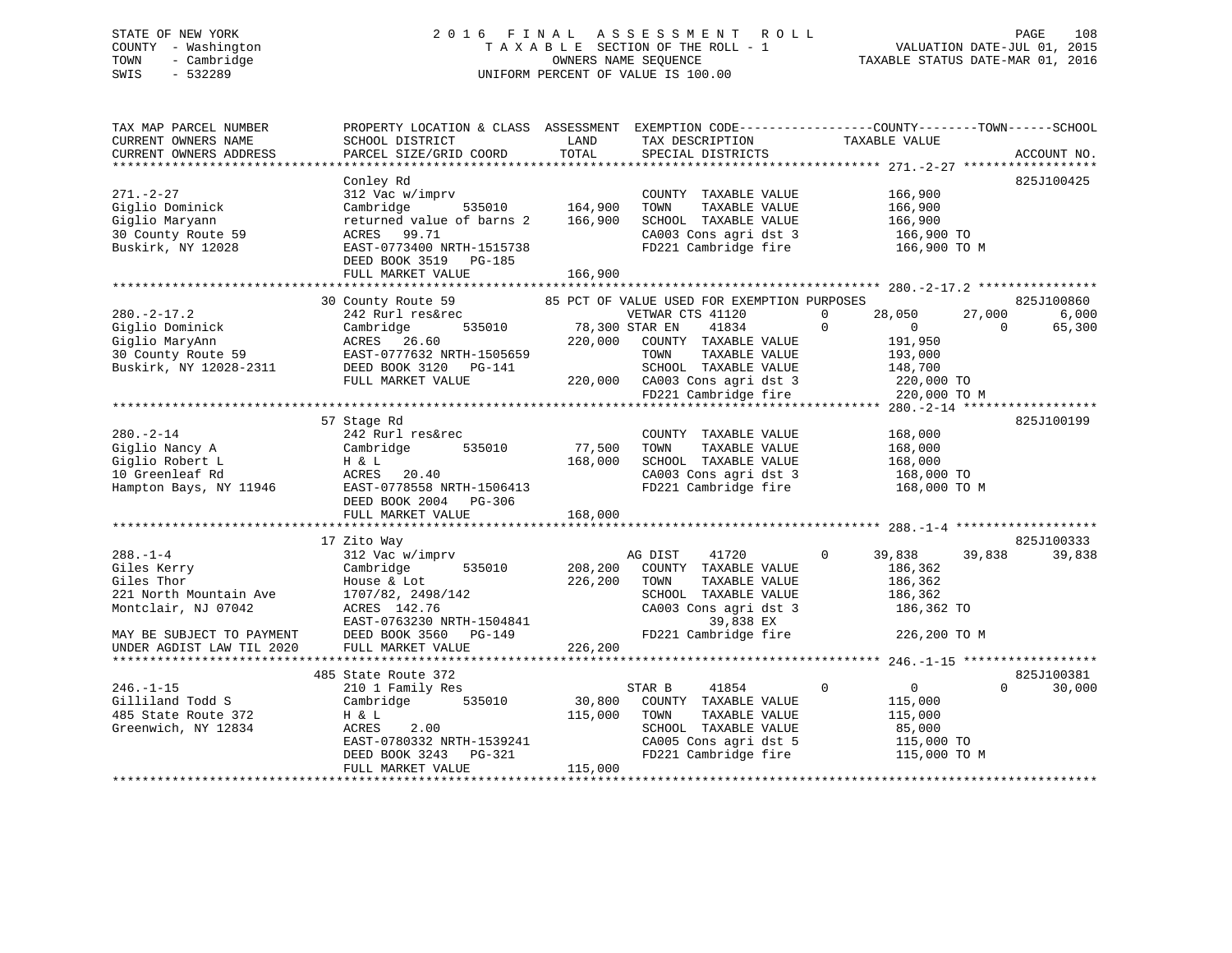STATE OF NEW YORK 2016 FINAL ASSESSMENT ROLL
COUNTY - Washington TAXABLE SECTION OF THE ROLL - 1 VALUATION DATE-JUL 01, 2015
TOWN - Cambridge OWNERS NAME SEQUENCE TAXABLE STATUS DATE-MAR 01, 2016
SWIS - 532289 UNIFORM PERCENT OF VALUE IS 100.00

```
TAX MAP PARCEL NUMBER          PROPERTY LOCATION & CLASS  ASSESSMENT  EXEMPTION CODE------------------COUNTY--------TOWN------SCHOOL
CURRENT OWNERS NAME            SCHOOL DISTRICT              LAND      TAX DESCRIPTION             TAXABLE VALUE
CURRENT OWNERS ADDRESS         PARCEL SIZE/GRID COORD      TOTAL      SPECIAL DISTRICTS                                    ACCOUNT NO.
******************************************************************************************************* 271.-2-27 ******************
                               Conley Rd                                                                              825J100425
271.-2-27                      312 Vac w/imprv                        COUNTY  TAXABLE VALUE           166,900
Giglio Dominick                Cambridge        535010    164,900     TOWN    TAXABLE VALUE           166,900
Giglio Maryann                 returned value of barns 2  166,900     SCHOOL  TAXABLE VALUE           166,900
30 County Route 59             ACRES   99.71                          CA003 Cons agri dst 3            166,900 TO
Buskirk, NY 12028              EAST-0773400 NRTH-1515738              FD221 Cambridge fire             166,900 TO M
                               DEED BOOK 3519   PG-185
                               FULL MARKET VALUE          166,900
******************************************************************************************************* 280.-2-17.2 ****************
                               30 County Route 59          85 PCT OF VALUE USED FOR EXEMPTION PURPOSES                 825J100860
280.-2-17.2                    242 Rurl res&rec                VETWAR CTS 41120         0      28,050      27,000         6,000
Giglio Dominick                Cambridge        535010     78,300 STAR EN    41834          0           0           0        65,300
Giglio MaryAnn                 ACRES   26.60              220,000     COUNTY  TAXABLE VALUE           191,950
30 County Route 59             EAST-0777632 NRTH-1505659              TOWN    TAXABLE VALUE           193,000
Buskirk, NY 12028-2311         DEED BOOK 3120   PG-141                SCHOOL  TAXABLE VALUE           148,700
                               FULL MARKET VALUE          220,000     CA003 Cons agri dst 3            220,000 TO
                                                                      FD221 Cambridge fire             220,000 TO M
******************************************************************************************************* 280.-2-14 ******************
                               57 Stage Rd                                                                            825J100199
280.-2-14                      242 Rurl res&rec                       COUNTY  TAXABLE VALUE           168,000
Giglio Nancy A                 Cambridge        535010     77,500     TOWN    TAXABLE VALUE           168,000
Giglio Robert L                H & L                      168,000     SCHOOL  TAXABLE VALUE           168,000
10 Greenleaf Rd                ACRES   20.40                          CA003 Cons agri dst 3            168,000 TO
Hampton Bays, NY 11946         EAST-0778558 NRTH-1506413              FD221 Cambridge fire             168,000 TO M
                               DEED BOOK 2004   PG-306
                               FULL MARKET VALUE          168,000
******************************************************************************************************* 288.-1-4 *******************
                               17 Zito Way                                                                            825J100333
288.-1-4                       312 Vac w/imprv                 AG DIST    41720         0      39,838      39,838        39,838
Giles Kerry                    Cambridge        535010    208,200     COUNTY  TAXABLE VALUE           186,362
Giles Thor                     House & Lot                226,200     TOWN    TAXABLE VALUE           186,362
221 North Mountain Ave         1707/82, 2498/142                      SCHOOL  TAXABLE VALUE           186,362
Montclair, NJ 07042            ACRES  142.76                          CA003 Cons agri dst 3            186,362 TO
                               EAST-0763230 NRTH-1504841                    39,838 EX
MAY BE SUBJECT TO PAYMENT      DEED BOOK 3560   PG-149                FD221 Cambridge fire             226,200 TO M
UNDER AGDIST LAW TIL 2020      FULL MARKET VALUE          226,200
******************************************************************************************************* 246.-1-15 ******************
                               485 State Route 372                                                                    825J100381
246.-1-15                      210 1 Family Res                STAR B     41854         0           0           0        30,000
Gilliland Todd S               Cambridge        535010     30,800     COUNTY  TAXABLE VALUE           115,000
485 State Route 372            H & L                      115,000     TOWN    TAXABLE VALUE           115,000
Greenwich, NY 12834            ACRES    2.00                          SCHOOL  TAXABLE VALUE            85,000
                               EAST-0780332 NRTH-1539241              CA005 Cons agri dst 5            115,000 TO
                               DEED BOOK 3243   PG-321                FD221 Cambridge fire             115,000 TO M
                               FULL MARKET VALUE          115,000
************************************************************************************************************************************
```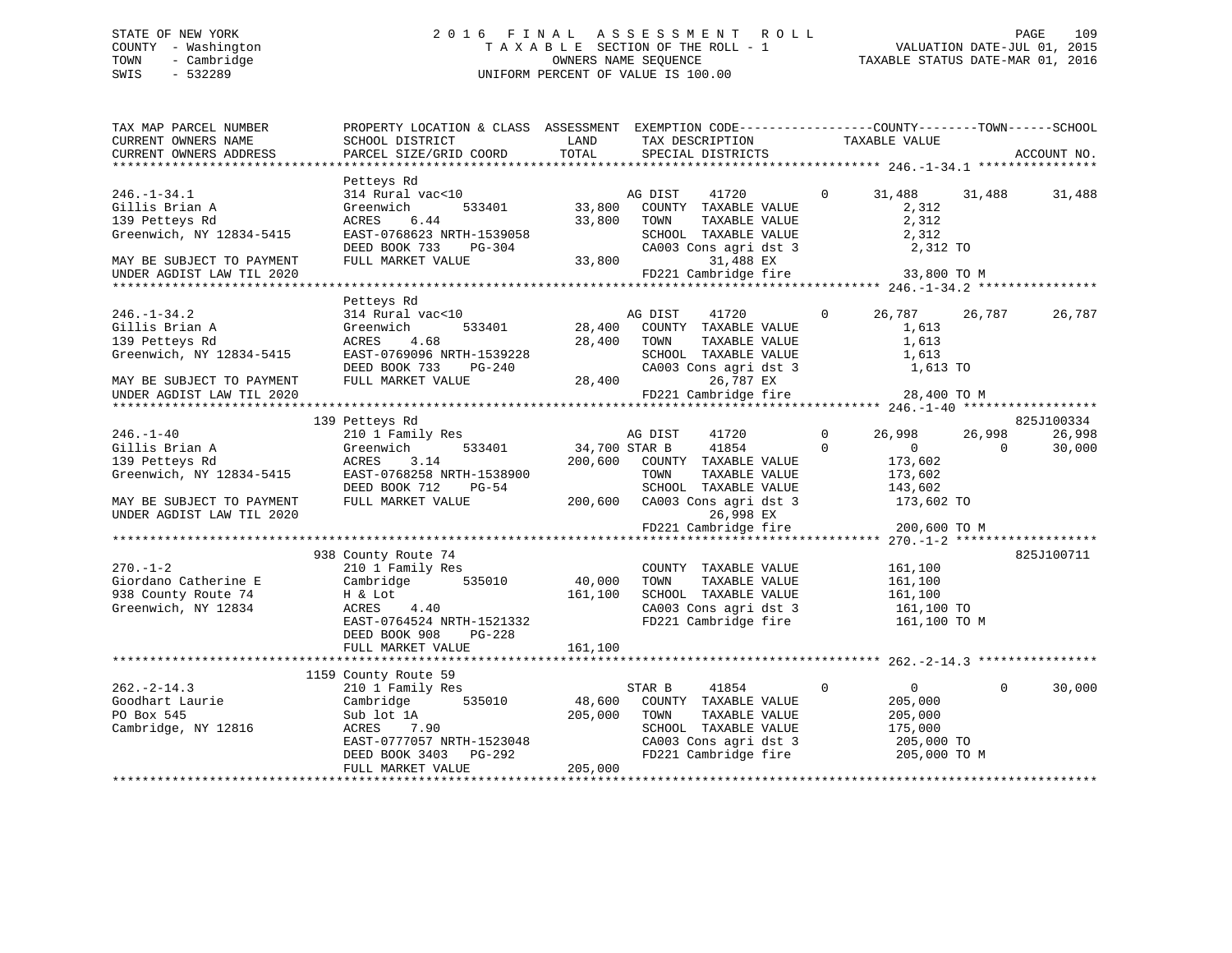STATE OF NEW YORK
COUNTY - Washington
TOWN - Cambridge
SWIS - 532289

2 0 1 6 F I N A L A S S E S S M E N T R O L L
T A X A B L E SECTION OF THE ROLL - 1
OWNERS NAME SEQUENCE
UNIFORM PERCENT OF VALUE IS 100.00

VALUATION DATE-JUL 01, 2015
TAXABLE STATUS DATE-MAR 01, 2016

```
TAX MAP PARCEL NUMBER         PROPERTY LOCATION & CLASS  ASSESSMENT  EXEMPTION CODE-----------------COUNTY--------TOWN------SCHOOL
CURRENT OWNERS NAME           SCHOOL DISTRICT             LAND       TAX DESCRIPTION             TAXABLE VALUE
CURRENT OWNERS ADDRESS        PARCEL SIZE/GRID COORD      TOTAL      SPECIAL DISTRICTS                                     ACCOUNT NO.
******************************************************************************************************* 246.-1-34.1 ****************
                              Petteys Rd
246.-1-34.1                   314 Rural vac<10                       AG DIST     41720         0    31,488     31,488     31,488
Gillis Brian A                Greenwich        533401      33,800   COUNTY  TAXABLE VALUE             2,312
139 Petteys Rd                ACRES    6.44                33,800   TOWN    TAXABLE VALUE             2,312
Greenwich, NY 12834-5415      EAST-0768623 NRTH-1539058              SCHOOL  TAXABLE VALUE             2,312
                              DEED BOOK 733    PG-304                CA003 Cons agri dst 3             2,312 TO
MAY BE SUBJECT TO PAYMENT     FULL MARKET VALUE            33,800          31,488 EX
UNDER AGDIST LAW TIL 2020                                            FD221 Cambridge fire             33,800 TO M
******************************************************************************************************* 246.-1-34.2 ****************
                              Petteys Rd
246.-1-34.2                   314 Rural vac<10                       AG DIST     41720         0    26,787     26,787     26,787
Gillis Brian A                Greenwich        533401      28,400   COUNTY  TAXABLE VALUE             1,613
139 Petteys Rd                ACRES    4.68                28,400   TOWN    TAXABLE VALUE             1,613
Greenwich, NY 12834-5415      EAST-0769096 NRTH-1539228              SCHOOL  TAXABLE VALUE             1,613
                              DEED BOOK 733    PG-240                CA003 Cons agri dst 3             1,613 TO
MAY BE SUBJECT TO PAYMENT     FULL MARKET VALUE            28,400          26,787 EX
UNDER AGDIST LAW TIL 2020                                            FD221 Cambridge fire             28,400 TO M
******************************************************************************************************* 246.-1-40 ******************
                              139 Petteys Rd                                                                               825J100334
246.-1-40                     210 1 Family Res                       AG DIST     41720         0    26,998     26,998     26,998
Gillis Brian A                Greenwich        533401      34,700 STAR B      41854         0         0          0     30,000
139 Petteys Rd                ACRES    3.14               200,600   COUNTY  TAXABLE VALUE           173,602
Greenwich, NY 12834-5415      EAST-0768258 NRTH-1538900              TOWN    TAXABLE VALUE           173,602
                              DEED BOOK 712    PG-54                 SCHOOL  TAXABLE VALUE           143,602
MAY BE SUBJECT TO PAYMENT     FULL MARKET VALUE           200,600   CA003 Cons agri dst 3           173,602 TO
UNDER AGDIST LAW TIL 2020                                                  26,998 EX
                                                                     FD221 Cambridge fire            200,600 TO M
******************************************************************************************************* 270.-1-2 *******************
                              938 County Route 74                                                                          825J100711
270.-1-2                      210 1 Family Res                       COUNTY  TAXABLE VALUE           161,100
Giordano Catherine E          Cambridge        535010      40,000   TOWN    TAXABLE VALUE           161,100
938 County Route 74           H & Lot                     161,100   SCHOOL  TAXABLE VALUE           161,100
Greenwich, NY 12834           ACRES    4.40                          CA003 Cons agri dst 3           161,100 TO
                              EAST-0764524 NRTH-1521332              FD221 Cambridge fire            161,100 TO M
                              DEED BOOK 908    PG-228
                              FULL MARKET VALUE           161,100
******************************************************************************************************* 262.-2-14.3 ****************
                              1159 County Route 59
262.-2-14.3                   210 1 Family Res                       STAR B      41854         0         0          0     30,000
Goodhart Laurie               Cambridge        535010      48,600   COUNTY  TAXABLE VALUE           205,000
PO Box 545                    Sub lot 1A                  205,000   TOWN    TAXABLE VALUE           205,000
Cambridge, NY 12816           ACRES    7.90                          SCHOOL  TAXABLE VALUE           175,000
                              EAST-0777057 NRTH-1523048              CA003 Cons agri dst 3           205,000 TO
                              DEED BOOK 3403   PG-292                FD221 Cambridge fire            205,000 TO M
                              FULL MARKET VALUE           205,000
************************************************************************************************************************************
```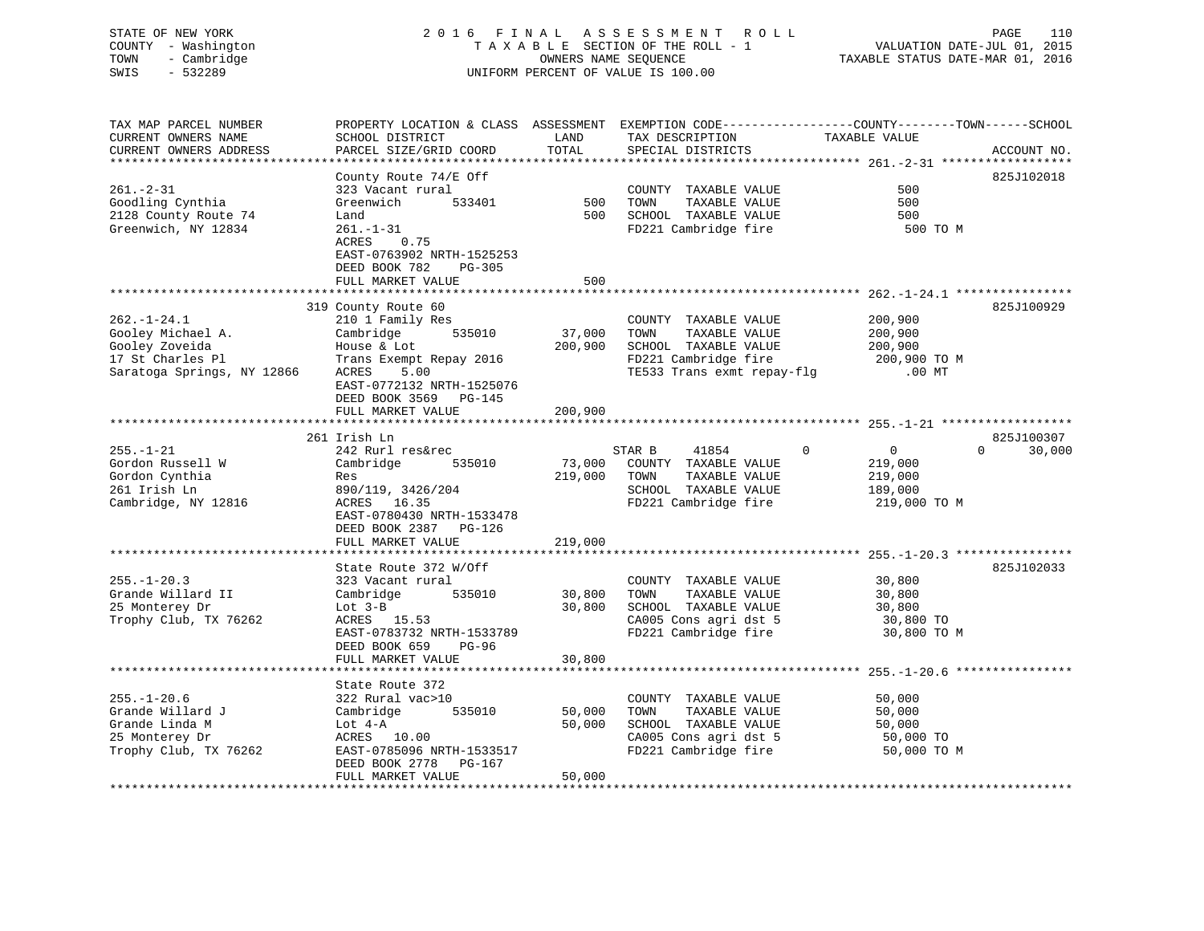STATE OF NEW YORK
COUNTY - Washington
TOWN - Cambridge
SWIS - 532289

# 2016 FINAL ASSESSMENT ROLL
TAXABLE SECTION OF THE ROLL - 1
OWNERS NAME SEQUENCE
UNIFORM PERCENT OF VALUE IS 100.00

VALUATION DATE-JUL 01, 2015
TAXABLE STATUS DATE-MAR 01, 2016

| TAX MAP PARCEL NUMBER / CURRENT OWNERS NAME / CURRENT OWNERS ADDRESS | PROPERTY LOCATION & CLASS / SCHOOL DISTRICT / PARCEL SIZE/GRID COORD | ASSESSMENT LAND / TOTAL | EXEMPTION CODE / TAX DESCRIPTION / SPECIAL DISTRICTS | COUNTY / TOWN / SCHOOL TAXABLE VALUE | ACCOUNT NO. |
|---|---|---|---|---|---|
| **261.-2-31** | County Route 74/E Off | | | | 825J102018 |
| 261.-2-31 | 323 Vacant rural | | COUNTY TAXABLE VALUE | 500 | |
| Goodling Cynthia | Greenwich 533401 | 500 | TOWN TAXABLE VALUE | 500 | |
| 2128 County Route 74 | Land | 500 | SCHOOL TAXABLE VALUE | 500 | |
| Greenwich, NY 12834 | 261.-1-31 | | FD221 Cambridge fire | 500 TO M | |
| | ACRES 0.75 | | | | |
| | EAST-0763902 NRTH-1525253 | | | | |
| | DEED BOOK 782 PG-305 | | | | |
| | FULL MARKET VALUE | 500 | | | |
| **262.-1-24.1** | 319 County Route 60 | | | | 825J100929 |
| 262.-1-24.1 | 210 1 Family Res | | COUNTY TAXABLE VALUE | 200,900 | |
| Gooley Michael A. | Cambridge 535010 | 37,000 | TOWN TAXABLE VALUE | 200,900 | |
| Gooley Zoveida | House & Lot | 200,900 | SCHOOL TAXABLE VALUE | 200,900 | |
| 17 St Charles Pl | Trans Exempt Repay 2016 | | FD221 Cambridge fire | 200,900 TO M | |
| Saratoga Springs, NY 12866 | ACRES 5.00 | | TE533 Trans exmt repay-flg | .00 MT | |
| | EAST-0772132 NRTH-1525076 | | | | |
| | DEED BOOK 3569 PG-145 | | | | |
| | FULL MARKET VALUE | 200,900 | | | |
| **255.-1-21** | 261 Irish Ln | | | | 825J100307 |
| 255.-1-21 | 242 Rurl res&rec | | STAR B 41854 | 0 / 0 / 30,000 | |
| Gordon Russell W | Cambridge 535010 | 73,000 | COUNTY TAXABLE VALUE | 219,000 | |
| Gordon Cynthia | Res | 219,000 | TOWN TAXABLE VALUE | 219,000 | |
| 261 Irish Ln | 890/119, 3426/204 | | SCHOOL TAXABLE VALUE | 189,000 | |
| Cambridge, NY 12816 | ACRES 16.35 | | FD221 Cambridge fire | 219,000 TO M | |
| | EAST-0780430 NRTH-1533478 | | | | |
| | DEED BOOK 2387 PG-126 | | | | |
| | FULL MARKET VALUE | 219,000 | | | |
| **255.-1-20.3** | State Route 372 W/Off | | | | 825J102033 |
| 255.-1-20.3 | 323 Vacant rural | | COUNTY TAXABLE VALUE | 30,800 | |
| Grande Willard II | Cambridge 535010 | 30,800 | TOWN TAXABLE VALUE | 30,800 | |
| 25 Monterey Dr | Lot 3-B | 30,800 | SCHOOL TAXABLE VALUE | 30,800 | |
| Trophy Club, TX 76262 | ACRES 15.53 | | CA005 Cons agri dst 5 | 30,800 TO | |
| | EAST-0783732 NRTH-1533789 | | FD221 Cambridge fire | 30,800 TO M | |
| | DEED BOOK 659 PG-96 | | | | |
| | FULL MARKET VALUE | 30,800 | | | |
| **255.-1-20.6** | State Route 372 | | | | |
| 255.-1-20.6 | 322 Rural vac>10 | | COUNTY TAXABLE VALUE | 50,000 | |
| Grande Willard J | Cambridge 535010 | 50,000 | TOWN TAXABLE VALUE | 50,000 | |
| Grande Linda M | Lot 4-A | 50,000 | SCHOOL TAXABLE VALUE | 50,000 | |
| 25 Monterey Dr | ACRES 10.00 | | CA005 Cons agri dst 5 | 50,000 TO | |
| Trophy Club, TX 76262 | EAST-0785096 NRTH-1533517 | | FD221 Cambridge fire | 50,000 TO M | |
| | DEED BOOK 2778 PG-167 | | | | |
| | FULL MARKET VALUE | 50,000 | | | |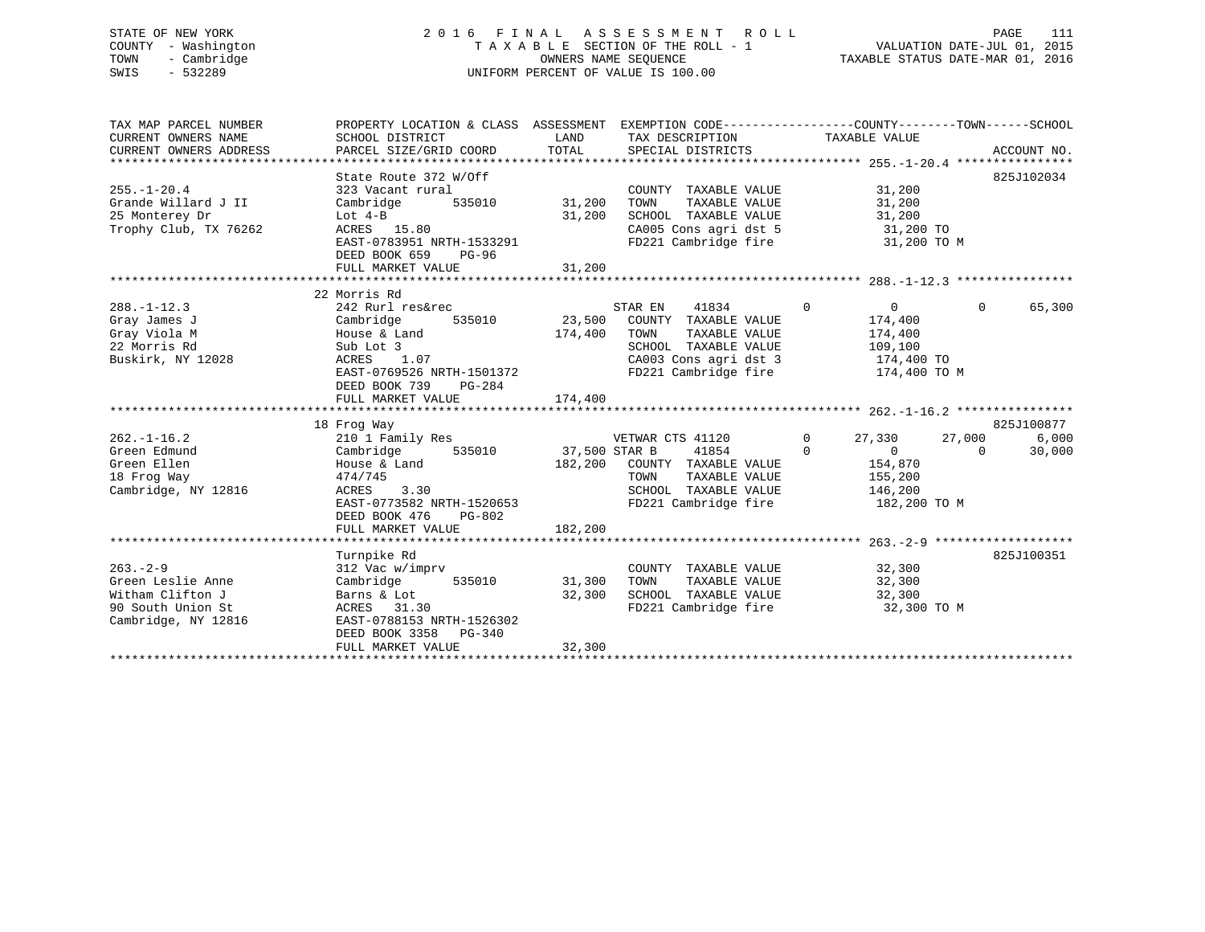STATE OF NEW YORK
COUNTY - Washington
TOWN - Cambridge
SWIS - 532289

2016 FINAL ASSESSMENT ROLL
TAXABLE SECTION OF THE ROLL - 1
OWNERS NAME SEQUENCE
UNIFORM PERCENT OF VALUE IS 100.00

VALUATION DATE-JUL 01, 2015
TAXABLE STATUS DATE-MAR 01, 2016

| TAX MAP PARCEL NUMBER / CURRENT OWNERS NAME / CURRENT OWNERS ADDRESS | PROPERTY LOCATION & CLASS / SCHOOL DISTRICT / PARCEL SIZE/GRID COORD | ASSESSMENT LAND | TOTAL | EXEMPTION CODE / TAX DESCRIPTION / SPECIAL DISTRICTS | COUNTY TAXABLE VALUE | TOWN | SCHOOL | ACCOUNT NO. |
|---|---|---|---|---|---|---|---|---|
| **255.-1-20.4** | State Route 372 W/Off | | | | | | | 825J102034 |
| 255.-1-20.4 | 323 Vacant rural | | | COUNTY TAXABLE VALUE | 31,200 | | | |
| Grande Willard J II | Cambridge 535010 | 31,200 | | TOWN TAXABLE VALUE | 31,200 | | | |
| 25 Monterey Dr | Lot 4-B | | 31,200 | SCHOOL TAXABLE VALUE | 31,200 | | | |
| Trophy Club, TX 76262 | ACRES 15.80 | | | CA005 Cons agri dst 5 | 31,200 TO | | | |
| | EAST-0783951 NRTH-1533291 | | | FD221 Cambridge fire | 31,200 TO M | | | |
| | DEED BOOK 659 PG-96 | | | | | | | |
| | FULL MARKET VALUE | | 31,200 | | | | | |
| **288.-1-12.3** | 22 Morris Rd | | | | | | | |
| 288.-1-12.3 | 242 Rurl res&rec | | | STAR EN 41834 0 | 0 | 0 | 65,300 | |
| Gray James J | Cambridge 535010 | 23,500 | | COUNTY TAXABLE VALUE | 174,400 | | | |
| Gray Viola M | House & Land | | 174,400 | TOWN TAXABLE VALUE | 174,400 | | | |
| 22 Morris Rd | Sub Lot 3 | | | SCHOOL TAXABLE VALUE | 109,100 | | | |
| Buskirk, NY 12028 | ACRES 1.07 | | | CA003 Cons agri dst 3 | 174,400 TO | | | |
| | EAST-0769526 NRTH-1501372 | | | FD221 Cambridge fire | 174,400 TO M | | | |
| | DEED BOOK 739 PG-284 | | | | | | | |
| | FULL MARKET VALUE | | 174,400 | | | | | |
| **262.-1-16.2** | 18 Frog Way | | | | | | | 825J100877 |
| 262.-1-16.2 | 210 1 Family Res | | | VETWAR CTS 41120 0 | 27,330 | 27,000 | 6,000 | |
| Green Edmund | Cambridge 535010 | 37,500 | | STAR B 41854 0 | 0 | 0 | 30,000 | |
| Green Ellen | House & Land | | 182,200 | COUNTY TAXABLE VALUE | 154,870 | | | |
| 18 Frog Way | 474/745 | | | TOWN TAXABLE VALUE | 155,200 | | | |
| Cambridge, NY 12816 | ACRES 3.30 | | | SCHOOL TAXABLE VALUE | 146,200 | | | |
| | EAST-0773582 NRTH-1520653 | | | FD221 Cambridge fire | 182,200 TO M | | | |
| | DEED BOOK 476 PG-802 | | | | | | | |
| | FULL MARKET VALUE | | 182,200 | | | | | |
| **263.-2-9** | Turnpike Rd | | | | | | | 825J100351 |
| 263.-2-9 | 312 Vac w/imprv | | | COUNTY TAXABLE VALUE | 32,300 | | | |
| Green Leslie Anne | Cambridge 535010 | 31,300 | | TOWN TAXABLE VALUE | 32,300 | | | |
| Witham Clifton J | Barns & Lot | | 32,300 | SCHOOL TAXABLE VALUE | 32,300 | | | |
| 90 South Union St | ACRES 31.30 | | | FD221 Cambridge fire | 32,300 TO M | | | |
| Cambridge, NY 12816 | EAST-0788153 NRTH-1526302 | | | | | | | |
| | DEED BOOK 3358 PG-340 | | | | | | | |
| | FULL MARKET VALUE | | 32,300 | | | | | |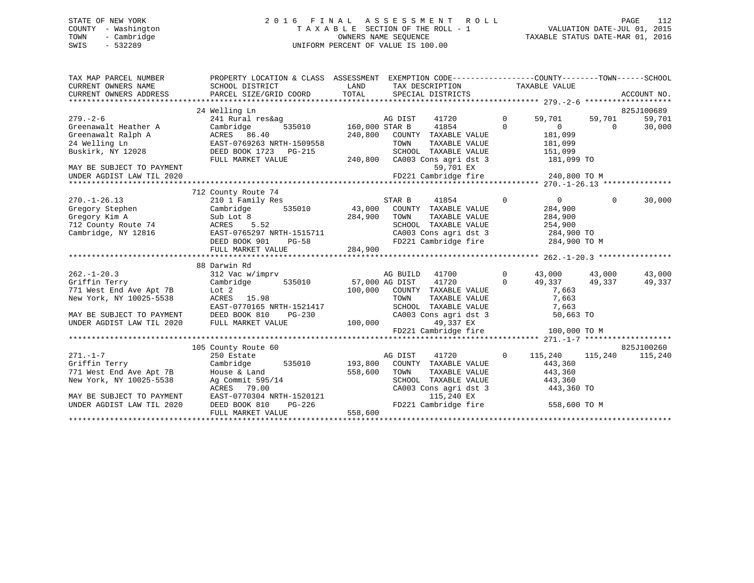STATE OF NEW YORK
COUNTY - Washington
TOWN - Cambridge
SWIS - 532289

2 0 1 6 F I N A L A S S E S S M E N T R O L L
T A X A B L E SECTION OF THE ROLL - 1
OWNERS NAME SEQUENCE
UNIFORM PERCENT OF VALUE IS 100.00

VALUATION DATE-JUL 01, 2015
TAXABLE STATUS DATE-MAR 01, 2016

```
TAX MAP PARCEL NUMBER          PROPERTY LOCATION & CLASS  ASSESSMENT  EXEMPTION CODE-----------------COUNTY--------TOWN------SCHOOL
CURRENT OWNERS NAME            SCHOOL DISTRICT              LAND      TAX DESCRIPTION            TAXABLE VALUE
CURRENT OWNERS ADDRESS         PARCEL SIZE/GRID COORD       TOTAL     SPECIAL DISTRICTS                                  ACCOUNT NO.
******************************************************************************************** 279.-2-6 *******************
                               24 Welling Ln                                                                             825J100689
279.-2-6                       241 Rural res&ag                       AG DIST     41720          0     59,701     59,701     59,701
Greenawalt Heather A           Cambridge        535010    160,000 STAR B      41854          0          0          0     30,000
Greenawalt Ralph A             ACRES   86.40              240,800   COUNTY  TAXABLE VALUE            181,099
24 Welling Ln                  EAST-0769263 NRTH-1509558            TOWN    TAXABLE VALUE            181,099
Buskirk, NY 12028              DEED BOOK 1723   PG-215              SCHOOL  TAXABLE VALUE            151,099
                               FULL MARKET VALUE          240,800   CA003 Cons agri dst 3             181,099 TO
MAY BE SUBJECT TO PAYMENT                                                 59,701 EX
UNDER AGDIST LAW TIL 2020                                           FD221 Cambridge fire             240,800 TO M
******************************************************************************************** 270.-1-26.13 ***************
                               712 County Route 74
270.-1-26.13                   210 1 Family Res                       STAR B      41854          0          0          0     30,000
Gregory Stephen                Cambridge        535010     43,000   COUNTY  TAXABLE VALUE            284,900
Gregory Kim A                  Sub Lot 8                  284,900   TOWN    TAXABLE VALUE            284,900
712 County Route 74            ACRES    5.52                        SCHOOL  TAXABLE VALUE            254,900
Cambridge, NY 12816            EAST-0765297 NRTH-1515711            CA003 Cons agri dst 3             284,900 TO
                               DEED BOOK 901    PG-58               FD221 Cambridge fire             284,900 TO M
                               FULL MARKET VALUE          284,900
******************************************************************************************** 262.-1-20.3 ****************
                               88 Darwin Rd
262.-1-20.3                    312 Vac w/imprv                        AG BUILD    41700          0     43,000     43,000     43,000
Griffin Terry                  Cambridge        535010     57,000 AG DIST     41720          0     49,337     49,337     49,337
771 West End Ave Apt 7B        Lot 2                      100,000   COUNTY  TAXABLE VALUE              7,663
New York, NY 10025-5538        ACRES   15.98                        TOWN    TAXABLE VALUE              7,663
                               EAST-0770165 NRTH-1521417            SCHOOL  TAXABLE VALUE              7,663
MAY BE SUBJECT TO PAYMENT      DEED BOOK 810    PG-230              CA003 Cons agri dst 3              50,663 TO
UNDER AGDIST LAW TIL 2020      FULL MARKET VALUE          100,000         49,337 EX
                                                                    FD221 Cambridge fire             100,000 TO M
******************************************************************************************** 271.-1-7 *******************
                               105 County Route 60                                                                       825J100260
271.-1-7                       250 Estate                             AG DIST     41720          0    115,240    115,240    115,240
Griffin Terry                  Cambridge        535010    193,800   COUNTY  TAXABLE VALUE            443,360
771 West End Ave Apt 7B        House & Land               558,600   TOWN    TAXABLE VALUE            443,360
New York, NY 10025-5538        Ag Commit 595/14                     SCHOOL  TAXABLE VALUE            443,360
                               ACRES   79.00                        CA003 Cons agri dst 3             443,360 TO
MAY BE SUBJECT TO PAYMENT      EAST-0770304 NRTH-1520121                 115,240 EX
UNDER AGDIST LAW TIL 2020      DEED BOOK 810    PG-226              FD221 Cambridge fire             558,600 TO M
                               FULL MARKET VALUE          558,600
****************************************************************************************************************************
```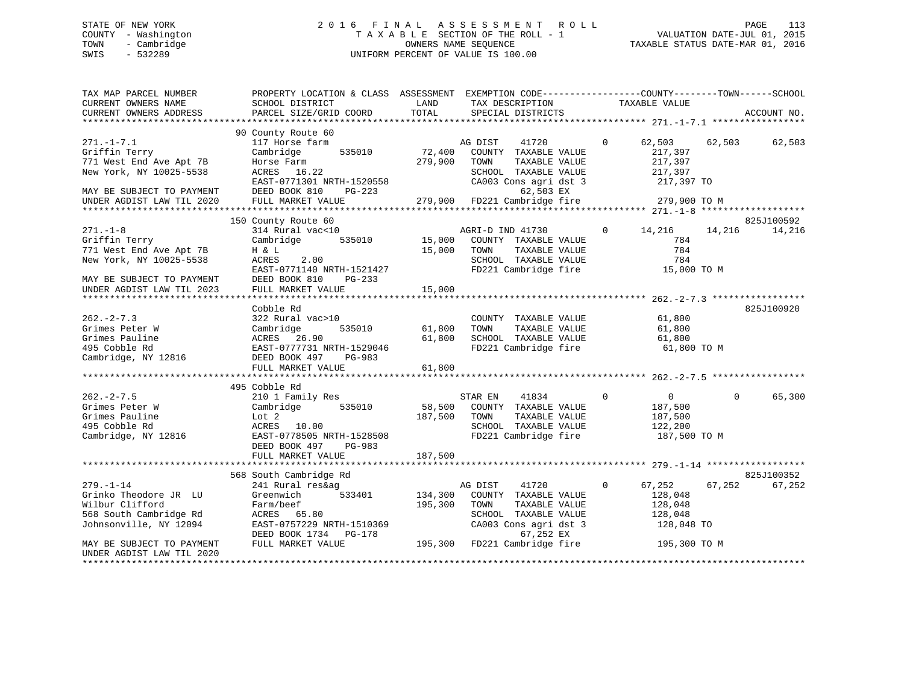STATE OF NEW YORK
COUNTY - Washington
TOWN - Cambridge
SWIS - 532289

2016 FINAL ASSESSMENT ROLL
TAXABLE SECTION OF THE ROLL - 1
OWNERS NAME SEQUENCE
UNIFORM PERCENT OF VALUE IS 100.00

VALUATION DATE-JUL 01, 2015
TAXABLE STATUS DATE-MAR 01, 2016

```
TAX MAP PARCEL NUMBER          PROPERTY LOCATION & CLASS  ASSESSMENT  EXEMPTION CODE-----------------COUNTY--------TOWN------SCHOOL
CURRENT OWNERS NAME            SCHOOL DISTRICT               LAND      TAX DESCRIPTION            TAXABLE VALUE
CURRENT OWNERS ADDRESS         PARCEL SIZE/GRID COORD        TOTAL     SPECIAL DISTRICTS                                      ACCOUNT NO.
******************************************************************************************************* 271.-1-7.1 *****************
                               90 County Route 60
271.-1-7.1                     117 Horse farm                          AG DIST    41720        0     62,503     62,503     62,503
Griffin Terry                  Cambridge       535010       72,400     COUNTY  TAXABLE VALUE           217,397
771 West End Ave Apt 7B        Horse Farm                   279,900    TOWN    TAXABLE VALUE           217,397
New York, NY 10025-5538        ACRES   16.22                           SCHOOL  TAXABLE VALUE           217,397
                               EAST-0771301 NRTH-1520558               CA003 Cons agri dst 3           217,397 TO
MAY BE SUBJECT TO PAYMENT      DEED BOOK 810     PG-223                     62,503 EX
UNDER AGDIST LAW TIL 2020      FULL MARKET VALUE            279,900    FD221 Cambridge fire            279,900 TO M
******************************************************************************************************* 271.-1-8 *******************
                               150 County Route 60                                                                        825J100592
271.-1-8                       314 Rural vac<10                        AGRI-D IND 41730        0     14,216     14,216     14,216
Griffin Terry                  Cambridge       535010       15,000     COUNTY  TAXABLE VALUE               784
771 West End Ave Apt 7B        H & L                        15,000     TOWN    TAXABLE VALUE               784
New York, NY 10025-5538        ACRES    2.00                           SCHOOL  TAXABLE VALUE               784
                               EAST-0771140 NRTH-1521427               FD221 Cambridge fire             15,000 TO M
MAY BE SUBJECT TO PAYMENT      DEED BOOK 810     PG-233
UNDER AGDIST LAW TIL 2023      FULL MARKET VALUE             15,000
******************************************************************************************************* 262.-2-7.3 *****************
                               Cobble Rd                                                                                  825J100920
262.-2-7.3                     322 Rural vac>10                        COUNTY  TAXABLE VALUE            61,800
Grimes Peter W                 Cambridge       535010       61,800     TOWN    TAXABLE VALUE            61,800
Grimes Pauline                 ACRES   26.90                61,800     SCHOOL  TAXABLE VALUE            61,800
495 Cobble Rd                  EAST-0777731 NRTH-1529046               FD221 Cambridge fire             61,800 TO M
Cambridge, NY 12816            DEED BOOK 497     PG-983
                               FULL MARKET VALUE             61,800
******************************************************************************************************* 262.-2-7.5 *****************
                               495 Cobble Rd
262.-2-7.5                     210 1 Family Res                        STAR EN    41834        0          0          0     65,300
Grimes Peter W                 Cambridge       535010       58,500     COUNTY  TAXABLE VALUE           187,500
Grimes Pauline                 Lot 2                        187,500    TOWN    TAXABLE VALUE           187,500
495 Cobble Rd                  ACRES   10.00                           SCHOOL  TAXABLE VALUE           122,200
Cambridge, NY 12816            EAST-0778505 NRTH-1528508               FD221 Cambridge fire            187,500 TO M
                               DEED BOOK 497     PG-983
                               FULL MARKET VALUE            187,500
******************************************************************************************************* 279.-1-14 ******************
                               568 South Cambridge Rd                                                                     825J100352
279.-1-14                      241 Rural res&ag                        AG DIST    41720        0     67,252     67,252     67,252
Grinko Theodore JR  LU         Greenwich       533401      134,300     COUNTY  TAXABLE VALUE           128,048
Wilbur Clifford                Farm/beef                    195,300    TOWN    TAXABLE VALUE           128,048
568 South Cambridge Rd         ACRES   65.80                           SCHOOL  TAXABLE VALUE           128,048
Johnsonville, NY 12094         EAST-0757229 NRTH-1510369               CA003 Cons agri dst 3           128,048 TO
                               DEED BOOK 1734    PG-178                     67,252 EX
MAY BE SUBJECT TO PAYMENT      FULL MARKET VALUE            195,300    FD221 Cambridge fire            195,300 TO M
UNDER AGDIST LAW TIL 2020
************************************************************************************************************************************
```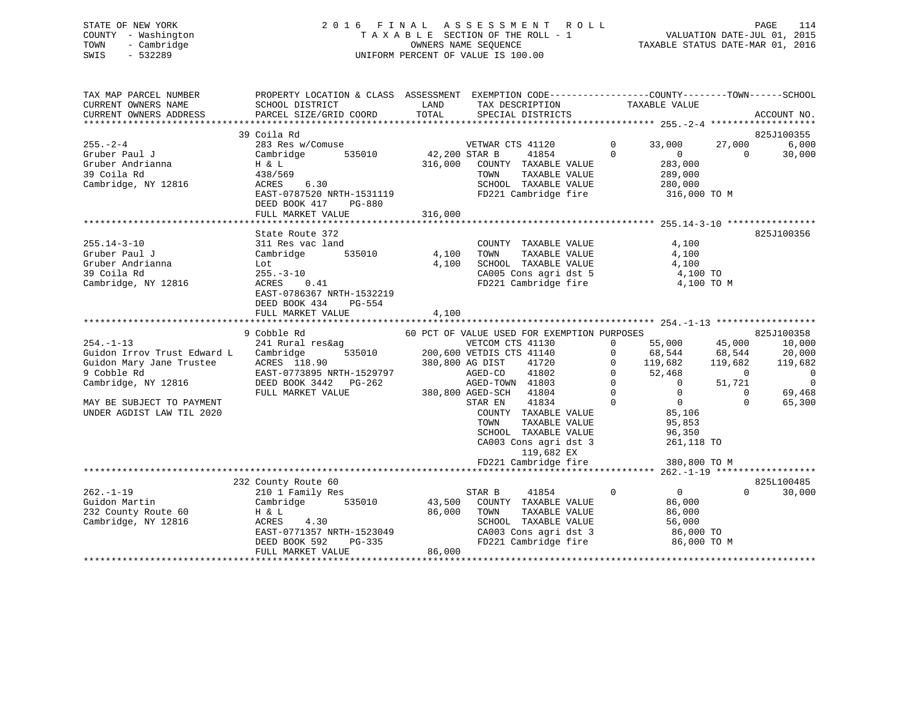STATE OF NEW YORK — 2016 FINAL ASSESSMENT ROLL — PAGE 114
COUNTY - Washington — TAXABLE SECTION OF THE ROLL - 1 — VALUATION DATE-JUL 01, 2015
TOWN - Cambridge — OWNERS NAME SEQUENCE — TAXABLE STATUS DATE-MAR 01, 2016
SWIS - 532289 — UNIFORM PERCENT OF VALUE IS 100.00

```
TAX MAP PARCEL NUMBER          PROPERTY LOCATION & CLASS  ASSESSMENT  EXEMPTION CODE-----------------COUNTY--------TOWN------SCHOOL
CURRENT OWNERS NAME            SCHOOL DISTRICT               LAND      TAX DESCRIPTION            TAXABLE VALUE
CURRENT OWNERS ADDRESS         PARCEL SIZE/GRID COORD        TOTAL     SPECIAL DISTRICTS                                  ACCOUNT NO.
******************************************************************************************************* 255.-2-4 *******************
                               39 Coila Rd                                                                                825J100355
255.-2-4                       283 Res w/Comuse                         VETWAR CTS 41120        0      33,000     27,000      6,000
Gruber Paul J                  Cambridge       535010         42,200 STAR B      41854         0           0          0     30,000
Gruber Andrianna               H & L                         316,000    COUNTY  TAXABLE VALUE           283,000
39 Coila Rd                    438/569                                  TOWN    TAXABLE VALUE           289,000
Cambridge, NY 12816            ACRES    6.30                            SCHOOL  TAXABLE VALUE           280,000
                               EAST-0787520 NRTH-1531119                FD221 Cambridge fire             316,000 TO M
                               DEED BOOK 417    PG-880
                               FULL MARKET VALUE             316,000
******************************************************************************************************* 255.14-3-10 ****************
                               State Route 372                                                                            825J100356
255.14-3-10                    311 Res vac land                         COUNTY  TAXABLE VALUE             4,100
Gruber Paul J                  Cambridge       535010          4,100    TOWN    TAXABLE VALUE             4,100
Gruber Andrianna               Lot                             4,100    SCHOOL  TAXABLE VALUE             4,100
39 Coila Rd                    255.-3-10                                CA005 Cons agri dst 5              4,100 TO
Cambridge, NY 12816            ACRES    0.41                            FD221 Cambridge fire               4,100 TO M
                               EAST-0786367 NRTH-1532219
                               DEED BOOK 434    PG-554
                               FULL MARKET VALUE               4,100
******************************************************************************************************* 254.-1-13 ******************
                               9 Cobble Rd                    60 PCT OF VALUE USED FOR EXEMPTION PURPOSES                 825J100358
254.-1-13                      241 Rural res&ag                         VETCOM CTS 41130        0      55,000     45,000     10,000
Guidon Irrov Trust Edward L    Cambridge       535010        200,600 VETDIS CTS 41140        0      68,544     68,544     20,000
Guidon Mary Jane Trustee       ACRES  118.90                 380,800 AG DIST     41720        0     119,682    119,682    119,682
9 Cobble Rd                    EAST-0773895 NRTH-1529797                AGED-CO     41802        0      52,468          0          0
Cambridge, NY 12816            DEED BOOK 3442   PG-262                  AGED-TOWN  41803        0           0     51,721          0
                               FULL MARKET VALUE             380,800 AGED-SCH    41804        0           0          0     69,468
MAY BE SUBJECT TO PAYMENT                                               STAR EN     41834        0           0          0     65,300
UNDER AGDIST LAW TIL 2020                                               COUNTY  TAXABLE VALUE            85,106
                                                                        TOWN    TAXABLE VALUE            95,853
                                                                        SCHOOL  TAXABLE VALUE            96,350
                                                                        CA003 Cons agri dst 3            261,118 TO
                                                                              119,682 EX
                                                                        FD221 Cambridge fire             380,800 TO M
******************************************************************************************************* 262.-1-19 ******************
                               232 County Route 60                                                                        825L100485
262.-1-19                      210 1 Family Res                         STAR B      41854        0           0          0     30,000
Guidon Martin                  Cambridge       535010         43,500    COUNTY  TAXABLE VALUE            86,000
232 County Route 60            H & L                          86,000    TOWN    TAXABLE VALUE            86,000
Cambridge, NY 12816            ACRES    4.30                            SCHOOL  TAXABLE VALUE            56,000
                               EAST-0771357 NRTH-1523049                CA003 Cons agri dst 3             86,000 TO
                               DEED BOOK 592    PG-335                  FD221 Cambridge fire              86,000 TO M
                               FULL MARKET VALUE              86,000
************************************************************************************************************************************
```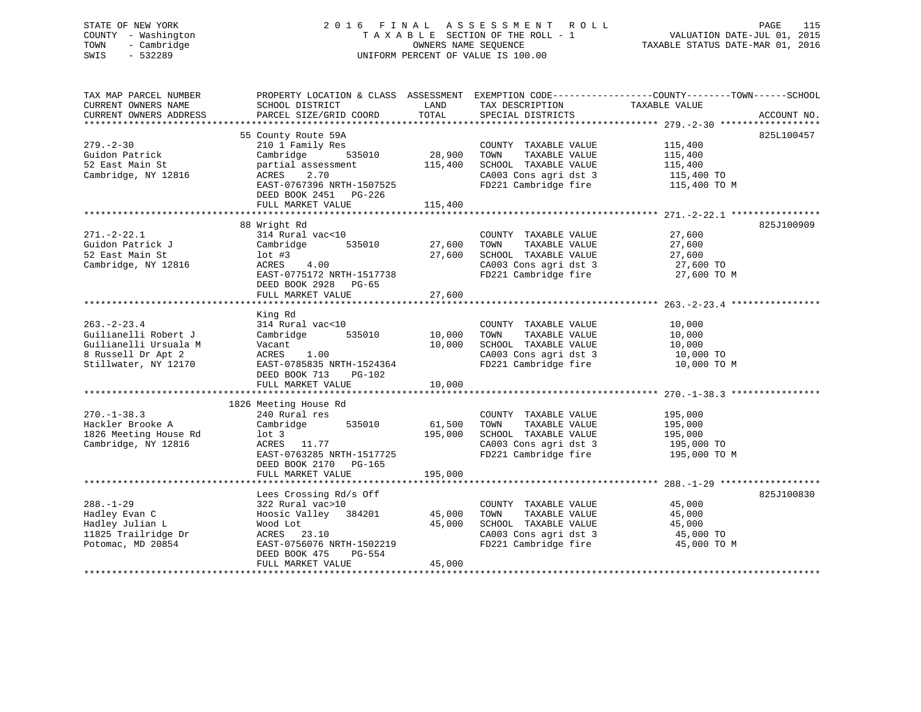STATE OF NEW YORK
COUNTY - Washington
TOWN - Cambridge
SWIS - 532289

2016 FINAL ASSESSMENT ROLL
TAXABLE SECTION OF THE ROLL - 1
OWNERS NAME SEQUENCE
UNIFORM PERCENT OF VALUE IS 100.00

VALUATION DATE-JUL 01, 2015
TAXABLE STATUS DATE-MAR 01, 2016

```
TAX MAP PARCEL NUMBER          PROPERTY LOCATION & CLASS  ASSESSMENT  EXEMPTION CODE------------------COUNTY--------TOWN------SCHOOL
CURRENT OWNERS NAME            SCHOOL DISTRICT              LAND      TAX DESCRIPTION              TAXABLE VALUE
CURRENT OWNERS ADDRESS         PARCEL SIZE/GRID COORD       TOTAL     SPECIAL DISTRICTS                                  ACCOUNT NO.
******************************************************************************************************* 279.-2-30 ******************
                               55 County Route 59A                                                                    825L100457
279.-2-30                      210 1 Family Res                       COUNTY  TAXABLE VALUE          115,400
Guidon Patrick                 Cambridge       535010       28,900    TOWN    TAXABLE VALUE          115,400
52 East Main St                partial assessment          115,400    SCHOOL  TAXABLE VALUE          115,400
Cambridge, NY 12816            ACRES    2.70                          CA003 Cons agri dst 3           115,400 TO
                               EAST-0767396 NRTH-1507525              FD221 Cambridge fire            115,400 TO M
                               DEED BOOK 2451   PG-226
                               FULL MARKET VALUE           115,400
******************************************************************************************************* 271.-2-22.1 ****************
                               88 Wright Rd                                                                           825J100909
271.-2-22.1                    314 Rural vac<10                       COUNTY  TAXABLE VALUE           27,600
Guidon Patrick J               Cambridge       535010       27,600    TOWN    TAXABLE VALUE           27,600
52 East Main St                lot #3                       27,600    SCHOOL  TAXABLE VALUE           27,600
Cambridge, NY 12816            ACRES    4.00                          CA003 Cons agri dst 3            27,600 TO
                               EAST-0775172 NRTH-1517738              FD221 Cambridge fire             27,600 TO M
                               DEED BOOK 2928   PG-65
                               FULL MARKET VALUE            27,600
******************************************************************************************************* 263.-2-23.4 ****************
                               King Rd
263.-2-23.4                    314 Rural vac<10                       COUNTY  TAXABLE VALUE           10,000
Guilianelli Robert J           Cambridge       535010       10,000    TOWN    TAXABLE VALUE           10,000
Guilianelli Ursuala M          Vacant                       10,000    SCHOOL  TAXABLE VALUE           10,000
8 Russell Dr Apt 2             ACRES    1.00                          CA003 Cons agri dst 3            10,000 TO
Stillwater, NY 12170           EAST-0785835 NRTH-1524364              FD221 Cambridge fire             10,000 TO M
                               DEED BOOK 713    PG-102
                               FULL MARKET VALUE            10,000
******************************************************************************************************* 270.-1-38.3 ****************
                               1826 Meeting House Rd
270.-1-38.3                    240 Rural res                          COUNTY  TAXABLE VALUE          195,000
Hackler Brooke A               Cambridge       535010       61,500    TOWN    TAXABLE VALUE          195,000
1826 Meeting House Rd          lot 3                       195,000    SCHOOL  TAXABLE VALUE          195,000
Cambridge, NY 12816            ACRES   11.77                          CA003 Cons agri dst 3           195,000 TO
                               EAST-0763285 NRTH-1517725              FD221 Cambridge fire            195,000 TO M
                               DEED BOOK 2170   PG-165
                               FULL MARKET VALUE           195,000
******************************************************************************************************* 288.-1-29 ******************
                               Lees Crossing Rd/s Off                                                                 825J100830
288.-1-29                      322 Rural vac>10                       COUNTY  TAXABLE VALUE           45,000
Hadley Evan C                  Hoosic Valley   384201       45,000    TOWN    TAXABLE VALUE           45,000
Hadley Julian L                Wood Lot                     45,000    SCHOOL  TAXABLE VALUE           45,000
11825 Trailridge Dr            ACRES   23.10                          CA003 Cons agri dst 3            45,000 TO
Potomac, MD 20854              EAST-0756076 NRTH-1502219              FD221 Cambridge fire             45,000 TO M
                               DEED BOOK 475    PG-554
                               FULL MARKET VALUE            45,000
************************************************************************************************************************************
```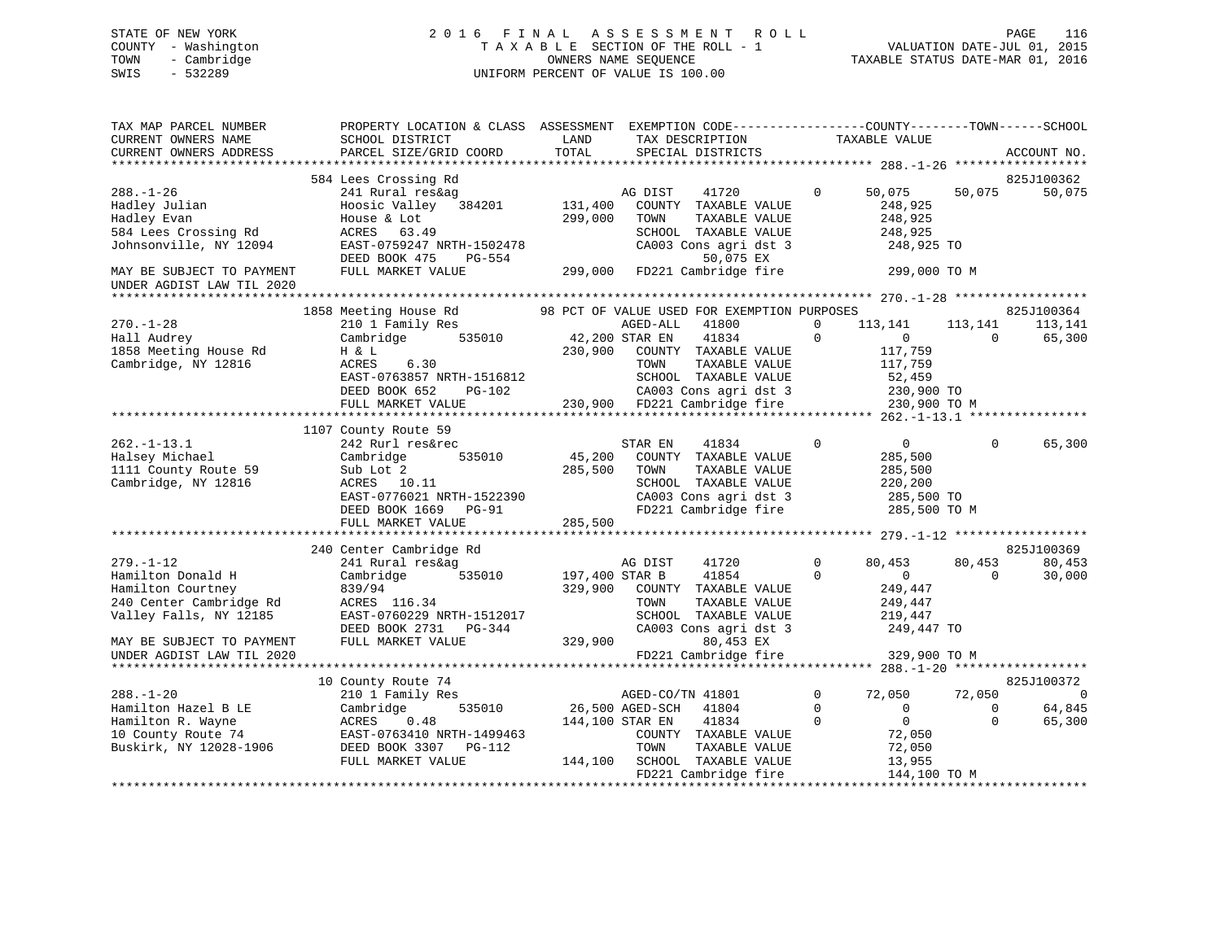STATE OF NEW YORK
COUNTY - Washington
TOWN - Cambridge
SWIS - 532289

# 2016 FINAL ASSESSMENT ROLL

TAXABLE SECTION OF THE ROLL - 1
OWNERS NAME SEQUENCE
UNIFORM PERCENT OF VALUE IS 100.00

VALUATION DATE-JUL 01, 2015
TAXABLE STATUS DATE-MAR 01, 2016

```
TAX MAP PARCEL NUMBER          PROPERTY LOCATION & CLASS  ASSESSMENT  EXEMPTION CODE------------------COUNTY--------TOWN------SCHOOL
CURRENT OWNERS NAME            SCHOOL DISTRICT               LAND      TAX DESCRIPTION             TAXABLE VALUE
CURRENT OWNERS ADDRESS         PARCEL SIZE/GRID COORD        TOTAL     SPECIAL DISTRICTS                                              ACCOUNT NO.
*********************************************************************************************************** 288.-1-26 ******************
                               584 Lees Crossing Rd                                                                              825J100362
288.-1-26                      241 Rural res&ag                        AG DIST     41720          0      50,075      50,075      50,075
Hadley Julian                  Hoosic Valley   384201      131,400      COUNTY  TAXABLE VALUE              248,925
Hadley Evan                    House & Lot                 299,000      TOWN    TAXABLE VALUE              248,925
584 Lees Crossing Rd           ACRES   63.49                            SCHOOL  TAXABLE VALUE              248,925
Johnsonville, NY 12094         EAST-0759247 NRTH-1502478                CA003 Cons agri dst 3              248,925 TO
                               DEED BOOK 475    PG-554                        50,075 EX
MAY BE SUBJECT TO PAYMENT      FULL MARKET VALUE           299,000      FD221 Cambridge fire               299,000 TO M
UNDER AGDIST LAW TIL 2020
*********************************************************************************************************** 270.-1-28 ******************
                               1858 Meeting House Rd              98 PCT OF VALUE USED FOR EXEMPTION PURPOSES                  825J100364
270.-1-28                      210 1 Family Res                        AGED-ALL    41800          0     113,141     113,141     113,141
Hall Audrey                    Cambridge       535010       42,200 STAR EN     41834          0           0           0      65,300
1858 Meeting House Rd          H & L                       230,900      COUNTY  TAXABLE VALUE              117,759
Cambridge, NY 12816            ACRES    6.30                            TOWN    TAXABLE VALUE              117,759
                               EAST-0763857 NRTH-1516812                SCHOOL  TAXABLE VALUE               52,459
                               DEED BOOK 652    PG-102                  CA003 Cons agri dst 3              230,900 TO
                               FULL MARKET VALUE           230,900      FD221 Cambridge fire               230,900 TO M
*********************************************************************************************************** 262.-1-13.1 ****************
                               1107 County Route 59
262.-1-13.1                    242 Rurl res&rec                        STAR EN     41834          0           0           0      65,300
Halsey Michael                 Cambridge       535010       45,200      COUNTY  TAXABLE VALUE              285,500
1111 County Route 59           Sub Lot 2                   285,500      TOWN    TAXABLE VALUE              285,500
Cambridge, NY 12816            ACRES   10.11                            SCHOOL  TAXABLE VALUE              220,200
                               EAST-0776021 NRTH-1522390                CA003 Cons agri dst 3              285,500 TO
                               DEED BOOK 1669   PG-91                   FD221 Cambridge fire               285,500 TO M
                               FULL MARKET VALUE           285,500
*********************************************************************************************************** 279.-1-12 ******************
                               240 Center Cambridge Rd                                                                           825J100369
279.-1-12                      241 Rural res&ag                        AG DIST     41720          0      80,453      80,453      80,453
Hamilton Donald H              Cambridge       535010      197,400 STAR B      41854          0           0           0      30,000
Hamilton Courtney              839/94                      329,900      COUNTY  TAXABLE VALUE              249,447
240 Center Cambridge Rd        ACRES  116.34                            TOWN    TAXABLE VALUE              249,447
Valley Falls, NY 12185         EAST-0760229 NRTH-1512017                SCHOOL  TAXABLE VALUE              219,447
                               DEED BOOK 2731   PG-344                  CA003 Cons agri dst 3              249,447 TO
MAY BE SUBJECT TO PAYMENT      FULL MARKET VALUE           329,900            80,453 EX
UNDER AGDIST LAW TIL 2020                                               FD221 Cambridge fire               329,900 TO M
*********************************************************************************************************** 288.-1-20 ******************
                               10 County Route 74                                                                                825J100372
288.-1-20                      210 1 Family Res                        AGED-CO/TN 41801           0      72,050      72,050           0
Hamilton Hazel B LE            Cambridge       535010       26,500 AGED-SCH    41804          0           0           0      64,845
Hamilton R. Wayne              ACRES    0.48               144,100 STAR EN     41834          0           0           0      65,300
10 County Route 74             EAST-0763410 NRTH-1499463                COUNTY  TAXABLE VALUE               72,050
Buskirk, NY 12028-1906         DEED BOOK 3307   PG-112                  TOWN    TAXABLE VALUE               72,050
                               FULL MARKET VALUE           144,100      SCHOOL  TAXABLE VALUE               13,955
                                                                        FD221 Cambridge fire               144,100 TO M
****************************************************************************************************************************************
```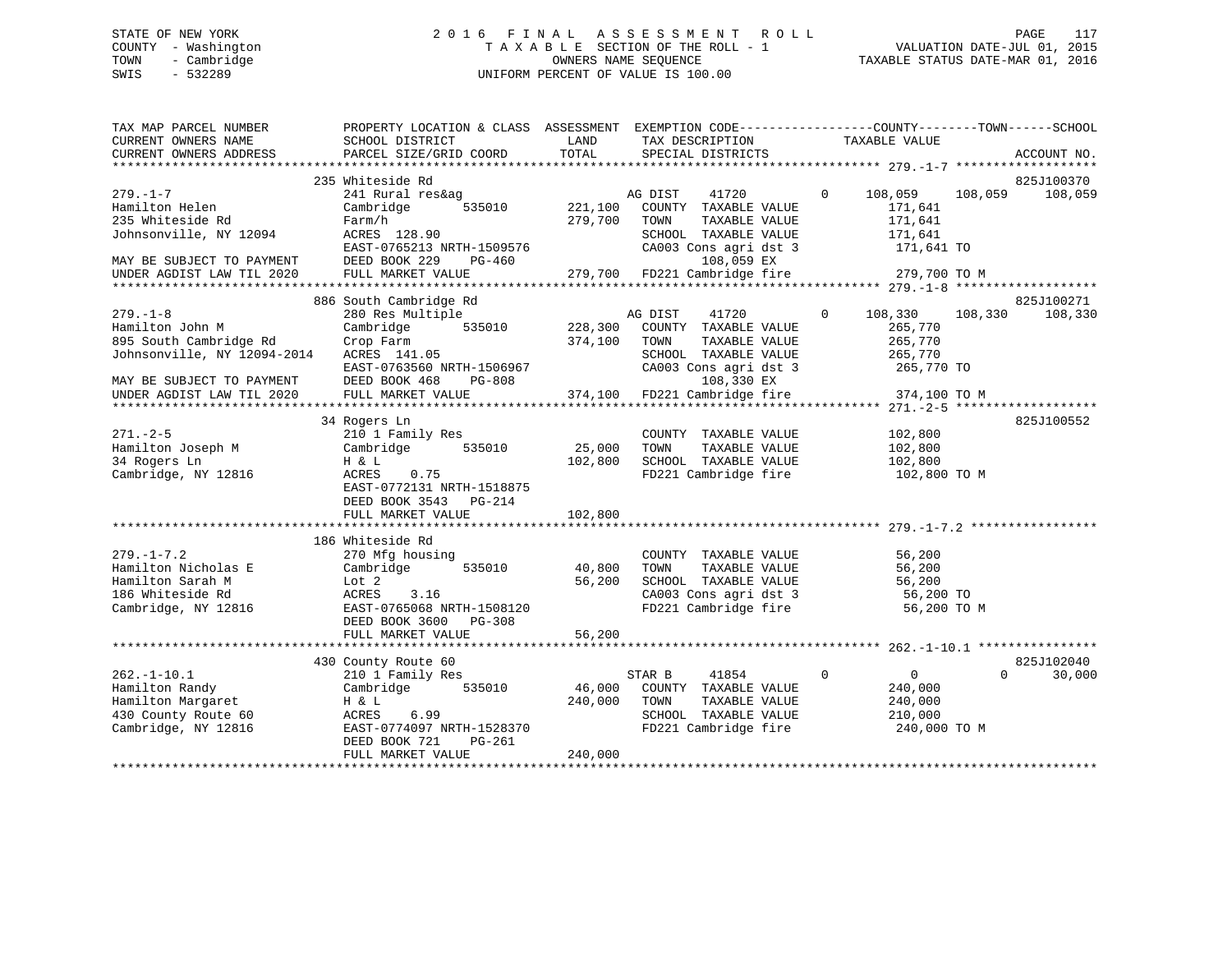STATE OF NEW YORK
COUNTY - Washington
TOWN - Cambridge
SWIS - 532289

# 2016 FINAL ASSESSMENT ROLL

TAXABLE SECTION OF THE ROLL - 1
OWNERS NAME SEQUENCE
UNIFORM PERCENT OF VALUE IS 100.00

VALUATION DATE-JUL 01, 2015
TAXABLE STATUS DATE-MAR 01, 2016

```
TAX MAP PARCEL NUMBER          PROPERTY LOCATION & CLASS  ASSESSMENT  EXEMPTION CODE------------------COUNTY--------TOWN------SCHOOL
CURRENT OWNERS NAME            SCHOOL DISTRICT             LAND        TAX DESCRIPTION             TAXABLE VALUE
CURRENT OWNERS ADDRESS         PARCEL SIZE/GRID COORD      TOTAL       SPECIAL DISTRICTS                                        ACCOUNT NO.
******************************************************************************************************* 279.-1-7 *******************
                               235 Whiteside Rd                                                                                825J100370
279.-1-7                       241 Rural res&ag                       AG DIST     41720        0     108,059    108,059    108,059
Hamilton Helen                 Cambridge        535010      221,100   COUNTY  TAXABLE VALUE           171,641
235 Whiteside Rd               Farm/h                       279,700   TOWN    TAXABLE VALUE           171,641
Johnsonville, NY 12094         ACRES  128.90                          SCHOOL  TAXABLE VALUE           171,641
                               EAST-0765213 NRTH-1509576              CA003 Cons agri dst 3            171,641 TO
MAY BE SUBJECT TO PAYMENT      DEED BOOK 229    PG-460                       108,059 EX
UNDER AGDIST LAW TIL 2020      FULL MARKET VALUE            279,700   FD221 Cambridge fire             279,700 TO M
******************************************************************************************************* 279.-1-8 *******************
                               886 South Cambridge Rd                                                                          825J100271
279.-1-8                       280 Res Multiple                       AG DIST     41720        0     108,330    108,330    108,330
Hamilton John M                Cambridge        535010      228,300   COUNTY  TAXABLE VALUE           265,770
895 South Cambridge Rd         Crop Farm                    374,100   TOWN    TAXABLE VALUE           265,770
Johnsonville, NY 12094-2014    ACRES  141.05                          SCHOOL  TAXABLE VALUE           265,770
                               EAST-0763560 NRTH-1506967              CA003 Cons agri dst 3            265,770 TO
MAY BE SUBJECT TO PAYMENT      DEED BOOK 468    PG-808                       108,330 EX
UNDER AGDIST LAW TIL 2020      FULL MARKET VALUE            374,100   FD221 Cambridge fire             374,100 TO M
******************************************************************************************************* 271.-2-5 *******************
                               34 Rogers Ln                                                                                    825J100552
271.-2-5                       210 1 Family Res                       COUNTY  TAXABLE VALUE           102,800
Hamilton Joseph M              Cambridge        535010       25,000   TOWN    TAXABLE VALUE           102,800
34 Rogers Ln                   H & L                        102,800   SCHOOL  TAXABLE VALUE           102,800
Cambridge, NY 12816            ACRES    0.75                          FD221 Cambridge fire             102,800 TO M
                               EAST-0772131 NRTH-1518875
                               DEED BOOK 3543   PG-214
                               FULL MARKET VALUE            102,800
******************************************************************************************************* 279.-1-7.2 *****************
                               186 Whiteside Rd
279.-1-7.2                     270 Mfg housing                        COUNTY  TAXABLE VALUE            56,200
Hamilton Nicholas E            Cambridge        535010       40,800   TOWN    TAXABLE VALUE            56,200
Hamilton Sarah M               Lot 2                         56,200   SCHOOL  TAXABLE VALUE            56,200
186 Whiteside Rd               ACRES    3.16                          CA003 Cons agri dst 3             56,200 TO
Cambridge, NY 12816            EAST-0765068 NRTH-1508120              FD221 Cambridge fire              56,200 TO M
                               DEED BOOK 3600   PG-308
                               FULL MARKET VALUE             56,200
******************************************************************************************************* 262.-1-10.1 ****************
                               430 County Route 60                                                                             825J102040
262.-1-10.1                    210 1 Family Res                       STAR B      41854        0           0          0     30,000
Hamilton Randy                 Cambridge        535010       46,000   COUNTY  TAXABLE VALUE           240,000
Hamilton Margaret              H & L                        240,000   TOWN    TAXABLE VALUE           240,000
430 County Route 60            ACRES    6.99                          SCHOOL  TAXABLE VALUE           210,000
Cambridge, NY 12816            EAST-0774097 NRTH-1528370              FD221 Cambridge fire             240,000 TO M
                               DEED BOOK 721    PG-261
                               FULL MARKET VALUE            240,000
************************************************************************************************************************************
```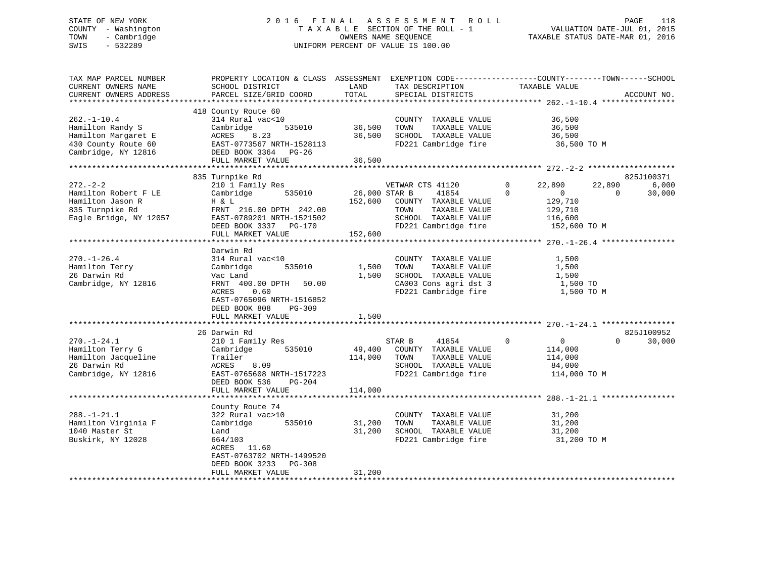STATE OF NEW YORK
COUNTY - Washington
TOWN - Cambridge
SWIS - 532289

2016 FINAL ASSESSMENT ROLL
TAXABLE SECTION OF THE ROLL - 1
OWNERS NAME SEQUENCE
UNIFORM PERCENT OF VALUE IS 100.00

VALUATION DATE-JUL 01, 2015
TAXABLE STATUS DATE-MAR 01, 2016

```
TAX MAP PARCEL NUMBER          PROPERTY LOCATION & CLASS  ASSESSMENT  EXEMPTION CODE------------------COUNTY--------TOWN------SCHOOL
CURRENT OWNERS NAME            SCHOOL DISTRICT               LAND      TAX DESCRIPTION            TAXABLE VALUE
CURRENT OWNERS ADDRESS         PARCEL SIZE/GRID COORD        TOTAL     SPECIAL DISTRICTS                                    ACCOUNT NO.
************************************************************************************************** 262.-1-10.4 ****************
                               418 County Route 60
262.-1-10.4                    314 Rural vac<10                        COUNTY  TAXABLE VALUE            36,500
Hamilton Randy S               Cambridge        535010       36,500    TOWN    TAXABLE VALUE            36,500
Hamilton Margaret E            ACRES    8.23                 36,500    SCHOOL  TAXABLE VALUE            36,500
430 County Route 60            EAST-0773567 NRTH-1528113               FD221 Cambridge fire              36,500 TO M
Cambridge, NY 12816            DEED BOOK 3364   PG-26
                               FULL MARKET VALUE             36,500
************************************************************************************************** 272.-2-2 *******************
                               835 Turnpike Rd                                                                       825J100371
272.-2-2                       210 1 Family Res                        VETWAR CTS 41120         0     22,890      22,890      6,000
Hamilton Robert F LE           Cambridge        535010       26,000 STAR B      41854           0          0           0     30,000
Hamilton Jason R               H & L                        152,600    COUNTY  TAXABLE VALUE           129,710
835 Turnpike Rd                FRNT 216.00 DPTH 242.00                 TOWN    TAXABLE VALUE           129,710
Eagle Bridge, NY 12057         EAST-0789201 NRTH-1521502               SCHOOL  TAXABLE VALUE           116,600
                               DEED BOOK 3337   PG-170                 FD221 Cambridge fire             152,600 TO M
                               FULL MARKET VALUE            152,600
************************************************************************************************** 270.-1-26.4 ****************
                               Darwin Rd
270.-1-26.4                    314 Rural vac<10                        COUNTY  TAXABLE VALUE             1,500
Hamilton Terry                 Cambridge        535010        1,500    TOWN    TAXABLE VALUE             1,500
26 Darwin Rd                   Vac Land                       1,500    SCHOOL  TAXABLE VALUE             1,500
Cambridge, NY 12816            FRNT 400.00 DPTH  50.00                 CA003 Cons agri dst 3              1,500 TO
                               ACRES    0.60                           FD221 Cambridge fire               1,500 TO M
                               EAST-0765096 NRTH-1516852
                               DEED BOOK 808    PG-309
                               FULL MARKET VALUE              1,500
************************************************************************************************** 270.-1-24.1 ****************
                               26 Darwin Rd                                                                          825J100952
270.-1-24.1                    210 1 Family Res                        STAR B      41854        0          0           0     30,000
Hamilton Terry G               Cambridge        535010       49,400    COUNTY  TAXABLE VALUE           114,000
Hamilton Jacqueline            Trailer                      114,000    TOWN    TAXABLE VALUE           114,000
26 Darwin Rd                   ACRES    8.09                           SCHOOL  TAXABLE VALUE            84,000
Cambridge, NY 12816            EAST-0765608 NRTH-1517223               FD221 Cambridge fire             114,000 TO M
                               DEED BOOK 536    PG-204
                               FULL MARKET VALUE            114,000
************************************************************************************************** 288.-1-21.1 ****************
                               County Route 74
288.-1-21.1                    322 Rural vac>10                        COUNTY  TAXABLE VALUE            31,200
Hamilton Virginia F            Cambridge        535010       31,200    TOWN    TAXABLE VALUE            31,200
1040 Master St                 Land                          31,200    SCHOOL  TAXABLE VALUE            31,200
Buskirk, NY 12028              664/103                                 FD221 Cambridge fire              31,200 TO M
                               ACRES   11.60
                               EAST-0763702 NRTH-1499520
                               DEED BOOK 3233   PG-308
                               FULL MARKET VALUE             31,200
********************************************************************************************************************************
```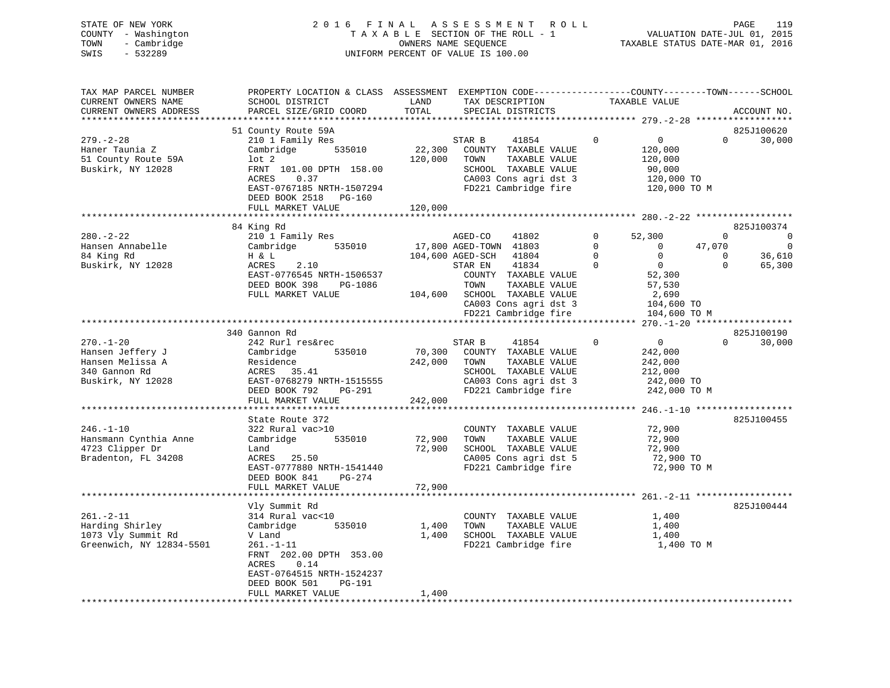STATE OF NEW YORK
COUNTY - Washington
TOWN - Cambridge
SWIS - 532289

2016 FINAL ASSESSMENT ROLL
TAXABLE SECTION OF THE ROLL - 1
OWNERS NAME SEQUENCE
UNIFORM PERCENT OF VALUE IS 100.00

VALUATION DATE-JUL 01, 2015
TAXABLE STATUS DATE-MAR 01, 2016

| TAX MAP PARCEL NUMBER / CURRENT OWNERS NAME / CURRENT OWNERS ADDRESS | PROPERTY LOCATION & CLASS / SCHOOL DISTRICT / PARCEL SIZE/GRID COORD | ASSESSMENT LAND / TOTAL | EXEMPTION CODE / TAX DESCRIPTION / SPECIAL DISTRICTS | COUNTY TAXABLE VALUE | TOWN | SCHOOL | ACCOUNT NO. |
|---|---|---|---|---|---|---|---|
| **279.-2-28** | 51 County Route 59A | | | | | | 825J100620 |
| 279.-2-28 | 210 1 Family Res | | STAR B 41854 0 | 0 | 0 | 30,000 | |
| Haner Taunia Z | Cambridge 535010 | 22,300 | COUNTY TAXABLE VALUE | 120,000 | | | |
| 51 County Route 59A | lot 2 | 120,000 | TOWN TAXABLE VALUE | 120,000 | | | |
| Buskirk, NY 12028 | FRNT 101.00 DPTH 158.00 | | SCHOOL TAXABLE VALUE | 90,000 | | | |
| | ACRES 0.37 | | CA003 Cons agri dst 3 | 120,000 TO | | | |
| | EAST-0767185 NRTH-1507294 | | FD221 Cambridge fire | 120,000 TO M | | | |
| | DEED BOOK 2518 PG-160 | | | | | | |
| | FULL MARKET VALUE | 120,000 | | | | | |
| **280.-2-22** | 84 King Rd | | | | | | 825J100374 |
| 280.-2-22 | 210 1 Family Res | | AGED-CO 41802 0 | 52,300 | 0 | 0 | |
| Hansen Annabelle | Cambridge 535010 | 17,800 | AGED-TOWN 41803 0 | 0 | 47,070 | 0 | |
| 84 King Rd | H & L | 104,600 | AGED-SCH 41804 0 | 0 | 0 | 36,610 | |
| Buskirk, NY 12028 | ACRES 2.10 | | STAR EN 41834 0 | 0 | 0 | 65,300 | |
| | EAST-0776545 NRTH-1506537 | | COUNTY TAXABLE VALUE | 52,300 | | | |
| | DEED BOOK 398 PG-1086 | | TOWN TAXABLE VALUE | 57,530 | | | |
| | FULL MARKET VALUE | 104,600 | SCHOOL TAXABLE VALUE | 2,690 | | | |
| | | | CA003 Cons agri dst 3 | 104,600 TO | | | |
| | | | FD221 Cambridge fire | 104,600 TO M | | | |
| **270.-1-20** | 340 Gannon Rd | | | | | | 825J100190 |
| 270.-1-20 | 242 Rurl res&rec | | STAR B 41854 0 | 0 | 0 | 30,000 | |
| Hansen Jeffery J | Cambridge 535010 | 70,300 | COUNTY TAXABLE VALUE | 242,000 | | | |
| Hansen Melissa A | Residence | 242,000 | TOWN TAXABLE VALUE | 242,000 | | | |
| 340 Gannon Rd | ACRES 35.41 | | SCHOOL TAXABLE VALUE | 212,000 | | | |
| Buskirk, NY 12028 | EAST-0768279 NRTH-1515555 | | CA003 Cons agri dst 3 | 242,000 TO | | | |
| | DEED BOOK 792 PG-291 | | FD221 Cambridge fire | 242,000 TO M | | | |
| | FULL MARKET VALUE | 242,000 | | | | | |
| **246.-1-10** | State Route 372 | | | | | | 825J100455 |
| 246.-1-10 | 322 Rural vac>10 | | COUNTY TAXABLE VALUE | 72,900 | | | |
| Hansmann Cynthia Anne | Cambridge 535010 | 72,900 | TOWN TAXABLE VALUE | 72,900 | | | |
| 4723 Clipper Dr | Land | 72,900 | SCHOOL TAXABLE VALUE | 72,900 | | | |
| Bradenton, FL 34208 | ACRES 25.50 | | CA005 Cons agri dst 5 | 72,900 TO | | | |
| | EAST-0777880 NRTH-1541440 | | FD221 Cambridge fire | 72,900 TO M | | | |
| | DEED BOOK 841 PG-274 | | | | | | |
| | FULL MARKET VALUE | 72,900 | | | | | |
| **261.-2-11** | Vly Summit Rd | | | | | | 825J100444 |
| 261.-2-11 | 314 Rural vac<10 | | COUNTY TAXABLE VALUE | 1,400 | | | |
| Harding Shirley | Cambridge 535010 | 1,400 | TOWN TAXABLE VALUE | 1,400 | | | |
| 1073 Vly Summit Rd | V Land | 1,400 | SCHOOL TAXABLE VALUE | 1,400 | | | |
| Greenwich, NY 12834-5501 | 261.-1-11 | | FD221 Cambridge fire | 1,400 TO M | | | |
| | FRNT 202.00 DPTH 353.00 | | | | | | |
| | ACRES 0.14 | | | | | | |
| | EAST-0764515 NRTH-1524237 | | | | | | |
| | DEED BOOK 501 PG-191 | | | | | | |
| | FULL MARKET VALUE | 1,400 | | | | | |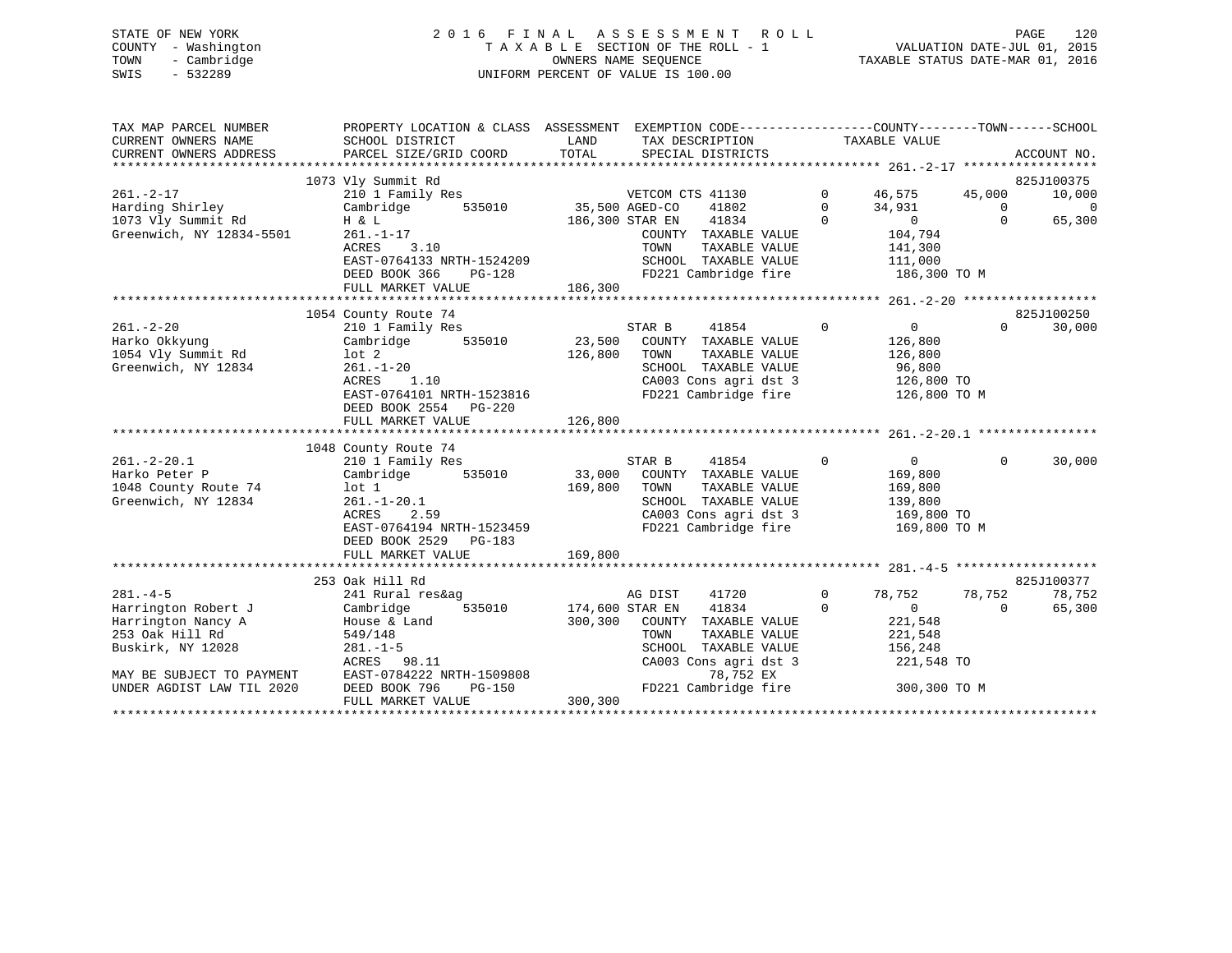STATE OF NEW YORK
COUNTY - Washington
TOWN - Cambridge
SWIS - 532289

2016 FINAL ASSESSMENT ROLL
TAXABLE SECTION OF THE ROLL - 1
OWNERS NAME SEQUENCE
UNIFORM PERCENT OF VALUE IS 100.00

VALUATION DATE-JUL 01, 2015
TAXABLE STATUS DATE-MAR 01, 2016

```
TAX MAP PARCEL NUMBER          PROPERTY LOCATION & CLASS  ASSESSMENT  EXEMPTION CODE------------------COUNTY--------TOWN------SCHOOL
CURRENT OWNERS NAME            SCHOOL DISTRICT              LAND      TAX DESCRIPTION            TAXABLE VALUE
CURRENT OWNERS ADDRESS         PARCEL SIZE/GRID COORD       TOTAL     SPECIAL DISTRICTS                                   ACCOUNT NO.
******************************************************************************************************* 261.-2-17 ******************
                               1073 Vly Summit Rd                                                                       825J100375
261.-2-17                      210 1 Family Res                   VETCOM CTS 41130        0      46,575     45,000      10,000
Harding Shirley                Cambridge      535010        35,500 AGED-CO    41802        0      34,931          0           0
1073 Vly Summit Rd             H & L                       186,300 STAR EN    41834        0           0          0      65,300
Greenwich, NY 12834-5501       261.-1-17                           COUNTY  TAXABLE VALUE           104,794
                               ACRES    3.10                       TOWN    TAXABLE VALUE           141,300
                               EAST-0764133 NRTH-1524209           SCHOOL  TAXABLE VALUE           111,000
                               DEED BOOK 366    PG-128             FD221 Cambridge fire            186,300 TO M
                               FULL MARKET VALUE           186,300
******************************************************************************************************* 261.-2-20 ******************
                               1054 County Route 74                                                                     825J100250
261.-2-20                      210 1 Family Res                   STAR B     41854        0           0          0      30,000
Harko Okkyung                  Cambridge      535010        23,500   COUNTY  TAXABLE VALUE           126,800
1054 Vly Summit Rd             lot 2                       126,800   TOWN    TAXABLE VALUE           126,800
Greenwich, NY 12834            261.-1-20                             SCHOOL  TAXABLE VALUE            96,800
                               ACRES    1.10                         CA003 Cons agri dst 3           126,800 TO
                               EAST-0764101 NRTH-1523816             FD221 Cambridge fire            126,800 TO M
                               DEED BOOK 2554   PG-220
                               FULL MARKET VALUE           126,800
******************************************************************************************************* 261.-2-20.1 ****************
                               1048 County Route 74
261.-2-20.1                    210 1 Family Res                   STAR B     41854        0           0          0      30,000
Harko Peter P                  Cambridge      535010        33,000   COUNTY  TAXABLE VALUE           169,800
1048 County Route 74           lot 1                       169,800   TOWN    TAXABLE VALUE           169,800
Greenwich, NY 12834            261.-1-20.1                           SCHOOL  TAXABLE VALUE           139,800
                               ACRES    2.59                         CA003 Cons agri dst 3           169,800 TO
                               EAST-0764194 NRTH-1523459             FD221 Cambridge fire            169,800 TO M
                               DEED BOOK 2529   PG-183
                               FULL MARKET VALUE           169,800
******************************************************************************************************* 281.-4-5 *******************
                               253 Oak Hill Rd                                                                          825J100377
281.-4-5                       241 Rural res&ag                   AG DIST    41720        0      78,752     78,752      78,752
Harrington Robert J            Cambridge      535010       174,600 STAR EN    41834        0           0          0      65,300
Harrington Nancy A             House & Land                300,300   COUNTY  TAXABLE VALUE           221,548
253 Oak Hill Rd                549/148                               TOWN    TAXABLE VALUE           221,548
Buskirk, NY 12028              281.-1-5                              SCHOOL  TAXABLE VALUE           156,248
                               ACRES   98.11                         CA003 Cons agri dst 3           221,548 TO
MAY BE SUBJECT TO PAYMENT      EAST-0784222 NRTH-1509808                        78,752 EX
UNDER AGDIST LAW TIL 2020      DEED BOOK 796    PG-150               FD221 Cambridge fire            300,300 TO M
                               FULL MARKET VALUE           300,300
************************************************************************************************************************************
```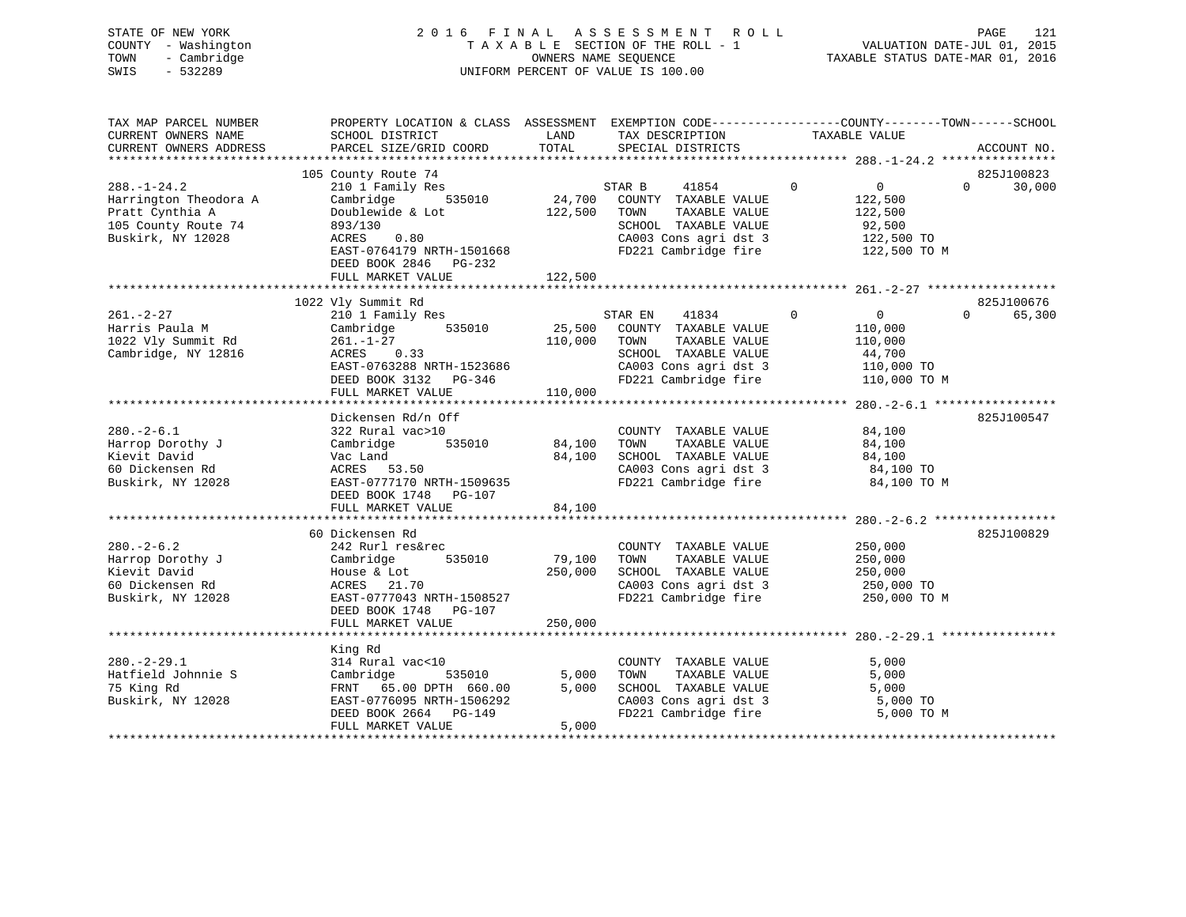STATE OF NEW YORK
COUNTY - Washington
TOWN - Cambridge
SWIS - 532289

2 0 1 6 F I N A L A S S E S S M E N T R O L L
T A X A B L E SECTION OF THE ROLL - 1
OWNERS NAME SEQUENCE
UNIFORM PERCENT OF VALUE IS 100.00

VALUATION DATE-JUL 01, 2015
TAXABLE STATUS DATE-MAR 01, 2016

| TAX MAP PARCEL NUMBER / CURRENT OWNERS NAME / CURRENT OWNERS ADDRESS | PROPERTY LOCATION & CLASS / SCHOOL DISTRICT / PARCEL SIZE/GRID COORD | ASSESSMENT LAND / TOTAL | EXEMPTION CODE / TAX DESCRIPTION / SPECIAL DISTRICTS | COUNTY / TAXABLE VALUE | TOWN | SCHOOL / ACCOUNT NO. |
|---|---|---|---|---|---|---|
| **288.-1-24.2** | 105 County Route 74 | | | | | 825J100823 |
| 288.-1-24.2 | 210 1 Family Res | | STAR B 41854 | 0 | 0 | 0 30,000 |
| Harrington Theodora A | Cambridge 535010 | 24,700 | COUNTY TAXABLE VALUE | 122,500 | | |
| Pratt Cynthia A | Doublewide & Lot | 122,500 | TOWN TAXABLE VALUE | 122,500 | | |
| 105 County Route 74 | 893/130 | | SCHOOL TAXABLE VALUE | 92,500 | | |
| Buskirk, NY 12028 | ACRES 0.80 | | CA003 Cons agri dst 3 | 122,500 TO | | |
| | EAST-0764179 NRTH-1501668 | | FD221 Cambridge fire | 122,500 TO M | | |
| | DEED BOOK 2846 PG-232 | | | | | |
| | FULL MARKET VALUE | 122,500 | | | | |
| **261.-2-27** | 1022 Vly Summit Rd | | | | | 825J100676 |
| 261.-2-27 | 210 1 Family Res | | STAR EN 41834 | 0 | 0 | 0 65,300 |
| Harris Paula M | Cambridge 535010 | 25,500 | COUNTY TAXABLE VALUE | 110,000 | | |
| 1022 Vly Summit Rd | 261.-1-27 | 110,000 | TOWN TAXABLE VALUE | 110,000 | | |
| Cambridge, NY 12816 | ACRES 0.33 | | SCHOOL TAXABLE VALUE | 44,700 | | |
| | EAST-0763288 NRTH-1523686 | | CA003 Cons agri dst 3 | 110,000 TO | | |
| | DEED BOOK 3132 PG-346 | | FD221 Cambridge fire | 110,000 TO M | | |
| | FULL MARKET VALUE | 110,000 | | | | |
| **280.-2-6.1** | Dickensen Rd/n Off | | | | | 825J100547 |
| 280.-2-6.1 | 322 Rural vac>10 | | COUNTY TAXABLE VALUE | 84,100 | | |
| Harrop Dorothy J | Cambridge 535010 | 84,100 | TOWN TAXABLE VALUE | 84,100 | | |
| Kievit David | Vac Land | 84,100 | SCHOOL TAXABLE VALUE | 84,100 | | |
| 60 Dickensen Rd | ACRES 53.50 | | CA003 Cons agri dst 3 | 84,100 TO | | |
| Buskirk, NY 12028 | EAST-0777170 NRTH-1509635 | | FD221 Cambridge fire | 84,100 TO M | | |
| | DEED BOOK 1748 PG-107 | | | | | |
| | FULL MARKET VALUE | 84,100 | | | | |
| **280.-2-6.2** | 60 Dickensen Rd | | | | | 825J100829 |
| 280.-2-6.2 | 242 Rurl res&rec | | COUNTY TAXABLE VALUE | 250,000 | | |
| Harrop Dorothy J | Cambridge 535010 | 79,100 | TOWN TAXABLE VALUE | 250,000 | | |
| Kievit David | House & Lot | 250,000 | SCHOOL TAXABLE VALUE | 250,000 | | |
| 60 Dickensen Rd | ACRES 21.70 | | CA003 Cons agri dst 3 | 250,000 TO | | |
| Buskirk, NY 12028 | EAST-0777043 NRTH-1508527 | | FD221 Cambridge fire | 250,000 TO M | | |
| | DEED BOOK 1748 PG-107 | | | | | |
| | FULL MARKET VALUE | 250,000 | | | | |
| **280.-2-29.1** | King Rd | | | | | |
| 280.-2-29.1 | 314 Rural vac<10 | | COUNTY TAXABLE VALUE | 5,000 | | |
| Hatfield Johnnie S | Cambridge 535010 | 5,000 | TOWN TAXABLE VALUE | 5,000 | | |
| 75 King Rd | FRNT 65.00 DPTH 660.00 | 5,000 | SCHOOL TAXABLE VALUE | 5,000 | | |
| Buskirk, NY 12028 | EAST-0776095 NRTH-1506292 | | CA003 Cons agri dst 3 | 5,000 TO | | |
| | DEED BOOK 2664 PG-149 | | FD221 Cambridge fire | 5,000 TO M | | |
| | FULL MARKET VALUE | 5,000 | | | | |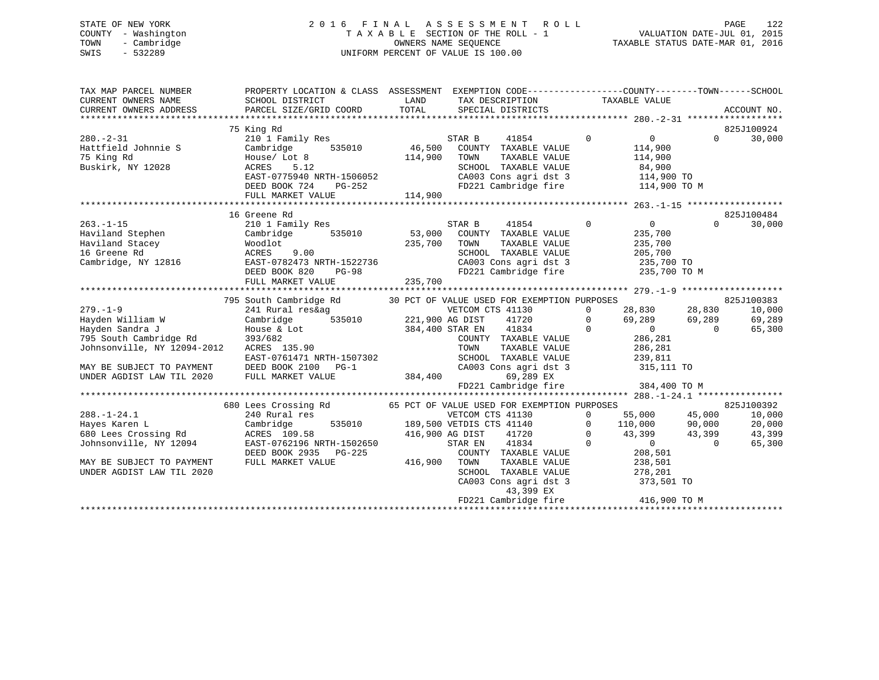STATE OF NEW YORK
COUNTY - Washington
TOWN - Cambridge
SWIS - 532289

2016 FINAL ASSESSMENT ROLL
TAXABLE SECTION OF THE ROLL - 1
OWNERS NAME SEQUENCE
UNIFORM PERCENT OF VALUE IS 100.00

VALUATION DATE-JUL 01, 2015
TAXABLE STATUS DATE-MAR 01, 2016

```
TAX MAP PARCEL NUMBER        PROPERTY LOCATION & CLASS  ASSESSMENT  EXEMPTION CODE-----------------COUNTY--------TOWN------SCHOOL
CURRENT OWNERS NAME          SCHOOL DISTRICT             LAND        TAX DESCRIPTION            TAXABLE VALUE
CURRENT OWNERS ADDRESS       PARCEL SIZE/GRID COORD      TOTAL       SPECIAL DISTRICTS                                    ACCOUNT NO.
******************************************************************************************* 280.-2-31 ******************
                             75 King Rd                                                                             825J100924
280.-2-31                    210 1 Family Res                        STAR B     41854          0          0          0     30,000
Hattfield Johnnie S          Cambridge       535010       46,500     COUNTY  TAXABLE VALUE            114,900
75 King Rd                   House/ Lot 8                114,900     TOWN    TAXABLE VALUE            114,900
Buskirk, NY 12028            ACRES    5.12                           SCHOOL  TAXABLE VALUE             84,900
                             EAST-0775940 NRTH-1506052               CA003 Cons agri dst 3            114,900 TO
                             DEED BOOK 724    PG-252                 FD221 Cambridge fire             114,900 TO M
                             FULL MARKET VALUE           114,900
******************************************************************************************* 263.-1-15 ******************
                             16 Greene Rd                                                                           825J100484
263.-1-15                    210 1 Family Res                        STAR B     41854          0          0          0     30,000
Haviland Stephen             Cambridge       535010       53,000     COUNTY  TAXABLE VALUE            235,700
Haviland Stacey              Woodlot                     235,700     TOWN    TAXABLE VALUE            235,700
16 Greene Rd                 ACRES    9.00                           SCHOOL  TAXABLE VALUE            205,700
Cambridge, NY 12816          EAST-0782473 NRTH-1522736               CA003 Cons agri dst 3            235,700 TO
                             DEED BOOK 820    PG-98                  FD221 Cambridge fire             235,700 TO M
                             FULL MARKET VALUE           235,700
******************************************************************************************* 279.-1-9 *******************
                             795 South Cambridge Rd      30 PCT OF VALUE USED FOR EXEMPTION PURPOSES                825J100383
279.-1-9                     241 Rural res&ag                        VETCOM CTS 41130          0     28,830     28,830     10,000
Hayden William W             Cambridge       535010      221,900 AG DIST    41720              0     69,289     69,289     69,289
Hayden Sandra J              House & Lot                 384,400 STAR EN    41834              0          0          0     65,300
795 South Cambridge Rd       393/682                                 COUNTY  TAXABLE VALUE            286,281
Johnsonville, NY 12094-2012  ACRES  135.90                           TOWN    TAXABLE VALUE            286,281
                             EAST-0761471 NRTH-1507302               SCHOOL  TAXABLE VALUE            239,811
MAY BE SUBJECT TO PAYMENT    DEED BOOK 2100   PG-1                   CA003 Cons agri dst 3            315,111 TO
UNDER AGDIST LAW TIL 2020    FULL MARKET VALUE           384,400          69,289 EX
                                                                     FD221 Cambridge fire             384,400 TO M
******************************************************************************************* 288.-1-24.1 ****************
                             680 Lees Crossing Rd        65 PCT OF VALUE USED FOR EXEMPTION PURPOSES                825J100392
288.-1-24.1                  240 Rural res                           VETCOM CTS 41130          0     55,000     45,000     10,000
Hayes Karen L                Cambridge       535010      189,500 VETDIS CTS 41140              0    110,000     90,000     20,000
680 Lees Crossing Rd         ACRES  109.58               416,900 AG DIST    41720              0     43,399     43,399     43,399
Johnsonville, NY 12094       EAST-0762196 NRTH-1502650               STAR EN    41834          0          0          0     65,300
                             DEED BOOK 2935   PG-225                 COUNTY  TAXABLE VALUE            208,501
MAY BE SUBJECT TO PAYMENT    FULL MARKET VALUE           416,900     TOWN    TAXABLE VALUE            238,501
UNDER AGDIST LAW TIL 2020                                            SCHOOL  TAXABLE VALUE            278,201
                                                                     CA003 Cons agri dst 3            373,501 TO
                                                                          43,399 EX
                                                                     FD221 Cambridge fire             416,900 TO M
************************************************************************************************************************
```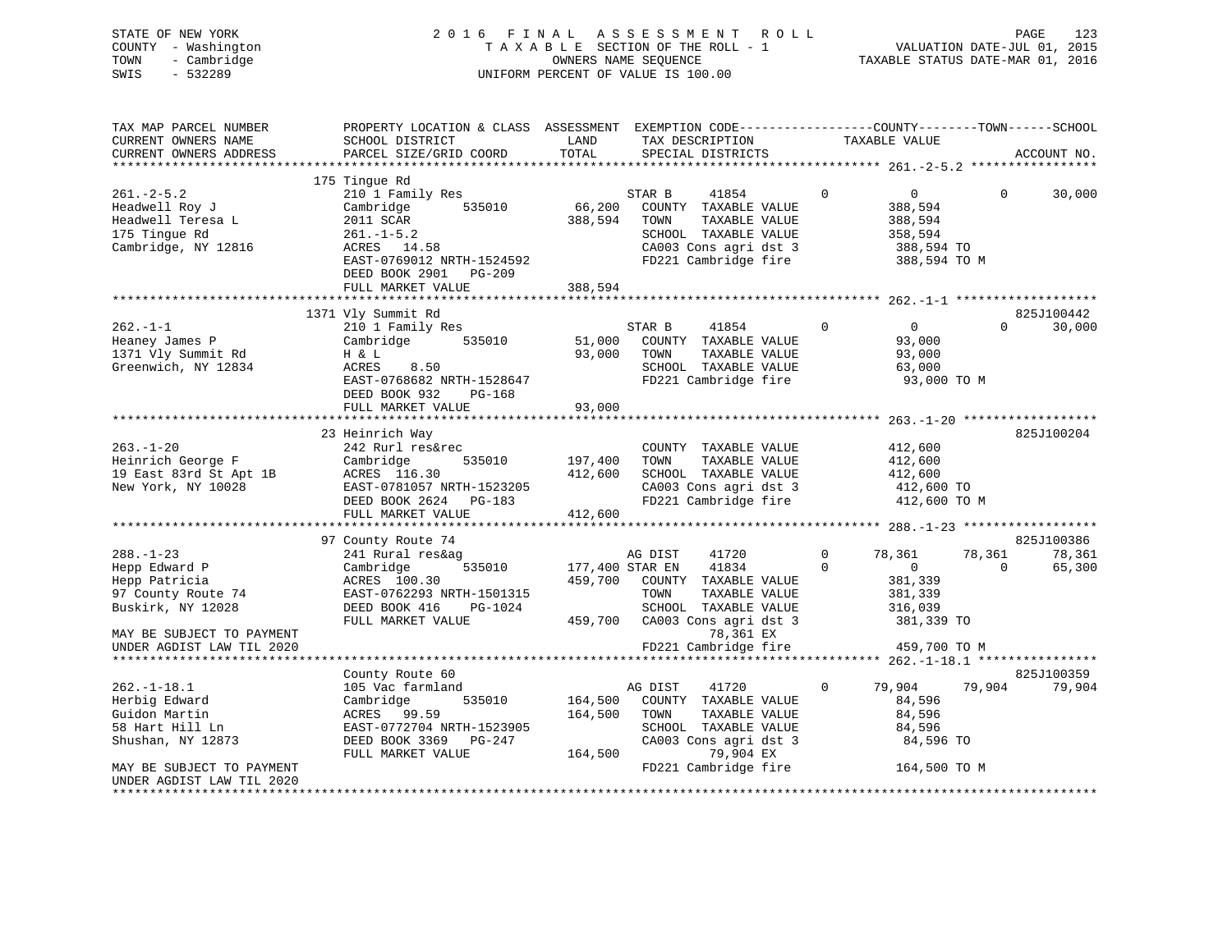STATE OF NEW YORK
COUNTY - Washington
TOWN - Cambridge
SWIS - 532289

2016 FINAL ASSESSMENT ROLL
TAXABLE SECTION OF THE ROLL - 1
OWNERS NAME SEQUENCE
UNIFORM PERCENT OF VALUE IS 100.00

VALUATION DATE-JUL 01, 2015
TAXABLE STATUS DATE-MAR 01, 2016

```
TAX MAP PARCEL NUMBER          PROPERTY LOCATION & CLASS  ASSESSMENT  EXEMPTION CODE------------------COUNTY--------TOWN------SCHOOL
CURRENT OWNERS NAME            SCHOOL DISTRICT               LAND      TAX DESCRIPTION            TAXABLE VALUE
CURRENT OWNERS ADDRESS         PARCEL SIZE/GRID COORD        TOTAL     SPECIAL DISTRICTS                                      ACCOUNT NO.
******************************************************************************************************* 261.-2-5.2 *****************
                               175 Tingue Rd
261.-2-5.2                     210 1 Family Res                        STAR B     41854          0          0          0      30,000
Headwell Roy J                 Cambridge        535010      66,200   COUNTY  TAXABLE VALUE            388,594
Headwell Teresa L              2011 SCAR                   388,594   TOWN    TAXABLE VALUE            388,594
175 Tingue Rd                  261.-1-5.2                            SCHOOL  TAXABLE VALUE            358,594
Cambridge, NY 12816            ACRES  14.58                          CA003 Cons agri dst 3            388,594 TO
                               EAST-0769012 NRTH-1524592             FD221 Cambridge fire             388,594 TO M
                               DEED BOOK 2901   PG-209
                               FULL MARKET VALUE           388,594
******************************************************************************************************* 262.-1-1 *******************
                               1371 Vly Summit Rd                                                                          825J100442
262.-1-1                       210 1 Family Res                        STAR B     41854          0          0          0      30,000
Heaney James P                 Cambridge        535010      51,000   COUNTY  TAXABLE VALUE             93,000
1371 Vly Summit Rd             H & L                        93,000   TOWN    TAXABLE VALUE             93,000
Greenwich, NY 12834            ACRES    8.50                         SCHOOL  TAXABLE VALUE             63,000
                               EAST-0768682 NRTH-1528647             FD221 Cambridge fire              93,000 TO M
                               DEED BOOK 932    PG-168
                               FULL MARKET VALUE            93,000
******************************************************************************************************* 263.-1-20 ******************
                               23 Heinrich Way                                                                             825J100204
263.-1-20                      242 Rurl res&rec                        COUNTY  TAXABLE VALUE            412,600
Heinrich George F              Cambridge        535010     197,400   TOWN    TAXABLE VALUE            412,600
19 East 83rd St Apt 1B         ACRES 116.30                412,600   SCHOOL  TAXABLE VALUE            412,600
New York, NY 10028             EAST-0781057 NRTH-1523205             CA003 Cons agri dst 3            412,600 TO
                               DEED BOOK 2624   PG-183               FD221 Cambridge fire             412,600 TO M
                               FULL MARKET VALUE           412,600
******************************************************************************************************* 288.-1-23 ******************
                               97 County Route 74                                                                          825J100386
288.-1-23                      241 Rural res&ag                        AG DIST    41720          0     78,361     78,361      78,361
Hepp Edward P                  Cambridge        535010     177,400 STAR EN    41834          0          0          0      65,300
Hepp Patricia                  ACRES 100.30                459,700   COUNTY  TAXABLE VALUE            381,339
97 County Route 74             EAST-0762293 NRTH-1501315             TOWN    TAXABLE VALUE            381,339
Buskirk, NY 12028              DEED BOOK 416    PG-1024              SCHOOL  TAXABLE VALUE            316,039
                               FULL MARKET VALUE           459,700   CA003 Cons agri dst 3            381,339 TO
MAY BE SUBJECT TO PAYMENT                                                   78,361 EX
UNDER AGDIST LAW TIL 2020                                            FD221 Cambridge fire             459,700 TO M
******************************************************************************************************* 262.-1-18.1 ****************
                               County Route 60                                                                             825J100359
262.-1-18.1                    105 Vac farmland                        AG DIST    41720          0     79,904     79,904      79,904
Herbig Edward                  Cambridge        535010     164,500   COUNTY  TAXABLE VALUE             84,596
Guidon Martin                  ACRES  99.59                164,500   TOWN    TAXABLE VALUE             84,596
58 Hart Hill Ln                EAST-0772704 NRTH-1523905             SCHOOL  TAXABLE VALUE             84,596
Shushan, NY 12873              DEED BOOK 3369   PG-247               CA003 Cons agri dst 3             84,596 TO
                               FULL MARKET VALUE           164,500          79,904 EX
MAY BE SUBJECT TO PAYMENT                                            FD221 Cambridge fire             164,500 TO M
UNDER AGDIST LAW TIL 2020
************************************************************************************************************************************
```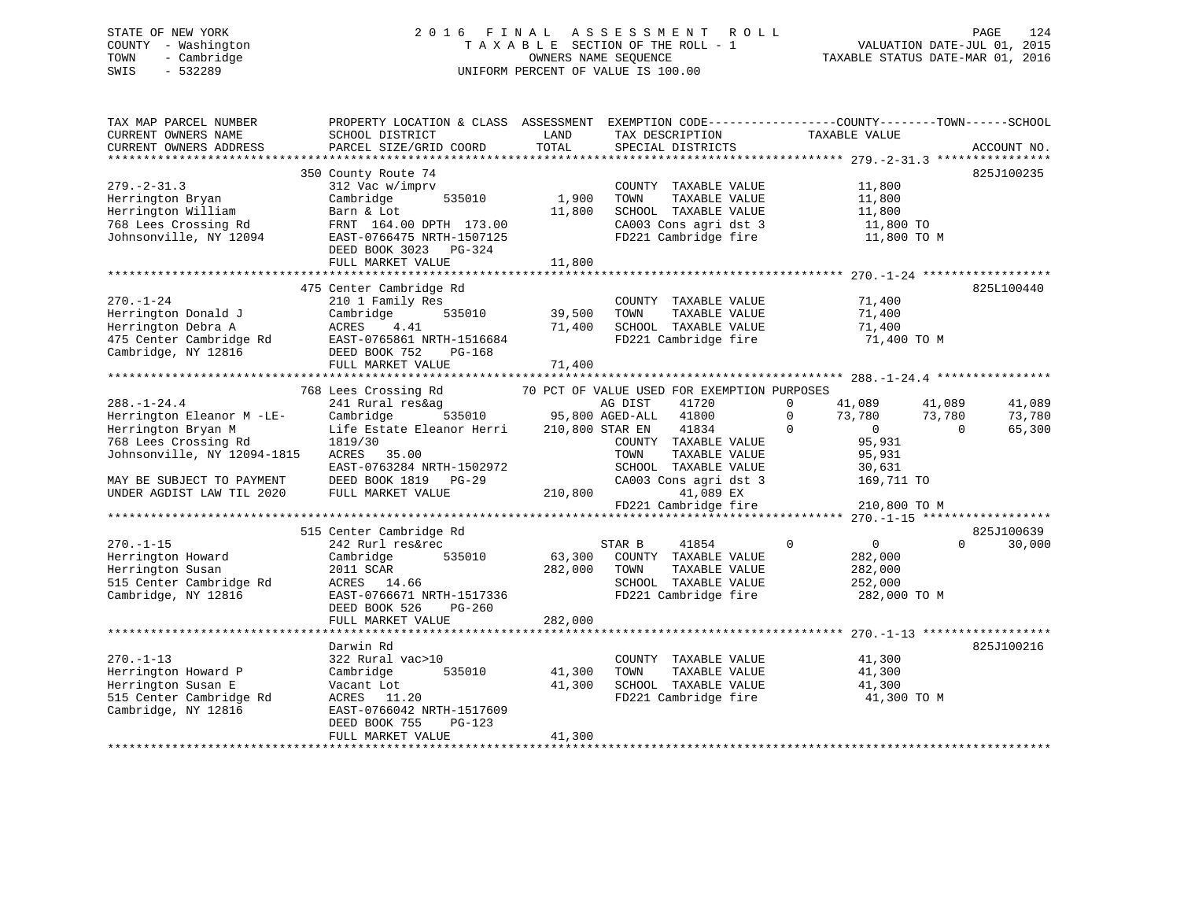STATE OF NEW YORK
COUNTY - Washington
TOWN - Cambridge
SWIS - 532289

2016 FINAL ASSESSMENT ROLL
TAXABLE SECTION OF THE ROLL - 1
OWNERS NAME SEQUENCE
UNIFORM PERCENT OF VALUE IS 100.00

VALUATION DATE-JUL 01, 2015
TAXABLE STATUS DATE-MAR 01, 2016

```
TAX MAP PARCEL NUMBER          PROPERTY LOCATION & CLASS  ASSESSMENT  EXEMPTION CODE------------------COUNTY--------TOWN------SCHOOL
CURRENT OWNERS NAME            SCHOOL DISTRICT               LAND      TAX DESCRIPTION              TAXABLE VALUE
CURRENT OWNERS ADDRESS         PARCEL SIZE/GRID COORD       TOTAL      SPECIAL DISTRICTS                                          ACCOUNT NO.
******************************************************************************************************* 279.-2-31.3 ****************
                               350 County Route 74                                                                          825J100235
279.-2-31.3                    312 Vac w/imprv                          COUNTY  TAXABLE VALUE             11,800
Herrington Bryan               Cambridge        535010        1,900     TOWN    TAXABLE VALUE             11,800
Herrington William             Barn & Lot                    11,800     SCHOOL  TAXABLE VALUE             11,800
768 Lees Crossing Rd           FRNT 164.00 DPTH 173.00                  CA003 Cons agri dst 3              11,800 TO
Johnsonville, NY 12094         EAST-0766475 NRTH-1507125                FD221 Cambridge fire               11,800 TO M
                               DEED BOOK 3023   PG-324
                               FULL MARKET VALUE             11,800
******************************************************************************************************* 270.-1-24 ******************
                               475 Center Cambridge Rd                                                                      825L100440
270.-1-24                      210 1 Family Res                         COUNTY  TAXABLE VALUE             71,400
Herrington Donald J            Cambridge        535010       39,500     TOWN    TAXABLE VALUE             71,400
Herrington Debra A             ACRES    4.41                 71,400     SCHOOL  TAXABLE VALUE             71,400
475 Center Cambridge Rd        EAST-0765861 NRTH-1516684                FD221 Cambridge fire               71,400 TO M
Cambridge, NY 12816            DEED BOOK 752    PG-168
                               FULL MARKET VALUE             71,400
******************************************************************************************************* 288.-1-24.4 ****************
                               768 Lees Crossing Rd          70 PCT OF VALUE USED FOR EXEMPTION PURPOSES
288.-1-24.4                    241 Rural res&ag                         AG DIST     41720        0     41,089      41,089      41,089
Herrington Eleanor M -LE-      Cambridge        535010       95,800 AGED-ALL    41800        0     73,780      73,780      73,780
Herrington Bryan M             Life Estate Eleanor Herri    210,800 STAR EN     41834        0          0           0      65,300
768 Lees Crossing Rd           1819/30                                  COUNTY  TAXABLE VALUE             95,931
Johnsonville, NY 12094-1815    ACRES   35.00                            TOWN    TAXABLE VALUE             95,931
                               EAST-0763284 NRTH-1502972                SCHOOL  TAXABLE VALUE             30,631
MAY BE SUBJECT TO PAYMENT      DEED BOOK 1819   PG-29                   CA003 Cons agri dst 3             169,711 TO
UNDER AGDIST LAW TIL 2020      FULL MARKET VALUE            210,800          41,089 EX
                                                                        FD221 Cambridge fire              210,800 TO M
******************************************************************************************************* 270.-1-15 ******************
                               515 Center Cambridge Rd                                                                      825J100639
270.-1-15                      242 Rurl res&rec                         STAR B      41854        0          0           0      30,000
Herrington Howard              Cambridge        535010       63,300     COUNTY  TAXABLE VALUE            282,000
Herrington Susan               2011 SCAR                    282,000     TOWN    TAXABLE VALUE            282,000
515 Center Cambridge Rd        ACRES   14.66                            SCHOOL  TAXABLE VALUE            252,000
Cambridge, NY 12816            EAST-0766671 NRTH-1517336                FD221 Cambridge fire              282,000 TO M
                               DEED BOOK 526    PG-260
                               FULL MARKET VALUE            282,000
******************************************************************************************************* 270.-1-13 ******************
                               Darwin Rd                                                                                    825J100216
270.-1-13                      322 Rural vac>10                         COUNTY  TAXABLE VALUE             41,300
Herrington Howard P            Cambridge        535010       41,300     TOWN    TAXABLE VALUE             41,300
Herrington Susan E             Vacant Lot                    41,300     SCHOOL  TAXABLE VALUE             41,300
515 Center Cambridge Rd        ACRES   11.20                            FD221 Cambridge fire               41,300 TO M
Cambridge, NY 12816            EAST-0766042 NRTH-1517609
                               DEED BOOK 755    PG-123
                               FULL MARKET VALUE             41,300
************************************************************************************************************************************
```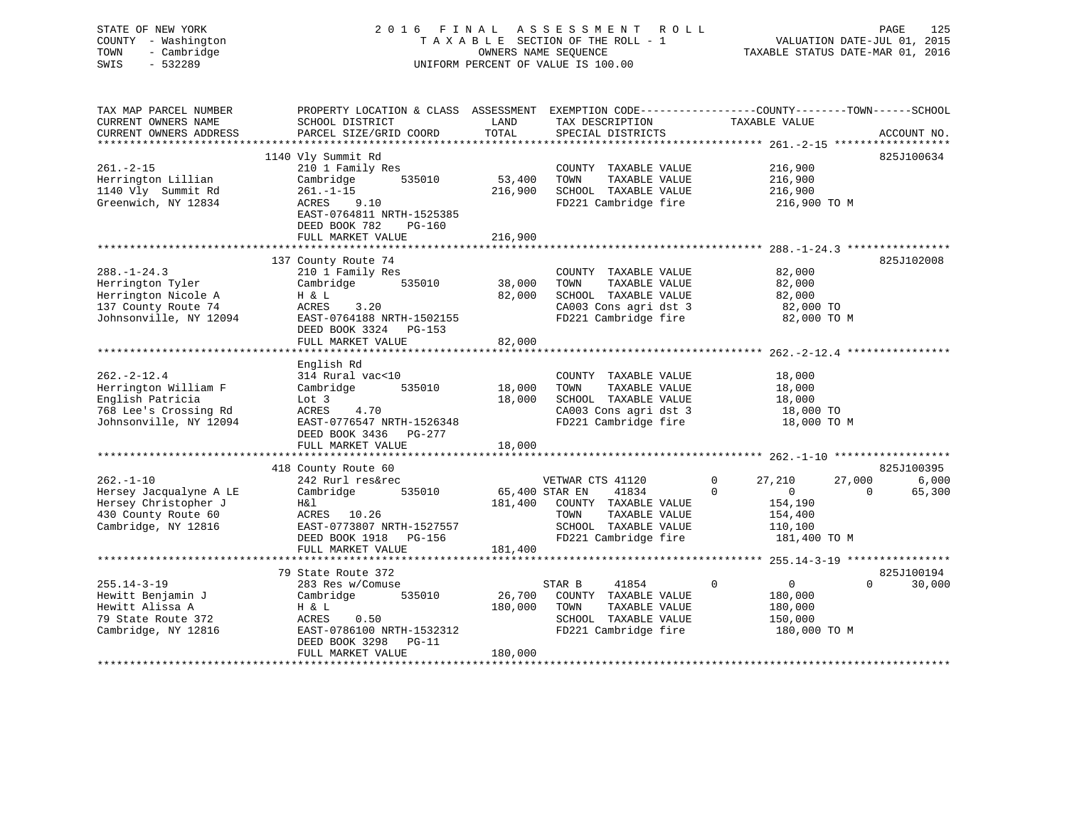STATE OF NEW YORK
COUNTY - Washington
TOWN - Cambridge
SWIS - 532289

2016 FINAL ASSESSMENT ROLL
TAXABLE SECTION OF THE ROLL - 1
OWNERS NAME SEQUENCE
UNIFORM PERCENT OF VALUE IS 100.00

VALUATION DATE-JUL 01, 2015
TAXABLE STATUS DATE-MAR 01, 2016

| TAX MAP PARCEL NUMBER / CURRENT OWNERS NAME / CURRENT OWNERS ADDRESS | PROPERTY LOCATION & CLASS / SCHOOL DISTRICT / PARCEL SIZE/GRID COORD | ASSESSMENT LAND | TOTAL | EXEMPTION CODE / TAX DESCRIPTION / SPECIAL DISTRICTS | | COUNTY TAXABLE VALUE | TOWN | SCHOOL | ACCOUNT NO. |
|---|---|---|---|---|---|---|---|---|---|
| 261.-2-15 | 1140 Vly Summit Rd | | | | | | | | 825J100634 |
| Herrington Lillian | 210 1 Family Res | | | COUNTY TAXABLE VALUE | | 216,900 | | | |
| 1140 Vly Summit Rd | Cambridge 535010 | 53,400 | | TOWN TAXABLE VALUE | | 216,900 | | | |
| Greenwich, NY 12834 | 261.-1-15 | | 216,900 | SCHOOL TAXABLE VALUE | | 216,900 | | | |
| | ACRES 9.10 | | | FD221 Cambridge fire | | 216,900 TO M | | | |
| | EAST-0764811 NRTH-1525385 | | | | | | | | |
| | DEED BOOK 782 PG-160 | | | | | | | | |
| | FULL MARKET VALUE | | 216,900 | | | | | | |
| 288.-1-24.3 | 137 County Route 74 | | | | | | | | 825J102008 |
| Herrington Tyler | 210 1 Family Res | | | COUNTY TAXABLE VALUE | | 82,000 | | | |
| Herrington Nicole A | Cambridge 535010 | 38,000 | | TOWN TAXABLE VALUE | | 82,000 | | | |
| 137 County Route 74 | H & L | | 82,000 | SCHOOL TAXABLE VALUE | | 82,000 | | | |
| Johnsonville, NY 12094 | ACRES 3.20 | | | CA003 Cons agri dst 3 | | 82,000 TO | | | |
| | EAST-0764188 NRTH-1502155 | | | FD221 Cambridge fire | | 82,000 TO M | | | |
| | DEED BOOK 3324 PG-153 | | | | | | | | |
| | FULL MARKET VALUE | | 82,000 | | | | | | |
| 262.-2-12.4 | English Rd | | | | | | | | |
| Herrington William F | 314 Rural vac<10 | | | COUNTY TAXABLE VALUE | | 18,000 | | | |
| English Patricia | Cambridge 535010 | 18,000 | | TOWN TAXABLE VALUE | | 18,000 | | | |
| 768 Lee's Crossing Rd | Lot 3 | | 18,000 | SCHOOL TAXABLE VALUE | | 18,000 | | | |
| Johnsonville, NY 12094 | ACRES 4.70 | | | CA003 Cons agri dst 3 | | 18,000 TO | | | |
| | EAST-0776547 NRTH-1526348 | | | FD221 Cambridge fire | | 18,000 TO M | | | |
| | DEED BOOK 3436 PG-277 | | | | | | | | |
| | FULL MARKET VALUE | | 18,000 | | | | | | |
| 262.-1-10 | 418 County Route 60 | | | | | | | | 825J100395 |
| Hersey Jacqualyne A LE | 242 Rurl res&rec | | | VETWAR CTS 41120 | 0 | 27,210 | 27,000 | 6,000 | |
| Hersey Christopher J | Cambridge 535010 | 65,400 | | STAR EN 41834 | 0 | 0 | 0 | 65,300 | |
| 430 County Route 60 | H&l | | 181,400 | COUNTY TAXABLE VALUE | | 154,190 | | | |
| Cambridge, NY 12816 | ACRES 10.26 | | | TOWN TAXABLE VALUE | | 154,400 | | | |
| | EAST-0773807 NRTH-1527557 | | | SCHOOL TAXABLE VALUE | | 110,100 | | | |
| | DEED BOOK 1918 PG-156 | | | FD221 Cambridge fire | | 181,400 TO M | | | |
| | FULL MARKET VALUE | | 181,400 | | | | | | |
| 255.14-3-19 | 79 State Route 372 | | | | | | | | 825J100194 |
| Hewitt Benjamin J | 283 Res w/Comuse | | | STAR B 41854 | 0 | 0 | 0 | 30,000 | |
| Hewitt Alissa A | Cambridge 535010 | 26,700 | | COUNTY TAXABLE VALUE | | 180,000 | | | |
| 79 State Route 372 | H & L | | 180,000 | TOWN TAXABLE VALUE | | 180,000 | | | |
| Cambridge, NY 12816 | ACRES 0.50 | | | SCHOOL TAXABLE VALUE | | 150,000 | | | |
| | EAST-0786100 NRTH-1532312 | | | FD221 Cambridge fire | | 180,000 TO M | | | |
| | DEED BOOK 3298 PG-11 | | | | | | | | |
| | FULL MARKET VALUE | | 180,000 | | | | | | |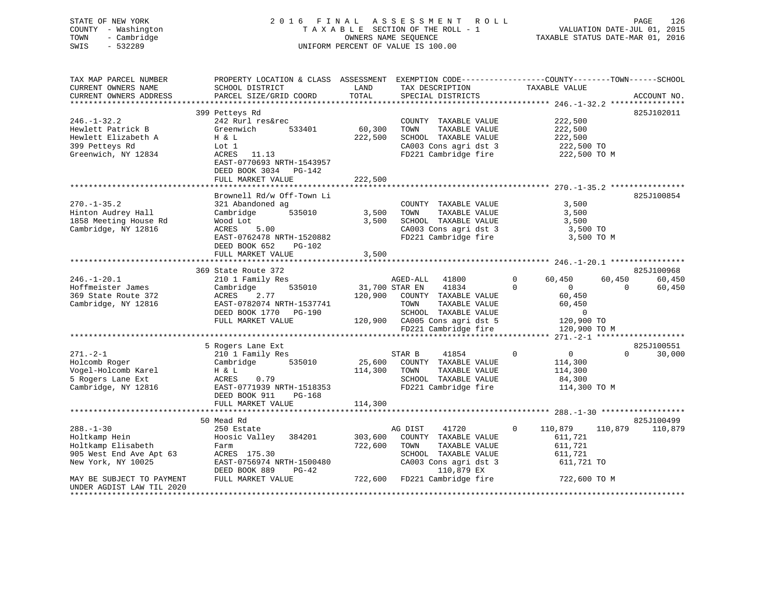STATE OF NEW YORK
COUNTY - Washington
TOWN - Cambridge
SWIS - 532289

2016 FINAL ASSESSMENT ROLL
TAXABLE SECTION OF THE ROLL - 1
OWNERS NAME SEQUENCE
UNIFORM PERCENT OF VALUE IS 100.00

VALUATION DATE-JUL 01, 2015
TAXABLE STATUS DATE-MAR 01, 2016

```
TAX MAP PARCEL NUMBER         PROPERTY LOCATION & CLASS  ASSESSMENT  EXEMPTION CODE------------------COUNTY--------TOWN------SCHOOL
CURRENT OWNERS NAME           SCHOOL DISTRICT               LAND      TAX DESCRIPTION            TAXABLE VALUE
CURRENT OWNERS ADDRESS        PARCEL SIZE/GRID COORD        TOTAL     SPECIAL DISTRICTS                                    ACCOUNT NO.
******************************************************************************************************* 246.-1-32.2 ****************
                              399 Petteys Rd                                                                             825J102011
246.-1-32.2                   242 Rurl res&rec                         COUNTY  TAXABLE VALUE            222,500
Hewlett Patrick B             Greenwich       533401       60,300      TOWN    TAXABLE VALUE            222,500
Hewlett Elizabeth A           H & L                       222,500      SCHOOL  TAXABLE VALUE            222,500
399 Petteys Rd                Lot 1                                    CA003 Cons agri dst 3             222,500 TO
Greenwich, NY 12834           ACRES   11.13                            FD221 Cambridge fire              222,500 TO M
                              EAST-0770693 NRTH-1543957
                              DEED BOOK 3034   PG-142
                              FULL MARKET VALUE           222,500
******************************************************************************************************* 270.-1-35.2 ****************
                              Brownell Rd/w Off-Town Li                                                                  825J100854
270.-1-35.2                   321 Abandoned ag                         COUNTY  TAXABLE VALUE              3,500
Hinton Audrey Hall            Cambridge       535010        3,500      TOWN    TAXABLE VALUE              3,500
1858 Meeting House Rd         Wood Lot                      3,500      SCHOOL  TAXABLE VALUE              3,500
Cambridge, NY 12816           ACRES    5.00                            CA003 Cons agri dst 3               3,500 TO
                              EAST-0762478 NRTH-1520882                FD221 Cambridge fire                3,500 TO M
                              DEED BOOK 652    PG-102
                              FULL MARKET VALUE             3,500
******************************************************************************************************* 246.-1-20.1 ****************
                              369 State Route 372                                                                        825J100968
246.-1-20.1                   210 1 Family Res                         AGED-ALL    41800         0      60,450      60,450      60,450
Hoffmeister James             Cambridge       535010       31,700 STAR EN      41834         0           0           0      60,450
369 State Route 372           ACRES    2.77               120,900      COUNTY  TAXABLE VALUE             60,450
Cambridge, NY 12816           EAST-0782074 NRTH-1537741                TOWN    TAXABLE VALUE             60,450
                              DEED BOOK 1770   PG-190                  SCHOOL  TAXABLE VALUE                  0
                              FULL MARKET VALUE           120,900      CA005 Cons agri dst 5             120,900 TO
                                                                       FD221 Cambridge fire              120,900 TO M
******************************************************************************************************* 271.-2-1 *******************
                              5 Rogers Lane Ext                                                                          825J100551
271.-2-1                      210 1 Family Res                         STAR B      41854         0           0           0      30,000
Holcomb Roger                 Cambridge       535010       25,600      COUNTY  TAXABLE VALUE            114,300
Vogel-Holcomb Karel           H & L                       114,300      TOWN    TAXABLE VALUE            114,300
5 Rogers Lane Ext             ACRES    0.79                            SCHOOL  TAXABLE VALUE             84,300
Cambridge, NY 12816           EAST-0771939 NRTH-1518353                FD221 Cambridge fire              114,300 TO M
                              DEED BOOK 911    PG-168
                              FULL MARKET VALUE           114,300
******************************************************************************************************* 288.-1-30 ******************
                              50 Mead Rd                                                                                 825J100499
288.-1-30                     250 Estate                               AG DIST     41720         0     110,879     110,879     110,879
Holtkamp Hein                 Hoosic Valley   384201      303,600      COUNTY  TAXABLE VALUE            611,721
Holtkamp Elisabeth            Farm                        722,600      TOWN    TAXABLE VALUE            611,721
905 West End Ave Apt 63       ACRES  175.30                            SCHOOL  TAXABLE VALUE            611,721
New York, NY 10025            EAST-0756974 NRTH-1500480                CA003 Cons agri dst 3             611,721 TO
                              DEED BOOK 889    PG-42                         110,879 EX
MAY BE SUBJECT TO PAYMENT     FULL MARKET VALUE           722,600      FD221 Cambridge fire              722,600 TO M
UNDER AGDIST LAW TIL 2020
************************************************************************************************************************************
```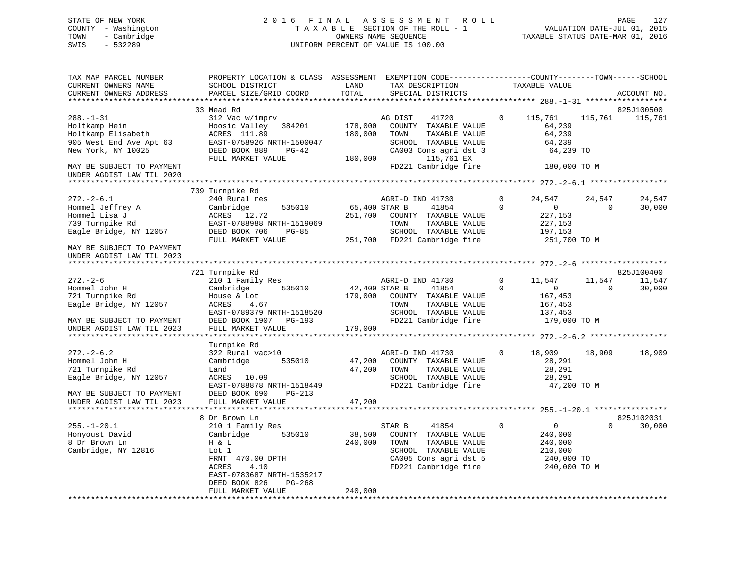STATE OF NEW YORK
COUNTY - Washington
TOWN - Cambridge
SWIS - 532289

2016 FINAL ASSESSMENT ROLL
TAXABLE SECTION OF THE ROLL - 1
OWNERS NAME SEQUENCE
UNIFORM PERCENT OF VALUE IS 100.00

VALUATION DATE-JUL 01, 2015
TAXABLE STATUS DATE-MAR 01, 2016

```
TAX MAP PARCEL NUMBER          PROPERTY LOCATION & CLASS  ASSESSMENT  EXEMPTION CODE-----------------COUNTY--------TOWN------SCHOOL
CURRENT OWNERS NAME            SCHOOL DISTRICT              LAND      TAX DESCRIPTION               TAXABLE VALUE
CURRENT OWNERS ADDRESS         PARCEL SIZE/GRID COORD       TOTAL     SPECIAL DISTRICTS                                      ACCOUNT NO.
********************************************************************************************** 288.-1-31 ******************
                               33 Mead Rd                                                                                825J100500
288.-1-31                      312 Vac w/imprv                        AG DIST    41720          0    115,761   115,761    115,761
Holtkamp Hein                  Hoosic Valley   384201      178,000    COUNTY  TAXABLE VALUE            64,239
Holtkamp Elisabeth             ACRES  111.89               180,000    TOWN    TAXABLE VALUE            64,239
905 West End Ave Apt 63        EAST-0758926 NRTH-1500047              SCHOOL  TAXABLE VALUE            64,239
New York, NY 10025             DEED BOOK 889    PG-42                 CA003 Cons agri dst 3            64,239 TO
                               FULL MARKET VALUE           180,000         115,761 EX
MAY BE SUBJECT TO PAYMENT                                             FD221 Cambridge fire            180,000 TO M
UNDER AGDIST LAW TIL 2020
********************************************************************************************** 272.-2-6.1 *****************
                               739 Turnpike Rd
272.-2-6.1                     240 Rural res                          AGRI-D IND 41730          0     24,547    24,547     24,547
Hommel Jeffrey A               Cambridge       535010       65,400 STAR B     41854          0          0         0     30,000
Hommel Lisa J                  ACRES   12.72               251,700    COUNTY  TAXABLE VALUE           227,153
739 Turnpike Rd                EAST-0788988 NRTH-1519069              TOWN    TAXABLE VALUE           227,153
Eagle Bridge, NY 12057         DEED BOOK 706    PG-85                 SCHOOL  TAXABLE VALUE           197,153
                               FULL MARKET VALUE           251,700    FD221 Cambridge fire            251,700 TO M
MAY BE SUBJECT TO PAYMENT
UNDER AGDIST LAW TIL 2023
********************************************************************************************** 272.-2-6 *******************
                               721 Turnpike Rd                                                                           825J100400
272.-2-6                       210 1 Family Res                       AGRI-D IND 41730          0     11,547    11,547     11,547
Hommel John H                  Cambridge       535010       42,400 STAR B     41854          0          0         0     30,000
721 Turnpike Rd                House & Lot                 179,000    COUNTY  TAXABLE VALUE           167,453
Eagle Bridge, NY 12057         ACRES    4.67                          TOWN    TAXABLE VALUE           167,453
                               EAST-0789379 NRTH-1518520              SCHOOL  TAXABLE VALUE           137,453
MAY BE SUBJECT TO PAYMENT      DEED BOOK 1907   PG-193                FD221 Cambridge fire            179,000 TO M
UNDER AGDIST LAW TIL 2023      FULL MARKET VALUE           179,000
********************************************************************************************** 272.-2-6.2 *****************
                               Turnpike Rd
272.-2-6.2                     322 Rural vac>10                       AGRI-D IND 41730          0     18,909    18,909     18,909
Hommel John H                  Cambridge       535010       47,200    COUNTY  TAXABLE VALUE            28,291
721 Turnpike Rd                Land                         47,200    TOWN    TAXABLE VALUE            28,291
Eagle Bridge, NY 12057         ACRES   10.09                          SCHOOL  TAXABLE VALUE            28,291
                               EAST-0788878 NRTH-1518449              FD221 Cambridge fire             47,200 TO M
MAY BE SUBJECT TO PAYMENT      DEED BOOK 690    PG-213
UNDER AGDIST LAW TIL 2023      FULL MARKET VALUE            47,200
********************************************************************************************** 255.-1-20.1 ****************
                               8 Dr Brown Ln                                                                             825J102031
255.-1-20.1                    210 1 Family Res                       STAR B     41854          0          0         0     30,000
Honyoust David                 Cambridge       535010       38,500    COUNTY  TAXABLE VALUE           240,000
8 Dr Brown Ln                  H & L                       240,000    TOWN    TAXABLE VALUE           240,000
Cambridge, NY 12816            Lot 1                                  SCHOOL  TAXABLE VALUE           210,000
                               FRNT 470.00 DPTH                       CA005 Cons agri dst 5           240,000 TO
                               ACRES    4.10                          FD221 Cambridge fire            240,000 TO M
                               EAST-0783687 NRTH-1535217
                               DEED BOOK 826    PG-268
                               FULL MARKET VALUE           240,000
****************************************************************************************************************************
```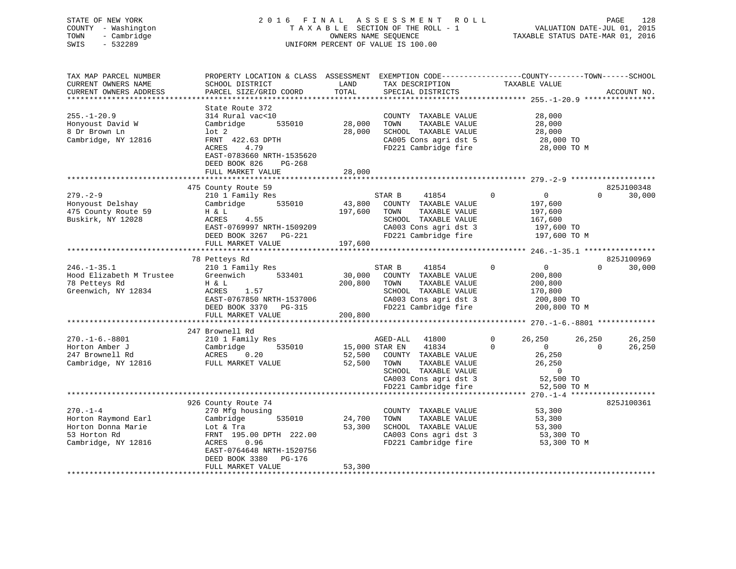STATE OF NEW YORK
COUNTY - Washington
TOWN - Cambridge
SWIS - 532289

# 2016 FINAL ASSESSMENT ROLL
TAXABLE SECTION OF THE ROLL - 1
OWNERS NAME SEQUENCE
UNIFORM PERCENT OF VALUE IS 100.00

VALUATION DATE-JUL 01, 2015
TAXABLE STATUS DATE-MAR 01, 2016

```
TAX MAP PARCEL NUMBER          PROPERTY LOCATION & CLASS  ASSESSMENT  EXEMPTION CODE-----------------COUNTY--------TOWN------SCHOOL
CURRENT OWNERS NAME            SCHOOL DISTRICT               LAND      TAX DESCRIPTION            TAXABLE VALUE
CURRENT OWNERS ADDRESS         PARCEL SIZE/GRID COORD        TOTAL     SPECIAL DISTRICTS                                    ACCOUNT NO.
******************************************************************************************************* 255.-1-20.9 ****************
                               State Route 372
255.-1-20.9                    314 Rural vac<10                         COUNTY  TAXABLE VALUE           28,000
Honyoust David W               Cambridge       535010       28,000      TOWN    TAXABLE VALUE           28,000
8 Dr Brown Ln                  lot 2                        28,000      SCHOOL  TAXABLE VALUE           28,000
Cambridge, NY 12816            FRNT 422.63 DPTH                         CA005 Cons agri dst 5            28,000 TO
                               ACRES    4.79                            FD221 Cambridge fire             28,000 TO M
                               EAST-0783660 NRTH-1535620
                               DEED BOOK 826    PG-268
                               FULL MARKET VALUE            28,000
******************************************************************************************************* 279.-2-9 *******************
                               475 County Route 59                                                                  825J100348
279.-2-9                       210 1 Family Res                     STAR B     41854          0           0          0      30,000
Honyoust Delshay               Cambridge       535010       43,800      COUNTY  TAXABLE VALUE          197,600
475 County Route 59            H & L                       197,600      TOWN    TAXABLE VALUE          197,600
Buskirk, NY 12028              ACRES    4.55                            SCHOOL  TAXABLE VALUE          167,600
                               EAST-0769997 NRTH-1509209                CA003 Cons agri dst 3           197,600 TO
                               DEED BOOK 3267   PG-221                  FD221 Cambridge fire            197,600 TO M
                               FULL MARKET VALUE           197,600
******************************************************************************************************* 246.-1-35.1 ****************
                               78 Petteys Rd                                                                        825J100969
246.-1-35.1                    210 1 Family Res                     STAR B     41854          0           0          0      30,000
Hood Elizabeth M Trustee       Greenwich       533401       30,000      COUNTY  TAXABLE VALUE          200,800
78 Petteys Rd                  H & L                       200,800      TOWN    TAXABLE VALUE          200,800
Greenwich, NY 12834            ACRES    1.57                            SCHOOL  TAXABLE VALUE          170,800
                               EAST-0767850 NRTH-1537006                CA003 Cons agri dst 3           200,800 TO
                               DEED BOOK 3370   PG-315                  FD221 Cambridge fire            200,800 TO M
                               FULL MARKET VALUE           200,800
******************************************************************************************************* 270.-1-6.-8801 *************
                               247 Brownell Rd
270.-1-6.-8801                 210 1 Family Res                     AGED-ALL   41800          0      26,250     26,250      26,250
Horton Amber J                 Cambridge       535010       15,000 STAR EN     41834          0           0          0      26,250
247 Brownell Rd                ACRES    0.20                52,500      COUNTY  TAXABLE VALUE           26,250
Cambridge, NY 12816            FULL MARKET VALUE            52,500      TOWN    TAXABLE VALUE           26,250
                                                                        SCHOOL  TAXABLE VALUE                0
                                                                        CA003 Cons agri dst 3            52,500 TO
                                                                        FD221 Cambridge fire             52,500 TO M
******************************************************************************************************* 270.-1-4 *******************
                               926 County Route 74                                                                  825J100361
270.-1-4                       270 Mfg housing                          COUNTY  TAXABLE VALUE           53,300
Horton Raymond Earl            Cambridge       535010       24,700      TOWN    TAXABLE VALUE           53,300
Horton Donna Marie             Lot & Tra                    53,300      SCHOOL  TAXABLE VALUE           53,300
53 Horton Rd                   FRNT 195.00 DPTH 222.00                  CA003 Cons agri dst 3            53,300 TO
Cambridge, NY 12816            ACRES    0.96                            FD221 Cambridge fire             53,300 TO M
                               EAST-0764648 NRTH-1520756
                               DEED BOOK 3380   PG-176
                               FULL MARKET VALUE            53,300
************************************************************************************************************************************
```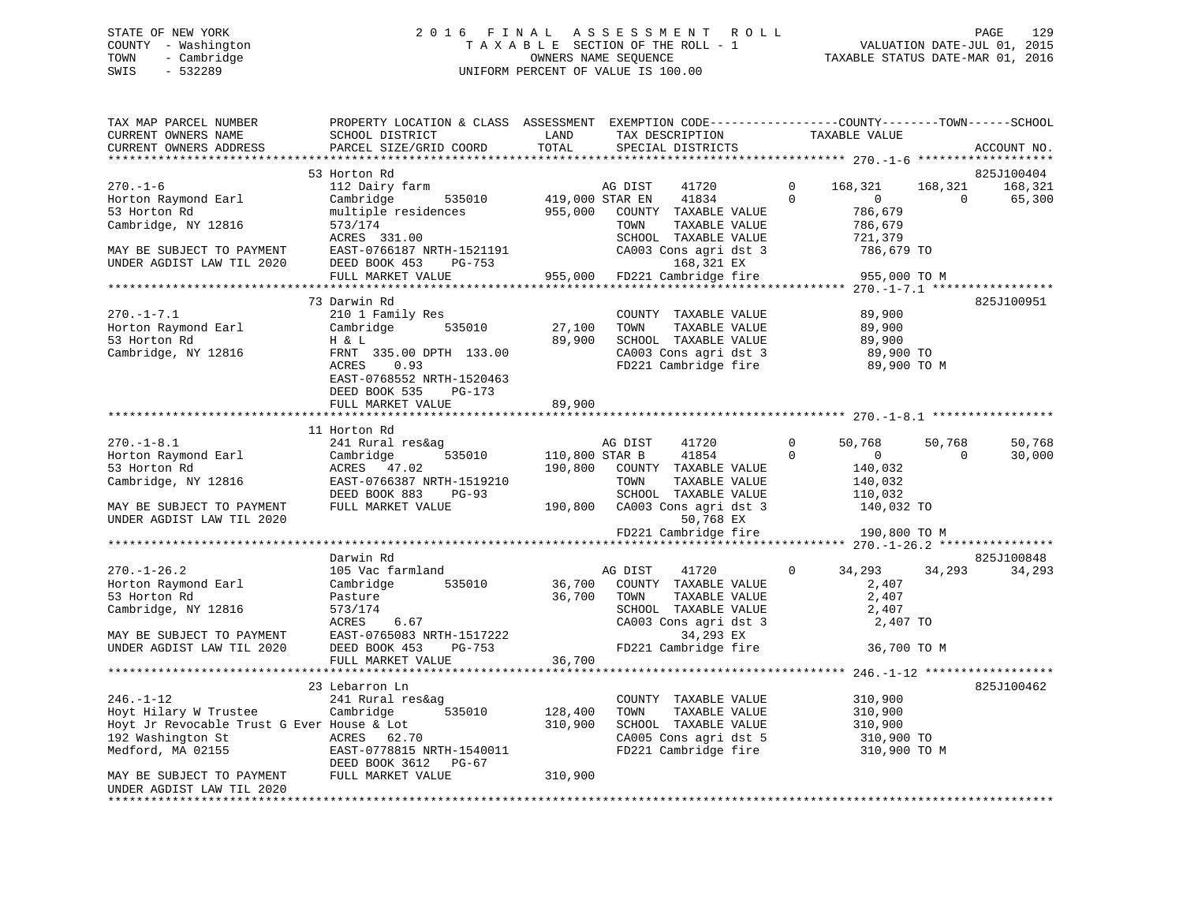STATE OF NEW YORK
COUNTY - Washington
TOWN - Cambridge
SWIS - 532289

2016 FINAL ASSESSMENT ROLL
TAXABLE SECTION OF THE ROLL - 1
OWNERS NAME SEQUENCE
UNIFORM PERCENT OF VALUE IS 100.00

VALUATION DATE-JUL 01, 2015
TAXABLE STATUS DATE-MAR 01, 2016

```
TAX MAP PARCEL NUMBER          PROPERTY LOCATION & CLASS  ASSESSMENT  EXEMPTION CODE------------------COUNTY--------TOWN------SCHOOL
CURRENT OWNERS NAME            SCHOOL DISTRICT               LAND      TAX DESCRIPTION              TAXABLE VALUE
CURRENT OWNERS ADDRESS         PARCEL SIZE/GRID COORD        TOTAL     SPECIAL DISTRICTS                                        ACCOUNT NO.
******************************************************************************************************* 270.-1-6 *******************
                               53 Horton Rd                                                                                825J100404
270.-1-6                       112 Dairy farm                          AG DIST    41720        0    168,321    168,321    168,321
Horton Raymond Earl            Cambridge       535010     419,000 STAR EN    41834        0          0          0     65,300
53 Horton Rd                   multiple residences         955,000   COUNTY  TAXABLE VALUE           786,679
Cambridge, NY 12816            573/174                                TOWN    TAXABLE VALUE           786,679
                               ACRES  331.00                          SCHOOL  TAXABLE VALUE           721,379
MAY BE SUBJECT TO PAYMENT      EAST-0766187 NRTH-1521191             CA003 Cons agri dst 3           786,679 TO
UNDER AGDIST LAW TIL 2020      DEED BOOK 453    PG-753                     168,321 EX
                               FULL MARKET VALUE           955,000   FD221 Cambridge fire            955,000 TO M
******************************************************************************************************* 270.-1-7.1 *****************
                               73 Darwin Rd                                                                                825J100951
270.-1-7.1                     210 1 Family Res                       COUNTY  TAXABLE VALUE            89,900
Horton Raymond Earl            Cambridge       535010      27,100   TOWN    TAXABLE VALUE            89,900
53 Horton Rd                   H & L                         89,900   SCHOOL  TAXABLE VALUE            89,900
Cambridge, NY 12816            FRNT 335.00 DPTH 133.00                CA003 Cons agri dst 3            89,900 TO
                               ACRES    0.93                          FD221 Cambridge fire             89,900 TO M
                               EAST-0768552 NRTH-1520463
                               DEED BOOK 535    PG-173
                               FULL MARKET VALUE            89,900
******************************************************************************************************* 270.-1-8.1 *****************
                               11 Horton Rd
270.-1-8.1                     241 Rural res&ag                        AG DIST    41720        0     50,768     50,768     50,768
Horton Raymond Earl            Cambridge       535010     110,800 STAR B     41854        0          0          0     30,000
53 Horton Rd                   ACRES   47.02                190,800   COUNTY  TAXABLE VALUE           140,032
Cambridge, NY 12816            EAST-0766387 NRTH-1519210              TOWN    TAXABLE VALUE           140,032
                               DEED BOOK 883    PG-93                 SCHOOL  TAXABLE VALUE           110,032
MAY BE SUBJECT TO PAYMENT      FULL MARKET VALUE           190,800   CA003 Cons agri dst 3           140,032 TO
UNDER AGDIST LAW TIL 2020                                                   50,768 EX
                                                                      FD221 Cambridge fire            190,800 TO M
******************************************************************************************************* 270.-1-26.2 ****************
                               Darwin Rd                                                                                   825J100848
270.-1-26.2                    105 Vac farmland                        AG DIST    41720        0     34,293     34,293     34,293
Horton Raymond Earl            Cambridge       535010      36,700   COUNTY  TAXABLE VALUE             2,407
53 Horton Rd                   Pasture                       36,700   TOWN    TAXABLE VALUE             2,407
Cambridge, NY 12816            573/174                                SCHOOL  TAXABLE VALUE             2,407
                               ACRES    6.67                          CA003 Cons agri dst 3             2,407 TO
MAY BE SUBJECT TO PAYMENT      EAST-0765083 NRTH-1517222                    34,293 EX
UNDER AGDIST LAW TIL 2020      DEED BOOK 453    PG-753                FD221 Cambridge fire             36,700 TO M
                               FULL MARKET VALUE            36,700
******************************************************************************************************* 246.-1-12 ******************
                               23 Lebarron Ln                                                                              825J100462
246.-1-12                      241 Rural res&ag                        COUNTY  TAXABLE VALUE           310,900
Hoyt Hilary W Trustee          Cambridge       535010     128,400   TOWN    TAXABLE VALUE           310,900
Hoyt Jr Revocable Trust G Ever House & Lot                  310,900   SCHOOL  TAXABLE VALUE           310,900
192 Washington St              ACRES   62.70                          CA005 Cons agri dst 5           310,900 TO
Medford, MA 02155              EAST-0778815 NRTH-1540011              FD221 Cambridge fire            310,900 TO M
                               DEED BOOK 3612   PG-67
MAY BE SUBJECT TO PAYMENT      FULL MARKET VALUE           310,900
UNDER AGDIST LAW TIL 2020
************************************************************************************************************************************
```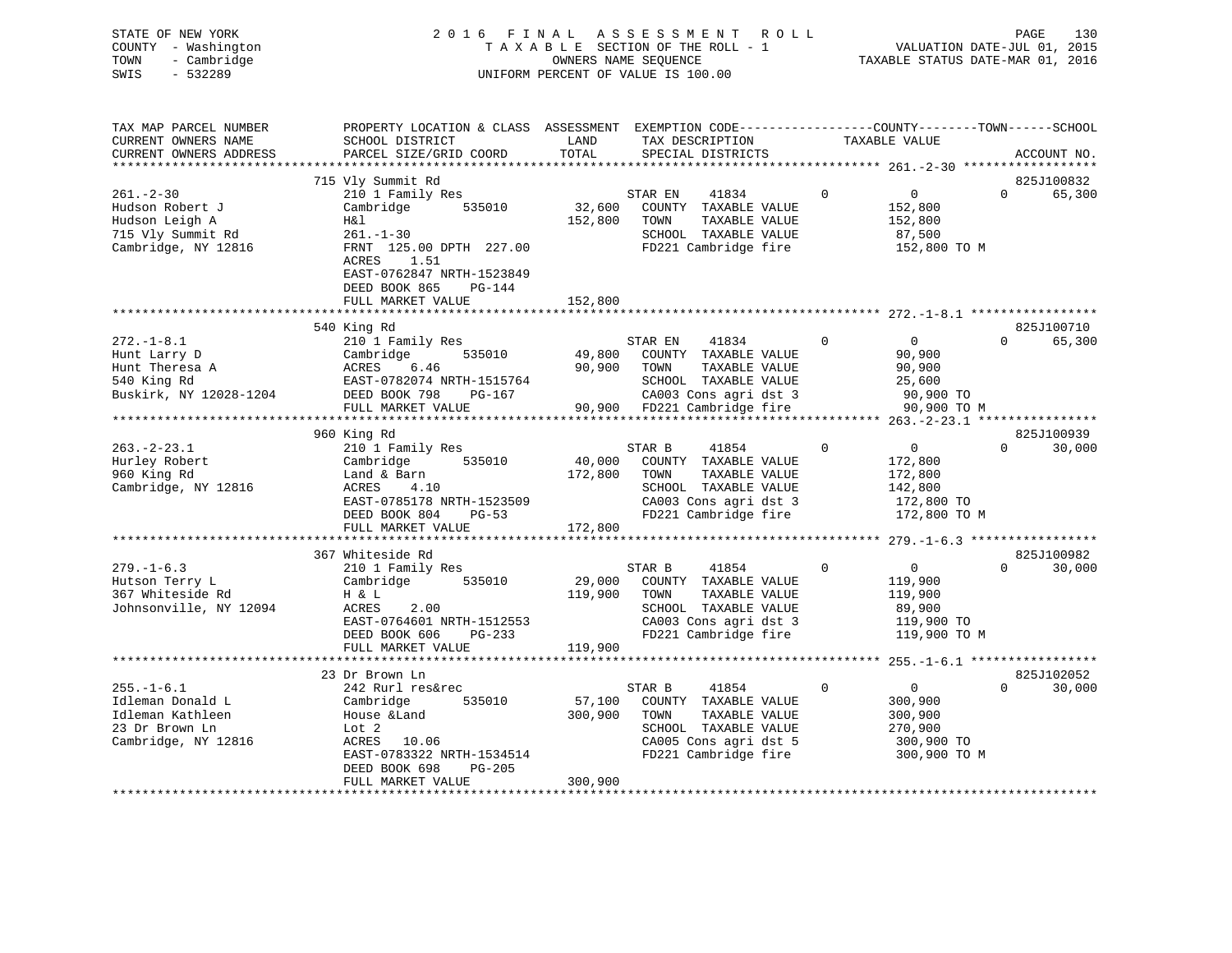STATE OF NEW YORK
COUNTY - Washington
TOWN - Cambridge
SWIS - 532289

2016 FINAL ASSESSMENT ROLL
TAXABLE SECTION OF THE ROLL - 1
OWNERS NAME SEQUENCE
UNIFORM PERCENT OF VALUE IS 100.00

VALUATION DATE-JUL 01, 2015
TAXABLE STATUS DATE-MAR 01, 2016

```
TAX MAP PARCEL NUMBER          PROPERTY LOCATION & CLASS  ASSESSMENT  EXEMPTION CODE-----------------COUNTY--------TOWN------SCHOOL
CURRENT OWNERS NAME            SCHOOL DISTRICT              LAND      TAX DESCRIPTION            TAXABLE VALUE
CURRENT OWNERS ADDRESS         PARCEL SIZE/GRID COORD       TOTAL     SPECIAL DISTRICTS                                   ACCOUNT NO.
******************************************************************************************************* 261.-2-30 ******************
                               715 Vly Summit Rd                                                                          825J100832
261.-2-30                      210 1 Family Res                       STAR EN     41834        0            0          0      65,300
Hudson Robert J                Cambridge        535010      32,600    COUNTY  TAXABLE VALUE           152,800
Hudson Leigh A                 H&l                         152,800    TOWN    TAXABLE VALUE           152,800
715 Vly Summit Rd              261.-1-30                              SCHOOL  TAXABLE VALUE            87,500
Cambridge, NY 12816            FRNT 125.00 DPTH 227.00                FD221 Cambridge fire            152,800 TO M
                               ACRES    1.51
                               EAST-0762847 NRTH-1523849
                               DEED BOOK 865    PG-144
                               FULL MARKET VALUE           152,800
******************************************************************************************************* 272.-1-8.1 *****************
                               540 King Rd                                                                                825J100710
272.-1-8.1                     210 1 Family Res                       STAR EN     41834        0            0          0      65,300
Hunt Larry D                   Cambridge        535010      49,800    COUNTY  TAXABLE VALUE            90,900
Hunt Theresa A                 ACRES    6.46                90,900    TOWN    TAXABLE VALUE            90,900
540 King Rd                    EAST-0782074 NRTH-1515764              SCHOOL  TAXABLE VALUE            25,600
Buskirk, NY 12028-1204         DEED BOOK 798    PG-167                CA003 Cons agri dst 3            90,900 TO
                               FULL MARKET VALUE            90,900    FD221 Cambridge fire             90,900 TO M
******************************************************************************************************* 263.-2-23.1 ****************
                               960 King Rd                                                                                825J100939
263.-2-23.1                    210 1 Family Res                       STAR B      41854        0            0          0      30,000
Hurley Robert                  Cambridge        535010      40,000    COUNTY  TAXABLE VALUE           172,800
960 King Rd                    Land & Barn                 172,800    TOWN    TAXABLE VALUE           172,800
Cambridge, NY 12816            ACRES    4.10                          SCHOOL  TAXABLE VALUE           142,800
                               EAST-0785178 NRTH-1523509              CA003 Cons agri dst 3           172,800 TO
                               DEED BOOK 804    PG-53                 FD221 Cambridge fire            172,800 TO M
                               FULL MARKET VALUE           172,800
******************************************************************************************************* 279.-1-6.3 *****************
                               367 Whiteside Rd                                                                           825J100982
279.-1-6.3                     210 1 Family Res                       STAR B      41854        0            0          0      30,000
Hutson Terry L                 Cambridge        535010      29,000    COUNTY  TAXABLE VALUE           119,900
367 Whiteside Rd               H & L                       119,900    TOWN    TAXABLE VALUE           119,900
Johnsonville, NY 12094         ACRES    2.00                          SCHOOL  TAXABLE VALUE            89,900
                               EAST-0764601 NRTH-1512553              CA003 Cons agri dst 3           119,900 TO
                               DEED BOOK 606    PG-233                FD221 Cambridge fire            119,900 TO M
                               FULL MARKET VALUE           119,900
******************************************************************************************************* 255.-1-6.1 *****************
                               23 Dr Brown Ln                                                                             825J102052
255.-1-6.1                     242 Rurl res&rec                       STAR B      41854        0            0          0      30,000
Idleman Donald L               Cambridge        535010      57,100    COUNTY  TAXABLE VALUE           300,900
Idleman Kathleen               House &Land                 300,900    TOWN    TAXABLE VALUE           300,900
23 Dr Brown Ln                 Lot 2                                  SCHOOL  TAXABLE VALUE           270,900
Cambridge, NY 12816            ACRES   10.06                          CA005 Cons agri dst 5           300,900 TO
                               EAST-0783322 NRTH-1534514              FD221 Cambridge fire            300,900 TO M
                               DEED BOOK 698    PG-205
                               FULL MARKET VALUE           300,900
************************************************************************************************************************************
```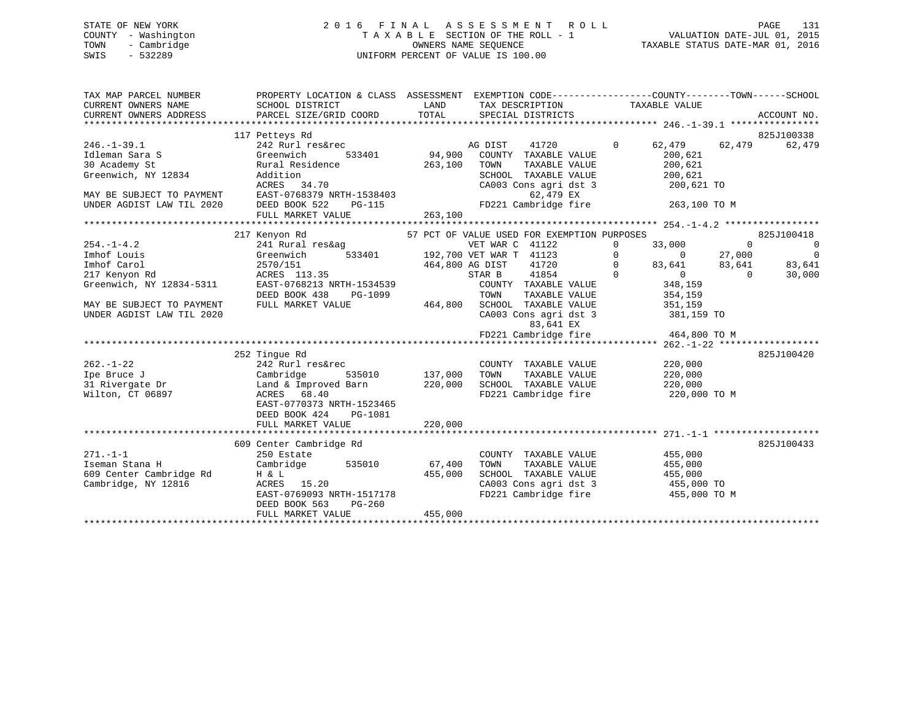STATE OF NEW YORK
COUNTY - Washington
TOWN - Cambridge
SWIS - 532289

# 2016 FINAL ASSESSMENT ROLL
TAXABLE SECTION OF THE ROLL - 1
OWNERS NAME SEQUENCE
UNIFORM PERCENT OF VALUE IS 100.00

VALUATION DATE-JUL 01, 2015
TAXABLE STATUS DATE-MAR 01, 2016

| TAX MAP PARCEL NUMBER / CURRENT OWNERS NAME / CURRENT OWNERS ADDRESS | PROPERTY LOCATION & CLASS / SCHOOL DISTRICT / PARCEL SIZE/GRID COORD | ASSESSMENT LAND / TOTAL | EXEMPTION CODE / TAX DESCRIPTION / SPECIAL DISTRICTS | COUNTY TAXABLE VALUE | TOWN | SCHOOL | ACCOUNT NO. |
|---|---|---|---|---|---|---|---|
| **246.-1-39.1** | 117 Petteys Rd | | | | | | 825J100338 |
| 246.-1-39.1 | 242 Rurl res&rec | | AG DIST 41720 0 | 62,479 | 62,479 | 62,479 | |
| Idleman Sara S | Greenwich 533401 | 94,900 | COUNTY TAXABLE VALUE | 200,621 | | | |
| 30 Academy St | Rural Residence | 263,100 | TOWN TAXABLE VALUE | 200,621 | | | |
| Greenwich, NY 12834 | Addition | | SCHOOL TAXABLE VALUE | 200,621 | | | |
| | ACRES 34.70 | | CA003 Cons agri dst 3 | 200,621 TO | | | |
| MAY BE SUBJECT TO PAYMENT | EAST-0768379 NRTH-1538403 | | 62,479 EX | | | | |
| UNDER AGDIST LAW TIL 2020 | DEED BOOK 522 PG-115 | | FD221 Cambridge fire | 263,100 TO M | | | |
| | FULL MARKET VALUE | 263,100 | | | | | |
| **254.-1-4.2** | 217 Kenyon Rd | | 57 PCT OF VALUE USED FOR EXEMPTION PURPOSES | | | | 825J100418 |
| 254.-1-4.2 | 241 Rural res&ag | | VET WAR C 41122 0 | 33,000 | 0 | 0 | |
| Imhof Louis | Greenwich 533401 | 192,700 | VET WAR T 41123 0 | 0 | 27,000 | 0 | |
| Imhof Carol | 2570/151 | 464,800 | AG DIST 41720 0 | 83,641 | 83,641 | 83,641 | |
| 217 Kenyon Rd | ACRES 113.35 | | STAR B 41854 0 | 0 | 0 | 30,000 | |
| Greenwich, NY 12834-5311 | EAST-0768213 NRTH-1534539 | | COUNTY TAXABLE VALUE | 348,159 | | | |
| | DEED BOOK 438 PG-1099 | | TOWN TAXABLE VALUE | 354,159 | | | |
| MAY BE SUBJECT TO PAYMENT | FULL MARKET VALUE | 464,800 | SCHOOL TAXABLE VALUE | 351,159 | | | |
| UNDER AGDIST LAW TIL 2020 | | | CA003 Cons agri dst 3 | 381,159 TO | | | |
| | | | 83,641 EX | | | | |
| | | | FD221 Cambridge fire | 464,800 TO M | | | |
| **262.-1-22** | 252 Tingue Rd | | | | | | 825J100420 |
| 262.-1-22 | 242 Rurl res&rec | | COUNTY TAXABLE VALUE | 220,000 | | | |
| Ipe Bruce J | Cambridge 535010 | 137,000 | TOWN TAXABLE VALUE | 220,000 | | | |
| 31 Rivergate Dr | Land & Improved Barn | 220,000 | SCHOOL TAXABLE VALUE | 220,000 | | | |
| Wilton, CT 06897 | ACRES 68.40 | | FD221 Cambridge fire | 220,000 TO M | | | |
| | EAST-0770373 NRTH-1523465 | | | | | | |
| | DEED BOOK 424 PG-1081 | | | | | | |
| | FULL MARKET VALUE | 220,000 | | | | | |
| **271.-1-1** | 609 Center Cambridge Rd | | | | | | 825J100433 |
| 271.-1-1 | 250 Estate | | COUNTY TAXABLE VALUE | 455,000 | | | |
| Iseman Stana H | Cambridge 535010 | 67,400 | TOWN TAXABLE VALUE | 455,000 | | | |
| 609 Center Cambridge Rd | H & L | 455,000 | SCHOOL TAXABLE VALUE | 455,000 | | | |
| Cambridge, NY 12816 | ACRES 15.20 | | CA003 Cons agri dst 3 | 455,000 TO | | | |
| | EAST-0769093 NRTH-1517178 | | FD221 Cambridge fire | 455,000 TO M | | | |
| | DEED BOOK 563 PG-260 | | | | | | |
| | FULL MARKET VALUE | 455,000 | | | | | |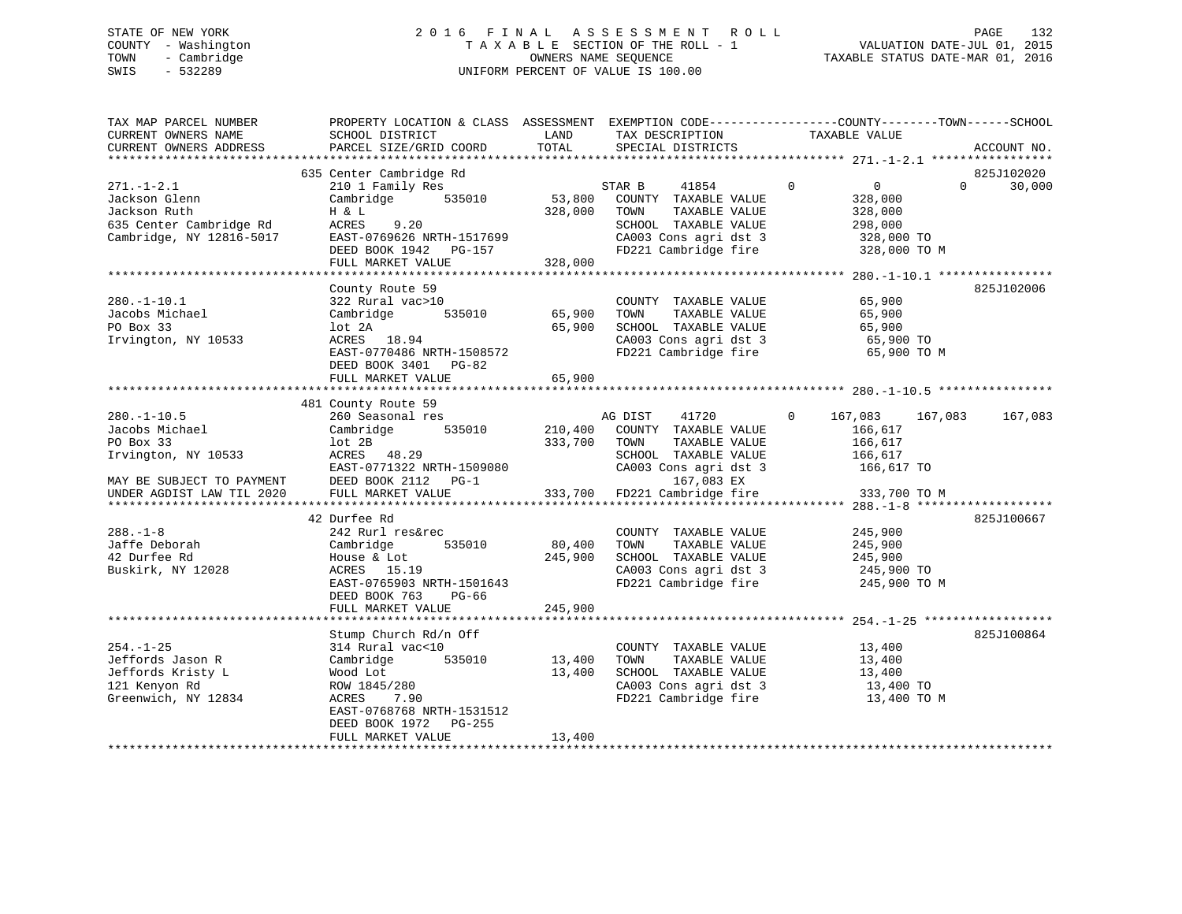STATE OF NEW YORK
COUNTY - Washington
TOWN - Cambridge
SWIS - 532289

2 0 1 6 F I N A L A S S E S S M E N T R O L L
T A X A B L E SECTION OF THE ROLL - 1
OWNERS NAME SEQUENCE
UNIFORM PERCENT OF VALUE IS 100.00

VALUATION DATE-JUL 01, 2015
TAXABLE STATUS DATE-MAR 01, 2016

```
TAX MAP PARCEL NUMBER          PROPERTY LOCATION & CLASS  ASSESSMENT  EXEMPTION CODE------------------COUNTY--------TOWN------SCHOOL
CURRENT OWNERS NAME            SCHOOL DISTRICT               LAND      TAX DESCRIPTION            TAXABLE VALUE
CURRENT OWNERS ADDRESS         PARCEL SIZE/GRID COORD        TOTAL     SPECIAL DISTRICTS                                    ACCOUNT NO.
****************************************************************************************************** 271.-1-2.1 *****************
                               635 Center Cambridge Rd                                                                     825J102020
271.-1-2.1                     210 1 Family Res                        STAR B     41854          0          0          0       30,000
Jackson Glenn                  Cambridge       535010      53,800   COUNTY  TAXABLE VALUE            328,000
Jackson Ruth                   H & L                       328,000   TOWN    TAXABLE VALUE            328,000
635 Center Cambridge Rd        ACRES     9.20                        SCHOOL  TAXABLE VALUE            298,000
Cambridge, NY 12816-5017       EAST-0769626 NRTH-1517699             CA003 Cons agri dst 3             328,000 TO
                               DEED BOOK 1942   PG-157               FD221 Cambridge fire              328,000 TO M
                               FULL MARKET VALUE           328,000
****************************************************************************************************** 280.-1-10.1 ****************
                               County Route 59                                                                             825J102006
280.-1-10.1                    322 Rural vac>10                      COUNTY  TAXABLE VALUE             65,900
Jacobs Michael                 Cambridge       535010      65,900   TOWN    TAXABLE VALUE             65,900
PO Box 33                      lot 2A                       65,900   SCHOOL  TAXABLE VALUE             65,900
Irvington, NY 10533            ACRES    18.94                        CA003 Cons agri dst 3              65,900 TO
                               EAST-0770486 NRTH-1508572             FD221 Cambridge fire               65,900 TO M
                               DEED BOOK 3401   PG-82
                               FULL MARKET VALUE            65,900
****************************************************************************************************** 280.-1-10.5 ****************
                               481 County Route 59
280.-1-10.5                    260 Seasonal res                       AG DIST    41720          0    167,083    167,083    167,083
Jacobs Michael                 Cambridge       535010     210,400   COUNTY  TAXABLE VALUE            166,617
PO Box 33                      lot 2B                      333,700   TOWN    TAXABLE VALUE            166,617
Irvington, NY 10533            ACRES    48.29                        SCHOOL  TAXABLE VALUE            166,617
                               EAST-0771322 NRTH-1509080             CA003 Cons agri dst 3             166,617 TO
MAY BE SUBJECT TO PAYMENT      DEED BOOK 2112   PG-1                         167,083 EX
UNDER AGDIST LAW TIL 2020      FULL MARKET VALUE           333,700   FD221 Cambridge fire              333,700 TO M
****************************************************************************************************** 288.-1-8 *******************
                               42 Durfee Rd                                                                                825J100667
288.-1-8                       242 Rurl res&rec                      COUNTY  TAXABLE VALUE            245,900
Jaffe Deborah                  Cambridge       535010      80,400   TOWN    TAXABLE VALUE            245,900
42 Durfee Rd                   House & Lot                 245,900   SCHOOL  TAXABLE VALUE            245,900
Buskirk, NY 12028              ACRES    15.19                        CA003 Cons agri dst 3             245,900 TO
                               EAST-0765903 NRTH-1501643             FD221 Cambridge fire              245,900 TO M
                               DEED BOOK 763    PG-66
                               FULL MARKET VALUE           245,900
****************************************************************************************************** 254.-1-25 ******************
                               Stump Church Rd/n Off                                                                       825J100864
254.-1-25                      314 Rural vac<10                      COUNTY  TAXABLE VALUE             13,400
Jeffords Jason R               Cambridge       535010      13,400   TOWN    TAXABLE VALUE             13,400
Jeffords Kristy L              Wood Lot                     13,400   SCHOOL  TAXABLE VALUE             13,400
121 Kenyon Rd                  ROW 1845/280                          CA003 Cons agri dst 3              13,400 TO
Greenwich, NY 12834            ACRES     7.90                        FD221 Cambridge fire               13,400 TO M
                               EAST-0768768 NRTH-1531512
                               DEED BOOK 1972   PG-255
                               FULL MARKET VALUE            13,400
************************************************************************************************************************************
```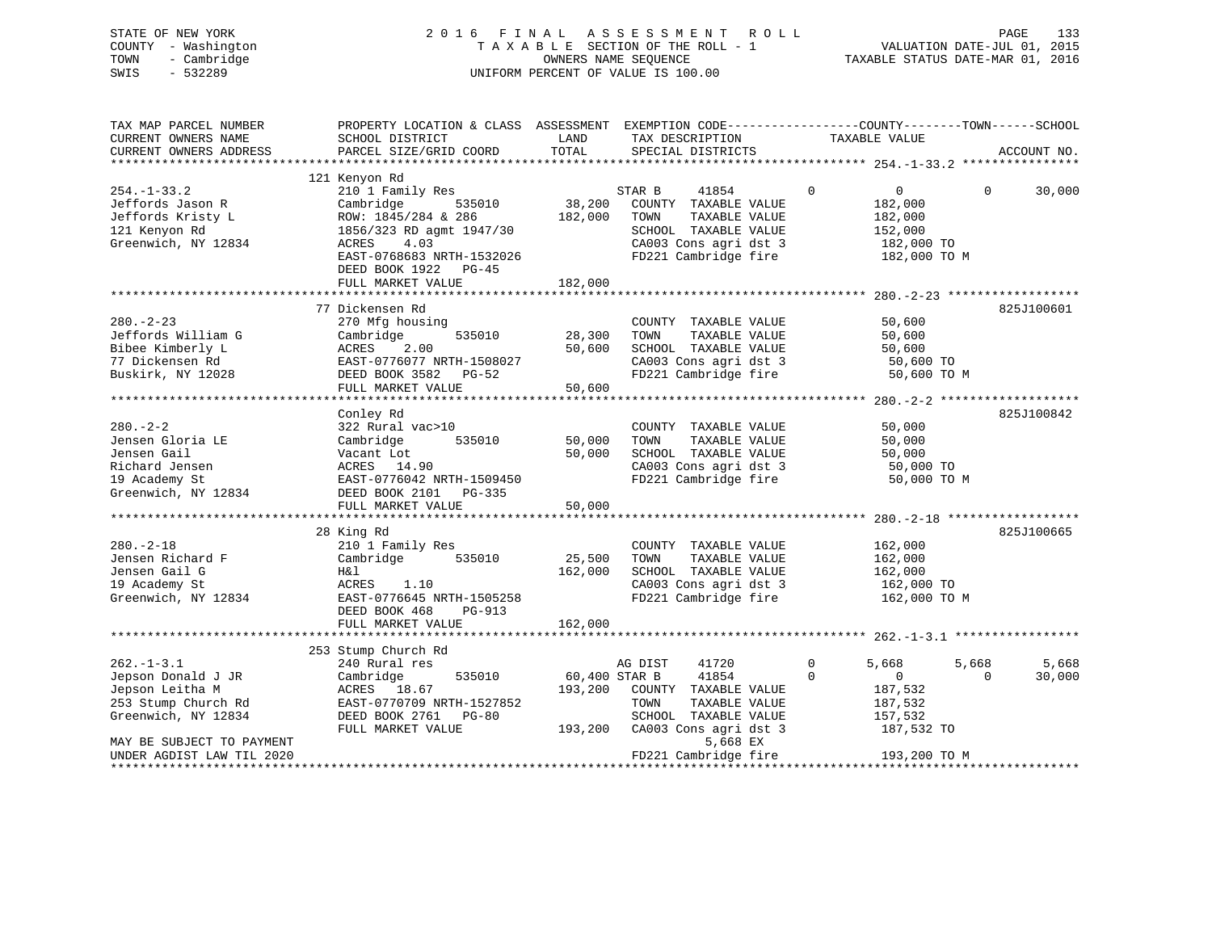STATE OF NEW YORK
COUNTY - Washington
TOWN - Cambridge
SWIS - 532289

2016 FINAL ASSESSMENT ROLL
TAXABLE SECTION OF THE ROLL - 1
OWNERS NAME SEQUENCE
UNIFORM PERCENT OF VALUE IS 100.00

VALUATION DATE-JUL 01, 2015
TAXABLE STATUS DATE-MAR 01, 2016

```
TAX MAP PARCEL NUMBER          PROPERTY LOCATION & CLASS  ASSESSMENT  EXEMPTION CODE------------------COUNTY--------TOWN------SCHOOL
CURRENT OWNERS NAME            SCHOOL DISTRICT               LAND      TAX DESCRIPTION             TAXABLE VALUE
CURRENT OWNERS ADDRESS         PARCEL SIZE/GRID COORD        TOTAL     SPECIAL DISTRICTS                                        ACCOUNT NO.
****************************************************************************************************** 254.-1-33.2 ****************
                               121 Kenyon Rd
254.-1-33.2                    210 1 Family Res                         STAR B    41854          0          0           0      30,000
Jeffords Jason R               Cambridge       535010       38,200    COUNTY  TAXABLE VALUE            182,000
Jeffords Kristy L              ROW: 1845/284 & 286         182,000    TOWN    TAXABLE VALUE            182,000
121 Kenyon Rd                  1856/323 RD agmt 1947/30               SCHOOL  TAXABLE VALUE            152,000
Greenwich, NY 12834            ACRES     4.03                         CA003 Cons agri dst 3             182,000 TO
                               EAST-0768683 NRTH-1532026              FD221 Cambridge fire              182,000 TO M
                               DEED BOOK 1922   PG-45
                               FULL MARKET VALUE           182,000
****************************************************************************************************** 280.-2-23 ******************
                               77 Dickensen Rd                                                                          825J100601
280.-2-23                      270 Mfg housing                          COUNTY  TAXABLE VALUE             50,600
Jeffords William G             Cambridge       535010       28,300    TOWN    TAXABLE VALUE             50,600
Bibee Kimberly L               ACRES     2.00               50,600    SCHOOL  TAXABLE VALUE             50,600
77 Dickensen Rd                EAST-0776077 NRTH-1508027              CA003 Cons agri dst 3              50,600 TO
Buskirk, NY 12028              DEED BOOK 3582   PG-52                 FD221 Cambridge fire               50,600 TO M
                               FULL MARKET VALUE            50,600
****************************************************************************************************** 280.-2-2 *******************
                               Conley Rd                                                                                825J100842
280.-2-2                       322 Rural vac>10                         COUNTY  TAXABLE VALUE             50,000
Jensen Gloria LE               Cambridge       535010       50,000    TOWN    TAXABLE VALUE             50,000
Jensen Gail                    Vacant Lot                   50,000    SCHOOL  TAXABLE VALUE             50,000
Richard Jensen                 ACRES    14.90                         CA003 Cons agri dst 3              50,000 TO
19 Academy St                  EAST-0776042 NRTH-1509450              FD221 Cambridge fire               50,000 TO M
Greenwich, NY 12834            DEED BOOK 2101   PG-335
                               FULL MARKET VALUE            50,000
****************************************************************************************************** 280.-2-18 ******************
                               28 King Rd                                                                               825J100665
280.-2-18                      210 1 Family Res                         COUNTY  TAXABLE VALUE            162,000
Jensen Richard F               Cambridge       535010       25,500    TOWN    TAXABLE VALUE            162,000
Jensen Gail G                  H&l                         162,000    SCHOOL  TAXABLE VALUE            162,000
19 Academy St                  ACRES     1.10                         CA003 Cons agri dst 3             162,000 TO
Greenwich, NY 12834            EAST-0776645 NRTH-1505258              FD221 Cambridge fire              162,000 TO M
                               DEED BOOK 468    PG-913
                               FULL MARKET VALUE           162,000
****************************************************************************************************** 262.-1-3.1 *****************
                               253 Stump Church Rd
262.-1-3.1                     240 Rural res                            AG DIST   41720          0      5,668       5,668       5,668
Jepson Donald J JR             Cambridge       535010       60,400 STAR B    41854          0          0           0      30,000
Jepson Leitha M                ACRES    18.67              193,200    COUNTY  TAXABLE VALUE            187,532
253 Stump Church Rd            EAST-0770709 NRTH-1527852              TOWN    TAXABLE VALUE            187,532
Greenwich, NY 12834            DEED BOOK 2761   PG-80                 SCHOOL  TAXABLE VALUE            157,532
                               FULL MARKET VALUE           193,200    CA003 Cons agri dst 3             187,532 TO
MAY BE SUBJECT TO PAYMENT                                                     5,668 EX
UNDER AGDIST LAW TIL 2020                                             FD221 Cambridge fire              193,200 TO M
************************************************************************************************************************************
```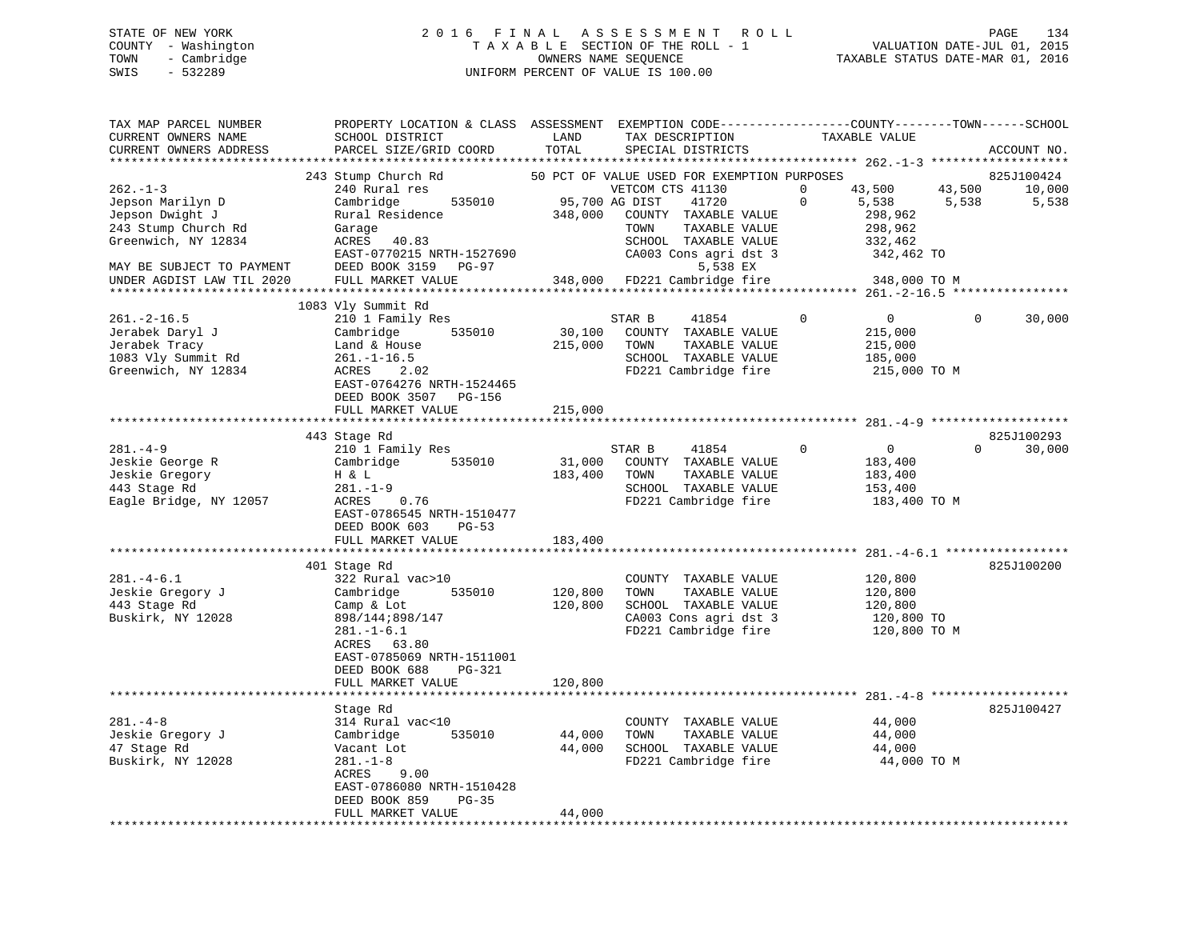STATE OF NEW YORK
COUNTY - Washington
TOWN - Cambridge
SWIS - 532289

# 2016 FINAL ASSESSMENT ROLL

TAXABLE SECTION OF THE ROLL - 1
OWNERS NAME SEQUENCE
UNIFORM PERCENT OF VALUE IS 100.00

VALUATION DATE-JUL 01, 2015
TAXABLE STATUS DATE-MAR 01, 2016

| TAX MAP PARCEL NUMBER / CURRENT OWNERS NAME / CURRENT OWNERS ADDRESS | PROPERTY LOCATION & CLASS / SCHOOL DISTRICT / PARCEL SIZE/GRID COORD | ASSESSMENT LAND | TOTAL | EXEMPTION CODE / TAX DESCRIPTION / SPECIAL DISTRICTS | COUNTY TAXABLE VALUE | TOWN | SCHOOL | ACCOUNT NO. |
|---|---|---|---|---|---|---|---|---|
| **262.-1-3** | 243 Stump Church Rd | | | 50 PCT OF VALUE USED FOR EXEMPTION PURPOSES | | | | 825J100424 |
| | 240 Rural res | | | VETCOM CTS 41130 0 | 43,500 | 43,500 | 10,000 | |
| Jepson Marilyn D | Cambridge 535010 | 95,700 | | AG DIST 41720 0 | 5,538 | 5,538 | 5,538 | |
| Jepson Dwight J | Rural Residence | | 348,000 | COUNTY TAXABLE VALUE | 298,962 | | | |
| 243 Stump Church Rd | Garage | | | TOWN TAXABLE VALUE | 298,962 | | | |
| Greenwich, NY 12834 | ACRES 40.83 | | | SCHOOL TAXABLE VALUE | 332,462 | | | |
| | EAST-0770215 NRTH-1527690 | | | CA003 Cons agri dst 3 | 342,462 TO | | | |
| MAY BE SUBJECT TO PAYMENT | DEED BOOK 3159 PG-97 | | | 5,538 EX | | | | |
| UNDER AGDIST LAW TIL 2020 | FULL MARKET VALUE | | 348,000 | FD221 Cambridge fire | 348,000 TO M | | | |
| **261.-2-16.5** | 1083 Vly Summit Rd | | | | | | | |
| | 210 1 Family Res | | | STAR B 41854 0 | 0 | 0 | 30,000 | |
| Jerabek Daryl J | Cambridge 535010 | 30,100 | | COUNTY TAXABLE VALUE | 215,000 | | | |
| Jerabek Tracy | Land & House | | 215,000 | TOWN TAXABLE VALUE | 215,000 | | | |
| 1083 Vly Summit Rd | 261.-1-16.5 | | | SCHOOL TAXABLE VALUE | 185,000 | | | |
| Greenwich, NY 12834 | ACRES 2.02 | | | FD221 Cambridge fire | 215,000 TO M | | | |
| | EAST-0764276 NRTH-1524465 | | | | | | | |
| | DEED BOOK 3507 PG-156 | | | | | | | |
| | FULL MARKET VALUE | | 215,000 | | | | | |
| **281.-4-9** | 443 Stage Rd | | | | | | | 825J100293 |
| | 210 1 Family Res | | | STAR B 41854 0 | 0 | 0 | 30,000 | |
| Jeskie George R | Cambridge 535010 | 31,000 | | COUNTY TAXABLE VALUE | 183,400 | | | |
| Jeskie Gregory | H & L | | 183,400 | TOWN TAXABLE VALUE | 183,400 | | | |
| 443 Stage Rd | 281.-1-9 | | | SCHOOL TAXABLE VALUE | 153,400 | | | |
| Eagle Bridge, NY 12057 | ACRES 0.76 | | | FD221 Cambridge fire | 183,400 TO M | | | |
| | EAST-0786545 NRTH-1510477 | | | | | | | |
| | DEED BOOK 603 PG-53 | | | | | | | |
| | FULL MARKET VALUE | | 183,400 | | | | | |
| **281.-4-6.1** | 401 Stage Rd | | | | | | | 825J100200 |
| | 322 Rural vac>10 | | | COUNTY TAXABLE VALUE | 120,800 | | | |
| Jeskie Gregory J | Cambridge 535010 | 120,800 | | TOWN TAXABLE VALUE | 120,800 | | | |
| 443 Stage Rd | Camp & Lot | | 120,800 | SCHOOL TAXABLE VALUE | 120,800 | | | |
| Buskirk, NY 12028 | 898/144;898/147 | | | CA003 Cons agri dst 3 | 120,800 TO | | | |
| | 281.-1-6.1 | | | FD221 Cambridge fire | 120,800 TO M | | | |
| | ACRES 63.80 | | | | | | | |
| | EAST-0785069 NRTH-1511001 | | | | | | | |
| | DEED BOOK 688 PG-321 | | | | | | | |
| | FULL MARKET VALUE | | 120,800 | | | | | |
| **281.-4-8** | Stage Rd | | | | | | | 825J100427 |
| | 314 Rural vac<10 | | | COUNTY TAXABLE VALUE | 44,000 | | | |
| Jeskie Gregory J | Cambridge 535010 | 44,000 | | TOWN TAXABLE VALUE | 44,000 | | | |
| 47 Stage Rd | Vacant Lot | | 44,000 | SCHOOL TAXABLE VALUE | 44,000 | | | |
| Buskirk, NY 12028 | 281.-1-8 | | | FD221 Cambridge fire | 44,000 TO M | | | |
| | ACRES 9.00 | | | | | | | |
| | EAST-0786080 NRTH-1510428 | | | | | | | |
| | DEED BOOK 859 PG-35 | | | | | | | |
| | FULL MARKET VALUE | | 44,000 | | | | | |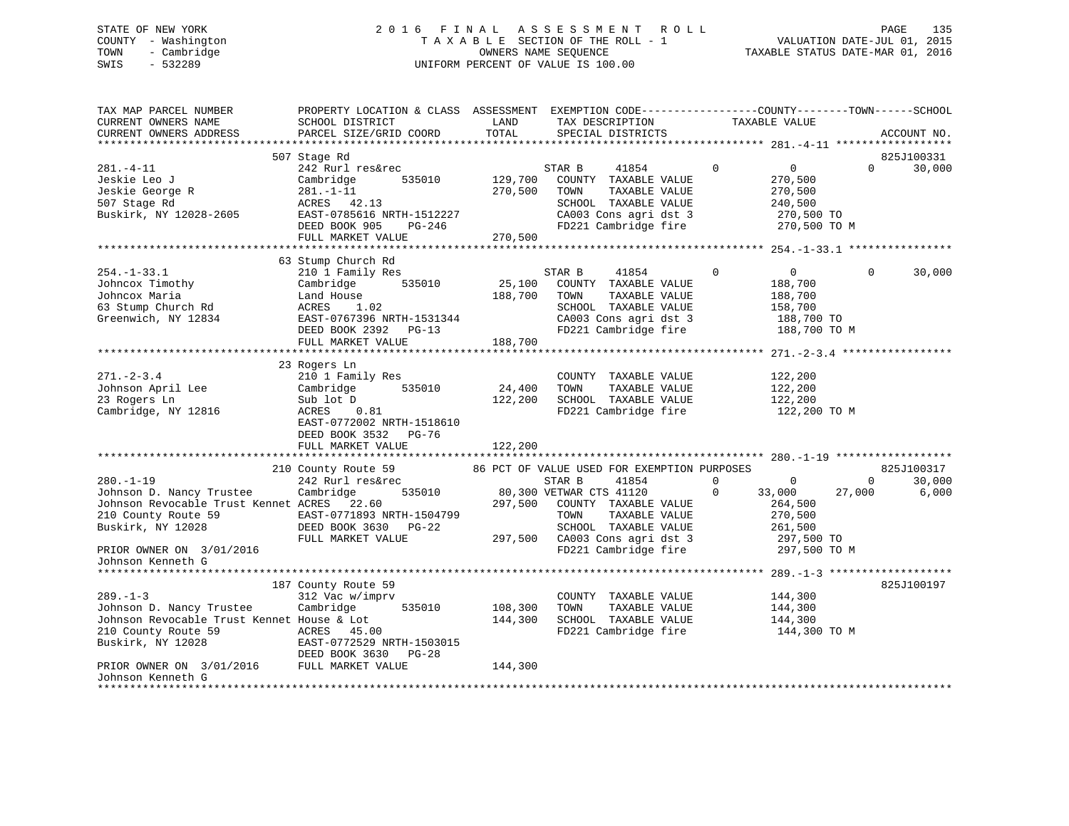STATE OF NEW YORK
COUNTY - Washington
TOWN - Cambridge
SWIS - 532289

2016 FINAL ASSESSMENT ROLL
TAXABLE SECTION OF THE ROLL - 1
OWNERS NAME SEQUENCE
UNIFORM PERCENT OF VALUE IS 100.00

VALUATION DATE-JUL 01, 2015
TAXABLE STATUS DATE-MAR 01, 2016

```
TAX MAP PARCEL NUMBER          PROPERTY LOCATION & CLASS  ASSESSMENT  EXEMPTION CODE------------------COUNTY--------TOWN------SCHOOL
CURRENT OWNERS NAME            SCHOOL DISTRICT               LAND      TAX DESCRIPTION             TAXABLE VALUE
CURRENT OWNERS ADDRESS         PARCEL SIZE/GRID COORD        TOTAL     SPECIAL DISTRICTS                                      ACCOUNT NO.
******************************************************************************************************* 281.-4-11 ******************
                               507 Stage Rd                                                                                 825J100331
281.-4-11                      242 Rurl res&rec                        STAR B      41854          0           0           0      30,000
Jeskie Leo J                   Cambridge        535010       129,700   COUNTY  TAXABLE VALUE             270,500
Jeskie George R                281.-1-11                     270,500   TOWN    TAXABLE VALUE             270,500
507 Stage Rd                   ACRES   42.13                           SCHOOL  TAXABLE VALUE             240,500
Buskirk, NY 12028-2605         EAST-0785616 NRTH-1512227               CA003 Cons agri dst 3              270,500 TO
                               DEED BOOK 905     PG-246                FD221 Cambridge fire               270,500 TO M
                               FULL MARKET VALUE             270,500
******************************************************************************************************* 254.-1-33.1 ****************
                               63 Stump Church Rd
254.-1-33.1                    210 1 Family Res                        STAR B      41854          0           0           0      30,000
Johncox Timothy                Cambridge        535010        25,100   COUNTY  TAXABLE VALUE             188,700
Johncox Maria                  Land House                    188,700   TOWN    TAXABLE VALUE             188,700
63 Stump Church Rd             ACRES    1.02                           SCHOOL  TAXABLE VALUE             158,700
Greenwich, NY 12834            EAST-0767396 NRTH-1531344               CA003 Cons agri dst 3              188,700 TO
                               DEED BOOK 2392   PG-13                  FD221 Cambridge fire               188,700 TO M
                               FULL MARKET VALUE             188,700
******************************************************************************************************* 271.-2-3.4 *****************
                               23 Rogers Ln
271.-2-3.4                     210 1 Family Res                        COUNTY  TAXABLE VALUE             122,200
Johnson April Lee              Cambridge        535010        24,400   TOWN    TAXABLE VALUE             122,200
23 Rogers Ln                   Sub lot D                     122,200   SCHOOL  TAXABLE VALUE             122,200
Cambridge, NY 12816            ACRES    0.81                           FD221 Cambridge fire               122,200 TO M
                               EAST-0772002 NRTH-1518610
                               DEED BOOK 3532   PG-76
                               FULL MARKET VALUE             122,200
******************************************************************************************************* 280.-1-19 ******************
                               210 County Route 59         86 PCT OF VALUE USED FOR EXEMPTION PURPOSES                      825J100317
280.-1-19                      242 Rurl res&rec                        STAR B      41854          0           0           0      30,000
Johnson D. Nancy Trustee       Cambridge        535010        80,300 VETWAR CTS 41120            0      33,000      27,000       6,000
Johnson Revocable Trust Kennet ACRES   22.60                 297,500   COUNTY  TAXABLE VALUE             264,500
210 County Route 59            EAST-0771893 NRTH-1504799               TOWN    TAXABLE VALUE             270,500
Buskirk, NY 12028              DEED BOOK 3630   PG-22                  SCHOOL  TAXABLE VALUE             261,500
                               FULL MARKET VALUE             297,500   CA003 Cons agri dst 3              297,500 TO
PRIOR OWNER ON 3/01/2016                                               FD221 Cambridge fire               297,500 TO M
Johnson Kenneth G
******************************************************************************************************* 289.-1-3 *******************
                               187 County Route 59                                                                          825J100197
289.-1-3                       312 Vac w/imprv                         COUNTY  TAXABLE VALUE             144,300
Johnson D. Nancy Trustee       Cambridge        535010       108,300   TOWN    TAXABLE VALUE             144,300
Johnson Revocable Trust Kennet House & Lot                   144,300   SCHOOL  TAXABLE VALUE             144,300
210 County Route 59            ACRES   45.00                           FD221 Cambridge fire               144,300 TO M
Buskirk, NY 12028              EAST-0772529 NRTH-1503015
                               DEED BOOK 3630   PG-28
PRIOR OWNER ON 3/01/2016       FULL MARKET VALUE             144,300
Johnson Kenneth G
************************************************************************************************************************************
```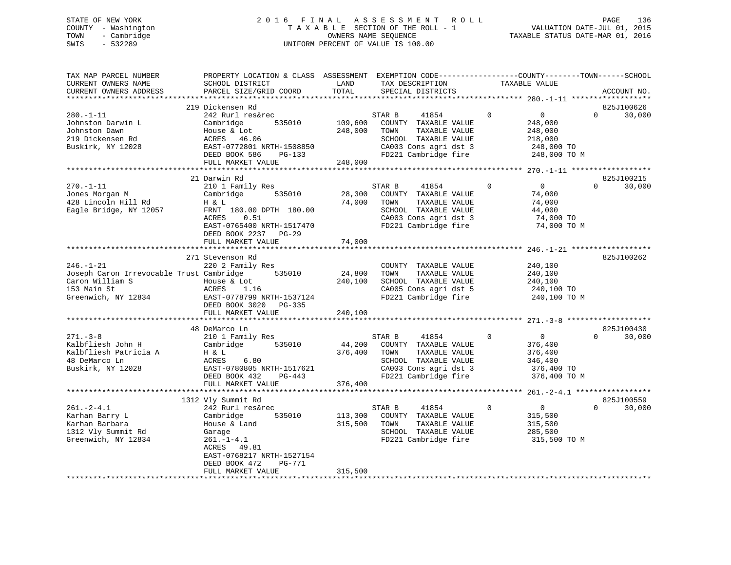STATE OF NEW YORK
COUNTY - Washington
TOWN - Cambridge
SWIS - 532289

2016 FINAL ASSESSMENT ROLL
TAXABLE SECTION OF THE ROLL - 1
OWNERS NAME SEQUENCE
UNIFORM PERCENT OF VALUE IS 100.00

VALUATION DATE-JUL 01, 2015
TAXABLE STATUS DATE-MAR 01, 2016

```
TAX MAP PARCEL NUMBER          PROPERTY LOCATION & CLASS  ASSESSMENT  EXEMPTION CODE------------------COUNTY--------TOWN------SCHOOL
CURRENT OWNERS NAME            SCHOOL DISTRICT               LAND      TAX DESCRIPTION            TAXABLE VALUE
CURRENT OWNERS ADDRESS         PARCEL SIZE/GRID COORD        TOTAL     SPECIAL DISTRICTS                                   ACCOUNT NO.
****************************************************************************************************** 280.-1-11 ******************
                               219 Dickensen Rd                                                                           825J100626
280.-1-11                      242 Rurl res&rec                     STAR B     41854          0           0          0      30,000
Johnston Darwin L              Cambridge       535010     109,600   COUNTY  TAXABLE VALUE           248,000
Johnston Dawn                  House & Lot                248,000   TOWN    TAXABLE VALUE           248,000
219 Dickensen Rd               ACRES   46.06                        SCHOOL  TAXABLE VALUE           218,000
Buskirk, NY 12028              EAST-0772801 NRTH-1508850            CA003 Cons agri dst 3            248,000 TO
                               DEED BOOK 586     PG-133             FD221 Cambridge fire             248,000 TO M
                               FULL MARKET VALUE          248,000
****************************************************************************************************** 270.-1-11 ******************
                               21 Darwin Rd                                                                               825J100215
270.-1-11                      210 1 Family Res                     STAR B     41854          0           0          0      30,000
Jones Morgan M                 Cambridge       535010      28,300   COUNTY  TAXABLE VALUE            74,000
428 Lincoln Hill Rd            H & L                       74,000   TOWN    TAXABLE VALUE            74,000
Eagle Bridge, NY 12057         FRNT 180.00 DPTH 180.00              SCHOOL  TAXABLE VALUE            44,000
                               ACRES    0.51                        CA003 Cons agri dst 3             74,000 TO
                               EAST-0765400 NRTH-1517470            FD221 Cambridge fire              74,000 TO M
                               DEED BOOK 2237   PG-29
                               FULL MARKET VALUE           74,000
****************************************************************************************************** 246.-1-21 ******************
                               271 Stevenson Rd                                                                           825J100262
246.-1-21                      220 2 Family Res                     COUNTY  TAXABLE VALUE           240,100
Joseph Caron Irrevocable Trust Cambridge       535010      24,800   TOWN    TAXABLE VALUE           240,100
Caron William S                House & Lot                240,100   SCHOOL  TAXABLE VALUE           240,100
153 Main St                    ACRES    1.16                        CA005 Cons agri dst 5            240,100 TO
Greenwich, NY 12834            EAST-0778799 NRTH-1537124            FD221 Cambridge fire             240,100 TO M
                               DEED BOOK 3020   PG-335
                               FULL MARKET VALUE          240,100
****************************************************************************************************** 271.-3-8 *******************
                               48 DeMarco Ln                                                                              825J100430
271.-3-8                       210 1 Family Res                     STAR B     41854          0           0          0      30,000
Kalbfliesh John H              Cambridge       535010      44,200   COUNTY  TAXABLE VALUE           376,400
Kalbfliesh Patricia A          H & L                      376,400   TOWN    TAXABLE VALUE           376,400
48 DeMarco Ln                  ACRES    6.80                        SCHOOL  TAXABLE VALUE           346,400
Buskirk, NY 12028              EAST-0780805 NRTH-1517621            CA003 Cons agri dst 3            376,400 TO
                               DEED BOOK 432     PG-443             FD221 Cambridge fire             376,400 TO M
                               FULL MARKET VALUE          376,400
****************************************************************************************************** 261.-2-4.1 *****************
                               1312 Vly Summit Rd                                                                         825J100559
261.-2-4.1                     242 Rurl res&rec                     STAR B     41854          0           0          0      30,000
Karhan Barry L                 Cambridge       535010     113,300   COUNTY  TAXABLE VALUE           315,500
Karhan Barbara                 House & Land               315,500   TOWN    TAXABLE VALUE           315,500
1312 Vly Summit Rd             Garage                               SCHOOL  TAXABLE VALUE           285,500
Greenwich, NY 12834            261.-1-4.1                           FD221 Cambridge fire             315,500 TO M
                               ACRES   49.81
                               EAST-0768217 NRTH-1527154
                               DEED BOOK 472     PG-771
                               FULL MARKET VALUE          315,500
************************************************************************************************************************************
```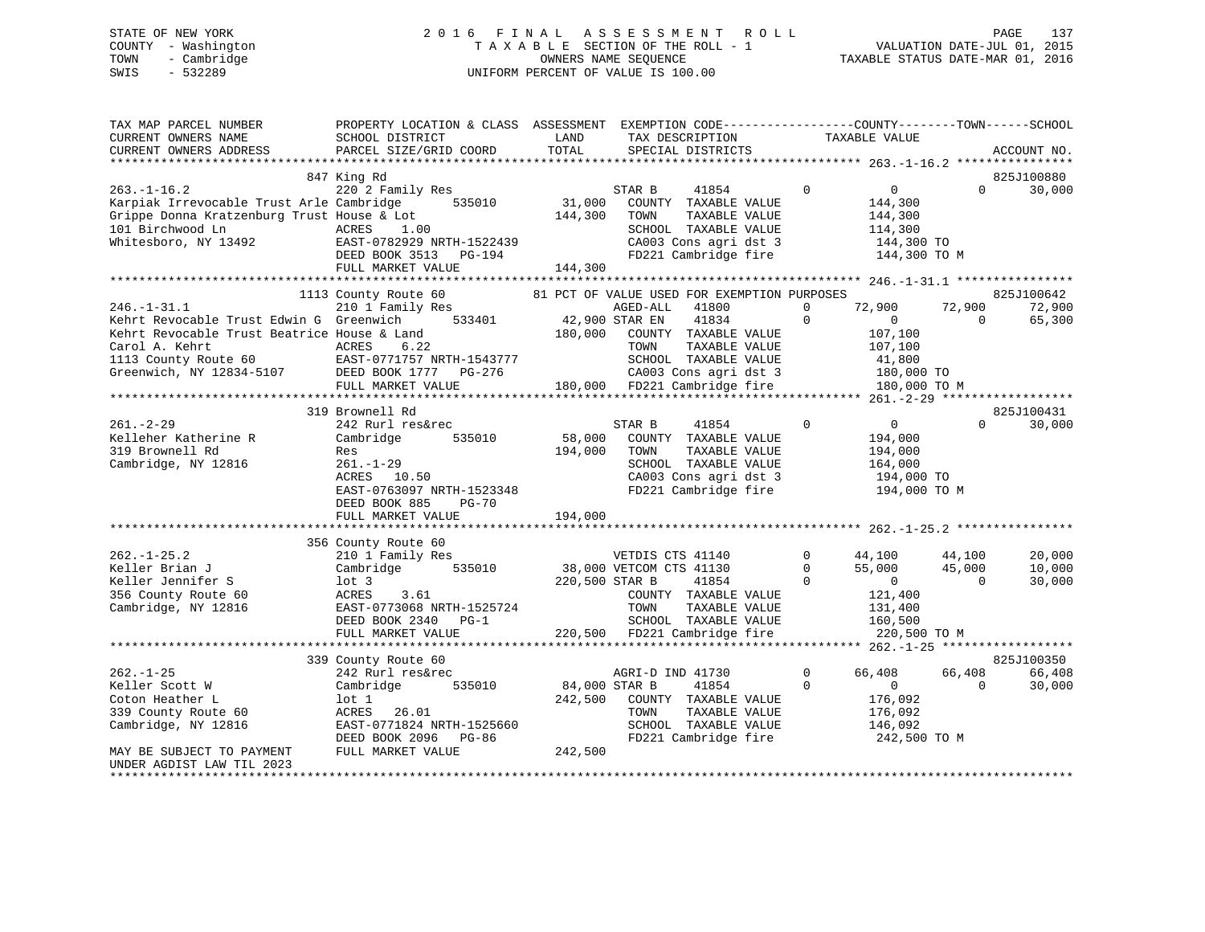STATE OF NEW YORK
COUNTY - Washington
TOWN - Cambridge
SWIS - 532289

# 2016 FINAL ASSESSMENT ROLL

TAXABLE SECTION OF THE ROLL - 1
OWNERS NAME SEQUENCE
UNIFORM PERCENT OF VALUE IS 100.00

VALUATION DATE-JUL 01, 2015
TAXABLE STATUS DATE-MAR 01, 2016

```
TAX MAP PARCEL NUMBER          PROPERTY LOCATION & CLASS  ASSESSMENT  EXEMPTION CODE------------------COUNTY--------TOWN------SCHOOL
CURRENT OWNERS NAME            SCHOOL DISTRICT              LAND       TAX DESCRIPTION              TAXABLE VALUE
CURRENT OWNERS ADDRESS         PARCEL SIZE/GRID COORD       TOTAL      SPECIAL DISTRICTS                                      ACCOUNT NO.
******************************************************************************************************* 263.-1-16.2 ****************
                               847 King Rd                                                                                825J100880
263.-1-16.2                    220 2 Family Res                        STAR B      41854        0          0          0      30,000
Karpiak Irrevocable Trust Arle Cambridge      535010       31,000     COUNTY  TAXABLE VALUE            144,300
Grippe Donna Kratzenburg Trust House & Lot                144,300     TOWN    TAXABLE VALUE            144,300
101 Birchwood Ln               ACRES     1.00                          SCHOOL  TAXABLE VALUE            114,300
Whitesboro, NY 13492           EAST-0782929 NRTH-1522439               CA003 Cons agri dst 3            144,300 TO
                               DEED BOOK 3513   PG-194                 FD221 Cambridge fire             144,300 TO M
                               FULL MARKET VALUE           144,300
******************************************************************************************************* 246.-1-31.1 ****************
                               1113 County Route 60        81 PCT OF VALUE USED FOR EXEMPTION PURPOSES                    825J100642
246.-1-31.1                    210 1 Family Res                        AGED-ALL    41800        0      72,900     72,900      72,900
Kehrt Revocable Trust Edwin G  Greenwich      533401       42,900 STAR EN     41834        0          0          0      65,300
Kehrt Revocable Trust Beatrice House & Land               180,000     COUNTY  TAXABLE VALUE            107,100
Carol A. Kehrt                 ACRES     6.22                          TOWN    TAXABLE VALUE            107,100
1113 County Route 60           EAST-0771757 NRTH-1543777               SCHOOL  TAXABLE VALUE             41,800
Greenwich, NY 12834-5107       DEED BOOK 1777   PG-276                 CA003 Cons agri dst 3            180,000 TO
                               FULL MARKET VALUE           180,000    FD221 Cambridge fire             180,000 TO M
******************************************************************************************************* 261.-2-29 ******************
                               319 Brownell Rd                                                                            825J100431
261.-2-29                      242 Rurl res&rec                        STAR B      41854        0          0          0      30,000
Kelleher Katherine R           Cambridge      535010       58,000     COUNTY  TAXABLE VALUE            194,000
319 Brownell Rd                Res                        194,000     TOWN    TAXABLE VALUE            194,000
Cambridge, NY 12816            261.-1-29                               SCHOOL  TAXABLE VALUE            164,000
                               ACRES    10.50                          CA003 Cons agri dst 3            194,000 TO
                               EAST-0763097 NRTH-1523348               FD221 Cambridge fire             194,000 TO M
                               DEED BOOK 885    PG-70
                               FULL MARKET VALUE           194,000
******************************************************************************************************* 262.-1-25.2 ****************
                               356 County Route 60
262.-1-25.2                    210 1 Family Res                        VETDIS CTS 41140         0      44,100     44,100      20,000
Keller Brian J                 Cambridge      535010       38,000 VETCOM CTS 41130         0      55,000     45,000      10,000
Keller Jennifer S              lot 3                      220,500 STAR B      41854        0          0          0      30,000
356 County Route 60            ACRES     3.61                          COUNTY  TAXABLE VALUE            121,400
Cambridge, NY 12816            EAST-0773068 NRTH-1525724               TOWN    TAXABLE VALUE            131,400
                               DEED BOOK 2340   PG-1                   SCHOOL  TAXABLE VALUE            160,500
                               FULL MARKET VALUE           220,500    FD221 Cambridge fire             220,500 TO M
******************************************************************************************************* 262.-1-25 ******************
                               339 County Route 60                                                                        825J100350
262.-1-25                      242 Rurl res&rec                        AGRI-D IND 41730         0      66,408     66,408      66,408
Keller Scott W                 Cambridge      535010       84,000 STAR B      41854        0          0          0      30,000
Coton Heather L                lot 1                      242,500     COUNTY  TAXABLE VALUE            176,092
339 County Route 60            ACRES    26.01                          TOWN    TAXABLE VALUE            176,092
Cambridge, NY 12816            EAST-0771824 NRTH-1525660               SCHOOL  TAXABLE VALUE            146,092
                               DEED BOOK 2096   PG-86                  FD221 Cambridge fire             242,500 TO M
MAY BE SUBJECT TO PAYMENT      FULL MARKET VALUE           242,500
UNDER AGDIST LAW TIL 2023
************************************************************************************************************************************
```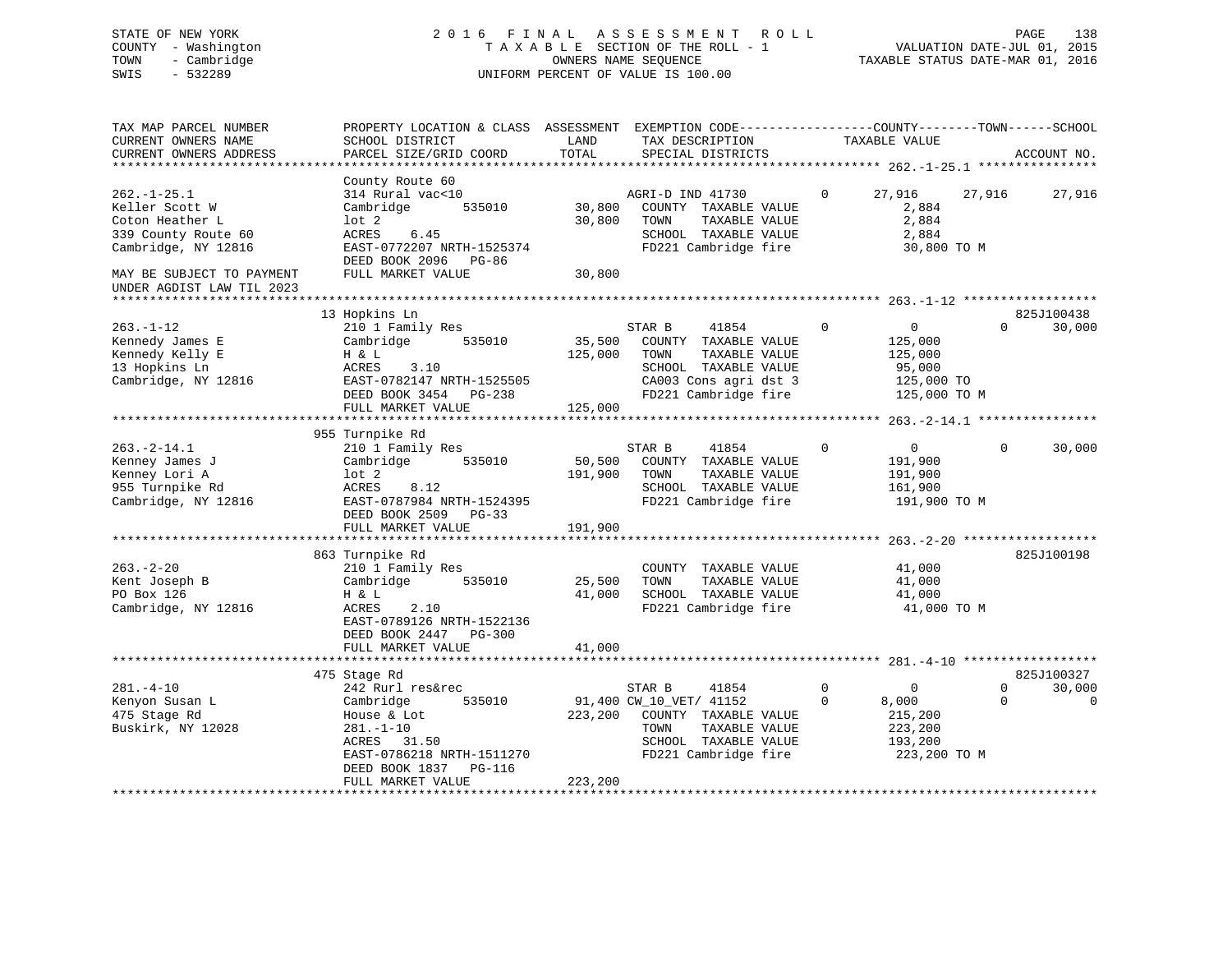STATE OF NEW YORK
COUNTY - Washington
TOWN - Cambridge
SWIS - 532289

2016 FINAL ASSESSMENT ROLL
TAXABLE SECTION OF THE ROLL - 1
OWNERS NAME SEQUENCE
UNIFORM PERCENT OF VALUE IS 100.00

VALUATION DATE-JUL 01, 2015
TAXABLE STATUS DATE-MAR 01, 2016

```
TAX MAP PARCEL NUMBER          PROPERTY LOCATION & CLASS  ASSESSMENT  EXEMPTION CODE------------------COUNTY--------TOWN------SCHOOL
CURRENT OWNERS NAME            SCHOOL DISTRICT             LAND       TAX DESCRIPTION              TAXABLE VALUE
CURRENT OWNERS ADDRESS         PARCEL SIZE/GRID COORD      TOTAL      SPECIAL DISTRICTS                                        ACCOUNT NO.
******************************************************************************************************* 262.-1-25.1 ****************
                               County Route 60
262.-1-25.1                    314 Rural vac<10                       AGRI-D IND 41730         0       27,916      27,916       27,916
Keller Scott W                 Cambridge        535010      30,800    COUNTY  TAXABLE VALUE              2,884
Coton Heather L                lot 2                        30,800    TOWN    TAXABLE VALUE              2,884
339 County Route 60            ACRES     6.45                         SCHOOL  TAXABLE VALUE              2,884
Cambridge, NY 12816            EAST-0772207 NRTH-1525374              FD221 Cambridge fire              30,800 TO M
                               DEED BOOK 2096   PG-86
MAY BE SUBJECT TO PAYMENT      FULL MARKET VALUE            30,800
UNDER AGDIST LAW TIL 2023
******************************************************************************************************* 263.-1-12 ******************
                               13 Hopkins Ln                                                                                 825J100438
263.-1-12                      210 1 Family Res                       STAR B      41854        0            0            0       30,000
Kennedy James E                Cambridge        535010      35,500    COUNTY  TAXABLE VALUE            125,000
Kennedy Kelly E                H & L                       125,000    TOWN    TAXABLE VALUE            125,000
13 Hopkins Ln                  ACRES     3.10                         SCHOOL  TAXABLE VALUE             95,000
Cambridge, NY 12816            EAST-0782147 NRTH-1525505              CA003 Cons agri dst 3            125,000 TO
                               DEED BOOK 3454   PG-238                FD221 Cambridge fire             125,000 TO M
                               FULL MARKET VALUE           125,000
******************************************************************************************************* 263.-2-14.1 ****************
                               955 Turnpike Rd
263.-2-14.1                    210 1 Family Res                       STAR B      41854        0            0            0       30,000
Kenney James J                 Cambridge        535010      50,500    COUNTY  TAXABLE VALUE            191,900
Kenney Lori A                  lot 2                       191,900    TOWN    TAXABLE VALUE            191,900
955 Turnpike Rd                ACRES     8.12                         SCHOOL  TAXABLE VALUE            161,900
Cambridge, NY 12816            EAST-0787984 NRTH-1524395              FD221 Cambridge fire             191,900 TO M
                               DEED BOOK 2509   PG-33
                               FULL MARKET VALUE           191,900
******************************************************************************************************* 263.-2-20 ******************
                               863 Turnpike Rd                                                                               825J100198
263.-2-20                      210 1 Family Res                       COUNTY  TAXABLE VALUE             41,000
Kent Joseph B                  Cambridge        535010      25,500    TOWN    TAXABLE VALUE             41,000
PO Box 126                     H & L                        41,000    SCHOOL  TAXABLE VALUE             41,000
Cambridge, NY 12816            ACRES     2.10                         FD221 Cambridge fire              41,000 TO M
                               EAST-0789126 NRTH-1522136
                               DEED BOOK 2447   PG-300
                               FULL MARKET VALUE            41,000
******************************************************************************************************* 281.-4-10 ******************
                               475 Stage Rd                                                                                  825J100327
281.-4-10                      242 Rurl res&rec                       STAR B      41854        0            0            0       30,000
Kenyon Susan L                 Cambridge        535010      91,400 CW_10_VET/ 41152        0        8,000            0            0
475 Stage Rd                   House & Lot                 223,200    COUNTY  TAXABLE VALUE            215,200
Buskirk, NY 12028              281.-1-10                              TOWN    TAXABLE VALUE            223,200
                               ACRES    31.50                         SCHOOL  TAXABLE VALUE            193,200
                               EAST-0786218 NRTH-1511270              FD221 Cambridge fire             223,200 TO M
                               DEED BOOK 1837   PG-116
                               FULL MARKET VALUE           223,200
************************************************************************************************************************************
```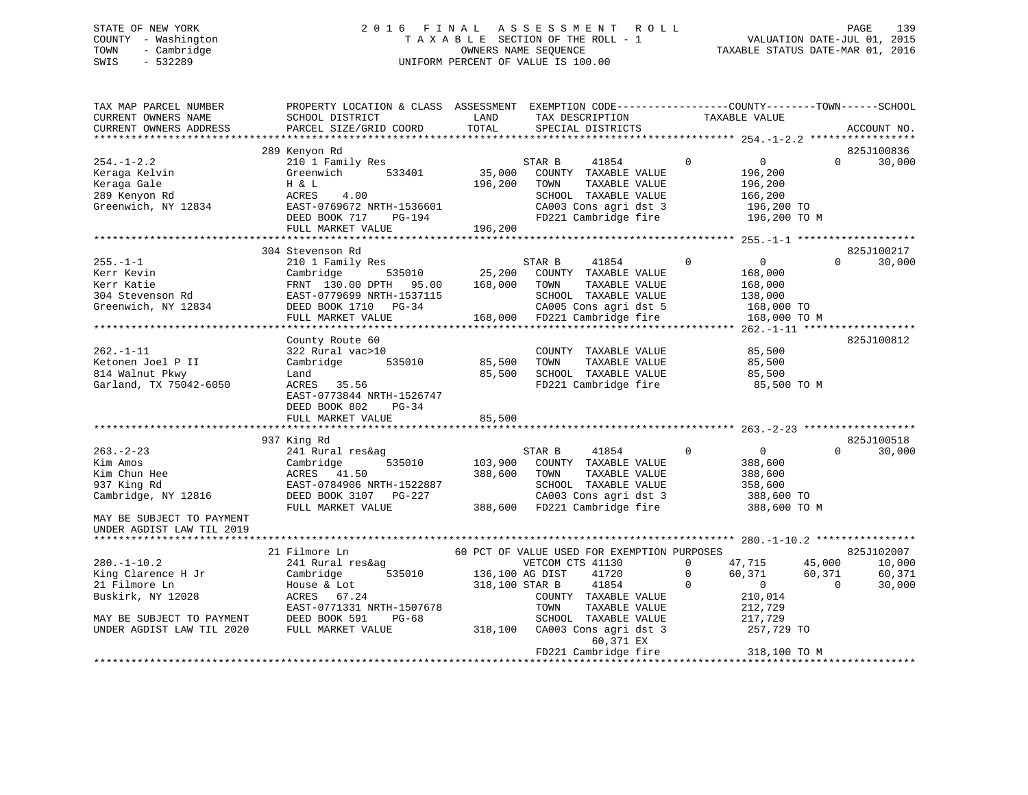STATE OF NEW YORK
COUNTY - Washington
TOWN - Cambridge
SWIS - 532289

2016 FINAL ASSESSMENT ROLL
TAXABLE SECTION OF THE ROLL - 1
OWNERS NAME SEQUENCE
UNIFORM PERCENT OF VALUE IS 100.00

VALUATION DATE-JUL 01, 2015
TAXABLE STATUS DATE-MAR 01, 2016

```
TAX MAP PARCEL NUMBER          PROPERTY LOCATION & CLASS  ASSESSMENT  EXEMPTION CODE------------------COUNTY--------TOWN------SCHOOL
CURRENT OWNERS NAME            SCHOOL DISTRICT               LAND      TAX DESCRIPTION            TAXABLE VALUE
CURRENT OWNERS ADDRESS         PARCEL SIZE/GRID COORD        TOTAL     SPECIAL DISTRICTS                                    ACCOUNT NO.
******************************************************************************************************* 254.-1-2.2 *****************
                               289 Kenyon Rd                                                                                825J100836
254.-1-2.2                     210 1 Family Res                   STAR B      41854        0            0            0        30,000
Keraga Kelvin                  Greenwich        533401    35,000   COUNTY  TAXABLE VALUE              196,200
Keraga Gale                    H & L                     196,200   TOWN    TAXABLE VALUE              196,200
289 Kenyon Rd                  ACRES     4.00                      SCHOOL  TAXABLE VALUE              166,200
Greenwich, NY 12834            EAST-0769672 NRTH-1536601           CA003 Cons agri dst 3               196,200 TO
                               DEED BOOK 717     PG-194            FD221 Cambridge fire                196,200 TO M
                               FULL MARKET VALUE         196,200
******************************************************************************************************* 255.-1-1 *******************
                               304 Stevenson Rd                                                                             825J100217
255.-1-1                       210 1 Family Res                   STAR B      41854        0            0            0        30,000
Kerr Kevin                     Cambridge        535010    25,200   COUNTY  TAXABLE VALUE              168,000
Kerr Katie                     FRNT 130.00 DPTH  95.00   168,000   TOWN    TAXABLE VALUE              168,000
304 Stevenson Rd               EAST-0779699 NRTH-1537115           SCHOOL  TAXABLE VALUE              138,000
Greenwich, NY 12834            DEED BOOK 1710   PG-34              CA005 Cons agri dst 5               168,000 TO
                               FULL MARKET VALUE         168,000   FD221 Cambridge fire                168,000 TO M
******************************************************************************************************* 262.-1-11 ******************
                               County Route 60                                                                              825J100812
262.-1-11                      322 Rural vac>10                    COUNTY  TAXABLE VALUE               85,500
Ketonen Joel P II              Cambridge        535010    85,500   TOWN    TAXABLE VALUE               85,500
814 Walnut Pkwy                Land                       85,500   SCHOOL  TAXABLE VALUE               85,500
Garland, TX 75042-6050         ACRES    35.56                      FD221 Cambridge fire                 85,500 TO M
                               EAST-0773844 NRTH-1526747
                               DEED BOOK 802     PG-34
                               FULL MARKET VALUE          85,500
******************************************************************************************************* 263.-2-23 ******************
                               937 King Rd                                                                                  825J100518
263.-2-23                      241 Rural res&ag                   STAR B      41854        0            0            0        30,000
Kim Amos                       Cambridge        535010   103,900   COUNTY  TAXABLE VALUE              388,600
Kim Chun Hee                   ACRES    41.50            388,600   TOWN    TAXABLE VALUE              388,600
937 King Rd                    EAST-0784906 NRTH-1522887           SCHOOL  TAXABLE VALUE              358,600
Cambridge, NY 12816            DEED BOOK 3107   PG-227             CA003 Cons agri dst 3               388,600 TO
                               FULL MARKET VALUE         388,600   FD221 Cambridge fire                388,600 TO M
MAY BE SUBJECT TO PAYMENT
UNDER AGDIST LAW TIL 2019
******************************************************************************************************* 280.-1-10.2 ****************
                               21 Filmore Ln                  60 PCT OF VALUE USED FOR EXEMPTION PURPOSES                   825J102007
280.-1-10.2                    241 Rural res&ag                   VETCOM CTS 41130        0        47,715       45,000        10,000
King Clarence H Jr             Cambridge        535010   136,100 AG DIST     41720        0        60,371       60,371        60,371
21 Filmore Ln                  House & Lot               318,100 STAR B      41854        0            0            0        30,000
Buskirk, NY 12028              ACRES    67.24                      COUNTY  TAXABLE VALUE              210,014
                               EAST-0771331 NRTH-1507678           TOWN    TAXABLE VALUE              212,729
MAY BE SUBJECT TO PAYMENT      DEED BOOK 591     PG-68             SCHOOL  TAXABLE VALUE              217,729
UNDER AGDIST LAW TIL 2020      FULL MARKET VALUE         318,100   CA003 Cons agri dst 3               257,729 TO
                                                                        60,371 EX
                                                                   FD221 Cambridge fire                318,100 TO M
************************************************************************************************************************************
```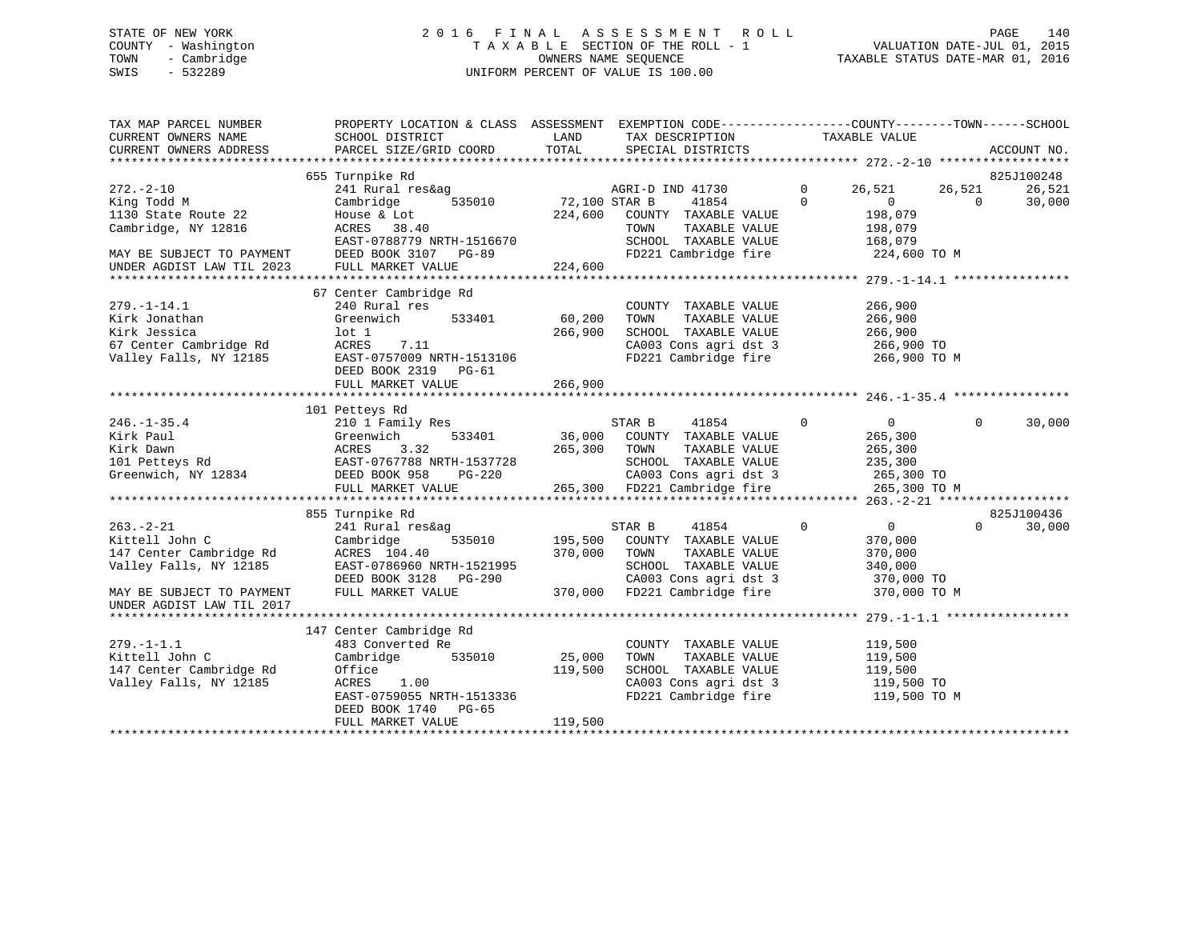STATE OF NEW YORK
COUNTY - Washington
TOWN - Cambridge
SWIS - 532289

2016 FINAL ASSESSMENT ROLL
TAXABLE SECTION OF THE ROLL - 1
OWNERS NAME SEQUENCE
UNIFORM PERCENT OF VALUE IS 100.00

VALUATION DATE-JUL 01, 2015
TAXABLE STATUS DATE-MAR 01, 2016

```
TAX MAP PARCEL NUMBER          PROPERTY LOCATION & CLASS  ASSESSMENT  EXEMPTION CODE-----------------COUNTY--------TOWN------SCHOOL
CURRENT OWNERS NAME            SCHOOL DISTRICT              LAND      TAX DESCRIPTION            TAXABLE VALUE
CURRENT OWNERS ADDRESS         PARCEL SIZE/GRID COORD       TOTAL     SPECIAL DISTRICTS                                   ACCOUNT NO.
********************************************************************************************* 272.-2-10 ******************
                               655 Turnpike Rd                                                                          825J100248
272.-2-10                      241 Rural res&ag                       AGRI-D IND 41730       0     26,521     26,521      26,521
King Todd M                    Cambridge       535010     72,100 STAR B      41854           0          0          0      30,000
1130 State Route 22            House & Lot               224,600   COUNTY  TAXABLE VALUE           198,079
Cambridge, NY 12816            ACRES   38.40                       TOWN    TAXABLE VALUE           198,079
                               EAST-0788779 NRTH-1516670           SCHOOL  TAXABLE VALUE           168,079
MAY BE SUBJECT TO PAYMENT      DEED BOOK 3107   PG-89              FD221 Cambridge fire            224,600 TO M
UNDER AGDIST LAW TIL 2023      FULL MARKET VALUE         224,600
********************************************************************************************* 279.-1-14.1 ****************
                               67 Center Cambridge Rd
279.-1-14.1                    240 Rural res                          COUNTY  TAXABLE VALUE           266,900
Kirk Jonathan                  Greenwich       533401     60,200      TOWN    TAXABLE VALUE           266,900
Kirk Jessica                   lot 1                     266,900      SCHOOL  TAXABLE VALUE           266,900
67 Center Cambridge Rd         ACRES    7.11                          CA003 Cons agri dst 3           266,900 TO
Valley Falls, NY 12185         EAST-0757009 NRTH-1513106              FD221 Cambridge fire            266,900 TO M
                               DEED BOOK 2319   PG-61
                               FULL MARKET VALUE         266,900
********************************************************************************************* 246.-1-35.4 ****************
                               101 Petteys Rd
246.-1-35.4                    210 1 Family Res                       STAR B      41854       0          0          0      30,000
Kirk Paul                      Greenwich       533401     36,000      COUNTY  TAXABLE VALUE           265,300
Kirk Dawn                      ACRES    3.32             265,300      TOWN    TAXABLE VALUE           265,300
101 Petteys Rd                 EAST-0767788 NRTH-1537728              SCHOOL  TAXABLE VALUE           235,300
Greenwich, NY 12834            DEED BOOK 958    PG-220                CA003 Cons agri dst 3           265,300 TO
                               FULL MARKET VALUE         265,300      FD221 Cambridge fire            265,300 TO M
********************************************************************************************* 263.-2-21 ******************
                               855 Turnpike Rd                                                                          825J100436
263.-2-21                      241 Rural res&ag                       STAR B      41854       0          0          0      30,000
Kittell John C                 Cambridge       535010    195,500      COUNTY  TAXABLE VALUE           370,000
147 Center Cambridge Rd        ACRES  104.40             370,000      TOWN    TAXABLE VALUE           370,000
Valley Falls, NY 12185         EAST-0786960 NRTH-1521995              SCHOOL  TAXABLE VALUE           340,000
                               DEED BOOK 3128   PG-290                CA003 Cons agri dst 3           370,000 TO
MAY BE SUBJECT TO PAYMENT      FULL MARKET VALUE         370,000      FD221 Cambridge fire            370,000 TO M
UNDER AGDIST LAW TIL 2017
********************************************************************************************* 279.-1-1.1 *****************
                               147 Center Cambridge Rd
279.-1-1.1                     483 Converted Re                       COUNTY  TAXABLE VALUE           119,500
Kittell John C                 Cambridge       535010     25,000      TOWN    TAXABLE VALUE           119,500
147 Center Cambridge Rd        Office                    119,500      SCHOOL  TAXABLE VALUE           119,500
Valley Falls, NY 12185         ACRES    1.00                          CA003 Cons agri dst 3           119,500 TO
                               EAST-0759055 NRTH-1513336              FD221 Cambridge fire            119,500 TO M
                               DEED BOOK 1740   PG-65
                               FULL MARKET VALUE         119,500
****************************************************************************************************************************
```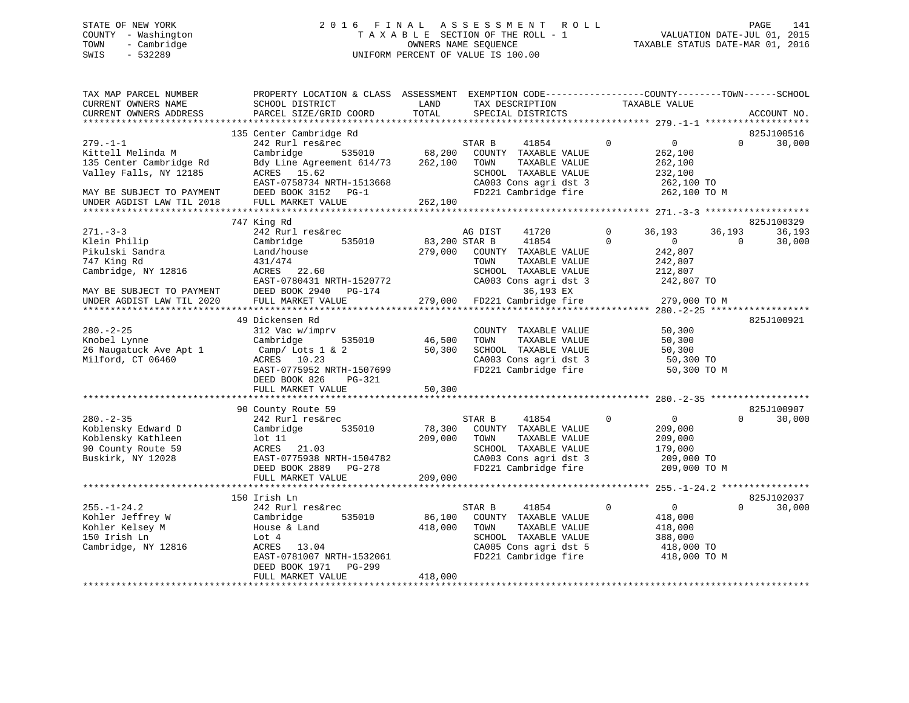STATE OF NEW YORK
COUNTY - Washington
TOWN - Cambridge
SWIS - 532289

2 0 1 6 F I N A L A S S E S S M E N T R O L L
T A X A B L E SECTION OF THE ROLL - 1
OWNERS NAME SEQUENCE
UNIFORM PERCENT OF VALUE IS 100.00

VALUATION DATE-JUL 01, 2015
TAXABLE STATUS DATE-MAR 01, 2016

```
TAX MAP PARCEL NUMBER         PROPERTY LOCATION & CLASS  ASSESSMENT  EXEMPTION CODE------------------COUNTY--------TOWN------SCHOOL
CURRENT OWNERS NAME           SCHOOL DISTRICT              LAND      TAX DESCRIPTION              TAXABLE VALUE
CURRENT OWNERS ADDRESS        PARCEL SIZE/GRID COORD       TOTAL     SPECIAL DISTRICTS                                   ACCOUNT NO.
******************************************************************************************************* 279.-1-1 *******************
                              135 Center Cambridge Rd                                                                   825J100516
279.-1-1                      242 Rurl res&rec                       STAR B      41854          0          0          0     30,000
Kittell Melinda M             Cambridge        535010       68,200   COUNTY  TAXABLE VALUE           262,100
135 Center Cambridge Rd       Bdy Line Agreement 614/73    262,100   TOWN    TAXABLE VALUE           262,100
Valley Falls, NY 12185        ACRES   15.62                          SCHOOL  TAXABLE VALUE           232,100
                              EAST-0758734 NRTH-1513668              CA003 Cons agri dst 3            262,100 TO
MAY BE SUBJECT TO PAYMENT     DEED BOOK 3152   PG-1                  FD221 Cambridge fire             262,100 TO M
UNDER AGDIST LAW TIL 2018     FULL MARKET VALUE            262,100
******************************************************************************************************* 271.-3-3 *******************
                              747 King Rd                                                                               825J100329
271.-3-3                      242 Rurl res&rec                       AG DIST     41720          0     36,193     36,193     36,193
Klein Philip                  Cambridge        535010       83,200 STAR B      41854          0          0          0     30,000
Pikulski Sandra               Land/house                   279,000   COUNTY  TAXABLE VALUE           242,807
747 King Rd                   431/474                                TOWN    TAXABLE VALUE           242,807
Cambridge, NY 12816           ACRES   22.60                          SCHOOL  TAXABLE VALUE           212,807
                              EAST-0780431 NRTH-1520772              CA003 Cons agri dst 3            242,807 TO
MAY BE SUBJECT TO PAYMENT     DEED BOOK 2940   PG-174                     36,193 EX
UNDER AGDIST LAW TIL 2020     FULL MARKET VALUE            279,000   FD221 Cambridge fire             279,000 TO M
******************************************************************************************************* 280.-2-25 ******************
                              49 Dickensen Rd                                                                           825J100921
280.-2-25                     312 Vac w/imprv                        COUNTY  TAXABLE VALUE            50,300
Knobel Lynne                  Cambridge        535010       46,500   TOWN    TAXABLE VALUE            50,300
26 Naugatuck Ave Apt 1         Camp/ Lots 1 & 2             50,300   SCHOOL  TAXABLE VALUE            50,300
Milford, CT 06460             ACRES   10.23                          CA003 Cons agri dst 3             50,300 TO
                              EAST-0775952 NRTH-1507699              FD221 Cambridge fire              50,300 TO M
                              DEED BOOK 826    PG-321
                              FULL MARKET VALUE             50,300
******************************************************************************************************* 280.-2-35 ******************
                              90 County Route 59                                                                        825J100907
280.-2-35                     242 Rurl res&rec                       STAR B      41854          0          0          0     30,000
Koblensky Edward D            Cambridge        535010       78,300   COUNTY  TAXABLE VALUE           209,000
Koblensky Kathleen            lot 11                       209,000   TOWN    TAXABLE VALUE           209,000
90 County Route 59            ACRES   21.03                          SCHOOL  TAXABLE VALUE           179,000
Buskirk, NY 12028             EAST-0775938 NRTH-1504782              CA003 Cons agri dst 3            209,000 TO
                              DEED BOOK 2889   PG-278                FD221 Cambridge fire             209,000 TO M
                              FULL MARKET VALUE            209,000
******************************************************************************************************* 255.-1-24.2 ****************
                              150 Irish Ln                                                                              825J102037
255.-1-24.2                   242 Rurl res&rec                       STAR B      41854          0          0          0     30,000
Kohler Jeffrey W              Cambridge        535010       86,100   COUNTY  TAXABLE VALUE           418,000
Kohler Kelsey M               House & Land                 418,000   TOWN    TAXABLE VALUE           418,000
150 Irish Ln                  Lot 4                                  SCHOOL  TAXABLE VALUE           388,000
Cambridge, NY 12816           ACRES   13.04                          CA005 Cons agri dst 5            418,000 TO
                              EAST-0781007 NRTH-1532061              FD221 Cambridge fire             418,000 TO M
                              DEED BOOK 1971   PG-299
                              FULL MARKET VALUE            418,000
************************************************************************************************************************************
```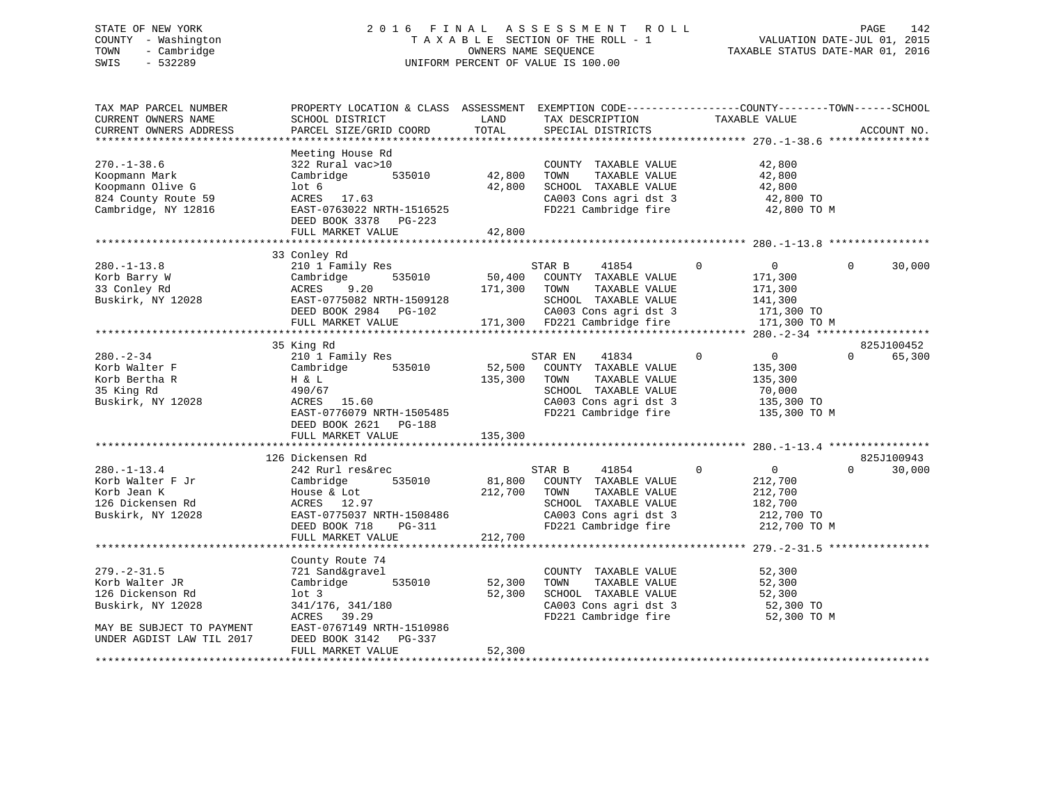STATE OF NEW YORK
COUNTY - Washington
TOWN - Cambridge
SWIS - 532289

2016 FINAL ASSESSMENT ROLL
TAXABLE SECTION OF THE ROLL - 1
OWNERS NAME SEQUENCE
UNIFORM PERCENT OF VALUE IS 100.00

VALUATION DATE-JUL 01, 2015
TAXABLE STATUS DATE-MAR 01, 2016

| TAX MAP PARCEL NUMBER / CURRENT OWNERS NAME / CURRENT OWNERS ADDRESS | PROPERTY LOCATION & CLASS / SCHOOL DISTRICT / PARCEL SIZE/GRID COORD | ASSESSMENT LAND / TOTAL | EXEMPTION CODE / TAX DESCRIPTION / SPECIAL DISTRICTS | COUNTY | TOWN | SCHOOL TAXABLE VALUE | ACCOUNT NO. |
|---|---|---|---|---|---|---|---|
| **270.-1-38.6** | Meeting House Rd | | | | | | |
| 270.-1-38.6 | 322 Rural vac>10 | | COUNTY TAXABLE VALUE | 42,800 | | | |
| Koopmann Mark | Cambridge 535010 | 42,800 | TOWN TAXABLE VALUE | 42,800 | | | |
| Koopmann Olive G | lot 6 | 42,800 | SCHOOL TAXABLE VALUE | 42,800 | | | |
| 824 County Route 59 | ACRES 17.63 | | CA003 Cons agri dst 3 | 42,800 TO | | | |
| Cambridge, NY 12816 | EAST-0763022 NRTH-1516525 | | FD221 Cambridge fire | 42,800 TO M | | | |
| | DEED BOOK 3378 PG-223 | | | | | | |
| | FULL MARKET VALUE | 42,800 | | | | | |
| **280.-1-13.8** | 33 Conley Rd | | | | | | |
| 280.-1-13.8 | 210 1 Family Res | | STAR B 41854 | 0 | 0 | 30,000 | |
| Korb Barry W | Cambridge 535010 | 50,400 | COUNTY TAXABLE VALUE | 171,300 | | | |
| 33 Conley Rd | ACRES 9.20 | 171,300 | TOWN TAXABLE VALUE | 171,300 | | | |
| Buskirk, NY 12028 | EAST-0775082 NRTH-1509128 | | SCHOOL TAXABLE VALUE | 141,300 | | | |
| | DEED BOOK 2984 PG-102 | | CA003 Cons agri dst 3 | 171,300 TO | | | |
| | FULL MARKET VALUE | 171,300 | FD221 Cambridge fire | 171,300 TO M | | | |
| **280.-2-34** | 35 King Rd | | | | | | 825J100452 |
| 280.-2-34 | 210 1 Family Res | | STAR EN 41834 | 0 | 0 | 65,300 | |
| Korb Walter F | Cambridge 535010 | 52,500 | COUNTY TAXABLE VALUE | 135,300 | | | |
| Korb Bertha R | H & L | 135,300 | TOWN TAXABLE VALUE | 135,300 | | | |
| 35 King Rd | 490/67 | | SCHOOL TAXABLE VALUE | 70,000 | | | |
| Buskirk, NY 12028 | ACRES 15.60 | | CA003 Cons agri dst 3 | 135,300 TO | | | |
| | EAST-0776079 NRTH-1505485 | | FD221 Cambridge fire | 135,300 TO M | | | |
| | DEED BOOK 2621 PG-188 | | | | | | |
| | FULL MARKET VALUE | 135,300 | | | | | |
| **280.-1-13.4** | 126 Dickensen Rd | | | | | | 825J100943 |
| 280.-1-13.4 | 242 Rurl res&rec | | STAR B 41854 | 0 | 0 | 30,000 | |
| Korb Walter F Jr | Cambridge 535010 | 81,800 | COUNTY TAXABLE VALUE | 212,700 | | | |
| Korb Jean K | House & Lot | 212,700 | TOWN TAXABLE VALUE | 212,700 | | | |
| 126 Dickensen Rd | ACRES 12.97 | | SCHOOL TAXABLE VALUE | 182,700 | | | |
| Buskirk, NY 12028 | EAST-0775037 NRTH-1508486 | | CA003 Cons agri dst 3 | 212,700 TO | | | |
| | DEED BOOK 718 PG-311 | | FD221 Cambridge fire | 212,700 TO M | | | |
| | FULL MARKET VALUE | 212,700 | | | | | |
| **279.-2-31.5** | County Route 74 | | | | | | |
| 279.-2-31.5 | 721 Sand&gravel | | COUNTY TAXABLE VALUE | 52,300 | | | |
| Korb Walter JR | Cambridge 535010 | 52,300 | TOWN TAXABLE VALUE | 52,300 | | | |
| 126 Dickenson Rd | lot 3 | 52,300 | SCHOOL TAXABLE VALUE | 52,300 | | | |
| Buskirk, NY 12028 | 341/176, 341/180 | | CA003 Cons agri dst 3 | 52,300 TO | | | |
| | ACRES 39.29 | | FD221 Cambridge fire | 52,300 TO M | | | |
| MAY BE SUBJECT TO PAYMENT | EAST-0767149 NRTH-1510986 | | | | | | |
| UNDER AGDIST LAW TIL 2017 | DEED BOOK 3142 PG-337 | | | | | | |
| | FULL MARKET VALUE | 52,300 | | | | | |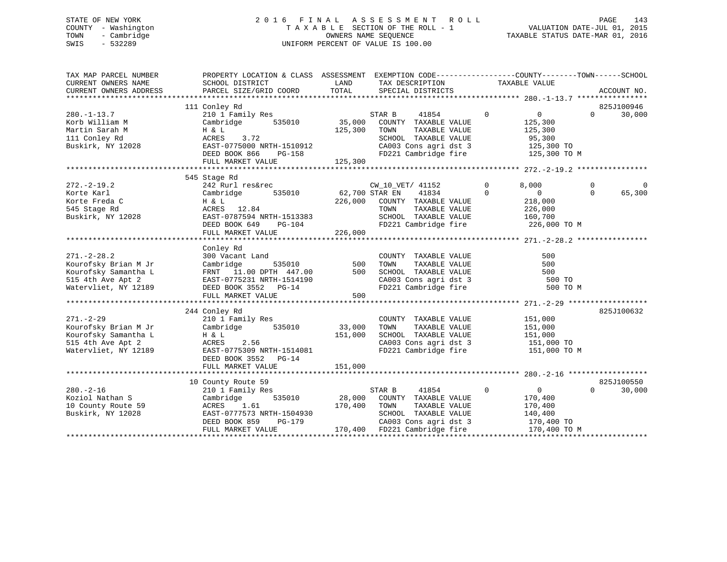STATE OF NEW YORK
COUNTY - Washington
TOWN - Cambridge
SWIS - 532289

2016 FINAL ASSESSMENT ROLL
TAXABLE SECTION OF THE ROLL - 1
OWNERS NAME SEQUENCE
UNIFORM PERCENT OF VALUE IS 100.00

VALUATION DATE-JUL 01, 2015
TAXABLE STATUS DATE-MAR 01, 2016

```
TAX MAP PARCEL NUMBER          PROPERTY LOCATION & CLASS  ASSESSMENT  EXEMPTION CODE------------------COUNTY--------TOWN------SCHOOL
CURRENT OWNERS NAME            SCHOOL DISTRICT               LAND      TAX DESCRIPTION            TAXABLE VALUE
CURRENT OWNERS ADDRESS         PARCEL SIZE/GRID COORD        TOTAL     SPECIAL DISTRICTS                                      ACCOUNT NO.
******************************************************************************************************* 280.-1-13.7 ****************
                               111 Conley Rd                                                                                825J100946
280.-1-13.7                    210 1 Family Res                        STAR B    41854         0          0            0     30,000
Korb William M                 Cambridge       535010        35,000    COUNTY  TAXABLE VALUE            125,300
Martin Sarah M                 H & L                        125,300    TOWN    TAXABLE VALUE            125,300
111 Conley Rd                  ACRES    3.72                           SCHOOL  TAXABLE VALUE             95,300
Buskirk, NY 12028              EAST-0775000 NRTH-1510912               CA003 Cons agri dst 3            125,300 TO
                               DEED BOOK 866    PG-158                 FD221 Cambridge fire             125,300 TO M
                               FULL MARKET VALUE            125,300
******************************************************************************************************* 272.-2-19.2 ****************
                               545 Stage Rd
272.-2-19.2                    242 Rurl res&rec                        CW_10_VET/ 41152        0      8,000            0          0
Korte Karl                     Cambridge       535010        62,700 STAR EN    41834         0          0            0     65,300
Korte Freda C                  H & L                        226,000    COUNTY  TAXABLE VALUE            218,000
545 Stage Rd                   ACRES   12.84                           TOWN    TAXABLE VALUE            226,000
Buskirk, NY 12028              EAST-0787594 NRTH-1513383               SCHOOL  TAXABLE VALUE            160,700
                               DEED BOOK 649    PG-104                 FD221 Cambridge fire             226,000 TO M
                               FULL MARKET VALUE            226,000
******************************************************************************************************* 271.-2-28.2 ****************
                               Conley Rd
271.-2-28.2                    300 Vacant Land                         COUNTY  TAXABLE VALUE                500
Kourofsky Brian M Jr           Cambridge       535010           500    TOWN    TAXABLE VALUE                500
Kourofsky Samantha L           FRNT   11.00 DPTH  447.00        500    SCHOOL  TAXABLE VALUE                500
515 4th Ave Apt 2              EAST-0775231 NRTH-1514190               CA003 Cons agri dst 3                500 TO
Watervliet, NY 12189           DEED BOOK 3552   PG-14                  FD221 Cambridge fire                 500 TO M
                               FULL MARKET VALUE                500
******************************************************************************************************* 271.-2-29 ******************
                               244 Conley Rd                                                                                825J100632
271.-2-29                      210 1 Family Res                        COUNTY  TAXABLE VALUE            151,000
Kourofsky Brian M Jr           Cambridge       535010        33,000    TOWN    TAXABLE VALUE            151,000
Kourofsky Samantha L           H & L                        151,000    SCHOOL  TAXABLE VALUE            151,000
515 4th Ave Apt 2              ACRES    2.56                           CA003 Cons agri dst 3            151,000 TO
Watervliet, NY 12189           EAST-0775309 NRTH-1514081               FD221 Cambridge fire             151,000 TO M
                               DEED BOOK 3552   PG-14
                               FULL MARKET VALUE            151,000
******************************************************************************************************* 280.-2-16 ******************
                               10 County Route 59                                                                           825J100550
280.-2-16                      210 1 Family Res                        STAR B    41854         0          0            0     30,000
Koziol Nathan S                Cambridge       535010        28,000    COUNTY  TAXABLE VALUE            170,400
10 County Route 59             ACRES    1.61                170,400    TOWN    TAXABLE VALUE            170,400
Buskirk, NY 12028              EAST-0777573 NRTH-1504930               SCHOOL  TAXABLE VALUE            140,400
                               DEED BOOK 859    PG-179                 CA003 Cons agri dst 3            170,400 TO
                               FULL MARKET VALUE            170,400    FD221 Cambridge fire             170,400 TO M
************************************************************************************************************************************
```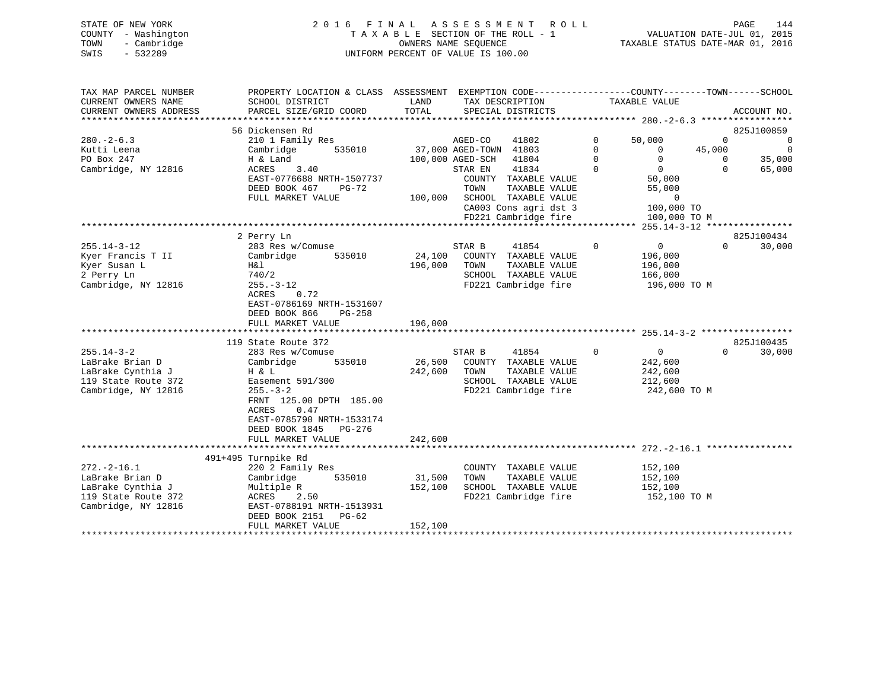STATE OF NEW YORK — 2016 FINAL ASSESSMENT ROLL — PAGE 144
COUNTY - Washington — TAXABLE SECTION OF THE ROLL - 1 — VALUATION DATE-JUL 01, 2015
TOWN - Cambridge — OWNERS NAME SEQUENCE — TAXABLE STATUS DATE-MAR 01, 2016
SWIS - 532289 — UNIFORM PERCENT OF VALUE IS 100.00

| TAX MAP PARCEL NUMBER / CURRENT OWNERS NAME / CURRENT OWNERS ADDRESS | PROPERTY LOCATION & CLASS / SCHOOL DISTRICT / PARCEL SIZE/GRID COORD | ASSESSMENT LAND / TOTAL | EXEMPTION CODE / TAX DESCRIPTION / SPECIAL DISTRICTS | COUNTY TAXABLE VALUE | TOWN | SCHOOL | ACCOUNT NO. |
|---|---|---|---|---|---|---|---|
| **280.-2-6.3** | 56 Dickensen Rd | | | | | | 825J100859 |
| Kutti Leena | 210 1 Family Res | | AGED-CO 41802 0 | 50,000 | 0 | 0 | |
| PO Box 247 | Cambridge 535010 | 37,000 | AGED-TOWN 41803 0 | 0 | 45,000 | 0 | |
| Cambridge, NY 12816 | H & Land | 100,000 | AGED-SCH 41804 0 | 0 | 0 | 35,000 | |
| | ACRES 3.40 | | STAR EN 41834 0 | 0 | 0 | 65,000 | |
| | EAST-0776688 NRTH-1507737 | | COUNTY TAXABLE VALUE | 50,000 | | | |
| | DEED BOOK 467 PG-72 | | TOWN TAXABLE VALUE | 55,000 | | | |
| | FULL MARKET VALUE | 100,000 | SCHOOL TAXABLE VALUE | 0 | | | |
| | | | CA003 Cons agri dst 3 | 100,000 TO | | | |
| | | | FD221 Cambridge fire | 100,000 TO M | | | |
| **255.14-3-12** | 2 Perry Ln | | | | | | 825J100434 |
| Kyer Francis T II | 283 Res w/Comuse | | STAR B 41854 0 | 0 | 0 | 30,000 | |
| Kyer Susan L | Cambridge 535010 | 24,100 | COUNTY TAXABLE VALUE | 196,000 | | | |
| 2 Perry Ln | H&l | 196,000 | TOWN TAXABLE VALUE | 196,000 | | | |
| Cambridge, NY 12816 | 740/2 | | SCHOOL TAXABLE VALUE | 166,000 | | | |
| | 255.-3-12 | | FD221 Cambridge fire | 196,000 TO M | | | |
| | ACRES 0.72 | | | | | | |
| | EAST-0786169 NRTH-1531607 | | | | | | |
| | DEED BOOK 866 PG-258 | | | | | | |
| | FULL MARKET VALUE | 196,000 | | | | | |
| **255.14-3-2** | 119 State Route 372 | | | | | | 825J100435 |
| LaBrake Brian D | 283 Res w/Comuse | | STAR B 41854 0 | 0 | 0 | 30,000 | |
| LaBrake Cynthia J | Cambridge 535010 | 26,500 | COUNTY TAXABLE VALUE | 242,600 | | | |
| 119 State Route 372 | H & L | 242,600 | TOWN TAXABLE VALUE | 242,600 | | | |
| Cambridge, NY 12816 | Easement 591/300 | | SCHOOL TAXABLE VALUE | 212,600 | | | |
| | 255.-3-2 | | FD221 Cambridge fire | 242,600 TO M | | | |
| | FRNT 125.00 DPTH 185.00 | | | | | | |
| | ACRES 0.47 | | | | | | |
| | EAST-0785790 NRTH-1533174 | | | | | | |
| | DEED BOOK 1845 PG-276 | | | | | | |
| | FULL MARKET VALUE | 242,600 | | | | | |
| **272.-2-16.1** | 491+495 Turnpike Rd | | | | | | |
| LaBrake Brian D | 220 2 Family Res | | COUNTY TAXABLE VALUE | 152,100 | | | |
| LaBrake Cynthia J | Cambridge 535010 | 31,500 | TOWN TAXABLE VALUE | 152,100 | | | |
| 119 State Route 372 | Multiple R | 152,100 | SCHOOL TAXABLE VALUE | 152,100 | | | |
| Cambridge, NY 12816 | ACRES 2.50 | | FD221 Cambridge fire | 152,100 TO M | | | |
| | EAST-0788191 NRTH-1513931 | | | | | | |
| | DEED BOOK 2151 PG-62 | | | | | | |
| | FULL MARKET VALUE | 152,100 | | | | | |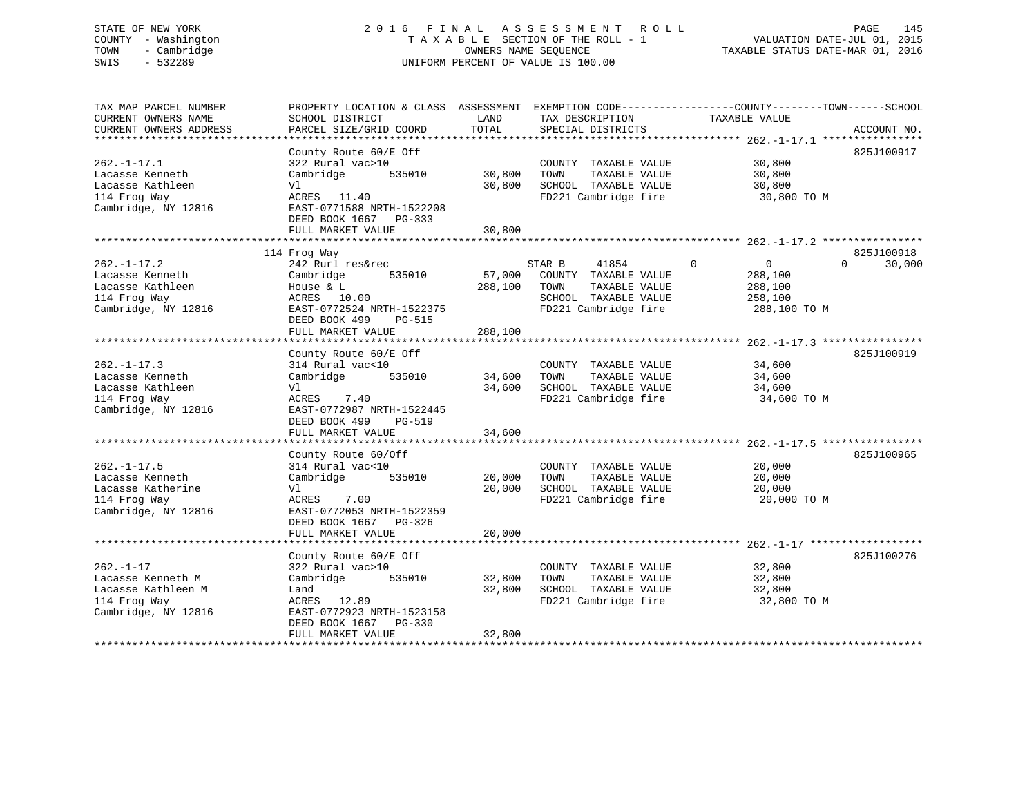STATE OF NEW YORK
COUNTY - Washington
TOWN - Cambridge
SWIS - 532289

2016 FINAL ASSESSMENT ROLL
TAXABLE SECTION OF THE ROLL - 1
OWNERS NAME SEQUENCE
UNIFORM PERCENT OF VALUE IS 100.00

VALUATION DATE-JUL 01, 2015
TAXABLE STATUS DATE-MAR 01, 2016

| TAX MAP PARCEL NUMBER / CURRENT OWNERS NAME / CURRENT OWNERS ADDRESS | PROPERTY LOCATION & CLASS / SCHOOL DISTRICT / PARCEL SIZE/GRID COORD | ASSESSMENT LAND / TOTAL | EXEMPTION CODE / TAX DESCRIPTION / SPECIAL DISTRICTS | COUNTY | TOWN | SCHOOL | ACCOUNT NO. |
|---|---|---|---|---|---|---|---|
| **262.-1-17.1** | County Route 60/E Off | | | | | | 825J100917 |
| 262.-1-17.1 | 322 Rural vac>10 | | COUNTY TAXABLE VALUE | 30,800 | | | |
| Lacasse Kenneth | Cambridge 535010 | 30,800 | TOWN TAXABLE VALUE | | 30,800 | | |
| Lacasse Kathleen | Vl | 30,800 | SCHOOL TAXABLE VALUE | | | 30,800 | |
| 114 Frog Way | ACRES 11.40 | | FD221 Cambridge fire | 30,800 TO M | | | |
| Cambridge, NY 12816 | EAST-0771588 NRTH-1522208 | | | | | | |
| | DEED BOOK 1667 PG-333 | | | | | | |
| | FULL MARKET VALUE | 30,800 | | | | | |
| **262.-1-17.2** | 114 Frog Way | | | | | | 825J100918 |
| 262.-1-17.2 | 242 Rurl res&rec | | STAR B 41854 | 0 | 0 | 30,000 | |
| Lacasse Kenneth | Cambridge 535010 | 57,000 | COUNTY TAXABLE VALUE | 288,100 | | | |
| Lacasse Kathleen | House & L | 288,100 | TOWN TAXABLE VALUE | | 288,100 | | |
| 114 Frog Way | ACRES 10.00 | | SCHOOL TAXABLE VALUE | | | 258,100 | |
| Cambridge, NY 12816 | EAST-0772524 NRTH-1522375 | | FD221 Cambridge fire | 288,100 TO M | | | |
| | DEED BOOK 499 PG-515 | | | | | | |
| | FULL MARKET VALUE | 288,100 | | | | | |
| **262.-1-17.3** | County Route 60/E Off | | | | | | 825J100919 |
| 262.-1-17.3 | 314 Rural vac<10 | | COUNTY TAXABLE VALUE | 34,600 | | | |
| Lacasse Kenneth | Cambridge 535010 | 34,600 | TOWN TAXABLE VALUE | | 34,600 | | |
| Lacasse Kathleen | Vl | 34,600 | SCHOOL TAXABLE VALUE | | | 34,600 | |
| 114 Frog Way | ACRES 7.40 | | FD221 Cambridge fire | 34,600 TO M | | | |
| Cambridge, NY 12816 | EAST-0772987 NRTH-1522445 | | | | | | |
| | DEED BOOK 499 PG-519 | | | | | | |
| | FULL MARKET VALUE | 34,600 | | | | | |
| **262.-1-17.5** | County Route 60/Off | | | | | | 825J100965 |
| 262.-1-17.5 | 314 Rural vac<10 | | COUNTY TAXABLE VALUE | 20,000 | | | |
| Lacasse Kenneth | Cambridge 535010 | 20,000 | TOWN TAXABLE VALUE | | 20,000 | | |
| Lacasse Katherine | Vl | 20,000 | SCHOOL TAXABLE VALUE | | | 20,000 | |
| 114 Frog Way | ACRES 7.00 | | FD221 Cambridge fire | 20,000 TO M | | | |
| Cambridge, NY 12816 | EAST-0772053 NRTH-1522359 | | | | | | |
| | DEED BOOK 1667 PG-326 | | | | | | |
| | FULL MARKET VALUE | 20,000 | | | | | |
| **262.-1-17** | County Route 60/E Off | | | | | | 825J100276 |
| 262.-1-17 | 322 Rural vac>10 | | COUNTY TAXABLE VALUE | 32,800 | | | |
| Lacasse Kenneth M | Cambridge 535010 | 32,800 | TOWN TAXABLE VALUE | | 32,800 | | |
| Lacasse Kathleen M | Land | 32,800 | SCHOOL TAXABLE VALUE | | | 32,800 | |
| 114 Frog Way | ACRES 12.89 | | FD221 Cambridge fire | 32,800 TO M | | | |
| Cambridge, NY 12816 | EAST-0772923 NRTH-1523158 | | | | | | |
| | DEED BOOK 1667 PG-330 | | | | | | |
| | FULL MARKET VALUE | 32,800 | | | | | |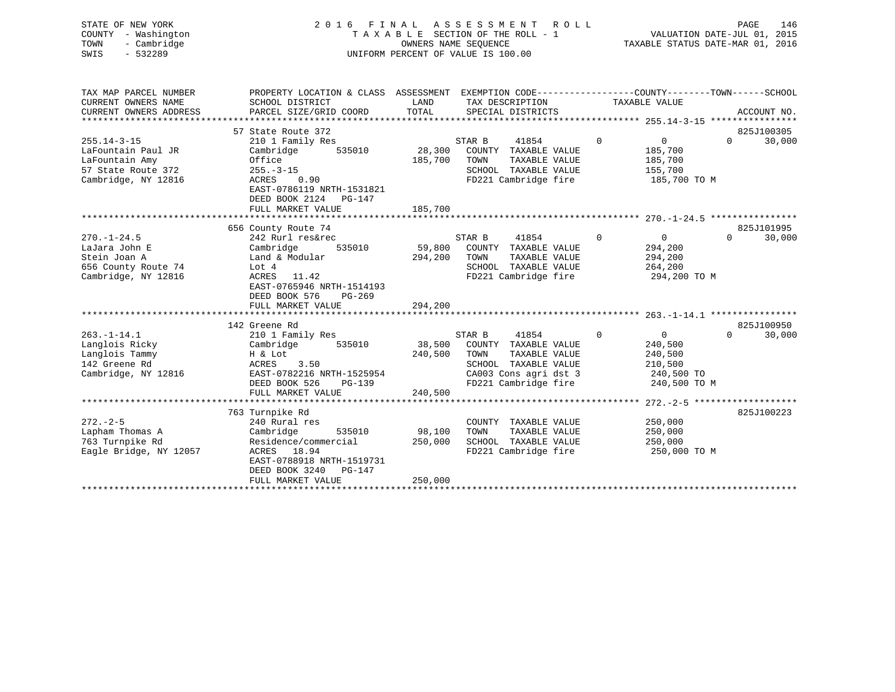STATE OF NEW YORK
COUNTY - Washington
TOWN - Cambridge
SWIS - 532289

# 2016 FINAL ASSESSMENT ROLL
TAXABLE SECTION OF THE ROLL - 1
OWNERS NAME SEQUENCE
UNIFORM PERCENT OF VALUE IS 100.00

VALUATION DATE-JUL 01, 2015
TAXABLE STATUS DATE-MAR 01, 2016

| TAX MAP PARCEL NUMBER / CURRENT OWNERS NAME / CURRENT OWNERS ADDRESS | PROPERTY LOCATION & CLASS / SCHOOL DISTRICT / PARCEL SIZE/GRID COORD | ASSESSMENT LAND | ASSESSMENT TOTAL | EXEMPTION CODE / TAX DESCRIPTION / SPECIAL DISTRICTS | COUNTY TAXABLE VALUE | TOWN | SCHOOL | ACCOUNT NO. |
|---|---|---|---|---|---|---|---|---|
| 255.14-3-15 | 57 State Route 372 | | | | | | | 825J100305 |
| LaFountain Paul JR | 210 1 Family Res | | | STAR B 41854 | 0 | 0 | 30,000 | |
| LaFountain Amy | Cambridge 535010 | 28,300 | | COUNTY TAXABLE VALUE | 185,700 | | | |
| 57 State Route 372 | Office | | 185,700 | TOWN TAXABLE VALUE | 185,700 | | | |
| Cambridge, NY 12816 | 255.-3-15 | | | SCHOOL TAXABLE VALUE | 155,700 | | | |
| | ACRES 0.90 | | | FD221 Cambridge fire | 185,700 TO M | | | |
| | EAST-0786119 NRTH-1531821 | | | | | | | |
| | DEED BOOK 2124 PG-147 | | | | | | | |
| | FULL MARKET VALUE | | 185,700 | | | | | |
| 270.-1-24.5 | 656 County Route 74 | | | | | | | 825J101995 |
| LaJara John E | 242 Rurl res&rec | | | STAR B 41854 | 0 | 0 | 30,000 | |
| Stein Joan A | Cambridge 535010 | 59,800 | | COUNTY TAXABLE VALUE | 294,200 | | | |
| 656 County Route 74 | Land & Modular | | 294,200 | TOWN TAXABLE VALUE | 294,200 | | | |
| Cambridge, NY 12816 | Lot 4 | | | SCHOOL TAXABLE VALUE | 264,200 | | | |
| | ACRES 11.42 | | | FD221 Cambridge fire | 294,200 TO M | | | |
| | EAST-0765946 NRTH-1514193 | | | | | | | |
| | DEED BOOK 576 PG-269 | | | | | | | |
| | FULL MARKET VALUE | | 294,200 | | | | | |
| 263.-1-14.1 | 142 Greene Rd | | | | | | | 825J100950 |
| Langlois Ricky | 210 1 Family Res | | | STAR B 41854 | 0 | 0 | 30,000 | |
| Langlois Tammy | Cambridge 535010 | 38,500 | | COUNTY TAXABLE VALUE | 240,500 | | | |
| 142 Greene Rd | H & Lot | | 240,500 | TOWN TAXABLE VALUE | 240,500 | | | |
| Cambridge, NY 12816 | ACRES 3.50 | | | SCHOOL TAXABLE VALUE | 210,500 | | | |
| | EAST-0782216 NRTH-1525954 | | | CA003 Cons agri dst 3 | 240,500 TO | | | |
| | DEED BOOK 526 PG-139 | | | FD221 Cambridge fire | 240,500 TO M | | | |
| | FULL MARKET VALUE | | 240,500 | | | | | |
| 272.-2-5 | 763 Turnpike Rd | | | | | | | 825J100223 |
| Lapham Thomas A | 240 Rural res | | | COUNTY TAXABLE VALUE | 250,000 | | | |
| 763 Turnpike Rd | Cambridge 535010 | 98,100 | | TOWN TAXABLE VALUE | 250,000 | | | |
| Eagle Bridge, NY 12057 | Residence/commercial | | 250,000 | SCHOOL TAXABLE VALUE | 250,000 | | | |
| | ACRES 18.94 | | | FD221 Cambridge fire | 250,000 TO M | | | |
| | EAST-0788918 NRTH-1519731 | | | | | | | |
| | DEED BOOK 3240 PG-147 | | | | | | | |
| | FULL MARKET VALUE | | 250,000 | | | | | |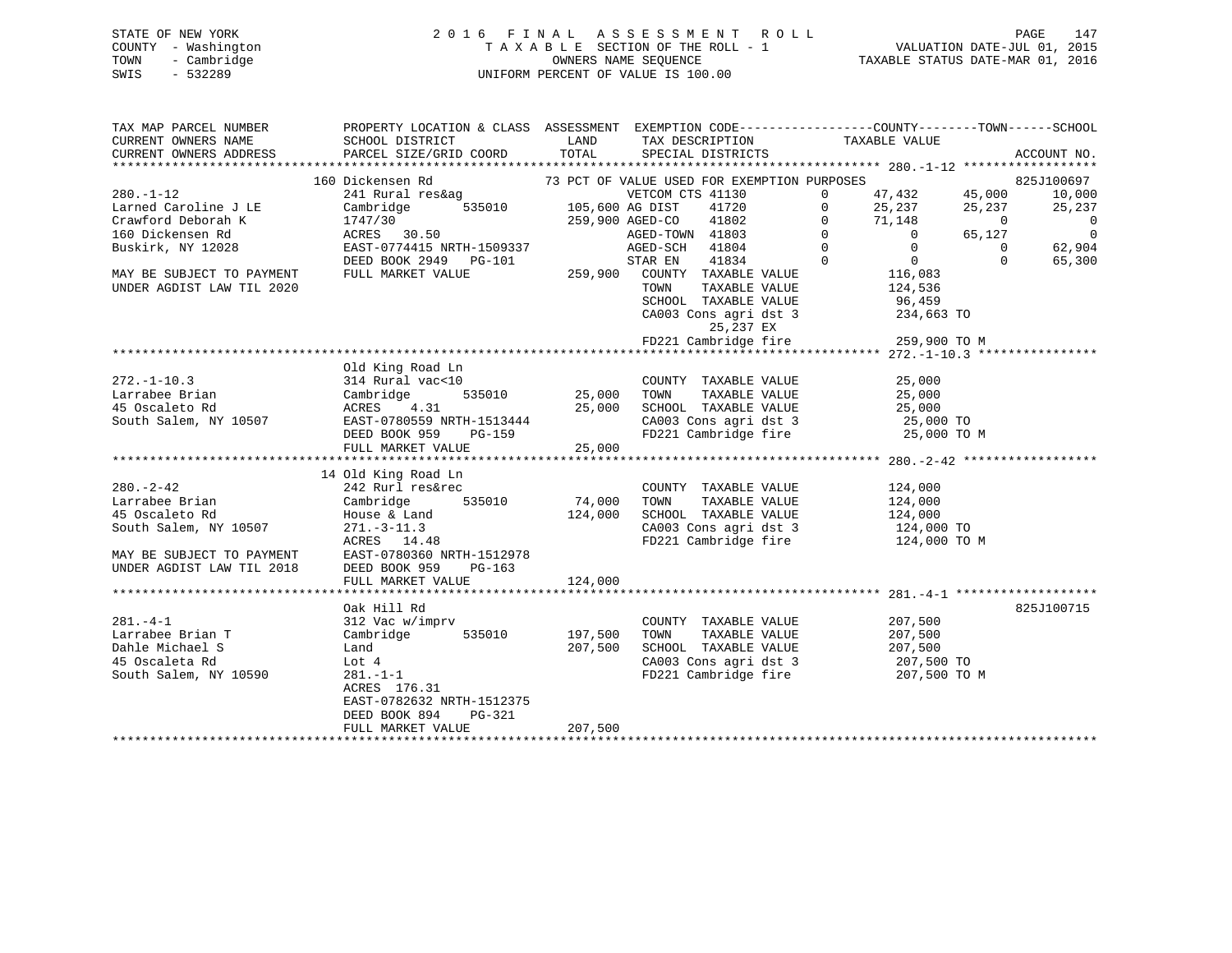STATE OF NEW YORK
COUNTY - Washington
TOWN - Cambridge
SWIS - 532289

2 0 1 6 F I N A L A S S E S S M E N T R O L L
T A X A B L E SECTION OF THE ROLL - 1
OWNERS NAME SEQUENCE
UNIFORM PERCENT OF VALUE IS 100.00

VALUATION DATE-JUL 01, 2015
TAXABLE STATUS DATE-MAR 01, 2016

```
TAX MAP PARCEL NUMBER          PROPERTY LOCATION & CLASS  ASSESSMENT  EXEMPTION CODE------------------COUNTY--------TOWN------SCHOOL
CURRENT OWNERS NAME            SCHOOL DISTRICT               LAND      TAX DESCRIPTION            TAXABLE VALUE
CURRENT OWNERS ADDRESS         PARCEL SIZE/GRID COORD        TOTAL     SPECIAL DISTRICTS                                    ACCOUNT NO.
******************************************************************************************************* 280.-1-12 ******************
                    160 Dickensen Rd                  73 PCT OF VALUE USED FOR EXEMPTION PURPOSES                           825J100697
280.-1-12                      241 Rural res&ag                    VETCOM CTS 41130        0     47,432     45,000     10,000
Larned Caroline J LE           Cambridge        535010       105,600 AG DIST    41720        0     25,237     25,237     25,237
Crawford Deborah K             1747/30                       259,900 AGED-CO    41802        0     71,148          0          0
160 Dickensen Rd               ACRES   30.50                         AGED-TOWN  41803        0          0     65,127          0
Buskirk, NY 12028              EAST-0774415 NRTH-1509337             AGED-SCH   41804        0          0          0     62,904
                               DEED BOOK 2949   PG-101               STAR EN    41834        0          0          0     65,300
MAY BE SUBJECT TO PAYMENT      FULL MARKET VALUE             259,900   COUNTY  TAXABLE VALUE            116,083
UNDER AGDIST LAW TIL 2020                                              TOWN    TAXABLE VALUE            124,536
                                                                       SCHOOL  TAXABLE VALUE             96,459
                                                                       CA003 Cons agri dst 3            234,663 TO
                                                                                 25,237 EX
                                                                       FD221 Cambridge fire             259,900 TO M
******************************************************************************************************* 272.-1-10.3 ****************
                               Old King Road Ln
272.-1-10.3                    314 Rural vac<10                        COUNTY  TAXABLE VALUE             25,000
Larrabee Brian                 Cambridge        535010        25,000   TOWN    TAXABLE VALUE             25,000
45 Oscaleto Rd                 ACRES    4.31                  25,000   SCHOOL  TAXABLE VALUE             25,000
South Salem, NY 10507          EAST-0780559 NRTH-1513444               CA003 Cons agri dst 3             25,000 TO
                               DEED BOOK 959    PG-159                 FD221 Cambridge fire              25,000 TO M
                               FULL MARKET VALUE              25,000
******************************************************************************************************* 280.-2-42 ******************
                    14 Old King Road Ln
280.-2-42                      242 Rurl res&rec                        COUNTY  TAXABLE VALUE            124,000
Larrabee Brian                 Cambridge        535010        74,000   TOWN    TAXABLE VALUE            124,000
45 Oscaleto Rd                 House & Land                  124,000   SCHOOL  TAXABLE VALUE            124,000
South Salem, NY 10507          271.-3-11.3                             CA003 Cons agri dst 3            124,000 TO
                               ACRES   14.48                           FD221 Cambridge fire             124,000 TO M
MAY BE SUBJECT TO PAYMENT      EAST-0780360 NRTH-1512978
UNDER AGDIST LAW TIL 2018      DEED BOOK 959    PG-163
                               FULL MARKET VALUE             124,000
******************************************************************************************************* 281.-4-1 *******************
                               Oak Hill Rd                                                                          825J100715
281.-4-1                       312 Vac w/imprv                         COUNTY  TAXABLE VALUE            207,500
Larrabee Brian T               Cambridge        535010       197,500   TOWN    TAXABLE VALUE            207,500
Dahle Michael S                Land                          207,500   SCHOOL  TAXABLE VALUE            207,500
45 Oscaleta Rd                 Lot 4                                   CA003 Cons agri dst 3            207,500 TO
South Salem, NY 10590          281.-1-1                                FD221 Cambridge fire             207,500 TO M
                               ACRES  176.31
                               EAST-0782632 NRTH-1512375
                               DEED BOOK 894    PG-321
                               FULL MARKET VALUE             207,500
************************************************************************************************************************************
```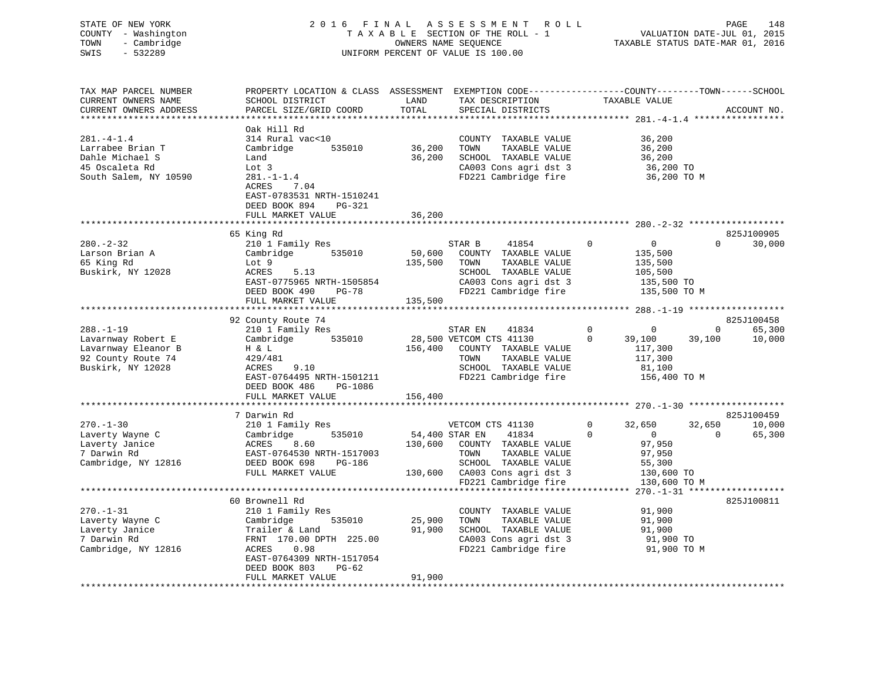STATE OF NEW YORK
COUNTY - Washington
TOWN - Cambridge
SWIS - 532289

2016 FINAL ASSESSMENT ROLL
TAXABLE SECTION OF THE ROLL - 1
OWNERS NAME SEQUENCE
UNIFORM PERCENT OF VALUE IS 100.00

VALUATION DATE-JUL 01, 2015
TAXABLE STATUS DATE-MAR 01, 2016

```
TAX MAP PARCEL NUMBER      PROPERTY LOCATION & CLASS  ASSESSMENT  EXEMPTION CODE-----------------COUNTY--------TOWN------SCHOOL
CURRENT OWNERS NAME        SCHOOL DISTRICT              LAND      TAX DESCRIPTION             TAXABLE VALUE
CURRENT OWNERS ADDRESS     PARCEL SIZE/GRID COORD       TOTAL     SPECIAL DISTRICTS                                      ACCOUNT NO.
****************************************************************************************** 281.-4-1.4 *****************
                           Oak Hill Rd
281.-4-1.4                 314 Rural vac<10                       COUNTY  TAXABLE VALUE         36,200
Larrabee Brian T           Cambridge       535010      36,200     TOWN    TAXABLE VALUE         36,200
Dahle Michael S            Land                        36,200     SCHOOL  TAXABLE VALUE         36,200
45 Oscaleta Rd             Lot 3                                  CA003 Cons agri dst 3          36,200 TO
South Salem, NY 10590      281.-1-1.4                             FD221 Cambridge fire           36,200 TO M
                           ACRES    7.04
                           EAST-0783531 NRTH-1510241
                           DEED BOOK 894    PG-321
                           FULL MARKET VALUE           36,200
****************************************************************************************** 280.-2-32 ******************
                           65 King Rd                                                                         825J100905
280.-2-32                  210 1 Family Res                       STAR B     41854         0          0            0      30,000
Larson Brian A             Cambridge       535010      50,600     COUNTY  TAXABLE VALUE        135,500
65 King Rd                 Lot 9                      135,500     TOWN    TAXABLE VALUE        135,500
Buskirk, NY 12028          ACRES    5.13                          SCHOOL  TAXABLE VALUE        105,500
                           EAST-0775965 NRTH-1505854              CA003 Cons agri dst 3         135,500 TO
                           DEED BOOK 490    PG-78                 FD221 Cambridge fire          135,500 TO M
                           FULL MARKET VALUE          135,500
****************************************************************************************** 288.-1-19 ******************
                           92 County Route 74                                                                 825J100458
288.-1-19                  210 1 Family Res                       STAR EN    41834         0          0            0      65,300
Lavarnway Robert E         Cambridge       535010      28,500 VETCOM CTS 41130             0     39,100       39,100      10,000
Lavarnway Eleanor B        H & L                      156,400     COUNTY  TAXABLE VALUE        117,300
92 County Route 74         429/481                                TOWN    TAXABLE VALUE        117,300
Buskirk, NY 12028          ACRES    9.10                          SCHOOL  TAXABLE VALUE         81,100
                           EAST-0764495 NRTH-1501211              FD221 Cambridge fire          156,400 TO M
                           DEED BOOK 486    PG-1086
                           FULL MARKET VALUE          156,400
****************************************************************************************** 270.-1-30 ******************
                           7 Darwin Rd                                                                        825J100459
270.-1-30                  210 1 Family Res                       VETCOM CTS 41130         0     32,650       32,650      10,000
Laverty Wayne C            Cambridge       535010      54,400 STAR EN    41834             0          0            0      65,300
Laverty Janice             ACRES    8.60              130,600     COUNTY  TAXABLE VALUE         97,950
7 Darwin Rd                EAST-0764530 NRTH-1517003              TOWN    TAXABLE VALUE         97,950
Cambridge, NY 12816        DEED BOOK 698    PG-186                SCHOOL  TAXABLE VALUE         55,300
                           FULL MARKET VALUE          130,600     CA003 Cons agri dst 3         130,600 TO
                                                                  FD221 Cambridge fire          130,600 TO M
****************************************************************************************** 270.-1-31 ******************
                           60 Brownell Rd                                                                     825J100811
270.-1-31                  210 1 Family Res                       COUNTY  TAXABLE VALUE         91,900
Laverty Wayne C            Cambridge       535010      25,900     TOWN    TAXABLE VALUE         91,900
Laverty Janice             Trailer & Land              91,900     SCHOOL  TAXABLE VALUE         91,900
7 Darwin Rd                FRNT 170.00 DPTH 225.00                CA003 Cons agri dst 3          91,900 TO
Cambridge, NY 12816        ACRES    0.98                          FD221 Cambridge fire           91,900 TO M
                           EAST-0764309 NRTH-1517054
                           DEED BOOK 803    PG-62
                           FULL MARKET VALUE           91,900
************************************************************************************************************************
```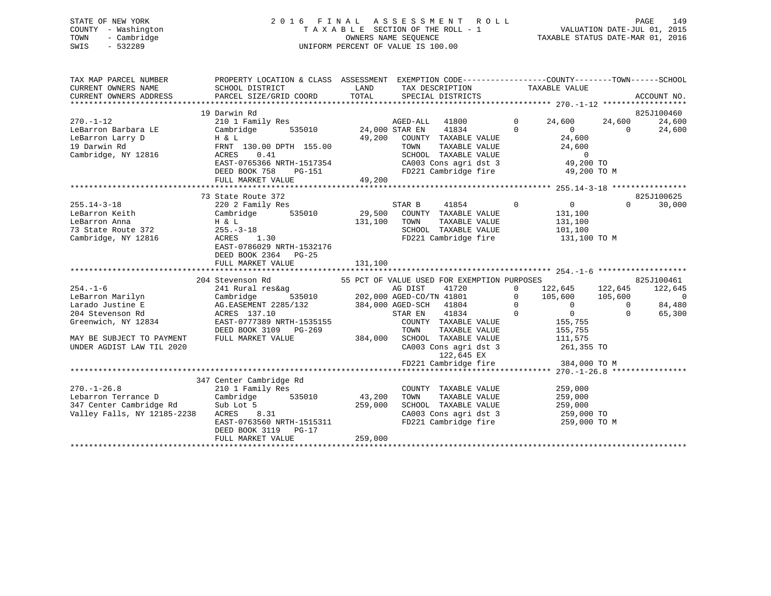STATE OF NEW YORK | COUNTY - Washington | TOWN - Cambridge | SWIS - 532289

2016 FINAL ASSESSMENT ROLL
TAXABLE SECTION OF THE ROLL - 1
OWNERS NAME SEQUENCE
UNIFORM PERCENT OF VALUE IS 100.00

VALUATION DATE-JUL 01, 2015
TAXABLE STATUS DATE-MAR 01, 2016

```
TAX MAP PARCEL NUMBER         PROPERTY LOCATION & CLASS  ASSESSMENT  EXEMPTION CODE------------------COUNTY--------TOWN------SCHOOL
CURRENT OWNERS NAME           SCHOOL DISTRICT               LAND      TAX DESCRIPTION              TAXABLE VALUE
CURRENT OWNERS ADDRESS        PARCEL SIZE/GRID COORD        TOTAL      SPECIAL DISTRICTS                                      ACCOUNT NO.
******************************************************************************************************* 270.-1-12 ******************
                           19 Darwin Rd                                                                                 825J100460
270.-1-12                  210 1 Family Res                   AGED-ALL   41800        0      24,600     24,600     24,600
LeBarron Barbara LE        Cambridge       535010     24,000 STAR EN    41834        0           0          0      24,600
LeBarron Larry D           H & L                      49,200   COUNTY  TAXABLE VALUE           24,600
19 Darwin Rd               FRNT 130.00 DPTH 155.00            TOWN    TAXABLE VALUE           24,600
Cambridge, NY 12816        ACRES    0.41                      SCHOOL  TAXABLE VALUE                0
                           EAST-0765366 NRTH-1517354          CA003 Cons agri dst 3            49,200 TO
                           DEED BOOK 758    PG-151            FD221 Cambridge fire             49,200 TO M
                           FULL MARKET VALUE          49,200
******************************************************************************************************* 255.14-3-18 ****************
                           73 State Route 372                                                                           825J100625
255.14-3-18                220 2 Family Res                   STAR B     41854        0           0          0      30,000
LeBarron Keith             Cambridge       535010     29,500   COUNTY  TAXABLE VALUE          131,100
LeBarron Anna              H & L                     131,100   TOWN    TAXABLE VALUE          131,100
73 State Route 372         255.-3-18                          SCHOOL  TAXABLE VALUE          101,100
Cambridge, NY 12816        ACRES    1.30                      FD221 Cambridge fire            131,100 TO M
                           EAST-0786029 NRTH-1532176
                           DEED BOOK 2364   PG-25
                           FULL MARKET VALUE         131,100
******************************************************************************************************* 254.-1-6 *******************
                           204 Stevenson Rd           55 PCT OF VALUE USED FOR EXEMPTION PURPOSES                        825J100461
254.-1-6                   241 Rural res&ag                   AG DIST    41720        0     122,645    122,645    122,645
LeBarron Marilyn           Cambridge       535010    202,000 AGED-CO/TN 41801        0     105,600    105,600          0
Larado Justine E           AG.EASEMENT 2285/132      384,000 AGED-SCH   41804        0           0          0      84,480
204 Stevenson Rd           ACRES  137.10                      STAR EN    41834        0           0          0      65,300
Greenwich, NY 12834        EAST-0777389 NRTH-1535155          COUNTY  TAXABLE VALUE          155,755
                           DEED BOOK 3109   PG-269            TOWN    TAXABLE VALUE          155,755
MAY BE SUBJECT TO PAYMENT  FULL MARKET VALUE         384,000   SCHOOL  TAXABLE VALUE          111,575
UNDER AGDIST LAW TIL 2020                                     CA003 Cons agri dst 3           261,355 TO
                                                                   122,645 EX
                                                              FD221 Cambridge fire            384,000 TO M
******************************************************************************************************* 270.-1-26.8 ****************
                           347 Center Cambridge Rd
270.-1-26.8                210 1 Family Res                   COUNTY  TAXABLE VALUE          259,000
Lebarron Terrance D        Cambridge       535010     43,200   TOWN    TAXABLE VALUE          259,000
347 Center Cambridge Rd    Sub Lot 5                 259,000   SCHOOL  TAXABLE VALUE          259,000
Valley Falls, NY 12185-2238  ACRES    8.31                    CA003 Cons agri dst 3           259,000 TO
                           EAST-0763560 NRTH-1515311          FD221 Cambridge fire            259,000 TO M
                           DEED BOOK 3119   PG-17
                           FULL MARKET VALUE         259,000
************************************************************************************************************************************
```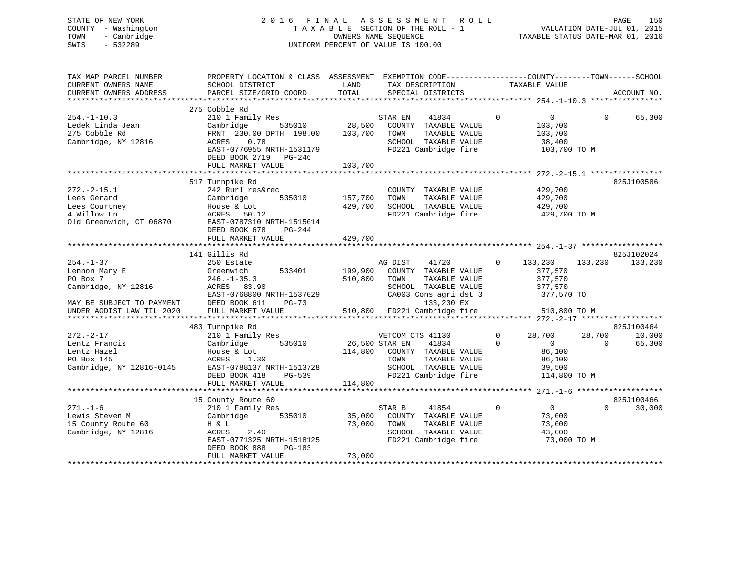STATE OF NEW YORK
COUNTY - Washington
TOWN - Cambridge
SWIS - 532289

2016 FINAL ASSESSMENT ROLL
TAXABLE SECTION OF THE ROLL - 1
OWNERS NAME SEQUENCE
UNIFORM PERCENT OF VALUE IS 100.00

VALUATION DATE-JUL 01, 2015
TAXABLE STATUS DATE-MAR 01, 2016

```
TAX MAP PARCEL NUMBER          PROPERTY LOCATION & CLASS  ASSESSMENT  EXEMPTION CODE------------------COUNTY--------TOWN------SCHOOL
CURRENT OWNERS NAME            SCHOOL DISTRICT               LAND      TAX DESCRIPTION            TAXABLE VALUE
CURRENT OWNERS ADDRESS         PARCEL SIZE/GRID COORD        TOTAL     SPECIAL DISTRICTS                                    ACCOUNT NO.
******************************************************************************************************* 254.-1-10.3 ****************
                               275 Cobble Rd
254.-1-10.3                    210 1 Family Res                        STAR EN    41834         0          0            0      65,300
Ledek Linda Jean               Cambridge       535010        28,500    COUNTY  TAXABLE VALUE             103,700
275 Cobble Rd                  FRNT 230.00 DPTH 198.00      103,700    TOWN    TAXABLE VALUE             103,700
Cambridge, NY 12816            ACRES    0.78                           SCHOOL  TAXABLE VALUE              38,400
                               EAST-0776955 NRTH-1531179               FD221 Cambridge fire              103,700 TO M
                               DEED BOOK 2719   PG-246
                               FULL MARKET VALUE            103,700
******************************************************************************************************* 272.-2-15.1 ****************
                               517 Turnpike Rd                                                                        825J100586
272.-2-15.1                    242 Rurl res&rec                        COUNTY  TAXABLE VALUE             429,700
Lees Gerard                    Cambridge       535010       157,700    TOWN    TAXABLE VALUE             429,700
Lees Courtney                  House & Lot                  429,700    SCHOOL  TAXABLE VALUE             429,700
4 Willow Ln                    ACRES   50.12                           FD221 Cambridge fire              429,700 TO M
Old Greenwich, CT 06870        EAST-0787310 NRTH-1515014
                               DEED BOOK 678    PG-244
                               FULL MARKET VALUE            429,700
******************************************************************************************************* 254.-1-37 ******************
                               141 Gillis Rd                                                                          825J102024
254.-1-37                      250 Estate                              AG DIST    41720         0    133,230      133,230     133,230
Lennon Mary E                  Greenwich       533401       199,900    COUNTY  TAXABLE VALUE             377,570
PO Box 7                       246.-1-35.3                  510,800    TOWN    TAXABLE VALUE             377,570
Cambridge, NY 12816            ACRES   83.90                           SCHOOL  TAXABLE VALUE             377,570
                               EAST-0768800 NRTH-1537029               CA003 Cons agri dst 3             377,570 TO
MAY BE SUBJECT TO PAYMENT      DEED BOOK 611    PG-73                           133,230 EX
UNDER AGDIST LAW TIL 2020      FULL MARKET VALUE            510,800    FD221 Cambridge fire              510,800 TO M
******************************************************************************************************* 272.-2-17 ******************
                               483 Turnpike Rd                                                                        825J100464
272.-2-17                      210 1 Family Res                        VETCOM CTS 41130         0     28,700       28,700      10,000
Lentz Francis                  Cambridge       535010        26,500 STAR EN    41834         0          0            0      65,300
Lentz Hazel                    House & Lot                  114,800    COUNTY  TAXABLE VALUE              86,100
PO Box 145                     ACRES    1.30                           TOWN    TAXABLE VALUE              86,100
Cambridge, NY 12816-0145       EAST-0788137 NRTH-1513728               SCHOOL  TAXABLE VALUE              39,500
                               DEED BOOK 418    PG-539                 FD221 Cambridge fire              114,800 TO M
                               FULL MARKET VALUE            114,800
******************************************************************************************************* 271.-1-6 *******************
                               15 County Route 60                                                                     825J100466
271.-1-6                       210 1 Family Res                        STAR B     41854         0          0            0      30,000
Lewis Steven M                 Cambridge       535010        35,000    COUNTY  TAXABLE VALUE              73,000
15 County Route 60             H & L                         73,000    TOWN    TAXABLE VALUE              73,000
Cambridge, NY 12816            ACRES    2.40                           SCHOOL  TAXABLE VALUE              43,000
                               EAST-0771325 NRTH-1518125               FD221 Cambridge fire               73,000 TO M
                               DEED BOOK 888    PG-183
                               FULL MARKET VALUE             73,000
************************************************************************************************************************************
```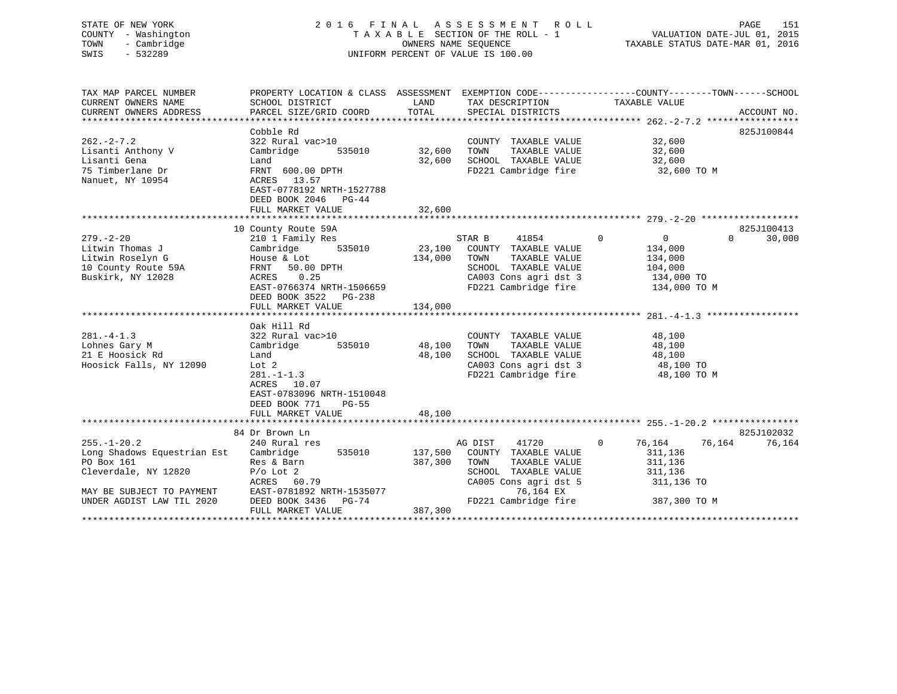STATE OF NEW YORK
COUNTY - Washington
TOWN - Cambridge
SWIS - 532289

2016 FINAL ASSESSMENT ROLL
TAXABLE SECTION OF THE ROLL - 1
OWNERS NAME SEQUENCE
UNIFORM PERCENT OF VALUE IS 100.00

VALUATION DATE-JUL 01, 2015
TAXABLE STATUS DATE-MAR 01, 2016

```
TAX MAP PARCEL NUMBER          PROPERTY LOCATION & CLASS  ASSESSMENT  EXEMPTION CODE------------------COUNTY--------TOWN------SCHOOL
CURRENT OWNERS NAME            SCHOOL DISTRICT               LAND      TAX DESCRIPTION            TAXABLE VALUE
CURRENT OWNERS ADDRESS         PARCEL SIZE/GRID COORD        TOTAL     SPECIAL DISTRICTS                                     ACCOUNT NO.
******************************************************************************************************* 262.-2-7.2 *****************
                               Cobble Rd                                                                                 825J100844
262.-2-7.2                     322 Rural vac>10                         COUNTY  TAXABLE VALUE          32,600
Lisanti Anthony V              Cambridge        535010       32,600     TOWN    TAXABLE VALUE          32,600
Lisanti Gena                   Land                          32,600     SCHOOL  TAXABLE VALUE          32,600
75 Timberlane Dr               FRNT  600.00 DPTH                        FD221 Cambridge fire            32,600 TO M
Nanuet, NY 10954               ACRES   13.57
                               EAST-0778192 NRTH-1527788
                               DEED BOOK 2046   PG-44
                               FULL MARKET VALUE             32,600
******************************************************************************************************* 279.-2-20 ******************
                               10 County Route 59A                                                                       825J100413
279.-2-20                      210 1 Family Res                         STAR B      41854         0          0          0     30,000
Litwin Thomas J                Cambridge        535010       23,100     COUNTY  TAXABLE VALUE         134,000
Litwin Roselyn G               House & Lot                  134,000     TOWN    TAXABLE VALUE         134,000
10 County Route 59A            FRNT   50.00 DPTH                        SCHOOL  TAXABLE VALUE         104,000
Buskirk, NY 12028              ACRES    0.25                            CA003 Cons agri dst 3          134,000 TO
                               EAST-0766374 NRTH-1506659                FD221 Cambridge fire           134,000 TO M
                               DEED BOOK 3522   PG-238
                               FULL MARKET VALUE            134,000
******************************************************************************************************* 281.-4-1.3 *****************
                               Oak Hill Rd
281.-4-1.3                     322 Rural vac>10                         COUNTY  TAXABLE VALUE          48,100
Lohnes Gary M                  Cambridge        535010       48,100     TOWN    TAXABLE VALUE          48,100
21 E Hoosick Rd                Land                          48,100     SCHOOL  TAXABLE VALUE          48,100
Hoosick Falls, NY 12090        Lot 2                                    CA003 Cons agri dst 3           48,100 TO
                               281.-1-1.3                               FD221 Cambridge fire            48,100 TO M
                               ACRES   10.07
                               EAST-0783096 NRTH-1510048
                               DEED BOOK 771    PG-55
                               FULL MARKET VALUE             48,100
******************************************************************************************************* 255.-1-20.2 ****************
                               84 Dr Brown Ln                                                                            825J102032
255.-1-20.2                    240 Rural res                            AG DIST     41720         0     76,164     76,164     76,164
Long Shadows Equestrian Est    Cambridge        535010      137,500     COUNTY  TAXABLE VALUE         311,136
PO Box 161                     Res & Barn                   387,300     TOWN    TAXABLE VALUE         311,136
Cleverdale, NY 12820           P/o Lot 2                                SCHOOL  TAXABLE VALUE         311,136
                               ACRES   60.79                            CA005 Cons agri dst 5          311,136 TO
MAY BE SUBJECT TO PAYMENT      EAST-0781892 NRTH-1535077                         76,164 EX
UNDER AGDIST LAW TIL 2020      DEED BOOK 3436   PG-74                   FD221 Cambridge fire           387,300 TO M
                               FULL MARKET VALUE            387,300
************************************************************************************************************************************
```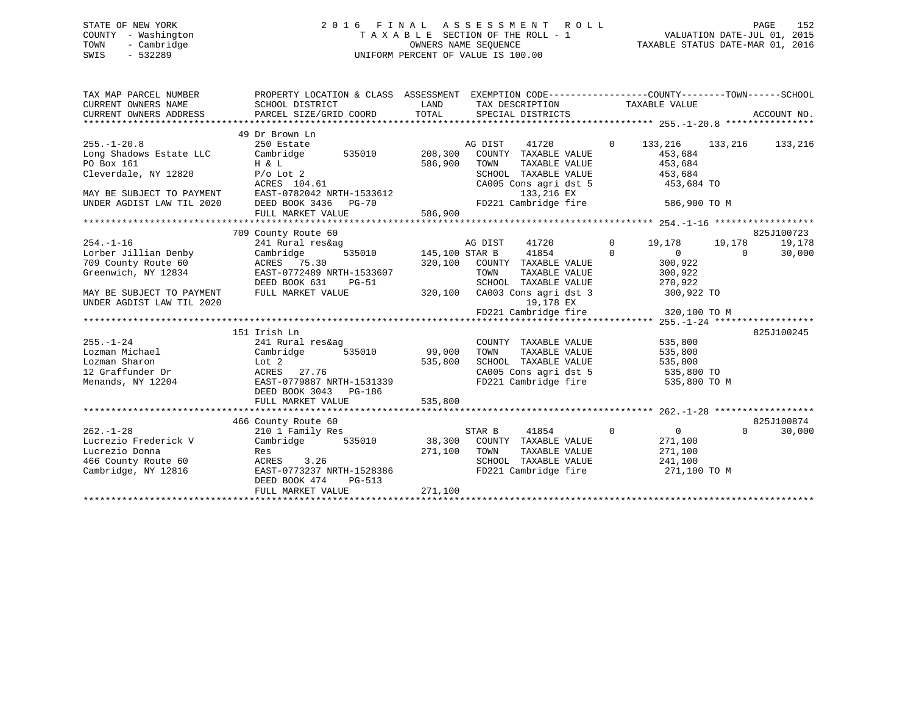STATE OF NEW YORK
COUNTY - Washington
TOWN - Cambridge
SWIS - 532289

2016 FINAL ASSESSMENT ROLL
TAXABLE SECTION OF THE ROLL - 1
OWNERS NAME SEQUENCE
UNIFORM PERCENT OF VALUE IS 100.00

VALUATION DATE-JUL 01, 2015
TAXABLE STATUS DATE-MAR 01, 2016

```
TAX MAP PARCEL NUMBER         PROPERTY LOCATION & CLASS  ASSESSMENT  EXEMPTION CODE------------------COUNTY--------TOWN------SCHOOL
CURRENT OWNERS NAME           SCHOOL DISTRICT               LAND      TAX DESCRIPTION              TAXABLE VALUE
CURRENT OWNERS ADDRESS        PARCEL SIZE/GRID COORD        TOTAL     SPECIAL DISTRICTS                                       ACCOUNT NO.
******************************************************************************************************* 255.-1-20.8 ****************
                              49 Dr Brown Ln
255.-1-20.8                   250 Estate                               AG DIST    41720          0     133,216    133,216    133,216
Long Shadows Estate LLC       Cambridge        535010      208,300    COUNTY  TAXABLE VALUE             453,684
PO Box 161                    H & L                        586,900    TOWN    TAXABLE VALUE             453,684
Cleverdale, NY 12820          P/o Lot 2                               SCHOOL  TAXABLE VALUE             453,684
                              ACRES 104.61                            CA005 Cons agri dst 5              453,684 TO
MAY BE SUBJECT TO PAYMENT     EAST-0782042 NRTH-1533612                    133,216 EX
UNDER AGDIST LAW TIL 2020     DEED BOOK 3436   PG-70                  FD221 Cambridge fire               586,900 TO M
                              FULL MARKET VALUE            586,900
******************************************************************************************************* 254.-1-16 ******************
                              709 County Route 60                                                                      825J100723
254.-1-16                     241 Rural res&ag                         AG DIST    41720          0      19,178     19,178     19,178
Lorber Jillian Denby          Cambridge        535010      145,100 STAR B     41854          0           0          0     30,000
709 County Route 60           ACRES  75.30                 320,100    COUNTY  TAXABLE VALUE             300,922
Greenwich, NY 12834           EAST-0772489 NRTH-1533607               TOWN    TAXABLE VALUE             300,922
                              DEED BOOK 631    PG-51                  SCHOOL  TAXABLE VALUE             270,922
MAY BE SUBJECT TO PAYMENT     FULL MARKET VALUE            320,100    CA003 Cons agri dst 3              300,922 TO
UNDER AGDIST LAW TIL 2020                                                   19,178 EX
                                                                      FD221 Cambridge fire               320,100 TO M
******************************************************************************************************* 255.-1-24 ******************
                              151 Irish Ln                                                                             825J100245
255.-1-24                     241 Rural res&ag                        COUNTY  TAXABLE VALUE             535,800
Lozman Michael                Cambridge        535010       99,000    TOWN    TAXABLE VALUE             535,800
Lozman Sharon                 Lot 2                        535,800    SCHOOL  TAXABLE VALUE             535,800
12 Graffunder Dr              ACRES  27.76                            CA005 Cons agri dst 5              535,800 TO
Menands, NY 12204             EAST-0779887 NRTH-1531339               FD221 Cambridge fire               535,800 TO M
                              DEED BOOK 3043   PG-186
                              FULL MARKET VALUE            535,800
******************************************************************************************************* 262.-1-28 ******************
                              466 County Route 60                                                                      825J100874
262.-1-28                     210 1 Family Res                         STAR B     41854          0           0          0     30,000
Lucrezio Frederick V          Cambridge        535010       38,300    COUNTY  TAXABLE VALUE             271,100
Lucrezio Donna                Res                          271,100    TOWN    TAXABLE VALUE             271,100
466 County Route 60           ACRES   3.26                            SCHOOL  TAXABLE VALUE             241,100
Cambridge, NY 12816           EAST-0773237 NRTH-1528386               FD221 Cambridge fire               271,100 TO M
                              DEED BOOK 474    PG-513
                              FULL MARKET VALUE            271,100
************************************************************************************************************************************
```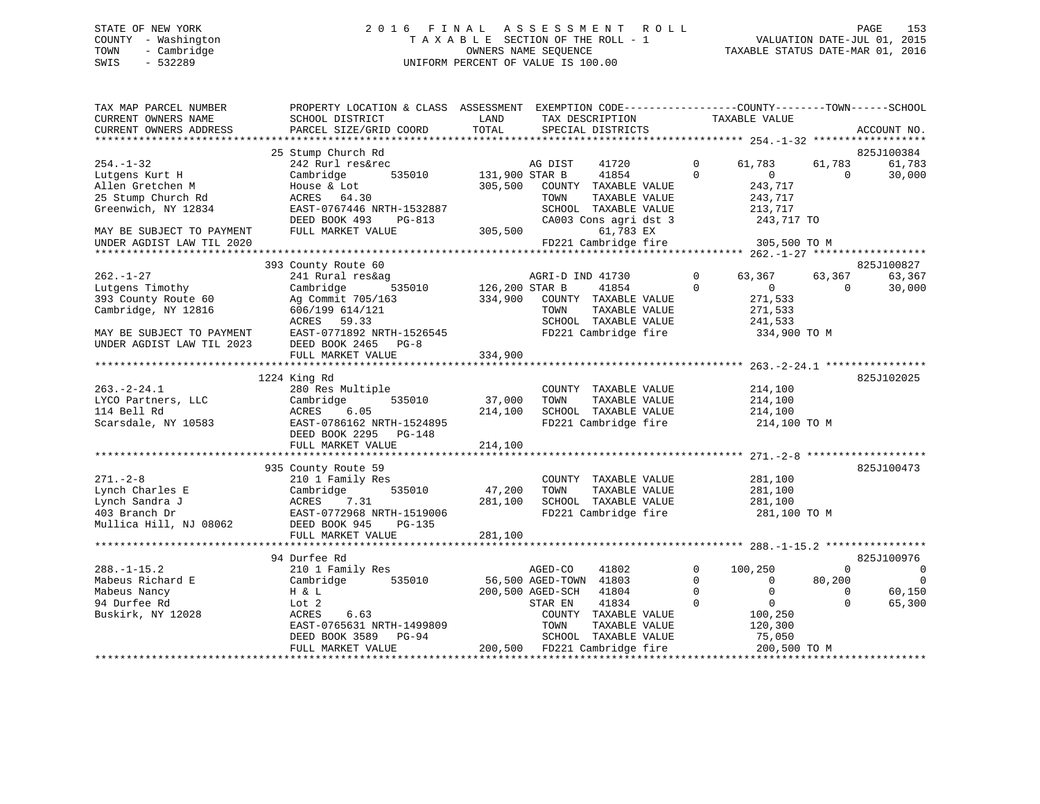STATE OF NEW YORK
COUNTY - Washington
TOWN - Cambridge
SWIS - 532289

2016 FINAL ASSESSMENT ROLL
TAXABLE SECTION OF THE ROLL - 1
OWNERS NAME SEQUENCE
UNIFORM PERCENT OF VALUE IS 100.00

VALUATION DATE-JUL 01, 2015
TAXABLE STATUS DATE-MAR 01, 2016

```
TAX MAP PARCEL NUMBER          PROPERTY LOCATION & CLASS  ASSESSMENT  EXEMPTION CODE------------------COUNTY--------TOWN------SCHOOL
CURRENT OWNERS NAME            SCHOOL DISTRICT              LAND      TAX DESCRIPTION              TAXABLE VALUE
CURRENT OWNERS ADDRESS         PARCEL SIZE/GRID COORD      TOTAL      SPECIAL DISTRICTS                                    ACCOUNT NO.
******************************************************************************************************* 254.-1-32 ******************
                               25 Stump Church Rd                                                                          825J100384
254.-1-32                      242 Rurl res&rec                        AG DIST    41720        0      61,783      61,783      61,783
Lutgens Kurt H                 Cambridge       535010     131,900 STAR B     41854        0           0           0      30,000
Allen Gretchen M               House & Lot                305,500    COUNTY  TAXABLE VALUE           243,717
25 Stump Church Rd             ACRES   64.30                         TOWN    TAXABLE VALUE           243,717
Greenwich, NY 12834            EAST-0767446 NRTH-1532887             SCHOOL  TAXABLE VALUE           213,717
                               DEED BOOK 493    PG-813               CA003 Cons agri dst 3           243,717 TO
MAY BE SUBJECT TO PAYMENT      FULL MARKET VALUE          305,500              61,783 EX
UNDER AGDIST LAW TIL 2020                                            FD221 Cambridge fire            305,500 TO M
******************************************************************************************************* 262.-1-27 ******************
                               393 County Route 60                                                                         825J100827
262.-1-27                      241 Rural res&ag                        AGRI-D IND 41730        0      63,367      63,367      63,367
Lutgens Timothy                Cambridge       535010     126,200 STAR B     41854        0           0           0      30,000
393 County Route 60            Ag Commit 705/163          334,900    COUNTY  TAXABLE VALUE           271,533
Cambridge, NY 12816            606/199 614/121                       TOWN    TAXABLE VALUE           271,533
                               ACRES   59.33                         SCHOOL  TAXABLE VALUE           241,533
MAY BE SUBJECT TO PAYMENT      EAST-0771892 NRTH-1526545             FD221 Cambridge fire            334,900 TO M
UNDER AGDIST LAW TIL 2023      DEED BOOK 2465   PG-8
                               FULL MARKET VALUE          334,900
******************************************************************************************************* 263.-2-24.1 ****************
                               1224 King Rd                                                                                825J102025
263.-2-24.1                    280 Res Multiple                        COUNTY  TAXABLE VALUE           214,100
LYCO Partners, LLC             Cambridge       535010      37,000    TOWN    TAXABLE VALUE           214,100
114 Bell Rd                    ACRES    6.05              214,100    SCHOOL  TAXABLE VALUE           214,100
Scarsdale, NY 10583            EAST-0786162 NRTH-1524895             FD221 Cambridge fire            214,100 TO M
                               DEED BOOK 2295   PG-148
                               FULL MARKET VALUE          214,100
******************************************************************************************************* 271.-2-8 *******************
                               935 County Route 59                                                                         825J100473
271.-2-8                       210 1 Family Res                        COUNTY  TAXABLE VALUE           281,100
Lynch Charles E                Cambridge       535010      47,200    TOWN    TAXABLE VALUE           281,100
Lynch Sandra J                 ACRES    7.31              281,100    SCHOOL  TAXABLE VALUE           281,100
403 Branch Dr                  EAST-0772968 NRTH-1519006             FD221 Cambridge fire            281,100 TO M
Mullica Hill, NJ 08062         DEED BOOK 945    PG-135
                               FULL MARKET VALUE          281,100
******************************************************************************************************* 288.-1-15.2 ****************
                               94 Durfee Rd                                                                                825J100976
288.-1-15.2                    210 1 Family Res                        AGED-CO    41802        0     100,250           0           0
Mabeus Richard E               Cambridge       535010      56,500 AGED-TOWN  41803        0           0      80,200           0
Mabeus Nancy                   H & L                      200,500 AGED-SCH   41804        0           0           0      60,150
94 Durfee Rd                   Lot 2                                 STAR EN    41834        0           0           0      65,300
Buskirk, NY 12028              ACRES    6.63                         COUNTY  TAXABLE VALUE           100,250
                               EAST-0765631 NRTH-1499809             TOWN    TAXABLE VALUE           120,300
                               DEED BOOK 3589   PG-94                SCHOOL  TAXABLE VALUE            75,050
                               FULL MARKET VALUE          200,500    FD221 Cambridge fire            200,500 TO M
************************************************************************************************************************************
```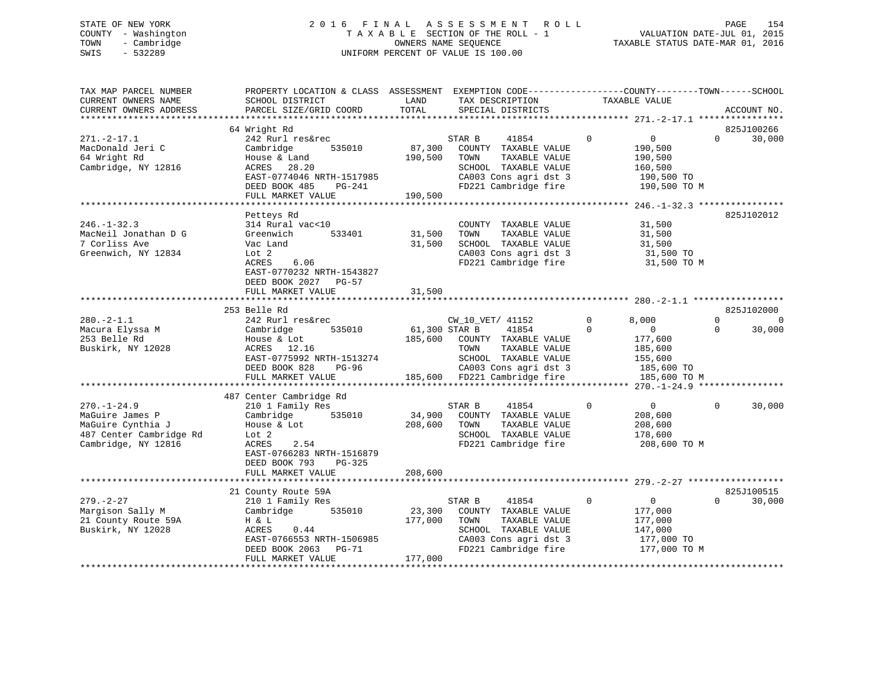STATE OF NEW YORK
COUNTY - Washington
TOWN - Cambridge
SWIS - 532289

2016 FINAL ASSESSMENT ROLL
TAXABLE SECTION OF THE ROLL - 1
OWNERS NAME SEQUENCE
UNIFORM PERCENT OF VALUE IS 100.00

VALUATION DATE-JUL 01, 2015
TAXABLE STATUS DATE-MAR 01, 2016

```
TAX MAP PARCEL NUMBER          PROPERTY LOCATION & CLASS  ASSESSMENT  EXEMPTION CODE------------------COUNTY--------TOWN------SCHOOL
CURRENT OWNERS NAME            SCHOOL DISTRICT              LAND       TAX DESCRIPTION              TAXABLE VALUE
CURRENT OWNERS ADDRESS         PARCEL SIZE/GRID COORD       TOTAL      SPECIAL DISTRICTS                                    ACCOUNT NO.
******************************************************************************************************* 271.-2-17.1 ****************
                               64 Wright Rd                                                                              825J100266
271.-2-17.1                    242 Rurl res&rec                        STAR B      41854          0         0          0     30,000
MacDonald Jeri C               Cambridge       535010        87,300    COUNTY  TAXABLE VALUE             190,500
64 Wright Rd                   House & Land                 190,500    TOWN    TAXABLE VALUE             190,500
Cambridge, NY 12816            ACRES   28.20                           SCHOOL  TAXABLE VALUE             160,500
                               EAST-0774046 NRTH-1517985               CA003 Cons agri dst 3              190,500 TO
                               DEED BOOK 485    PG-241                 FD221 Cambridge fire               190,500 TO M
                               FULL MARKET VALUE            190,500
******************************************************************************************************* 246.-1-32.3 ****************
                               Petteys Rd                                                                                825J102012
246.-1-32.3                    314 Rural vac<10                        COUNTY  TAXABLE VALUE              31,500
MacNeil Jonathan D G           Greenwich       533401        31,500    TOWN    TAXABLE VALUE              31,500
7 Corliss Ave                  Vac Land                      31,500    SCHOOL  TAXABLE VALUE              31,500
Greenwich, NY 12834            Lot 2                                   CA003 Cons agri dst 3               31,500 TO
                               ACRES    6.06                           FD221 Cambridge fire                31,500 TO M
                               EAST-0770232 NRTH-1543827
                               DEED BOOK 2027   PG-57
                               FULL MARKET VALUE             31,500
******************************************************************************************************* 280.-2-1.1 *****************
                               253 Belle Rd                                                                              825J102000
280.-2-1.1                     242 Rurl res&rec                        CW_10_VET/ 41152           0     8,000          0          0
Macura Elyssa M                Cambridge       535010        61,300 STAR B      41854              0         0          0     30,000
253 Belle Rd                   House & Lot                  185,600    COUNTY  TAXABLE VALUE             177,600
Buskirk, NY 12028              ACRES   12.16                           TOWN    TAXABLE VALUE             185,600
                               EAST-0775992 NRTH-1513274               SCHOOL  TAXABLE VALUE             155,600
                               DEED BOOK 828    PG-96                  CA003 Cons agri dst 3              185,600 TO
                               FULL MARKET VALUE            185,600    FD221 Cambridge fire               185,600 TO M
******************************************************************************************************* 270.-1-24.9 ****************
                               487 Center Cambridge Rd
270.-1-24.9                    210 1 Family Res                        STAR B      41854          0         0          0     30,000
MaGuire James P                Cambridge       535010        34,900    COUNTY  TAXABLE VALUE             208,600
MaGuire Cynthia J              House & Lot                  208,600    TOWN    TAXABLE VALUE             208,600
487 Center Cambridge Rd        Lot 2                                   SCHOOL  TAXABLE VALUE             178,600
Cambridge, NY 12816            ACRES    2.54                           FD221 Cambridge fire               208,600 TO M
                               EAST-0766283 NRTH-1516879
                               DEED BOOK 793    PG-325
                               FULL MARKET VALUE            208,600
******************************************************************************************************* 279.-2-27 ******************
                               21 County Route 59A                                                                       825J100515
279.-2-27                      210 1 Family Res                        STAR B      41854          0         0          0     30,000
Margison Sally M               Cambridge       535010        23,300    COUNTY  TAXABLE VALUE             177,000
21 County Route 59A            H & L                        177,000    TOWN    TAXABLE VALUE             177,000
Buskirk, NY 12028              ACRES    0.44                           SCHOOL  TAXABLE VALUE             147,000
                               EAST-0766553 NRTH-1506985               CA003 Cons agri dst 3              177,000 TO
                               DEED BOOK 2063   PG-71                  FD221 Cambridge fire               177,000 TO M
                               FULL MARKET VALUE            177,000
************************************************************************************************************************************
```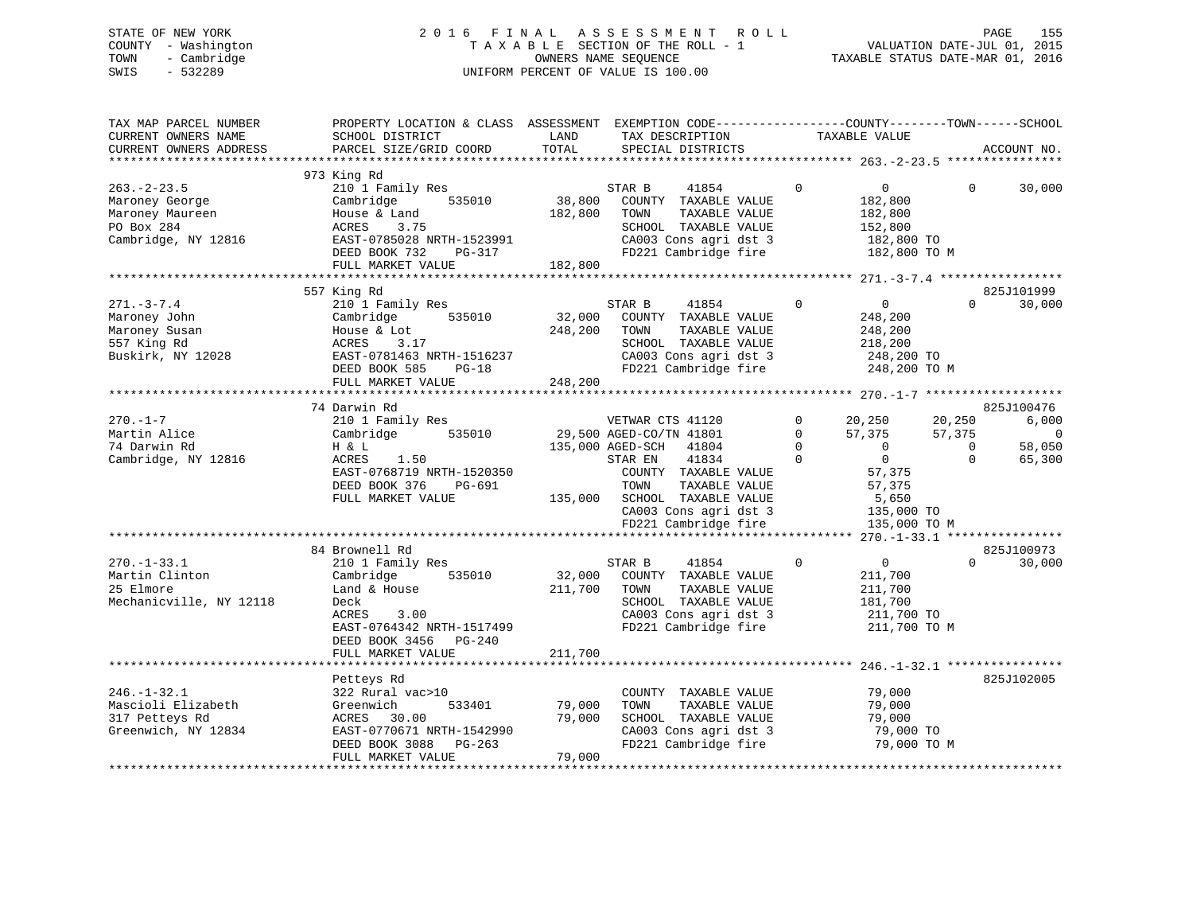STATE OF NEW YORK
COUNTY - Washington
TOWN - Cambridge
SWIS - 532289

2016 FINAL ASSESSMENT ROLL
TAXABLE SECTION OF THE ROLL - 1
OWNERS NAME SEQUENCE
UNIFORM PERCENT OF VALUE IS 100.00

VALUATION DATE-JUL 01, 2015
TAXABLE STATUS DATE-MAR 01, 2016

```
TAX MAP PARCEL NUMBER          PROPERTY LOCATION & CLASS  ASSESSMENT  EXEMPTION CODE-----------------COUNTY--------TOWN------SCHOOL
CURRENT OWNERS NAME            SCHOOL DISTRICT              LAND      TAX DESCRIPTION             TAXABLE VALUE
CURRENT OWNERS ADDRESS         PARCEL SIZE/GRID COORD       TOTAL     SPECIAL DISTRICTS                                      ACCOUNT NO.
******************************************************************************************************* 263.-2-23.5 ****************
                               973 King Rd
263.-2-23.5                    210 1 Family Res                       STAR B     41854        0          0            0      30,000
Maroney George                 Cambridge       535010       38,800    COUNTY  TAXABLE VALUE            182,800
Maroney Maureen                House & Land                182,800    TOWN    TAXABLE VALUE            182,800
PO Box 284                     ACRES     3.75                         SCHOOL  TAXABLE VALUE            152,800
Cambridge, NY 12816            EAST-0785028 NRTH-1523991              CA003 Cons agri dst 3            182,800 TO
                               DEED BOOK 732     PG-317               FD221 Cambridge fire             182,800 TO M
                               FULL MARKET VALUE           182,800
******************************************************************************************************* 271.-3-7.4 *****************
                               557 King Rd                                                                             825J101999
271.-3-7.4                     210 1 Family Res                       STAR B     41854        0          0            0      30,000
Maroney John                   Cambridge       535010       32,000    COUNTY  TAXABLE VALUE            248,200
Maroney Susan                  House & Lot                 248,200    TOWN    TAXABLE VALUE            248,200
557 King Rd                    ACRES     3.17                         SCHOOL  TAXABLE VALUE            218,200
Buskirk, NY 12028              EAST-0781463 NRTH-1516237              CA003 Cons agri dst 3            248,200 TO
                               DEED BOOK 585     PG-18                FD221 Cambridge fire             248,200 TO M
                               FULL MARKET VALUE           248,200
******************************************************************************************************* 270.-1-7 *******************
                               74 Darwin Rd                                                                            825J100476
270.-1-7                       210 1 Family Res                       VETWAR CTS 41120        0     20,250       20,250       6,000
Martin Alice                   Cambridge       535010       29,500 AGED-CO/TN 41801        0     57,375       57,375           0
74 Darwin Rd                   H & L                       135,000 AGED-SCH   41804        0          0            0      58,050
Cambridge, NY 12816            ACRES     1.50                         STAR EN    41834        0          0            0      65,300
                               EAST-0768719 NRTH-1520350              COUNTY  TAXABLE VALUE             57,375
                               DEED BOOK 376     PG-691               TOWN    TAXABLE VALUE             57,375
                               FULL MARKET VALUE           135,000    SCHOOL  TAXABLE VALUE              5,650
                                                                      CA003 Cons agri dst 3            135,000 TO
                                                                      FD221 Cambridge fire             135,000 TO M
******************************************************************************************************* 270.-1-33.1 ****************
                               84 Brownell Rd                                                                          825J100973
270.-1-33.1                    210 1 Family Res                       STAR B     41854        0          0            0      30,000
Martin Clinton                 Cambridge       535010       32,000    COUNTY  TAXABLE VALUE            211,700
25 Elmore                      Land & House                211,700    TOWN    TAXABLE VALUE            211,700
Mechanicville, NY 12118        Deck                                   SCHOOL  TAXABLE VALUE            181,700
                               ACRES     3.00                         CA003 Cons agri dst 3            211,700 TO
                               EAST-0764342 NRTH-1517499              FD221 Cambridge fire             211,700 TO M
                               DEED BOOK 3456    PG-240
                               FULL MARKET VALUE           211,700
******************************************************************************************************* 246.-1-32.1 ****************
                               Petteys Rd                                                                              825J102005
246.-1-32.1                    322 Rural vac>10                       COUNTY  TAXABLE VALUE             79,000
Mascioli Elizabeth             Greenwich       533401       79,000    TOWN    TAXABLE VALUE             79,000
317 Petteys Rd                 ACRES    30.00               79,000    SCHOOL  TAXABLE VALUE             79,000
Greenwich, NY 12834            EAST-0770671 NRTH-1542990              CA003 Cons agri dst 3             79,000 TO
                               DEED BOOK 3088    PG-263               FD221 Cambridge fire              79,000 TO M
                               FULL MARKET VALUE            79,000
************************************************************************************************************************************
```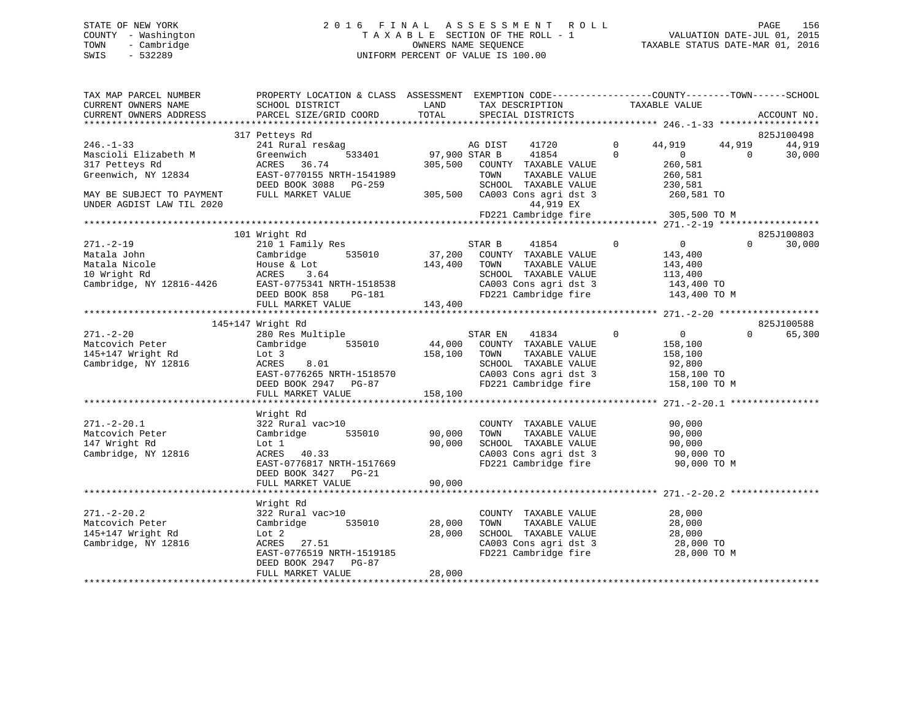STATE OF NEW YORK
COUNTY - Washington
TOWN - Cambridge
SWIS - 532289

2016 FINAL ASSESSMENT ROLL
TAXABLE SECTION OF THE ROLL - 1
OWNERS NAME SEQUENCE
UNIFORM PERCENT OF VALUE IS 100.00

VALUATION DATE-JUL 01, 2015
TAXABLE STATUS DATE-MAR 01, 2016

```
TAX MAP PARCEL NUMBER          PROPERTY LOCATION & CLASS  ASSESSMENT  EXEMPTION CODE-----------------COUNTY--------TOWN------SCHOOL
CURRENT OWNERS NAME            SCHOOL DISTRICT               LAND      TAX DESCRIPTION            TAXABLE VALUE
CURRENT OWNERS ADDRESS         PARCEL SIZE/GRID COORD       TOTAL      SPECIAL DISTRICTS                                     ACCOUNT NO.
******************************************************************************************************* 246.-1-33 ******************
                               317 Petteys Rd                                                                            825J100498
246.-1-33                      241 Rural res&ag                   AG DIST    41720        0     44,919     44,919     44,919
Mascioli Elizabeth M           Greenwich        533401     97,900 STAR B     41854        0          0          0     30,000
317 Petteys Rd                 ACRES  36.74                305,500   COUNTY  TAXABLE VALUE          260,581
Greenwich, NY 12834            EAST-0770155 NRTH-1541989             TOWN    TAXABLE VALUE          260,581
                               DEED BOOK 3088   PG-259               SCHOOL  TAXABLE VALUE          230,581
MAY BE SUBJECT TO PAYMENT      FULL MARKET VALUE           305,500   CA003 Cons agri dst 3           260,581 TO
UNDER AGDIST LAW TIL 2020                                                 44,919 EX
                                                                     FD221 Cambridge fire            305,500 TO M
******************************************************************************************************* 271.-2-19 ******************
                               101 Wright Rd                                                                             825J100803
271.-2-19                      210 1 Family Res                   STAR B     41854        0          0          0     30,000
Matala John                    Cambridge        535010     37,200   COUNTY  TAXABLE VALUE          143,400
Matala Nicole                  House & Lot                 143,400   TOWN    TAXABLE VALUE          143,400
10 Wright Rd                   ACRES   3.64                          SCHOOL  TAXABLE VALUE          113,400
Cambridge, NY 12816-4426       EAST-0775341 NRTH-1518538             CA003 Cons agri dst 3           143,400 TO
                               DEED BOOK 858    PG-181               FD221 Cambridge fire            143,400 TO M
                               FULL MARKET VALUE           143,400
******************************************************************************************************* 271.-2-20 ******************
                               145+147 Wright Rd                                                                         825J100588
271.-2-20                      280 Res Multiple                   STAR EN    41834        0          0          0     65,300
Matcovich Peter                Cambridge        535010     44,000   COUNTY  TAXABLE VALUE          158,100
145+147 Wright Rd              Lot 3                       158,100   TOWN    TAXABLE VALUE          158,100
Cambridge, NY 12816            ACRES   8.01                          SCHOOL  TAXABLE VALUE           92,800
                               EAST-0776265 NRTH-1518570             CA003 Cons agri dst 3           158,100 TO
                               DEED BOOK 2947   PG-87                FD221 Cambridge fire            158,100 TO M
                               FULL MARKET VALUE           158,100
******************************************************************************************************* 271.-2-20.1 ****************
                               Wright Rd
271.-2-20.1                    322 Rural vac>10                      COUNTY  TAXABLE VALUE           90,000
Matcovich Peter                Cambridge        535010     90,000    TOWN    TAXABLE VALUE           90,000
147 Wright Rd                  Lot 1                        90,000   SCHOOL  TAXABLE VALUE           90,000
Cambridge, NY 12816            ACRES  40.33                          CA003 Cons agri dst 3            90,000 TO
                               EAST-0776817 NRTH-1517669             FD221 Cambridge fire             90,000 TO M
                               DEED BOOK 3427   PG-21
                               FULL MARKET VALUE            90,000
******************************************************************************************************* 271.-2-20.2 ****************
                               Wright Rd
271.-2-20.2                    322 Rural vac>10                      COUNTY  TAXABLE VALUE           28,000
Matcovich Peter                Cambridge        535010     28,000    TOWN    TAXABLE VALUE           28,000
145+147 Wright Rd              Lot 2                        28,000   SCHOOL  TAXABLE VALUE           28,000
Cambridge, NY 12816            ACRES  27.51                          CA003 Cons agri dst 3            28,000 TO
                               EAST-0776519 NRTH-1519185             FD221 Cambridge fire             28,000 TO M
                               DEED BOOK 2947   PG-87
                               FULL MARKET VALUE            28,000
************************************************************************************************************************************
```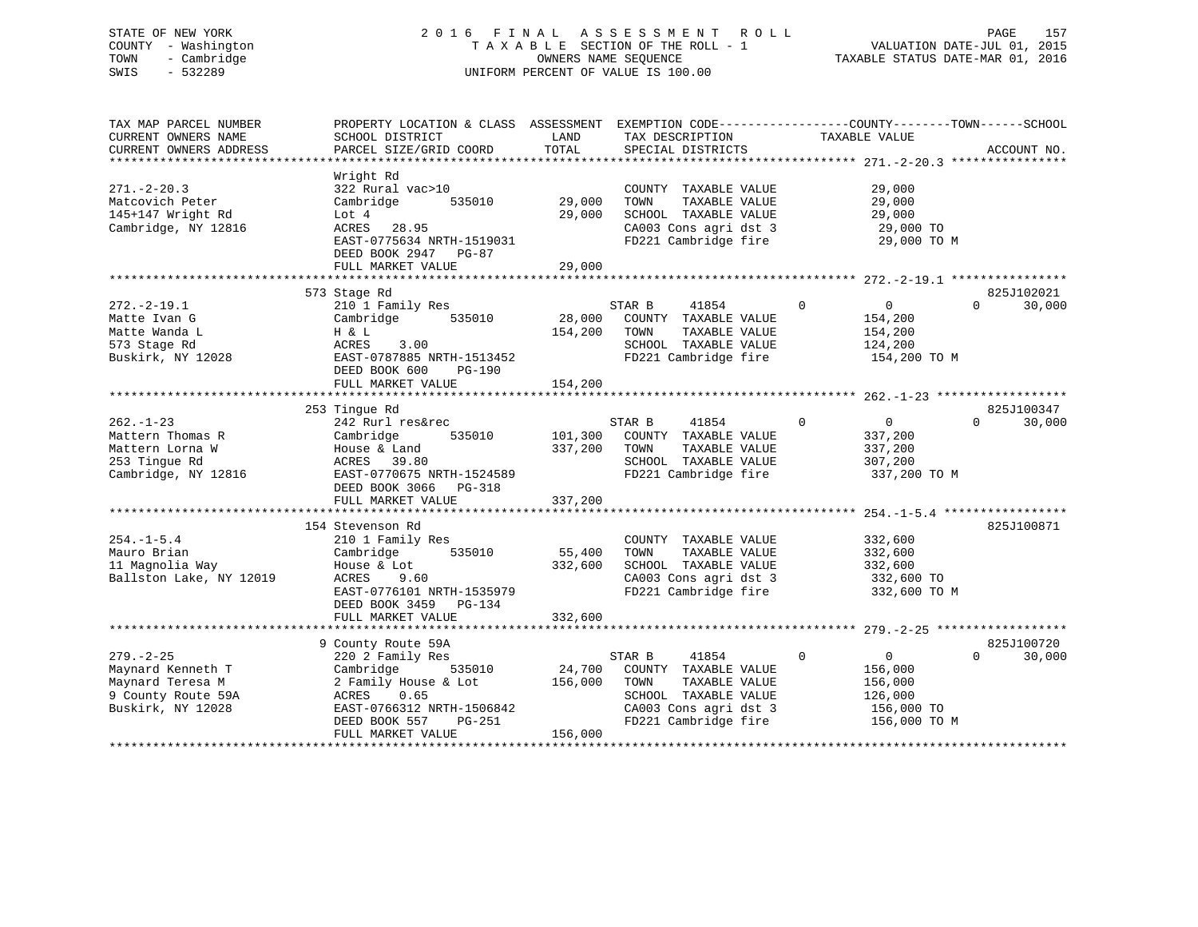STATE OF NEW YORK
COUNTY - Washington
TOWN - Cambridge
SWIS - 532289

2016 FINAL ASSESSMENT ROLL
TAXABLE SECTION OF THE ROLL - 1
OWNERS NAME SEQUENCE
UNIFORM PERCENT OF VALUE IS 100.00

VALUATION DATE-JUL 01, 2015
TAXABLE STATUS DATE-MAR 01, 2016

```
TAX MAP PARCEL NUMBER         PROPERTY LOCATION & CLASS  ASSESSMENT  EXEMPTION CODE------------------COUNTY--------TOWN------SCHOOL
CURRENT OWNERS NAME           SCHOOL DISTRICT               LAND      TAX DESCRIPTION              TAXABLE VALUE
CURRENT OWNERS ADDRESS        PARCEL SIZE/GRID COORD        TOTAL     SPECIAL DISTRICTS                                          ACCOUNT NO.
******************************************************************************************************* 271.-2-20.3 ****************
                              Wright Rd
271.-2-20.3                   322 Rural vac>10                         COUNTY  TAXABLE VALUE             29,000
Matcovich Peter               Cambridge        535010      29,000      TOWN    TAXABLE VALUE             29,000
145+147 Wright Rd             Lot 4                        29,000      SCHOOL  TAXABLE VALUE             29,000
Cambridge, NY 12816           ACRES    28.95                           CA003 Cons agri dst 3              29,000 TO
                              EAST-0775634 NRTH-1519031                FD221 Cambridge fire               29,000 TO M
                              DEED BOOK 2947   PG-87
                              FULL MARKET VALUE            29,000
******************************************************************************************************* 272.-2-19.1 ****************
                              573 Stage Rd                                                                               825J102021
272.-2-19.1                   210 1 Family Res                         STAR B     41854         0          0          0      30,000
Matte Ivan G                  Cambridge        535010      28,000      COUNTY  TAXABLE VALUE            154,200
Matte Wanda L                 H & L                       154,200      TOWN    TAXABLE VALUE            154,200
573 Stage Rd                  ACRES     3.00                           SCHOOL  TAXABLE VALUE            124,200
Buskirk, NY 12028             EAST-0787885 NRTH-1513452                FD221 Cambridge fire              154,200 TO M
                              DEED BOOK 600    PG-190
                              FULL MARKET VALUE           154,200
******************************************************************************************************* 262.-1-23 ******************
                              253 Tingue Rd                                                                              825J100347
262.-1-23                     242 Rurl res&rec                         STAR B     41854         0          0          0      30,000
Mattern Thomas R              Cambridge        535010     101,300      COUNTY  TAXABLE VALUE            337,200
Mattern Lorna W               House & Land                337,200      TOWN    TAXABLE VALUE            337,200
253 Tingue Rd                 ACRES    39.80                           SCHOOL  TAXABLE VALUE            307,200
Cambridge, NY 12816           EAST-0770675 NRTH-1524589                FD221 Cambridge fire              337,200 TO M
                              DEED BOOK 3066   PG-318
                              FULL MARKET VALUE           337,200
******************************************************************************************************* 254.-1-5.4 *****************
                              154 Stevenson Rd                                                                           825J100871
254.-1-5.4                    210 1 Family Res                         COUNTY  TAXABLE VALUE            332,600
Mauro Brian                   Cambridge        535010      55,400      TOWN    TAXABLE VALUE            332,600
11 Magnolia Way               House & Lot                 332,600      SCHOOL  TAXABLE VALUE            332,600
Ballston Lake, NY 12019       ACRES     9.60                           CA003 Cons agri dst 3             332,600 TO
                              EAST-0776101 NRTH-1535979                FD221 Cambridge fire              332,600 TO M
                              DEED BOOK 3459   PG-134
                              FULL MARKET VALUE           332,600
******************************************************************************************************* 279.-2-25 ******************
                              9 County Route 59A                                                                         825J100720
279.-2-25                     220 2 Family Res                         STAR B     41854         0          0          0      30,000
Maynard Kenneth T             Cambridge        535010      24,700      COUNTY  TAXABLE VALUE            156,000
Maynard Teresa M              2 Family House & Lot        156,000      TOWN    TAXABLE VALUE            156,000
9 County Route 59A            ACRES     0.65                           SCHOOL  TAXABLE VALUE            126,000
Buskirk, NY 12028             EAST-0766312 NRTH-1506842                CA003 Cons agri dst 3             156,000 TO
                              DEED BOOK 557    PG-251                  FD221 Cambridge fire              156,000 TO M
                              FULL MARKET VALUE           156,000
************************************************************************************************************************************
```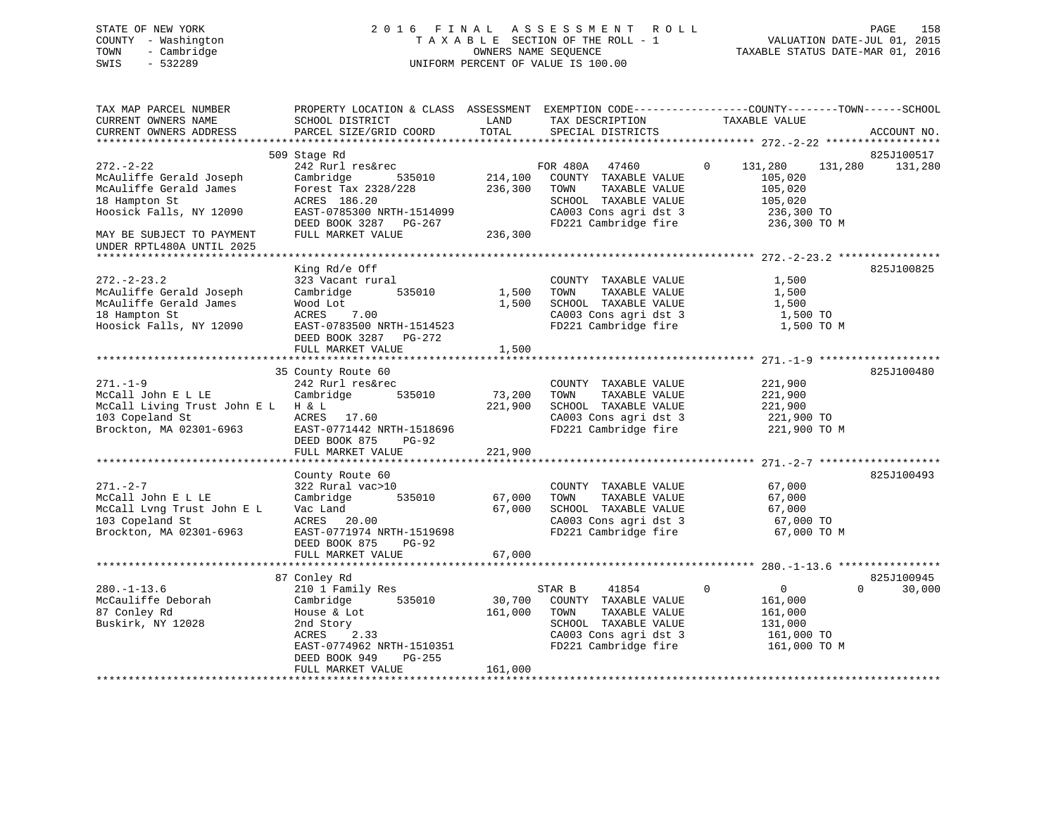STATE OF NEW YORK
COUNTY - Washington
TOWN - Cambridge
SWIS - 532289

2016 FINAL ASSESSMENT ROLL
TAXABLE SECTION OF THE ROLL - 1
OWNERS NAME SEQUENCE
UNIFORM PERCENT OF VALUE IS 100.00

VALUATION DATE-JUL 01, 2015
TAXABLE STATUS DATE-MAR 01, 2016

```
TAX MAP PARCEL NUMBER          PROPERTY LOCATION & CLASS  ASSESSMENT  EXEMPTION CODE------------------COUNTY--------TOWN------SCHOOL
CURRENT OWNERS NAME            SCHOOL DISTRICT              LAND      TAX DESCRIPTION              TAXABLE VALUE
CURRENT OWNERS ADDRESS         PARCEL SIZE/GRID COORD       TOTAL     SPECIAL DISTRICTS                                        ACCOUNT NO.
******************************************************************************************************* 272.-2-22 *****************
                               509 Stage Rd                                                                                   825J100517
272.-2-22                      242 Rurl res&rec                       FOR 480A    47460           0      131,280    131,280    131,280
McAuliffe Gerald Joseph        Cambridge        535010      214,100   COUNTY  TAXABLE VALUE              105,020
McAuliffe Gerald James         Forest Tax 2328/228          236,300   TOWN    TAXABLE VALUE              105,020
18 Hampton St                  ACRES  186.20                          SCHOOL  TAXABLE VALUE              105,020
Hoosick Falls, NY 12090        EAST-0785300 NRTH-1514099              CA003 Cons agri dst 3              236,300 TO
                               DEED BOOK 3287   PG-267                FD221 Cambridge fire               236,300 TO M
MAY BE SUBJECT TO PAYMENT      FULL MARKET VALUE            236,300
UNDER RPTL480A UNTIL 2025
******************************************************************************************************* 272.-2-23.2 ***************
                               King Rd/e Off                                                                                  825J100825
272.-2-23.2                    323 Vacant rural                       COUNTY  TAXABLE VALUE                1,500
McAuliffe Gerald Joseph        Cambridge        535010        1,500   TOWN    TAXABLE VALUE                1,500
McAuliffe Gerald James         Wood Lot                       1,500   SCHOOL  TAXABLE VALUE                1,500
18 Hampton St                  ACRES    7.00                          CA003 Cons agri dst 3                1,500 TO
Hoosick Falls, NY 12090        EAST-0783500 NRTH-1514523              FD221 Cambridge fire                 1,500 TO M
                               DEED BOOK 3287   PG-272
                               FULL MARKET VALUE              1,500
******************************************************************************************************* 271.-1-9 ******************
                               35 County Route 60                                                                             825J100480
271.-1-9                       242 Rurl res&rec                       COUNTY  TAXABLE VALUE              221,900
McCall John E L LE             Cambridge        535010       73,200   TOWN    TAXABLE VALUE              221,900
McCall Living Trust John E L   H & L                        221,900   SCHOOL  TAXABLE VALUE              221,900
103 Copeland St                ACRES   17.60                          CA003 Cons agri dst 3              221,900 TO
Brockton, MA 02301-6963        EAST-0771442 NRTH-1518696              FD221 Cambridge fire               221,900 TO M
                               DEED BOOK 875    PG-92
                               FULL MARKET VALUE            221,900
******************************************************************************************************* 271.-2-7 ******************
                               County Route 60                                                                                825J100493
271.-2-7                       322 Rural vac>10                       COUNTY  TAXABLE VALUE               67,000
McCall John E L LE             Cambridge        535010       67,000   TOWN    TAXABLE VALUE               67,000
McCall Lvng Trust John E L     Vac Land                      67,000   SCHOOL  TAXABLE VALUE               67,000
103 Copeland St                ACRES   20.00                          CA003 Cons agri dst 3               67,000 TO
Brockton, MA 02301-6963        EAST-0771974 NRTH-1519698              FD221 Cambridge fire                67,000 TO M
                               DEED BOOK 875    PG-92
                               FULL MARKET VALUE             67,000
******************************************************************************************************* 280.-1-13.6 ***************
                               87 Conley Rd                                                                                   825J100945
280.-1-13.6                    210 1 Family Res                       STAR B      41854           0            0          0     30,000
McCauliffe Deborah             Cambridge        535010       30,700   COUNTY  TAXABLE VALUE              161,000
87 Conley Rd                   House & Lot                  161,000   TOWN    TAXABLE VALUE              161,000
Buskirk, NY 12028              2nd Story                              SCHOOL  TAXABLE VALUE              131,000
                               ACRES    2.33                          CA003 Cons agri dst 3              161,000 TO
                               EAST-0774962 NRTH-1510351              FD221 Cambridge fire               161,000 TO M
                               DEED BOOK 949    PG-255
                               FULL MARKET VALUE            161,000
************************************************************************************************************************************
```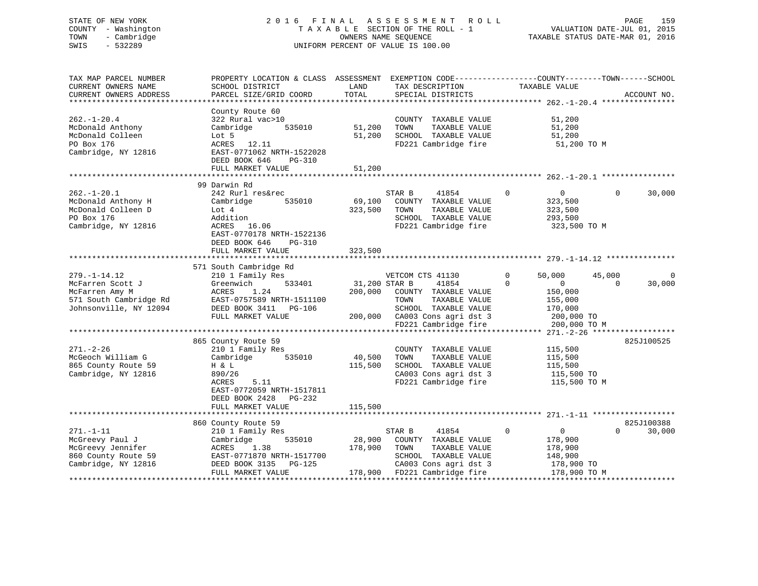STATE OF NEW YORK
COUNTY - Washington
TOWN - Cambridge
SWIS - 532289

2016 FINAL ASSESSMENT ROLL
TAXABLE SECTION OF THE ROLL - 1
OWNERS NAME SEQUENCE
UNIFORM PERCENT OF VALUE IS 100.00

VALUATION DATE-JUL 01, 2015
TAXABLE STATUS DATE-MAR 01, 2016

```
TAX MAP PARCEL NUMBER     PROPERTY LOCATION & CLASS  ASSESSMENT  EXEMPTION CODE------------------COUNTY--------TOWN------SCHOOL
CURRENT OWNERS NAME       SCHOOL DISTRICT              LAND      TAX DESCRIPTION           TAXABLE VALUE
CURRENT OWNERS ADDRESS    PARCEL SIZE/GRID COORD       TOTAL     SPECIAL DISTRICTS                                    ACCOUNT NO.
******************************************************************************************************* 262.-1-20.4 ****************
                          County Route 60
262.-1-20.4               322 Rural vac>10                       COUNTY  TAXABLE VALUE              51,200
McDonald Anthony          Cambridge       535010      51,200     TOWN    TAXABLE VALUE              51,200
McDonald Colleen          Lot 5                       51,200     SCHOOL  TAXABLE VALUE              51,200
PO Box 176                ACRES   12.11                          FD221 Cambridge fire                51,200 TO M
Cambridge, NY 12816       EAST-0771062 NRTH-1522028
                          DEED BOOK 646    PG-310
                          FULL MARKET VALUE           51,200
******************************************************************************************************* 262.-1-20.1 ****************
                          99 Darwin Rd
262.-1-20.1               242 Rurl res&rec                       STAR B      41854         0           0           0      30,000
McDonald Anthony H        Cambridge       535010      69,100     COUNTY  TAXABLE VALUE             323,500
McDonald Colleen D        Lot 4                      323,500     TOWN    TAXABLE VALUE             323,500
PO Box 176                Addition                               SCHOOL  TAXABLE VALUE             293,500
Cambridge, NY 12816       ACRES   16.06                          FD221 Cambridge fire               323,500 TO M
                          EAST-0770178 NRTH-1522136
                          DEED BOOK 646    PG-310
                          FULL MARKET VALUE          323,500
******************************************************************************************************* 279.-1-14.12 ***************
                          571 South Cambridge Rd
279.-1-14.12              210 1 Family Res                       VETCOM CTS 41130          0      50,000      45,000           0
McFarren Scott J          Greenwich       533401      31,200 STAR B      41854             0           0           0      30,000
McFarren Amy M            ACRES    1.24              200,000     COUNTY  TAXABLE VALUE             150,000
571 South Cambridge Rd    EAST-0757589 NRTH-1511100              TOWN    TAXABLE VALUE             155,000
Johnsonville, NY 12094    DEED BOOK 3411   PG-106                SCHOOL  TAXABLE VALUE             170,000
                          FULL MARKET VALUE          200,000     CA003 Cons agri dst 3              200,000 TO
                                                                 FD221 Cambridge fire               200,000 TO M
******************************************************************************************************* 271.-2-26 ******************
                          865 County Route 59                                                                        825J100525
271.-2-26                 210 1 Family Res                       COUNTY  TAXABLE VALUE             115,500
McGeoch William G         Cambridge       535010      40,500     TOWN    TAXABLE VALUE             115,500
865 County Route 59       H & L                      115,500     SCHOOL  TAXABLE VALUE             115,500
Cambridge, NY 12816       890/26                                 CA003 Cons agri dst 3              115,500 TO
                          ACRES    5.11                          FD221 Cambridge fire               115,500 TO M
                          EAST-0772059 NRTH-1517811
                          DEED BOOK 2428   PG-232
                          FULL MARKET VALUE          115,500
******************************************************************************************************* 271.-1-11 ******************
                          860 County Route 59                                                                        825J100388
271.-1-11                 210 1 Family Res                       STAR B      41854         0           0           0      30,000
McGreevy Paul J           Cambridge       535010      28,900     COUNTY  TAXABLE VALUE             178,900
McGreevy Jennifer         ACRES    1.38              178,900     TOWN    TAXABLE VALUE             178,900
860 County Route 59       EAST-0771870 NRTH-1517700              SCHOOL  TAXABLE VALUE             148,900
Cambridge, NY 12816       DEED BOOK 3135   PG-125                CA003 Cons agri dst 3              178,900 TO
                          FULL MARKET VALUE          178,900     FD221 Cambridge fire               178,900 TO M
************************************************************************************************************************************
```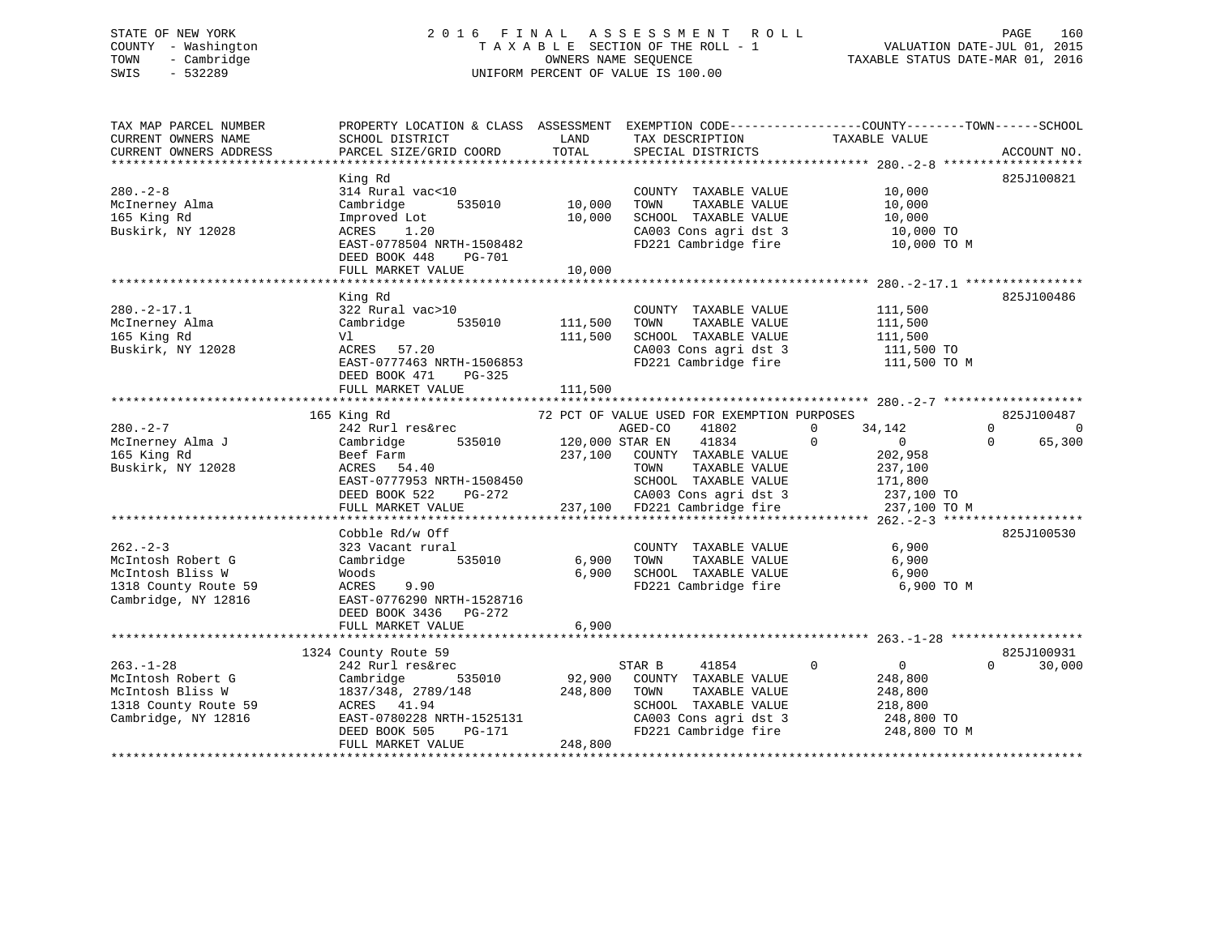STATE OF NEW YORK
COUNTY - Washington
TOWN - Cambridge
SWIS - 532289

2016 FINAL ASSESSMENT ROLL
TAXABLE SECTION OF THE ROLL - 1
OWNERS NAME SEQUENCE
UNIFORM PERCENT OF VALUE IS 100.00

VALUATION DATE-JUL 01, 2015
TAXABLE STATUS DATE-MAR 01, 2016

```
TAX MAP PARCEL NUMBER          PROPERTY LOCATION & CLASS  ASSESSMENT  EXEMPTION CODE------------------COUNTY--------TOWN------SCHOOL
CURRENT OWNERS NAME            SCHOOL DISTRICT              LAND      TAX DESCRIPTION              TAXABLE VALUE
CURRENT OWNERS ADDRESS         PARCEL SIZE/GRID COORD       TOTAL     SPECIAL DISTRICTS                                      ACCOUNT NO.
******************************************************************************************************* 280.-2-8 *******************
                               King Rd                                                                                   825J100821
280.-2-8                       314 Rural vac<10                       COUNTY  TAXABLE VALUE             10,000
McInerney Alma                 Cambridge        535010       10,000   TOWN    TAXABLE VALUE             10,000
165 King Rd                    Improved Lot                  10,000   SCHOOL  TAXABLE VALUE             10,000
Buskirk, NY 12028              ACRES    1.20                          CA003 Cons agri dst 3              10,000 TO
                               EAST-0778504 NRTH-1508482              FD221 Cambridge fire               10,000 TO M
                               DEED BOOK 448    PG-701
                               FULL MARKET VALUE             10,000
******************************************************************************************************* 280.-2-17.1 ****************
                               King Rd                                                                                   825J100486
280.-2-17.1                    322 Rural vac>10                       COUNTY  TAXABLE VALUE            111,500
McInerney Alma                 Cambridge        535010      111,500   TOWN    TAXABLE VALUE            111,500
165 King Rd                    Vl                           111,500   SCHOOL  TAXABLE VALUE            111,500
Buskirk, NY 12028              ACRES   57.20                          CA003 Cons agri dst 3             111,500 TO
                               EAST-0777463 NRTH-1506853              FD221 Cambridge fire              111,500 TO M
                               DEED BOOK 471    PG-325
                               FULL MARKET VALUE            111,500
******************************************************************************************************* 280.-2-7 *******************
                           165 King Rd                          72 PCT OF VALUE USED FOR EXEMPTION PURPOSES              825J100487
280.-2-7                       242 Rurl res&rec                       AGED-CO     41802         0      34,142            0           0
McInerney Alma J               Cambridge        535010      120,000 STAR EN     41834         0           0            0      65,300
165 King Rd                    Beef Farm                    237,100   COUNTY  TAXABLE VALUE            202,958
Buskirk, NY 12028              ACRES   54.40                          TOWN    TAXABLE VALUE            237,100
                               EAST-0777953 NRTH-1508450              SCHOOL  TAXABLE VALUE            171,800
                               DEED BOOK 522    PG-272                CA003 Cons agri dst 3             237,100 TO
                               FULL MARKET VALUE            237,100   FD221 Cambridge fire              237,100 TO M
******************************************************************************************************* 262.-2-3 *******************
                               Cobble Rd/w Off                                                                           825J100530
262.-2-3                       323 Vacant rural                       COUNTY  TAXABLE VALUE              6,900
McIntosh Robert G              Cambridge        535010        6,900   TOWN    TAXABLE VALUE              6,900
McIntosh Bliss W               Woods                          6,900   SCHOOL  TAXABLE VALUE              6,900
1318 County Route 59           ACRES    9.90                          FD221 Cambridge fire                6,900 TO M
Cambridge, NY 12816            EAST-0776290 NRTH-1528716
                               DEED BOOK 3436   PG-272
                               FULL MARKET VALUE              6,900
******************************************************************************************************* 263.-1-28 ******************
                          1324 County Route 59                                                                           825J100931
263.-1-28                      242 Rurl res&rec                       STAR B      41854         0           0            0      30,000
McIntosh Robert G              Cambridge        535010       92,900   COUNTY  TAXABLE VALUE            248,800
McIntosh Bliss W               1837/348, 2789/148           248,800   TOWN    TAXABLE VALUE            248,800
1318 County Route 59           ACRES   41.94                          SCHOOL  TAXABLE VALUE            218,800
Cambridge, NY 12816            EAST-0780228 NRTH-1525131              CA003 Cons agri dst 3             248,800 TO
                               DEED BOOK 505    PG-171                FD221 Cambridge fire              248,800 TO M
                               FULL MARKET VALUE            248,800
************************************************************************************************************************************
```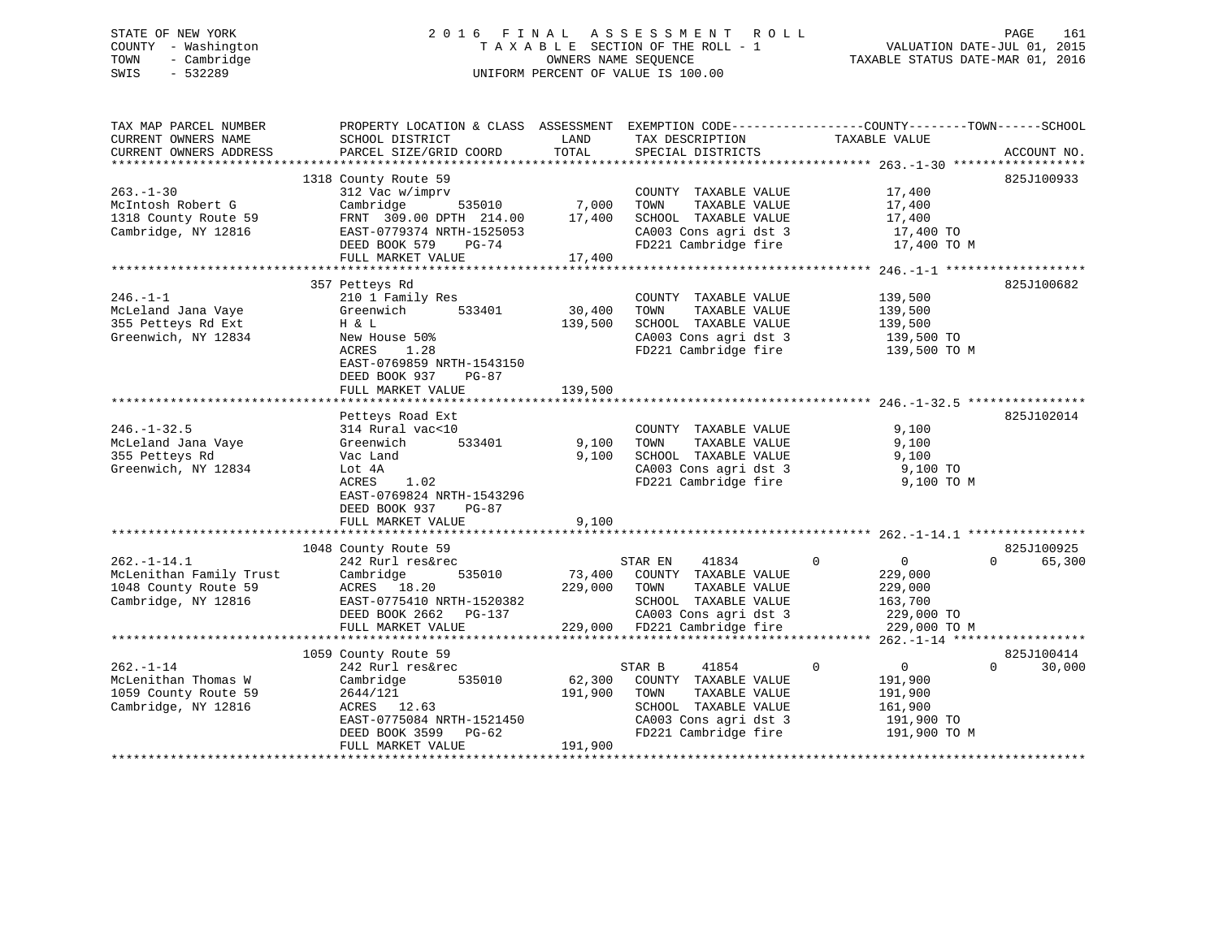STATE OF NEW YORK
COUNTY - Washington
TOWN - Cambridge
SWIS - 532289

2 0 1 6 F I N A L A S S E S S M E N T R O L L
T A X A B L E SECTION OF THE ROLL - 1
OWNERS NAME SEQUENCE
UNIFORM PERCENT OF VALUE IS 100.00

VALUATION DATE-JUL 01, 2015
TAXABLE STATUS DATE-MAR 01, 2016

| TAX MAP PARCEL NUMBER / CURRENT OWNERS NAME / CURRENT OWNERS ADDRESS | PROPERTY LOCATION & CLASS / SCHOOL DISTRICT / PARCEL SIZE/GRID COORD | ASSESSMENT LAND | TOTAL | EXEMPTION CODE / TAX DESCRIPTION / SPECIAL DISTRICTS | COUNTY | TOWN | SCHOOL TAXABLE VALUE | ACCOUNT NO. |
|---|---|---|---|---|---|---|---|---|
| **263.-1-30** | 1318 County Route 59 | | | | | | | 825J100933 |
| McIntosh Robert G | 312 Vac w/imprv | | | COUNTY TAXABLE VALUE | 17,400 | | | |
| 1318 County Route 59 | Cambridge 535010 | 7,000 | | TOWN TAXABLE VALUE | 17,400 | | | |
| Cambridge, NY 12816 | FRNT 309.00 DPTH 214.00 | | 17,400 | SCHOOL TAXABLE VALUE | 17,400 | | | |
| | EAST-0779374 NRTH-1525053 | | | CA003 Cons agri dst 3 | 17,400 TO | | | |
| | DEED BOOK 579 PG-74 | | | FD221 Cambridge fire | 17,400 TO M | | | |
| | FULL MARKET VALUE | | 17,400 | | | | | |
| **246.-1-1** | 357 Petteys Rd | | | | | | | 825J100682 |
| McLeland Jana Vaye | 210 1 Family Res | | | COUNTY TAXABLE VALUE | 139,500 | | | |
| 355 Petteys Rd Ext | Greenwich 533401 | 30,400 | | TOWN TAXABLE VALUE | 139,500 | | | |
| Greenwich, NY 12834 | H & L | | 139,500 | SCHOOL TAXABLE VALUE | 139,500 | | | |
| | New House 50% | | | CA003 Cons agri dst 3 | 139,500 TO | | | |
| | ACRES 1.28 | | | FD221 Cambridge fire | 139,500 TO M | | | |
| | EAST-0769859 NRTH-1543150 | | | | | | | |
| | DEED BOOK 937 PG-87 | | | | | | | |
| | FULL MARKET VALUE | | 139,500 | | | | | |
| **246.-1-32.5** | Petteys Road Ext | | | | | | | 825J102014 |
| McLeland Jana Vaye | 314 Rural vac<10 | | | COUNTY TAXABLE VALUE | 9,100 | | | |
| 355 Petteys Rd | Greenwich 533401 | 9,100 | | TOWN TAXABLE VALUE | 9,100 | | | |
| Greenwich, NY 12834 | Vac Land | | 9,100 | SCHOOL TAXABLE VALUE | 9,100 | | | |
| | Lot 4A | | | CA003 Cons agri dst 3 | 9,100 TO | | | |
| | ACRES 1.02 | | | FD221 Cambridge fire | 9,100 TO M | | | |
| | EAST-0769824 NRTH-1543296 | | | | | | | |
| | DEED BOOK 937 PG-87 | | | | | | | |
| | FULL MARKET VALUE | | 9,100 | | | | | |
| **262.-1-14.1** | 1048 County Route 59 | | | | | | | 825J100925 |
| McLenithan Family Trust | 242 Rurl res&rec | | | STAR EN 41834 | 0 | 0 | 0 | 65,300 |
| 1048 County Route 59 | Cambridge 535010 | 73,400 | | COUNTY TAXABLE VALUE | 229,000 | | | |
| Cambridge, NY 12816 | ACRES 18.20 | | 229,000 | TOWN TAXABLE VALUE | 229,000 | | | |
| | EAST-0775410 NRTH-1520382 | | | SCHOOL TAXABLE VALUE | 163,700 | | | |
| | DEED BOOK 2662 PG-137 | | | CA003 Cons agri dst 3 | 229,000 TO | | | |
| | FULL MARKET VALUE | | 229,000 | FD221 Cambridge fire | 229,000 TO M | | | |
| **262.-1-14** | 1059 County Route 59 | | | | | | | 825J100414 |
| McLenithan Thomas W | 242 Rurl res&rec | | | STAR B 41854 | 0 | 0 | 0 | 30,000 |
| 1059 County Route 59 | Cambridge 535010 | 62,300 | | COUNTY TAXABLE VALUE | 191,900 | | | |
| Cambridge, NY 12816 | 2644/121 | | 191,900 | TOWN TAXABLE VALUE | 191,900 | | | |
| | ACRES 12.63 | | | SCHOOL TAXABLE VALUE | 161,900 | | | |
| | EAST-0775084 NRTH-1521450 | | | CA003 Cons agri dst 3 | 191,900 TO | | | |
| | DEED BOOK 3599 PG-62 | | | FD221 Cambridge fire | 191,900 TO M | | | |
| | FULL MARKET VALUE | | 191,900 | | | | | |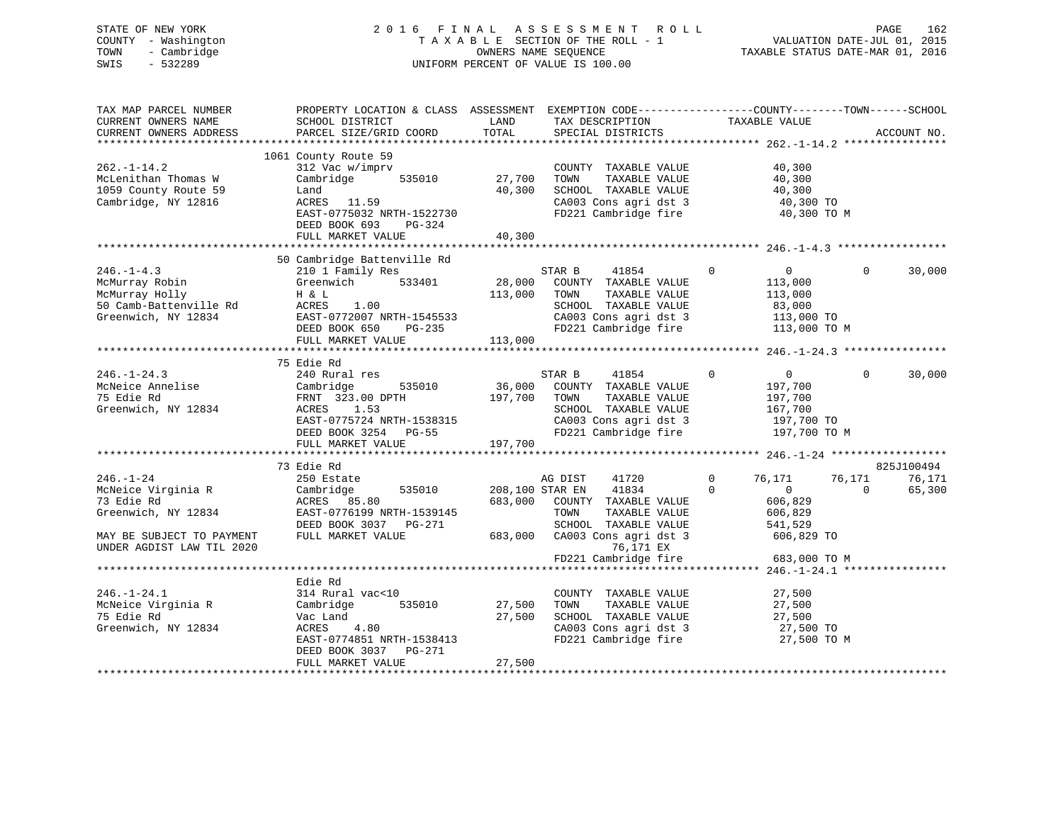STATE OF NEW YORK
COUNTY - Washington
TOWN - Cambridge
SWIS - 532289

2016 FINAL ASSESSMENT ROLL
TAXABLE SECTION OF THE ROLL - 1
OWNERS NAME SEQUENCE
UNIFORM PERCENT OF VALUE IS 100.00

VALUATION DATE-JUL 01, 2015
TAXABLE STATUS DATE-MAR 01, 2016

```
TAX MAP PARCEL NUMBER          PROPERTY LOCATION & CLASS  ASSESSMENT  EXEMPTION CODE------------------COUNTY--------TOWN------SCHOOL
CURRENT OWNERS NAME            SCHOOL DISTRICT              LAND      TAX DESCRIPTION             TAXABLE VALUE
CURRENT OWNERS ADDRESS         PARCEL SIZE/GRID COORD       TOTAL     SPECIAL DISTRICTS                                     ACCOUNT NO.
************************************************************************************************* 262.-1-14.2 ****************
                               1061 County Route 59
262.-1-14.2                    312 Vac w/imprv                        COUNTY  TAXABLE VALUE          40,300
McLenithan Thomas W            Cambridge       535010      27,700     TOWN    TAXABLE VALUE          40,300
1059 County Route 59           Land                        40,300     SCHOOL  TAXABLE VALUE          40,300
Cambridge, NY 12816            ACRES   11.59                          CA003 Cons agri dst 3           40,300 TO
                               EAST-0775032 NRTH-1522730              FD221 Cambridge fire            40,300 TO M
                               DEED BOOK 693    PG-324
                               FULL MARKET VALUE           40,300
************************************************************************************************* 246.-1-4.3 *****************
                               50 Cambridge Battenville Rd
246.-1-4.3                     210 1 Family Res                       STAR B     41854        0           0           0      30,000
McMurray Robin                 Greenwich       533401      28,000     COUNTY  TAXABLE VALUE         113,000
McMurray Holly                 H & L                      113,000     TOWN    TAXABLE VALUE         113,000
50 Camb-Battenville Rd         ACRES    1.00                          SCHOOL  TAXABLE VALUE          83,000
Greenwich, NY 12834            EAST-0772007 NRTH-1545533              CA003 Cons agri dst 3          113,000 TO
                               DEED BOOK 650    PG-235                FD221 Cambridge fire           113,000 TO M
                               FULL MARKET VALUE          113,000
************************************************************************************************* 246.-1-24.3 ****************
                               75 Edie Rd
246.-1-24.3                    240 Rural res                          STAR B     41854        0           0           0      30,000
McNeice Annelise               Cambridge       535010      36,000     COUNTY  TAXABLE VALUE         197,700
75 Edie Rd                     FRNT 323.00 DPTH           197,700     TOWN    TAXABLE VALUE         197,700
Greenwich, NY 12834            ACRES    1.53                          SCHOOL  TAXABLE VALUE         167,700
                               EAST-0775724 NRTH-1538315              CA003 Cons agri dst 3          197,700 TO
                               DEED BOOK 3254   PG-55                 FD221 Cambridge fire           197,700 TO M
                               FULL MARKET VALUE          197,700
************************************************************************************************* 246.-1-24 ******************
                               73 Edie Rd                                                                            825J100494
246.-1-24                      250 Estate                             AG DIST    41720        0      76,171      76,171      76,171
McNeice Virginia R             Cambridge       535010     208,100 STAR EN    41834        0           0           0      65,300
73 Edie Rd                     ACRES   85.80              683,000     COUNTY  TAXABLE VALUE         606,829
Greenwich, NY 12834            EAST-0776199 NRTH-1539145              TOWN    TAXABLE VALUE         606,829
                               DEED BOOK 3037   PG-271                SCHOOL  TAXABLE VALUE         541,529
MAY BE SUBJECT TO PAYMENT      FULL MARKET VALUE          683,000     CA003 Cons agri dst 3          606,829 TO
UNDER AGDIST LAW TIL 2020                                                  76,171 EX
                                                                      FD221 Cambridge fire           683,000 TO M
************************************************************************************************* 246.-1-24.1 ****************
                               Edie Rd
246.-1-24.1                    314 Rural vac<10                       COUNTY  TAXABLE VALUE          27,500
McNeice Virginia R             Cambridge       535010      27,500     TOWN    TAXABLE VALUE          27,500
75 Edie Rd                     Vac Land                    27,500     SCHOOL  TAXABLE VALUE          27,500
Greenwich, NY 12834            ACRES    4.80                          CA003 Cons agri dst 3           27,500 TO
                               EAST-0774851 NRTH-1538413              FD221 Cambridge fire            27,500 TO M
                               DEED BOOK 3037   PG-271
                               FULL MARKET VALUE           27,500
*******************************************************************************************************************************
```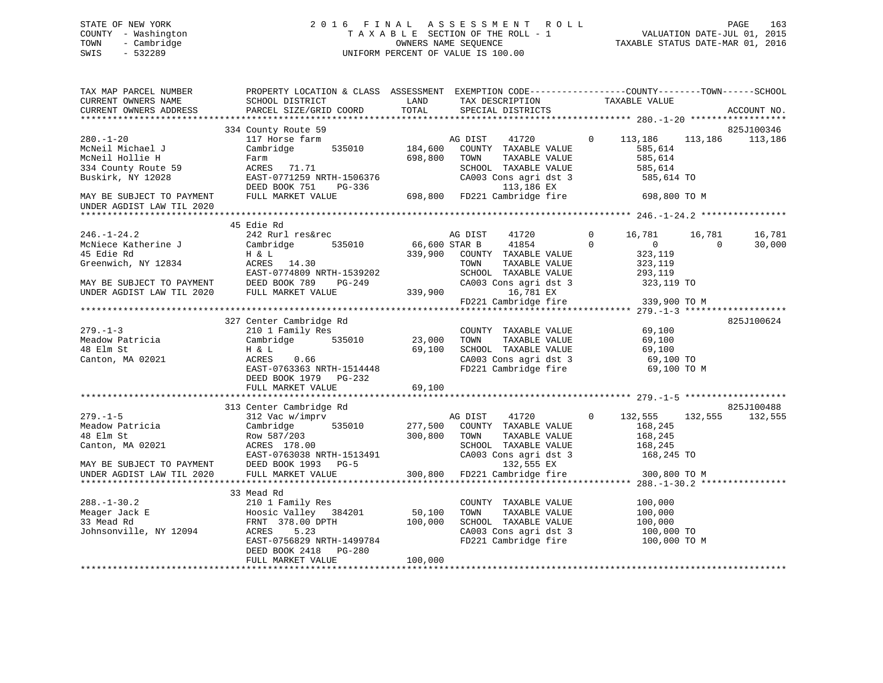STATE OF NEW YORK
COUNTY - Washington
TOWN - Cambridge
SWIS - 532289

# 2016 FINAL ASSESSMENT ROLL
TAXABLE SECTION OF THE ROLL - 1
OWNERS NAME SEQUENCE
UNIFORM PERCENT OF VALUE IS 100.00

VALUATION DATE-JUL 01, 2015
TAXABLE STATUS DATE-MAR 01, 2016

```
TAX MAP PARCEL NUMBER          PROPERTY LOCATION & CLASS  ASSESSMENT  EXEMPTION CODE------------------COUNTY--------TOWN------SCHOOL
CURRENT OWNERS NAME            SCHOOL DISTRICT              LAND      TAX DESCRIPTION            TAXABLE VALUE
CURRENT OWNERS ADDRESS         PARCEL SIZE/GRID COORD       TOTAL     SPECIAL DISTRICTS                                   ACCOUNT NO.
******************************************************************************************************* 280.-1-20 ******************
                    334 County Route 59                                                                                  825J100346
280.-1-20                      117 Horse farm                     AG DIST    41720        0     113,186    113,186     113,186
McNeil Michael J               Cambridge       535010    184,600   COUNTY  TAXABLE VALUE           585,614
McNeil Hollie H                Farm                      698,800   TOWN    TAXABLE VALUE           585,614
334 County Route 59            ACRES   71.71                       SCHOOL  TAXABLE VALUE           585,614
Buskirk, NY 12028              EAST-0771259 NRTH-1506376           CA003 Cons agri dst 3            585,614 TO
                               DEED BOOK 751    PG-336                    113,186 EX
MAY BE SUBJECT TO PAYMENT      FULL MARKET VALUE         698,800   FD221 Cambridge fire             698,800 TO M
UNDER AGDIST LAW TIL 2020
******************************************************************************************************* 246.-1-24.2 ****************
                    45 Edie Rd
246.-1-24.2                    242 Rurl res&rec                   AG DIST    41720        0      16,781     16,781      16,781
McNiece Katherine J            Cambridge       535010     66,600 STAR B      41854        0           0          0      30,000
45 Edie Rd                     H & L                     339,900   COUNTY  TAXABLE VALUE           323,119
Greenwich, NY 12834            ACRES   14.30                       TOWN    TAXABLE VALUE           323,119
                               EAST-0774809 NRTH-1539202           SCHOOL  TAXABLE VALUE           293,119
MAY BE SUBJECT TO PAYMENT      DEED BOOK 789    PG-249             CA003 Cons agri dst 3            323,119 TO
UNDER AGDIST LAW TIL 2020      FULL MARKET VALUE         339,900           16,781 EX
                                                                   FD221 Cambridge fire             339,900 TO M
******************************************************************************************************* 279.-1-3 *******************
                    327 Center Cambridge Rd                                                                              825J100624
279.-1-3                       210 1 Family Res                    COUNTY  TAXABLE VALUE            69,100
Meadow Patricia                Cambridge       535010     23,000   TOWN    TAXABLE VALUE            69,100
48 Elm St                      H & L                      69,100   SCHOOL  TAXABLE VALUE            69,100
Canton, MA 02021               ACRES    0.66                       CA003 Cons agri dst 3             69,100 TO
                               EAST-0763363 NRTH-1514448           FD221 Cambridge fire              69,100 TO M
                               DEED BOOK 1979   PG-232
                               FULL MARKET VALUE          69,100
******************************************************************************************************* 279.-1-5 *******************
                    313 Center Cambridge Rd                                                                              825J100488
279.-1-5                       312 Vac w/imprv                    AG DIST    41720        0     132,555    132,555     132,555
Meadow Patricia                Cambridge       535010    277,500   COUNTY  TAXABLE VALUE           168,245
48 Elm St                      Row 587/203               300,800   TOWN    TAXABLE VALUE           168,245
Canton, MA 02021               ACRES  178.00                       SCHOOL  TAXABLE VALUE           168,245
                               EAST-0763038 NRTH-1513491           CA003 Cons agri dst 3            168,245 TO
MAY BE SUBJECT TO PAYMENT      DEED BOOK 1993   PG-5                      132,555 EX
UNDER AGDIST LAW TIL 2020      FULL MARKET VALUE         300,800   FD221 Cambridge fire             300,800 TO M
******************************************************************************************************* 288.-1-30.2 ****************
                    33 Mead Rd
288.-1-30.2                    210 1 Family Res                    COUNTY  TAXABLE VALUE           100,000
Meager Jack E                  Hoosic Valley   384201     50,100   TOWN    TAXABLE VALUE           100,000
33 Mead Rd                     FRNT 378.00 DPTH          100,000   SCHOOL  TAXABLE VALUE           100,000
Johnsonville, NY 12094         ACRES    5.23                       CA003 Cons agri dst 3            100,000 TO
                               EAST-0756829 NRTH-1499784           FD221 Cambridge fire             100,000 TO M
                               DEED BOOK 2418   PG-280
                               FULL MARKET VALUE         100,000
************************************************************************************************************************************
```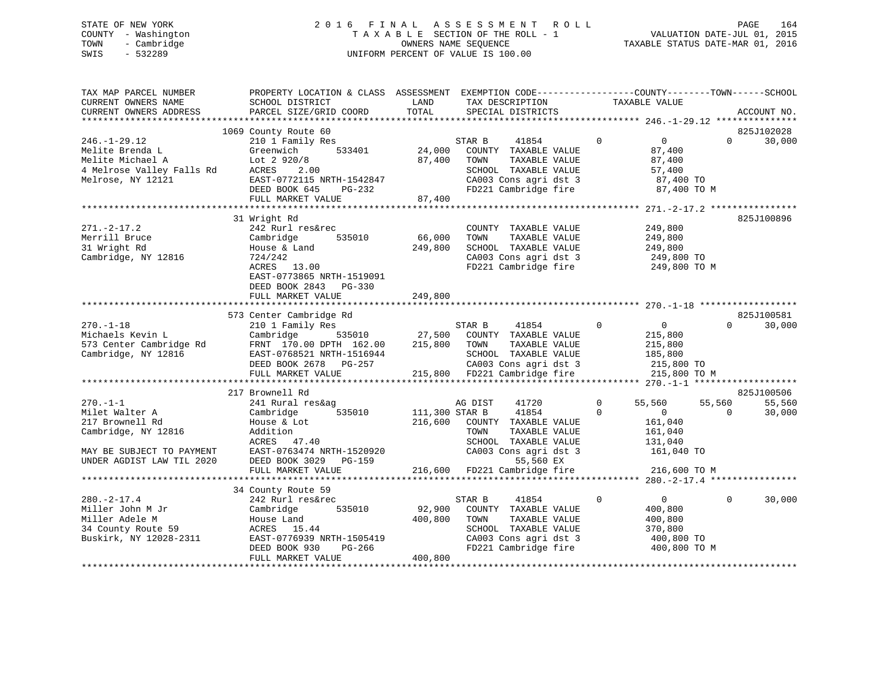STATE OF NEW YORK
COUNTY - Washington
TOWN - Cambridge
SWIS - 532289

2016 FINAL ASSESSMENT ROLL
TAXABLE SECTION OF THE ROLL - 1
OWNERS NAME SEQUENCE
UNIFORM PERCENT OF VALUE IS 100.00

VALUATION DATE-JUL 01, 2015
TAXABLE STATUS DATE-MAR 01, 2016

```
TAX MAP PARCEL NUMBER          PROPERTY LOCATION & CLASS  ASSESSMENT  EXEMPTION CODE-----------------COUNTY--------TOWN------SCHOOL
CURRENT OWNERS NAME            SCHOOL DISTRICT             LAND       TAX DESCRIPTION            TAXABLE VALUE
CURRENT OWNERS ADDRESS         PARCEL SIZE/GRID COORD      TOTAL      SPECIAL DISTRICTS                                    ACCOUNT NO.
******************************************************************************************************* 246.-1-29.12 ***************
                          1069 County Route 60                                                                           825J102028
246.-1-29.12                   210 1 Family Res                    STAR B     41854        0          0            0       30,000
Melite Brenda L                Greenwich      533401      24,000   COUNTY  TAXABLE VALUE           87,400
Melite Michael A               Lot 2 920/8                 87,400   TOWN    TAXABLE VALUE           87,400
4 Melrose Valley Falls Rd      ACRES    2.00                        SCHOOL  TAXABLE VALUE           57,400
Melrose, NY 12121              EAST-0772115 NRTH-1542847            CA003 Cons agri dst 3            87,400 TO
                               DEED BOOK 645    PG-232              FD221 Cambridge fire             87,400 TO M
                               FULL MARKET VALUE            87,400
******************************************************************************************************* 271.-2-17.2 ****************
                          31 Wright Rd                                                                                   825J100896
271.-2-17.2                    242 Rurl res&rec                    COUNTY  TAXABLE VALUE          249,800
Merrill Bruce                  Cambridge      535010      66,000   TOWN    TAXABLE VALUE          249,800
31 Wright Rd                   House & Land               249,800   SCHOOL  TAXABLE VALUE          249,800
Cambridge, NY 12816            724/242                              CA003 Cons agri dst 3           249,800 TO
                               ACRES   13.00                        FD221 Cambridge fire            249,800 TO M
                               EAST-0773865 NRTH-1519091
                               DEED BOOK 2843   PG-330
                               FULL MARKET VALUE           249,800
******************************************************************************************************* 270.-1-18 ******************
                          573 Center Cambridge Rd                                                                        825J100581
270.-1-18                      210 1 Family Res                    STAR B     41854        0          0            0       30,000
Michaels Kevin L               Cambridge      535010      27,500   COUNTY  TAXABLE VALUE          215,800
573 Center Cambridge Rd        FRNT 170.00 DPTH 162.00    215,800   TOWN    TAXABLE VALUE          215,800
Cambridge, NY 12816            EAST-0768521 NRTH-1516944            SCHOOL  TAXABLE VALUE          185,800
                               DEED BOOK 2678   PG-257              CA003 Cons agri dst 3           215,800 TO
                               FULL MARKET VALUE           215,800  FD221 Cambridge fire            215,800 TO M
******************************************************************************************************* 270.-1-1 *******************
                          217 Brownell Rd                                                                                825J100506
270.-1-1                       241 Rural res&ag                    AG DIST    41720        0     55,560       55,560       55,560
Milet Walter A                 Cambridge      535010     111,300 STAR B     41854        0          0            0       30,000
217 Brownell Rd                House & Lot                216,600   COUNTY  TAXABLE VALUE          161,040
Cambridge, NY 12816            Addition                             TOWN    TAXABLE VALUE          161,040
                               ACRES   47.40                        SCHOOL  TAXABLE VALUE          131,040
MAY BE SUBJECT TO PAYMENT      EAST-0763474 NRTH-1520920            CA003 Cons agri dst 3           161,040 TO
UNDER AGDIST LAW TIL 2020      DEED BOOK 3029   PG-159                      55,560 EX
                               FULL MARKET VALUE           216,600  FD221 Cambridge fire            216,600 TO M
******************************************************************************************************* 280.-2-17.4 ****************
                          34 County Route 59
280.-2-17.4                    242 Rurl res&rec                    STAR B     41854        0          0            0       30,000
Miller John M Jr               Cambridge      535010      92,900   COUNTY  TAXABLE VALUE          400,800
Miller Adele M                 House Land                 400,800   TOWN    TAXABLE VALUE          400,800
34 County Route 59             ACRES   15.44                        SCHOOL  TAXABLE VALUE          370,800
Buskirk, NY 12028-2311         EAST-0776939 NRTH-1505419            CA003 Cons agri dst 3           400,800 TO
                               DEED BOOK 930    PG-266              FD221 Cambridge fire            400,800 TO M
                               FULL MARKET VALUE           400,800
************************************************************************************************************************************
```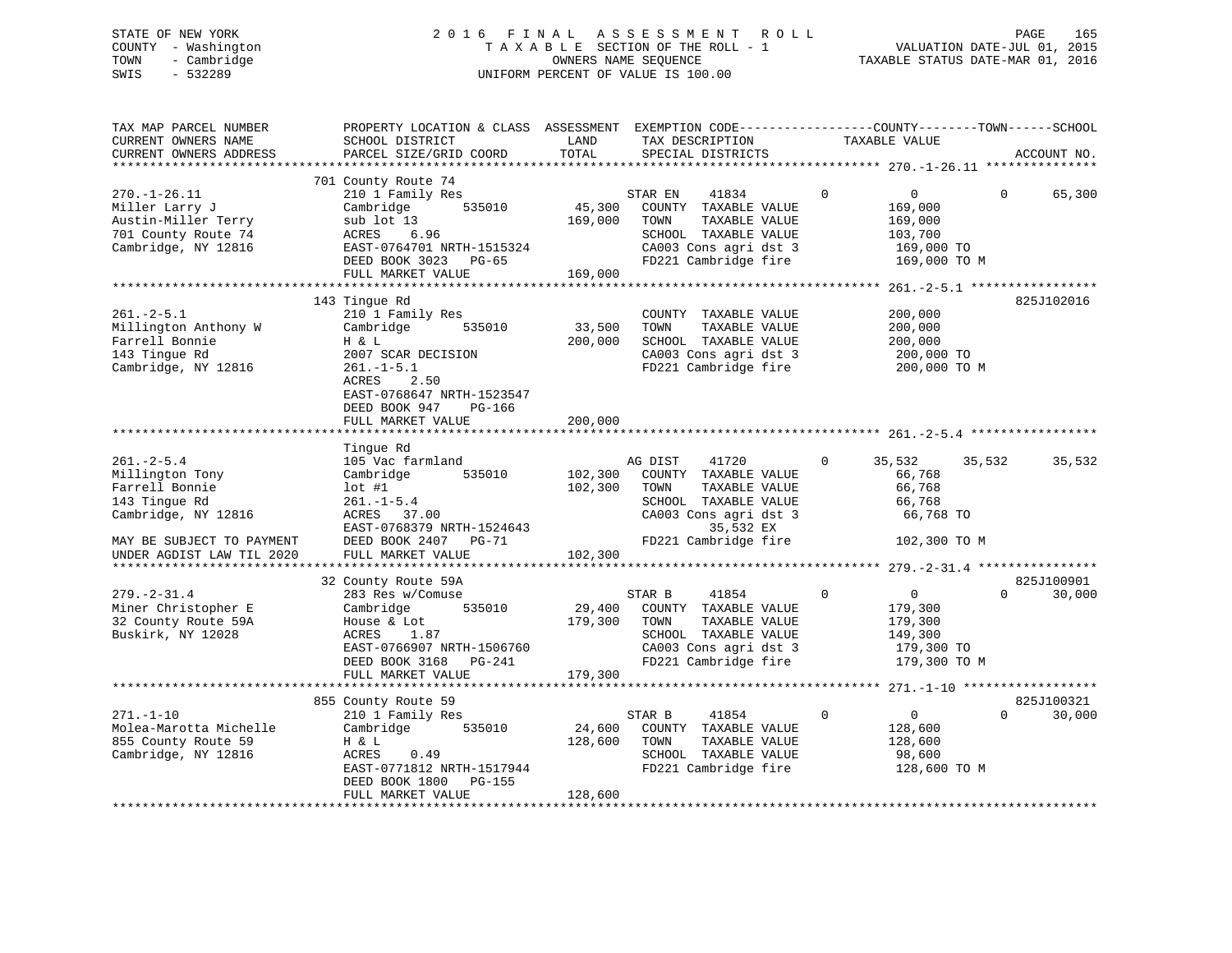STATE OF NEW YORK — 2016 FINAL ASSESSMENT ROLL
COUNTY - Washington — TAXABLE SECTION OF THE ROLL - 1 — VALUATION DATE-JUL 01, 2015
TOWN - Cambridge — OWNERS NAME SEQUENCE — TAXABLE STATUS DATE-MAR 01, 2016
SWIS - 532289 — UNIFORM PERCENT OF VALUE IS 100.00

| TAX MAP PARCEL NUMBER / CURRENT OWNERS NAME / CURRENT OWNERS ADDRESS | PROPERTY LOCATION & CLASS / SCHOOL DISTRICT / PARCEL SIZE/GRID COORD | ASSESSMENT LAND / TOTAL | EXEMPTION CODE / TAX DESCRIPTION / SPECIAL DISTRICTS | COUNTY | TOWN | SCHOOL | ACCOUNT NO. |
|---|---|---|---|---|---|---|---|
| **270.-1-26.11** | 701 County Route 74 | | | | | | |
| 270.-1-26.11 | 210 1 Family Res | | STAR EN 41834 | 0 | 0 | 65,300 | |
| Miller Larry J | Cambridge 535010 | 45,300 | COUNTY TAXABLE VALUE | 169,000 | | | |
| Austin-Miller Terry | sub lot 13 | 169,000 | TOWN TAXABLE VALUE | | 169,000 | | |
| 701 County Route 74 | ACRES 6.96 | | SCHOOL TAXABLE VALUE | | | 103,700 | |
| Cambridge, NY 12816 | EAST-0764701 NRTH-1515324 | | CA003 Cons agri dst 3 | 169,000 TO | | | |
| | DEED BOOK 3023 PG-65 | | FD221 Cambridge fire | 169,000 TO M | | | |
| | FULL MARKET VALUE | 169,000 | | | | | |
| **261.-2-5.1** | 143 Tingue Rd | | | | | | 825J102016 |
| 261.-2-5.1 | 210 1 Family Res | | COUNTY TAXABLE VALUE | 200,000 | | | |
| Millington Anthony W | Cambridge 535010 | 33,500 | TOWN TAXABLE VALUE | | 200,000 | | |
| Farrell Bonnie | H & L | 200,000 | SCHOOL TAXABLE VALUE | | | 200,000 | |
| 143 Tingue Rd | 2007 SCAR DECISION | | CA003 Cons agri dst 3 | 200,000 TO | | | |
| Cambridge, NY 12816 | 261.-1-5.1 | | FD221 Cambridge fire | 200,000 TO M | | | |
| | ACRES 2.50 | | | | | | |
| | EAST-0768647 NRTH-1523547 | | | | | | |
| | DEED BOOK 947 PG-166 | | | | | | |
| | FULL MARKET VALUE | 200,000 | | | | | |
| **261.-2-5.4** | Tingue Rd | | | | | | |
| 261.-2-5.4 | 105 Vac farmland | | AG DIST 41720 | 35,532 | 35,532 | 35,532 | |
| Millington Tony | Cambridge 535010 | 102,300 | COUNTY TAXABLE VALUE | 66,768 | | | |
| Farrell Bonnie | lot #1 | 102,300 | TOWN TAXABLE VALUE | | 66,768 | | |
| 143 Tingue Rd | 261.-1-5.4 | | SCHOOL TAXABLE VALUE | | | 66,768 | |
| Cambridge, NY 12816 | ACRES 37.00 | | CA003 Cons agri dst 3 | 66,768 TO | | | |
| | EAST-0768379 NRTH-1524643 | | 35,532 EX | | | | |
| MAY BE SUBJECT TO PAYMENT | DEED BOOK 2407 PG-71 | | FD221 Cambridge fire | 102,300 TO M | | | |
| UNDER AGDIST LAW TIL 2020 | FULL MARKET VALUE | 102,300 | | | | | |
| **279.-2-31.4** | 32 County Route 59A | | | | | | 825J100901 |
| 279.-2-31.4 | 283 Res w/Comuse | | STAR B 41854 | 0 | 0 | 30,000 | |
| Miner Christopher E | Cambridge 535010 | 29,400 | COUNTY TAXABLE VALUE | 179,300 | | | |
| 32 County Route 59A | House & Lot | 179,300 | TOWN TAXABLE VALUE | | 179,300 | | |
| Buskirk, NY 12028 | ACRES 1.87 | | SCHOOL TAXABLE VALUE | | | 149,300 | |
| | EAST-0766907 NRTH-1506760 | | CA003 Cons agri dst 3 | 179,300 TO | | | |
| | DEED BOOK 3168 PG-241 | | FD221 Cambridge fire | 179,300 TO M | | | |
| | FULL MARKET VALUE | 179,300 | | | | | |
| **271.-1-10** | 855 County Route 59 | | | | | | 825J100321 |
| 271.-1-10 | 210 1 Family Res | | STAR B 41854 | 0 | 0 | 30,000 | |
| Molea-Marotta Michelle | Cambridge 535010 | 24,600 | COUNTY TAXABLE VALUE | 128,600 | | | |
| 855 County Route 59 | H & L | 128,600 | TOWN TAXABLE VALUE | | 128,600 | | |
| Cambridge, NY 12816 | ACRES 0.49 | | SCHOOL TAXABLE VALUE | | | 98,600 | |
| | EAST-0771812 NRTH-1517944 | | FD221 Cambridge fire | 128,600 TO M | | | |
| | DEED BOOK 1800 PG-155 | | | | | | |
| | FULL MARKET VALUE | 128,600 | | | | | |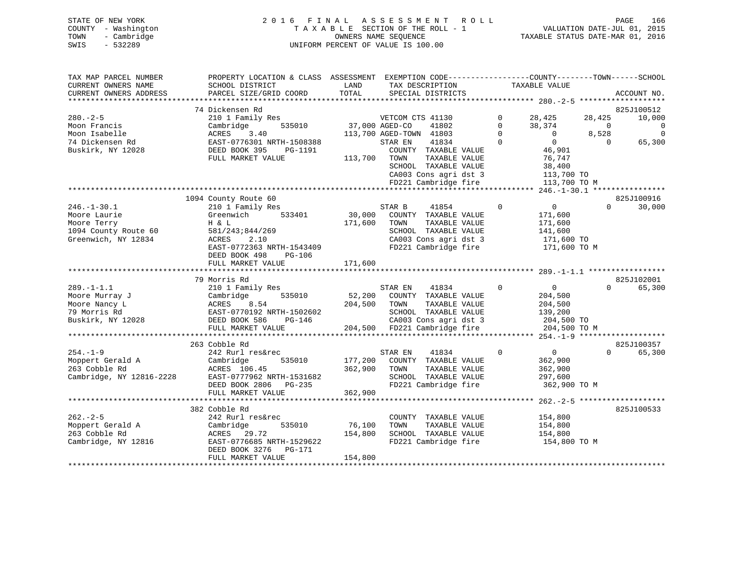STATE OF NEW YORK
COUNTY - Washington
TOWN - Cambridge
SWIS - 532289

# 2016 FINAL ASSESSMENT ROLL

TAXABLE SECTION OF THE ROLL - 1
OWNERS NAME SEQUENCE
UNIFORM PERCENT OF VALUE IS 100.00

VALUATION DATE-JUL 01, 2015
TAXABLE STATUS DATE-MAR 01, 2016

```
TAX MAP PARCEL NUMBER          PROPERTY LOCATION & CLASS  ASSESSMENT  EXEMPTION CODE------------------COUNTY--------TOWN------SCHOOL
CURRENT OWNERS NAME            SCHOOL DISTRICT              LAND       TAX DESCRIPTION             TAXABLE VALUE
CURRENT OWNERS ADDRESS         PARCEL SIZE/GRID COORD       TOTAL      SPECIAL DISTRICTS                                          ACCOUNT NO.
******************************************************************************************************* 280.-2-5 ******************
                               74 Dickensen Rd                                                                                825J100512
280.-2-5                       210 1 Family Res                        VETCOM CTS 41130        0       28,425      28,425      10,000
Moon Francis                   Cambridge      535010        37,000 AGED-CO    41802            0       38,374           0           0
Moon Isabelle                  ACRES     3.40              113,700 AGED-TOWN  41803            0            0       8,528           0
74 Dickensen Rd                EAST-0776301 NRTH-1508388               STAR EN    41834        0            0           0      65,300
Buskirk, NY 12028              DEED BOOK 395    PG-1191                 COUNTY  TAXABLE VALUE               46,901
                               FULL MARKET VALUE           113,700      TOWN    TAXABLE VALUE               76,747
                                                                        SCHOOL  TAXABLE VALUE               38,400
                                                                        CA003 Cons agri dst 3               113,700 TO
                                                                        FD221 Cambridge fire                113,700 TO M
******************************************************************************************************* 246.-1-30.1 ***************
                               1094 County Route 60                                                                           825J100916
246.-1-30.1                    210 1 Family Res                        STAR B     41854        0            0           0      30,000
Moore Laurie                   Greenwich      533401        30,000      COUNTY  TAXABLE VALUE              171,600
Moore Terry                    H & L                       171,600      TOWN    TAXABLE VALUE              171,600
1094 County Route 60           581/243;844/269                          SCHOOL  TAXABLE VALUE              141,600
Greenwich, NY 12834            ACRES     2.10                           CA003 Cons agri dst 3               171,600 TO
                               EAST-0772363 NRTH-1543409                FD221 Cambridge fire                171,600 TO M
                               DEED BOOK 498    PG-106
                               FULL MARKET VALUE           171,600
******************************************************************************************************* 289.-1-1.1 ****************
                               79 Morris Rd                                                                                   825J102001
289.-1-1.1                     210 1 Family Res                        STAR EN    41834        0            0           0      65,300
Moore Murray J                 Cambridge      535010        52,200      COUNTY  TAXABLE VALUE              204,500
Moore Nancy L                  ACRES     8.54              204,500      TOWN    TAXABLE VALUE              204,500
79 Morris Rd                   EAST-0770192 NRTH-1502602                SCHOOL  TAXABLE VALUE              139,200
Buskirk, NY 12028              DEED BOOK 586    PG-146                  CA003 Cons agri dst 3               204,500 TO
                               FULL MARKET VALUE           204,500      FD221 Cambridge fire                204,500 TO M
******************************************************************************************************* 254.-1-9 ******************
                               263 Cobble Rd                                                                                  825J100357
254.-1-9                       242 Rurl res&rec                        STAR EN    41834        0            0           0      65,300
Moppert Gerald A               Cambridge      535010       177,200      COUNTY  TAXABLE VALUE              362,900
263 Cobble Rd                  ACRES   106.45              362,900      TOWN    TAXABLE VALUE              362,900
Cambridge, NY 12816-2228       EAST-0777962 NRTH-1531682                SCHOOL  TAXABLE VALUE              297,600
                               DEED BOOK 2806   PG-235                  FD221 Cambridge fire                362,900 TO M
                               FULL MARKET VALUE           362,900
******************************************************************************************************* 262.-2-5 ******************
                               382 Cobble Rd                                                                                  825J100533
262.-2-5                       242 Rurl res&rec                         COUNTY  TAXABLE VALUE              154,800
Moppert Gerald A               Cambridge      535010        76,100      TOWN    TAXABLE VALUE              154,800
263 Cobble Rd                  ACRES    29.72              154,800      SCHOOL  TAXABLE VALUE              154,800
Cambridge, NY 12816            EAST-0776685 NRTH-1529622                FD221 Cambridge fire                154,800 TO M
                               DEED BOOK 3276   PG-171
                               FULL MARKET VALUE           154,800
************************************************************************************************************************************
```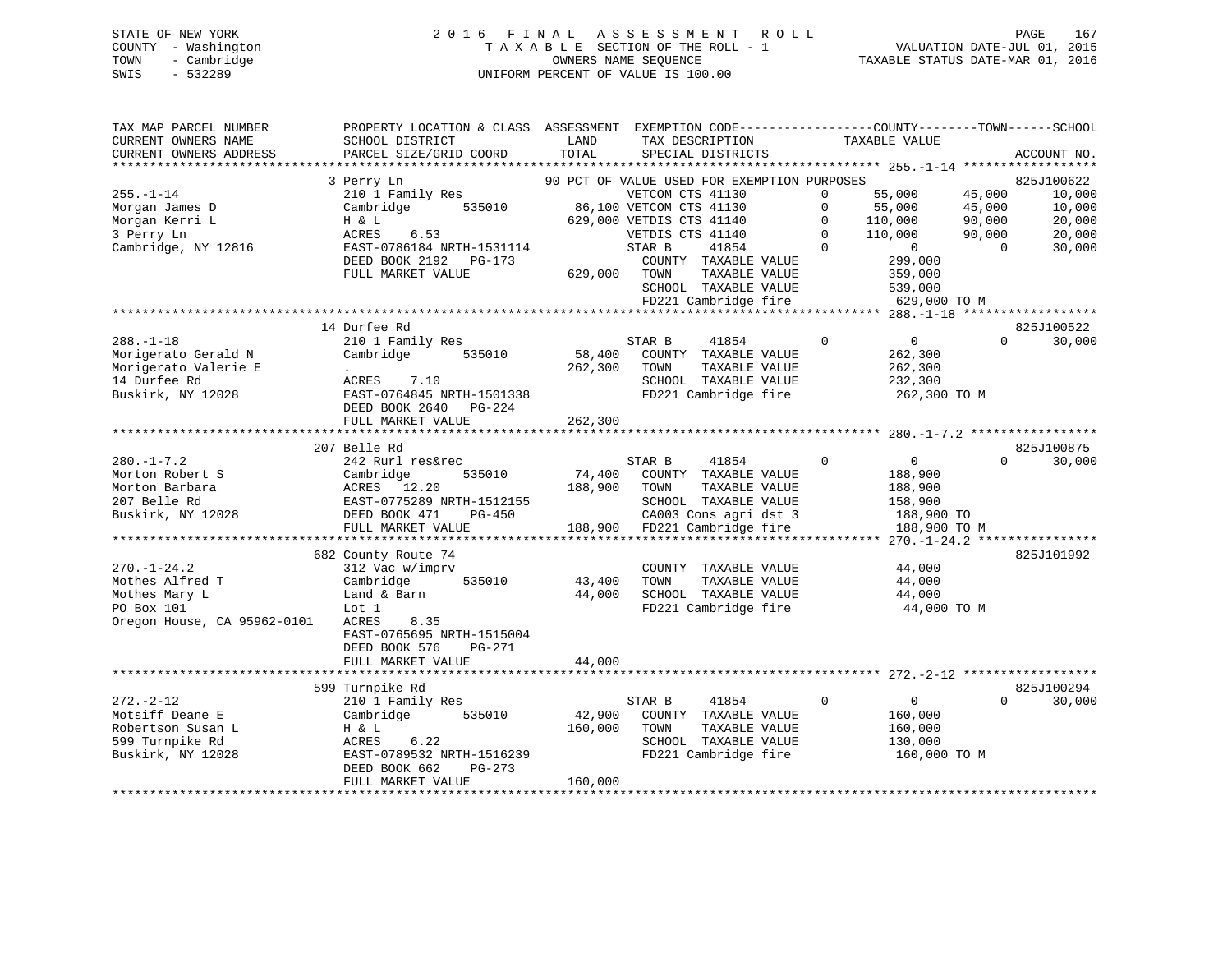STATE OF NEW YORK
COUNTY - Washington
TOWN - Cambridge
SWIS - 532289

2016 FINAL ASSESSMENT ROLL
TAXABLE SECTION OF THE ROLL - 1
OWNERS NAME SEQUENCE
UNIFORM PERCENT OF VALUE IS 100.00

VALUATION DATE-JUL 01, 2015
TAXABLE STATUS DATE-MAR 01, 2016

```
TAX MAP PARCEL NUMBER          PROPERTY LOCATION & CLASS  ASSESSMENT  EXEMPTION CODE-----------------COUNTY--------TOWN------SCHOOL
CURRENT OWNERS NAME            SCHOOL DISTRICT               LAND      TAX DESCRIPTION            TAXABLE VALUE
CURRENT OWNERS ADDRESS         PARCEL SIZE/GRID COORD       TOTAL      SPECIAL DISTRICTS                                   ACCOUNT NO.
******************************************************************************************************* 255.-1-14 ******************
                               3 Perry Ln                    90 PCT OF VALUE USED FOR EXEMPTION PURPOSES                   825J100622
255.-1-14                      210 1 Family Res                   VETCOM CTS 41130        0      55,000      45,000       10,000
Morgan James D                 Cambridge       535010       86,100 VETCOM CTS 41130        0      55,000      45,000       10,000
Morgan Kerri L                 H & L                       629,000 VETDIS CTS 41140        0     110,000      90,000       20,000
3 Perry Ln                     ACRES     6.53                      VETDIS CTS 41140        0     110,000      90,000       20,000
Cambridge, NY 12816            EAST-0786184 NRTH-1531114           STAR B       41854      0           0           0       30,000
                               DEED BOOK 2192   PG-173              COUNTY  TAXABLE VALUE          299,000
                               FULL MARKET VALUE           629,000  TOWN    TAXABLE VALUE          359,000
                                                                    SCHOOL  TAXABLE VALUE          539,000
                                                                    FD221 Cambridge fire            629,000 TO M
******************************************************************************************************* 288.-1-18 ******************
                               14 Durfee Rd                                                                           825J100522
288.-1-18                      210 1 Family Res                   STAR B       41854      0           0           0       30,000
Morigerato Gerald N            Cambridge       535010       58,400  COUNTY  TAXABLE VALUE          262,300
Morigerato Valerie E           .                           262,300  TOWN    TAXABLE VALUE          262,300
14 Durfee Rd                   ACRES     7.10                       SCHOOL  TAXABLE VALUE          232,300
Buskirk, NY 12028              EAST-0764845 NRTH-1501338            FD221 Cambridge fire            262,300 TO M
                               DEED BOOK 2640   PG-224
                               FULL MARKET VALUE           262,300
******************************************************************************************************* 280.-1-7.2 *****************
                               207 Belle Rd                                                                           825J100875
280.-1-7.2                     242 Rurl res&rec                   STAR B       41854      0           0           0       30,000
Morton Robert S                Cambridge       535010       74,400  COUNTY  TAXABLE VALUE          188,900
Morton Barbara                 ACRES    12.20              188,900  TOWN    TAXABLE VALUE          188,900
207 Belle Rd                   EAST-0775289 NRTH-1512155            SCHOOL  TAXABLE VALUE          158,900
Buskirk, NY 12028              DEED BOOK 471    PG-450              CA003 Cons agri dst 3           188,900 TO
                               FULL MARKET VALUE           188,900  FD221 Cambridge fire            188,900 TO M
******************************************************************************************************* 270.-1-24.2 ****************
                               682 County Route 74                                                                    825J101992
270.-1-24.2                    312 Vac w/imprv                      COUNTY  TAXABLE VALUE           44,000
Mothes Alfred T                Cambridge       535010       43,400  TOWN    TAXABLE VALUE           44,000
Mothes Mary L                  Land & Barn                  44,000  SCHOOL  TAXABLE VALUE           44,000
PO Box 101                     Lot 1                                FD221 Cambridge fire             44,000 TO M
Oregon House, CA 95962-0101    ACRES     8.35
                               EAST-0765695 NRTH-1515004
                               DEED BOOK 576    PG-271
                               FULL MARKET VALUE            44,000
******************************************************************************************************* 272.-2-12 ******************
                               599 Turnpike Rd                                                                        825J100294
272.-2-12                      210 1 Family Res                   STAR B       41854      0           0           0       30,000
Motsiff Deane E                Cambridge       535010       42,900  COUNTY  TAXABLE VALUE          160,000
Robertson Susan L              H & L                       160,000  TOWN    TAXABLE VALUE          160,000
599 Turnpike Rd                ACRES     6.22                       SCHOOL  TAXABLE VALUE          130,000
Buskirk, NY 12028              EAST-0789532 NRTH-1516239            FD221 Cambridge fire            160,000 TO M
                               DEED BOOK 662    PG-273
                               FULL MARKET VALUE           160,000
************************************************************************************************************************************
```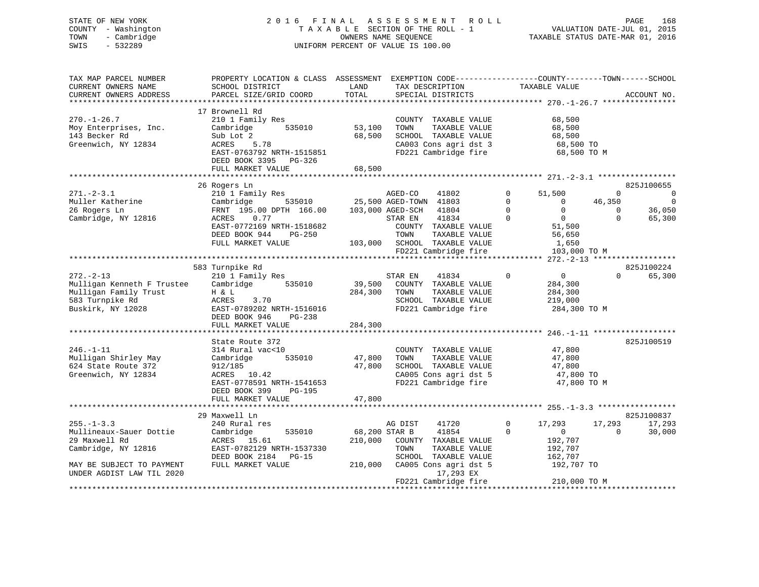STATE OF NEW YORK
COUNTY - Washington
TOWN - Cambridge
SWIS - 532289

2 0 1 6 F I N A L A S S E S S M E N T R O L L
T A X A B L E SECTION OF THE ROLL - 1
OWNERS NAME SEQUENCE
UNIFORM PERCENT OF VALUE IS 100.00

VALUATION DATE-JUL 01, 2015
TAXABLE STATUS DATE-MAR 01, 2016

```
TAX MAP PARCEL NUMBER     PROPERTY LOCATION & CLASS  ASSESSMENT  EXEMPTION CODE-----------------COUNTY--------TOWN------SCHOOL
CURRENT OWNERS NAME       SCHOOL DISTRICT              LAND      TAX DESCRIPTION            TAXABLE VALUE
CURRENT OWNERS ADDRESS    PARCEL SIZE/GRID COORD       TOTAL     SPECIAL DISTRICTS                                    ACCOUNT NO.
******************************************************************************************** 270.-1-26.7 ****************
                          17 Brownell Rd
270.-1-26.7               210 1 Family Res                       COUNTY  TAXABLE VALUE            68,500
Moy Enterprises, Inc.     Cambridge      535010       53,100     TOWN    TAXABLE VALUE            68,500
143 Becker Rd             Sub Lot 2                   68,500     SCHOOL  TAXABLE VALUE            68,500
Greenwich, NY 12834       ACRES    5.78                          CA003 Cons agri dst 3             68,500 TO
                          EAST-0763792 NRTH-1515851              FD221 Cambridge fire              68,500 TO M
                          DEED BOOK 3395   PG-326
                          FULL MARKET VALUE           68,500
******************************************************************************************** 271.-2-3.1 *****************
                          26 Rogers Ln                                                                            825J100655
271.-2-3.1                210 1 Family Res                 AGED-CO     41802        0      51,500           0            0
Muller Katherine          Cambridge      535010     25,500 AGED-TOWN   41803        0           0      46,350            0
26 Rogers Ln              FRNT 195.00 DPTH 166.00  103,000 AGED-SCH    41804        0           0           0       36,050
Cambridge, NY 12816       ACRES    0.77                    STAR EN     41834        0           0           0       65,300
                          EAST-0772169 NRTH-1518682              COUNTY  TAXABLE VALUE            51,500
                          DEED BOOK 944    PG-250                TOWN    TAXABLE VALUE            56,650
                          FULL MARKET VALUE          103,000     SCHOOL  TAXABLE VALUE             1,650
                                                                 FD221 Cambridge fire             103,000 TO M
******************************************************************************************** 272.-2-13 ******************
                          583 Turnpike Rd                                                                         825J100224
272.-2-13                 210 1 Family Res                 STAR EN     41834        0           0           0       65,300
Mulligan Kenneth F Trustee Cambridge     535010       39,500     COUNTY  TAXABLE VALUE           284,300
Mulligan Family Trust     H & L                      284,300     TOWN    TAXABLE VALUE           284,300
583 Turnpike Rd           ACRES    3.70                          SCHOOL  TAXABLE VALUE           219,000
Buskirk, NY 12028         EAST-0789202 NRTH-1516016              FD221 Cambridge fire             284,300 TO M
                          DEED BOOK 946    PG-238
                          FULL MARKET VALUE          284,300
******************************************************************************************** 246.-1-11 ******************
                          State Route 372                                                                         825J100519
246.-1-11                 314 Rural vac<10                       COUNTY  TAXABLE VALUE            47,800
Mulligan Shirley May      Cambridge      535010       47,800     TOWN    TAXABLE VALUE            47,800
624 State Route 372       912/185                     47,800     SCHOOL  TAXABLE VALUE            47,800
Greenwich, NY 12834       ACRES   10.42                          CA005 Cons agri dst 5             47,800 TO
                          EAST-0778591 NRTH-1541653              FD221 Cambridge fire              47,800 TO M
                          DEED BOOK 399    PG-195
                          FULL MARKET VALUE           47,800
******************************************************************************************** 255.-1-3.3 *****************
                          29 Maxwell Ln                                                                           825J100837
255.-1-3.3                240 Rural res                    AG DIST     41720        0      17,293      17,293       17,293
Mullineaux-Sauer Dottie   Cambridge      535010     68,200 STAR B      41854        0           0           0       30,000
29 Maxwell Rd             ACRES   15.61              210,000     COUNTY  TAXABLE VALUE           192,707
Cambridge, NY 12816       EAST-0782129 NRTH-1537330              TOWN    TAXABLE VALUE           192,707
                          DEED BOOK 2184   PG-15                 SCHOOL  TAXABLE VALUE           162,707
MAY BE SUBJECT TO PAYMENT FULL MARKET VALUE          210,000     CA005 Cons agri dst 5            192,707 TO
UNDER AGDIST LAW TIL 2020                                               17,293 EX
                                                                 FD221 Cambridge fire             210,000 TO M
**************************************************************************************************************************
```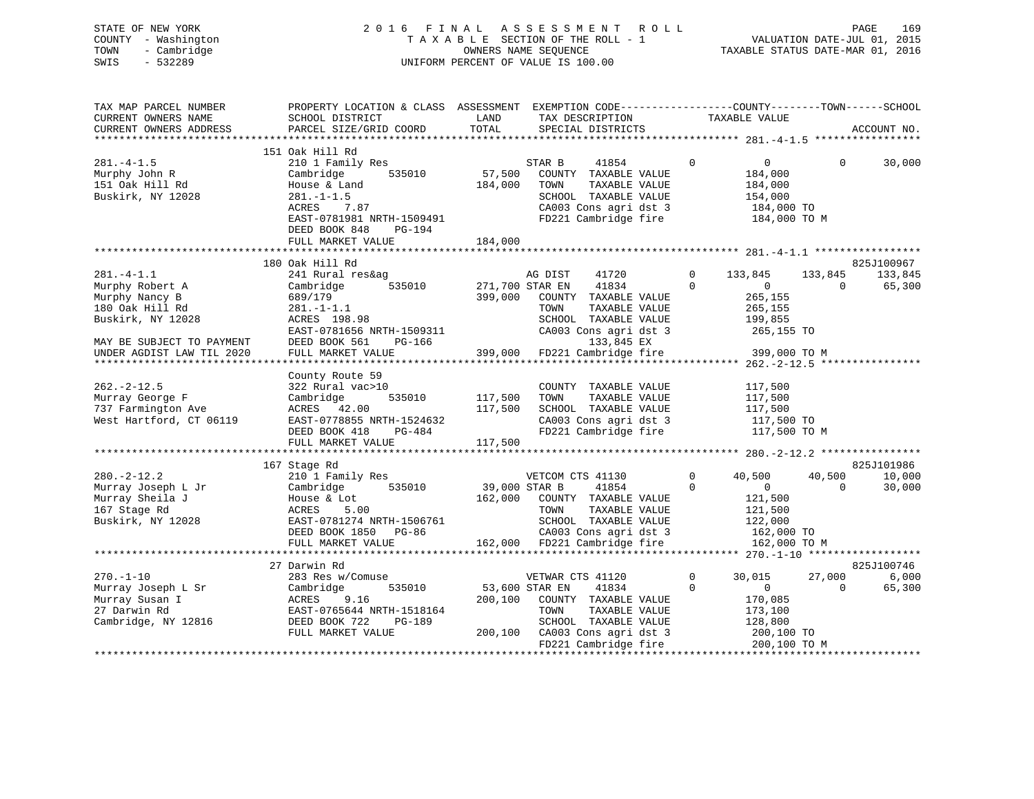STATE OF NEW YORK
COUNTY - Washington
TOWN - Cambridge
SWIS - 532289

2 0 1 6 F I N A L A S S E S S M E N T R O L L
T A X A B L E SECTION OF THE ROLL - 1
OWNERS NAME SEQUENCE
UNIFORM PERCENT OF VALUE IS 100.00

VALUATION DATE-JUL 01, 2015
TAXABLE STATUS DATE-MAR 01, 2016

```
TAX MAP PARCEL NUMBER          PROPERTY LOCATION & CLASS  ASSESSMENT  EXEMPTION CODE------------------COUNTY--------TOWN------SCHOOL
CURRENT OWNERS NAME            SCHOOL DISTRICT               LAND      TAX DESCRIPTION            TAXABLE VALUE
CURRENT OWNERS ADDRESS         PARCEL SIZE/GRID COORD        TOTAL     SPECIAL DISTRICTS                                      ACCOUNT NO.
******************************************************************************************************* 281.-4-1.5 *****************
                               151 Oak Hill Rd
281.-4-1.5                     210 1 Family Res                        STAR B     41854          0          0           0      30,000
Murphy John R                  Cambridge        535010        57,500   COUNTY  TAXABLE VALUE          184,000
151 Oak Hill Rd                House & Land                  184,000   TOWN    TAXABLE VALUE          184,000
Buskirk, NY 12028              281.-1-1.5                              SCHOOL  TAXABLE VALUE          154,000
                               ACRES    7.87                           CA003 Cons agri dst 3           184,000 TO
                               EAST-0781981 NRTH-1509491               FD221 Cambridge fire            184,000 TO M
                               DEED BOOK 848    PG-194
                               FULL MARKET VALUE             184,000
******************************************************************************************************* 281.-4-1.1 *****************
                               180 Oak Hill Rd                                                                          825J100967
281.-4-1.1                     241 Rural res&ag                        AG DIST    41720          0    133,845     133,845     133,845
Murphy Robert A                Cambridge        535010       271,700 STAR EN    41834          0          0           0      65,300
Murphy Nancy B                 689/179                       399,000   COUNTY  TAXABLE VALUE          265,155
180 Oak Hill Rd                281.-1-1.1                              TOWN    TAXABLE VALUE          265,155
Buskirk, NY 12028              ACRES  198.98                           SCHOOL  TAXABLE VALUE          199,855
                               EAST-0781656 NRTH-1509311               CA003 Cons agri dst 3           265,155 TO
MAY BE SUBJECT TO PAYMENT      DEED BOOK 561    PG-166                         133,845 EX
UNDER AGDIST LAW TIL 2020      FULL MARKET VALUE             399,000   FD221 Cambridge fire            399,000 TO M
******************************************************************************************************* 262.-2-12.5 ****************
                               County Route 59
262.-2-12.5                    322 Rural vac>10                        COUNTY  TAXABLE VALUE          117,500
Murray George F                Cambridge        535010       117,500   TOWN    TAXABLE VALUE          117,500
737 Farmington Ave             ACRES   42.00                 117,500   SCHOOL  TAXABLE VALUE          117,500
West Hartford, CT 06119        EAST-0778855 NRTH-1524632               CA003 Cons agri dst 3           117,500 TO
                               DEED BOOK 418    PG-484                 FD221 Cambridge fire            117,500 TO M
                               FULL MARKET VALUE             117,500
******************************************************************************************************* 280.-2-12.2 ****************
                               167 Stage Rd                                                                             825J101986
280.-2-12.2                    210 1 Family Res                        VETCOM CTS 41130          0     40,500      40,500      10,000
Murray Joseph L Jr             Cambridge        535010        39,000 STAR B     41854          0          0           0      30,000
Murray Sheila J                House & Lot                   162,000   COUNTY  TAXABLE VALUE          121,500
167 Stage Rd                   ACRES    5.00                           TOWN    TAXABLE VALUE          121,500
Buskirk, NY 12028              EAST-0781274 NRTH-1506761               SCHOOL  TAXABLE VALUE          122,000
                               DEED BOOK 1850   PG-86                  CA003 Cons agri dst 3           162,000 TO
                               FULL MARKET VALUE             162,000   FD221 Cambridge fire            162,000 TO M
******************************************************************************************************* 270.-1-10 ******************
                               27 Darwin Rd                                                                             825J100746
270.-1-10                      283 Res w/Comuse                        VETWAR CTS 41120          0     30,015      27,000       6,000
Murray Joseph L Sr             Cambridge        535010        53,600 STAR EN    41834          0          0           0      65,300
Murray Susan I                 ACRES    9.16                 200,100   COUNTY  TAXABLE VALUE          170,085
27 Darwin Rd                   EAST-0765644 NRTH-1518164               TOWN    TAXABLE VALUE          173,100
Cambridge, NY 12816            DEED BOOK 722    PG-189                 SCHOOL  TAXABLE VALUE          128,800
                               FULL MARKET VALUE             200,100   CA003 Cons agri dst 3           200,100 TO
                                                                       FD221 Cambridge fire            200,100 TO M
************************************************************************************************************************************
```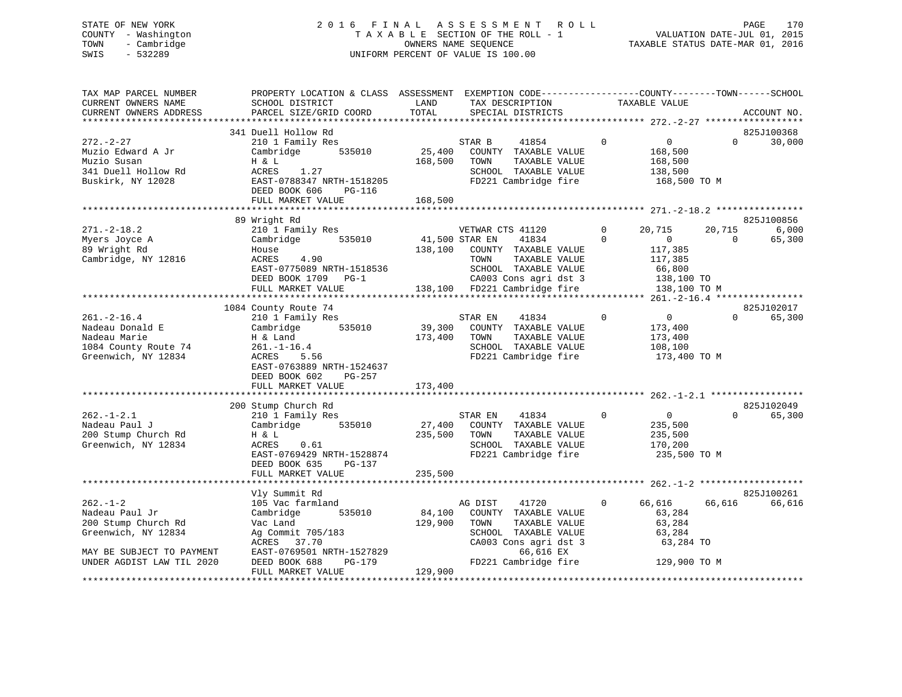STATE OF NEW YORK
COUNTY - Washington
TOWN - Cambridge
SWIS - 532289

2016 FINAL ASSESSMENT ROLL
TAXABLE SECTION OF THE ROLL - 1
OWNERS NAME SEQUENCE
UNIFORM PERCENT OF VALUE IS 100.00

VALUATION DATE-JUL 01, 2015
TAXABLE STATUS DATE-MAR 01, 2016

```
TAX MAP PARCEL NUMBER          PROPERTY LOCATION & CLASS  ASSESSMENT  EXEMPTION CODE------------------COUNTY--------TOWN------SCHOOL
CURRENT OWNERS NAME            SCHOOL DISTRICT              LAND      TAX DESCRIPTION              TAXABLE VALUE
CURRENT OWNERS ADDRESS         PARCEL SIZE/GRID COORD       TOTAL     SPECIAL DISTRICTS                                          ACCOUNT NO.
*********************************************************************************************************** 272.-2-27 ******************
                              341 Duell Hollow Rd                                                                               825J100368
272.-2-27                      210 1 Family Res                       STAR B      41854         0            0            0      30,000
Muzio Edward A Jr              Cambridge        535010      25,400    COUNTY  TAXABLE VALUE             168,500
Muzio Susan                    H & L                       168,500    TOWN    TAXABLE VALUE             168,500
341 Duell Hollow Rd            ACRES     1.27                         SCHOOL  TAXABLE VALUE             138,500
Buskirk, NY 12028              EAST-0788347 NRTH-1518205              FD221 Cambridge fire              168,500 TO M
                               DEED BOOK 606    PG-116
                               FULL MARKET VALUE           168,500
*********************************************************************************************************** 271.-2-18.2 ****************
                              89 Wright Rd                                                                                      825J100856
271.-2-18.2                    210 1 Family Res                       VETWAR CTS 41120          0       20,715       20,715       6,000
Myers Joyce A                  Cambridge        535010      41,500 STAR EN     41834          0            0            0      65,300
89 Wright Rd                   House                       138,100    COUNTY  TAXABLE VALUE             117,385
Cambridge, NY 12816            ACRES     4.90                         TOWN    TAXABLE VALUE             117,385
                               EAST-0775089 NRTH-1518536              SCHOOL  TAXABLE VALUE              66,800
                               DEED BOOK 1709   PG-1                  CA003 Cons agri dst 3             138,100 TO
                               FULL MARKET VALUE           138,100    FD221 Cambridge fire              138,100 TO M
*********************************************************************************************************** 261.-2-16.4 ****************
                              1084 County Route 74                                                                              825J102017
261.-2-16.4                    210 1 Family Res                       STAR EN     41834         0            0            0      65,300
Nadeau Donald E                Cambridge        535010      39,300    COUNTY  TAXABLE VALUE             173,400
Nadeau Marie                   H & Land                    173,400    TOWN    TAXABLE VALUE             173,400
1084 County Route 74           261.-1-16.4                            SCHOOL  TAXABLE VALUE             108,100
Greenwich, NY 12834            ACRES     5.56                         FD221 Cambridge fire              173,400 TO M
                               EAST-0763889 NRTH-1524637
                               DEED BOOK 602    PG-257
                               FULL MARKET VALUE           173,400
*********************************************************************************************************** 262.-1-2.1 *****************
                              200 Stump Church Rd                                                                               825J102049
262.-1-2.1                     210 1 Family Res                       STAR EN     41834         0            0            0      65,300
Nadeau Paul J                  Cambridge        535010      27,400    COUNTY  TAXABLE VALUE             235,500
200 Stump Church Rd            H & L                       235,500    TOWN    TAXABLE VALUE             235,500
Greenwich, NY 12834            ACRES     0.61                         SCHOOL  TAXABLE VALUE             170,200
                               EAST-0769429 NRTH-1528874              FD221 Cambridge fire              235,500 TO M
                               DEED BOOK 635    PG-137
                               FULL MARKET VALUE           235,500
*********************************************************************************************************** 262.-1-2 *******************
                              Vly Summit Rd                                                                                     825J100261
262.-1-2                       105 Vac farmland                       AG DIST     41720         0       66,616       66,616      66,616
Nadeau Paul Jr                 Cambridge        535010      84,100    COUNTY  TAXABLE VALUE              63,284
200 Stump Church Rd            Vac Land                    129,900    TOWN    TAXABLE VALUE              63,284
Greenwich, NY 12834            Ag Commit 705/183                      SCHOOL  TAXABLE VALUE              63,284
                               ACRES    37.70                         CA003 Cons agri dst 3              63,284 TO
MAY BE SUBJECT TO PAYMENT      EAST-0769501 NRTH-1527829                       66,616 EX
UNDER AGDIST LAW TIL 2020      DEED BOOK 688    PG-179                FD221 Cambridge fire              129,900 TO M
                               FULL MARKET VALUE           129,900
****************************************************************************************************************************************
```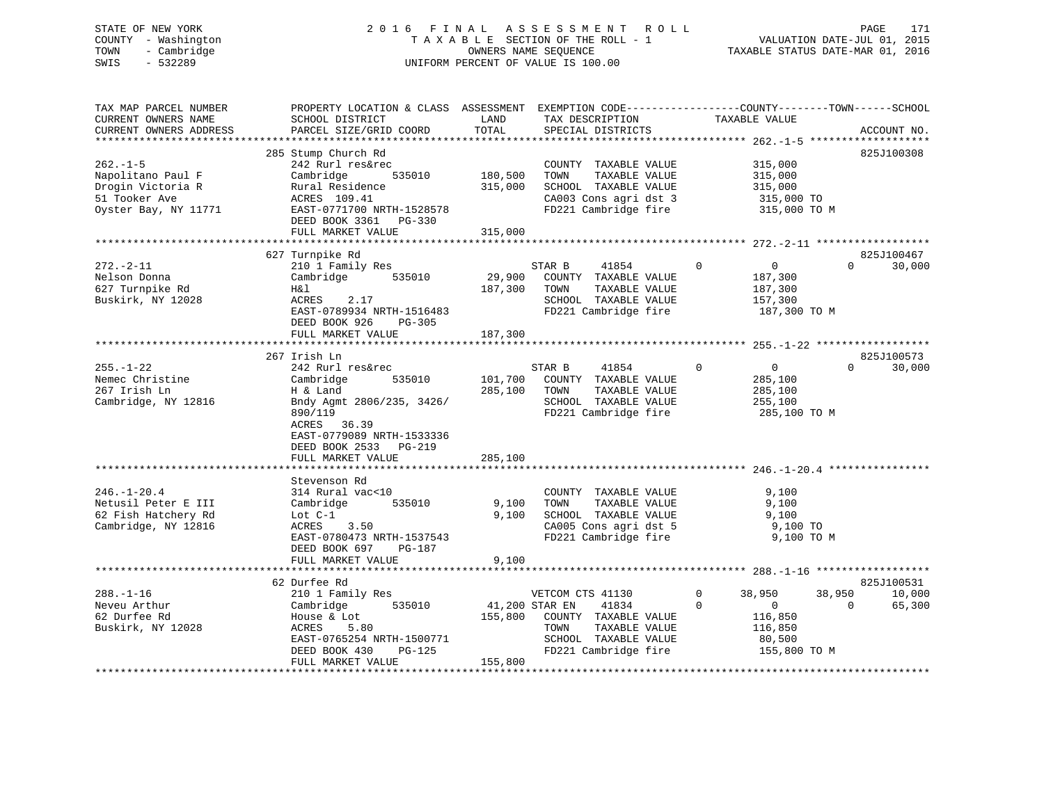STATE OF NEW YORK
COUNTY - Washington
TOWN - Cambridge
SWIS - 532289

# 2016 FINAL ASSESSMENT ROLL

TAXABLE SECTION OF THE ROLL - 1
OWNERS NAME SEQUENCE
UNIFORM PERCENT OF VALUE IS 100.00

VALUATION DATE-JUL 01, 2015
TAXABLE STATUS DATE-MAR 01, 2016

```
TAX MAP PARCEL NUMBER          PROPERTY LOCATION & CLASS  ASSESSMENT  EXEMPTION CODE------------------COUNTY--------TOWN------SCHOOL
CURRENT OWNERS NAME            SCHOOL DISTRICT               LAND      TAX DESCRIPTION              TAXABLE VALUE
CURRENT OWNERS ADDRESS         PARCEL SIZE/GRID COORD        TOTAL     SPECIAL DISTRICTS                                    ACCOUNT NO.
******************************************************************************************************* 262.-1-5 *******************
                               285 Stump Church Rd                                                                          825J100308
262.-1-5                       242 Rurl res&rec                        COUNTY  TAXABLE VALUE            315,000
Napolitano Paul F              Cambridge        535010      180,500    TOWN    TAXABLE VALUE            315,000
Drogin Victoria R              Rural Residence              315,000    SCHOOL  TAXABLE VALUE            315,000
51 Tooker Ave                  ACRES  109.41                           CA003 Cons agri dst 3            315,000 TO
Oyster Bay, NY 11771           EAST-0771700 NRTH-1528578               FD221 Cambridge fire             315,000 TO M
                               DEED BOOK 3361   PG-330
                               FULL MARKET VALUE            315,000
******************************************************************************************************* 272.-2-11 ******************
                               627 Turnpike Rd                                                                              825J100467
272.-2-11                      210 1 Family Res                        STAR B     41854        0            0           0      30,000
Nelson Donna                   Cambridge        535010       29,900    COUNTY  TAXABLE VALUE            187,300
627 Turnpike Rd                H&l                          187,300    TOWN    TAXABLE VALUE            187,300
Buskirk, NY 12028              ACRES    2.17                           SCHOOL  TAXABLE VALUE            157,300
                               EAST-0789934 NRTH-1516483               FD221 Cambridge fire             187,300 TO M
                               DEED BOOK 926    PG-305
                               FULL MARKET VALUE            187,300
******************************************************************************************************* 255.-1-22 ******************
                               267 Irish Ln                                                                                 825J100573
255.-1-22                      242 Rurl res&rec                        STAR B     41854        0            0           0      30,000
Nemec Christine                Cambridge        535010      101,700    COUNTY  TAXABLE VALUE            285,100
267 Irish Ln                   H & Land                     285,100    TOWN    TAXABLE VALUE            285,100
Cambridge, NY 12816            Bndy Agmt 2806/235, 3426/               SCHOOL  TAXABLE VALUE            255,100
                               890/119                                 FD221 Cambridge fire             285,100 TO M
                               ACRES   36.39
                               EAST-0779089 NRTH-1533336
                               DEED BOOK 2533   PG-219
                               FULL MARKET VALUE            285,100
******************************************************************************************************* 246.-1-20.4 ****************
                               Stevenson Rd
246.-1-20.4                    314 Rural vac<10                        COUNTY  TAXABLE VALUE              9,100
Netusil Peter E III            Cambridge        535010        9,100    TOWN    TAXABLE VALUE              9,100
62 Fish Hatchery Rd            Lot C-1                        9,100    SCHOOL  TAXABLE VALUE              9,100
Cambridge, NY 12816            ACRES    3.50                           CA005 Cons agri dst 5              9,100 TO
                               EAST-0780473 NRTH-1537543               FD221 Cambridge fire               9,100 TO M
                               DEED BOOK 697    PG-187
                               FULL MARKET VALUE              9,100
******************************************************************************************************* 288.-1-16 ******************
                               62 Durfee Rd                                                                                 825J100531
288.-1-16                      210 1 Family Res                        VETCOM CTS 41130        0       38,950      38,950      10,000
Neveu Arthur                   Cambridge        535010       41,200 STAR EN    41834        0            0           0      65,300
62 Durfee Rd                   House & Lot                  155,800    COUNTY  TAXABLE VALUE            116,850
Buskirk, NY 12028              ACRES    5.80                           TOWN    TAXABLE VALUE            116,850
                               EAST-0765254 NRTH-1500771               SCHOOL  TAXABLE VALUE             80,500
                               DEED BOOK 430    PG-125                 FD221 Cambridge fire             155,800 TO M
                               FULL MARKET VALUE            155,800
************************************************************************************************************************************
```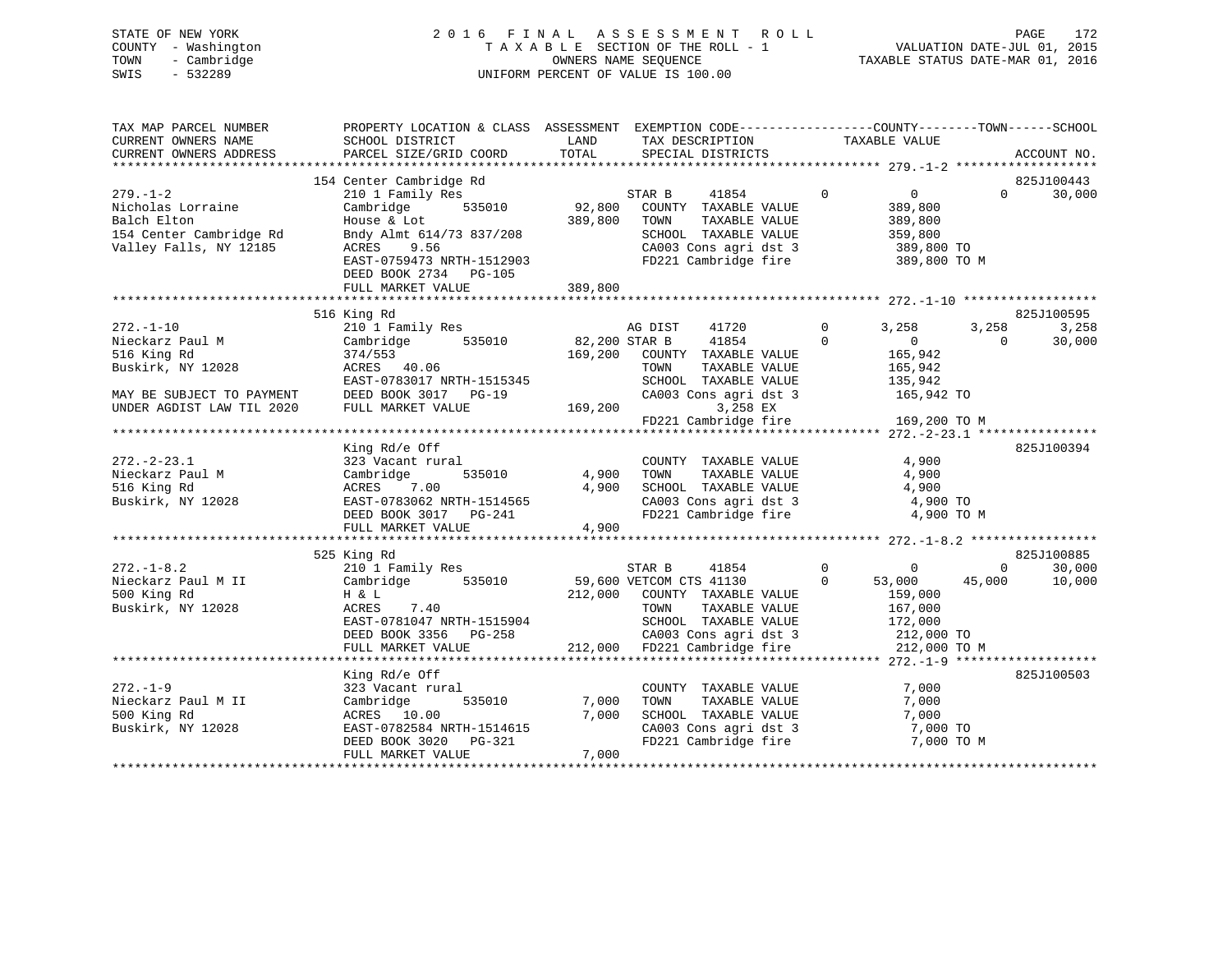STATE OF NEW YORK
COUNTY - Washington
TOWN - Cambridge
SWIS - 532289

# 2016 FINAL ASSESSMENT ROLL
TAXABLE SECTION OF THE ROLL - 1
OWNERS NAME SEQUENCE
UNIFORM PERCENT OF VALUE IS 100.00

VALUATION DATE-JUL 01, 2015
TAXABLE STATUS DATE-MAR 01, 2016

```
TAX MAP PARCEL NUMBER          PROPERTY LOCATION & CLASS  ASSESSMENT  EXEMPTION CODE------------------COUNTY--------TOWN------SCHOOL
CURRENT OWNERS NAME            SCHOOL DISTRICT               LAND      TAX DESCRIPTION             TAXABLE VALUE
CURRENT OWNERS ADDRESS         PARCEL SIZE/GRID COORD        TOTAL     SPECIAL DISTRICTS                                          ACCOUNT NO.
******************************************************************************************************* 279.-1-2 *******************
                               154 Center Cambridge Rd                                                                            825J100443
279.-1-2                       210 1 Family Res                        STAR B      41854          0           0            0       30,000
Nicholas Lorraine              Cambridge       535010       92,800     COUNTY  TAXABLE VALUE             389,800
Balch Elton                    House & Lot                 389,800     TOWN    TAXABLE VALUE             389,800
154 Center Cambridge Rd        Bndy Almt 614/73 837/208                SCHOOL  TAXABLE VALUE             359,800
Valley Falls, NY 12185         ACRES    9.56                           CA003 Cons agri dst 3             389,800 TO
                               EAST-0759473 NRTH-1512903               FD221 Cambridge fire              389,800 TO M
                               DEED BOOK 2734   PG-105
                               FULL MARKET VALUE           389,800
******************************************************************************************************* 272.-1-10 ******************
                               516 King Rd                                                                                        825J100595
272.-1-10                      210 1 Family Res                        AG DIST     41720          0       3,258        3,258        3,258
Nieckarz Paul M                Cambridge       535010       82,200 STAR B      41854          0           0            0       30,000
516 King Rd                    374/553                     169,200     COUNTY  TAXABLE VALUE             165,942
Buskirk, NY 12028              ACRES   40.06                           TOWN    TAXABLE VALUE             165,942
                               EAST-0783017 NRTH-1515345               SCHOOL  TAXABLE VALUE             135,942
MAY BE SUBJECT TO PAYMENT      DEED BOOK 3017   PG-19                  CA003 Cons agri dst 3             165,942 TO
UNDER AGDIST LAW TIL 2020      FULL MARKET VALUE           169,200           3,258 EX
                                                                       FD221 Cambridge fire              169,200 TO M
******************************************************************************************************* 272.-2-23.1 ****************
                               King Rd/e Off                                                                                      825J100394
272.-2-23.1                    323 Vacant rural                        COUNTY  TAXABLE VALUE               4,900
Nieckarz Paul M                Cambridge       535010        4,900     TOWN    TAXABLE VALUE               4,900
516 King Rd                    ACRES    7.00                 4,900     SCHOOL  TAXABLE VALUE               4,900
Buskirk, NY 12028              EAST-0783062 NRTH-1514565               CA003 Cons agri dst 3               4,900 TO
                               DEED BOOK 3017   PG-241                 FD221 Cambridge fire                4,900 TO M
                               FULL MARKET VALUE             4,900
******************************************************************************************************* 272.-1-8.2 *****************
                               525 King Rd                                                                                        825J100885
272.-1-8.2                     210 1 Family Res                        STAR B      41854          0           0            0       30,000
Nieckarz Paul M II             Cambridge       535010       59,600 VETCOM CTS 41130          0      53,000       45,000       10,000
500 King Rd                    H & L                       212,000     COUNTY  TAXABLE VALUE             159,000
Buskirk, NY 12028              ACRES    7.40                           TOWN    TAXABLE VALUE             167,000
                               EAST-0781047 NRTH-1515904               SCHOOL  TAXABLE VALUE             172,000
                               DEED BOOK 3356   PG-258                 CA003 Cons agri dst 3             212,000 TO
                               FULL MARKET VALUE           212,000     FD221 Cambridge fire              212,000 TO M
******************************************************************************************************* 272.-1-9 *******************
                               King Rd/e Off                                                                                      825J100503
272.-1-9                       323 Vacant rural                        COUNTY  TAXABLE VALUE               7,000
Nieckarz Paul M II             Cambridge       535010        7,000     TOWN    TAXABLE VALUE               7,000
500 King Rd                    ACRES   10.00                 7,000     SCHOOL  TAXABLE VALUE               7,000
Buskirk, NY 12028              EAST-0782584 NRTH-1514615               CA003 Cons agri dst 3               7,000 TO
                               DEED BOOK 3020   PG-321                 FD221 Cambridge fire                7,000 TO M
                               FULL MARKET VALUE             7,000
************************************************************************************************************************************
```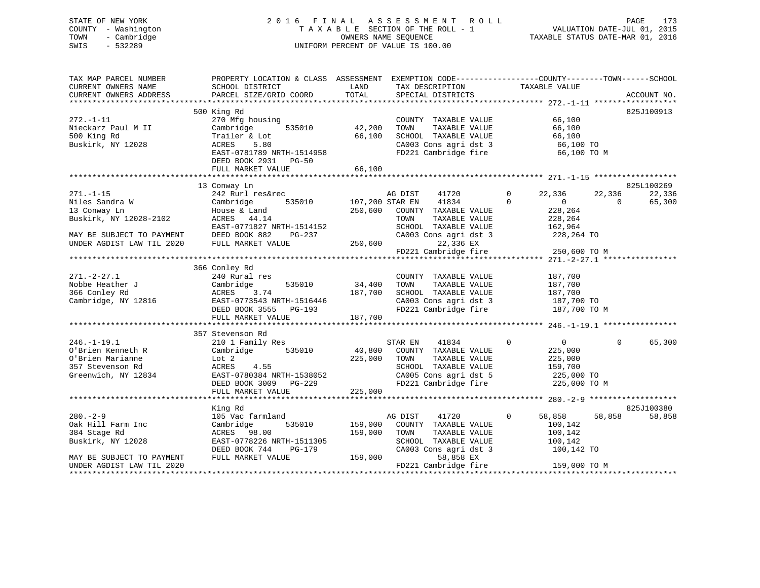STATE OF NEW YORK
COUNTY - Washington
TOWN - Cambridge
SWIS - 532289

2016 FINAL ASSESSMENT ROLL
TAXABLE SECTION OF THE ROLL - 1
OWNERS NAME SEQUENCE
UNIFORM PERCENT OF VALUE IS 100.00

VALUATION DATE-JUL 01, 2015
TAXABLE STATUS DATE-MAR 01, 2016

```
TAX MAP PARCEL NUMBER          PROPERTY LOCATION & CLASS  ASSESSMENT  EXEMPTION CODE------------------COUNTY--------TOWN------SCHOOL
CURRENT OWNERS NAME            SCHOOL DISTRICT               LAND      TAX DESCRIPTION            TAXABLE VALUE
CURRENT OWNERS ADDRESS         PARCEL SIZE/GRID COORD        TOTAL     SPECIAL DISTRICTS                                   ACCOUNT NO.
******************************************************************************************************* 272.-1-11 ******************
                               500 King Rd                                                                                 825J100913
272.-1-11                      270 Mfg housing                         COUNTY  TAXABLE VALUE             66,100
Nieckarz Paul M II             Cambridge         535010      42,200    TOWN    TAXABLE VALUE             66,100
500 King Rd                    Trailer & Lot                  66,100    SCHOOL  TAXABLE VALUE             66,100
Buskirk, NY 12028              ACRES    5.80                           CA003 Cons agri dst 3              66,100 TO
                               EAST-0781789 NRTH-1514958               FD221 Cambridge fire               66,100 TO M
                               DEED BOOK 2931   PG-50
                               FULL MARKET VALUE              66,100
******************************************************************************************************* 271.-1-15 ******************
                               13 Conway Ln                                                                                825L100269
271.-1-15                      242 Rurl res&rec                        AG DIST     41720         0      22,336     22,336     22,336
Niles Sandra W                 Cambridge         535010     107,200 STAR EN     41834         0           0          0     65,300
13 Conway Ln                   House & Land                  250,600    COUNTY  TAXABLE VALUE            228,264
Buskirk, NY 12028-2102         ACRES   44.14                           TOWN    TAXABLE VALUE            228,264
                               EAST-0771827 NRTH-1514152               SCHOOL  TAXABLE VALUE            162,964
MAY BE SUBJECT TO PAYMENT      DEED BOOK 882    PG-237                 CA003 Cons agri dst 3             228,264 TO
UNDER AGDIST LAW TIL 2020      FULL MARKET VALUE             250,600          22,336 EX
                                                                       FD221 Cambridge fire              250,600 TO M
******************************************************************************************************* 271.-2-27.1 ****************
                               366 Conley Rd
271.-2-27.1                    240 Rural res                           COUNTY  TAXABLE VALUE            187,700
Nobbe Heather J                Cambridge         535010      34,400    TOWN    TAXABLE VALUE            187,700
366 Conley Rd                  ACRES    3.74                 187,700    SCHOOL  TAXABLE VALUE            187,700
Cambridge, NY 12816            EAST-0773543 NRTH-1516446               CA003 Cons agri dst 3             187,700 TO
                               DEED BOOK 3555   PG-193                 FD221 Cambridge fire              187,700 TO M
                               FULL MARKET VALUE             187,700
******************************************************************************************************* 246.-1-19.1 ****************
                               357 Stevenson Rd
246.-1-19.1                    210 1 Family Res                        STAR EN     41834         0           0          0     65,300
O'Brien Kenneth R              Cambridge         535010      40,800    COUNTY  TAXABLE VALUE            225,000
O'Brien Marianne               Lot 2                         225,000    TOWN    TAXABLE VALUE            225,000
357 Stevenson Rd               ACRES    4.55                           SCHOOL  TAXABLE VALUE            159,700
Greenwich, NY 12834            EAST-0780384 NRTH-1538052               CA005 Cons agri dst 5             225,000 TO
                               DEED BOOK 3009   PG-229                 FD221 Cambridge fire              225,000 TO M
                               FULL MARKET VALUE             225,000
******************************************************************************************************* 280.-2-9 *******************
                               King Rd                                                                                     825J100380
280.-2-9                       105 Vac farmland                        AG DIST     41720         0      58,858     58,858     58,858
Oak Hill Farm Inc              Cambridge         535010     159,000    COUNTY  TAXABLE VALUE            100,142
384 Stage Rd                   ACRES   98.00                 159,000    TOWN    TAXABLE VALUE            100,142
Buskirk, NY 12028              EAST-0778226 NRTH-1511305               SCHOOL  TAXABLE VALUE            100,142
                               DEED BOOK 744    PG-179                 CA003 Cons agri dst 3             100,142 TO
MAY BE SUBJECT TO PAYMENT      FULL MARKET VALUE             159,000          58,858 EX
UNDER AGDIST LAW TIL 2020                                              FD221 Cambridge fire              159,000 TO M
************************************************************************************************************************************
```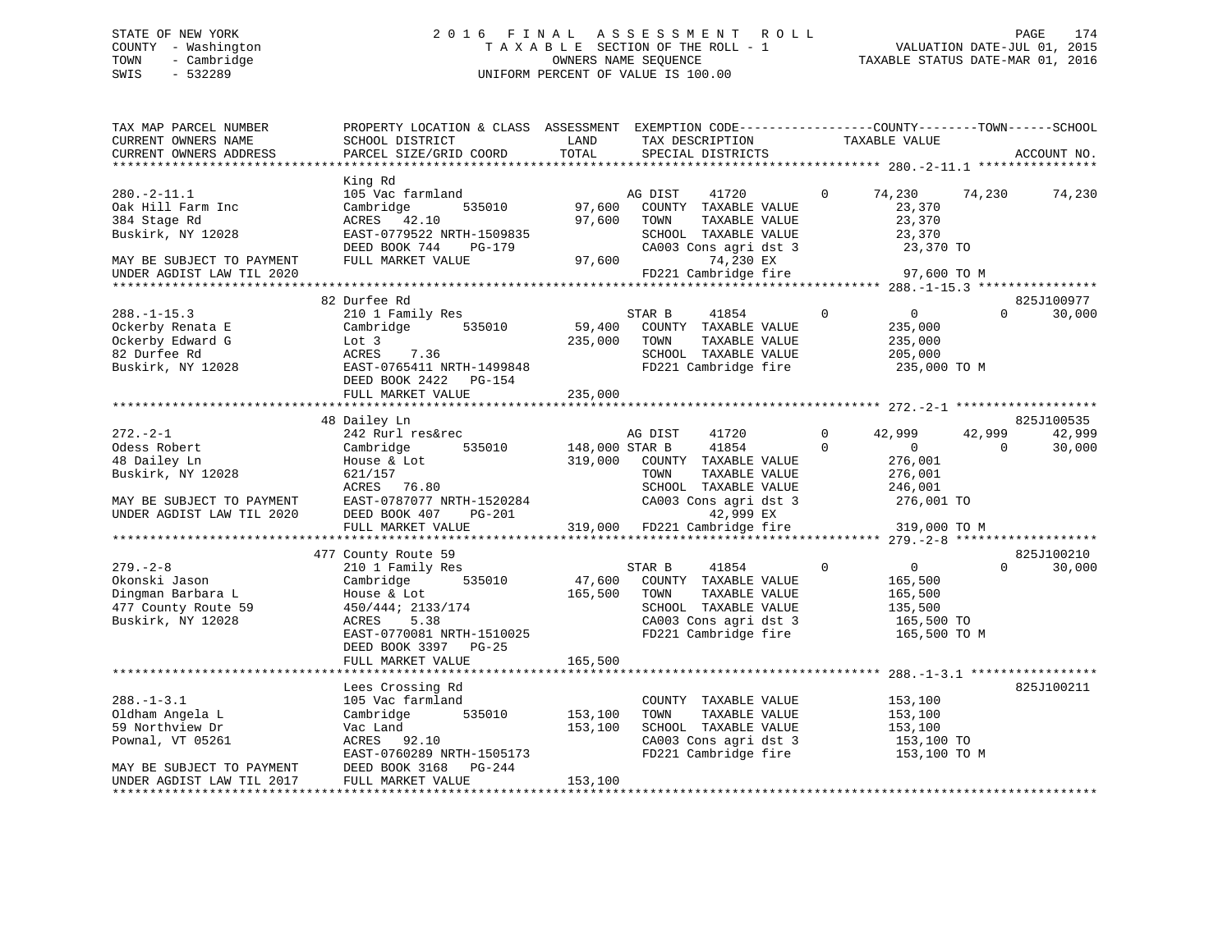STATE OF NEW YORK
COUNTY - Washington
TOWN - Cambridge
SWIS - 532289

2016 FINAL ASSESSMENT ROLL
TAXABLE SECTION OF THE ROLL - 1
OWNERS NAME SEQUENCE
UNIFORM PERCENT OF VALUE IS 100.00

VALUATION DATE-JUL 01, 2015
TAXABLE STATUS DATE-MAR 01, 2016

| TAX MAP PARCEL NUMBER / CURRENT OWNERS NAME / CURRENT OWNERS ADDRESS | PROPERTY LOCATION & CLASS / SCHOOL DISTRICT / PARCEL SIZE/GRID COORD | ASSESSMENT LAND | TOTAL | EXEMPTION CODE / TAX DESCRIPTION / SPECIAL DISTRICTS | COUNTY TAXABLE VALUE | TOWN | SCHOOL | ACCOUNT NO. |
|---|---|---|---|---|---|---|---|---|
| **280.-2-11.1** | King Rd | | | | | | | |
| 280.-2-11.1 | 105 Vac farmland | | | AG DIST 41720 0 | 74,230 | 74,230 | 74,230 | |
| Oak Hill Farm Inc | Cambridge 535010 | 97,600 | | COUNTY TAXABLE VALUE | 23,370 | | | |
| 384 Stage Rd | ACRES 42.10 | | 97,600 | TOWN TAXABLE VALUE | 23,370 | | | |
| Buskirk, NY 12028 | EAST-0779522 NRTH-1509835 | | | SCHOOL TAXABLE VALUE | 23,370 | | | |
| | DEED BOOK 744 PG-179 | | | CA003 Cons agri dst 3 | 23,370 TO | | | |
| MAY BE SUBJECT TO PAYMENT | FULL MARKET VALUE | | 97,600 | 74,230 EX | | | | |
| UNDER AGDIST LAW TIL 2020 | | | | FD221 Cambridge fire | 97,600 TO M | | | |
| **288.-1-15.3** | 82 Durfee Rd | | | | | | | 825J100977 |
| 288.-1-15.3 | 210 1 Family Res | | | STAR B 41854 0 | 0 | 0 | 30,000 | |
| Ockerby Renata E | Cambridge 535010 | 59,400 | | COUNTY TAXABLE VALUE | 235,000 | | | |
| Ockerby Edward G | Lot 3 | | 235,000 | TOWN TAXABLE VALUE | 235,000 | | | |
| 82 Durfee Rd | ACRES 7.36 | | | SCHOOL TAXABLE VALUE | 205,000 | | | |
| Buskirk, NY 12028 | EAST-0765411 NRTH-1499848 | | | FD221 Cambridge fire | 235,000 TO M | | | |
| | DEED BOOK 2422 PG-154 | | | | | | | |
| | FULL MARKET VALUE | | 235,000 | | | | | |
| **272.-2-1** | 48 Dailey Ln | | | | | | | 825J100535 |
| 272.-2-1 | 242 Rurl res&rec | | | AG DIST 41720 0 | 42,999 | 42,999 | 42,999 | |
| Odess Robert | Cambridge 535010 | 148,000 | | STAR B 41854 0 | 0 | 0 | 30,000 | |
| 48 Dailey Ln | House & Lot | | 319,000 | COUNTY TAXABLE VALUE | 276,001 | | | |
| Buskirk, NY 12028 | 621/157 | | | TOWN TAXABLE VALUE | 276,001 | | | |
| | ACRES 76.80 | | | SCHOOL TAXABLE VALUE | 246,001 | | | |
| MAY BE SUBJECT TO PAYMENT | EAST-0787077 NRTH-1520284 | | | CA003 Cons agri dst 3 | 276,001 TO | | | |
| UNDER AGDIST LAW TIL 2020 | DEED BOOK 407 PG-201 | | | 42,999 EX | | | | |
| | FULL MARKET VALUE | | 319,000 | FD221 Cambridge fire | 319,000 TO M | | | |
| **279.-2-8** | 477 County Route 59 | | | | | | | 825J100210 |
| 279.-2-8 | 210 1 Family Res | | | STAR B 41854 0 | 0 | 0 | 30,000 | |
| Okonski Jason | Cambridge 535010 | 47,600 | | COUNTY TAXABLE VALUE | 165,500 | | | |
| Dingman Barbara L | House & Lot | | 165,500 | TOWN TAXABLE VALUE | 165,500 | | | |
| 477 County Route 59 | 450/444; 2133/174 | | | SCHOOL TAXABLE VALUE | 135,500 | | | |
| Buskirk, NY 12028 | ACRES 5.38 | | | CA003 Cons agri dst 3 | 165,500 TO | | | |
| | EAST-0770081 NRTH-1510025 | | | FD221 Cambridge fire | 165,500 TO M | | | |
| | DEED BOOK 3397 PG-25 | | | | | | | |
| | FULL MARKET VALUE | | 165,500 | | | | | |
| **288.-1-3.1** | Lees Crossing Rd | | | | | | | 825J100211 |
| 288.-1-3.1 | 105 Vac farmland | | | COUNTY TAXABLE VALUE | 153,100 | | | |
| Oldham Angela L | Cambridge 535010 | 153,100 | | TOWN TAXABLE VALUE | 153,100 | | | |
| 59 Northview Dr | Vac Land | | 153,100 | SCHOOL TAXABLE VALUE | 153,100 | | | |
| Pownal, VT 05261 | ACRES 92.10 | | | CA003 Cons agri dst 3 | 153,100 TO | | | |
| | EAST-0760289 NRTH-1505173 | | | FD221 Cambridge fire | 153,100 TO M | | | |
| MAY BE SUBJECT TO PAYMENT | DEED BOOK 3168 PG-244 | | | | | | | |
| UNDER AGDIST LAW TIL 2017 | FULL MARKET VALUE | | 153,100 | | | | | |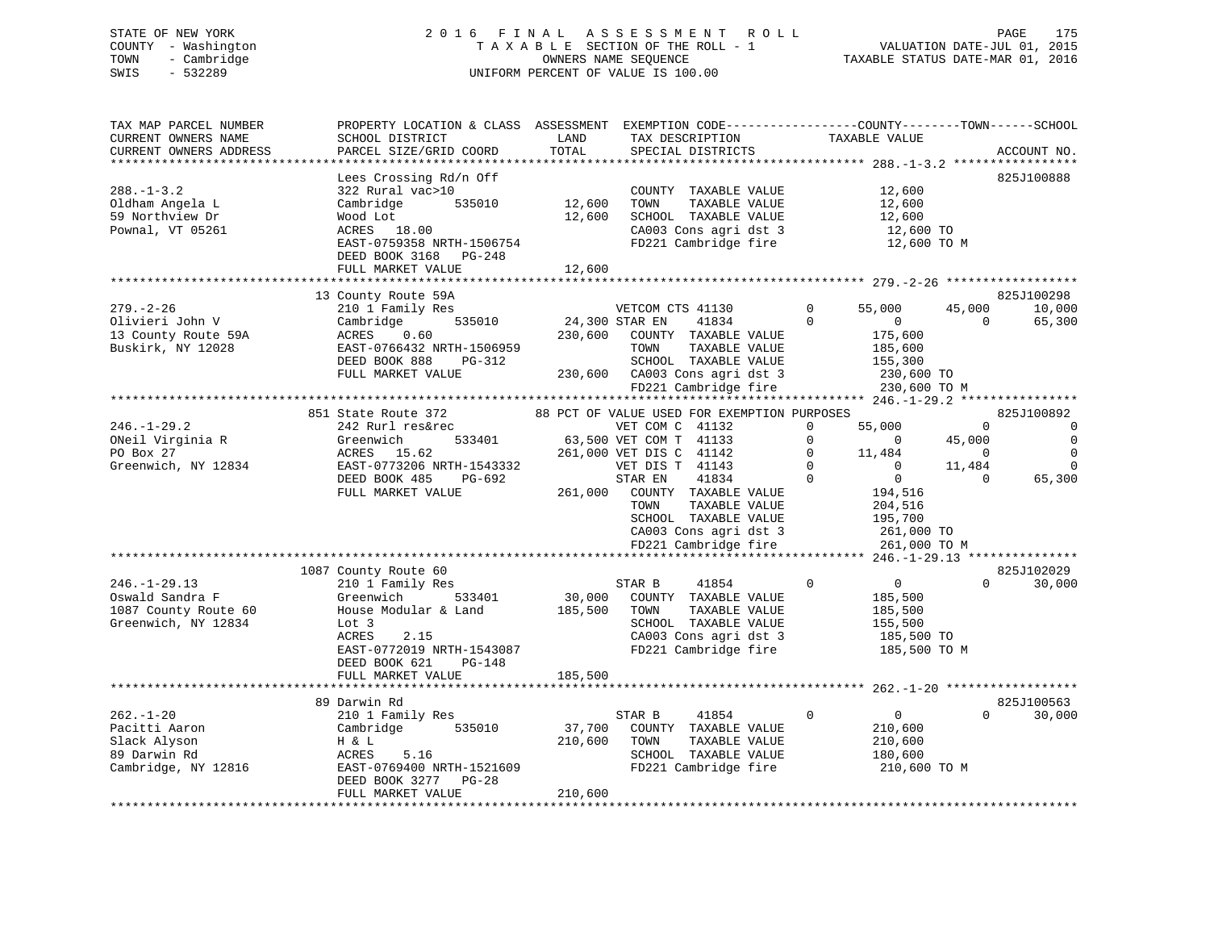STATE OF NEW YORK
COUNTY - Washington
TOWN - Cambridge
SWIS - 532289

2016 FINAL ASSESSMENT ROLL
TAXABLE SECTION OF THE ROLL - 1
OWNERS NAME SEQUENCE
UNIFORM PERCENT OF VALUE IS 100.00

VALUATION DATE-JUL 01, 2015
TAXABLE STATUS DATE-MAR 01, 2016

```
TAX MAP PARCEL NUMBER      PROPERTY LOCATION & CLASS  ASSESSMENT  EXEMPTION CODE-----------------COUNTY--------TOWN------SCHOOL
CURRENT OWNERS NAME        SCHOOL DISTRICT               LAND      TAX DESCRIPTION              TAXABLE VALUE
CURRENT OWNERS ADDRESS     PARCEL SIZE/GRID COORD        TOTAL     SPECIAL DISTRICTS                                       ACCOUNT NO.
******************************************************************************************************* 288.-1-3.2 *****************
                           Lees Crossing Rd/n Off                                                                          825J100888
288.-1-3.2                 322 Rural vac>10                         COUNTY  TAXABLE VALUE            12,600
Oldham Angela L            Cambridge        535010       12,600     TOWN    TAXABLE VALUE            12,600
59 Northview Dr            Wood Lot                      12,600     SCHOOL  TAXABLE VALUE            12,600
Pownal, VT 05261           ACRES   18.00                            CA003 Cons agri dst 3             12,600 TO
                           EAST-0759358 NRTH-1506754                FD221 Cambridge fire              12,600 TO M
                           DEED BOOK 3168   PG-248
                           FULL MARKET VALUE             12,600
******************************************************************************************************* 279.-2-26 ******************
                           13 County Route 59A                                                                             825J100298
279.-2-26                  210 1 Family Res                         VETCOM CTS 41130          0       55,000      45,000     10,000
Olivieri John V            Cambridge        535010       24,300 STAR EN     41834          0            0           0     65,300
13 County Route 59A        ACRES    0.60                230,600    COUNTY  TAXABLE VALUE           175,600
Buskirk, NY 12028          EAST-0766432 NRTH-1506959                TOWN    TAXABLE VALUE           185,600
                           DEED BOOK 888    PG-312                  SCHOOL  TAXABLE VALUE           155,300
                           FULL MARKET VALUE            230,600    CA003 Cons agri dst 3            230,600 TO
                                                                    FD221 Cambridge fire             230,600 TO M
******************************************************************************************************* 246.-1-29.2 ****************
                           851 State Route 372         88 PCT OF VALUE USED FOR EXEMPTION PURPOSES                         825J100892
246.-1-29.2                242 Rurl res&rec                         VET COM C  41132          0       55,000           0          0
ONeil Virginia R           Greenwich        533401       63,500 VET COM T  41133          0            0      45,000          0
PO Box 27                  ACRES   15.62                261,000 VET DIS C  41142          0       11,484           0          0
Greenwich, NY 12834        EAST-0773206 NRTH-1543332                VET DIS T  41143          0            0      11,484          0
                           DEED BOOK 485    PG-692                  STAR EN    41834          0            0           0     65,300
                           FULL MARKET VALUE            261,000    COUNTY  TAXABLE VALUE           194,516
                                                                    TOWN    TAXABLE VALUE           204,516
                                                                    SCHOOL  TAXABLE VALUE           195,700
                                                                    CA003 Cons agri dst 3            261,000 TO
                                                                    FD221 Cambridge fire             261,000 TO M
******************************************************************************************************* 246.-1-29.13 ***************
                           1087 County Route 60                                                                            825J102029
246.-1-29.13               210 1 Family Res                         STAR B     41854          0            0           0     30,000
Oswald Sandra F            Greenwich        533401       30,000     COUNTY  TAXABLE VALUE           185,500
1087 County Route 60       House Modular & Land         185,500     TOWN    TAXABLE VALUE           185,500
Greenwich, NY 12834        Lot 3                                    SCHOOL  TAXABLE VALUE           155,500
                           ACRES    2.15                            CA003 Cons agri dst 3            185,500 TO
                           EAST-0772019 NRTH-1543087                FD221 Cambridge fire             185,500 TO M
                           DEED BOOK 621    PG-148
                           FULL MARKET VALUE            185,500
******************************************************************************************************* 262.-1-20 ******************
                           89 Darwin Rd                                                                                    825J100563
262.-1-20                  210 1 Family Res                         STAR B     41854          0            0           0     30,000
Pacitti Aaron              Cambridge        535010       37,700     COUNTY  TAXABLE VALUE           210,600
Slack Alyson               H & L                        210,600     TOWN    TAXABLE VALUE           210,600
89 Darwin Rd               ACRES    5.16                            SCHOOL  TAXABLE VALUE           180,600
Cambridge, NY 12816        EAST-0769400 NRTH-1521609                FD221 Cambridge fire             210,600 TO M
                           DEED BOOK 3277   PG-28
                           FULL MARKET VALUE            210,600
************************************************************************************************************************************
```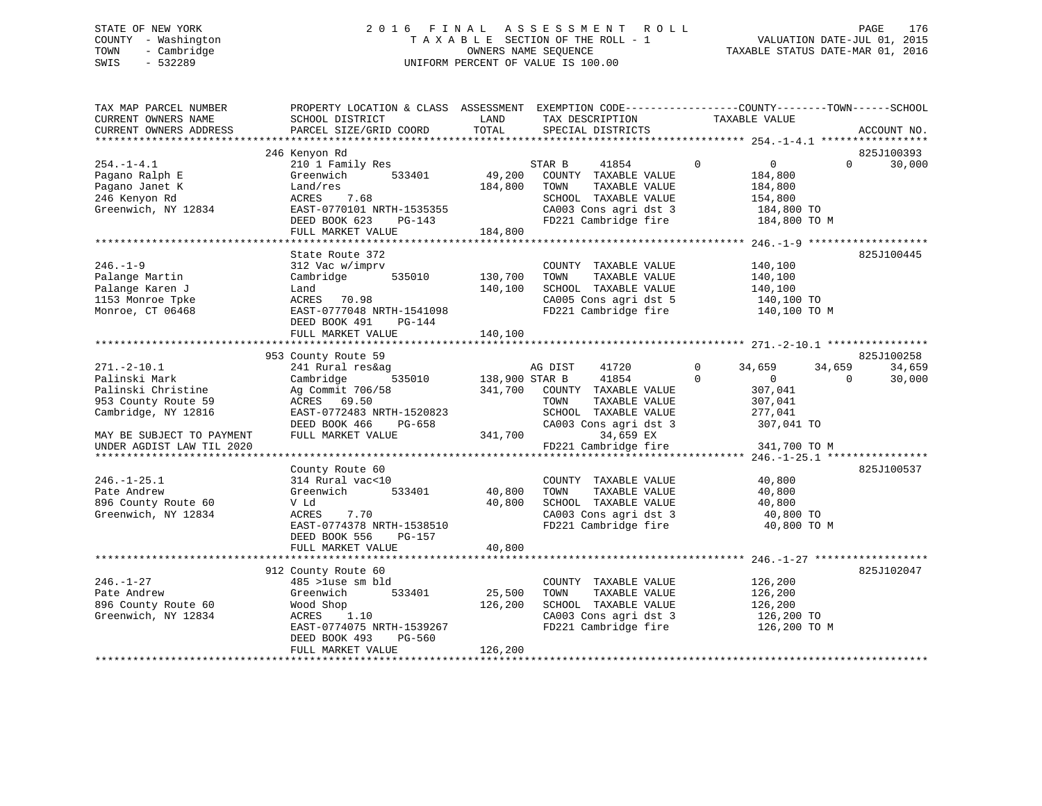STATE OF NEW YORK
COUNTY - Washington
TOWN - Cambridge
SWIS - 532289

2016 FINAL ASSESSMENT ROLL
TAXABLE SECTION OF THE ROLL - 1
OWNERS NAME SEQUENCE
UNIFORM PERCENT OF VALUE IS 100.00

VALUATION DATE-JUL 01, 2015
TAXABLE STATUS DATE-MAR 01, 2016

```
TAX MAP PARCEL NUMBER          PROPERTY LOCATION & CLASS  ASSESSMENT  EXEMPTION CODE------------------COUNTY--------TOWN------SCHOOL
CURRENT OWNERS NAME            SCHOOL DISTRICT             LAND        TAX DESCRIPTION            TAXABLE VALUE
CURRENT OWNERS ADDRESS         PARCEL SIZE/GRID COORD      TOTAL       SPECIAL DISTRICTS                                          ACCOUNT NO.
******************************************************************************************************* 254.-1-4.1 *****************
                               246 Kenyon Rd                                                                                      825J100393
254.-1-4.1                     210 1 Family Res                        STAR B     41854          0          0             0        30,000
Pagano Ralph E                 Greenwich      533401        49,200     COUNTY  TAXABLE VALUE              184,800
Pagano Janet K                 Land/res                    184,800     TOWN    TAXABLE VALUE              184,800
246 Kenyon Rd                  ACRES    7.68                           SCHOOL  TAXABLE VALUE              154,800
Greenwich, NY 12834            EAST-0770101 NRTH-1535355               CA003 Cons agri dst 3              184,800 TO
                               DEED BOOK 623    PG-143                 FD221 Cambridge fire               184,800 TO M
                               FULL MARKET VALUE           184,800
******************************************************************************************************* 246.-1-9 *******************
                               State Route 372                                                                                    825J100445
246.-1-9                       312 Vac w/imprv                         COUNTY  TAXABLE VALUE              140,100
Palange Martin                 Cambridge      535010       130,700     TOWN    TAXABLE VALUE              140,100
Palange Karen J                Land                        140,100     SCHOOL  TAXABLE VALUE              140,100
1153 Monroe Tpke               ACRES   70.98                           CA005 Cons agri dst 5              140,100 TO
Monroe, CT 06468               EAST-0777048 NRTH-1541098               FD221 Cambridge fire               140,100 TO M
                               DEED BOOK 491    PG-144
                               FULL MARKET VALUE           140,100
******************************************************************************************************* 271.-2-10.1 ****************
                               953 County Route 59                                                                                825J100258
271.-2-10.1                    241 Rural res&ag                        AG DIST    41720          0     34,659        34,659        34,659
Palinski Mark                  Cambridge      535010       138,900 STAR B     41854          0          0             0        30,000
Palinski Christine             Ag Commit 706/58            341,700     COUNTY  TAXABLE VALUE              307,041
953 County Route 59            ACRES   69.50                           TOWN    TAXABLE VALUE              307,041
Cambridge, NY 12816            EAST-0772483 NRTH-1520823               SCHOOL  TAXABLE VALUE              277,041
                               DEED BOOK 466    PG-658                 CA003 Cons agri dst 3              307,041 TO
MAY BE SUBJECT TO PAYMENT      FULL MARKET VALUE           341,700          34,659 EX
UNDER AGDIST LAW TIL 2020                                              FD221 Cambridge fire               341,700 TO M
******************************************************************************************************* 246.-1-25.1 ****************
                               County Route 60                                                                                    825J100537
246.-1-25.1                    314 Rural vac<10                        COUNTY  TAXABLE VALUE               40,800
Pate Andrew                    Greenwich      533401        40,800     TOWN    TAXABLE VALUE               40,800
896 County Route 60            V Ld                         40,800     SCHOOL  TAXABLE VALUE               40,800
Greenwich, NY 12834            ACRES    7.70                           CA003 Cons agri dst 3               40,800 TO
                               EAST-0774378 NRTH-1538510               FD221 Cambridge fire                40,800 TO M
                               DEED BOOK 556    PG-157
                               FULL MARKET VALUE            40,800
******************************************************************************************************* 246.-1-27 ******************
                               912 County Route 60                                                                                825J102047
246.-1-27                      485 >1use sm bld                        COUNTY  TAXABLE VALUE              126,200
Pate Andrew                    Greenwich      533401        25,500     TOWN    TAXABLE VALUE              126,200
896 County Route 60            Wood Shop                   126,200     SCHOOL  TAXABLE VALUE              126,200
Greenwich, NY 12834            ACRES    1.10                           CA003 Cons agri dst 3              126,200 TO
                               EAST-0774075 NRTH-1539267               FD221 Cambridge fire               126,200 TO M
                               DEED BOOK 493    PG-560
                               FULL MARKET VALUE           126,200
************************************************************************************************************************************
```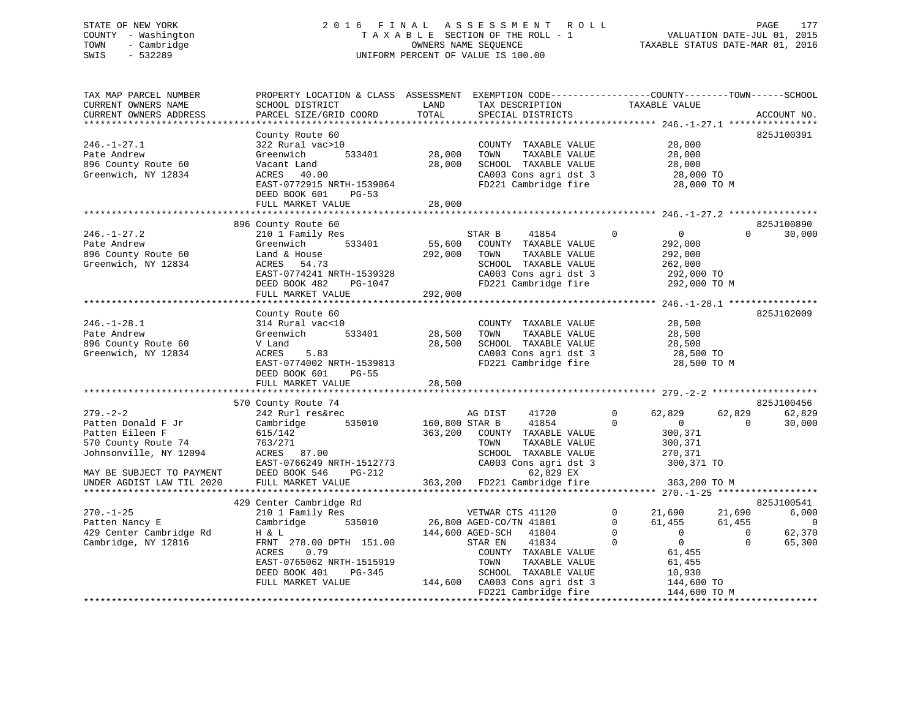STATE OF NEW YORK
COUNTY - Washington
TOWN - Cambridge
SWIS - 532289

2016 FINAL ASSESSMENT ROLL
TAXABLE SECTION OF THE ROLL - 1
OWNERS NAME SEQUENCE
UNIFORM PERCENT OF VALUE IS 100.00

VALUATION DATE-JUL 01, 2015
TAXABLE STATUS DATE-MAR 01, 2016

```
TAX MAP PARCEL NUMBER          PROPERTY LOCATION & CLASS  ASSESSMENT  EXEMPTION CODE------------------COUNTY--------TOWN------SCHOOL
CURRENT OWNERS NAME            SCHOOL DISTRICT               LAND      TAX DESCRIPTION            TAXABLE VALUE
CURRENT OWNERS ADDRESS         PARCEL SIZE/GRID COORD        TOTAL     SPECIAL DISTRICTS                                    ACCOUNT NO.
******************************************************************************************************* 246.-1-27.1 ****************
                               County Route 60                                                                          825J100391
246.-1-27.1                    322 Rural vac>10                        COUNTY  TAXABLE VALUE             28,000
Pate Andrew                    Greenwich       533401       28,000     TOWN    TAXABLE VALUE             28,000
896 County Route 60            Vacant Land                  28,000     SCHOOL  TAXABLE VALUE             28,000
Greenwich, NY 12834            ACRES   40.00                           CA003 Cons agri dst 3              28,000 TO
                               EAST-0772915 NRTH-1539064               FD221 Cambridge fire               28,000 TO M
                               DEED BOOK 601    PG-53
                               FULL MARKET VALUE            28,000
******************************************************************************************************* 246.-1-27.2 ****************
                               896 County Route 60                                                                      825J100890
246.-1-27.2                    210 1 Family Res                        STAR B     41854        0          0           0     30,000
Pate Andrew                    Greenwich       533401       55,600     COUNTY  TAXABLE VALUE            292,000
896 County Route 60            Land & House                292,000     TOWN    TAXABLE VALUE            292,000
Greenwich, NY 12834            ACRES   54.73                           SCHOOL  TAXABLE VALUE            262,000
                               EAST-0774241 NRTH-1539328               CA003 Cons agri dst 3             292,000 TO
                               DEED BOOK 482    PG-1047                FD221 Cambridge fire              292,000 TO M
                               FULL MARKET VALUE           292,000
******************************************************************************************************* 246.-1-28.1 ****************
                               County Route 60                                                                          825J102009
246.-1-28.1                    314 Rural vac<10                        COUNTY  TAXABLE VALUE             28,500
Pate Andrew                    Greenwich       533401       28,500     TOWN    TAXABLE VALUE             28,500
896 County Route 60            V Land                       28,500     SCHOOL  TAXABLE VALUE             28,500
Greenwich, NY 12834            ACRES    5.83                           CA003 Cons agri dst 3              28,500 TO
                               EAST-0774002 NRTH-1539813               FD221 Cambridge fire               28,500 TO M
                               DEED BOOK 601    PG-55
                               FULL MARKET VALUE            28,500
******************************************************************************************************* 279.-2-2 *******************
                               570 County Route 74                                                                      825J100456
279.-2-2                       242 Rurl res&rec                        AG DIST    41720        0     62,829      62,829     62,829
Patten Donald F Jr             Cambridge       535010      160,800 STAR B     41854        0          0           0     30,000
Patten Eileen F                615/142                     363,200     COUNTY  TAXABLE VALUE            300,371
570 County Route 74            763/271                                 TOWN    TAXABLE VALUE            300,371
Johnsonville, NY 12094         ACRES   87.00                           SCHOOL  TAXABLE VALUE            270,371
                               EAST-0766249 NRTH-1512773               CA003 Cons agri dst 3             300,371 TO
MAY BE SUBJECT TO PAYMENT      DEED BOOK 546    PG-212                          62,829 EX
UNDER AGDIST LAW TIL 2020      FULL MARKET VALUE           363,200     FD221 Cambridge fire              363,200 TO M
******************************************************************************************************* 270.-1-25 ******************
                               429 Center Cambridge Rd                                                                  825J100541
270.-1-25                      210 1 Family Res                        VETWAR CTS 41120        0     21,690      21,690      6,000
Patten Nancy E                 Cambridge       535010       26,800 AGED-CO/TN 41801        0     61,455      61,455          0
429 Center Cambridge Rd        H & L                       144,600 AGED-SCH   41804        0          0           0     62,370
Cambridge, NY 12816            FRNT 278.00 DPTH 151.00                 STAR EN    41834        0          0           0     65,300
                               ACRES    0.79                           COUNTY  TAXABLE VALUE             61,455
                               EAST-0765062 NRTH-1515919               TOWN    TAXABLE VALUE             61,455
                               DEED BOOK 401    PG-345                 SCHOOL  TAXABLE VALUE             10,930
                               FULL MARKET VALUE           144,600     CA003 Cons agri dst 3             144,600 TO
                                                                       FD221 Cambridge fire              144,600 TO M
************************************************************************************************************************************
```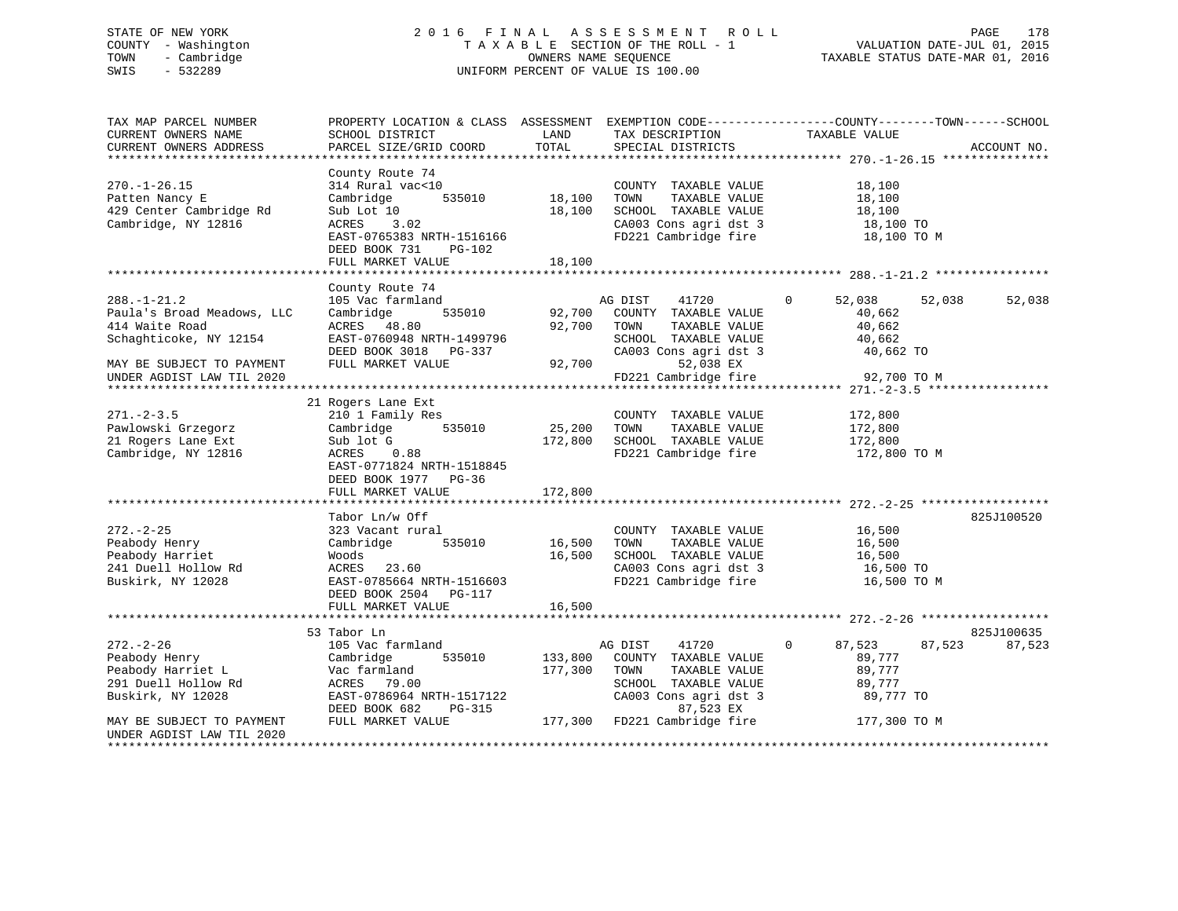STATE OF NEW YORK
COUNTY - Washington
TOWN - Cambridge
SWIS - 532289

2016 FINAL ASSESSMENT ROLL
TAXABLE SECTION OF THE ROLL - 1
OWNERS NAME SEQUENCE
UNIFORM PERCENT OF VALUE IS 100.00

VALUATION DATE-JUL 01, 2015
TAXABLE STATUS DATE-MAR 01, 2016

```
TAX MAP PARCEL NUMBER          PROPERTY LOCATION & CLASS  ASSESSMENT  EXEMPTION CODE-----------------COUNTY--------TOWN------SCHOOL
CURRENT OWNERS NAME            SCHOOL DISTRICT               LAND      TAX DESCRIPTION             TAXABLE VALUE
CURRENT OWNERS ADDRESS         PARCEL SIZE/GRID COORD        TOTAL     SPECIAL DISTRICTS                                    ACCOUNT NO.
******************************************************************************************************* 270.-1-26.15 ***************
                               County Route 74
270.-1-26.15                   314 Rural vac<10                        COUNTY  TAXABLE VALUE           18,100
Patten Nancy E                 Cambridge       535010        18,100    TOWN    TAXABLE VALUE           18,100
429 Center Cambridge Rd        Sub Lot 10                    18,100    SCHOOL  TAXABLE VALUE           18,100
Cambridge, NY 12816            ACRES    3.02                           CA003 Cons agri dst 3            18,100 TO
                               EAST-0765383 NRTH-1516166               FD221 Cambridge fire             18,100 TO M
                               DEED BOOK 731    PG-102
                               FULL MARKET VALUE             18,100
******************************************************************************************************* 288.-1-21.2 ****************
                               County Route 74
288.-1-21.2                    105 Vac farmland                        AG DIST     41720          0      52,038     52,038     52,038
Paula's Broad Meadows, LLC     Cambridge       535010        92,700    COUNTY  TAXABLE VALUE           40,662
414 Waite Road                 ACRES   48.80                 92,700    TOWN    TAXABLE VALUE           40,662
Schaghticoke, NY 12154         EAST-0760948 NRTH-1499796               SCHOOL  TAXABLE VALUE           40,662
                               DEED BOOK 3018   PG-337                 CA003 Cons agri dst 3            40,662 TO
MAY BE SUBJECT TO PAYMENT      FULL MARKET VALUE             92,700             52,038 EX
UNDER AGDIST LAW TIL 2020                                              FD221 Cambridge fire             92,700 TO M
******************************************************************************************************* 271.-2-3.5 *****************
                               21 Rogers Lane Ext
271.-2-3.5                     210 1 Family Res                        COUNTY  TAXABLE VALUE          172,800
Pawlowski Grzegorz             Cambridge       535010        25,200    TOWN    TAXABLE VALUE          172,800
21 Rogers Lane Ext             Sub lot G                    172,800    SCHOOL  TAXABLE VALUE          172,800
Cambridge, NY 12816            ACRES    0.88                           FD221 Cambridge fire            172,800 TO M
                               EAST-0771824 NRTH-1518845
                               DEED BOOK 1977   PG-36
                               FULL MARKET VALUE            172,800
******************************************************************************************************* 272.-2-25 ******************
                               Tabor Ln/w Off                                                                        825J100520
272.-2-25                      323 Vacant rural                        COUNTY  TAXABLE VALUE           16,500
Peabody Henry                  Cambridge       535010        16,500    TOWN    TAXABLE VALUE           16,500
Peabody Harriet                Woods                         16,500    SCHOOL  TAXABLE VALUE           16,500
241 Duell Hollow Rd            ACRES   23.60                           CA003 Cons agri dst 3            16,500 TO
Buskirk, NY 12028              EAST-0785664 NRTH-1516603               FD221 Cambridge fire             16,500 TO M
                               DEED BOOK 2504   PG-117
                               FULL MARKET VALUE             16,500
******************************************************************************************************* 272.-2-26 ******************
                               53 Tabor Ln                                                                           825J100635
272.-2-26                      105 Vac farmland                        AG DIST     41720          0      87,523     87,523     87,523
Peabody Henry                  Cambridge       535010       133,800    COUNTY  TAXABLE VALUE           89,777
Peabody Harriet L              Vac farmland                 177,300    TOWN    TAXABLE VALUE           89,777
291 Duell Hollow Rd            ACRES   79.00                           SCHOOL  TAXABLE VALUE           89,777
Buskirk, NY 12028              EAST-0786964 NRTH-1517122               CA003 Cons agri dst 3            89,777 TO
                               DEED BOOK 682    PG-315                          87,523 EX
MAY BE SUBJECT TO PAYMENT      FULL MARKET VALUE            177,300    FD221 Cambridge fire            177,300 TO M
UNDER AGDIST LAW TIL 2020
************************************************************************************************************************************
```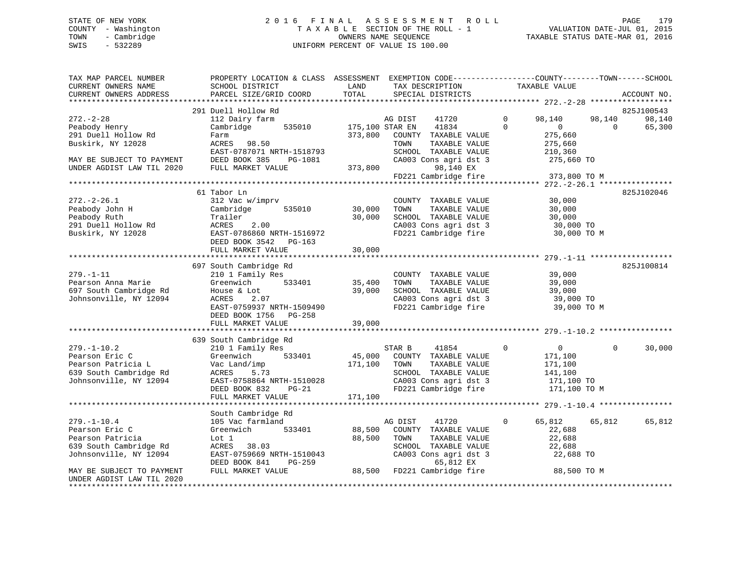STATE OF NEW YORK
COUNTY - Washington
TOWN - Cambridge
SWIS - 532289

# 2016 FINAL ASSESSMENT ROLL
TAXABLE SECTION OF THE ROLL - 1
OWNERS NAME SEQUENCE
UNIFORM PERCENT OF VALUE IS 100.00

VALUATION DATE-JUL 01, 2015
TAXABLE STATUS DATE-MAR 01, 2016

```
TAX MAP PARCEL NUMBER          PROPERTY LOCATION & CLASS  ASSESSMENT  EXEMPTION CODE-----------------COUNTY--------TOWN------SCHOOL
CURRENT OWNERS NAME            SCHOOL DISTRICT               LAND      TAX DESCRIPTION            TAXABLE VALUE
CURRENT OWNERS ADDRESS         PARCEL SIZE/GRID COORD       TOTAL      SPECIAL DISTRICTS                                    ACCOUNT NO.
******************************************************************************************************* 272.-2-28 ******************
                               291 Duell Hollow Rd                                                                          825J100543
272.-2-28                      112 Dairy farm                    AG DIST     41720          0     98,140    98,140      98,140
Peabody Henry                  Cambridge       535010     175,100 STAR EN     41834          0          0         0      65,300
291 Duell Hollow Rd            Farm                       373,800    COUNTY  TAXABLE VALUE           275,660
Buskirk, NY 12028              ACRES   98.50                         TOWN    TAXABLE VALUE           275,660
                               EAST-0787071 NRTH-1518793             SCHOOL  TAXABLE VALUE           210,360
MAY BE SUBJECT TO PAYMENT      DEED BOOK 385    PG-1081              CA003 Cons agri dst 3            275,660 TO
UNDER AGDIST LAW TIL 2020      FULL MARKET VALUE          373,800             98,140 EX
                                                                     FD221 Cambridge fire             373,800 TO M
******************************************************************************************************* 272.-2-26.1 ****************
                               61 Tabor Ln                                                                                  825J102046
272.-2-26.1                    312 Vac w/imprv                       COUNTY  TAXABLE VALUE            30,000
Peabody John H                 Cambridge       535010      30,000    TOWN    TAXABLE VALUE            30,000
Peabody Ruth                   Trailer                     30,000    SCHOOL  TAXABLE VALUE            30,000
291 Duell Hollow Rd            ACRES    2.00                         CA003 Cons agri dst 3             30,000 TO
Buskirk, NY 12028              EAST-0786860 NRTH-1516972             FD221 Cambridge fire              30,000 TO M
                               DEED BOOK 3542   PG-163
                               FULL MARKET VALUE           30,000
******************************************************************************************************* 279.-1-11 ******************
                               697 South Cambridge Rd                                                                       825J100814
279.-1-11                      210 1 Family Res                      COUNTY  TAXABLE VALUE            39,000
Pearson Anna Marie             Greenwich       533401      35,400    TOWN    TAXABLE VALUE            39,000
697 South Cambridge Rd         House & Lot                 39,000    SCHOOL  TAXABLE VALUE            39,000
Johnsonville, NY 12094         ACRES    2.07                         CA003 Cons agri dst 3             39,000 TO
                               EAST-0759937 NRTH-1509490             FD221 Cambridge fire              39,000 TO M
                               DEED BOOK 1756   PG-258
                               FULL MARKET VALUE           39,000
******************************************************************************************************* 279.-1-10.2 ****************
                               639 South Cambridge Rd
279.-1-10.2                    210 1 Family Res                  STAR B      41854          0          0         0      30,000
Pearson Eric C                 Greenwich       533401      45,000    COUNTY  TAXABLE VALUE           171,100
Pearson Patricia L             Vac Land/imp               171,100    TOWN    TAXABLE VALUE           171,100
639 South Cambridge Rd         ACRES    5.73                         SCHOOL  TAXABLE VALUE           141,100
Johnsonville, NY 12094         EAST-0758864 NRTH-1510028             CA003 Cons agri dst 3            171,100 TO
                               DEED BOOK 832    PG-21                FD221 Cambridge fire             171,100 TO M
                               FULL MARKET VALUE          171,100
******************************************************************************************************* 279.-1-10.4 ****************
                               South Cambridge Rd
279.-1-10.4                    105 Vac farmland                  AG DIST     41720          0     65,812    65,812      65,812
Pearson Eric C                 Greenwich       533401      88,500    COUNTY  TAXABLE VALUE            22,688
Pearson Patricia               Lot 1                       88,500    TOWN    TAXABLE VALUE            22,688
639 South Cambridge Rd         ACRES   38.03                         SCHOOL  TAXABLE VALUE            22,688
Johnsonville, NY 12094         EAST-0759669 NRTH-1510043             CA003 Cons agri dst 3             22,688 TO
                               DEED BOOK 841    PG-259                        65,812 EX
MAY BE SUBJECT TO PAYMENT      FULL MARKET VALUE           88,500    FD221 Cambridge fire              88,500 TO M
UNDER AGDIST LAW TIL 2020
************************************************************************************************************************************
```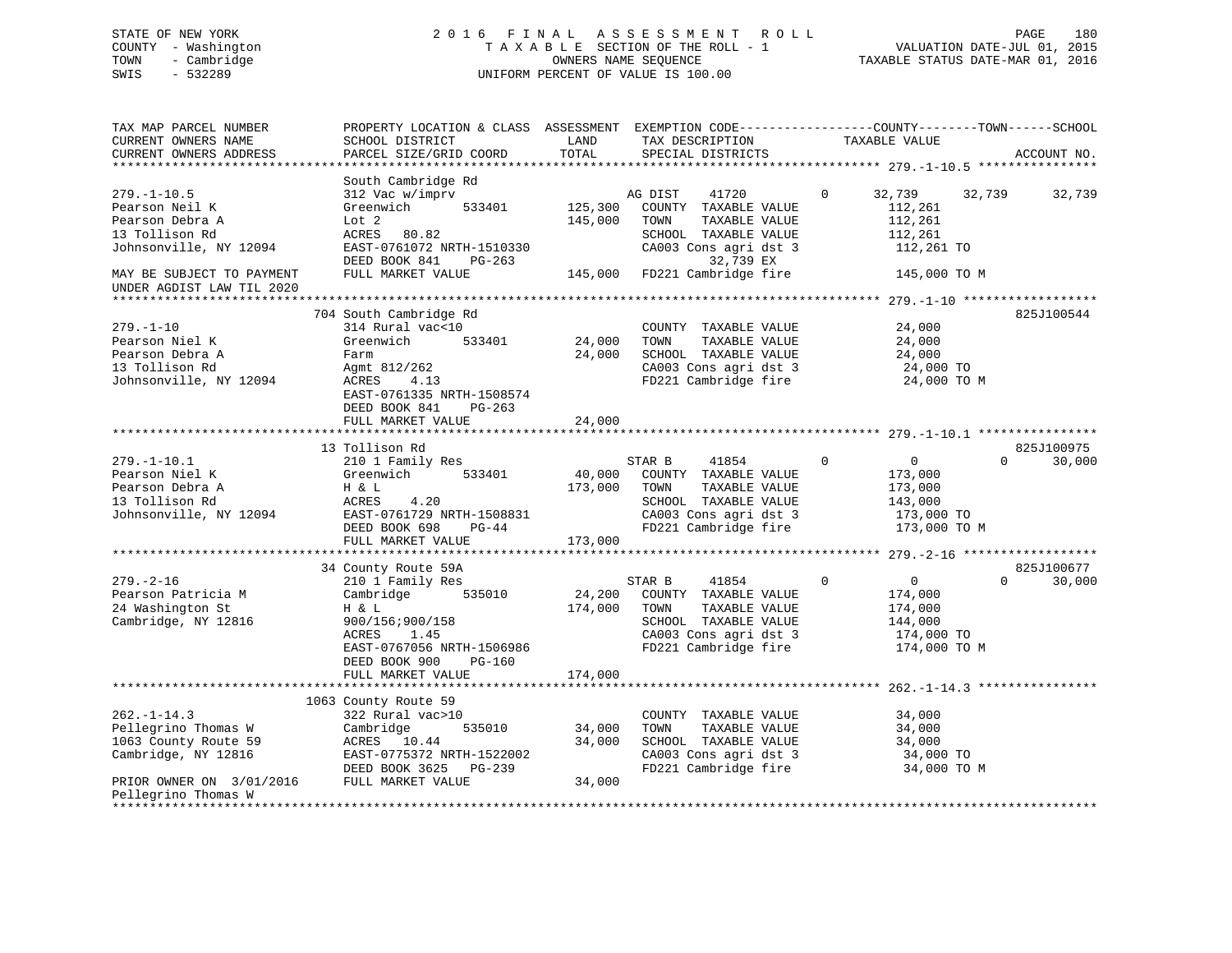STATE OF NEW YORK
COUNTY - Washington
TOWN - Cambridge
SWIS - 532289

2016 FINAL ASSESSMENT ROLL
TAXABLE SECTION OF THE ROLL - 1
OWNERS NAME SEQUENCE
UNIFORM PERCENT OF VALUE IS 100.00

VALUATION DATE-JUL 01, 2015
TAXABLE STATUS DATE-MAR 01, 2016

| TAX MAP PARCEL NUMBER<br>CURRENT OWNERS NAME<br>CURRENT OWNERS ADDRESS | PROPERTY LOCATION & CLASS<br>SCHOOL DISTRICT<br>PARCEL SIZE/GRID COORD | ASSESSMENT<br>LAND<br>TOTAL | EXEMPTION CODE<br>TAX DESCRIPTION<br>SPECIAL DISTRICTS | COUNTY | TOWN | SCHOOL<br>TAXABLE VALUE<br>ACCOUNT NO. |
|---|---|---|---|---|---|---|
| **279.-1-10.5** | South Cambridge Rd | | | | | |
| 279.-1-10.5 | 312 Vac w/imprv | | AG DIST 41720 0 | 32,739 | 32,739 | 32,739 |
| Pearson Neil K | Greenwich 533401 | 125,300 | COUNTY TAXABLE VALUE | 112,261 | | |
| Pearson Debra A | Lot 2 | 145,000 | TOWN TAXABLE VALUE | 112,261 | | |
| 13 Tollison Rd | ACRES 80.82 | | SCHOOL TAXABLE VALUE | 112,261 | | |
| Johnsonville, NY 12094 | EAST-0761072 NRTH-1510330 | | CA003 Cons agri dst 3 | 112,261 TO | | |
| | DEED BOOK 841 PG-263 | | 32,739 EX | | | |
| MAY BE SUBJECT TO PAYMENT UNDER AGDIST LAW TIL 2020 | FULL MARKET VALUE | 145,000 | FD221 Cambridge fire | 145,000 TO M | | |
| **279.-1-10** | 704 South Cambridge Rd | | | | | 825J100544 |
| 279.-1-10 | 314 Rural vac<10 | | COUNTY TAXABLE VALUE | 24,000 | | |
| Pearson Niel K | Greenwich 533401 | 24,000 | TOWN TAXABLE VALUE | 24,000 | | |
| Pearson Debra A | Farm | 24,000 | SCHOOL TAXABLE VALUE | 24,000 | | |
| 13 Tollison Rd | Agmt 812/262 | | CA003 Cons agri dst 3 | 24,000 TO | | |
| Johnsonville, NY 12094 | ACRES 4.13 | | FD221 Cambridge fire | 24,000 TO M | | |
| | EAST-0761335 NRTH-1508574 | | | | | |
| | DEED BOOK 841 PG-263 | | | | | |
| | FULL MARKET VALUE | 24,000 | | | | |
| **279.-1-10.1** | 13 Tollison Rd | | | | | 825J100975 |
| 279.-1-10.1 | 210 1 Family Res | | STAR B 41854 0 | 0 | 0 | 30,000 |
| Pearson Niel K | Greenwich 533401 | 40,000 | COUNTY TAXABLE VALUE | 173,000 | | |
| Pearson Debra A | H & L | 173,000 | TOWN TAXABLE VALUE | 173,000 | | |
| 13 Tollison Rd | ACRES 4.20 | | SCHOOL TAXABLE VALUE | 143,000 | | |
| Johnsonville, NY 12094 | EAST-0761729 NRTH-1508831 | | CA003 Cons agri dst 3 | 173,000 TO | | |
| | DEED BOOK 698 PG-44 | | FD221 Cambridge fire | 173,000 TO M | | |
| | FULL MARKET VALUE | 173,000 | | | | |
| **279.-2-16** | 34 County Route 59A | | | | | 825J100677 |
| 279.-2-16 | 210 1 Family Res | | STAR B 41854 0 | 0 | 0 | 30,000 |
| Pearson Patricia M | Cambridge 535010 | 24,200 | COUNTY TAXABLE VALUE | 174,000 | | |
| 24 Washington St | H & L | 174,000 | TOWN TAXABLE VALUE | 174,000 | | |
| Cambridge, NY 12816 | 900/156;900/158 | | SCHOOL TAXABLE VALUE | 144,000 | | |
| | ACRES 1.45 | | CA003 Cons agri dst 3 | 174,000 TO | | |
| | EAST-0767056 NRTH-1506986 | | FD221 Cambridge fire | 174,000 TO M | | |
| | DEED BOOK 900 PG-160 | | | | | |
| | FULL MARKET VALUE | 174,000 | | | | |
| **262.-1-14.3** | 1063 County Route 59 | | | | | |
| 262.-1-14.3 | 322 Rural vac>10 | | COUNTY TAXABLE VALUE | 34,000 | | |
| Pellegrino Thomas W | Cambridge 535010 | 34,000 | TOWN TAXABLE VALUE | 34,000 | | |
| 1063 County Route 59 | ACRES 10.44 | 34,000 | SCHOOL TAXABLE VALUE | 34,000 | | |
| Cambridge, NY 12816 | EAST-0775372 NRTH-1522002 | | CA003 Cons agri dst 3 | 34,000 TO | | |
| | DEED BOOK 3625 PG-239 | | FD221 Cambridge fire | 34,000 TO M | | |
| PRIOR OWNER ON 3/01/2016 Pellegrino Thomas W | FULL MARKET VALUE | 34,000 | | | | |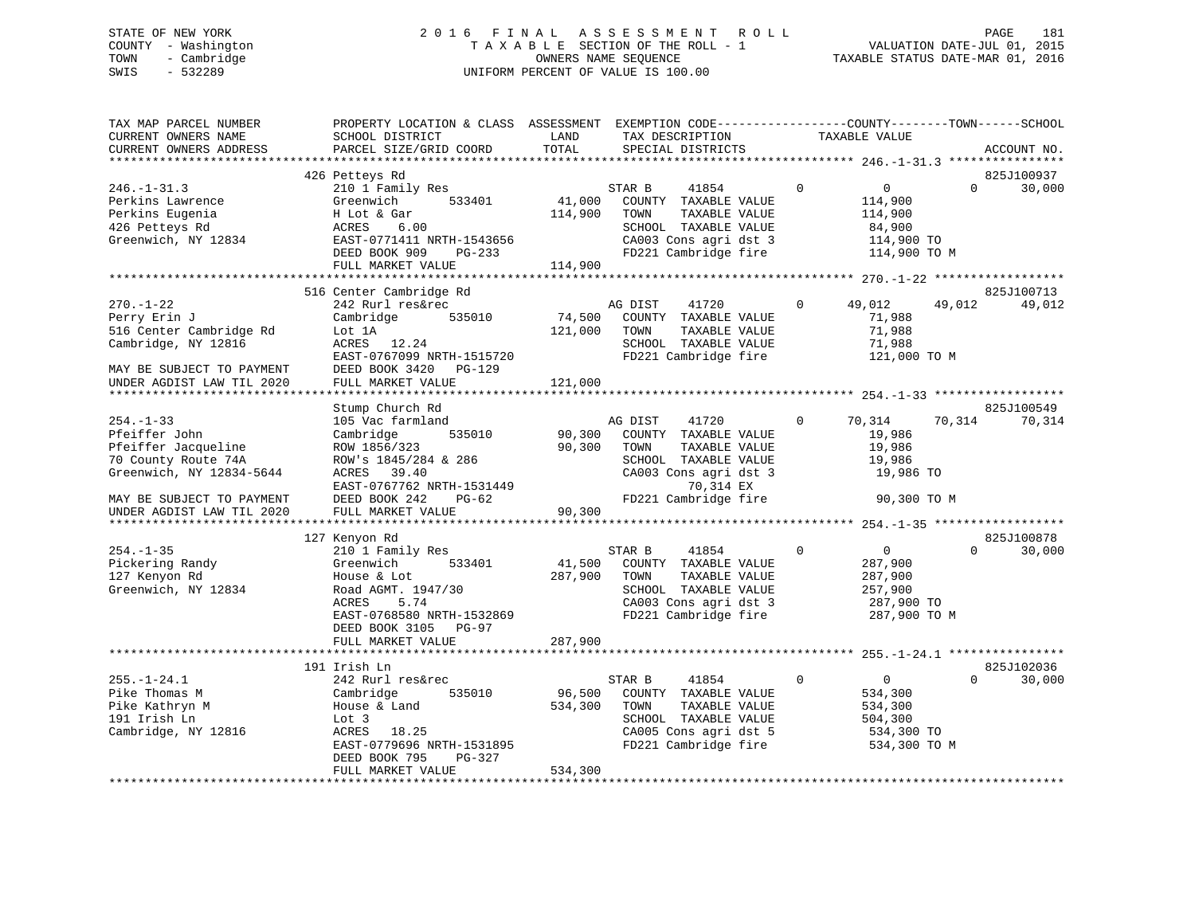STATE OF NEW YORK
COUNTY - Washington
TOWN - Cambridge
SWIS - 532289

# 2016 FINAL ASSESSMENT ROLL

TAXABLE SECTION OF THE ROLL - 1
OWNERS NAME SEQUENCE
UNIFORM PERCENT OF VALUE IS 100.00

VALUATION DATE-JUL 01, 2015
TAXABLE STATUS DATE-MAR 01, 2016

```
TAX MAP PARCEL NUMBER          PROPERTY LOCATION & CLASS  ASSESSMENT  EXEMPTION CODE-----------------COUNTY--------TOWN------SCHOOL
CURRENT OWNERS NAME            SCHOOL DISTRICT               LAND      TAX DESCRIPTION            TAXABLE VALUE
CURRENT OWNERS ADDRESS         PARCEL SIZE/GRID COORD        TOTAL     SPECIAL DISTRICTS                                    ACCOUNT NO.
****************************************************************************************************** 246.-1-31.3 ****************
                               426 Petteys Rd                                                                            825J100937
246.-1-31.3                    210 1 Family Res                  STAR B      41854           0          0          0      30,000
Perkins Lawrence               Greenwich        533401     41,000   COUNTY  TAXABLE VALUE           114,900
Perkins Eugenia                H Lot & Gar                114,900   TOWN    TAXABLE VALUE           114,900
426 Petteys Rd                 ACRES    6.00                        SCHOOL  TAXABLE VALUE            84,900
Greenwich, NY 12834            EAST-0771411 NRTH-1543656            CA003 Cons agri dst 3           114,900 TO
                               DEED BOOK 909    PG-233              FD221 Cambridge fire            114,900 TO M
                               FULL MARKET VALUE          114,900
****************************************************************************************************** 270.-1-22 ******************
                               516 Center Cambridge Rd                                                                   825J100713
270.-1-22                      242 Rurl res&rec                  AG DIST     41720           0     49,012     49,012     49,012
Perry Erin J                   Cambridge        535010     74,500   COUNTY  TAXABLE VALUE            71,988
516 Center Cambridge Rd        Lot 1A                     121,000   TOWN    TAXABLE VALUE            71,988
Cambridge, NY 12816            ACRES   12.24                        SCHOOL  TAXABLE VALUE            71,988
                               EAST-0767099 NRTH-1515720            FD221 Cambridge fire            121,000 TO M
MAY BE SUBJECT TO PAYMENT      DEED BOOK 3420   PG-129
UNDER AGDIST LAW TIL 2020      FULL MARKET VALUE          121,000
****************************************************************************************************** 254.-1-33 ******************
                               Stump Church Rd                                                                           825J100549
254.-1-33                      105 Vac farmland                  AG DIST     41720           0     70,314     70,314     70,314
Pfeiffer John                  Cambridge        535010     90,300   COUNTY  TAXABLE VALUE            19,986
Pfeiffer Jacqueline            ROW 1856/323                90,300   TOWN    TAXABLE VALUE            19,986
70 County Route 74A            ROW's 1845/284 & 286                 SCHOOL  TAXABLE VALUE            19,986
Greenwich, NY 12834-5644       ACRES   39.40                        CA003 Cons agri dst 3            19,986 TO
                               EAST-0767762 NRTH-1531449                    70,314 EX
MAY BE SUBJECT TO PAYMENT      DEED BOOK 242    PG-62               FD221 Cambridge fire             90,300 TO M
UNDER AGDIST LAW TIL 2020      FULL MARKET VALUE           90,300
****************************************************************************************************** 254.-1-35 ******************
                               127 Kenyon Rd                                                                             825J100878
254.-1-35                      210 1 Family Res                  STAR B      41854           0          0          0      30,000
Pickering Randy                Greenwich        533401     41,500   COUNTY  TAXABLE VALUE           287,900
127 Kenyon Rd                  House & Lot                287,900   TOWN    TAXABLE VALUE           287,900
Greenwich, NY 12834            Road AGMT. 1947/30                   SCHOOL  TAXABLE VALUE           257,900
                               ACRES    5.74                        CA003 Cons agri dst 3           287,900 TO
                               EAST-0768580 NRTH-1532869            FD221 Cambridge fire            287,900 TO M
                               DEED BOOK 3105   PG-97
                               FULL MARKET VALUE          287,900
****************************************************************************************************** 255.-1-24.1 ****************
                               191 Irish Ln                                                                              825J102036
255.-1-24.1                    242 Rurl res&rec                  STAR B      41854           0          0          0      30,000
Pike Thomas M                  Cambridge        535010     96,500   COUNTY  TAXABLE VALUE           534,300
Pike Kathryn M                 House & Land               534,300   TOWN    TAXABLE VALUE           534,300
191 Irish Ln                   Lot 3                                SCHOOL  TAXABLE VALUE           504,300
Cambridge, NY 12816            ACRES   18.25                        CA005 Cons agri dst 5           534,300 TO
                               EAST-0779696 NRTH-1531895            FD221 Cambridge fire            534,300 TO M
                               DEED BOOK 795    PG-327
                               FULL MARKET VALUE          534,300
************************************************************************************************************************************
```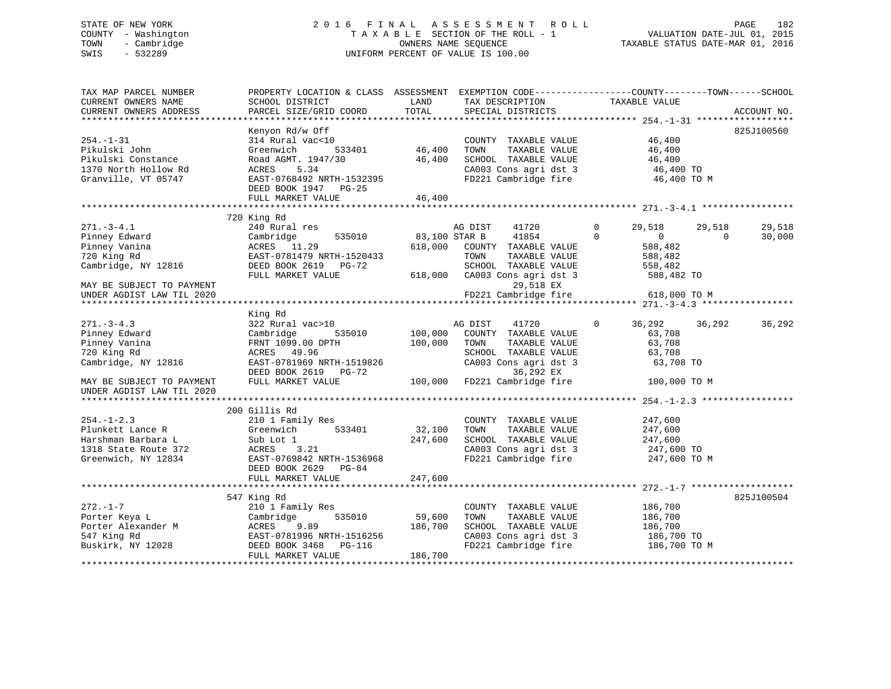STATE OF NEW YORK
COUNTY - Washington
TOWN - Cambridge
SWIS - 532289

2016 FINAL ASSESSMENT ROLL
TAXABLE SECTION OF THE ROLL - 1
OWNERS NAME SEQUENCE
UNIFORM PERCENT OF VALUE IS 100.00

VALUATION DATE-JUL 01, 2015
TAXABLE STATUS DATE-MAR 01, 2016

```
TAX MAP PARCEL NUMBER          PROPERTY LOCATION & CLASS  ASSESSMENT  EXEMPTION CODE-----------------COUNTY--------TOWN------SCHOOL
CURRENT OWNERS NAME            SCHOOL DISTRICT               LAND      TAX DESCRIPTION             TAXABLE VALUE
CURRENT OWNERS ADDRESS         PARCEL SIZE/GRID COORD        TOTAL     SPECIAL DISTRICTS                                    ACCOUNT NO.
******************************************************************************************************* 254.-1-31 ******************
                               Kenyon Rd/w Off                                                                              825J100560
254.-1-31                      314 Rural vac<10                         COUNTY  TAXABLE VALUE          46,400
Pikulski John                  Greenwich         533401      46,400    TOWN    TAXABLE VALUE          46,400
Pikulski Constance             Road AGMT. 1947/30            46,400    SCHOOL  TAXABLE VALUE          46,400
1370 North Hollow Rd           ACRES    5.34                            CA003 Cons agri dst 3           46,400 TO
Granville, VT 05747            EAST-0768492 NRTH-1532395               FD221 Cambridge fire            46,400 TO M
                               DEED BOOK 1947   PG-25
                               FULL MARKET VALUE             46,400
******************************************************************************************************* 271.-3-4.1 *****************
                               720 King Rd
271.-3-4.1                     240 Rural res                           AG DIST    41720        0      29,518     29,518     29,518
Pinney Edward                  Cambridge         535010     83,100 STAR B    41854        0           0          0     30,000
Pinney Vanina                  ACRES   11.29               618,000    COUNTY  TAXABLE VALUE         588,482
720 King Rd                    EAST-0781479 NRTH-1520433               TOWN    TAXABLE VALUE         588,482
Cambridge, NY 12816            DEED BOOK 2619   PG-72                  SCHOOL  TAXABLE VALUE         558,482
                               FULL MARKET VALUE            618,000    CA003 Cons agri dst 3          588,482 TO
MAY BE SUBJECT TO PAYMENT                                                    29,518 EX
UNDER AGDIST LAW TIL 2020                                              FD221 Cambridge fire           618,000 TO M
******************************************************************************************************* 271.-3-4.3 *****************
                               King Rd
271.-3-4.3                     322 Rural vac>10                        AG DIST    41720        0      36,292     36,292     36,292
Pinney Edward                  Cambridge         535010    100,000    COUNTY  TAXABLE VALUE          63,708
Pinney Vanina                  FRNT 1099.00 DPTH           100,000    TOWN    TAXABLE VALUE          63,708
720 King Rd                    ACRES   49.96                            SCHOOL  TAXABLE VALUE          63,708
Cambridge, NY 12816            EAST-0781969 NRTH-1519826               CA003 Cons agri dst 3           63,708 TO
                               DEED BOOK 2619   PG-72                        36,292 EX
MAY BE SUBJECT TO PAYMENT      FULL MARKET VALUE            100,000    FD221 Cambridge fire           100,000 TO M
UNDER AGDIST LAW TIL 2020
******************************************************************************************************* 254.-1-2.3 *****************
                               200 Gillis Rd
254.-1-2.3                     210 1 Family Res                         COUNTY  TAXABLE VALUE         247,600
Plunkett Lance R               Greenwich         533401      32,100    TOWN    TAXABLE VALUE         247,600
Harshman Barbara L             Sub Lot 1                    247,600    SCHOOL  TAXABLE VALUE         247,600
1318 State Route 372           ACRES    3.21                            CA003 Cons agri dst 3          247,600 TO
Greenwich, NY 12834            EAST-0769842 NRTH-1536968               FD221 Cambridge fire           247,600 TO M
                               DEED BOOK 2629   PG-84
                               FULL MARKET VALUE            247,600
******************************************************************************************************* 272.-1-7 *******************
                               547 King Rd                                                                                  825J100504
272.-1-7                       210 1 Family Res                         COUNTY  TAXABLE VALUE         186,700
Porter Keya L                  Cambridge         535010      59,600    TOWN    TAXABLE VALUE         186,700
Porter Alexander M             ACRES    9.89                186,700    SCHOOL  TAXABLE VALUE         186,700
547 King Rd                    EAST-0781996 NRTH-1516256               CA003 Cons agri dst 3          186,700 TO
Buskirk, NY 12028              DEED BOOK 3468   PG-116                 FD221 Cambridge fire           186,700 TO M
                               FULL MARKET VALUE            186,700
************************************************************************************************************************************
```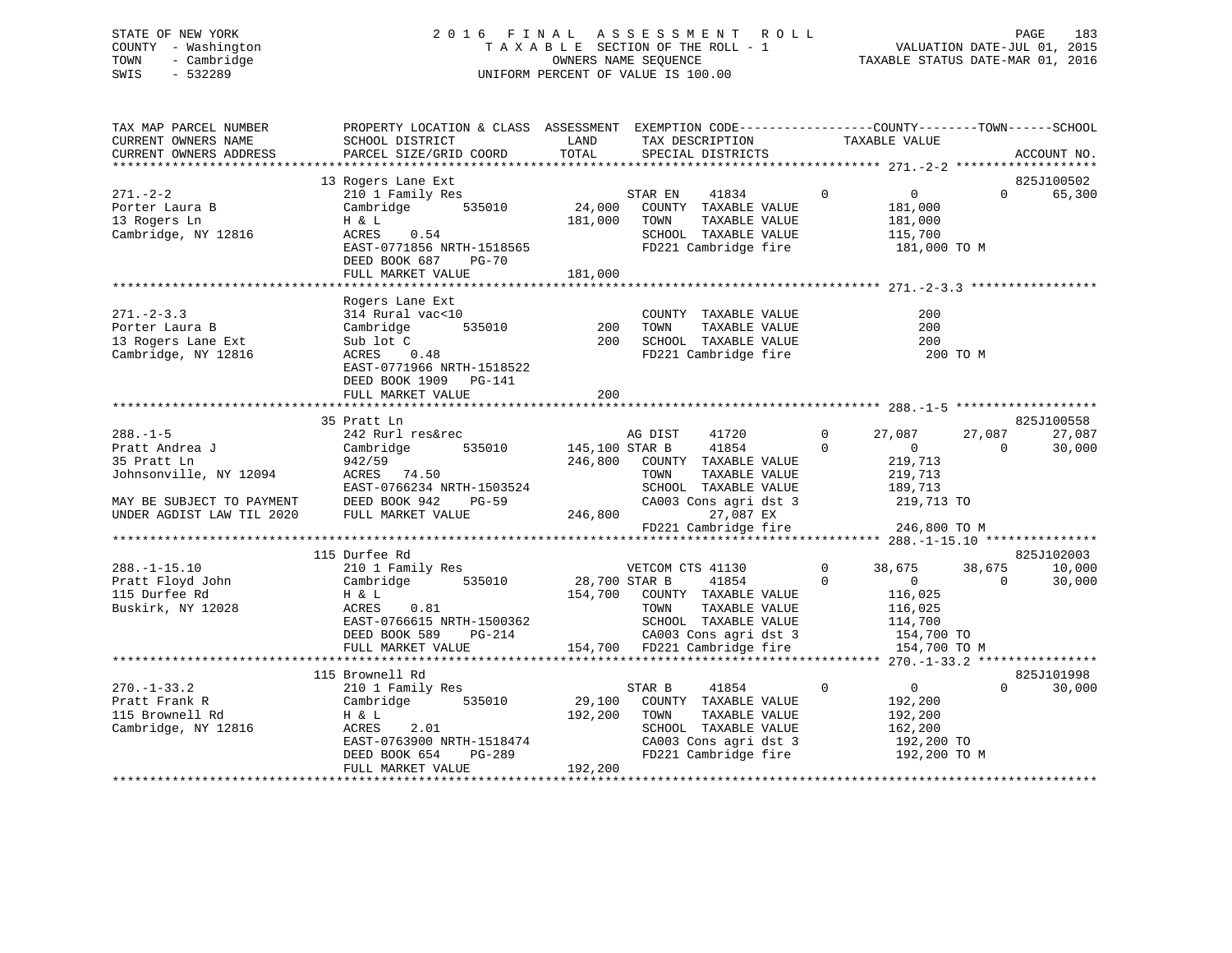STATE OF NEW YORK
COUNTY - Washington
TOWN - Cambridge
SWIS - 532289

2 0 1 6 F I N A L A S S E S S M E N T R O L L
T A X A B L E SECTION OF THE ROLL - 1
OWNERS NAME SEQUENCE
UNIFORM PERCENT OF VALUE IS 100.00

VALUATION DATE-JUL 01, 2015
TAXABLE STATUS DATE-MAR 01, 2016

```
TAX MAP PARCEL NUMBER          PROPERTY LOCATION & CLASS  ASSESSMENT  EXEMPTION CODE------------------COUNTY--------TOWN------SCHOOL
CURRENT OWNERS NAME            SCHOOL DISTRICT               LAND      TAX DESCRIPTION            TAXABLE VALUE
CURRENT OWNERS ADDRESS         PARCEL SIZE/GRID COORD        TOTAL     SPECIAL DISTRICTS                                    ACCOUNT NO.
******************************************************************************************************* 271.-2-2 *******************
                               13 Rogers Lane Ext                                                                           825J100502
271.-2-2                       210 1 Family Res                        STAR EN    41834         0          0           0      65,300
Porter Laura B                 Cambridge        535010       24,000    COUNTY  TAXABLE VALUE            181,000
13 Rogers Ln                   H & L                        181,000    TOWN    TAXABLE VALUE            181,000
Cambridge, NY 12816            ACRES    0.54                           SCHOOL  TAXABLE VALUE            115,700
                               EAST-0771856 NRTH-1518565               FD221 Cambridge fire              181,000 TO M
                               DEED BOOK 687    PG-70
                               FULL MARKET VALUE            181,000
******************************************************************************************************* 271.-2-3.3 *****************
                               Rogers Lane Ext
271.-2-3.3                     314 Rural vac<10                        COUNTY  TAXABLE VALUE                200
Porter Laura B                 Cambridge        535010          200    TOWN    TAXABLE VALUE                200
13 Rogers Lane Ext             Sub lot C                        200    SCHOOL  TAXABLE VALUE                200
Cambridge, NY 12816            ACRES    0.48                           FD221 Cambridge fire                  200 TO M
                               EAST-0771966 NRTH-1518522
                               DEED BOOK 1909   PG-141
                               FULL MARKET VALUE                200
******************************************************************************************************* 288.-1-5 *******************
                               35 Pratt Ln                                                                                  825J100558
288.-1-5                       242 Rurl res&rec                        AG DIST    41720         0     27,087      27,087      27,087
Pratt Andrea J                 Cambridge        535010      145,100 STAR B     41854         0          0           0      30,000
35 Pratt Ln                    942/59                       246,800    COUNTY  TAXABLE VALUE            219,713
Johnsonville, NY 12094         ACRES   74.50                           TOWN    TAXABLE VALUE            219,713
                               EAST-0766234 NRTH-1503524               SCHOOL  TAXABLE VALUE            189,713
MAY BE SUBJECT TO PAYMENT      DEED BOOK 942    PG-59                  CA003 Cons agri dst 3             219,713 TO
UNDER AGDIST LAW TIL 2020      FULL MARKET VALUE            246,800         27,087 EX
                                                                       FD221 Cambridge fire              246,800 TO M
******************************************************************************************************* 288.-1-15.10 ***************
                               115 Durfee Rd                                                                                825J102003
288.-1-15.10                   210 1 Family Res                        VETCOM CTS 41130         0     38,675      38,675      10,000
Pratt Floyd John               Cambridge        535010       28,700 STAR B     41854         0          0           0      30,000
115 Durfee Rd                  H & L                        154,700    COUNTY  TAXABLE VALUE            116,025
Buskirk, NY 12028              ACRES    0.81                           TOWN    TAXABLE VALUE            116,025
                               EAST-0766615 NRTH-1500362               SCHOOL  TAXABLE VALUE            114,700
                               DEED BOOK 589    PG-214                 CA003 Cons agri dst 3             154,700 TO
                               FULL MARKET VALUE            154,700    FD221 Cambridge fire              154,700 TO M
******************************************************************************************************* 270.-1-33.2 ****************
                               115 Brownell Rd                                                                              825J101998
270.-1-33.2                    210 1 Family Res                        STAR B     41854         0          0           0      30,000
Pratt Frank R                  Cambridge        535010       29,100    COUNTY  TAXABLE VALUE            192,200
115 Brownell Rd                H & L                        192,200    TOWN    TAXABLE VALUE            192,200
Cambridge, NY 12816            ACRES    2.01                           SCHOOL  TAXABLE VALUE            162,200
                               EAST-0763900 NRTH-1518474               CA003 Cons agri dst 3             192,200 TO
                               DEED BOOK 654    PG-289                 FD221 Cambridge fire              192,200 TO M
                               FULL MARKET VALUE            192,200
************************************************************************************************************************************
```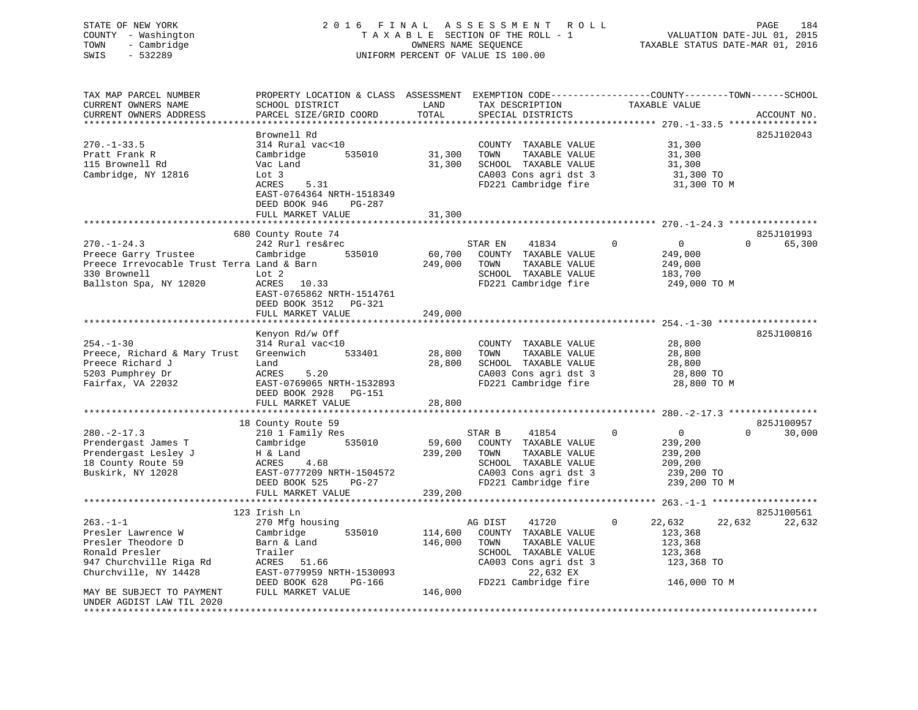STATE OF NEW YORK
COUNTY - Washington
TOWN - Cambridge
SWIS - 532289

2016 FINAL ASSESSMENT ROLL
TAXABLE SECTION OF THE ROLL - 1
OWNERS NAME SEQUENCE
UNIFORM PERCENT OF VALUE IS 100.00

VALUATION DATE-JUL 01, 2015
TAXABLE STATUS DATE-MAR 01, 2016

```
TAX MAP PARCEL NUMBER          PROPERTY LOCATION & CLASS  ASSESSMENT  EXEMPTION CODE-----------------COUNTY--------TOWN------SCHOOL
CURRENT OWNERS NAME            SCHOOL DISTRICT               LAND      TAX DESCRIPTION            TAXABLE VALUE
CURRENT OWNERS ADDRESS         PARCEL SIZE/GRID COORD        TOTAL     SPECIAL DISTRICTS                                  ACCOUNT NO.
******************************************************************************************************* 270.-1-33.5 ****************
                               Brownell Rd                                                                          825J102043
270.-1-33.5                    314 Rural vac<10                        COUNTY  TAXABLE VALUE             31,300
Pratt Frank R                  Cambridge       535010       31,300     TOWN    TAXABLE VALUE             31,300
115 Brownell Rd                Vac Land                     31,300     SCHOOL  TAXABLE VALUE             31,300
Cambridge, NY 12816            Lot 3                                   CA003 Cons agri dst 3              31,300 TO
                               ACRES    5.31                           FD221 Cambridge fire               31,300 TO M
                               EAST-0764364 NRTH-1518349
                               DEED BOOK 946    PG-287
                               FULL MARKET VALUE            31,300
******************************************************************************************************* 270.-1-24.3 ****************
                               680 County Route 74                                                                  825J101993
270.-1-24.3                    242 Rurl res&rec                        STAR EN    41834          0             0            0     65,300
Preece Garry Trustee           Cambridge       535010       60,700     COUNTY  TAXABLE VALUE            249,000
Preece Irrevocable Trust Terra Land & Barn                 249,000     TOWN    TAXABLE VALUE            249,000
330 Brownell                   Lot 2                                   SCHOOL  TAXABLE VALUE            183,700
Ballston Spa, NY 12020         ACRES   10.33                           FD221 Cambridge fire              249,000 TO M
                               EAST-0765862 NRTH-1514761
                               DEED BOOK 3512   PG-321
                               FULL MARKET VALUE           249,000
******************************************************************************************************* 254.-1-30 ******************
                               Kenyon Rd/w Off                                                                      825J100816
254.-1-30                      314 Rural vac<10                        COUNTY  TAXABLE VALUE             28,800
Preece, Richard & Mary Trust   Greenwich       533401       28,800     TOWN    TAXABLE VALUE             28,800
Preece Richard J               Land                         28,800     SCHOOL  TAXABLE VALUE             28,800
5203 Pumphrey Dr               ACRES    5.20                           CA003 Cons agri dst 3              28,800 TO
Fairfax, VA 22032              EAST-0769065 NRTH-1532893               FD221 Cambridge fire               28,800 TO M
                               DEED BOOK 2928   PG-151
                               FULL MARKET VALUE            28,800
******************************************************************************************************* 280.-2-17.3 ****************
                               18 County Route 59                                                                   825J100957
280.-2-17.3                    210 1 Family Res                        STAR B     41854          0             0            0     30,000
Prendergast James T            Cambridge       535010       59,600     COUNTY  TAXABLE VALUE            239,200
Prendergast Lesley J           H & Land                    239,200     TOWN    TAXABLE VALUE            239,200
18 County Route 59             ACRES    4.68                           SCHOOL  TAXABLE VALUE            209,200
Buskirk, NY 12028              EAST-0777209 NRTH-1504572               CA003 Cons agri dst 3             239,200 TO
                               DEED BOOK 525    PG-27                  FD221 Cambridge fire              239,200 TO M
                               FULL MARKET VALUE           239,200
******************************************************************************************************* 263.-1-1 *******************
                               123 Irish Ln                                                                         825J100561
263.-1-1                       270 Mfg housing                         AG DIST    41720          0        22,632       22,632     22,632
Presler Lawrence W             Cambridge       535010      114,600     COUNTY  TAXABLE VALUE            123,368
Presler Theodore D             Barn & Land                 146,000     TOWN    TAXABLE VALUE            123,368
Ronald Presler                 Trailer                                 SCHOOL  TAXABLE VALUE            123,368
947 Churchville Riga Rd        ACRES   51.66                           CA003 Cons agri dst 3             123,368 TO
Churchville, NY 14428          EAST-0779959 NRTH-1530093                        22,632 EX
                               DEED BOOK 628    PG-166                 FD221 Cambridge fire              146,000 TO M
MAY BE SUBJECT TO PAYMENT      FULL MARKET VALUE           146,000
UNDER AGDIST LAW TIL 2020
************************************************************************************************************************************
```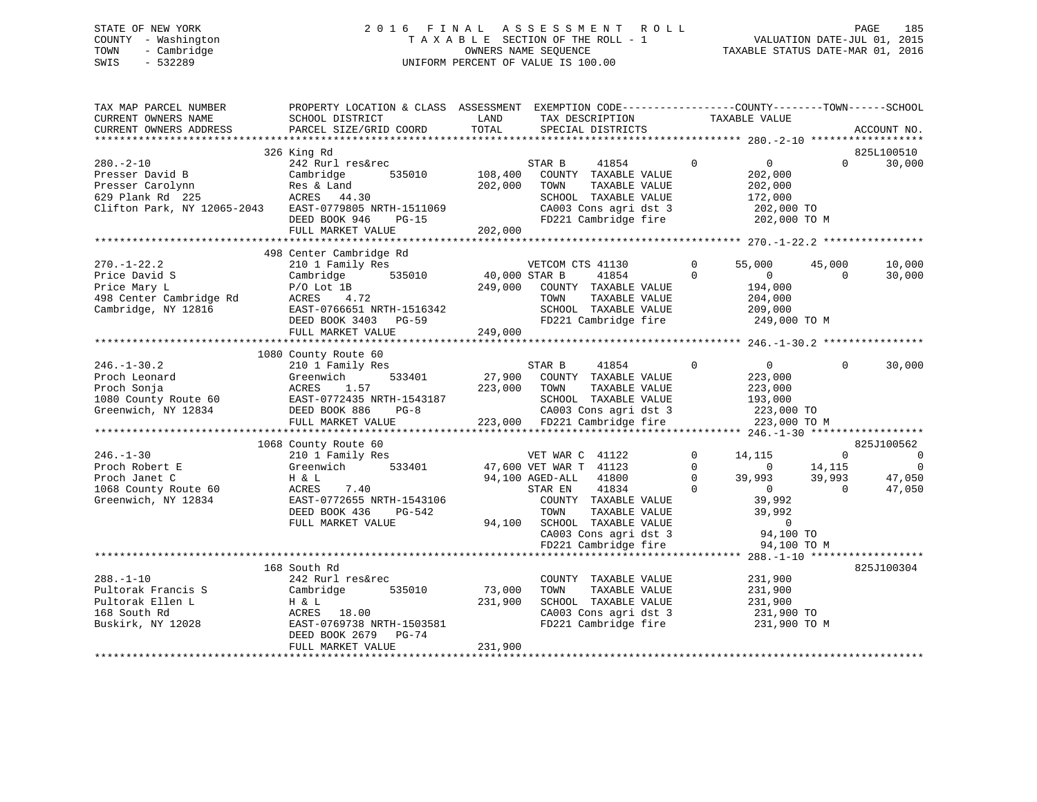STATE OF NEW YORK
COUNTY - Washington
TOWN - Cambridge
SWIS - 532289

2016 FINAL ASSESSMENT ROLL
TAXABLE SECTION OF THE ROLL - 1
OWNERS NAME SEQUENCE
UNIFORM PERCENT OF VALUE IS 100.00

VALUATION DATE-JUL 01, 2015
TAXABLE STATUS DATE-MAR 01, 2016

```
TAX MAP PARCEL NUMBER          PROPERTY LOCATION & CLASS  ASSESSMENT  EXEMPTION CODE-----------------COUNTY--------TOWN------SCHOOL
CURRENT OWNERS NAME            SCHOOL DISTRICT               LAND      TAX DESCRIPTION             TAXABLE VALUE
CURRENT OWNERS ADDRESS         PARCEL SIZE/GRID COORD        TOTAL     SPECIAL DISTRICTS                                    ACCOUNT NO.
******************************************************************************************************* 280.-2-10 ******************
                               326 King Rd                                                                              825L100510
280.-2-10                      242 Rurl res&rec                        STAR B     41854          0          0           0      30,000
Presser David B                Cambridge         535010    108,400     COUNTY  TAXABLE VALUE           202,000
Presser Carolynn               Res & Land                  202,000     TOWN    TAXABLE VALUE           202,000
629 Plank Rd  225              ACRES   44.30                           SCHOOL  TAXABLE VALUE           172,000
Clifton Park, NY 12065-2043    EAST-0779805 NRTH-1511069               CA003 Cons agri dst 3            202,000 TO
                               DEED BOOK 946     PG-15                 FD221 Cambridge fire             202,000 TO M
                               FULL MARKET VALUE           202,000
******************************************************************************************************* 270.-1-22.2 ****************
                               498 Center Cambridge Rd
270.-1-22.2                    210 1 Family Res                        VETCOM CTS 41130          0     55,000      45,000      10,000
Price David S                  Cambridge         535010     40,000 STAR B     41854          0          0           0      30,000
Price Mary L                   P/O Lot 1B                  249,000     COUNTY  TAXABLE VALUE           194,000
498 Center Cambridge Rd        ACRES    4.72                           TOWN    TAXABLE VALUE           204,000
Cambridge, NY 12816            EAST-0766651 NRTH-1516342               SCHOOL  TAXABLE VALUE           209,000
                               DEED BOOK 3403    PG-59                 FD221 Cambridge fire             249,000 TO M
                               FULL MARKET VALUE           249,000
******************************************************************************************************* 246.-1-30.2 ****************
                               1080 County Route 60
246.-1-30.2                    210 1 Family Res                        STAR B     41854          0          0           0      30,000
Proch Leonard                  Greenwich         533401     27,900     COUNTY  TAXABLE VALUE           223,000
Proch Sonja                    ACRES    1.57               223,000     TOWN    TAXABLE VALUE           223,000
1080 County Route 60           EAST-0772435 NRTH-1543187               SCHOOL  TAXABLE VALUE           193,000
Greenwich, NY 12834            DEED BOOK 886     PG-8                  CA003 Cons agri dst 3            223,000 TO
                               FULL MARKET VALUE           223,000     FD221 Cambridge fire             223,000 TO M
******************************************************************************************************* 246.-1-30 ******************
                               1068 County Route 60                                                                     825J100562
246.-1-30                      210 1 Family Res                        VET WAR C  41122          0     14,115           0           0
Proch Robert E                 Greenwich         533401     47,600 VET WAR T  41123          0          0      14,115           0
Proch Janet C                  H & L                        94,100 AGED-ALL   41800          0     39,993      39,993      47,050
1068 County Route 60           ACRES    7.40                           STAR EN    41834          0          0           0      47,050
Greenwich, NY 12834            EAST-0772655 NRTH-1543106               COUNTY  TAXABLE VALUE            39,992
                               DEED BOOK 436     PG-542                TOWN    TAXABLE VALUE            39,992
                               FULL MARKET VALUE            94,100     SCHOOL  TAXABLE VALUE                 0
                                                                       CA003 Cons agri dst 3             94,100 TO
                                                                       FD221 Cambridge fire              94,100 TO M
******************************************************************************************************* 288.-1-10 ******************
                               168 South Rd                                                                             825J100304
288.-1-10                      242 Rurl res&rec                        COUNTY  TAXABLE VALUE           231,900
Pultorak Francis S             Cambridge         535010     73,000     TOWN    TAXABLE VALUE           231,900
Pultorak Ellen L               H & L                       231,900     SCHOOL  TAXABLE VALUE           231,900
168 South Rd                   ACRES   18.00                           CA003 Cons agri dst 3            231,900 TO
Buskirk, NY 12028              EAST-0769738 NRTH-1503581               FD221 Cambridge fire             231,900 TO M
                               DEED BOOK 2679    PG-74
                               FULL MARKET VALUE           231,900
************************************************************************************************************************************
```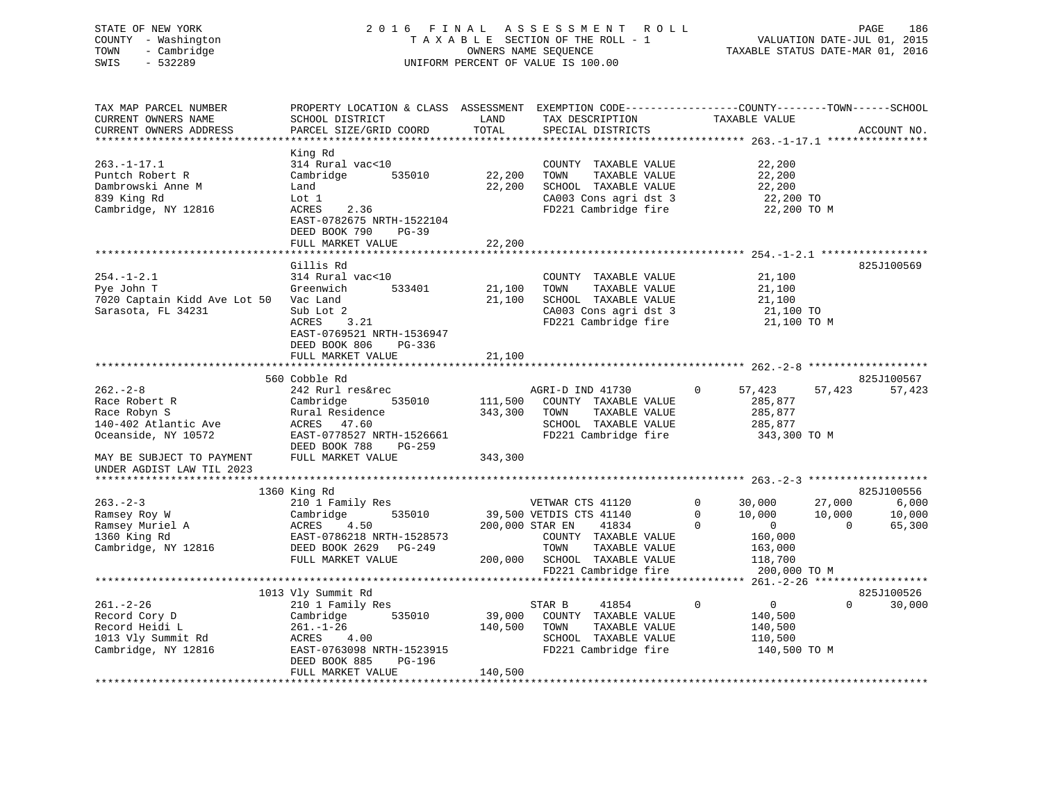STATE OF NEW YORK
COUNTY - Washington
TOWN - Cambridge
SWIS - 532289

2 0 1 6 F I N A L A S S E S S M E N T R O L L
T A X A B L E SECTION OF THE ROLL - 1
OWNERS NAME SEQUENCE
UNIFORM PERCENT OF VALUE IS 100.00

VALUATION DATE-JUL 01, 2015
TAXABLE STATUS DATE-MAR 01, 2016

```
TAX MAP PARCEL NUMBER          PROPERTY LOCATION & CLASS  ASSESSMENT  EXEMPTION CODE-----------------COUNTY--------TOWN------SCHOOL
CURRENT OWNERS NAME            SCHOOL DISTRICT               LAND      TAX DESCRIPTION             TAXABLE VALUE
CURRENT OWNERS ADDRESS         PARCEL SIZE/GRID COORD        TOTAL     SPECIAL DISTRICTS                                  ACCOUNT NO.
******************************************************************************************************* 263.-1-17.1 ****************
                               King Rd
263.-1-17.1                    314 Rural vac<10                        COUNTY  TAXABLE VALUE          22,200
Puntch Robert R                Cambridge      535010         22,200    TOWN    TAXABLE VALUE          22,200
Dambrowski Anne M              Land                          22,200    SCHOOL  TAXABLE VALUE          22,200
839 King Rd                    Lot 1                                   CA003 Cons agri dst 3           22,200 TO
Cambridge, NY 12816            ACRES     2.36                          FD221 Cambridge fire            22,200 TO M
                               EAST-0782675 NRTH-1522104
                               DEED BOOK 790     PG-39
                               FULL MARKET VALUE             22,200
******************************************************************************************************* 254.-1-2.1 *****************
                               Gillis Rd                                                                           825J100569
254.-1-2.1                     314 Rural vac<10                        COUNTY  TAXABLE VALUE          21,100
Pye John T                     Greenwich      533401         21,100    TOWN    TAXABLE VALUE          21,100
7020 Captain Kidd Ave Lot 50   Vac Land                      21,100    SCHOOL  TAXABLE VALUE          21,100
Sarasota, FL 34231             Sub Lot 2                               CA003 Cons agri dst 3           21,100 TO
                               ACRES     3.21                          FD221 Cambridge fire            21,100 TO M
                               EAST-0769521 NRTH-1536947
                               DEED BOOK 806     PG-336
                               FULL MARKET VALUE             21,100
******************************************************************************************************* 262.-2-8 *******************
                               560 Cobble Rd                                                                       825J100567
262.-2-8                       242 Rurl res&rec                        AGRI-D IND 41730        0      57,423     57,423     57,423
Race Robert R                  Cambridge      535010        111,500    COUNTY  TAXABLE VALUE         285,877
Race Robyn S                   Rural Residence              343,300    TOWN    TAXABLE VALUE         285,877
140-402 Atlantic Ave           ACRES    47.60                          SCHOOL  TAXABLE VALUE         285,877
Oceanside, NY 10572            EAST-0778527 NRTH-1526661               FD221 Cambridge fire           343,300 TO M
                               DEED BOOK 788     PG-259
MAY BE SUBJECT TO PAYMENT      FULL MARKET VALUE            343,300
UNDER AGDIST LAW TIL 2023
******************************************************************************************************* 263.-2-3 *******************
                               1360 King Rd                                                                        825J100556
263.-2-3                       210 1 Family Res                        VETWAR CTS 41120        0      30,000     27,000      6,000
Ramsey Roy W                   Cambridge      535010         39,500 VETDIS CTS 41140           0      10,000     10,000     10,000
Ramsey Muriel A                ACRES     4.50                200,000 STAR EN     41834         0           0          0     65,300
1360 King Rd                   EAST-0786218 NRTH-1528573               COUNTY  TAXABLE VALUE         160,000
Cambridge, NY 12816            DEED BOOK 2629    PG-249                TOWN    TAXABLE VALUE         163,000
                               FULL MARKET VALUE            200,000    SCHOOL  TAXABLE VALUE         118,700
                                                                       FD221 Cambridge fire           200,000 TO M
******************************************************************************************************* 261.-2-26 ******************
                               1013 Vly Summit Rd                                                                  825J100526
261.-2-26                      210 1 Family Res                        STAR B      41854       0           0          0     30,000
Record Cory D                  Cambridge      535010         39,000    COUNTY  TAXABLE VALUE         140,500
Record Heidi L                 261.-1-26                    140,500    TOWN    TAXABLE VALUE         140,500
1013 Vly Summit Rd             ACRES     4.00                          SCHOOL  TAXABLE VALUE         110,500
Cambridge, NY 12816            EAST-0763098 NRTH-1523915               FD221 Cambridge fire           140,500 TO M
                               DEED BOOK 885     PG-196
                               FULL MARKET VALUE            140,500
************************************************************************************************************************************
```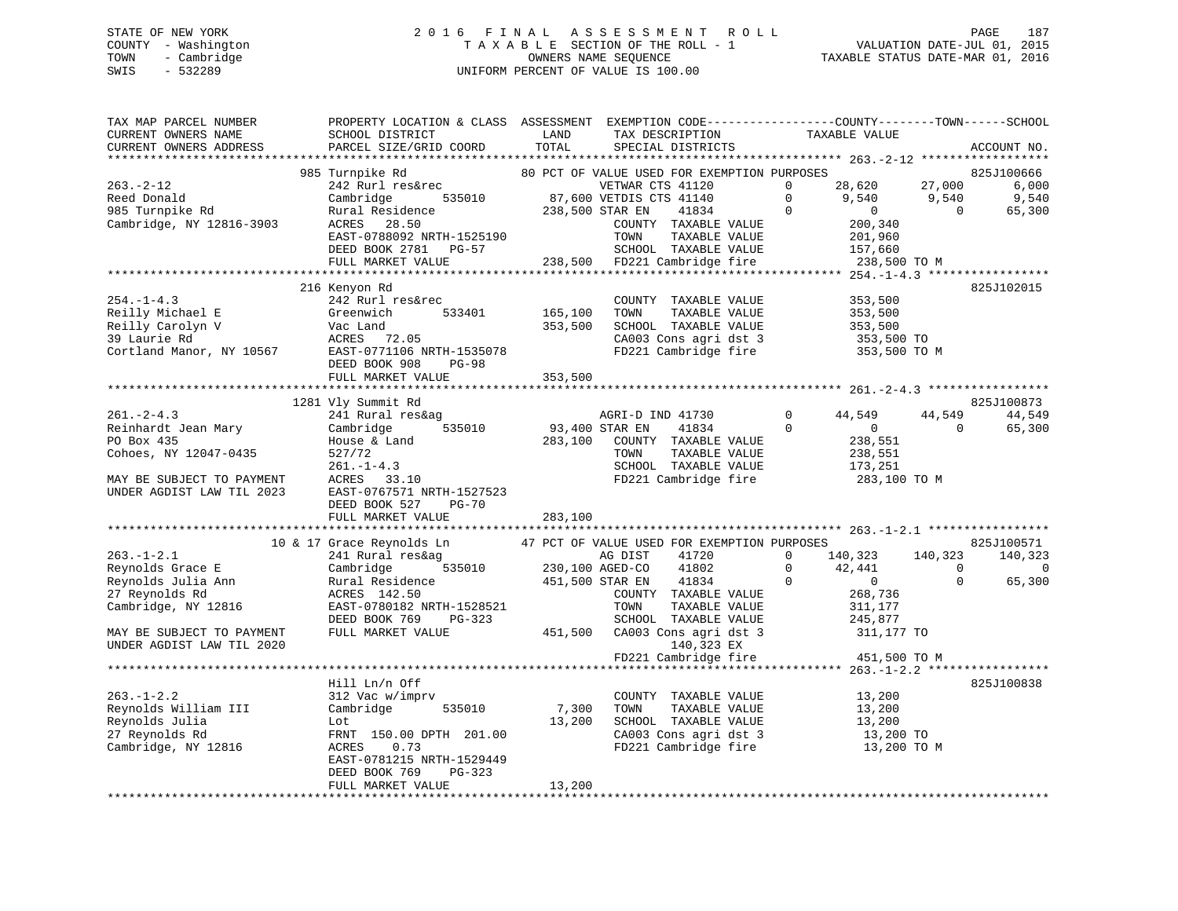STATE OF NEW YORK
COUNTY - Washington
TOWN - Cambridge
SWIS - 532289

2 0 1 6 F I N A L A S S E S S M E N T R O L L
T A X A B L E SECTION OF THE ROLL - 1
OWNERS NAME SEQUENCE
UNIFORM PERCENT OF VALUE IS 100.00

VALUATION DATE-JUL 01, 2015
TAXABLE STATUS DATE-MAR 01, 2016

```
TAX MAP PARCEL NUMBER          PROPERTY LOCATION & CLASS  ASSESSMENT  EXEMPTION CODE-----------------COUNTY--------TOWN------SCHOOL
CURRENT OWNERS NAME            SCHOOL DISTRICT               LAND      TAX DESCRIPTION            TAXABLE VALUE
CURRENT OWNERS ADDRESS         PARCEL SIZE/GRID COORD        TOTAL     SPECIAL DISTRICTS                                    ACCOUNT NO.
*********************************************************************************************************** 263.-2-12 ******************
                    985 Turnpike Rd                    80 PCT OF VALUE USED FOR EXEMPTION PURPOSES                       825J100666
263.-2-12                      242 Rurl res&rec                  VETWAR CTS 41120        0     28,620      27,000       6,000
Reed Donald                    Cambridge       535010      87,600 VETDIS CTS 41140        0      9,540       9,540       9,540
985 Turnpike Rd                Rural Residence            238,500 STAR EN     41834        0          0           0      65,300
Cambridge, NY 12816-3903       ACRES    28.50                     COUNTY  TAXABLE VALUE              200,340
                               EAST-0788092 NRTH-1525190          TOWN    TAXABLE VALUE              201,960
                               DEED BOOK 2781   PG-57             SCHOOL  TAXABLE VALUE              157,660
                               FULL MARKET VALUE          238,500 FD221 Cambridge fire              238,500 TO M
*********************************************************************************************************** 254.-1-4.3 *****************
                    216 Kenyon Rd                                                                                    825J102015
254.-1-4.3                     242 Rurl res&rec                   COUNTY  TAXABLE VALUE              353,500
Reilly Michael E               Greenwich       533401     165,100 TOWN    TAXABLE VALUE              353,500
Reilly Carolyn V               Vac Land                   353,500 SCHOOL  TAXABLE VALUE              353,500
39 Laurie Rd                   ACRES    72.05                     CA003 Cons agri dst 3             353,500 TO
Cortland Manor, NY 10567       EAST-0771106 NRTH-1535078          FD221 Cambridge fire              353,500 TO M
                               DEED BOOK 908    PG-98
                               FULL MARKET VALUE          353,500
*********************************************************************************************************** 261.-2-4.3 *****************
                   1281 Vly Summit Rd                                                                                825J100873
261.-2-4.3                     241 Rural res&ag                  AGRI-D IND 41730        0     44,549      44,549      44,549
Reinhardt Jean Mary            Cambridge       535010      93,400 STAR EN     41834        0          0           0      65,300
PO Box 435                     House & Land               283,100 COUNTY  TAXABLE VALUE              238,551
Cohoes, NY 12047-0435          527/72                             TOWN    TAXABLE VALUE              238,551
                               261.-1-4.3                         SCHOOL  TAXABLE VALUE              173,251
MAY BE SUBJECT TO PAYMENT      ACRES    33.10                     FD221 Cambridge fire              283,100 TO M
UNDER AGDIST LAW TIL 2023      EAST-0767571 NRTH-1527523
                               DEED BOOK 527    PG-70
                               FULL MARKET VALUE          283,100
*********************************************************************************************************** 263.-1-2.1 *****************
                 10 & 17 Grace Reynolds Ln             47 PCT OF VALUE USED FOR EXEMPTION PURPOSES                       825J100571
263.-1-2.1                     241 Rural res&ag                  AG DIST     41720        0    140,323     140,323     140,323
Reynolds Grace E               Cambridge       535010     230,100 AGED-CO     41802        0     42,441           0           0
Reynolds Julia Ann             Rural Residence            451,500 STAR EN     41834        0          0           0      65,300
27 Reynolds Rd                 ACRES   142.50                     COUNTY  TAXABLE VALUE              268,736
Cambridge, NY 12816            EAST-0780182 NRTH-1528521          TOWN    TAXABLE VALUE              311,177
                               DEED BOOK 769    PG-323            SCHOOL  TAXABLE VALUE              245,877
MAY BE SUBJECT TO PAYMENT      FULL MARKET VALUE          451,500 CA003 Cons agri dst 3             311,177 TO
UNDER AGDIST LAW TIL 2020                                               140,323 EX
                                                                  FD221 Cambridge fire              451,500 TO M
*********************************************************************************************************** 263.-1-2.2 *****************
                    Hill Ln/n Off                                                                                    825J100838
263.-1-2.2                     312 Vac w/imprv                    COUNTY  TAXABLE VALUE               13,200
Reynolds William III           Cambridge       535010       7,300 TOWN    TAXABLE VALUE               13,200
Reynolds Julia                 Lot                         13,200 SCHOOL  TAXABLE VALUE               13,200
27 Reynolds Rd                 FRNT  150.00 DPTH  201.00          CA003 Cons agri dst 3              13,200 TO
Cambridge, NY 12816            ACRES     0.73                     FD221 Cambridge fire               13,200 TO M
                               EAST-0781215 NRTH-1529449
                               DEED BOOK 769    PG-323
                               FULL MARKET VALUE           13,200
************************************************************************************************************************************
```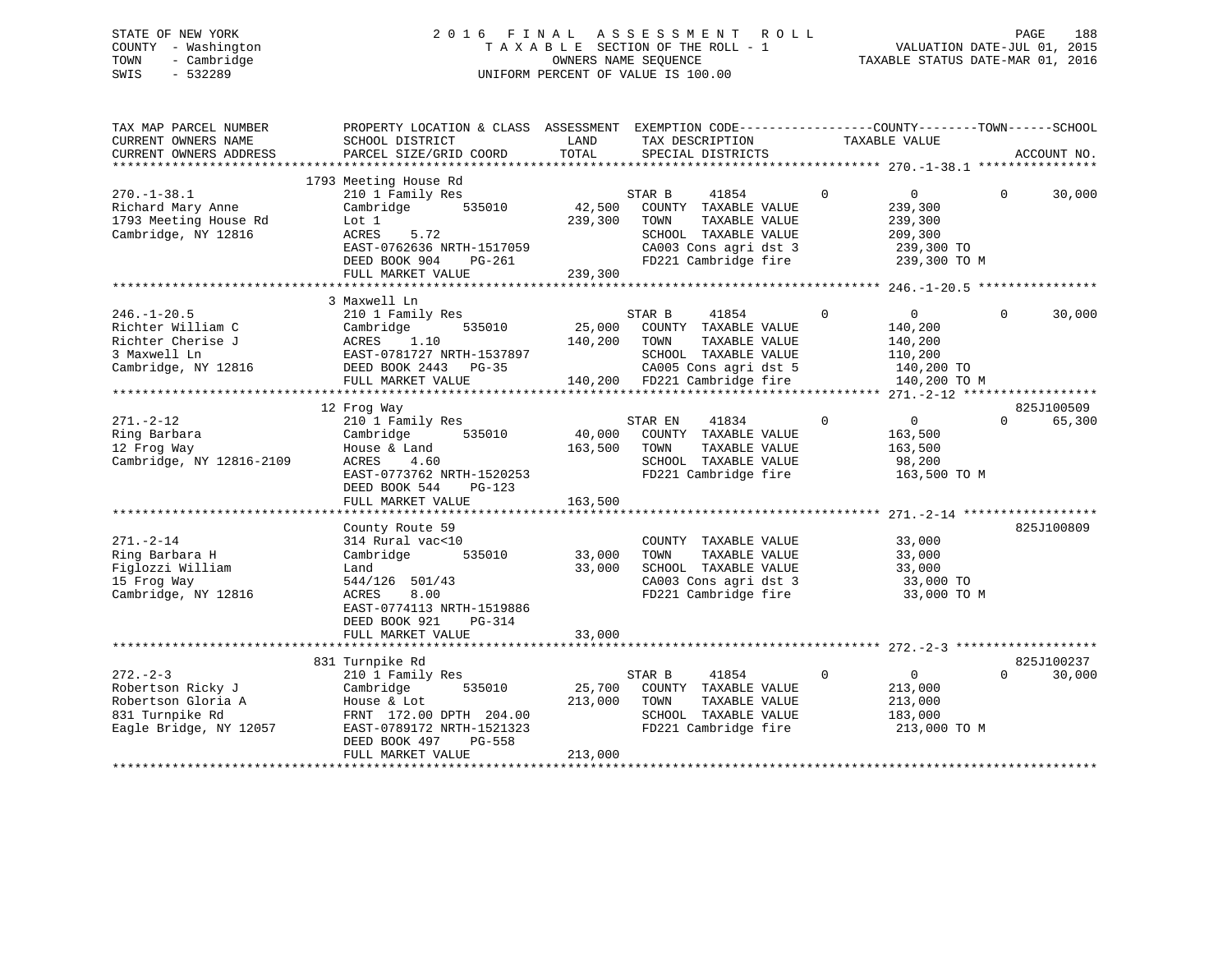STATE OF NEW YORK
COUNTY - Washington
TOWN - Cambridge
SWIS - 532289

2016 FINAL ASSESSMENT ROLL
TAXABLE SECTION OF THE ROLL - 1
OWNERS NAME SEQUENCE
UNIFORM PERCENT OF VALUE IS 100.00

VALUATION DATE-JUL 01, 2015
TAXABLE STATUS DATE-MAR 01, 2016

```
TAX MAP PARCEL NUMBER          PROPERTY LOCATION & CLASS  ASSESSMENT  EXEMPTION CODE-----------------COUNTY--------TOWN------SCHOOL
CURRENT OWNERS NAME            SCHOOL DISTRICT               LAND      TAX DESCRIPTION            TAXABLE VALUE
CURRENT OWNERS ADDRESS         PARCEL SIZE/GRID COORD        TOTAL     SPECIAL DISTRICTS                                  ACCOUNT NO.
******************************************************************************************************* 270.-1-38.1 ****************
                          1793 Meeting House Rd
270.-1-38.1                210 1 Family Res                   STAR B     41854         0          0           0     30,000
Richard Mary Anne          Cambridge      535010      42,500   COUNTY  TAXABLE VALUE          239,300
1793 Meeting House Rd      Lot 1                     239,300   TOWN    TAXABLE VALUE          239,300
Cambridge, NY 12816        ACRES     5.72                      SCHOOL  TAXABLE VALUE          209,300
                           EAST-0762636 NRTH-1517059           CA003 Cons agri dst 3          239,300 TO
                           DEED BOOK 904     PG-261            FD221 Cambridge fire           239,300 TO M
                           FULL MARKET VALUE         239,300
******************************************************************************************************* 246.-1-20.5 ****************
                          3 Maxwell Ln
246.-1-20.5                210 1 Family Res                   STAR B     41854         0          0           0     30,000
Richter William C          Cambridge      535010      25,000   COUNTY  TAXABLE VALUE          140,200
Richter Cherise J          ACRES     1.10            140,200   TOWN    TAXABLE VALUE          140,200
3 Maxwell Ln               EAST-0781727 NRTH-1537897           SCHOOL  TAXABLE VALUE          110,200
Cambridge, NY 12816        DEED BOOK 2443   PG-35              CA005 Cons agri dst 5          140,200 TO
                           FULL MARKET VALUE         140,200   FD221 Cambridge fire           140,200 TO M
******************************************************************************************************* 271.-2-12 ******************
                          12 Frog Way                                                                              825J100509
271.-2-12                  210 1 Family Res                   STAR EN    41834         0          0           0     65,300
Ring Barbara               Cambridge      535010      40,000   COUNTY  TAXABLE VALUE          163,500
12 Frog Way                House & Land              163,500   TOWN    TAXABLE VALUE          163,500
Cambridge, NY 12816-2109   ACRES     4.60                      SCHOOL  TAXABLE VALUE           98,200
                           EAST-0773762 NRTH-1520253           FD221 Cambridge fire           163,500 TO M
                           DEED BOOK 544     PG-123
                           FULL MARKET VALUE         163,500
******************************************************************************************************* 271.-2-14 ******************
                          County Route 59                                                                          825J100809
271.-2-14                  314 Rural vac<10                    COUNTY  TAXABLE VALUE           33,000
Ring Barbara H             Cambridge      535010      33,000   TOWN    TAXABLE VALUE           33,000
Figlozzi William           Land                       33,000   SCHOOL  TAXABLE VALUE           33,000
15 Frog Way                544/126  501/43                     CA003 Cons agri dst 3           33,000 TO
Cambridge, NY 12816        ACRES     8.00                      FD221 Cambridge fire            33,000 TO M
                           EAST-0774113 NRTH-1519886
                           DEED BOOK 921     PG-314
                           FULL MARKET VALUE          33,000
******************************************************************************************************* 272.-2-3 *******************
                          831 Turnpike Rd                                                                          825J100237
272.-2-3                   210 1 Family Res                   STAR B     41854         0          0           0     30,000
Robertson Ricky J          Cambridge      535010      25,700   COUNTY  TAXABLE VALUE          213,000
Robertson Gloria A         House & Lot               213,000   TOWN    TAXABLE VALUE          213,000
831 Turnpike Rd            FRNT 172.00 DPTH 204.00             SCHOOL  TAXABLE VALUE          183,000
Eagle Bridge, NY 12057     EAST-0789172 NRTH-1521323           FD221 Cambridge fire           213,000 TO M
                           DEED BOOK 497     PG-558
                           FULL MARKET VALUE         213,000
************************************************************************************************************************************
```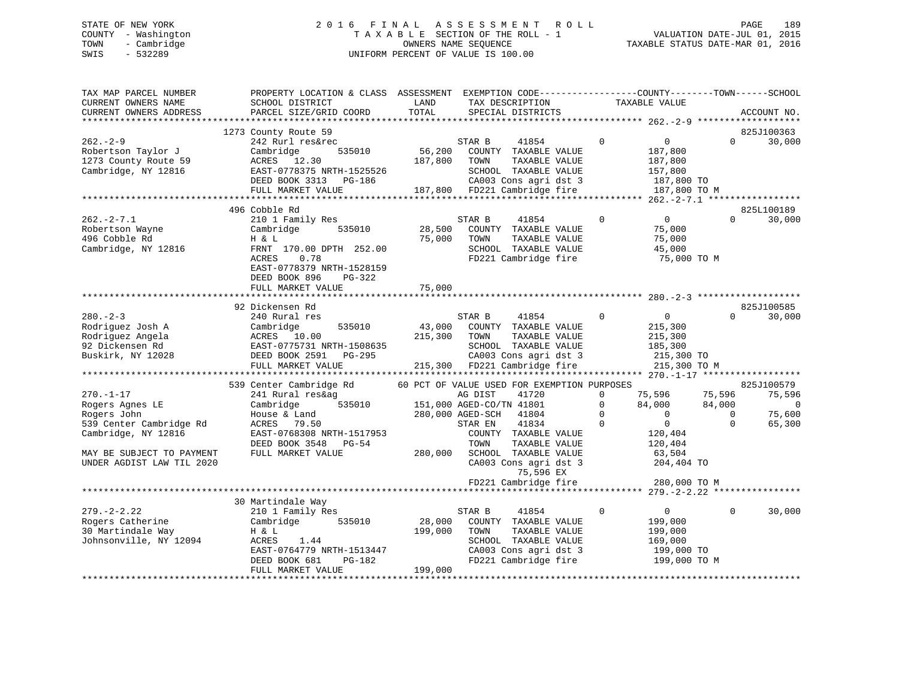STATE OF NEW YORK
COUNTY - Washington
TOWN - Cambridge
SWIS - 532289

2016 FINAL ASSESSMENT ROLL
TAXABLE SECTION OF THE ROLL - 1
OWNERS NAME SEQUENCE
UNIFORM PERCENT OF VALUE IS 100.00

VALUATION DATE-JUL 01, 2015
TAXABLE STATUS DATE-MAR 01, 2016

```
TAX MAP PARCEL NUMBER          PROPERTY LOCATION & CLASS  ASSESSMENT  EXEMPTION CODE------------------COUNTY--------TOWN------SCHOOL
CURRENT OWNERS NAME            SCHOOL DISTRICT             LAND       TAX DESCRIPTION              TAXABLE VALUE
CURRENT OWNERS ADDRESS         PARCEL SIZE/GRID COORD      TOTAL      SPECIAL DISTRICTS                                    ACCOUNT NO.
******************************************************************************************************* 262.-2-9 *******************
                               1273 County Route 59                                                                        825J100363
262.-2-9                       242 Rurl res&rec                       STAR B     41854          0          0          0     30,000
Robertson Taylor J             Cambridge      535010       56,200     COUNTY  TAXABLE VALUE            187,800
1273 County Route 59           ACRES  12.30               187,800     TOWN    TAXABLE VALUE            187,800
Cambridge, NY 12816            EAST-0778375 NRTH-1525526              SCHOOL  TAXABLE VALUE            157,800
                               DEED BOOK 3313   PG-186                CA003 Cons agri dst 3            187,800 TO
                               FULL MARKET VALUE          187,800     FD221 Cambridge fire             187,800 TO M
******************************************************************************************************* 262.-2-7.1 *****************
                               496 Cobble Rd                                                                               825L100189
262.-2-7.1                     210 1 Family Res                       STAR B     41854          0          0          0     30,000
Robertson Wayne                Cambridge      535010       28,500     COUNTY  TAXABLE VALUE             75,000
496 Cobble Rd                  H & L                       75,000     TOWN    TAXABLE VALUE             75,000
Cambridge, NY 12816            FRNT 170.00 DPTH 252.00                SCHOOL  TAXABLE VALUE             45,000
                               ACRES    0.78                          FD221 Cambridge fire              75,000 TO M
                               EAST-0778379 NRTH-1528159
                               DEED BOOK 896    PG-322
                               FULL MARKET VALUE           75,000
******************************************************************************************************* 280.-2-3 *******************
                               92 Dickensen Rd                                                                             825J100585
280.-2-3                       240 Rural res                          STAR B     41854          0          0          0     30,000
Rodriguez Josh A               Cambridge      535010       43,000     COUNTY  TAXABLE VALUE            215,300
Rodriguez Angela               ACRES  10.00               215,300     TOWN    TAXABLE VALUE            215,300
92 Dickensen Rd                EAST-0775731 NRTH-1508635              SCHOOL  TAXABLE VALUE            185,300
Buskirk, NY 12028              DEED BOOK 2591   PG-295                CA003 Cons agri dst 3            215,300 TO
                               FULL MARKET VALUE          215,300     FD221 Cambridge fire             215,300 TO M
******************************************************************************************************* 270.-1-17 ******************
                               539 Center Cambridge Rd     60 PCT OF VALUE USED FOR EXEMPTION PURPOSES                     825J100579
270.-1-17                      241 Rural res&ag                       AG DIST    41720          0     75,596     75,596     75,596
Rogers Agnes LE                Cambridge      535010      151,000 AGED-CO/TN 41801          0     84,000     84,000          0
Rogers John                    House & Land               280,000 AGED-SCH   41804          0          0          0     75,600
539 Center Cambridge Rd        ACRES  79.50                           STAR EN    41834          0          0          0     65,300
Cambridge, NY 12816            EAST-0768308 NRTH-1517953              COUNTY  TAXABLE VALUE            120,404
                               DEED BOOK 3548   PG-54                 TOWN    TAXABLE VALUE            120,404
MAY BE SUBJECT TO PAYMENT      FULL MARKET VALUE          280,000     SCHOOL  TAXABLE VALUE             63,504
UNDER AGDIST LAW TIL 2020                                             CA003 Cons agri dst 3            204,404 TO
                                                                           75,596 EX
                                                                      FD221 Cambridge fire             280,000 TO M
******************************************************************************************************* 279.-2-2.22 ****************
                               30 Martindale Way
279.-2-2.22                    210 1 Family Res                       STAR B     41854          0          0          0     30,000
Rogers Catherine               Cambridge      535010       28,000     COUNTY  TAXABLE VALUE            199,000
30 Martindale Way              H & L                      199,000     TOWN    TAXABLE VALUE            199,000
Johnsonville, NY 12094         ACRES    1.44                          SCHOOL  TAXABLE VALUE            169,000
                               EAST-0764779 NRTH-1513447              CA003 Cons agri dst 3            199,000 TO
                               DEED BOOK 681    PG-182                FD221 Cambridge fire             199,000 TO M
                               FULL MARKET VALUE          199,000
************************************************************************************************************************************
```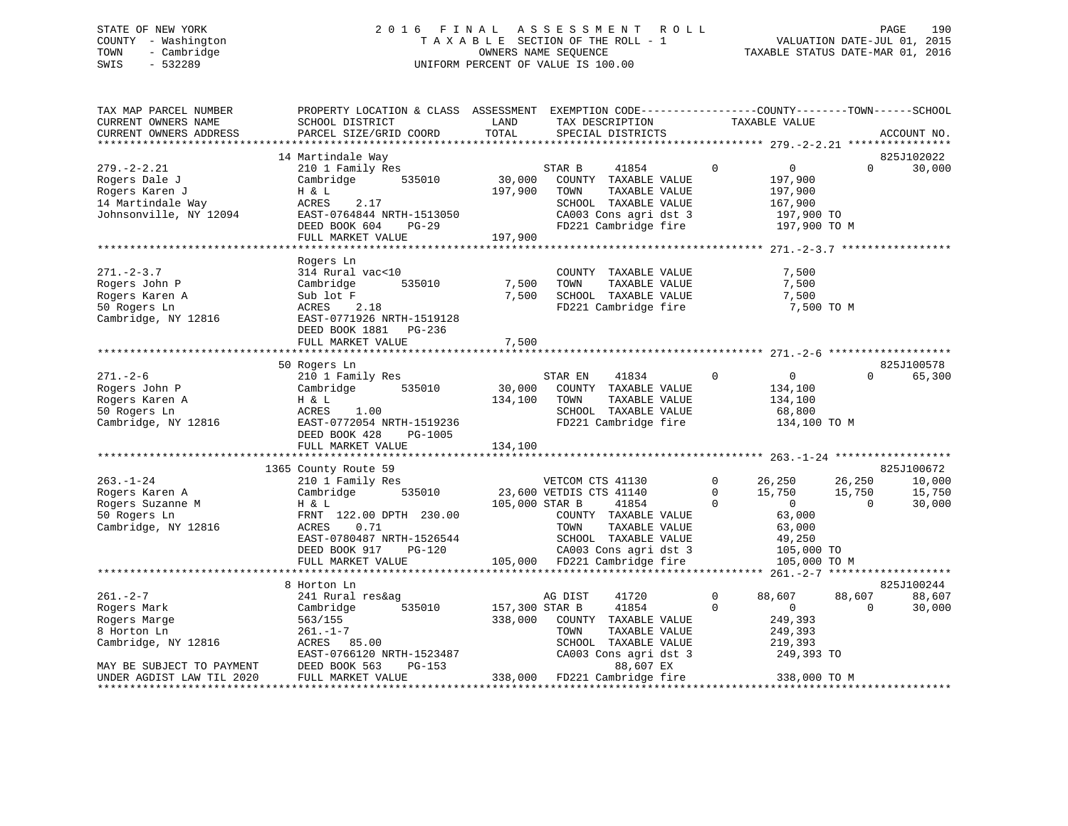STATE OF NEW YORK
COUNTY - Washington
TOWN - Cambridge
SWIS - 532289

2016 FINAL ASSESSMENT ROLL
TAXABLE SECTION OF THE ROLL - 1
OWNERS NAME SEQUENCE
UNIFORM PERCENT OF VALUE IS 100.00

VALUATION DATE-JUL 01, 2015
TAXABLE STATUS DATE-MAR 01, 2016

```
TAX MAP PARCEL NUMBER          PROPERTY LOCATION & CLASS  ASSESSMENT  EXEMPTION CODE------------------COUNTY--------TOWN------SCHOOL
CURRENT OWNERS NAME            SCHOOL DISTRICT              LAND      TAX DESCRIPTION              TAXABLE VALUE
CURRENT OWNERS ADDRESS         PARCEL SIZE/GRID COORD       TOTAL     SPECIAL DISTRICTS                                      ACCOUNT NO.
******************************************************************************************************* 279.-2-2.21 ****************
                               14 Martindale Way                                                                         825J102022
279.-2-2.21                    210 1 Family Res                     STAR B     41854          0           0          0      30,000
Rogers Dale J                  Cambridge        535010      30,000   COUNTY  TAXABLE VALUE           197,900
Rogers Karen J                 H & L                       197,900   TOWN    TAXABLE VALUE           197,900
14 Martindale Way              ACRES    2.17                         SCHOOL  TAXABLE VALUE           167,900
Johnsonville, NY 12094         EAST-0764844 NRTH-1513050             CA003 Cons agri dst 3           197,900 TO
                               DEED BOOK 604    PG-29                FD221 Cambridge fire            197,900 TO M
                               FULL MARKET VALUE           197,900
******************************************************************************************************* 271.-2-3.7 *****************
                               Rogers Ln
271.-2-3.7                     314 Rural vac<10                      COUNTY  TAXABLE VALUE             7,500
Rogers John P                  Cambridge        535010       7,500   TOWN    TAXABLE VALUE             7,500
Rogers Karen A                 Sub lot F                     7,500   SCHOOL  TAXABLE VALUE             7,500
50 Rogers Ln                   ACRES    2.18                         FD221 Cambridge fire              7,500 TO M
Cambridge, NY 12816            EAST-0771926 NRTH-1519128
                               DEED BOOK 1881   PG-236
                               FULL MARKET VALUE             7,500
******************************************************************************************************* 271.-2-6 *******************
                               50 Rogers Ln                                                                              825J100578
271.-2-6                       210 1 Family Res                     STAR EN    41834          0           0          0      65,300
Rogers John P                  Cambridge        535010      30,000   COUNTY  TAXABLE VALUE           134,100
Rogers Karen A                 H & L                       134,100   TOWN    TAXABLE VALUE           134,100
50 Rogers Ln                   ACRES    1.00                         SCHOOL  TAXABLE VALUE            68,800
Cambridge, NY 12816            EAST-0772054 NRTH-1519236             FD221 Cambridge fire            134,100 TO M
                               DEED BOOK 428    PG-1005
                               FULL MARKET VALUE           134,100
******************************************************************************************************* 263.-1-24 ******************
                               1365 County Route 59                                                                      825J100672
263.-1-24                      210 1 Family Res                     VETCOM CTS 41130          0      26,250     26,250      10,000
Rogers Karen A                 Cambridge        535010      23,600 VETDIS CTS 41140          0      15,750     15,750      15,750
Rogers Suzanne M               H & L                       105,000 STAR B     41854          0           0          0      30,000
50 Rogers Ln                   FRNT 122.00 DPTH 230.00               COUNTY  TAXABLE VALUE            63,000
Cambridge, NY 12816            ACRES    0.71                         TOWN    TAXABLE VALUE            63,000
                               EAST-0780487 NRTH-1526544             SCHOOL  TAXABLE VALUE            49,250
                               DEED BOOK 917    PG-120               CA003 Cons agri dst 3           105,000 TO
                               FULL MARKET VALUE           105,000   FD221 Cambridge fire            105,000 TO M
******************************************************************************************************* 261.-2-7 *******************
                               8 Horton Ln                                                                               825J100244
261.-2-7                       241 Rural res&ag                     AG DIST    41720          0      88,607     88,607      88,607
Rogers Mark                    Cambridge        535010     157,300 STAR B     41854          0           0          0      30,000
Rogers Marge                   563/155                     338,000   COUNTY  TAXABLE VALUE           249,393
8 Horton Ln                    261.-1-7                              TOWN    TAXABLE VALUE           249,393
Cambridge, NY 12816            ACRES   85.00                         SCHOOL  TAXABLE VALUE           219,393
                               EAST-0766120 NRTH-1523487             CA003 Cons agri dst 3           249,393 TO
MAY BE SUBJECT TO PAYMENT      DEED BOOK 563    PG-153                        88,607 EX
UNDER AGDIST LAW TIL 2020      FULL MARKET VALUE           338,000   FD221 Cambridge fire            338,000 TO M
************************************************************************************************************************************
```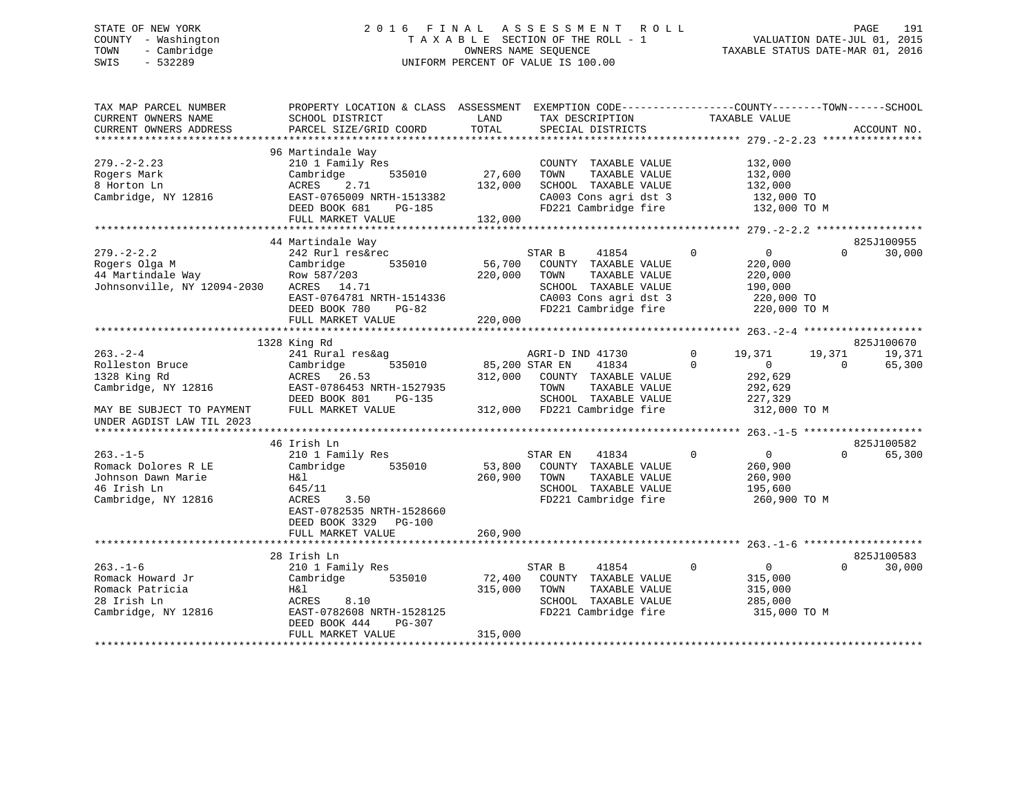STATE OF NEW YORK
COUNTY - Washington
TOWN - Cambridge
SWIS - 532289

2016 FINAL ASSESSMENT ROLL
TAXABLE SECTION OF THE ROLL - 1
OWNERS NAME SEQUENCE
UNIFORM PERCENT OF VALUE IS 100.00

VALUATION DATE-JUL 01, 2015
TAXABLE STATUS DATE-MAR 01, 2016

```
TAX MAP PARCEL NUMBER          PROPERTY LOCATION & CLASS  ASSESSMENT  EXEMPTION CODE-----------------COUNTY--------TOWN------SCHOOL
CURRENT OWNERS NAME            SCHOOL DISTRICT               LAND      TAX DESCRIPTION            TAXABLE VALUE
CURRENT OWNERS ADDRESS         PARCEL SIZE/GRID COORD        TOTAL     SPECIAL DISTRICTS                                     ACCOUNT NO.
******************************************************************************************************* 279.-2-2.23 ****************
                               96 Martindale Way
279.-2-2.23                    210 1 Family Res                        COUNTY  TAXABLE VALUE            132,000
Rogers Mark                    Cambridge       535010        27,600    TOWN    TAXABLE VALUE            132,000
8 Horton Ln                    ACRES    2.71                132,000    SCHOOL  TAXABLE VALUE            132,000
Cambridge, NY 12816            EAST-0765009 NRTH-1513382               CA003 Cons agri dst 3             132,000 TO
                               DEED BOOK 681    PG-185                 FD221 Cambridge fire              132,000 TO M
                               FULL MARKET VALUE            132,000
******************************************************************************************************* 279.-2-2.2 *****************
                               44 Martindale Way                                                                         825J100955
279.-2-2.2                     242 Rurl res&rec                        STAR B      41854        0          0          0       30,000
Rogers Olga M                  Cambridge       535010        56,700    COUNTY  TAXABLE VALUE            220,000
44 Martindale Way              Row 587/203                  220,000    TOWN    TAXABLE VALUE            220,000
Johnsonville, NY 12094-2030    ACRES   14.71                           SCHOOL  TAXABLE VALUE            190,000
                               EAST-0764781 NRTH-1514336               CA003 Cons agri dst 3             220,000 TO
                               DEED BOOK 780    PG-82                  FD221 Cambridge fire              220,000 TO M
                               FULL MARKET VALUE            220,000
******************************************************************************************************* 263.-2-4 *******************
                               1328 King Rd                                                                              825J100670
263.-2-4                       241 Rural res&ag                        AGRI-D IND 41730         0     19,371     19,371       19,371
Rolleston Bruce                Cambridge       535010        85,200 STAR EN     41834         0          0          0       65,300
1328 King Rd                   ACRES   26.53                312,000    COUNTY  TAXABLE VALUE            292,629
Cambridge, NY 12816            EAST-0786453 NRTH-1527935               TOWN    TAXABLE VALUE            292,629
                               DEED BOOK 801    PG-135                 SCHOOL  TAXABLE VALUE            227,329
MAY BE SUBJECT TO PAYMENT      FULL MARKET VALUE            312,000    FD221 Cambridge fire              312,000 TO M
UNDER AGDIST LAW TIL 2023
******************************************************************************************************* 263.-1-5 *******************
                               46 Irish Ln                                                                               825J100582
263.-1-5                       210 1 Family Res                        STAR EN     41834        0          0          0       65,300
Romack Dolores R LE            Cambridge       535010        53,800    COUNTY  TAXABLE VALUE            260,900
Johnson Dawn Marie             H&l                          260,900    TOWN    TAXABLE VALUE            260,900
46 Irish Ln                    645/11                                  SCHOOL  TAXABLE VALUE            195,600
Cambridge, NY 12816            ACRES    3.50                           FD221 Cambridge fire              260,900 TO M
                               EAST-0782535 NRTH-1528660
                               DEED BOOK 3329   PG-100
                               FULL MARKET VALUE            260,900
******************************************************************************************************* 263.-1-6 *******************
                               28 Irish Ln                                                                               825J100583
263.-1-6                       210 1 Family Res                        STAR B      41854        0          0          0       30,000
Romack Howard Jr               Cambridge       535010        72,400    COUNTY  TAXABLE VALUE            315,000
Romack Patricia                H&l                          315,000    TOWN    TAXABLE VALUE            315,000
28 Irish Ln                    ACRES    8.10                           SCHOOL  TAXABLE VALUE            285,000
Cambridge, NY 12816            EAST-0782608 NRTH-1528125               FD221 Cambridge fire              315,000 TO M
                               DEED BOOK 444    PG-307
                               FULL MARKET VALUE            315,000
************************************************************************************************************************************
```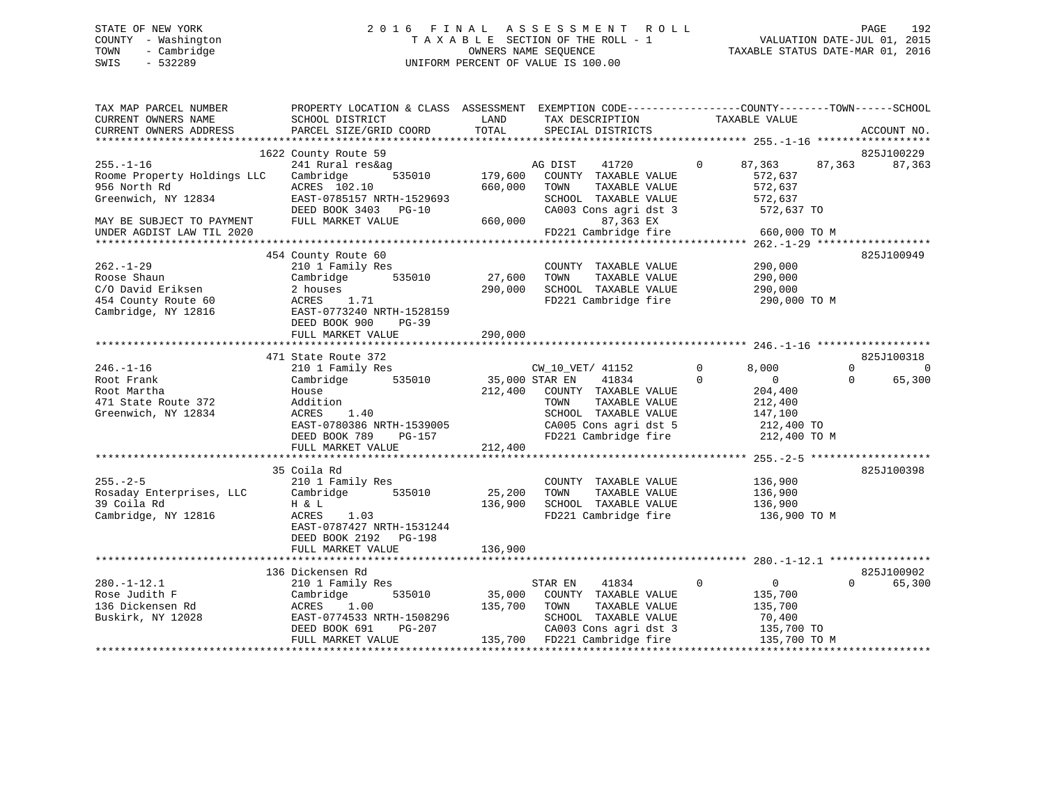STATE OF NEW YORK
COUNTY - Washington
TOWN - Cambridge
SWIS - 532289

2016 FINAL ASSESSMENT ROLL
TAXABLE SECTION OF THE ROLL - 1
OWNERS NAME SEQUENCE
UNIFORM PERCENT OF VALUE IS 100.00

VALUATION DATE-JUL 01, 2015
TAXABLE STATUS DATE-MAR 01, 2016

| TAX MAP PARCEL NUMBER / CURRENT OWNERS NAME / CURRENT OWNERS ADDRESS | PROPERTY LOCATION & CLASS / SCHOOL DISTRICT / PARCEL SIZE/GRID COORD | ASSESSMENT LAND | TOTAL | EXEMPTION CODE / TAX DESCRIPTION / SPECIAL DISTRICTS | COUNTY | TOWN | SCHOOL / ACCOUNT NO. |
|---|---|---|---|---|---|---|---|
| **255.-1-16** | 1622 County Route 59 | | | | | | 825J100229 |
| | 241 Rural res&ag | | | AG DIST 41720 0 | 87,363 | 87,363 | 87,363 |
| Roome Property Holdings LLC | Cambridge 535010 | 179,600 | | COUNTY TAXABLE VALUE | 572,637 | | |
| 956 North Rd | ACRES 102.10 | | 660,000 | TOWN TAXABLE VALUE | | 572,637 | |
| Greenwich, NY 12834 | EAST-0785157 NRTH-1529693 | | | SCHOOL TAXABLE VALUE | | | 572,637 |
| | DEED BOOK 3403 PG-10 | | | CA003 Cons agri dst 3 | 572,637 TO | | |
| MAY BE SUBJECT TO PAYMENT | FULL MARKET VALUE | | 660,000 | 87,363 EX | | | |
| UNDER AGDIST LAW TIL 2020 | | | | FD221 Cambridge fire | 660,000 TO M | | |
| **262.-1-29** | 454 County Route 60 | | | | | | 825J100949 |
| | 210 1 Family Res | | | COUNTY TAXABLE VALUE | 290,000 | | |
| Roose Shaun | Cambridge 535010 | 27,600 | | TOWN TAXABLE VALUE | | 290,000 | |
| C/O David Eriksen | 2 houses | | 290,000 | SCHOOL TAXABLE VALUE | | | 290,000 |
| 454 County Route 60 | ACRES 1.71 | | | FD221 Cambridge fire | 290,000 TO M | | |
| Cambridge, NY 12816 | EAST-0773240 NRTH-1528159 | | | | | | |
| | DEED BOOK 900 PG-39 | | | | | | |
| | FULL MARKET VALUE | | 290,000 | | | | |
| **246.-1-16** | 471 State Route 372 | | | | | | 825J100318 |
| | 210 1 Family Res | | | CW_10_VET/ 41152 0 | 8,000 | 0 | 0 |
| Root Frank | Cambridge 535010 | 35,000 | | STAR EN 41834 0 | 0 | 0 | 65,300 |
| Root Martha | House | | 212,400 | COUNTY TAXABLE VALUE | 204,400 | | |
| 471 State Route 372 | Addition | | | TOWN TAXABLE VALUE | | 212,400 | |
| Greenwich, NY 12834 | ACRES 1.40 | | | SCHOOL TAXABLE VALUE | | | 147,100 |
| | EAST-0780386 NRTH-1539005 | | | CA005 Cons agri dst 5 | 212,400 TO | | |
| | DEED BOOK 789 PG-157 | | | FD221 Cambridge fire | 212,400 TO M | | |
| | FULL MARKET VALUE | | 212,400 | | | | |
| **255.-2-5** | 35 Coila Rd | | | | | | 825J100398 |
| | 210 1 Family Res | | | COUNTY TAXABLE VALUE | 136,900 | | |
| Rosaday Enterprises, LLC | Cambridge 535010 | 25,200 | | TOWN TAXABLE VALUE | | 136,900 | |
| 39 Coila Rd | H & L | | 136,900 | SCHOOL TAXABLE VALUE | | | 136,900 |
| Cambridge, NY 12816 | ACRES 1.03 | | | FD221 Cambridge fire | 136,900 TO M | | |
| | EAST-0787427 NRTH-1531244 | | | | | | |
| | DEED BOOK 2192 PG-198 | | | | | | |
| | FULL MARKET VALUE | | 136,900 | | | | |
| **280.-1-12.1** | 136 Dickensen Rd | | | | | | 825J100902 |
| | 210 1 Family Res | | | STAR EN 41834 0 | 0 | 0 | 65,300 |
| Rose Judith F | Cambridge 535010 | 35,000 | | COUNTY TAXABLE VALUE | 135,700 | | |
| 136 Dickensen Rd | ACRES 1.00 | | 135,700 | TOWN TAXABLE VALUE | | 135,700 | |
| Buskirk, NY 12028 | EAST-0774533 NRTH-1508296 | | | SCHOOL TAXABLE VALUE | | | 70,400 |
| | DEED BOOK 691 PG-207 | | | CA003 Cons agri dst 3 | 135,700 TO | | |
| | FULL MARKET VALUE | | 135,700 | FD221 Cambridge fire | 135,700 TO M | | |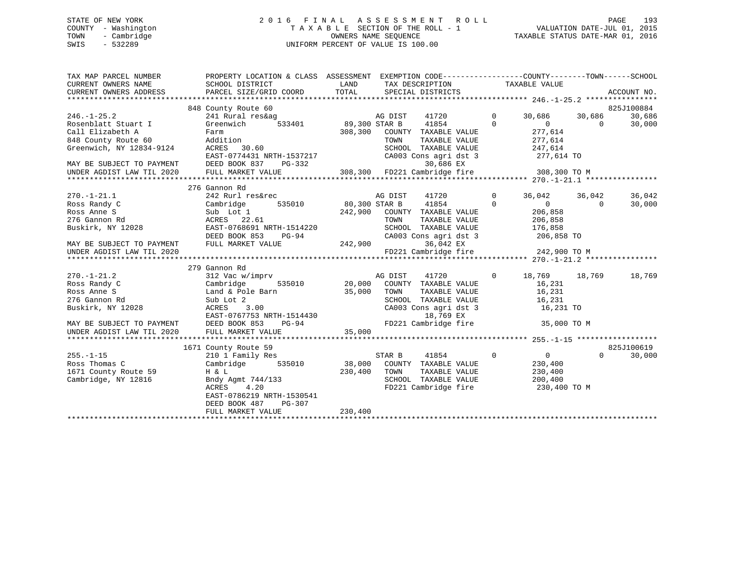STATE OF NEW YORK — 2016 FINAL ASSESSMENT ROLL
COUNTY - Washington — TAXABLE SECTION OF THE ROLL - 1 — VALUATION DATE-JUL 01, 2015
TOWN - Cambridge — OWNERS NAME SEQUENCE — TAXABLE STATUS DATE-MAR 01, 2016
SWIS - 532289 — UNIFORM PERCENT OF VALUE IS 100.00

```
TAX MAP PARCEL NUMBER          PROPERTY LOCATION & CLASS  ASSESSMENT  EXEMPTION CODE------------------COUNTY--------TOWN------SCHOOL
CURRENT OWNERS NAME            SCHOOL DISTRICT              LAND      TAX DESCRIPTION            TAXABLE VALUE
CURRENT OWNERS ADDRESS         PARCEL SIZE/GRID COORD       TOTAL     SPECIAL DISTRICTS                                     ACCOUNT NO.
******************************************************************************************************* 246.-1-25.2 ****************
                               848 County Route 60                                                                          825J100884
246.-1-25.2                    241 Rural res&ag                       AG DIST     41720         0      30,686     30,686      30,686
Rosenblatt Stuart I            Greenwich       533401      89,300 STAR B      41854         0           0          0      30,000
Call Elizabeth A               Farm                       308,300    COUNTY  TAXABLE VALUE            277,614
848 County Route 60            Addition                              TOWN    TAXABLE VALUE            277,614
Greenwich, NY 12834-9124       ACRES  30.60                          SCHOOL  TAXABLE VALUE            247,614
                               EAST-0774431 NRTH-1537217             CA003 Cons agri dst 3             277,614 TO
MAY BE SUBJECT TO PAYMENT      DEED BOOK 837    PG-332                     30,686 EX
UNDER AGDIST LAW TIL 2020      FULL MARKET VALUE          308,300    FD221 Cambridge fire               308,300 TO M
******************************************************************************************************* 270.-1-21.1 ****************
                               276 Gannon Rd
270.-1-21.1                    242 Rurl res&rec                       AG DIST     41720         0      36,042     36,042      36,042
Ross Randy C                   Cambridge       535010      80,300 STAR B      41854         0           0          0      30,000
Ross Anne S                    Sub  Lot 1                 242,900    COUNTY  TAXABLE VALUE            206,858
276 Gannon Rd                  ACRES  22.61                          TOWN    TAXABLE VALUE            206,858
Buskirk, NY 12028              EAST-0768691 NRTH-1514220             SCHOOL  TAXABLE VALUE            176,858
                               DEED BOOK 853    PG-94                CA003 Cons agri dst 3             206,858 TO
MAY BE SUBJECT TO PAYMENT      FULL MARKET VALUE          242,900          36,042 EX
UNDER AGDIST LAW TIL 2020                                            FD221 Cambridge fire               242,900 TO M
******************************************************************************************************* 270.-1-21.2 ****************
                               279 Gannon Rd
270.-1-21.2                    312 Vac w/imprv                        AG DIST     41720         0      18,769     18,769      18,769
Ross Randy C                   Cambridge       535010      20,000    COUNTY  TAXABLE VALUE             16,231
Ross Anne S                    Land & Pole Barn            35,000    TOWN    TAXABLE VALUE             16,231
276 Gannon Rd                  Sub Lot 2                             SCHOOL  TAXABLE VALUE             16,231
Buskirk, NY 12028              ACRES   3.00                          CA003 Cons agri dst 3              16,231 TO
                               EAST-0767753 NRTH-1514430                   18,769 EX
MAY BE SUBJECT TO PAYMENT      DEED BOOK 853    PG-94                FD221 Cambridge fire                35,000 TO M
UNDER AGDIST LAW TIL 2020      FULL MARKET VALUE           35,000
******************************************************************************************************* 255.-1-15 ******************
                              1671 County Route 59                                                                          825J100619
255.-1-15                      210 1 Family Res                       STAR B      41854         0           0          0      30,000
Ross Thomas C                  Cambridge       535010      38,000    COUNTY  TAXABLE VALUE            230,400
1671 County Route 59           H & L                      230,400    TOWN    TAXABLE VALUE            230,400
Cambridge, NY 12816            Bndy Agmt 744/133                     SCHOOL  TAXABLE VALUE            200,400
                               ACRES   4.20                          FD221 Cambridge fire               230,400 TO M
                               EAST-0786219 NRTH-1530541
                               DEED BOOK 487    PG-307
                               FULL MARKET VALUE          230,400
************************************************************************************************************************************
```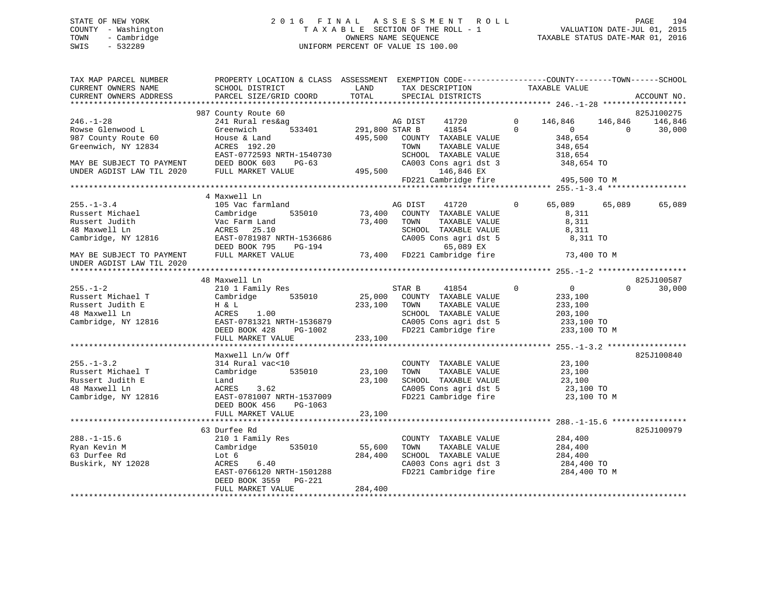STATE OF NEW YORK
COUNTY - Washington
TOWN - Cambridge
SWIS - 532289

2016 FINAL ASSESSMENT ROLL
TAXABLE SECTION OF THE ROLL - 1
OWNERS NAME SEQUENCE
UNIFORM PERCENT OF VALUE IS 100.00

VALUATION DATE-JUL 01, 2015
TAXABLE STATUS DATE-MAR 01, 2016

```
TAX MAP PARCEL NUMBER          PROPERTY LOCATION & CLASS  ASSESSMENT  EXEMPTION CODE-----------------COUNTY--------TOWN------SCHOOL
CURRENT OWNERS NAME            SCHOOL DISTRICT             LAND       TAX DESCRIPTION              TAXABLE VALUE
CURRENT OWNERS ADDRESS         PARCEL SIZE/GRID COORD      TOTAL      SPECIAL DISTRICTS                                        ACCOUNT NO.
******************************************************************************************************* 246.-1-28 ******************
                               987 County Route 60                                                                          825J100275
246.-1-28                      241 Rural res&ag                      AG DIST     41720        0     146,846    146,846    146,846
Rowse Glenwood L               Greenwich        533401    291,800 STAR B      41854        0           0          0     30,000
987 County Route 60            House & Land               495,500    COUNTY  TAXABLE VALUE            348,654
Greenwich, NY 12834            ACRES 192.20                          TOWN    TAXABLE VALUE            348,654
                               EAST-0772593 NRTH-1540730             SCHOOL  TAXABLE VALUE            318,654
MAY BE SUBJECT TO PAYMENT      DEED BOOK 603    PG-63                CA003 Cons agri dst 3            348,654 TO
UNDER AGDIST LAW TIL 2020      FULL MARKET VALUE          495,500        146,846 EX
                                                                     FD221 Cambridge fire             495,500 TO M
******************************************************************************************************* 255.-1-3.4 *****************
                               4 Maxwell Ln
255.-1-3.4                     105 Vac farmland                      AG DIST     41720        0      65,089     65,089     65,089
Russert Michael                Cambridge        535010     73,400    COUNTY  TAXABLE VALUE              8,311
Russert Judith                 Vac Farm Land               73,400    TOWN    TAXABLE VALUE              8,311
48 Maxwell Ln                  ACRES  25.10                          SCHOOL  TAXABLE VALUE              8,311
Cambridge, NY 12816            EAST-0781987 NRTH-1536686             CA005 Cons agri dst 5              8,311 TO
                               DEED BOOK 795    PG-194                   65,089 EX
MAY BE SUBJECT TO PAYMENT      FULL MARKET VALUE           73,400    FD221 Cambridge fire              73,400 TO M
UNDER AGDIST LAW TIL 2020
******************************************************************************************************* 255.-1-2 *******************
                               48 Maxwell Ln                                                                                825J100587
255.-1-2                       210 1 Family Res                      STAR B      41854        0           0          0     30,000
Russert Michael T              Cambridge        535010     25,000    COUNTY  TAXABLE VALUE            233,100
Russert Judith E               H & L                      233,100    TOWN    TAXABLE VALUE            233,100
48 Maxwell Ln                  ACRES   1.00                          SCHOOL  TAXABLE VALUE            203,100
Cambridge, NY 12816            EAST-0781321 NRTH-1536879             CA005 Cons agri dst 5            233,100 TO
                               DEED BOOK 428    PG-1002              FD221 Cambridge fire             233,100 TO M
                               FULL MARKET VALUE          233,100
******************************************************************************************************* 255.-1-3.2 *****************
                               Maxwell Ln/w Off                                                                             825J100840
255.-1-3.2                     314 Rural vac<10                      COUNTY  TAXABLE VALUE             23,100
Russert Michael T              Cambridge        535010     23,100    TOWN    TAXABLE VALUE             23,100
Russert Judith E               Land                        23,100    SCHOOL  TAXABLE VALUE             23,100
48 Maxwell Ln                  ACRES   3.62                          CA005 Cons agri dst 5             23,100 TO
Cambridge, NY 12816            EAST-0781007 NRTH-1537009             FD221 Cambridge fire              23,100 TO M
                               DEED BOOK 456    PG-1063
                               FULL MARKET VALUE           23,100
******************************************************************************************************* 288.-1-15.6 ****************
                               63 Durfee Rd                                                                                 825J100979
288.-1-15.6                    210 1 Family Res                      COUNTY  TAXABLE VALUE            284,400
Ryan Kevin M                   Cambridge        535010     55,600    TOWN    TAXABLE VALUE            284,400
63 Durfee Rd                   Lot 6                      284,400    SCHOOL  TAXABLE VALUE            284,400
Buskirk, NY 12028              ACRES   6.40                          CA003 Cons agri dst 3            284,400 TO
                               EAST-0766120 NRTH-1501288             FD221 Cambridge fire             284,400 TO M
                               DEED BOOK 3559   PG-221
                               FULL MARKET VALUE          284,400
************************************************************************************************************************************
```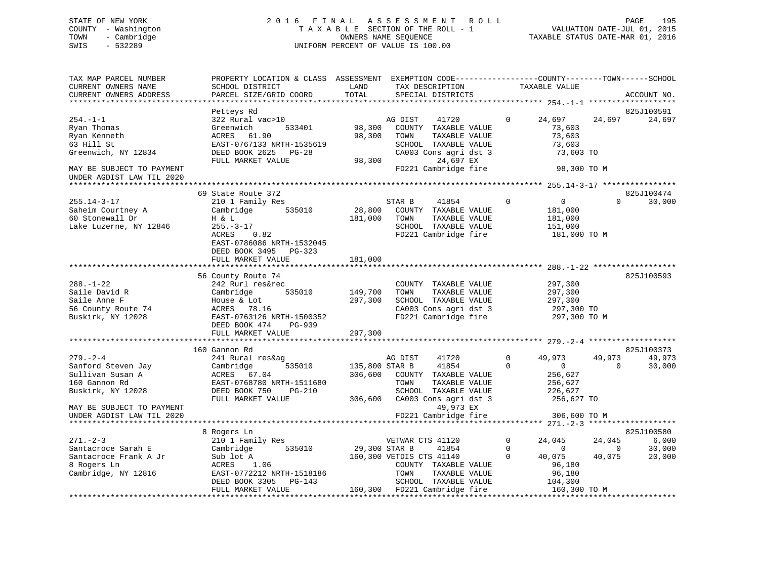STATE OF NEW YORK
COUNTY - Washington
TOWN - Cambridge
SWIS - 532289

# 2016 FINAL ASSESSMENT ROLL

TAXABLE SECTION OF THE ROLL - 1
OWNERS NAME SEQUENCE
UNIFORM PERCENT OF VALUE IS 100.00

VALUATION DATE-JUL 01, 2015
TAXABLE STATUS DATE-MAR 01, 2016

```
TAX MAP PARCEL NUMBER          PROPERTY LOCATION & CLASS  ASSESSMENT  EXEMPTION CODE-----------------COUNTY--------TOWN------SCHOOL
CURRENT OWNERS NAME            SCHOOL DISTRICT            LAND        TAX DESCRIPTION             TAXABLE VALUE
CURRENT OWNERS ADDRESS         PARCEL SIZE/GRID COORD     TOTAL       SPECIAL DISTRICTS                                      ACCOUNT NO.
********************************************************************************************* 254.-1-1 *******************
                               Petteys Rd                                                                                825J100591
254.-1-1                       322 Rural vac>10                  AG DIST    41720          0     24,697     24,697     24,697
Ryan Thomas                    Greenwich       533401      98,300   COUNTY  TAXABLE VALUE            73,603
Ryan Kenneth                   ACRES   61.90               98,300   TOWN    TAXABLE VALUE            73,603
63 Hill St                     EAST-0767133 NRTH-1535619            SCHOOL  TAXABLE VALUE            73,603
Greenwich, NY 12834            DEED BOOK 2625   PG-28               CA003 Cons agri dst 3             73,603 TO
                               FULL MARKET VALUE           98,300            24,697 EX
MAY BE SUBJECT TO PAYMENT                                            FD221 Cambridge fire              98,300 TO M
UNDER AGDIST LAW TIL 2020
********************************************************************************************* 255.14-3-17 ****************
                               69 State Route 372                                                                        825J100474
255.14-3-17                    210 1 Family Res                  STAR B     41854          0          0          0     30,000
Saheim Courtney A              Cambridge       535010      28,800   COUNTY  TAXABLE VALUE           181,000
60 Stonewall Dr                H & L                      181,000   TOWN    TAXABLE VALUE           181,000
Lake Luzerne, NY 12846         255.-3-17                            SCHOOL  TAXABLE VALUE           151,000
                               ACRES    0.82                        FD221 Cambridge fire             181,000 TO M
                               EAST-0786086 NRTH-1532045
                               DEED BOOK 3495   PG-323
                               FULL MARKET VALUE          181,000
********************************************************************************************* 288.-1-22 ******************
                               56 County Route 74                                                                        825J100593
288.-1-22                      242 Rurl res&rec                     COUNTY  TAXABLE VALUE           297,300
Saile David R                  Cambridge       535010     149,700   TOWN    TAXABLE VALUE           297,300
Saile Anne F                   House & Lot                297,300   SCHOOL  TAXABLE VALUE           297,300
56 County Route 74             ACRES   78.16                        CA003 Cons agri dst 3            297,300 TO
Buskirk, NY 12028              EAST-0763126 NRTH-1500352            FD221 Cambridge fire             297,300 TO M
                               DEED BOOK 474    PG-939
                               FULL MARKET VALUE          297,300
********************************************************************************************* 279.-2-4 *******************
                               160 Gannon Rd                                                                             825J100373
279.-2-4                       241 Rural res&ag                  AG DIST    41720          0     49,973     49,973     49,973
Sanford Steven Jay             Cambridge       535010     135,800 STAR B    41854          0          0          0     30,000
Sullivan Susan A               ACRES   67.04              306,600   COUNTY  TAXABLE VALUE           256,627
160 Gannon Rd                  EAST-0768780 NRTH-1511680            TOWN    TAXABLE VALUE           256,627
Buskirk, NY 12028              DEED BOOK 750    PG-210              SCHOOL  TAXABLE VALUE           226,627
                               FULL MARKET VALUE          306,600   CA003 Cons agri dst 3            256,627 TO
MAY BE SUBJECT TO PAYMENT                                                    49,973 EX
UNDER AGDIST LAW TIL 2020                                            FD221 Cambridge fire             306,600 TO M
********************************************************************************************* 271.-2-3 *******************
                               8 Rogers Ln                                                                               825J100580
271.-2-3                       210 1 Family Res                  VETWAR CTS 41120          0     24,045     24,045      6,000
Santacroce Sarah E             Cambridge       535010      29,300 STAR B    41854          0          0          0     30,000
Santacroce Frank A Jr          Sub lot A                  160,300 VETDIS CTS 41140         0     40,075     40,075     20,000
8 Rogers Ln                    ACRES    1.06                        COUNTY  TAXABLE VALUE            96,180
Cambridge, NY 12816            EAST-0772212 NRTH-1518186            TOWN    TAXABLE VALUE            96,180
                               DEED BOOK 3305   PG-143              SCHOOL  TAXABLE VALUE           104,300
                               FULL MARKET VALUE          160,300   FD221 Cambridge fire             160,300 TO M
****************************************************************************************************************************
```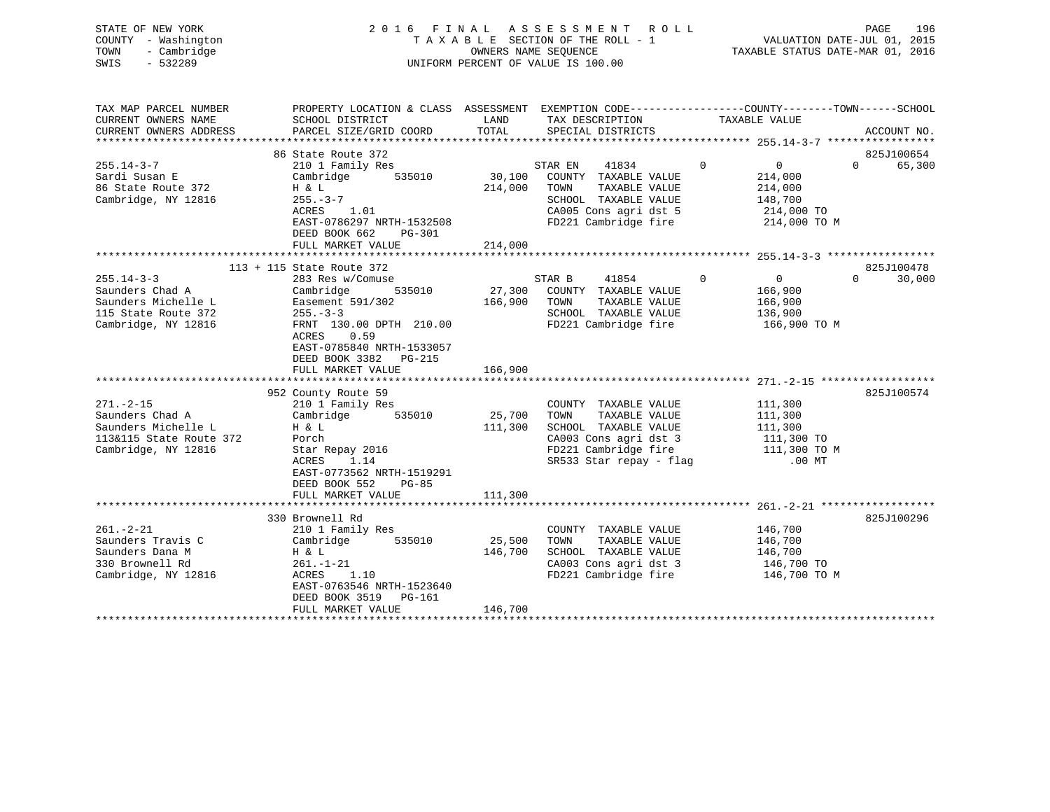STATE OF NEW YORK
COUNTY - Washington
TOWN - Cambridge
SWIS - 532289

2016 FINAL ASSESSMENT ROLL
TAXABLE SECTION OF THE ROLL - 1
OWNERS NAME SEQUENCE
UNIFORM PERCENT OF VALUE IS 100.00

VALUATION DATE-JUL 01, 2015
TAXABLE STATUS DATE-MAR 01, 2016

```
TAX MAP PARCEL NUMBER          PROPERTY LOCATION & CLASS  ASSESSMENT  EXEMPTION CODE------------------COUNTY--------TOWN------SCHOOL
CURRENT OWNERS NAME            SCHOOL DISTRICT               LAND      TAX DESCRIPTION              TAXABLE VALUE
CURRENT OWNERS ADDRESS         PARCEL SIZE/GRID COORD       TOTAL      SPECIAL DISTRICTS                                    ACCOUNT NO.
******************************************************************************************************* 255.14-3-7 *****************
                               86 State Route 372                                                                           825J100654
255.14-3-7                     210 1 Family Res                      STAR EN    41834         0           0           0       65,300
Sardi Susan E                  Cambridge        535010      30,100   COUNTY  TAXABLE VALUE           214,000
86 State Route 372             H & L                       214,000   TOWN    TAXABLE VALUE           214,000
Cambridge, NY 12816            255.-3-7                              SCHOOL  TAXABLE VALUE           148,700
                               ACRES     1.01                        CA005 Cons agri dst 5            214,000 TO
                               EAST-0786297 NRTH-1532508             FD221 Cambridge fire             214,000 TO M
                               DEED BOOK 662    PG-301
                               FULL MARKET VALUE           214,000
******************************************************************************************************* 255.14-3-3 *****************
                          113 + 115 State Route 372                                                                         825J100478
255.14-3-3                     283 Res w/Comuse                      STAR B     41854         0           0           0       30,000
Saunders Chad A                Cambridge        535010      27,300   COUNTY  TAXABLE VALUE           166,900
Saunders Michelle L            Easement 591/302            166,900   TOWN    TAXABLE VALUE           166,900
115 State Route 372            255.-3-3                              SCHOOL  TAXABLE VALUE           136,900
Cambridge, NY 12816            FRNT 130.00 DPTH 210.00               FD221 Cambridge fire             166,900 TO M
                               ACRES     0.59
                               EAST-0785840 NRTH-1533057
                               DEED BOOK 3382   PG-215
                               FULL MARKET VALUE           166,900
******************************************************************************************************* 271.-2-15 ******************
                               952 County Route 59                                                                          825J100574
271.-2-15                      210 1 Family Res                      COUNTY  TAXABLE VALUE           111,300
Saunders Chad A                Cambridge        535010      25,700   TOWN    TAXABLE VALUE           111,300
Saunders Michelle L            H & L                       111,300   SCHOOL  TAXABLE VALUE           111,300
113&115 State Route 372        Porch                                 CA003 Cons agri dst 3            111,300 TO
Cambridge, NY 12816            Star Repay 2016                       FD221 Cambridge fire             111,300 TO M
                               ACRES     1.14                        SR533 Star repay - flag              .00 MT
                               EAST-0773562 NRTH-1519291
                               DEED BOOK 552    PG-85
                               FULL MARKET VALUE           111,300
******************************************************************************************************* 261.-2-21 ******************
                               330 Brownell Rd                                                                              825J100296
261.-2-21                      210 1 Family Res                      COUNTY  TAXABLE VALUE           146,700
Saunders Travis C              Cambridge        535010      25,500   TOWN    TAXABLE VALUE           146,700
Saunders Dana M                H & L                       146,700   SCHOOL  TAXABLE VALUE           146,700
330 Brownell Rd                261.-1-21                             CA003 Cons agri dst 3            146,700 TO
Cambridge, NY 12816            ACRES     1.10                        FD221 Cambridge fire             146,700 TO M
                               EAST-0763546 NRTH-1523640
                               DEED BOOK 3519   PG-161
                               FULL MARKET VALUE           146,700
************************************************************************************************************************************
```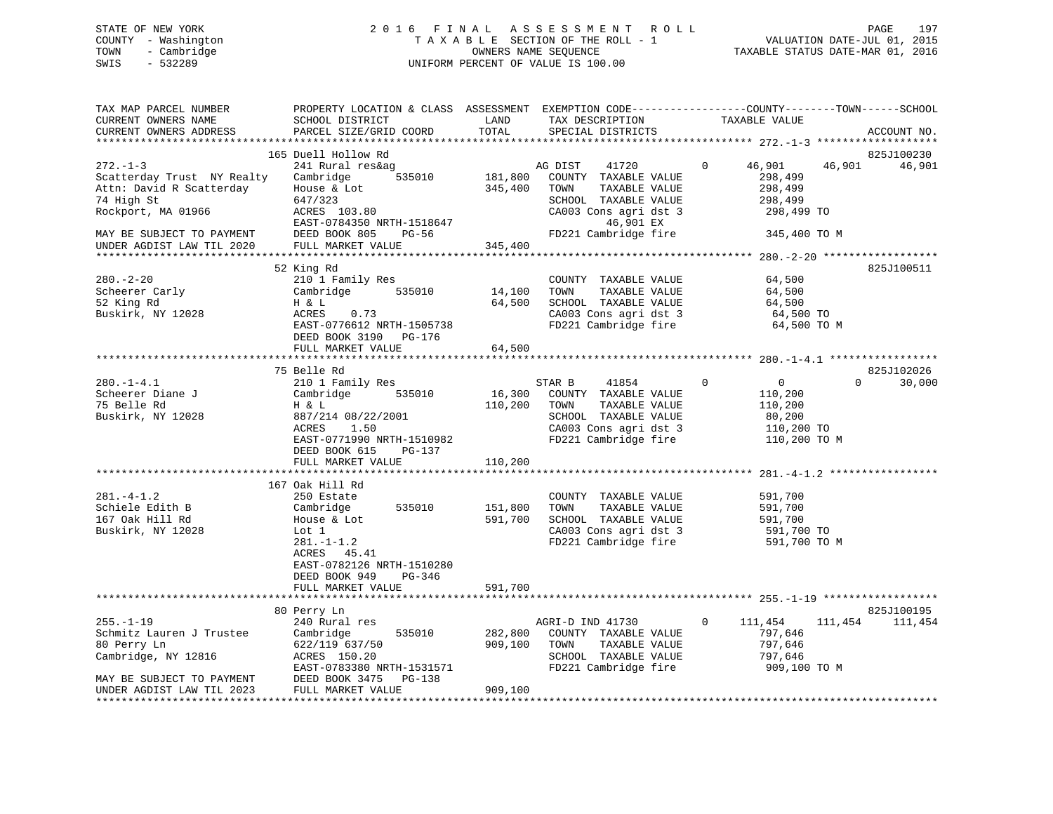STATE OF NEW YORK
COUNTY - Washington
TOWN - Cambridge
SWIS - 532289

2 0 1 6 F I N A L A S S E S S M E N T R O L L
T A X A B L E SECTION OF THE ROLL - 1
OWNERS NAME SEQUENCE
UNIFORM PERCENT OF VALUE IS 100.00

VALUATION DATE-JUL 01, 2015
TAXABLE STATUS DATE-MAR 01, 2016

```
TAX MAP PARCEL NUMBER          PROPERTY LOCATION & CLASS  ASSESSMENT  EXEMPTION CODE------------------COUNTY--------TOWN------SCHOOL
CURRENT OWNERS NAME            SCHOOL DISTRICT               LAND      TAX DESCRIPTION            TAXABLE VALUE
CURRENT OWNERS ADDRESS         PARCEL SIZE/GRID COORD        TOTAL     SPECIAL DISTRICTS                                       ACCOUNT NO.
******************************************************************************************************* 272.-1-3 *******************
                               165 Duell Hollow Rd                                                                              825J100230
272.-1-3                       241 Rural res&ag                         AG DIST     41720          0     46,901     46,901     46,901
Scatterday Trust  NY Realty    Cambridge       535010     181,800   COUNTY  TAXABLE VALUE            298,499
Attn: David R Scatterday       House & Lot                345,400   TOWN    TAXABLE VALUE            298,499
74 High St                     647/323                              SCHOOL  TAXABLE VALUE            298,499
Rockport, MA 01966             ACRES  103.80                        CA003 Cons agri dst 3             298,499 TO
                               EAST-0784350 NRTH-1518647                  46,901 EX
MAY BE SUBJECT TO PAYMENT      DEED BOOK 805    PG-56               FD221 Cambridge fire              345,400 TO M
UNDER AGDIST LAW TIL 2020      FULL MARKET VALUE          345,400
******************************************************************************************************* 280.-2-20 ******************
                               52 King Rd                                                                                       825J100511
280.-2-20                      210 1 Family Res                     COUNTY  TAXABLE VALUE             64,500
Scheerer Carly                 Cambridge       535010      14,100   TOWN    TAXABLE VALUE             64,500
52 King Rd                     H & L                       64,500   SCHOOL  TAXABLE VALUE             64,500
Buskirk, NY 12028              ACRES    0.73                        CA003 Cons agri dst 3              64,500 TO
                               EAST-0776612 NRTH-1505738            FD221 Cambridge fire               64,500 TO M
                               DEED BOOK 3190   PG-176
                               FULL MARKET VALUE           64,500
******************************************************************************************************* 280.-1-4.1 *****************
                               75 Belle Rd                                                                                      825J102026
280.-1-4.1                     210 1 Family Res                     STAR B      41854          0          0          0     30,000
Scheerer Diane J               Cambridge       535010      16,300   COUNTY  TAXABLE VALUE            110,200
75 Belle Rd                    H & L                      110,200   TOWN    TAXABLE VALUE            110,200
Buskirk, NY 12028              887/214 08/22/2001                   SCHOOL  TAXABLE VALUE             80,200
                               ACRES    1.50                        CA003 Cons agri dst 3             110,200 TO
                               EAST-0771990 NRTH-1510982            FD221 Cambridge fire              110,200 TO M
                               DEED BOOK 615    PG-137
                               FULL MARKET VALUE          110,200
******************************************************************************************************* 281.-4-1.2 *****************
                               167 Oak Hill Rd
281.-4-1.2                     250 Estate                           COUNTY  TAXABLE VALUE            591,700
Schiele Edith B                Cambridge       535010     151,800   TOWN    TAXABLE VALUE            591,700
167 Oak Hill Rd                House & Lot                591,700   SCHOOL  TAXABLE VALUE            591,700
Buskirk, NY 12028              Lot 1                                CA003 Cons agri dst 3             591,700 TO
                               281.-1-1.2                           FD221 Cambridge fire              591,700 TO M
                               ACRES   45.41
                               EAST-0782126 NRTH-1510280
                               DEED BOOK 949    PG-346
                               FULL MARKET VALUE          591,700
******************************************************************************************************* 255.-1-19 ******************
                               80 Perry Ln                                                                                      825J100195
255.-1-19                      240 Rural res                        AGRI-D IND 41730           0    111,454    111,454    111,454
Schmitz Lauren J Trustee       Cambridge       535010     282,800   COUNTY  TAXABLE VALUE            797,646
80 Perry Ln                    622/119 637/50             909,100   TOWN    TAXABLE VALUE            797,646
Cambridge, NY 12816            ACRES  150.20                        SCHOOL  TAXABLE VALUE            797,646
                               EAST-0783380 NRTH-1531571            FD221 Cambridge fire              909,100 TO M
MAY BE SUBJECT TO PAYMENT      DEED BOOK 3475   PG-138
UNDER AGDIST LAW TIL 2023      FULL MARKET VALUE          909,100
************************************************************************************************************************************
```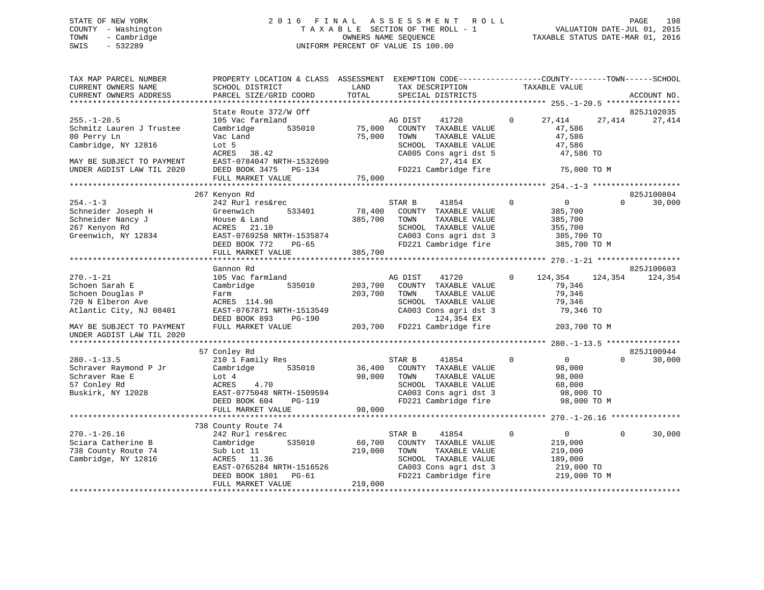STATE OF NEW YORK
COUNTY - Washington
TOWN - Cambridge
SWIS - 532289

2016 FINAL ASSESSMENT ROLL
TAXABLE SECTION OF THE ROLL - 1
OWNERS NAME SEQUENCE
UNIFORM PERCENT OF VALUE IS 100.00

VALUATION DATE-JUL 01, 2015
TAXABLE STATUS DATE-MAR 01, 2016

```
TAX MAP PARCEL NUMBER          PROPERTY LOCATION & CLASS  ASSESSMENT  EXEMPTION CODE-----------------COUNTY--------TOWN------SCHOOL
CURRENT OWNERS NAME            SCHOOL DISTRICT              LAND      TAX DESCRIPTION              TAXABLE VALUE
CURRENT OWNERS ADDRESS         PARCEL SIZE/GRID COORD       TOTAL     SPECIAL DISTRICTS                                    ACCOUNT NO.
*********************************************************************************************** 255.-1-20.5 ****************
                               State Route 372/W Off                                                                  825J102035
255.-1-20.5                    105 Vac farmland                  AG DIST     41720          0      27,414     27,414      27,414
Schmitz Lauren J Trustee       Cambridge       535010     75,000   COUNTY  TAXABLE VALUE             47,586
80 Perry Ln                    Vac Land                   75,000   TOWN    TAXABLE VALUE             47,586
Cambridge, NY 12816            Lot 5                               SCHOOL  TAXABLE VALUE             47,586
                               ACRES   38.42                       CA005 Cons agri dst 5              47,586 TO
MAY BE SUBJECT TO PAYMENT      EAST-0784047 NRTH-1532690                   27,414 EX
UNDER AGDIST LAW TIL 2020      DEED BOOK 3475   PG-134             FD221 Cambridge fire               75,000 TO M
                               FULL MARKET VALUE          75,000
*********************************************************************************************** 254.-1-3 *******************
                               267 Kenyon Rd                                                                          825J100804
254.-1-3                       242 Rurl res&rec                  STAR B      41854          0           0          0      30,000
Schneider Joseph H             Greenwich       533401     78,400   COUNTY  TAXABLE VALUE            385,700
Schneider Nancy J              House & Land              385,700   TOWN    TAXABLE VALUE            385,700
267 Kenyon Rd                  ACRES   21.10                       SCHOOL  TAXABLE VALUE            355,700
Greenwich, NY 12834            EAST-0769258 NRTH-1535874           CA003 Cons agri dst 3             385,700 TO
                               DEED BOOK 772    PG-65              FD221 Cambridge fire              385,700 TO M
                               FULL MARKET VALUE         385,700
*********************************************************************************************** 270.-1-21 ******************
                               Gannon Rd                                                                              825J100603
270.-1-21                      105 Vac farmland                  AG DIST     41720          0     124,354    124,354     124,354
Schoen Sarah E                 Cambridge       535010    203,700   COUNTY  TAXABLE VALUE             79,346
Schoen Douglas P               Farm                      203,700   TOWN    TAXABLE VALUE             79,346
720 N Elberon Ave              ACRES  114.98                       SCHOOL  TAXABLE VALUE             79,346
Atlantic City, NJ 08401        EAST-0767871 NRTH-1513549           CA003 Cons agri dst 3              79,346 TO
                               DEED BOOK 893    PG-190                    124,354 EX
MAY BE SUBJECT TO PAYMENT      FULL MARKET VALUE         203,700   FD221 Cambridge fire              203,700 TO M
UNDER AGDIST LAW TIL 2020
*********************************************************************************************** 280.-1-13.5 ****************
                               57 Conley Rd                                                                           825J100944
280.-1-13.5                    210 1 Family Res                  STAR B      41854          0           0          0      30,000
Schraver Raymond P Jr          Cambridge       535010     36,400   COUNTY  TAXABLE VALUE             98,000
Schraver Rae E                 Lot 4                      98,000   TOWN    TAXABLE VALUE             98,000
57 Conley Rd                   ACRES    4.70                       SCHOOL  TAXABLE VALUE             68,000
Buskirk, NY 12028              EAST-0775048 NRTH-1509594           CA003 Cons agri dst 3              98,000 TO
                               DEED BOOK 604    PG-119             FD221 Cambridge fire               98,000 TO M
                               FULL MARKET VALUE          98,000
*********************************************************************************************** 270.-1-26.16 ***************
                               738 County Route 74
270.-1-26.16                   242 Rurl res&rec                  STAR B      41854          0           0          0      30,000
Sciara Catherine B             Cambridge       535010     60,700   COUNTY  TAXABLE VALUE            219,000
738 County Route 74            Sub Lot 11                219,000   TOWN    TAXABLE VALUE            219,000
Cambridge, NY 12816            ACRES   11.36                       SCHOOL  TAXABLE VALUE            189,000
                               EAST-0765284 NRTH-1516526           CA003 Cons agri dst 3             219,000 TO
                               DEED BOOK 1801   PG-61              FD221 Cambridge fire              219,000 TO M
                               FULL MARKET VALUE         219,000
******************************************************************************************************************************
```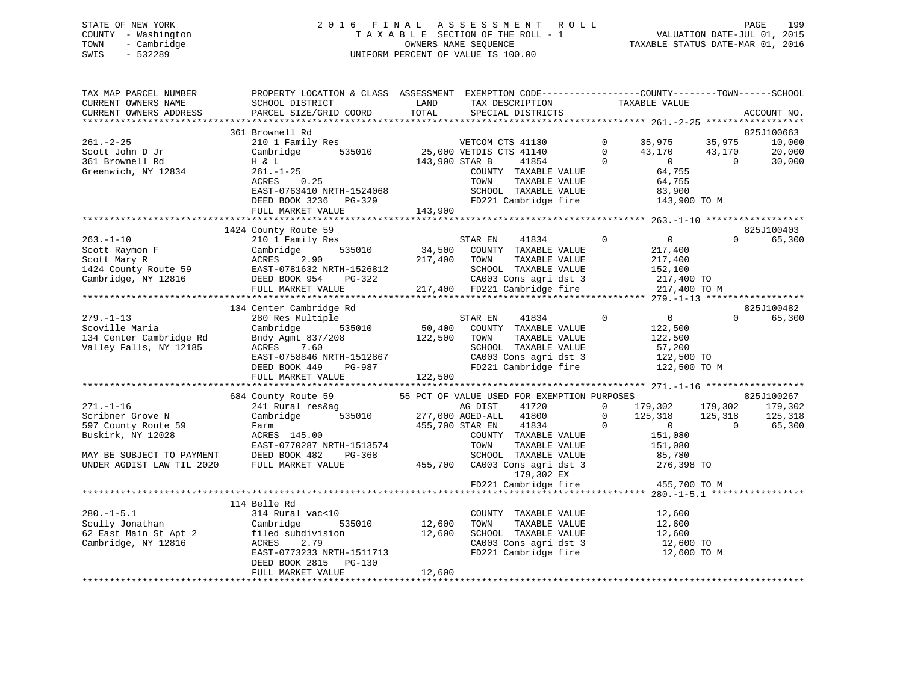STATE OF NEW YORK
COUNTY - Washington
TOWN - Cambridge
SWIS - 532289

# 2016 FINAL ASSESSMENT ROLL

TAXABLE SECTION OF THE ROLL - 1
OWNERS NAME SEQUENCE
UNIFORM PERCENT OF VALUE IS 100.00

VALUATION DATE-JUL 01, 2015
TAXABLE STATUS DATE-MAR 01, 2016

```
TAX MAP PARCEL NUMBER          PROPERTY LOCATION & CLASS  ASSESSMENT  EXEMPTION CODE-----------------COUNTY--------TOWN------SCHOOL
CURRENT OWNERS NAME            SCHOOL DISTRICT             LAND       TAX DESCRIPTION             TAXABLE VALUE
CURRENT OWNERS ADDRESS         PARCEL SIZE/GRID COORD      TOTAL      SPECIAL DISTRICTS                                     ACCOUNT NO.
******************************************************************************************************* 261.-2-25 *****************
                               361 Brownell Rd                                                                               825J100663
261.-2-25                      210 1 Family Res                       VETCOM CTS 41130        0      35,975     35,975       10,000
Scott John D Jr                Cambridge      535010       25,000 VETDIS CTS 41140            0      43,170     43,170       20,000
361 Brownell Rd                H & L                      143,900 STAR B      41854           0           0          0       30,000
Greenwich, NY 12834            261.-1-25                              COUNTY  TAXABLE VALUE           64,755
                               ACRES     0.25                         TOWN    TAXABLE VALUE           64,755
                               EAST-0763410 NRTH-1524068              SCHOOL  TAXABLE VALUE           83,900
                               DEED BOOK 3236   PG-329                FD221 Cambridge fire           143,900 TO M
                               FULL MARKET VALUE          143,900
******************************************************************************************************* 263.-1-10 *****************
                               1424 County Route 59                                                                          825J100403
263.-1-10                      210 1 Family Res                       STAR EN     41834       0           0          0       65,300
Scott Raymon F                 Cambridge      535010       34,500     COUNTY  TAXABLE VALUE          217,400
Scott Mary R                   ACRES     2.90             217,400     TOWN    TAXABLE VALUE          217,400
1424 County Route 59           EAST-0781632 NRTH-1526812              SCHOOL  TAXABLE VALUE          152,100
Cambridge, NY 12816            DEED BOOK 954    PG-322                CA003 Cons agri dst 3          217,400 TO
                               FULL MARKET VALUE          217,400     FD221 Cambridge fire           217,400 TO M
******************************************************************************************************* 279.-1-13 *****************
                               134 Center Cambridge Rd                                                                       825J100482
279.-1-13                      280 Res Multiple                       STAR EN     41834       0           0          0       65,300
Scoville Maria                 Cambridge      535010       50,400     COUNTY  TAXABLE VALUE          122,500
134 Center Cambridge Rd        Bndy Agmt 837/208          122,500     TOWN    TAXABLE VALUE          122,500
Valley Falls, NY 12185         ACRES     7.60                         SCHOOL  TAXABLE VALUE           57,200
                               EAST-0758846 NRTH-1512867              CA003 Cons agri dst 3          122,500 TO
                               DEED BOOK 449    PG-987                FD221 Cambridge fire           122,500 TO M
                               FULL MARKET VALUE          122,500
******************************************************************************************************* 271.-1-16 *****************
                               684 County Route 59          55 PCT OF VALUE USED FOR EXEMPTION PURPOSES                      825J100267
271.-1-16                      241 Rural res&ag                       AG DIST     41720       0     179,302    179,302      179,302
Scribner Grove N               Cambridge      535010      277,000 AGED-ALL    41800           0     125,318    125,318      125,318
597 County Route 59            Farm                       455,700 STAR EN     41834           0           0          0       65,300
Buskirk, NY 12028              ACRES   145.00                         COUNTY  TAXABLE VALUE          151,080
                               EAST-0770287 NRTH-1513574              TOWN    TAXABLE VALUE          151,080
MAY BE SUBJECT TO PAYMENT      DEED BOOK 482    PG-368                SCHOOL  TAXABLE VALUE           85,780
UNDER AGDIST LAW TIL 2020      FULL MARKET VALUE          455,700     CA003 Cons agri dst 3          276,398 TO
                                                                           179,302 EX
                                                                      FD221 Cambridge fire           455,700 TO M
******************************************************************************************************* 280.-1-5.1 ****************
                               114 Belle Rd
280.-1-5.1                     314 Rural vac<10                       COUNTY  TAXABLE VALUE           12,600
Scully Jonathan                Cambridge      535010       12,600     TOWN    TAXABLE VALUE           12,600
62 East Main St Apt 2          filed subdivision           12,600     SCHOOL  TAXABLE VALUE           12,600
Cambridge, NY 12816            ACRES     2.79                         CA003 Cons agri dst 3           12,600 TO
                               EAST-0773233 NRTH-1511713              FD221 Cambridge fire            12,600 TO M
                               DEED BOOK 2815   PG-130
                               FULL MARKET VALUE           12,600
************************************************************************************************************************************
```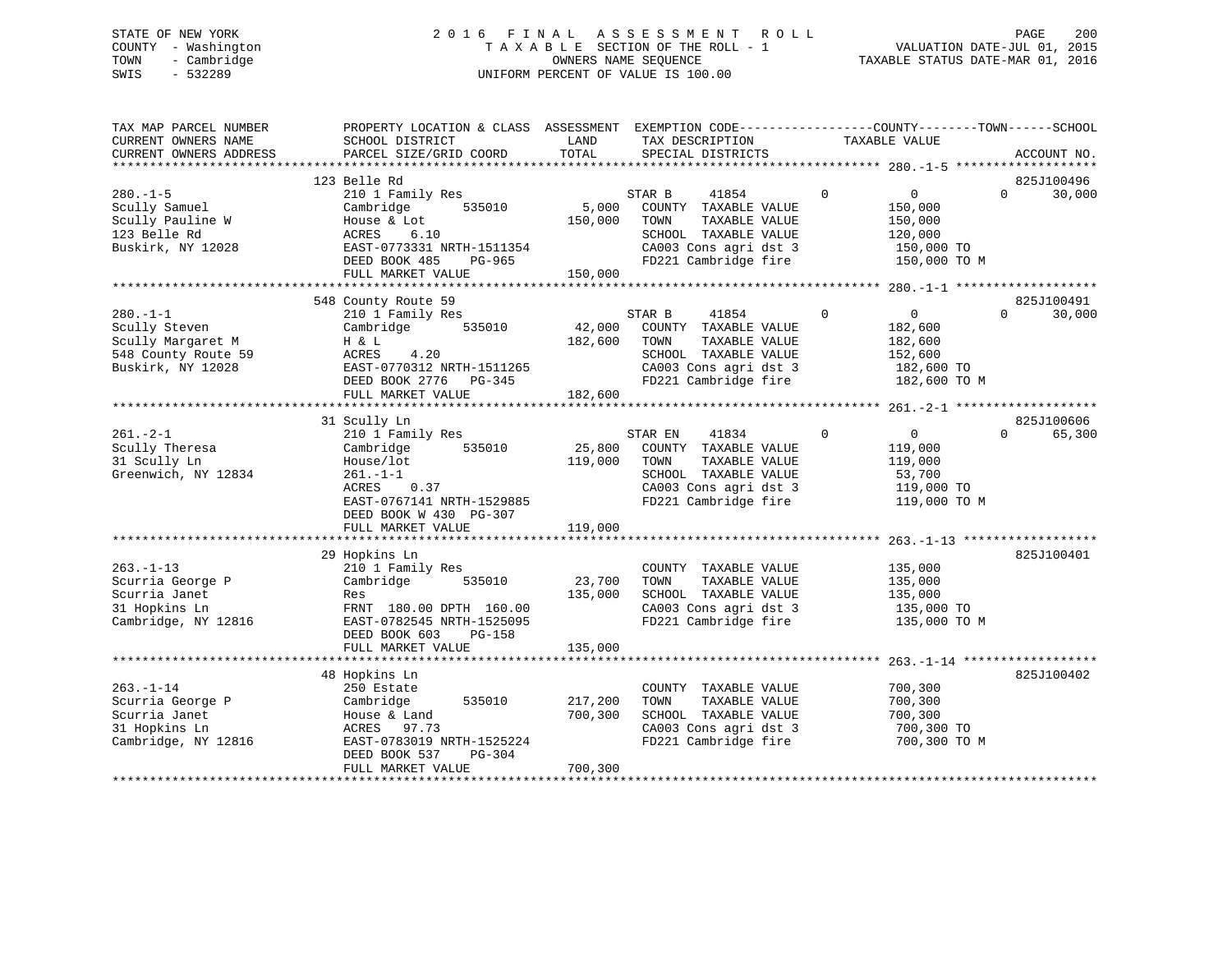STATE OF NEW YORK
COUNTY - Washington
TOWN - Cambridge
SWIS - 532289

2016 FINAL ASSESSMENT ROLL
TAXABLE SECTION OF THE ROLL - 1
OWNERS NAME SEQUENCE
UNIFORM PERCENT OF VALUE IS 100.00

VALUATION DATE-JUL 01, 2015
TAXABLE STATUS DATE-MAR 01, 2016

| TAX MAP PARCEL NUMBER / CURRENT OWNERS NAME / CURRENT OWNERS ADDRESS | PROPERTY LOCATION & CLASS / SCHOOL DISTRICT / PARCEL SIZE/GRID COORD | ASSESSMENT LAND / TOTAL | EXEMPTION CODE / TAX DESCRIPTION / SPECIAL DISTRICTS | COUNTY | TOWN | SCHOOL TAXABLE VALUE | ACCOUNT NO. |
|---|---|---|---|---|---|---|---|
| 280.-1-5 | 123 Belle Rd | | | | | | 825J100496 |
| Scully Samuel | 210 1 Family Res | | STAR B 41854 | 0 | 0 | 30,000 | |
| Scully Pauline W | Cambridge 535010 | 5,000 | COUNTY TAXABLE VALUE | 150,000 | | | |
| 123 Belle Rd | House & Lot | 150,000 | TOWN TAXABLE VALUE | | 150,000 | | |
| Buskirk, NY 12028 | ACRES 6.10 | | SCHOOL TAXABLE VALUE | | | 120,000 | |
| | EAST-0773331 NRTH-1511354 | | CA003 Cons agri dst 3 | 150,000 TO | | | |
| | DEED BOOK 485 PG-965 | | FD221 Cambridge fire | 150,000 TO M | | | |
| | FULL MARKET VALUE | 150,000 | | | | | |
| 280.-1-1 | 548 County Route 59 | | | | | | 825J100491 |
| Scully Steven | 210 1 Family Res | | STAR B 41854 | 0 | 0 | 30,000 | |
| Scully Margaret M | Cambridge 535010 | 42,000 | COUNTY TAXABLE VALUE | 182,600 | | | |
| 548 County Route 59 | H & L | 182,600 | TOWN TAXABLE VALUE | | 182,600 | | |
| Buskirk, NY 12028 | ACRES 4.20 | | SCHOOL TAXABLE VALUE | | | 152,600 | |
| | EAST-0770312 NRTH-1511265 | | CA003 Cons agri dst 3 | 182,600 TO | | | |
| | DEED BOOK 2776 PG-345 | | FD221 Cambridge fire | 182,600 TO M | | | |
| | FULL MARKET VALUE | 182,600 | | | | | |
| 261.-2-1 | 31 Scully Ln | | | | | | 825J100606 |
| Scully Theresa | 210 1 Family Res | | STAR EN 41834 | 0 | 0 | 65,300 | |
| 31 Scully Ln | Cambridge 535010 | 25,800 | COUNTY TAXABLE VALUE | 119,000 | | | |
| Greenwich, NY 12834 | House/lot | 119,000 | TOWN TAXABLE VALUE | | 119,000 | | |
| | 261.-1-1 | | SCHOOL TAXABLE VALUE | | | 53,700 | |
| | ACRES 0.37 | | CA003 Cons agri dst 3 | 119,000 TO | | | |
| | EAST-0767141 NRTH-1529885 | | FD221 Cambridge fire | 119,000 TO M | | | |
| | DEED BOOK W 430 PG-307 | | | | | | |
| | FULL MARKET VALUE | 119,000 | | | | | |
| 263.-1-13 | 29 Hopkins Ln | | | | | | 825J100401 |
| Scurria George P | 210 1 Family Res | | COUNTY TAXABLE VALUE | 135,000 | | | |
| Scurria Janet | Cambridge 535010 | 23,700 | TOWN TAXABLE VALUE | | 135,000 | | |
| 31 Hopkins Ln | Res | 135,000 | SCHOOL TAXABLE VALUE | | | 135,000 | |
| Cambridge, NY 12816 | FRNT 180.00 DPTH 160.00 | | CA003 Cons agri dst 3 | 135,000 TO | | | |
| | EAST-0782545 NRTH-1525095 | | FD221 Cambridge fire | 135,000 TO M | | | |
| | DEED BOOK 603 PG-158 | | | | | | |
| | FULL MARKET VALUE | 135,000 | | | | | |
| 263.-1-14 | 48 Hopkins Ln | | | | | | 825J100402 |
| Scurria George P | 250 Estate | | COUNTY TAXABLE VALUE | 700,300 | | | |
| Scurria Janet | Cambridge 535010 | 217,200 | TOWN TAXABLE VALUE | | 700,300 | | |
| 31 Hopkins Ln | House & Land | 700,300 | SCHOOL TAXABLE VALUE | | | 700,300 | |
| Cambridge, NY 12816 | ACRES 97.73 | | CA003 Cons agri dst 3 | 700,300 TO | | | |
| | EAST-0783019 NRTH-1525224 | | FD221 Cambridge fire | 700,300 TO M | | | |
| | DEED BOOK 537 PG-304 | | | | | | |
| | FULL MARKET VALUE | 700,300 | | | | | |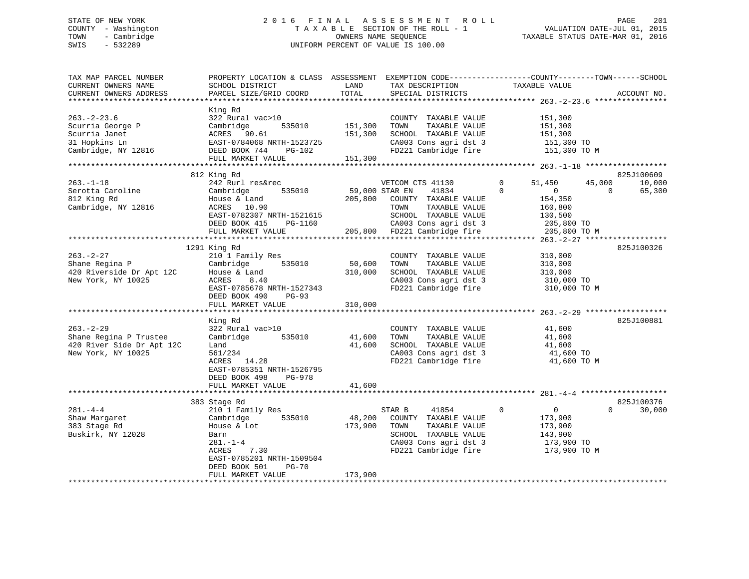STATE OF NEW YORK
COUNTY - Washington
TOWN - Cambridge
SWIS - 532289

2016 FINAL ASSESSMENT ROLL
TAXABLE SECTION OF THE ROLL - 1
OWNERS NAME SEQUENCE
UNIFORM PERCENT OF VALUE IS 100.00

VALUATION DATE-JUL 01, 2015
TAXABLE STATUS DATE-MAR 01, 2016

```
TAX MAP PARCEL NUMBER          PROPERTY LOCATION & CLASS  ASSESSMENT  EXEMPTION CODE------------------COUNTY--------TOWN------SCHOOL
CURRENT OWNERS NAME            SCHOOL DISTRICT               LAND      TAX DESCRIPTION             TAXABLE VALUE
CURRENT OWNERS ADDRESS         PARCEL SIZE/GRID COORD        TOTAL     SPECIAL DISTRICTS                                    ACCOUNT NO.
******************************************************************************************************* 263.-2-23.6 ****************
                               King Rd
263.-2-23.6                    322 Rural vac>10                         COUNTY  TAXABLE VALUE          151,300
Scurria George P               Cambridge        535010     151,300      TOWN    TAXABLE VALUE          151,300
Scurria Janet                  ACRES  90.61                151,300      SCHOOL  TAXABLE VALUE          151,300
31 Hopkins Ln                  EAST-0784068 NRTH-1523725                CA003 Cons agri dst 3           151,300 TO
Cambridge, NY 12816            DEED BOOK 744    PG-102                  FD221 Cambridge fire            151,300 TO M
                               FULL MARKET VALUE           151,300
******************************************************************************************************* 263.-1-18 ******************
                               812 King Rd                                                                          825J100609
263.-1-18                      242 Rurl res&rec                      VETCOM CTS 41130          0     51,450     45,000     10,000
Serotta Caroline               Cambridge        535010      59,000 STAR EN    41834            0          0          0     65,300
812 King Rd                    House & Land                205,800      COUNTY  TAXABLE VALUE          154,350
Cambridge, NY 12816            ACRES  10.90                             TOWN    TAXABLE VALUE          160,800
                               EAST-0782307 NRTH-1521615                SCHOOL  TAXABLE VALUE          130,500
                               DEED BOOK 415    PG-1160                 CA003 Cons agri dst 3           205,800 TO
                               FULL MARKET VALUE           205,800      FD221 Cambridge fire            205,800 TO M
******************************************************************************************************* 263.-2-27 ******************
                               1291 King Rd                                                                         825J100326
263.-2-27                      210 1 Family Res                         COUNTY  TAXABLE VALUE          310,000
Shane Regina P                 Cambridge        535010      50,600      TOWN    TAXABLE VALUE          310,000
420 Riverside Dr Apt 12C       House & Land                310,000      SCHOOL  TAXABLE VALUE          310,000
New York, NY 10025             ACRES   8.40                             CA003 Cons agri dst 3           310,000 TO
                               EAST-0785678 NRTH-1527343                FD221 Cambridge fire            310,000 TO M
                               DEED BOOK 490    PG-93
                               FULL MARKET VALUE           310,000
******************************************************************************************************* 263.-2-29 ******************
                               King Rd                                                                              825J100881
263.-2-29                      322 Rural vac>10                         COUNTY  TAXABLE VALUE           41,600
Shane Regina P Trustee         Cambridge        535010      41,600      TOWN    TAXABLE VALUE           41,600
420 River Side Dr Apt 12C      Land                         41,600      SCHOOL  TAXABLE VALUE           41,600
New York, NY 10025             561/234                                  CA003 Cons agri dst 3            41,600 TO
                               ACRES  14.28                             FD221 Cambridge fire             41,600 TO M
                               EAST-0785351 NRTH-1526795
                               DEED BOOK 498    PG-978
                               FULL MARKET VALUE            41,600
******************************************************************************************************* 281.-4-4 *******************
                               383 Stage Rd                                                                         825J100376
281.-4-4                       210 1 Family Res                      STAR B     41854          0          0          0     30,000
Shaw Margaret                  Cambridge        535010      48,200      COUNTY  TAXABLE VALUE          173,900
383 Stage Rd                   House & Lot                 173,900      TOWN    TAXABLE VALUE          173,900
Buskirk, NY 12028              Barn                                     SCHOOL  TAXABLE VALUE          143,900
                               281.-1-4                                 CA003 Cons agri dst 3           173,900 TO
                               ACRES   7.30                             FD221 Cambridge fire            173,900 TO M
                               EAST-0785201 NRTH-1509504
                               DEED BOOK 501    PG-70
                               FULL MARKET VALUE           173,900
************************************************************************************************************************************
```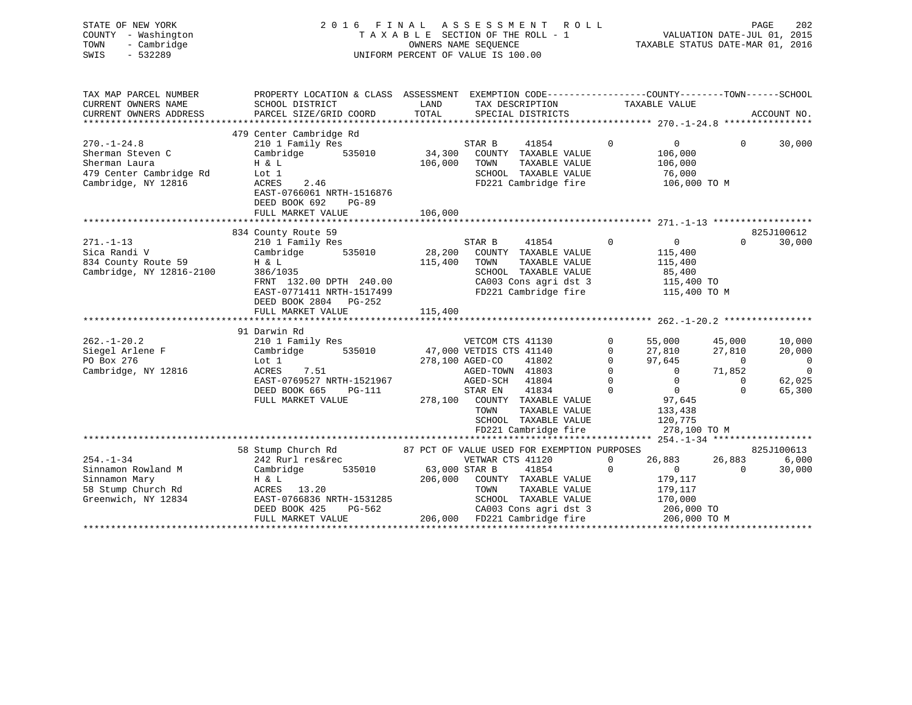STATE OF NEW YORK
COUNTY - Washington
TOWN - Cambridge
SWIS - 532289

2016 FINAL ASSESSMENT ROLL
TAXABLE SECTION OF THE ROLL - 1
OWNERS NAME SEQUENCE
UNIFORM PERCENT OF VALUE IS 100.00

VALUATION DATE-JUL 01, 2015
TAXABLE STATUS DATE-MAR 01, 2016

```
TAX MAP PARCEL NUMBER          PROPERTY LOCATION & CLASS  ASSESSMENT  EXEMPTION CODE------------------COUNTY--------TOWN------SCHOOL
CURRENT OWNERS NAME            SCHOOL DISTRICT            LAND        TAX DESCRIPTION             TAXABLE VALUE
CURRENT OWNERS ADDRESS         PARCEL SIZE/GRID COORD     TOTAL       SPECIAL DISTRICTS                                   ACCOUNT NO.
******************************************************************************************************* 270.-1-24.8 ****************
                               479 Center Cambridge Rd
270.-1-24.8                    210 1 Family Res                  STAR B     41854          0         0          0      30,000
Sherman Steven C               Cambridge      535010    34,300   COUNTY  TAXABLE VALUE         106,000
Sherman Laura                  H & L                   106,000   TOWN    TAXABLE VALUE         106,000
479 Center Cambridge Rd        Lot 1                             SCHOOL  TAXABLE VALUE          76,000
Cambridge, NY 12816            ACRES    2.46                     FD221 Cambridge fire          106,000 TO M
                               EAST-0766061 NRTH-1516876
                               DEED BOOK 692    PG-89
                               FULL MARKET VALUE       106,000
******************************************************************************************************* 271.-1-13 ******************
                               834 County Route 59                                                                825J100612
271.-1-13                      210 1 Family Res                  STAR B     41854          0         0          0      30,000
Sica Randi V                   Cambridge      535010    28,200   COUNTY  TAXABLE VALUE         115,400
834 County Route 59            H & L                   115,400   TOWN    TAXABLE VALUE         115,400
Cambridge, NY 12816-2100       386/1035                          SCHOOL  TAXABLE VALUE          85,400
                               FRNT 132.00 DPTH 240.00           CA003 Cons agri dst 3         115,400 TO
                               EAST-0771411 NRTH-1517499         FD221 Cambridge fire          115,400 TO M
                               DEED BOOK 2804   PG-252
                               FULL MARKET VALUE       115,400
******************************************************************************************************* 262.-1-20.2 ****************
                               91 Darwin Rd
262.-1-20.2                    210 1 Family Res                  VETCOM CTS 41130          0    55,000     45,000     10,000
Siegel Arlene F                Cambridge      535010    47,000   VETDIS CTS 41140          0    27,810     27,810     20,000
PO Box 276                     Lot 1                   278,100   AGED-CO    41802          0    97,645          0          0
Cambridge, NY 12816            ACRES    7.51                     AGED-TOWN  41803          0         0     71,852          0
                               EAST-0769527 NRTH-1521967         AGED-SCH   41804          0         0          0     62,025
                               DEED BOOK 665    PG-111           STAR EN    41834          0         0          0     65,300
                               FULL MARKET VALUE       278,100   COUNTY  TAXABLE VALUE          97,645
                                                                 TOWN    TAXABLE VALUE         133,438
                                                                 SCHOOL  TAXABLE VALUE         120,775
                                                                 FD221 Cambridge fire          278,100 TO M
******************************************************************************************************* 254.-1-34 ******************
                               58 Stump Church Rd          87 PCT OF VALUE USED FOR EXEMPTION PURPOSES             825J100613
254.-1-34                      242 Rurl res&rec                  VETWAR CTS 41120          0    26,883     26,883      6,000
Sinnamon Rowland M             Cambridge      535010    63,000   STAR B     41854          0         0          0     30,000
Sinnamon Mary                  H & L                   206,000   COUNTY  TAXABLE VALUE         179,117
58 Stump Church Rd             ACRES   13.20                     TOWN    TAXABLE VALUE         179,117
Greenwich, NY 12834            EAST-0766836 NRTH-1531285         SCHOOL  TAXABLE VALUE         170,000
                               DEED BOOK 425    PG-562           CA003 Cons agri dst 3         206,000 TO
                               FULL MARKET VALUE       206,000   FD221 Cambridge fire          206,000 TO M
************************************************************************************************************************************
```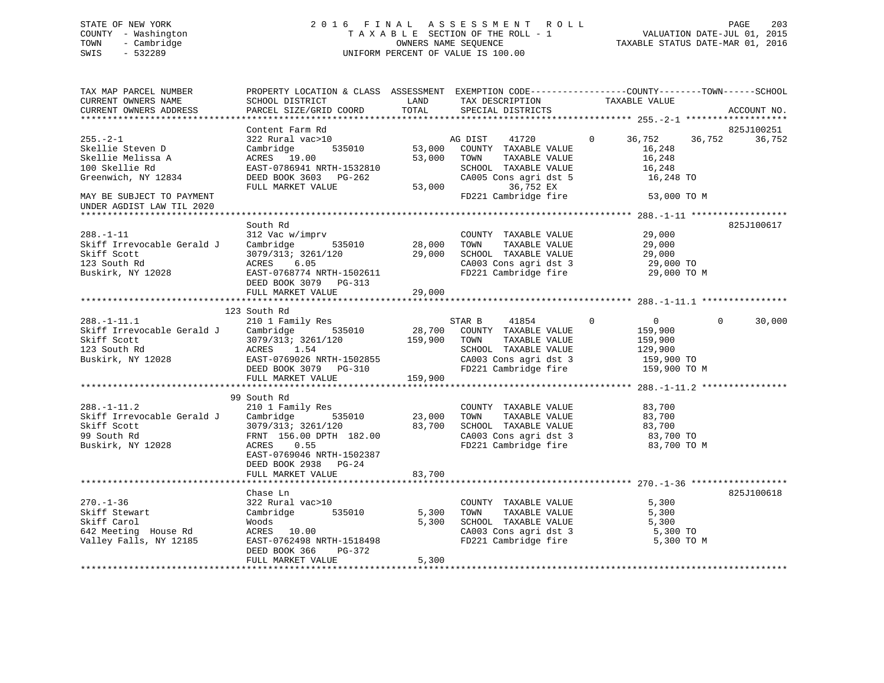STATE OF NEW YORK
COUNTY - Washington
TOWN - Cambridge
SWIS - 532289

2016 FINAL ASSESSMENT ROLL
TAXABLE SECTION OF THE ROLL - 1
OWNERS NAME SEQUENCE
UNIFORM PERCENT OF VALUE IS 100.00

VALUATION DATE-JUL 01, 2015
TAXABLE STATUS DATE-MAR 01, 2016

```
TAX MAP PARCEL NUMBER          PROPERTY LOCATION & CLASS  ASSESSMENT  EXEMPTION CODE------------------COUNTY--------TOWN------SCHOOL
CURRENT OWNERS NAME            SCHOOL DISTRICT               LAND      TAX DESCRIPTION            TAXABLE VALUE
CURRENT OWNERS ADDRESS         PARCEL SIZE/GRID COORD        TOTAL     SPECIAL DISTRICTS                                    ACCOUNT NO.
******************************************************************************************************* 255.-2-1 *******************
                               Content Farm Rd                                                                        825J100251
255.-2-1                       322 Rural vac>10                     AG DIST    41720        0      36,752     36,752     36,752
Skellie Steven D               Cambridge        535010      53,000   COUNTY  TAXABLE VALUE            16,248
Skellie Melissa A              ACRES  19.00                 53,000   TOWN    TAXABLE VALUE            16,248
100 Skellie Rd                 EAST-0786941 NRTH-1532810             SCHOOL  TAXABLE VALUE            16,248
Greenwich, NY 12834            DEED BOOK 3603   PG-262               CA005 Cons agri dst 5             16,248 TO
                               FULL MARKET VALUE            53,000           36,752 EX
MAY BE SUBJECT TO PAYMENT                                            FD221 Cambridge fire              53,000 TO M
UNDER AGDIST LAW TIL 2020
******************************************************************************************************* 288.-1-11 ******************
                               South Rd                                                                               825J100617
288.-1-11                      312 Vac w/imprv                       COUNTY  TAXABLE VALUE            29,000
Skiff Irrevocable Gerald J     Cambridge        535010      28,000   TOWN    TAXABLE VALUE            29,000
Skiff Scott                    3079/313; 3261/120           29,000   SCHOOL  TAXABLE VALUE            29,000
123 South Rd                   ACRES    6.05                         CA003 Cons agri dst 3             29,000 TO
Buskirk, NY 12028              EAST-0768774 NRTH-1502611             FD221 Cambridge fire              29,000 TO M
                               DEED BOOK 3079   PG-313
                               FULL MARKET VALUE            29,000
******************************************************************************************************* 288.-1-11.1 ****************
                               123 South Rd
288.-1-11.1                    210 1 Family Res                     STAR B     41854        0           0          0     30,000
Skiff Irrevocable Gerald J     Cambridge        535010      28,700   COUNTY  TAXABLE VALUE           159,900
Skiff Scott                    3079/313; 3261/120          159,900   TOWN    TAXABLE VALUE           159,900
123 South Rd                   ACRES    1.54                         SCHOOL  TAXABLE VALUE           129,900
Buskirk, NY 12028              EAST-0769026 NRTH-1502855             CA003 Cons agri dst 3            159,900 TO
                               DEED BOOK 3079   PG-310               FD221 Cambridge fire             159,900 TO M
                               FULL MARKET VALUE           159,900
******************************************************************************************************* 288.-1-11.2 ****************
                               99 South Rd
288.-1-11.2                    210 1 Family Res                      COUNTY  TAXABLE VALUE            83,700
Skiff Irrevocable Gerald J     Cambridge        535010      23,000   TOWN    TAXABLE VALUE            83,700
Skiff Scott                    3079/313; 3261/120           83,700   SCHOOL  TAXABLE VALUE            83,700
99 South Rd                    FRNT 156.00 DPTH 182.00               CA003 Cons agri dst 3             83,700 TO
Buskirk, NY 12028              ACRES    0.55                         FD221 Cambridge fire              83,700 TO M
                               EAST-0769046 NRTH-1502387
                               DEED BOOK 2938   PG-24
                               FULL MARKET VALUE            83,700
******************************************************************************************************* 270.-1-36 ******************
                               Chase Ln                                                                               825J100618
270.-1-36                      322 Rural vac>10                      COUNTY  TAXABLE VALUE             5,300
Skiff Stewart                  Cambridge        535010       5,300   TOWN    TAXABLE VALUE             5,300
Skiff Carol                    Woods                         5,300   SCHOOL  TAXABLE VALUE             5,300
642 Meeting  House Rd          ACRES  10.00                          CA003 Cons agri dst 3              5,300 TO
Valley Falls, NY 12185         EAST-0762498 NRTH-1518498             FD221 Cambridge fire               5,300 TO M
                               DEED BOOK 366    PG-372
                               FULL MARKET VALUE             5,300
************************************************************************************************************************************
```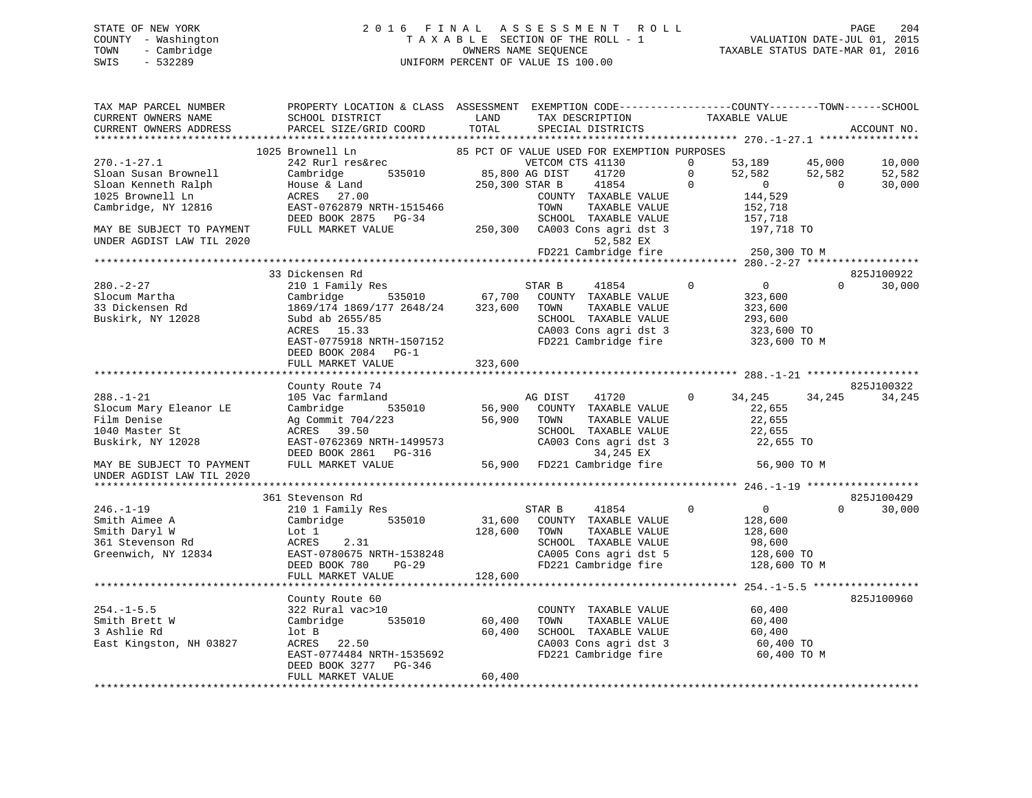STATE OF NEW YORK
COUNTY - Washington
TOWN - Cambridge
SWIS - 532289

2 0 1 6 F I N A L A S S E S S M E N T R O L L
T A X A B L E SECTION OF THE ROLL - 1
OWNERS NAME SEQUENCE
UNIFORM PERCENT OF VALUE IS 100.00

VALUATION DATE-JUL 01, 2015
TAXABLE STATUS DATE-MAR 01, 2016

```
TAX MAP PARCEL NUMBER          PROPERTY LOCATION & CLASS  ASSESSMENT  EXEMPTION CODE------------------COUNTY--------TOWN------SCHOOL
CURRENT OWNERS NAME            SCHOOL DISTRICT               LAND      TAX DESCRIPTION              TAXABLE VALUE
CURRENT OWNERS ADDRESS         PARCEL SIZE/GRID COORD        TOTAL     SPECIAL DISTRICTS                                        ACCOUNT NO.
******************************************************************************************************* 270.-1-27.1 ****************
                    1025 Brownell Ln                   85 PCT OF VALUE USED FOR EXEMPTION PURPOSES
270.-1-27.1                    242 Rurl res&rec                    VETCOM CTS 41130          0      53,189      45,000      10,000
Sloan Susan Brownell           Cambridge        535010      85,800 AG DIST    41720          0      52,582      52,582      52,582
Sloan Kenneth Ralph            House & Land                250,300 STAR B     41854          0           0           0      30,000
1025 Brownell Ln               ACRES    27.00                      COUNTY  TAXABLE VALUE           144,529
Cambridge, NY 12816            EAST-0762879 NRTH-1515466           TOWN    TAXABLE VALUE           152,718
                               DEED BOOK 2875   PG-34              SCHOOL  TAXABLE VALUE           157,718
MAY BE SUBJECT TO PAYMENT      FULL MARKET VALUE           250,300  CA003 Cons agri dst 3          197,718 TO
UNDER AGDIST LAW TIL 2020                                                 52,582 EX
                                                                   FD221 Cambridge fire            250,300 TO M
******************************************************************************************************* 280.-2-27 ******************
                    33 Dickensen Rd                                                                                  825J100922
280.-2-27                      210 1 Family Res                    STAR B     41854          0           0           0      30,000
Slocum Martha                  Cambridge        535010      67,700   COUNTY  TAXABLE VALUE           323,600
33 Dickensen Rd                1869/174 1869/177 2648/24   323,600   TOWN    TAXABLE VALUE           323,600
Buskirk, NY 12028              Subd ab 2655/85                       SCHOOL  TAXABLE VALUE           293,600
                               ACRES    15.33                        CA003 Cons agri dst 3           323,600 TO
                               EAST-0775918 NRTH-1507152             FD221 Cambridge fire            323,600 TO M
                               DEED BOOK 2084   PG-1
                               FULL MARKET VALUE           323,600
******************************************************************************************************* 288.-1-21 ******************
                    County Route 74                                                                                  825J100322
288.-1-21                      105 Vac farmland                    AG DIST    41720          0      34,245      34,245      34,245
Slocum Mary Eleanor LE         Cambridge        535010      56,900   COUNTY  TAXABLE VALUE            22,655
Film Denise                    Ag Commit 704/223            56,900   TOWN    TAXABLE VALUE            22,655
1040 Master St                 ACRES    39.50                        SCHOOL  TAXABLE VALUE            22,655
Buskirk, NY 12028              EAST-0762369 NRTH-1499573             CA003 Cons agri dst 3            22,655 TO
                               DEED BOOK 2861   PG-316                    34,245 EX
MAY BE SUBJECT TO PAYMENT      FULL MARKET VALUE            56,900   FD221 Cambridge fire             56,900 TO M
UNDER AGDIST LAW TIL 2020
******************************************************************************************************* 246.-1-19 ******************
                    361 Stevenson Rd                                                                                 825J100429
246.-1-19                      210 1 Family Res                    STAR B     41854          0           0           0      30,000
Smith Aimee A                  Cambridge        535010      31,600   COUNTY  TAXABLE VALUE           128,600
Smith Daryl W                  Lot 1                       128,600   TOWN    TAXABLE VALUE           128,600
361 Stevenson Rd               ACRES     2.31                        SCHOOL  TAXABLE VALUE            98,600
Greenwich, NY 12834            EAST-0780675 NRTH-1538248             CA005 Cons agri dst 5           128,600 TO
                               DEED BOOK 780    PG-29                FD221 Cambridge fire            128,600 TO M
                               FULL MARKET VALUE           128,600
******************************************************************************************************* 254.-1-5.5 *****************
                    County Route 60                                                                                  825J100960
254.-1-5.5                     322 Rural vac>10                      COUNTY  TAXABLE VALUE            60,400
Smith Brett W                  Cambridge        535010      60,400   TOWN    TAXABLE VALUE            60,400
3 Ashlie Rd                    lot B                        60,400   SCHOOL  TAXABLE VALUE            60,400
East Kingston, NH 03827        ACRES    22.50                        CA003 Cons agri dst 3            60,400 TO
                               EAST-0774484 NRTH-1535692             FD221 Cambridge fire             60,400 TO M
                               DEED BOOK 3277   PG-346
                               FULL MARKET VALUE            60,400
************************************************************************************************************************************
```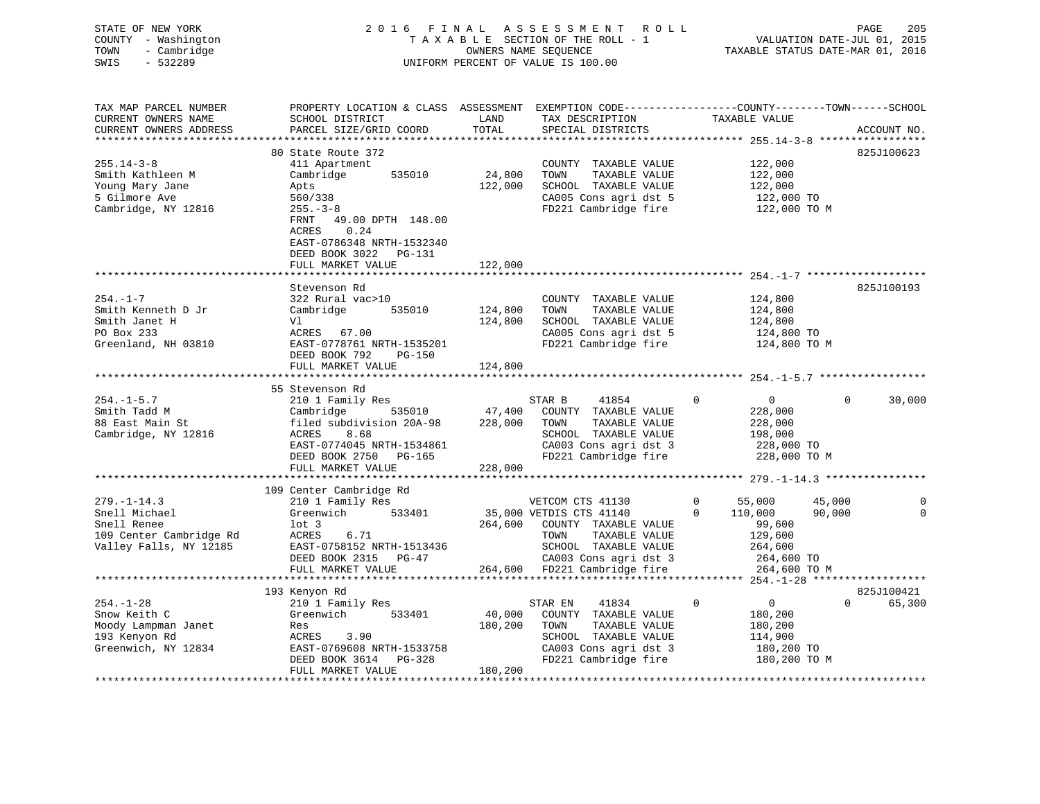STATE OF NEW YORK
COUNTY - Washington
TOWN - Cambridge
SWIS - 532289

2016 FINAL ASSESSMENT ROLL
TAXABLE SECTION OF THE ROLL - 1
OWNERS NAME SEQUENCE
UNIFORM PERCENT OF VALUE IS 100.00

VALUATION DATE-JUL 01, 2015
TAXABLE STATUS DATE-MAR 01, 2016

```
TAX MAP PARCEL NUMBER          PROPERTY LOCATION & CLASS  ASSESSMENT  EXEMPTION CODE------------------COUNTY--------TOWN------SCHOOL
CURRENT OWNERS NAME            SCHOOL DISTRICT               LAND      TAX DESCRIPTION            TAXABLE VALUE
CURRENT OWNERS ADDRESS         PARCEL SIZE/GRID COORD        TOTAL     SPECIAL DISTRICTS                                     ACCOUNT NO.
******************************************************************************************************* 255.14-3-8 *****************
                               80 State Route 372                                                                            825J100623
255.14-3-8                     411 Apartment                           COUNTY  TAXABLE VALUE          122,000
Smith Kathleen M               Cambridge       535010       24,800     TOWN    TAXABLE VALUE          122,000
Young Mary Jane                Apts                        122,000     SCHOOL  TAXABLE VALUE          122,000
5 Gilmore Ave                  560/338                                 CA005 Cons agri dst 5           122,000 TO
Cambridge, NY 12816            255.-3-8                                FD221 Cambridge fire            122,000 TO M
                               FRNT   49.00 DPTH  148.00
                               ACRES    0.24
                               EAST-0786348 NRTH-1532340
                               DEED BOOK 3022   PG-131
                               FULL MARKET VALUE           122,000
******************************************************************************************************* 254.-1-7 *******************
                               Stevenson Rd                                                                                  825J100193
254.-1-7                       322 Rural vac>10                        COUNTY  TAXABLE VALUE          124,800
Smith Kenneth D Jr             Cambridge       535010      124,800     TOWN    TAXABLE VALUE          124,800
Smith Janet H                  Vl                          124,800     SCHOOL  TAXABLE VALUE          124,800
PO Box 233                     ACRES   67.00                           CA005 Cons agri dst 5           124,800 TO
Greenland, NH 03810            EAST-0778761 NRTH-1535201               FD221 Cambridge fire            124,800 TO M
                               DEED BOOK 792    PG-150
                               FULL MARKET VALUE           124,800
******************************************************************************************************* 254.-1-5.7 *****************
                               55 Stevenson Rd
254.-1-5.7                     210 1 Family Res                        STAR B      41854        0            0            0       30,000
Smith Tadd M                   Cambridge       535010       47,400     COUNTY  TAXABLE VALUE          228,000
88 East Main St                filed subdivision 20A-98    228,000     TOWN    TAXABLE VALUE          228,000
Cambridge, NY 12816            ACRES    8.68                           SCHOOL  TAXABLE VALUE          198,000
                               EAST-0774045 NRTH-1534861               CA003 Cons agri dst 3           228,000 TO
                               DEED BOOK 2750   PG-165                 FD221 Cambridge fire            228,000 TO M
                               FULL MARKET VALUE           228,000
******************************************************************************************************* 279.-1-14.3 ****************
                               109 Center Cambridge Rd
279.-1-14.3                    210 1 Family Res                        VETCOM CTS 41130         0       55,000       45,000            0
Snell Michael                  Greenwich       533401       35,000 VETDIS CTS 41140         0      110,000       90,000            0
Snell Renee                    lot 3                       264,600     COUNTY  TAXABLE VALUE           99,600
109 Center Cambridge Rd        ACRES    6.71                           TOWN    TAXABLE VALUE          129,600
Valley Falls, NY 12185         EAST-0758152 NRTH-1513436               SCHOOL  TAXABLE VALUE          264,600
                               DEED BOOK 2315   PG-47                  CA003 Cons agri dst 3           264,600 TO
                               FULL MARKET VALUE           264,600     FD221 Cambridge fire            264,600 TO M
******************************************************************************************************* 254.-1-28 ******************
                               193 Kenyon Rd                                                                                 825J100421
254.-1-28                      210 1 Family Res                        STAR EN     41834        0            0            0       65,300
Snow Keith C                   Greenwich       533401       40,000     COUNTY  TAXABLE VALUE          180,200
Moody Lampman Janet            Res                         180,200     TOWN    TAXABLE VALUE          180,200
193 Kenyon Rd                  ACRES    3.90                           SCHOOL  TAXABLE VALUE          114,900
Greenwich, NY 12834            EAST-0769608 NRTH-1533758               CA003 Cons agri dst 3           180,200 TO
                               DEED BOOK 3614   PG-328                 FD221 Cambridge fire            180,200 TO M
                               FULL MARKET VALUE           180,200
************************************************************************************************************************************
```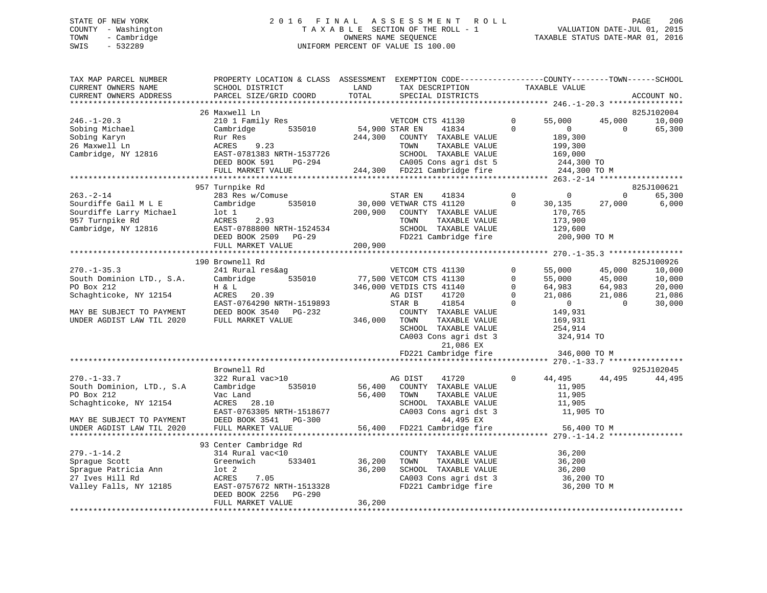STATE OF NEW YORK
COUNTY - Washington
TOWN - Cambridge
SWIS - 532289

# 2016 FINAL ASSESSMENT ROLL
TAXABLE SECTION OF THE ROLL - 1
OWNERS NAME SEQUENCE
UNIFORM PERCENT OF VALUE IS 100.00

VALUATION DATE-JUL 01, 2015
TAXABLE STATUS DATE-MAR 01, 2016

```
TAX MAP PARCEL NUMBER          PROPERTY LOCATION & CLASS  ASSESSMENT  EXEMPTION CODE------------------COUNTY--------TOWN------SCHOOL
CURRENT OWNERS NAME            SCHOOL DISTRICT               LAND      TAX DESCRIPTION              TAXABLE VALUE
CURRENT OWNERS ADDRESS         PARCEL SIZE/GRID COORD       TOTAL      SPECIAL DISTRICTS                                            ACCOUNT NO.
******************************************************************************************************* 246.-1-20.3 ****************
                               26 Maxwell Ln                                                                                  825J102004
246.-1-20.3                    210 1 Family Res                    VETCOM CTS 41130          0       55,000      45,000       10,000
Sobing Michael                 Cambridge       535010      54,900 STAR EN     41834          0            0           0       65,300
Sobing Karyn                   Rur Res                    244,300    COUNTY  TAXABLE VALUE            189,300
26 Maxwell Ln                  ACRES     9.23                        TOWN    TAXABLE VALUE            199,300
Cambridge, NY 12816            EAST-0781383 NRTH-1537726             SCHOOL  TAXABLE VALUE            169,000
                               DEED BOOK 591     PG-294              CA005 Cons agri dst 5             244,300 TO
                               FULL MARKET VALUE          244,300    FD221 Cambridge fire              244,300 TO M
******************************************************************************************************* 263.-2-14 ******************
                               957 Turnpike Rd                                                                                825J100621
263.-2-14                      283 Res w/Comuse                    STAR EN     41834          0            0           0       65,300
Sourdiffe Gail M L E           Cambridge       535010      30,000 VETWAR CTS 41120          0       30,135      27,000        6,000
Sourdiffe Larry Michael        lot 1                      200,900    COUNTY  TAXABLE VALUE            170,765
957 Turnpike Rd                ACRES     2.93                        TOWN    TAXABLE VALUE            173,900
Cambridge, NY 12816            EAST-0788800 NRTH-1524534             SCHOOL  TAXABLE VALUE            129,600
                               DEED BOOK 2509    PG-29               FD221 Cambridge fire              200,900 TO M
                               FULL MARKET VALUE          200,900
******************************************************************************************************* 270.-1-35.3 ****************
                               190 Brownell Rd                                                                                825J100926
270.-1-35.3                    241 Rural res&ag                    VETCOM CTS 41130          0       55,000      45,000       10,000
South Dominion LTD., S.A.      Cambridge       535010      77,500 VETCOM CTS 41130          0       55,000      45,000       10,000
PO Box 212                     H & L                      346,000 VETDIS CTS 41140          0       64,983      64,983       20,000
Schaghticoke, NY 12154         ACRES    20.39                       AG DIST     41720          0       21,086      21,086       21,086
                               EAST-0764290 NRTH-1519893            STAR B      41854          0            0           0       30,000
MAY BE SUBJECT TO PAYMENT      DEED BOOK 3540    PG-232              COUNTY  TAXABLE VALUE            149,931
UNDER AGDIST LAW TIL 2020      FULL MARKET VALUE          346,000    TOWN    TAXABLE VALUE            169,931
                                                                     SCHOOL  TAXABLE VALUE            254,914
                                                                     CA003 Cons agri dst 3             324,914 TO
                                                                          21,086 EX
                                                                     FD221 Cambridge fire              346,000 TO M
******************************************************************************************************* 270.-1-33.7 ****************
                               Brownell Rd                                                                                    925J102045
270.-1-33.7                    322 Rural vac>10                    AG DIST     41720          0       44,495      44,495       44,495
South Dominion, LTD., S.A      Cambridge       535010      56,400    COUNTY  TAXABLE VALUE             11,905
PO Box 212                     Vac Land                    56,400    TOWN    TAXABLE VALUE             11,905
Schaghticoke, NY 12154         ACRES    28.10                        SCHOOL  TAXABLE VALUE             11,905
                               EAST-0763305 NRTH-1518677             CA003 Cons agri dst 3              11,905 TO
MAY BE SUBJECT TO PAYMENT      DEED BOOK 3541    PG-300                   44,495 EX
UNDER AGDIST LAW TIL 2020      FULL MARKET VALUE           56,400    FD221 Cambridge fire               56,400 TO M
******************************************************************************************************* 279.-1-14.2 ****************
                               93 Center Cambridge Rd
279.-1-14.2                    314 Rural vac<10                      COUNTY  TAXABLE VALUE             36,200
Sprague Scott                  Greenwich       533401      36,200    TOWN    TAXABLE VALUE             36,200
Sprague Patricia Ann           lot 2                       36,200    SCHOOL  TAXABLE VALUE             36,200
27 Ives Hill Rd                ACRES     7.05                        CA003 Cons agri dst 3              36,200 TO
Valley Falls, NY 12185         EAST-0757672 NRTH-1513328             FD221 Cambridge fire               36,200 TO M
                               DEED BOOK 2256    PG-290
                               FULL MARKET VALUE           36,200
************************************************************************************************************************************
```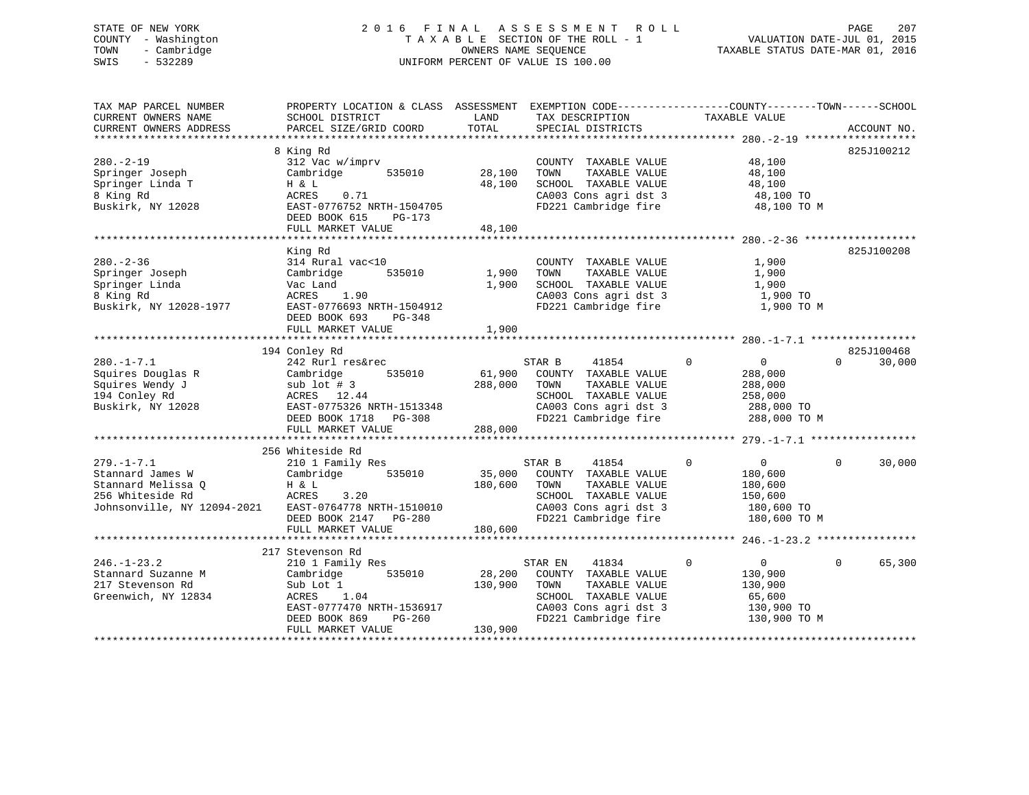STATE OF NEW YORK
COUNTY - Washington
TOWN - Cambridge
SWIS - 532289

2016 FINAL ASSESSMENT ROLL
TAXABLE SECTION OF THE ROLL - 1
OWNERS NAME SEQUENCE
UNIFORM PERCENT OF VALUE IS 100.00

VALUATION DATE-JUL 01, 2015
TAXABLE STATUS DATE-MAR 01, 2016

| TAX MAP PARCEL NUMBER / CURRENT OWNERS NAME / CURRENT OWNERS ADDRESS | PROPERTY LOCATION & CLASS / SCHOOL DISTRICT / PARCEL SIZE/GRID COORD | ASSESSMENT LAND | TOTAL | EXEMPTION CODE / TAX DESCRIPTION / SPECIAL DISTRICTS | COUNTY | TOWN | SCHOOL TAXABLE VALUE | ACCOUNT NO. |
|---|---|---|---|---|---|---|---|---|
| **280.-2-19** | 8 King Rd | | | | | | | 825J100212 |
| 280.-2-19 | 312 Vac w/imprv | | | COUNTY TAXABLE VALUE | 48,100 | | | |
| Springer Joseph | Cambridge 535010 | 28,100 | | TOWN TAXABLE VALUE | | 48,100 | | |
| Springer Linda T | H & L | | 48,100 | SCHOOL TAXABLE VALUE | | | 48,100 | |
| 8 King Rd | ACRES 0.71 | | | CA003 Cons agri dst 3 | 48,100 TO | | | |
| Buskirk, NY 12028 | EAST-0776752 NRTH-1504705 | | | FD221 Cambridge fire | 48,100 TO M | | | |
| | DEED BOOK 615 PG-173 | | | | | | | |
| | FULL MARKET VALUE | | 48,100 | | | | | |
| **280.-2-36** | King Rd | | | | | | | 825J100208 |
| 280.-2-36 | 314 Rural vac<10 | | | COUNTY TAXABLE VALUE | 1,900 | | | |
| Springer Joseph | Cambridge 535010 | 1,900 | | TOWN TAXABLE VALUE | | 1,900 | | |
| Springer Linda | Vac Land | | 1,900 | SCHOOL TAXABLE VALUE | | | 1,900 | |
| 8 King Rd | ACRES 1.90 | | | CA003 Cons agri dst 3 | 1,900 TO | | | |
| Buskirk, NY 12028-1977 | EAST-0776693 NRTH-1504912 | | | FD221 Cambridge fire | 1,900 TO M | | | |
| | DEED BOOK 693 PG-348 | | | | | | | |
| | FULL MARKET VALUE | | 1,900 | | | | | |
| **280.-1-7.1** | 194 Conley Rd | | | | | | | 825J100468 |
| 280.-1-7.1 | 242 Rurl res&rec | | | STAR B 41854 | 0 | 0 | 30,000 | |
| Squires Douglas R | Cambridge 535010 | 61,900 | | COUNTY TAXABLE VALUE | 288,000 | | | |
| Squires Wendy J | sub lot # 3 | | 288,000 | TOWN TAXABLE VALUE | | 288,000 | | |
| 194 Conley Rd | ACRES 12.44 | | | SCHOOL TAXABLE VALUE | | | 258,000 | |
| Buskirk, NY 12028 | EAST-0775326 NRTH-1513348 | | | CA003 Cons agri dst 3 | 288,000 TO | | | |
| | DEED BOOK 1718 PG-308 | | | FD221 Cambridge fire | 288,000 TO M | | | |
| | FULL MARKET VALUE | | 288,000 | | | | | |
| **279.-1-7.1** | 256 Whiteside Rd | | | | | | | |
| 279.-1-7.1 | 210 1 Family Res | | | STAR B 41854 | 0 | 0 | 30,000 | |
| Stannard James W | Cambridge 535010 | 35,000 | | COUNTY TAXABLE VALUE | 180,600 | | | |
| Stannard Melissa Q | H & L | | 180,600 | TOWN TAXABLE VALUE | | 180,600 | | |
| 256 Whiteside Rd | ACRES 3.20 | | | SCHOOL TAXABLE VALUE | | | 150,600 | |
| Johnsonville, NY 12094-2021 | EAST-0764778 NRTH-1510010 | | | CA003 Cons agri dst 3 | 180,600 TO | | | |
| | DEED BOOK 2147 PG-280 | | | FD221 Cambridge fire | 180,600 TO M | | | |
| | FULL MARKET VALUE | | 180,600 | | | | | |
| **246.-1-23.2** | 217 Stevenson Rd | | | | | | | |
| 246.-1-23.2 | 210 1 Family Res | | | STAR EN 41834 | 0 | 0 | 65,300 | |
| Stannard Suzanne M | Cambridge 535010 | 28,200 | | COUNTY TAXABLE VALUE | 130,900 | | | |
| 217 Stevenson Rd | Sub Lot 1 | | 130,900 | TOWN TAXABLE VALUE | | 130,900 | | |
| Greenwich, NY 12834 | ACRES 1.04 | | | SCHOOL TAXABLE VALUE | | | 65,600 | |
| | EAST-0777470 NRTH-1536917 | | | CA003 Cons agri dst 3 | 130,900 TO | | | |
| | DEED BOOK 869 PG-260 | | | FD221 Cambridge fire | 130,900 TO M | | | |
| | FULL MARKET VALUE | | 130,900 | | | | | |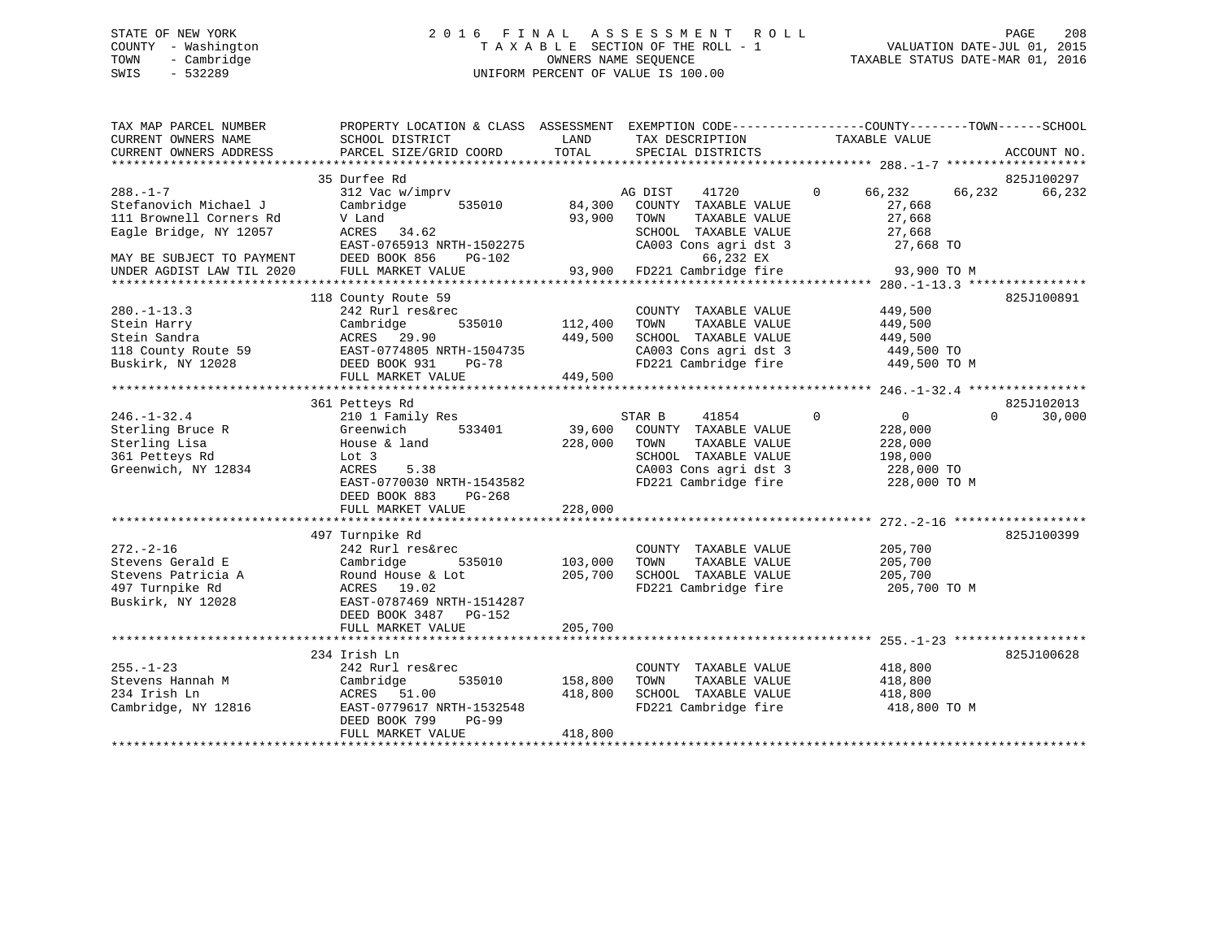STATE OF NEW YORK
COUNTY - Washington
TOWN - Cambridge
SWIS - 532289

2016 FINAL ASSESSMENT ROLL
TAXABLE SECTION OF THE ROLL - 1
OWNERS NAME SEQUENCE
UNIFORM PERCENT OF VALUE IS 100.00

VALUATION DATE-JUL 01, 2015
TAXABLE STATUS DATE-MAR 01, 2016

```
TAX MAP PARCEL NUMBER          PROPERTY LOCATION & CLASS  ASSESSMENT  EXEMPTION CODE------------------COUNTY--------TOWN------SCHOOL
CURRENT OWNERS NAME            SCHOOL DISTRICT               LAND      TAX DESCRIPTION              TAXABLE VALUE
CURRENT OWNERS ADDRESS         PARCEL SIZE/GRID COORD        TOTAL     SPECIAL DISTRICTS                                      ACCOUNT NO.
******************************************************************************************************* 288.-1-7 *******************
                               35 Durfee Rd                                                                                 825J100297
288.-1-7                       312 Vac w/imprv                         AG DIST     41720          0      66,232      66,232      66,232
Stefanovich Michael J          Cambridge        535010       84,300    COUNTY  TAXABLE VALUE              27,668
111 Brownell Corners Rd        V Land                        93,900    TOWN    TAXABLE VALUE              27,668
Eagle Bridge, NY 12057         ACRES   34.62                           SCHOOL  TAXABLE VALUE              27,668
                               EAST-0765913 NRTH-1502275               CA003 Cons agri dst 3               27,668 TO
MAY BE SUBJECT TO PAYMENT      DEED BOOK 856    PG-102                         66,232 EX
UNDER AGDIST LAW TIL 2020      FULL MARKET VALUE             93,900    FD221 Cambridge fire                93,900 TO M
******************************************************************************************************* 280.-1-13.3 ****************
                               118 County Route 59                                                                          825J100891
280.-1-13.3                    242 Rurl res&rec                        COUNTY  TAXABLE VALUE             449,500
Stein Harry                    Cambridge        535010      112,400    TOWN    TAXABLE VALUE             449,500
Stein Sandra                   ACRES   29.90                449,500    SCHOOL  TAXABLE VALUE             449,500
118 County Route 59            EAST-0774805 NRTH-1504735               CA003 Cons agri dst 3              449,500 TO
Buskirk, NY 12028              DEED BOOK 931    PG-78                  FD221 Cambridge fire               449,500 TO M
                               FULL MARKET VALUE            449,500
******************************************************************************************************* 246.-1-32.4 ****************
                               361 Petteys Rd                                                                               825J102013
246.-1-32.4                    210 1 Family Res                        STAR B      41854          0           0           0      30,000
Sterling Bruce R               Greenwich        533401       39,600    COUNTY  TAXABLE VALUE             228,000
Sterling Lisa                  House & land                 228,000    TOWN    TAXABLE VALUE             228,000
361 Petteys Rd                 Lot 3                                   SCHOOL  TAXABLE VALUE             198,000
Greenwich, NY 12834            ACRES    5.38                           CA003 Cons agri dst 3              228,000 TO
                               EAST-0770030 NRTH-1543582               FD221 Cambridge fire               228,000 TO M
                               DEED BOOK 883    PG-268
                               FULL MARKET VALUE            228,000
******************************************************************************************************* 272.-2-16 ******************
                               497 Turnpike Rd                                                                              825J100399
272.-2-16                      242 Rurl res&rec                        COUNTY  TAXABLE VALUE             205,700
Stevens Gerald E               Cambridge        535010      103,000    TOWN    TAXABLE VALUE             205,700
Stevens Patricia A             Round House & Lot            205,700    SCHOOL  TAXABLE VALUE             205,700
497 Turnpike Rd                ACRES   19.02                           FD221 Cambridge fire               205,700 TO M
Buskirk, NY 12028              EAST-0787469 NRTH-1514287
                               DEED BOOK 3487   PG-152
                               FULL MARKET VALUE            205,700
******************************************************************************************************* 255.-1-23 ******************
                               234 Irish Ln                                                                                 825J100628
255.-1-23                      242 Rurl res&rec                        COUNTY  TAXABLE VALUE             418,800
Stevens Hannah M               Cambridge        535010      158,800    TOWN    TAXABLE VALUE             418,800
234 Irish Ln                   ACRES   51.00                418,800    SCHOOL  TAXABLE VALUE             418,800
Cambridge, NY 12816            EAST-0779617 NRTH-1532548               FD221 Cambridge fire               418,800 TO M
                               DEED BOOK 799    PG-99
                               FULL MARKET VALUE            418,800
************************************************************************************************************************************
```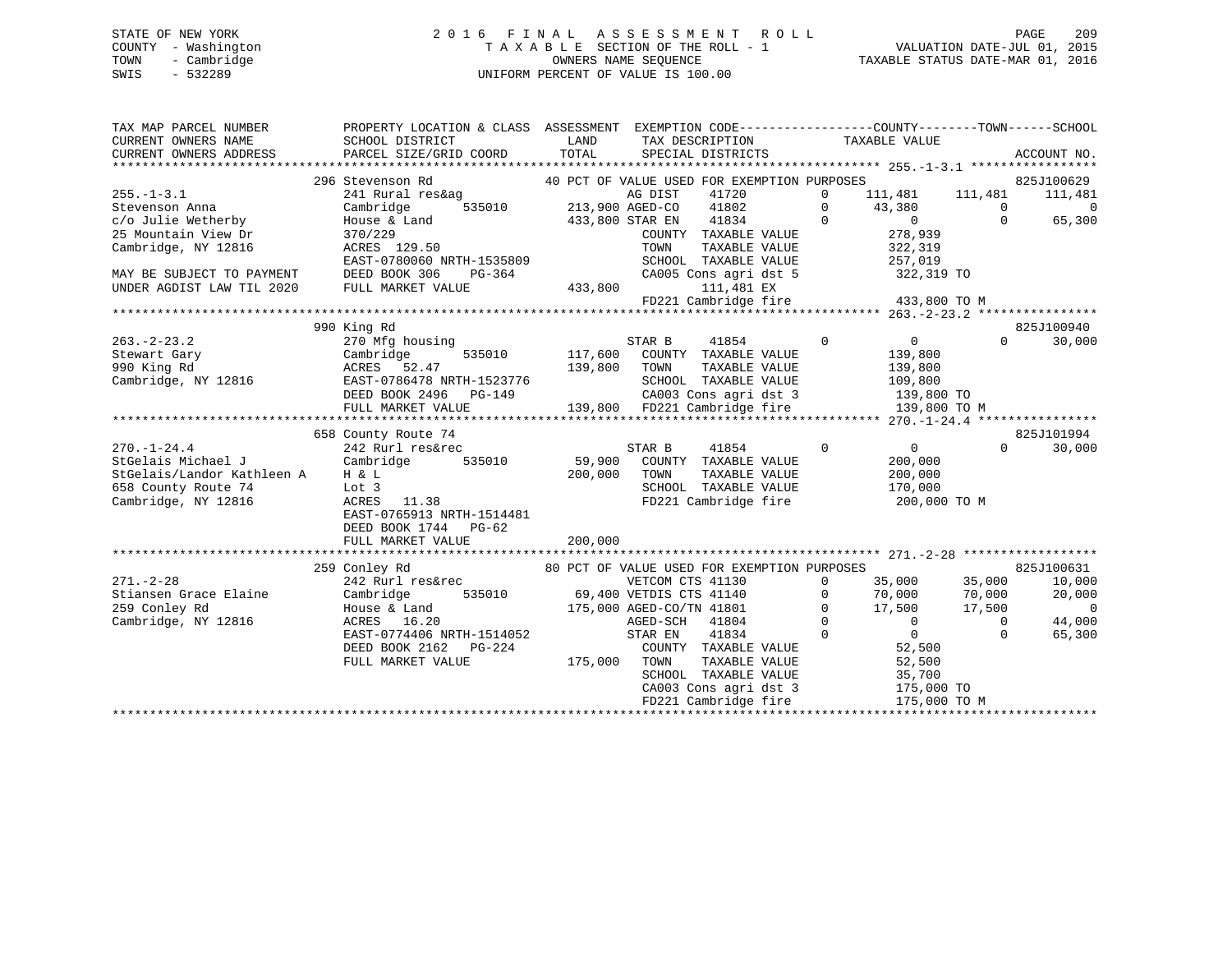STATE OF NEW YORK
COUNTY - Washington
TOWN - Cambridge
SWIS - 532289

2016 FINAL ASSESSMENT ROLL
TAXABLE SECTION OF THE ROLL - 1
OWNERS NAME SEQUENCE
UNIFORM PERCENT OF VALUE IS 100.00

VALUATION DATE-JUL 01, 2015
TAXABLE STATUS DATE-MAR 01, 2016

```
TAX MAP PARCEL NUMBER          PROPERTY LOCATION & CLASS  ASSESSMENT  EXEMPTION CODE------------------COUNTY--------TOWN------SCHOOL
CURRENT OWNERS NAME            SCHOOL DISTRICT              LAND        TAX DESCRIPTION            TAXABLE VALUE
CURRENT OWNERS ADDRESS         PARCEL SIZE/GRID COORD      TOTAL        SPECIAL DISTRICTS                                    ACCOUNT NO.
******************************************************************************************************* 255.-1-3.1 *****************
                    296 Stevenson Rd                 40 PCT OF VALUE USED FOR EXEMPTION PURPOSES                       825J100629
255.-1-3.1                     241 Rural res&ag                    AG DIST    41720          0    111,481     111,481     111,481
Stevenson Anna                 Cambridge      535010     213,900 AGED-CO    41802          0     43,380           0           0
c/o Julie Wetherby             House & Land              433,800 STAR EN    41834          0          0           0      65,300
25 Mountain View Dr            370/229                            COUNTY  TAXABLE VALUE           278,939
Cambridge, NY 12816            ACRES 129.50                       TOWN    TAXABLE VALUE           322,319
                               EAST-0780060 NRTH-1535809          SCHOOL  TAXABLE VALUE           257,019
MAY BE SUBJECT TO PAYMENT      DEED BOOK 306    PG-364            CA005 Cons agri dst 5           322,319 TO
UNDER AGDIST LAW TIL 2020      FULL MARKET VALUE         433,800         111,481 EX
                                                                  FD221 Cambridge fire            433,800 TO M
******************************************************************************************************* 263.-2-23.2 ****************
                    990 King Rd                                                                              825J100940
263.-2-23.2                    270 Mfg housing                     STAR B     41854          0          0           0      30,000
Stewart Gary                   Cambridge      535010     117,600   COUNTY  TAXABLE VALUE           139,800
990 King Rd                    ACRES  52.47              139,800   TOWN    TAXABLE VALUE           139,800
Cambridge, NY 12816            EAST-0786478 NRTH-1523776          SCHOOL  TAXABLE VALUE           109,800
                               DEED BOOK 2496   PG-149            CA003 Cons agri dst 3           139,800 TO
                               FULL MARKET VALUE         139,800  FD221 Cambridge fire            139,800 TO M
******************************************************************************************************* 270.-1-24.4 ****************
                    658 County Route 74                                                                      825J101994
270.-1-24.4                    242 Rurl res&rec                    STAR B     41854          0          0           0      30,000
StGelais Michael J             Cambridge      535010      59,900   COUNTY  TAXABLE VALUE           200,000
StGelais/Landor Kathleen A     H & L                     200,000   TOWN    TAXABLE VALUE           200,000
658 County Route 74            Lot 3                              SCHOOL  TAXABLE VALUE           170,000
Cambridge, NY 12816            ACRES  11.38                       FD221 Cambridge fire            200,000 TO M
                               EAST-0765913 NRTH-1514481
                               DEED BOOK 1744   PG-62
                               FULL MARKET VALUE         200,000
******************************************************************************************************* 271.-2-28 ******************
                    259 Conley Rd                    80 PCT OF VALUE USED FOR EXEMPTION PURPOSES                       825J100631
271.-2-28                      242 Rurl res&rec                    VETCOM CTS 41130          0     35,000      35,000      10,000
Stiansen Grace Elaine          Cambridge      535010      69,400 VETDIS CTS 41140          0     70,000      70,000      20,000
259 Conley Rd                  House & Land              175,000 AGED-CO/TN 41801          0     17,500      17,500           0
Cambridge, NY 12816            ACRES  16.20                        AGED-SCH   41804          0          0           0      44,000
                               EAST-0774406 NRTH-1514052           STAR EN    41834          0          0           0      65,300
                               DEED BOOK 2162   PG-224            COUNTY  TAXABLE VALUE            52,500
                               FULL MARKET VALUE         175,000  TOWN    TAXABLE VALUE            52,500
                                                                  SCHOOL  TAXABLE VALUE            35,700
                                                                  CA003 Cons agri dst 3           175,000 TO
                                                                  FD221 Cambridge fire            175,000 TO M
************************************************************************************************************************************
```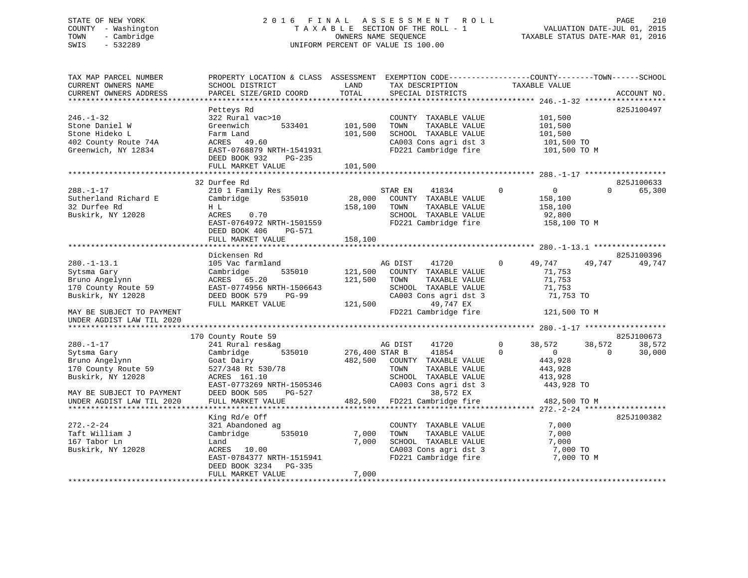STATE OF NEW YORK
COUNTY - Washington
TOWN - Cambridge
SWIS - 532289

2016 FINAL ASSESSMENT ROLL
TAXABLE SECTION OF THE ROLL - 1
OWNERS NAME SEQUENCE
UNIFORM PERCENT OF VALUE IS 100.00

VALUATION DATE-JUL 01, 2015
TAXABLE STATUS DATE-MAR 01, 2016

```
TAX MAP PARCEL NUMBER          PROPERTY LOCATION & CLASS  ASSESSMENT  EXEMPTION CODE------------------COUNTY--------TOWN------SCHOOL
CURRENT OWNERS NAME            SCHOOL DISTRICT              LAND       TAX DESCRIPTION               TAXABLE VALUE
CURRENT OWNERS ADDRESS         PARCEL SIZE/GRID COORD       TOTAL      SPECIAL DISTRICTS                                      ACCOUNT NO.
*********************************************************************************************** 246.-1-32 ******************
                               Petteys Rd                                                                                825J100497
246.-1-32                      322 Rural vac>10                        COUNTY  TAXABLE VALUE          101,500
Stone Daniel W                 Greenwich       533401      101,500     TOWN    TAXABLE VALUE          101,500
Stone Hideko L                 Farm Land                   101,500     SCHOOL  TAXABLE VALUE          101,500
402 County Route 74A           ACRES   49.60                           CA003 Cons agri dst 3           101,500 TO
Greenwich, NY 12834            EAST-0768879 NRTH-1541931               FD221 Cambridge fire            101,500 TO M
                               DEED BOOK 932     PG-235
                               FULL MARKET VALUE           101,500
*********************************************************************************************** 288.-1-17 ******************
                               32 Durfee Rd                                                                              825J100633
288.-1-17                      210 1 Family Res                        STAR EN     41834        0          0            0       65,300
Sutherland Richard E           Cambridge       535010       28,000     COUNTY  TAXABLE VALUE          158,100
32 Durfee Rd                   H L                         158,100     TOWN    TAXABLE VALUE          158,100
Buskirk, NY 12028              ACRES    0.70                           SCHOOL  TAXABLE VALUE           92,800
                               EAST-0764972 NRTH-1501559               FD221 Cambridge fire            158,100 TO M
                               DEED BOOK 406     PG-571
                               FULL MARKET VALUE           158,100
*********************************************************************************************** 280.-1-13.1 ****************
                               Dickensen Rd                                                                              825J100396
280.-1-13.1                    105 Vac farmland                        AG DIST     41720        0     49,747       49,747     49,747
Sytsma Gary                    Cambridge       535010      121,500     COUNTY  TAXABLE VALUE           71,753
Bruno Angelynn                 ACRES   65.20               121,500     TOWN    TAXABLE VALUE           71,753
170 County Route 59            EAST-0774956 NRTH-1506643               SCHOOL  TAXABLE VALUE           71,753
Buskirk, NY 12028              DEED BOOK 579     PG-99                 CA003 Cons agri dst 3            71,753 TO
                               FULL MARKET VALUE           121,500              49,747 EX
MAY BE SUBJECT TO PAYMENT                                              FD221 Cambridge fire            121,500 TO M
UNDER AGDIST LAW TIL 2020
*********************************************************************************************** 280.-1-17 ******************
                               170 County Route 59                                                                       825J100673
280.-1-17                      241 Rural res&ag                        AG DIST     41720        0     38,572       38,572     38,572
Sytsma Gary                    Cambridge       535010      276,400 STAR B      41854        0          0            0       30,000
Bruno Angelynn                 Goat Dairy                  482,500     COUNTY  TAXABLE VALUE          443,928
170 County Route 59            527/348 Rt 530/78                       TOWN    TAXABLE VALUE          443,928
Buskirk, NY 12028              ACRES  161.10                           SCHOOL  TAXABLE VALUE          413,928
                               EAST-0773269 NRTH-1505346               CA003 Cons agri dst 3           443,928 TO
MAY BE SUBJECT TO PAYMENT      DEED BOOK 505     PG-527                         38,572 EX
UNDER AGDIST LAW TIL 2020      FULL MARKET VALUE           482,500     FD221 Cambridge fire            482,500 TO M
*********************************************************************************************** 272.-2-24 ******************
                               King Rd/e Off                                                                             825J100382
272.-2-24                      321 Abandoned ag                        COUNTY  TAXABLE VALUE            7,000
Taft William J                 Cambridge       535010        7,000     TOWN    TAXABLE VALUE            7,000
167 Tabor Ln                   Land                          7,000     SCHOOL  TAXABLE VALUE            7,000
Buskirk, NY 12028              ACRES   10.00                           CA003 Cons agri dst 3             7,000 TO
                               EAST-0784377 NRTH-1515941               FD221 Cambridge fire              7,000 TO M
                               DEED BOOK 3234    PG-335
                               FULL MARKET VALUE             7,000
************************************************************************************************************************************
```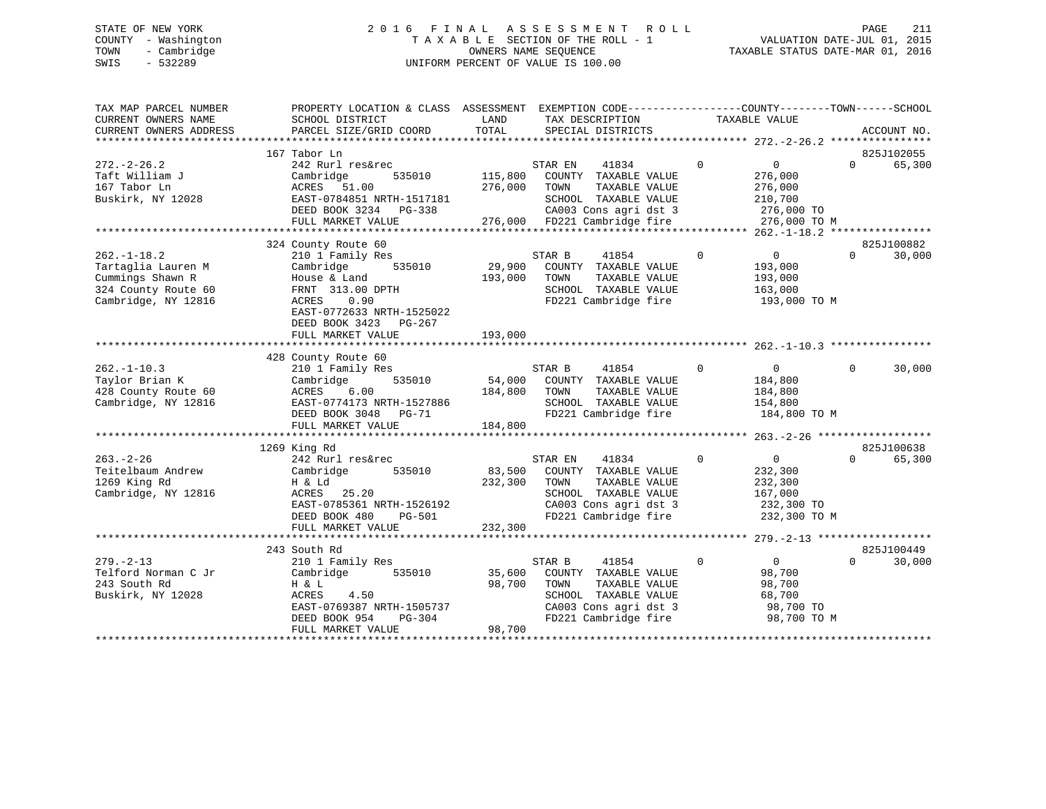STATE OF NEW YORK
COUNTY - Washington
TOWN - Cambridge
SWIS - 532289

2016 FINAL ASSESSMENT ROLL
TAXABLE SECTION OF THE ROLL - 1
OWNERS NAME SEQUENCE
UNIFORM PERCENT OF VALUE IS 100.00

VALUATION DATE-JUL 01, 2015
TAXABLE STATUS DATE-MAR 01, 2016

```
TAX MAP PARCEL NUMBER          PROPERTY LOCATION & CLASS  ASSESSMENT  EXEMPTION CODE-----------------COUNTY--------TOWN------SCHOOL
CURRENT OWNERS NAME            SCHOOL DISTRICT              LAND      TAX DESCRIPTION            TAXABLE VALUE
CURRENT OWNERS ADDRESS         PARCEL SIZE/GRID COORD      TOTAL      SPECIAL DISTRICTS                                    ACCOUNT NO.
******************************************************************************************************* 272.-2-26.2 ****************
                               167 Tabor Ln                                                                             825J102055
272.-2-26.2                    242 Rurl res&rec                       STAR EN    41834         0           0          0     65,300
Taft William J                 Cambridge        535010      115,800   COUNTY  TAXABLE VALUE           276,000
167 Tabor Ln                   ACRES   51.00                276,000   TOWN    TAXABLE VALUE           276,000
Buskirk, NY 12028              EAST-0784851 NRTH-1517181              SCHOOL  TAXABLE VALUE           210,700
                               DEED BOOK 3234   PG-338                CA003 Cons agri dst 3            276,000 TO
                               FULL MARKET VALUE            276,000   FD221 Cambridge fire             276,000 TO M
******************************************************************************************************* 262.-1-18.2 ****************
                               324 County Route 60                                                                      825J100882
262.-1-18.2                    210 1 Family Res                       STAR B     41854         0           0          0     30,000
Tartaglia Lauren M             Cambridge        535010       29,900   COUNTY  TAXABLE VALUE           193,000
Cummings Shawn R               House & Land                 193,000   TOWN    TAXABLE VALUE           193,000
324 County Route 60            FRNT  313.00 DPTH                      SCHOOL  TAXABLE VALUE           163,000
Cambridge, NY 12816            ACRES    0.90                          FD221 Cambridge fire             193,000 TO M
                               EAST-0772633 NRTH-1525022
                               DEED BOOK 3423   PG-267
                               FULL MARKET VALUE            193,000
******************************************************************************************************* 262.-1-10.3 ****************
                               428 County Route 60
262.-1-10.3                    210 1 Family Res                       STAR B     41854         0           0          0     30,000
Taylor Brian K                 Cambridge        535010       54,000   COUNTY  TAXABLE VALUE           184,800
428 County Route 60            ACRES    6.00                184,800   TOWN    TAXABLE VALUE           184,800
Cambridge, NY 12816            EAST-0774173 NRTH-1527886              SCHOOL  TAXABLE VALUE           154,800
                               DEED BOOK 3048   PG-71                 FD221 Cambridge fire             184,800 TO M
                               FULL MARKET VALUE            184,800
******************************************************************************************************* 263.-2-26 ******************
                               1269 King Rd                                                                             825J100638
263.-2-26                      242 Rurl res&rec                       STAR EN    41834         0           0          0     65,300
Teitelbaum Andrew              Cambridge        535010       83,500   COUNTY  TAXABLE VALUE           232,300
1269 King Rd                   H & Ld                       232,300   TOWN    TAXABLE VALUE           232,300
Cambridge, NY 12816            ACRES   25.20                          SCHOOL  TAXABLE VALUE           167,000
                               EAST-0785361 NRTH-1526192              CA003 Cons agri dst 3            232,300 TO
                               DEED BOOK 480    PG-501                FD221 Cambridge fire             232,300 TO M
                               FULL MARKET VALUE            232,300
******************************************************************************************************* 279.-2-13 ******************
                               243 South Rd                                                                             825J100449
279.-2-13                      210 1 Family Res                       STAR B     41854         0           0          0     30,000
Telford Norman C Jr            Cambridge        535010       35,600   COUNTY  TAXABLE VALUE            98,700
243 South Rd                   H & L                         98,700   TOWN    TAXABLE VALUE            98,700
Buskirk, NY 12028              ACRES    4.50                          SCHOOL  TAXABLE VALUE            68,700
                               EAST-0769387 NRTH-1505737              CA003 Cons agri dst 3             98,700 TO
                               DEED BOOK 954    PG-304                FD221 Cambridge fire              98,700 TO M
                               FULL MARKET VALUE             98,700
************************************************************************************************************************************
```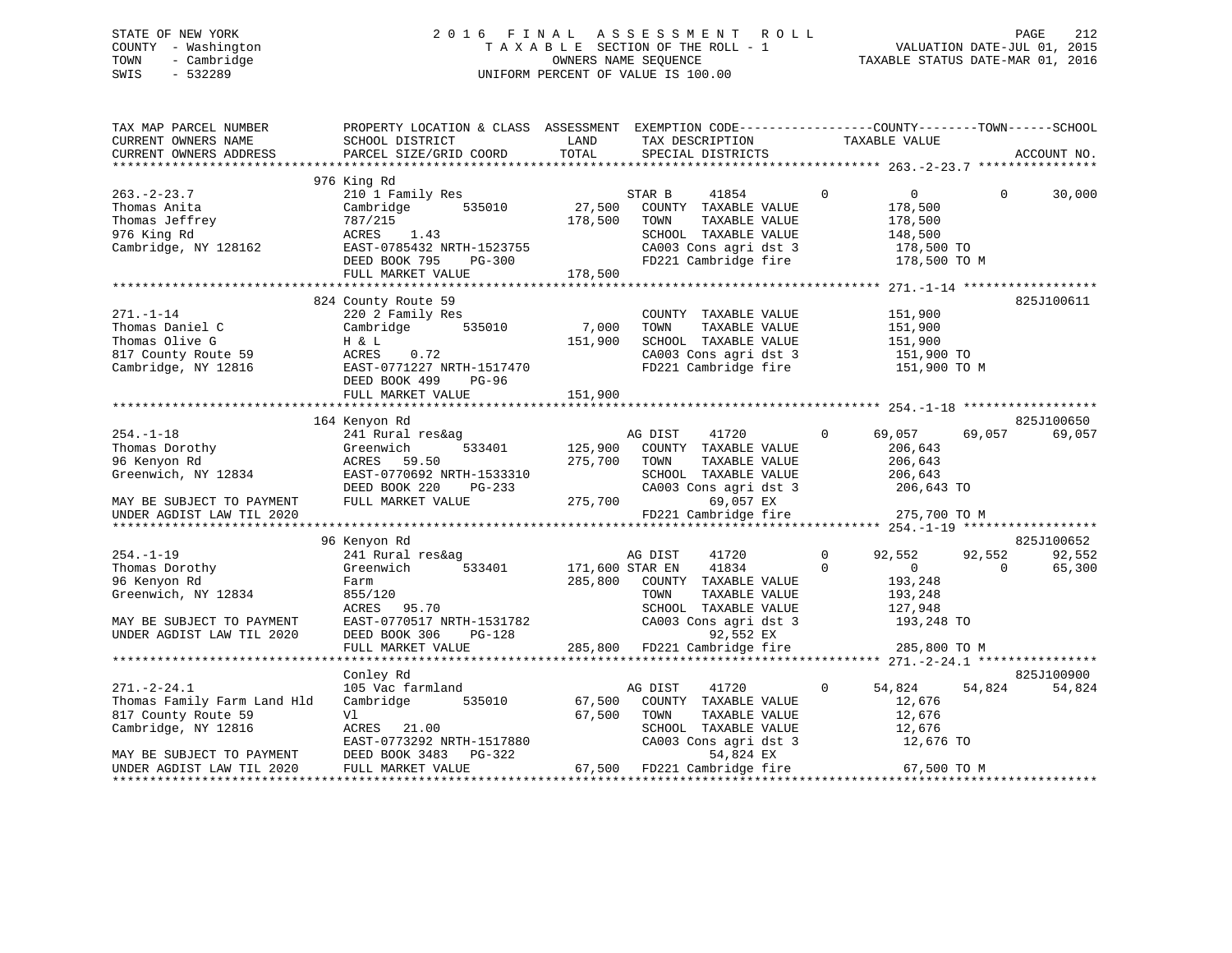STATE OF NEW YORK
COUNTY - Washington
TOWN - Cambridge
SWIS - 532289

2016 FINAL ASSESSMENT ROLL
TAXABLE SECTION OF THE ROLL - 1
OWNERS NAME SEQUENCE
UNIFORM PERCENT OF VALUE IS 100.00

VALUATION DATE-JUL 01, 2015
TAXABLE STATUS DATE-MAR 01, 2016

```
TAX MAP PARCEL NUMBER          PROPERTY LOCATION & CLASS  ASSESSMENT  EXEMPTION CODE------------------COUNTY--------TOWN------SCHOOL
CURRENT OWNERS NAME            SCHOOL DISTRICT               LAND      TAX DESCRIPTION              TAXABLE VALUE
CURRENT OWNERS ADDRESS         PARCEL SIZE/GRID COORD        TOTAL     SPECIAL DISTRICTS                                      ACCOUNT NO.
******************************************************************************************************* 263.-2-23.7 ****************
                               976 King Rd
263.-2-23.7                    210 1 Family Res                        STAR B     41854        0           0           0      30,000
Thomas Anita                   Cambridge        535010      27,500     COUNTY  TAXABLE VALUE           178,500
Thomas Jeffrey                 787/215                     178,500     TOWN    TAXABLE VALUE           178,500
976 King Rd                    ACRES    1.43                           SCHOOL  TAXABLE VALUE           148,500
Cambridge, NY 128162           EAST-0785432 NRTH-1523755               CA003 Cons agri dst 3            178,500 TO
                               DEED BOOK 795    PG-300                 FD221 Cambridge fire             178,500 TO M
                               FULL MARKET VALUE           178,500
******************************************************************************************************* 271.-1-14 ******************
                               824 County Route 59                                                                    825J100611
271.-1-14                      220 2 Family Res                        COUNTY  TAXABLE VALUE           151,900
Thomas Daniel C                Cambridge        535010       7,000     TOWN    TAXABLE VALUE           151,900
Thomas Olive G                 H & L                       151,900     SCHOOL  TAXABLE VALUE           151,900
817 County Route 59            ACRES    0.72                           CA003 Cons agri dst 3            151,900 TO
Cambridge, NY 12816            EAST-0771227 NRTH-1517470               FD221 Cambridge fire             151,900 TO M
                               DEED BOOK 499    PG-96
                               FULL MARKET VALUE           151,900
******************************************************************************************************* 254.-1-18 ******************
                               164 Kenyon Rd                                                                          825J100650
254.-1-18                      241 Rural res&ag                        AG DIST    41720        0      69,057      69,057      69,057
Thomas Dorothy                 Greenwich        533401     125,900     COUNTY  TAXABLE VALUE           206,643
96 Kenyon Rd                   ACRES   59.50               275,700     TOWN    TAXABLE VALUE           206,643
Greenwich, NY 12834            EAST-0770692 NRTH-1533310               SCHOOL  TAXABLE VALUE           206,643
                               DEED BOOK 220    PG-233                 CA003 Cons agri dst 3            206,643 TO
MAY BE SUBJECT TO PAYMENT      FULL MARKET VALUE           275,700            69,057 EX
UNDER AGDIST LAW TIL 2020                                              FD221 Cambridge fire             275,700 TO M
******************************************************************************************************* 254.-1-19 ******************
                               96 Kenyon Rd                                                                           825J100652
254.-1-19                      241 Rural res&ag                        AG DIST    41720        0      92,552      92,552      92,552
Thomas Dorothy                 Greenwich        533401     171,600 STAR EN    41834        0           0           0      65,300
96 Kenyon Rd                   Farm                        285,800     COUNTY  TAXABLE VALUE           193,248
Greenwich, NY 12834            855/120                                 TOWN    TAXABLE VALUE           193,248
                               ACRES   95.70                           SCHOOL  TAXABLE VALUE           127,948
MAY BE SUBJECT TO PAYMENT      EAST-0770517 NRTH-1531782               CA003 Cons agri dst 3            193,248 TO
UNDER AGDIST LAW TIL 2020      DEED BOOK 306    PG-128                        92,552 EX
                               FULL MARKET VALUE           285,800     FD221 Cambridge fire             285,800 TO M
******************************************************************************************************* 271.-2-24.1 ****************
                               Conley Rd                                                                              825J100900
271.-2-24.1                    105 Vac farmland                        AG DIST    41720        0      54,824      54,824      54,824
Thomas Family Farm Land Hld    Cambridge        535010      67,500     COUNTY  TAXABLE VALUE            12,676
817 County Route 59            Vl                           67,500     TOWN    TAXABLE VALUE            12,676
Cambridge, NY 12816            ACRES   21.00                           SCHOOL  TAXABLE VALUE            12,676
                               EAST-0773292 NRTH-1517880               CA003 Cons agri dst 3             12,676 TO
MAY BE SUBJECT TO PAYMENT      DEED BOOK 3483   PG-322                        54,824 EX
UNDER AGDIST LAW TIL 2020      FULL MARKET VALUE            67,500     FD221 Cambridge fire              67,500 TO M
************************************************************************************************************************************
```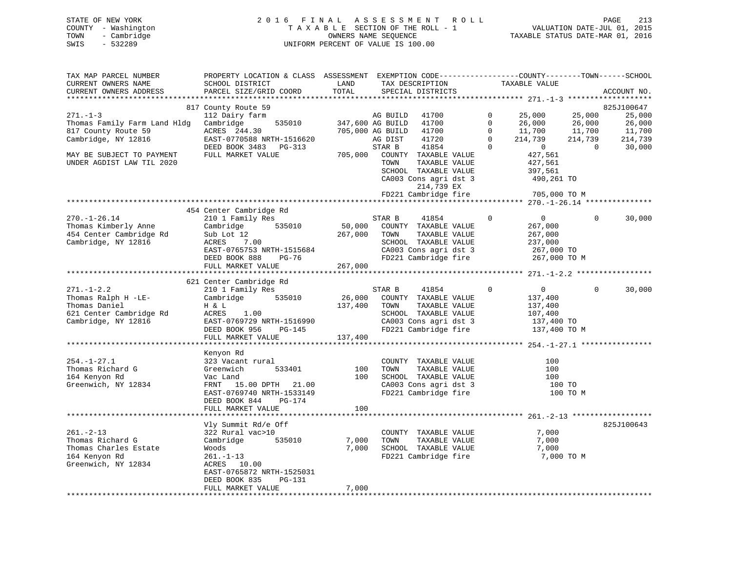STATE OF NEW YORK
COUNTY - Washington
TOWN - Cambridge
SWIS - 532289

2 0 1 6 F I N A L A S S E S S M E N T R O L L
T A X A B L E SECTION OF THE ROLL - 1
OWNERS NAME SEQUENCE
UNIFORM PERCENT OF VALUE IS 100.00

VALUATION DATE-JUL 01, 2015
TAXABLE STATUS DATE-MAR 01, 2016

```
TAX MAP PARCEL NUMBER          PROPERTY LOCATION & CLASS  ASSESSMENT  EXEMPTION CODE------------------COUNTY--------TOWN------SCHOOL
CURRENT OWNERS NAME            SCHOOL DISTRICT              LAND      TAX DESCRIPTION             TAXABLE VALUE
CURRENT OWNERS ADDRESS         PARCEL SIZE/GRID COORD       TOTAL     SPECIAL DISTRICTS                                     ACCOUNT NO.
******************************************************************************************************* 271.-1-3 *******************
                               817 County Route 59                                                                          825J100647
271.-1-3                       112 Dairy farm                     AG BUILD   41700         0      25,000      25,000      25,000
Thomas Family Farm Land Hldg   Cambridge        535010     347,600 AG BUILD   41700         0      26,000      26,000      26,000
817 County Route 59            ACRES  244.30               705,000 AG BUILD   41700         0      11,700      11,700      11,700
Cambridge, NY 12816            EAST-0770588 NRTH-1516620          AG DIST    41720         0     214,739     214,739     214,739
                               DEED BOOK 3483   PG-313            STAR B     41854         0           0           0      30,000
MAY BE SUBJECT TO PAYMENT      FULL MARKET VALUE           705,000  COUNTY  TAXABLE VALUE           427,561
UNDER AGDIST LAW TIL 2020                                          TOWN    TAXABLE VALUE           427,561
                                                                   SCHOOL  TAXABLE VALUE           397,561
                                                                   CA003 Cons agri dst 3           490,261 TO
                                                                         214,739 EX
                                                                   FD221 Cambridge fire            705,000 TO M
******************************************************************************************************* 270.-1-26.14 ***************
                               454 Center Cambridge Rd
270.-1-26.14                   210 1 Family Res                   STAR B     41854         0           0           0      30,000
Thomas Kimberly Anne           Cambridge        535010      50,000  COUNTY  TAXABLE VALUE           267,000
454 Center Cambridge Rd        Sub Lot 12                  267,000  TOWN    TAXABLE VALUE           267,000
Cambridge, NY 12816            ACRES    7.00                        SCHOOL  TAXABLE VALUE           237,000
                               EAST-0765753 NRTH-1515684            CA003 Cons agri dst 3           267,000 TO
                               DEED BOOK 888    PG-76               FD221 Cambridge fire            267,000 TO M
                               FULL MARKET VALUE           267,000
******************************************************************************************************* 271.-1-2.2 *****************
                               621 Center Cambridge Rd
271.-1-2.2                     210 1 Family Res                   STAR B     41854         0           0           0      30,000
Thomas Ralph H -LE-            Cambridge        535010      26,000  COUNTY  TAXABLE VALUE           137,400
Thomas Daniel                  H & L                       137,400  TOWN    TAXABLE VALUE           137,400
621 Center Cambridge Rd        ACRES    1.00                        SCHOOL  TAXABLE VALUE           107,400
Cambridge, NY 12816            EAST-0769729 NRTH-1516990            CA003 Cons agri dst 3           137,400 TO
                               DEED BOOK 956    PG-145              FD221 Cambridge fire            137,400 TO M
                               FULL MARKET VALUE           137,400
******************************************************************************************************* 254.-1-27.1 ****************
                               Kenyon Rd
254.-1-27.1                    323 Vacant rural                     COUNTY  TAXABLE VALUE               100
Thomas Richard G               Greenwich        533401         100  TOWN    TAXABLE VALUE               100
164 Kenyon Rd                  Vac Land                        100  SCHOOL  TAXABLE VALUE               100
Greenwich, NY 12834            FRNT   15.00 DPTH   21.00            CA003 Cons agri dst 3               100 TO
                               EAST-0769740 NRTH-1533149            FD221 Cambridge fire                100 TO M
                               DEED BOOK 844    PG-174
                               FULL MARKET VALUE               100
******************************************************************************************************* 261.-2-13 ******************
                               Vly Summit Rd/e Off                                                                          825J100643
261.-2-13                      322 Rural vac>10                     COUNTY  TAXABLE VALUE             7,000
Thomas Richard G               Cambridge        535010       7,000  TOWN    TAXABLE VALUE             7,000
Thomas Charles Estate          Woods                         7,000  SCHOOL  TAXABLE VALUE             7,000
164 Kenyon Rd                  261.-1-13                            FD221 Cambridge fire              7,000 TO M
Greenwich, NY 12834            ACRES   10.00
                               EAST-0765872 NRTH-1525031
                               DEED BOOK 835    PG-131
                               FULL MARKET VALUE             7,000
************************************************************************************************************************************
```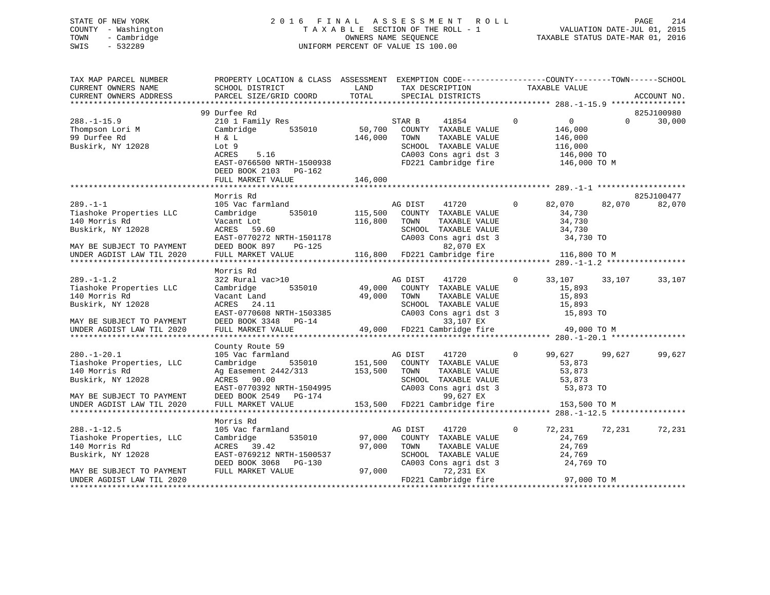STATE OF NEW YORK
COUNTY - Washington
TOWN - Cambridge
SWIS - 532289

2016 FINAL ASSESSMENT ROLL
TAXABLE SECTION OF THE ROLL - 1
OWNERS NAME SEQUENCE
UNIFORM PERCENT OF VALUE IS 100.00

VALUATION DATE-JUL 01, 2015
TAXABLE STATUS DATE-MAR 01, 2016

```
TAX MAP PARCEL NUMBER          PROPERTY LOCATION & CLASS  ASSESSMENT  EXEMPTION CODE-----------------COUNTY--------TOWN------SCHOOL
CURRENT OWNERS NAME            SCHOOL DISTRICT               LAND      TAX DESCRIPTION             TAXABLE VALUE
CURRENT OWNERS ADDRESS         PARCEL SIZE/GRID COORD        TOTAL     SPECIAL DISTRICTS                                      ACCOUNT NO.
******************************************************************************************************* 288.-1-15.9 ****************
                               99 Durfee Rd                                                                                825J100980
288.-1-15.9                    210 1 Family Res                    STAR B     41854         0          0           0        30,000
Thompson Lori M                Cambridge        535010     50,700   COUNTY  TAXABLE VALUE           146,000
99 Durfee Rd                   H & L                      146,000   TOWN    TAXABLE VALUE           146,000
Buskirk, NY 12028              Lot 9                                SCHOOL  TAXABLE VALUE           116,000
                               ACRES    5.16                        CA003 Cons agri dst 3           146,000 TO
                               EAST-0766500 NRTH-1500938            FD221 Cambridge fire            146,000 TO M
                               DEED BOOK 2103   PG-162
                               FULL MARKET VALUE          146,000
******************************************************************************************************* 289.-1-1 *******************
                               Morris Rd                                                                                   825J100477
289.-1-1                       105 Vac farmland                    AG DIST    41720         0     82,070      82,070        82,070
Tiashoke Properties LLC        Cambridge        535010    115,500   COUNTY  TAXABLE VALUE            34,730
140 Morris Rd                  Vacant Lot                 116,800   TOWN    TAXABLE VALUE            34,730
Buskirk, NY 12028              ACRES   59.60                        SCHOOL  TAXABLE VALUE            34,730
                               EAST-0770272 NRTH-1501178            CA003 Cons agri dst 3            34,730 TO
MAY BE SUBJECT TO PAYMENT      DEED BOOK 897    PG-125                    82,070 EX
UNDER AGDIST LAW TIL 2020      FULL MARKET VALUE          116,800   FD221 Cambridge fire            116,800 TO M
******************************************************************************************************* 289.-1-1.2 *****************
                               Morris Rd
289.-1-1.2                     322 Rural vac>10                    AG DIST    41720         0     33,107      33,107        33,107
Tiashoke Properties LLC        Cambridge        535010     49,000   COUNTY  TAXABLE VALUE            15,893
140 Morris Rd                  Vacant Land                 49,000   TOWN    TAXABLE VALUE            15,893
Buskirk, NY 12028              ACRES   24.11                        SCHOOL  TAXABLE VALUE            15,893
                               EAST-0770608 NRTH-1503385            CA003 Cons agri dst 3            15,893 TO
MAY BE SUBJECT TO PAYMENT      DEED BOOK 3348   PG-14                     33,107 EX
UNDER AGDIST LAW TIL 2020      FULL MARKET VALUE           49,000   FD221 Cambridge fire             49,000 TO M
******************************************************************************************************* 280.-1-20.1 ****************
                               County Route 59
280.-1-20.1                    105 Vac farmland                    AG DIST    41720         0     99,627      99,627        99,627
Tiashoke Properties, LLC       Cambridge        535010    151,500   COUNTY  TAXABLE VALUE            53,873
140 Morris Rd                  Ag Easement 2442/313       153,500   TOWN    TAXABLE VALUE            53,873
Buskirk, NY 12028              ACRES   90.00                        SCHOOL  TAXABLE VALUE            53,873
                               EAST-0770392 NRTH-1504995            CA003 Cons agri dst 3            53,873 TO
MAY BE SUBJECT TO PAYMENT      DEED BOOK 2549   PG-174                    99,627 EX
UNDER AGDIST LAW TIL 2020      FULL MARKET VALUE          153,500   FD221 Cambridge fire            153,500 TO M
******************************************************************************************************* 288.-1-12.5 ****************
                               Morris Rd
288.-1-12.5                    105 Vac farmland                    AG DIST    41720         0     72,231      72,231        72,231
Tiashoke Properties, LLC       Cambridge        535010     97,000   COUNTY  TAXABLE VALUE            24,769
140 Morris Rd                  ACRES   39.42                97,000   TOWN    TAXABLE VALUE            24,769
Buskirk, NY 12028              EAST-0769212 NRTH-1500537            SCHOOL  TAXABLE VALUE            24,769
                               DEED BOOK 3068   PG-130              CA003 Cons agri dst 3            24,769 TO
MAY BE SUBJECT TO PAYMENT      FULL MARKET VALUE           97,000         72,231 EX
UNDER AGDIST LAW TIL 2020                                           FD221 Cambridge fire             97,000 TO M
************************************************************************************************************************************
```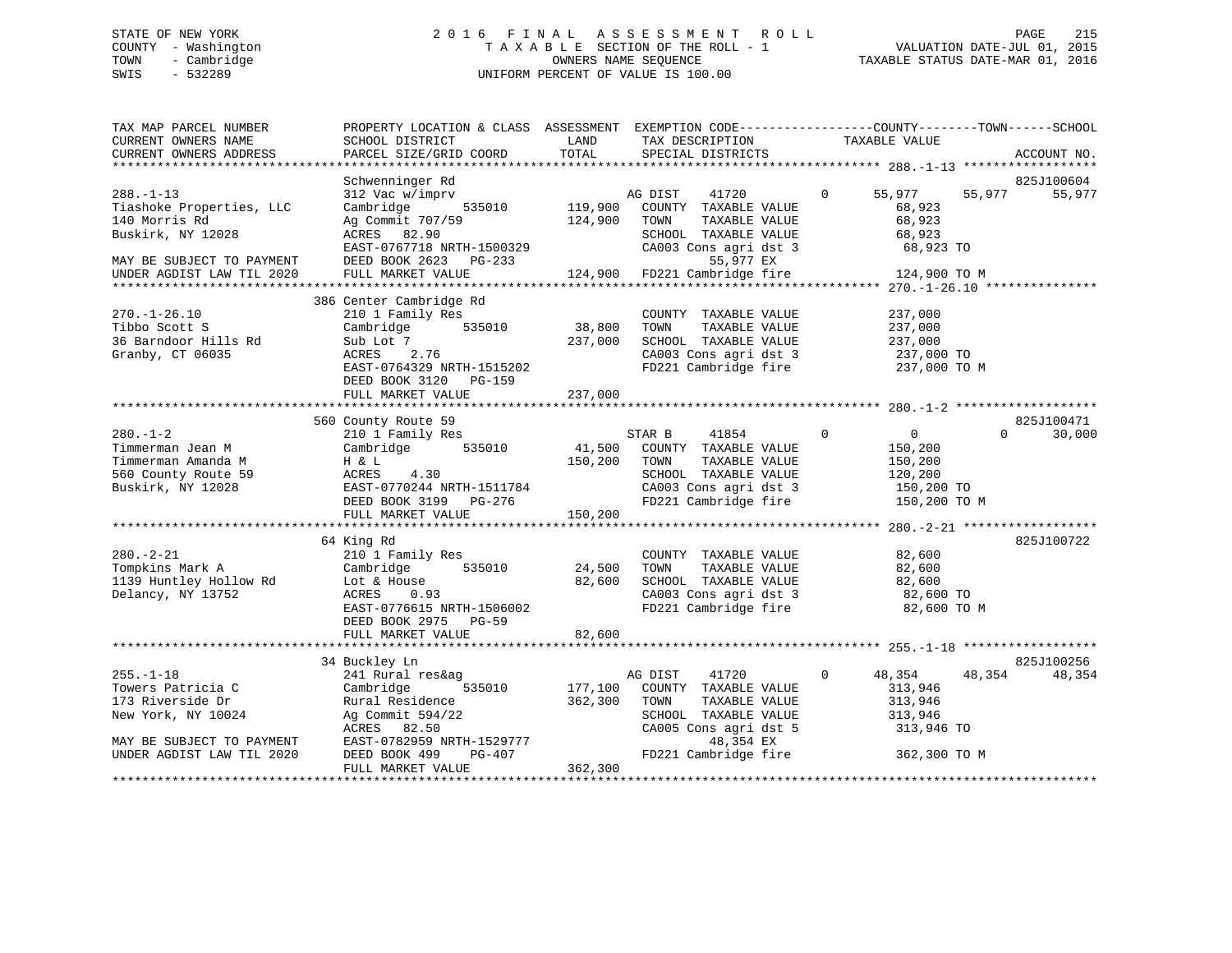STATE OF NEW YORK
COUNTY - Washington
TOWN - Cambridge
SWIS - 532289

2016 FINAL ASSESSMENT ROLL
TAXABLE SECTION OF THE ROLL - 1
OWNERS NAME SEQUENCE
UNIFORM PERCENT OF VALUE IS 100.00

VALUATION DATE-JUL 01, 2015
TAXABLE STATUS DATE-MAR 01, 2016

```
TAX MAP PARCEL NUMBER          PROPERTY LOCATION & CLASS  ASSESSMENT  EXEMPTION CODE------------------COUNTY--------TOWN------SCHOOL
CURRENT OWNERS NAME            SCHOOL DISTRICT             LAND        TAX DESCRIPTION             TAXABLE VALUE
CURRENT OWNERS ADDRESS         PARCEL SIZE/GRID COORD      TOTAL       SPECIAL DISTRICTS                                           ACCOUNT NO.
******************************************************************************************************* 288.-1-13 *****************
                               Schwenninger Rd                                                                                  825J100604
288.-1-13                      312 Vac w/imprv                         AG DIST    41720          0      55,977     55,977      55,977
Tiashoke Properties, LLC       Cambridge        535010      119,900    COUNTY  TAXABLE VALUE            68,923
140 Morris Rd                  Ag Commit 707/59             124,900    TOWN    TAXABLE VALUE            68,923
Buskirk, NY 12028              ACRES   82.90                           SCHOOL  TAXABLE VALUE            68,923
                               EAST-0767718 NRTH-1500329               CA003 Cons agri dst 3             68,923 TO
MAY BE SUBJECT TO PAYMENT      DEED BOOK 2623   PG-233                           55,977 EX
UNDER AGDIST LAW TIL 2020      FULL MARKET VALUE            124,900    FD221 Cambridge fire             124,900 TO M
******************************************************************************************************* 270.-1-26.10 **************
                           386 Center Cambridge Rd
270.-1-26.10                   210 1 Family Res                        COUNTY  TAXABLE VALUE           237,000
Tibbo Scott S                  Cambridge        535010       38,800    TOWN    TAXABLE VALUE           237,000
36 Barndoor Hills Rd           Sub Lot 7                    237,000    SCHOOL  TAXABLE VALUE           237,000
Granby, CT 06035               ACRES    2.76                           CA003 Cons agri dst 3            237,000 TO
                               EAST-0764329 NRTH-1515202               FD221 Cambridge fire             237,000 TO M
                               DEED BOOK 3120   PG-159
                               FULL MARKET VALUE            237,000
******************************************************************************************************* 280.-1-2 ******************
                           560 County Route 59                                                                                  825J100471
280.-1-2                       210 1 Family Res                        STAR B     41854          0           0          0      30,000
Timmerman Jean M               Cambridge        535010       41,500    COUNTY  TAXABLE VALUE           150,200
Timmerman Amanda M             H & L                        150,200    TOWN    TAXABLE VALUE           150,200
560 County Route 59            ACRES    4.30                           SCHOOL  TAXABLE VALUE           120,200
Buskirk, NY 12028              EAST-0770244 NRTH-1511784               CA003 Cons agri dst 3            150,200 TO
                               DEED BOOK 3199   PG-276                 FD221 Cambridge fire             150,200 TO M
                               FULL MARKET VALUE            150,200
******************************************************************************************************* 280.-2-21 *****************
                            64 King Rd                                                                                          825J100722
280.-2-21                      210 1 Family Res                        COUNTY  TAXABLE VALUE            82,600
Tompkins Mark A                Cambridge        535010       24,500    TOWN    TAXABLE VALUE            82,600
1139 Huntley Hollow Rd         Lot & House                   82,600    SCHOOL  TAXABLE VALUE            82,600
Delancy, NY 13752              ACRES    0.93                           CA003 Cons agri dst 3             82,600 TO
                               EAST-0776615 NRTH-1506002               FD221 Cambridge fire              82,600 TO M
                               DEED BOOK 2975   PG-59
                               FULL MARKET VALUE             82,600
******************************************************************************************************* 255.-1-18 *****************
                            34 Buckley Ln                                                                                       825J100256
255.-1-18                      241 Rural res&ag                        AG DIST    41720          0      48,354     48,354      48,354
Towers Patricia C              Cambridge        535010      177,100    COUNTY  TAXABLE VALUE           313,946
173 Riverside Dr               Rural Residence              362,300    TOWN    TAXABLE VALUE           313,946
New York, NY 10024             Ag Commit 594/22                        SCHOOL  TAXABLE VALUE           313,946
                               ACRES   82.50                           CA005 Cons agri dst 5            313,946 TO
MAY BE SUBJECT TO PAYMENT      EAST-0782959 NRTH-1529777                         48,354 EX
UNDER AGDIST LAW TIL 2020      DEED BOOK 499    PG-407                 FD221 Cambridge fire             362,300 TO M
                               FULL MARKET VALUE            362,300
************************************************************************************************************************************
```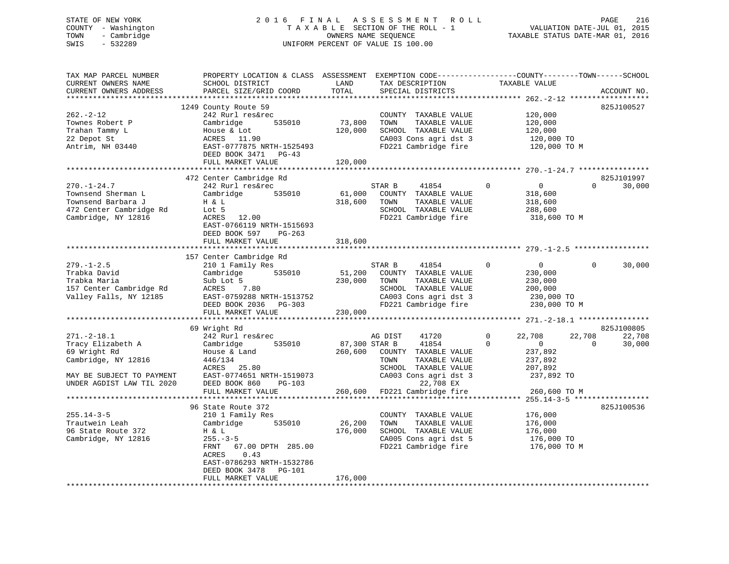STATE OF NEW YORK
COUNTY - Washington
TOWN - Cambridge
SWIS - 532289

2016 FINAL ASSESSMENT ROLL
TAXABLE SECTION OF THE ROLL - 1
OWNERS NAME SEQUENCE
UNIFORM PERCENT OF VALUE IS 100.00

VALUATION DATE-JUL 01, 2015
TAXABLE STATUS DATE-MAR 01, 2016

```
TAX MAP PARCEL NUMBER          PROPERTY LOCATION & CLASS  ASSESSMENT  EXEMPTION CODE-----------------COUNTY--------TOWN------SCHOOL
CURRENT OWNERS NAME            SCHOOL DISTRICT               LAND      TAX DESCRIPTION            TAXABLE VALUE
CURRENT OWNERS ADDRESS         PARCEL SIZE/GRID COORD        TOTAL     SPECIAL DISTRICTS                                      ACCOUNT NO.
******************************************************************************************************* 262.-2-12 ******************
                               1249 County Route 59                                                                        825J100527
262.-2-12                      242 Rurl res&rec                        COUNTY  TAXABLE VALUE          120,000
Townes Robert P                Cambridge        535010       73,800    TOWN    TAXABLE VALUE          120,000
Trahan Tammy L                 House & Lot                  120,000    SCHOOL  TAXABLE VALUE          120,000
22 Depot St                    ACRES   11.90                           CA003 Cons agri dst 3           120,000 TO
Antrim, NH 03440               EAST-0777875 NRTH-1525493               FD221 Cambridge fire            120,000 TO M
                               DEED BOOK 3471   PG-43
                               FULL MARKET VALUE            120,000
******************************************************************************************************* 270.-1-24.7 ****************
                               472 Center Cambridge Rd                                                                     825J101997
270.-1-24.7                    242 Rurl res&rec                        STAR B      41854           0         0          0       30,000
Townsend Sherman L             Cambridge        535010       61,000    COUNTY  TAXABLE VALUE          318,600
Townsend Barbara J             H & L                        318,600    TOWN    TAXABLE VALUE          318,600
472 Center Cambridge Rd        Lot 5                                   SCHOOL  TAXABLE VALUE          288,600
Cambridge, NY 12816            ACRES   12.00                           FD221 Cambridge fire            318,600 TO M
                               EAST-0766119 NRTH-1515693
                               DEED BOOK 597    PG-263
                               FULL MARKET VALUE            318,600
******************************************************************************************************* 279.-1-2.5 *****************
                               157 Center Cambridge Rd
279.-1-2.5                     210 1 Family Res                        STAR B      41854           0         0          0       30,000
Trabka David                   Cambridge        535010       51,200    COUNTY  TAXABLE VALUE          230,000
Trabka Maria                   Sub Lot 5                    230,000    TOWN    TAXABLE VALUE          230,000
157 Center Cambridge Rd        ACRES    7.80                           SCHOOL  TAXABLE VALUE          200,000
Valley Falls, NY 12185         EAST-0759288 NRTH-1513752               CA003 Cons agri dst 3           230,000 TO
                               DEED BOOK 2036   PG-303                 FD221 Cambridge fire            230,000 TO M
                               FULL MARKET VALUE            230,000
******************************************************************************************************* 271.-2-18.1 ****************
                               69 Wright Rd                                                                                825J100805
271.-2-18.1                    242 Rurl res&rec                        AG DIST     41720           0    22,708     22,708       22,708
Tracy Elizabeth A              Cambridge        535010       87,300 STAR B      41854           0         0          0       30,000
69 Wright Rd                   House & Land                 260,600    COUNTY  TAXABLE VALUE          237,892
Cambridge, NY 12816            446/134                                 TOWN    TAXABLE VALUE          237,892
                               ACRES   25.80                           SCHOOL  TAXABLE VALUE          207,892
MAY BE SUBJECT TO PAYMENT      EAST-0774651 NRTH-1519073               CA003 Cons agri dst 3           237,892 TO
UNDER AGDIST LAW TIL 2020      DEED BOOK 860    PG-103                         22,708 EX
                               FULL MARKET VALUE            260,600    FD221 Cambridge fire            260,600 TO M
******************************************************************************************************* 255.14-3-5 *****************
                               96 State Route 372                                                                          825J100536
255.14-3-5                     210 1 Family Res                        COUNTY  TAXABLE VALUE          176,000
Trautwein Leah                 Cambridge        535010       26,200    TOWN    TAXABLE VALUE          176,000
96 State Route 372             H & L                        176,000    SCHOOL  TAXABLE VALUE          176,000
Cambridge, NY 12816            255.-3-5                                CA005 Cons agri dst 5           176,000 TO
                               FRNT   67.00 DPTH 285.00                FD221 Cambridge fire            176,000 TO M
                               ACRES    0.43
                               EAST-0786293 NRTH-1532786
                               DEED BOOK 3478   PG-101
                               FULL MARKET VALUE            176,000
************************************************************************************************************************************
```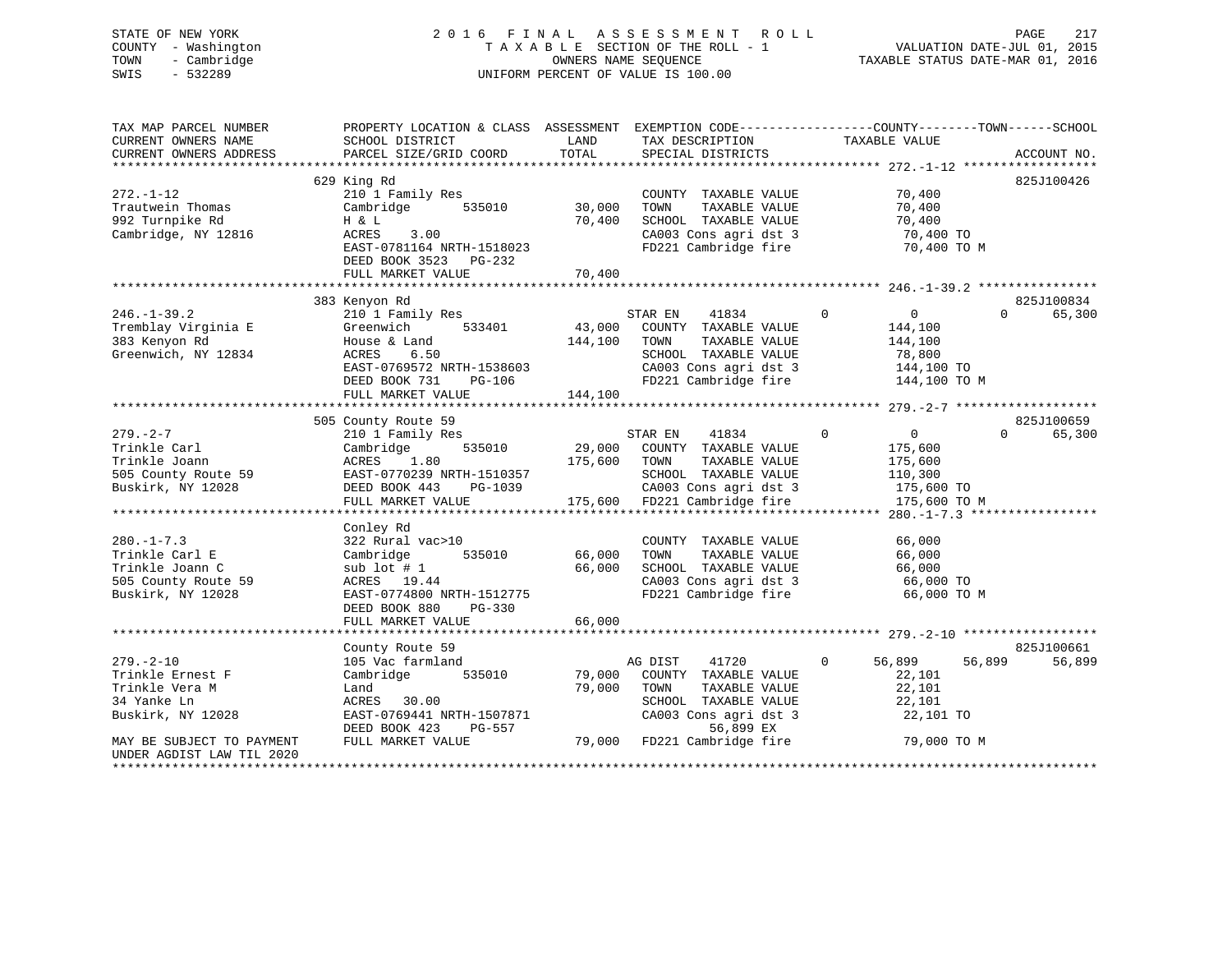STATE OF NEW YORK
COUNTY - Washington
TOWN - Cambridge
SWIS - 532289

# 2016 FINAL ASSESSMENT ROLL

TAXABLE SECTION OF THE ROLL - 1
OWNERS NAME SEQUENCE
UNIFORM PERCENT OF VALUE IS 100.00

VALUATION DATE-JUL 01, 2015
TAXABLE STATUS DATE-MAR 01, 2016

| TAX MAP PARCEL NUMBER / CURRENT OWNERS NAME / CURRENT OWNERS ADDRESS | PROPERTY LOCATION & CLASS / SCHOOL DISTRICT / PARCEL SIZE/GRID COORD | ASSESSMENT LAND | TOTAL | EXEMPTION CODE / TAX DESCRIPTION / SPECIAL DISTRICTS | COUNTY | TOWN | SCHOOL / TAXABLE VALUE | ACCOUNT NO. |
|---|---|---|---|---|---|---|---|---|
| **272.-1-12** | 629 King Rd | | | | | | | 825J100426 |
| Trautwein Thomas | 210 1 Family Res | | | COUNTY TAXABLE VALUE | | | 70,400 | |
| 992 Turnpike Rd | Cambridge 535010 | 30,000 | | TOWN TAXABLE VALUE | | | 70,400 | |
| Cambridge, NY 12816 | H & L | | 70,400 | SCHOOL TAXABLE VALUE | | | 70,400 | |
| | ACRES 3.00 | | | CA003 Cons agri dst 3 | | | 70,400 TO | |
| | EAST-0781164 NRTH-1518023 | | | FD221 Cambridge fire | | | 70,400 TO M | |
| | DEED BOOK 3523 PG-232 | | | | | | | |
| | FULL MARKET VALUE | | 70,400 | | | | | |
| **246.-1-39.2** | 383 Kenyon Rd | | | | | | | 825J100834 |
| Tremblay Virginia E | 210 1 Family Res | | | STAR EN 41834 | 0 | 0 | 0 65,300 | |
| 383 Kenyon Rd | Greenwich 533401 | 43,000 | | COUNTY TAXABLE VALUE | | | 144,100 | |
| Greenwich, NY 12834 | House & Land | | 144,100 | TOWN TAXABLE VALUE | | | 144,100 | |
| | ACRES 6.50 | | | SCHOOL TAXABLE VALUE | | | 78,800 | |
| | EAST-0769572 NRTH-1538603 | | | CA003 Cons agri dst 3 | | | 144,100 TO | |
| | DEED BOOK 731 PG-106 | | | FD221 Cambridge fire | | | 144,100 TO M | |
| | FULL MARKET VALUE | | 144,100 | | | | | |
| **279.-2-7** | 505 County Route 59 | | | | | | | 825J100659 |
| Trinkle Carl | 210 1 Family Res | | | STAR EN 41834 | 0 | 0 | 0 65,300 | |
| Trinkle Joann | Cambridge 535010 | 29,000 | | COUNTY TAXABLE VALUE | | | 175,600 | |
| 505 County Route 59 | ACRES 1.80 | | 175,600 | TOWN TAXABLE VALUE | | | 175,600 | |
| Buskirk, NY 12028 | EAST-0770239 NRTH-1510357 | | | SCHOOL TAXABLE VALUE | | | 110,300 | |
| | DEED BOOK 443 PG-1039 | | | CA003 Cons agri dst 3 | | | 175,600 TO | |
| | FULL MARKET VALUE | | 175,600 | FD221 Cambridge fire | | | 175,600 TO M | |
| **280.-1-7.3** | Conley Rd | | | | | | | |
| Trinkle Carl E | 322 Rural vac>10 | | | COUNTY TAXABLE VALUE | | | 66,000 | |
| Trinkle Joann C | Cambridge 535010 | 66,000 | | TOWN TAXABLE VALUE | | | 66,000 | |
| 505 County Route 59 | sub lot # 1 | | 66,000 | SCHOOL TAXABLE VALUE | | | 66,000 | |
| Buskirk, NY 12028 | ACRES 19.44 | | | CA003 Cons agri dst 3 | | | 66,000 TO | |
| | EAST-0774800 NRTH-1512775 | | | FD221 Cambridge fire | | | 66,000 TO M | |
| | DEED BOOK 880 PG-330 | | | | | | | |
| | FULL MARKET VALUE | | 66,000 | | | | | |
| **279.-2-10** | County Route 59 | | | | | | | 825J100661 |
| Trinkle Ernest F | 105 Vac farmland | | | AG DIST 41720 | 0 56,899 | 56,899 | 56,899 | |
| Trinkle Vera M | Cambridge 535010 | 79,000 | | COUNTY TAXABLE VALUE | | | 22,101 | |
| 34 Yanke Ln | Land | | 79,000 | TOWN TAXABLE VALUE | | | 22,101 | |
| Buskirk, NY 12028 | ACRES 30.00 | | | SCHOOL TAXABLE VALUE | | | 22,101 | |
| | EAST-0769441 NRTH-1507871 | | | CA003 Cons agri dst 3 | | | 22,101 TO | |
| | DEED BOOK 423 PG-557 | | | 56,899 EX | | | | |
| MAY BE SUBJECT TO PAYMENT UNDER AGDIST LAW TIL 2020 | FULL MARKET VALUE | | 79,000 | FD221 Cambridge fire | | | 79,000 TO M | |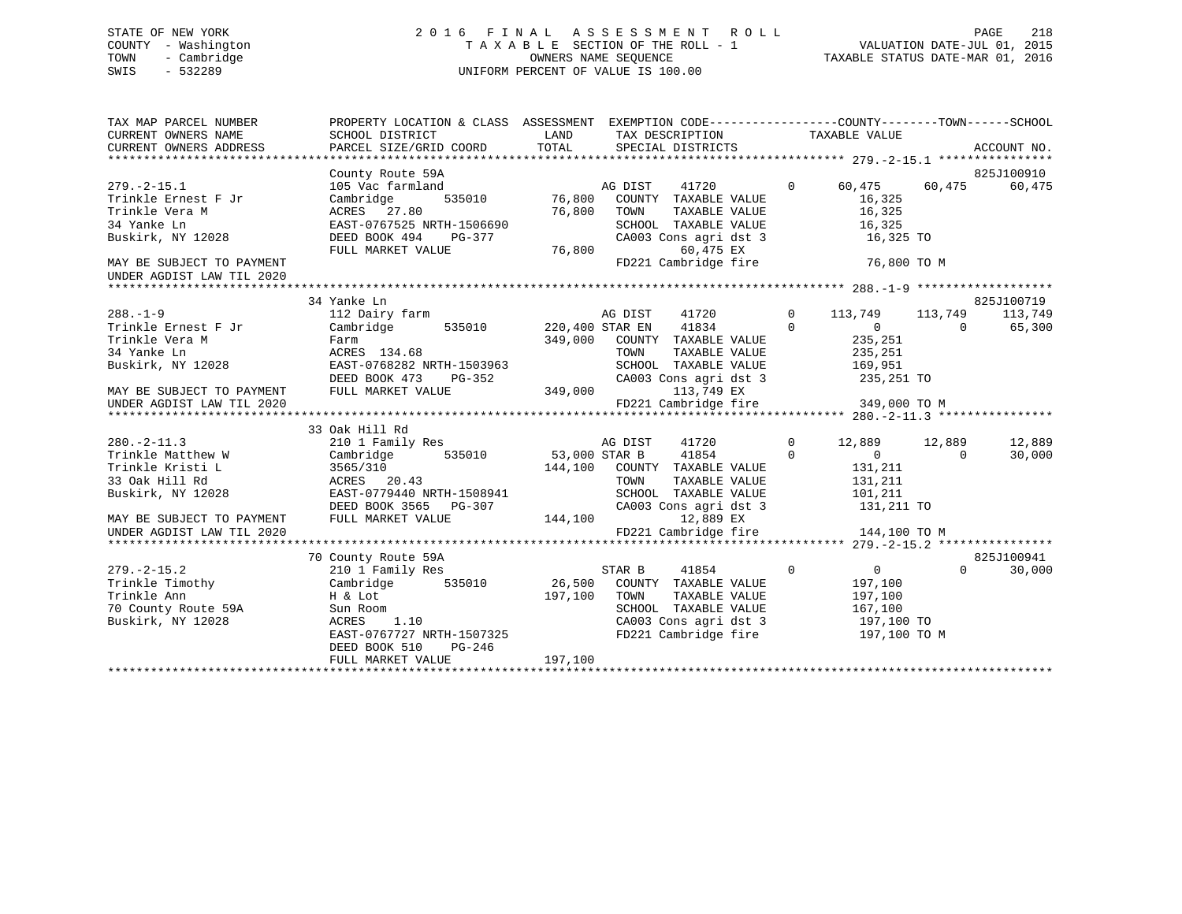STATE OF NEW YORK
COUNTY - Washington
TOWN - Cambridge
SWIS - 532289

2016 FINAL ASSESSMENT ROLL
TAXABLE SECTION OF THE ROLL - 1
OWNERS NAME SEQUENCE
UNIFORM PERCENT OF VALUE IS 100.00

VALUATION DATE-JUL 01, 2015
TAXABLE STATUS DATE-MAR 01, 2016

```
TAX MAP PARCEL NUMBER          PROPERTY LOCATION & CLASS  ASSESSMENT  EXEMPTION CODE-----------------COUNTY--------TOWN------SCHOOL
CURRENT OWNERS NAME            SCHOOL DISTRICT              LAND       TAX DESCRIPTION             TAXABLE VALUE
CURRENT OWNERS ADDRESS         PARCEL SIZE/GRID COORD       TOTAL      SPECIAL DISTRICTS                                        ACCOUNT NO.
******************************************************************************************* 279.-2-15.1 ****************
                               County Route 59A                                                                           825J100910
279.-2-15.1                    105 Vac farmland                        AG DIST     41720          0      60,475     60,475     60,475
Trinkle Ernest F Jr            Cambridge       535010       76,800    COUNTY  TAXABLE VALUE              16,325
Trinkle Vera M                 ACRES  27.80                 76,800    TOWN    TAXABLE VALUE              16,325
34 Yanke Ln                    EAST-0767525 NRTH-1506690              SCHOOL  TAXABLE VALUE              16,325
Buskirk, NY 12028              DEED BOOK 494    PG-377                CA003 Cons agri dst 3               16,325 TO
                               FULL MARKET VALUE            76,800          60,475 EX
MAY BE SUBJECT TO PAYMENT                                             FD221 Cambridge fire                76,800 TO M
UNDER AGDIST LAW TIL 2020
******************************************************************************************* 288.-1-9 *******************
                               34 Yanke Ln                                                                                825J100719
288.-1-9                       112 Dairy farm                          AG DIST     41720          0     113,749    113,749    113,749
Trinkle Ernest F Jr            Cambridge       535010      220,400 STAR EN     41834          0           0          0     65,300
Trinkle Vera M                 Farm                        349,000    COUNTY  TAXABLE VALUE             235,251
34 Yanke Ln                    ACRES 134.68                           TOWN    TAXABLE VALUE             235,251
Buskirk, NY 12028              EAST-0768282 NRTH-1503963              SCHOOL  TAXABLE VALUE             169,951
                               DEED BOOK 473    PG-352                CA003 Cons agri dst 3              235,251 TO
MAY BE SUBJECT TO PAYMENT      FULL MARKET VALUE           349,000         113,749 EX
UNDER AGDIST LAW TIL 2020                                             FD221 Cambridge fire               349,000 TO M
******************************************************************************************* 280.-2-11.3 ****************
                               33 Oak Hill Rd
280.-2-11.3                    210 1 Family Res                        AG DIST     41720          0      12,889     12,889     12,889
Trinkle Matthew W              Cambridge       535010       53,000 STAR B      41854          0           0          0     30,000
Trinkle Kristi L               3565/310                    144,100    COUNTY  TAXABLE VALUE             131,211
33 Oak Hill Rd                 ACRES  20.43                           TOWN    TAXABLE VALUE             131,211
Buskirk, NY 12028              EAST-0779440 NRTH-1508941              SCHOOL  TAXABLE VALUE             101,211
                               DEED BOOK 3565   PG-307                CA003 Cons agri dst 3              131,211 TO
MAY BE SUBJECT TO PAYMENT      FULL MARKET VALUE           144,100          12,889 EX
UNDER AGDIST LAW TIL 2020                                             FD221 Cambridge fire               144,100 TO M
******************************************************************************************* 279.-2-15.2 ****************
                               70 County Route 59A                                                                        825J100941
279.-2-15.2                    210 1 Family Res                        STAR B      41854          0           0          0     30,000
Trinkle Timothy                Cambridge       535010       26,500    COUNTY  TAXABLE VALUE             197,100
Trinkle Ann                    H & Lot                     197,100    TOWN    TAXABLE VALUE             197,100
70 County Route 59A            Sun Room                               SCHOOL  TAXABLE VALUE             167,100
Buskirk, NY 12028              ACRES   1.10                           CA003 Cons agri dst 3              197,100 TO
                               EAST-0767727 NRTH-1507325              FD221 Cambridge fire               197,100 TO M
                               DEED BOOK 510    PG-246
                               FULL MARKET VALUE           197,100
**************************************************************************************************************************
```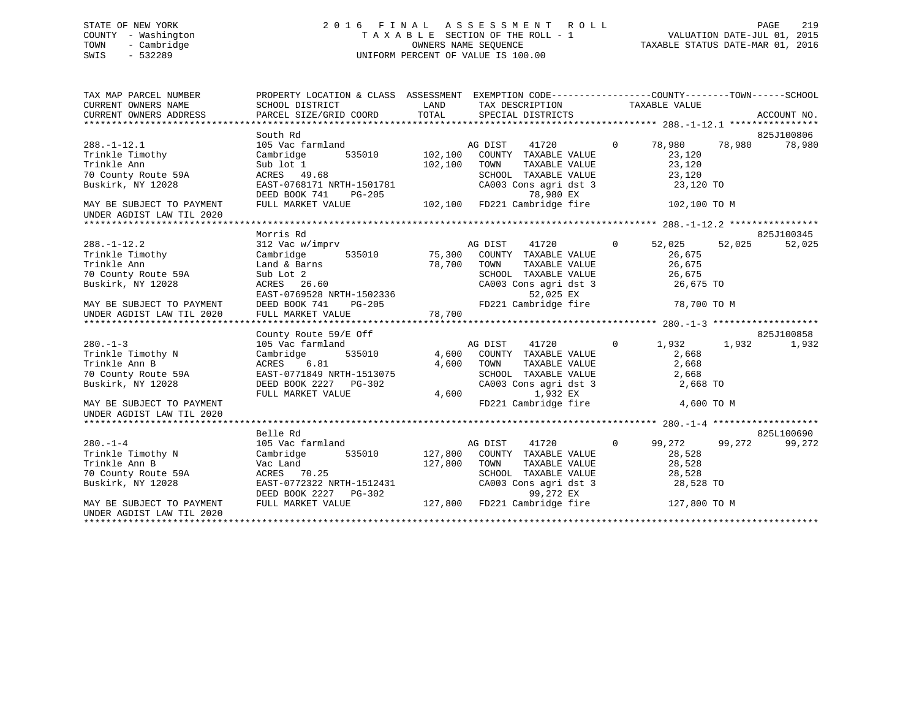STATE OF NEW YORK
COUNTY - Washington
TOWN - Cambridge
SWIS - 532289

2 0 1 6 F I N A L A S S E S S M E N T R O L L
T A X A B L E SECTION OF THE ROLL - 1
OWNERS NAME SEQUENCE
UNIFORM PERCENT OF VALUE IS 100.00

VALUATION DATE-JUL 01, 2015
TAXABLE STATUS DATE-MAR 01, 2016

```
TAX MAP PARCEL NUMBER          PROPERTY LOCATION & CLASS  ASSESSMENT  EXEMPTION CODE-----------------COUNTY--------TOWN------SCHOOL
CURRENT OWNERS NAME            SCHOOL DISTRICT               LAND      TAX DESCRIPTION            TAXABLE VALUE
CURRENT OWNERS ADDRESS         PARCEL SIZE/GRID COORD        TOTAL     SPECIAL DISTRICTS                                    ACCOUNT NO.
******************************************************************************************************* 288.-1-12.1 ****************
                               South Rd                                                                                825J100806
288.-1-12.1                    105 Vac farmland                        AG DIST    41720          0      78,980     78,980     78,980
Trinkle Timothy                Cambridge         535010      102,100   COUNTY  TAXABLE VALUE            23,120
Trinkle Ann                    Sub lot 1                     102,100   TOWN    TAXABLE VALUE            23,120
70 County Route 59A            ACRES   49.68                           SCHOOL  TAXABLE VALUE            23,120
Buskirk, NY 12028              EAST-0768171 NRTH-1501781               CA003 Cons agri dst 3             23,120 TO
                               DEED BOOK 741     PG-205                           78,980 EX
MAY BE SUBJECT TO PAYMENT      FULL MARKET VALUE             102,100   FD221 Cambridge fire             102,100 TO M
UNDER AGDIST LAW TIL 2020
******************************************************************************************************* 288.-1-12.2 ****************
                               Morris Rd                                                                               825J100345
288.-1-12.2                    312 Vac w/imprv                         AG DIST    41720          0      52,025     52,025     52,025
Trinkle Timothy                Cambridge         535010       75,300   COUNTY  TAXABLE VALUE            26,675
Trinkle Ann                    Land & Barns                   78,700   TOWN    TAXABLE VALUE            26,675
70 County Route 59A            Sub Lot 2                               SCHOOL  TAXABLE VALUE            26,675
Buskirk, NY 12028              ACRES   26.60                           CA003 Cons agri dst 3             26,675 TO
                               EAST-0769528 NRTH-1502336                          52,025 EX
MAY BE SUBJECT TO PAYMENT      DEED BOOK 741     PG-205                FD221 Cambridge fire              78,700 TO M
UNDER AGDIST LAW TIL 2020      FULL MARKET VALUE              78,700
******************************************************************************************************* 280.-1-3 *******************
                               County Route 59/E Off                                                                   825J100858
280.-1-3                       105 Vac farmland                        AG DIST    41720          0       1,932      1,932      1,932
Trinkle Timothy N              Cambridge         535010        4,600   COUNTY  TAXABLE VALUE             2,668
Trinkle Ann B                  ACRES    6.81                   4,600   TOWN    TAXABLE VALUE             2,668
70 County Route 59A            EAST-0771849 NRTH-1513075               SCHOOL  TAXABLE VALUE             2,668
Buskirk, NY 12028              DEED BOOK 2227    PG-302                CA003 Cons agri dst 3              2,668 TO
                               FULL MARKET VALUE               4,600               1,932 EX
MAY BE SUBJECT TO PAYMENT                                              FD221 Cambridge fire               4,600 TO M
UNDER AGDIST LAW TIL 2020
******************************************************************************************************* 280.-1-4 *******************
                               Belle Rd                                                                                825L100690
280.-1-4                       105 Vac farmland                        AG DIST    41720          0      99,272     99,272     99,272
Trinkle Timothy N              Cambridge         535010      127,800   COUNTY  TAXABLE VALUE            28,528
Trinkle Ann B                  Vac Land                      127,800   TOWN    TAXABLE VALUE            28,528
70 County Route 59A            ACRES   70.25                           SCHOOL  TAXABLE VALUE            28,528
Buskirk, NY 12028              EAST-0772322 NRTH-1512431               CA003 Cons agri dst 3             28,528 TO
                               DEED BOOK 2227    PG-302                           99,272 EX
MAY BE SUBJECT TO PAYMENT      FULL MARKET VALUE             127,800   FD221 Cambridge fire             127,800 TO M
UNDER AGDIST LAW TIL 2020
************************************************************************************************************************************
```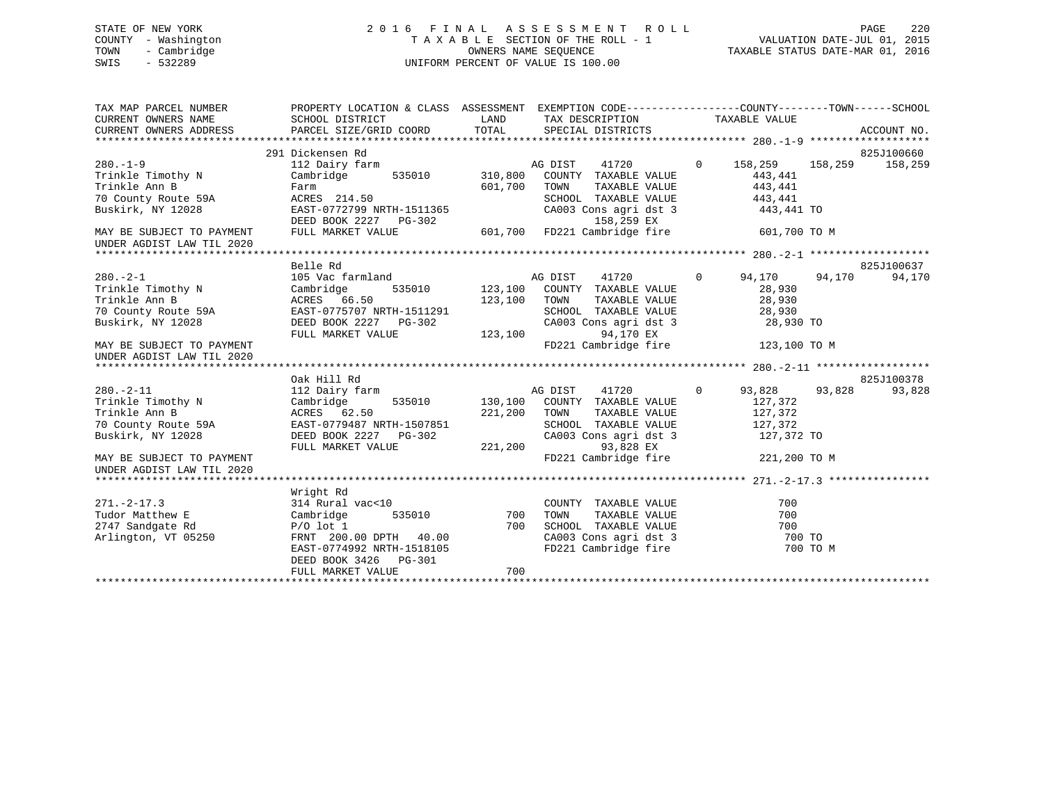STATE OF NEW YORK
COUNTY - Washington
TOWN - Cambridge
SWIS - 532289

2 0 1 6 F I N A L A S S E S S M E N T R O L L
T A X A B L E SECTION OF THE ROLL - 1
OWNERS NAME SEQUENCE
UNIFORM PERCENT OF VALUE IS 100.00

VALUATION DATE-JUL 01, 2015
TAXABLE STATUS DATE-MAR 01, 2016

```
TAX MAP PARCEL NUMBER          PROPERTY LOCATION & CLASS  ASSESSMENT  EXEMPTION CODE------------------COUNTY--------TOWN------SCHOOL
CURRENT OWNERS NAME            SCHOOL DISTRICT               LAND      TAX DESCRIPTION            TAXABLE VALUE
CURRENT OWNERS ADDRESS         PARCEL SIZE/GRID COORD        TOTAL     SPECIAL DISTRICTS                                    ACCOUNT NO.
******************************************************************************************************* 280.-1-9 *******************
                               291 Dickensen Rd                                                                           825J100660
280.-1-9                       112 Dairy farm                          AG DIST    41720          0    158,259    158,259    158,259
Trinkle Timothy N              Cambridge       535010        310,800   COUNTY  TAXABLE VALUE           443,441
Trinkle Ann B                  Farm                          601,700   TOWN    TAXABLE VALUE           443,441
70 County Route 59A            ACRES  214.50                           SCHOOL  TAXABLE VALUE           443,441
Buskirk, NY 12028              EAST-0772799 NRTH-1511365               CA003 Cons agri dst 3            443,441 TO
                               DEED BOOK 2227   PG-302                          158,259 EX
MAY BE SUBJECT TO PAYMENT      FULL MARKET VALUE             601,700   FD221 Cambridge fire             601,700 TO M
UNDER AGDIST LAW TIL 2020
******************************************************************************************************* 280.-2-1 *******************
                               Belle Rd                                                                                   825J100637
280.-2-1                       105 Vac farmland                        AG DIST    41720          0     94,170     94,170     94,170
Trinkle Timothy N              Cambridge       535010        123,100   COUNTY  TAXABLE VALUE            28,930
Trinkle Ann B                  ACRES   66.50                 123,100   TOWN    TAXABLE VALUE            28,930
70 County Route 59A            EAST-0775707 NRTH-1511291               SCHOOL  TAXABLE VALUE            28,930
Buskirk, NY 12028              DEED BOOK 2227   PG-302                 CA003 Cons agri dst 3             28,930 TO
                               FULL MARKET VALUE             123,100            94,170 EX
MAY BE SUBJECT TO PAYMENT                                              FD221 Cambridge fire             123,100 TO M
UNDER AGDIST LAW TIL 2020
******************************************************************************************************* 280.-2-11 ******************
                               Oak Hill Rd                                                                                825J100378
280.-2-11                      112 Dairy farm                          AG DIST    41720          0     93,828     93,828     93,828
Trinkle Timothy N              Cambridge       535010        130,100   COUNTY  TAXABLE VALUE           127,372
Trinkle Ann B                  ACRES   62.50                 221,200   TOWN    TAXABLE VALUE           127,372
70 County Route 59A            EAST-0779487 NRTH-1507851               SCHOOL  TAXABLE VALUE           127,372
Buskirk, NY 12028              DEED BOOK 2227   PG-302                 CA003 Cons agri dst 3            127,372 TO
                               FULL MARKET VALUE             221,200            93,828 EX
MAY BE SUBJECT TO PAYMENT                                              FD221 Cambridge fire             221,200 TO M
UNDER AGDIST LAW TIL 2020
******************************************************************************************************* 271.-2-17.3 ****************
                               Wright Rd
271.-2-17.3                    314 Rural vac<10                        COUNTY  TAXABLE VALUE               700
Tudor Matthew E                Cambridge       535010            700   TOWN    TAXABLE VALUE               700
2747 Sandgate Rd               P/O lot 1                         700   SCHOOL  TAXABLE VALUE               700
Arlington, VT 05250            FRNT 200.00 DPTH  40.00                 CA003 Cons agri dst 3                700 TO
                               EAST-0774992 NRTH-1518105               FD221 Cambridge fire                 700 TO M
                               DEED BOOK 3426   PG-301
                               FULL MARKET VALUE                 700
************************************************************************************************************************************
```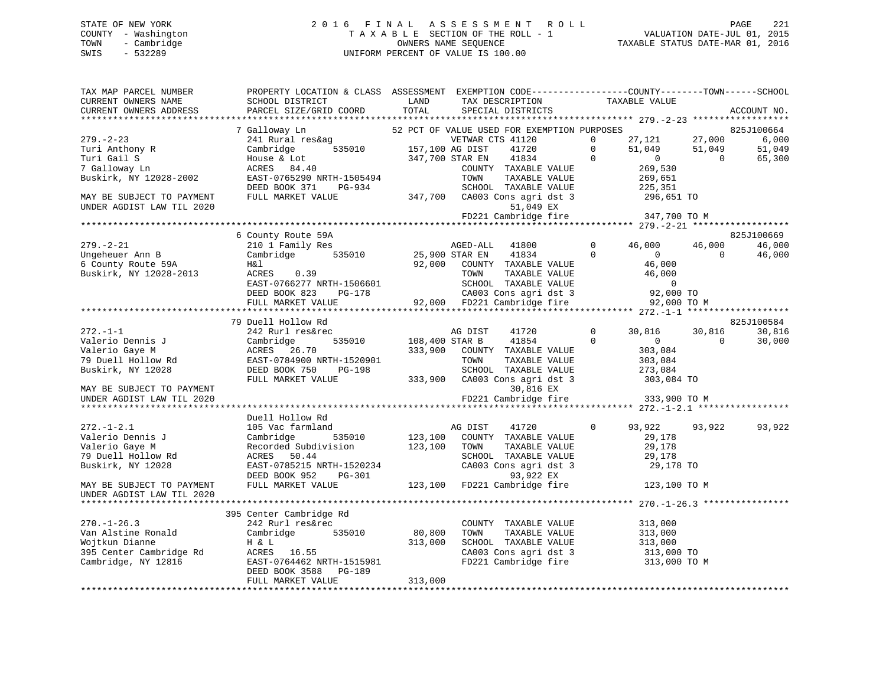STATE OF NEW YORK
COUNTY - Washington
TOWN - Cambridge
SWIS - 532289

2016 FINAL ASSESSMENT ROLL
TAXABLE SECTION OF THE ROLL - 1
OWNERS NAME SEQUENCE
UNIFORM PERCENT OF VALUE IS 100.00

VALUATION DATE-JUL 01, 2015
TAXABLE STATUS DATE-MAR 01, 2016

```
TAX MAP PARCEL NUMBER          PROPERTY LOCATION & CLASS  ASSESSMENT  EXEMPTION CODE------------------COUNTY--------TOWN------SCHOOL
CURRENT OWNERS NAME            SCHOOL DISTRICT               LAND      TAX DESCRIPTION              TAXABLE VALUE
CURRENT OWNERS ADDRESS         PARCEL SIZE/GRID COORD        TOTAL     SPECIAL DISTRICTS                                       ACCOUNT NO.
******************************************************************************************************* 279.-2-23 ******************
                               7 Galloway Ln               52 PCT OF VALUE USED FOR EXEMPTION PURPOSES                      825J100664
279.-2-23                      241 Rural res&ag               VETWAR CTS 41120        0      27,121     27,000       6,000
Turi Anthony R                 Cambridge       535010    157,100 AG DIST     41720        0      51,049     51,049      51,049
Turi Gail S                    House & Lot               347,700 STAR EN     41834        0           0          0      65,300
7 Galloway Ln                  ACRES   84.40                      COUNTY  TAXABLE VALUE         269,530
Buskirk, NY 12028-2002         EAST-0765290 NRTH-1505494          TOWN    TAXABLE VALUE         269,651
                               DEED BOOK 371    PG-934            SCHOOL  TAXABLE VALUE         225,351
MAY BE SUBJECT TO PAYMENT      FULL MARKET VALUE         347,700  CA003 Cons agri dst 3          296,651 TO
UNDER AGDIST LAW TIL 2020                                                 51,049 EX
                                                                  FD221 Cambridge fire           347,700 TO M
******************************************************************************************************* 279.-2-21 ******************
                               6 County Route 59A                                                                   825J100669
279.-2-21                      210 1 Family Res                   AGED-ALL    41800        0      46,000     46,000      46,000
Ungeheuer Ann B                Cambridge       535010     25,900 STAR EN     41834        0           0          0      46,000
6 County Route 59A             H&l                        92,000  COUNTY  TAXABLE VALUE          46,000
Buskirk, NY 12028-2013         ACRES    0.39                      TOWN    TAXABLE VALUE          46,000
                               EAST-0766277 NRTH-1506601          SCHOOL  TAXABLE VALUE               0
                               DEED BOOK 823    PG-178            CA003 Cons agri dst 3           92,000 TO
                               FULL MARKET VALUE          92,000  FD221 Cambridge fire            92,000 TO M
******************************************************************************************************* 272.-1-1 *******************
                               79 Duell Hollow Rd                                                                   825J100584
272.-1-1                       242 Rurl res&rec                   AG DIST     41720        0      30,816     30,816      30,816
Valerio Dennis J               Cambridge       535010    108,400 STAR B      41854        0           0          0      30,000
Valerio Gaye M                 ACRES   26.70             333,900  COUNTY  TAXABLE VALUE         303,084
79 Duell Hollow Rd             EAST-0784900 NRTH-1520901          TOWN    TAXABLE VALUE         303,084
Buskirk, NY 12028              DEED BOOK 750    PG-198            SCHOOL  TAXABLE VALUE         273,084
                               FULL MARKET VALUE         333,900  CA003 Cons agri dst 3          303,084 TO
MAY BE SUBJECT TO PAYMENT                                                 30,816 EX
UNDER AGDIST LAW TIL 2020                                         FD221 Cambridge fire           333,900 TO M
******************************************************************************************************* 272.-1-2.1 *****************
                               Duell Hollow Rd
272.-1-2.1                     105 Vac farmland                   AG DIST     41720        0      93,922     93,922      93,922
Valerio Dennis J               Cambridge       535010    123,100  COUNTY  TAXABLE VALUE          29,178
Valerio Gaye M                 Recorded Subdivision      123,100  TOWN    TAXABLE VALUE          29,178
79 Duell Hollow Rd             ACRES   50.44                      SCHOOL  TAXABLE VALUE          29,178
Buskirk, NY 12028              EAST-0785215 NRTH-1520234          CA003 Cons agri dst 3           29,178 TO
                               DEED BOOK 952    PG-301                    93,922 EX
MAY BE SUBJECT TO PAYMENT      FULL MARKET VALUE         123,100  FD221 Cambridge fire           123,100 TO M
UNDER AGDIST LAW TIL 2020
******************************************************************************************************* 270.-1-26.3 ****************
                               395 Center Cambridge Rd
270.-1-26.3                    242 Rurl res&rec                   COUNTY  TAXABLE VALUE         313,000
Van Alstine Ronald             Cambridge       535010     80,800  TOWN    TAXABLE VALUE         313,000
Wojtkun Dianne                 H & L                     313,000  SCHOOL  TAXABLE VALUE         313,000
395 Center Cambridge Rd        ACRES   16.55                      CA003 Cons agri dst 3          313,000 TO
Cambridge, NY 12816            EAST-0764462 NRTH-1515981          FD221 Cambridge fire           313,000 TO M
                               DEED BOOK 3588   PG-189
                               FULL MARKET VALUE         313,000
************************************************************************************************************************************
```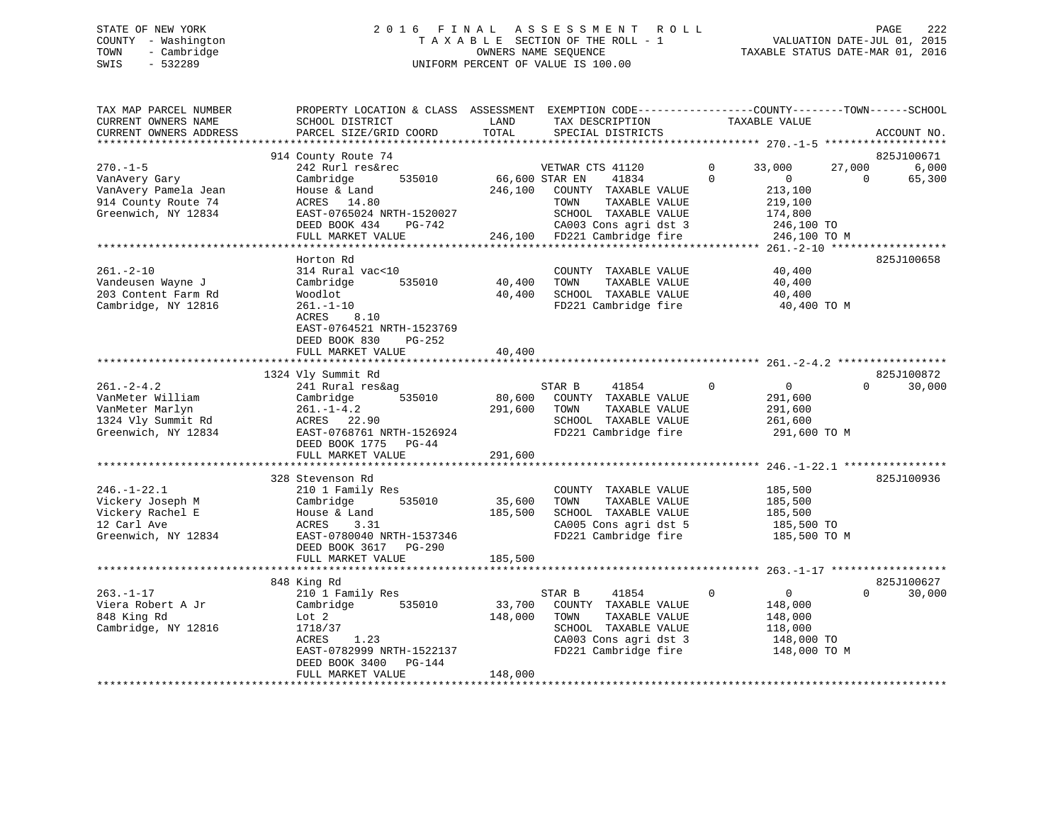STATE OF NEW YORK
COUNTY - Washington
TOWN - Cambridge
SWIS - 532289

2016 FINAL ASSESSMENT ROLL
TAXABLE SECTION OF THE ROLL - 1
OWNERS NAME SEQUENCE
UNIFORM PERCENT OF VALUE IS 100.00

VALUATION DATE-JUL 01, 2015
TAXABLE STATUS DATE-MAR 01, 2016

```
TAX MAP PARCEL NUMBER          PROPERTY LOCATION & CLASS  ASSESSMENT  EXEMPTION CODE------------------COUNTY--------TOWN------SCHOOL
CURRENT OWNERS NAME            SCHOOL DISTRICT               LAND      TAX DESCRIPTION             TAXABLE VALUE
CURRENT OWNERS ADDRESS         PARCEL SIZE/GRID COORD        TOTAL     SPECIAL DISTRICTS                                      ACCOUNT NO.
*********************************************************************************************** 270.-1-5 *******************
                               914 County Route 74                                                                          825J100671
270.-1-5                       242 Rurl res&rec                        VETWAR CTS 41120        0      33,000     27,000      6,000
VanAvery Gary                  Cambridge      535010         66,600 STAR EN    41834           0           0          0     65,300
VanAvery Pamela Jean           House & Land                 246,100   COUNTY  TAXABLE VALUE          213,100
914 County Route 74            ACRES   14.80                           TOWN    TAXABLE VALUE          219,100
Greenwich, NY 12834            EAST-0765024 NRTH-1520027               SCHOOL  TAXABLE VALUE          174,800
                               DEED BOOK 434    PG-742                 CA003 Cons agri dst 3           246,100 TO
                               FULL MARKET VALUE            246,100   FD221 Cambridge fire             246,100 TO M
*********************************************************************************************** 261.-2-10 ******************
                               Horton Rd                                                                                    825J100658
261.-2-10                      314 Rural vac<10                        COUNTY  TAXABLE VALUE           40,400
Vandeusen Wayne J              Cambridge      535010         40,400   TOWN    TAXABLE VALUE           40,400
203 Content Farm Rd            Woodlot                       40,400   SCHOOL  TAXABLE VALUE           40,400
Cambridge, NY 12816            261.-1-10                               FD221 Cambridge fire              40,400 TO M
                               ACRES    8.10
                               EAST-0764521 NRTH-1523769
                               DEED BOOK 830    PG-252
                               FULL MARKET VALUE             40,400
*********************************************************************************************** 261.-2-4.2 *****************
                               1324 Vly Summit Rd                                                                           825J100872
261.-2-4.2                     241 Rural res&ag                        STAR B     41854           0           0          0     30,000
VanMeter William               Cambridge      535010         80,600   COUNTY  TAXABLE VALUE          291,600
VanMeter Marlyn                261.-1-4.2                   291,600   TOWN    TAXABLE VALUE          291,600
1324 Vly Summit Rd             ACRES   22.90                           SCHOOL  TAXABLE VALUE          261,600
Greenwich, NY 12834            EAST-0768761 NRTH-1526924               FD221 Cambridge fire             291,600 TO M
                               DEED BOOK 1775   PG-44
                               FULL MARKET VALUE            291,600
*********************************************************************************************** 246.-1-22.1 ****************
                               328 Stevenson Rd                                                                             825J100936
246.-1-22.1                    210 1 Family Res                        COUNTY  TAXABLE VALUE          185,500
Vickery Joseph M               Cambridge      535010         35,600   TOWN    TAXABLE VALUE          185,500
Vickery Rachel E               House & Land                 185,500   SCHOOL  TAXABLE VALUE          185,500
12 Carl Ave                    ACRES    3.31                           CA005 Cons agri dst 5           185,500 TO
Greenwich, NY 12834            EAST-0780040 NRTH-1537346               FD221 Cambridge fire             185,500 TO M
                               DEED BOOK 3617   PG-290
                               FULL MARKET VALUE            185,500
*********************************************************************************************** 263.-1-17 ******************
                               848 King Rd                                                                                  825J100627
263.-1-17                      210 1 Family Res                        STAR B     41854           0           0          0     30,000
Viera Robert A Jr              Cambridge      535010         33,700   COUNTY  TAXABLE VALUE          148,000
848 King Rd                    Lot 2                        148,000   TOWN    TAXABLE VALUE          148,000
Cambridge, NY 12816            1718/37                                 SCHOOL  TAXABLE VALUE          118,000
                               ACRES    1.23                           CA003 Cons agri dst 3           148,000 TO
                               EAST-0782999 NRTH-1522137               FD221 Cambridge fire             148,000 TO M
                               DEED BOOK 3400   PG-144
                               FULL MARKET VALUE            148,000
*******************************************************************************************************************************
```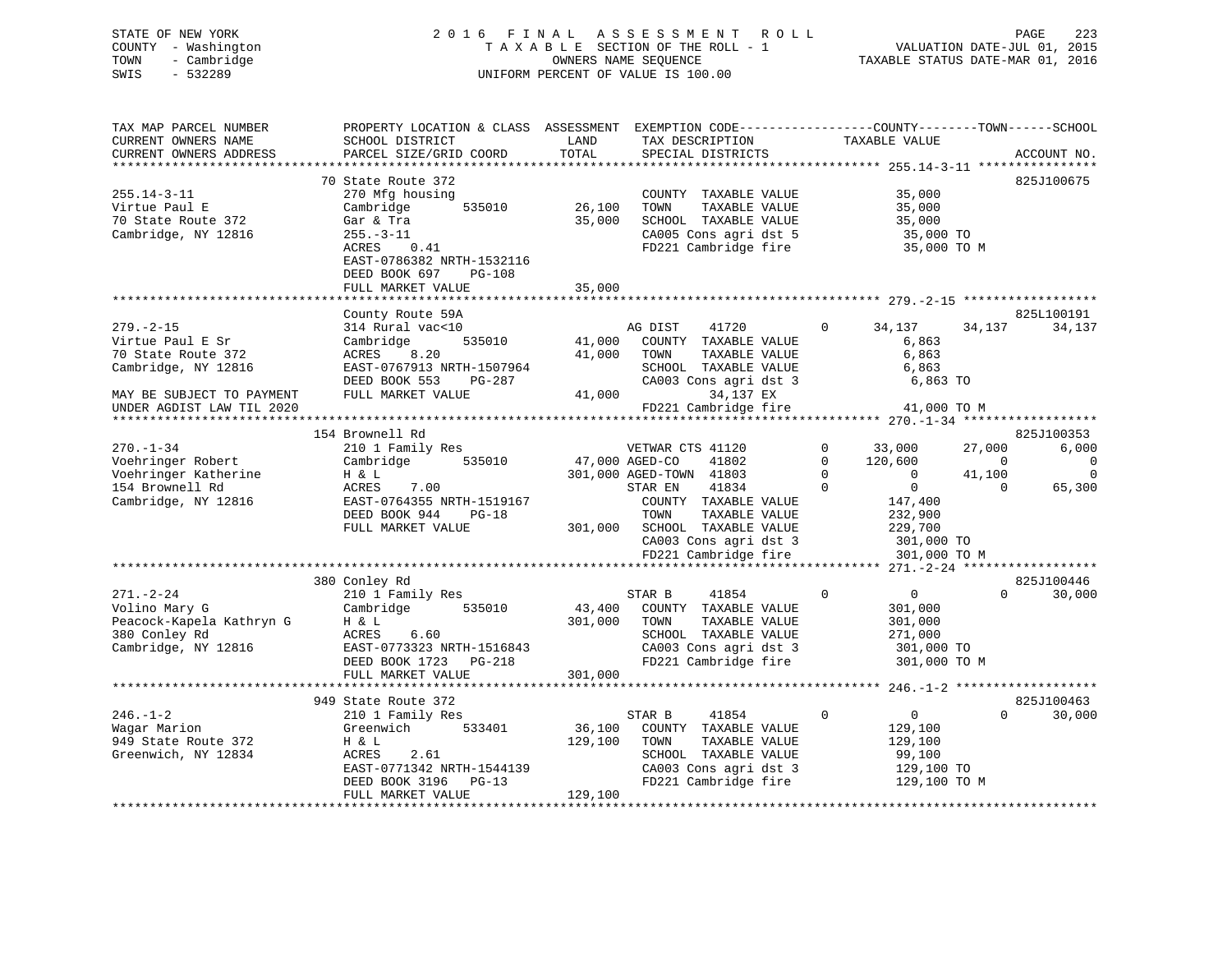STATE OF NEW YORK
COUNTY - Washington
TOWN - Cambridge
SWIS - 532289

2016 FINAL ASSESSMENT ROLL
TAXABLE SECTION OF THE ROLL - 1
OWNERS NAME SEQUENCE
UNIFORM PERCENT OF VALUE IS 100.00

VALUATION DATE-JUL 01, 2015
TAXABLE STATUS DATE-MAR 01, 2016

```
TAX MAP PARCEL NUMBER          PROPERTY LOCATION & CLASS  ASSESSMENT  EXEMPTION CODE------------------COUNTY--------TOWN------SCHOOL
CURRENT OWNERS NAME            SCHOOL DISTRICT              LAND      TAX DESCRIPTION              TAXABLE VALUE
CURRENT OWNERS ADDRESS         PARCEL SIZE/GRID COORD       TOTAL     SPECIAL DISTRICTS                                       ACCOUNT NO.
******************************************************************************************************* 255.14-3-11 ****************
                               70 State Route 372                                                                          825J100675
255.14-3-11                    270 Mfg housing                         COUNTY  TAXABLE VALUE            35,000
Virtue Paul E                  Cambridge        535010      26,100     TOWN    TAXABLE VALUE            35,000
70 State Route 372             Gar & Tra                    35,000     SCHOOL  TAXABLE VALUE            35,000
Cambridge, NY 12816            255.-3-11                               CA005 Cons agri dst 5             35,000 TO
                               ACRES    0.41                           FD221 Cambridge fire              35,000 TO M
                               EAST-0786382 NRTH-1532116
                               DEED BOOK 697    PG-108
                               FULL MARKET VALUE            35,000
******************************************************************************************************* 279.-2-15 ******************
                               County Route 59A                                                                            825L100191
279.-2-15                      314 Rural vac<10                        AG DIST     41720        0      34,137     34,137     34,137
Virtue Paul E Sr               Cambridge        535010      41,000     COUNTY  TAXABLE VALUE             6,863
70 State Route 372             ACRES    8.20                41,000     TOWN    TAXABLE VALUE             6,863
Cambridge, NY 12816            EAST-0767913 NRTH-1507964               SCHOOL  TAXABLE VALUE             6,863
                               DEED BOOK 553    PG-287                 CA003 Cons agri dst 3              6,863 TO
MAY BE SUBJECT TO PAYMENT      FULL MARKET VALUE            41,000            34,137 EX
UNDER AGDIST LAW TIL 2020                                              FD221 Cambridge fire              41,000 TO M
******************************************************************************************************* 270.-1-34 ******************
                               154 Brownell Rd                                                                             825J100353
270.-1-34                      210 1 Family Res                        VETWAR CTS 41120         0      33,000     27,000      6,000
Voehringer Robert              Cambridge        535010      47,000 AGED-CO     41802            0     120,600          0          0
Voehringer Katherine           H & L                       301,000 AGED-TOWN   41803            0           0     41,100          0
154 Brownell Rd                ACRES    7.00                       STAR EN     41834            0           0          0     65,300
Cambridge, NY 12816            EAST-0764355 NRTH-1519167               COUNTY  TAXABLE VALUE           147,400
                               DEED BOOK 944    PG-18                  TOWN    TAXABLE VALUE           232,900
                               FULL MARKET VALUE           301,000     SCHOOL  TAXABLE VALUE           229,700
                                                                       CA003 Cons agri dst 3            301,000 TO
                                                                       FD221 Cambridge fire             301,000 TO M
******************************************************************************************************* 271.-2-24 ******************
                               380 Conley Rd                                                                               825J100446
271.-2-24                      210 1 Family Res                        STAR B      41854        0           0          0     30,000
Volino Mary G                  Cambridge        535010      43,400     COUNTY  TAXABLE VALUE           301,000
Peacock-Kapela Kathryn G       H & L                       301,000     TOWN    TAXABLE VALUE           301,000
380 Conley Rd                  ACRES    6.60                           SCHOOL  TAXABLE VALUE           271,000
Cambridge, NY 12816            EAST-0773323 NRTH-1516843               CA003 Cons agri dst 3            301,000 TO
                               DEED BOOK 1723   PG-218                 FD221 Cambridge fire             301,000 TO M
                               FULL MARKET VALUE           301,000
******************************************************************************************************* 246.-1-2 *******************
                               949 State Route 372                                                                         825J100463
246.-1-2                       210 1 Family Res                        STAR B      41854        0           0          0     30,000
Wagar Marion                   Greenwich        533401      36,100     COUNTY  TAXABLE VALUE           129,100
949 State Route 372            H & L                       129,100     TOWN    TAXABLE VALUE           129,100
Greenwich, NY 12834            ACRES    2.61                           SCHOOL  TAXABLE VALUE            99,100
                               EAST-0771342 NRTH-1544139               CA003 Cons agri dst 3            129,100 TO
                               DEED BOOK 3196   PG-13                  FD221 Cambridge fire             129,100 TO M
                               FULL MARKET VALUE           129,100
************************************************************************************************************************************
```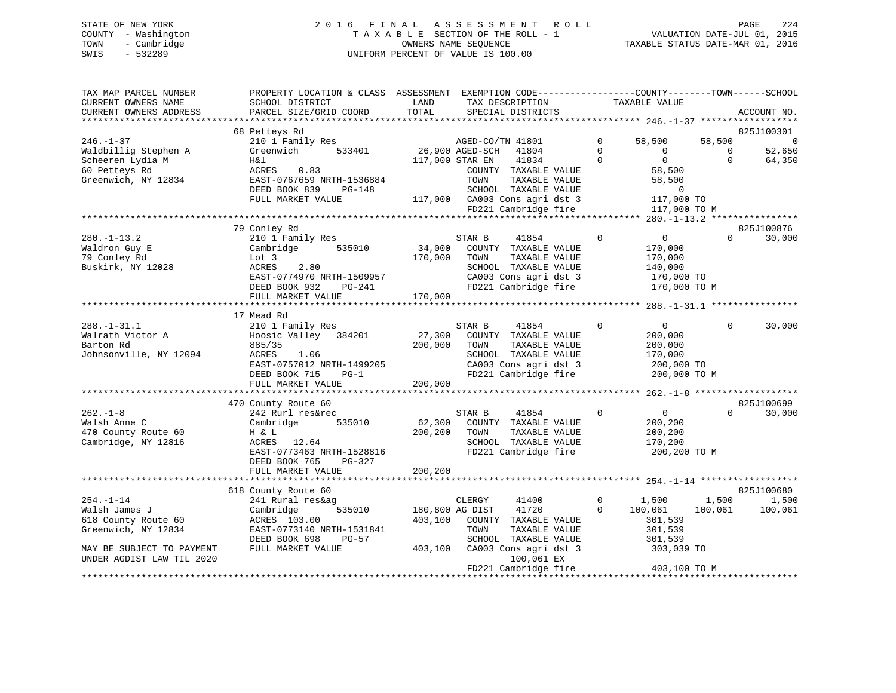STATE OF NEW YORK
COUNTY - Washington
TOWN - Cambridge
SWIS - 532289

2016 FINAL ASSESSMENT ROLL
TAXABLE SECTION OF THE ROLL - 1
OWNERS NAME SEQUENCE
UNIFORM PERCENT OF VALUE IS 100.00

VALUATION DATE-JUL 01, 2015
TAXABLE STATUS DATE-MAR 01, 2016

```
TAX MAP PARCEL NUMBER          PROPERTY LOCATION & CLASS  ASSESSMENT  EXEMPTION CODE-----------------COUNTY--------TOWN------SCHOOL
CURRENT OWNERS NAME            SCHOOL DISTRICT             LAND       TAX DESCRIPTION            TAXABLE VALUE
CURRENT OWNERS ADDRESS         PARCEL SIZE/GRID COORD      TOTAL      SPECIAL DISTRICTS                                         ACCOUNT NO.
******************************************************************************************************* 246.-1-37 *****************
                               68 Petteys Rd                                                                                825J100301
246.-1-37                      210 1 Family Res                       AGED-CO/TN 41801        0      58,500      58,500            0
Waldbillig Stephen A           Greenwich       533401      26,900 AGED-SCH   41804             0           0           0       52,650
Scheeren Lydia M               H&l                        117,000 STAR EN    41834             0           0           0       64,350
60 Petteys Rd                  ACRES    0.83                          COUNTY  TAXABLE VALUE              58,500
Greenwich, NY 12834            EAST-0767659 NRTH-1536884              TOWN    TAXABLE VALUE              58,500
                               DEED BOOK 839    PG-148                SCHOOL  TAXABLE VALUE                   0
                               FULL MARKET VALUE          117,000     CA003 Cons agri dst 3             117,000 TO
                                                                      FD221 Cambridge fire              117,000 TO M
******************************************************************************************************* 280.-1-13.2 ***************
                               79 Conley Rd                                                                                 825J100876
280.-1-13.2                    210 1 Family Res                       STAR B     41854         0           0           0       30,000
Waldron Guy E                  Cambridge       535010      34,000     COUNTY  TAXABLE VALUE             170,000
79 Conley Rd                   Lot 3                      170,000     TOWN    TAXABLE VALUE             170,000
Buskirk, NY 12028              ACRES    2.80                          SCHOOL  TAXABLE VALUE             140,000
                               EAST-0774970 NRTH-1509957              CA003 Cons agri dst 3             170,000 TO
                               DEED BOOK 932    PG-241                FD221 Cambridge fire              170,000 TO M
                               FULL MARKET VALUE          170,000
******************************************************************************************************* 288.-1-31.1 ***************
                               17 Mead Rd
288.-1-31.1                    210 1 Family Res                       STAR B     41854         0           0           0       30,000
Walrath Victor A               Hoosic Valley   384201      27,300     COUNTY  TAXABLE VALUE             200,000
Barton Rd                      885/35                     200,000     TOWN    TAXABLE VALUE             200,000
Johnsonville, NY 12094         ACRES    1.06                          SCHOOL  TAXABLE VALUE             170,000
                               EAST-0757012 NRTH-1499205              CA003 Cons agri dst 3             200,000 TO
                               DEED BOOK 715    PG-1                  FD221 Cambridge fire              200,000 TO M
                               FULL MARKET VALUE          200,000
******************************************************************************************************* 262.-1-8 ******************
                               470 County Route 60                                                                          825J100699
262.-1-8                       242 Rurl res&rec                       STAR B     41854         0           0           0       30,000
Walsh Anne C                   Cambridge       535010      62,300     COUNTY  TAXABLE VALUE             200,200
470 County Route 60            H & L                      200,200     TOWN    TAXABLE VALUE             200,200
Cambridge, NY 12816            ACRES   12.64                          SCHOOL  TAXABLE VALUE             170,200
                               EAST-0773463 NRTH-1528816              FD221 Cambridge fire              200,200 TO M
                               DEED BOOK 765    PG-327
                               FULL MARKET VALUE          200,200
******************************************************************************************************* 254.-1-14 *****************
                               618 County Route 60                                                                          825J100680
254.-1-14                      241 Rural res&ag                       CLERGY     41400         0       1,500       1,500        1,500
Walsh James J                  Cambridge       535010     180,800 AG DIST    41720             0     100,061     100,061      100,061
618 County Route 60            ACRES  103.00              403,100     COUNTY  TAXABLE VALUE             301,539
Greenwich, NY 12834            EAST-0773140 NRTH-1531841              TOWN    TAXABLE VALUE             301,539
                               DEED BOOK 698    PG-57                 SCHOOL  TAXABLE VALUE             301,539
MAY BE SUBJECT TO PAYMENT      FULL MARKET VALUE          403,100     CA003 Cons agri dst 3             303,039 TO
UNDER AGDIST LAW TIL 2020                                                  100,061 EX
                                                                      FD221 Cambridge fire              403,100 TO M
************************************************************************************************************************************
```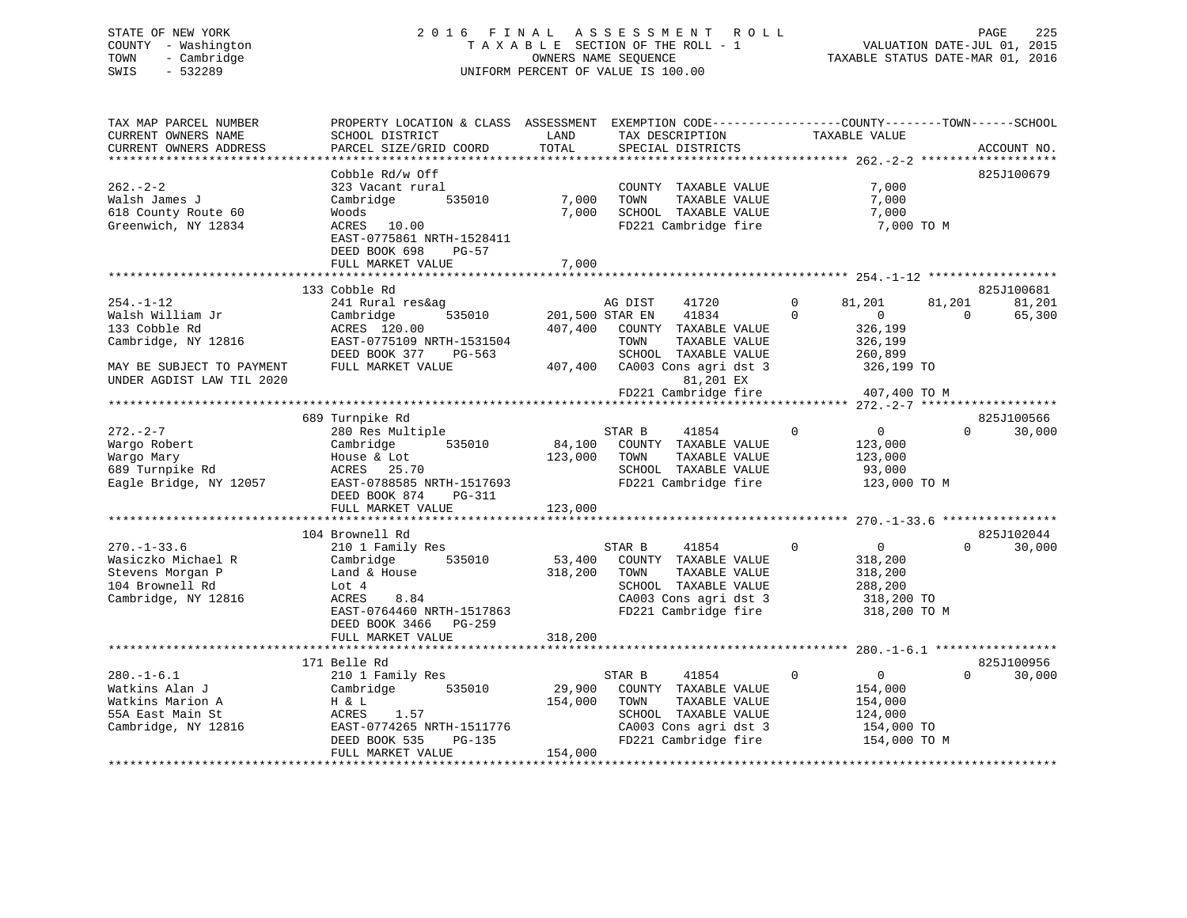STATE OF NEW YORK
COUNTY - Washington
TOWN - Cambridge
SWIS - 532289

2016 FINAL ASSESSMENT ROLL
TAXABLE SECTION OF THE ROLL - 1
OWNERS NAME SEQUENCE
UNIFORM PERCENT OF VALUE IS 100.00

VALUATION DATE-JUL 01, 2015
TAXABLE STATUS DATE-MAR 01, 2016

```
TAX MAP PARCEL NUMBER          PROPERTY LOCATION & CLASS  ASSESSMENT  EXEMPTION CODE-----------------COUNTY--------TOWN------SCHOOL
CURRENT OWNERS NAME            SCHOOL DISTRICT               LAND      TAX DESCRIPTION               TAXABLE VALUE
CURRENT OWNERS ADDRESS         PARCEL SIZE/GRID COORD        TOTAL     SPECIAL DISTRICTS                                     ACCOUNT NO.
******************************************************************************************************* 262.-2-2 *******************
                               Cobble Rd/w Off                                                                              825J100679
262.-2-2                       323 Vacant rural                         COUNTY  TAXABLE VALUE             7,000
Walsh James J                  Cambridge        535010        7,000    TOWN    TAXABLE VALUE             7,000
618 County Route 60            Woods                          7,000    SCHOOL  TAXABLE VALUE             7,000
Greenwich, NY 12834            ACRES   10.00                           FD221 Cambridge fire               7,000 TO M
                               EAST-0775861 NRTH-1528411
                               DEED BOOK 698    PG-57
                               FULL MARKET VALUE              7,000
******************************************************************************************************* 254.-1-12 ******************
                               133 Cobble Rd                                                                                825J100681
254.-1-12                      241 Rural res&ag                        AG DIST     41720          0      81,201      81,201      81,201
Walsh William Jr               Cambridge        535010      201,500 STAR EN     41834          0           0           0      65,300
133 Cobble Rd                  ACRES  120.00                407,400    COUNTY  TAXABLE VALUE           326,199
Cambridge, NY 12816            EAST-0775109 NRTH-1531504               TOWN    TAXABLE VALUE           326,199
                               DEED BOOK 377    PG-563                 SCHOOL  TAXABLE VALUE           260,899
MAY BE SUBJECT TO PAYMENT      FULL MARKET VALUE            407,400    CA003 Cons agri dst 3            326,199 TO
UNDER AGDIST LAW TIL 2020                                                    81,201 EX
                                                                       FD221 Cambridge fire             407,400 TO M
******************************************************************************************************* 272.-2-7 *******************
                               689 Turnpike Rd                                                                              825J100566
272.-2-7                       280 Res Multiple                        STAR B      41854          0           0           0      30,000
Wargo Robert                   Cambridge        535010       84,100    COUNTY  TAXABLE VALUE           123,000
Wargo Mary                     House & Lot                  123,000    TOWN    TAXABLE VALUE           123,000
689 Turnpike Rd                ACRES   25.70                           SCHOOL  TAXABLE VALUE            93,000
Eagle Bridge, NY 12057         EAST-0788585 NRTH-1517693               FD221 Cambridge fire             123,000 TO M
                               DEED BOOK 874    PG-311
                               FULL MARKET VALUE            123,000
******************************************************************************************************* 270.-1-33.6 ****************
                               104 Brownell Rd                                                                              825J102044
270.-1-33.6                    210 1 Family Res                        STAR B      41854          0           0           0      30,000
Wasiczko Michael R             Cambridge        535010       53,400    COUNTY  TAXABLE VALUE           318,200
Stevens Morgan P               Land & House                 318,200    TOWN    TAXABLE VALUE           318,200
104 Brownell Rd                Lot 4                                   SCHOOL  TAXABLE VALUE           288,200
Cambridge, NY 12816            ACRES    8.84                           CA003 Cons agri dst 3            318,200 TO
                               EAST-0764460 NRTH-1517863               FD221 Cambridge fire             318,200 TO M
                               DEED BOOK 3466   PG-259
                               FULL MARKET VALUE            318,200
******************************************************************************************************* 280.-1-6.1 *****************
                               171 Belle Rd                                                                                 825J100956
280.-1-6.1                     210 1 Family Res                        STAR B      41854          0           0           0      30,000
Watkins Alan J                 Cambridge        535010       29,900    COUNTY  TAXABLE VALUE           154,000
Watkins Marion A               H & L                        154,000    TOWN    TAXABLE VALUE           154,000
55A East Main St               ACRES    1.57                           SCHOOL  TAXABLE VALUE           124,000
Cambridge, NY 12816            EAST-0774265 NRTH-1511776               CA003 Cons agri dst 3            154,000 TO
                               DEED BOOK 535    PG-135                 FD221 Cambridge fire             154,000 TO M
                               FULL MARKET VALUE            154,000
************************************************************************************************************************************
```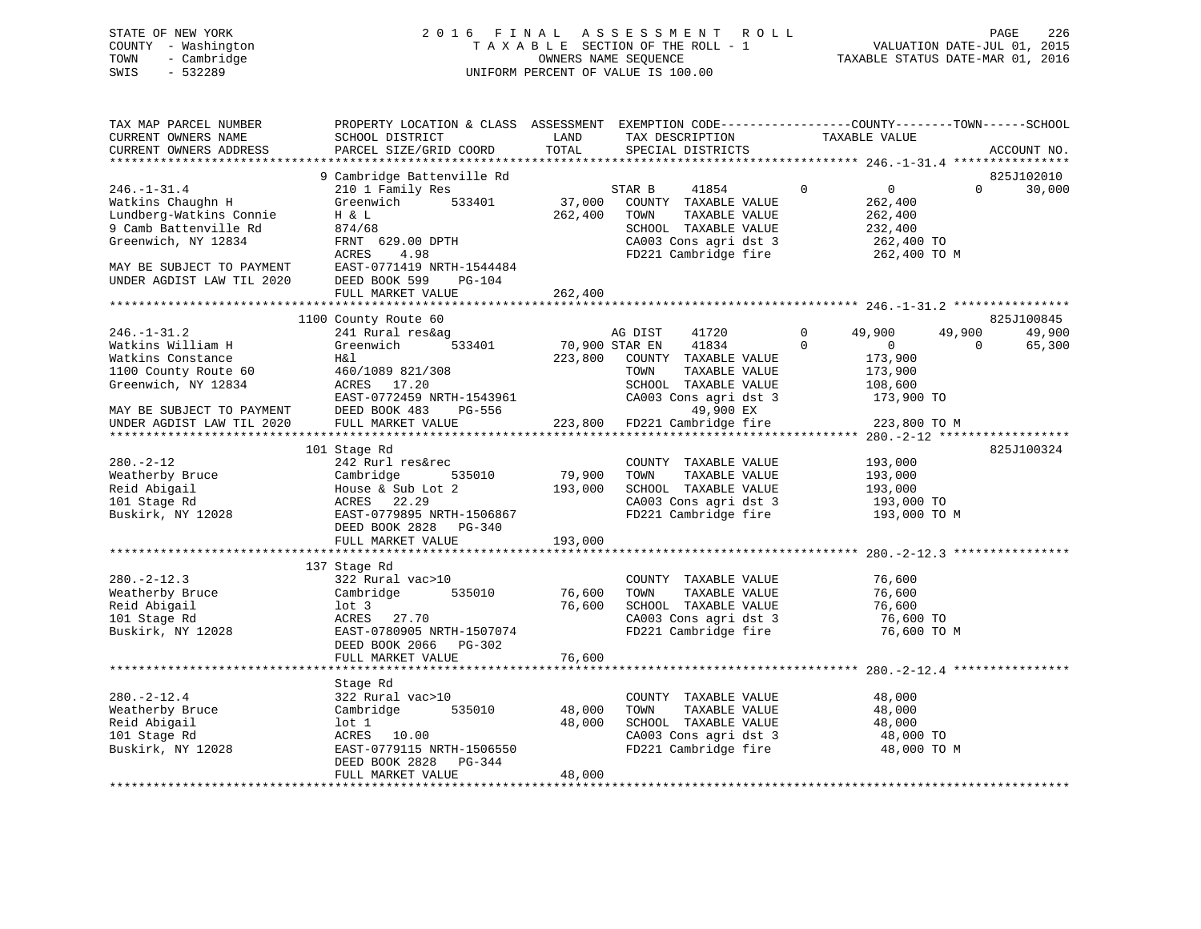STATE OF NEW YORK
COUNTY - Washington
TOWN - Cambridge
SWIS - 532289

2016 FINAL ASSESSMENT ROLL
TAXABLE SECTION OF THE ROLL - 1
OWNERS NAME SEQUENCE
UNIFORM PERCENT OF VALUE IS 100.00

VALUATION DATE-JUL 01, 2015
TAXABLE STATUS DATE-MAR 01, 2016

```
TAX MAP PARCEL NUMBER          PROPERTY LOCATION & CLASS  ASSESSMENT  EXEMPTION CODE-----------------COUNTY--------TOWN------SCHOOL
CURRENT OWNERS NAME            SCHOOL DISTRICT              LAND      TAX DESCRIPTION            TAXABLE VALUE
CURRENT OWNERS ADDRESS         PARCEL SIZE/GRID COORD       TOTAL     SPECIAL DISTRICTS                                    ACCOUNT NO.
******************************************************************************************************* 246.-1-31.4 ****************
                               9 Cambridge Battenville Rd                                                                  825J102010
246.-1-31.4                    210 1 Family Res                       STAR B     41854          0          0          0       30,000
Watkins Chaughn H              Greenwich        533401      37,000    COUNTY  TAXABLE VALUE         262,400
Lundberg-Watkins Connie        H & L                       262,400    TOWN    TAXABLE VALUE         262,400
9 Camb Battenville Rd          874/68                                 SCHOOL  TAXABLE VALUE         232,400
Greenwich, NY 12834            FRNT 629.00 DPTH                       CA003 Cons agri dst 3          262,400 TO
                               ACRES    4.98                          FD221 Cambridge fire           262,400 TO M
MAY BE SUBJECT TO PAYMENT      EAST-0771419 NRTH-1544484
UNDER AGDIST LAW TIL 2020      DEED BOOK 599    PG-104
                               FULL MARKET VALUE           262,400
******************************************************************************************************* 246.-1-31.2 ****************
                               1100 County Route 60                                                                        825J100845
246.-1-31.2                    241 Rural res&ag                       AG DIST    41720          0     49,900     49,900       49,900
Watkins William H              Greenwich        533401      70,900 STAR EN    41834          0          0          0       65,300
Watkins Constance              H&l                         223,800    COUNTY  TAXABLE VALUE         173,900
1100 County Route 60           460/1089 821/308                       TOWN    TAXABLE VALUE         173,900
Greenwich, NY 12834            ACRES   17.20                          SCHOOL  TAXABLE VALUE         108,600
                               EAST-0772459 NRTH-1543961              CA003 Cons agri dst 3          173,900 TO
MAY BE SUBJECT TO PAYMENT      DEED BOOK 483    PG-556                    49,900 EX
UNDER AGDIST LAW TIL 2020      FULL MARKET VALUE           223,800    FD221 Cambridge fire           223,800 TO M
******************************************************************************************************* 280.-2-12 ******************
                               101 Stage Rd                                                                                825J100324
280.-2-12                      242 Rurl res&rec                       COUNTY  TAXABLE VALUE         193,000
Weatherby Bruce                Cambridge        535010      79,900    TOWN    TAXABLE VALUE         193,000
Reid Abigail                   House & Sub Lot 2           193,000    SCHOOL  TAXABLE VALUE         193,000
101 Stage Rd                   ACRES   22.29                          CA003 Cons agri dst 3          193,000 TO
Buskirk, NY 12028              EAST-0779895 NRTH-1506867              FD221 Cambridge fire           193,000 TO M
                               DEED BOOK 2828   PG-340
                               FULL MARKET VALUE           193,000
******************************************************************************************************* 280.-2-12.3 ****************
                               137 Stage Rd
280.-2-12.3                    322 Rural vac>10                       COUNTY  TAXABLE VALUE          76,600
Weatherby Bruce                Cambridge        535010      76,600    TOWN    TAXABLE VALUE          76,600
Reid Abigail                   lot 3                        76,600    SCHOOL  TAXABLE VALUE          76,600
101 Stage Rd                   ACRES   27.70                          CA003 Cons agri dst 3           76,600 TO
Buskirk, NY 12028              EAST-0780905 NRTH-1507074              FD221 Cambridge fire            76,600 TO M
                               DEED BOOK 2066   PG-302
                               FULL MARKET VALUE            76,600
******************************************************************************************************* 280.-2-12.4 ****************
                               Stage Rd
280.-2-12.4                    322 Rural vac>10                       COUNTY  TAXABLE VALUE          48,000
Weatherby Bruce                Cambridge        535010      48,000    TOWN    TAXABLE VALUE          48,000
Reid Abigail                   lot 1                        48,000    SCHOOL  TAXABLE VALUE          48,000
101 Stage Rd                   ACRES   10.00                          CA003 Cons agri dst 3           48,000 TO
Buskirk, NY 12028              EAST-0779115 NRTH-1506550              FD221 Cambridge fire            48,000 TO M
                               DEED BOOK 2828   PG-344
                               FULL MARKET VALUE            48,000
************************************************************************************************************************************
```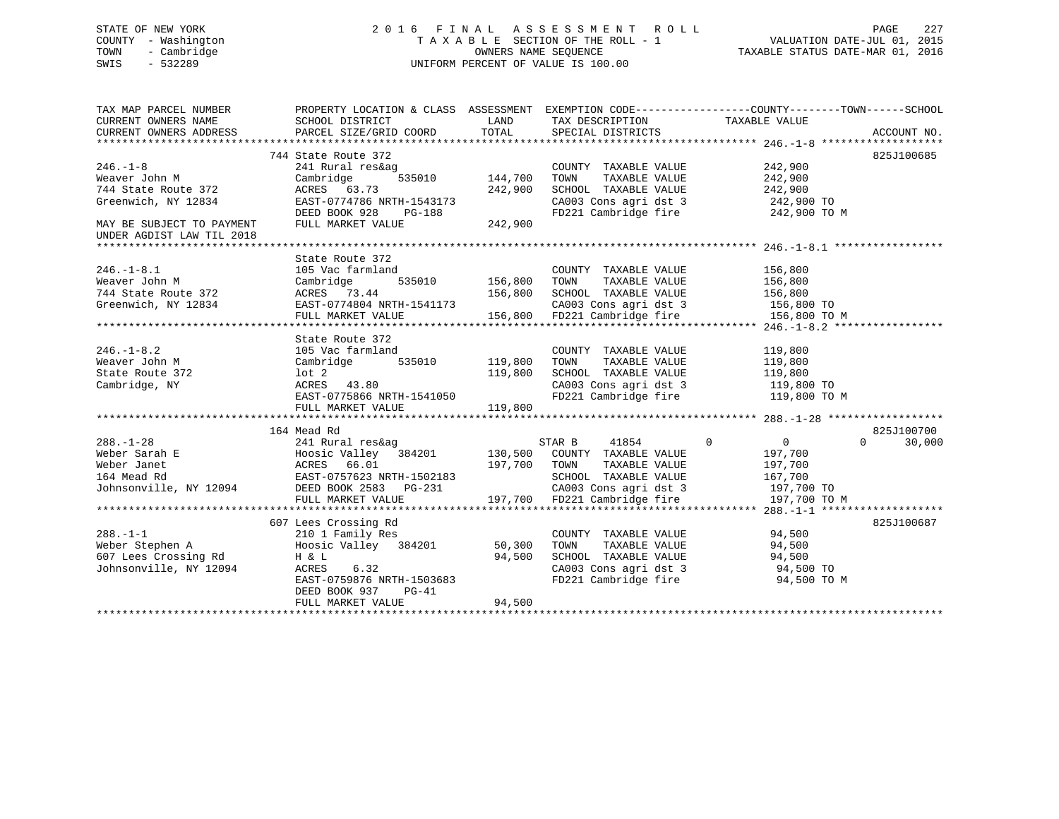STATE OF NEW YORK
COUNTY - Washington
TOWN - Cambridge
SWIS - 532289

2016 FINAL ASSESSMENT ROLL
TAXABLE SECTION OF THE ROLL - 1
OWNERS NAME SEQUENCE
UNIFORM PERCENT OF VALUE IS 100.00

VALUATION DATE-JUL 01, 2015
TAXABLE STATUS DATE-MAR 01, 2016

| TAX MAP PARCEL NUMBER / CURRENT OWNERS NAME / CURRENT OWNERS ADDRESS | PROPERTY LOCATION & CLASS / SCHOOL DISTRICT / PARCEL SIZE/GRID COORD | ASSESSMENT LAND / TOTAL | EXEMPTION CODE / TAX DESCRIPTION / SPECIAL DISTRICTS | COUNTY | TOWN | SCHOOL / TAXABLE VALUE | ACCOUNT NO. |
|---|---|---|---|---|---|---|---|
| 246.-1-8 | 744 State Route 372 | | | | | | 825J100685 |
| Weaver John M | 241 Rural res&ag | | COUNTY TAXABLE VALUE | 242,900 | | | |
| 744 State Route 372 | Cambridge 535010 | 144,700 | TOWN TAXABLE VALUE | | 242,900 | | |
| Greenwich, NY 12834 | ACRES 63.73 | 242,900 | SCHOOL TAXABLE VALUE | | | 242,900 | |
| | EAST-0774786 NRTH-1543173 | | CA003 Cons agri dst 3 | 242,900 TO | | | |
| | DEED BOOK 928 PG-188 | | FD221 Cambridge fire | 242,900 TO M | | | |
| MAY BE SUBJECT TO PAYMENT UNDER AGDIST LAW TIL 2018 | FULL MARKET VALUE | 242,900 | | | | | |
| 246.-1-8.1 | State Route 372 | | | | | | |
| Weaver John M | 105 Vac farmland | | COUNTY TAXABLE VALUE | 156,800 | | | |
| 744 State Route 372 | Cambridge 535010 | 156,800 | TOWN TAXABLE VALUE | | 156,800 | | |
| Greenwich, NY 12834 | ACRES 73.44 | 156,800 | SCHOOL TAXABLE VALUE | | | 156,800 | |
| | EAST-0774804 NRTH-1541173 | | CA003 Cons agri dst 3 | 156,800 TO | | | |
| | FULL MARKET VALUE | 156,800 | FD221 Cambridge fire | 156,800 TO M | | | |
| 246.-1-8.2 | State Route 372 | | | | | | |
| Weaver John M | 105 Vac farmland | | COUNTY TAXABLE VALUE | 119,800 | | | |
| State Route 372 | Cambridge 535010 | 119,800 | TOWN TAXABLE VALUE | | 119,800 | | |
| Cambridge, NY | lot 2 | 119,800 | SCHOOL TAXABLE VALUE | | | 119,800 | |
| | ACRES 43.80 | | CA003 Cons agri dst 3 | 119,800 TO | | | |
| | EAST-0775866 NRTH-1541050 | | FD221 Cambridge fire | 119,800 TO M | | | |
| | FULL MARKET VALUE | 119,800 | | | | | |
| 288.-1-28 | 164 Mead Rd | | | | | | 825J100700 |
| Weber Sarah E | 241 Rural res&ag | | STAR B 41854 | 0 | 0 | 30,000 | |
| Weber Janet | Hoosic Valley 384201 | 130,500 | COUNTY TAXABLE VALUE | 197,700 | | | |
| 164 Mead Rd | ACRES 66.01 | 197,700 | TOWN TAXABLE VALUE | | 197,700 | | |
| Johnsonville, NY 12094 | EAST-0757623 NRTH-1502183 | | SCHOOL TAXABLE VALUE | | | 167,700 | |
| | DEED BOOK 2583 PG-231 | | CA003 Cons agri dst 3 | 197,700 TO | | | |
| | FULL MARKET VALUE | 197,700 | FD221 Cambridge fire | 197,700 TO M | | | |
| 288.-1-1 | 607 Lees Crossing Rd | | | | | | 825J100687 |
| Weber Stephen A | 210 1 Family Res | | COUNTY TAXABLE VALUE | 94,500 | | | |
| 607 Lees Crossing Rd | Hoosic Valley 384201 | 50,300 | TOWN TAXABLE VALUE | | 94,500 | | |
| Johnsonville, NY 12094 | H & L | 94,500 | SCHOOL TAXABLE VALUE | | | 94,500 | |
| | ACRES 6.32 | | CA003 Cons agri dst 3 | 94,500 TO | | | |
| | EAST-0759876 NRTH-1503683 | | FD221 Cambridge fire | 94,500 TO M | | | |
| | DEED BOOK 937 PG-41 | | | | | | |
| | FULL MARKET VALUE | 94,500 | | | | | |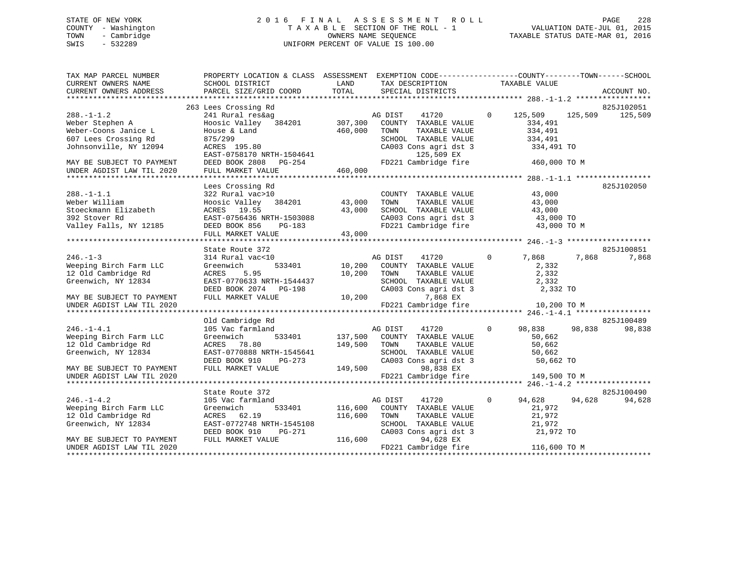STATE OF NEW YORK
COUNTY - Washington
TOWN - Cambridge
SWIS - 532289

2016 FINAL ASSESSMENT ROLL
TAXABLE SECTION OF THE ROLL - 1
OWNERS NAME SEQUENCE
UNIFORM PERCENT OF VALUE IS 100.00

VALUATION DATE-JUL 01, 2015
TAXABLE STATUS DATE-MAR 01, 2016

```
TAX MAP PARCEL NUMBER          PROPERTY LOCATION & CLASS  ASSESSMENT  EXEMPTION CODE------------------COUNTY--------TOWN------SCHOOL
CURRENT OWNERS NAME            SCHOOL DISTRICT              LAND      TAX DESCRIPTION            TAXABLE VALUE
CURRENT OWNERS ADDRESS         PARCEL SIZE/GRID COORD       TOTAL     SPECIAL DISTRICTS                                        ACCOUNT NO.
******************************************************************************************************* 288.-1-1.2 *****************
                               263 Lees Crossing Rd                                                                            825J102051
288.-1-1.2                     241 Rural res&ag                        AG DIST     41720          0     125,509    125,509    125,509
Weber Stephen A                Hoosic Valley   384201      307,300     COUNTY  TAXABLE VALUE            334,491
Weber-Coons Janice L           House & Land                460,000     TOWN    TAXABLE VALUE            334,491
607 Lees Crossing Rd           875/299                                 SCHOOL  TAXABLE VALUE            334,491
Johnsonville, NY 12094         ACRES 195.80                            CA003 Cons agri dst 3             334,491 TO
                               EAST-0758170 NRTH-1504641                     125,509 EX
MAY BE SUBJECT TO PAYMENT      DEED BOOK 2808   PG-254                 FD221 Cambridge fire              460,000 TO M
UNDER AGDIST LAW TIL 2020      FULL MARKET VALUE           460,000
******************************************************************************************************* 288.-1-1.1 *****************
                               Lees Crossing Rd                                                                                825J102050
288.-1-1.1                     322 Rural vac>10                        COUNTY  TAXABLE VALUE             43,000
Weber William                  Hoosic Valley   384201       43,000     TOWN    TAXABLE VALUE             43,000
Stoeckmann Elizabeth           ACRES  19.55                 43,000     SCHOOL  TAXABLE VALUE             43,000
392 Stover Rd                  EAST-0756436 NRTH-1503088               CA003 Cons agri dst 3              43,000 TO
Valley Falls, NY 12185         DEED BOOK 856    PG-183                 FD221 Cambridge fire               43,000 TO M
                               FULL MARKET VALUE            43,000
******************************************************************************************************* 246.-1-3 *******************
                               State Route 372                                                                                 825J100851
246.-1-3                       314 Rural vac<10                        AG DIST     41720          0       7,868      7,868      7,868
Weeping Birch Farm LLC         Greenwich       533401       10,200     COUNTY  TAXABLE VALUE              2,332
12 Old Cambridge Rd            ACRES   5.95                 10,200     TOWN    TAXABLE VALUE              2,332
Greenwich, NY 12834            EAST-0770633 NRTH-1544437               SCHOOL  TAXABLE VALUE              2,332
                               DEED BOOK 2074   PG-198                 CA003 Cons agri dst 3               2,332 TO
MAY BE SUBJECT TO PAYMENT      FULL MARKET VALUE            10,200           7,868 EX
UNDER AGDIST LAW TIL 2020                                              FD221 Cambridge fire               10,200 TO M
******************************************************************************************************* 246.-1-4.1 *****************
                               Old Cambridge Rd                                                                                825J100489
246.-1-4.1                     105 Vac farmland                        AG DIST     41720          0      98,838     98,838     98,838
Weeping Birch Farm LLC         Greenwich       533401      137,500     COUNTY  TAXABLE VALUE             50,662
12 Old Cambridge Rd            ACRES  78.80                149,500     TOWN    TAXABLE VALUE             50,662
Greenwich, NY 12834            EAST-0770888 NRTH-1545641               SCHOOL  TAXABLE VALUE             50,662
                               DEED BOOK 910    PG-273                 CA003 Cons agri dst 3              50,662 TO
MAY BE SUBJECT TO PAYMENT      FULL MARKET VALUE           149,500           98,838 EX
UNDER AGDIST LAW TIL 2020                                              FD221 Cambridge fire              149,500 TO M
******************************************************************************************************* 246.-1-4.2 *****************
                               State Route 372                                                                                 825J100490
246.-1-4.2                     105 Vac farmland                        AG DIST     41720          0      94,628     94,628     94,628
Weeping Birch Farm LLC         Greenwich       533401      116,600     COUNTY  TAXABLE VALUE             21,972
12 Old Cambridge Rd            ACRES  62.19                116,600     TOWN    TAXABLE VALUE             21,972
Greenwich, NY 12834            EAST-0772748 NRTH-1545108               SCHOOL  TAXABLE VALUE             21,972
                               DEED BOOK 910    PG-271                 CA003 Cons agri dst 3              21,972 TO
MAY BE SUBJECT TO PAYMENT      FULL MARKET VALUE           116,600           94,628 EX
UNDER AGDIST LAW TIL 2020                                              FD221 Cambridge fire              116,600 TO M
************************************************************************************************************************************
```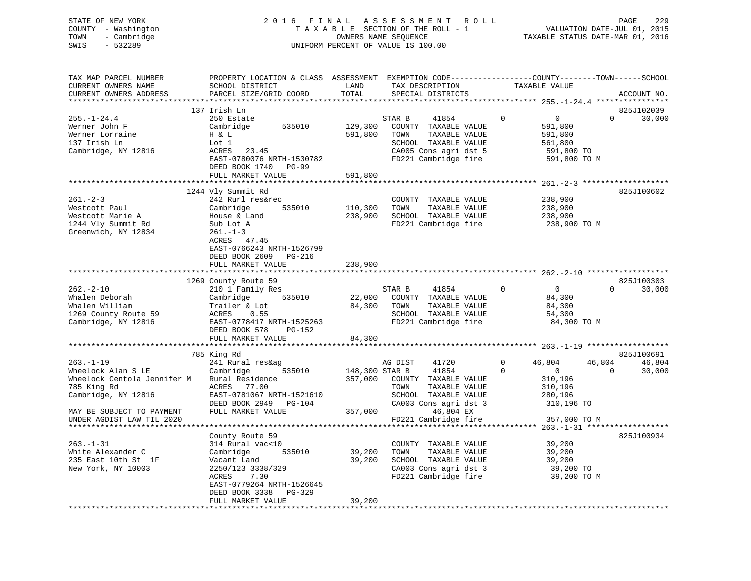STATE OF NEW YORK
COUNTY - Washington
TOWN - Cambridge
SWIS - 532289

# 2016 FINAL ASSESSMENT ROLL
TAXABLE SECTION OF THE ROLL - 1
OWNERS NAME SEQUENCE
UNIFORM PERCENT OF VALUE IS 100.00

VALUATION DATE-JUL 01, 2015
TAXABLE STATUS DATE-MAR 01, 2016

```
TAX MAP PARCEL NUMBER          PROPERTY LOCATION & CLASS  ASSESSMENT  EXEMPTION CODE------------------COUNTY--------TOWN------SCHOOL
CURRENT OWNERS NAME            SCHOOL DISTRICT              LAND      TAX DESCRIPTION            TAXABLE VALUE
CURRENT OWNERS ADDRESS         PARCEL SIZE/GRID COORD       TOTAL     SPECIAL DISTRICTS                                    ACCOUNT NO.
******************************************************************************************************* 255.-1-24.4 ***************
                        137 Irish Ln                                                                                825J102039
255.-1-24.4                    250 Estate                             STAR B      41854         0          0            0      30,000
Werner John F                  Cambridge        535010      129,300   COUNTY  TAXABLE VALUE             591,800
Werner Lorraine                H & L                        591,800   TOWN    TAXABLE VALUE             591,800
137 Irish Ln                   Lot 1                                  SCHOOL  TAXABLE VALUE             561,800
Cambridge, NY 12816            ACRES   23.45                          CA005 Cons agri dst 5              591,800 TO
                               EAST-0780076 NRTH-1530782              FD221 Cambridge fire               591,800 TO M
                               DEED BOOK 1740   PG-99
                               FULL MARKET VALUE            591,800
******************************************************************************************************* 261.-2-3 *******************
                        1244 Vly Summit Rd                                                                          825J100602
261.-2-3                       242 Rurl res&rec                       COUNTY  TAXABLE VALUE             238,900
Westcott Paul                  Cambridge        535010      110,300   TOWN    TAXABLE VALUE             238,900
Westcott Marie A               House & Land                 238,900   SCHOOL  TAXABLE VALUE             238,900
1244 Vly Summit Rd             Sub Lot A                              FD221 Cambridge fire               238,900 TO M
Greenwich, NY 12834            261.-1-3
                               ACRES   47.45
                               EAST-0766243 NRTH-1526799
                               DEED BOOK 2609   PG-216
                               FULL MARKET VALUE            238,900
******************************************************************************************************* 262.-2-10 ******************
                        1269 County Route 59                                                                        825J100303
262.-2-10                      210 1 Family Res                       STAR B      41854         0          0            0      30,000
Whalen Deborah                 Cambridge        535010       22,000   COUNTY  TAXABLE VALUE              84,300
Whalen William                 Trailer & Lot                 84,300   TOWN    TAXABLE VALUE              84,300
1269 County Route 59           ACRES    0.55                          SCHOOL  TAXABLE VALUE              54,300
Cambridge, NY 12816            EAST-0778417 NRTH-1525263              FD221 Cambridge fire                84,300 TO M
                               DEED BOOK 578    PG-152
                               FULL MARKET VALUE             84,300
******************************************************************************************************* 263.-1-19 ******************
                        785 King Rd                                                                                 825J100691
263.-1-19                      241 Rural res&ag                       AG DIST     41720         0     46,804       46,804      46,804
Wheelock Alan S LE             Cambridge        535010      148,300 STAR B      41854         0          0            0      30,000
Wheelock Centola Jennifer M    Rural Residence              357,000   COUNTY  TAXABLE VALUE             310,196
785 King Rd                    ACRES   77.00                          TOWN    TAXABLE VALUE             310,196
Cambridge, NY 12816            EAST-0781067 NRTH-1521610              SCHOOL  TAXABLE VALUE             280,196
                               DEED BOOK 2949   PG-104                CA003 Cons agri dst 3              310,196 TO
MAY BE SUBJECT TO PAYMENT      FULL MARKET VALUE            357,000           46,804 EX
UNDER AGDIST LAW TIL 2020                                             FD221 Cambridge fire               357,000 TO M
******************************************************************************************************* 263.-1-31 ******************
                               County Route 59                                                              825J100934
263.-1-31                      314 Rural vac<10                       COUNTY  TAXABLE VALUE              39,200
White Alexander C              Cambridge        535010       39,200   TOWN    TAXABLE VALUE              39,200
235 East 10th St  1F           Vacant Land                   39,200   SCHOOL  TAXABLE VALUE              39,200
New York, NY 10003             2250/123 3338/329                      CA003 Cons agri dst 3               39,200 TO
                               ACRES    7.30                          FD221 Cambridge fire                39,200 TO M
                               EAST-0779264 NRTH-1526645
                               DEED BOOK 3338   PG-329
                               FULL MARKET VALUE             39,200
************************************************************************************************************************************
```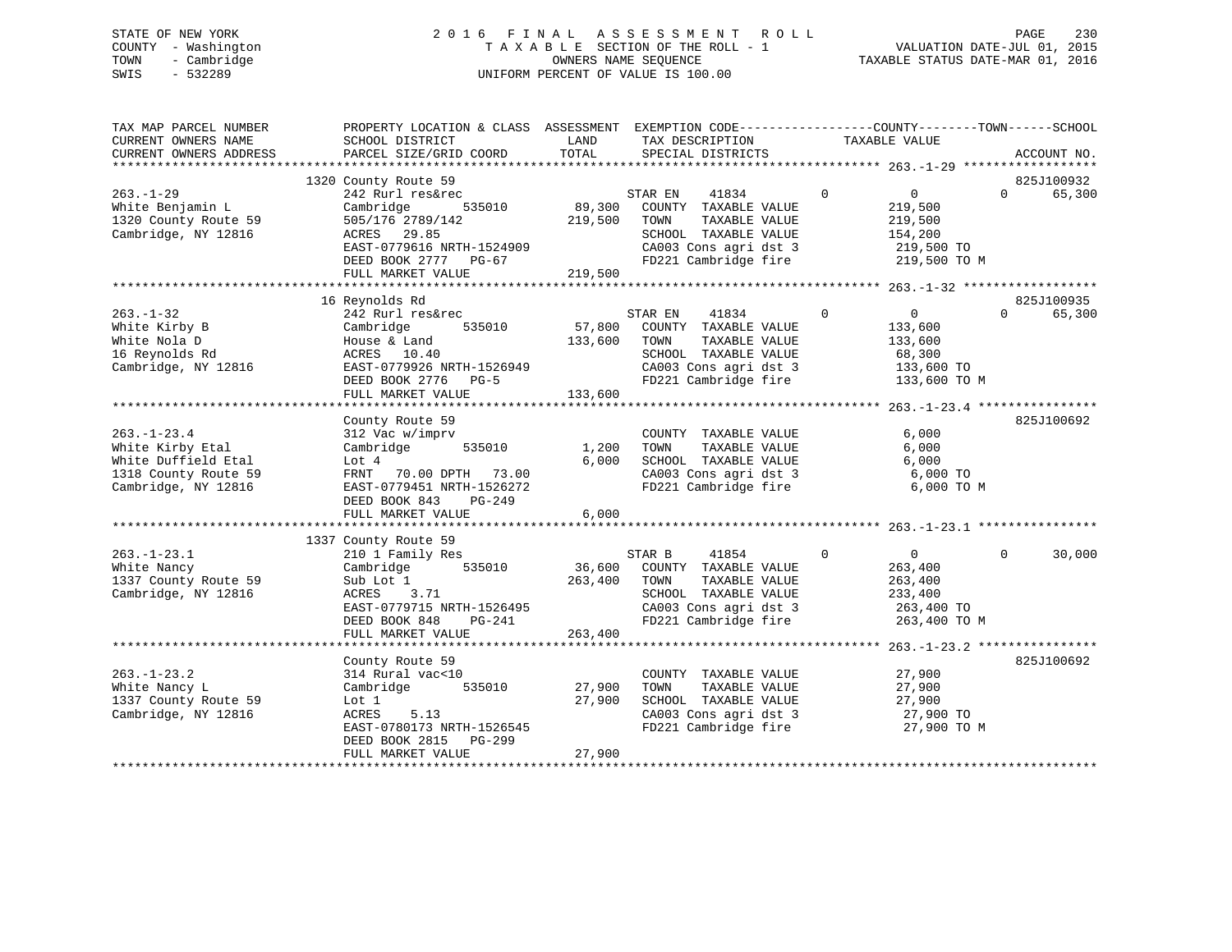STATE OF NEW YORK
COUNTY - Washington
TOWN - Cambridge
SWIS - 532289

2016 FINAL ASSESSMENT ROLL
TAXABLE SECTION OF THE ROLL - 1
OWNERS NAME SEQUENCE
UNIFORM PERCENT OF VALUE IS 100.00

VALUATION DATE-JUL 01, 2015
TAXABLE STATUS DATE-MAR 01, 2016

```
TAX MAP PARCEL NUMBER          PROPERTY LOCATION & CLASS  ASSESSMENT  EXEMPTION CODE------------------COUNTY--------TOWN------SCHOOL
CURRENT OWNERS NAME            SCHOOL DISTRICT               LAND      TAX DESCRIPTION             TAXABLE VALUE
CURRENT OWNERS ADDRESS         PARCEL SIZE/GRID COORD        TOTAL     SPECIAL DISTRICTS                                        ACCOUNT NO.
******************************************************************************************************* 263.-1-29 ******************
                               1320 County Route 59                                                                          825J100932
263.-1-29                      242 Rurl res&rec                         STAR EN    41834          0            0            0     65,300
White Benjamin L               Cambridge       535010        89,300    COUNTY  TAXABLE VALUE            219,500
1320 County Route 59           505/176 2789/142             219,500    TOWN    TAXABLE VALUE            219,500
Cambridge, NY 12816            ACRES   29.85                            SCHOOL  TAXABLE VALUE            154,200
                               EAST-0779616 NRTH-1524909                CA003 Cons agri dst 3            219,500 TO
                               DEED BOOK 2777   PG-67                   FD221 Cambridge fire             219,500 TO M
                               FULL MARKET VALUE            219,500
******************************************************************************************************* 263.-1-32 ******************
                               16 Reynolds Rd                                                                                825J100935
263.-1-32                      242 Rurl res&rec                         STAR EN    41834          0            0            0     65,300
White Kirby B                  Cambridge       535010        57,800    COUNTY  TAXABLE VALUE            133,600
White Nola D                   House & Land                 133,600    TOWN    TAXABLE VALUE            133,600
16 Reynolds Rd                 ACRES   10.40                            SCHOOL  TAXABLE VALUE             68,300
Cambridge, NY 12816            EAST-0779926 NRTH-1526949                CA003 Cons agri dst 3            133,600 TO
                               DEED BOOK 2776   PG-5                    FD221 Cambridge fire             133,600 TO M
                               FULL MARKET VALUE            133,600
******************************************************************************************************* 263.-1-23.4 ****************
                               County Route 59                                                                               825J100692
263.-1-23.4                    312 Vac w/imprv                          COUNTY  TAXABLE VALUE              6,000
White Kirby Etal               Cambridge       535010         1,200    TOWN    TAXABLE VALUE              6,000
White Duffield Etal            Lot 4                          6,000    SCHOOL  TAXABLE VALUE              6,000
1318 County Route 59           FRNT   70.00 DPTH   73.00                CA003 Cons agri dst 3              6,000 TO
Cambridge, NY 12816            EAST-0779451 NRTH-1526272                FD221 Cambridge fire               6,000 TO M
                               DEED BOOK 843    PG-249
                               FULL MARKET VALUE              6,000
******************************************************************************************************* 263.-1-23.1 ****************
                               1337 County Route 59
263.-1-23.1                    210 1 Family Res                         STAR B     41854          0            0            0     30,000
White Nancy                    Cambridge       535010        36,600    COUNTY  TAXABLE VALUE            263,400
1337 County Route 59           Sub Lot 1                    263,400    TOWN    TAXABLE VALUE            263,400
Cambridge, NY 12816            ACRES    3.71                            SCHOOL  TAXABLE VALUE            233,400
                               EAST-0779715 NRTH-1526495                CA003 Cons agri dst 3            263,400 TO
                               DEED BOOK 848    PG-241                  FD221 Cambridge fire             263,400 TO M
                               FULL MARKET VALUE            263,400
******************************************************************************************************* 263.-1-23.2 ****************
                               County Route 59                                                                               825J100692
263.-1-23.2                    314 Rural vac<10                         COUNTY  TAXABLE VALUE             27,900
White Nancy L                  Cambridge       535010        27,900    TOWN    TAXABLE VALUE             27,900
1337 County Route 59           Lot 1                         27,900    SCHOOL  TAXABLE VALUE             27,900
Cambridge, NY 12816            ACRES    5.13                            CA003 Cons agri dst 3             27,900 TO
                               EAST-0780173 NRTH-1526545                FD221 Cambridge fire              27,900 TO M
                               DEED BOOK 2815   PG-299
                               FULL MARKET VALUE             27,900
************************************************************************************************************************************
```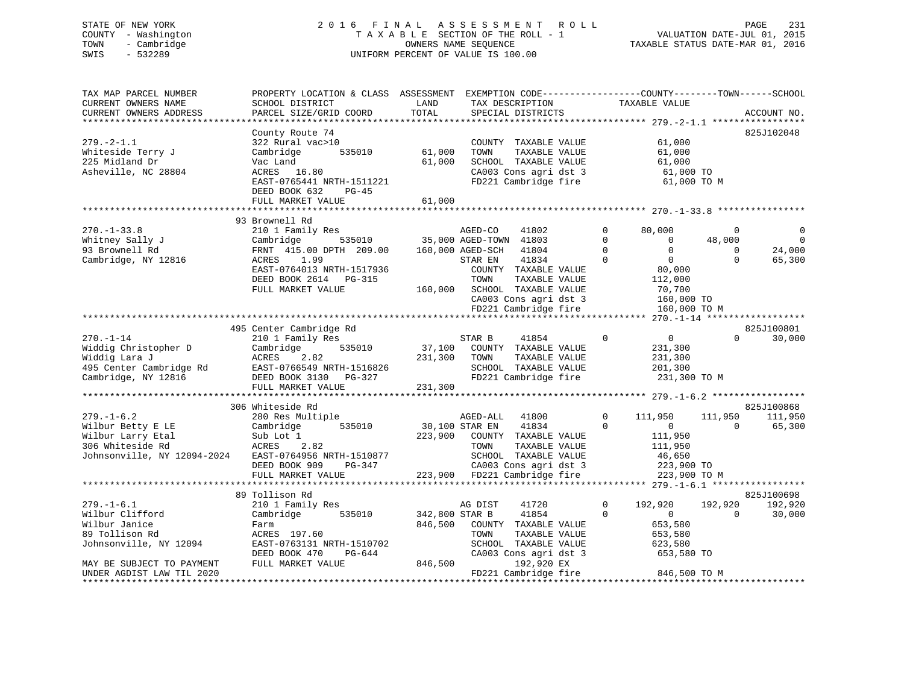STATE OF NEW YORK
COUNTY - Washington
TOWN - Cambridge
SWIS - 532289

2016 FINAL ASSESSMENT ROLL
TAXABLE SECTION OF THE ROLL - 1
OWNERS NAME SEQUENCE
UNIFORM PERCENT OF VALUE IS 100.00

VALUATION DATE-JUL 01, 2015
TAXABLE STATUS DATE-MAR 01, 2016

```
TAX MAP PARCEL NUMBER          PROPERTY LOCATION & CLASS  ASSESSMENT  EXEMPTION CODE-----------------COUNTY--------TOWN------SCHOOL
CURRENT OWNERS NAME            SCHOOL DISTRICT               LAND      TAX DESCRIPTION           TAXABLE VALUE
CURRENT OWNERS ADDRESS         PARCEL SIZE/GRID COORD        TOTAL     SPECIAL DISTRICTS                                   ACCOUNT NO.
******************************************************************************************************* 279.-2-1.1 *****************
                               County Route 74                                                                          825J102048
279.-2-1.1                     322 Rural vac>10                        COUNTY  TAXABLE VALUE            61,000
Whiteside Terry J              Cambridge        535010        61,000   TOWN    TAXABLE VALUE            61,000
225 Midland Dr                 Vac Land                       61,000   SCHOOL  TAXABLE VALUE            61,000
Asheville, NC 28804            ACRES   16.80                           CA003 Cons agri dst 3             61,000 TO
                               EAST-0765441 NRTH-1511221               FD221 Cambridge fire              61,000 TO M
                               DEED BOOK 632     PG-45
                               FULL MARKET VALUE              61,000
******************************************************************************************************* 270.-1-33.8 ****************
                               93 Brownell Rd
270.-1-33.8                    210 1 Family Res                        AGED-CO     41802         0      80,000          0           0
Whitney Sally J                Cambridge        535010        35,000 AGED-TOWN  41803         0           0     48,000           0
93 Brownell Rd                 FRNT  415.00 DPTH  209.00     160,000 AGED-SCH   41804         0           0          0      24,000
Cambridge, NY 12816            ACRES    1.99                           STAR EN     41834         0           0          0      65,300
                               EAST-0764013 NRTH-1517936               COUNTY  TAXABLE VALUE            80,000
                               DEED BOOK 2614   PG-315                 TOWN    TAXABLE VALUE           112,000
                               FULL MARKET VALUE             160,000   SCHOOL  TAXABLE VALUE            70,700
                                                                       CA003 Cons agri dst 3            160,000 TO
                                                                       FD221 Cambridge fire             160,000 TO M
******************************************************************************************************* 270.-1-14 ******************
                               495 Center Cambridge Rd                                                                  825J100801
270.-1-14                      210 1 Family Res                        STAR B      41854         0           0          0      30,000
Widdig Christopher D           Cambridge        535010        37,100   COUNTY  TAXABLE VALUE           231,300
Widdig Lara J                  ACRES    2.82                 231,300   TOWN    TAXABLE VALUE           231,300
495 Center Cambridge Rd        EAST-0766549 NRTH-1516826               SCHOOL  TAXABLE VALUE           201,300
Cambridge, NY 12816            DEED BOOK 3130   PG-327                 FD221 Cambridge fire             231,300 TO M
                               FULL MARKET VALUE             231,300
******************************************************************************************************* 279.-1-6.2 *****************
                               306 Whiteside Rd                                                                         825J100868
279.-1-6.2                     280 Res Multiple                        AGED-ALL    41800         0     111,950    111,950     111,950
Wilbur Betty E LE              Cambridge        535010        30,100 STAR EN    41834         0           0          0      65,300
Wilbur Larry Etal              Sub Lot 1                     223,900   COUNTY  TAXABLE VALUE           111,950
306 Whiteside Rd               ACRES    2.82                           TOWN    TAXABLE VALUE           111,950
Johnsonville, NY 12094-2024    EAST-0764956 NRTH-1510877               SCHOOL  TAXABLE VALUE            46,650
                               DEED BOOK 909    PG-347                 CA003 Cons agri dst 3            223,900 TO
                               FULL MARKET VALUE             223,900   FD221 Cambridge fire             223,900 TO M
******************************************************************************************************* 279.-1-6.1 *****************
                               89 Tollison Rd                                                                           825J100698
279.-1-6.1                     210 1 Family Res                        AG DIST     41720         0     192,920    192,920     192,920
Wilbur Clifford                Cambridge        535010       342,800 STAR B     41854         0           0          0      30,000
Wilbur Janice                  Farm                          846,500   COUNTY  TAXABLE VALUE           653,580
89 Tollison Rd                 ACRES  197.60                           TOWN    TAXABLE VALUE           653,580
Johnsonville, NY 12094         EAST-0763131 NRTH-1510702               SCHOOL  TAXABLE VALUE           623,580
                               DEED BOOK 470    PG-644                 CA003 Cons agri dst 3            653,580 TO
MAY BE SUBJECT TO PAYMENT      FULL MARKET VALUE             846,500            192,920 EX
UNDER AGDIST LAW TIL 2020                                              FD221 Cambridge fire             846,500 TO M
************************************************************************************************************************************
```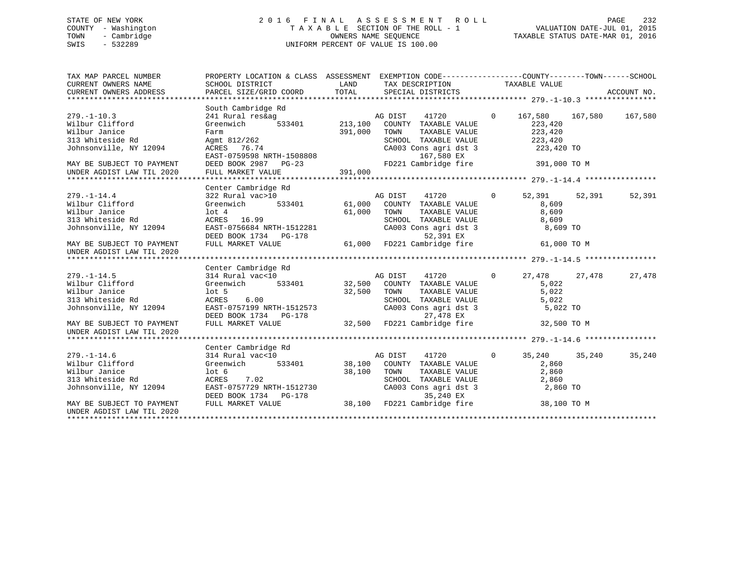STATE OF NEW YORK
COUNTY - Washington
TOWN - Cambridge
SWIS - 532289

2016 FINAL ASSESSMENT ROLL
TAXABLE SECTION OF THE ROLL - 1
OWNERS NAME SEQUENCE
UNIFORM PERCENT OF VALUE IS 100.00

VALUATION DATE-JUL 01, 2015
TAXABLE STATUS DATE-MAR 01, 2016

```
TAX MAP PARCEL NUMBER          PROPERTY LOCATION & CLASS  ASSESSMENT  EXEMPTION CODE------------------COUNTY--------TOWN------SCHOOL
CURRENT OWNERS NAME            SCHOOL DISTRICT              LAND      TAX DESCRIPTION              TAXABLE VALUE
CURRENT OWNERS ADDRESS         PARCEL SIZE/GRID COORD       TOTAL     SPECIAL DISTRICTS                                      ACCOUNT NO.
******************************************************************************************************* 279.-1-10.3 ****************
                               South Cambridge Rd
279.-1-10.3                    241 Rural res&ag                       AG DIST     41720          0     167,580    167,580    167,580
Wilbur Clifford                Greenwich        533401     213,100    COUNTY  TAXABLE VALUE              223,420
Wilbur Janice                  Farm                        391,000    TOWN    TAXABLE VALUE              223,420
313 Whiteside Rd               Agmt 812/262                           SCHOOL  TAXABLE VALUE              223,420
Johnsonville, NY 12094         ACRES   76.74                          CA003 Cons agri dst 3              223,420 TO
                               EAST-0759598 NRTH-1508808                       167,580 EX
MAY BE SUBJECT TO PAYMENT      DEED BOOK 2987   PG-23                 FD221 Cambridge fire               391,000 TO M
UNDER AGDIST LAW TIL 2020      FULL MARKET VALUE           391,000
******************************************************************************************************* 279.-1-14.4 ****************
                               Center Cambridge Rd
279.-1-14.4                    322 Rural vac>10                       AG DIST     41720          0      52,391     52,391     52,391
Wilbur Clifford                Greenwich        533401      61,000    COUNTY  TAXABLE VALUE                8,609
Wilbur Janice                  lot 4                        61,000    TOWN    TAXABLE VALUE                8,609
313 Whiteside Rd               ACRES   16.99                          SCHOOL  TAXABLE VALUE                8,609
Johnsonville, NY 12094         EAST-0756684 NRTH-1512281              CA003 Cons agri dst 3                8,609 TO
                               DEED BOOK 1734   PG-178                         52,391 EX
MAY BE SUBJECT TO PAYMENT      FULL MARKET VALUE            61,000    FD221 Cambridge fire                61,000 TO M
UNDER AGDIST LAW TIL 2020
******************************************************************************************************* 279.-1-14.5 ****************
                               Center Cambridge Rd
279.-1-14.5                    314 Rural vac<10                       AG DIST     41720          0      27,478     27,478     27,478
Wilbur Clifford                Greenwich        533401      32,500    COUNTY  TAXABLE VALUE                5,022
Wilbur Janice                  lot 5                        32,500    TOWN    TAXABLE VALUE                5,022
313 Whiteside Rd               ACRES    6.00                          SCHOOL  TAXABLE VALUE                5,022
Johnsonville, NY 12094         EAST-0757199 NRTH-1512573              CA003 Cons agri dst 3                5,022 TO
                               DEED BOOK 1734   PG-178                         27,478 EX
MAY BE SUBJECT TO PAYMENT      FULL MARKET VALUE            32,500    FD221 Cambridge fire                32,500 TO M
UNDER AGDIST LAW TIL 2020
******************************************************************************************************* 279.-1-14.6 ****************
                               Center Cambridge Rd
279.-1-14.6                    314 Rural vac<10                       AG DIST     41720          0      35,240     35,240     35,240
Wilbur Clifford                Greenwich        533401      38,100    COUNTY  TAXABLE VALUE                2,860
Wilbur Janice                  lot 6                        38,100    TOWN    TAXABLE VALUE                2,860
313 Whiteside Rd               ACRES    7.02                          SCHOOL  TAXABLE VALUE                2,860
Johnsonville, NY 12094         EAST-0757729 NRTH-1512730              CA003 Cons agri dst 3                2,860 TO
                               DEED BOOK 1734   PG-178                         35,240 EX
MAY BE SUBJECT TO PAYMENT      FULL MARKET VALUE            38,100    FD221 Cambridge fire                38,100 TO M
UNDER AGDIST LAW TIL 2020
************************************************************************************************************************************
```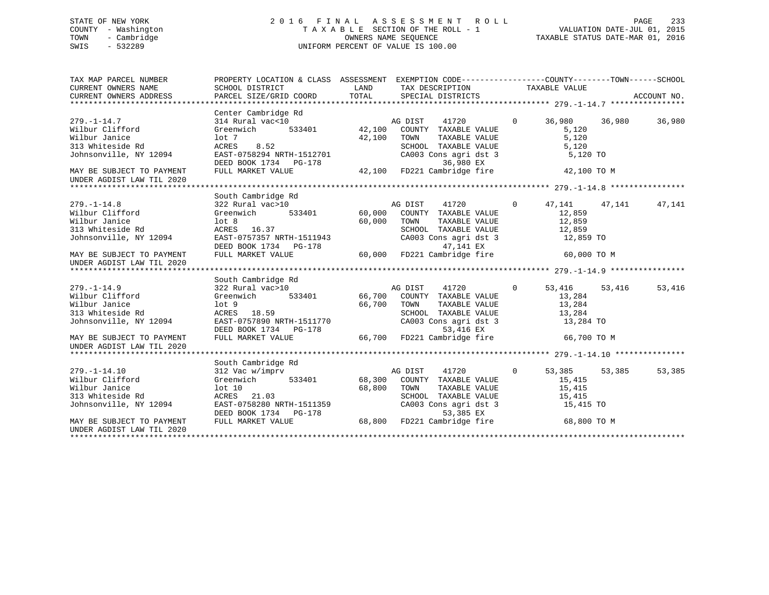STATE OF NEW YORK
COUNTY - Washington
TOWN - Cambridge
SWIS - 532289

2 0 1 6 F I N A L A S S E S S M E N T R O L L
T A X A B L E SECTION OF THE ROLL - 1
OWNERS NAME SEQUENCE
UNIFORM PERCENT OF VALUE IS 100.00

VALUATION DATE-JUL 01, 2015
TAXABLE STATUS DATE-MAR 01, 2016

```
TAX MAP PARCEL NUMBER          PROPERTY LOCATION & CLASS  ASSESSMENT  EXEMPTION CODE------------------COUNTY--------TOWN------SCHOOL
CURRENT OWNERS NAME            SCHOOL DISTRICT               LAND      TAX DESCRIPTION             TAXABLE VALUE
CURRENT OWNERS ADDRESS         PARCEL SIZE/GRID COORD        TOTAL     SPECIAL DISTRICTS                                        ACCOUNT NO.
******************************************************************************************** 279.-1-14.7 ****************
                               Center Cambridge Rd
279.-1-14.7                    314 Rural vac<10                   AG DIST    41720          0     36,980     36,980     36,980
Wilbur Clifford                Greenwich         533401      42,100   COUNTY  TAXABLE VALUE          5,120
Wilbur Janice                  lot 7                         42,100   TOWN    TAXABLE VALUE          5,120
313 Whiteside Rd               ACRES    8.52                          SCHOOL  TAXABLE VALUE          5,120
Johnsonville, NY 12094         EAST-0758294 NRTH-1512701              CA003 Cons agri dst 3           5,120 TO
                               DEED BOOK 1734   PG-178                       36,980 EX
MAY BE SUBJECT TO PAYMENT      FULL MARKET VALUE             42,100   FD221 Cambridge fire           42,100 TO M
UNDER AGDIST LAW TIL 2020
******************************************************************************************** 279.-1-14.8 ****************
                               South Cambridge Rd
279.-1-14.8                    322 Rural vac>10                   AG DIST    41720          0     47,141     47,141     47,141
Wilbur Clifford                Greenwich         533401      60,000   COUNTY  TAXABLE VALUE         12,859
Wilbur Janice                  lot 8                         60,000   TOWN    TAXABLE VALUE         12,859
313 Whiteside Rd               ACRES   16.37                          SCHOOL  TAXABLE VALUE         12,859
Johnsonville, NY 12094         EAST-0757357 NRTH-1511943              CA003 Cons agri dst 3          12,859 TO
                               DEED BOOK 1734   PG-178                       47,141 EX
MAY BE SUBJECT TO PAYMENT      FULL MARKET VALUE             60,000   FD221 Cambridge fire           60,000 TO M
UNDER AGDIST LAW TIL 2020
******************************************************************************************** 279.-1-14.9 ****************
                               South Cambridge Rd
279.-1-14.9                    322 Rural vac>10                   AG DIST    41720          0     53,416     53,416     53,416
Wilbur Clifford                Greenwich         533401      66,700   COUNTY  TAXABLE VALUE         13,284
Wilbur Janice                  lot 9                         66,700   TOWN    TAXABLE VALUE         13,284
313 Whiteside Rd               ACRES   18.59                          SCHOOL  TAXABLE VALUE         13,284
Johnsonville, NY 12094         EAST-0757890 NRTH-1511770              CA003 Cons agri dst 3          13,284 TO
                               DEED BOOK 1734   PG-178                       53,416 EX
MAY BE SUBJECT TO PAYMENT      FULL MARKET VALUE             66,700   FD221 Cambridge fire           66,700 TO M
UNDER AGDIST LAW TIL 2020
******************************************************************************************** 279.-1-14.10 ***************
                               South Cambridge Rd
279.-1-14.10                   312 Vac w/imprv                    AG DIST    41720          0     53,385     53,385     53,385
Wilbur Clifford                Greenwich         533401      68,300   COUNTY  TAXABLE VALUE         15,415
Wilbur Janice                  lot 10                        68,800   TOWN    TAXABLE VALUE         15,415
313 Whiteside Rd               ACRES   21.03                          SCHOOL  TAXABLE VALUE         15,415
Johnsonville, NY 12094         EAST-0758280 NRTH-1511359              CA003 Cons agri dst 3          15,415 TO
                               DEED BOOK 1734   PG-178                       53,385 EX
MAY BE SUBJECT TO PAYMENT      FULL MARKET VALUE             68,800   FD221 Cambridge fire           68,800 TO M
UNDER AGDIST LAW TIL 2020
**************************************************************************************************************************
```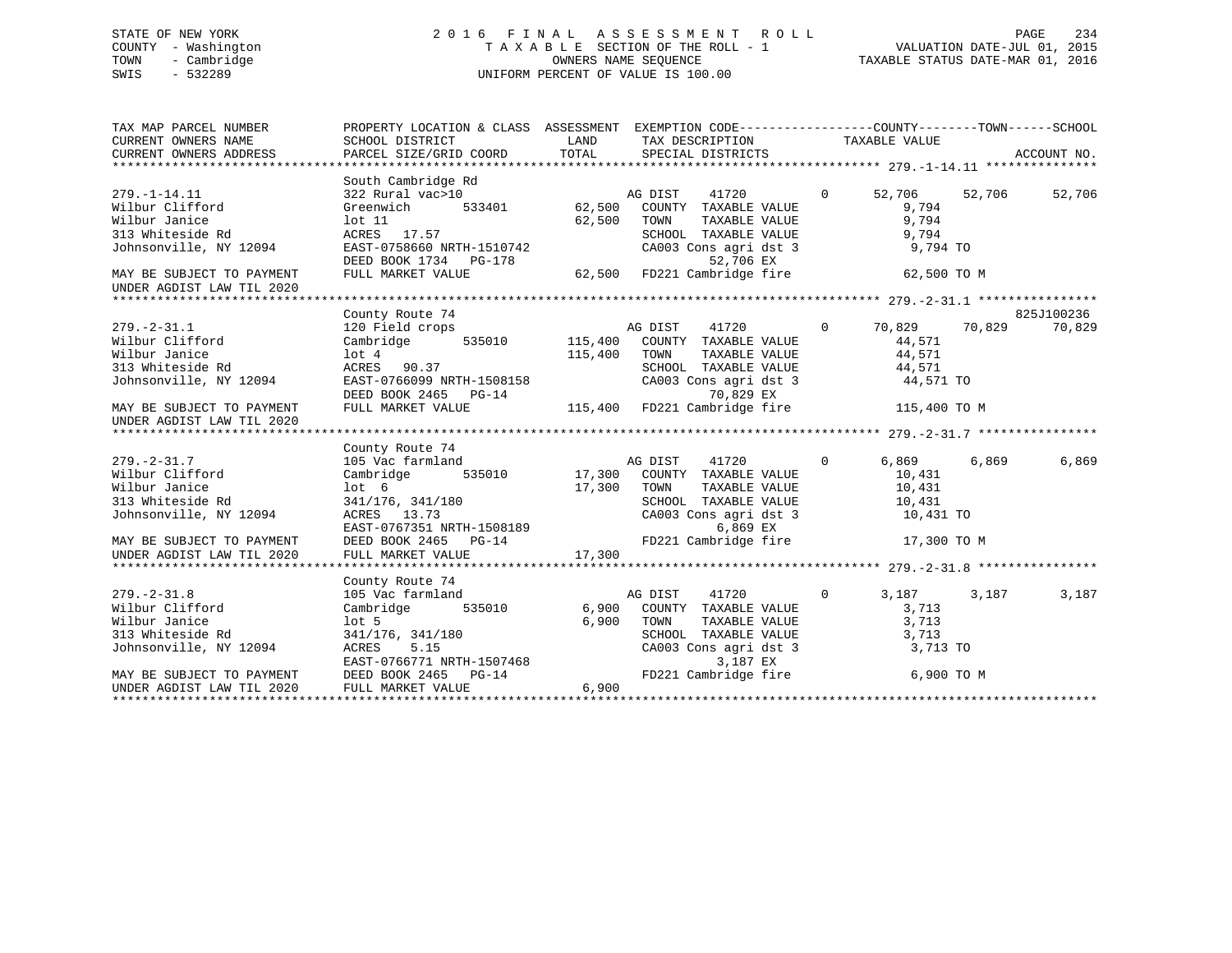STATE OF NEW YORK
COUNTY - Washington
TOWN - Cambridge
SWIS - 532289

2 0 1 6 F I N A L A S S E S S M E N T R O L L
T A X A B L E SECTION OF THE ROLL - 1
OWNERS NAME SEQUENCE
UNIFORM PERCENT OF VALUE IS 100.00

VALUATION DATE-JUL 01, 2015
TAXABLE STATUS DATE-MAR 01, 2016

```
TAX MAP PARCEL NUMBER          PROPERTY LOCATION & CLASS  ASSESSMENT  EXEMPTION CODE------------------COUNTY--------TOWN------SCHOOL
CURRENT OWNERS NAME            SCHOOL DISTRICT              LAND      TAX DESCRIPTION             TAXABLE VALUE
CURRENT OWNERS ADDRESS         PARCEL SIZE/GRID COORD       TOTAL     SPECIAL DISTRICTS                                        ACCOUNT NO.
******************************************************************************************************* 279.-1-14.11 ***************
                               South Cambridge Rd
279.-1-14.11                   322 Rural vac>10                  AG DIST     41720          0      52,706     52,706     52,706
Wilbur Clifford                Greenwich       533401      62,500   COUNTY  TAXABLE VALUE              9,794
Wilbur Janice                  lot 11                      62,500   TOWN    TAXABLE VALUE              9,794
313 Whiteside Rd               ACRES   17.57                        SCHOOL  TAXABLE VALUE              9,794
Johnsonville, NY 12094         EAST-0758660 NRTH-1510742            CA003 Cons agri dst 3              9,794 TO
                               DEED BOOK 1734   PG-178                     52,706 EX
MAY BE SUBJECT TO PAYMENT      FULL MARKET VALUE           62,500   FD221 Cambridge fire              62,500 TO M
UNDER AGDIST LAW TIL 2020
******************************************************************************************************* 279.-2-31.1 ****************
                               County Route 74                                                                     825J100236
279.-2-31.1                    120 Field crops                   AG DIST     41720          0      70,829     70,829     70,829
Wilbur Clifford                Cambridge       535010     115,400   COUNTY  TAXABLE VALUE             44,571
Wilbur Janice                  lot 4                      115,400   TOWN    TAXABLE VALUE             44,571
313 Whiteside Rd               ACRES   90.37                        SCHOOL  TAXABLE VALUE             44,571
Johnsonville, NY 12094         EAST-0766099 NRTH-1508158            CA003 Cons agri dst 3             44,571 TO
                               DEED BOOK 2465   PG-14                      70,829 EX
MAY BE SUBJECT TO PAYMENT      FULL MARKET VALUE          115,400   FD221 Cambridge fire             115,400 TO M
UNDER AGDIST LAW TIL 2020
******************************************************************************************************* 279.-2-31.7 ****************
                               County Route 74
279.-2-31.7                    105 Vac farmland                  AG DIST     41720          0       6,869      6,869      6,869
Wilbur Clifford                Cambridge       535010      17,300   COUNTY  TAXABLE VALUE             10,431
Wilbur Janice                  lot  6                      17,300   TOWN    TAXABLE VALUE             10,431
313 Whiteside Rd               341/176, 341/180                     SCHOOL  TAXABLE VALUE             10,431
Johnsonville, NY 12094         ACRES   13.73                        CA003 Cons agri dst 3             10,431 TO
                               EAST-0767351 NRTH-1508189                    6,869 EX
MAY BE SUBJECT TO PAYMENT      DEED BOOK 2465   PG-14               FD221 Cambridge fire              17,300 TO M
UNDER AGDIST LAW TIL 2020      FULL MARKET VALUE           17,300
******************************************************************************************************* 279.-2-31.8 ****************
                               County Route 74
279.-2-31.8                    105 Vac farmland                  AG DIST     41720          0       3,187      3,187      3,187
Wilbur Clifford                Cambridge       535010       6,900   COUNTY  TAXABLE VALUE              3,713
Wilbur Janice                  lot 5                        6,900   TOWN    TAXABLE VALUE              3,713
313 Whiteside Rd               341/176, 341/180                     SCHOOL  TAXABLE VALUE              3,713
Johnsonville, NY 12094         ACRES    5.15                        CA003 Cons agri dst 3              3,713 TO
                               EAST-0766771 NRTH-1507468                    3,187 EX
MAY BE SUBJECT TO PAYMENT      DEED BOOK 2465   PG-14               FD221 Cambridge fire               6,900 TO M
UNDER AGDIST LAW TIL 2020      FULL MARKET VALUE            6,900
************************************************************************************************************************************
```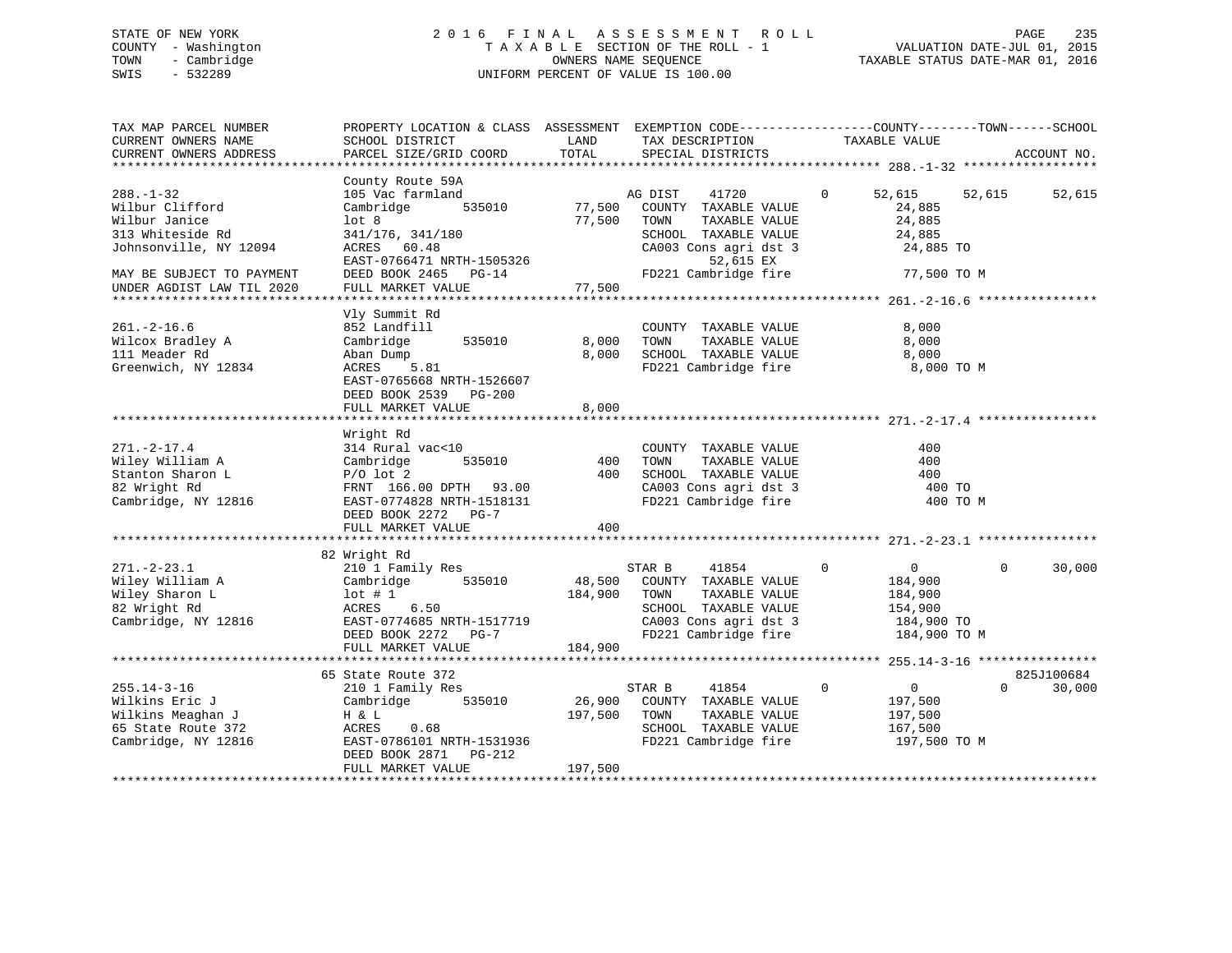STATE OF NEW YORK — 2016 FINAL ASSESSMENT ROLL
COUNTY - Washington — TAXABLE SECTION OF THE ROLL - 1 — VALUATION DATE-JUL 01, 2015
TOWN - Cambridge — OWNERS NAME SEQUENCE — TAXABLE STATUS DATE-MAR 01, 2016
SWIS - 532289 — UNIFORM PERCENT OF VALUE IS 100.00

```
TAX MAP PARCEL NUMBER          PROPERTY LOCATION & CLASS  ASSESSMENT  EXEMPTION CODE-----------------COUNTY--------TOWN------SCHOOL
CURRENT OWNERS NAME            SCHOOL DISTRICT               LAND      TAX DESCRIPTION            TAXABLE VALUE
CURRENT OWNERS ADDRESS         PARCEL SIZE/GRID COORD        TOTAL     SPECIAL DISTRICTS                                   ACCOUNT NO.
******************************************************************************************************* 288.-1-32 ******************
                               County Route 59A
288.-1-32                      105 Vac farmland                   AG DIST    41720        0     52,615     52,615     52,615
Wilbur Clifford                Cambridge       535010      77,500   COUNTY  TAXABLE VALUE           24,885
Wilbur Janice                  lot 8                       77,500   TOWN    TAXABLE VALUE           24,885
313 Whiteside Rd               341/176, 341/180                     SCHOOL  TAXABLE VALUE           24,885
Johnsonville, NY 12094         ACRES   60.48                        CA003 Cons agri dst 3           24,885 TO
                               EAST-0766471 NRTH-1505326                  52,615 EX
MAY BE SUBJECT TO PAYMENT      DEED BOOK 2465   PG-14               FD221 Cambridge fire            77,500 TO M
UNDER AGDIST LAW TIL 2020      FULL MARKET VALUE           77,500
******************************************************************************************************* 261.-2-16.6 ****************
                               Vly Summit Rd
261.-2-16.6                    852 Landfill                         COUNTY  TAXABLE VALUE            8,000
Wilcox Bradley A               Cambridge       535010       8,000   TOWN    TAXABLE VALUE            8,000
111 Meader Rd                  Aban Dump                    8,000   SCHOOL  TAXABLE VALUE            8,000
Greenwich, NY 12834            ACRES    5.81                        FD221 Cambridge fire             8,000 TO M
                               EAST-0765668 NRTH-1526607
                               DEED BOOK 2539   PG-200
                               FULL MARKET VALUE            8,000
******************************************************************************************************* 271.-2-17.4 ****************
                               Wright Rd
271.-2-17.4                    314 Rural vac<10                     COUNTY  TAXABLE VALUE              400
Wiley William A                Cambridge       535010         400   TOWN    TAXABLE VALUE              400
Stanton Sharon L               P/O lot 2                      400   SCHOOL  TAXABLE VALUE              400
82 Wright Rd                   FRNT 166.00 DPTH   93.00             CA003 Cons agri dst 3              400 TO
Cambridge, NY 12816            EAST-0774828 NRTH-1518131            FD221 Cambridge fire               400 TO M
                               DEED BOOK 2272   PG-7
                               FULL MARKET VALUE              400
******************************************************************************************************* 271.-2-23.1 ****************
                               82 Wright Rd
271.-2-23.1                    210 1 Family Res                   STAR B     41854        0          0          0     30,000
Wiley William A                Cambridge       535010      48,500   COUNTY  TAXABLE VALUE          184,900
Wiley Sharon L                 lot # 1                    184,900   TOWN    TAXABLE VALUE          184,900
82 Wright Rd                   ACRES    6.50                        SCHOOL  TAXABLE VALUE          154,900
Cambridge, NY 12816            EAST-0774685 NRTH-1517719            CA003 Cons agri dst 3          184,900 TO
                               DEED BOOK 2272   PG-7                FD221 Cambridge fire           184,900 TO M
                               FULL MARKET VALUE          184,900
******************************************************************************************************* 255.14-3-16 ****************
                               65 State Route 372                                                                825J100684
255.14-3-16                    210 1 Family Res                   STAR B     41854        0          0          0     30,000
Wilkins Eric J                 Cambridge       535010      26,900   COUNTY  TAXABLE VALUE          197,500
Wilkins Meaghan J              H & L                      197,500   TOWN    TAXABLE VALUE          197,500
65 State Route 372             ACRES    0.68                        SCHOOL  TAXABLE VALUE          167,500
Cambridge, NY 12816            EAST-0786101 NRTH-1531936            FD221 Cambridge fire           197,500 TO M
                               DEED BOOK 2871   PG-212
                               FULL MARKET VALUE          197,500
************************************************************************************************************************************
```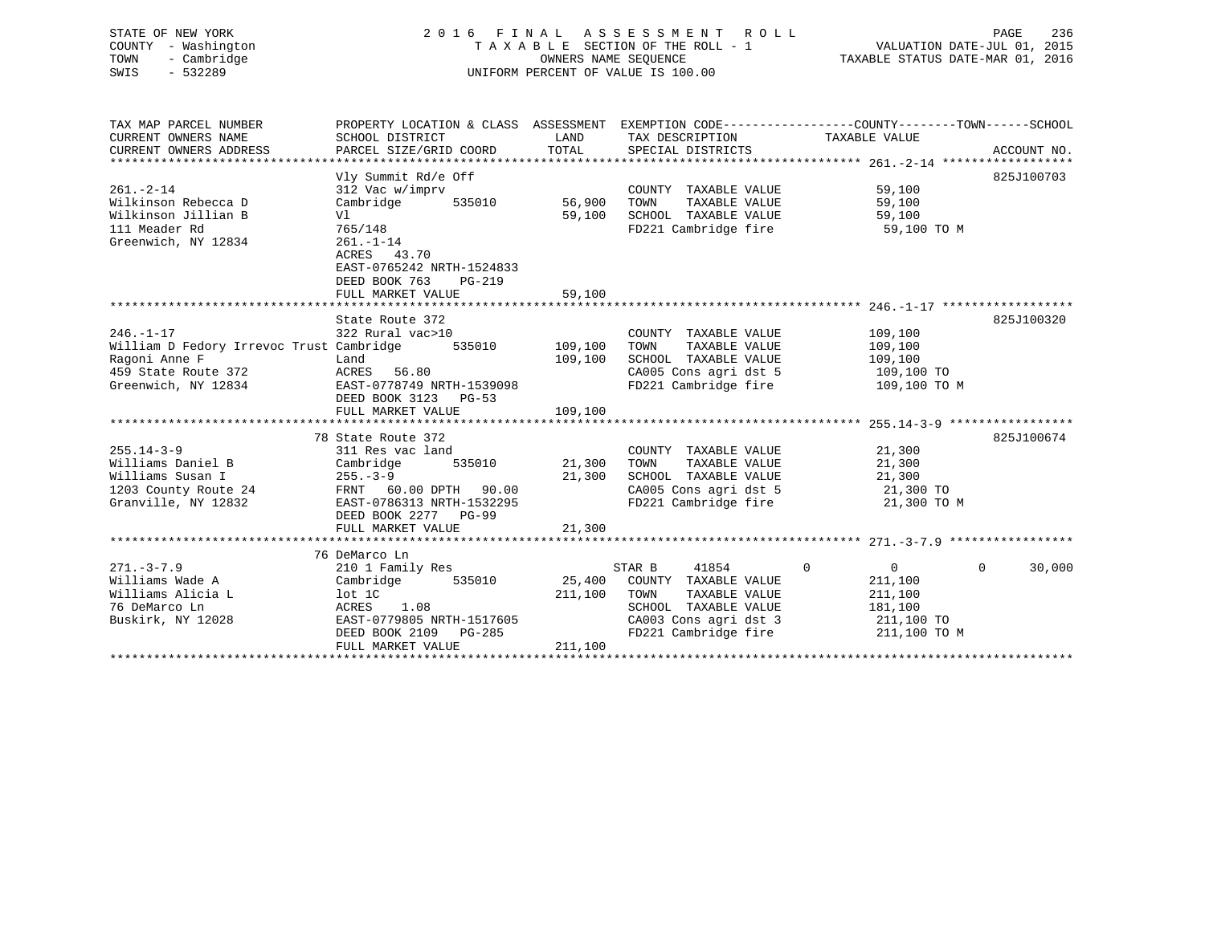STATE OF NEW YORK
COUNTY - Washington
TOWN - Cambridge
SWIS - 532289

2016 FINAL ASSESSMENT ROLL
TAXABLE SECTION OF THE ROLL - 1
OWNERS NAME SEQUENCE
UNIFORM PERCENT OF VALUE IS 100.00

VALUATION DATE-JUL 01, 2015
TAXABLE STATUS DATE-MAR 01, 2016

| TAX MAP PARCEL NUMBER / CURRENT OWNERS NAME / CURRENT OWNERS ADDRESS | PROPERTY LOCATION & CLASS / SCHOOL DISTRICT / PARCEL SIZE/GRID COORD | ASSESSMENT LAND / TOTAL | EXEMPTION CODE / TAX DESCRIPTION / SPECIAL DISTRICTS | COUNTY / TOWN / SCHOOL TAXABLE VALUE | ACCOUNT NO. |
|---|---|---|---|---|---|
| **261.-2-14** | Vly Summit Rd/e Off | | | | 825J100703 |
| 261.-2-14 | 312 Vac w/imprv | | COUNTY TAXABLE VALUE | 59,100 | |
| Wilkinson Rebecca D | Cambridge 535010 | 56,900 | TOWN TAXABLE VALUE | 59,100 | |
| Wilkinson Jillian B | Vl | 59,100 | SCHOOL TAXABLE VALUE | 59,100 | |
| 111 Meader Rd | 765/148 | | FD221 Cambridge fire | 59,100 TO M | |
| Greenwich, NY 12834 | 261.-1-14 | | | | |
| | ACRES 43.70 | | | | |
| | EAST-0765242 NRTH-1524833 | | | | |
| | DEED BOOK 763 PG-219 | | | | |
| | FULL MARKET VALUE | 59,100 | | | |
| **246.-1-17** | State Route 372 | | | | 825J100320 |
| 246.-1-17 | 322 Rural vac>10 | | COUNTY TAXABLE VALUE | 109,100 | |
| William D Fedory Irrevoc Trust | Cambridge 535010 | 109,100 | TOWN TAXABLE VALUE | 109,100 | |
| Ragoni Anne F | Land | 109,100 | SCHOOL TAXABLE VALUE | 109,100 | |
| 459 State Route 372 | ACRES 56.80 | | CA005 Cons agri dst 5 | 109,100 TO | |
| Greenwich, NY 12834 | EAST-0778749 NRTH-1539098 | | FD221 Cambridge fire | 109,100 TO M | |
| | DEED BOOK 3123 PG-53 | | | | |
| | FULL MARKET VALUE | 109,100 | | | |
| **255.14-3-9** | 78 State Route 372 | | | | 825J100674 |
| 255.14-3-9 | 311 Res vac land | | COUNTY TAXABLE VALUE | 21,300 | |
| Williams Daniel B | Cambridge 535010 | 21,300 | TOWN TAXABLE VALUE | 21,300 | |
| Williams Susan I | 255.-3-9 | 21,300 | SCHOOL TAXABLE VALUE | 21,300 | |
| 1203 County Route 24 | FRNT 60.00 DPTH 90.00 | | CA005 Cons agri dst 5 | 21,300 TO | |
| Granville, NY 12832 | EAST-0786313 NRTH-1532295 | | FD221 Cambridge fire | 21,300 TO M | |
| | DEED BOOK 2277 PG-99 | | | | |
| | FULL MARKET VALUE | 21,300 | | | |
| **271.-3-7.9** | 76 DeMarco Ln | | | | |
| 271.-3-7.9 | 210 1 Family Res | | STAR B 41854 | 0 / 0 / 30,000 | |
| Williams Wade A | Cambridge 535010 | 25,400 | COUNTY TAXABLE VALUE | 211,100 | |
| Williams Alicia L | lot 1C | 211,100 | TOWN TAXABLE VALUE | 211,100 | |
| 76 DeMarco Ln | ACRES 1.08 | | SCHOOL TAXABLE VALUE | 181,100 | |
| Buskirk, NY 12028 | EAST-0779805 NRTH-1517605 | | CA003 Cons agri dst 3 | 211,100 TO | |
| | DEED BOOK 2109 PG-285 | | FD221 Cambridge fire | 211,100 TO M | |
| | FULL MARKET VALUE | 211,100 | | | |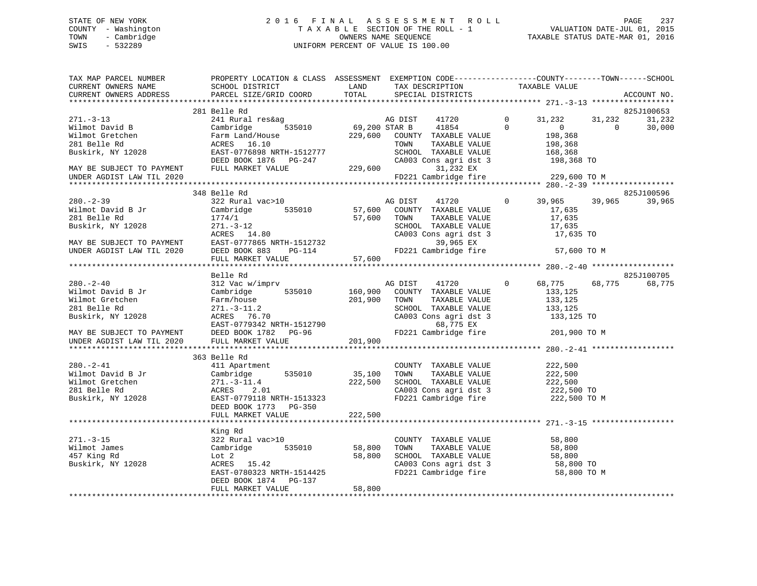STATE OF NEW YORK
COUNTY - Washington
TOWN - Cambridge
SWIS - 532289

2016 FINAL ASSESSMENT ROLL
TAXABLE SECTION OF THE ROLL - 1
OWNERS NAME SEQUENCE
UNIFORM PERCENT OF VALUE IS 100.00

VALUATION DATE-JUL 01, 2015
TAXABLE STATUS DATE-MAR 01, 2016

```
TAX MAP PARCEL NUMBER          PROPERTY LOCATION & CLASS  ASSESSMENT  EXEMPTION CODE------------------COUNTY--------TOWN------SCHOOL
CURRENT OWNERS NAME            SCHOOL DISTRICT              LAND      TAX DESCRIPTION             TAXABLE VALUE
CURRENT OWNERS ADDRESS         PARCEL SIZE/GRID COORD       TOTAL     SPECIAL DISTRICTS                                        ACCOUNT NO.
******************************************************************************************************* 271.-3-13 ******************
                               281 Belle Rd                                                                              825J100653
271.-3-13                      241 Rural res&ag                       AG DIST     41720        0      31,232     31,232     31,232
Wilmot David B                 Cambridge       535010      69,200 STAR B      41854        0           0          0     30,000
Wilmot Gretchen                Farm Land/House            229,600    COUNTY  TAXABLE VALUE           198,368
281 Belle Rd                   ACRES   16.10                         TOWN    TAXABLE VALUE           198,368
Buskirk, NY 12028              EAST-0776898 NRTH-1512777             SCHOOL  TAXABLE VALUE           168,368
                               DEED BOOK 1876   PG-247               CA003 Cons agri dst 3            198,368 TO
MAY BE SUBJECT TO PAYMENT      FULL MARKET VALUE          229,600          31,232 EX
UNDER AGDIST LAW TIL 2020                                            FD221 Cambridge fire             229,600 TO M
******************************************************************************************************* 280.-2-39 ******************
                               348 Belle Rd                                                                              825J100596
280.-2-39                      322 Rural vac>10                       AG DIST     41720        0      39,965     39,965     39,965
Wilmot David B Jr              Cambridge       535010      57,600    COUNTY  TAXABLE VALUE            17,635
281 Belle Rd                   1774/1                      57,600    TOWN    TAXABLE VALUE            17,635
Buskirk, NY 12028              271.-3-12                             SCHOOL  TAXABLE VALUE            17,635
                               ACRES   14.80                         CA003 Cons agri dst 3             17,635 TO
MAY BE SUBJECT TO PAYMENT      EAST-0777865 NRTH-1512732                   39,965 EX
UNDER AGDIST LAW TIL 2020      DEED BOOK 883    PG-114               FD221 Cambridge fire              57,600 TO M
                               FULL MARKET VALUE           57,600
******************************************************************************************************* 280.-2-40 ******************
                               Belle Rd                                                                                  825J100705
280.-2-40                      312 Vac w/imprv                        AG DIST     41720        0      68,775     68,775     68,775
Wilmot David B Jr              Cambridge       535010     160,900    COUNTY  TAXABLE VALUE           133,125
Wilmot Gretchen                Farm/house                 201,900    TOWN    TAXABLE VALUE           133,125
281 Belle Rd                   271.-3-11.2                           SCHOOL  TAXABLE VALUE           133,125
Buskirk, NY 12028              ACRES   76.70                         CA003 Cons agri dst 3            133,125 TO
                               EAST-0779342 NRTH-1512790                   68,775 EX
MAY BE SUBJECT TO PAYMENT      DEED BOOK 1782   PG-96                FD221 Cambridge fire             201,900 TO M
UNDER AGDIST LAW TIL 2020      FULL MARKET VALUE          201,900
******************************************************************************************************* 280.-2-41 ******************
                               363 Belle Rd
280.-2-41                      411 Apartment                         COUNTY  TAXABLE VALUE           222,500
Wilmot David B Jr              Cambridge       535010      35,100    TOWN    TAXABLE VALUE           222,500
Wilmot Gretchen                271.-3-11.4                222,500    SCHOOL  TAXABLE VALUE           222,500
281 Belle Rd                   ACRES    2.01                         CA003 Cons agri dst 3            222,500 TO
Buskirk, NY 12028              EAST-0779118 NRTH-1513323             FD221 Cambridge fire             222,500 TO M
                               DEED BOOK 1773   PG-350
                               FULL MARKET VALUE          222,500
******************************************************************************************************* 271.-3-15 ******************
                               King Rd
271.-3-15                      322 Rural vac>10                      COUNTY  TAXABLE VALUE            58,800
Wilmot James                   Cambridge       535010      58,800    TOWN    TAXABLE VALUE            58,800
457 King Rd                    Lot 2                       58,800    SCHOOL  TAXABLE VALUE            58,800
Buskirk, NY 12028              ACRES   15.42                         CA003 Cons agri dst 3             58,800 TO
                               EAST-0780323 NRTH-1514425             FD221 Cambridge fire              58,800 TO M
                               DEED BOOK 1874   PG-137
                               FULL MARKET VALUE           58,800
************************************************************************************************************************************
```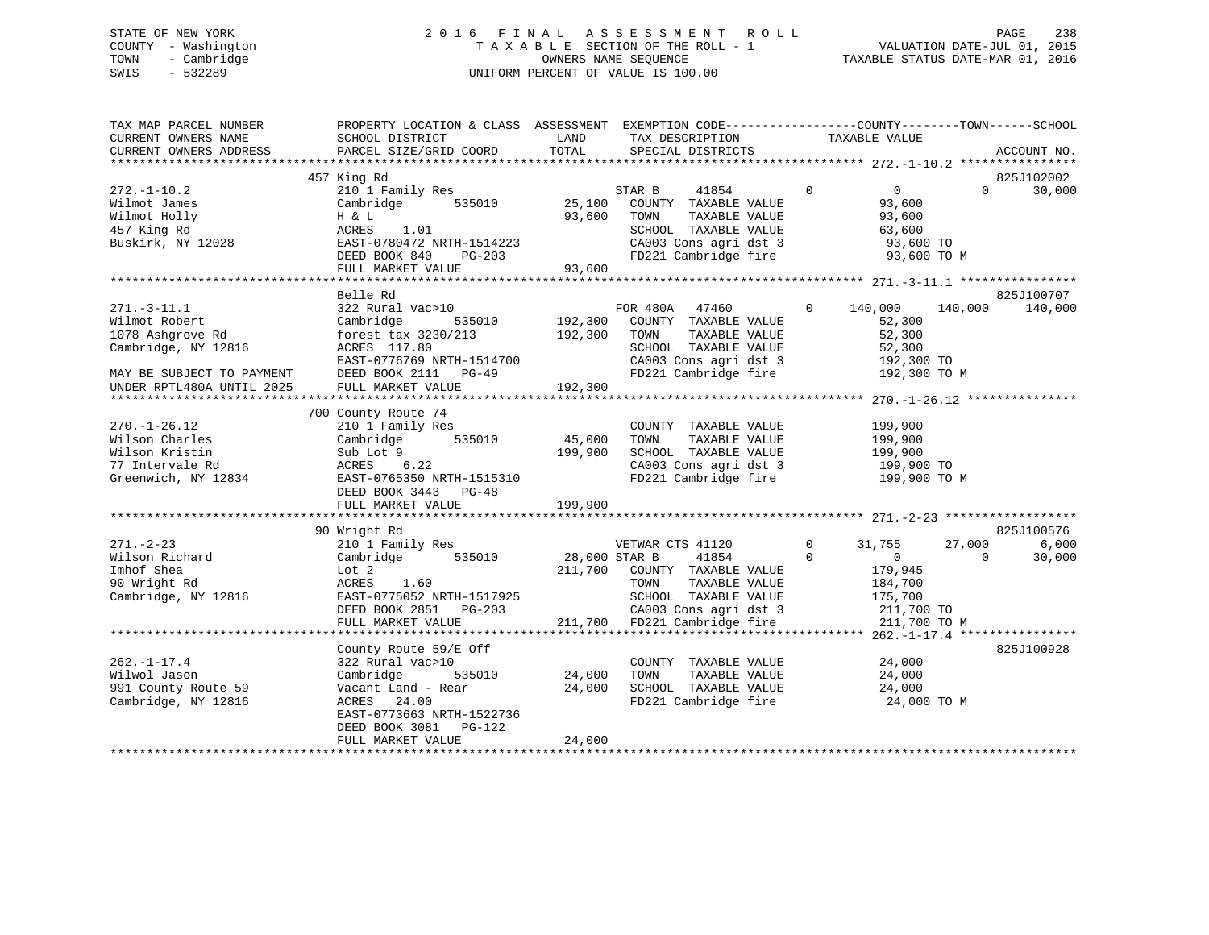STATE OF NEW YORK
COUNTY - Washington
TOWN - Cambridge
SWIS - 532289

2016 FINAL ASSESSMENT ROLL
TAXABLE SECTION OF THE ROLL - 1
OWNERS NAME SEQUENCE
UNIFORM PERCENT OF VALUE IS 100.00

VALUATION DATE-JUL 01, 2015
TAXABLE STATUS DATE-MAR 01, 2016

```
TAX MAP PARCEL NUMBER          PROPERTY LOCATION & CLASS  ASSESSMENT  EXEMPTION CODE------------------COUNTY--------TOWN------SCHOOL
CURRENT OWNERS NAME            SCHOOL DISTRICT              LAND      TAX DESCRIPTION              TAXABLE VALUE
CURRENT OWNERS ADDRESS         PARCEL SIZE/GRID COORD       TOTAL     SPECIAL DISTRICTS                                      ACCOUNT NO.
******************************************************************************************************* 272.-1-10.2 ****************
                               457 King Rd                                                                                825J102002
272.-1-10.2                    210 1 Family Res                       STAR B     41854          0           0         0      30,000
Wilmot James                   Cambridge        535010      25,100    COUNTY  TAXABLE VALUE          93,600
Wilmot Holly                   H & L                        93,600    TOWN    TAXABLE VALUE          93,600
457 King Rd                    ACRES    1.01                          SCHOOL  TAXABLE VALUE          63,600
Buskirk, NY 12028              EAST-0780472 NRTH-1514223              CA003 Cons agri dst 3           93,600 TO
                               DEED BOOK 840    PG-203                FD221 Cambridge fire            93,600 TO M
                               FULL MARKET VALUE            93,600
******************************************************************************************************* 271.-3-11.1 ****************
                               Belle Rd                                                                                   825J100707
271.-3-11.1                    322 Rural vac>10                       FOR 480A   47460          0     140,000   140,000     140,000
Wilmot Robert                  Cambridge        535010     192,300    COUNTY  TAXABLE VALUE          52,300
1078 Ashgrove Rd               forest tax 3230/213         192,300    TOWN    TAXABLE VALUE          52,300
Cambridge, NY 12816            ACRES  117.80                          SCHOOL  TAXABLE VALUE          52,300
                               EAST-0776769 NRTH-1514700              CA003 Cons agri dst 3          192,300 TO
MAY BE SUBJECT TO PAYMENT      DEED BOOK 2111   PG-49                 FD221 Cambridge fire           192,300 TO M
UNDER RPTL480A UNTIL 2025      FULL MARKET VALUE           192,300
******************************************************************************************************* 270.-1-26.12 ***************
                               700 County Route 74
270.-1-26.12                   210 1 Family Res                       COUNTY  TAXABLE VALUE         199,900
Wilson Charles                 Cambridge        535010      45,000    TOWN    TAXABLE VALUE         199,900
Wilson Kristin                 Sub Lot 9                   199,900    SCHOOL  TAXABLE VALUE         199,900
77 Intervale Rd                ACRES    6.22                          CA003 Cons agri dst 3          199,900 TO
Greenwich, NY 12834            EAST-0765350 NRTH-1515310              FD221 Cambridge fire           199,900 TO M
                               DEED BOOK 3443   PG-48
                               FULL MARKET VALUE           199,900
******************************************************************************************************* 271.-2-23 ******************
                               90 Wright Rd                                                                               825J100576
271.-2-23                      210 1 Family Res                       VETWAR CTS 41120          0      31,755    27,000       6,000
Wilson Richard                 Cambridge        535010      28,000 STAR B     41854          0           0         0      30,000
Imhof Shea                     Lot 2                       211,700    COUNTY  TAXABLE VALUE         179,945
90 Wright Rd                   ACRES    1.60                          TOWN    TAXABLE VALUE         184,700
Cambridge, NY 12816            EAST-0775052 NRTH-1517925              SCHOOL  TAXABLE VALUE         175,700
                               DEED BOOK 2851   PG-203                CA003 Cons agri dst 3          211,700 TO
                               FULL MARKET VALUE           211,700    FD221 Cambridge fire           211,700 TO M
******************************************************************************************************* 262.-1-17.4 ****************
                               County Route 59/E Off                                                                      825J100928
262.-1-17.4                    322 Rural vac>10                       COUNTY  TAXABLE VALUE          24,000
Wilwol Jason                   Cambridge        535010      24,000    TOWN    TAXABLE VALUE          24,000
991 County Route 59            Vacant Land - Rear           24,000    SCHOOL  TAXABLE VALUE          24,000
Cambridge, NY 12816            ACRES   24.00                          FD221 Cambridge fire            24,000 TO M
                               EAST-0773663 NRTH-1522736
                               DEED BOOK 3081   PG-122
                               FULL MARKET VALUE            24,000
************************************************************************************************************************************
```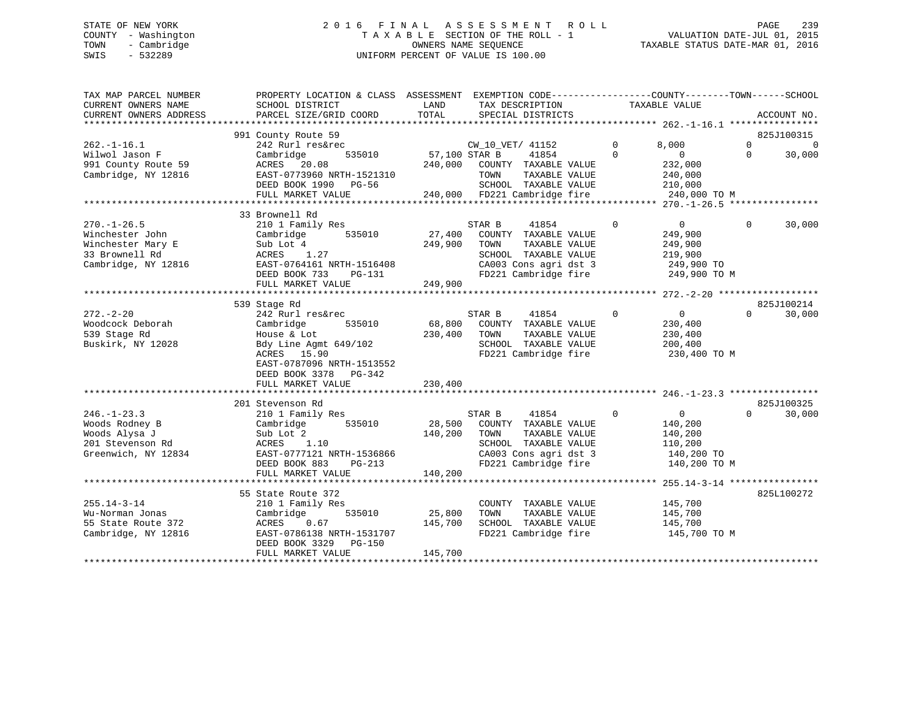STATE OF NEW YORK
COUNTY - Washington
TOWN - Cambridge
SWIS - 532289

2016 FINAL ASSESSMENT ROLL
TAXABLE SECTION OF THE ROLL - 1
OWNERS NAME SEQUENCE
UNIFORM PERCENT OF VALUE IS 100.00

VALUATION DATE-JUL 01, 2015
TAXABLE STATUS DATE-MAR 01, 2016

```
TAX MAP PARCEL NUMBER          PROPERTY LOCATION & CLASS  ASSESSMENT  EXEMPTION CODE------------------COUNTY--------TOWN------SCHOOL
CURRENT OWNERS NAME            SCHOOL DISTRICT               LAND       TAX DESCRIPTION            TAXABLE VALUE
CURRENT OWNERS ADDRESS         PARCEL SIZE/GRID COORD        TOTAL      SPECIAL DISTRICTS                                     ACCOUNT NO.
******************************************************************************************************* 262.-1-16.1 ****************
                               991 County Route 59                                                                             825J100315
262.-1-16.1                    242 Rurl res&rec                     CW_10_VET/ 41152        0      8,000             0              0
Wilwol Jason F                 Cambridge         535010       57,100 STAR B       41854        0          0             0         30,000
991 County Route 59            ACRES   20.08                 240,000   COUNTY  TAXABLE VALUE           232,000
Cambridge, NY 12816            EAST-0773960 NRTH-1521310               TOWN    TAXABLE VALUE           240,000
                               DEED BOOK 1990   PG-56                  SCHOOL  TAXABLE VALUE           210,000
                               FULL MARKET VALUE            240,000   FD221 Cambridge fire             240,000 TO M
******************************************************************************************************* 270.-1-26.5 ****************
                               33 Brownell Rd
270.-1-26.5                    210 1 Family Res                     STAR B       41854        0          0             0         30,000
Winchester John                Cambridge         535010       27,400   COUNTY  TAXABLE VALUE           249,900
Winchester Mary E              Sub Lot 4                    249,900   TOWN    TAXABLE VALUE           249,900
33 Brownell Rd                 ACRES    1.27                           SCHOOL  TAXABLE VALUE           219,900
Cambridge, NY 12816            EAST-0764161 NRTH-1516408               CA003 Cons agri dst 3           249,900 TO
                               DEED BOOK 733    PG-131                 FD221 Cambridge fire             249,900 TO M
                               FULL MARKET VALUE            249,900
******************************************************************************************************* 272.-2-20 ******************
                               539 Stage Rd                                                                                    825J100214
272.-2-20                      242 Rurl res&rec                     STAR B       41854        0          0             0         30,000
Woodcock Deborah               Cambridge         535010       68,800   COUNTY  TAXABLE VALUE           230,400
539 Stage Rd                   House & Lot                  230,400   TOWN    TAXABLE VALUE           230,400
Buskirk, NY 12028              Bdy Line Agmt 649/102                   SCHOOL  TAXABLE VALUE           200,400
                               ACRES   15.90                           FD221 Cambridge fire             230,400 TO M
                               EAST-0787096 NRTH-1513552
                               DEED BOOK 3378   PG-342
                               FULL MARKET VALUE            230,400
******************************************************************************************************* 246.-1-23.3 ****************
                               201 Stevenson Rd                                                                                825J100325
246.-1-23.3                    210 1 Family Res                     STAR B       41854        0          0             0         30,000
Woods Rodney B                 Cambridge         535010       28,500   COUNTY  TAXABLE VALUE           140,200
Woods Alysa J                  Sub Lot 2                    140,200   TOWN    TAXABLE VALUE           140,200
201 Stevenson Rd               ACRES    1.10                           SCHOOL  TAXABLE VALUE           110,200
Greenwich, NY 12834            EAST-0777121 NRTH-1536866               CA003 Cons agri dst 3           140,200 TO
                               DEED BOOK 883    PG-213                 FD221 Cambridge fire             140,200 TO M
                               FULL MARKET VALUE            140,200
******************************************************************************************************* 255.14-3-14 ****************
                               55 State Route 372                                                                              825L100272
255.14-3-14                    210 1 Family Res                        COUNTY  TAXABLE VALUE           145,700
Wu-Norman Jonas                Cambridge         535010       25,800   TOWN    TAXABLE VALUE           145,700
55 State Route 372             ACRES    0.67                145,700   SCHOOL  TAXABLE VALUE           145,700
Cambridge, NY 12816            EAST-0786138 NRTH-1531707               FD221 Cambridge fire             145,700 TO M
                               DEED BOOK 3329   PG-150
                               FULL MARKET VALUE            145,700
************************************************************************************************************************************
```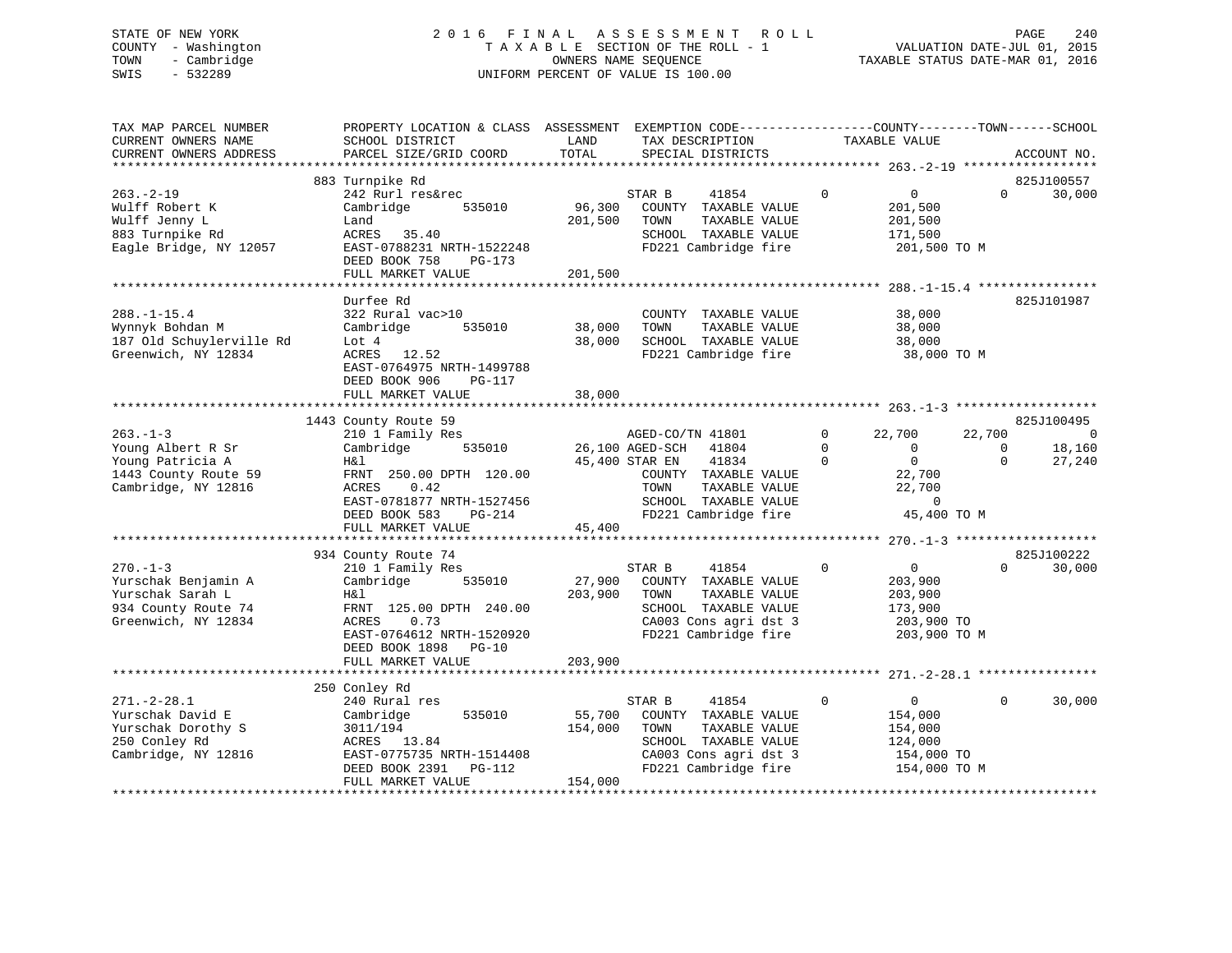STATE OF NEW YORK
COUNTY - Washington
TOWN - Cambridge
SWIS - 532289

2016 FINAL ASSESSMENT ROLL
TAXABLE SECTION OF THE ROLL - 1
OWNERS NAME SEQUENCE
UNIFORM PERCENT OF VALUE IS 100.00

VALUATION DATE-JUL 01, 2015
TAXABLE STATUS DATE-MAR 01, 2016

```
TAX MAP PARCEL NUMBER          PROPERTY LOCATION & CLASS  ASSESSMENT  EXEMPTION CODE-----------------COUNTY--------TOWN------SCHOOL
CURRENT OWNERS NAME            SCHOOL DISTRICT              LAND      TAX DESCRIPTION            TAXABLE VALUE
CURRENT OWNERS ADDRESS         PARCEL SIZE/GRID COORD       TOTAL     SPECIAL DISTRICTS                                  ACCOUNT NO.
******************************************************************************************************* 263.-2-19 *****************
                               883 Turnpike Rd                                                                          825J100557
263.-2-19                      242 Rurl res&rec                       STAR B     41854          0          0          0     30,000
Wulff Robert K                 Cambridge        535010      96,300    COUNTY  TAXABLE VALUE          201,500
Wulff Jenny L                  Land                        201,500    TOWN    TAXABLE VALUE          201,500
883 Turnpike Rd                ACRES   35.40                          SCHOOL  TAXABLE VALUE          171,500
Eagle Bridge, NY 12057         EAST-0788231 NRTH-1522248              FD221 Cambridge fire            201,500 TO M
                               DEED BOOK 758     PG-173
                               FULL MARKET VALUE           201,500
******************************************************************************************************* 288.-1-15.4 ***************
                               Durfee Rd                                                                                825J101987
288.-1-15.4                    322 Rural vac>10                       COUNTY  TAXABLE VALUE           38,000
Wynnyk Bohdan M                Cambridge        535010      38,000    TOWN    TAXABLE VALUE           38,000
187 Old Schuylerville Rd       Lot 4                        38,000    SCHOOL  TAXABLE VALUE           38,000
Greenwich, NY 12834            ACRES   12.52                          FD221 Cambridge fire             38,000 TO M
                               EAST-0764975 NRTH-1499788
                               DEED BOOK 906     PG-117
                               FULL MARKET VALUE            38,000
******************************************************************************************************* 263.-1-3 ******************
                               1443 County Route 59                                                                     825J100495
263.-1-3                       210 1 Family Res                       AGED-CO/TN 41801          0     22,700     22,700          0
Young Albert R Sr              Cambridge        535010      26,100 AGED-SCH   41804          0          0          0     18,160
Young Patricia A               H&l                          45,400 STAR EN    41834          0          0          0     27,240
1443 County Route 59           FRNT 250.00 DPTH 120.00                COUNTY  TAXABLE VALUE           22,700
Cambridge, NY 12816            ACRES    0.42                          TOWN    TAXABLE VALUE           22,700
                               EAST-0781877 NRTH-1527456              SCHOOL  TAXABLE VALUE                0
                               DEED BOOK 583     PG-214               FD221 Cambridge fire             45,400 TO M
                               FULL MARKET VALUE            45,400
******************************************************************************************************* 270.-1-3 ******************
                               934 County Route 74                                                                      825J100222
270.-1-3                       210 1 Family Res                       STAR B     41854          0          0          0     30,000
Yurschak Benjamin A            Cambridge        535010      27,900    COUNTY  TAXABLE VALUE          203,900
Yurschak Sarah L               H&l                         203,900    TOWN    TAXABLE VALUE          203,900
934 County Route 74            FRNT 125.00 DPTH 240.00                SCHOOL  TAXABLE VALUE          173,900
Greenwich, NY 12834            ACRES    0.73                          CA003 Cons agri dst 3           203,900 TO
                               EAST-0764612 NRTH-1520920              FD221 Cambridge fire            203,900 TO M
                               DEED BOOK 1898    PG-10
                               FULL MARKET VALUE           203,900
******************************************************************************************************* 271.-2-28.1 ***************
                               250 Conley Rd
271.-2-28.1                    240 Rural res                          STAR B     41854          0          0          0     30,000
Yurschak David E               Cambridge        535010      55,700    COUNTY  TAXABLE VALUE          154,000
Yurschak Dorothy S             3011/194                    154,000    TOWN    TAXABLE VALUE          154,000
250 Conley Rd                  ACRES   13.84                          SCHOOL  TAXABLE VALUE          124,000
Cambridge, NY 12816            EAST-0775735 NRTH-1514408              CA003 Cons agri dst 3           154,000 TO
                               DEED BOOK 2391    PG-112               FD221 Cambridge fire            154,000 TO M
                               FULL MARKET VALUE           154,000
************************************************************************************************************************************
```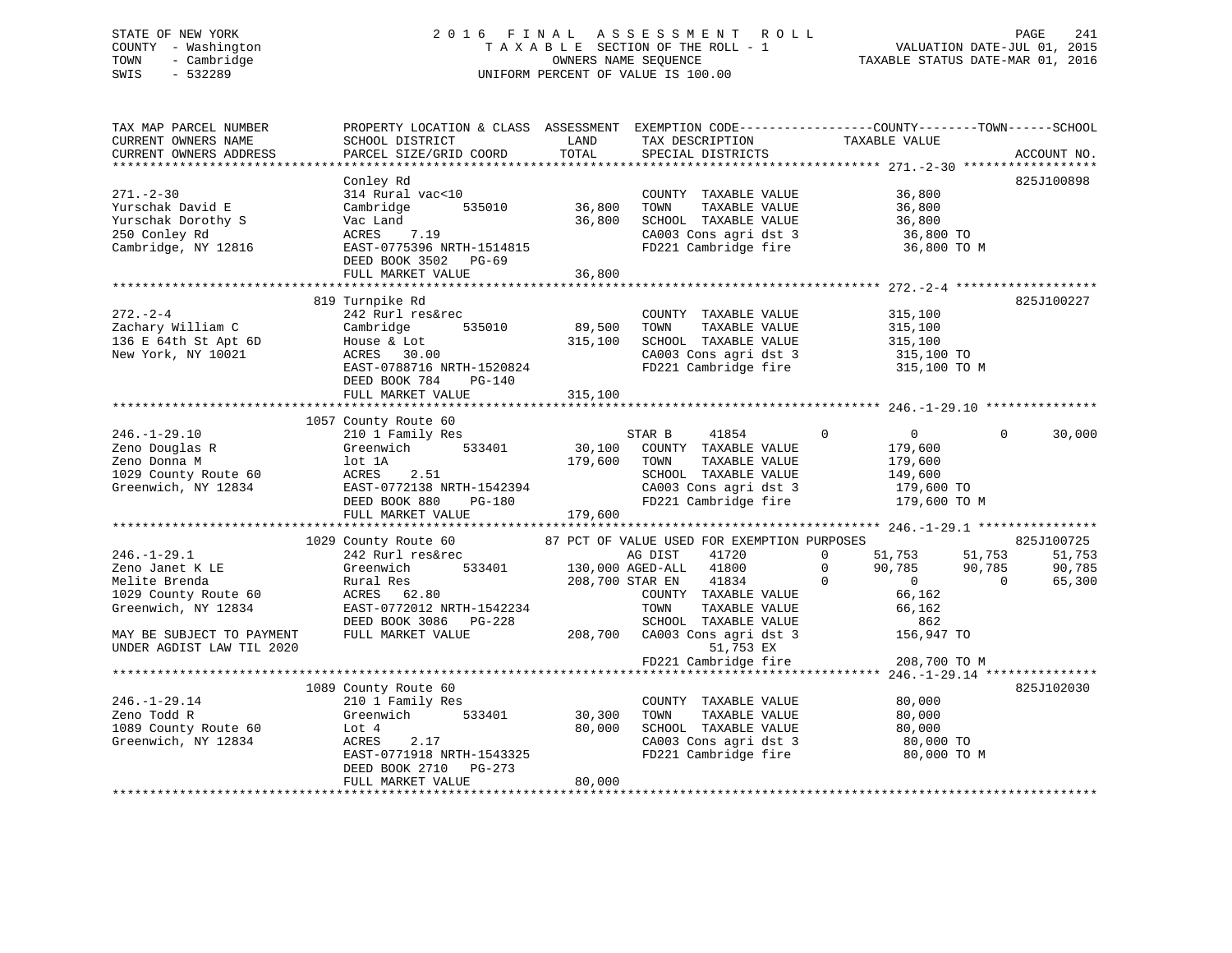STATE OF NEW YORK
COUNTY - Washington
TOWN - Cambridge
SWIS - 532289

2016 FINAL ASSESSMENT ROLL
TAXABLE SECTION OF THE ROLL - 1
OWNERS NAME SEQUENCE
UNIFORM PERCENT OF VALUE IS 100.00

VALUATION DATE-JUL 01, 2015
TAXABLE STATUS DATE-MAR 01, 2016

```
TAX MAP PARCEL NUMBER          PROPERTY LOCATION & CLASS  ASSESSMENT  EXEMPTION CODE------------------COUNTY--------TOWN------SCHOOL
CURRENT OWNERS NAME            SCHOOL DISTRICT               LAND      TAX DESCRIPTION            TAXABLE VALUE
CURRENT OWNERS ADDRESS         PARCEL SIZE/GRID COORD        TOTAL     SPECIAL DISTRICTS                                    ACCOUNT NO.
******************************************************************************************************* 271.-2-30 ******************
                               Conley Rd                                                                                825J100898
271.-2-30                      314 Rural vac<10                        COUNTY  TAXABLE VALUE             36,800
Yurschak David E               Cambridge       535010        36,800    TOWN    TAXABLE VALUE             36,800
Yurschak Dorothy S             Vac Land                      36,800    SCHOOL  TAXABLE VALUE             36,800
250 Conley Rd                  ACRES    7.19                           CA003 Cons agri dst 3              36,800 TO
Cambridge, NY 12816            EAST-0775396 NRTH-1514815               FD221 Cambridge fire               36,800 TO M
                               DEED BOOK 3502   PG-69
                               FULL MARKET VALUE             36,800
******************************************************************************************************* 272.-2-4 *******************
                           819 Turnpike Rd                                                                              825J100227
272.-2-4                       242 Rurl res&rec                        COUNTY  TAXABLE VALUE            315,100
Zachary William C              Cambridge       535010        89,500    TOWN    TAXABLE VALUE            315,100
136 E 64th St Apt 6D           House & Lot                  315,100    SCHOOL  TAXABLE VALUE            315,100
New York, NY 10021             ACRES   30.00                           CA003 Cons agri dst 3             315,100 TO
                               EAST-0788716 NRTH-1520824               FD221 Cambridge fire              315,100 TO M
                               DEED BOOK 784    PG-140
                               FULL MARKET VALUE            315,100
******************************************************************************************************* 246.-1-29.10 ***************
                          1057 County Route 60
246.-1-29.10                   210 1 Family Res                        STAR B     41854         0          0            0        30,000
Zeno Douglas R                 Greenwich       533401        30,100    COUNTY  TAXABLE VALUE            179,600
Zeno Donna M                   lot 1A                       179,600    TOWN    TAXABLE VALUE            179,600
1029 County Route 60           ACRES    2.51                           SCHOOL  TAXABLE VALUE            149,600
Greenwich, NY 12834            EAST-0772138 NRTH-1542394               CA003 Cons agri dst 3             179,600 TO
                               DEED BOOK 880    PG-180                 FD221 Cambridge fire              179,600 TO M
                               FULL MARKET VALUE            179,600
******************************************************************************************************* 246.-1-29.1 ****************
                          1029 County Route 60          87 PCT OF VALUE USED FOR EXEMPTION PURPOSES                     825J100725
246.-1-29.1                    242 Rurl res&rec                        AG DIST    41720         0     51,753       51,753        51,753
Zeno Janet K LE                Greenwich       533401       130,000 AGED-ALL   41800         0     90,785       90,785        90,785
Melite Brenda                  Rural Res                    208,700 STAR EN    41834         0          0            0        65,300
1029 County Route 60           ACRES   62.80                           COUNTY  TAXABLE VALUE             66,162
Greenwich, NY 12834            EAST-0772012 NRTH-1542234               TOWN    TAXABLE VALUE             66,162
                               DEED BOOK 3086   PG-228                 SCHOOL  TAXABLE VALUE                862
MAY BE SUBJECT TO PAYMENT      FULL MARKET VALUE            208,700    CA003 Cons agri dst 3             156,947 TO
UNDER AGDIST LAW TIL 2020                                                    51,753 EX
                                                                       FD221 Cambridge fire              208,700 TO M
******************************************************************************************************* 246.-1-29.14 ***************
                          1089 County Route 60                                                                          825J102030
246.-1-29.14                   210 1 Family Res                        COUNTY  TAXABLE VALUE             80,000
Zeno Todd R                    Greenwich       533401        30,300    TOWN    TAXABLE VALUE             80,000
1089 County Route 60           Lot 4                         80,000    SCHOOL  TAXABLE VALUE             80,000
Greenwich, NY 12834            ACRES    2.17                           CA003 Cons agri dst 3              80,000 TO
                               EAST-0771918 NRTH-1543325               FD221 Cambridge fire               80,000 TO M
                               DEED BOOK 2710   PG-273
                               FULL MARKET VALUE             80,000
************************************************************************************************************************************
```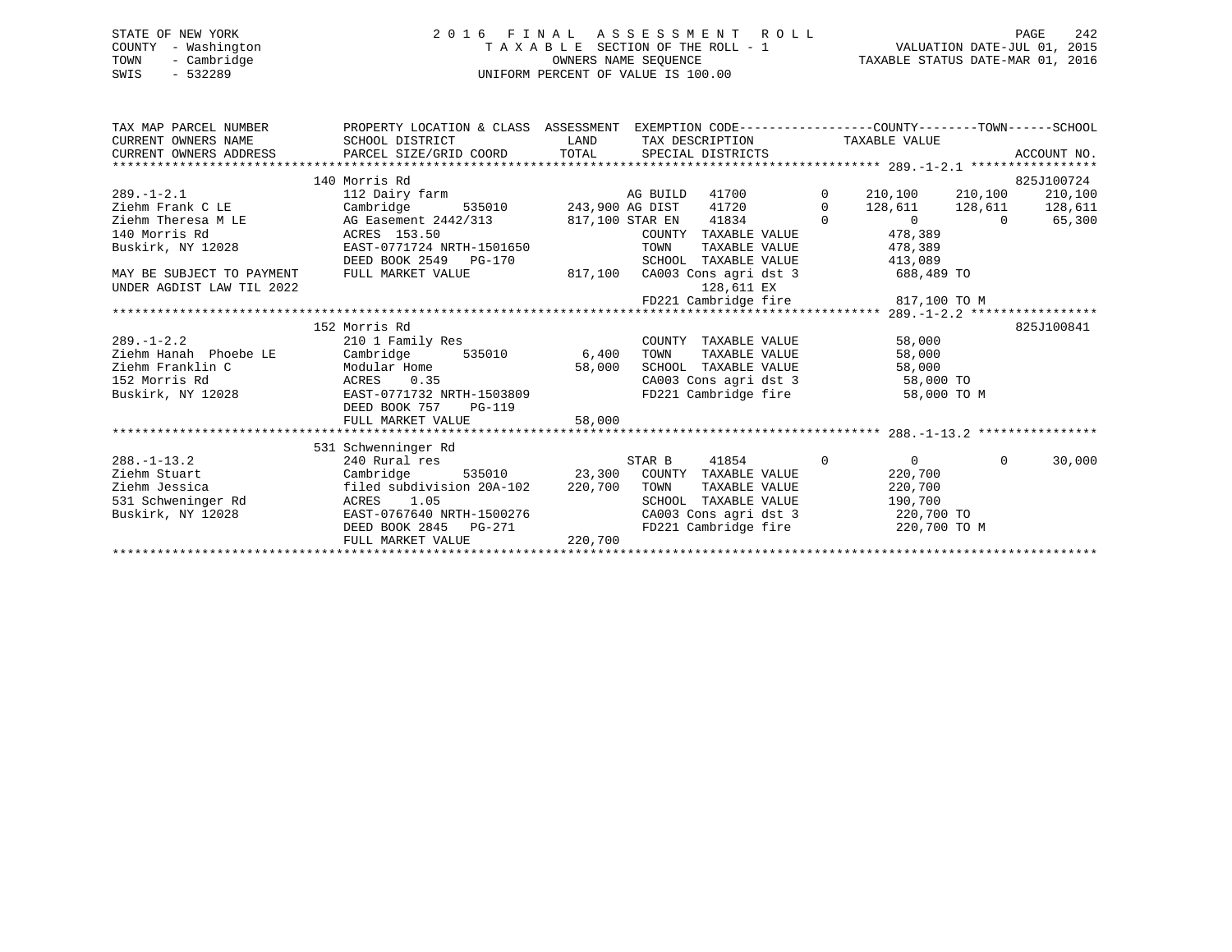STATE OF NEW YORK
COUNTY - Washington
TOWN - Cambridge
SWIS - 532289

2016 FINAL ASSESSMENT ROLL
TAXABLE SECTION OF THE ROLL - 1
OWNERS NAME SEQUENCE
UNIFORM PERCENT OF VALUE IS 100.00

VALUATION DATE-JUL 01, 2015
TAXABLE STATUS DATE-MAR 01, 2016

```
TAX MAP PARCEL NUMBER        PROPERTY LOCATION & CLASS  ASSESSMENT  EXEMPTION CODE------------------COUNTY--------TOWN------SCHOOL
CURRENT OWNERS NAME          SCHOOL DISTRICT               LAND      TAX DESCRIPTION           TAXABLE VALUE
CURRENT OWNERS ADDRESS       PARCEL SIZE/GRID COORD       TOTAL      SPECIAL DISTRICTS                                   ACCOUNT NO.
******************************************************************************************** 289.-1-2.1 *****************
                        140 Morris Rd                                                                                825J100724
289.-1-2.1                   112 Dairy farm                     AG BUILD   41700         0     210,100    210,100    210,100
Ziehm Frank C LE             Cambridge       535010      243,900 AG DIST    41720         0     128,611    128,611    128,611
Ziehm Theresa M LE           AG Easement 2442/313        817,100 STAR EN    41834         0           0          0     65,300
140 Morris Rd                ACRES 153.50                        COUNTY  TAXABLE VALUE           478,389
Buskirk, NY 12028            EAST-0771724 NRTH-1501650           TOWN    TAXABLE VALUE           478,389
                             DEED BOOK 2549   PG-170             SCHOOL  TAXABLE VALUE           413,089
MAY BE SUBJECT TO PAYMENT    FULL MARKET VALUE           817,100  CA003 Cons agri dst 3          688,489 TO
UNDER AGDIST LAW TIL 2022                                              128,611 EX
                                                                 FD221 Cambridge fire            817,100 TO M
******************************************************************************************** 289.-1-2.2 *****************
                        152 Morris Rd                                                                                825J100841
289.-1-2.2                   210 1 Family Res                    COUNTY  TAXABLE VALUE            58,000
Ziehm Hanah  Phoebe LE       Cambridge       535010        6,400  TOWN    TAXABLE VALUE            58,000
Ziehm Franklin C             Modular Home                 58,000  SCHOOL  TAXABLE VALUE            58,000
152 Morris Rd                ACRES    0.35                       CA003 Cons agri dst 3            58,000 TO
Buskirk, NY 12028            EAST-0771732 NRTH-1503809           FD221 Cambridge fire             58,000 TO M
                             DEED BOOK 757    PG-119
                             FULL MARKET VALUE            58,000
******************************************************************************************** 288.-1-13.2 ****************
                        531 Schwenninger Rd
288.-1-13.2                  240 Rural res                      STAR B     41854         0           0          0     30,000
Ziehm Stuart                 Cambridge       535010       23,300  COUNTY  TAXABLE VALUE           220,700
Ziehm Jessica                filed subdivision 20A-102   220,700  TOWN    TAXABLE VALUE           220,700
531 Schweninger Rd           ACRES    1.05                       SCHOOL  TAXABLE VALUE           190,700
Buskirk, NY 12028            EAST-0767640 NRTH-1500276           CA003 Cons agri dst 3           220,700 TO
                             DEED BOOK 2845   PG-271             FD221 Cambridge fire            220,700 TO M
                             FULL MARKET VALUE           220,700
*****************************************************************************************************************************
```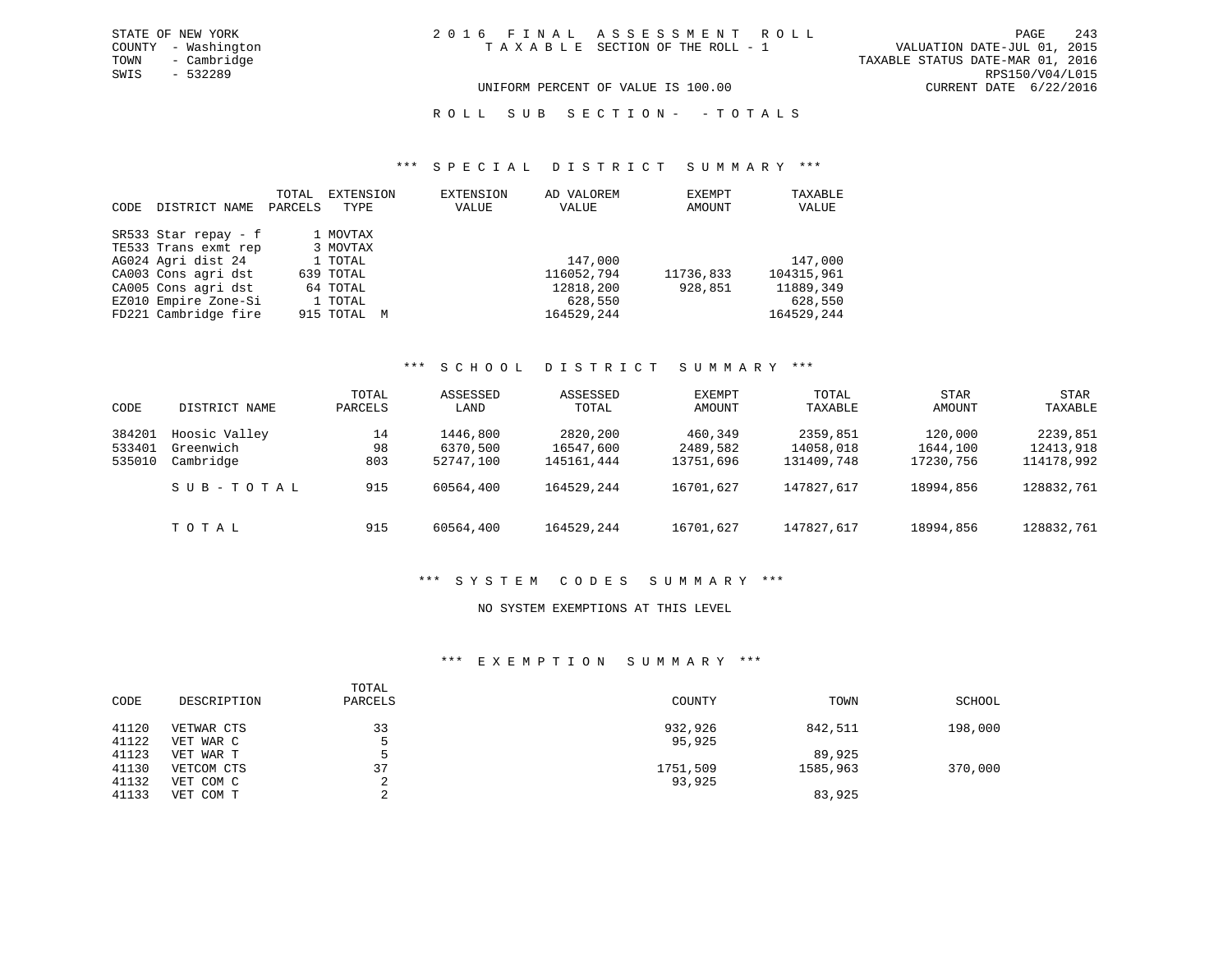STATE OF NEW YORK
COUNTY - Washington
TOWN - Cambridge
SWIS - 532289

2016 FINAL ASSESSMENT ROLL
TAXABLE SECTION OF THE ROLL - 1

UNIFORM PERCENT OF VALUE IS 100.00

VALUATION DATE-JUL 01, 2015
TAXABLE STATUS DATE-MAR 01, 2016
RPS150/V04/L015
CURRENT DATE 6/22/2016

ROLL SUB SECTION- - TOTALS

*** SPECIAL DISTRICT SUMMARY ***

| CODE | DISTRICT NAME | TOTAL PARCELS | EXTENSION TYPE | EXTENSION VALUE | AD VALOREM VALUE | EXEMPT AMOUNT | TAXABLE VALUE |
|---|---|---|---|---|---|---|---|
| SR533 | Star repay - f | 1 | MOVTAX | | | | |
| TE533 | Trans exmt rep | 3 | MOVTAX | | | | |
| AG024 | Agri dist 24 | 1 | TOTAL | | 147,000 | | 147,000 |
| CA003 | Cons agri dst | 639 | TOTAL | | 116052,794 | 11736,833 | 104315,961 |
| CA005 | Cons agri dst | 64 | TOTAL | | 12818,200 | 928,851 | 11889,349 |
| EZ010 | Empire Zone-Si | 1 | TOTAL | | 628,550 | | 628,550 |
| FD221 | Cambridge fire | 915 | TOTAL M | | 164529,244 | | 164529,244 |

*** SCHOOL DISTRICT SUMMARY ***

| CODE | DISTRICT NAME | TOTAL PARCELS | ASSESSED LAND | ASSESSED TOTAL | EXEMPT AMOUNT | TOTAL TAXABLE | STAR AMOUNT | STAR TAXABLE |
|---|---|---|---|---|---|---|---|---|
| 384201 | Hoosic Valley | 14 | 1446,800 | 2820,200 | 460,349 | 2359,851 | 120,000 | 2239,851 |
| 533401 | Greenwich | 98 | 6370,500 | 16547,600 | 2489,582 | 14058,018 | 1644,100 | 12413,918 |
| 535010 | Cambridge | 803 | 52747,100 | 145161,444 | 13751,696 | 131409,748 | 17230,756 | 114178,992 |
| | SUB-TOTAL | 915 | 60564,400 | 164529,244 | 16701,627 | 147827,617 | 18994,856 | 128832,761 |
| | TOTAL | 915 | 60564,400 | 164529,244 | 16701,627 | 147827,617 | 18994,856 | 128832,761 |

*** SYSTEM CODES SUMMARY ***

NO SYSTEM EXEMPTIONS AT THIS LEVEL

*** EXEMPTION SUMMARY ***

| CODE | DESCRIPTION | TOTAL PARCELS | COUNTY | TOWN | SCHOOL |
|---|---|---|---|---|---|
| 41120 | VETWAR CTS | 33 | 932,926 | 842,511 | 198,000 |
| 41122 | VET WAR C | 5 | 95,925 | | |
| 41123 | VET WAR T | 5 | | 89,925 | |
| 41130 | VETCOM CTS | 37 | 1751,509 | 1585,963 | 370,000 |
| 41132 | VET COM C | 2 | 93,925 | | |
| 41133 | VET COM T | 2 | | 83,925 | |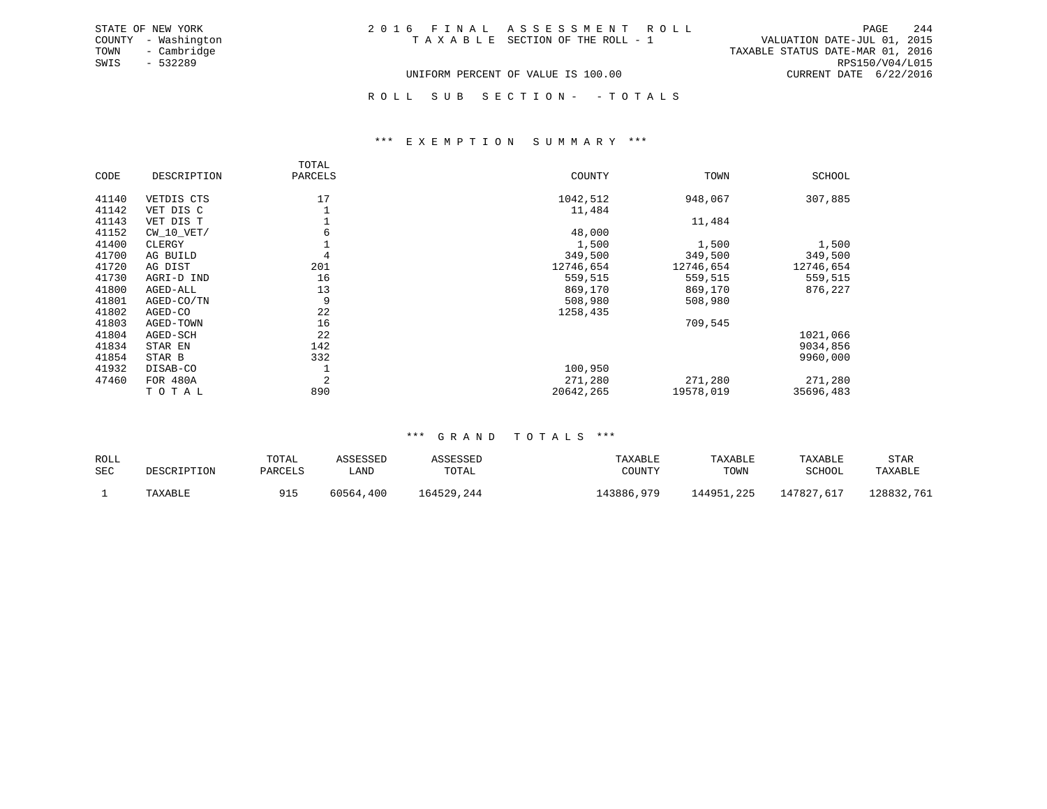STATE OF NEW YORK
COUNTY - Washington
TOWN - Cambridge
SWIS - 532289

2 0 1 6 F I N A L A S S E S S M E N T R O L L
T A X A B L E SECTION OF THE ROLL - 1
UNIFORM PERCENT OF VALUE IS 100.00

VALUATION DATE-JUL 01, 2015
TAXABLE STATUS DATE-MAR 01, 2016
RPS150/V04/L015
CURRENT DATE 6/22/2016

R O L L S U B S E C T I O N - - T O T A L S

### *** E X E M P T I O N S U M M A R Y ***

| CODE | DESCRIPTION | TOTAL PARCELS | COUNTY | TOWN | SCHOOL |
|---|---|---|---|---|---|
| 41140 | VETDIS CTS | 17 | 1042,512 | 948,067 | 307,885 |
| 41142 | VET DIS C | 1 | 11,484 | | |
| 41143 | VET DIS T | 1 | | 11,484 | |
| 41152 | CW_10_VET/ | 6 | 48,000 | | |
| 41400 | CLERGY | 1 | 1,500 | 1,500 | 1,500 |
| 41700 | AG BUILD | 4 | 349,500 | 349,500 | 349,500 |
| 41720 | AG DIST | 201 | 12746,654 | 12746,654 | 12746,654 |
| 41730 | AGRI-D IND | 16 | 559,515 | 559,515 | 559,515 |
| 41800 | AGED-ALL | 13 | 869,170 | 869,170 | 876,227 |
| 41801 | AGED-CO/TN | 9 | 508,980 | 508,980 | |
| 41802 | AGED-CO | 22 | 1258,435 | | |
| 41803 | AGED-TOWN | 16 | | 709,545 | |
| 41804 | AGED-SCH | 22 | | | 1021,066 |
| 41834 | STAR EN | 142 | | | 9034,856 |
| 41854 | STAR B | 332 | | | 9960,000 |
| 41932 | DISAB-CO | 1 | 100,950 | | |
| 47460 | FOR 480A | 2 | 271,280 | 271,280 | 271,280 |
| | T O T A L | 890 | 20642,265 | 19578,019 | 35696,483 |

### *** G R A N D T O T A L S ***

| ROLL SEC | DESCRIPTION | TOTAL PARCELS | ASSESSED LAND | ASSESSED TOTAL | TAXABLE COUNTY | TAXABLE TOWN | TAXABLE SCHOOL | STAR TAXABLE |
|---|---|---|---|---|---|---|---|---|
| 1 | TAXABLE | 915 | 60564,400 | 164529,244 | 143886,979 | 144951,225 | 147827,617 | 128832,761 |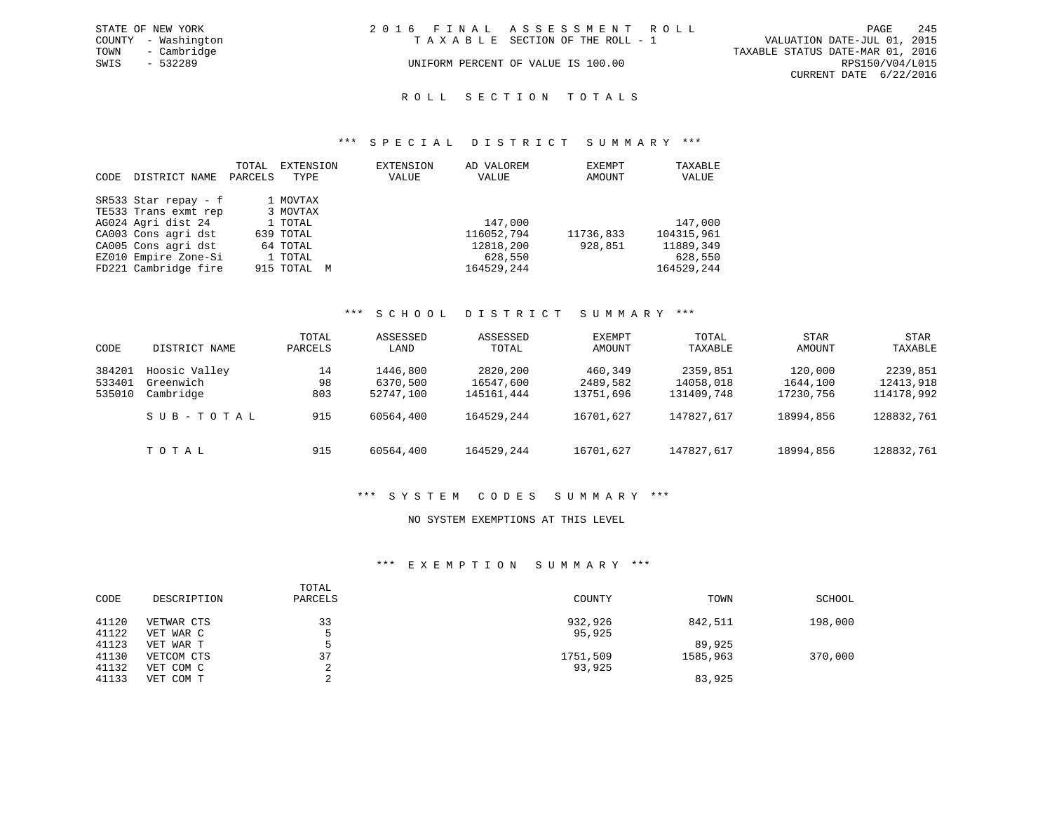STATE OF NEW YORK
COUNTY - Washington
TOWN - Cambridge
SWIS - 532289

2 0 1 6 F I N A L A S S E S S M E N T R O L L
T A X A B L E SECTION OF THE ROLL - 1
UNIFORM PERCENT OF VALUE IS 100.00

VALUATION DATE-JUL 01, 2015
TAXABLE STATUS DATE-MAR 01, 2016
RPS150/V04/L015
CURRENT DATE 6/22/2016

## R O L L S E C T I O N T O T A L S

### *** S P E C I A L D I S T R I C T S U M M A R Y ***

| CODE | DISTRICT NAME | TOTAL PARCELS | EXTENSION TYPE | EXTENSION VALUE | AD VALOREM VALUE | EXEMPT AMOUNT | TAXABLE VALUE |
|---|---|---|---|---|---|---|---|
| SR533 | Star repay - f | 1 | MOVTAX | | | | |
| TE533 | Trans exmt rep | 3 | MOVTAX | | | | |
| AG024 | Agri dist 24 | 1 | TOTAL | | 147,000 | | 147,000 |
| CA003 | Cons agri dst | 639 | TOTAL | | 116052,794 | 11736,833 | 104315,961 |
| CA005 | Cons agri dst | 64 | TOTAL | | 12818,200 | 928,851 | 11889,349 |
| EZ010 | Empire Zone-Si | 1 | TOTAL | | 628,550 | | 628,550 |
| FD221 | Cambridge fire | 915 | TOTAL M | | 164529,244 | | 164529,244 |

### *** S C H O O L D I S T R I C T S U M M A R Y ***

| CODE | DISTRICT NAME | TOTAL PARCELS | ASSESSED LAND | ASSESSED TOTAL | EXEMPT AMOUNT | TOTAL TAXABLE | STAR AMOUNT | STAR TAXABLE |
|---|---|---|---|---|---|---|---|---|
| 384201 | Hoosic Valley | 14 | 1446,800 | 2820,200 | 460,349 | 2359,851 | 120,000 | 2239,851 |
| 533401 | Greenwich | 98 | 6370,500 | 16547,600 | 2489,582 | 14058,018 | 1644,100 | 12413,918 |
| 535010 | Cambridge | 803 | 52747,100 | 145161,444 | 13751,696 | 131409,748 | 17230,756 | 114178,992 |
| | S U B - T O T A L | 915 | 60564,400 | 164529,244 | 16701,627 | 147827,617 | 18994,856 | 128832,761 |
| | T O T A L | 915 | 60564,400 | 164529,244 | 16701,627 | 147827,617 | 18994,856 | 128832,761 |

### *** S Y S T E M C O D E S S U M M A R Y ***

NO SYSTEM EXEMPTIONS AT THIS LEVEL

### *** E X E M P T I O N S U M M A R Y ***

| CODE | DESCRIPTION | TOTAL PARCELS | COUNTY | TOWN | SCHOOL |
|---|---|---|---|---|---|
| 41120 | VETWAR CTS | 33 | 932,926 | 842,511 | 198,000 |
| 41122 | VET WAR C | 5 | 95,925 | | |
| 41123 | VET WAR T | 5 | | 89,925 | |
| 41130 | VETCOM CTS | 37 | 1751,509 | 1585,963 | 370,000 |
| 41132 | VET COM C | 2 | 93,925 | | |
| 41133 | VET COM T | 2 | | 83,925 | |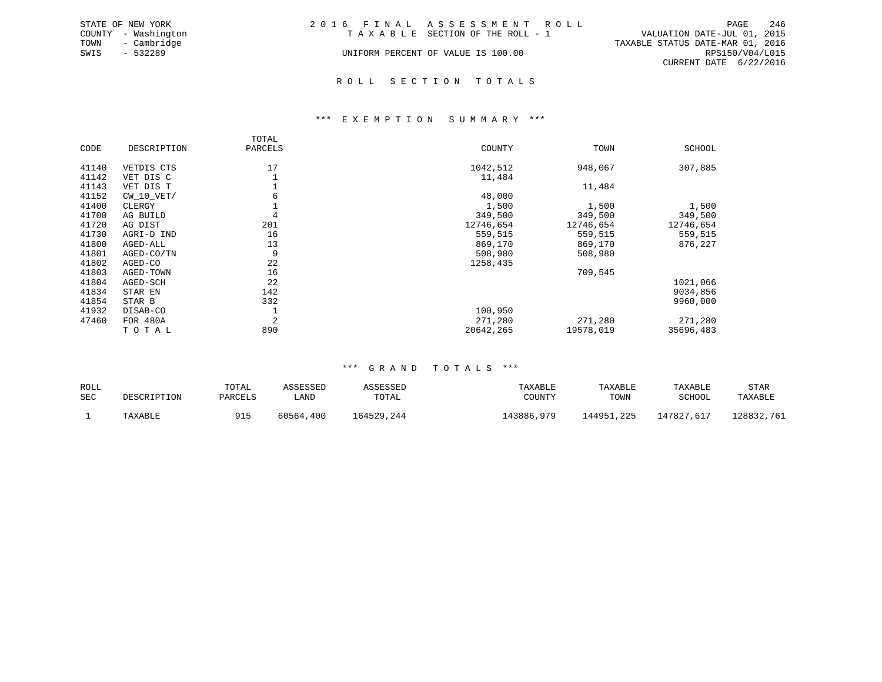STATE OF NEW YORK
COUNTY - Washington
TOWN - Cambridge
SWIS - 532289

2016 FINAL ASSESSMENT ROLL
TAXABLE SECTION OF THE ROLL - 1
UNIFORM PERCENT OF VALUE IS 100.00

VALUATION DATE-JUL 01, 2015
TAXABLE STATUS DATE-MAR 01, 2016
RPS150/V04/L015
CURRENT DATE 6/22/2016

## ROLL SECTION TOTALS

### *** EXEMPTION SUMMARY ***

| CODE | DESCRIPTION | TOTAL PARCELS | COUNTY | TOWN | SCHOOL |
|---|---|---|---|---|---|
| 41140 | VETDIS CTS | 17 | 1042,512 | 948,067 | 307,885 |
| 41142 | VET DIS C | 1 | 11,484 | | |
| 41143 | VET DIS T | 1 | | 11,484 | |
| 41152 | CW_10_VET/ | 6 | 48,000 | | |
| 41400 | CLERGY | 1 | 1,500 | 1,500 | 1,500 |
| 41700 | AG BUILD | 4 | 349,500 | 349,500 | 349,500 |
| 41720 | AG DIST | 201 | 12746,654 | 12746,654 | 12746,654 |
| 41730 | AGRI-D IND | 16 | 559,515 | 559,515 | 559,515 |
| 41800 | AGED-ALL | 13 | 869,170 | 869,170 | 876,227 |
| 41801 | AGED-CO/TN | 9 | 508,980 | 508,980 | |
| 41802 | AGED-CO | 22 | 1258,435 | | |
| 41803 | AGED-TOWN | 16 | | 709,545 | |
| 41804 | AGED-SCH | 22 | | | 1021,066 |
| 41834 | STAR EN | 142 | | | 9034,856 |
| 41854 | STAR B | 332 | | | 9960,000 |
| 41932 | DISAB-CO | 1 | 100,950 | | |
| 47460 | FOR 480A | 2 | 271,280 | 271,280 | 271,280 |
| | TOTAL | 890 | 20642,265 | 19578,019 | 35696,483 |

### *** GRAND TOTALS ***

| ROLL SEC | DESCRIPTION | TOTAL PARCELS | ASSESSED LAND | ASSESSED TOTAL | TAXABLE COUNTY | TAXABLE TOWN | TAXABLE SCHOOL | STAR TAXABLE |
|---|---|---|---|---|---|---|---|---|
| 1 | TAXABLE | 915 | 60564,400 | 164529,244 | 143886,979 | 144951,225 | 147827,617 | 128832,761 |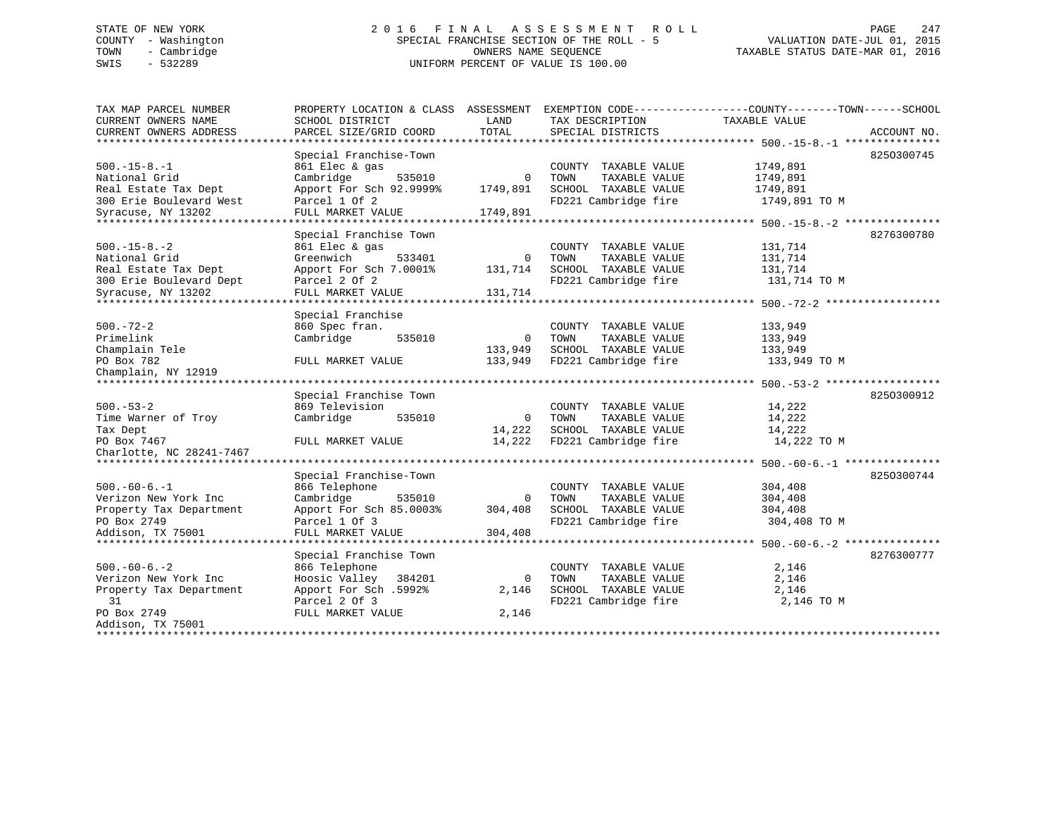STATE OF NEW YORK
COUNTY - Washington
TOWN - Cambridge
SWIS - 532289

2016 FINAL ASSESSMENT ROLL
SPECIAL FRANCHISE SECTION OF THE ROLL - 5
OWNERS NAME SEQUENCE
UNIFORM PERCENT OF VALUE IS 100.00

VALUATION DATE-JUL 01, 2015
TAXABLE STATUS DATE-MAR 01, 2016

| TAX MAP PARCEL NUMBER / CURRENT OWNERS NAME / CURRENT OWNERS ADDRESS | PROPERTY LOCATION & CLASS / SCHOOL DISTRICT / PARCEL SIZE/GRID COORD | ASSESSMENT LAND / TOTAL | EXEMPTION CODE / TAX DESCRIPTION / SPECIAL DISTRICTS | TAXABLE VALUE (COUNTY--TOWN--SCHOOL) | ACCOUNT NO. |
|---|---|---|---|---|---|
| 500.-15-8.-1 | Special Franchise-Town | | | | 8250300745 |
| National Grid | 861 Elec & gas | | COUNTY TAXABLE VALUE | 1749,891 | |
| Real Estate Tax Dept | Cambridge 535010 | 0 | TOWN TAXABLE VALUE | 1749,891 | |
| 300 Erie Boulevard West | Apport For Sch 92.9999% | 1749,891 | SCHOOL TAXABLE VALUE | 1749,891 | |
| Syracuse, NY 13202 | Parcel 1 Of 2 | | FD221 Cambridge fire | 1749,891 TO M | |
| | FULL MARKET VALUE | 1749,891 | | | |
| 500.-15-8.-2 | Special Franchise Town | | | | 8276300780 |
| National Grid | 861 Elec & gas | | COUNTY TAXABLE VALUE | 131,714 | |
| Real Estate Tax Dept | Greenwich 533401 | 0 | TOWN TAXABLE VALUE | 131,714 | |
| 300 Erie Boulevard Dept | Apport For Sch 7.0001% | 131,714 | SCHOOL TAXABLE VALUE | 131,714 | |
| Syracuse, NY 13202 | Parcel 2 Of 2 | | FD221 Cambridge fire | 131,714 TO M | |
| | FULL MARKET VALUE | 131,714 | | | |
| 500.-72-2 | Special Franchise | | | | |
| Primelink | 860 Spec fran. | | COUNTY TAXABLE VALUE | 133,949 | |
| Champlain Tele | Cambridge 535010 | 0 | TOWN TAXABLE VALUE | 133,949 | |
| PO Box 782 | | 133,949 | SCHOOL TAXABLE VALUE | 133,949 | |
| Champlain, NY 12919 | FULL MARKET VALUE | 133,949 | FD221 Cambridge fire | 133,949 TO M | |
| 500.-53-2 | Special Franchise Town | | | | 8250300912 |
| Time Warner of Troy | 869 Television | | COUNTY TAXABLE VALUE | 14,222 | |
| Tax Dept | Cambridge 535010 | 0 | TOWN TAXABLE VALUE | 14,222 | |
| PO Box 7467 | | 14,222 | SCHOOL TAXABLE VALUE | 14,222 | |
| Charlotte, NC 28241-7467 | FULL MARKET VALUE | 14,222 | FD221 Cambridge fire | 14,222 TO M | |
| 500.-60-6.-1 | Special Franchise-Town | | | | 8250300744 |
| Verizon New York Inc | 866 Telephone | | COUNTY TAXABLE VALUE | 304,408 | |
| Property Tax Department | Cambridge 535010 | 0 | TOWN TAXABLE VALUE | 304,408 | |
| PO Box 2749 | Apport For Sch 85.0003% | 304,408 | SCHOOL TAXABLE VALUE | 304,408 | |
| Addison, TX 75001 | Parcel 1 Of 3 | | FD221 Cambridge fire | 304,408 TO M | |
| | FULL MARKET VALUE | 304,408 | | | |
| 500.-60-6.-2 | Special Franchise Town | | | | 8276300777 |
| Verizon New York Inc | 866 Telephone | | COUNTY TAXABLE VALUE | 2,146 | |
| Property Tax Department | Hoosic Valley 384201 | 0 | TOWN TAXABLE VALUE | 2,146 | |
| 31 | Apport For Sch .5992% | 2,146 | SCHOOL TAXABLE VALUE | 2,146 | |
| PO Box 2749 | Parcel 2 Of 3 | | FD221 Cambridge fire | 2,146 TO M | |
| Addison, TX 75001 | FULL MARKET VALUE | 2,146 | | | |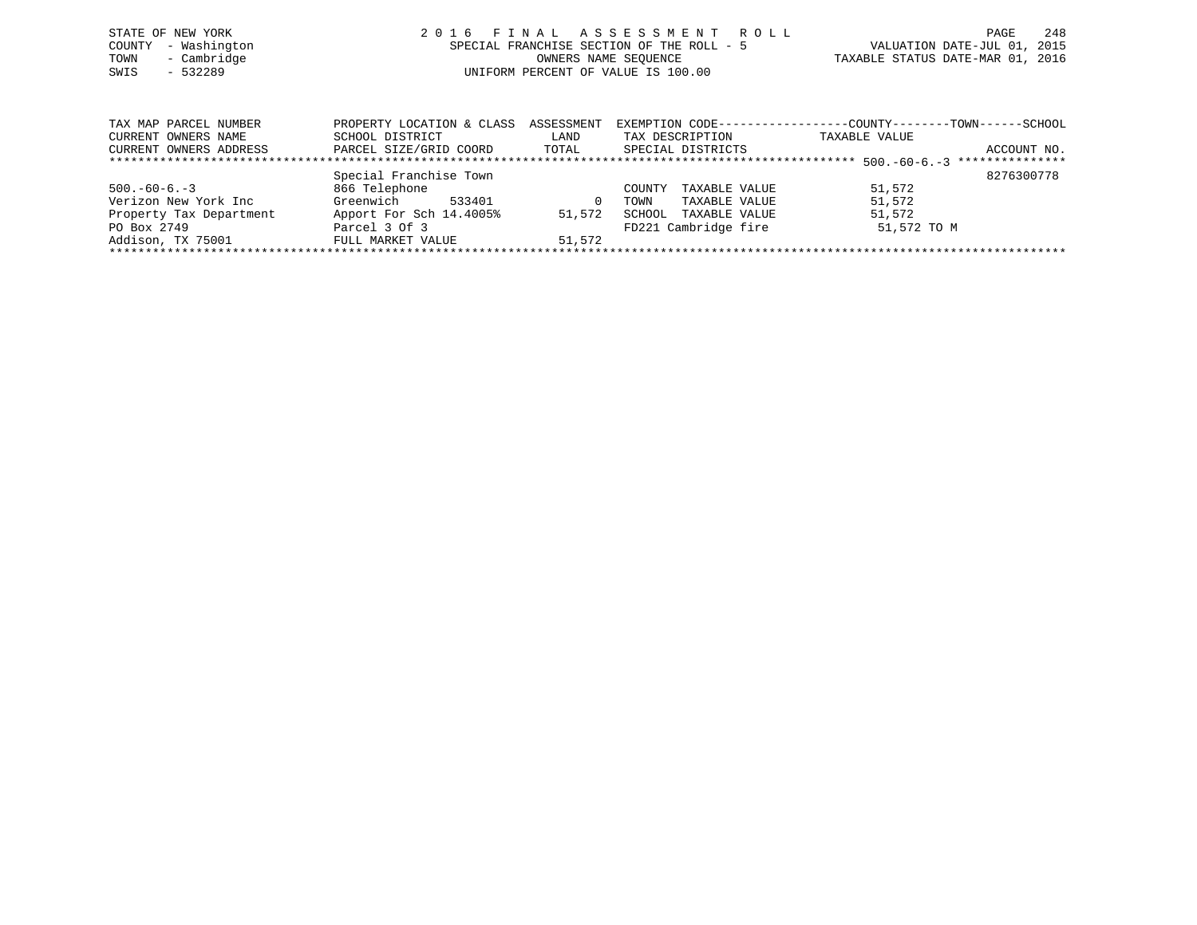STATE OF NEW YORK
COUNTY - Washington
TOWN - Cambridge
SWIS - 532289

2 0 1 6 F I N A L A S S E S S M E N T R O L L
SPECIAL FRANCHISE SECTION OF THE ROLL - 5
OWNERS NAME SEQUENCE
UNIFORM PERCENT OF VALUE IS 100.00

VALUATION DATE-JUL 01, 2015
TAXABLE STATUS DATE-MAR 01, 2016

| TAX MAP PARCEL NUMBER<br>CURRENT OWNERS NAME<br>CURRENT OWNERS ADDRESS | PROPERTY LOCATION & CLASS<br>SCHOOL DISTRICT<br>PARCEL SIZE/GRID COORD | ASSESSMENT<br>LAND<br>TOTAL | EXEMPTION CODE------------------COUNTY--------TOWN------SCHOOL<br>TAX DESCRIPTION<br>SPECIAL DISTRICTS | TAXABLE VALUE | ACCOUNT NO. |
|---|---|---|---|---|---|
| | | | | 500.-60-6.-3 | |
| | Special Franchise Town | | | | 8276300778 |
| 500.-60-6.-3 | 866 Telephone | | COUNTY TAXABLE VALUE | 51,572 | |
| Verizon New York Inc | Greenwich 533401 | 0 | TOWN TAXABLE VALUE | 51,572 | |
| Property Tax Department | Apport For Sch 14.4005% | 51,572 | SCHOOL TAXABLE VALUE | 51,572 | |
| PO Box 2749 | Parcel 3 Of 3 | | FD221 Cambridge fire | 51,572 TO M | |
| Addison, TX 75001 | FULL MARKET VALUE | 51,572 | | | |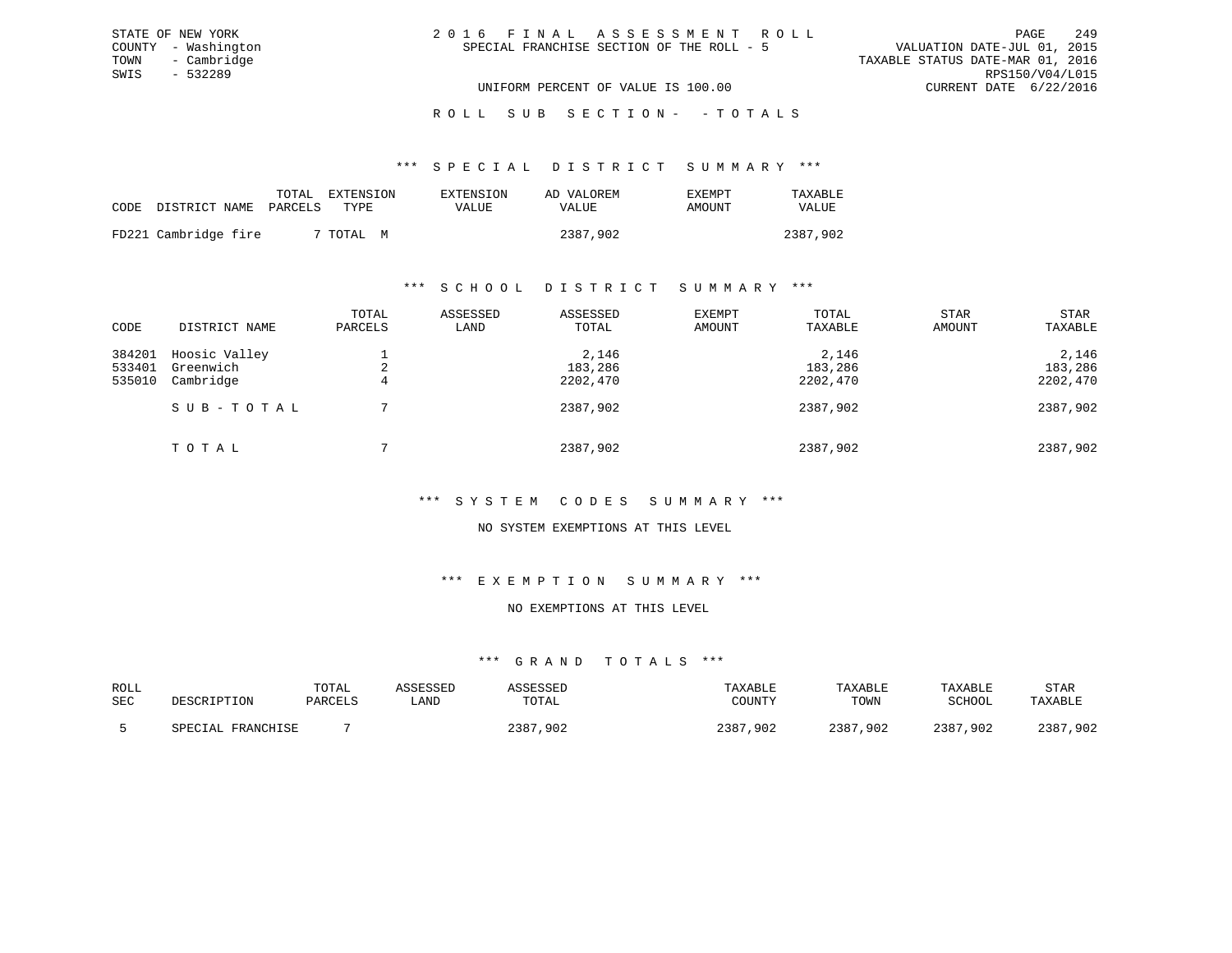STATE OF NEW YORK
COUNTY - Washington
TOWN - Cambridge
SWIS - 532289

2 0 1 6 F I N A L A S S E S S M E N T R O L L
SPECIAL FRANCHISE SECTION OF THE ROLL - 5

VALUATION DATE-JUL 01, 2015
TAXABLE STATUS DATE-MAR 01, 2016
RPS150/V04/L015
CURRENT DATE 6/22/2016

UNIFORM PERCENT OF VALUE IS 100.00

R O L L S U B S E C T I O N - - T O T A L S

## *** S P E C I A L D I S T R I C T S U M M A R Y ***

| CODE | DISTRICT NAME | TOTAL PARCELS | EXTENSION TYPE | EXTENSION VALUE | AD VALOREM VALUE | EXEMPT AMOUNT | TAXABLE VALUE |
|---|---|---|---|---|---|---|---|
| FD221 | Cambridge fire | 7 | TOTAL M | | 2387,902 | | 2387,902 |

## *** S C H O O L D I S T R I C T S U M M A R Y ***

| CODE | DISTRICT NAME | TOTAL PARCELS | ASSESSED LAND | ASSESSED TOTAL | EXEMPT AMOUNT | TOTAL TAXABLE | STAR AMOUNT | STAR TAXABLE |
|---|---|---|---|---|---|---|---|---|
| 384201 | Hoosic Valley | 1 | | 2,146 | | 2,146 | | 2,146 |
| 533401 | Greenwich | 2 | | 183,286 | | 183,286 | | 183,286 |
| 535010 | Cambridge | 4 | | 2202,470 | | 2202,470 | | 2202,470 |
| | S U B - T O T A L | 7 | | 2387,902 | | 2387,902 | | 2387,902 |
| | T O T A L | 7 | | 2387,902 | | 2387,902 | | 2387,902 |

## *** S Y S T E M C O D E S S U M M A R Y ***

NO SYSTEM EXEMPTIONS AT THIS LEVEL

## *** E X E M P T I O N S U M M A R Y ***

NO EXEMPTIONS AT THIS LEVEL

## *** G R A N D T O T A L S ***

| ROLL SEC | DESCRIPTION | TOTAL PARCELS | ASSESSED LAND | ASSESSED TOTAL | TAXABLE COUNTY | TAXABLE TOWN | TAXABLE SCHOOL | STAR TAXABLE |
|---|---|---|---|---|---|---|---|---|
| 5 | SPECIAL FRANCHISE | 7 | | 2387,902 | 2387,902 | 2387,902 | 2387,902 | 2387,902 |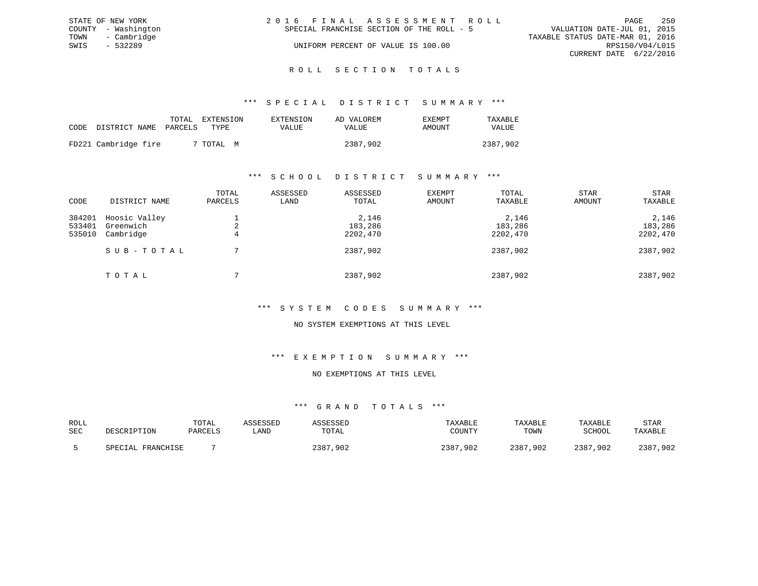STATE OF NEW YORK
COUNTY - Washington
TOWN - Cambridge
SWIS - 532289

2 0 1 6 F I N A L A S S E S S M E N T R O L L
SPECIAL FRANCHISE SECTION OF THE ROLL - 5
UNIFORM PERCENT OF VALUE IS 100.00

VALUATION DATE-JUL 01, 2015
TAXABLE STATUS DATE-MAR 01, 2016
RPS150/V04/L015
CURRENT DATE 6/22/2016

## R O L L S E C T I O N T O T A L S

### *** S P E C I A L D I S T R I C T S U M M A R Y ***

| CODE | DISTRICT NAME | TOTAL PARCELS | EXTENSION TYPE | EXTENSION VALUE | AD VALOREM VALUE | EXEMPT AMOUNT | TAXABLE VALUE |
|---|---|---|---|---|---|---|---|
| FD221 | Cambridge fire | 7 | TOTAL M | | 2387,902 | | 2387,902 |

### *** S C H O O L D I S T R I C T S U M M A R Y ***

| CODE | DISTRICT NAME | TOTAL PARCELS | ASSESSED LAND | ASSESSED TOTAL | EXEMPT AMOUNT | TOTAL TAXABLE | STAR AMOUNT | STAR TAXABLE |
|---|---|---|---|---|---|---|---|---|
| 384201 | Hoosic Valley | 1 | | 2,146 | | 2,146 | | 2,146 |
| 533401 | Greenwich | 2 | | 183,286 | | 183,286 | | 183,286 |
| 535010 | Cambridge | 4 | | 2202,470 | | 2202,470 | | 2202,470 |
| | S U B - T O T A L | 7 | | 2387,902 | | 2387,902 | | 2387,902 |
| | T O T A L | 7 | | 2387,902 | | 2387,902 | | 2387,902 |

### *** S Y S T E M C O D E S S U M M A R Y ***

NO SYSTEM EXEMPTIONS AT THIS LEVEL

### *** E X E M P T I O N S U M M A R Y ***

NO EXEMPTIONS AT THIS LEVEL

### *** G R A N D T O T A L S ***

| ROLL SEC | DESCRIPTION | TOTAL PARCELS | ASSESSED LAND | ASSESSED TOTAL | TAXABLE COUNTY | TAXABLE TOWN | TAXABLE SCHOOL | STAR TAXABLE |
|---|---|---|---|---|---|---|---|---|
| 5 | SPECIAL FRANCHISE | 7 | | 2387,902 | 2387,902 | 2387,902 | 2387,902 | 2387,902 |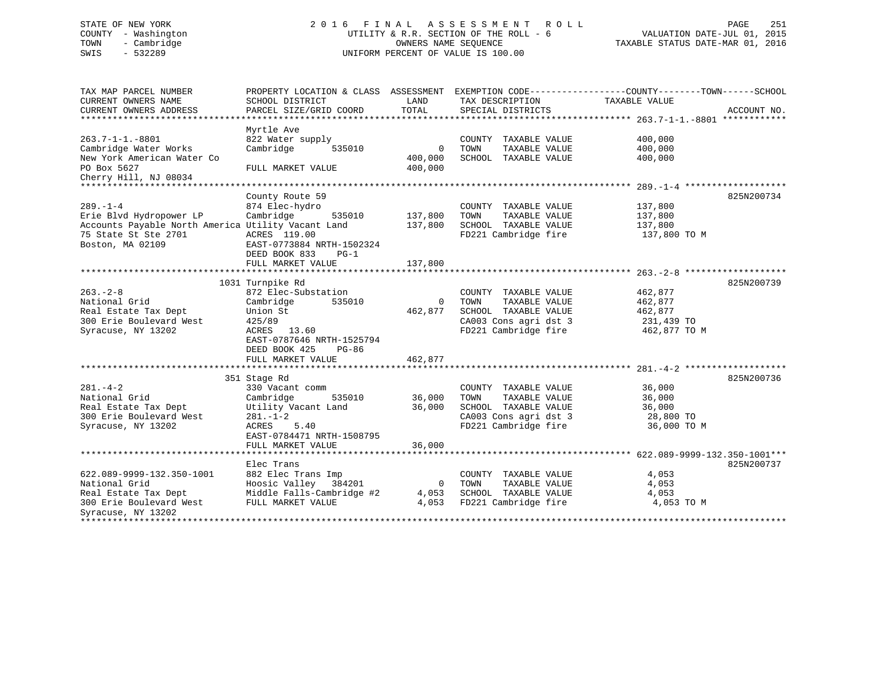STATE OF NEW YORK
COUNTY - Washington
TOWN - Cambridge
SWIS - 532289

2 0 1 6 F I N A L A S S E S S M E N T R O L L
UTILITY & R.R. SECTION OF THE ROLL - 6
OWNERS NAME SEQUENCE
UNIFORM PERCENT OF VALUE IS 100.00

VALUATION DATE-JUL 01, 2015
TAXABLE STATUS DATE-MAR 01, 2016

```
TAX MAP PARCEL NUMBER          PROPERTY LOCATION & CLASS  ASSESSMENT  EXEMPTION CODE------------------COUNTY--------TOWN------SCHOOL
CURRENT OWNERS NAME            SCHOOL DISTRICT              LAND      TAX DESCRIPTION            TAXABLE VALUE
CURRENT OWNERS ADDRESS         PARCEL SIZE/GRID COORD       TOTAL     SPECIAL DISTRICTS                                    ACCOUNT NO.
******************************************************************************************************* 263.7-1-1.-8801 ************
                               Myrtle Ave
263.7-1-1.-8801                822 Water supply                         COUNTY  TAXABLE VALUE           400,000
Cambridge Water Works          Cambridge       535010           0       TOWN    TAXABLE VALUE           400,000
New York American Water Co                                  400,000     SCHOOL  TAXABLE VALUE           400,000
PO Box 5627                    FULL MARKET VALUE            400,000
Cherry Hill, NJ 08034
******************************************************************************************************* 289.-1-4 *******************
                               County Route 59                                                                     825N200734
289.-1-4                       874 Elec-hydro                           COUNTY  TAXABLE VALUE           137,800
Erie Blvd Hydropower LP        Cambridge       535010       137,800     TOWN    TAXABLE VALUE           137,800
Accounts Payable North America Utility Vacant Land          137,800     SCHOOL  TAXABLE VALUE           137,800
75 State St Ste 2701           ACRES  119.00                            FD221 Cambridge fire             137,800 TO M
Boston, MA 02109               EAST-0773884 NRTH-1502324
                               DEED BOOK 833    PG-1
                               FULL MARKET VALUE            137,800
******************************************************************************************************* 263.-2-8 *******************
                          1031 Turnpike Rd                                                                          825N200739
263.-2-8                       872 Elec-Substation                      COUNTY  TAXABLE VALUE           462,877
National Grid                  Cambridge       535010           0       TOWN    TAXABLE VALUE           462,877
Real Estate Tax Dept           Union St                     462,877     SCHOOL  TAXABLE VALUE           462,877
300 Erie Boulevard West        425/89                                   CA003 Cons agri dst 3            231,439 TO
Syracuse, NY 13202             ACRES   13.60                            FD221 Cambridge fire             462,877 TO M
                               EAST-0787646 NRTH-1525794
                               DEED BOOK 425    PG-86
                               FULL MARKET VALUE            462,877
******************************************************************************************************* 281.-4-2 *******************
                           351 Stage Rd                                                                             825N200736
281.-4-2                       330 Vacant comm                          COUNTY  TAXABLE VALUE            36,000
National Grid                  Cambridge       535010        36,000     TOWN    TAXABLE VALUE            36,000
Real Estate Tax Dept           Utility Vacant Land           36,000     SCHOOL  TAXABLE VALUE            36,000
300 Erie Boulevard West        281.-1-2                                 CA003 Cons agri dst 3             28,800 TO
Syracuse, NY 13202             ACRES    5.40                            FD221 Cambridge fire              36,000 TO M
                               EAST-0784471 NRTH-1508795
                               FULL MARKET VALUE             36,000
******************************************************************************************************* 622.089-9999-132.350-1001***
                               Elec Trans                                                                           825N200737
622.089-9999-132.350-1001      882 Elec Trans Imp                       COUNTY  TAXABLE VALUE             4,053
National Grid                  Hoosic Valley   384201           0       TOWN    TAXABLE VALUE             4,053
Real Estate Tax Dept           Middle Falls-Cambridge #2      4,053     SCHOOL  TAXABLE VALUE             4,053
300 Erie Boulevard West        FULL MARKET VALUE              4,053     FD221 Cambridge fire               4,053 TO M
Syracuse, NY 13202
************************************************************************************************************************************
```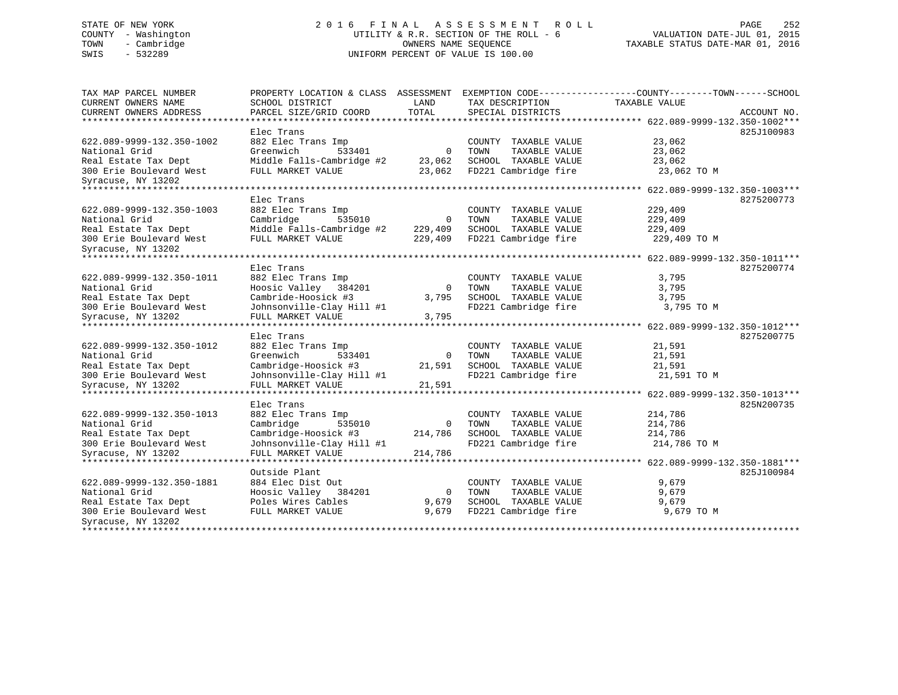STATE OF NEW YORK
COUNTY - Washington
TOWN - Cambridge
SWIS - 532289

2016 FINAL ASSESSMENT ROLL
UTILITY & R.R. SECTION OF THE ROLL - 6
OWNERS NAME SEQUENCE
UNIFORM PERCENT OF VALUE IS 100.00

VALUATION DATE-JUL 01, 2015
TAXABLE STATUS DATE-MAR 01, 2016

| TAX MAP PARCEL NUMBER / CURRENT OWNERS NAME / CURRENT OWNERS ADDRESS | PROPERTY LOCATION & CLASS / SCHOOL DISTRICT / PARCEL SIZE/GRID COORD | ASSESSMENT LAND | ASSESSMENT TOTAL | EXEMPTION CODE / TAX DESCRIPTION / SPECIAL DISTRICTS | TAXABLE VALUE (COUNTY / TOWN / SCHOOL) | ACCOUNT NO. |
|---|---|---|---|---|---|---|
| 622.089-9999-132.350-1002 | Elec Trans | | | | | 825J100983 |
| National Grid | 882 Elec Trans Imp | | | COUNTY TAXABLE VALUE | 23,062 | |
| Real Estate Tax Dept | Greenwich 533401 | 0 | | TOWN TAXABLE VALUE | 23,062 | |
| 300 Erie Boulevard West | Middle Falls-Cambridge #2 | | 23,062 | SCHOOL TAXABLE VALUE | 23,062 | |
| Syracuse, NY 13202 | FULL MARKET VALUE | | 23,062 | FD221 Cambridge fire | 23,062 TO M | |
| 622.089-9999-132.350-1003 | Elec Trans | | | | | 8275200773 |
| National Grid | 882 Elec Trans Imp | | | COUNTY TAXABLE VALUE | 229,409 | |
| Real Estate Tax Dept | Cambridge 535010 | 0 | | TOWN TAXABLE VALUE | 229,409 | |
| 300 Erie Boulevard West | Middle Falls-Cambridge #2 | | 229,409 | SCHOOL TAXABLE VALUE | 229,409 | |
| Syracuse, NY 13202 | FULL MARKET VALUE | | 229,409 | FD221 Cambridge fire | 229,409 TO M | |
| 622.089-9999-132.350-1011 | Elec Trans | | | | | 8275200774 |
| National Grid | 882 Elec Trans Imp | | | COUNTY TAXABLE VALUE | 3,795 | |
| Real Estate Tax Dept | Hoosic Valley 384201 | 0 | | TOWN TAXABLE VALUE | 3,795 | |
| 300 Erie Boulevard West | Cambride-Hoosick #3 | | 3,795 | SCHOOL TAXABLE VALUE | 3,795 | |
| Syracuse, NY 13202 | Johnsonville-Clay Hill #1 | | | FD221 Cambridge fire | 3,795 TO M | |
| | FULL MARKET VALUE | | 3,795 | | | |
| 622.089-9999-132.350-1012 | Elec Trans | | | | | 8275200775 |
| National Grid | 882 Elec Trans Imp | | | COUNTY TAXABLE VALUE | 21,591 | |
| Real Estate Tax Dept | Greenwich 533401 | 0 | | TOWN TAXABLE VALUE | 21,591 | |
| 300 Erie Boulevard West | Cambridge-Hoosick #3 | | 21,591 | SCHOOL TAXABLE VALUE | 21,591 | |
| Syracuse, NY 13202 | Johnsonville-Clay Hill #1 | | | FD221 Cambridge fire | 21,591 TO M | |
| | FULL MARKET VALUE | | 21,591 | | | |
| 622.089-9999-132.350-1013 | Elec Trans | | | | | 825N200735 |
| National Grid | 882 Elec Trans Imp | | | COUNTY TAXABLE VALUE | 214,786 | |
| Real Estate Tax Dept | Cambridge 535010 | 0 | | TOWN TAXABLE VALUE | 214,786 | |
| 300 Erie Boulevard West | Cambridge-Hoosick #3 | | 214,786 | SCHOOL TAXABLE VALUE | 214,786 | |
| Syracuse, NY 13202 | Johnsonville-Clay Hill #1 | | | FD221 Cambridge fire | 214,786 TO M | |
| | FULL MARKET VALUE | | 214,786 | | | |
| 622.089-9999-132.350-1881 | Outside Plant | | | | | 825J100984 |
| National Grid | 884 Elec Dist Out | | | COUNTY TAXABLE VALUE | 9,679 | |
| Real Estate Tax Dept | Hoosic Valley 384201 | 0 | | TOWN TAXABLE VALUE | 9,679 | |
| 300 Erie Boulevard West | Poles Wires Cables | | 9,679 | SCHOOL TAXABLE VALUE | 9,679 | |
| Syracuse, NY 13202 | FULL MARKET VALUE | | 9,679 | FD221 Cambridge fire | 9,679 TO M | |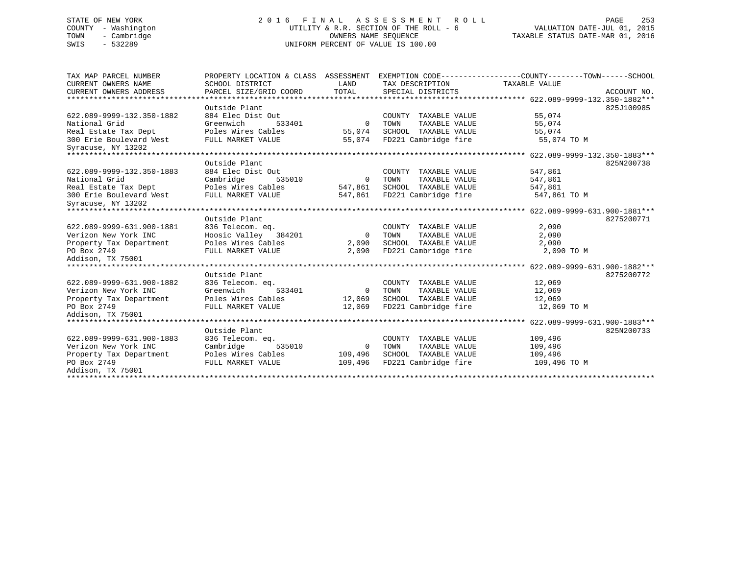STATE OF NEW YORK
COUNTY - Washington
TOWN - Cambridge
SWIS - 532289

2016 FINAL ASSESSMENT ROLL
UTILITY & R.R. SECTION OF THE ROLL - 6
OWNERS NAME SEQUENCE
UNIFORM PERCENT OF VALUE IS 100.00

VALUATION DATE-JUL 01, 2015
TAXABLE STATUS DATE-MAR 01, 2016

| TAX MAP PARCEL NUMBER / CURRENT OWNERS NAME / CURRENT OWNERS ADDRESS | PROPERTY LOCATION & CLASS / SCHOOL DISTRICT / PARCEL SIZE/GRID COORD | ASSESSMENT LAND | TOTAL | EXEMPTION CODE / TAX DESCRIPTION / SPECIAL DISTRICTS | TAXABLE VALUE (COUNTY / TOWN / SCHOOL) | ACCOUNT NO. |
|---|---|---|---|---|---|---|
| **622.089-9999-132.350-1882** | Outside Plant | | | | | 825J100985 |
| 622.089-9999-132.350-1882 | 884 Elec Dist Out | | | COUNTY TAXABLE VALUE | 55,074 | |
| National Grid | Greenwich 533401 | 0 | | TOWN TAXABLE VALUE | 55,074 | |
| Real Estate Tax Dept | Poles Wires Cables | | 55,074 | SCHOOL TAXABLE VALUE | 55,074 | |
| 300 Erie Boulevard West | FULL MARKET VALUE | | 55,074 | FD221 Cambridge fire | 55,074 TO M | |
| Syracuse, NY 13202 | | | | | | |
| **622.089-9999-132.350-1883** | Outside Plant | | | | | 825N200738 |
| 622.089-9999-132.350-1883 | 884 Elec Dist Out | | | COUNTY TAXABLE VALUE | 547,861 | |
| National Grid | Cambridge 535010 | 0 | | TOWN TAXABLE VALUE | 547,861 | |
| Real Estate Tax Dept | Poles Wires Cables | | 547,861 | SCHOOL TAXABLE VALUE | 547,861 | |
| 300 Erie Boulevard West | FULL MARKET VALUE | | 547,861 | FD221 Cambridge fire | 547,861 TO M | |
| Syracuse, NY 13202 | | | | | | |
| **622.089-9999-631.900-1881** | Outside Plant | | | | | 8275200771 |
| 622.089-9999-631.900-1881 | 836 Telecom. eq. | | | COUNTY TAXABLE VALUE | 2,090 | |
| Verizon New York INC | Hoosic Valley 384201 | 0 | | TOWN TAXABLE VALUE | 2,090 | |
| Property Tax Department | Poles Wires Cables | | 2,090 | SCHOOL TAXABLE VALUE | 2,090 | |
| PO Box 2749 | FULL MARKET VALUE | | 2,090 | FD221 Cambridge fire | 2,090 TO M | |
| Addison, TX 75001 | | | | | | |
| **622.089-9999-631.900-1882** | Outside Plant | | | | | 8275200772 |
| 622.089-9999-631.900-1882 | 836 Telecom. eq. | | | COUNTY TAXABLE VALUE | 12,069 | |
| Verizon New York INC | Greenwich 533401 | 0 | | TOWN TAXABLE VALUE | 12,069 | |
| Property Tax Department | Poles Wires Cables | | 12,069 | SCHOOL TAXABLE VALUE | 12,069 | |
| PO Box 2749 | FULL MARKET VALUE | | 12,069 | FD221 Cambridge fire | 12,069 TO M | |
| Addison, TX 75001 | | | | | | |
| **622.089-9999-631.900-1883** | Outside Plant | | | | | 825N200733 |
| 622.089-9999-631.900-1883 | 836 Telecom. eq. | | | COUNTY TAXABLE VALUE | 109,496 | |
| Verizon New York INC | Cambridge 535010 | 0 | | TOWN TAXABLE VALUE | 109,496 | |
| Property Tax Department | Poles Wires Cables | | 109,496 | SCHOOL TAXABLE VALUE | 109,496 | |
| PO Box 2749 | FULL MARKET VALUE | | 109,496 | FD221 Cambridge fire | 109,496 TO M | |
| Addison, TX 75001 | | | | | | |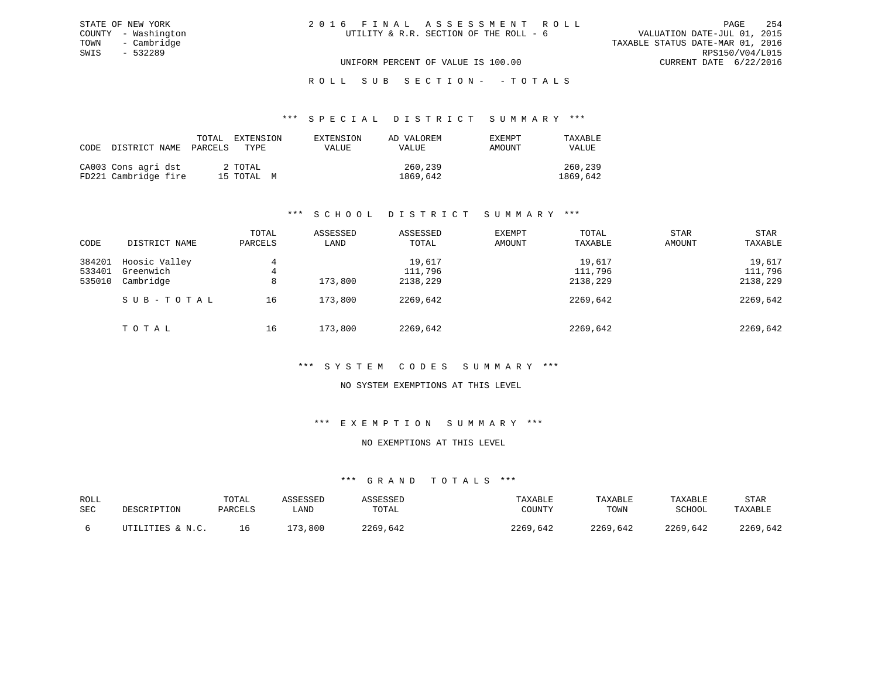STATE OF NEW YORK
COUNTY - Washington
TOWN - Cambridge
SWIS - 532289

# 2016 FINAL ASSESSMENT ROLL

UTILITY & R.R. SECTION OF THE ROLL - 6

VALUATION DATE-JUL 01, 2015
TAXABLE STATUS DATE-MAR 01, 2016
RPS150/V04/L015
CURRENT DATE 6/22/2016

UNIFORM PERCENT OF VALUE IS 100.00

## ROLL SUB SECTION- - TOTALS

### *** SPECIAL DISTRICT SUMMARY ***

| CODE | DISTRICT NAME | TOTAL PARCELS | EXTENSION TYPE | EXTENSION VALUE | AD VALOREM VALUE | EXEMPT AMOUNT | TAXABLE VALUE |
|---|---|---|---|---|---|---|---|
| CA003 | Cons agri dst | 2 | TOTAL | | 260,239 | | 260,239 |
| FD221 | Cambridge fire | 15 | TOTAL M | | 1869,642 | | 1869,642 |

### *** SCHOOL DISTRICT SUMMARY ***

| CODE | DISTRICT NAME | TOTAL PARCELS | ASSESSED LAND | ASSESSED TOTAL | EXEMPT AMOUNT | TOTAL TAXABLE | STAR AMOUNT | STAR TAXABLE |
|---|---|---|---|---|---|---|---|---|
| 384201 | Hoosic Valley | 4 | | 19,617 | | 19,617 | | 19,617 |
| 533401 | Greenwich | 4 | | 111,796 | | 111,796 | | 111,796 |
| 535010 | Cambridge | 8 | 173,800 | 2138,229 | | 2138,229 | | 2138,229 |
| | SUB-TOTAL | 16 | 173,800 | 2269,642 | | 2269,642 | | 2269,642 |
| | TOTAL | 16 | 173,800 | 2269,642 | | 2269,642 | | 2269,642 |

### *** SYSTEM CODES SUMMARY ***

NO SYSTEM EXEMPTIONS AT THIS LEVEL

### *** EXEMPTION SUMMARY ***

NO EXEMPTIONS AT THIS LEVEL

### *** GRAND TOTALS ***

| ROLL SEC | DESCRIPTION | TOTAL PARCELS | ASSESSED LAND | ASSESSED TOTAL | TAXABLE COUNTY | TAXABLE TOWN | TAXABLE SCHOOL | STAR TAXABLE |
|---|---|---|---|---|---|---|---|---|
| 6 | UTILITIES & N.C. | 16 | 173,800 | 2269,642 | 2269,642 | 2269,642 | 2269,642 | 2269,642 |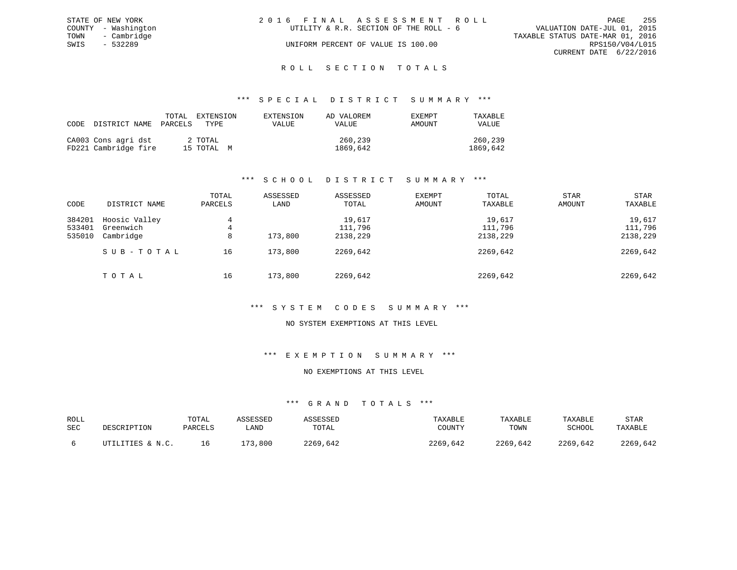STATE OF NEW YORK
COUNTY - Washington
TOWN - Cambridge
SWIS - 532289

2016 FINAL ASSESSMENT ROLL
UTILITY & R.R. SECTION OF THE ROLL - 6
UNIFORM PERCENT OF VALUE IS 100.00

VALUATION DATE-JUL 01, 2015
TAXABLE STATUS DATE-MAR 01, 2016
RPS150/V04/L015
CURRENT DATE 6/22/2016

## ROLL SECTION TOTALS

### *** SPECIAL DISTRICT SUMMARY ***

| CODE | DISTRICT NAME | TOTAL PARCELS | EXTENSION TYPE | EXTENSION VALUE | AD VALOREM VALUE | EXEMPT AMOUNT | TAXABLE VALUE |
|---|---|---|---|---|---|---|---|
| CA003 | Cons agri dst | 2 | TOTAL | | 260,239 | | 260,239 |
| FD221 | Cambridge fire | 15 | TOTAL M | | 1869,642 | | 1869,642 |

### *** SCHOOL DISTRICT SUMMARY ***

| CODE | DISTRICT NAME | TOTAL PARCELS | ASSESSED LAND | ASSESSED TOTAL | EXEMPT AMOUNT | TOTAL TAXABLE | STAR AMOUNT | STAR TAXABLE |
|---|---|---|---|---|---|---|---|---|
| 384201 | Hoosic Valley | 4 | | 19,617 | | 19,617 | | 19,617 |
| 533401 | Greenwich | 4 | | 111,796 | | 111,796 | | 111,796 |
| 535010 | Cambridge | 8 | 173,800 | 2138,229 | | 2138,229 | | 2138,229 |
| | SUB-TOTAL | 16 | 173,800 | 2269,642 | | 2269,642 | | 2269,642 |
| | TOTAL | 16 | 173,800 | 2269,642 | | 2269,642 | | 2269,642 |

### *** SYSTEM CODES SUMMARY ***

NO SYSTEM EXEMPTIONS AT THIS LEVEL

### *** EXEMPTION SUMMARY ***

NO EXEMPTIONS AT THIS LEVEL

### *** GRAND TOTALS ***

| ROLL SEC | DESCRIPTION | TOTAL PARCELS | ASSESSED LAND | ASSESSED TOTAL | TAXABLE COUNTY | TAXABLE TOWN | TAXABLE SCHOOL | STAR TAXABLE |
|---|---|---|---|---|---|---|---|---|
| 6 | UTILITIES & N.C. | 16 | 173,800 | 2269,642 | 2269,642 | 2269,642 | 2269,642 | 2269,642 |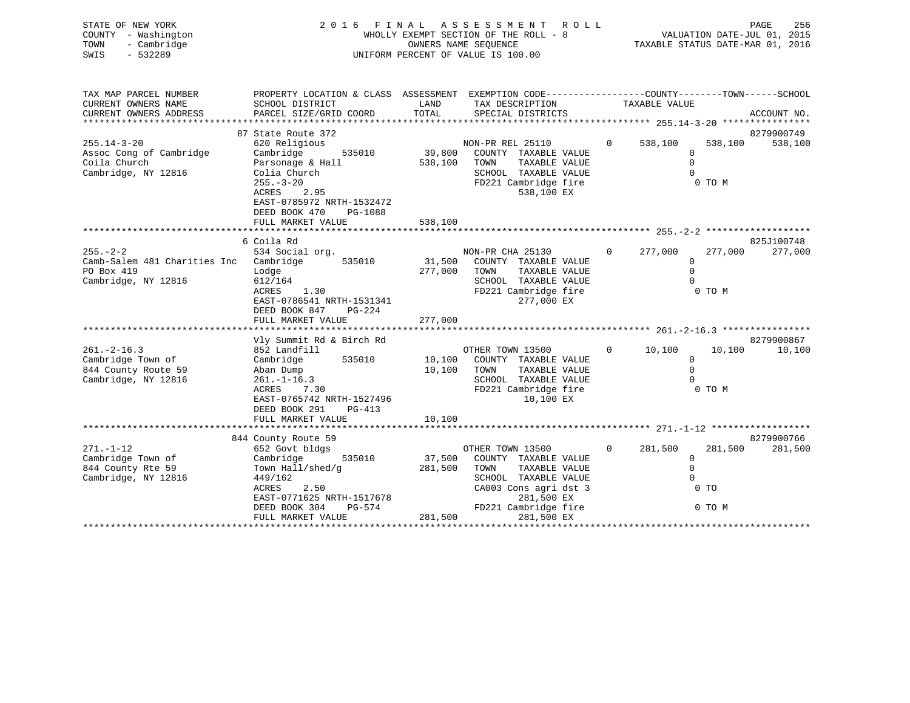STATE OF NEW YORK
COUNTY - Washington
TOWN - Cambridge
SWIS - 532289

2 0 1 6 F I N A L A S S E S S M E N T R O L L
WHOLLY EXEMPT SECTION OF THE ROLL - 8
OWNERS NAME SEQUENCE
UNIFORM PERCENT OF VALUE IS 100.00

VALUATION DATE-JUL 01, 2015
TAXABLE STATUS DATE-MAR 01, 2016

| TAX MAP PARCEL NUMBER / CURRENT OWNERS NAME / CURRENT OWNERS ADDRESS | PROPERTY LOCATION & CLASS / SCHOOL DISTRICT / PARCEL SIZE/GRID COORD | ASSESSMENT LAND / TOTAL | EXEMPTION CODE / TAX DESCRIPTION / SPECIAL DISTRICTS | COUNTY TAXABLE VALUE | TOWN | SCHOOL / ACCOUNT NO. |
|---|---|---|---|---|---|---|
| **255.14-3-20** | 87 State Route 372 | | | | | 8279900749 |
| 255.14-3-20 | 620 Religious | | NON-PR REL 25110 0 | 538,100 | 538,100 | 538,100 |
| Assoc Cong of Cambridge | Cambridge 535010 | 39,800 | COUNTY TAXABLE VALUE | 0 | | |
| Coila Church | Parsonage & Hall | 538,100 | TOWN TAXABLE VALUE | 0 | | |
| Cambridge, NY 12816 | Colia Church | | SCHOOL TAXABLE VALUE | 0 | | |
| | 255.-3-20 | | FD221 Cambridge fire | 0 TO M | | |
| | ACRES 2.95 | | 538,100 EX | | | |
| | EAST-0785972 NRTH-1532472 | | | | | |
| | DEED BOOK 470 PG-1088 | | | | | |
| | FULL MARKET VALUE | 538,100 | | | | |
| **255.-2-2** | 6 Coila Rd | | | | | 825J100748 |
| 255.-2-2 | 534 Social org. | | NON-PR CHA 25130 0 | 277,000 | 277,000 | 277,000 |
| Camb-Salem 481 Charities Inc | Cambridge 535010 | 31,500 | COUNTY TAXABLE VALUE | 0 | | |
| PO Box 419 | Lodge | 277,000 | TOWN TAXABLE VALUE | 0 | | |
| Cambridge, NY 12816 | 612/164 | | SCHOOL TAXABLE VALUE | 0 | | |
| | ACRES 1.30 | | FD221 Cambridge fire | 0 TO M | | |
| | EAST-0786541 NRTH-1531341 | | 277,000 EX | | | |
| | DEED BOOK 847 PG-224 | | | | | |
| | FULL MARKET VALUE | 277,000 | | | | |
| **261.-2-16.3** | Vly Summit Rd & Birch Rd | | | | | 8279900867 |
| 261.-2-16.3 | 852 Landfill | | OTHER TOWN 13500 0 | 10,100 | 10,100 | 10,100 |
| Cambridge Town of | Cambridge 535010 | 10,100 | COUNTY TAXABLE VALUE | 0 | | |
| 844 County Route 59 | Aban Dump | 10,100 | TOWN TAXABLE VALUE | 0 | | |
| Cambridge, NY 12816 | 261.-1-16.3 | | SCHOOL TAXABLE VALUE | 0 | | |
| | ACRES 7.30 | | FD221 Cambridge fire | 0 TO M | | |
| | EAST-0765742 NRTH-1527496 | | 10,100 EX | | | |
| | DEED BOOK 291 PG-413 | | | | | |
| | FULL MARKET VALUE | 10,100 | | | | |
| **271.-1-12** | 844 County Route 59 | | | | | 8279900766 |
| 271.-1-12 | 652 Govt bldgs | | OTHER TOWN 13500 0 | 281,500 | 281,500 | 281,500 |
| Cambridge Town of | Cambridge 535010 | 37,500 | COUNTY TAXABLE VALUE | 0 | | |
| 844 County Rte 59 | Town Hall/shed/g | 281,500 | TOWN TAXABLE VALUE | 0 | | |
| Cambridge, NY 12816 | 449/162 | | SCHOOL TAXABLE VALUE | 0 | | |
| | ACRES 2.50 | | CA003 Cons agri dst 3 | 0 TO | | |
| | EAST-0771625 NRTH-1517678 | | 281,500 EX | | | |
| | DEED BOOK 304 PG-574 | | FD221 Cambridge fire | 0 TO M | | |
| | FULL MARKET VALUE | 281,500 | 281,500 EX | | | |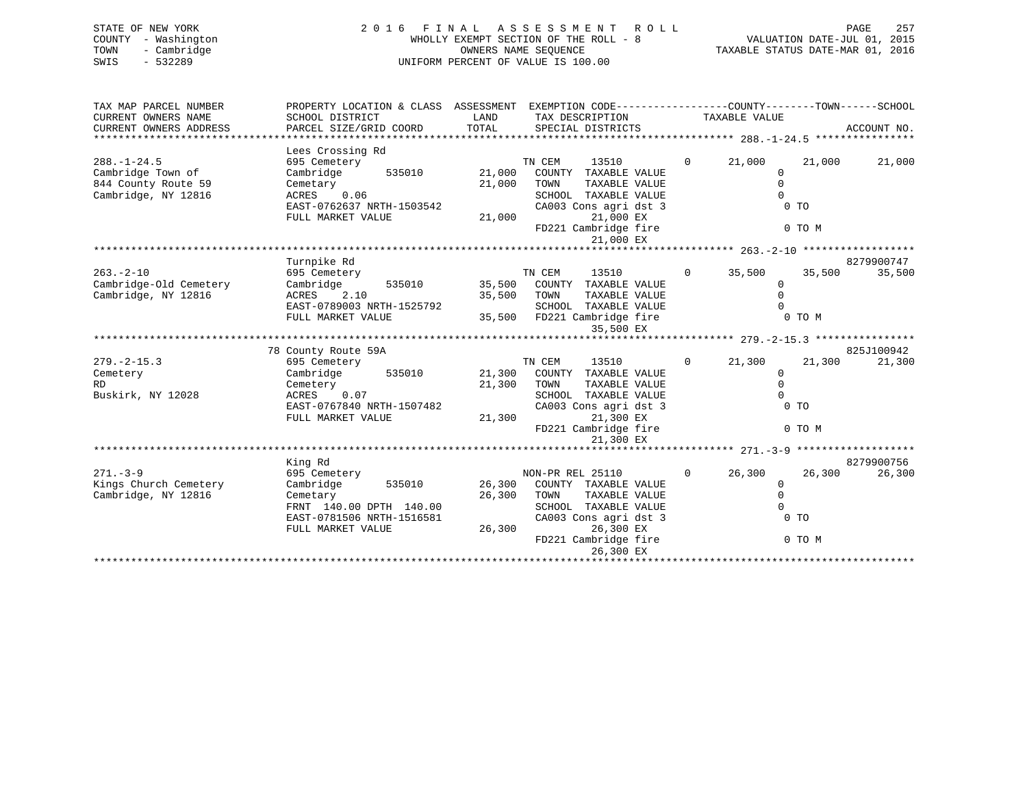STATE OF NEW YORK
COUNTY - Washington
TOWN - Cambridge
SWIS - 532289

# 2016 FINAL ASSESSMENT ROLL

WHOLLY EXEMPT SECTION OF THE ROLL - 8
OWNERS NAME SEQUENCE
UNIFORM PERCENT OF VALUE IS 100.00

VALUATION DATE-JUL 01, 2015
TAXABLE STATUS DATE-MAR 01, 2016

```
TAX MAP PARCEL NUMBER          PROPERTY LOCATION & CLASS  ASSESSMENT  EXEMPTION CODE-----------------COUNTY--------TOWN------SCHOOL
CURRENT OWNERS NAME            SCHOOL DISTRICT              LAND      TAX DESCRIPTION              TAXABLE VALUE
CURRENT OWNERS ADDRESS         PARCEL SIZE/GRID COORD       TOTAL     SPECIAL DISTRICTS                                    ACCOUNT NO.
****************************************************************************************************** 288.-1-24.5 ****************
                               Lees Crossing Rd
288.-1-24.5                    695 Cemetery                           TN CEM      13510         0      21,000     21,000     21,000
Cambridge Town of              Cambridge       535010      21,000     COUNTY  TAXABLE VALUE                 0
844 County Route 59            Cemetary                    21,000     TOWN    TAXABLE VALUE                 0
Cambridge, NY 12816            ACRES    0.06                          SCHOOL  TAXABLE VALUE                 0
                               EAST-0762637 NRTH-1503542              CA003 Cons agri dst 3                  0 TO
                               FULL MARKET VALUE           21,000             21,000 EX
                                                                      FD221 Cambridge fire                   0 TO M
                                                                              21,000 EX
****************************************************************************************************** 263.-2-10 ******************
                               Turnpike Rd                                                                          8279900747
263.-2-10                      695 Cemetery                           TN CEM      13510         0      35,500     35,500     35,500
Cambridge-Old Cemetery         Cambridge       535010      35,500     COUNTY  TAXABLE VALUE                 0
Cambridge, NY 12816            ACRES    2.10               35,500     TOWN    TAXABLE VALUE                 0
                               EAST-0789003 NRTH-1525792              SCHOOL  TAXABLE VALUE                 0
                               FULL MARKET VALUE           35,500     FD221 Cambridge fire                   0 TO M
                                                                              35,500 EX
****************************************************************************************************** 279.-2-15.3 ****************
                               78 County Route 59A                                                                  825J100942
279.-2-15.3                    695 Cemetery                           TN CEM      13510         0      21,300     21,300     21,300
Cemetery                       Cambridge       535010      21,300     COUNTY  TAXABLE VALUE                 0
RD                             Cemetery                    21,300     TOWN    TAXABLE VALUE                 0
Buskirk, NY 12028              ACRES    0.07                          SCHOOL  TAXABLE VALUE                 0
                               EAST-0767840 NRTH-1507482              CA003 Cons agri dst 3                  0 TO
                               FULL MARKET VALUE           21,300             21,300 EX
                                                                      FD221 Cambridge fire                   0 TO M
                                                                              21,300 EX
****************************************************************************************************** 271.-3-9 *******************
                               King Rd                                                                              8279900756
271.-3-9                       695 Cemetery                           NON-PR REL 25110          0      26,300     26,300     26,300
Kings Church Cemetery          Cambridge       535010      26,300     COUNTY  TAXABLE VALUE                 0
Cambridge, NY 12816            Cemetary                    26,300     TOWN    TAXABLE VALUE                 0
                               FRNT  140.00 DPTH  140.00              SCHOOL  TAXABLE VALUE                 0
                               EAST-0781506 NRTH-1516581              CA003 Cons agri dst 3                  0 TO
                               FULL MARKET VALUE           26,300             26,300 EX
                                                                      FD221 Cambridge fire                   0 TO M
                                                                              26,300 EX
************************************************************************************************************************************
```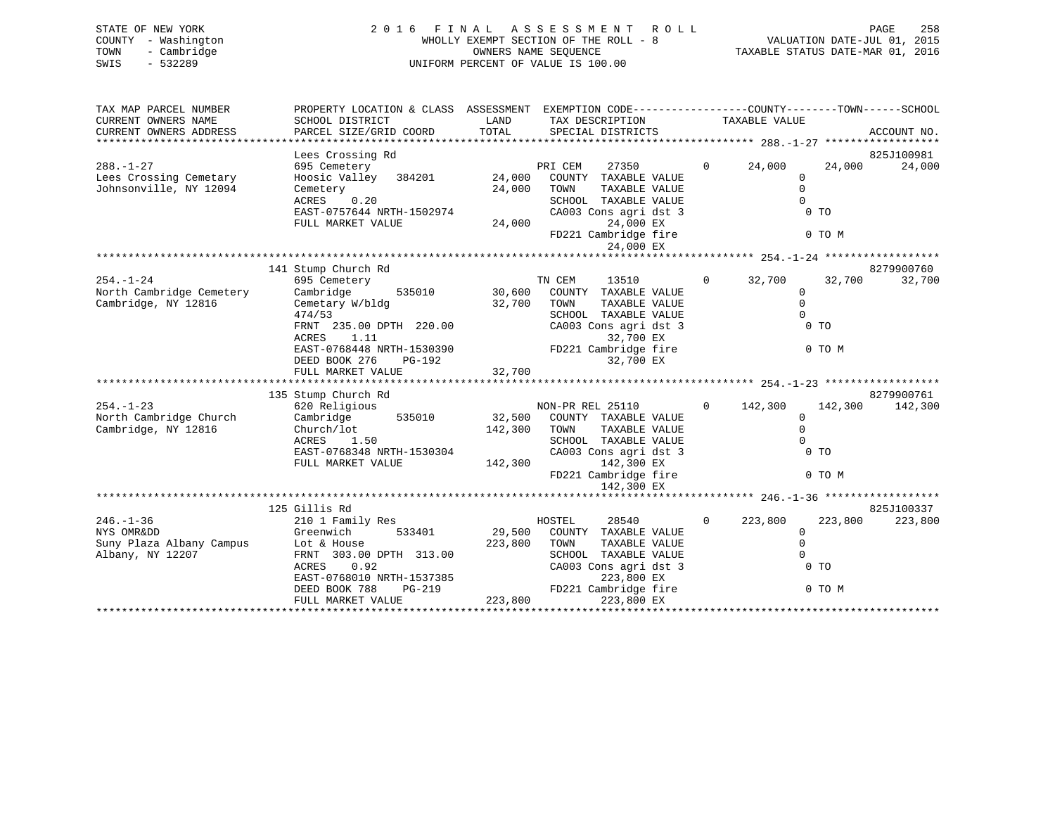STATE OF NEW YORK
COUNTY - Washington
TOWN - Cambridge
SWIS - 532289

2 0 1 6 F I N A L A S S E S S M E N T R O L L
WHOLLY EXEMPT SECTION OF THE ROLL - 8
OWNERS NAME SEQUENCE
UNIFORM PERCENT OF VALUE IS 100.00

VALUATION DATE-JUL 01, 2015
TAXABLE STATUS DATE-MAR 01, 2016

```
TAX MAP PARCEL NUMBER          PROPERTY LOCATION & CLASS  ASSESSMENT  EXEMPTION CODE------------------COUNTY--------TOWN------SCHOOL
CURRENT OWNERS NAME            SCHOOL DISTRICT               LAND      TAX DESCRIPTION            TAXABLE VALUE
CURRENT OWNERS ADDRESS         PARCEL SIZE/GRID COORD        TOTAL     SPECIAL DISTRICTS                                      ACCOUNT NO.
******************************************************************************************************* 288.-1-27 ******************
                               Lees Crossing Rd                                                                             825J100981
288.-1-27                      695 Cemetery                           PRI CEM     27350          0      24,000     24,000     24,000
Lees Crossing Cemetary         Hoosic Valley   384201        24,000    COUNTY  TAXABLE VALUE                 0
Johnsonville, NY 12094         Cemetery                      24,000    TOWN    TAXABLE VALUE                 0
                               ACRES     0.20                          SCHOOL  TAXABLE VALUE                 0
                               EAST-0757644 NRTH-1502974               CA003 Cons agri dst 3                  0 TO
                               FULL MARKET VALUE             24,000            24,000 EX
                                                                       FD221 Cambridge fire                   0 TO M
                                                                               24,000 EX
******************************************************************************************************* 254.-1-24 ******************
                               141 Stump Church Rd                                                                          8279900760
254.-1-24                      695 Cemetery                           TN CEM      13510          0      32,700     32,700     32,700
North Cambridge Cemetery       Cambridge       535010        30,600    COUNTY  TAXABLE VALUE                 0
Cambridge, NY 12816            Cemetary W/bldg               32,700    TOWN    TAXABLE VALUE                 0
                               474/53                                  SCHOOL  TAXABLE VALUE                 0
                               FRNT  235.00 DPTH  220.00               CA003 Cons agri dst 3                  0 TO
                               ACRES     1.11                                  32,700 EX
                               EAST-0768448 NRTH-1530390               FD221 Cambridge fire                   0 TO M
                               DEED BOOK 276    PG-192                         32,700 EX
                               FULL MARKET VALUE             32,700
******************************************************************************************************* 254.-1-23 ******************
                               135 Stump Church Rd                                                                          8279900761
254.-1-23                      620 Religious                          NON-PR REL 25110           0     142,300    142,300    142,300
North Cambridge Church         Cambridge       535010        32,500    COUNTY  TAXABLE VALUE                 0
Cambridge, NY 12816            Church/lot                   142,300    TOWN    TAXABLE VALUE                 0
                               ACRES     1.50                          SCHOOL  TAXABLE VALUE                 0
                               EAST-0768348 NRTH-1530304               CA003 Cons agri dst 3                  0 TO
                               FULL MARKET VALUE            142,300           142,300 EX
                                                                       FD221 Cambridge fire                   0 TO M
                                                                              142,300 EX
******************************************************************************************************* 246.-1-36 ******************
                               125 Gillis Rd                                                                                825J100337
246.-1-36                      210 1 Family Res                       HOSTEL      28540          0     223,800    223,800    223,800
NYS OMR&DD                     Greenwich       533401        29,500    COUNTY  TAXABLE VALUE                 0
Suny Plaza Albany Campus       Lot & House                  223,800    TOWN    TAXABLE VALUE                 0
Albany, NY 12207               FRNT  303.00 DPTH  313.00               SCHOOL  TAXABLE VALUE                 0
                               ACRES     0.92                          CA003 Cons agri dst 3                  0 TO
                               EAST-0768010 NRTH-1537385                      223,800 EX
                               DEED BOOK 788    PG-219                 FD221 Cambridge fire                   0 TO M
                               FULL MARKET VALUE            223,800           223,800 EX
************************************************************************************************************************************
```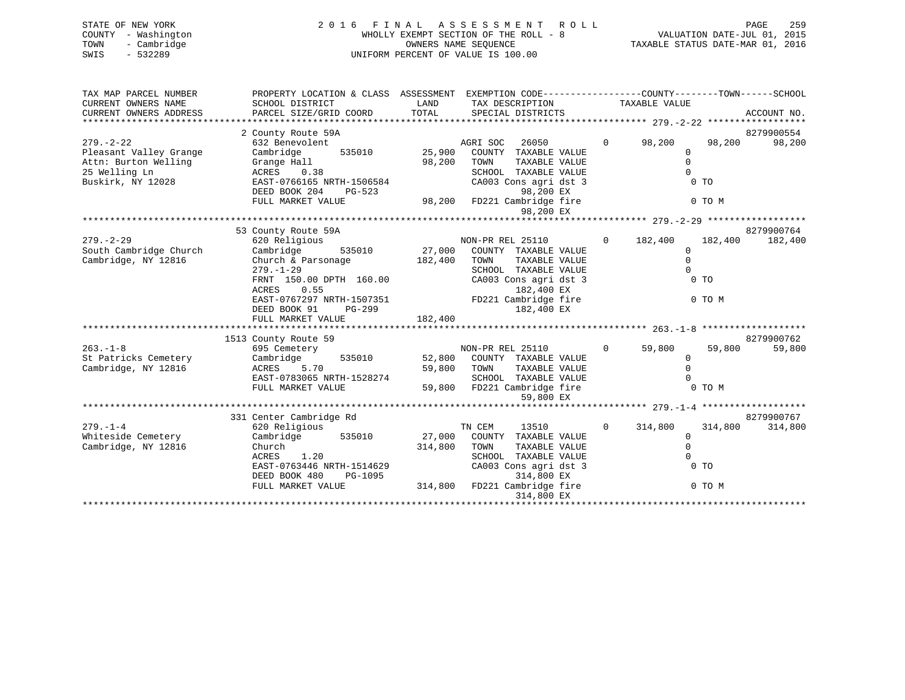STATE OF NEW YORK — 2016 FINAL ASSESSMENT ROLL
COUNTY - Washington — WHOLLY EXEMPT SECTION OF THE ROLL - 8 — VALUATION DATE-JUL 01, 2015
TOWN - Cambridge — OWNERS NAME SEQUENCE — TAXABLE STATUS DATE-MAR 01, 2016
SWIS - 532289 — UNIFORM PERCENT OF VALUE IS 100.00

```
TAX MAP PARCEL NUMBER          PROPERTY LOCATION & CLASS  ASSESSMENT  EXEMPTION CODE------------------COUNTY--------TOWN------SCHOOL
CURRENT OWNERS NAME            SCHOOL DISTRICT               LAND      TAX DESCRIPTION            TAXABLE VALUE
CURRENT OWNERS ADDRESS         PARCEL SIZE/GRID COORD       TOTAL      SPECIAL DISTRICTS                                   ACCOUNT NO.
******************************************************************************************************* 279.-2-22 ******************
                               2 County Route 59A                                                                          8279900554
279.-2-22                      632 Benevolent                         AGRI SOC   26050        0     98,200     98,200     98,200
Pleasant Valley Grange         Cambridge        535010      25,900    COUNTY  TAXABLE VALUE              0
Attn: Burton Welling           Grange Hall                  98,200    TOWN    TAXABLE VALUE              0
25 Welling Ln                  ACRES    0.38                          SCHOOL  TAXABLE VALUE              0
Buskirk, NY 12028              EAST-0766165 NRTH-1506584              CA003 Cons agri dst 3              0 TO
                               DEED BOOK 204    PG-523                      98,200 EX
                               FULL MARKET VALUE            98,200    FD221 Cambridge fire               0 TO M
                                                                            98,200 EX
******************************************************************************************************* 279.-2-29 ******************
                               53 County Route 59A                                                                         8279900764
279.-2-29                      620 Religious                          NON-PR REL 25110        0    182,400    182,400    182,400
South Cambridge Church         Cambridge        535010      27,000    COUNTY  TAXABLE VALUE              0
Cambridge, NY 12816            Church & Parsonage          182,400    TOWN    TAXABLE VALUE              0
                               279.-1-29                              SCHOOL  TAXABLE VALUE              0
                               FRNT 150.00 DPTH 160.00                CA003 Cons agri dst 3              0 TO
                               ACRES    0.55                               182,400 EX
                               EAST-0767297 NRTH-1507351              FD221 Cambridge fire               0 TO M
                               DEED BOOK 91     PG-299                     182,400 EX
                               FULL MARKET VALUE           182,400
******************************************************************************************************* 263.-1-8 *******************
                               1513 County Route 59                                                                        8279900762
263.-1-8                       695 Cemetery                           NON-PR REL 25110        0     59,800     59,800     59,800
St Patricks Cemetery           Cambridge        535010      52,800    COUNTY  TAXABLE VALUE              0
Cambridge, NY 12816            ACRES    5.70                59,800    TOWN    TAXABLE VALUE              0
                               EAST-0783065 NRTH-1528274              SCHOOL  TAXABLE VALUE              0
                               FULL MARKET VALUE            59,800    FD221 Cambridge fire               0 TO M
                                                                            59,800 EX
******************************************************************************************************* 279.-1-4 *******************
                               331 Center Cambridge Rd                                                                     8279900767
279.-1-4                       620 Religious                          TN CEM     13510        0    314,800    314,800    314,800
Whiteside Cemetery             Cambridge        535010      27,000    COUNTY  TAXABLE VALUE              0
Cambridge, NY 12816            Church                      314,800    TOWN    TAXABLE VALUE              0
                               ACRES    1.20                          SCHOOL  TAXABLE VALUE              0
                               EAST-0763446 NRTH-1514629              CA003 Cons agri dst 3              0 TO
                               DEED BOOK 480    PG-1095                    314,800 EX
                               FULL MARKET VALUE           314,800    FD221 Cambridge fire               0 TO M
                                                                           314,800 EX
************************************************************************************************************************************
```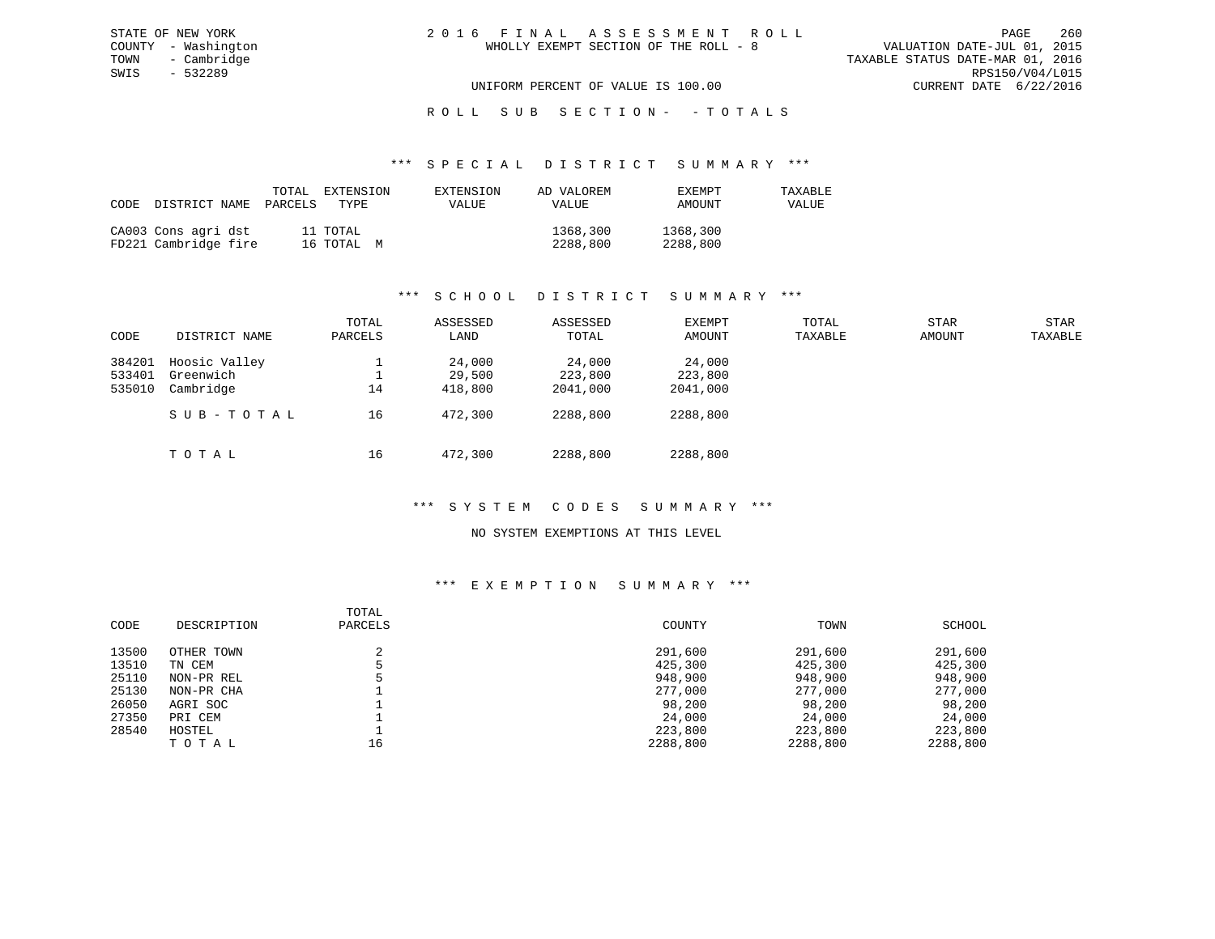STATE OF NEW YORK
COUNTY - Washington
TOWN - Cambridge
SWIS - 532289

2 0 1 6 F I N A L A S S E S S M E N T R O L L
WHOLLY EXEMPT SECTION OF THE ROLL - 8

UNIFORM PERCENT OF VALUE IS 100.00

VALUATION DATE-JUL 01, 2015
TAXABLE STATUS DATE-MAR 01, 2016
RPS150/V04/L015
CURRENT DATE 6/22/2016

R O L L S U B S E C T I O N - - T O T A L S

### *** S P E C I A L D I S T R I C T S U M M A R Y ***

| CODE | DISTRICT NAME | TOTAL PARCELS | EXTENSION TYPE | EXTENSION VALUE | AD VALOREM VALUE | EXEMPT AMOUNT | TAXABLE VALUE |
|---|---|---|---|---|---|---|---|
| CA003 | Cons agri dst | 11 | TOTAL | | 1368,300 | 1368,300 | |
| FD221 | Cambridge fire | 16 | TOTAL M | | 2288,800 | 2288,800 | |

### *** S C H O O L D I S T R I C T S U M M A R Y ***

| CODE | DISTRICT NAME | TOTAL PARCELS | ASSESSED LAND | ASSESSED TOTAL | EXEMPT AMOUNT | TOTAL TAXABLE | STAR AMOUNT | STAR TAXABLE |
|---|---|---|---|---|---|---|---|---|
| 384201 | Hoosic Valley | 1 | 24,000 | 24,000 | 24,000 | | | |
| 533401 | Greenwich | 1 | 29,500 | 223,800 | 223,800 | | | |
| 535010 | Cambridge | 14 | 418,800 | 2041,000 | 2041,000 | | | |
| | S U B - T O T A L | 16 | 472,300 | 2288,800 | 2288,800 | | | |
| | T O T A L | 16 | 472,300 | 2288,800 | 2288,800 | | | |

### *** S Y S T E M C O D E S S U M M A R Y ***

NO SYSTEM EXEMPTIONS AT THIS LEVEL

### *** E X E M P T I O N S U M M A R Y ***

| CODE | DESCRIPTION | TOTAL PARCELS | COUNTY | TOWN | SCHOOL |
|---|---|---|---|---|---|
| 13500 | OTHER TOWN | 2 | 291,600 | 291,600 | 291,600 |
| 13510 | TN CEM | 5 | 425,300 | 425,300 | 425,300 |
| 25110 | NON-PR REL | 5 | 948,900 | 948,900 | 948,900 |
| 25130 | NON-PR CHA | 1 | 277,000 | 277,000 | 277,000 |
| 26050 | AGRI SOC | 1 | 98,200 | 98,200 | 98,200 |
| 27350 | PRI CEM | 1 | 24,000 | 24,000 | 24,000 |
| 28540 | HOSTEL | 1 | 223,800 | 223,800 | 223,800 |
| | T O T A L | 16 | 2288,800 | 2288,800 | 2288,800 |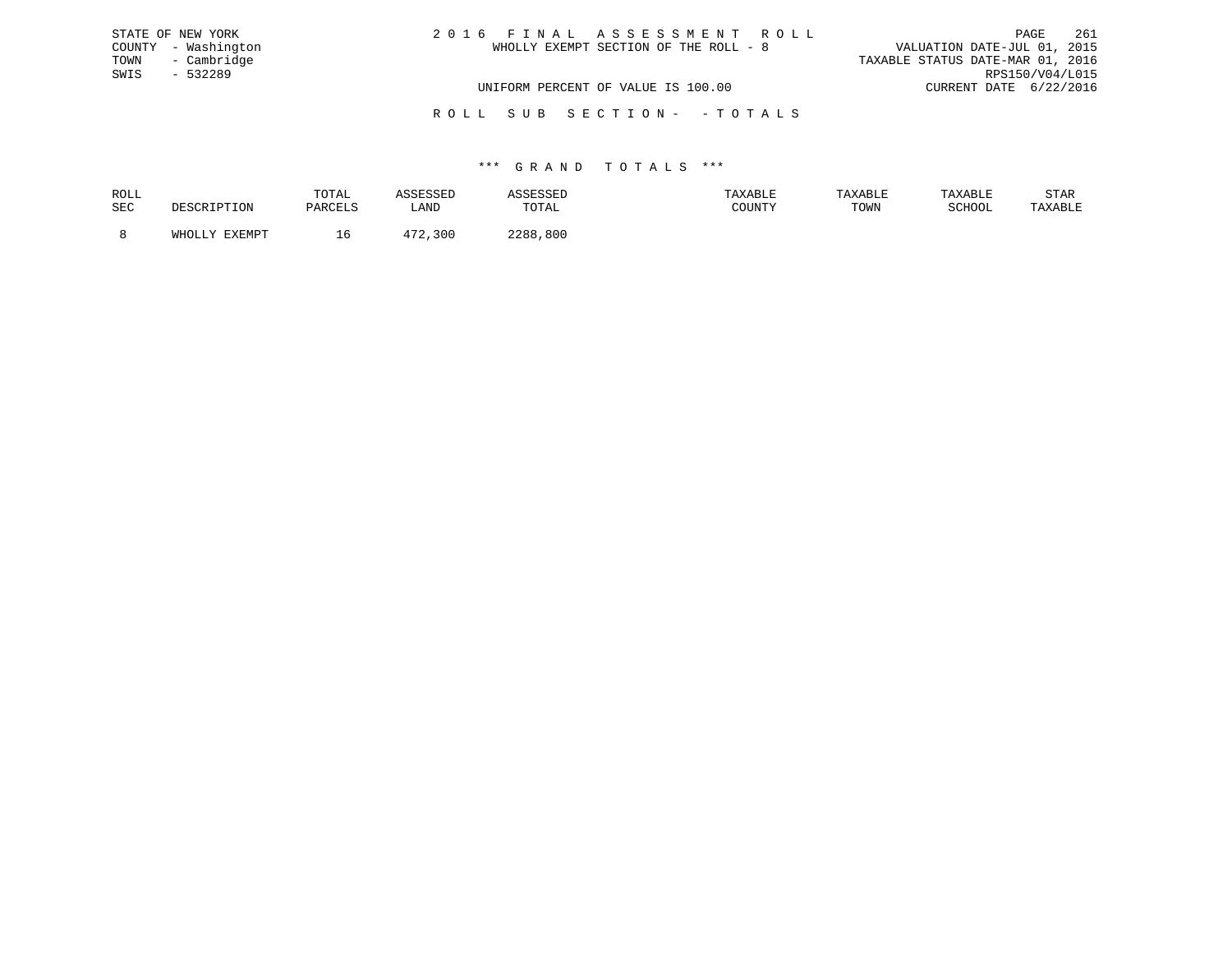STATE OF NEW YORK
COUNTY - Washington
TOWN - Cambridge
SWIS - 532289

# 2 0 1 6 F I N A L A S S E S S M E N T R O L L

WHOLLY EXEMPT SECTION OF THE ROLL - 8

UNIFORM PERCENT OF VALUE IS 100.00

VALUATION DATE-JUL 01, 2015
TAXABLE STATUS DATE-MAR 01, 2016
RPS150/V04/L015
CURRENT DATE 6/22/2016

## R O L L S U B S E C T I O N - - T O T A L S

### *** G R A N D T O T A L S ***

| ROLL SEC | DESCRIPTION | TOTAL PARCELS | ASSESSED LAND | ASSESSED TOTAL | TAXABLE COUNTY | TAXABLE TOWN | TAXABLE SCHOOL | STAR TAXABLE |
|---|---|---|---|---|---|---|---|---|
| 8 | WHOLLY EXEMPT | 16 | 472,300 | 2288,800 | | | | |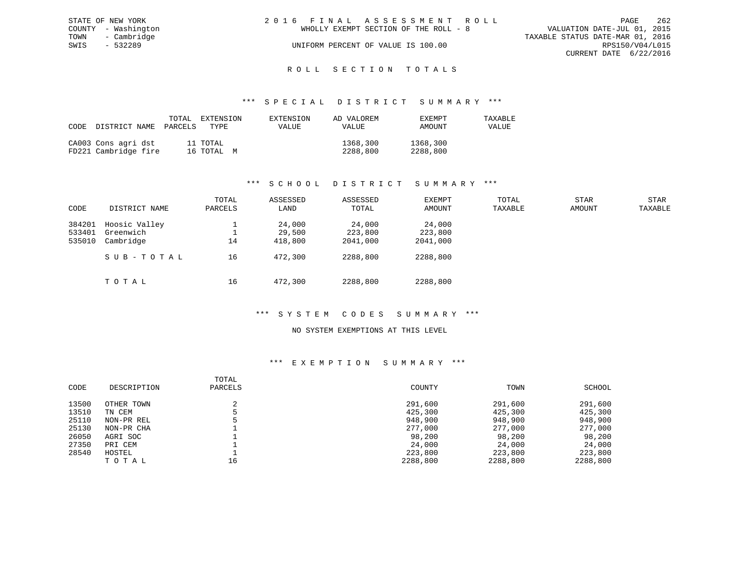STATE OF NEW YORK
COUNTY - Washington
TOWN - Cambridge
SWIS - 532289

2 0 1 6 F I N A L A S S E S S M E N T R O L L
WHOLLY EXEMPT SECTION OF THE ROLL - 8
UNIFORM PERCENT OF VALUE IS 100.00

VALUATION DATE-JUL 01, 2015
TAXABLE STATUS DATE-MAR 01, 2016
RPS150/V04/L015
CURRENT DATE 6/22/2016

# R O L L S E C T I O N T O T A L S

## *** S P E C I A L D I S T R I C T S U M M A R Y ***

| CODE | DISTRICT NAME | TOTAL PARCELS | EXTENSION TYPE | EXTENSION VALUE | AD VALOREM VALUE | EXEMPT AMOUNT | TAXABLE VALUE |
|---|---|---|---|---|---|---|---|
| CA003 | Cons agri dst | 11 | TOTAL | | 1368,300 | 1368,300 | |
| FD221 | Cambridge fire | 16 | TOTAL M | | 2288,800 | 2288,800 | |

## *** S C H O O L D I S T R I C T S U M M A R Y ***

| CODE | DISTRICT NAME | TOTAL PARCELS | ASSESSED LAND | ASSESSED TOTAL | EXEMPT AMOUNT | TOTAL TAXABLE | STAR AMOUNT | STAR TAXABLE |
|---|---|---|---|---|---|---|---|---|
| 384201 | Hoosic Valley | 1 | 24,000 | 24,000 | 24,000 | | | |
| 533401 | Greenwich | 1 | 29,500 | 223,800 | 223,800 | | | |
| 535010 | Cambridge | 14 | 418,800 | 2041,000 | 2041,000 | | | |
| | S U B - T O T A L | 16 | 472,300 | 2288,800 | 2288,800 | | | |
| | T O T A L | 16 | 472,300 | 2288,800 | 2288,800 | | | |

## *** S Y S T E M C O D E S S U M M A R Y ***

NO SYSTEM EXEMPTIONS AT THIS LEVEL

## *** E X E M P T I O N S U M M A R Y ***

| CODE | DESCRIPTION | TOTAL PARCELS | COUNTY | TOWN | SCHOOL |
|---|---|---|---|---|---|
| 13500 | OTHER TOWN | 2 | 291,600 | 291,600 | 291,600 |
| 13510 | TN CEM | 5 | 425,300 | 425,300 | 425,300 |
| 25110 | NON-PR REL | 5 | 948,900 | 948,900 | 948,900 |
| 25130 | NON-PR CHA | 1 | 277,000 | 277,000 | 277,000 |
| 26050 | AGRI SOC | 1 | 98,200 | 98,200 | 98,200 |
| 27350 | PRI CEM | 1 | 24,000 | 24,000 | 24,000 |
| 28540 | HOSTEL | 1 | 223,800 | 223,800 | 223,800 |
| | T O T A L | 16 | 2288,800 | 2288,800 | 2288,800 |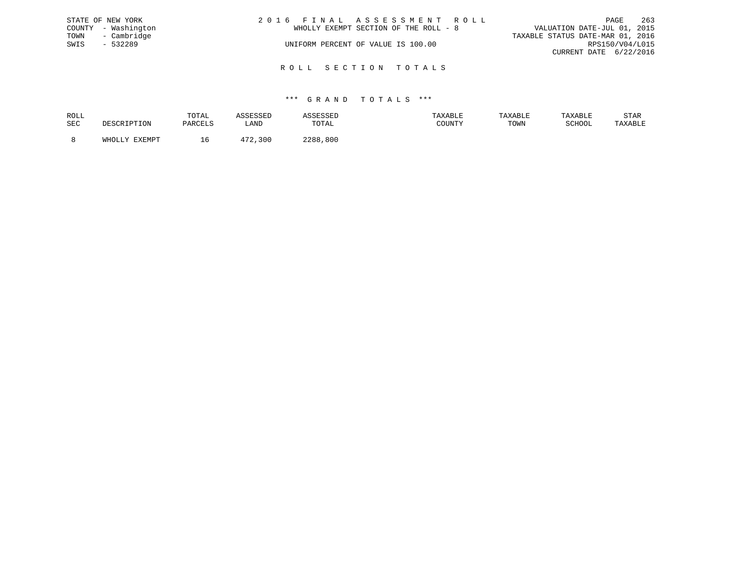STATE OF NEW YORK
COUNTY - Washington
TOWN - Cambridge
SWIS - 532289

2 0 1 6 F I N A L A S S E S S M E N T R O L L
WHOLLY EXEMPT SECTION OF THE ROLL - 8

UNIFORM PERCENT OF VALUE IS 100.00

VALUATION DATE-JUL 01, 2015
TAXABLE STATUS DATE-MAR 01, 2016
RPS150/V04/L015
CURRENT DATE 6/22/2016

## R O L L S E C T I O N T O T A L S

### *** G R A N D T O T A L S ***

| ROLL SEC | DESCRIPTION | TOTAL PARCELS | ASSESSED LAND | ASSESSED TOTAL | TAXABLE COUNTY | TAXABLE TOWN | TAXABLE SCHOOL | STAR TAXABLE |
|---|---|---|---|---|---|---|---|---|
| 8 | WHOLLY EXEMPT | 16 | 472,300 | 2288,800 | | | | |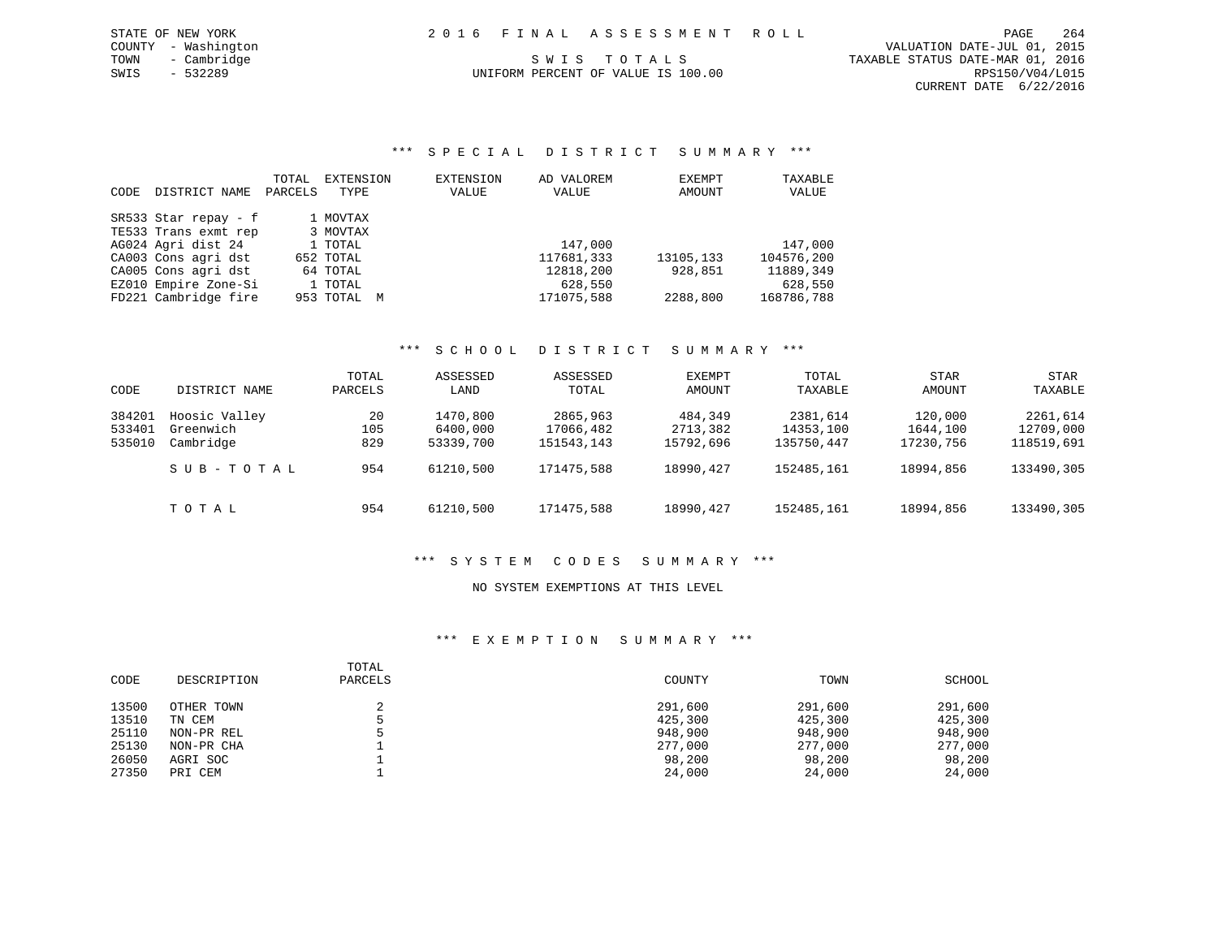STATE OF NEW YORK
COUNTY - Washington
TOWN - Cambridge
SWIS - 532289

# 2016 FINAL ASSESSMENT ROLL

SWIS TOTALS
UNIFORM PERCENT OF VALUE IS 100.00

VALUATION DATE-JUL 01, 2015
TAXABLE STATUS DATE-MAR 01, 2016
RPS150/V04/L015
CURRENT DATE 6/22/2016

## *** SPECIAL DISTRICT SUMMARY ***

| CODE | DISTRICT NAME | TOTAL PARCELS | EXTENSION TYPE | EXTENSION VALUE | AD VALOREM VALUE | EXEMPT AMOUNT | TAXABLE VALUE |
|---|---|---|---|---|---|---|---|
| SR533 | Star repay - f | 1 | MOVTAX | | | | |
| TE533 | Trans exmt rep | 3 | MOVTAX | | | | |
| AG024 | Agri dist 24 | 1 | TOTAL | | 147,000 | | 147,000 |
| CA003 | Cons agri dst | 652 | TOTAL | | 117681,333 | 13105,133 | 104576,200 |
| CA005 | Cons agri dst | 64 | TOTAL | | 12818,200 | 928,851 | 11889,349 |
| EZ010 | Empire Zone-Si | 1 | TOTAL | | 628,550 | | 628,550 |
| FD221 | Cambridge fire | 953 | TOTAL M | | 171075,588 | 2288,800 | 168786,788 |

## *** SCHOOL DISTRICT SUMMARY ***

| CODE | DISTRICT NAME | TOTAL PARCELS | ASSESSED LAND | ASSESSED TOTAL | EXEMPT AMOUNT | TOTAL TAXABLE | STAR AMOUNT | STAR TAXABLE |
|---|---|---|---|---|---|---|---|---|
| 384201 | Hoosic Valley | 20 | 1470,800 | 2865,963 | 484,349 | 2381,614 | 120,000 | 2261,614 |
| 533401 | Greenwich | 105 | 6400,000 | 17066,482 | 2713,382 | 14353,100 | 1644,100 | 12709,000 |
| 535010 | Cambridge | 829 | 53339,700 | 151543,143 | 15792,696 | 135750,447 | 17230,756 | 118519,691 |
| | SUB-TOTAL | 954 | 61210,500 | 171475,588 | 18990,427 | 152485,161 | 18994,856 | 133490,305 |
| | TOTAL | 954 | 61210,500 | 171475,588 | 18990,427 | 152485,161 | 18994,856 | 133490,305 |

## *** SYSTEM CODES SUMMARY ***

NO SYSTEM EXEMPTIONS AT THIS LEVEL

## *** EXEMPTION SUMMARY ***

| CODE | DESCRIPTION | TOTAL PARCELS | COUNTY | TOWN | SCHOOL |
|---|---|---|---|---|---|
| 13500 | OTHER TOWN | 2 | 291,600 | 291,600 | 291,600 |
| 13510 | TN CEM | 5 | 425,300 | 425,300 | 425,300 |
| 25110 | NON-PR REL | 5 | 948,900 | 948,900 | 948,900 |
| 25130 | NON-PR CHA | 1 | 277,000 | 277,000 | 277,000 |
| 26050 | AGRI SOC | 1 | 98,200 | 98,200 | 98,200 |
| 27350 | PRI CEM | 1 | 24,000 | 24,000 | 24,000 |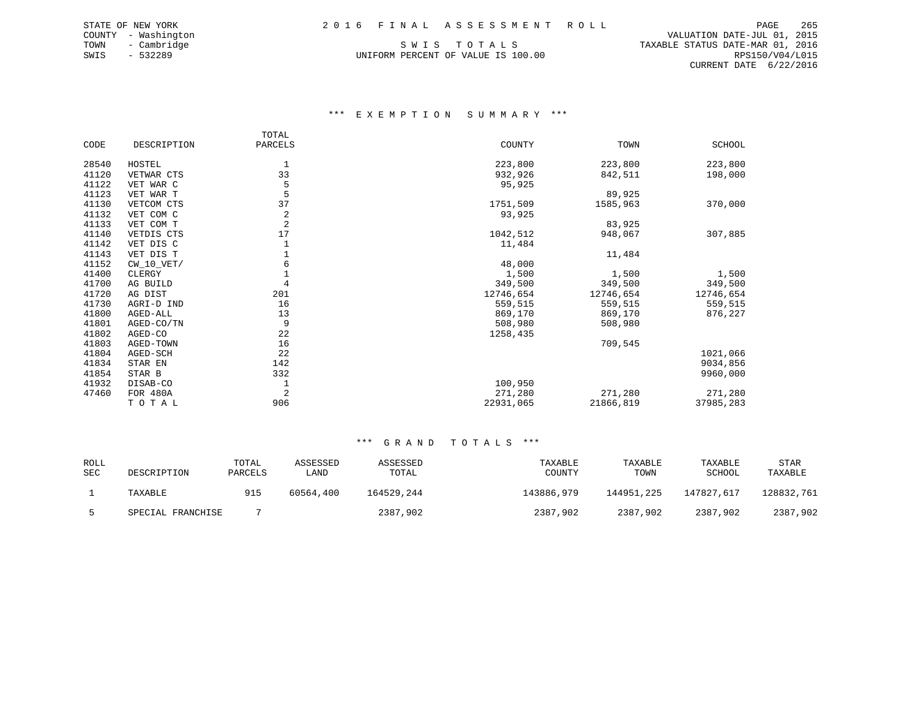STATE OF NEW YORK
COUNTY - Washington
TOWN - Cambridge
SWIS - 532289

2016 FINAL ASSESSMENT ROLL

SWIS TOTALS

UNIFORM PERCENT OF VALUE IS 100.00

VALUATION DATE-JUL 01, 2015
TAXABLE STATUS DATE-MAR 01, 2016
RPS150/V04/L015
CURRENT DATE 6/22/2016

### *** EXEMPTION SUMMARY ***

| CODE | DESCRIPTION | TOTAL PARCELS | COUNTY | TOWN | SCHOOL |
|---|---|---|---|---|---|
| 28540 | HOSTEL | 1 | 223,800 | 223,800 | 223,800 |
| 41120 | VETWAR CTS | 33 | 932,926 | 842,511 | 198,000 |
| 41122 | VET WAR C | 5 | 95,925 | | |
| 41123 | VET WAR T | 5 | | 89,925 | |
| 41130 | VETCOM CTS | 37 | 1751,509 | 1585,963 | 370,000 |
| 41132 | VET COM C | 2 | 93,925 | | |
| 41133 | VET COM T | 2 | | 83,925 | |
| 41140 | VETDIS CTS | 17 | 1042,512 | 948,067 | 307,885 |
| 41142 | VET DIS C | 1 | 11,484 | | |
| 41143 | VET DIS T | 1 | | 11,484 | |
| 41152 | CW_10_VET/ | 6 | 48,000 | | |
| 41400 | CLERGY | 1 | 1,500 | 1,500 | 1,500 |
| 41700 | AG BUILD | 4 | 349,500 | 349,500 | 349,500 |
| 41720 | AG DIST | 201 | 12746,654 | 12746,654 | 12746,654 |
| 41730 | AGRI-D IND | 16 | 559,515 | 559,515 | 559,515 |
| 41800 | AGED-ALL | 13 | 869,170 | 869,170 | 876,227 |
| 41801 | AGED-CO/TN | 9 | 508,980 | 508,980 | |
| 41802 | AGED-CO | 22 | 1258,435 | | |
| 41803 | AGED-TOWN | 16 | | 709,545 | |
| 41804 | AGED-SCH | 22 | | | 1021,066 |
| 41834 | STAR EN | 142 | | | 9034,856 |
| 41854 | STAR B | 332 | | | 9960,000 |
| 41932 | DISAB-CO | 1 | 100,950 | | |
| 47460 | FOR 480A | 2 | 271,280 | 271,280 | 271,280 |
| | TOTAL | 906 | 22931,065 | 21866,819 | 37985,283 |

### *** GRAND TOTALS ***

| ROLL SEC | DESCRIPTION | TOTAL PARCELS | ASSESSED LAND | ASSESSED TOTAL | TAXABLE COUNTY | TAXABLE TOWN | TAXABLE SCHOOL | STAR TAXABLE |
|---|---|---|---|---|---|---|---|---|
| 1 | TAXABLE | 915 | 60564,400 | 164529,244 | 143886,979 | 144951,225 | 147827,617 | 128832,761 |
| 5 | SPECIAL FRANCHISE | 7 | | 2387,902 | 2387,902 | 2387,902 | 2387,902 | 2387,902 |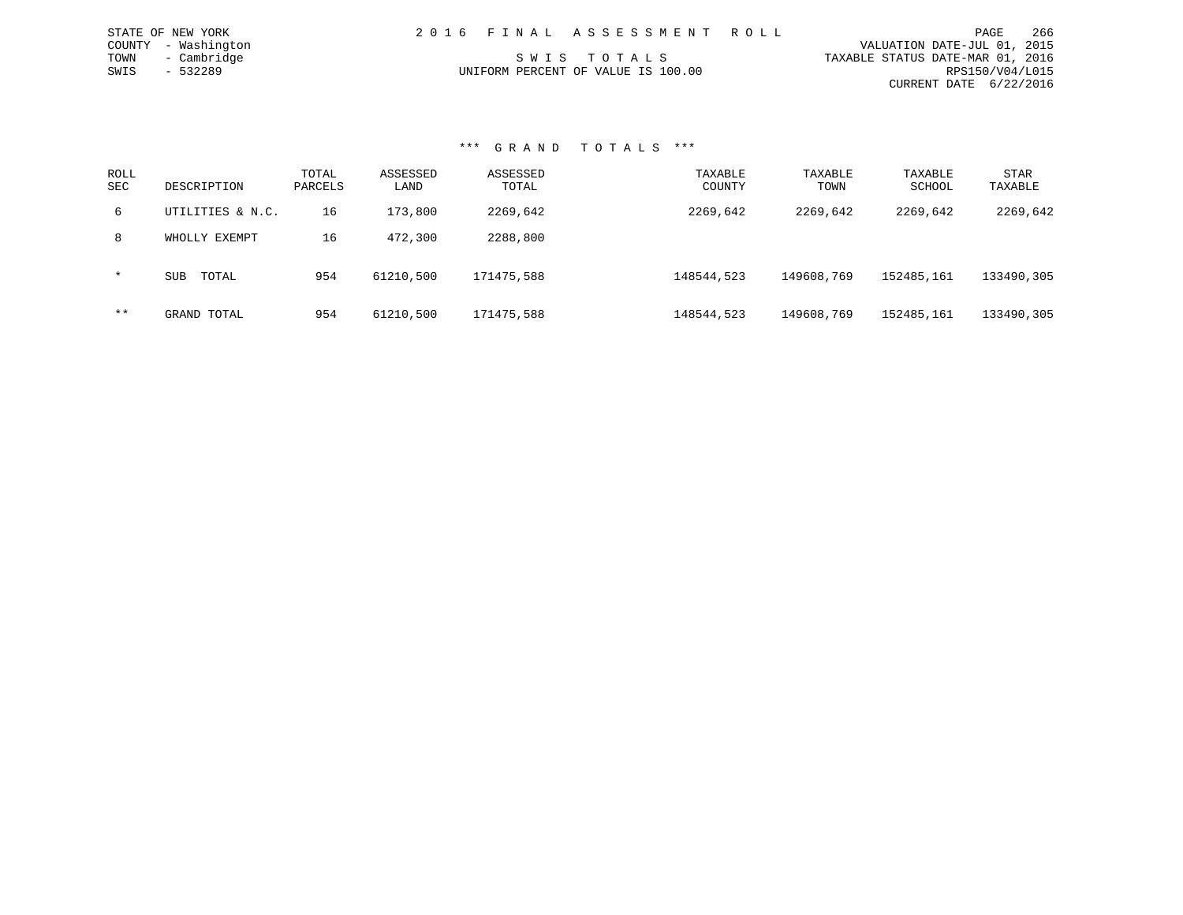STATE OF NEW YORK
COUNTY - Washington
TOWN - Cambridge
SWIS - 532289

2 0 1 6 F I N A L A S S E S S M E N T R O L L

S W I S T O T A L S

UNIFORM PERCENT OF VALUE IS 100.00

VALUATION DATE-JUL 01, 2015
TAXABLE STATUS DATE-MAR 01, 2016
RPS150/V04/L015
CURRENT DATE 6/22/2016

### *** G R A N D T O T A L S ***

| ROLL SEC | DESCRIPTION | TOTAL PARCELS | ASSESSED LAND | ASSESSED TOTAL | TAXABLE COUNTY | TAXABLE TOWN | TAXABLE SCHOOL | STAR TAXABLE |
|---|---|---|---|---|---|---|---|---|
| 6 | UTILITIES & N.C. | 16 | 173,800 | 2269,642 | 2269,642 | 2269,642 | 2269,642 | 2269,642 |
| 8 | WHOLLY EXEMPT | 16 | 472,300 | 2288,800 | | | | |
| * | SUB TOTAL | 954 | 61210,500 | 171475,588 | 148544,523 | 149608,769 | 152485,161 | 133490,305 |
| ** | GRAND TOTAL | 954 | 61210,500 | 171475,588 | 148544,523 | 149608,769 | 152485,161 | 133490,305 |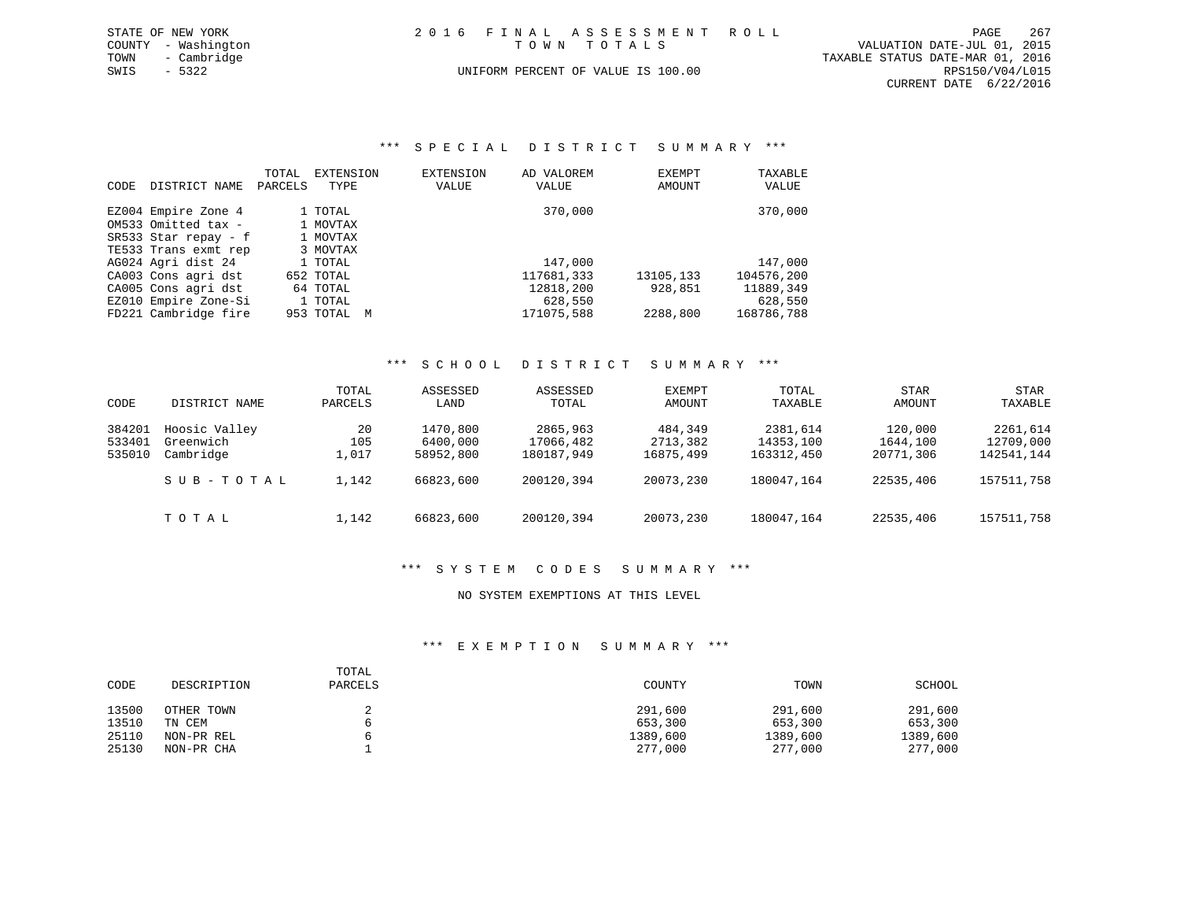STATE OF NEW YORK
COUNTY - Washington
TOWN - Cambridge
SWIS - 5322

2 0 1 6 F I N A L A S S E S S M E N T R O L L
T O W N T O T A L S
UNIFORM PERCENT OF VALUE IS 100.00

VALUATION DATE-JUL 01, 2015
TAXABLE STATUS DATE-MAR 01, 2016
RPS150/V04/L015
CURRENT DATE 6/22/2016

### *** S P E C I A L D I S T R I C T S U M M A R Y ***

| CODE | DISTRICT NAME | TOTAL PARCELS | EXTENSION TYPE | EXTENSION VALUE | AD VALOREM VALUE | EXEMPT AMOUNT | TAXABLE VALUE |
|---|---|---|---|---|---|---|---|
| EZ004 | Empire Zone 4 | 1 | TOTAL | | 370,000 | | 370,000 |
| OM533 | Omitted tax - | 1 | MOVTAX | | | | |
| SR533 | Star repay - f | 1 | MOVTAX | | | | |
| TE533 | Trans exmt rep | 3 | MOVTAX | | | | |
| AG024 | Agri dist 24 | 1 | TOTAL | | 147,000 | | 147,000 |
| CA003 | Cons agri dst | 652 | TOTAL | | 117681,333 | 13105,133 | 104576,200 |
| CA005 | Cons agri dst | 64 | TOTAL | | 12818,200 | 928,851 | 11889,349 |
| EZ010 | Empire Zone-Si | 1 | TOTAL | | 628,550 | | 628,550 |
| FD221 | Cambridge fire | 953 | TOTAL M | | 171075,588 | 2288,800 | 168786,788 |

### *** S C H O O L D I S T R I C T S U M M A R Y ***

| CODE | DISTRICT NAME | TOTAL PARCELS | ASSESSED LAND | ASSESSED TOTAL | EXEMPT AMOUNT | TOTAL TAXABLE | STAR AMOUNT | STAR TAXABLE |
|---|---|---|---|---|---|---|---|---|
| 384201 | Hoosic Valley | 20 | 1470,800 | 2865,963 | 484,349 | 2381,614 | 120,000 | 2261,614 |
| 533401 | Greenwich | 105 | 6400,000 | 17066,482 | 2713,382 | 14353,100 | 1644,100 | 12709,000 |
| 535010 | Cambridge | 1,017 | 58952,800 | 180187,949 | 16875,499 | 163312,450 | 20771,306 | 142541,144 |
| | S U B - T O T A L | 1,142 | 66823,600 | 200120,394 | 20073,230 | 180047,164 | 22535,406 | 157511,758 |
| | T O T A L | 1,142 | 66823,600 | 200120,394 | 20073,230 | 180047,164 | 22535,406 | 157511,758 |

### *** S Y S T E M C O D E S S U M M A R Y ***

NO SYSTEM EXEMPTIONS AT THIS LEVEL

### *** E X E M P T I O N S U M M A R Y ***

| CODE | DESCRIPTION | TOTAL PARCELS | COUNTY | TOWN | SCHOOL |
|---|---|---|---|---|---|
| 13500 | OTHER TOWN | 2 | 291,600 | 291,600 | 291,600 |
| 13510 | TN CEM | 6 | 653,300 | 653,300 | 653,300 |
| 25110 | NON-PR REL | 6 | 1389,600 | 1389,600 | 1389,600 |
| 25130 | NON-PR CHA | 1 | 277,000 | 277,000 | 277,000 |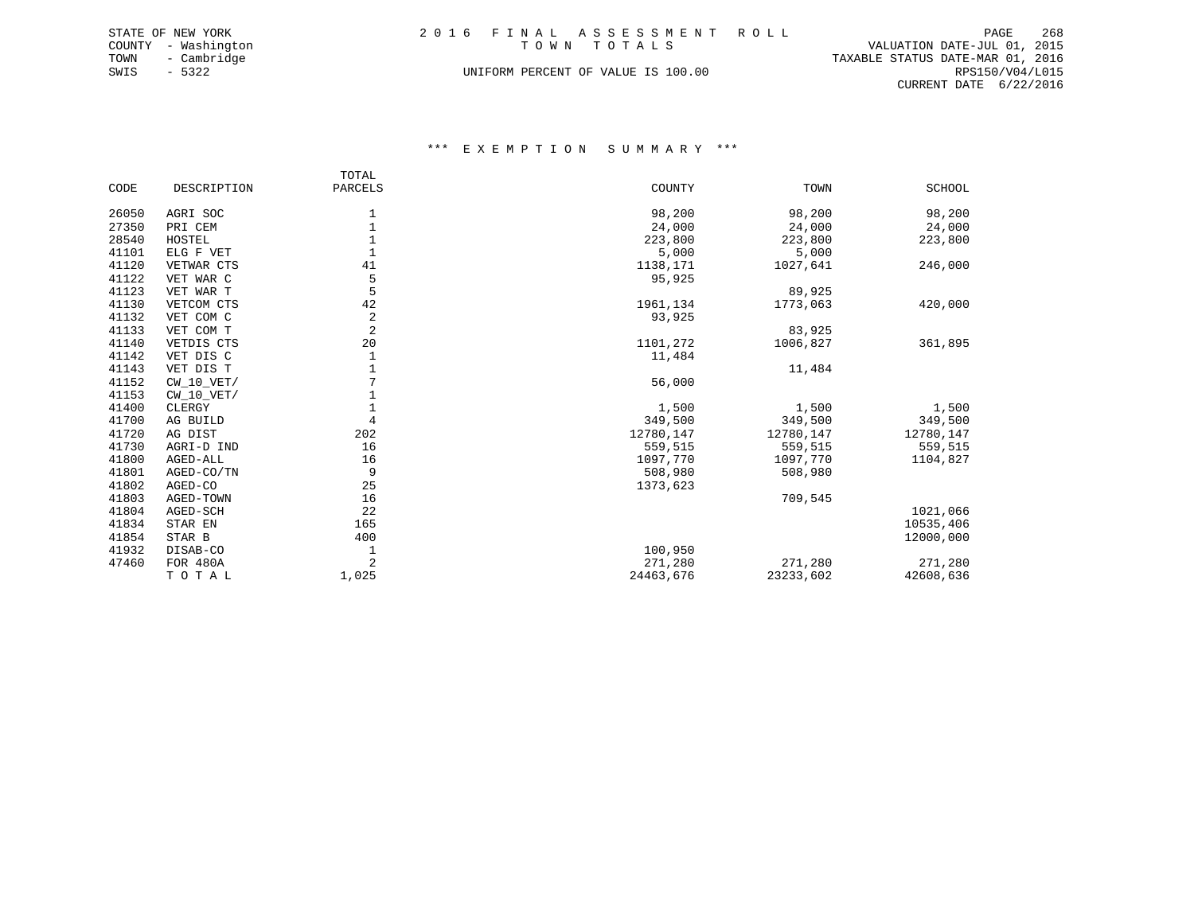STATE OF NEW YORK
COUNTY - Washington
TOWN - Cambridge
SWIS - 5322

2 0 1 6 F I N A L A S S E S S M E N T R O L L
T O W N T O T A L S
UNIFORM PERCENT OF VALUE IS 100.00

VALUATION DATE-JUL 01, 2015
TAXABLE STATUS DATE-MAR 01, 2016
RPS150/V04/L015
CURRENT DATE 6/22/2016

### \*\*\* E X E M P T I O N S U M M A R Y \*\*\*

| CODE | DESCRIPTION | TOTAL PARCELS | COUNTY | TOWN | SCHOOL |
|---|---|---|---|---|---|
| 26050 | AGRI SOC | 1 | 98,200 | 98,200 | 98,200 |
| 27350 | PRI CEM | 1 | 24,000 | 24,000 | 24,000 |
| 28540 | HOSTEL | 1 | 223,800 | 223,800 | 223,800 |
| 41101 | ELG F VET | 1 | 5,000 | 5,000 | |
| 41120 | VETWAR CTS | 41 | 1138,171 | 1027,641 | 246,000 |
| 41122 | VET WAR C | 5 | 95,925 | | |
| 41123 | VET WAR T | 5 | | 89,925 | |
| 41130 | VETCOM CTS | 42 | 1961,134 | 1773,063 | 420,000 |
| 41132 | VET COM C | 2 | 93,925 | | |
| 41133 | VET COM T | 2 | | 83,925 | |
| 41140 | VETDIS CTS | 20 | 1101,272 | 1006,827 | 361,895 |
| 41142 | VET DIS C | 1 | 11,484 | | |
| 41143 | VET DIS T | 1 | | 11,484 | |
| 41152 | CW_10_VET/ | 7 | 56,000 | | |
| 41153 | CW_10_VET/ | 1 | | | |
| 41400 | CLERGY | 1 | 1,500 | 1,500 | 1,500 |
| 41700 | AG BUILD | 4 | 349,500 | 349,500 | 349,500 |
| 41720 | AG DIST | 202 | 12780,147 | 12780,147 | 12780,147 |
| 41730 | AGRI-D IND | 16 | 559,515 | 559,515 | 559,515 |
| 41800 | AGED-ALL | 16 | 1097,770 | 1097,770 | 1104,827 |
| 41801 | AGED-CO/TN | 9 | 508,980 | 508,980 | |
| 41802 | AGED-CO | 25 | 1373,623 | | |
| 41803 | AGED-TOWN | 16 | | 709,545 | |
| 41804 | AGED-SCH | 22 | | | 1021,066 |
| 41834 | STAR EN | 165 | | | 10535,406 |
| 41854 | STAR B | 400 | | | 12000,000 |
| 41932 | DISAB-CO | 1 | 100,950 | | |
| 47460 | FOR 480A | 2 | 271,280 | 271,280 | 271,280 |
| | T O T A L | 1,025 | 24463,676 | 23233,602 | 42608,636 |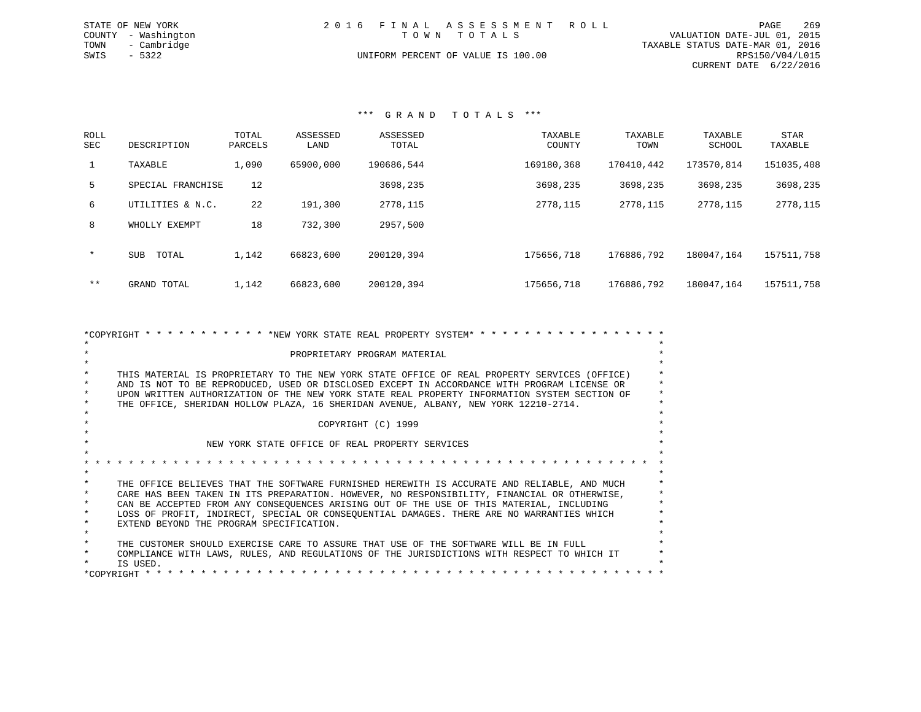STATE OF NEW YORK
COUNTY - Washington
TOWN - Cambridge
SWIS - 5322

2016 FINAL ASSESSMENT ROLL
TOWN TOTALS
UNIFORM PERCENT OF VALUE IS 100.00

VALUATION DATE-JUL 01, 2015
TAXABLE STATUS DATE-MAR 01, 2016
RPS150/V04/L015
CURRENT DATE 6/22/2016

### *** G R A N D   T O T A L S ***

| ROLL SEC | DESCRIPTION | TOTAL PARCELS | ASSESSED LAND | ASSESSED TOTAL | TAXABLE COUNTY | TAXABLE TOWN | TAXABLE SCHOOL | STAR TAXABLE |
|---|---|---|---|---|---|---|---|---|
| 1 | TAXABLE | 1,090 | 65900,000 | 190686,544 | 169180,368 | 170410,442 | 173570,814 | 151035,408 |
| 5 | SPECIAL FRANCHISE | 12 | | 3698,235 | 3698,235 | 3698,235 | 3698,235 | 3698,235 |
| 6 | UTILITIES & N.C. | 22 | 191,300 | 2778,115 | 2778,115 | 2778,115 | 2778,115 | 2778,115 |
| 8 | WHOLLY EXEMPT | 18 | 732,300 | 2957,500 | | | | |
| * | SUB TOTAL | 1,142 | 66823,600 | 200120,394 | 175656,718 | 176886,792 | 180047,164 | 157511,758 |
| ** | GRAND TOTAL | 1,142 | 66823,600 | 200120,394 | 175656,718 | 176886,792 | 180047,164 | 157511,758 |

```
*COPYRIGHT * * * * * * * * * * * *NEW YORK STATE REAL PROPERTY SYSTEM* * * * * * * * * * * * * * * * * *
*                                                                                                       *
*                                  PROPRIETARY PROGRAM MATERIAL                                         *
*                                                                                                       *
*     THIS MATERIAL IS PROPRIETARY TO THE NEW YORK STATE OFFICE OF REAL PROPERTY SERVICES (OFFICE)      *
*     AND IS NOT TO BE REPRODUCED, USED OR DISCLOSED EXCEPT IN ACCORDANCE WITH PROGRAM LICENSE OR       *
*     UPON WRITTEN AUTHORIZATION OF THE NEW YORK STATE REAL PROPERTY INFORMATION SYSTEM SECTION OF      *
*     THE OFFICE, SHERIDAN HOLLOW PLAZA, 16 SHERIDAN AVENUE, ALBANY, NEW YORK 12210-2714.               *
*                                                                                                       *
*                                       COPYRIGHT (C) 1999                                              *
*                                                                                                       *
*                      NEW YORK STATE OFFICE OF REAL PROPERTY SERVICES                                  *
*                                                                                                       *
* * * * * * * * * * * * * * * * * * * * * * * * * * * * * * * * * * * * * * * * * * * * * * * * * * * *
*                                                                                                       *
*     THE OFFICE BELIEVES THAT THE SOFTWARE FURNISHED HEREWITH IS ACCURATE AND RELIABLE, AND MUCH       *
*     CARE HAS BEEN TAKEN IN ITS PREPARATION. HOWEVER, NO RESPONSIBILITY, FINANCIAL OR OTHERWISE,       *
*     CAN BE ACCEPTED FROM ANY CONSEQUENCES ARISING OUT OF THE USE OF THIS MATERIAL, INCLUDING          *
*     LOSS OF PROFIT, INDIRECT, SPECIAL OR CONSEQUENTIAL DAMAGES. THERE ARE NO WARRANTIES WHICH         *
*     EXTEND BEYOND THE PROGRAM SPECIFICATION.                                                          *
*                                                                                                       *
*     THE CUSTOMER SHOULD EXERCISE CARE TO ASSURE THAT USE OF THE SOFTWARE WILL BE IN FULL              *
*     COMPLIANCE WITH LAWS, RULES, AND REGULATIONS OF THE JURISDICTIONS WITH RESPECT TO WHICH IT        *
*     IS USED.                                                                                          *
*COPYRIGHT * * * * * * * * * * * * * * * * * * * * * * * * * * * * * * * * * * * * * * * * * * * * * * *
```